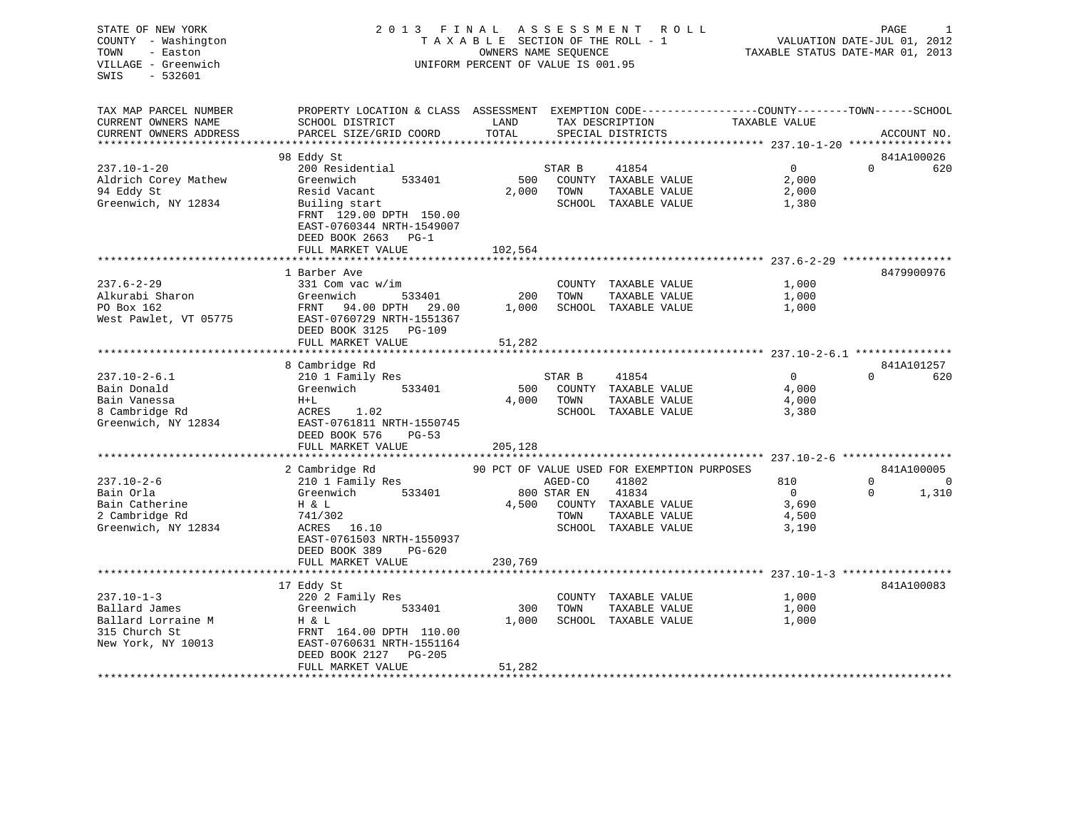STATE OF NEW YORK
COUNTY - Washington
TOWN - Easton
VILLAGE - Greenwich
SWIS - 532601

# 2013 FINAL ASSESSMENT ROLL

TAXABLE SECTION OF THE ROLL - 1
OWNERS NAME SEQUENCE
UNIFORM PERCENT OF VALUE IS 001.95

VALUATION DATE-JUL 01, 2012
TAXABLE STATUS DATE-MAR 01, 2013

| TAX MAP PARCEL NUMBER / CURRENT OWNERS NAME / CURRENT OWNERS ADDRESS | PROPERTY LOCATION & CLASS / SCHOOL DISTRICT / PARCEL SIZE/GRID COORD | ASSESSMENT LAND / TOTAL | EXEMPTION CODE / TAX DESCRIPTION / SPECIAL DISTRICTS | | COUNTY / TAXABLE VALUE | TOWN | SCHOOL / ACCOUNT NO. |
|---|---|---|---|---|---|---|---|
| **237.10-1-20** | 98 Eddy St | | | | | | 841A100026 |
| 237.10-1-20 | 200 Residential | | STAR B | 41854 | 0 | 0 | 620 |
| Aldrich Corey Mathew | Greenwich 533401 | 500 | COUNTY TAXABLE VALUE | | 2,000 | | |
| 94 Eddy St | Resid Vacant | 2,000 | TOWN TAXABLE VALUE | | 2,000 | | |
| Greenwich, NY 12834 | Builing start | | SCHOOL TAXABLE VALUE | | 1,380 | | |
| | FRNT 129.00 DPTH 150.00 | | | | | | |
| | EAST-0760344 NRTH-1549007 | | | | | | |
| | DEED BOOK 2663 PG-1 | | | | | | |
| | FULL MARKET VALUE | 102,564 | | | | | |
| **237.6-2-29** | 1 Barber Ave | | | | | | 8479900976 |
| 237.6-2-29 | 331 Com vac w/im | | COUNTY TAXABLE VALUE | | 1,000 | | |
| Alkurabi Sharon | Greenwich 533401 | 200 | TOWN TAXABLE VALUE | | 1,000 | | |
| PO Box 162 | FRNT 94.00 DPTH 29.00 | 1,000 | SCHOOL TAXABLE VALUE | | 1,000 | | |
| West Pawlet, VT 05775 | EAST-0760729 NRTH-1551367 | | | | | | |
| | DEED BOOK 3125 PG-109 | | | | | | |
| | FULL MARKET VALUE | 51,282 | | | | | |
| **237.10-2-6.1** | 8 Cambridge Rd | | | | | | 841A101257 |
| 237.10-2-6.1 | 210 1 Family Res | | STAR B | 41854 | 0 | 0 | 620 |
| Bain Donald | Greenwich 533401 | 500 | COUNTY TAXABLE VALUE | | 4,000 | | |
| Bain Vanessa | H+L | 4,000 | TOWN TAXABLE VALUE | | 4,000 | | |
| 8 Cambridge Rd | ACRES 1.02 | | SCHOOL TAXABLE VALUE | | 3,380 | | |
| Greenwich, NY 12834 | EAST-0761811 NRTH-1550745 | | | | | | |
| | DEED BOOK 576 PG-53 | | | | | | |
| | FULL MARKET VALUE | 205,128 | | | | | |
| **237.10-2-6** | 2 Cambridge Rd | | 90 PCT OF VALUE USED FOR EXEMPTION PURPOSES | | | | 841A100005 |
| 237.10-2-6 | 210 1 Family Res | | AGED-CO | 41802 | 810 | 0 | 0 |
| Bain Orla | Greenwich 533401 | 800 | STAR EN | 41834 | 0 | 0 | 1,310 |
| Bain Catherine | H & L | 4,500 | COUNTY TAXABLE VALUE | | 3,690 | | |
| 2 Cambridge Rd | 741/302 | | TOWN TAXABLE VALUE | | 4,500 | | |
| Greenwich, NY 12834 | ACRES 16.10 | | SCHOOL TAXABLE VALUE | | 3,190 | | |
| | EAST-0761503 NRTH-1550937 | | | | | | |
| | DEED BOOK 389 PG-620 | | | | | | |
| | FULL MARKET VALUE | 230,769 | | | | | |
| **237.10-1-3** | 17 Eddy St | | | | | | 841A100083 |
| 237.10-1-3 | 220 2 Family Res | | COUNTY TAXABLE VALUE | | 1,000 | | |
| Ballard James | Greenwich 533401 | 300 | TOWN TAXABLE VALUE | | 1,000 | | |
| Ballard Lorraine M | H & L | 1,000 | SCHOOL TAXABLE VALUE | | 1,000 | | |
| 315 Church St | FRNT 164.00 DPTH 110.00 | | | | | | |
| New York, NY 10013 | EAST-0760631 NRTH-1551164 | | | | | | |
| | DEED BOOK 2127 PG-205 | | | | | | |
| | FULL MARKET VALUE | 51,282 | | | | | |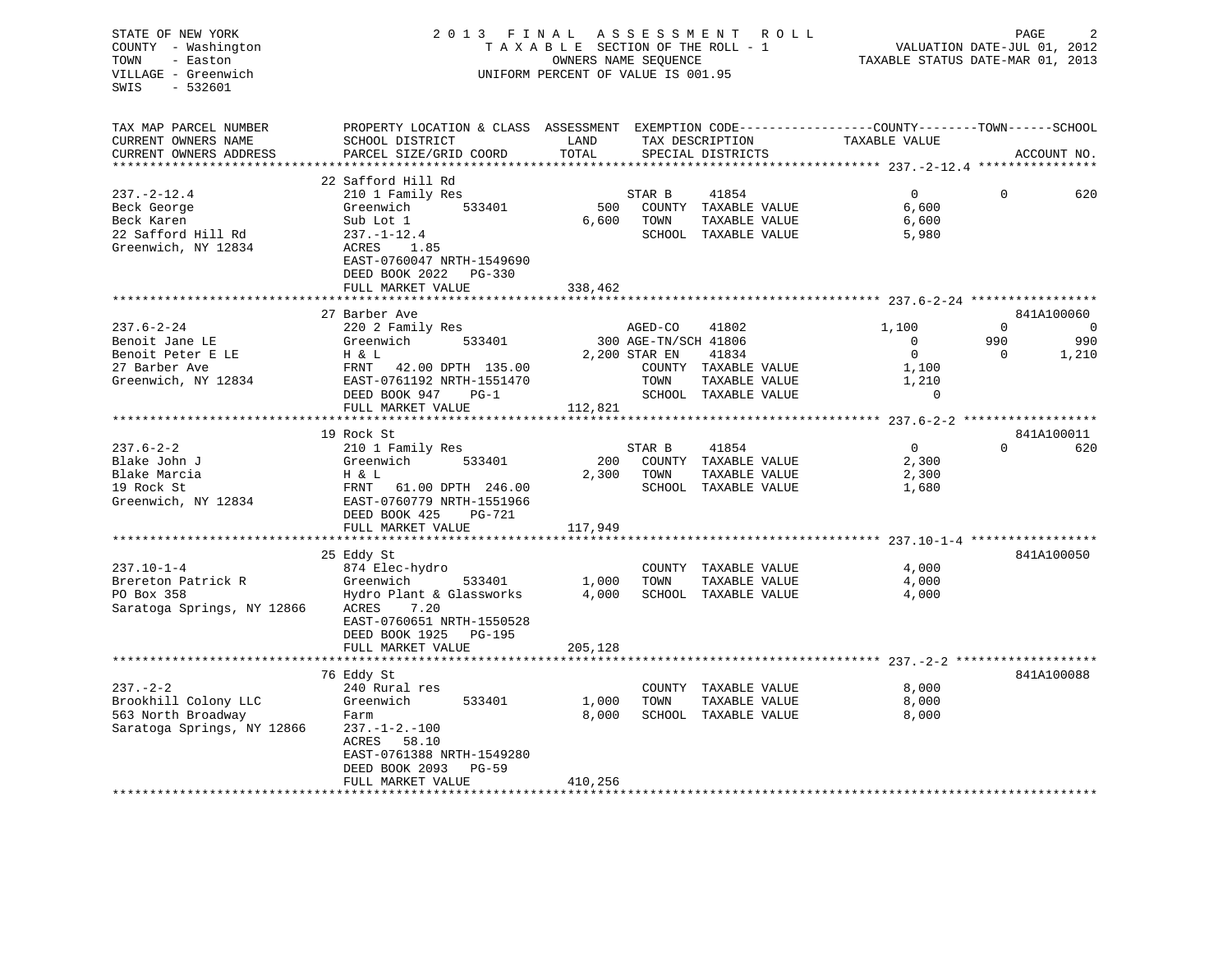STATE OF NEW YORK
COUNTY - Washington
TOWN - Easton
VILLAGE - Greenwich
SWIS - 532601

2013 FINAL ASSESSMENT ROLL
TAXABLE SECTION OF THE ROLL - 1
OWNERS NAME SEQUENCE
UNIFORM PERCENT OF VALUE IS 001.95

VALUATION DATE-JUL 01, 2012
TAXABLE STATUS DATE-MAR 01, 2013

| TAX MAP PARCEL NUMBER / CURRENT OWNERS NAME / CURRENT OWNERS ADDRESS | PROPERTY LOCATION & CLASS / SCHOOL DISTRICT / PARCEL SIZE/GRID COORD | ASSESSMENT LAND / TOTAL | EXEMPTION CODE / TAX DESCRIPTION / SPECIAL DISTRICTS | COUNTY TAXABLE VALUE | TOWN | SCHOOL / ACCOUNT NO. |
|---|---|---|---|---|---|---|
| | 22 Safford Hill Rd | | | | | |
| 237.-2-12.4 | 210 1 Family Res | | STAR B 41854 | 0 | 0 | 620 |
| Beck George | Greenwich 533401 | 500 | COUNTY TAXABLE VALUE | 6,600 | | |
| Beck Karen | Sub Lot 1 | 6,600 | TOWN TAXABLE VALUE | 6,600 | | |
| 22 Safford Hill Rd | 237.-1-12.4 | | SCHOOL TAXABLE VALUE | 5,980 | | |
| Greenwich, NY 12834 | ACRES 1.85 | | | | | |
| | EAST-0760047 NRTH-1549690 | | | | | |
| | DEED BOOK 2022 PG-330 | | | | | |
| | FULL MARKET VALUE | 338,462 | | | | |
| | 27 Barber Ave | | | | | 841A100060 |
| 237.6-2-24 | 220 2 Family Res | | AGED-CO 41802 | 1,100 | 0 | 0 |
| Benoit Jane LE | Greenwich 533401 | 300 | AGE-TN/SCH 41806 | 0 | 990 | 990 |
| Benoit Peter E LE | H & L | 2,200 | STAR EN 41834 | 0 | 0 | 1,210 |
| 27 Barber Ave | FRNT 42.00 DPTH 135.00 | | COUNTY TAXABLE VALUE | 1,100 | | |
| Greenwich, NY 12834 | EAST-0761192 NRTH-1551470 | | TOWN TAXABLE VALUE | 1,210 | | |
| | DEED BOOK 947 PG-1 | | SCHOOL TAXABLE VALUE | 0 | | |
| | FULL MARKET VALUE | 112,821 | | | | |
| | 19 Rock St | | | | | 841A100011 |
| 237.6-2-2 | 210 1 Family Res | | STAR B 41854 | 0 | 0 | 620 |
| Blake John J | Greenwich 533401 | 200 | COUNTY TAXABLE VALUE | 2,300 | | |
| Blake Marcia | H & L | 2,300 | TOWN TAXABLE VALUE | 2,300 | | |
| 19 Rock St | FRNT 61.00 DPTH 246.00 | | SCHOOL TAXABLE VALUE | 1,680 | | |
| Greenwich, NY 12834 | EAST-0760779 NRTH-1551966 | | | | | |
| | DEED BOOK 425 PG-721 | | | | | |
| | FULL MARKET VALUE | 117,949 | | | | |
| | 25 Eddy St | | | | | 841A100050 |
| 237.10-1-4 | 874 Elec-hydro | | COUNTY TAXABLE VALUE | 4,000 | | |
| Brereton Patrick R | Greenwich 533401 | 1,000 | TOWN TAXABLE VALUE | 4,000 | | |
| PO Box 358 | Hydro Plant & Glassworks | 4,000 | SCHOOL TAXABLE VALUE | 4,000 | | |
| Saratoga Springs, NY 12866 | ACRES 7.20 | | | | | |
| | EAST-0760651 NRTH-1550528 | | | | | |
| | DEED BOOK 1925 PG-195 | | | | | |
| | FULL MARKET VALUE | 205,128 | | | | |
| | 76 Eddy St | | | | | 841A100088 |
| 237.-2-2 | 240 Rural res | | COUNTY TAXABLE VALUE | 8,000 | | |
| Brookhill Colony LLC | Greenwich 533401 | 1,000 | TOWN TAXABLE VALUE | 8,000 | | |
| 563 North Broadway | Farm | 8,000 | SCHOOL TAXABLE VALUE | 8,000 | | |
| Saratoga Springs, NY 12866 | 237.-1-2.-100 | | | | | |
| | ACRES 58.10 | | | | | |
| | EAST-0761388 NRTH-1549280 | | | | | |
| | DEED BOOK 2093 PG-59 | | | | | |
| | FULL MARKET VALUE | 410,256 | | | | |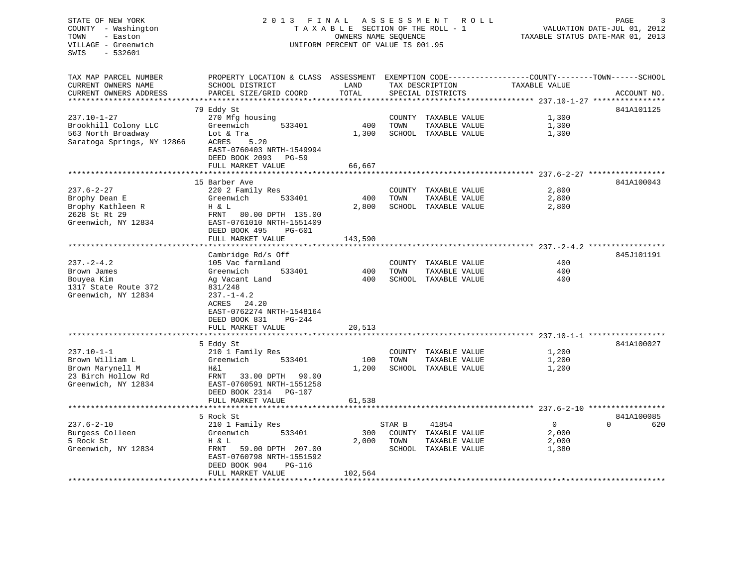STATE OF NEW YORK
COUNTY - Washington
TOWN - Easton
VILLAGE - Greenwich
SWIS - 532601

# 2013 FINAL ASSESSMENT ROLL

TAXABLE SECTION OF THE ROLL - 1
OWNERS NAME SEQUENCE
UNIFORM PERCENT OF VALUE IS 001.95

VALUATION DATE-JUL 01, 2012
TAXABLE STATUS DATE-MAR 01, 2013

| TAX MAP PARCEL NUMBER / CURRENT OWNERS NAME / CURRENT OWNERS ADDRESS | PROPERTY LOCATION & CLASS / SCHOOL DISTRICT / PARCEL SIZE/GRID COORD | ASSESSMENT LAND / TOTAL | EXEMPTION CODE / TAX DESCRIPTION / SPECIAL DISTRICTS | COUNTY / TOWN / SCHOOL TAXABLE VALUE | ACCOUNT NO. |
|---|---|---|---|---|---|
| **237.10-1-27** | 79 Eddy St | | | | 841A101125 |
| 237.10-1-27 | 270 Mfg housing | | COUNTY TAXABLE VALUE | 1,300 | |
| Brookhill Colony LLC | Greenwich 533401 | 400 | TOWN TAXABLE VALUE | 1,300 | |
| 563 North Broadway | Lot & Tra | 1,300 | SCHOOL TAXABLE VALUE | 1,300 | |
| Saratoga Springs, NY 12866 | ACRES 5.20 | | | | |
| | EAST-0760403 NRTH-1549994 | | | | |
| | DEED BOOK 2093 PG-59 | | | | |
| | FULL MARKET VALUE | 66,667 | | | |
| **237.6-2-27** | 15 Barber Ave | | | | 841A100043 |
| 237.6-2-27 | 220 2 Family Res | | COUNTY TAXABLE VALUE | 2,800 | |
| Brophy Dean E | Greenwich 533401 | 400 | TOWN TAXABLE VALUE | 2,800 | |
| Brophy Kathleen R | H & L | 2,800 | SCHOOL TAXABLE VALUE | 2,800 | |
| 2628 St Rt 29 | FRNT 80.00 DPTH 135.00 | | | | |
| Greenwich, NY 12834 | EAST-0761010 NRTH-1551409 | | | | |
| | DEED BOOK 495 PG-601 | | | | |
| | FULL MARKET VALUE | 143,590 | | | |
| **237.-2-4.2** | Cambridge Rd/s Off | | | | 845J101191 |
| 237.-2-4.2 | 105 Vac farmland | | COUNTY TAXABLE VALUE | 400 | |
| Brown James | Greenwich 533401 | 400 | TOWN TAXABLE VALUE | 400 | |
| Bouyea Kim | Ag Vacant Land | 400 | SCHOOL TAXABLE VALUE | 400 | |
| 1317 State Route 372 | 831/248 | | | | |
| Greenwich, NY 12834 | 237.-1-4.2 | | | | |
| | ACRES 24.20 | | | | |
| | EAST-0762274 NRTH-1548164 | | | | |
| | DEED BOOK 831 PG-244 | | | | |
| | FULL MARKET VALUE | 20,513 | | | |
| **237.10-1-1** | 5 Eddy St | | | | 841A100027 |
| 237.10-1-1 | 210 1 Family Res | | COUNTY TAXABLE VALUE | 1,200 | |
| Brown William L | Greenwich 533401 | 100 | TOWN TAXABLE VALUE | 1,200 | |
| Brown Marynell M | H&l | 1,200 | SCHOOL TAXABLE VALUE | 1,200 | |
| 23 Birch Hollow Rd | FRNT 33.00 DPTH 90.00 | | | | |
| Greenwich, NY 12834 | EAST-0760591 NRTH-1551258 | | | | |
| | DEED BOOK 2314 PG-107 | | | | |
| | FULL MARKET VALUE | 61,538 | | | |
| **237.6-2-10** | 5 Rock St | | | | 841A100085 |
| 237.6-2-10 | 210 1 Family Res | | STAR B 41854 | 0 / 0 / 620 | |
| Burgess Colleen | Greenwich 533401 | 300 | COUNTY TAXABLE VALUE | 2,000 | |
| 5 Rock St | H & L | 2,000 | TOWN TAXABLE VALUE | 2,000 | |
| Greenwich, NY 12834 | FRNT 59.00 DPTH 207.00 | | SCHOOL TAXABLE VALUE | 1,380 | |
| | EAST-0760798 NRTH-1551592 | | | | |
| | DEED BOOK 904 PG-116 | | | | |
| | FULL MARKET VALUE | 102,564 | | | |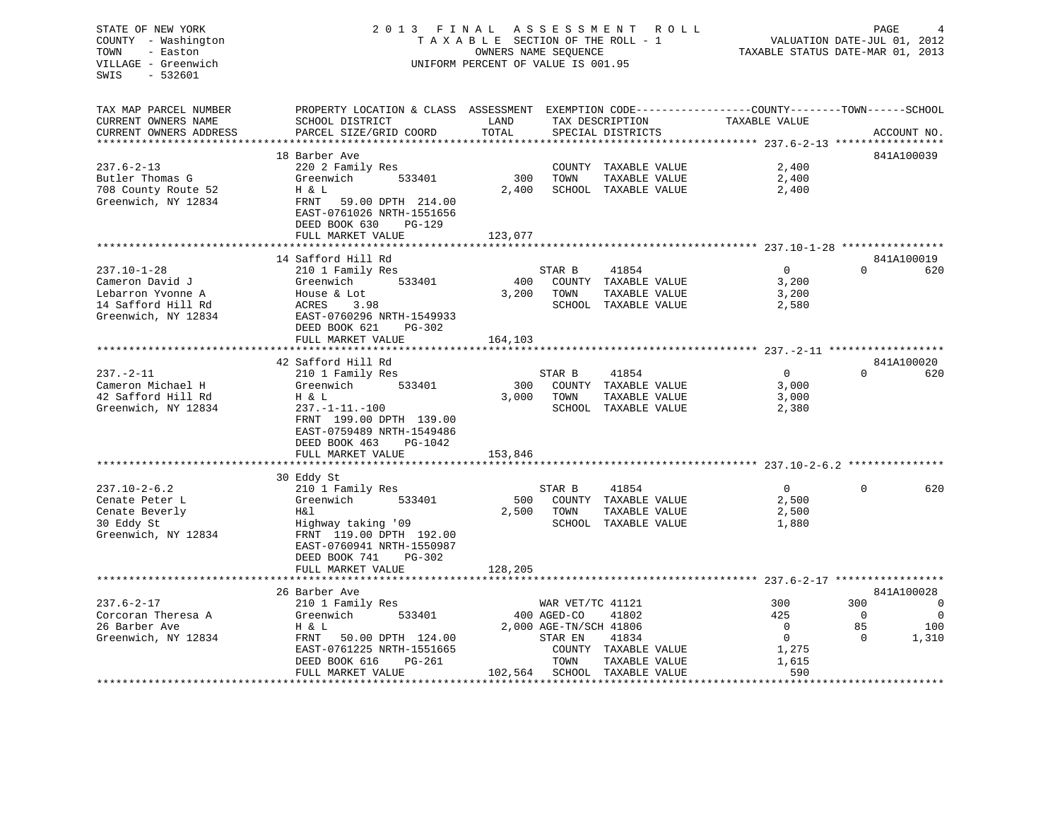STATE OF NEW YORK
COUNTY - Washington
TOWN - Easton
VILLAGE - Greenwich
SWIS - 532601

2 0 1 3 F I N A L A S S E S S M E N T R O L L
T A X A B L E SECTION OF THE ROLL - 1
OWNERS NAME SEQUENCE
UNIFORM PERCENT OF VALUE IS 001.95

VALUATION DATE-JUL 01, 2012
TAXABLE STATUS DATE-MAR 01, 2013

| TAX MAP PARCEL NUMBER / CURRENT OWNERS NAME / CURRENT OWNERS ADDRESS | PROPERTY LOCATION & CLASS / SCHOOL DISTRICT / PARCEL SIZE/GRID COORD | ASSESSMENT LAND / TOTAL | EXEMPTION CODE / TAX DESCRIPTION / SPECIAL DISTRICTS | COUNTY TAXABLE VALUE | TOWN | SCHOOL | ACCOUNT NO. |
|---|---|---|---|---|---|---|---|
| | 18 Barber Ave | | | | | | 841A100039 |
| 237.6-2-13 | 220 2 Family Res | | COUNTY TAXABLE VALUE | 2,400 | | | |
| Butler Thomas G | Greenwich 533401 | 300 | TOWN TAXABLE VALUE | 2,400 | | | |
| 708 County Route 52 | H & L | 2,400 | SCHOOL TAXABLE VALUE | 2,400 | | | |
| Greenwich, NY 12834 | FRNT 59.00 DPTH 214.00 | | | | | | |
| | EAST-0761026 NRTH-1551656 | | | | | | |
| | DEED BOOK 630 PG-129 | | | | | | |
| | FULL MARKET VALUE | 123,077 | | | | | |
| | 14 Safford Hill Rd | | | | | | 841A100019 |
| 237.10-1-28 | 210 1 Family Res | | STAR B 41854 | 0 | 0 | 620 | |
| Cameron David J | Greenwich 533401 | 400 | COUNTY TAXABLE VALUE | 3,200 | | | |
| Lebarron Yvonne A | House & Lot | 3,200 | TOWN TAXABLE VALUE | 3,200 | | | |
| 14 Safford Hill Rd | ACRES 3.98 | | SCHOOL TAXABLE VALUE | 2,580 | | | |
| Greenwich, NY 12834 | EAST-0760296 NRTH-1549933 | | | | | | |
| | DEED BOOK 621 PG-302 | | | | | | |
| | FULL MARKET VALUE | 164,103 | | | | | |
| | 42 Safford Hill Rd | | | | | | 841A100020 |
| 237.-2-11 | 210 1 Family Res | | STAR B 41854 | 0 | 0 | 620 | |
| Cameron Michael H | Greenwich 533401 | 300 | COUNTY TAXABLE VALUE | 3,000 | | | |
| 42 Safford Hill Rd | H & L | 3,000 | TOWN TAXABLE VALUE | 3,000 | | | |
| Greenwich, NY 12834 | 237.-1-11.-100 | | SCHOOL TAXABLE VALUE | 2,380 | | | |
| | FRNT 199.00 DPTH 139.00 | | | | | | |
| | EAST-0759489 NRTH-1549486 | | | | | | |
| | DEED BOOK 463 PG-1042 | | | | | | |
| | FULL MARKET VALUE | 153,846 | | | | | |
| | 30 Eddy St | | | | | | |
| 237.10-2-6.2 | 210 1 Family Res | | STAR B 41854 | 0 | 0 | 620 | |
| Cenate Peter L | Greenwich 533401 | 500 | COUNTY TAXABLE VALUE | 2,500 | | | |
| Cenate Beverly | H&l | 2,500 | TOWN TAXABLE VALUE | 2,500 | | | |
| 30 Eddy St | Highway taking '09 | | SCHOOL TAXABLE VALUE | 1,880 | | | |
| Greenwich, NY 12834 | FRNT 119.00 DPTH 192.00 | | | | | | |
| | EAST-0760941 NRTH-1550987 | | | | | | |
| | DEED BOOK 741 PG-302 | | | | | | |
| | FULL MARKET VALUE | 128,205 | | | | | |
| | 26 Barber Ave | | | | | | 841A100028 |
| 237.6-2-17 | 210 1 Family Res | | WAR VET/TC 41121 | 300 | 300 | 0 | |
| Corcoran Theresa A | Greenwich 533401 | 400 | AGED-CO 41802 | 425 | 0 | 0 | |
| 26 Barber Ave | H & L | 2,000 | AGE-TN/SCH 41806 | 0 | 85 | 100 | |
| Greenwich, NY 12834 | FRNT 50.00 DPTH 124.00 | | STAR EN 41834 | 0 | 0 | 1,310 | |
| | EAST-0761225 NRTH-1551665 | | COUNTY TAXABLE VALUE | 1,275 | | | |
| | DEED BOOK 616 PG-261 | | TOWN TAXABLE VALUE | 1,615 | | | |
| | FULL MARKET VALUE | 102,564 | SCHOOL TAXABLE VALUE | 590 | | | |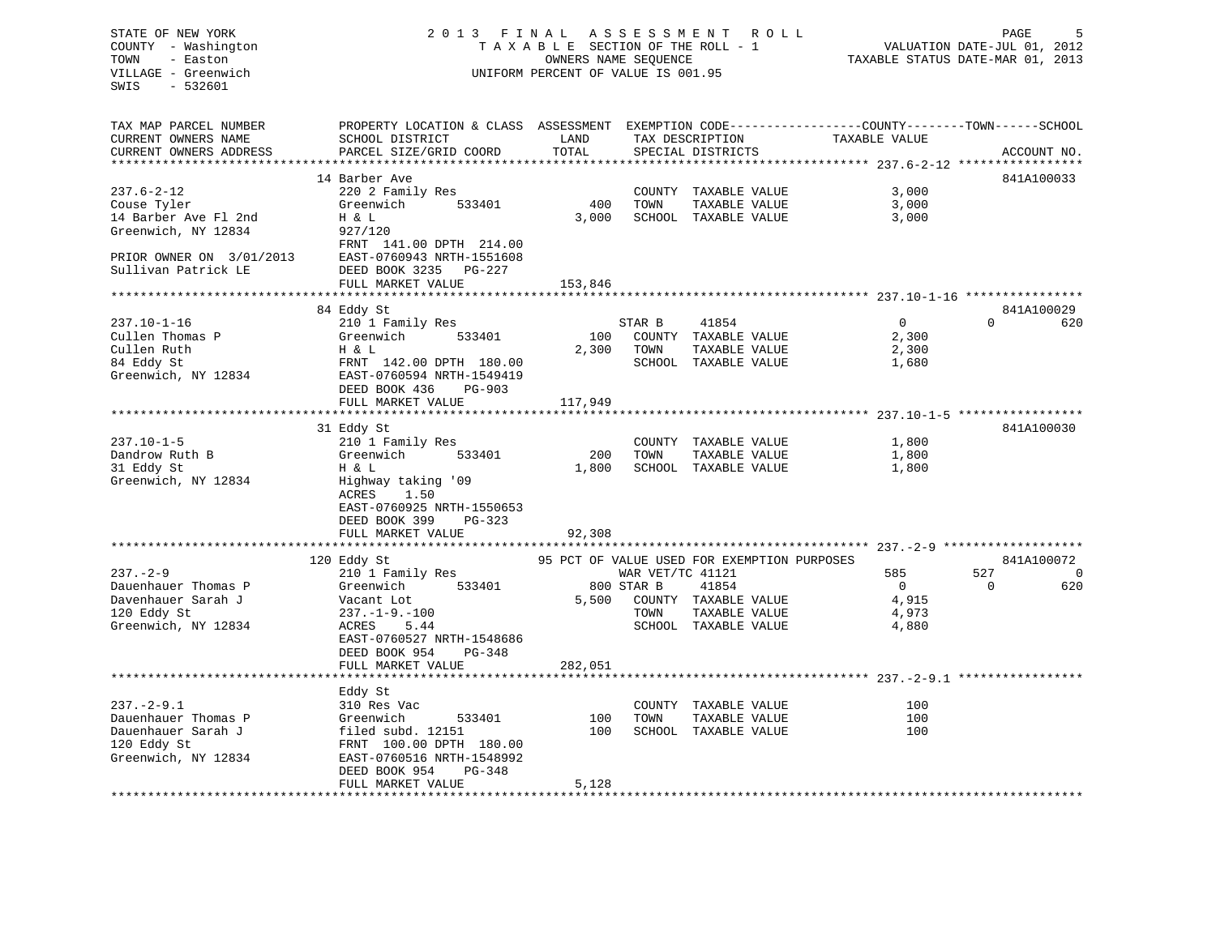STATE OF NEW YORK
COUNTY - Washington
TOWN - Easton
VILLAGE - Greenwich
SWIS - 532601

2013 FINAL ASSESSMENT ROLL
TAXABLE SECTION OF THE ROLL - 1
OWNERS NAME SEQUENCE
UNIFORM PERCENT OF VALUE IS 001.95

VALUATION DATE-JUL 01, 2012
TAXABLE STATUS DATE-MAR 01, 2013

```
TAX MAP PARCEL NUMBER          PROPERTY LOCATION & CLASS  ASSESSMENT  EXEMPTION CODE------------------COUNTY--------TOWN------SCHOOL
CURRENT OWNERS NAME            SCHOOL DISTRICT               LAND      TAX DESCRIPTION            TAXABLE VALUE
CURRENT OWNERS ADDRESS         PARCEL SIZE/GRID COORD        TOTAL     SPECIAL DISTRICTS                                   ACCOUNT NO.
******************************************************************************************************* 237.6-2-12 *****************
                               14 Barber Ave                                                                                841A100033
237.6-2-12                     220 2 Family Res                          COUNTY  TAXABLE VALUE              3,000
Couse Tyler                    Greenwich        533401          400      TOWN    TAXABLE VALUE              3,000
14 Barber Ave Fl 2nd           H & L                           3,000     SCHOOL  TAXABLE VALUE              3,000
Greenwich, NY 12834            927/120
                               FRNT 141.00 DPTH 214.00
PRIOR OWNER ON  3/01/2013      EAST-0760943 NRTH-1551608
Sullivan Patrick LE            DEED BOOK 3235   PG-227
                               FULL MARKET VALUE              153,846
******************************************************************************************************* 237.10-1-16 ****************
                               84 Eddy St                                                                                   841A100029
237.10-1-16                    210 1 Family Res                          STAR B      41854                  0           0        620
Cullen Thomas P                Greenwich        533401          100      COUNTY  TAXABLE VALUE              2,300
Cullen Ruth                    H & L                           2,300     TOWN    TAXABLE VALUE              2,300
84 Eddy St                     FRNT 142.00 DPTH 180.00                   SCHOOL  TAXABLE VALUE              1,680
Greenwich, NY 12834            EAST-0760594 NRTH-1549419
                               DEED BOOK 436    PG-903
                               FULL MARKET VALUE              117,949
******************************************************************************************************* 237.10-1-5 *****************
                               31 Eddy St                                                                                   841A100030
237.10-1-5                     210 1 Family Res                          COUNTY  TAXABLE VALUE              1,800
Dandrow Ruth B                 Greenwich        533401          200      TOWN    TAXABLE VALUE              1,800
31 Eddy St                     H & L                           1,800     SCHOOL  TAXABLE VALUE              1,800
Greenwich, NY 12834            Highway taking '09
                               ACRES     1.50
                               EAST-0760925 NRTH-1550653
                               DEED BOOK 399    PG-323
                               FULL MARKET VALUE               92,308
******************************************************************************************************* 237.-2-9 *******************
                               120 Eddy St                     95 PCT OF VALUE USED FOR EXEMPTION PURPOSES                   841A100072
237.-2-9                       210 1 Family Res                          WAR VET/TC 41121                   585         527          0
Dauenhauer Thomas P            Greenwich        533401          800 STAR B      41854                        0           0        620
Dauenhauer Sarah J             Vacant Lot                      5,500     COUNTY  TAXABLE VALUE              4,915
120 Eddy St                    237.-1-9.-100                             TOWN    TAXABLE VALUE              4,973
Greenwich, NY 12834            ACRES     5.44                            SCHOOL  TAXABLE VALUE              4,880
                               EAST-0760527 NRTH-1548686
                               DEED BOOK 954    PG-348
                               FULL MARKET VALUE              282,051
******************************************************************************************************* 237.-2-9.1 *****************
                               Eddy St
237.-2-9.1                     310 Res Vac                               COUNTY  TAXABLE VALUE                100
Dauenhauer Thomas P            Greenwich        533401          100      TOWN    TAXABLE VALUE                100
Dauenhauer Sarah J             filed subd. 12151                100      SCHOOL  TAXABLE VALUE                100
120 Eddy St                    FRNT 100.00 DPTH 180.00
Greenwich, NY 12834            EAST-0760516 NRTH-1548992
                               DEED BOOK 954    PG-348
                               FULL MARKET VALUE                5,128
************************************************************************************************************************************
```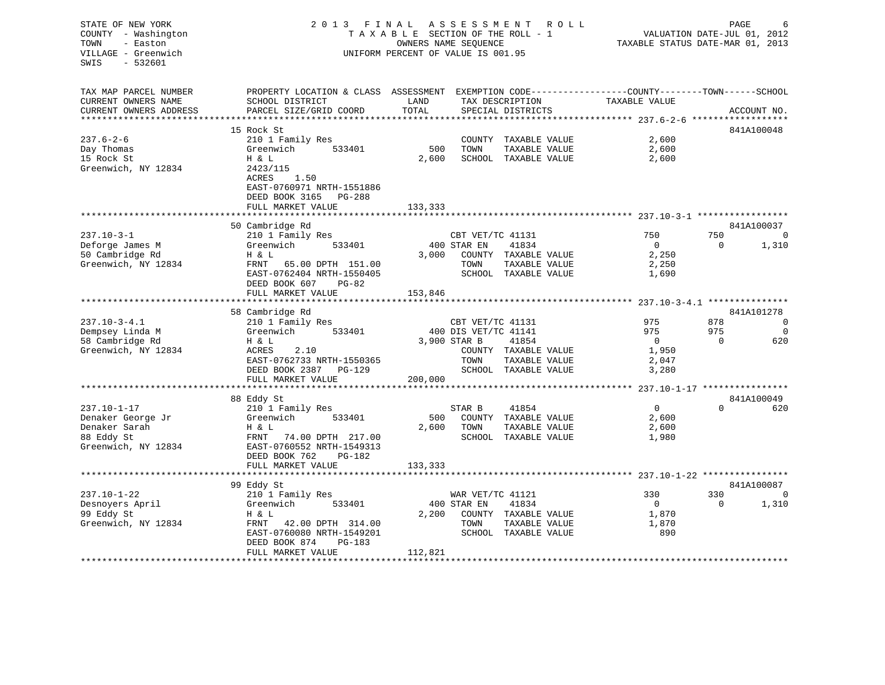STATE OF NEW YORK
COUNTY - Washington
TOWN - Easton
VILLAGE - Greenwich
SWIS - 532601

# 2013 FINAL ASSESSMENT ROLL

TAXABLE SECTION OF THE ROLL - 1
OWNERS NAME SEQUENCE
UNIFORM PERCENT OF VALUE IS 001.95

VALUATION DATE-JUL 01, 2012
TAXABLE STATUS DATE-MAR 01, 2013

| TAX MAP PARCEL NUMBER / CURRENT OWNERS NAME / CURRENT OWNERS ADDRESS | PROPERTY LOCATION & CLASS / SCHOOL DISTRICT / PARCEL SIZE/GRID COORD | ASSESSMENT LAND / TOTAL | EXEMPTION CODE / TAX DESCRIPTION / SPECIAL DISTRICTS | COUNTY TAXABLE VALUE | TOWN | SCHOOL | ACCOUNT NO. |
|---|---|---|---|---|---|---|---|
| **237.6-2-6** | 15 Rock St | | | | | | 841A100048 |
| 237.6-2-6 | 210 1 Family Res | | COUNTY TAXABLE VALUE | 2,600 | | | |
| Day Thomas | Greenwich 533401 | 500 | TOWN TAXABLE VALUE | 2,600 | | | |
| 15 Rock St | H & L | 2,600 | SCHOOL TAXABLE VALUE | 2,600 | | | |
| Greenwich, NY 12834 | 2423/115 | | | | | | |
| | ACRES 1.50 | | | | | | |
| | EAST-0760971 NRTH-1551886 | | | | | | |
| | DEED BOOK 3165 PG-288 | | | | | | |
| | FULL MARKET VALUE | 133,333 | | | | | |
| **237.10-3-1** | 50 Cambridge Rd | | | | | | 841A100037 |
| 237.10-3-1 | 210 1 Family Res | | CBT VET/TC 41131 | 750 | 750 | 0 | |
| Deforge James M | Greenwich 533401 | 400 | STAR EN 41834 | 0 | 0 | 1,310 | |
| 50 Cambridge Rd | H & L | 3,000 | COUNTY TAXABLE VALUE | 2,250 | | | |
| Greenwich, NY 12834 | FRNT 65.00 DPTH 151.00 | | TOWN TAXABLE VALUE | 2,250 | | | |
| | EAST-0762404 NRTH-1550405 | | SCHOOL TAXABLE VALUE | 1,690 | | | |
| | DEED BOOK 607 PG-82 | | | | | | |
| | FULL MARKET VALUE | 153,846 | | | | | |
| **237.10-3-4.1** | 58 Cambridge Rd | | | | | | 841A101278 |
| 237.10-3-4.1 | 210 1 Family Res | | CBT VET/TC 41131 | 975 | 878 | 0 | |
| Dempsey Linda M | Greenwich 533401 | 400 | DIS VET/TC 41141 | 975 | 975 | 0 | |
| 58 Cambridge Rd | H & L | 3,900 | STAR B 41854 | 0 | 0 | 620 | |
| Greenwich, NY 12834 | ACRES 2.10 | | COUNTY TAXABLE VALUE | 1,950 | | | |
| | EAST-0762733 NRTH-1550365 | | TOWN TAXABLE VALUE | 2,047 | | | |
| | DEED BOOK 2387 PG-129 | | SCHOOL TAXABLE VALUE | 3,280 | | | |
| | FULL MARKET VALUE | 200,000 | | | | | |
| **237.10-1-17** | 88 Eddy St | | | | | | 841A100049 |
| 237.10-1-17 | 210 1 Family Res | | STAR B 41854 | 0 | 0 | 620 | |
| Denaker George Jr | Greenwich 533401 | 500 | COUNTY TAXABLE VALUE | 2,600 | | | |
| Denaker Sarah | H & L | 2,600 | TOWN TAXABLE VALUE | 2,600 | | | |
| 88 Eddy St | FRNT 74.00 DPTH 217.00 | | SCHOOL TAXABLE VALUE | 1,980 | | | |
| Greenwich, NY 12834 | EAST-0760552 NRTH-1549313 | | | | | | |
| | DEED BOOK 762 PG-182 | | | | | | |
| | FULL MARKET VALUE | 133,333 | | | | | |
| **237.10-1-22** | 99 Eddy St | | | | | | 841A100087 |
| 237.10-1-22 | 210 1 Family Res | | WAR VET/TC 41121 | 330 | 330 | 0 | |
| Desnoyers April | Greenwich 533401 | 400 | STAR EN 41834 | 0 | 0 | 1,310 | |
| 99 Eddy St | H & L | 2,200 | COUNTY TAXABLE VALUE | 1,870 | | | |
| Greenwich, NY 12834 | FRNT 42.00 DPTH 314.00 | | TOWN TAXABLE VALUE | 1,870 | | | |
| | EAST-0760080 NRTH-1549201 | | SCHOOL TAXABLE VALUE | 890 | | | |
| | DEED BOOK 874 PG-183 | | | | | | |
| | FULL MARKET VALUE | 112,821 | | | | | |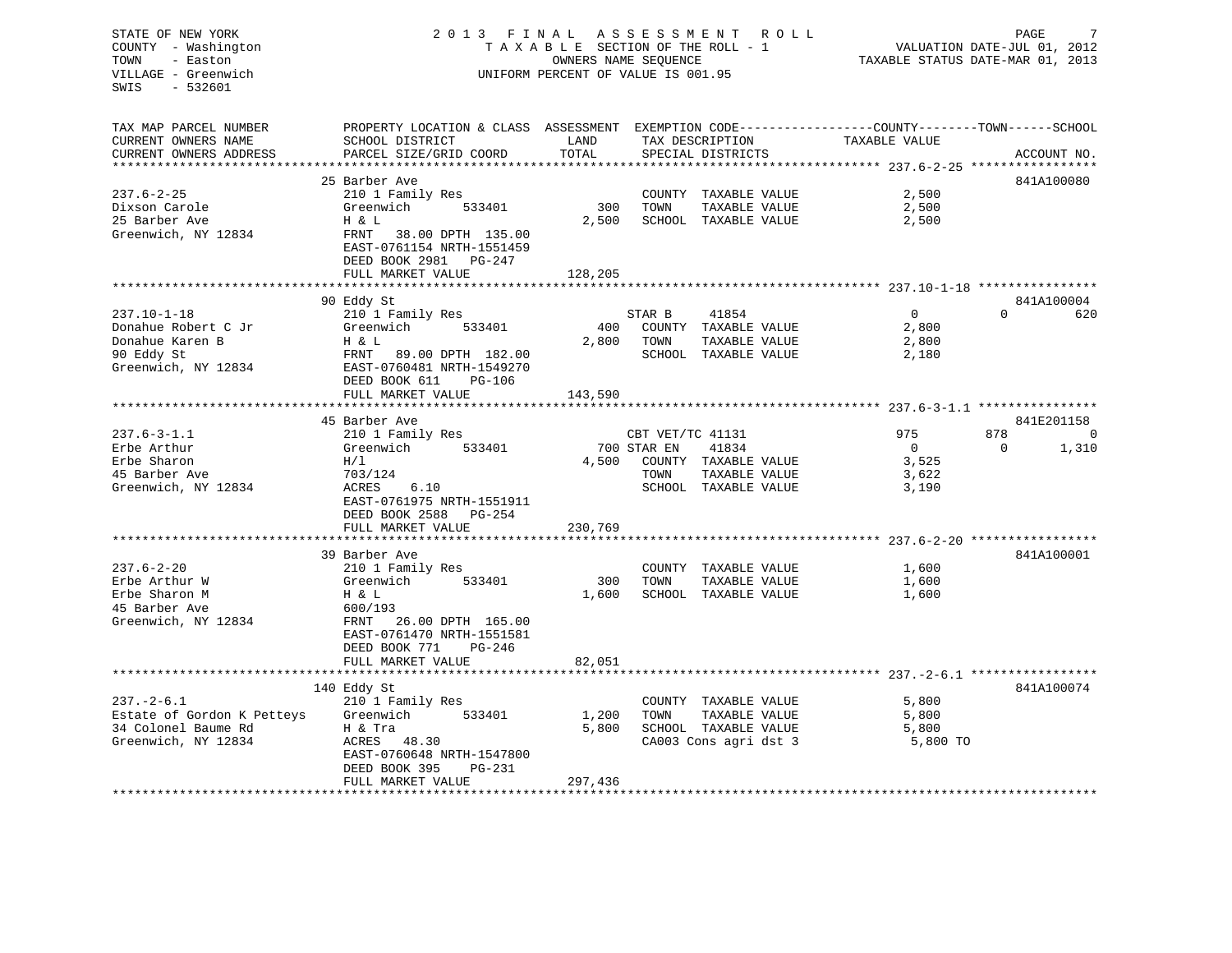STATE OF NEW YORK
COUNTY - Washington
TOWN - Easton
VILLAGE - Greenwich
SWIS - 532601

# 2013 FINAL ASSESSMENT ROLL

TAXABLE SECTION OF THE ROLL - 1
OWNERS NAME SEQUENCE
UNIFORM PERCENT OF VALUE IS 001.95

VALUATION DATE-JUL 01, 2012
TAXABLE STATUS DATE-MAR 01, 2013

| TAX MAP PARCEL NUMBER / CURRENT OWNERS NAME / CURRENT OWNERS ADDRESS | PROPERTY LOCATION & CLASS / SCHOOL DISTRICT / PARCEL SIZE/GRID COORD | ASSESSMENT LAND | ASSESSMENT TOTAL | EXEMPTION CODE / TAX DESCRIPTION / SPECIAL DISTRICTS | COUNTY TAXABLE VALUE | TOWN | SCHOOL | ACCOUNT NO. |
|---|---|---|---|---|---|---|---|---|
| **237.6-2-25** | 25 Barber Ave | | | | | | | 841A100080 |
| Dixson Carole | 210 1 Family Res | | | COUNTY TAXABLE VALUE | 2,500 | | | |
| 25 Barber Ave | Greenwich 533401 | 300 | | TOWN TAXABLE VALUE | 2,500 | | | |
| Greenwich, NY 12834 | H & L | | 2,500 | SCHOOL TAXABLE VALUE | 2,500 | | | |
| | FRNT 38.00 DPTH 135.00 | | | | | | | |
| | EAST-0761154 NRTH-1551459 | | | | | | | |
| | DEED BOOK 2981 PG-247 | | | | | | | |
| | FULL MARKET VALUE | | 128,205 | | | | | |
| **237.10-1-18** | 90 Eddy St | | | | | | | 841A100004 |
| Donahue Robert C Jr | 210 1 Family Res | | | STAR B 41854 | 0 | 0 | 620 | |
| Donahue Karen B | Greenwich 533401 | 400 | | COUNTY TAXABLE VALUE | 2,800 | | | |
| 90 Eddy St | H & L | | 2,800 | TOWN TAXABLE VALUE | 2,800 | | | |
| Greenwich, NY 12834 | FRNT 89.00 DPTH 182.00 | | | SCHOOL TAXABLE VALUE | 2,180 | | | |
| | EAST-0760481 NRTH-1549270 | | | | | | | |
| | DEED BOOK 611 PG-106 | | | | | | | |
| | FULL MARKET VALUE | | 143,590 | | | | | |
| **237.6-3-1.1** | 45 Barber Ave | | | | | | | 841E201158 |
| Erbe Arthur | 210 1 Family Res | | | CBT VET/TC 41131 | 975 | 878 | 0 | |
| Erbe Sharon | Greenwich 533401 | 700 | | STAR EN 41834 | 0 | 0 | 1,310 | |
| 45 Barber Ave | H/l | | 4,500 | COUNTY TAXABLE VALUE | 3,525 | | | |
| Greenwich, NY 12834 | 703/124 | | | TOWN TAXABLE VALUE | 3,622 | | | |
| | ACRES 6.10 | | | SCHOOL TAXABLE VALUE | 3,190 | | | |
| | EAST-0761975 NRTH-1551911 | | | | | | | |
| | DEED BOOK 2588 PG-254 | | | | | | | |
| | FULL MARKET VALUE | | 230,769 | | | | | |
| **237.6-2-20** | 39 Barber Ave | | | | | | | 841A100001 |
| Erbe Arthur W | 210 1 Family Res | | | COUNTY TAXABLE VALUE | 1,600 | | | |
| Erbe Sharon M | Greenwich 533401 | 300 | | TOWN TAXABLE VALUE | 1,600 | | | |
| 45 Barber Ave | H & L | | 1,600 | SCHOOL TAXABLE VALUE | 1,600 | | | |
| Greenwich, NY 12834 | 600/193 | | | | | | | |
| | FRNT 26.00 DPTH 165.00 | | | | | | | |
| | EAST-0761470 NRTH-1551581 | | | | | | | |
| | DEED BOOK 771 PG-246 | | | | | | | |
| | FULL MARKET VALUE | | 82,051 | | | | | |
| **237.-2-6.1** | 140 Eddy St | | | | | | | 841A100074 |
| Estate of Gordon K Petteys | 210 1 Family Res | | | COUNTY TAXABLE VALUE | 5,800 | | | |
| 34 Colonel Baume Rd | Greenwich 533401 | 1,200 | | TOWN TAXABLE VALUE | 5,800 | | | |
| Greenwich, NY 12834 | H & Tra | | 5,800 | SCHOOL TAXABLE VALUE | 5,800 | | | |
| | ACRES 48.30 | | | CA003 Cons agri dst 3 | 5,800 TO | | | |
| | EAST-0760648 NRTH-1547800 | | | | | | | |
| | DEED BOOK 395 PG-231 | | | | | | | |
| | FULL MARKET VALUE | | 297,436 | | | | | |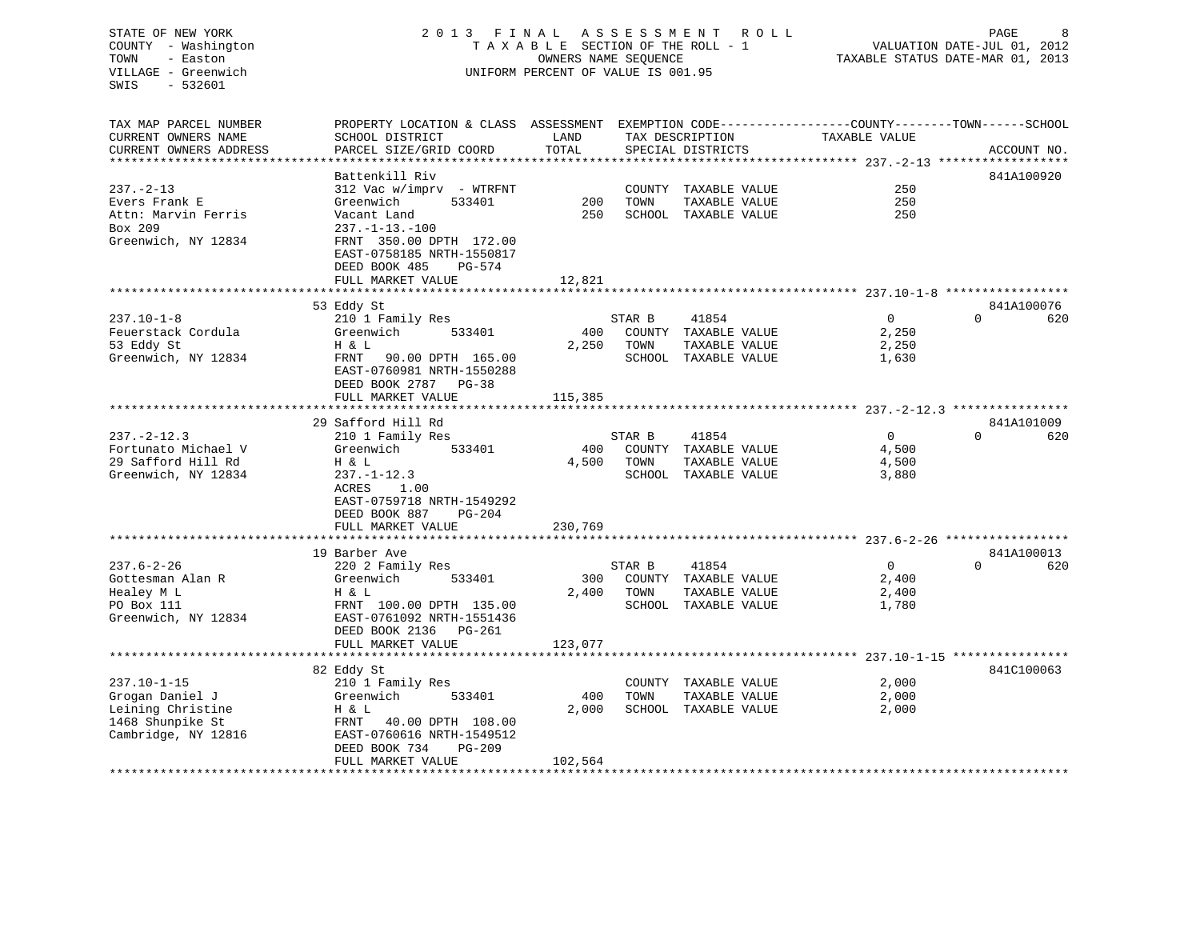STATE OF NEW YORK
COUNTY - Washington
TOWN - Easton
VILLAGE - Greenwich
SWIS - 532601

2 0 1 3 F I N A L A S S E S S M E N T R O L L
T A X A B L E SECTION OF THE ROLL - 1
OWNERS NAME SEQUENCE
UNIFORM PERCENT OF VALUE IS 001.95

VALUATION DATE-JUL 01, 2012
TAXABLE STATUS DATE-MAR 01, 2013

| TAX MAP PARCEL NUMBER / CURRENT OWNERS NAME / CURRENT OWNERS ADDRESS | PROPERTY LOCATION & CLASS / SCHOOL DISTRICT / PARCEL SIZE/GRID COORD | ASSESSMENT LAND / TOTAL | EXEMPTION CODE / TAX DESCRIPTION / SPECIAL DISTRICTS | COUNTY / TOWN / SCHOOL TAXABLE VALUE | ACCOUNT NO. |
|---|---|---|---|---|---|
| 237.-2-13 | Battenkill Riv | | | | 841A100920 |
| Evers Frank E | 312 Vac w/imprv - WTRFNT | | COUNTY TAXABLE VALUE | 250 | |
| Attn: Marvin Ferris | Greenwich 533401 | 200 | TOWN TAXABLE VALUE | 250 | |
| Box 209 | Vacant Land | 250 | SCHOOL TAXABLE VALUE | 250 | |
| Greenwich, NY 12834 | 237.-1-13.-100 | | | | |
| | FRNT 350.00 DPTH 172.00 | | | | |
| | EAST-0758185 NRTH-1550817 | | | | |
| | DEED BOOK 485 PG-574 | | | | |
| | FULL MARKET VALUE | 12,821 | | | |
| 237.10-1-8 | 53 Eddy St | | | | 841A100076 |
| Feuerstack Cordula | 210 1 Family Res | | STAR B 41854 | 0 0 620 | |
| 53 Eddy St | Greenwich 533401 | 400 | COUNTY TAXABLE VALUE | 2,250 | |
| Greenwich, NY 12834 | H & L | 2,250 | TOWN TAXABLE VALUE | 2,250 | |
| | FRNT 90.00 DPTH 165.00 | | SCHOOL TAXABLE VALUE | 1,630 | |
| | EAST-0760981 NRTH-1550288 | | | | |
| | DEED BOOK 2787 PG-38 | | | | |
| | FULL MARKET VALUE | 115,385 | | | |
| 237.-2-12.3 | 29 Safford Hill Rd | | | | 841A101009 |
| Fortunato Michael V | 210 1 Family Res | | STAR B 41854 | 0 0 620 | |
| 29 Safford Hill Rd | Greenwich 533401 | 400 | COUNTY TAXABLE VALUE | 4,500 | |
| Greenwich, NY 12834 | H & L | 4,500 | TOWN TAXABLE VALUE | 4,500 | |
| | 237.-1-12.3 | | SCHOOL TAXABLE VALUE | 3,880 | |
| | ACRES 1.00 | | | | |
| | EAST-0759718 NRTH-1549292 | | | | |
| | DEED BOOK 887 PG-204 | | | | |
| | FULL MARKET VALUE | 230,769 | | | |
| 237.6-2-26 | 19 Barber Ave | | | | 841A100013 |
| Gottesman Alan R | 220 2 Family Res | | STAR B 41854 | 0 0 620 | |
| Healey M L | Greenwich 533401 | 300 | COUNTY TAXABLE VALUE | 2,400 | |
| PO Box 111 | H & L | 2,400 | TOWN TAXABLE VALUE | 2,400 | |
| Greenwich, NY 12834 | FRNT 100.00 DPTH 135.00 | | SCHOOL TAXABLE VALUE | 1,780 | |
| | EAST-0761092 NRTH-1551436 | | | | |
| | DEED BOOK 2136 PG-261 | | | | |
| | FULL MARKET VALUE | 123,077 | | | |
| 237.10-1-15 | 82 Eddy St | | | | 841C100063 |
| Grogan Daniel J | 210 1 Family Res | | COUNTY TAXABLE VALUE | 2,000 | |
| Leining Christine | Greenwich 533401 | 400 | TOWN TAXABLE VALUE | 2,000 | |
| 1468 Shunpike St | H & L | 2,000 | SCHOOL TAXABLE VALUE | 2,000 | |
| Cambridge, NY 12816 | FRNT 40.00 DPTH 108.00 | | | | |
| | EAST-0760616 NRTH-1549512 | | | | |
| | DEED BOOK 734 PG-209 | | | | |
| | FULL MARKET VALUE | 102,564 | | | |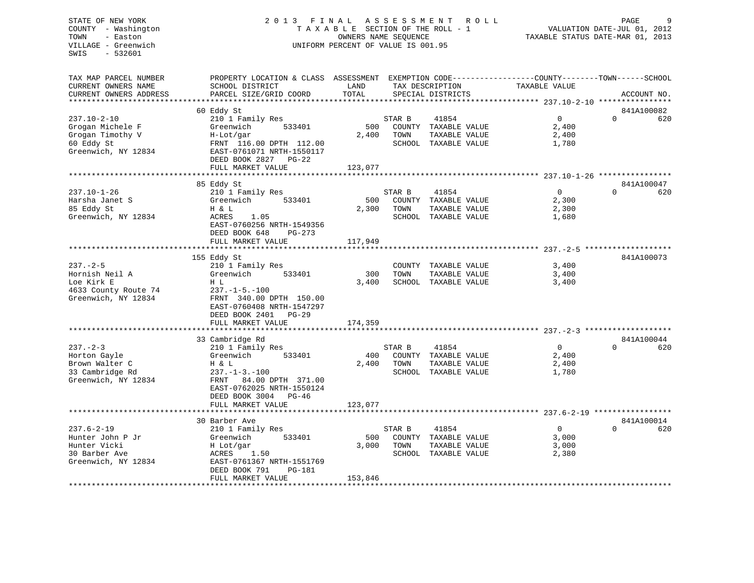STATE OF NEW YORK
COUNTY - Washington
TOWN - Easton
VILLAGE - Greenwich
SWIS - 532601

# 2013 FINAL ASSESSMENT ROLL

TAXABLE SECTION OF THE ROLL - 1
OWNERS NAME SEQUENCE
UNIFORM PERCENT OF VALUE IS 001.95

VALUATION DATE-JUL 01, 2012
TAXABLE STATUS DATE-MAR 01, 2013

| TAX MAP PARCEL NUMBER / CURRENT OWNERS NAME / CURRENT OWNERS ADDRESS | PROPERTY LOCATION & CLASS / SCHOOL DISTRICT / PARCEL SIZE/GRID COORD | ASSESSMENT LAND / TOTAL | EXEMPTION CODE / TAX DESCRIPTION / SPECIAL DISTRICTS | COUNTY / TOWN / SCHOOL TAXABLE VALUE | ACCOUNT NO. |
|---|---|---|---|---|---|
| **237.10-2-10** | 60 Eddy St | | | | 841A100082 |
| 237.10-2-10 | 210 1 Family Res | | STAR B 41854 | 0 0 620 | |
| Grogan Michele F | Greenwich 533401 | 500 | COUNTY TAXABLE VALUE | 2,400 | |
| Grogan Timothy V | H-Lot/gar | 2,400 | TOWN TAXABLE VALUE | 2,400 | |
| 60 Eddy St | FRNT 116.00 DPTH 112.00 | | SCHOOL TAXABLE VALUE | 1,780 | |
| Greenwich, NY 12834 | EAST-0761071 NRTH-1550117 | | | | |
| | DEED BOOK 2827 PG-22 | | | | |
| | FULL MARKET VALUE | 123,077 | | | |
| **237.10-1-26** | 85 Eddy St | | | | 841A100047 |
| 237.10-1-26 | 210 1 Family Res | | STAR B 41854 | 0 0 620 | |
| Harsha Janet S | Greenwich 533401 | 500 | COUNTY TAXABLE VALUE | 2,300 | |
| 85 Eddy St | H & L | 2,300 | TOWN TAXABLE VALUE | 2,300 | |
| Greenwich, NY 12834 | ACRES 1.05 | | SCHOOL TAXABLE VALUE | 1,680 | |
| | EAST-0760256 NRTH-1549356 | | | | |
| | DEED BOOK 648 PG-273 | | | | |
| | FULL MARKET VALUE | 117,949 | | | |
| **237.-2-5** | 155 Eddy St | | | | 841A100073 |
| 237.-2-5 | 210 1 Family Res | | COUNTY TAXABLE VALUE | 3,400 | |
| Hornish Neil A | Greenwich 533401 | 300 | TOWN TAXABLE VALUE | 3,400 | |
| Loe Kirk E | H L | 3,400 | SCHOOL TAXABLE VALUE | 3,400 | |
| 4633 County Route 74 | 237.-1-5.-100 | | | | |
| Greenwich, NY 12834 | FRNT 340.00 DPTH 150.00 | | | | |
| | EAST-0760408 NRTH-1547297 | | | | |
| | DEED BOOK 2401 PG-29 | | | | |
| | FULL MARKET VALUE | 174,359 | | | |
| **237.-2-3** | 33 Cambridge Rd | | | | 841A100044 |
| 237.-2-3 | 210 1 Family Res | | STAR B 41854 | 0 0 620 | |
| Horton Gayle | Greenwich 533401 | 400 | COUNTY TAXABLE VALUE | 2,400 | |
| Brown Walter C | H & L | 2,400 | TOWN TAXABLE VALUE | 2,400 | |
| 33 Cambridge Rd | 237.-1-3.-100 | | SCHOOL TAXABLE VALUE | 1,780 | |
| Greenwich, NY 12834 | FRNT 84.00 DPTH 371.00 | | | | |
| | EAST-0762025 NRTH-1550124 | | | | |
| | DEED BOOK 3004 PG-46 | | | | |
| | FULL MARKET VALUE | 123,077 | | | |
| **237.6-2-19** | 30 Barber Ave | | | | 841A100014 |
| 237.6-2-19 | 210 1 Family Res | | STAR B 41854 | 0 0 620 | |
| Hunter John P Jr | Greenwich 533401 | 500 | COUNTY TAXABLE VALUE | 3,000 | |
| Hunter Vicki | H Lot/gar | 3,000 | TOWN TAXABLE VALUE | 3,000 | |
| 30 Barber Ave | ACRES 1.50 | | SCHOOL TAXABLE VALUE | 2,380 | |
| Greenwich, NY 12834 | EAST-0761367 NRTH-1551769 | | | | |
| | DEED BOOK 791 PG-181 | | | | |
| | FULL MARKET VALUE | 153,846 | | | |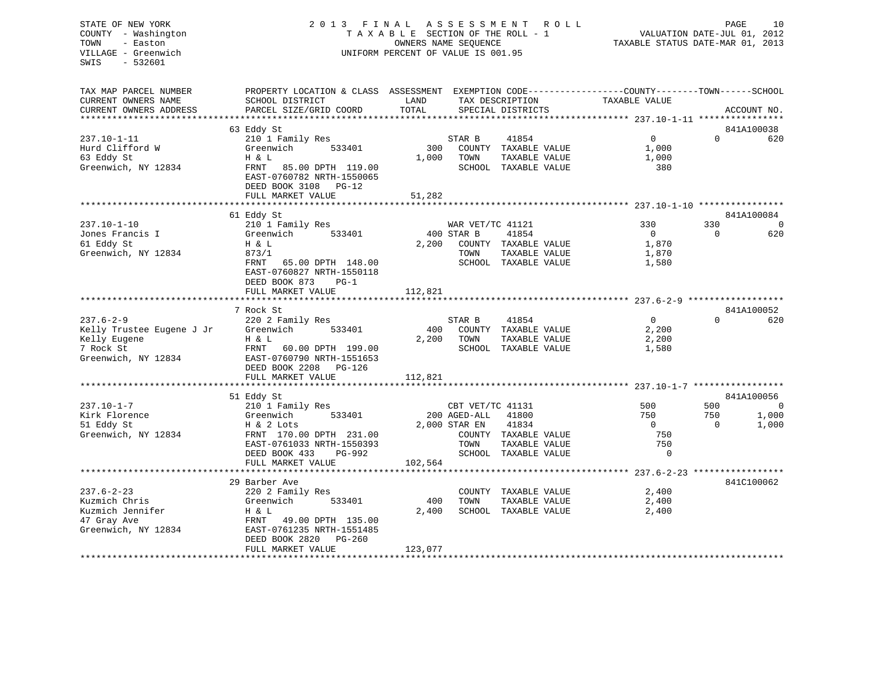STATE OF NEW YORK
COUNTY - Washington
TOWN - Easton
VILLAGE - Greenwich
SWIS - 532601

# 2013 FINAL ASSESSMENT ROLL
TAXABLE SECTION OF THE ROLL - 1
OWNERS NAME SEQUENCE
UNIFORM PERCENT OF VALUE IS 001.95

VALUATION DATE-JUL 01, 2012
TAXABLE STATUS DATE-MAR 01, 2013

| TAX MAP PARCEL NUMBER / CURRENT OWNERS NAME / CURRENT OWNERS ADDRESS | PROPERTY LOCATION & CLASS / SCHOOL DISTRICT / PARCEL SIZE/GRID COORD | ASSESSMENT LAND | ASSESSMENT TOTAL | EXEMPTION CODE / TAX DESCRIPTION / SPECIAL DISTRICTS | COUNTY TAXABLE VALUE | TOWN | SCHOOL | ACCOUNT NO. |
|---|---|---|---|---|---|---|---|---|
| **237.10-1-11** | 63 Eddy St | | | | | | | 841A100038 |
| 237.10-1-11 | 210 1 Family Res | | | STAR B 41854 | 0 | 0 | 620 | |
| Hurd Clifford W | Greenwich 533401 | 300 | | COUNTY TAXABLE VALUE | 1,000 | | | |
| 63 Eddy St | H & L | | 1,000 | TOWN TAXABLE VALUE | 1,000 | | | |
| Greenwich, NY 12834 | FRNT 85.00 DPTH 119.00 | | | SCHOOL TAXABLE VALUE | 380 | | | |
| | EAST-0760782 NRTH-1550065 | | | | | | | |
| | DEED BOOK 3108 PG-12 | | | | | | | |
| | FULL MARKET VALUE | | 51,282 | | | | | |
| **237.10-1-10** | 61 Eddy St | | | | | | | 841A100084 |
| 237.10-1-10 | 210 1 Family Res | | | WAR VET/TC 41121 | 330 | 330 | 0 | |
| Jones Francis I | Greenwich 533401 | 400 | | STAR B 41854 | 0 | 0 | 620 | |
| 61 Eddy St | H & L | | 2,200 | COUNTY TAXABLE VALUE | 1,870 | | | |
| Greenwich, NY 12834 | 873/1 | | | TOWN TAXABLE VALUE | 1,870 | | | |
| | FRNT 65.00 DPTH 148.00 | | | SCHOOL TAXABLE VALUE | 1,580 | | | |
| | EAST-0760827 NRTH-1550118 | | | | | | | |
| | DEED BOOK 873 PG-1 | | | | | | | |
| | FULL MARKET VALUE | | 112,821 | | | | | |
| **237.6-2-9** | 7 Rock St | | | | | | | 841A100052 |
| 237.6-2-9 | 220 2 Family Res | | | STAR B 41854 | 0 | 0 | 620 | |
| Kelly Trustee Eugene J Jr | Greenwich 533401 | 400 | | COUNTY TAXABLE VALUE | 2,200 | | | |
| Kelly Eugene | H & L | | 2,200 | TOWN TAXABLE VALUE | 2,200 | | | |
| 7 Rock St | FRNT 60.00 DPTH 199.00 | | | SCHOOL TAXABLE VALUE | 1,580 | | | |
| Greenwich, NY 12834 | EAST-0760790 NRTH-1551653 | | | | | | | |
| | DEED BOOK 2208 PG-126 | | | | | | | |
| | FULL MARKET VALUE | | 112,821 | | | | | |
| **237.10-1-7** | 51 Eddy St | | | | | | | 841A100056 |
| 237.10-1-7 | 210 1 Family Res | | | CBT VET/TC 41131 | 500 | 500 | 0 | |
| Kirk Florence | Greenwich 533401 | 200 | | AGED-ALL 41800 | 750 | 750 | 1,000 | |
| 51 Eddy St | H & 2 Lots | | 2,000 | STAR EN 41834 | 0 | 0 | 1,000 | |
| Greenwich, NY 12834 | FRNT 170.00 DPTH 231.00 | | | COUNTY TAXABLE VALUE | 750 | | | |
| | EAST-0761033 NRTH-1550393 | | | TOWN TAXABLE VALUE | 750 | | | |
| | DEED BOOK 433 PG-992 | | | SCHOOL TAXABLE VALUE | 0 | | | |
| | FULL MARKET VALUE | | 102,564 | | | | | |
| **237.6-2-23** | 29 Barber Ave | | | | | | | 841C100062 |
| 237.6-2-23 | 220 2 Family Res | | | COUNTY TAXABLE VALUE | 2,400 | | | |
| Kuzmich Chris | Greenwich 533401 | 400 | | TOWN TAXABLE VALUE | 2,400 | | | |
| Kuzmich Jennifer | H & L | | 2,400 | SCHOOL TAXABLE VALUE | 2,400 | | | |
| 47 Gray Ave | FRNT 49.00 DPTH 135.00 | | | | | | | |
| Greenwich, NY 12834 | EAST-0761235 NRTH-1551485 | | | | | | | |
| | DEED BOOK 2820 PG-260 | | | | | | | |
| | FULL MARKET VALUE | | 123,077 | | | | | |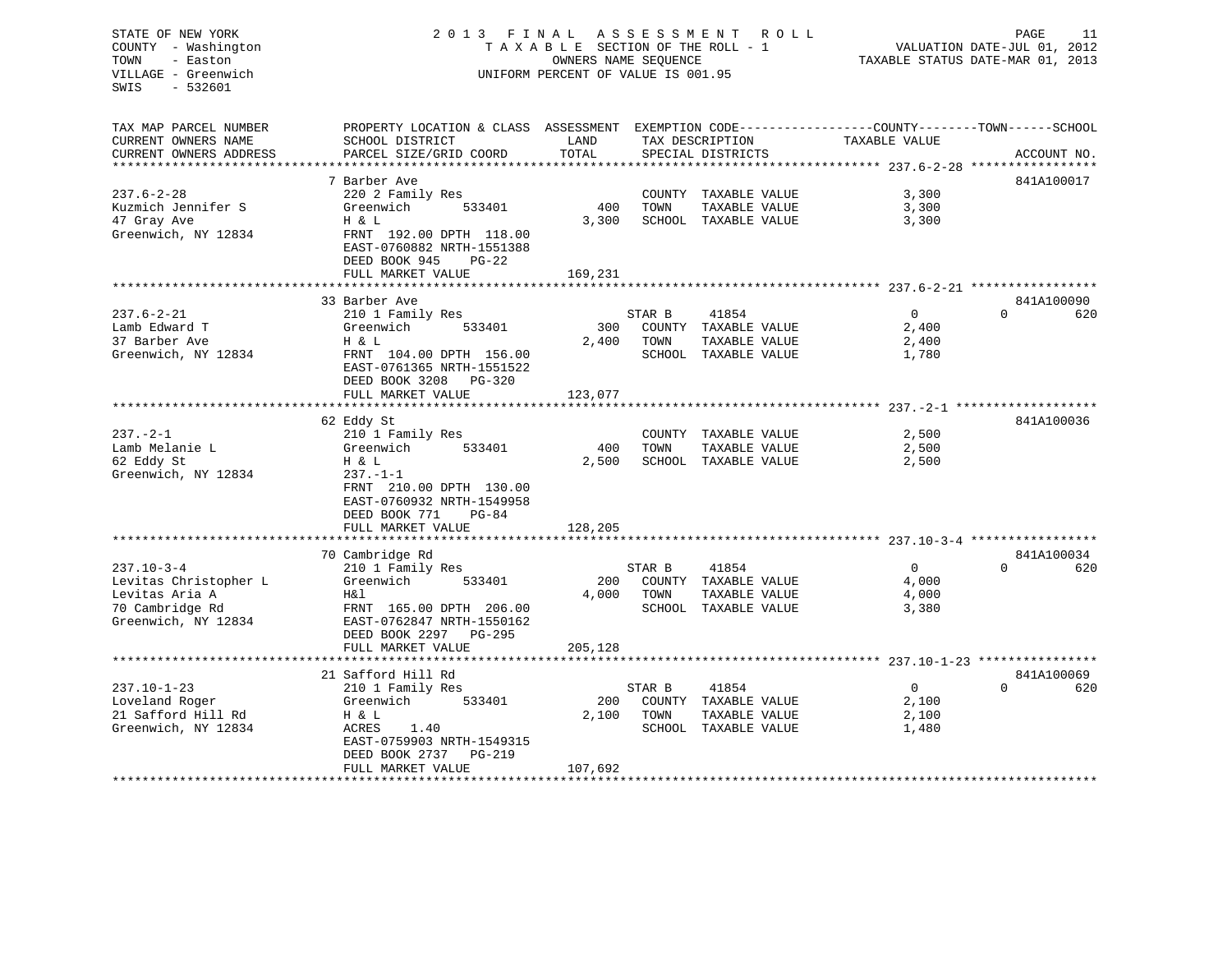STATE OF NEW YORK
COUNTY - Washington
TOWN - Easton
VILLAGE - Greenwich
SWIS - 532601

# 2013 FINAL ASSESSMENT ROLL

TAXABLE SECTION OF THE ROLL - 1
OWNERS NAME SEQUENCE
UNIFORM PERCENT OF VALUE IS 001.95

VALUATION DATE-JUL 01, 2012
TAXABLE STATUS DATE-MAR 01, 2013

| TAX MAP PARCEL NUMBER / CURRENT OWNERS NAME / CURRENT OWNERS ADDRESS | PROPERTY LOCATION & CLASS / SCHOOL DISTRICT / PARCEL SIZE/GRID COORD | ASSESSMENT LAND | TOTAL | EXEMPTION CODE / TAX DESCRIPTION / SPECIAL DISTRICTS | | COUNTY TAXABLE VALUE | TOWN | SCHOOL | ACCOUNT NO. |
|---|---|---|---|---|---|---|---|---|---|
| 237.6-2-28 | 7 Barber Ave | | | | | | | | 841A100017 |
| Kuzmich Jennifer S | 220 2 Family Res | | | COUNTY | TAXABLE VALUE | 3,300 | | | |
| 47 Gray Ave | Greenwich 533401 | 400 | | TOWN | TAXABLE VALUE | 3,300 | | | |
| Greenwich, NY 12834 | H & L | | 3,300 | SCHOOL | TAXABLE VALUE | 3,300 | | | |
| | FRNT 192.00 DPTH 118.00 | | | | | | | | |
| | EAST-0760882 NRTH-1551388 | | | | | | | | |
| | DEED BOOK 945 PG-22 | | | | | | | | |
| | FULL MARKET VALUE | | 169,231 | | | | | | |
| 237.6-2-21 | 33 Barber Ave | | | | | | | | 841A100090 |
| Lamb Edward T | 210 1 Family Res | | | STAR B | 41854 | 0 | 0 | 620 | |
| 37 Barber Ave | Greenwich 533401 | 300 | | COUNTY | TAXABLE VALUE | 2,400 | | | |
| Greenwich, NY 12834 | H & L | | 2,400 | TOWN | TAXABLE VALUE | 2,400 | | | |
| | FRNT 104.00 DPTH 156.00 | | | SCHOOL | TAXABLE VALUE | 1,780 | | | |
| | EAST-0761365 NRTH-1551522 | | | | | | | | |
| | DEED BOOK 3208 PG-320 | | | | | | | | |
| | FULL MARKET VALUE | | 123,077 | | | | | | |
| 237.-2-1 | 62 Eddy St | | | | | | | | 841A100036 |
| Lamb Melanie L | 210 1 Family Res | | | COUNTY | TAXABLE VALUE | 2,500 | | | |
| 62 Eddy St | Greenwich 533401 | 400 | | TOWN | TAXABLE VALUE | 2,500 | | | |
| Greenwich, NY 12834 | H & L | | 2,500 | SCHOOL | TAXABLE VALUE | 2,500 | | | |
| | 237.-1-1 | | | | | | | | |
| | FRNT 210.00 DPTH 130.00 | | | | | | | | |
| | EAST-0760932 NRTH-1549958 | | | | | | | | |
| | DEED BOOK 771 PG-84 | | | | | | | | |
| | FULL MARKET VALUE | | 128,205 | | | | | | |
| 237.10-3-4 | 70 Cambridge Rd | | | | | | | | 841A100034 |
| Levitas Christopher L | 210 1 Family Res | | | STAR B | 41854 | 0 | 0 | 620 | |
| Levitas Aria A | Greenwich 533401 | 200 | | COUNTY | TAXABLE VALUE | 4,000 | | | |
| 70 Cambridge Rd | H&l | | 4,000 | TOWN | TAXABLE VALUE | 4,000 | | | |
| Greenwich, NY 12834 | FRNT 165.00 DPTH 206.00 | | | SCHOOL | TAXABLE VALUE | 3,380 | | | |
| | EAST-0762847 NRTH-1550162 | | | | | | | | |
| | DEED BOOK 2297 PG-295 | | | | | | | | |
| | FULL MARKET VALUE | | 205,128 | | | | | | |
| 237.10-1-23 | 21 Safford Hill Rd | | | | | | | | 841A100069 |
| Loveland Roger | 210 1 Family Res | | | STAR B | 41854 | 0 | 0 | 620 | |
| 21 Safford Hill Rd | Greenwich 533401 | 200 | | COUNTY | TAXABLE VALUE | 2,100 | | | |
| Greenwich, NY 12834 | H & L | | 2,100 | TOWN | TAXABLE VALUE | 2,100 | | | |
| | ACRES 1.40 | | | SCHOOL | TAXABLE VALUE | 1,480 | | | |
| | EAST-0759903 NRTH-1549315 | | | | | | | | |
| | DEED BOOK 2737 PG-219 | | | | | | | | |
| | FULL MARKET VALUE | | 107,692 | | | | | | |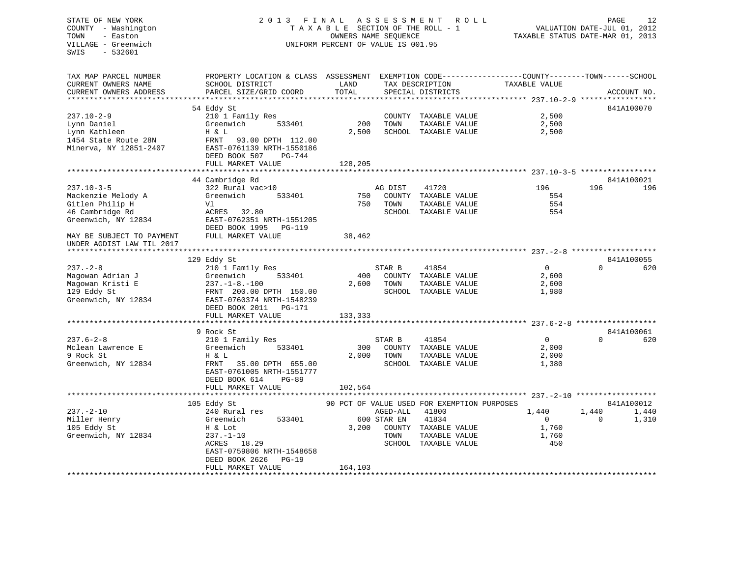STATE OF NEW YORK
COUNTY - Washington
TOWN - Easton
VILLAGE - Greenwich
SWIS - 532601

# 2013 FINAL ASSESSMENT ROLL
TAXABLE SECTION OF THE ROLL - 1
OWNERS NAME SEQUENCE
UNIFORM PERCENT OF VALUE IS 001.95

VALUATION DATE-JUL 01, 2012
TAXABLE STATUS DATE-MAR 01, 2013

| TAX MAP PARCEL NUMBER / CURRENT OWNERS NAME / CURRENT OWNERS ADDRESS | PROPERTY LOCATION & CLASS / SCHOOL DISTRICT / PARCEL SIZE/GRID COORD | ASSESSMENT LAND | ASSESSMENT TOTAL | EXEMPTION CODE / TAX DESCRIPTION / SPECIAL DISTRICTS | COUNTY TAXABLE VALUE | TOWN | SCHOOL | ACCOUNT NO. |
|---|---|---|---|---|---|---|---|---|
| 237.10-2-9 | 54 Eddy St | | | | | | | 841A100070 |
| | 210 1 Family Res | | | COUNTY TAXABLE VALUE | 2,500 | | | |
| Lynn Daniel | Greenwich 533401 | 200 | | TOWN TAXABLE VALUE | 2,500 | | | |
| Lynn Kathleen | H & L | | 2,500 | SCHOOL TAXABLE VALUE | 2,500 | | | |
| 1454 State Route 28N | FRNT 93.00 DPTH 112.00 | | | | | | | |
| Minerva, NY 12851-2407 | EAST-0761139 NRTH-1550186 | | | | | | | |
| | DEED BOOK 507 PG-744 | | | | | | | |
| | FULL MARKET VALUE | | 128,205 | | | | | |
| 237.10-3-5 | 44 Cambridge Rd | | | | | | | 841A100021 |
| | 322 Rural vac>10 | | | AG DIST 41720 | 196 | 196 | 196 | |
| Mackenzie Melody A | Greenwich 533401 | 750 | | COUNTY TAXABLE VALUE | 554 | | | |
| Gitlen Philip H | Vl | | 750 | TOWN TAXABLE VALUE | 554 | | | |
| 46 Cambridge Rd | ACRES 32.80 | | | SCHOOL TAXABLE VALUE | 554 | | | |
| Greenwich, NY 12834 | EAST-0762351 NRTH-1551205 | | | | | | | |
| | DEED BOOK 1995 PG-119 | | | | | | | |
| MAY BE SUBJECT TO PAYMENT | FULL MARKET VALUE | | 38,462 | | | | | |
| UNDER AGDIST LAW TIL 2017 | | | | | | | | |
| 237.-2-8 | 129 Eddy St | | | | | | | 841A100055 |
| | 210 1 Family Res | | | STAR B 41854 | 0 | 0 | 620 | |
| Magowan Adrian J | Greenwich 533401 | 400 | | COUNTY TAXABLE VALUE | 2,600 | | | |
| Magowan Kristi E | 237.-1-8.-100 | | 2,600 | TOWN TAXABLE VALUE | 2,600 | | | |
| 129 Eddy St | FRNT 200.00 DPTH 150.00 | | | SCHOOL TAXABLE VALUE | 1,980 | | | |
| Greenwich, NY 12834 | EAST-0760374 NRTH-1548239 | | | | | | | |
| | DEED BOOK 2011 PG-171 | | | | | | | |
| | FULL MARKET VALUE | | 133,333 | | | | | |
| 237.6-2-8 | 9 Rock St | | | | | | | 841A100061 |
| | 210 1 Family Res | | | STAR B 41854 | 0 | 0 | 620 | |
| Mclean Lawrence E | Greenwich 533401 | 300 | | COUNTY TAXABLE VALUE | 2,000 | | | |
| 9 Rock St | H & L | | 2,000 | TOWN TAXABLE VALUE | 2,000 | | | |
| Greenwich, NY 12834 | FRNT 35.00 DPTH 655.00 | | | SCHOOL TAXABLE VALUE | 1,380 | | | |
| | EAST-0761005 NRTH-1551777 | | | | | | | |
| | DEED BOOK 614 PG-89 | | | | | | | |
| | FULL MARKET VALUE | | 102,564 | | | | | |
| 237.-2-10 | 105 Eddy St | | | 90 PCT OF VALUE USED FOR EXEMPTION PURPOSES | | | | 841A100012 |
| | 240 Rural res | | | AGED-ALL 41800 | 1,440 | 1,440 | 1,440 | |
| Miller Henry | Greenwich 533401 | 600 | | STAR EN 41834 | 0 | 0 | 1,310 | |
| 105 Eddy St | H & Lot | | 3,200 | COUNTY TAXABLE VALUE | 1,760 | | | |
| Greenwich, NY 12834 | 237.-1-10 | | | TOWN TAXABLE VALUE | 1,760 | | | |
| | ACRES 18.29 | | | SCHOOL TAXABLE VALUE | 450 | | | |
| | EAST-0759806 NRTH-1548658 | | | | | | | |
| | DEED BOOK 2626 PG-19 | | | | | | | |
| | FULL MARKET VALUE | | 164,103 | | | | | |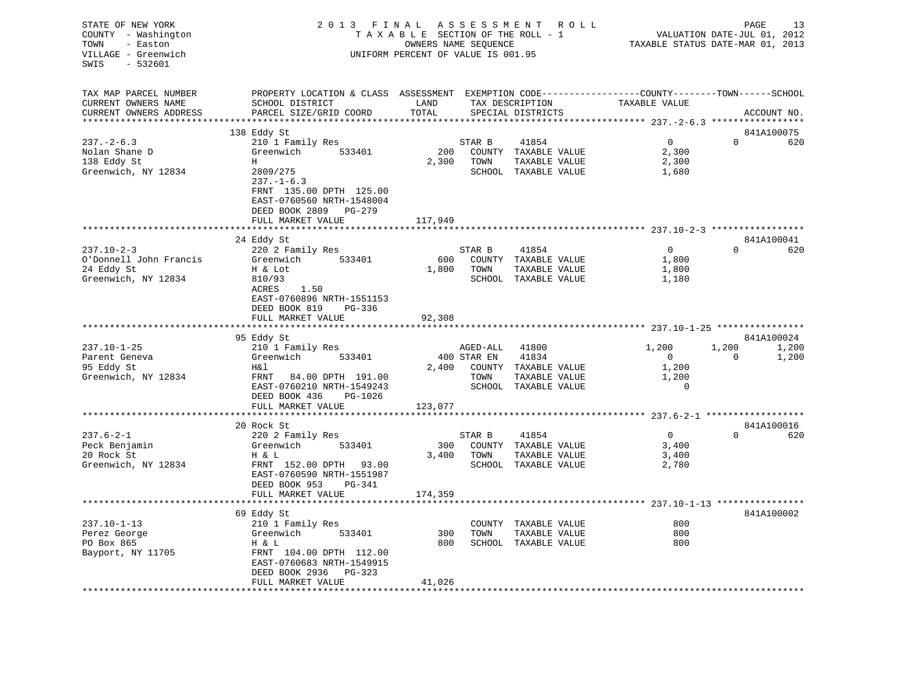STATE OF NEW YORK
COUNTY - Washington
TOWN - Easton
VILLAGE - Greenwich
SWIS - 532601

2013 FINAL ASSESSMENT ROLL
TAXABLE SECTION OF THE ROLL - 1
OWNERS NAME SEQUENCE
UNIFORM PERCENT OF VALUE IS 001.95

VALUATION DATE-JUL 01, 2012
TAXABLE STATUS DATE-MAR 01, 2013

| TAX MAP PARCEL NUMBER / CURRENT OWNERS NAME / CURRENT OWNERS ADDRESS | PROPERTY LOCATION & CLASS / SCHOOL DISTRICT / PARCEL SIZE/GRID COORD | ASSESSMENT LAND | TOTAL | EXEMPTION CODE / TAX DESCRIPTION / SPECIAL DISTRICTS | | COUNTY TAXABLE VALUE | TOWN | SCHOOL / ACCOUNT NO. |
|---|---|---|---|---|---|---|---|---|
| **237.-2-6.3** | 138 Eddy St | | | | | | | 841A100075 |
| 237.-2-6.3 | 210 1 Family Res | | | STAR B | 41854 | 0 | 0 | 620 |
| Nolan Shane D | Greenwich 533401 | 200 | | COUNTY TAXABLE VALUE | | 2,300 | | |
| 138 Eddy St | H | | 2,300 | TOWN TAXABLE VALUE | | 2,300 | | |
| Greenwich, NY 12834 | 2809/275 | | | SCHOOL TAXABLE VALUE | | 1,680 | | |
| | 237.-1-6.3 | | | | | | | |
| | FRNT 135.00 DPTH 125.00 | | | | | | | |
| | EAST-0760560 NRTH-1548004 | | | | | | | |
| | DEED BOOK 2809 PG-279 | | | | | | | |
| | FULL MARKET VALUE | | 117,949 | | | | | |
| **237.10-2-3** | 24 Eddy St | | | | | | | 841A100041 |
| 237.10-2-3 | 220 2 Family Res | | | STAR B | 41854 | 0 | 0 | 620 |
| O'Donnell John Francis | Greenwich 533401 | 600 | | COUNTY TAXABLE VALUE | | 1,800 | | |
| 24 Eddy St | H & Lot | | 1,800 | TOWN TAXABLE VALUE | | 1,800 | | |
| Greenwich, NY 12834 | 810/93 | | | SCHOOL TAXABLE VALUE | | 1,180 | | |
| | ACRES 1.50 | | | | | | | |
| | EAST-0760896 NRTH-1551153 | | | | | | | |
| | DEED BOOK 819 PG-336 | | | | | | | |
| | FULL MARKET VALUE | | 92,308 | | | | | |
| **237.10-1-25** | 95 Eddy St | | | | | | | 841A100024 |
| 237.10-1-25 | 210 1 Family Res | | | AGED-ALL | 41800 | 1,200 | 1,200 | 1,200 |
| Parent Geneva | Greenwich 533401 | 400 | | STAR EN | 41834 | 0 | 0 | 1,200 |
| 95 Eddy St | H&l | | 2,400 | COUNTY TAXABLE VALUE | | 1,200 | | |
| Greenwich, NY 12834 | FRNT 84.00 DPTH 191.00 | | | TOWN TAXABLE VALUE | | 1,200 | | |
| | EAST-0760210 NRTH-1549243 | | | SCHOOL TAXABLE VALUE | | 0 | | |
| | DEED BOOK 436 PG-1026 | | | | | | | |
| | FULL MARKET VALUE | | 123,077 | | | | | |
| **237.6-2-1** | 20 Rock St | | | | | | | 841A100016 |
| 237.6-2-1 | 220 2 Family Res | | | STAR B | 41854 | 0 | 0 | 620 |
| Peck Benjamin | Greenwich 533401 | 300 | | COUNTY TAXABLE VALUE | | 3,400 | | |
| 20 Rock St | H & L | | 3,400 | TOWN TAXABLE VALUE | | 3,400 | | |
| Greenwich, NY 12834 | FRNT 152.00 DPTH 93.00 | | | SCHOOL TAXABLE VALUE | | 2,780 | | |
| | EAST-0760590 NRTH-1551987 | | | | | | | |
| | DEED BOOK 953 PG-341 | | | | | | | |
| | FULL MARKET VALUE | | 174,359 | | | | | |
| **237.10-1-13** | 69 Eddy St | | | | | | | 841A100002 |
| 237.10-1-13 | 210 1 Family Res | | | COUNTY TAXABLE VALUE | | 800 | | |
| Perez George | Greenwich 533401 | 300 | | TOWN TAXABLE VALUE | | 800 | | |
| PO Box 865 | H & L | | 800 | SCHOOL TAXABLE VALUE | | 800 | | |
| Bayport, NY 11705 | FRNT 104.00 DPTH 112.00 | | | | | | | |
| | EAST-0760683 NRTH-1549915 | | | | | | | |
| | DEED BOOK 2936 PG-323 | | | | | | | |
| | FULL MARKET VALUE | | 41,026 | | | | | |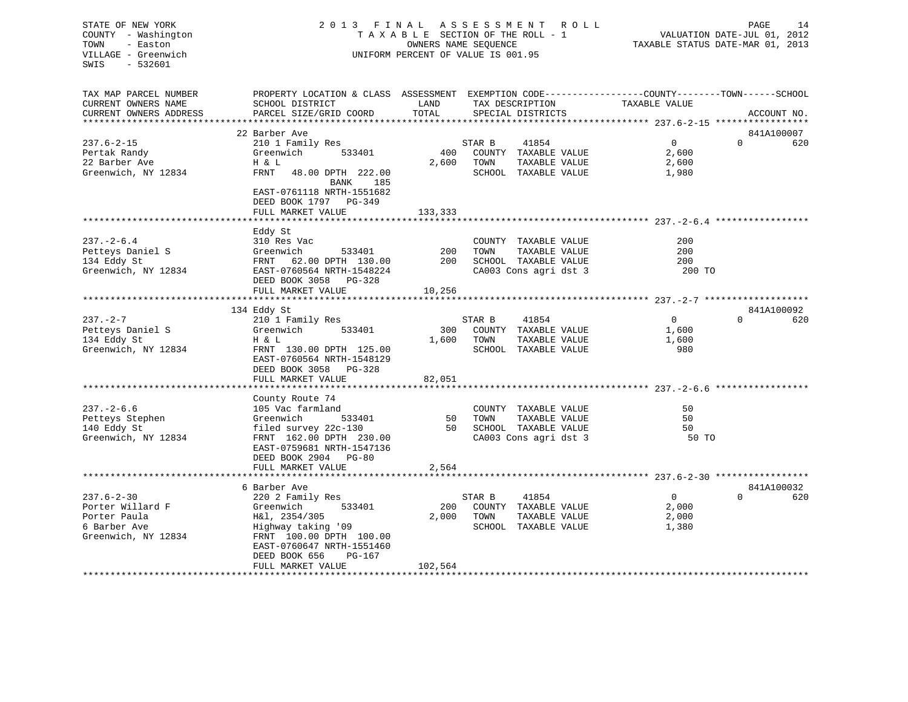STATE OF NEW YORK
COUNTY - Washington
TOWN - Easton
VILLAGE - Greenwich
SWIS - 532601

2013 FINAL ASSESSMENT ROLL
TAXABLE SECTION OF THE ROLL - 1
OWNERS NAME SEQUENCE
UNIFORM PERCENT OF VALUE IS 001.95

VALUATION DATE-JUL 01, 2012
TAXABLE STATUS DATE-MAR 01, 2013

| TAX MAP PARCEL NUMBER / CURRENT OWNERS NAME / CURRENT OWNERS ADDRESS | PROPERTY LOCATION & CLASS / SCHOOL DISTRICT / PARCEL SIZE/GRID COORD | ASSESSMENT LAND | TOTAL | EXEMPTION CODE / TAX DESCRIPTION / SPECIAL DISTRICTS | COUNTY TAXABLE VALUE | TOWN | SCHOOL | ACCOUNT NO. |
|---|---|---|---|---|---|---|---|---|
| **237.6-2-15** | 22 Barber Ave | | | | | | | 841A100007 |
| Pertak Randy | 210 1 Family Res | | | STAR B 41854 | 0 | 0 | 620 | |
| 22 Barber Ave | Greenwich 533401 | 400 | | COUNTY TAXABLE VALUE | 2,600 | | | |
| Greenwich, NY 12834 | H & L | | 2,600 | TOWN TAXABLE VALUE | 2,600 | | | |
| | FRNT 48.00 DPTH 222.00 BANK 185 | | | SCHOOL TAXABLE VALUE | 1,980 | | | |
| | EAST-0761118 NRTH-1551682 | | | | | | | |
| | DEED BOOK 1797 PG-349 | | | | | | | |
| | FULL MARKET VALUE | | 133,333 | | | | | |
| **237.-2-6.4** | Eddy St | | | | | | | |
| Petteys Daniel S | 310 Res Vac | | | COUNTY TAXABLE VALUE | 200 | | | |
| 134 Eddy St | Greenwich 533401 | 200 | | TOWN TAXABLE VALUE | 200 | | | |
| Greenwich, NY 12834 | FRNT 62.00 DPTH 130.00 | | 200 | SCHOOL TAXABLE VALUE | 200 | | | |
| | EAST-0760564 NRTH-1548224 | | | CA003 Cons agri dst 3 | 200 TO | | | |
| | DEED BOOK 3058 PG-328 | | | | | | | |
| | FULL MARKET VALUE | | 10,256 | | | | | |
| **237.-2-7** | 134 Eddy St | | | | | | | 841A100092 |
| Petteys Daniel S | 210 1 Family Res | | | STAR B 41854 | 0 | 0 | 620 | |
| 134 Eddy St | Greenwich 533401 | 300 | | COUNTY TAXABLE VALUE | 1,600 | | | |
| Greenwich, NY 12834 | H & L | | 1,600 | TOWN TAXABLE VALUE | 1,600 | | | |
| | FRNT 130.00 DPTH 125.00 | | | SCHOOL TAXABLE VALUE | 980 | | | |
| | EAST-0760564 NRTH-1548129 | | | | | | | |
| | DEED BOOK 3058 PG-328 | | | | | | | |
| | FULL MARKET VALUE | | 82,051 | | | | | |
| **237.-2-6.6** | County Route 74 | | | | | | | |
| Petteys Stephen | 105 Vac farmland | | | COUNTY TAXABLE VALUE | 50 | | | |
| 140 Eddy St | Greenwich 533401 | 50 | | TOWN TAXABLE VALUE | 50 | | | |
| Greenwich, NY 12834 | filed survey 22c-130 | | 50 | SCHOOL TAXABLE VALUE | 50 | | | |
| | FRNT 162.00 DPTH 230.00 | | | CA003 Cons agri dst 3 | 50 TO | | | |
| | EAST-0759681 NRTH-1547136 | | | | | | | |
| | DEED BOOK 2904 PG-80 | | | | | | | |
| | FULL MARKET VALUE | | 2,564 | | | | | |
| **237.6-2-30** | 6 Barber Ave | | | | | | | 841A100032 |
| Porter Willard F | 220 2 Family Res | | | STAR B 41854 | 0 | 0 | 620 | |
| Porter Paula | Greenwich 533401 | 200 | | COUNTY TAXABLE VALUE | 2,000 | | | |
| 6 Barber Ave | H&l, 2354/305 | | 2,000 | TOWN TAXABLE VALUE | 2,000 | | | |
| Greenwich, NY 12834 | Highway taking '09 | | | SCHOOL TAXABLE VALUE | 1,380 | | | |
| | FRNT 100.00 DPTH 100.00 | | | | | | | |
| | EAST-0760647 NRTH-1551460 | | | | | | | |
| | DEED BOOK 656 PG-167 | | | | | | | |
| | FULL MARKET VALUE | | 102,564 | | | | | |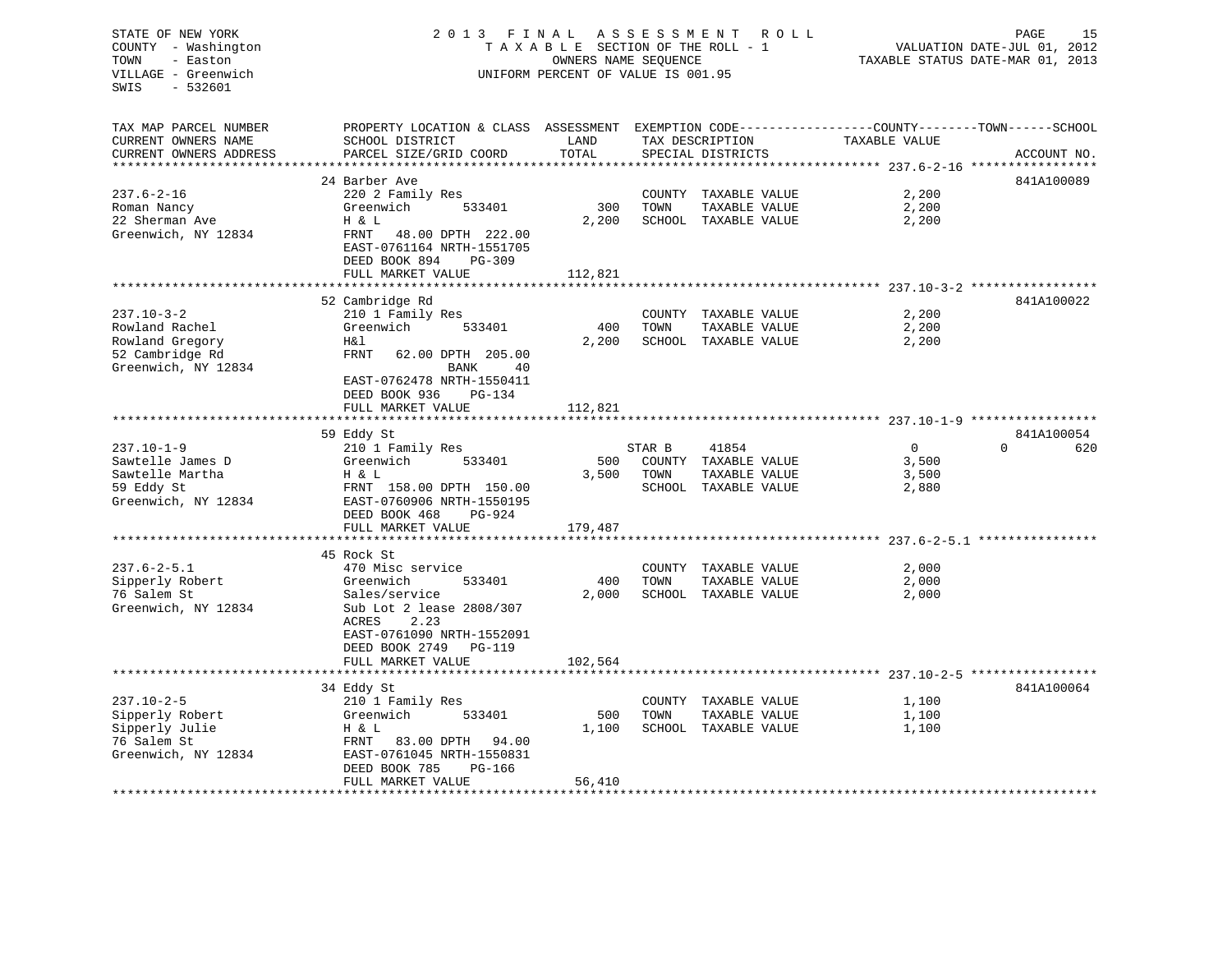STATE OF NEW YORK
COUNTY - Washington
TOWN - Easton
VILLAGE - Greenwich
SWIS - 532601

# 2013 FINAL ASSESSMENT ROLL

TAXABLE SECTION OF THE ROLL - 1
OWNERS NAME SEQUENCE
UNIFORM PERCENT OF VALUE IS 001.95

VALUATION DATE-JUL 01, 2012
TAXABLE STATUS DATE-MAR 01, 2013

| TAX MAP PARCEL NUMBER / CURRENT OWNERS NAME / CURRENT OWNERS ADDRESS | PROPERTY LOCATION & CLASS / SCHOOL DISTRICT / PARCEL SIZE/GRID COORD | ASSESSMENT LAND / TOTAL | EXEMPTION CODE / TAX DESCRIPTION / SPECIAL DISTRICTS | COUNTY / TOWN TAXABLE VALUE | SCHOOL / ACCOUNT NO. |
|---|---|---|---|---|---|
| **237.6-2-16** | 24 Barber Ave | | | | 841A100089 |
| 237.6-2-16 | 220 2 Family Res | | COUNTY TAXABLE VALUE | 2,200 | |
| Roman Nancy | Greenwich 533401 | 300 | TOWN TAXABLE VALUE | 2,200 | |
| 22 Sherman Ave | H & L | 2,200 | SCHOOL TAXABLE VALUE | 2,200 | |
| Greenwich, NY 12834 | FRNT 48.00 DPTH 222.00 | | | | |
| | EAST-0761164 NRTH-1551705 | | | | |
| | DEED BOOK 894 PG-309 | | | | |
| | FULL MARKET VALUE | 112,821 | | | |
| **237.10-3-2** | 52 Cambridge Rd | | | | 841A100022 |
| 237.10-3-2 | 210 1 Family Res | | COUNTY TAXABLE VALUE | 2,200 | |
| Rowland Rachel | Greenwich 533401 | 400 | TOWN TAXABLE VALUE | 2,200 | |
| Rowland Gregory | H&l | 2,200 | SCHOOL TAXABLE VALUE | 2,200 | |
| 52 Cambridge Rd | FRNT 62.00 DPTH 205.00 | | | | |
| Greenwich, NY 12834 | BANK 40 | | | | |
| | EAST-0762478 NRTH-1550411 | | | | |
| | DEED BOOK 936 PG-134 | | | | |
| | FULL MARKET VALUE | 112,821 | | | |
| **237.10-1-9** | 59 Eddy St | | | | 841A100054 |
| 237.10-1-9 | 210 1 Family Res | | STAR B 41854 | 0 | 0 620 |
| Sawtelle James D | Greenwich 533401 | 500 | COUNTY TAXABLE VALUE | 3,500 | |
| Sawtelle Martha | H & L | 3,500 | TOWN TAXABLE VALUE | 3,500 | |
| 59 Eddy St | FRNT 158.00 DPTH 150.00 | | SCHOOL TAXABLE VALUE | 2,880 | |
| Greenwich, NY 12834 | EAST-0760906 NRTH-1550195 | | | | |
| | DEED BOOK 468 PG-924 | | | | |
| | FULL MARKET VALUE | 179,487 | | | |
| **237.6-2-5.1** | 45 Rock St | | | | |
| 237.6-2-5.1 | 470 Misc service | | COUNTY TAXABLE VALUE | 2,000 | |
| Sipperly Robert | Greenwich 533401 | 400 | TOWN TAXABLE VALUE | 2,000 | |
| 76 Salem St | Sales/service | 2,000 | SCHOOL TAXABLE VALUE | 2,000 | |
| Greenwich, NY 12834 | Sub Lot 2 lease 2808/307 | | | | |
| | ACRES 2.23 | | | | |
| | EAST-0761090 NRTH-1552091 | | | | |
| | DEED BOOK 2749 PG-119 | | | | |
| | FULL MARKET VALUE | 102,564 | | | |
| **237.10-2-5** | 34 Eddy St | | | | 841A100064 |
| 237.10-2-5 | 210 1 Family Res | | COUNTY TAXABLE VALUE | 1,100 | |
| Sipperly Robert | Greenwich 533401 | 500 | TOWN TAXABLE VALUE | 1,100 | |
| Sipperly Julie | H & L | 1,100 | SCHOOL TAXABLE VALUE | 1,100 | |
| 76 Salem St | FRNT 83.00 DPTH 94.00 | | | | |
| Greenwich, NY 12834 | EAST-0761045 NRTH-1550831 | | | | |
| | DEED BOOK 785 PG-166 | | | | |
| | FULL MARKET VALUE | 56,410 | | | |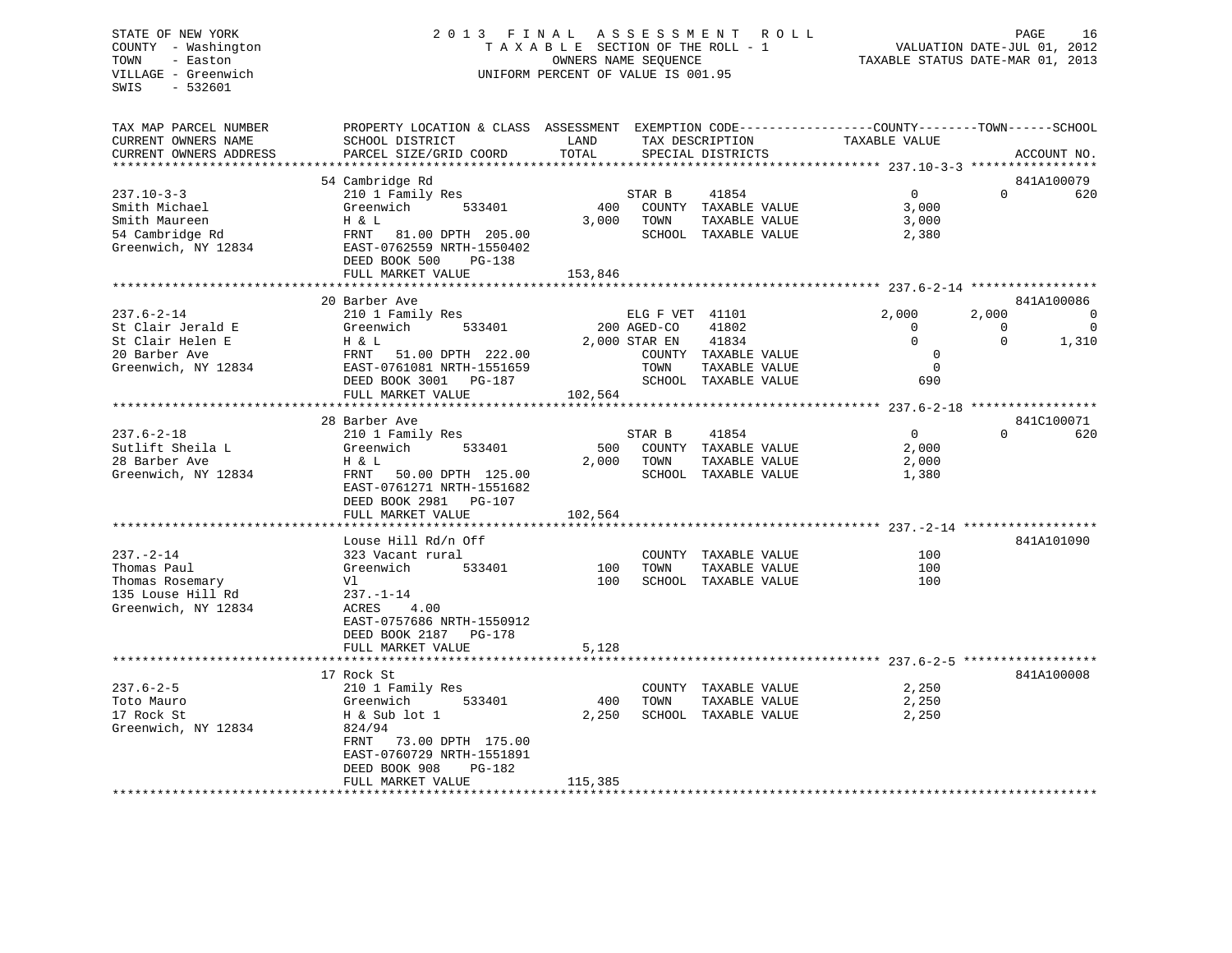STATE OF NEW YORK
COUNTY - Washington
TOWN - Easton
VILLAGE - Greenwich
SWIS - 532601

2013 FINAL ASSESSMENT ROLL
TAXABLE SECTION OF THE ROLL - 1
OWNERS NAME SEQUENCE
UNIFORM PERCENT OF VALUE IS 001.95

VALUATION DATE-JUL 01, 2012
TAXABLE STATUS DATE-MAR 01, 2013

```
TAX MAP PARCEL NUMBER      PROPERTY LOCATION & CLASS  ASSESSMENT  EXEMPTION CODE------------------COUNTY--------TOWN------SCHOOL
CURRENT OWNERS NAME        SCHOOL DISTRICT              LAND       TAX DESCRIPTION            TAXABLE VALUE
CURRENT OWNERS ADDRESS     PARCEL SIZE/GRID COORD       TOTAL      SPECIAL DISTRICTS                                   ACCOUNT NO.
******************************************************************************************************* 237.10-3-3 *****************
                           54 Cambridge Rd                                                                              841A100079
237.10-3-3                 210 1 Family Res                  STAR B     41854                0          0          620
Smith Michael              Greenwich       533401       400     COUNTY  TAXABLE VALUE        3,000
Smith Maureen              H & L                      3,000     TOWN    TAXABLE VALUE        3,000
54 Cambridge Rd            FRNT   81.00 DPTH 205.00             SCHOOL  TAXABLE VALUE        2,380
Greenwich, NY 12834        EAST-0762559 NRTH-1550402
                           DEED BOOK 500    PG-138
                           FULL MARKET VALUE          153,846
******************************************************************************************************* 237.6-2-14 *****************
                           20 Barber Ave                                                                                841A100086
237.6-2-14                 210 1 Family Res                  ELG F VET  41101            2,000      2,000            0
St Clair Jerald E          Greenwich       533401       200 AGED-CO     41802                0          0            0
St Clair Helen E           H & L                      2,000 STAR EN     41834                0          0        1,310
20 Barber Ave              FRNT   51.00 DPTH 222.00             COUNTY  TAXABLE VALUE            0
Greenwich, NY 12834        EAST-0761081 NRTH-1551659            TOWN    TAXABLE VALUE            0
                           DEED BOOK 3001   PG-187              SCHOOL  TAXABLE VALUE          690
                           FULL MARKET VALUE          102,564
******************************************************************************************************* 237.6-2-18 *****************
                           28 Barber Ave                                                                                841C100071
237.6-2-18                 210 1 Family Res                  STAR B     41854                0          0          620
Sutlift Sheila L           Greenwich       533401       500     COUNTY  TAXABLE VALUE        2,000
28 Barber Ave              H & L                      2,000     TOWN    TAXABLE VALUE        2,000
Greenwich, NY 12834        FRNT   50.00 DPTH 125.00             SCHOOL  TAXABLE VALUE        1,380
                           EAST-0761271 NRTH-1551682
                           DEED BOOK 2981   PG-107
                           FULL MARKET VALUE          102,564
******************************************************************************************************* 237.-2-14 ******************
                           Louse Hill Rd/n Off                                                                          841A101090
237.-2-14                  323 Vacant rural                     COUNTY  TAXABLE VALUE          100
Thomas Paul                Greenwich       533401       100     TOWN    TAXABLE VALUE          100
Thomas Rosemary            Vl                           100     SCHOOL  TAXABLE VALUE          100
135 Louse Hill Rd          237.-1-14
Greenwich, NY 12834        ACRES    4.00
                           EAST-0757686 NRTH-1550912
                           DEED BOOK 2187   PG-178
                           FULL MARKET VALUE            5,128
******************************************************************************************************* 237.6-2-5 ******************
                           17 Rock St                                                                                   841A100008
237.6-2-5                  210 1 Family Res                     COUNTY  TAXABLE VALUE        2,250
Toto Mauro                 Greenwich       533401       400     TOWN    TAXABLE VALUE        2,250
17 Rock St                 H & Sub lot 1              2,250     SCHOOL  TAXABLE VALUE        2,250
Greenwich, NY 12834        824/94
                           FRNT   73.00 DPTH 175.00
                           EAST-0760729 NRTH-1551891
                           DEED BOOK 908    PG-182
                           FULL MARKET VALUE          115,385
************************************************************************************************************************************
```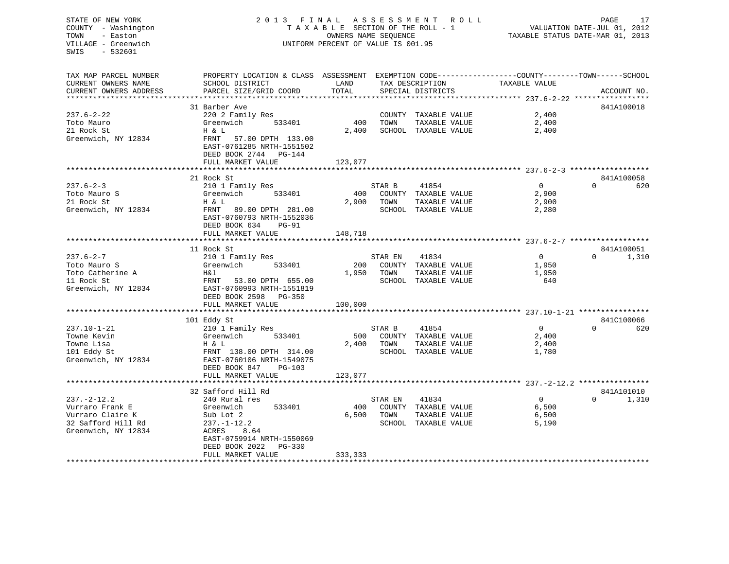STATE OF NEW YORK — 2013 FINAL ASSESSMENT ROLL
COUNTY - Washington — TAXABLE SECTION OF THE ROLL - 1 — VALUATION DATE-JUL 01, 2012
TOWN - Easton — OWNERS NAME SEQUENCE — TAXABLE STATUS DATE-MAR 01, 2013
VILLAGE - Greenwich — UNIFORM PERCENT OF VALUE IS 001.95
SWIS - 532601

| TAX MAP PARCEL NUMBER / CURRENT OWNERS NAME / CURRENT OWNERS ADDRESS | PROPERTY LOCATION & CLASS / SCHOOL DISTRICT / PARCEL SIZE/GRID COORD | ASSESSMENT LAND | TOTAL | EXEMPTION CODE / TAX DESCRIPTION / SPECIAL DISTRICTS | | COUNTY TAXABLE VALUE | TOWN | SCHOOL | ACCOUNT NO. |
|---|---|---|---|---|---|---|---|---|---|
| **237.6-2-22** | 31 Barber Ave | | | | | | | | 841A100018 |
| Toto Mauro | 220 2 Family Res | | | COUNTY | TAXABLE VALUE | 2,400 | | | |
| 21 Rock St | Greenwich 533401 | 400 | | TOWN | TAXABLE VALUE | 2,400 | | | |
| Greenwich, NY 12834 | H & L | | 2,400 | SCHOOL | TAXABLE VALUE | 2,400 | | | |
| | FRNT 57.00 DPTH 133.00 | | | | | | | | |
| | EAST-0761285 NRTH-1551502 | | | | | | | | |
| | DEED BOOK 2744 PG-144 | | | | | | | | |
| | FULL MARKET VALUE | | 123,077 | | | | | | |
| **237.6-2-3** | 21 Rock St | | | | | | | | 841A100058 |
| Toto Mauro S | 210 1 Family Res | | | STAR B | 41854 | 0 | 0 | 620 | |
| 21 Rock St | Greenwich 533401 | 400 | | COUNTY | TAXABLE VALUE | 2,900 | | | |
| Greenwich, NY 12834 | H & L | | 2,900 | TOWN | TAXABLE VALUE | 2,900 | | | |
| | FRNT 89.00 DPTH 281.00 | | | SCHOOL | TAXABLE VALUE | 2,280 | | | |
| | EAST-0760793 NRTH-1552036 | | | | | | | | |
| | DEED BOOK 634 PG-91 | | | | | | | | |
| | FULL MARKET VALUE | | 148,718 | | | | | | |
| **237.6-2-7** | 11 Rock St | | | | | | | | 841A100051 |
| Toto Mauro S | 210 1 Family Res | | | STAR EN | 41834 | 0 | 0 | 1,310 | |
| Toto Catherine A | Greenwich 533401 | 200 | | COUNTY | TAXABLE VALUE | 1,950 | | | |
| 11 Rock St | H&l | | 1,950 | TOWN | TAXABLE VALUE | 1,950 | | | |
| Greenwich, NY 12834 | FRNT 53.00 DPTH 655.00 | | | SCHOOL | TAXABLE VALUE | 640 | | | |
| | EAST-0760993 NRTH-1551819 | | | | | | | | |
| | DEED BOOK 2598 PG-350 | | | | | | | | |
| | FULL MARKET VALUE | | 100,000 | | | | | | |
| **237.10-1-21** | 101 Eddy St | | | | | | | | 841C100066 |
| Towne Kevin | 210 1 Family Res | | | STAR B | 41854 | 0 | 0 | 620 | |
| Towne Lisa | Greenwich 533401 | 500 | | COUNTY | TAXABLE VALUE | 2,400 | | | |
| 101 Eddy St | H & L | | 2,400 | TOWN | TAXABLE VALUE | 2,400 | | | |
| Greenwich, NY 12834 | FRNT 138.00 DPTH 314.00 | | | SCHOOL | TAXABLE VALUE | 1,780 | | | |
| | EAST-0760106 NRTH-1549075 | | | | | | | | |
| | DEED BOOK 847 PG-103 | | | | | | | | |
| | FULL MARKET VALUE | | 123,077 | | | | | | |
| **237.-2-12.2** | 32 Safford Hill Rd | | | | | | | | 841A101010 |
| Vurraro Frank E | 240 Rural res | | | STAR EN | 41834 | 0 | 0 | 1,310 | |
| Vurraro Claire K | Greenwich 533401 | 400 | | COUNTY | TAXABLE VALUE | 6,500 | | | |
| 32 Safford Hill Rd | Sub Lot 2 | | 6,500 | TOWN | TAXABLE VALUE | 6,500 | | | |
| Greenwich, NY 12834 | 237.-1-12.2 | | | SCHOOL | TAXABLE VALUE | 5,190 | | | |
| | ACRES 8.64 | | | | | | | | |
| | EAST-0759914 NRTH-1550069 | | | | | | | | |
| | DEED BOOK 2022 PG-330 | | | | | | | | |
| | FULL MARKET VALUE | | 333,333 | | | | | | |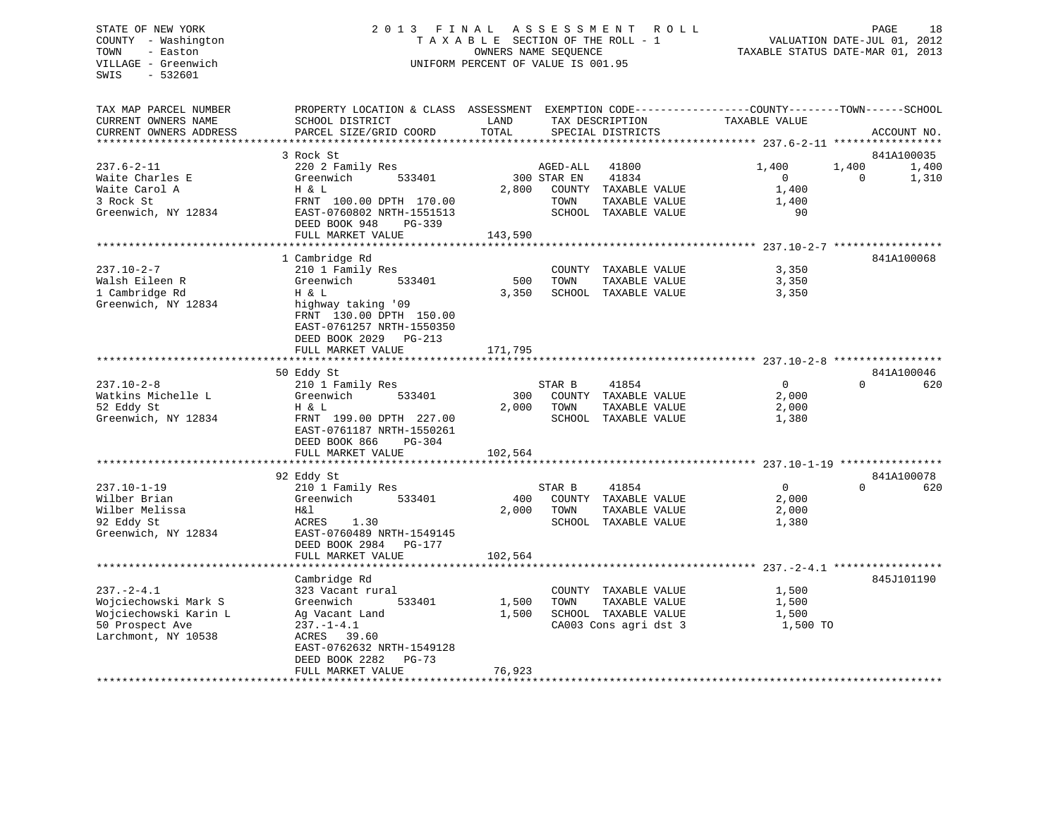STATE OF NEW YORK
COUNTY - Washington
TOWN - Easton
VILLAGE - Greenwich
SWIS - 532601

2013 FINAL ASSESSMENT ROLL
TAXABLE SECTION OF THE ROLL - 1
OWNERS NAME SEQUENCE
UNIFORM PERCENT OF VALUE IS 001.95

VALUATION DATE-JUL 01, 2012
TAXABLE STATUS DATE-MAR 01, 2013

```
TAX MAP PARCEL NUMBER          PROPERTY LOCATION & CLASS  ASSESSMENT  EXEMPTION CODE-----------------COUNTY--------TOWN------SCHOOL
CURRENT OWNERS NAME            SCHOOL DISTRICT               LAND      TAX DESCRIPTION            TAXABLE VALUE
CURRENT OWNERS ADDRESS         PARCEL SIZE/GRID COORD        TOTAL     SPECIAL DISTRICTS                                      ACCOUNT NO.
******************************************************************************************************* 237.6-2-11 *****************
                               3 Rock St                                                                                     841A100035
237.6-2-11                     220 2 Family Res                        AGED-ALL    41800              1,400        1,400        1,400
Waite Charles E                Greenwich          533401        300 STAR EN     41834                  0            0         1,310
Waite Carol A                  H & L                          2,800    COUNTY  TAXABLE VALUE          1,400
3 Rock St                      FRNT 100.00 DPTH 170.00                 TOWN    TAXABLE VALUE          1,400
Greenwich, NY 12834            EAST-0760802 NRTH-1551513               SCHOOL  TAXABLE VALUE             90
                               DEED BOOK 948     PG-339
                               FULL MARKET VALUE             143,590
******************************************************************************************************* 237.10-2-7 *****************
                               1 Cambridge Rd                                                                                841A100068
237.10-2-7                     210 1 Family Res                        COUNTY  TAXABLE VALUE          3,350
Walsh Eileen R                 Greenwich          533401        500    TOWN    TAXABLE VALUE          3,350
1 Cambridge Rd                 H & L                          3,350    SCHOOL  TAXABLE VALUE          3,350
Greenwich, NY 12834            highway taking '09
                               FRNT 130.00 DPTH 150.00
                               EAST-0761257 NRTH-1550350
                               DEED BOOK 2029   PG-213
                               FULL MARKET VALUE             171,795
******************************************************************************************************* 237.10-2-8 *****************
                               50 Eddy St                                                                                    841A100046
237.10-2-8                     210 1 Family Res                        STAR B      41854                  0            0           620
Watkins Michelle L             Greenwich          533401        300    COUNTY  TAXABLE VALUE          2,000
52 Eddy St                     H & L                          2,000    TOWN    TAXABLE VALUE          2,000
Greenwich, NY 12834            FRNT 199.00 DPTH 227.00                 SCHOOL  TAXABLE VALUE          1,380
                               EAST-0761187 NRTH-1550261
                               DEED BOOK 866     PG-304
                               FULL MARKET VALUE             102,564
******************************************************************************************************* 237.10-1-19 ****************
                               92 Eddy St                                                                                    841A100078
237.10-1-19                    210 1 Family Res                        STAR B      41854                  0            0           620
Wilber Brian                   Greenwich          533401        400    COUNTY  TAXABLE VALUE          2,000
Wilber Melissa                 H&l                            2,000    TOWN    TAXABLE VALUE          2,000
92 Eddy St                     ACRES    1.30                           SCHOOL  TAXABLE VALUE          1,380
Greenwich, NY 12834            EAST-0760489 NRTH-1549145
                               DEED BOOK 2984   PG-177
                               FULL MARKET VALUE             102,564
******************************************************************************************************* 237.-2-4.1 *****************
                               Cambridge Rd                                                                                  845J101190
237.-2-4.1                     323 Vacant rural                        COUNTY  TAXABLE VALUE          1,500
Wojciechowski Mark S           Greenwich          533401      1,500    TOWN    TAXABLE VALUE          1,500
Wojciechowski Karin L          Ag Vacant Land                 1,500    SCHOOL  TAXABLE VALUE          1,500
50 Prospect Ave                237.-1-4.1                              CA003 Cons agri dst 3           1,500 TO
Larchmont, NY 10538            ACRES   39.60
                               EAST-0762632 NRTH-1549128
                               DEED BOOK 2282   PG-73
                               FULL MARKET VALUE              76,923
************************************************************************************************************************************
```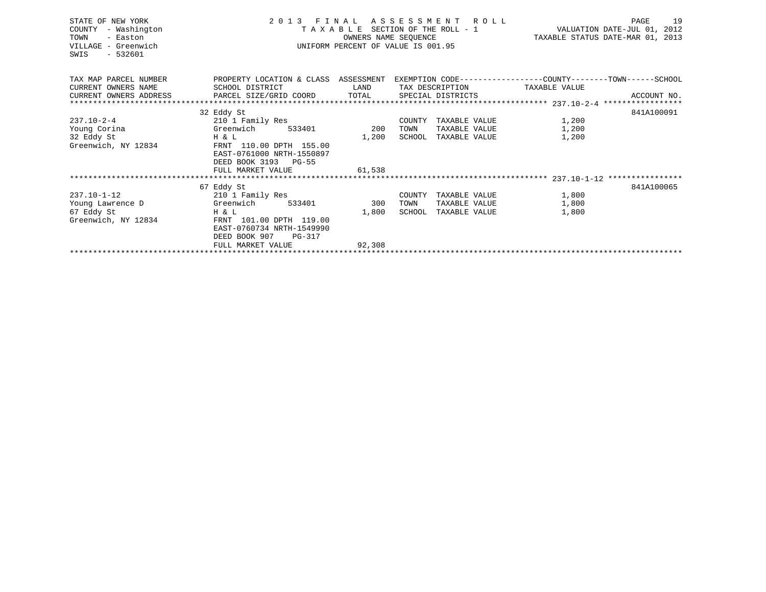STATE OF NEW YORK
COUNTY - Washington
TOWN - Easton
VILLAGE - Greenwich
SWIS - 532601

2 0 1 3 F I N A L A S S E S S M E N T R O L L
T A X A B L E SECTION OF THE ROLL - 1
OWNERS NAME SEQUENCE
UNIFORM PERCENT OF VALUE IS 001.95

VALUATION DATE-JUL 01, 2012
TAXABLE STATUS DATE-MAR 01, 2013

| TAX MAP PARCEL NUMBER / CURRENT OWNERS NAME / CURRENT OWNERS ADDRESS | PROPERTY LOCATION & CLASS / SCHOOL DISTRICT / PARCEL SIZE/GRID COORD | ASSESSMENT LAND / TOTAL | EXEMPTION CODE / TAX DESCRIPTION / SPECIAL DISTRICTS | COUNTY--------TOWN------SCHOOL TAXABLE VALUE | ACCOUNT NO. |
|---|---|---|---|---|---|
| 237.10-2-4 | 32 Eddy St | | | | 841A100091 |
| | 210 1 Family Res | | COUNTY TAXABLE VALUE | 1,200 | |
| Young Corina | Greenwich 533401 | 200 | TOWN TAXABLE VALUE | 1,200 | |
| 32 Eddy St | H & L | 1,200 | SCHOOL TAXABLE VALUE | 1,200 | |
| Greenwich, NY 12834 | FRNT 110.00 DPTH 155.00 | | | | |
| | EAST-0761000 NRTH-1550897 | | | | |
| | DEED BOOK 3193 PG-55 | | | | |
| | FULL MARKET VALUE | 61,538 | | | |
| 237.10-1-12 | 67 Eddy St | | | | 841A100065 |
| | 210 1 Family Res | | COUNTY TAXABLE VALUE | 1,800 | |
| Young Lawrence D | Greenwich 533401 | 300 | TOWN TAXABLE VALUE | 1,800 | |
| 67 Eddy St | H & L | 1,800 | SCHOOL TAXABLE VALUE | 1,800 | |
| Greenwich, NY 12834 | FRNT 101.00 DPTH 119.00 | | | | |
| | EAST-0760734 NRTH-1549990 | | | | |
| | DEED BOOK 907 PG-317 | | | | |
| | FULL MARKET VALUE | 92,308 | | | |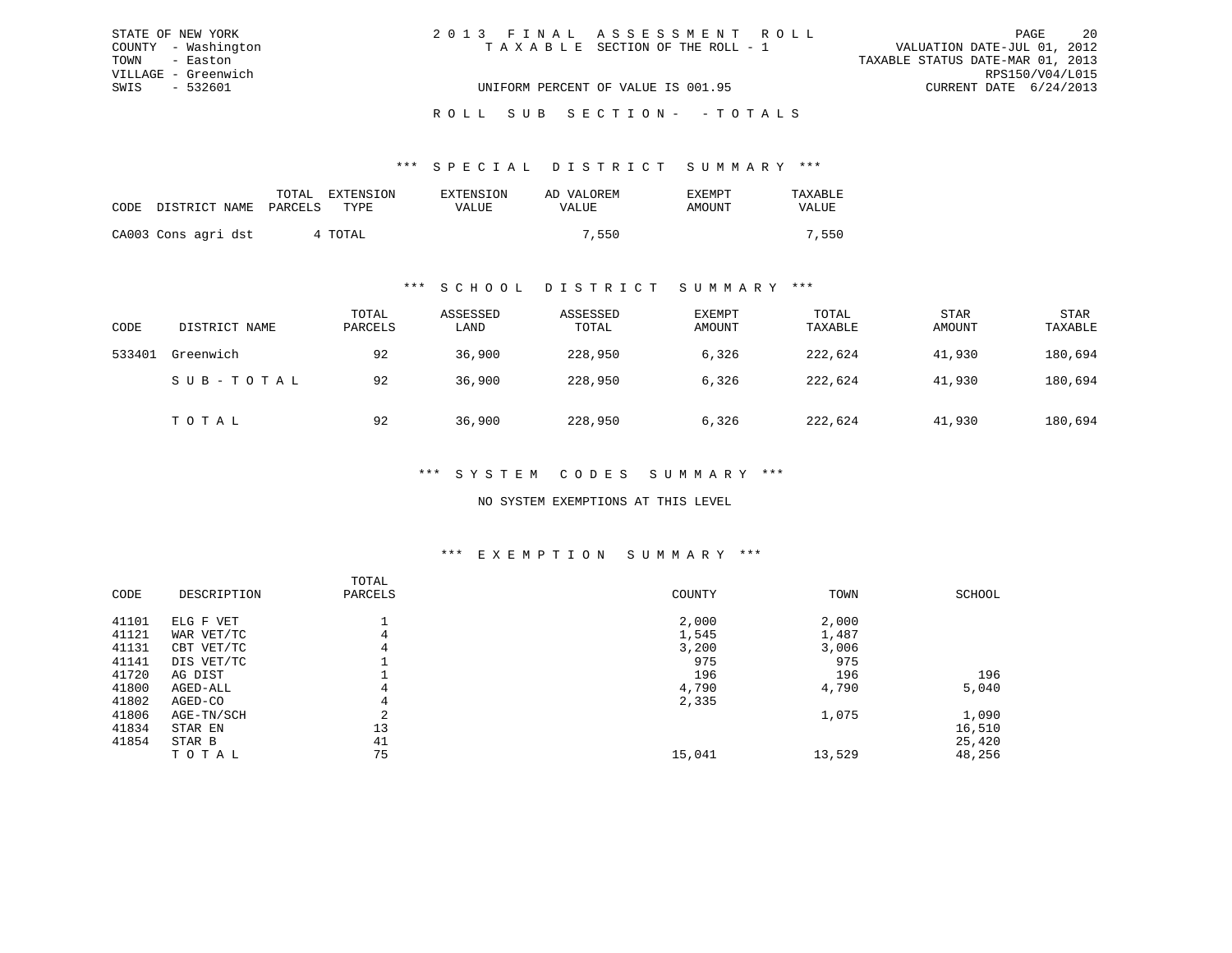STATE OF NEW YORK
COUNTY - Washington
TOWN - Easton
VILLAGE - Greenwich
SWIS - 532601

2013 FINAL ASSESSMENT ROLL
TAXABLE SECTION OF THE ROLL - 1

UNIFORM PERCENT OF VALUE IS 001.95

VALUATION DATE-JUL 01, 2012
TAXABLE STATUS DATE-MAR 01, 2013
RPS150/V04/L015
CURRENT DATE 6/24/2013

ROLL SUB SECTION- - TOTALS

*** SPECIAL DISTRICT SUMMARY ***

| CODE | DISTRICT NAME | TOTAL PARCELS | EXTENSION TYPE | EXTENSION VALUE | AD VALOREM VALUE | EXEMPT AMOUNT | TAXABLE VALUE |
|---|---|---|---|---|---|---|---|
| CA003 | Cons agri dst | 4 | TOTAL | | 7,550 | | 7,550 |

*** SCHOOL DISTRICT SUMMARY ***

| CODE | DISTRICT NAME | TOTAL PARCELS | ASSESSED LAND | ASSESSED TOTAL | EXEMPT AMOUNT | TOTAL TAXABLE | STAR AMOUNT | STAR TAXABLE |
|---|---|---|---|---|---|---|---|---|
| 533401 | Greenwich | 92 | 36,900 | 228,950 | 6,326 | 222,624 | 41,930 | 180,694 |
| | SUB-TOTAL | 92 | 36,900 | 228,950 | 6,326 | 222,624 | 41,930 | 180,694 |
| | TOTAL | 92 | 36,900 | 228,950 | 6,326 | 222,624 | 41,930 | 180,694 |

*** SYSTEM CODES SUMMARY ***

NO SYSTEM EXEMPTIONS AT THIS LEVEL

*** EXEMPTION SUMMARY ***

| CODE | DESCRIPTION | TOTAL PARCELS | COUNTY | TOWN | SCHOOL |
|---|---|---|---|---|---|
| 41101 | ELG F VET | 1 | 2,000 | 2,000 | |
| 41121 | WAR VET/TC | 4 | 1,545 | 1,487 | |
| 41131 | CBT VET/TC | 4 | 3,200 | 3,006 | |
| 41141 | DIS VET/TC | 1 | 975 | 975 | |
| 41720 | AG DIST | 1 | 196 | 196 | 196 |
| 41800 | AGED-ALL | 4 | 4,790 | 4,790 | 5,040 |
| 41802 | AGED-CO | 4 | 2,335 | | |
| 41806 | AGE-TN/SCH | 2 | | 1,075 | 1,090 |
| 41834 | STAR EN | 13 | | | 16,510 |
| 41854 | STAR B | 41 | | | 25,420 |
| | TOTAL | 75 | 15,041 | 13,529 | 48,256 |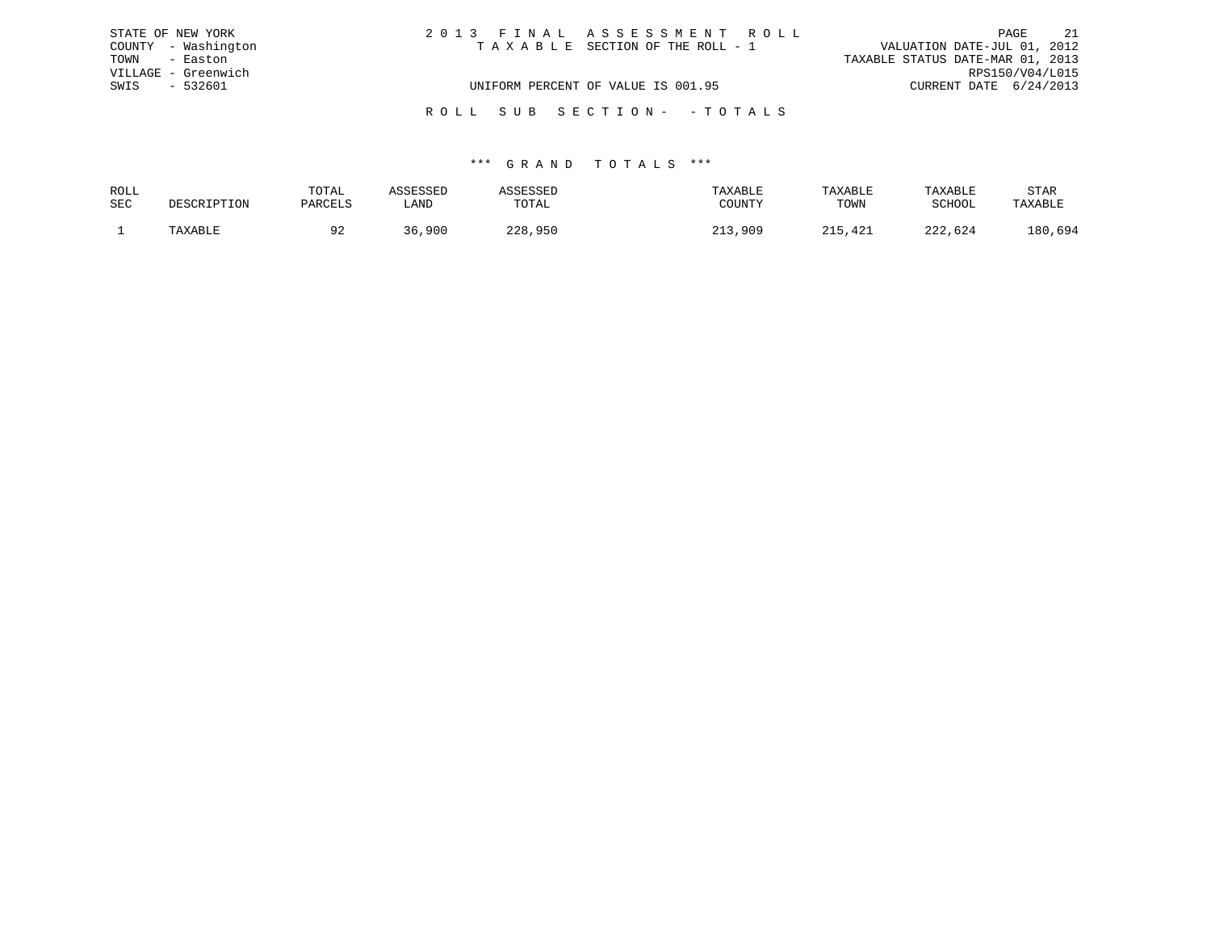STATE OF NEW YORK
COUNTY - Washington
TOWN - Easton
VILLAGE - Greenwich
SWIS - 532601

# 2013 FINAL ASSESSMENT ROLL

TAXABLE SECTION OF THE ROLL - 1

UNIFORM PERCENT OF VALUE IS 001.95

VALUATION DATE-JUL 01, 2012
TAXABLE STATUS DATE-MAR 01, 2013
RPS150/V04/L015
CURRENT DATE 6/24/2013

## ROLL SUB SECTION- - TOTALS

### *** GRAND TOTALS ***

| ROLL SEC | DESCRIPTION | TOTAL PARCELS | ASSESSED LAND | ASSESSED TOTAL | TAXABLE COUNTY | TAXABLE TOWN | TAXABLE SCHOOL | STAR TAXABLE |
|---|---|---|---|---|---|---|---|---|
| 1 | TAXABLE | 92 | 36,900 | 228,950 | 213,909 | 215,421 | 222,624 | 180,694 |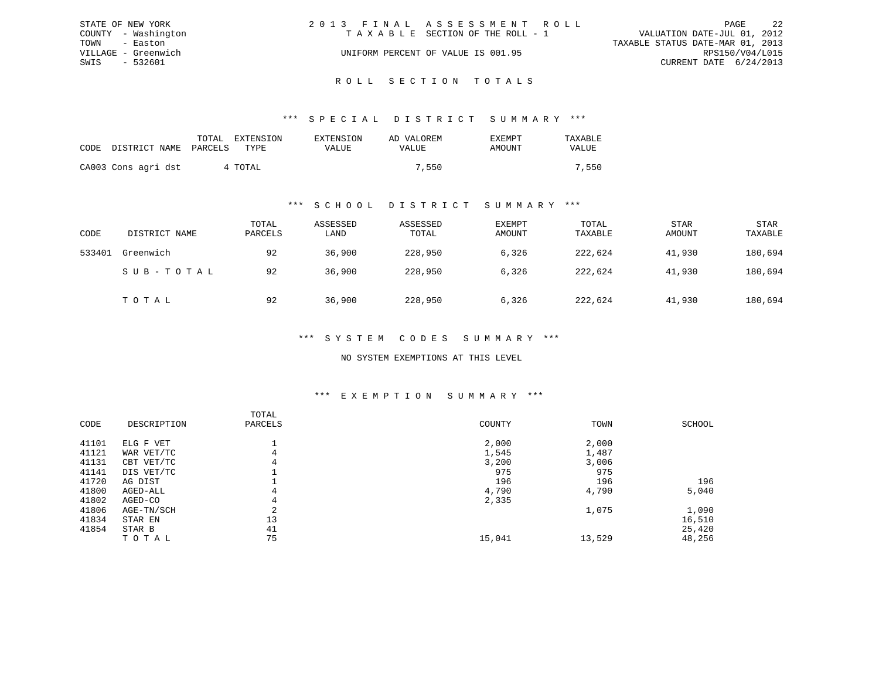STATE OF NEW YORK
COUNTY - Washington
TOWN - Easton
VILLAGE - Greenwich
SWIS - 532601

2 0 1 3 F I N A L A S S E S S M E N T R O L L
T A X A B L E SECTION OF THE ROLL - 1

UNIFORM PERCENT OF VALUE IS 001.95

VALUATION DATE-JUL 01, 2012
TAXABLE STATUS DATE-MAR 01, 2013
RPS150/V04/L015
CURRENT DATE 6/24/2013

# R O L L S E C T I O N T O T A L S

## *** S P E C I A L D I S T R I C T S U M M A R Y ***

| CODE | DISTRICT NAME | TOTAL PARCELS | EXTENSION TYPE | EXTENSION VALUE | AD VALOREM VALUE | EXEMPT AMOUNT | TAXABLE VALUE |
|---|---|---|---|---|---|---|---|
| CA003 | Cons agri dst | 4 | TOTAL | | 7,550 | | 7,550 |

## *** S C H O O L D I S T R I C T S U M M A R Y ***

| CODE | DISTRICT NAME | TOTAL PARCELS | ASSESSED LAND | ASSESSED TOTAL | EXEMPT AMOUNT | TOTAL TAXABLE | STAR AMOUNT | STAR TAXABLE |
|---|---|---|---|---|---|---|---|---|
| 533401 | Greenwich | 92 | 36,900 | 228,950 | 6,326 | 222,624 | 41,930 | 180,694 |
| | S U B - T O T A L | 92 | 36,900 | 228,950 | 6,326 | 222,624 | 41,930 | 180,694 |
| | T O T A L | 92 | 36,900 | 228,950 | 6,326 | 222,624 | 41,930 | 180,694 |

## *** S Y S T E M C O D E S S U M M A R Y ***

NO SYSTEM EXEMPTIONS AT THIS LEVEL

## *** E X E M P T I O N S U M M A R Y ***

| CODE | DESCRIPTION | TOTAL PARCELS | COUNTY | TOWN | SCHOOL |
|---|---|---|---|---|---|
| 41101 | ELG F VET | 1 | 2,000 | 2,000 | |
| 41121 | WAR VET/TC | 4 | 1,545 | 1,487 | |
| 41131 | CBT VET/TC | 4 | 3,200 | 3,006 | |
| 41141 | DIS VET/TC | 1 | 975 | 975 | |
| 41720 | AG DIST | 1 | 196 | 196 | 196 |
| 41800 | AGED-ALL | 4 | 4,790 | 4,790 | 5,040 |
| 41802 | AGED-CO | 4 | 2,335 | | |
| 41806 | AGE-TN/SCH | 2 | | 1,075 | 1,090 |
| 41834 | STAR EN | 13 | | | 16,510 |
| 41854 | STAR B | 41 | | | 25,420 |
| | T O T A L | 75 | 15,041 | 13,529 | 48,256 |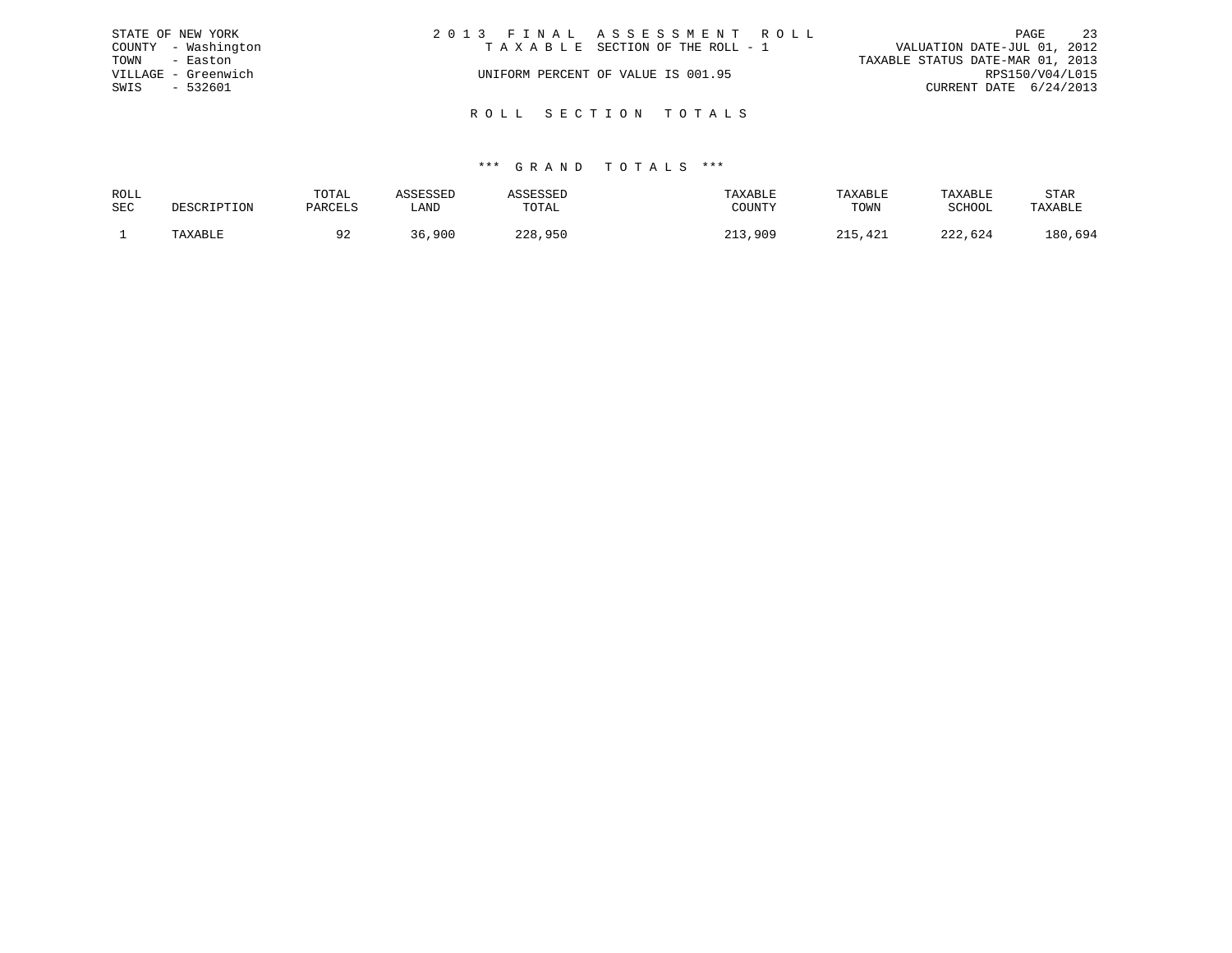STATE OF NEW YORK
COUNTY - Washington
TOWN - Easton
VILLAGE - Greenwich
SWIS - 532601

2 0 1 3 F I N A L A S S E S S M E N T R O L L
T A X A B L E SECTION OF THE ROLL - 1
UNIFORM PERCENT OF VALUE IS 001.95

VALUATION DATE-JUL 01, 2012
TAXABLE STATUS DATE-MAR 01, 2013
RPS150/V04/L015
CURRENT DATE 6/24/2013

## R O L L S E C T I O N T O T A L S

### *** G R A N D T O T A L S ***

| ROLL SEC | DESCRIPTION | TOTAL PARCELS | ASSESSED LAND | ASSESSED TOTAL | TAXABLE COUNTY | TAXABLE TOWN | TAXABLE SCHOOL | STAR TAXABLE |
|---|---|---|---|---|---|---|---|---|
| 1 | TAXABLE | 92 | 36,900 | 228,950 | 213,909 | 215,421 | 222,624 | 180,694 |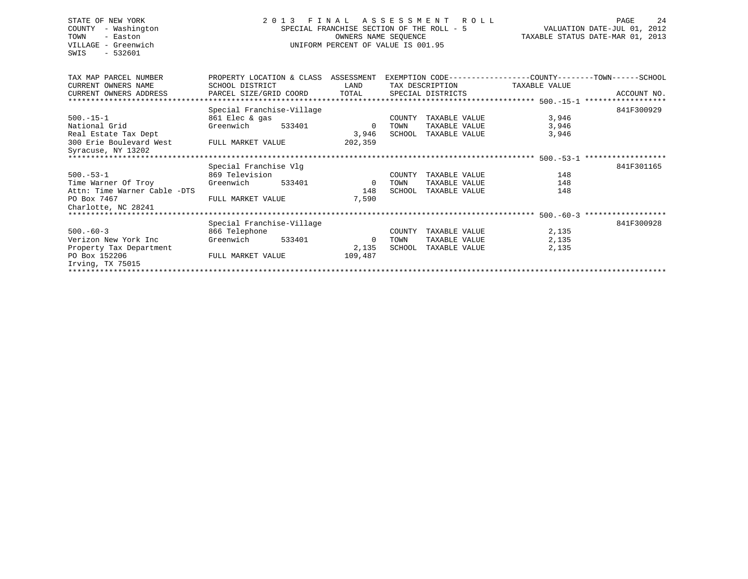STATE OF NEW YORK
COUNTY - Washington
TOWN - Easton
VILLAGE - Greenwich
SWIS - 532601

# 2013 FINAL ASSESSMENT ROLL

SPECIAL FRANCHISE SECTION OF THE ROLL - 5
OWNERS NAME SEQUENCE
UNIFORM PERCENT OF VALUE IS 001.95

VALUATION DATE-JUL 01, 2012
TAXABLE STATUS DATE-MAR 01, 2013

| TAX MAP PARCEL NUMBER / CURRENT OWNERS NAME / CURRENT OWNERS ADDRESS | PROPERTY LOCATION & CLASS / SCHOOL DISTRICT / PARCEL SIZE/GRID COORD | ASSESSMENT LAND / TOTAL | EXEMPTION CODE / TAX DESCRIPTION / SPECIAL DISTRICTS | COUNTY / TOWN / SCHOOL TAXABLE VALUE | ACCOUNT NO. |
|---|---|---|---|---|---|
| 500.-15-1 | Special Franchise-Village | | | | 841F300929 |
| 500.-15-1 | 861 Elec & gas | | COUNTY TAXABLE VALUE | 3,946 | |
| National Grid | Greenwich 533401 | 0 | TOWN TAXABLE VALUE | 3,946 | |
| Real Estate Tax Dept | | 3,946 | SCHOOL TAXABLE VALUE | 3,946 | |
| 300 Erie Boulevard West | FULL MARKET VALUE | 202,359 | | | |
| Syracuse, NY 13202 | | | | | |
| 500.-53-1 | Special Franchise Vlg | | | | 841F301165 |
| 500.-53-1 | 869 Television | | COUNTY TAXABLE VALUE | 148 | |
| Time Warner Of Troy | Greenwich 533401 | 0 | TOWN TAXABLE VALUE | 148 | |
| Attn: Time Warner Cable -DTS | | 148 | SCHOOL TAXABLE VALUE | 148 | |
| PO Box 7467 | FULL MARKET VALUE | 7,590 | | | |
| Charlotte, NC 28241 | | | | | |
| 500.-60-3 | Special Franchise-Village | | | | 841F300928 |
| 500.-60-3 | 866 Telephone | | COUNTY TAXABLE VALUE | 2,135 | |
| Verizon New York Inc | Greenwich 533401 | 0 | TOWN TAXABLE VALUE | 2,135 | |
| Property Tax Department | | 2,135 | SCHOOL TAXABLE VALUE | 2,135 | |
| PO Box 152206 | FULL MARKET VALUE | 109,487 | | | |
| Irving, TX 75015 | | | | | |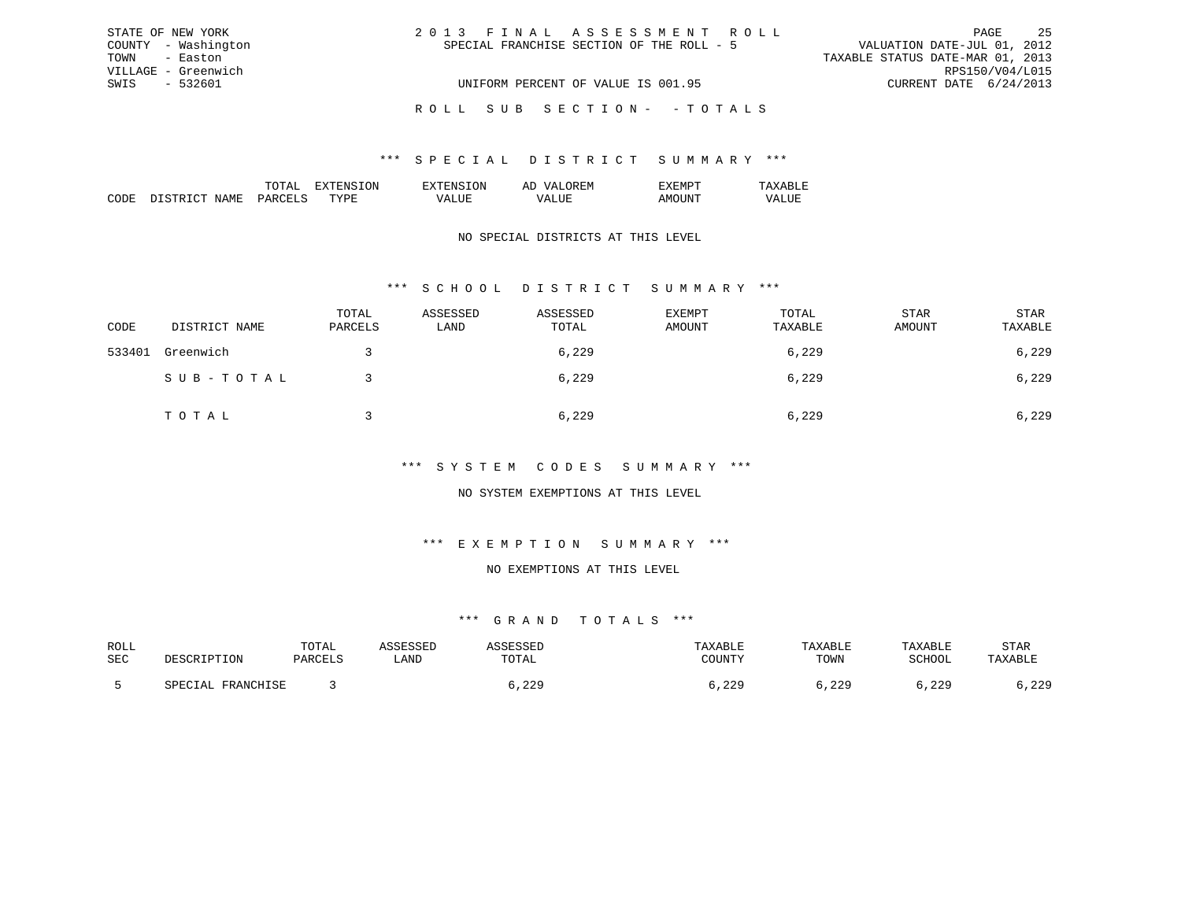STATE OF NEW YORK
COUNTY - Washington
TOWN - Easton
VILLAGE - Greenwich
SWIS - 532601

# 2013 FINAL ASSESSMENT ROLL

SPECIAL FRANCHISE SECTION OF THE ROLL - 5

UNIFORM PERCENT OF VALUE IS 001.95

VALUATION DATE-JUL 01, 2012
TAXABLE STATUS DATE-MAR 01, 2013
RPS150/V04/L015
CURRENT DATE 6/24/2013

## ROLL SUB SECTION- - TOTALS

### *** SPECIAL DISTRICT SUMMARY ***

| CODE | DISTRICT NAME | TOTAL PARCELS | EXTENSION TYPE | EXTENSION VALUE | AD VALOREM VALUE | EXEMPT AMOUNT | TAXABLE VALUE |
|---|---|---|---|---|---|---|---|

NO SPECIAL DISTRICTS AT THIS LEVEL

### *** SCHOOL DISTRICT SUMMARY ***

| CODE | DISTRICT NAME | TOTAL PARCELS | ASSESSED LAND | ASSESSED TOTAL | EXEMPT AMOUNT | TOTAL TAXABLE | STAR AMOUNT | STAR TAXABLE |
|---|---|---|---|---|---|---|---|---|
| 533401 | Greenwich | 3 | | 6,229 | | 6,229 | | 6,229 |
| | SUB-TOTAL | 3 | | 6,229 | | 6,229 | | 6,229 |
| | TOTAL | 3 | | 6,229 | | 6,229 | | 6,229 |

### *** SYSTEM CODES SUMMARY ***

NO SYSTEM EXEMPTIONS AT THIS LEVEL

### *** EXEMPTION SUMMARY ***

NO EXEMPTIONS AT THIS LEVEL

### *** GRAND TOTALS ***

| ROLL SEC | DESCRIPTION | TOTAL PARCELS | ASSESSED LAND | ASSESSED TOTAL | TAXABLE COUNTY | TAXABLE TOWN | TAXABLE SCHOOL | STAR TAXABLE |
|---|---|---|---|---|---|---|---|---|
| 5 | SPECIAL FRANCHISE | 3 | | 6,229 | 6,229 | 6,229 | 6,229 | 6,229 |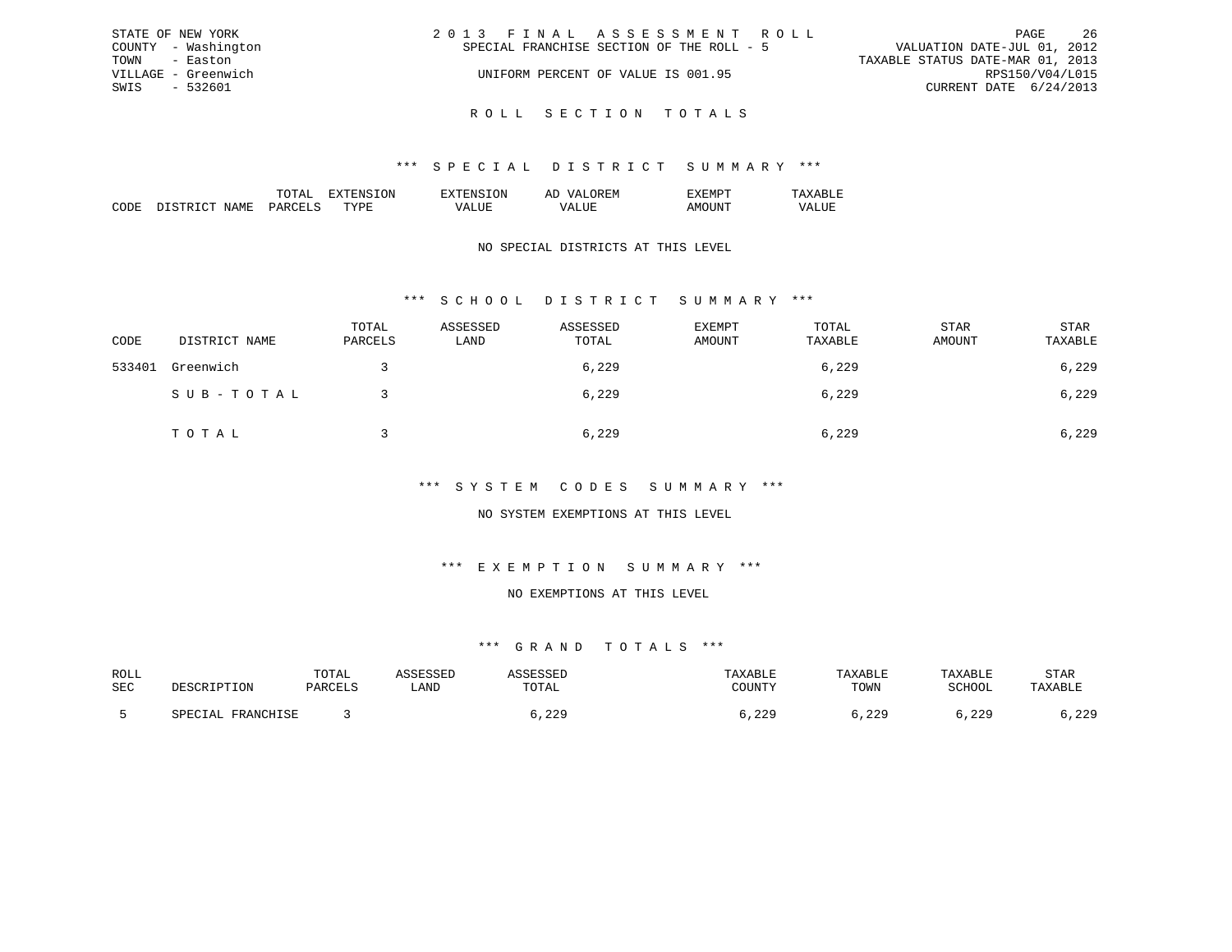STATE OF NEW YORK
COUNTY - Washington
TOWN - Easton
VILLAGE - Greenwich
SWIS - 532601

2013 FINAL ASSESSMENT ROLL
SPECIAL FRANCHISE SECTION OF THE ROLL - 5

UNIFORM PERCENT OF VALUE IS 001.95

VALUATION DATE-JUL 01, 2012
TAXABLE STATUS DATE-MAR 01, 2013
RPS150/V04/L015
CURRENT DATE 6/24/2013

# ROLL SECTION TOTALS

## *** SPECIAL DISTRICT SUMMARY ***

| CODE | DISTRICT NAME | TOTAL PARCELS | EXTENSION TYPE | EXTENSION VALUE | AD VALOREM VALUE | EXEMPT AMOUNT | TAXABLE VALUE |
|---|---|---|---|---|---|---|---|

NO SPECIAL DISTRICTS AT THIS LEVEL

## *** SCHOOL DISTRICT SUMMARY ***

| CODE | DISTRICT NAME | TOTAL PARCELS | ASSESSED LAND | ASSESSED TOTAL | EXEMPT AMOUNT | TOTAL TAXABLE | STAR AMOUNT | STAR TAXABLE |
|---|---|---|---|---|---|---|---|---|
| 533401 | Greenwich | 3 | | 6,229 | | 6,229 | | 6,229 |
| | SUB-TOTAL | 3 | | 6,229 | | 6,229 | | 6,229 |
| | TOTAL | 3 | | 6,229 | | 6,229 | | 6,229 |

## *** SYSTEM CODES SUMMARY ***

NO SYSTEM EXEMPTIONS AT THIS LEVEL

## *** EXEMPTION SUMMARY ***

NO EXEMPTIONS AT THIS LEVEL

## *** GRAND TOTALS ***

| ROLL SEC | DESCRIPTION | TOTAL PARCELS | ASSESSED LAND | ASSESSED TOTAL | TAXABLE COUNTY | TAXABLE TOWN | TAXABLE SCHOOL | STAR TAXABLE |
|---|---|---|---|---|---|---|---|---|
| 5 | SPECIAL FRANCHISE | 3 | | 6,229 | 6,229 | 6,229 | 6,229 | 6,229 |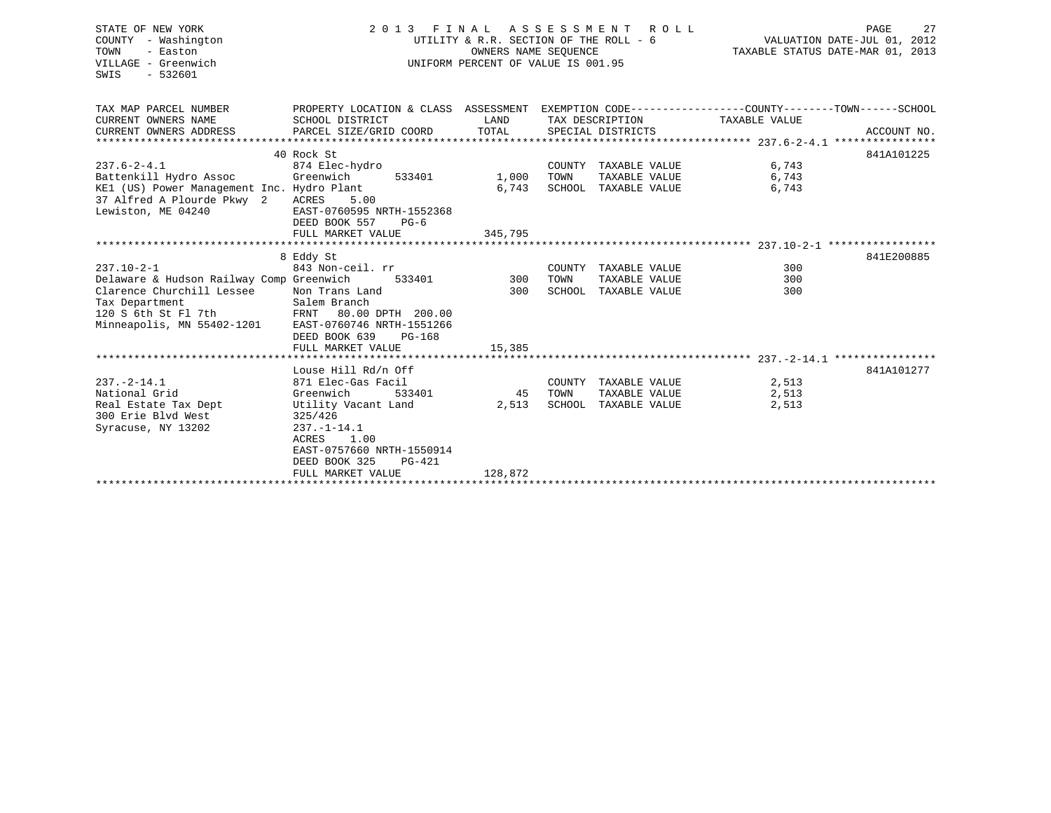STATE OF NEW YORK
COUNTY - Washington
TOWN - Easton
VILLAGE - Greenwich
SWIS - 532601

2 0 1 3 F I N A L A S S E S S M E N T R O L L
UTILITY & R.R. SECTION OF THE ROLL - 6
OWNERS NAME SEQUENCE
UNIFORM PERCENT OF VALUE IS 001.95

VALUATION DATE-JUL 01, 2012
TAXABLE STATUS DATE-MAR 01, 2013

| TAX MAP PARCEL NUMBER / CURRENT OWNERS NAME / CURRENT OWNERS ADDRESS | PROPERTY LOCATION & CLASS / SCHOOL DISTRICT / PARCEL SIZE/GRID COORD | ASSESSMENT LAND | TOTAL | EXEMPTION CODE / TAX DESCRIPTION / SPECIAL DISTRICTS | TAXABLE VALUE (COUNTY / TOWN / SCHOOL) | ACCOUNT NO. |
|---|---|---|---|---|---|---|
| 237.6-2-4.1 | 40 Rock St | | | | | 841A101225 |
| 237.6-2-4.1 | 874 Elec-hydro | | | COUNTY TAXABLE VALUE | 6,743 | |
| Battenkill Hydro Assoc | Greenwich 533401 | 1,000 | | TOWN TAXABLE VALUE | 6,743 | |
| KE1 (US) Power Management Inc. | Hydro Plant | | 6,743 | SCHOOL TAXABLE VALUE | 6,743 | |
| 37 Alfred A Plourde Pkwy 2 | ACRES 5.00 | | | | | |
| Lewiston, ME 04240 | EAST-0760595 NRTH-1552368 | | | | | |
| | DEED BOOK 557 PG-6 | | | | | |
| | FULL MARKET VALUE | | 345,795 | | | |
| 237.10-2-1 | 8 Eddy St | | | | | 841E200885 |
| 237.10-2-1 | 843 Non-ceil. rr | | | COUNTY TAXABLE VALUE | 300 | |
| Delaware & Hudson Railway Comp | Greenwich 533401 | 300 | | TOWN TAXABLE VALUE | 300 | |
| Clarence Churchill Lessee | Non Trans Land | | 300 | SCHOOL TAXABLE VALUE | 300 | |
| Tax Department | Salem Branch | | | | | |
| 120 S 6th St Fl 7th | FRNT 80.00 DPTH 200.00 | | | | | |
| Minneapolis, MN 55402-1201 | EAST-0760746 NRTH-1551266 | | | | | |
| | DEED BOOK 639 PG-168 | | | | | |
| | FULL MARKET VALUE | | 15,385 | | | |
| 237.-2-14.1 | Louse Hill Rd/n Off | | | | | 841A101277 |
| 237.-2-14.1 | 871 Elec-Gas Facil | | | COUNTY TAXABLE VALUE | 2,513 | |
| National Grid | Greenwich 533401 | 45 | | TOWN TAXABLE VALUE | 2,513 | |
| Real Estate Tax Dept | Utility Vacant Land | | 2,513 | SCHOOL TAXABLE VALUE | 2,513 | |
| 300 Erie Blvd West | 325/426 | | | | | |
| Syracuse, NY 13202 | 237.-1-14.1 | | | | | |
| | ACRES 1.00 | | | | | |
| | EAST-0757660 NRTH-1550914 | | | | | |
| | DEED BOOK 325 PG-421 | | | | | |
| | FULL MARKET VALUE | | 128,872 | | | |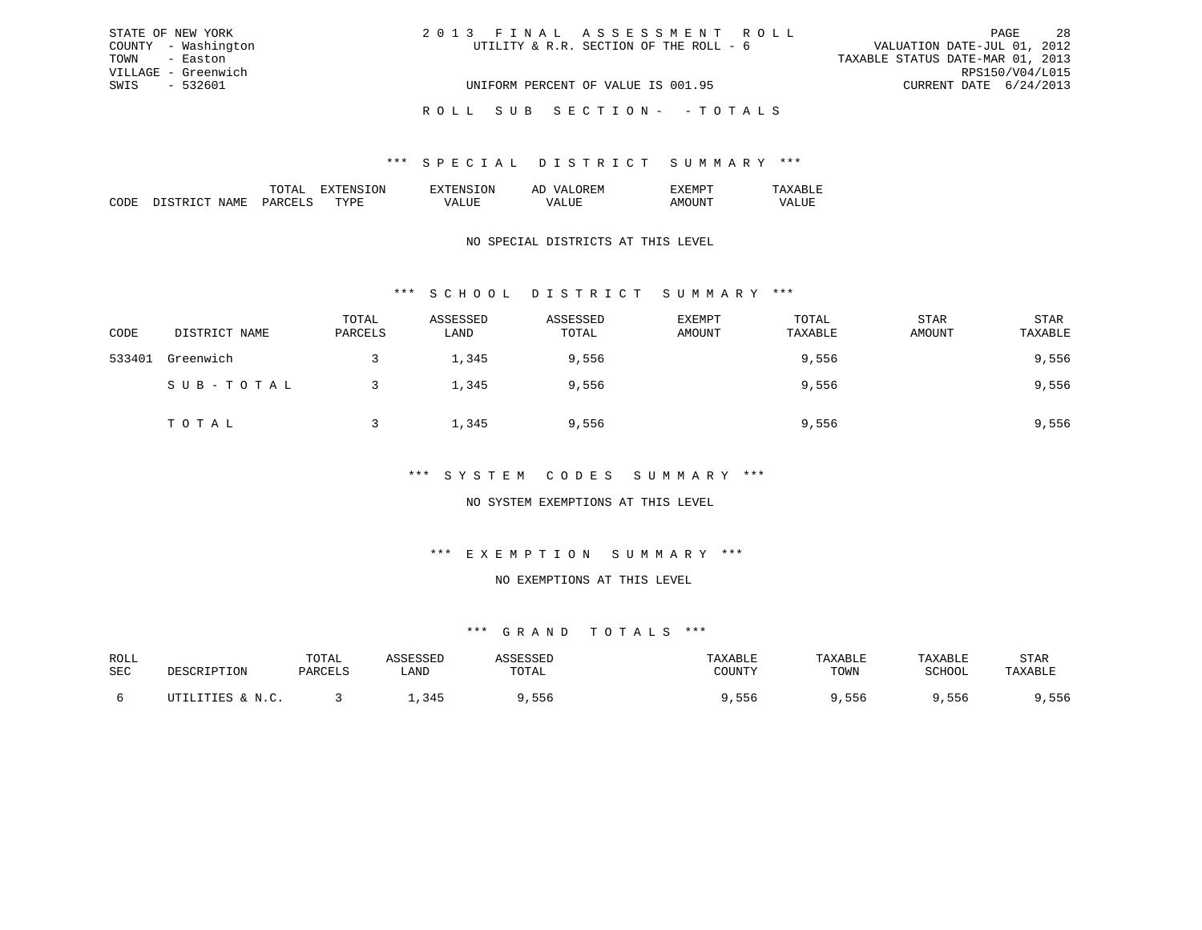STATE OF NEW YORK
COUNTY - Washington
TOWN - Easton
VILLAGE - Greenwich
SWIS - 532601

2 0 1 3 F I N A L A S S E S S M E N T R O L L
UTILITY & R.R. SECTION OF THE ROLL - 6
UNIFORM PERCENT OF VALUE IS 001.95

VALUATION DATE-JUL 01, 2012
TAXABLE STATUS DATE-MAR 01, 2013
RPS150/V04/L015
CURRENT DATE 6/24/2013

R O L L S U B S E C T I O N - - T O T A L S

### *** S P E C I A L D I S T R I C T S U M M A R Y ***

| CODE | DISTRICT NAME | TOTAL PARCELS | EXTENSION TYPE | EXTENSION VALUE | AD VALOREM VALUE | EXEMPT AMOUNT | TAXABLE VALUE |
|---|---|---|---|---|---|---|---|

NO SPECIAL DISTRICTS AT THIS LEVEL

### *** S C H O O L D I S T R I C T S U M M A R Y ***

| CODE | DISTRICT NAME | TOTAL PARCELS | ASSESSED LAND | ASSESSED TOTAL | EXEMPT AMOUNT | TOTAL TAXABLE | STAR AMOUNT | STAR TAXABLE |
|---|---|---|---|---|---|---|---|---|
| 533401 | Greenwich | 3 | 1,345 | 9,556 | | 9,556 | | 9,556 |
| | S U B - T O T A L | 3 | 1,345 | 9,556 | | 9,556 | | 9,556 |
| | T O T A L | 3 | 1,345 | 9,556 | | 9,556 | | 9,556 |

### *** S Y S T E M C O D E S S U M M A R Y ***

NO SYSTEM EXEMPTIONS AT THIS LEVEL

### *** E X E M P T I O N S U M M A R Y ***

NO EXEMPTIONS AT THIS LEVEL

### *** G R A N D T O T A L S ***

| ROLL SEC | DESCRIPTION | TOTAL PARCELS | ASSESSED LAND | ASSESSED TOTAL | TAXABLE COUNTY | TAXABLE TOWN | TAXABLE SCHOOL | STAR TAXABLE |
|---|---|---|---|---|---|---|---|---|
| 6 | UTILITIES & N.C. | 3 | 1,345 | 9,556 | 9,556 | 9,556 | 9,556 | 9,556 |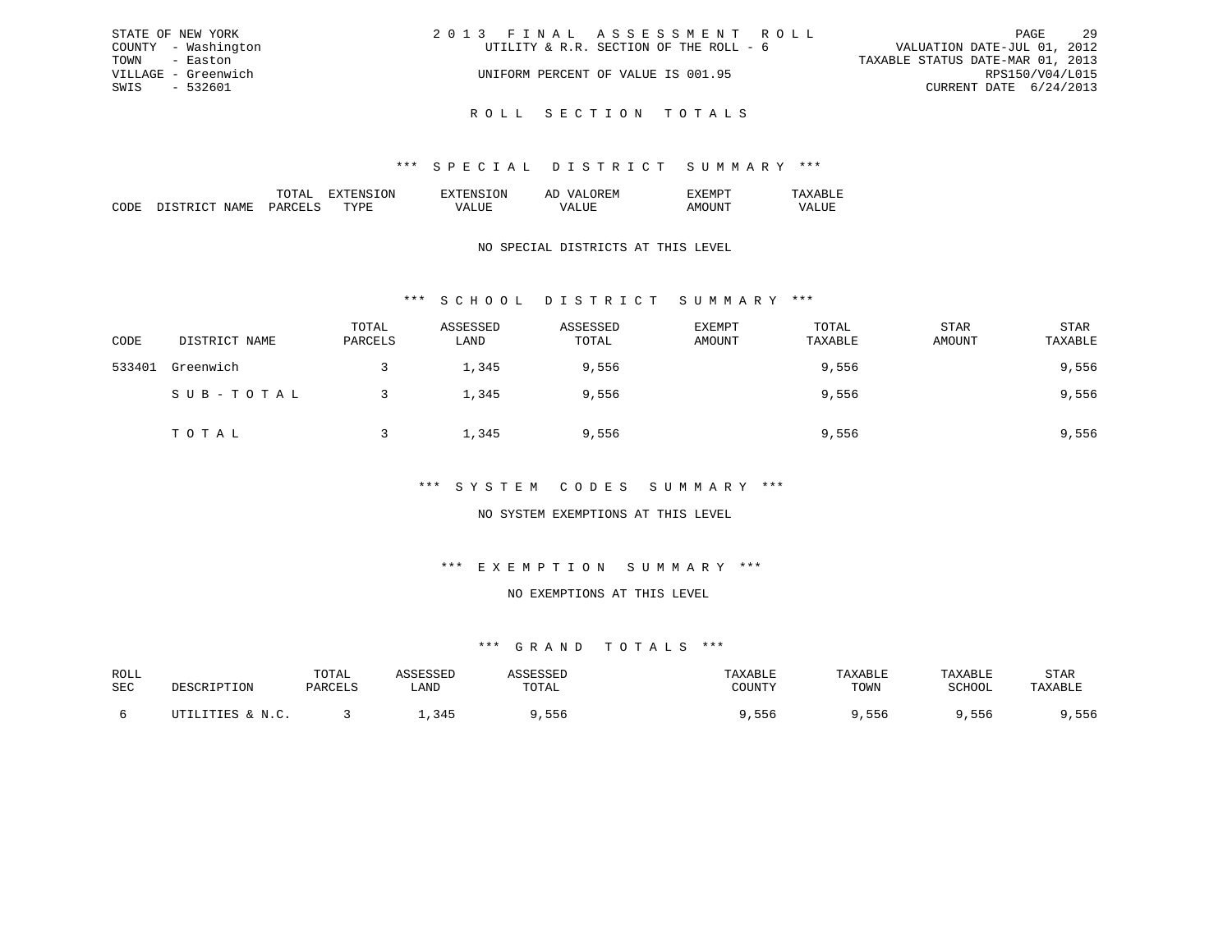STATE OF NEW YORK
COUNTY - Washington
TOWN - Easton
VILLAGE - Greenwich
SWIS - 532601

# 2013 FINAL ASSESSMENT ROLL

UTILITY & R.R. SECTION OF THE ROLL - 6

UNIFORM PERCENT OF VALUE IS 001.95

VALUATION DATE-JUL 01, 2012
TAXABLE STATUS DATE-MAR 01, 2013
RPS150/V04/L015
CURRENT DATE 6/24/2013

## ROLL SECTION TOTALS

### *** SPECIAL DISTRICT SUMMARY ***

| CODE | DISTRICT NAME | TOTAL PARCELS | EXTENSION TYPE | EXTENSION VALUE | AD VALOREM VALUE | EXEMPT AMOUNT | TAXABLE VALUE |
|---|---|---|---|---|---|---|---|

NO SPECIAL DISTRICTS AT THIS LEVEL

### *** SCHOOL DISTRICT SUMMARY ***

| CODE | DISTRICT NAME | TOTAL PARCELS | ASSESSED LAND | ASSESSED TOTAL | EXEMPT AMOUNT | TOTAL TAXABLE | STAR AMOUNT | STAR TAXABLE |
|---|---|---|---|---|---|---|---|---|
| 533401 | Greenwich | 3 | 1,345 | 9,556 | | 9,556 | | 9,556 |
| | SUB-TOTAL | 3 | 1,345 | 9,556 | | 9,556 | | 9,556 |
| | TOTAL | 3 | 1,345 | 9,556 | | 9,556 | | 9,556 |

### *** SYSTEM CODES SUMMARY ***

NO SYSTEM EXEMPTIONS AT THIS LEVEL

### *** EXEMPTION SUMMARY ***

NO EXEMPTIONS AT THIS LEVEL

### *** GRAND TOTALS ***

| ROLL SEC | DESCRIPTION | TOTAL PARCELS | ASSESSED LAND | ASSESSED TOTAL | TAXABLE COUNTY | TAXABLE TOWN | TAXABLE SCHOOL | STAR TAXABLE |
|---|---|---|---|---|---|---|---|---|
| 6 | UTILITIES & N.C. | 3 | 1,345 | 9,556 | 9,556 | 9,556 | 9,556 | 9,556 |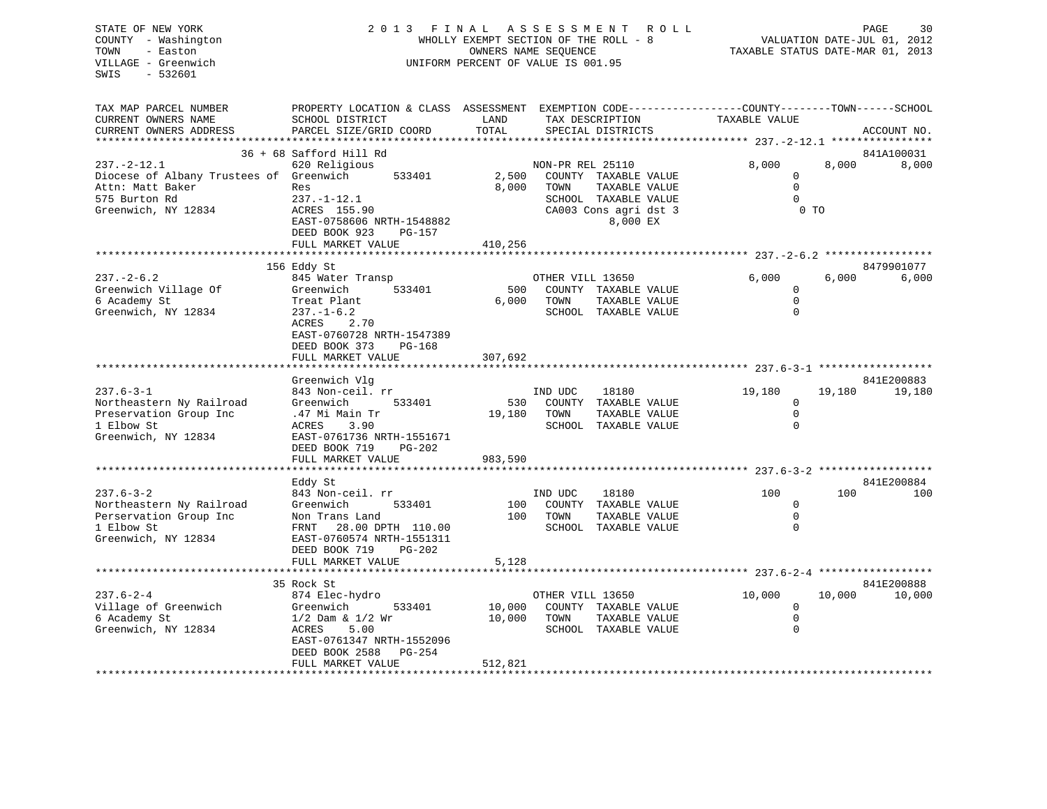STATE OF NEW YORK
COUNTY - Washington
TOWN - Easton
VILLAGE - Greenwich
SWIS - 532601

2 0 1 3 F I N A L A S S E S S M E N T R O L L
WHOLLY EXEMPT SECTION OF THE ROLL - 8
OWNERS NAME SEQUENCE
UNIFORM PERCENT OF VALUE IS 001.95

VALUATION DATE-JUL 01, 2012
TAXABLE STATUS DATE-MAR 01, 2013

| TAX MAP PARCEL NUMBER / CURRENT OWNERS NAME / CURRENT OWNERS ADDRESS | PROPERTY LOCATION & CLASS / SCHOOL DISTRICT / PARCEL SIZE/GRID COORD | ASSESSMENT LAND / TOTAL | EXEMPTION CODE / TAX DESCRIPTION / SPECIAL DISTRICTS | COUNTY TAXABLE VALUE | TOWN | SCHOOL | ACCOUNT NO. |
|---|---|---|---|---|---|---|---|
| 237.-2-12.1 | 36 + 68 Safford Hill Rd | | | | | | 841A100031 |
| 237.-2-12.1 | 620 Religious | | NON-PR REL 25110 | 8,000 | 8,000 | 8,000 | |
| Diocese of Albany Trustees of | Greenwich 533401 | 2,500 | COUNTY TAXABLE VALUE | 0 | | | |
| Attn: Matt Baker | Res | 8,000 | TOWN TAXABLE VALUE | 0 | | | |
| 575 Burton Rd | 237.-1-12.1 | | SCHOOL TAXABLE VALUE | 0 | | | |
| Greenwich, NY 12834 | ACRES 155.90 | | CA003 Cons agri dst 3 | 0 TO | | | |
| | EAST-0758606 NRTH-1548882 | | 8,000 EX | | | | |
| | DEED BOOK 923 PG-157 | | | | | | |
| | FULL MARKET VALUE | 410,256 | | | | | |
| 237.-2-6.2 | 156 Eddy St | | | | | | 8479901077 |
| 237.-2-6.2 | 845 Water Transp | | OTHER VILL 13650 | 6,000 | 6,000 | 6,000 | |
| Greenwich Village Of | Greenwich 533401 | 500 | COUNTY TAXABLE VALUE | 0 | | | |
| 6 Academy St | Treat Plant | 6,000 | TOWN TAXABLE VALUE | 0 | | | |
| Greenwich, NY 12834 | 237.-1-6.2 | | SCHOOL TAXABLE VALUE | 0 | | | |
| | ACRES 2.70 | | | | | | |
| | EAST-0760728 NRTH-1547389 | | | | | | |
| | DEED BOOK 373 PG-168 | | | | | | |
| | FULL MARKET VALUE | 307,692 | | | | | |
| 237.6-3-1 | Greenwich Vlg | | | | | | 841E200883 |
| 237.6-3-1 | 843 Non-ceil. rr | | IND UDC 18180 | 19,180 | 19,180 | 19,180 | |
| Northeastern Ny Railroad | Greenwich 533401 | 530 | COUNTY TAXABLE VALUE | 0 | | | |
| Preservation Group Inc | .47 Mi Main Tr | 19,180 | TOWN TAXABLE VALUE | 0 | | | |
| 1 Elbow St | ACRES 3.90 | | SCHOOL TAXABLE VALUE | 0 | | | |
| Greenwich, NY 12834 | EAST-0761736 NRTH-1551671 | | | | | | |
| | DEED BOOK 719 PG-202 | | | | | | |
| | FULL MARKET VALUE | 983,590 | | | | | |
| 237.6-3-2 | Eddy St | | | | | | 841E200884 |
| 237.6-3-2 | 843 Non-ceil. rr | | IND UDC 18180 | 100 | 100 | 100 | |
| Northeastern Ny Railroad | Greenwich 533401 | 100 | COUNTY TAXABLE VALUE | 0 | | | |
| Perservation Group Inc | Non Trans Land | 100 | TOWN TAXABLE VALUE | 0 | | | |
| 1 Elbow St | FRNT 28.00 DPTH 110.00 | | SCHOOL TAXABLE VALUE | 0 | | | |
| Greenwich, NY 12834 | EAST-0760574 NRTH-1551311 | | | | | | |
| | DEED BOOK 719 PG-202 | | | | | | |
| | FULL MARKET VALUE | 5,128 | | | | | |
| 237.6-2-4 | 35 Rock St | | | | | | 841E200888 |
| 237.6-2-4 | 874 Elec-hydro | | OTHER VILL 13650 | 10,000 | 10,000 | 10,000 | |
| Village of Greenwich | Greenwich 533401 | 10,000 | COUNTY TAXABLE VALUE | 0 | | | |
| 6 Academy St | 1/2 Dam & 1/2 Wr | 10,000 | TOWN TAXABLE VALUE | 0 | | | |
| Greenwich, NY 12834 | ACRES 5.00 | | SCHOOL TAXABLE VALUE | 0 | | | |
| | EAST-0761347 NRTH-1552096 | | | | | | |
| | DEED BOOK 2588 PG-254 | | | | | | |
| | FULL MARKET VALUE | 512,821 | | | | | |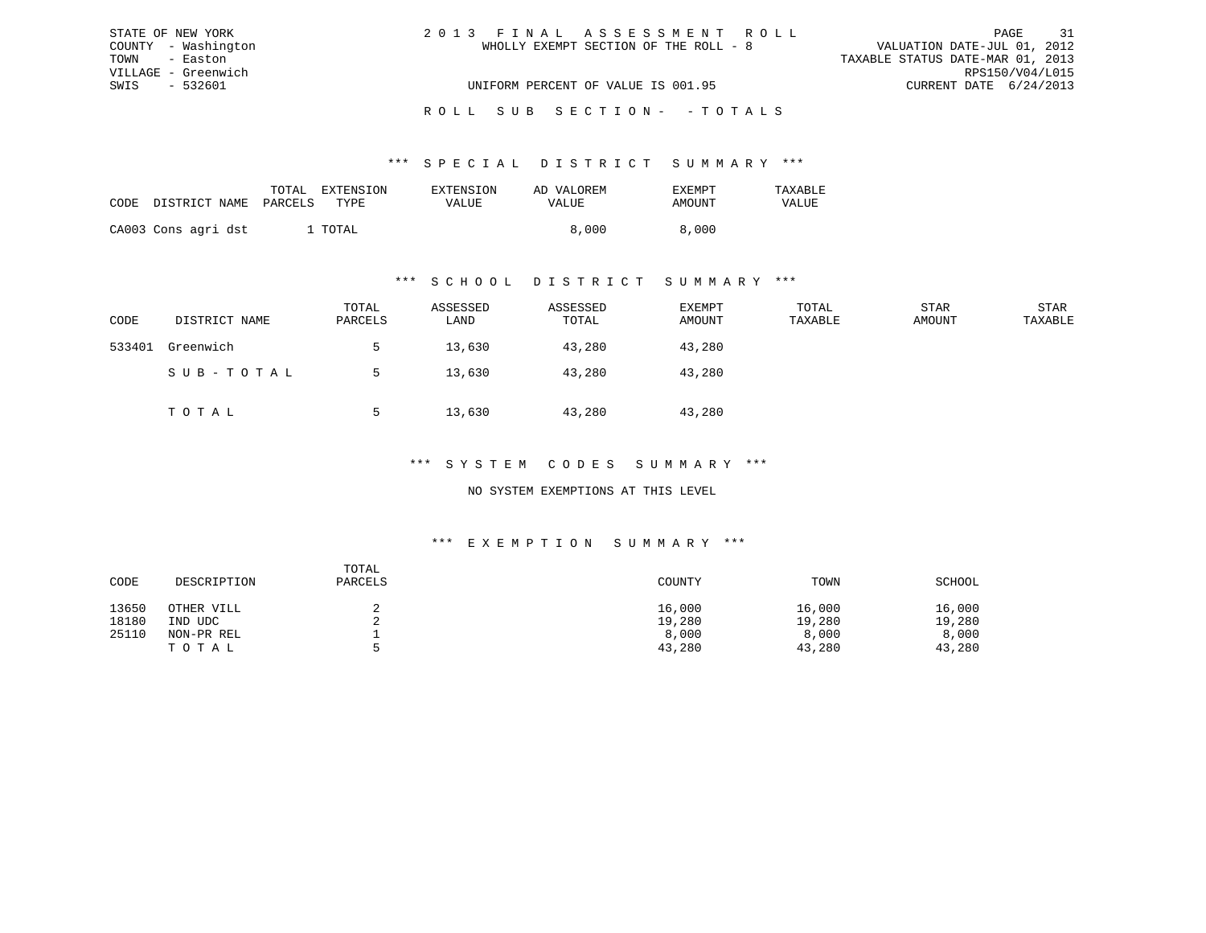STATE OF NEW YORK
COUNTY - Washington
TOWN - Easton
VILLAGE - Greenwich
SWIS - 532601

# 2013 FINAL ASSESSMENT ROLL

WHOLLY EXEMPT SECTION OF THE ROLL - 8

UNIFORM PERCENT OF VALUE IS 001.95

VALUATION DATE-JUL 01, 2012
TAXABLE STATUS DATE-MAR 01, 2013
RPS150/V04/L015
CURRENT DATE 6/24/2013

## ROLL SUB SECTION- - TOTALS

### *** SPECIAL DISTRICT SUMMARY ***

| CODE | DISTRICT NAME | TOTAL PARCELS | EXTENSION TYPE | EXTENSION VALUE | AD VALOREM VALUE | EXEMPT AMOUNT | TAXABLE VALUE |
|---|---|---|---|---|---|---|---|
| CA003 | Cons agri dst | 1 | TOTAL | | 8,000 | 8,000 | |

### *** SCHOOL DISTRICT SUMMARY ***

| CODE | DISTRICT NAME | TOTAL PARCELS | ASSESSED LAND | ASSESSED TOTAL | EXEMPT AMOUNT | TOTAL TAXABLE | STAR AMOUNT | STAR TAXABLE |
|---|---|---|---|---|---|---|---|---|
| 533401 | Greenwich | 5 | 13,630 | 43,280 | 43,280 | | | |
| | SUB-TOTAL | 5 | 13,630 | 43,280 | 43,280 | | | |
| | TOTAL | 5 | 13,630 | 43,280 | 43,280 | | | |

### *** SYSTEM CODES SUMMARY ***

NO SYSTEM EXEMPTIONS AT THIS LEVEL

### *** EXEMPTION SUMMARY ***

| CODE | DESCRIPTION | TOTAL PARCELS | COUNTY | TOWN | SCHOOL |
|---|---|---|---|---|---|
| 13650 | OTHER VILL | 2 | 16,000 | 16,000 | 16,000 |
| 18180 | IND UDC | 2 | 19,280 | 19,280 | 19,280 |
| 25110 | NON-PR REL | 1 | 8,000 | 8,000 | 8,000 |
| | TOTAL | 5 | 43,280 | 43,280 | 43,280 |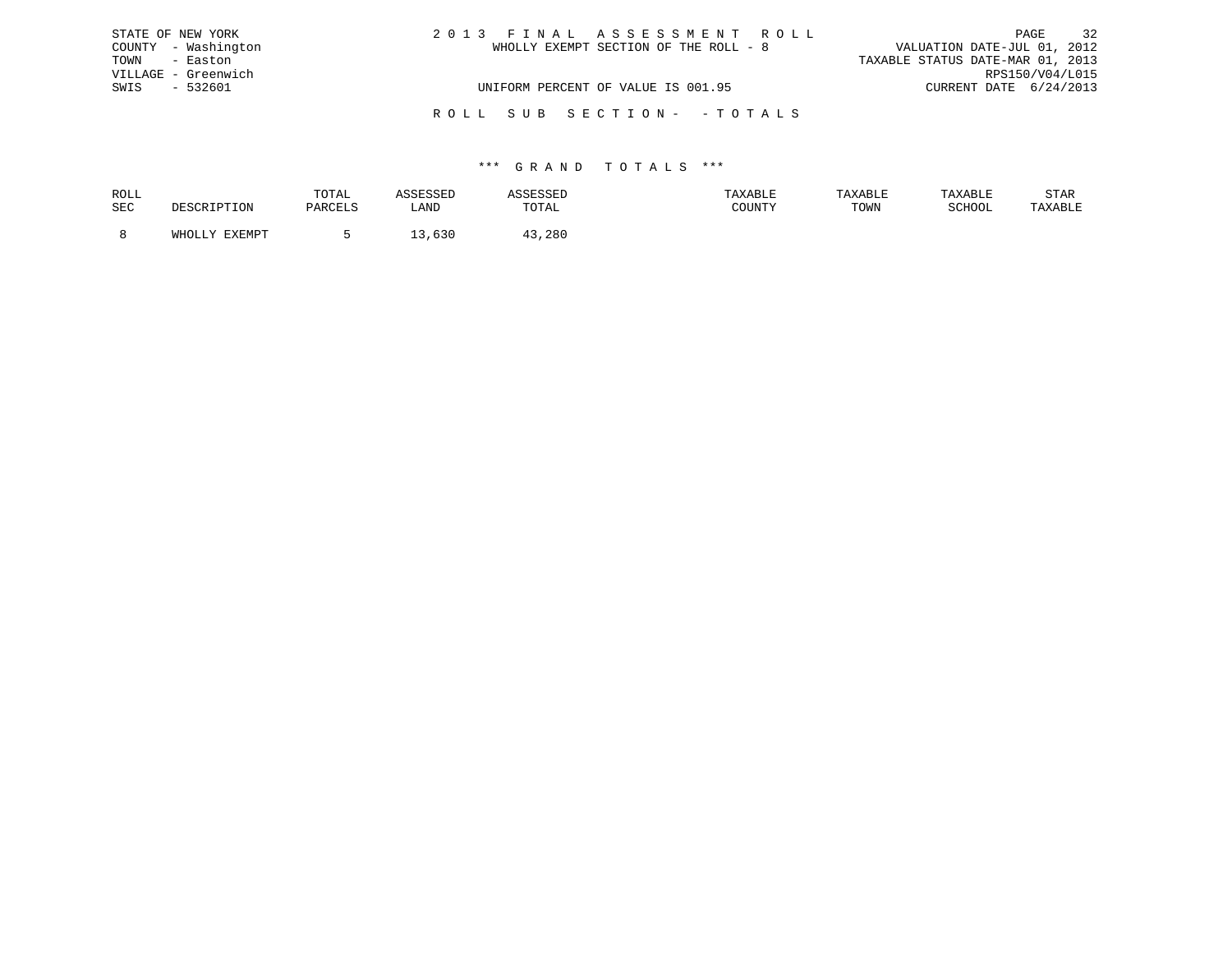STATE OF NEW YORK
COUNTY - Washington
TOWN - Easton
VILLAGE - Greenwich
SWIS - 532601

2 0 1 3 F I N A L A S S E S S M E N T R O L L
WHOLLY EXEMPT SECTION OF THE ROLL - 8

VALUATION DATE-JUL 01, 2012
TAXABLE STATUS DATE-MAR 01, 2013
RPS150/V04/L015
CURRENT DATE 6/24/2013

UNIFORM PERCENT OF VALUE IS 001.95

R O L L S U B S E C T I O N - - T O T A L S

*** G R A N D T O T A L S ***

| ROLL SEC | DESCRIPTION | TOTAL PARCELS | ASSESSED LAND | ASSESSED TOTAL | TAXABLE COUNTY | TAXABLE TOWN | TAXABLE SCHOOL | STAR TAXABLE |
|---|---|---|---|---|---|---|---|---|
| 8 | WHOLLY EXEMPT | 5 | 13,630 | 43,280 | | | | |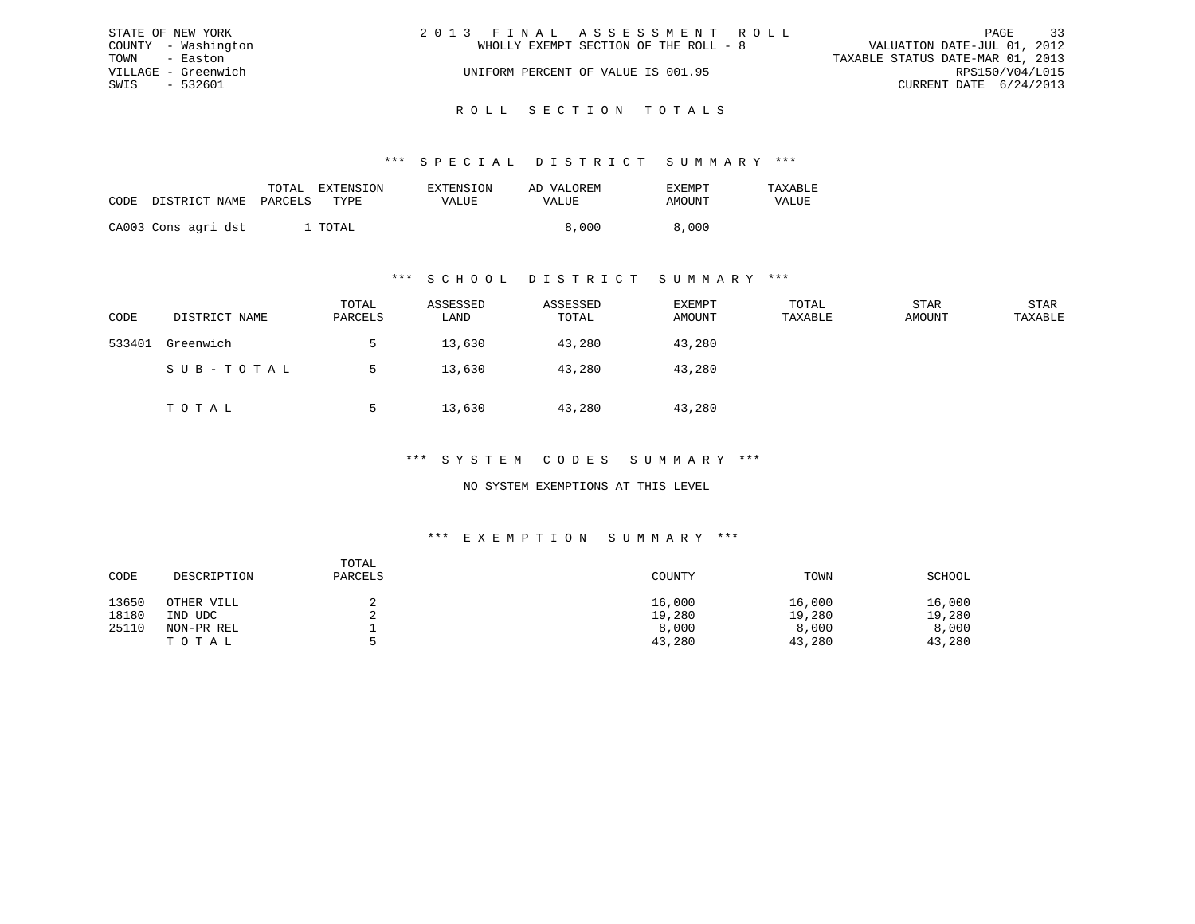STATE OF NEW YORK
COUNTY - Washington
TOWN - Easton
VILLAGE - Greenwich
SWIS - 532601

2013 FINAL ASSESSMENT ROLL
WHOLLY EXEMPT SECTION OF THE ROLL - 8
UNIFORM PERCENT OF VALUE IS 001.95

VALUATION DATE-JUL 01, 2012
TAXABLE STATUS DATE-MAR 01, 2013
RPS150/V04/L015
CURRENT DATE 6/24/2013

# ROLL SECTION TOTALS

## *** SPECIAL DISTRICT SUMMARY ***

| CODE | DISTRICT NAME | TOTAL PARCELS | EXTENSION TYPE | EXTENSION VALUE | AD VALOREM VALUE | EXEMPT AMOUNT | TAXABLE VALUE |
|---|---|---|---|---|---|---|---|
| CA003 | Cons agri dst | 1 | TOTAL | | 8,000 | 8,000 | |

## *** SCHOOL DISTRICT SUMMARY ***

| CODE | DISTRICT NAME | TOTAL PARCELS | ASSESSED LAND | ASSESSED TOTAL | EXEMPT AMOUNT | TOTAL TAXABLE | STAR AMOUNT | STAR TAXABLE |
|---|---|---|---|---|---|---|---|---|
| 533401 | Greenwich | 5 | 13,630 | 43,280 | 43,280 | | | |
| | SUB-TOTAL | 5 | 13,630 | 43,280 | 43,280 | | | |
| | TOTAL | 5 | 13,630 | 43,280 | 43,280 | | | |

## *** SYSTEM CODES SUMMARY ***

NO SYSTEM EXEMPTIONS AT THIS LEVEL

## *** EXEMPTION SUMMARY ***

| CODE | DESCRIPTION | TOTAL PARCELS | COUNTY | TOWN | SCHOOL |
|---|---|---|---|---|---|
| 13650 | OTHER VILL | 2 | 16,000 | 16,000 | 16,000 |
| 18180 | IND UDC | 2 | 19,280 | 19,280 | 19,280 |
| 25110 | NON-PR REL | 1 | 8,000 | 8,000 | 8,000 |
| | TOTAL | 5 | 43,280 | 43,280 | 43,280 |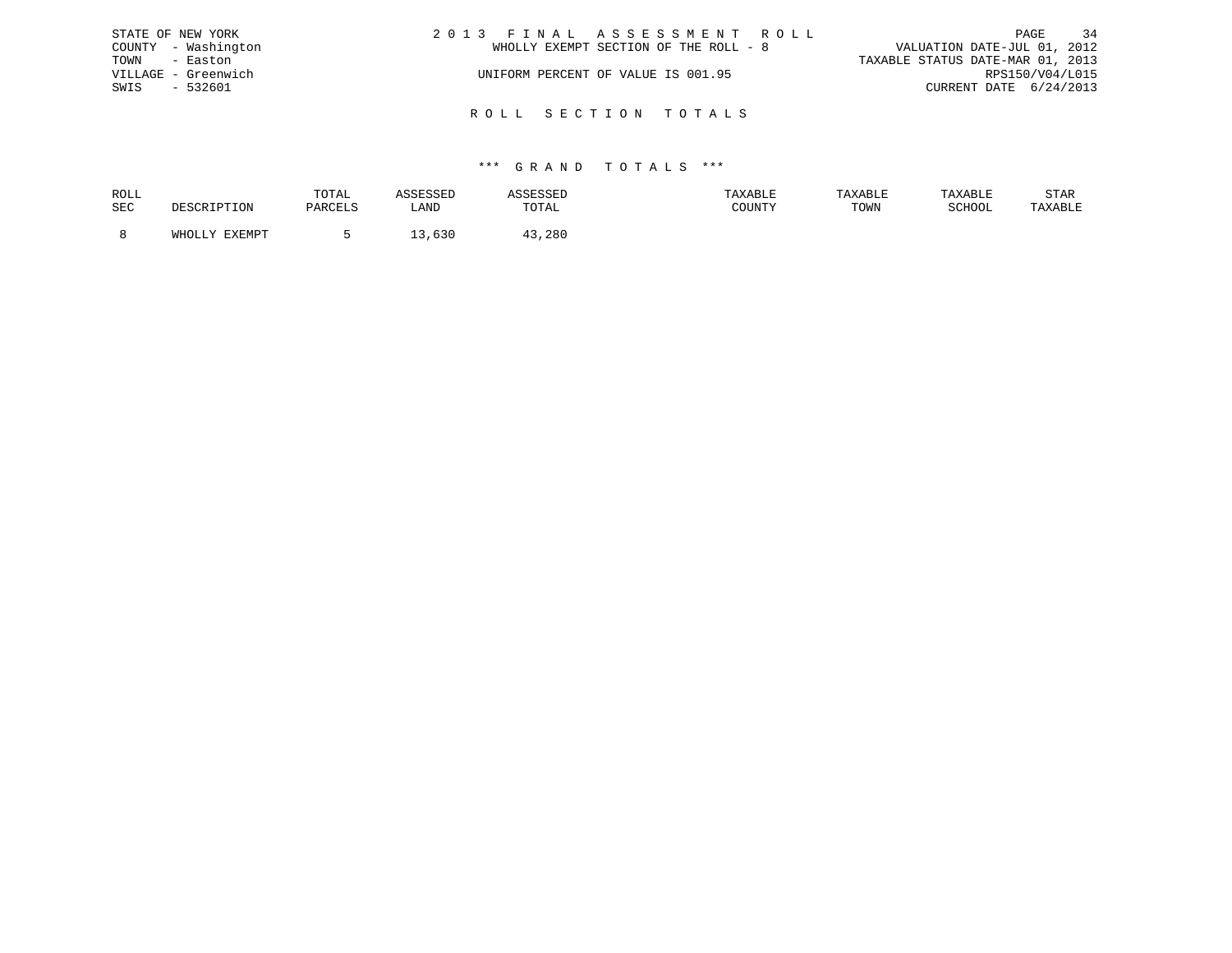STATE OF NEW YORK
COUNTY - Washington
TOWN - Easton
VILLAGE - Greenwich
SWIS - 532601

2 0 1 3 F I N A L A S S E S S M E N T R O L L
WHOLLY EXEMPT SECTION OF THE ROLL - 8

UNIFORM PERCENT OF VALUE IS 001.95

VALUATION DATE-JUL 01, 2012
TAXABLE STATUS DATE-MAR 01, 2013
RPS150/V04/L015
CURRENT DATE 6/24/2013

R O L L S E C T I O N T O T A L S

\*\*\* G R A N D T O T A L S \*\*\*

| ROLL SEC | DESCRIPTION | TOTAL PARCELS | ASSESSED LAND | ASSESSED TOTAL | TAXABLE COUNTY | TAXABLE TOWN | TAXABLE SCHOOL | STAR TAXABLE |
|---|---|---|---|---|---|---|---|---|
| 8 | WHOLLY EXEMPT | 5 | 13,630 | 43,280 | | | | |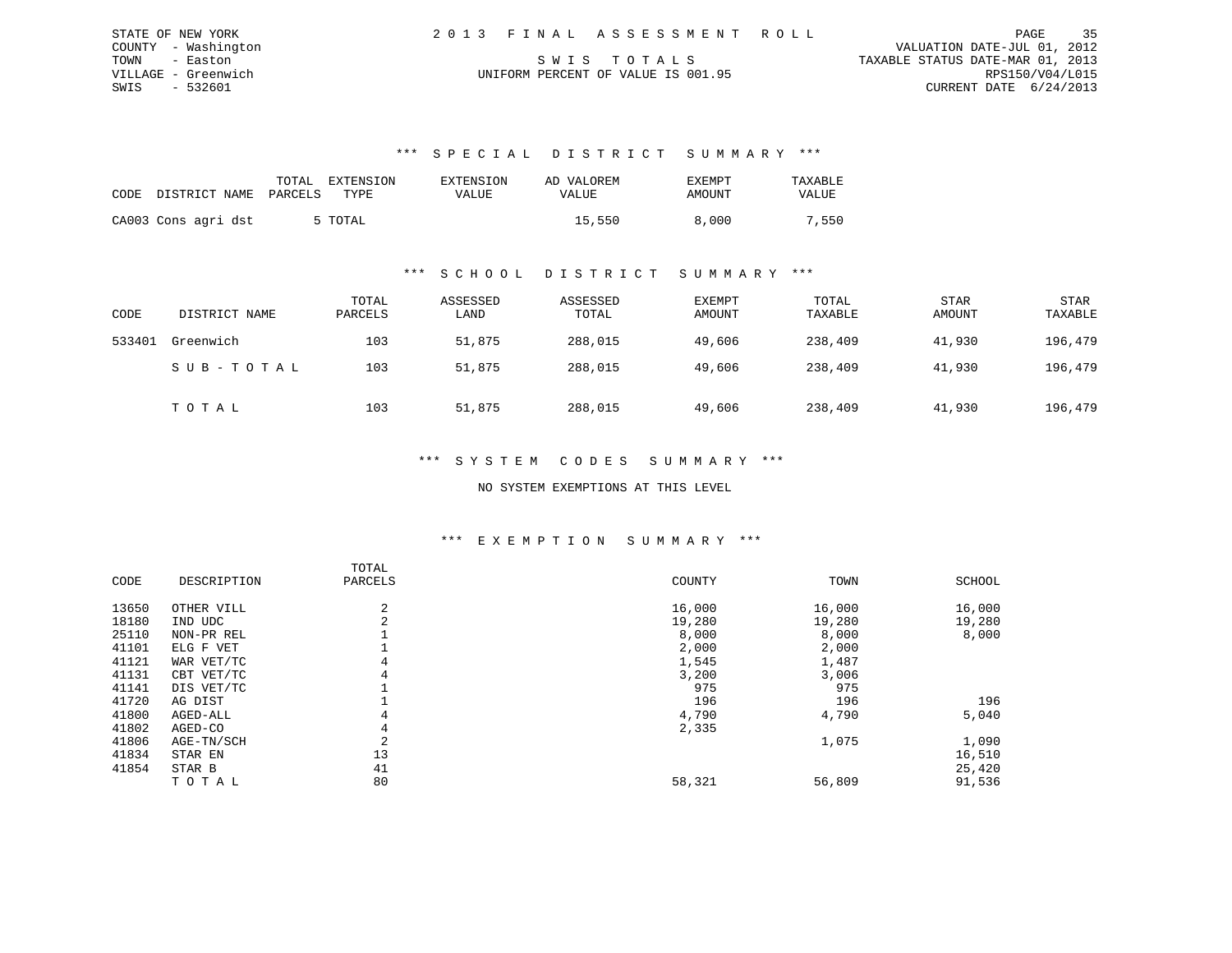STATE OF NEW YORK
COUNTY - Washington
TOWN - Easton
VILLAGE - Greenwich
SWIS - 532601

# 2013 FINAL ASSESSMENT ROLL

SWIS TOTALS
UNIFORM PERCENT OF VALUE IS 001.95

VALUATION DATE-JUL 01, 2012
TAXABLE STATUS DATE-MAR 01, 2013
RPS150/V04/L015
CURRENT DATE 6/24/2013

## *** SPECIAL DISTRICT SUMMARY ***

| CODE | DISTRICT NAME | TOTAL PARCELS | EXTENSION TYPE | EXTENSION VALUE | AD VALOREM VALUE | EXEMPT AMOUNT | TAXABLE VALUE |
|---|---|---|---|---|---|---|---|
| CA003 | Cons agri dst | 5 | TOTAL | | 15,550 | 8,000 | 7,550 |

## *** SCHOOL DISTRICT SUMMARY ***

| CODE | DISTRICT NAME | TOTAL PARCELS | ASSESSED LAND | ASSESSED TOTAL | EXEMPT AMOUNT | TOTAL TAXABLE | STAR AMOUNT | STAR TAXABLE |
|---|---|---|---|---|---|---|---|---|
| 533401 | Greenwich | 103 | 51,875 | 288,015 | 49,606 | 238,409 | 41,930 | 196,479 |
| | SUB-TOTAL | 103 | 51,875 | 288,015 | 49,606 | 238,409 | 41,930 | 196,479 |
| | TOTAL | 103 | 51,875 | 288,015 | 49,606 | 238,409 | 41,930 | 196,479 |

## *** SYSTEM CODES SUMMARY ***

NO SYSTEM EXEMPTIONS AT THIS LEVEL

## *** EXEMPTION SUMMARY ***

| CODE | DESCRIPTION | TOTAL PARCELS | COUNTY | TOWN | SCHOOL |
|---|---|---|---|---|---|
| 13650 | OTHER VILL | 2 | 16,000 | 16,000 | 16,000 |
| 18180 | IND UDC | 2 | 19,280 | 19,280 | 19,280 |
| 25110 | NON-PR REL | 1 | 8,000 | 8,000 | 8,000 |
| 41101 | ELG F VET | 1 | 2,000 | 2,000 | |
| 41121 | WAR VET/TC | 4 | 1,545 | 1,487 | |
| 41131 | CBT VET/TC | 4 | 3,200 | 3,006 | |
| 41141 | DIS VET/TC | 1 | 975 | 975 | |
| 41720 | AG DIST | 1 | 196 | 196 | 196 |
| 41800 | AGED-ALL | 4 | 4,790 | 4,790 | 5,040 |
| 41802 | AGED-CO | 4 | 2,335 | | |
| 41806 | AGE-TN/SCH | 2 | | 1,075 | 1,090 |
| 41834 | STAR EN | 13 | | | 16,510 |
| 41854 | STAR B | 41 | | | 25,420 |
| | TOTAL | 80 | 58,321 | 56,809 | 91,536 |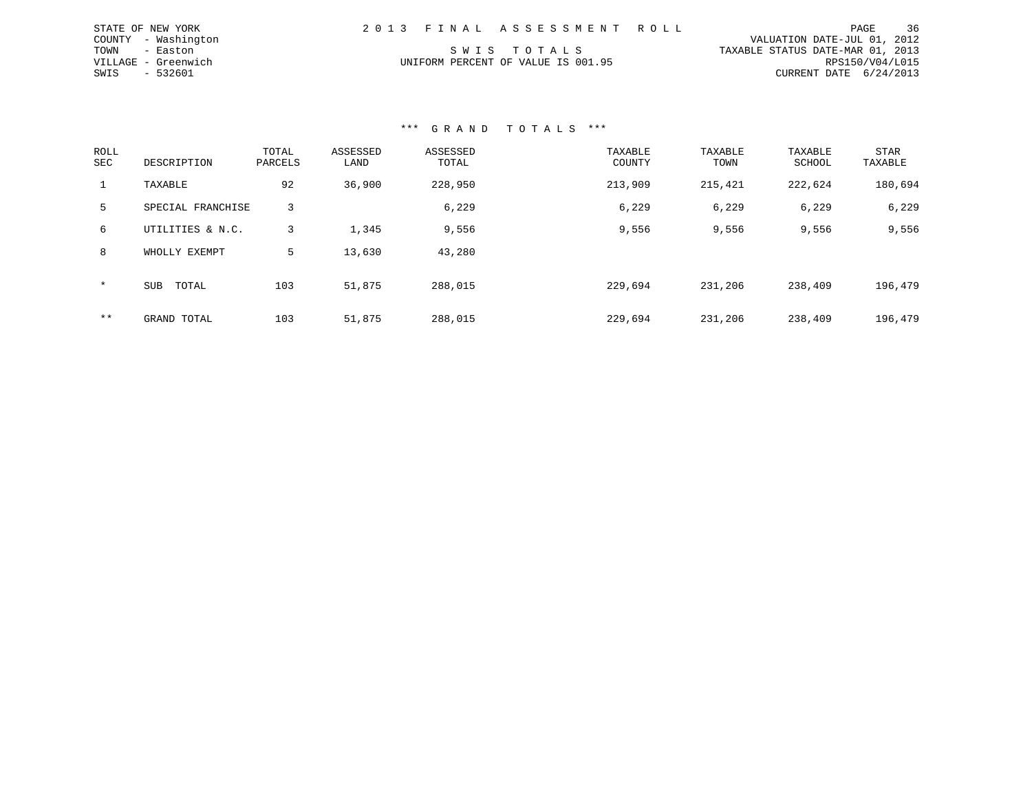STATE OF NEW YORK
COUNTY - Washington
TOWN - Easton
VILLAGE - Greenwich
SWIS - 532601

2 0 1 3 F I N A L A S S E S S M E N T R O L L

S W I S T O T A L S

UNIFORM PERCENT OF VALUE IS 001.95

VALUATION DATE-JUL 01, 2012
TAXABLE STATUS DATE-MAR 01, 2013
RPS150/V04/L015
CURRENT DATE 6/24/2013

### *** G R A N D T O T A L S ***

| ROLL SEC | DESCRIPTION | TOTAL PARCELS | ASSESSED LAND | ASSESSED TOTAL | TAXABLE COUNTY | TAXABLE TOWN | TAXABLE SCHOOL | STAR TAXABLE |
|---|---|---|---|---|---|---|---|---|
| 1 | TAXABLE | 92 | 36,900 | 228,950 | 213,909 | 215,421 | 222,624 | 180,694 |
| 5 | SPECIAL FRANCHISE | 3 | | 6,229 | 6,229 | 6,229 | 6,229 | 6,229 |
| 6 | UTILITIES & N.C. | 3 | 1,345 | 9,556 | 9,556 | 9,556 | 9,556 | 9,556 |
| 8 | WHOLLY EXEMPT | 5 | 13,630 | 43,280 | | | | |
| * | SUB TOTAL | 103 | 51,875 | 288,015 | 229,694 | 231,206 | 238,409 | 196,479 |
| ** | GRAND TOTAL | 103 | 51,875 | 288,015 | 229,694 | 231,206 | 238,409 | 196,479 |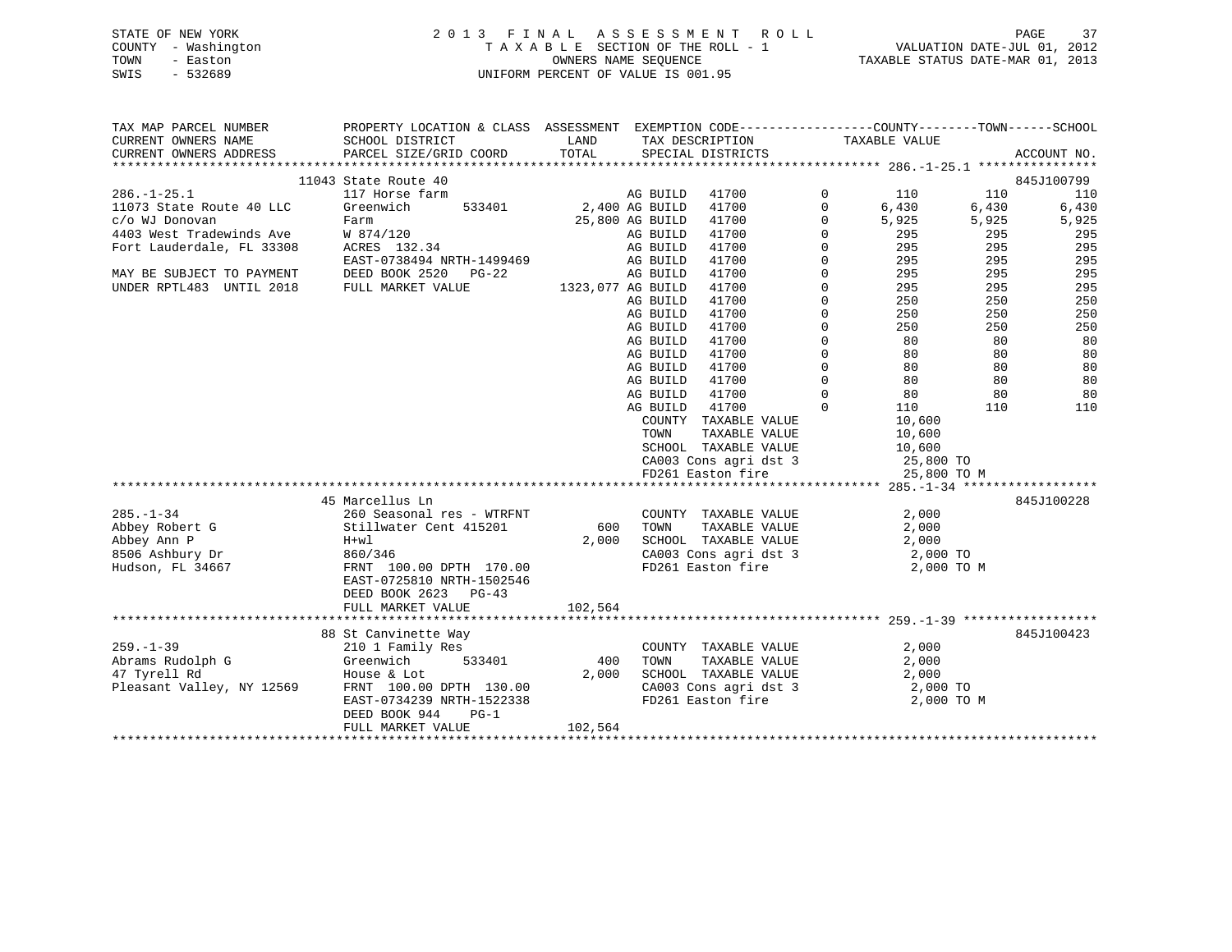STATE OF NEW YORK
COUNTY - Washington
TOWN - Easton
SWIS - 532689

2 0 1 3 F I N A L A S S E S S M E N T R O L L
T A X A B L E SECTION OF THE ROLL - 1
OWNERS NAME SEQUENCE
UNIFORM PERCENT OF VALUE IS 001.95

VALUATION DATE-JUL 01, 2012
TAXABLE STATUS DATE-MAR 01, 2013

```
TAX MAP PARCEL NUMBER          PROPERTY LOCATION & CLASS  ASSESSMENT  EXEMPTION CODE------------------COUNTY--------TOWN------SCHOOL
CURRENT OWNERS NAME            SCHOOL DISTRICT               LAND      TAX DESCRIPTION            TAXABLE VALUE
CURRENT OWNERS ADDRESS         PARCEL SIZE/GRID COORD        TOTAL     SPECIAL DISTRICTS                                      ACCOUNT NO.
******************************************************************************************************* 286.-1-25.1 ****************
                        11043 State Route 40                                                                                 845J100799
286.-1-25.1                    117 Horse farm                          AG BUILD   41700          0          110         110         110
11073 State Route 40 LLC       Greenwich        533401      2,400 AG BUILD   41700          0        6,430       6,430       6,430
c/o WJ Donovan                 Farm                        25,800 AG BUILD   41700          0        5,925       5,925       5,925
4403 West Tradewinds Ave       W 874/120                              AG BUILD   41700          0          295         295         295
Fort Lauderdale, FL 33308      ACRES  132.34                          AG BUILD   41700          0          295         295         295
                               EAST-0738494 NRTH-1499469              AG BUILD   41700          0          295         295         295
MAY BE SUBJECT TO PAYMENT      DEED BOOK 2520   PG-22                 AG BUILD   41700          0          295         295         295
UNDER RPTL483  UNTIL 2018      FULL MARKET VALUE         1323,077 AG BUILD   41700          0          295         295         295
                                                                      AG BUILD   41700          0          250         250         250
                                                                      AG BUILD   41700          0          250         250         250
                                                                      AG BUILD   41700          0          250         250         250
                                                                      AG BUILD   41700          0           80          80          80
                                                                      AG BUILD   41700          0           80          80          80
                                                                      AG BUILD   41700          0           80          80          80
                                                                      AG BUILD   41700          0           80          80          80
                                                                      AG BUILD   41700          0           80          80          80
                                                                      AG BUILD   41700          0          110         110         110
                                                                       COUNTY  TAXABLE VALUE             10,600
                                                                       TOWN    TAXABLE VALUE             10,600
                                                                       SCHOOL  TAXABLE VALUE             10,600
                                                                       CA003 Cons agri dst 3              25,800 TO
                                                                       FD261 Easton fire                  25,800 TO M
******************************************************************************************************* 285.-1-34 ******************
                        45 Marcellus Ln                                                                                      845J100228
285.-1-34                      260 Seasonal res - WTRFNT               COUNTY  TAXABLE VALUE              2,000
Abbey Robert G                 Stillwater Cent 415201         600      TOWN    TAXABLE VALUE              2,000
Abbey Ann P                    H+wl                          2,000     SCHOOL  TAXABLE VALUE              2,000
8506 Ashbury Dr                860/346                                 CA003 Cons agri dst 3               2,000 TO
Hudson, FL 34667               FRNT 100.00 DPTH 170.00                 FD261 Easton fire                   2,000 TO M
                               EAST-0725810 NRTH-1502546
                               DEED BOOK 2623   PG-43
                               FULL MARKET VALUE           102,564
******************************************************************************************************* 259.-1-39 ******************
                        88 St Canvinette Way                                                                                 845J100423
259.-1-39                      210 1 Family Res                        COUNTY  TAXABLE VALUE              2,000
Abrams Rudolph G               Greenwich        533401         400     TOWN    TAXABLE VALUE              2,000
47 Tyrell Rd                   House & Lot                   2,000     SCHOOL  TAXABLE VALUE              2,000
Pleasant Valley, NY 12569      FRNT 100.00 DPTH 130.00                 CA003 Cons agri dst 3               2,000 TO
                               EAST-0734239 NRTH-1522338               FD261 Easton fire                   2,000 TO M
                               DEED BOOK 944    PG-1
                               FULL MARKET VALUE           102,564
************************************************************************************************************************************
```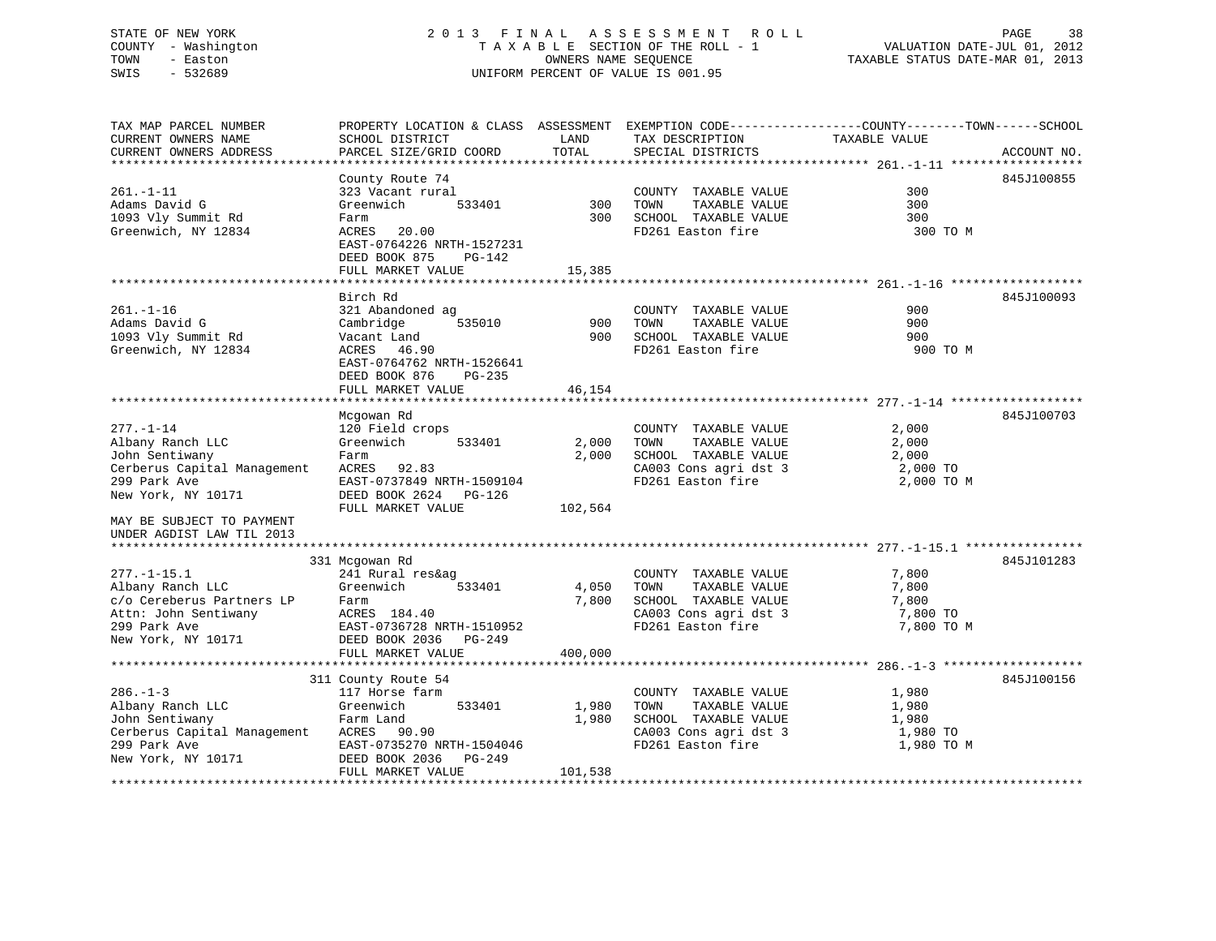STATE OF NEW YORK
COUNTY - Washington
TOWN - Easton
SWIS - 532689

# 2013 FINAL ASSESSMENT ROLL
TAXABLE SECTION OF THE ROLL - 1
OWNERS NAME SEQUENCE
UNIFORM PERCENT OF VALUE IS 001.95

VALUATION DATE-JUL 01, 2012
TAXABLE STATUS DATE-MAR 01, 2013

| TAX MAP PARCEL NUMBER / CURRENT OWNERS NAME / CURRENT OWNERS ADDRESS | PROPERTY LOCATION & CLASS / SCHOOL DISTRICT / PARCEL SIZE/GRID COORD | ASSESSMENT LAND / TOTAL | EXEMPTION CODE / TAX DESCRIPTION / SPECIAL DISTRICTS | COUNTY--------TOWN------SCHOOL TAXABLE VALUE | ACCOUNT NO. |
|---|---|---|---|---|---|
| **261.-1-11** | County Route 74 | | | | 845J100855 |
| 261.-1-11 | 323 Vacant rural | | COUNTY TAXABLE VALUE | 300 | |
| Adams David G | Greenwich 533401 | 300 | TOWN TAXABLE VALUE | 300 | |
| 1093 Vly Summit Rd | Farm | 300 | SCHOOL TAXABLE VALUE | 300 | |
| Greenwich, NY 12834 | ACRES 20.00 | | FD261 Easton fire | 300 TO M | |
| | EAST-0764226 NRTH-1527231 | | | | |
| | DEED BOOK 875 PG-142 | | | | |
| | FULL MARKET VALUE | 15,385 | | | |
| **261.-1-16** | Birch Rd | | | | 845J100093 |
| 261.-1-16 | 321 Abandoned ag | | COUNTY TAXABLE VALUE | 900 | |
| Adams David G | Cambridge 535010 | 900 | TOWN TAXABLE VALUE | 900 | |
| 1093 Vly Summit Rd | Vacant Land | 900 | SCHOOL TAXABLE VALUE | 900 | |
| Greenwich, NY 12834 | ACRES 46.90 | | FD261 Easton fire | 900 TO M | |
| | EAST-0764762 NRTH-1526641 | | | | |
| | DEED BOOK 876 PG-235 | | | | |
| | FULL MARKET VALUE | 46,154 | | | |
| **277.-1-14** | Mcgowan Rd | | | | 845J100703 |
| 277.-1-14 | 120 Field crops | | COUNTY TAXABLE VALUE | 2,000 | |
| Albany Ranch LLC | Greenwich 533401 | 2,000 | TOWN TAXABLE VALUE | 2,000 | |
| John Sentiwany | Farm | 2,000 | SCHOOL TAXABLE VALUE | 2,000 | |
| Cerberus Capital Management | ACRES 92.83 | | CA003 Cons agri dst 3 | 2,000 TO | |
| 299 Park Ave | EAST-0737849 NRTH-1509104 | | FD261 Easton fire | 2,000 TO M | |
| New York, NY 10171 | DEED BOOK 2624 PG-126 | | | | |
| | FULL MARKET VALUE | 102,564 | | | |
| MAY BE SUBJECT TO PAYMENT UNDER AGDIST LAW TIL 2013 | | | | | |
| **277.-1-15.1** | 331 Mcgowan Rd | | | | 845J101283 |
| 277.-1-15.1 | 241 Rural res&ag | | COUNTY TAXABLE VALUE | 7,800 | |
| Albany Ranch LLC | Greenwich 533401 | 4,050 | TOWN TAXABLE VALUE | 7,800 | |
| c/o Cereberus Partners LP | Farm | 7,800 | SCHOOL TAXABLE VALUE | 7,800 | |
| Attn: John Sentiwany | ACRES 184.40 | | CA003 Cons agri dst 3 | 7,800 TO | |
| 299 Park Ave | EAST-0736728 NRTH-1510952 | | FD261 Easton fire | 7,800 TO M | |
| New York, NY 10171 | DEED BOOK 2036 PG-249 | | | | |
| | FULL MARKET VALUE | 400,000 | | | |
| **286.-1-3** | 311 County Route 54 | | | | 845J100156 |
| 286.-1-3 | 117 Horse farm | | COUNTY TAXABLE VALUE | 1,980 | |
| Albany Ranch LLC | Greenwich 533401 | 1,980 | TOWN TAXABLE VALUE | 1,980 | |
| John Sentiwany | Farm Land | 1,980 | SCHOOL TAXABLE VALUE | 1,980 | |
| Cerberus Capital Management | ACRES 90.90 | | CA003 Cons agri dst 3 | 1,980 TO | |
| 299 Park Ave | EAST-0735270 NRTH-1504046 | | FD261 Easton fire | 1,980 TO M | |
| New York, NY 10171 | DEED BOOK 2036 PG-249 | | | | |
| | FULL MARKET VALUE | 101,538 | | | |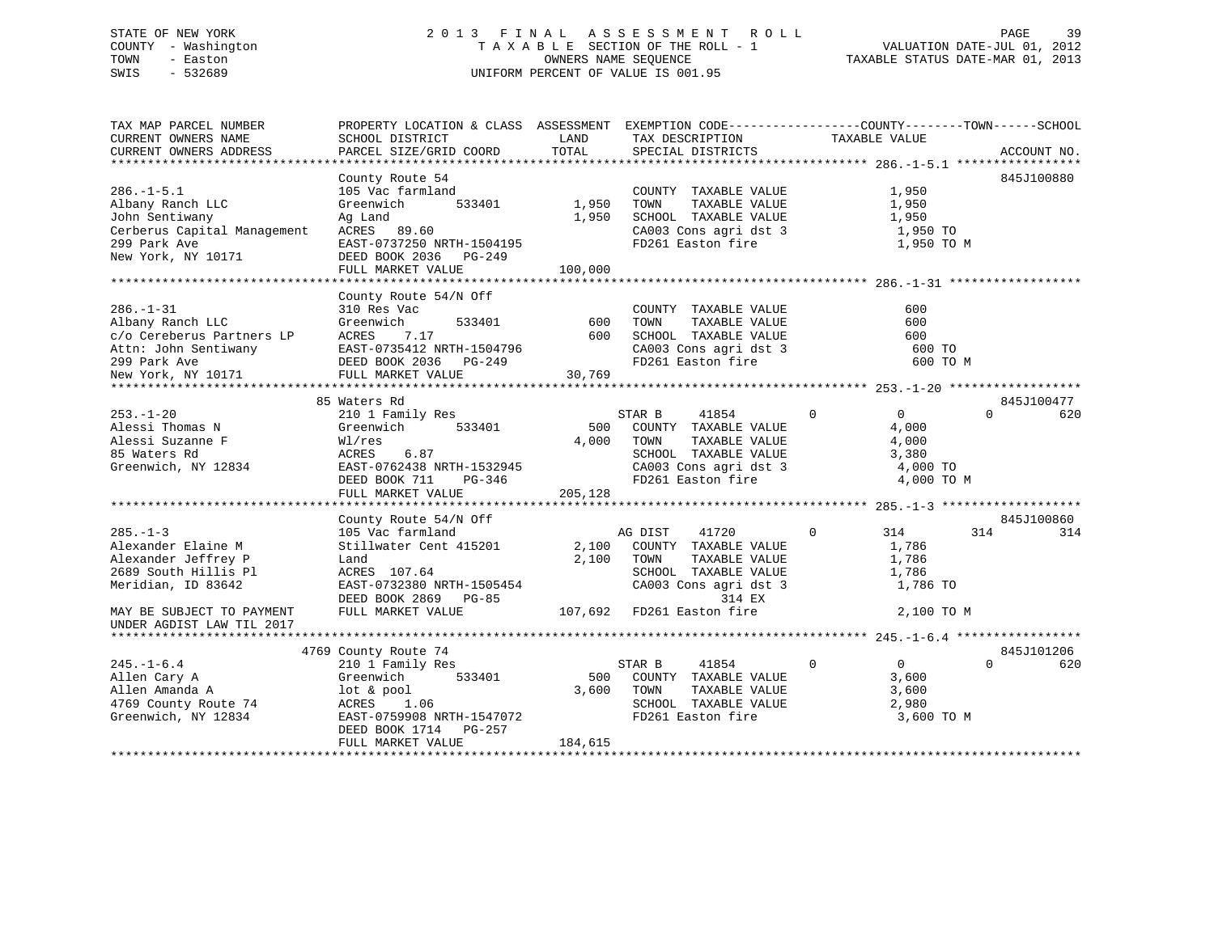STATE OF NEW YORK
COUNTY - Washington
TOWN - Easton
SWIS - 532689

2013 FINAL ASSESSMENT ROLL
TAXABLE SECTION OF THE ROLL - 1
OWNERS NAME SEQUENCE
UNIFORM PERCENT OF VALUE IS 001.95

VALUATION DATE-JUL 01, 2012
TAXABLE STATUS DATE-MAR 01, 2013

```
TAX MAP PARCEL NUMBER          PROPERTY LOCATION & CLASS  ASSESSMENT  EXEMPTION CODE------------------COUNTY--------TOWN------SCHOOL
CURRENT OWNERS NAME            SCHOOL DISTRICT               LAND      TAX DESCRIPTION            TAXABLE VALUE
CURRENT OWNERS ADDRESS         PARCEL SIZE/GRID COORD        TOTAL     SPECIAL DISTRICTS                                    ACCOUNT NO.
******************************************************************************************************* 286.-1-5.1 *****************
                               County Route 54                                                                          845J100880
286.-1-5.1                     105 Vac farmland                        COUNTY  TAXABLE VALUE              1,950
Albany Ranch LLC               Greenwich        533401       1,950     TOWN    TAXABLE VALUE              1,950
John Sentiwany                 Ag Land                       1,950     SCHOOL  TAXABLE VALUE              1,950
Cerberus Capital Management    ACRES   89.60                           CA003 Cons agri dst 3               1,950 TO
299 Park Ave                   EAST-0737250 NRTH-1504195               FD261 Easton fire                   1,950 TO M
New York, NY 10171             DEED BOOK 2036   PG-249
                               FULL MARKET VALUE           100,000
******************************************************************************************************* 286.-1-31 ******************
                               County Route 54/N Off
286.-1-31                      310 Res Vac                             COUNTY  TAXABLE VALUE                600
Albany Ranch LLC               Greenwich        533401         600     TOWN    TAXABLE VALUE                600
c/o Cereberus Partners LP      ACRES    7.17                   600     SCHOOL  TAXABLE VALUE                600
Attn: John Sentiwany           EAST-0735412 NRTH-1504796               CA003 Cons agri dst 3                 600 TO
299 Park Ave                   DEED BOOK 2036   PG-249                 FD261 Easton fire                     600 TO M
New York, NY 10171             FULL MARKET VALUE            30,769
******************************************************************************************************* 253.-1-20 ******************
                           85 Waters Rd                                                                                 845J100477
253.-1-20                      210 1 Family Res                        STAR B     41854          0           0            0        620
Alessi Thomas N                Greenwich        533401         500     COUNTY  TAXABLE VALUE              4,000
Alessi Suzanne F               Wl/res                        4,000     TOWN    TAXABLE VALUE              4,000
85 Waters Rd                   ACRES    6.87                           SCHOOL  TAXABLE VALUE              3,380
Greenwich, NY 12834            EAST-0762438 NRTH-1532945               CA003 Cons agri dst 3               4,000 TO
                               DEED BOOK 711    PG-346                 FD261 Easton fire                   4,000 TO M
                               FULL MARKET VALUE           205,128
******************************************************************************************************* 285.-1-3 *******************
                               County Route 54/N Off                                                                    845J100860
285.-1-3                       105 Vac farmland                        AG DIST    41720          0         314          314        314
Alexander Elaine M             Stillwater Cent 415201        2,100     COUNTY  TAXABLE VALUE              1,786
Alexander Jeffrey P            Land                          2,100     TOWN    TAXABLE VALUE              1,786
2689 South Hillis Pl           ACRES  107.64                           SCHOOL  TAXABLE VALUE              1,786
Meridian, ID 83642             EAST-0732380 NRTH-1505454               CA003 Cons agri dst 3               1,786 TO
                               DEED BOOK 2869   PG-85                            314 EX
MAY BE SUBJECT TO PAYMENT      FULL MARKET VALUE           107,692     FD261 Easton fire                   2,100 TO M
UNDER AGDIST LAW TIL 2017
******************************************************************************************************* 245.-1-6.4 *****************
                         4769 County Route 74                                                                           845J101206
245.-1-6.4                     210 1 Family Res                        STAR B     41854          0           0            0        620
Allen Cary A                   Greenwich        533401         500     COUNTY  TAXABLE VALUE              3,600
Allen Amanda A                 lot & pool                    3,600     TOWN    TAXABLE VALUE              3,600
4769 County Route 74           ACRES    1.06                           SCHOOL  TAXABLE VALUE              2,980
Greenwich, NY 12834            EAST-0759908 NRTH-1547072               FD261 Easton fire                   3,600 TO M
                               DEED BOOK 1714   PG-257
                               FULL MARKET VALUE           184,615
************************************************************************************************************************************
```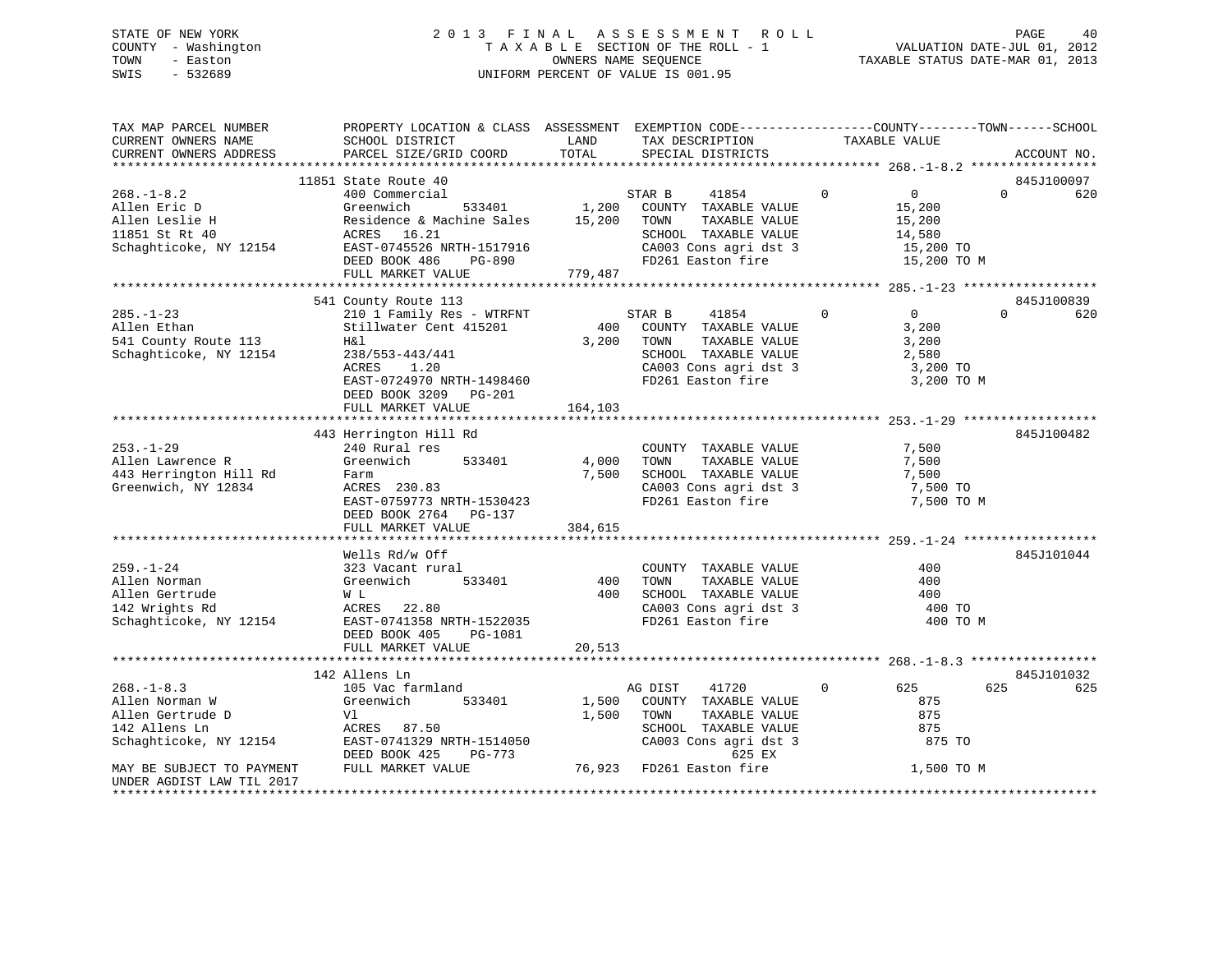STATE OF NEW YORK
COUNTY - Washington
TOWN - Easton
SWIS - 532689

2 0 1 3 F I N A L A S S E S S M E N T R O L L
T A X A B L E SECTION OF THE ROLL - 1
OWNERS NAME SEQUENCE
UNIFORM PERCENT OF VALUE IS 001.95

VALUATION DATE-JUL 01, 2012
TAXABLE STATUS DATE-MAR 01, 2013

```
TAX MAP PARCEL NUMBER          PROPERTY LOCATION & CLASS  ASSESSMENT  EXEMPTION CODE------------------COUNTY--------TOWN------SCHOOL
CURRENT OWNERS NAME            SCHOOL DISTRICT               LAND      TAX DESCRIPTION              TAXABLE VALUE
CURRENT OWNERS ADDRESS         PARCEL SIZE/GRID COORD        TOTAL     SPECIAL DISTRICTS                                          ACCOUNT NO.
******************************************************************************************************* 268.-1-8.2 *****************
                          11851 State Route 40                                                                           845J100097
268.-1-8.2                     400 Commercial                          STAR B     41854           0          0             0        620
Allen Eric D                   Greenwich      533401      1,200    COUNTY  TAXABLE VALUE             15,200
Allen Leslie H                 Residence & Machine Sales  15,200    TOWN    TAXABLE VALUE             15,200
11851 St Rt 40                 ACRES   16.21                       SCHOOL  TAXABLE VALUE             14,580
Schaghticoke, NY 12154         EAST-0745526 NRTH-1517916           CA003 Cons agri dst 3              15,200 TO
                               DEED BOOK 486     PG-890            FD261 Easton fire                  15,200 TO M
                               FULL MARKET VALUE           779,487
******************************************************************************************************* 285.-1-23 ******************
                          541 County Route 113                                                                           845J100839
285.-1-23                      210 1 Family Res - WTRFNT               STAR B     41854           0          0             0        620
Allen Ethan                    Stillwater Cent 415201        400    COUNTY  TAXABLE VALUE              3,200
541 County Route 113           H&l                         3,200    TOWN    TAXABLE VALUE              3,200
Schaghticoke, NY 12154         238/553-443/441                     SCHOOL  TAXABLE VALUE              2,580
                               ACRES    1.20                       CA003 Cons agri dst 3               3,200 TO
                               EAST-0724970 NRTH-1498460           FD261 Easton fire                   3,200 TO M
                               DEED BOOK 3209   PG-201
                               FULL MARKET VALUE           164,103
******************************************************************************************************* 253.-1-29 ******************
                          443 Herrington Hill Rd                                                                         845J100482
253.-1-29                      240 Rural res                           COUNTY  TAXABLE VALUE              7,500
Allen Lawrence R               Greenwich      533401      4,000    TOWN    TAXABLE VALUE              7,500
443 Herrington Hill Rd         Farm                        7,500    SCHOOL  TAXABLE VALUE              7,500
Greenwich, NY 12834            ACRES  230.83                       CA003 Cons agri dst 3               7,500 TO
                               EAST-0759773 NRTH-1530423           FD261 Easton fire                   7,500 TO M
                               DEED BOOK 2764   PG-137
                               FULL MARKET VALUE           384,615
******************************************************************************************************* 259.-1-24 ******************
                               Wells Rd/w Off                                                                            845J101044
259.-1-24                      323 Vacant rural                        COUNTY  TAXABLE VALUE                400
Allen Norman                   Greenwich      533401        400    TOWN    TAXABLE VALUE                400
Allen Gertrude                 W L                           400    SCHOOL  TAXABLE VALUE                400
142 Wrights Rd                 ACRES   22.80                       CA003 Cons agri dst 3                 400 TO
Schaghticoke, NY 12154         EAST-0741358 NRTH-1522035           FD261 Easton fire                     400 TO M
                               DEED BOOK 405     PG-1081
                               FULL MARKET VALUE            20,513
******************************************************************************************************* 268.-1-8.3 *****************
                          142 Allens Ln                                                                                  845J101032
268.-1-8.3                     105 Vac farmland                        AG DIST    41720           0        625           625        625
Allen Norman W                 Greenwich      533401      1,500    COUNTY  TAXABLE VALUE                875
Allen Gertrude D               Vl                          1,500    TOWN    TAXABLE VALUE                875
142 Allens Ln                  ACRES   87.50                       SCHOOL  TAXABLE VALUE                875
Schaghticoke, NY 12154         EAST-0741329 NRTH-1514050           CA003 Cons agri dst 3                 875 TO
                               DEED BOOK 425     PG-773                          625 EX
MAY BE SUBJECT TO PAYMENT      FULL MARKET VALUE            76,923 FD261 Easton fire                   1,500 TO M
UNDER AGDIST LAW TIL 2017
************************************************************************************************************************************
```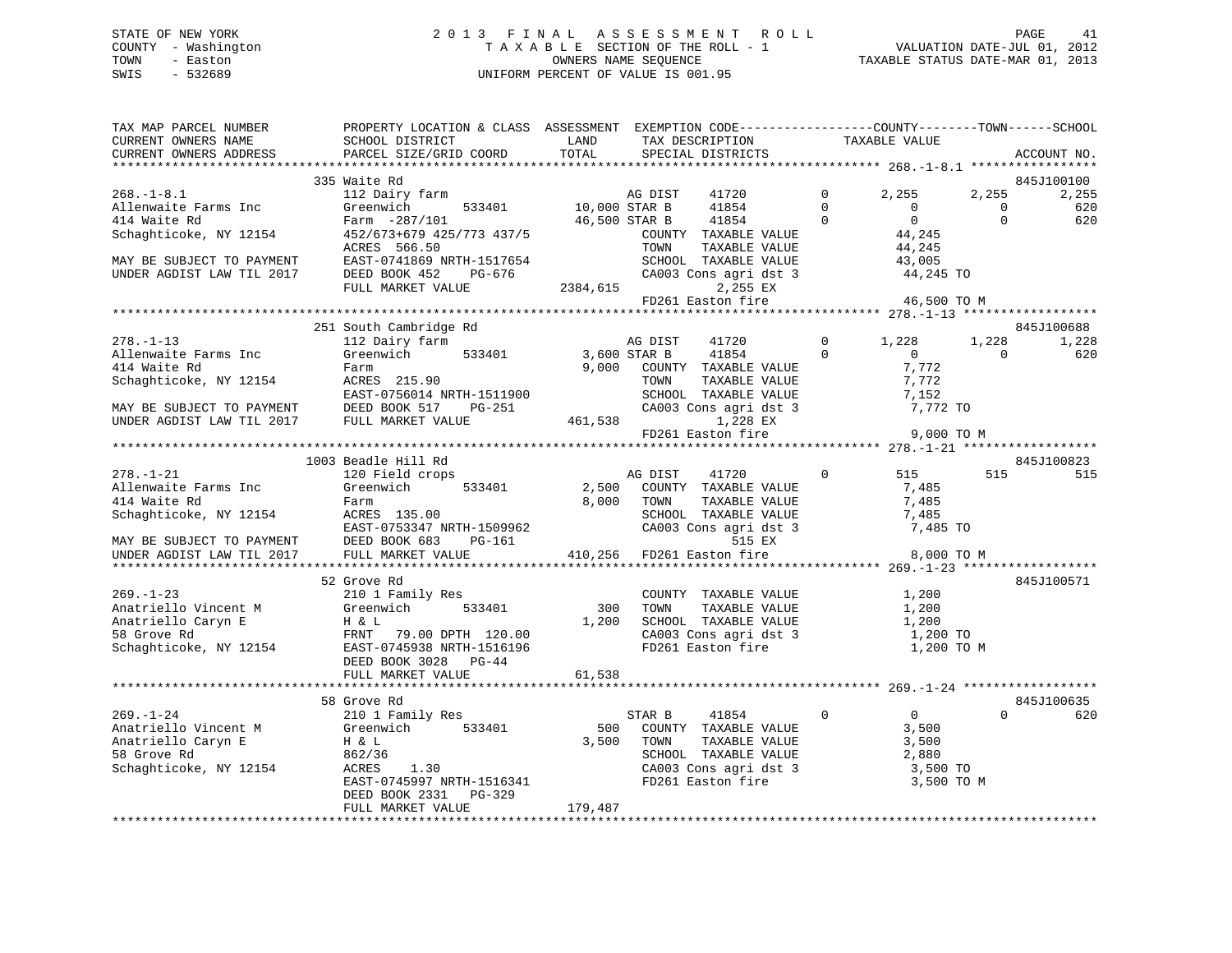STATE OF NEW YORK
COUNTY - Washington
TOWN - Easton
SWIS - 532689

# 2013 FINAL ASSESSMENT ROLL
TAXABLE SECTION OF THE ROLL - 1
OWNERS NAME SEQUENCE
UNIFORM PERCENT OF VALUE IS 001.95

VALUATION DATE-JUL 01, 2012
TAXABLE STATUS DATE-MAR 01, 2013

```
TAX MAP PARCEL NUMBER          PROPERTY LOCATION & CLASS  ASSESSMENT  EXEMPTION CODE------------------COUNTY--------TOWN------SCHOOL
CURRENT OWNERS NAME            SCHOOL DISTRICT               LAND      TAX DESCRIPTION            TAXABLE VALUE
CURRENT OWNERS ADDRESS         PARCEL SIZE/GRID COORD        TOTAL     SPECIAL DISTRICTS                                       ACCOUNT NO.
*********************************************************************************************** 268.-1-8.1 *****************
                         335 Waite Rd                                                                                  845J100100
268.-1-8.1                     112 Dairy farm                      AG DIST    41720         0      2,255      2,255      2,255
Allenwaite Farms Inc           Greenwich      533401     10,000 STAR B     41854         0          0          0        620
414 Waite Rd                   Farm  -287/101            46,500 STAR B     41854         0          0          0        620
Schaghticoke, NY 12154         452/673+679 425/773 437/5          COUNTY  TAXABLE VALUE          44,245
                               ACRES  566.50                      TOWN    TAXABLE VALUE          44,245
MAY BE SUBJECT TO PAYMENT      EAST-0741869 NRTH-1517654          SCHOOL  TAXABLE VALUE          43,005
UNDER AGDIST LAW TIL 2017      DEED BOOK 452    PG-676            CA003 Cons agri dst 3           44,245 TO
                               FULL MARKET VALUE         2384,615           2,255 EX
                                                                  FD261 Easton fire               46,500 TO M
*********************************************************************************************** 278.-1-13 ******************
                         251 South Cambridge Rd                                                                        845J100688
278.-1-13                      112 Dairy farm                      AG DIST    41720         0      1,228      1,228      1,228
Allenwaite Farms Inc           Greenwich      533401      3,600 STAR B     41854         0          0          0        620
414 Waite Rd                   Farm                        9,000  COUNTY  TAXABLE VALUE           7,772
Schaghticoke, NY 12154         ACRES  215.90                      TOWN    TAXABLE VALUE           7,772
                               EAST-0756014 NRTH-1511900          SCHOOL  TAXABLE VALUE           7,152
MAY BE SUBJECT TO PAYMENT      DEED BOOK 517    PG-251            CA003 Cons agri dst 3            7,772 TO
UNDER AGDIST LAW TIL 2017      FULL MARKET VALUE          461,538           1,228 EX
                                                                  FD261 Easton fire                9,000 TO M
*********************************************************************************************** 278.-1-21 ******************
                         1003 Beadle Hill Rd                                                                           845J100823
278.-1-21                      120 Field crops                     AG DIST    41720         0        515        515        515
Allenwaite Farms Inc           Greenwich      533401      2,500  COUNTY  TAXABLE VALUE           7,485
414 Waite Rd                   Farm                        8,000  TOWN    TAXABLE VALUE           7,485
Schaghticoke, NY 12154         ACRES  135.00                      SCHOOL  TAXABLE VALUE           7,485
                               EAST-0753347 NRTH-1509962          CA003 Cons agri dst 3            7,485 TO
MAY BE SUBJECT TO PAYMENT      DEED BOOK 683    PG-161                       515 EX
UNDER AGDIST LAW TIL 2017      FULL MARKET VALUE          410,256  FD261 Easton fire                8,000 TO M
*********************************************************************************************** 269.-1-23 ******************
                         52 Grove Rd                                                                                   845J100571
269.-1-23                      210 1 Family Res                   COUNTY  TAXABLE VALUE           1,200
Anatriello Vincent M           Greenwich      533401        300  TOWN    TAXABLE VALUE           1,200
Anatriello Caryn E             H & L                       1,200  SCHOOL  TAXABLE VALUE           1,200
58 Grove Rd                    FRNT   79.00 DPTH 120.00           CA003 Cons agri dst 3            1,200 TO
Schaghticoke, NY 12154         EAST-0745938 NRTH-1516196          FD261 Easton fire                1,200 TO M
                               DEED BOOK 3028   PG-44
                               FULL MARKET VALUE           61,538
*********************************************************************************************** 269.-1-24 ******************
                         58 Grove Rd                                                                                   845J100635
269.-1-24                      210 1 Family Res                   STAR B     41854         0          0          0        620
Anatriello Vincent M           Greenwich      533401        500  COUNTY  TAXABLE VALUE           3,500
Anatriello Caryn E             H & L                       3,500  TOWN    TAXABLE VALUE           3,500
58 Grove Rd                    862/36                             SCHOOL  TAXABLE VALUE           2,880
Schaghticoke, NY 12154         ACRES    1.30                      CA003 Cons agri dst 3            3,500 TO
                               EAST-0745997 NRTH-1516341          FD261 Easton fire                3,500 TO M
                               DEED BOOK 2331   PG-329
                               FULL MARKET VALUE          179,487
******************************************************************************************************************************
```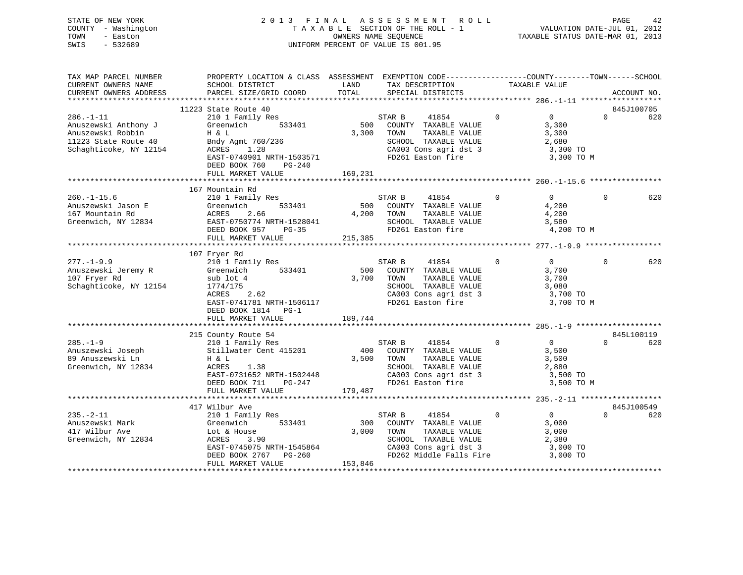STATE OF NEW YORK
COUNTY - Washington
TOWN - Easton
SWIS - 532689

# 2013 FINAL ASSESSMENT ROLL
TAXABLE SECTION OF THE ROLL - 1
OWNERS NAME SEQUENCE
UNIFORM PERCENT OF VALUE IS 001.95

VALUATION DATE-JUL 01, 2012
TAXABLE STATUS DATE-MAR 01, 2013

| TAX MAP PARCEL NUMBER / CURRENT OWNERS NAME / CURRENT OWNERS ADDRESS | PROPERTY LOCATION & CLASS / SCHOOL DISTRICT / PARCEL SIZE/GRID COORD | ASSESSMENT LAND / TOTAL | EXEMPTION CODE / TAX DESCRIPTION / SPECIAL DISTRICTS | COUNTY | TOWN | SCHOOL | TAXABLE VALUE | ACCOUNT NO. |
|---|---|---|---|---|---|---|---|---|
| 286.-1-11 | 11223 State Route 40 | | | | | | | 845J100705 |
| Anuszewski Anthony J | 210 1 Family Res | | STAR B 41854 | 0 | 0 | 620 | | |
| Anuszewski Robbin | Greenwich 533401 | 500 | COUNTY TAXABLE VALUE | | | | 3,300 | |
| 11223 State Route 40 | H & L | 3,300 | TOWN TAXABLE VALUE | | | | 3,300 | |
| Schaghticoke, NY 12154 | Bndy Agmt 760/236 | | SCHOOL TAXABLE VALUE | | | | 2,680 | |
| | ACRES 1.28 | | CA003 Cons agri dst 3 | | | | 3,300 TO | |
| | EAST-0740901 NRTH-1503571 | | FD261 Easton fire | | | | 3,300 TO M | |
| | DEED BOOK 760 PG-240 | | | | | | | |
| | FULL MARKET VALUE | 169,231 | | | | | | |
| 260.-1-15.6 | 167 Mountain Rd | | | | | | | |
| Anuszewski Jason E | 210 1 Family Res | | STAR B 41854 | 0 | 0 | 620 | | |
| 167 Mountain Rd | Greenwich 533401 | 500 | COUNTY TAXABLE VALUE | | | | 4,200 | |
| Greenwich, NY 12834 | ACRES 2.66 | 4,200 | TOWN TAXABLE VALUE | | | | 4,200 | |
| | EAST-0750774 NRTH-1528041 | | SCHOOL TAXABLE VALUE | | | | 3,580 | |
| | DEED BOOK 957 PG-35 | | FD261 Easton fire | | | | 4,200 TO M | |
| | FULL MARKET VALUE | 215,385 | | | | | | |
| 277.-1-9.9 | 107 Fryer Rd | | | | | | | |
| Anuszewski Jeremy R | 210 1 Family Res | | STAR B 41854 | 0 | 0 | 620 | | |
| 107 Fryer Rd | Greenwich 533401 | 500 | COUNTY TAXABLE VALUE | | | | 3,700 | |
| Schaghticoke, NY 12154 | sub lot 4 | 3,700 | TOWN TAXABLE VALUE | | | | 3,700 | |
| | 1774/175 | | SCHOOL TAXABLE VALUE | | | | 3,080 | |
| | ACRES 2.62 | | CA003 Cons agri dst 3 | | | | 3,700 TO | |
| | EAST-0741781 NRTH-1506117 | | FD261 Easton fire | | | | 3,700 TO M | |
| | DEED BOOK 1814 PG-1 | | | | | | | |
| | FULL MARKET VALUE | 189,744 | | | | | | |
| 285.-1-9 | 215 County Route 54 | | | | | | | 845L100119 |
| Anuszewski Joseph | 210 1 Family Res | | STAR B 41854 | 0 | 0 | 620 | | |
| 89 Anuszewski Ln | Stillwater Cent 415201 | 400 | COUNTY TAXABLE VALUE | | | | 3,500 | |
| Greenwich, NY 12834 | H & L | 3,500 | TOWN TAXABLE VALUE | | | | 3,500 | |
| | ACRES 1.38 | | SCHOOL TAXABLE VALUE | | | | 2,880 | |
| | EAST-0731652 NRTH-1502448 | | CA003 Cons agri dst 3 | | | | 3,500 TO | |
| | DEED BOOK 711 PG-247 | | FD261 Easton fire | | | | 3,500 TO M | |
| | FULL MARKET VALUE | 179,487 | | | | | | |
| 235.-2-11 | 417 Wilbur Ave | | | | | | | 845J100549 |
| Anuszewski Mark | 210 1 Family Res | | STAR B 41854 | 0 | 0 | 620 | | |
| 417 Wilbur Ave | Greenwich 533401 | 300 | COUNTY TAXABLE VALUE | | | | 3,000 | |
| Greenwich, NY 12834 | Lot & House | 3,000 | TOWN TAXABLE VALUE | | | | 3,000 | |
| | ACRES 3.90 | | SCHOOL TAXABLE VALUE | | | | 2,380 | |
| | EAST-0745075 NRTH-1545864 | | CA003 Cons agri dst 3 | | | | 3,000 TO | |
| | DEED BOOK 2767 PG-260 | | FD262 Middle Falls Fire | | | | 3,000 TO | |
| | FULL MARKET VALUE | 153,846 | | | | | | |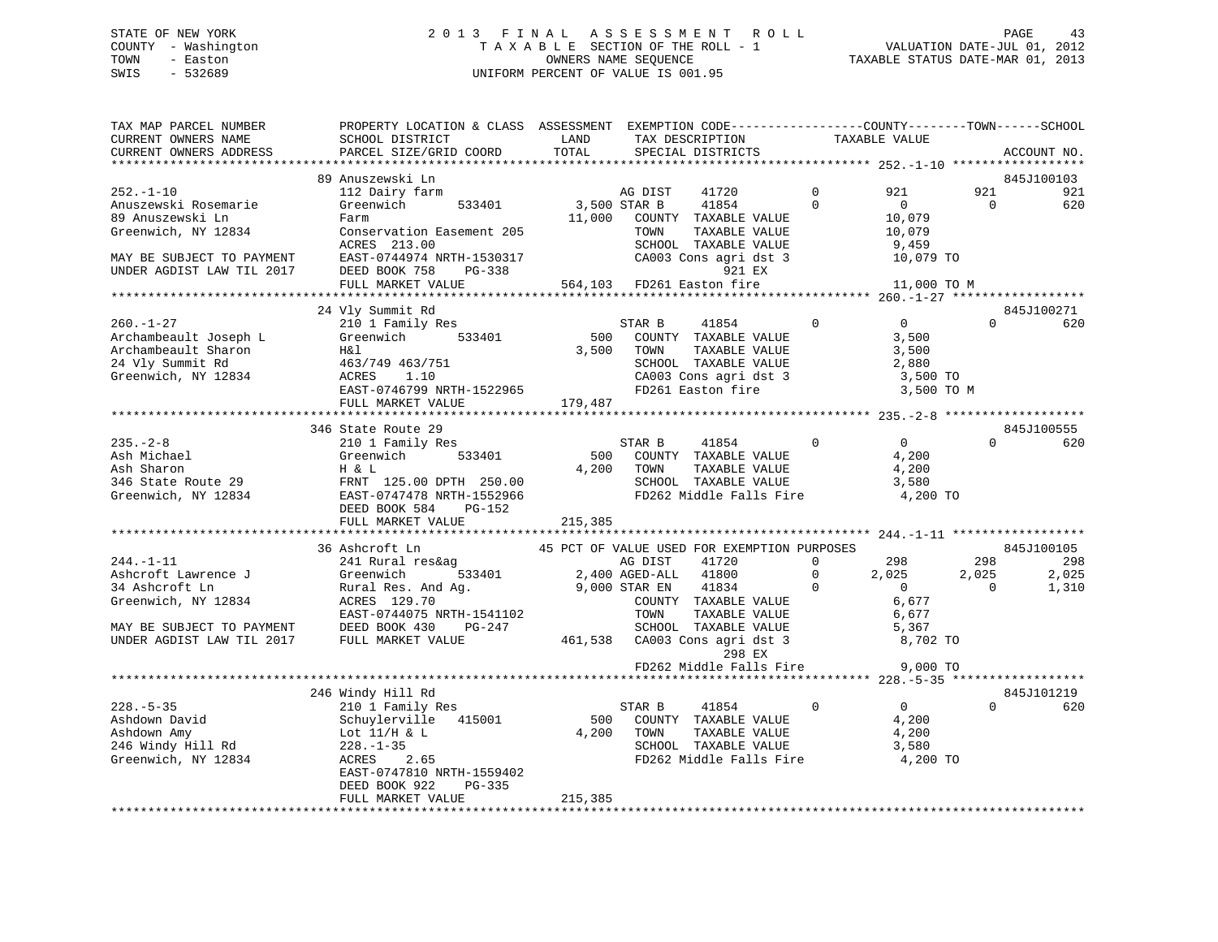STATE OF NEW YORK
COUNTY - Washington
TOWN - Easton
SWIS - 532689

2 0 1 3 F I N A L A S S E S S M E N T R O L L
T A X A B L E SECTION OF THE ROLL - 1
OWNERS NAME SEQUENCE
UNIFORM PERCENT OF VALUE IS 001.95

VALUATION DATE-JUL 01, 2012
TAXABLE STATUS DATE-MAR 01, 2013

```
TAX MAP PARCEL NUMBER          PROPERTY LOCATION & CLASS  ASSESSMENT  EXEMPTION CODE-----------------COUNTY--------TOWN------SCHOOL
CURRENT OWNERS NAME            SCHOOL DISTRICT            LAND        TAX DESCRIPTION             TAXABLE VALUE
CURRENT OWNERS ADDRESS         PARCEL SIZE/GRID COORD     TOTAL       SPECIAL DISTRICTS                                      ACCOUNT NO.
******************************************************************************************************* 252.-1-10 ******************
                               89 Anuszewski Ln                                                                              845J100103
252.-1-10                      112 Dairy farm                         AG DIST     41720        0         921          921          921
Anuszewski Rosemarie           Greenwich        533401      3,500 STAR B      41854        0           0            0          620
89 Anuszewski Ln               Farm                        11,000    COUNTY  TAXABLE VALUE         10,079
Greenwich, NY 12834            Conservation Easement 205              TOWN    TAXABLE VALUE         10,079
                               ACRES  213.00                          SCHOOL  TAXABLE VALUE          9,459
MAY BE SUBJECT TO PAYMENT      EAST-0744974 NRTH-1530317              CA003 Cons agri dst 3          10,079 TO
UNDER AGDIST LAW TIL 2017      DEED BOOK 758     PG-338                          921 EX
                               FULL MARKET VALUE          564,103    FD261 Easton fire              11,000 TO M
******************************************************************************************************* 260.-1-27 ******************
                               24 Vly Summit Rd                                                                              845J100271
260.-1-27                      210 1 Family Res                       STAR B      41854        0           0            0          620
Archambeault Joseph L          Greenwich        533401        500    COUNTY  TAXABLE VALUE          3,500
Archambeault Sharon            H&l                          3,500    TOWN    TAXABLE VALUE          3,500
24 Vly Summit Rd               463/749 463/751                        SCHOOL  TAXABLE VALUE          2,880
Greenwich, NY 12834            ACRES    1.10                          CA003 Cons agri dst 3           3,500 TO
                               EAST-0746799 NRTH-1522965              FD261 Easton fire               3,500 TO M
                               FULL MARKET VALUE          179,487
******************************************************************************************************* 235.-2-8 *******************
                               346 State Route 29                                                                            845J100555
235.-2-8                       210 1 Family Res                       STAR B      41854        0           0            0          620
Ash Michael                    Greenwich        533401        500    COUNTY  TAXABLE VALUE          4,200
Ash Sharon                     H & L                        4,200    TOWN    TAXABLE VALUE          4,200
346 State Route 29             FRNT 125.00 DPTH 250.00                SCHOOL  TAXABLE VALUE          3,580
Greenwich, NY 12834            EAST-0747478 NRTH-1552966              FD262 Middle Falls Fire         4,200 TO
                               DEED BOOK 584     PG-152
                               FULL MARKET VALUE          215,385
******************************************************************************************************* 244.-1-11 ******************
                               36 Ashcroft Ln              45 PCT OF VALUE USED FOR EXEMPTION PURPOSES                       845J100105
244.-1-11                      241 Rural res&ag                       AG DIST     41720        0         298          298          298
Ashcroft Lawrence J            Greenwich        533401      2,400 AGED-ALL    41800        0       2,025        2,025        2,025
34 Ashcroft Ln                 Rural Res. And Ag.           9,000 STAR EN     41834        0           0            0        1,310
Greenwich, NY 12834            ACRES  129.70                          COUNTY  TAXABLE VALUE          6,677
                               EAST-0744075 NRTH-1541102              TOWN    TAXABLE VALUE          6,677
MAY BE SUBJECT TO PAYMENT      DEED BOOK 430     PG-247               SCHOOL  TAXABLE VALUE          5,367
UNDER AGDIST LAW TIL 2017      FULL MARKET VALUE          461,538    CA003 Cons agri dst 3           8,702 TO
                                                                                 298 EX
                                                                      FD262 Middle Falls Fire         9,000 TO
******************************************************************************************************* 228.-5-35 ******************
                               246 Windy Hill Rd                                                                             845J101219
228.-5-35                      210 1 Family Res                       STAR B      41854        0           0            0          620
Ashdown David                  Schuylerville    415001        500    COUNTY  TAXABLE VALUE          4,200
Ashdown Amy                    Lot 11/H & L                 4,200    TOWN    TAXABLE VALUE          4,200
246 Windy Hill Rd              228.-1-35                              SCHOOL  TAXABLE VALUE          3,580
Greenwich, NY 12834            ACRES    2.65                          FD262 Middle Falls Fire         4,200 TO
                               EAST-0747810 NRTH-1559402
                               DEED BOOK 922     PG-335
                               FULL MARKET VALUE          215,385
************************************************************************************************************************************
```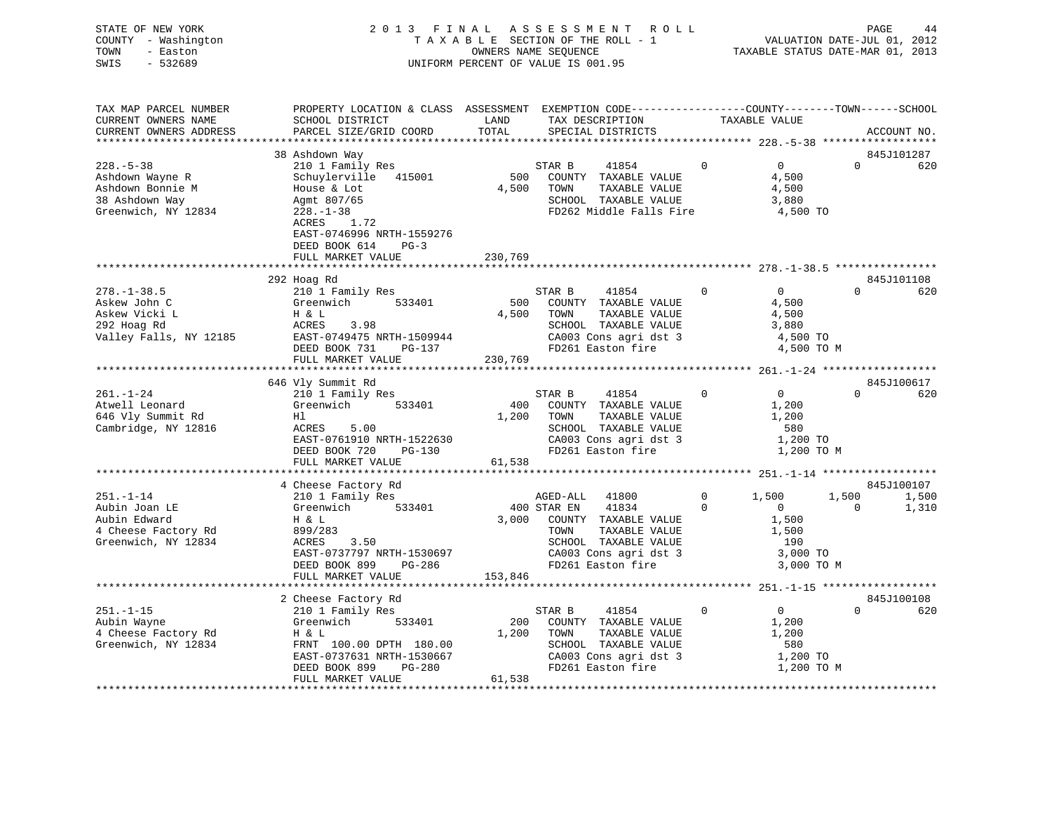STATE OF NEW YORK
COUNTY - Washington
TOWN - Easton
SWIS - 532689

2 0 1 3 F I N A L A S S E S S M E N T R O L L
T A X A B L E SECTION OF THE ROLL - 1
OWNERS NAME SEQUENCE
UNIFORM PERCENT OF VALUE IS 001.95

VALUATION DATE-JUL 01, 2012
TAXABLE STATUS DATE-MAR 01, 2013

```
TAX MAP PARCEL NUMBER          PROPERTY LOCATION & CLASS  ASSESSMENT  EXEMPTION CODE------------------COUNTY--------TOWN------SCHOOL
CURRENT OWNERS NAME            SCHOOL DISTRICT               LAND      TAX DESCRIPTION            TAXABLE VALUE
CURRENT OWNERS ADDRESS         PARCEL SIZE/GRID COORD        TOTAL     SPECIAL DISTRICTS                                      ACCOUNT NO.
******************************************************************************************************* 228.-5-38 ******************
                               38 Ashdown Way                                                                           845J101287
228.-5-38                      210 1 Family Res                     STAR B      41854          0          0            0         620
Ashdown Wayne R                Schuylerville   415001          500    COUNTY  TAXABLE VALUE              4,500
Ashdown Bonnie M               House & Lot                   4,500    TOWN    TAXABLE VALUE              4,500
38 Ashdown Way                 Agmt 807/65                            SCHOOL  TAXABLE VALUE              3,880
Greenwich, NY 12834            228.-1-38                              FD262 Middle Falls Fire             4,500 TO
                               ACRES    1.72
                               EAST-0746996 NRTH-1559276
                               DEED BOOK 614    PG-3
                               FULL MARKET VALUE           230,769
******************************************************************************************************* 278.-1-38.5 ****************
                               292 Hoag Rd                                                                              845J101108
278.-1-38.5                    210 1 Family Res                     STAR B      41854          0          0            0         620
Askew John C                   Greenwich       533401          500    COUNTY  TAXABLE VALUE              4,500
Askew Vicki L                  H & L                         4,500    TOWN    TAXABLE VALUE              4,500
292 Hoag Rd                    ACRES    3.98                          SCHOOL  TAXABLE VALUE              3,880
Valley Falls, NY 12185         EAST-0749475 NRTH-1509944              CA003 Cons agri dst 3               4,500 TO
                               DEED BOOK 731    PG-137                FD261 Easton fire                   4,500 TO M
                               FULL MARKET VALUE           230,769
******************************************************************************************************* 261.-1-24 ******************
                               646 Vly Summit Rd                                                                        845J100617
261.-1-24                      210 1 Family Res                     STAR B      41854          0          0            0         620
Atwell Leonard                 Greenwich       533401          400    COUNTY  TAXABLE VALUE              1,200
646 Vly Summit Rd              Hl                            1,200    TOWN    TAXABLE VALUE              1,200
Cambridge, NY 12816            ACRES    5.00                          SCHOOL  TAXABLE VALUE                580
                               EAST-0761910 NRTH-1522630              CA003 Cons agri dst 3               1,200 TO
                               DEED BOOK 720    PG-130                FD261 Easton fire                   1,200 TO M
                               FULL MARKET VALUE            61,538
******************************************************************************************************* 251.-1-14 ******************
                               4 Cheese Factory Rd                                                                      845J100107
251.-1-14                      210 1 Family Res                     AGED-ALL    41800          0      1,500        1,500       1,500
Aubin Joan LE                  Greenwich       533401          400 STAR EN      41834          0          0            0       1,310
Aubin Edward                   H & L                         3,000    COUNTY  TAXABLE VALUE              1,500
4 Cheese Factory Rd            899/283                                TOWN    TAXABLE VALUE              1,500
Greenwich, NY 12834            ACRES    3.50                          SCHOOL  TAXABLE VALUE                190
                               EAST-0737797 NRTH-1530697              CA003 Cons agri dst 3               3,000 TO
                               DEED BOOK 899    PG-286                FD261 Easton fire                   3,000 TO M
                               FULL MARKET VALUE           153,846
******************************************************************************************************* 251.-1-15 ******************
                               2 Cheese Factory Rd                                                                      845J100108
251.-1-15                      210 1 Family Res                     STAR B      41854          0          0            0         620
Aubin Wayne                    Greenwich       533401          200    COUNTY  TAXABLE VALUE              1,200
4 Cheese Factory Rd            H & L                         1,200    TOWN    TAXABLE VALUE              1,200
Greenwich, NY 12834            FRNT 100.00 DPTH 180.00                SCHOOL  TAXABLE VALUE                580
                               EAST-0737631 NRTH-1530667              CA003 Cons agri dst 3               1,200 TO
                               DEED BOOK 899    PG-280                FD261 Easton fire                   1,200 TO M
                               FULL MARKET VALUE            61,538
************************************************************************************************************************************
```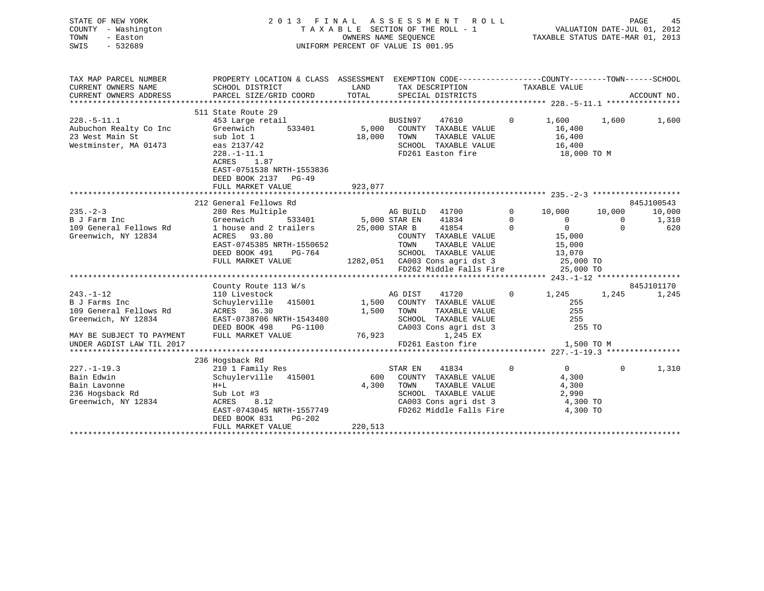STATE OF NEW YORK
COUNTY - Washington
TOWN - Easton
SWIS - 532689

2 0 1 3 F I N A L A S S E S S M E N T R O L L
T A X A B L E SECTION OF THE ROLL - 1
OWNERS NAME SEQUENCE
UNIFORM PERCENT OF VALUE IS 001.95

VALUATION DATE-JUL 01, 2012
TAXABLE STATUS DATE-MAR 01, 2013

```
TAX MAP PARCEL NUMBER          PROPERTY LOCATION & CLASS  ASSESSMENT  EXEMPTION CODE------------------COUNTY--------TOWN------SCHOOL
CURRENT OWNERS NAME            SCHOOL DISTRICT              LAND       TAX DESCRIPTION              TAXABLE VALUE
CURRENT OWNERS ADDRESS         PARCEL SIZE/GRID COORD       TOTAL      SPECIAL DISTRICTS                                          ACCOUNT NO.
******************************************************************************************************* 228.-5-11.1 ****************
                               511 State Route 29
228.-5-11.1                    453 Large retail                        BUSIN97    47610          0        1,600       1,600        1,600
Aubuchon Realty Co Inc         Greenwich      533401        5,000     COUNTY  TAXABLE VALUE              16,400
23 West Main St                sub lot 1                   18,000     TOWN    TAXABLE VALUE              16,400
Westminster, MA 01473          eas 2137/42                            SCHOOL  TAXABLE VALUE              16,400
                               228.-1-11.1                            FD261 Easton fire                   18,000 TO M
                               ACRES    1.87
                               EAST-0751538 NRTH-1553836
                               DEED BOOK 2137   PG-49
                               FULL MARKET VALUE          923,077
******************************************************************************************************* 235.-2-3 *******************
                               212 General Fellows Rd                                                                      845J100543
235.-2-3                       280 Res Multiple                        AG BUILD   41700          0       10,000      10,000       10,000
B J Farm Inc                   Greenwich      533401        5,000 STAR EN     41834          0            0           0        1,310
109 General Fellows Rd         1 house and 2 trailers      25,000 STAR B      41854          0            0           0          620
Greenwich, NY 12834            ACRES   93.80                          COUNTY  TAXABLE VALUE              15,000
                               EAST-0745385 NRTH-1550652              TOWN    TAXABLE VALUE              15,000
                               DEED BOOK 491    PG-764                SCHOOL  TAXABLE VALUE              13,070
                               FULL MARKET VALUE         1282,051     CA003 Cons agri dst 3               25,000 TO
                                                                      FD262 Middle Falls Fire             25,000 TO
******************************************************************************************************* 243.-1-12 ******************
                               County Route 113 W/s                                                                        845J101170
243.-1-12                      110 Livestock                           AG DIST    41720          0        1,245       1,245        1,245
B J Farms Inc                  Schuylerville   415001       1,500     COUNTY  TAXABLE VALUE                255
109 General Fellows Rd         ACRES   36.30                1,500     TOWN    TAXABLE VALUE                255
Greenwich, NY 12834            EAST-0738706 NRTH-1543480              SCHOOL  TAXABLE VALUE                255
                               DEED BOOK 498    PG-1100               CA003 Cons agri dst 3                  255 TO
MAY BE SUBJECT TO PAYMENT      FULL MARKET VALUE           76,923            1,245 EX
UNDER AGDIST LAW TIL 2017                                             FD261 Easton fire                    1,500 TO M
******************************************************************************************************* 227.-1-19.3 ****************
                               236 Hogsback Rd
227.-1-19.3                    210 1 Family Res                        STAR EN    41834          0            0           0        1,310
Bain Edwin                     Schuylerville   415001         600     COUNTY  TAXABLE VALUE              4,300
Bain Lavonne                   H+L                          4,300     TOWN    TAXABLE VALUE              4,300
236 Hogsback Rd                Sub Lot #3                             SCHOOL  TAXABLE VALUE              2,990
Greenwich, NY 12834            ACRES    8.12                          CA003 Cons agri dst 3                4,300 TO
                               EAST-0743045 NRTH-1557749              FD262 Middle Falls Fire              4,300 TO
                               DEED BOOK 831    PG-202
                               FULL MARKET VALUE          220,513
************************************************************************************************************************************
```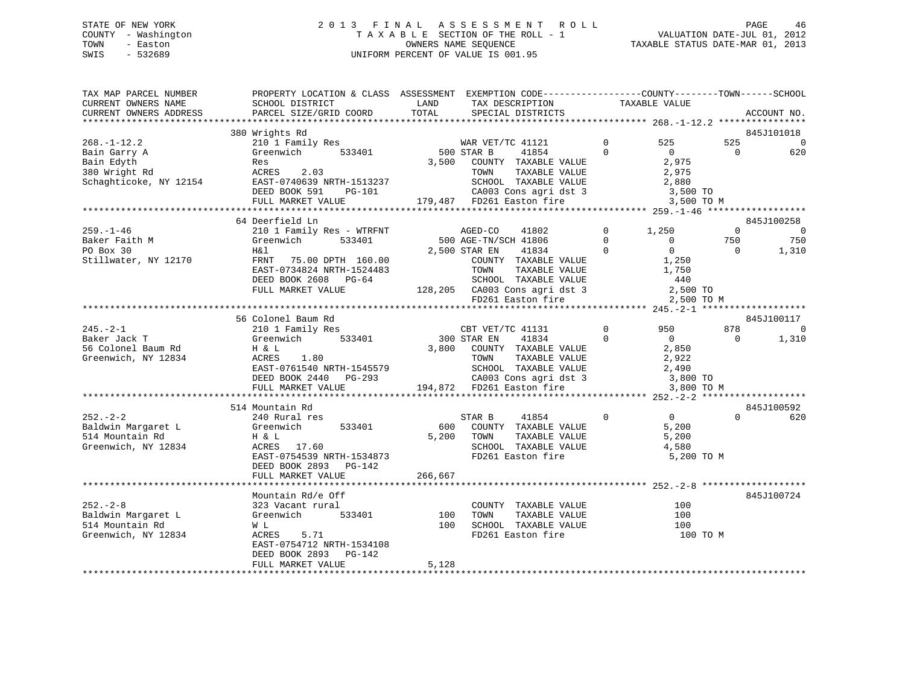STATE OF NEW YORK
COUNTY - Washington
TOWN - Easton
SWIS - 532689

2013 FINAL ASSESSMENT ROLL
TAXABLE SECTION OF THE ROLL - 1
OWNERS NAME SEQUENCE
UNIFORM PERCENT OF VALUE IS 001.95

VALUATION DATE-JUL 01, 2012
TAXABLE STATUS DATE-MAR 01, 2013

```
TAX MAP PARCEL NUMBER     PROPERTY LOCATION & CLASS  ASSESSMENT  EXEMPTION CODE-----------------COUNTY--------TOWN------SCHOOL
CURRENT OWNERS NAME       SCHOOL DISTRICT              LAND      TAX DESCRIPTION             TAXABLE VALUE
CURRENT OWNERS ADDRESS    PARCEL SIZE/GRID COORD       TOTAL     SPECIAL DISTRICTS                                      ACCOUNT NO.
******************************************************************************************** 268.-1-12.2 ****************
                          380 Wrights Rd                                                                               845J101018
268.-1-12.2               210 1 Family Res                  WAR VET/TC 41121       0       525       525          0
Bain Garry A              Greenwich       533401         500 STAR B     41854       0         0         0        620
Bain Edyth                Res                          3,500   COUNTY  TAXABLE VALUE          2,975
380 Wright Rd             ACRES    2.03                        TOWN    TAXABLE VALUE          2,975
Schaghticoke, NY 12154    EAST-0740639 NRTH-1513237            SCHOOL  TAXABLE VALUE          2,880
                          DEED BOOK 591    PG-101              CA003 Cons agri dst 3           3,500 TO
                          FULL MARKET VALUE           179,487  FD261 Easton fire               3,500 TO M
******************************************************************************************** 259.-1-46 ******************
                          64 Deerfield Ln                                                                              845J100258
259.-1-46                 210 1 Family Res - WTRFNT         AGED-CO     41802       0     1,250         0          0
Baker Faith M             Greenwich       533401         500 AGE-TN/SCH 41806       0         0       750        750
PO Box 30                 H&l                          2,500 STAR EN    41834       0         0         0      1,310
Stillwater, NY 12170      FRNT   75.00 DPTH 160.00             COUNTY  TAXABLE VALUE          1,250
                          EAST-0734824 NRTH-1524483            TOWN    TAXABLE VALUE          1,750
                          DEED BOOK 2608   PG-64               SCHOOL  TAXABLE VALUE            440
                          FULL MARKET VALUE           128,205  CA003 Cons agri dst 3           2,500 TO
                                                               FD261 Easton fire               2,500 TO M
******************************************************************************************** 245.-2-1 *******************
                          56 Colonel Baum Rd                                                                           845J100117
245.-2-1                  210 1 Family Res                  CBT VET/TC 41131       0       950       878          0
Baker Jack T              Greenwich       533401         300 STAR EN    41834       0         0         0      1,310
56 Colonel Baum Rd        H & L                        3,800   COUNTY  TAXABLE VALUE          2,850
Greenwich, NY 12834       ACRES    1.80                        TOWN    TAXABLE VALUE          2,922
                          EAST-0761540 NRTH-1545579            SCHOOL  TAXABLE VALUE          2,490
                          DEED BOOK 2440   PG-293              CA003 Cons agri dst 3           3,800 TO
                          FULL MARKET VALUE           194,872  FD261 Easton fire               3,800 TO M
******************************************************************************************** 252.-2-2 *******************
                          514 Mountain Rd                                                                              845J100592
252.-2-2                  240 Rural res                     STAR B      41854       0         0         0        620
Baldwin Margaret L        Greenwich       533401         600   COUNTY  TAXABLE VALUE          5,200
514 Mountain Rd           H & L                        5,200   TOWN    TAXABLE VALUE          5,200
Greenwich, NY 12834       ACRES   17.60                        SCHOOL  TAXABLE VALUE          4,580
                          EAST-0754539 NRTH-1534873            FD261 Easton fire               5,200 TO M
                          DEED BOOK 2893   PG-142
                          FULL MARKET VALUE           266,667
******************************************************************************************** 252.-2-8 *******************
                          Mountain Rd/e Off                                                                            845J100724
252.-2-8                  323 Vacant rural                     COUNTY  TAXABLE VALUE            100
Baldwin Margaret L        Greenwich       533401         100   TOWN    TAXABLE VALUE            100
514 Mountain Rd           W L                            100   SCHOOL  TAXABLE VALUE            100
Greenwich, NY 12834       ACRES    5.71                        FD261 Easton fire                 100 TO M
                          EAST-0754712 NRTH-1534108
                          DEED BOOK 2893   PG-142
                          FULL MARKET VALUE             5,128
****************************************************************************************************************************
```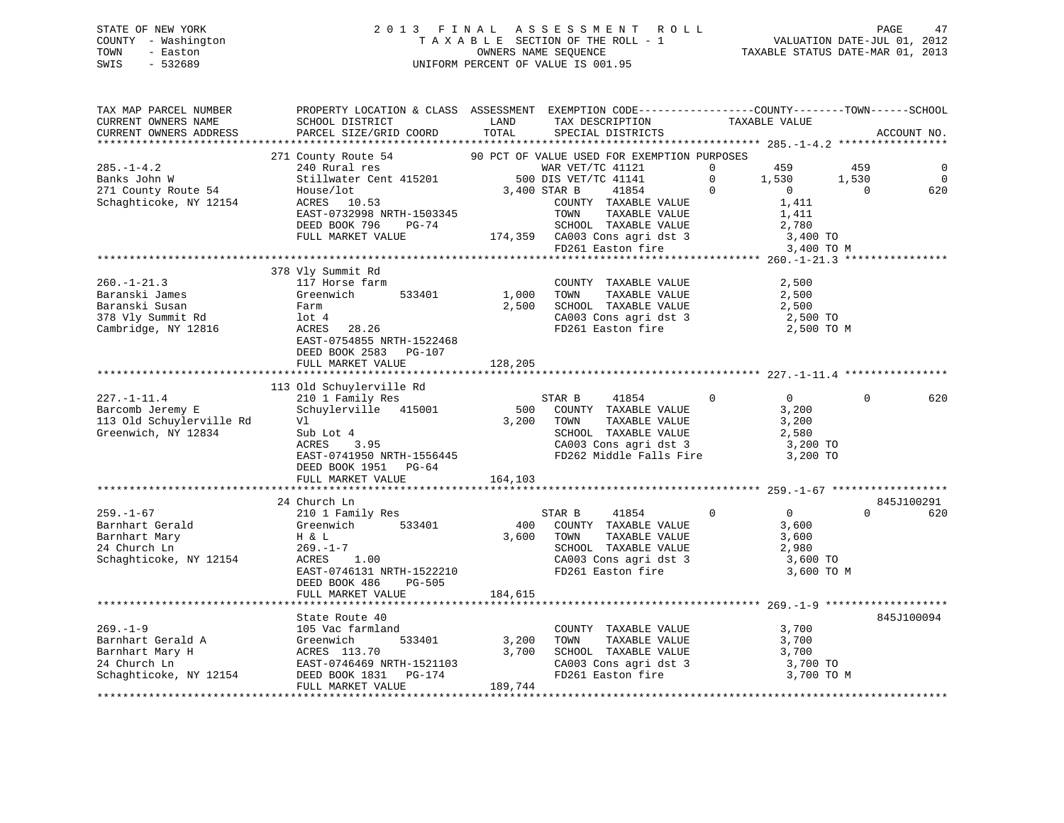STATE OF NEW YORK
COUNTY - Washington
TOWN - Easton
SWIS - 532689

2013 FINAL ASSESSMENT ROLL
TAXABLE SECTION OF THE ROLL - 1
OWNERS NAME SEQUENCE
UNIFORM PERCENT OF VALUE IS 001.95

VALUATION DATE-JUL 01, 2012
TAXABLE STATUS DATE-MAR 01, 2013

| TAX MAP PARCEL NUMBER / CURRENT OWNERS NAME / CURRENT OWNERS ADDRESS | PROPERTY LOCATION & CLASS / SCHOOL DISTRICT / PARCEL SIZE/GRID COORD | ASSESSMENT LAND / TOTAL | EXEMPTION CODE / TAX DESCRIPTION / SPECIAL DISTRICTS | | COUNTY TAXABLE VALUE | TOWN | SCHOOL | ACCOUNT NO. |
|---|---|---|---|---|---|---|---|---|
| **285.-1-4.2** | 271 County Route 54 | | 90 PCT OF VALUE USED FOR EXEMPTION PURPOSES | | | | | |
| 285.-1-4.2 | 240 Rural res | | WAR VET/TC 41121 | 0 | 459 | 459 | 0 | |
| Banks John W | Stillwater Cent 415201 | 500 | DIS VET/TC 41141 | 0 | 1,530 | 1,530 | 0 | |
| 271 County Route 54 | House/lot | 3,400 | STAR B 41854 | 0 | 0 | 0 | 620 | |
| Schaghticoke, NY 12154 | ACRES 10.53 | | COUNTY TAXABLE VALUE | | 1,411 | | | |
| | EAST-0732998 NRTH-1503345 | | TOWN TAXABLE VALUE | | 1,411 | | | |
| | DEED BOOK 796 PG-74 | | SCHOOL TAXABLE VALUE | | 2,780 | | | |
| | FULL MARKET VALUE | 174,359 | CA003 Cons agri dst 3 | | 3,400 TO | | | |
| | | | FD261 Easton fire | | 3,400 TO M | | | |
| **260.-1-21.3** | 378 Vly Summit Rd | | | | | | | |
| 260.-1-21.3 | 117 Horse farm | | COUNTY TAXABLE VALUE | | 2,500 | | | |
| Baranski James | Greenwich 533401 | 1,000 | TOWN TAXABLE VALUE | | 2,500 | | | |
| Baranski Susan | Farm | 2,500 | SCHOOL TAXABLE VALUE | | 2,500 | | | |
| 378 Vly Summit Rd | lot 4 | | CA003 Cons agri dst 3 | | 2,500 TO | | | |
| Cambridge, NY 12816 | ACRES 28.26 | | FD261 Easton fire | | 2,500 TO M | | | |
| | EAST-0754855 NRTH-1522468 | | | | | | | |
| | DEED BOOK 2583 PG-107 | | | | | | | |
| | FULL MARKET VALUE | 128,205 | | | | | | |
| **227.-1-11.4** | 113 Old Schuylerville Rd | | | | | | | |
| 227.-1-11.4 | 210 1 Family Res | | STAR B 41854 | 0 | 0 | 0 | 620 | |
| Barcomb Jeremy E | Schuylerville 415001 | 500 | COUNTY TAXABLE VALUE | | 3,200 | | | |
| 113 Old Schuylerville Rd | Vl | 3,200 | TOWN TAXABLE VALUE | | 3,200 | | | |
| Greenwich, NY 12834 | Sub Lot 4 | | SCHOOL TAXABLE VALUE | | 2,580 | | | |
| | ACRES 3.95 | | CA003 Cons agri dst 3 | | 3,200 TO | | | |
| | EAST-0741950 NRTH-1556445 | | FD262 Middle Falls Fire | | 3,200 TO | | | |
| | DEED BOOK 1951 PG-64 | | | | | | | |
| | FULL MARKET VALUE | 164,103 | | | | | | |
| **259.-1-67** | 24 Church Ln | | | | | | | 845J100291 |
| 259.-1-67 | 210 1 Family Res | | STAR B 41854 | 0 | 0 | 0 | 620 | |
| Barnhart Gerald | Greenwich 533401 | 400 | COUNTY TAXABLE VALUE | | 3,600 | | | |
| Barnhart Mary | H & L | 3,600 | TOWN TAXABLE VALUE | | 3,600 | | | |
| 24 Church Ln | 269.-1-7 | | SCHOOL TAXABLE VALUE | | 2,980 | | | |
| Schaghticoke, NY 12154 | ACRES 1.00 | | CA003 Cons agri dst 3 | | 3,600 TO | | | |
| | EAST-0746131 NRTH-1522210 | | FD261 Easton fire | | 3,600 TO M | | | |
| | DEED BOOK 486 PG-505 | | | | | | | |
| | FULL MARKET VALUE | 184,615 | | | | | | |
| **269.-1-9** | State Route 40 | | | | | | | 845J100094 |
| 269.-1-9 | 105 Vac farmland | | COUNTY TAXABLE VALUE | | 3,700 | | | |
| Barnhart Gerald A | Greenwich 533401 | 3,200 | TOWN TAXABLE VALUE | | 3,700 | | | |
| Barnhart Mary H | ACRES 113.70 | 3,700 | SCHOOL TAXABLE VALUE | | 3,700 | | | |
| 24 Church Ln | EAST-0746469 NRTH-1521103 | | CA003 Cons agri dst 3 | | 3,700 TO | | | |
| Schaghticoke, NY 12154 | DEED BOOK 1831 PG-174 | | FD261 Easton fire | | 3,700 TO M | | | |
| | FULL MARKET VALUE | 189,744 | | | | | | |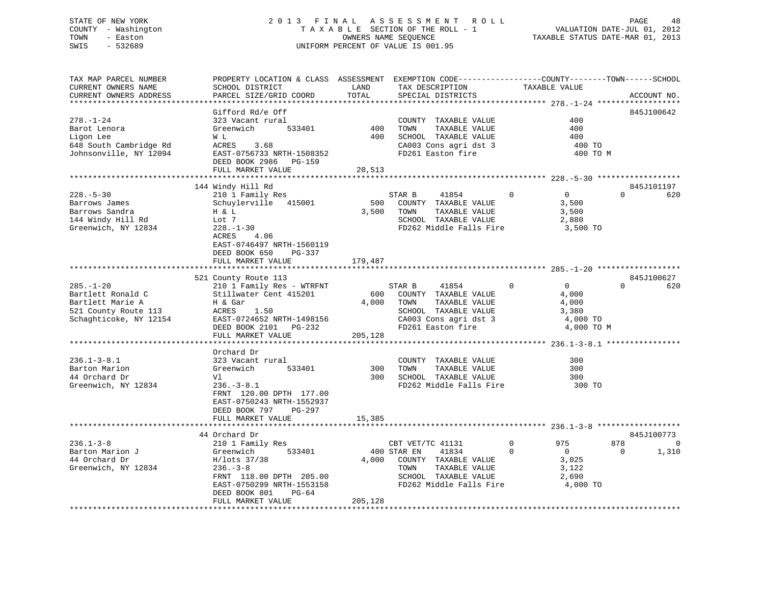STATE OF NEW YORK — COUNTY - Washington — TOWN - Easton — SWIS - 532689

# 2013 FINAL ASSESSMENT ROLL
TAXABLE SECTION OF THE ROLL - 1
OWNERS NAME SEQUENCE
UNIFORM PERCENT OF VALUE IS 001.95

VALUATION DATE-JUL 01, 2012
TAXABLE STATUS DATE-MAR 01, 2013

| TAX MAP PARCEL NUMBER / CURRENT OWNERS NAME / CURRENT OWNERS ADDRESS | PROPERTY LOCATION & CLASS / SCHOOL DISTRICT / PARCEL SIZE/GRID COORD | ASSESSMENT LAND | TOTAL | EXEMPTION CODE / TAX DESCRIPTION / SPECIAL DISTRICTS | COUNTY TAXABLE VALUE | TOWN | SCHOOL | ACCOUNT NO. |
|---|---|---|---|---|---|---|---|---|
| **278.-1-24** | Gifford Rd/e Off | | | | | | | 845J100642 |
| 278.-1-24 | 323 Vacant rural | | | COUNTY TAXABLE VALUE | 400 | | | |
| Barot Lenora | Greenwich 533401 | 400 | | TOWN TAXABLE VALUE | 400 | | | |
| Ligon Lee | W L | | 400 | SCHOOL TAXABLE VALUE | 400 | | | |
| 648 South Cambridge Rd | ACRES 3.68 | | | CA003 Cons agri dst 3 | 400 TO | | | |
| Johnsonville, NY 12094 | EAST-0756733 NRTH-1508352 | | | FD261 Easton fire | 400 TO M | | | |
| | DEED BOOK 2986 PG-159 | | | | | | | |
| | FULL MARKET VALUE | | 20,513 | | | | | |
| **228.-5-30** | 144 Windy Hill Rd | | | | | | | 845J101197 |
| 228.-5-30 | 210 1 Family Res | | | STAR B 41854 | 0 | 0 | 620 | |
| Barrows James | Schuylerville 415001 | 500 | | COUNTY TAXABLE VALUE | 3,500 | | | |
| Barrows Sandra | H & L | | 3,500 | TOWN TAXABLE VALUE | 3,500 | | | |
| 144 Windy Hill Rd | Lot 7 | | | SCHOOL TAXABLE VALUE | 2,880 | | | |
| Greenwich, NY 12834 | 228.-1-30 | | | FD262 Middle Falls Fire | 3,500 TO | | | |
| | ACRES 4.06 | | | | | | | |
| | EAST-0746497 NRTH-1560119 | | | | | | | |
| | DEED BOOK 650 PG-337 | | | | | | | |
| | FULL MARKET VALUE | | 179,487 | | | | | |
| **285.-1-20** | 521 County Route 113 | | | | | | | 845J100627 |
| 285.-1-20 | 210 1 Family Res - WTRFNT | | | STAR B 41854 | 0 | 0 | 620 | |
| Bartlett Ronald C | Stillwater Cent 415201 | 600 | | COUNTY TAXABLE VALUE | 4,000 | | | |
| Bartlett Marie A | H & Gar | | 4,000 | TOWN TAXABLE VALUE | 4,000 | | | |
| 521 County Route 113 | ACRES 1.50 | | | SCHOOL TAXABLE VALUE | 3,380 | | | |
| Schaghticoke, NY 12154 | EAST-0724652 NRTH-1498156 | | | CA003 Cons agri dst 3 | 4,000 TO | | | |
| | DEED BOOK 2101 PG-232 | | | FD261 Easton fire | 4,000 TO M | | | |
| | FULL MARKET VALUE | | 205,128 | | | | | |
| **236.1-3-8.1** | Orchard Dr | | | | | | | |
| 236.1-3-8.1 | 323 Vacant rural | | | COUNTY TAXABLE VALUE | 300 | | | |
| Barton Marion | Greenwich 533401 | 300 | | TOWN TAXABLE VALUE | 300 | | | |
| 44 Orchard Dr | Vl | | 300 | SCHOOL TAXABLE VALUE | 300 | | | |
| Greenwich, NY 12834 | 236.-3-8.1 | | | FD262 Middle Falls Fire | 300 TO | | | |
| | FRNT 120.00 DPTH 177.00 | | | | | | | |
| | EAST-0750243 NRTH-1552937 | | | | | | | |
| | DEED BOOK 797 PG-297 | | | | | | | |
| | FULL MARKET VALUE | | 15,385 | | | | | |
| **236.1-3-8** | 44 Orchard Dr | | | | | | | 845J100773 |
| 236.1-3-8 | 210 1 Family Res | | | CBT VET/TC 41131 | 975 | 878 | 0 | |
| Barton Marion J | Greenwich 533401 | 400 | | STAR EN 41834 | 0 | 0 | 1,310 | |
| 44 Orchard Dr | H/lots 37/38 | | 4,000 | COUNTY TAXABLE VALUE | 3,025 | | | |
| Greenwich, NY 12834 | 236.-3-8 | | | TOWN TAXABLE VALUE | 3,122 | | | |
| | FRNT 118.00 DPTH 205.00 | | | SCHOOL TAXABLE VALUE | 2,690 | | | |
| | EAST-0750299 NRTH-1553158 | | | FD262 Middle Falls Fire | 4,000 TO | | | |
| | DEED BOOK 801 PG-64 | | | | | | | |
| | FULL MARKET VALUE | | 205,128 | | | | | |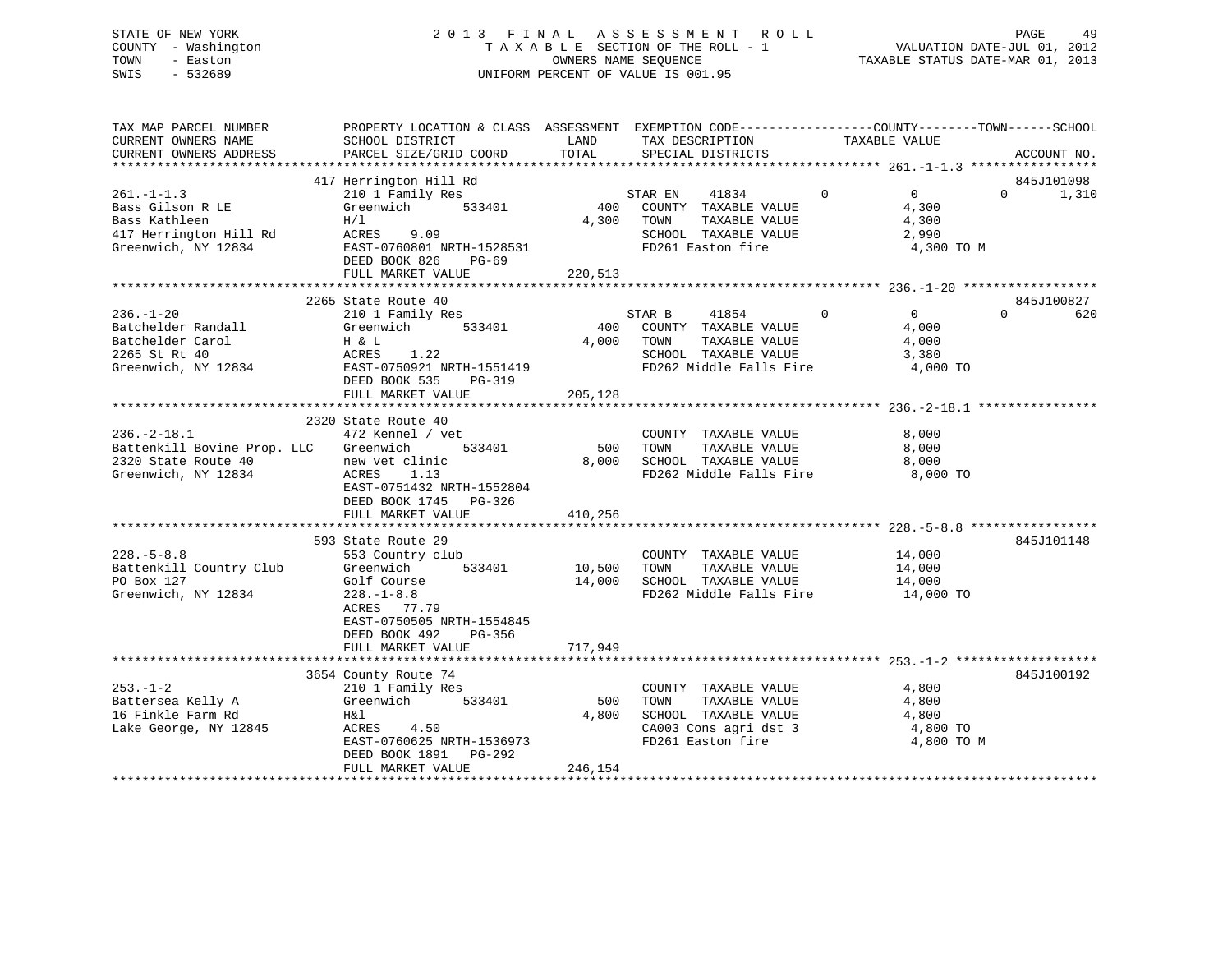STATE OF NEW YORK — 2013 FINAL ASSESSMENT ROLL
COUNTY - Washington — TAXABLE SECTION OF THE ROLL - 1 — VALUATION DATE-JUL 01, 2012
TOWN - Easton — OWNERS NAME SEQUENCE — TAXABLE STATUS DATE-MAR 01, 2013
SWIS - 532689 — UNIFORM PERCENT OF VALUE IS 001.95

| TAX MAP PARCEL NUMBER / CURRENT OWNERS NAME / CURRENT OWNERS ADDRESS | PROPERTY LOCATION & CLASS / SCHOOL DISTRICT / PARCEL SIZE/GRID COORD | ASSESSMENT LAND / TOTAL | EXEMPTION CODE / TAX DESCRIPTION / SPECIAL DISTRICTS | COUNTY TAXABLE VALUE | TOWN | SCHOOL | ACCOUNT NO. |
|---|---|---|---|---|---|---|---|
| **261.-1-1.3** | 417 Herrington Hill Rd | | | | | | 845J101098 |
| Bass Gilson R LE | 210 1 Family Res | | STAR EN 41834 | 0 | 0 | 1,310 | |
| Bass Kathleen | Greenwich 533401 | 400 | COUNTY TAXABLE VALUE | 4,300 | | | |
| 417 Herrington Hill Rd | H/l | 4,300 | TOWN TAXABLE VALUE | 4,300 | | | |
| Greenwich, NY 12834 | ACRES 9.09 | | SCHOOL TAXABLE VALUE | 2,990 | | | |
| | EAST-0760801 NRTH-1528531 | | FD261 Easton fire | 4,300 TO M | | | |
| | DEED BOOK 826 PG-69 | | | | | | |
| | FULL MARKET VALUE | 220,513 | | | | | |
| **236.-1-20** | 2265 State Route 40 | | | | | | 845J100827 |
| Batchelder Randall | 210 1 Family Res | | STAR B 41854 | 0 | 0 | 620 | |
| Batchelder Carol | Greenwich 533401 | 400 | COUNTY TAXABLE VALUE | 4,000 | | | |
| 2265 St Rt 40 | H & L | 4,000 | TOWN TAXABLE VALUE | 4,000 | | | |
| Greenwich, NY 12834 | ACRES 1.22 | | SCHOOL TAXABLE VALUE | 3,380 | | | |
| | EAST-0750921 NRTH-1551419 | | FD262 Middle Falls Fire | 4,000 TO | | | |
| | DEED BOOK 535 PG-319 | | | | | | |
| | FULL MARKET VALUE | 205,128 | | | | | |
| **236.-2-18.1** | 2320 State Route 40 | | | | | | |
| Battenkill Bovine Prop. LLC | 472 Kennel / vet | | COUNTY TAXABLE VALUE | 8,000 | | | |
| 2320 State Route 40 | Greenwich 533401 | 500 | TOWN TAXABLE VALUE | 8,000 | | | |
| Greenwich, NY 12834 | new vet clinic | 8,000 | SCHOOL TAXABLE VALUE | 8,000 | | | |
| | ACRES 1.13 | | FD262 Middle Falls Fire | 8,000 TO | | | |
| | EAST-0751432 NRTH-1552804 | | | | | | |
| | DEED BOOK 1745 PG-326 | | | | | | |
| | FULL MARKET VALUE | 410,256 | | | | | |
| **228.-5-8.8** | 593 State Route 29 | | | | | | 845J101148 |
| Battenkill Country Club | 553 Country club | | COUNTY TAXABLE VALUE | 14,000 | | | |
| PO Box 127 | Greenwich 533401 | 10,500 | TOWN TAXABLE VALUE | 14,000 | | | |
| Greenwich, NY 12834 | Golf Course | 14,000 | SCHOOL TAXABLE VALUE | 14,000 | | | |
| | 228.-1-8.8 | | FD262 Middle Falls Fire | 14,000 TO | | | |
| | ACRES 77.79 | | | | | | |
| | EAST-0750505 NRTH-1554845 | | | | | | |
| | DEED BOOK 492 PG-356 | | | | | | |
| | FULL MARKET VALUE | 717,949 | | | | | |
| **253.-1-2** | 3654 County Route 74 | | | | | | 845J100192 |
| Battersea Kelly A | 210 1 Family Res | | COUNTY TAXABLE VALUE | 4,800 | | | |
| 16 Finkle Farm Rd | Greenwich 533401 | 500 | TOWN TAXABLE VALUE | 4,800 | | | |
| Lake George, NY 12845 | H&l | 4,800 | SCHOOL TAXABLE VALUE | 4,800 | | | |
| | ACRES 4.50 | | CA003 Cons agri dst 3 | 4,800 TO | | | |
| | EAST-0760625 NRTH-1536973 | | FD261 Easton fire | 4,800 TO M | | | |
| | DEED BOOK 1891 PG-292 | | | | | | |
| | FULL MARKET VALUE | 246,154 | | | | | |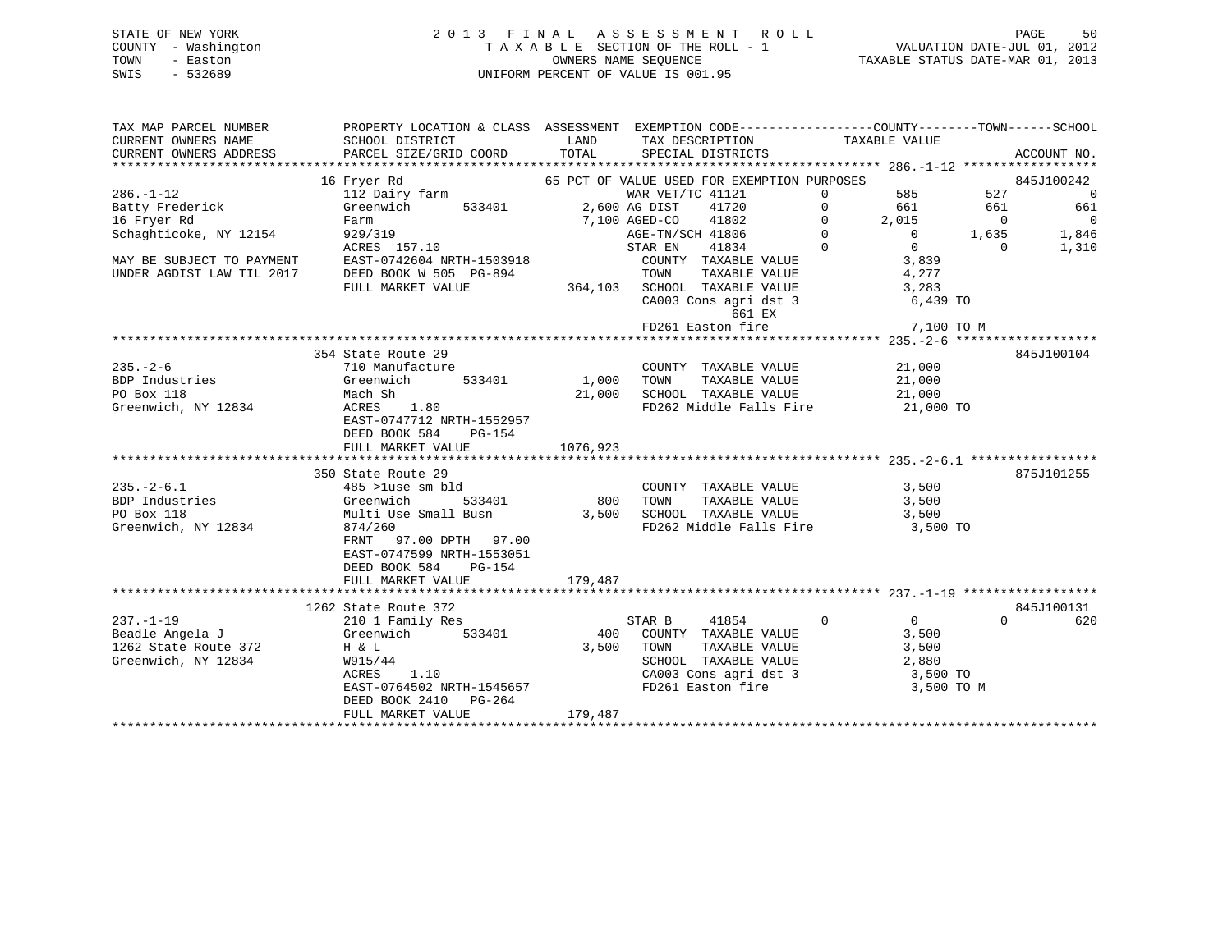STATE OF NEW YORK
COUNTY - Washington
TOWN - Easton
SWIS - 532689

2 0 1 3 F I N A L A S S E S S M E N T R O L L
T A X A B L E SECTION OF THE ROLL - 1
OWNERS NAME SEQUENCE
UNIFORM PERCENT OF VALUE IS 001.95

VALUATION DATE-JUL 01, 2012
TAXABLE STATUS DATE-MAR 01, 2013

```
TAX MAP PARCEL NUMBER          PROPERTY LOCATION & CLASS  ASSESSMENT  EXEMPTION CODE------------------COUNTY--------TOWN------SCHOOL
CURRENT OWNERS NAME            SCHOOL DISTRICT               LAND      TAX DESCRIPTION            TAXABLE VALUE
CURRENT OWNERS ADDRESS         PARCEL SIZE/GRID COORD        TOTAL     SPECIAL DISTRICTS                                    ACCOUNT NO.
******************************************************************************************************* 286.-1-12 ******************
                               16 Fryer Rd                     65 PCT OF VALUE USED FOR EXEMPTION PURPOSES                  845J100242
286.-1-12                      112 Dairy farm                      WAR VET/TC 41121        0        585          527             0
Batty Frederick                Greenwich        533401        2,600 AG DIST    41720        0        661          661           661
16 Fryer Rd                    Farm                          7,100 AGED-CO    41802        0      2,015            0             0
Schaghticoke, NY 12154         929/319                             AGE-TN/SCH 41806        0          0        1,635         1,846
                               ACRES  157.10                       STAR EN    41834        0          0            0         1,310
MAY BE SUBJECT TO PAYMENT      EAST-0742604 NRTH-1503918            COUNTY  TAXABLE VALUE            3,839
UNDER AGDIST LAW TIL 2017      DEED BOOK W 505  PG-894              TOWN    TAXABLE VALUE            4,277
                               FULL MARKET VALUE           364,103  SCHOOL  TAXABLE VALUE            3,283
                                                                    CA003 Cons agri dst 3             6,439 TO
                                                                          661 EX
                                                                    FD261 Easton fire                 7,100 TO M
******************************************************************************************************* 235.-2-6 *******************
                               354 State Route 29                                                                           845J100104
235.-2-6                       710 Manufacture                      COUNTY  TAXABLE VALUE           21,000
BDP Industries                 Greenwich        533401        1,000 TOWN    TAXABLE VALUE           21,000
PO Box 118                     Mach Sh                       21,000 SCHOOL  TAXABLE VALUE           21,000
Greenwich, NY 12834            ACRES    1.80                        FD262 Middle Falls Fire          21,000 TO
                               EAST-0747712 NRTH-1552957
                               DEED BOOK 584    PG-154
                               FULL MARKET VALUE          1076,923
******************************************************************************************************* 235.-2-6.1 *****************
                               350 State Route 29                                                                           875J101255
235.-2-6.1                     485 >1use sm bld                     COUNTY  TAXABLE VALUE            3,500
BDP Industries                 Greenwich        533401          800 TOWN    TAXABLE VALUE            3,500
PO Box 118                     Multi Use Small Busn           3,500 SCHOOL  TAXABLE VALUE            3,500
Greenwich, NY 12834            874/260                              FD262 Middle Falls Fire           3,500 TO
                               FRNT   97.00 DPTH   97.00
                               EAST-0747599 NRTH-1553051
                               DEED BOOK 584    PG-154
                               FULL MARKET VALUE           179,487
******************************************************************************************************* 237.-1-19 ******************
                               1262 State Route 372                                                                         845J100131
237.-1-19                      210 1 Family Res                     STAR B     41854        0          0            0           620
Beadle Angela J                Greenwich        533401          400 COUNTY  TAXABLE VALUE            3,500
1262 State Route 372           H & L                          3,500 TOWN    TAXABLE VALUE            3,500
Greenwich, NY 12834            W915/44                              SCHOOL  TAXABLE VALUE            2,880
                               ACRES    1.10                        CA003 Cons agri dst 3             3,500 TO
                               EAST-0764502 NRTH-1545657            FD261 Easton fire                 3,500 TO M
                               DEED BOOK 2410   PG-264
                               FULL MARKET VALUE           179,487
************************************************************************************************************************************
```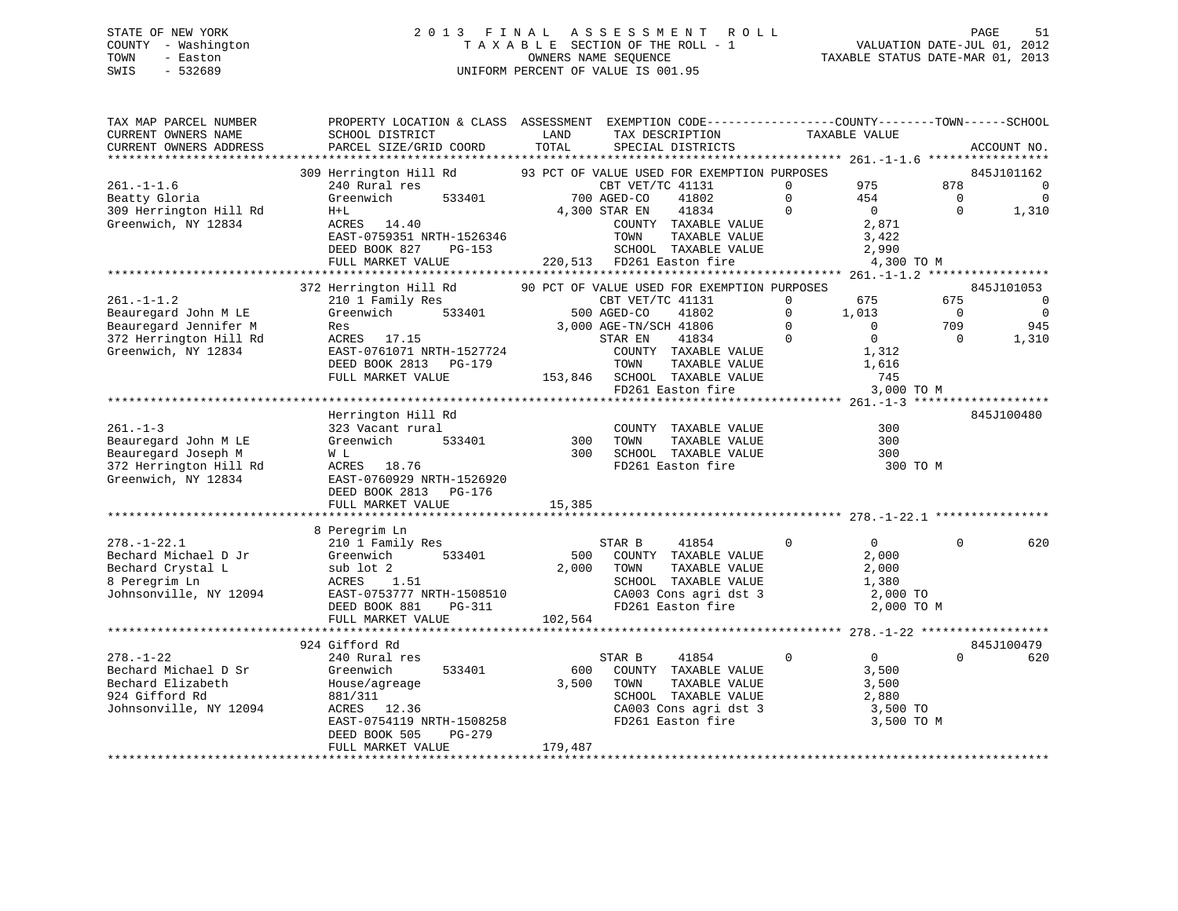STATE OF NEW YORK
COUNTY - Washington
TOWN - Easton
SWIS - 532689

2013 FINAL ASSESSMENT ROLL
TAXABLE SECTION OF THE ROLL - 1
OWNERS NAME SEQUENCE
UNIFORM PERCENT OF VALUE IS 001.95

VALUATION DATE-JUL 01, 2012
TAXABLE STATUS DATE-MAR 01, 2013

```
TAX MAP PARCEL NUMBER          PROPERTY LOCATION & CLASS  ASSESSMENT  EXEMPTION CODE------------------COUNTY--------TOWN------SCHOOL
CURRENT OWNERS NAME            SCHOOL DISTRICT               LAND      TAX DESCRIPTION             TAXABLE VALUE
CURRENT OWNERS ADDRESS         PARCEL SIZE/GRID COORD        TOTAL     SPECIAL DISTRICTS                                       ACCOUNT NO.
******************************************************************************************************* 261.-1-1.6 *****************
                            309 Herrington Hill Rd        93 PCT OF VALUE USED FOR EXEMPTION PURPOSES                          845J101162
261.-1-1.6                  240 Rural res                   CBT VET/TC 41131          0       975        878           0
Beatty Gloria               Greenwich       533401        700 AGED-CO    41802          0       454          0           0
309 Herrington Hill Rd      H+L                         4,300 STAR EN    41834          0         0          0       1,310
Greenwich, NY 12834         ACRES   14.40                      COUNTY  TAXABLE VALUE           2,871
                            EAST-0759351 NRTH-1526346          TOWN    TAXABLE VALUE           3,422
                            DEED BOOK 827    PG-153            SCHOOL  TAXABLE VALUE           2,990
                            FULL MARKET VALUE          220,513  FD261 Easton fire               4,300 TO M
******************************************************************************************************* 261.-1-1.2 *****************
                            372 Herrington Hill Rd        90 PCT OF VALUE USED FOR EXEMPTION PURPOSES                          845J101053
261.-1-1.2                  210 1 Family Res                CBT VET/TC 41131          0       675        675           0
Beauregard John M LE        Greenwich       533401        500 AGED-CO    41802          0     1,013          0           0
Beauregard Jennifer M       Res                         3,000 AGE-TN/SCH 41806          0         0        709         945
372 Herrington Hill Rd      ACRES   17.15                     STAR EN    41834          0         0          0       1,310
Greenwich, NY 12834         EAST-0761071 NRTH-1527724          COUNTY  TAXABLE VALUE           1,312
                            DEED BOOK 2813   PG-179            TOWN    TAXABLE VALUE           1,616
                            FULL MARKET VALUE          153,846  SCHOOL  TAXABLE VALUE             745
                                                              FD261 Easton fire               3,000 TO M
******************************************************************************************************* 261.-1-3 *******************
                            Herrington Hill Rd                                                                               845J100480
261.-1-3                    323 Vacant rural                   COUNTY  TAXABLE VALUE             300
Beauregard John M LE        Greenwich       533401        300  TOWN    TAXABLE VALUE             300
Beauregard Joseph M         W L                           300  SCHOOL  TAXABLE VALUE             300
372 Herrington Hill Rd      ACRES   18.76                      FD261 Easton fire                 300 TO M
Greenwich, NY 12834         EAST-0760929 NRTH-1526920
                            DEED BOOK 2813   PG-176
                            FULL MARKET VALUE           15,385
******************************************************************************************************* 278.-1-22.1 ****************
                            8 Peregrim Ln
278.-1-22.1                 210 1 Family Res                STAR B     41854          0         0          0         620
Bechard Michael D Jr        Greenwich       533401        500  COUNTY  TAXABLE VALUE           2,000
Bechard Crystal L           sub lot 2                   2,000  TOWN    TAXABLE VALUE           2,000
8 Peregrim Ln               ACRES    1.51                      SCHOOL  TAXABLE VALUE           1,380
Johnsonville, NY 12094      EAST-0753777 NRTH-1508510          CA003 Cons agri dst 3           2,000 TO
                            DEED BOOK 881    PG-311            FD261 Easton fire               2,000 TO M
                            FULL MARKET VALUE          102,564
******************************************************************************************************* 278.-1-22 ******************
                            924 Gifford Rd                                                                                   845J100479
278.-1-22                   240 Rural res                   STAR B     41854          0         0          0         620
Bechard Michael D Sr        Greenwich       533401        600  COUNTY  TAXABLE VALUE           3,500
Bechard Elizabeth           House/agreage               3,500  TOWN    TAXABLE VALUE           3,500
924 Gifford Rd              881/311                            SCHOOL  TAXABLE VALUE           2,880
Johnsonville, NY 12094      ACRES   12.36                      CA003 Cons agri dst 3           3,500 TO
                            EAST-0754119 NRTH-1508258          FD261 Easton fire               3,500 TO M
                            DEED BOOK 505    PG-279
                            FULL MARKET VALUE          179,487
************************************************************************************************************************************
```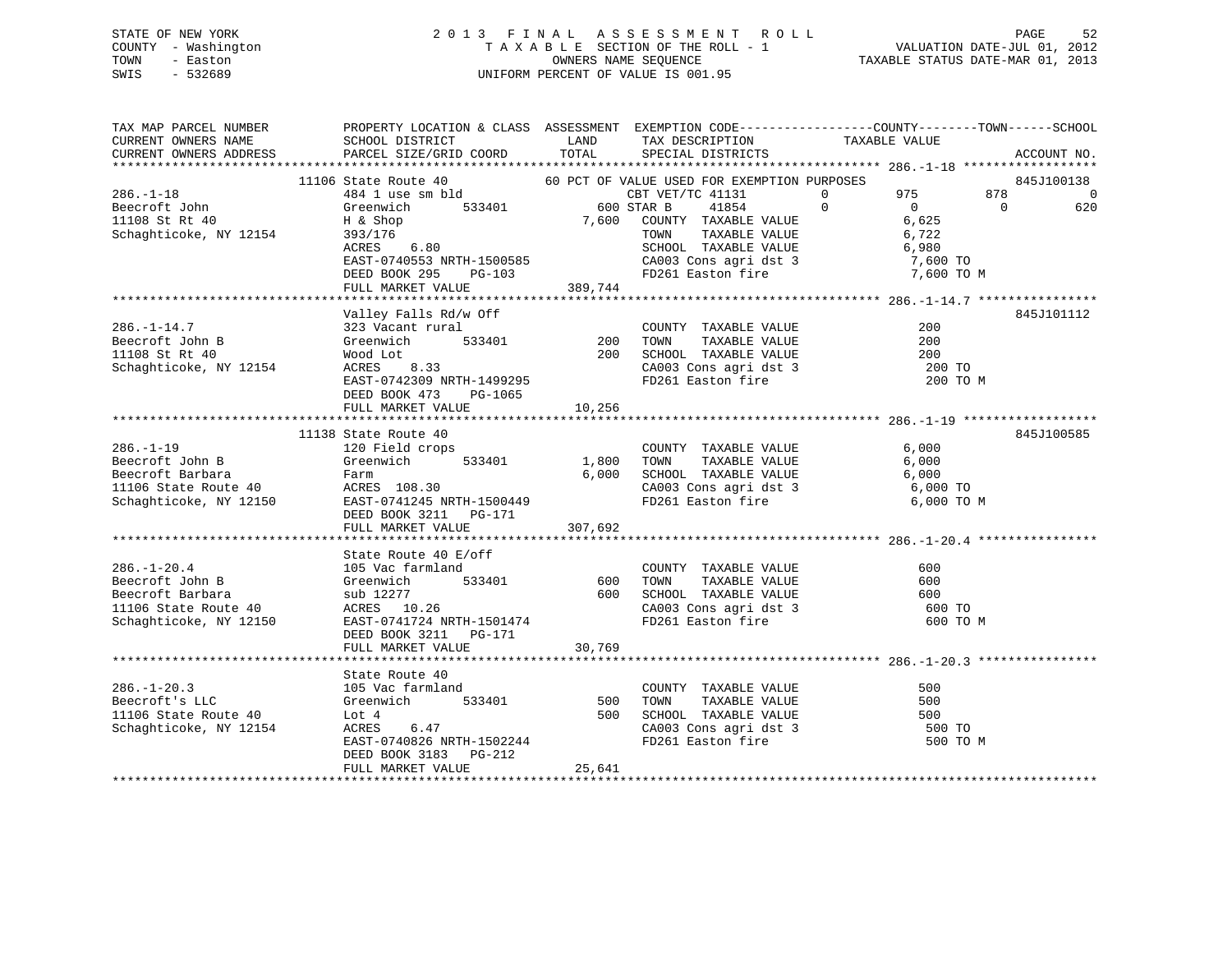STATE OF NEW YORK
COUNTY - Washington
TOWN - Easton
SWIS - 532689

2013 FINAL ASSESSMENT ROLL
TAXABLE SECTION OF THE ROLL - 1
OWNERS NAME SEQUENCE
UNIFORM PERCENT OF VALUE IS 001.95

VALUATION DATE-JUL 01, 2012
TAXABLE STATUS DATE-MAR 01, 2013

```
TAX MAP PARCEL NUMBER          PROPERTY LOCATION & CLASS  ASSESSMENT  EXEMPTION CODE-----------------COUNTY--------TOWN------SCHOOL
CURRENT OWNERS NAME            SCHOOL DISTRICT              LAND      TAX DESCRIPTION            TAXABLE VALUE
CURRENT OWNERS ADDRESS         PARCEL SIZE/GRID COORD       TOTAL     SPECIAL DISTRICTS                                      ACCOUNT NO.
******************************************************************************************************* 286.-1-18 *****************
                  11106 State Route 40              60 PCT OF VALUE USED FOR EXEMPTION PURPOSES                              845J100138
286.-1-18                      484 1 use sm bld                 CBT VET/TC 41131       0          975         878            0
Beecroft John                  Greenwich        533401      600 STAR B      41854       0            0           0          620
11108 St Rt 40                 H & Shop                   7,600   COUNTY  TAXABLE VALUE              6,625
Schaghticoke, NY 12154         393/176                            TOWN    TAXABLE VALUE              6,722
                               ACRES    6.80                      SCHOOL  TAXABLE VALUE              6,980
                               EAST-0740553 NRTH-1500585          CA003 Cons agri dst 3               7,600 TO
                               DEED BOOK 295    PG-103            FD261 Easton fire                   7,600 TO M
                               FULL MARKET VALUE         389,744
******************************************************************************************************* 286.-1-14.7 ***************
                  Valley Falls Rd/w Off                                                                                      845J101112
286.-1-14.7                    323 Vacant rural                   COUNTY  TAXABLE VALUE                200
Beecroft John B                Greenwich        533401      200   TOWN    TAXABLE VALUE                200
11108 St Rt 40                 Wood Lot                     200   SCHOOL  TAXABLE VALUE                200
Schaghticoke, NY 12154         ACRES    8.33                      CA003 Cons agri dst 3                 200 TO
                               EAST-0742309 NRTH-1499295          FD261 Easton fire                     200 TO M
                               DEED BOOK 473    PG-1065
                               FULL MARKET VALUE          10,256
******************************************************************************************************* 286.-1-19 *****************
                  11138 State Route 40                                                                                       845J100585
286.-1-19                      120 Field crops                    COUNTY  TAXABLE VALUE              6,000
Beecroft John B                Greenwich        533401    1,800   TOWN    TAXABLE VALUE              6,000
Beecroft Barbara               Farm                       6,000   SCHOOL  TAXABLE VALUE              6,000
11106 State Route 40           ACRES  108.30                      CA003 Cons agri dst 3               6,000 TO
Schaghticoke, NY 12150         EAST-0741245 NRTH-1500449          FD261 Easton fire                   6,000 TO M
                               DEED BOOK 3211   PG-171
                               FULL MARKET VALUE         307,692
******************************************************************************************************* 286.-1-20.4 ***************
                  State Route 40 E/off
286.-1-20.4                    105 Vac farmland                   COUNTY  TAXABLE VALUE                600
Beecroft John B                Greenwich        533401      600   TOWN    TAXABLE VALUE                600
Beecroft Barbara               sub 12277                    600   SCHOOL  TAXABLE VALUE                600
11106 State Route 40           ACRES   10.26                      CA003 Cons agri dst 3                 600 TO
Schaghticoke, NY 12150         EAST-0741724 NRTH-1501474          FD261 Easton fire                     600 TO M
                               DEED BOOK 3211   PG-171
                               FULL MARKET VALUE          30,769
******************************************************************************************************* 286.-1-20.3 ***************
                  State Route 40
286.-1-20.3                    105 Vac farmland                   COUNTY  TAXABLE VALUE                500
Beecroft's LLC                 Greenwich        533401      500   TOWN    TAXABLE VALUE                500
11106 State Route 40           Lot 4                        500   SCHOOL  TAXABLE VALUE                500
Schaghticoke, NY 12154         ACRES    6.47                      CA003 Cons agri dst 3                 500 TO
                               EAST-0740826 NRTH-1502244          FD261 Easton fire                     500 TO M
                               DEED BOOK 3183   PG-212
                               FULL MARKET VALUE          25,641
************************************************************************************************************************************
```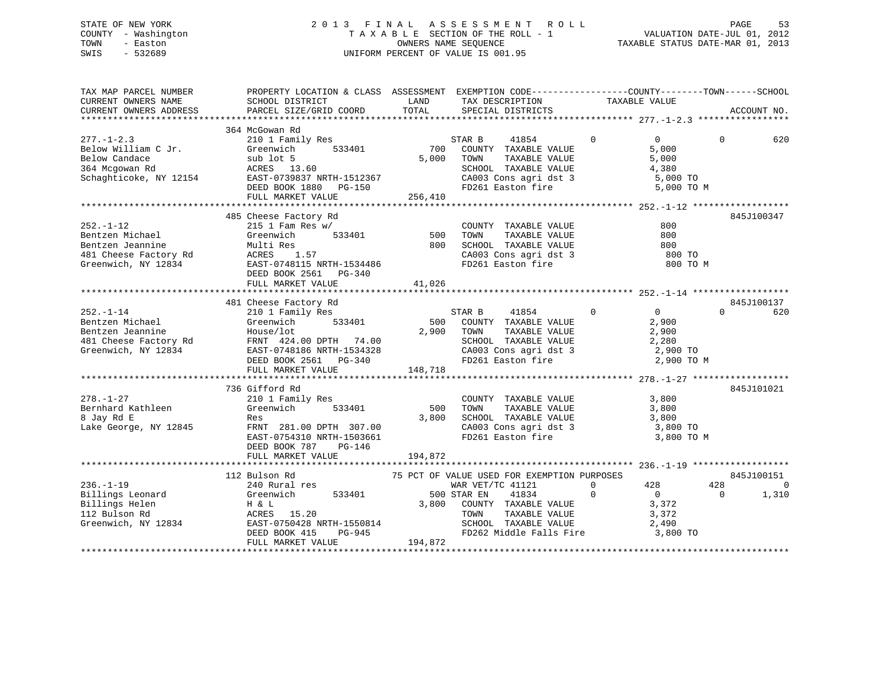STATE OF NEW YORK · COUNTY - Washington · TOWN - Easton · SWIS - 532689

# 2013 FINAL ASSESSMENT ROLL
TAXABLE SECTION OF THE ROLL - 1
OWNERS NAME SEQUENCE
UNIFORM PERCENT OF VALUE IS 001.95

VALUATION DATE-JUL 01, 2012
TAXABLE STATUS DATE-MAR 01, 2013

```
TAX MAP PARCEL NUMBER          PROPERTY LOCATION & CLASS  ASSESSMENT  EXEMPTION CODE-----------------COUNTY--------TOWN------SCHOOL
CURRENT OWNERS NAME            SCHOOL DISTRICT              LAND      TAX DESCRIPTION            TAXABLE VALUE
CURRENT OWNERS ADDRESS         PARCEL SIZE/GRID COORD       TOTAL     SPECIAL DISTRICTS                                  ACCOUNT NO.
******************************************************************************************************* 277.-1-2.3 *****************
                               364 McGowan Rd
277.-1-2.3                     210 1 Family Res                  STAR B     41854         0          0           0         620
Below William C Jr.            Greenwich       533401        700   COUNTY  TAXABLE VALUE             5,000
Below Candace                  sub lot 5                   5,000   TOWN    TAXABLE VALUE             5,000
364 Mcgowan Rd                 ACRES  13.60                        SCHOOL  TAXABLE VALUE             4,380
Schaghticoke, NY 12154         EAST-0739837 NRTH-1512367           CA003 Cons agri dst 3              5,000 TO
                               DEED BOOK 1880   PG-150             FD261 Easton fire                  5,000 TO M
                               FULL MARKET VALUE             256,410
******************************************************************************************************* 252.-1-12 ******************
                               485 Cheese Factory Rd                                                              845J100347
252.-1-12                      215 1 Fam Res w/                    COUNTY  TAXABLE VALUE               800
Bentzen Michael                Greenwich       533401        500   TOWN    TAXABLE VALUE               800
Bentzen Jeannine               Multi Res                     800   SCHOOL  TAXABLE VALUE               800
481 Cheese Factory Rd          ACRES   1.57                        CA003 Cons agri dst 3                800 TO
Greenwich, NY 12834            EAST-0748115 NRTH-1534486           FD261 Easton fire                    800 TO M
                               DEED BOOK 2561   PG-340
                               FULL MARKET VALUE              41,026
******************************************************************************************************* 252.-1-14 ******************
                               481 Cheese Factory Rd                                                              845J100137
252.-1-14                      210 1 Family Res                  STAR B     41854         0          0           0         620
Bentzen Michael                Greenwich       533401        500   COUNTY  TAXABLE VALUE             2,900
Bentzen Jeannine               House/lot                   2,900   TOWN    TAXABLE VALUE             2,900
481 Cheese Factory Rd          FRNT 424.00 DPTH  74.00             SCHOOL  TAXABLE VALUE             2,280
Greenwich, NY 12834            EAST-0748186 NRTH-1534328           CA003 Cons agri dst 3              2,900 TO
                               DEED BOOK 2561   PG-340             FD261 Easton fire                  2,900 TO M
                               FULL MARKET VALUE             148,718
******************************************************************************************************* 278.-1-27 ******************
                               736 Gifford Rd                                                                     845J101021
278.-1-27                      210 1 Family Res                    COUNTY  TAXABLE VALUE             3,800
Bernhard Kathleen              Greenwich       533401        500   TOWN    TAXABLE VALUE             3,800
8 Jay Rd E                     Res                         3,800   SCHOOL  TAXABLE VALUE             3,800
Lake George, NY 12845          FRNT 281.00 DPTH 307.00             CA003 Cons agri dst 3              3,800 TO
                               EAST-0754310 NRTH-1503661           FD261 Easton fire                  3,800 TO M
                               DEED BOOK 787    PG-146
                               FULL MARKET VALUE             194,872
******************************************************************************************************* 236.-1-19 ******************
                               112 Bulson Rd                 75 PCT OF VALUE USED FOR EXEMPTION PURPOSES          845J100151
236.-1-19                      240 Rural res                     WAR VET/TC 41121         0        428         428           0
Billings Leonard               Greenwich       533401        500 STAR EN    41834         0          0           0       1,310
Billings Helen                 H & L                       3,800   COUNTY  TAXABLE VALUE             3,372
112 Bulson Rd                  ACRES  15.20                        TOWN    TAXABLE VALUE             3,372
Greenwich, NY 12834            EAST-0750428 NRTH-1550814           SCHOOL  TAXABLE VALUE             2,490
                               DEED BOOK 415    PG-945             FD262 Middle Falls Fire            3,800 TO
                               FULL MARKET VALUE             194,872
************************************************************************************************************************************
```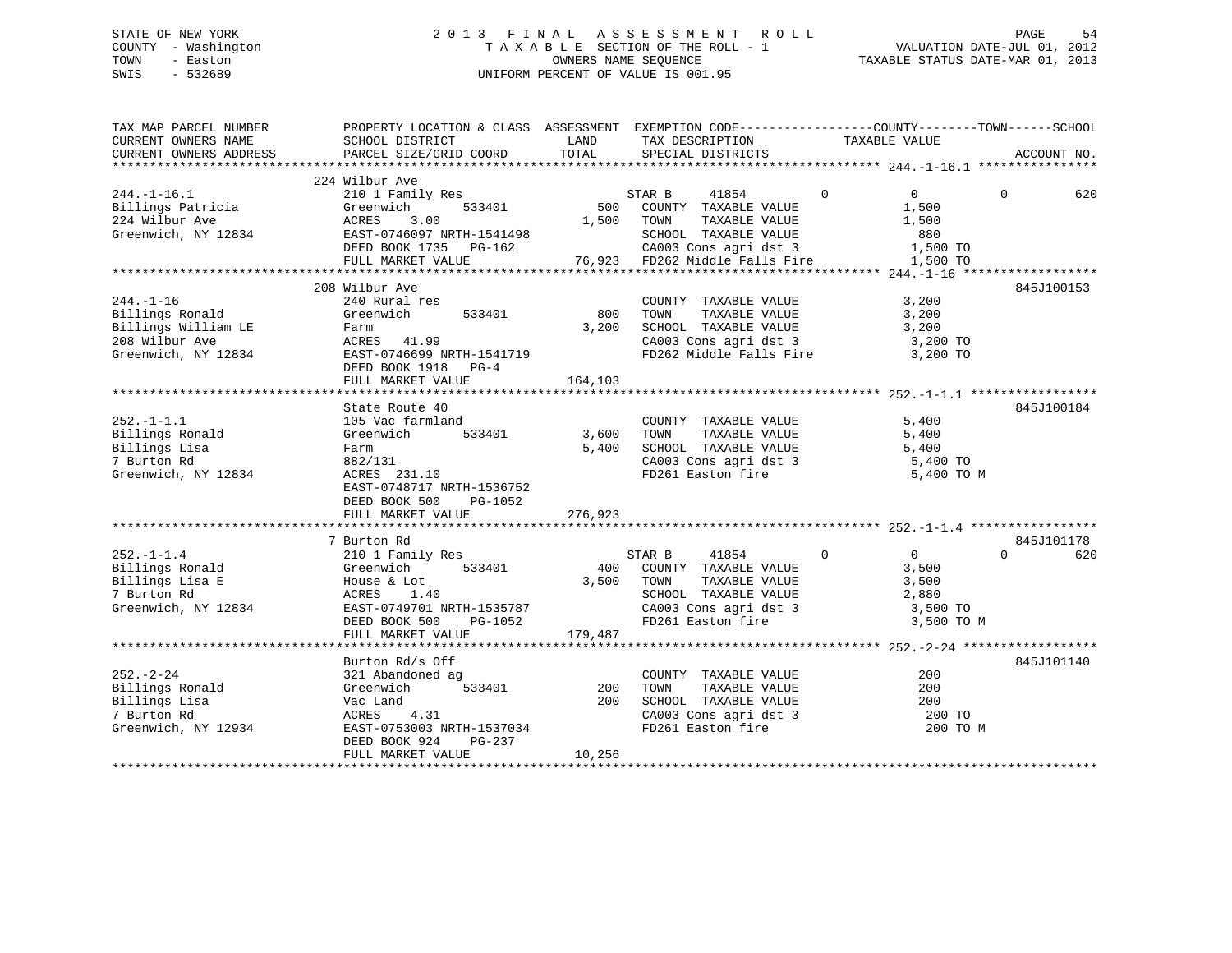STATE OF NEW YORK
COUNTY - Washington
TOWN - Easton
SWIS - 532689

2 0 1 3 F I N A L A S S E S S M E N T R O L L
T A X A B L E SECTION OF THE ROLL - 1
OWNERS NAME SEQUENCE
UNIFORM PERCENT OF VALUE IS 001.95

VALUATION DATE-JUL 01, 2012
TAXABLE STATUS DATE-MAR 01, 2013

```
TAX MAP PARCEL NUMBER     PROPERTY LOCATION & CLASS  ASSESSMENT  EXEMPTION CODE------------------COUNTY--------TOWN------SCHOOL
CURRENT OWNERS NAME       SCHOOL DISTRICT               LAND      TAX DESCRIPTION             TAXABLE VALUE
CURRENT OWNERS ADDRESS    PARCEL SIZE/GRID COORD        TOTAL     SPECIAL DISTRICTS                                      ACCOUNT NO.
******************************************************************************************************* 244.-1-16.1 ****************
                          224 Wilbur Ave
244.-1-16.1               210 1 Family Res                      STAR B     41854          0            0            0          620
Billings Patricia         Greenwich        533401         500    COUNTY  TAXABLE VALUE                1,500
224 Wilbur Ave            ACRES     3.00                 1,500    TOWN    TAXABLE VALUE                1,500
Greenwich, NY 12834       EAST-0746097 NRTH-1541498               SCHOOL  TAXABLE VALUE                  880
                          DEED BOOK 1735   PG-162                 CA003 Cons agri dst 3                1,500 TO
                          FULL MARKET VALUE              76,923   FD262 Middle Falls Fire              1,500 TO
******************************************************************************************************* 244.-1-16 ******************
                          208 Wilbur Ave                                                                                845J100153
244.-1-16                 240 Rural res                           COUNTY  TAXABLE VALUE                3,200
Billings Ronald           Greenwich        533401         800     TOWN    TAXABLE VALUE                3,200
Billings William LE       Farm                           3,200    SCHOOL  TAXABLE VALUE                3,200
208 Wilbur Ave            ACRES    41.99                          CA003 Cons agri dst 3                3,200 TO
Greenwich, NY 12834       EAST-0746699 NRTH-1541719               FD262 Middle Falls Fire              3,200 TO
                          DEED BOOK 1918   PG-4
                          FULL MARKET VALUE             164,103
******************************************************************************************************* 252.-1-1.1 *****************
                          State Route 40                                                                                845J100184
252.-1-1.1                105 Vac farmland                        COUNTY  TAXABLE VALUE                5,400
Billings Ronald           Greenwich        533401        3,600    TOWN    TAXABLE VALUE                5,400
Billings Lisa             Farm                           5,400    SCHOOL  TAXABLE VALUE                5,400
7 Burton Rd               882/131                                 CA003 Cons agri dst 3                5,400 TO
Greenwich, NY 12834       ACRES   231.10                          FD261 Easton fire                    5,400 TO M
                          EAST-0748717 NRTH-1536752
                          DEED BOOK 500    PG-1052
                          FULL MARKET VALUE             276,923
******************************************************************************************************* 252.-1-1.4 *****************
                          7 Burton Rd                                                                                   845J101178
252.-1-1.4                210 1 Family Res                      STAR B     41854          0            0            0          620
Billings Ronald           Greenwich        533401         400    COUNTY  TAXABLE VALUE                3,500
Billings Lisa E           House & Lot                    3,500    TOWN    TAXABLE VALUE                3,500
7 Burton Rd               ACRES     1.40                          SCHOOL  TAXABLE VALUE                2,880
Greenwich, NY 12834       EAST-0749701 NRTH-1535787               CA003 Cons agri dst 3                3,500 TO
                          DEED BOOK 500    PG-1052                FD261 Easton fire                    3,500 TO M
                          FULL MARKET VALUE             179,487
******************************************************************************************************* 252.-2-24 ******************
                          Burton Rd/s Off                                                                               845J101140
252.-2-24                 321 Abandoned ag                        COUNTY  TAXABLE VALUE                  200
Billings Ronald           Greenwich        533401         200     TOWN    TAXABLE VALUE                  200
Billings Lisa             Vac Land                         200    SCHOOL  TAXABLE VALUE                  200
7 Burton Rd               ACRES     4.31                          CA003 Cons agri dst 3                  200 TO
Greenwich, NY 12934       EAST-0753003 NRTH-1537034               FD261 Easton fire                      200 TO M
                          DEED BOOK 924    PG-237
                          FULL MARKET VALUE              10,256
************************************************************************************************************************************
```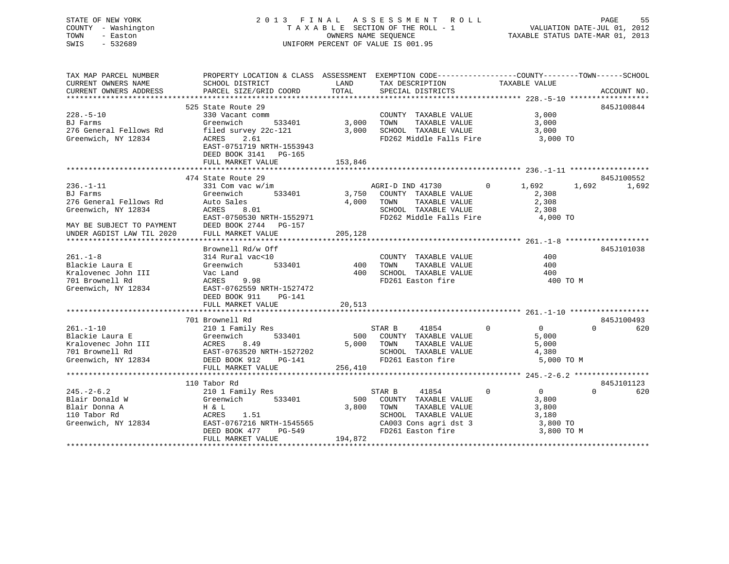STATE OF NEW YORK
COUNTY - Washington
TOWN - Easton
SWIS - 532689

2013 FINAL ASSESSMENT ROLL
TAXABLE SECTION OF THE ROLL - 1
OWNERS NAME SEQUENCE
UNIFORM PERCENT OF VALUE IS 001.95

VALUATION DATE-JUL 01, 2012
TAXABLE STATUS DATE-MAR 01, 2013

```
TAX MAP PARCEL NUMBER          PROPERTY LOCATION & CLASS  ASSESSMENT  EXEMPTION CODE------------------COUNTY--------TOWN------SCHOOL
CURRENT OWNERS NAME            SCHOOL DISTRICT               LAND      TAX DESCRIPTION              TAXABLE VALUE
CURRENT OWNERS ADDRESS         PARCEL SIZE/GRID COORD        TOTAL     SPECIAL DISTRICTS                                    ACCOUNT NO.
******************************************************************************************************* 228.-5-10 ******************
                               525 State Route 29                                                                        845J100844
228.-5-10                      330 Vacant comm                          COUNTY  TAXABLE VALUE              3,000
BJ Farms                       Greenwich        533401       3,000      TOWN    TAXABLE VALUE              3,000
276 General Fellows Rd         filed survey 22c-121          3,000      SCHOOL  TAXABLE VALUE              3,000
Greenwich, NY 12834            ACRES    2.61                            FD262 Middle Falls Fire             3,000 TO
                               EAST-0751719 NRTH-1553943
                               DEED BOOK 3141   PG-165
                               FULL MARKET VALUE           153,846
******************************************************************************************************* 236.-1-11 ******************
                               474 State Route 29                                                                        845J100552
236.-1-11                      331 Com vac w/im                         AGRI-D IND 41730         0      1,692      1,692      1,692
BJ Farms                       Greenwich        533401       3,750      COUNTY  TAXABLE VALUE              2,308
276 General Fellows Rd         Auto Sales                    4,000      TOWN    TAXABLE VALUE              2,308
Greenwich, NY 12834            ACRES    8.01                            SCHOOL  TAXABLE VALUE              2,308
                               EAST-0750530 NRTH-1552971                FD262 Middle Falls Fire             4,000 TO
MAY BE SUBJECT TO PAYMENT      DEED BOOK 2744   PG-157
UNDER AGDIST LAW TIL 2020      FULL MARKET VALUE           205,128
******************************************************************************************************* 261.-1-8 *******************
                               Brownell Rd/w Off                                                                         845J101038
261.-1-8                       314 Rural vac<10                         COUNTY  TAXABLE VALUE                400
Blackie Laura E                Greenwich        533401         400      TOWN    TAXABLE VALUE                400
Kralovenec John III            Vac Land                        400      SCHOOL  TAXABLE VALUE                400
701 Brownell Rd                ACRES    9.98                            FD261 Easton fire                     400 TO M
Greenwich, NY 12834            EAST-0762559 NRTH-1527472
                               DEED BOOK 911    PG-141
                               FULL MARKET VALUE            20,513
******************************************************************************************************* 261.-1-10 ******************
                               701 Brownell Rd                                                                           845J100493
261.-1-10                      210 1 Family Res                         STAR B     41854         0          0          0        620
Blackie Laura E                Greenwich        533401         500      COUNTY  TAXABLE VALUE              5,000
Kralovenec John III            ACRES    8.49                 5,000      TOWN    TAXABLE VALUE              5,000
701 Brownell Rd                EAST-0763520 NRTH-1527202                SCHOOL  TAXABLE VALUE              4,380
Greenwich, NY 12834            DEED BOOK 912    PG-141                  FD261 Easton fire                   5,000 TO M
                               FULL MARKET VALUE           256,410
******************************************************************************************************* 245.-2-6.2 *****************
                               110 Tabor Rd                                                                              845J101123
245.-2-6.2                     210 1 Family Res                         STAR B     41854         0          0          0        620
Blair Donald W                 Greenwich        533401         500      COUNTY  TAXABLE VALUE              3,800
Blair Donna A                  H & L                         3,800      TOWN    TAXABLE VALUE              3,800
110 Tabor Rd                   ACRES    1.51                            SCHOOL  TAXABLE VALUE              3,180
Greenwich, NY 12834            EAST-0767216 NRTH-1545565                CA003 Cons agri dst 3               3,800 TO
                               DEED BOOK 477    PG-549                  FD261 Easton fire                   3,800 TO M
                               FULL MARKET VALUE           194,872
************************************************************************************************************************************
```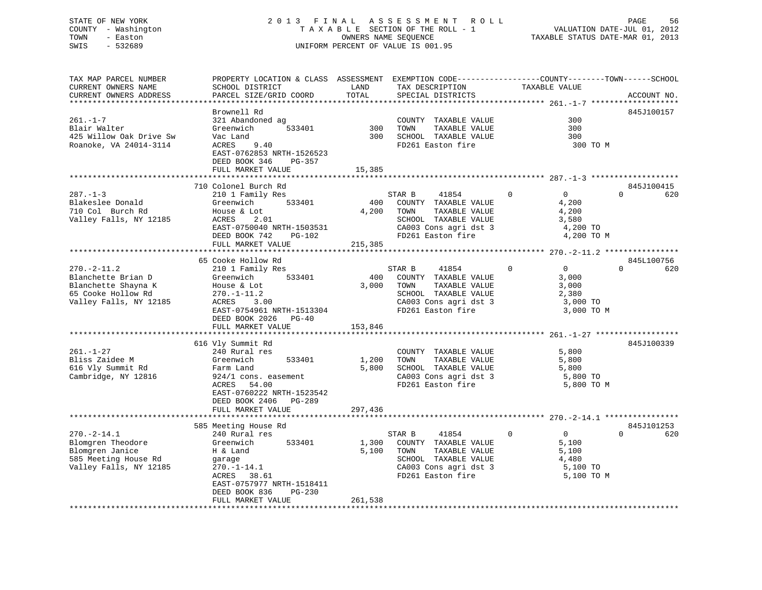STATE OF NEW YORK
COUNTY - Washington
TOWN - Easton
SWIS - 532689

2013 FINAL ASSESSMENT ROLL
TAXABLE SECTION OF THE ROLL - 1
OWNERS NAME SEQUENCE
UNIFORM PERCENT OF VALUE IS 001.95

VALUATION DATE-JUL 01, 2012
TAXABLE STATUS DATE-MAR 01, 2013

```
TAX MAP PARCEL NUMBER          PROPERTY LOCATION & CLASS  ASSESSMENT  EXEMPTION CODE------------------COUNTY--------TOWN------SCHOOL
CURRENT OWNERS NAME            SCHOOL DISTRICT               LAND      TAX DESCRIPTION            TAXABLE VALUE
CURRENT OWNERS ADDRESS         PARCEL SIZE/GRID COORD        TOTAL     SPECIAL DISTRICTS                                      ACCOUNT NO.
******************************************************************************************************* 261.-1-7 *******************
                               Brownell Rd                                                                                845J100157
261.-1-7                       321 Abandoned ag                         COUNTY  TAXABLE VALUE              300
Blair Walter                   Greenwich       533401          300      TOWN    TAXABLE VALUE              300
425 Willow Oak Drive Sw        Vac Land                        300      SCHOOL  TAXABLE VALUE              300
Roanoke, VA 24014-3114         ACRES    9.40                            FD261 Easton fire                    300 TO M
                               EAST-0762853 NRTH-1526523
                               DEED BOOK 346     PG-357
                               FULL MARKET VALUE            15,385
******************************************************************************************************* 287.-1-3 *******************
                               710 Colonel Burch Rd                                                                       845J100415
287.-1-3                       210 1 Family Res                         STAR B     41854        0          0             0         620
Blakeslee Donald               Greenwich       533401          400      COUNTY  TAXABLE VALUE            4,200
710 Col  Burch Rd              House & Lot                   4,200      TOWN    TAXABLE VALUE            4,200
Valley Falls, NY 12185         ACRES    2.01                            SCHOOL  TAXABLE VALUE            3,580
                               EAST-0750040 NRTH-1503531                CA003 Cons agri dst 3             4,200 TO
                               DEED BOOK 742     PG-102                 FD261 Easton fire                 4,200 TO M
                               FULL MARKET VALUE           215,385
******************************************************************************************************* 270.-2-11.2 ****************
                               65 Cooke Hollow Rd                                                                         845L100756
270.-2-11.2                    210 1 Family Res                         STAR B     41854        0          0             0         620
Blanchette Brian D             Greenwich       533401          400      COUNTY  TAXABLE VALUE            3,000
Blanchette Shayna K            House & Lot                   3,000      TOWN    TAXABLE VALUE            3,000
65 Cooke Hollow Rd             270.-1-11.2                              SCHOOL  TAXABLE VALUE            2,380
Valley Falls, NY 12185         ACRES    3.00                            CA003 Cons agri dst 3             3,000 TO
                               EAST-0754961 NRTH-1513304                FD261 Easton fire                 3,000 TO M
                               DEED BOOK 2026    PG-40
                               FULL MARKET VALUE           153,846
******************************************************************************************************* 261.-1-27 ******************
                               616 Vly Summit Rd                                                                          845J100339
261.-1-27                      240 Rural res                            COUNTY  TAXABLE VALUE            5,800
Bliss Zaidee M                 Greenwich       533401        1,200      TOWN    TAXABLE VALUE            5,800
616 Vly Summit Rd              Farm Land                     5,800      SCHOOL  TAXABLE VALUE            5,800
Cambridge, NY 12816            924/1 cons. easement                     CA003 Cons agri dst 3             5,800 TO
                               ACRES   54.00                            FD261 Easton fire                 5,800 TO M
                               EAST-0760222 NRTH-1523542
                               DEED BOOK 2406    PG-289
                               FULL MARKET VALUE           297,436
******************************************************************************************************* 270.-2-14.1 ****************
                               585 Meeting House Rd                                                                       845J101253
270.-2-14.1                    240 Rural res                            STAR B     41854        0          0             0         620
Blomgren Theodore              Greenwich       533401        1,300      COUNTY  TAXABLE VALUE            5,100
Blomgren Janice                H & Land                      5,100      TOWN    TAXABLE VALUE            5,100
585 Meeting House Rd           garage                                   SCHOOL  TAXABLE VALUE            4,480
Valley Falls, NY 12185         270.-1-14.1                              CA003 Cons agri dst 3             5,100 TO
                               ACRES   38.61                            FD261 Easton fire                 5,100 TO M
                               EAST-0757977 NRTH-1518411
                               DEED BOOK 836     PG-230
                               FULL MARKET VALUE           261,538
************************************************************************************************************************************
```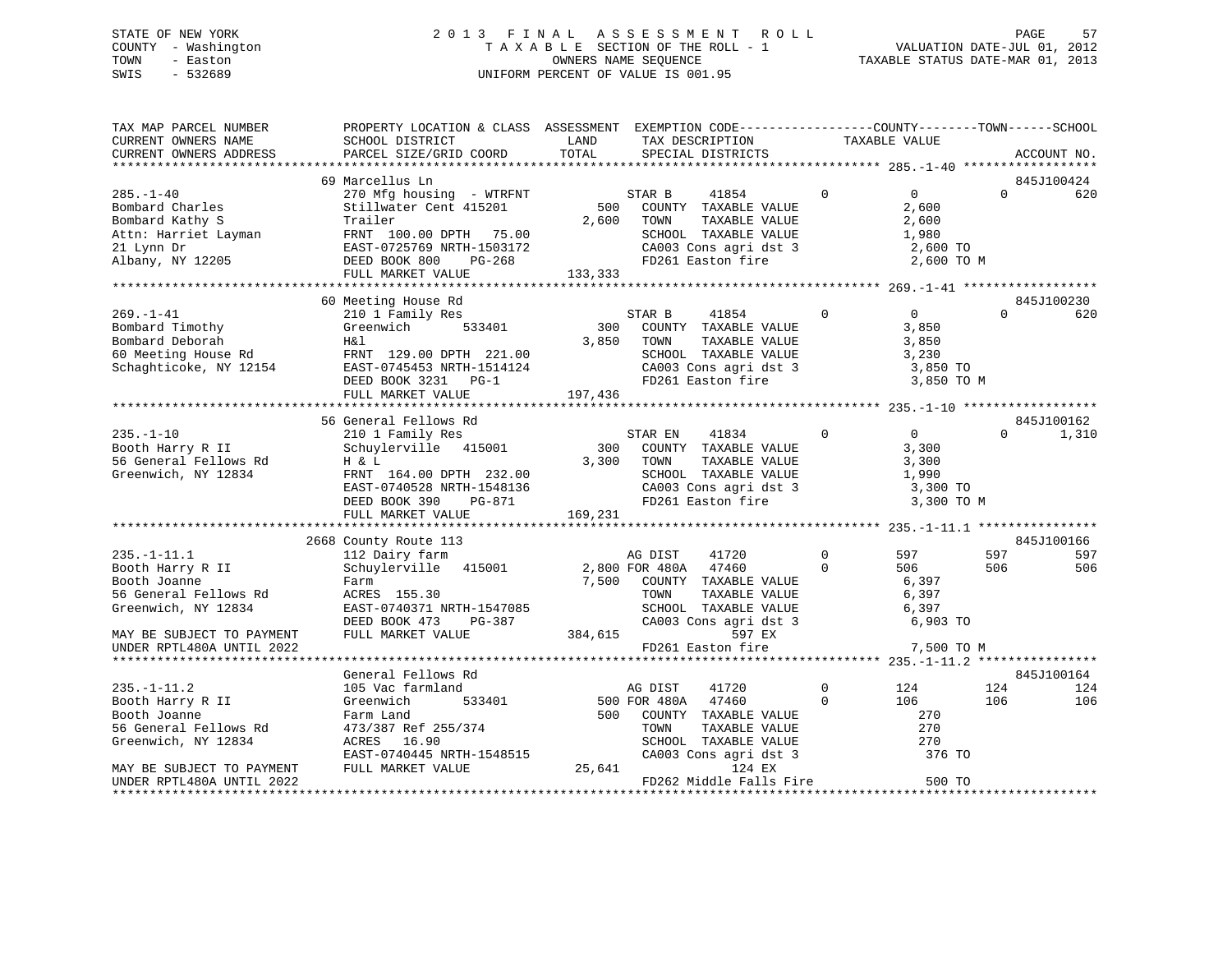STATE OF NEW YORK
COUNTY - Washington
TOWN - Easton
SWIS - 532689

# 2013 FINAL ASSESSMENT ROLL
TAXABLE SECTION OF THE ROLL - 1
OWNERS NAME SEQUENCE
UNIFORM PERCENT OF VALUE IS 001.95

VALUATION DATE-JUL 01, 2012
TAXABLE STATUS DATE-MAR 01, 2013

```
TAX MAP PARCEL NUMBER          PROPERTY LOCATION & CLASS  ASSESSMENT  EXEMPTION CODE------------------COUNTY--------TOWN------SCHOOL
CURRENT OWNERS NAME            SCHOOL DISTRICT               LAND      TAX DESCRIPTION            TAXABLE VALUE
CURRENT OWNERS ADDRESS         PARCEL SIZE/GRID COORD       TOTAL      SPECIAL DISTRICTS                                    ACCOUNT NO.
*********************************************************************************************** 285.-1-40 ******************
                               69 Marcellus Ln                                                                    845J100424
285.-1-40                      270 Mfg housing - WTRFNT          STAR B     41854        0          0            0         620
Bombard Charles                Stillwater Cent 415201       500   COUNTY  TAXABLE VALUE           2,600
Bombard Kathy S                Trailer                    2,600   TOWN    TAXABLE VALUE           2,600
Attn: Harriet Layman           FRNT 100.00 DPTH  75.00            SCHOOL  TAXABLE VALUE           1,980
21 Lynn Dr                     EAST-0725769 NRTH-1503172          CA003 Cons agri dst 3            2,600 TO
Albany, NY 12205               DEED BOOK 800    PG-268            FD261 Easton fire                2,600 TO M
                               FULL MARKET VALUE          133,333
*********************************************************************************************** 269.-1-41 ******************
                               60 Meeting House Rd                                                                845J100230
269.-1-41                      210 1 Family Res                  STAR B     41854        0          0            0         620
Bombard Timothy                Greenwich       533401       300   COUNTY  TAXABLE VALUE           3,850
Bombard Deborah                H&l                        3,850   TOWN    TAXABLE VALUE           3,850
60 Meeting House Rd            FRNT 129.00 DPTH 221.00            SCHOOL  TAXABLE VALUE           3,230
Schaghticoke, NY 12154         EAST-0745453 NRTH-1514124          CA003 Cons agri dst 3            3,850 TO
                               DEED BOOK 3231   PG-1              FD261 Easton fire                3,850 TO M
                               FULL MARKET VALUE          197,436
*********************************************************************************************** 235.-1-10 ******************
                               56 General Fellows Rd                                                              845J100162
235.-1-10                      210 1 Family Res                  STAR EN    41834        0          0            0       1,310
Booth Harry R II               Schuylerville   415001       300   COUNTY  TAXABLE VALUE           3,300
56 General Fellows Rd          H & L                      3,300   TOWN    TAXABLE VALUE           3,300
Greenwich, NY 12834            FRNT 164.00 DPTH 232.00            SCHOOL  TAXABLE VALUE           1,990
                               EAST-0740528 NRTH-1548136          CA003 Cons agri dst 3            3,300 TO
                               DEED BOOK 390    PG-871            FD261 Easton fire                3,300 TO M
                               FULL MARKET VALUE          169,231
*********************************************************************************************** 235.-1-11.1 ****************
                               2668 County Route 113                                                              845J100166
235.-1-11.1                    112 Dairy farm                    AG DIST    41720        0        597          597         597
Booth Harry R II               Schuylerville   415001     2,800 FOR 480A    47460        0        506          506         506
Booth Joanne                   Farm                       7,500   COUNTY  TAXABLE VALUE           6,397
56 General Fellows Rd          ACRES 155.30                       TOWN    TAXABLE VALUE           6,397
Greenwich, NY 12834            EAST-0740371 NRTH-1547085          SCHOOL  TAXABLE VALUE           6,397
                               DEED BOOK 473    PG-387            CA003 Cons agri dst 3            6,903 TO
MAY BE SUBJECT TO PAYMENT      FULL MARKET VALUE          384,615             597 EX
UNDER RPTL480A UNTIL 2022                                         FD261 Easton fire                7,500 TO M
*********************************************************************************************** 235.-1-11.2 ****************
                               General Fellows Rd                                                                 845J100164
235.-1-11.2                    105 Vac farmland                  AG DIST    41720        0        124          124         124
Booth Harry R II               Greenwich       533401       500 FOR 480A    47460        0        106          106         106
Booth Joanne                   Farm Land                    500   COUNTY  TAXABLE VALUE             270
56 General Fellows Rd          473/387 Ref 255/374                TOWN    TAXABLE VALUE             270
Greenwich, NY 12834            ACRES  16.90                       SCHOOL  TAXABLE VALUE             270
                               EAST-0740445 NRTH-1548515          CA003 Cons agri dst 3              376 TO
MAY BE SUBJECT TO PAYMENT      FULL MARKET VALUE           25,641             124 EX
UNDER RPTL480A UNTIL 2022                                         FD262 Middle Falls Fire            500 TO
************************************************************************************************************************************
```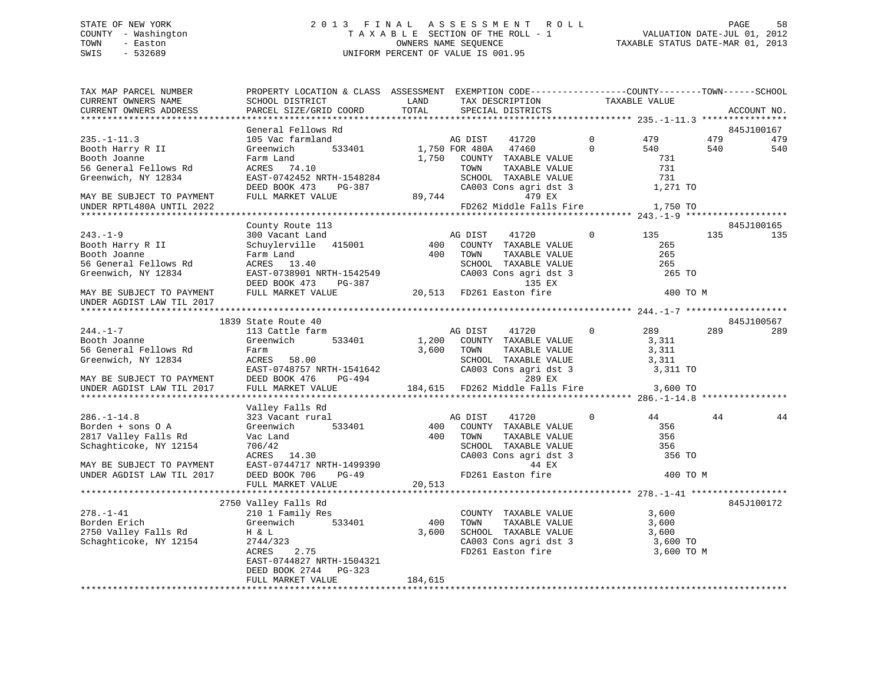STATE OF NEW YORK — COUNTY - Washington — TOWN - Easton — SWIS - 532689

2 0 1 3 F I N A L A S S E S S M E N T R O L L
T A X A B L E SECTION OF THE ROLL - 1
OWNERS NAME SEQUENCE
UNIFORM PERCENT OF VALUE IS 001.95

VALUATION DATE-JUL 01, 2012
TAXABLE STATUS DATE-MAR 01, 2013

```
TAX MAP PARCEL NUMBER          PROPERTY LOCATION & CLASS  ASSESSMENT  EXEMPTION CODE-----------------COUNTY--------TOWN------SCHOOL
CURRENT OWNERS NAME            SCHOOL DISTRICT               LAND      TAX DESCRIPTION              TAXABLE VALUE
CURRENT OWNERS ADDRESS         PARCEL SIZE/GRID COORD        TOTAL     SPECIAL DISTRICTS                                        ACCOUNT NO.
******************************************************************************************************* 235.-1-11.3 ****************
                               General Fellows Rd                                                                           845J100167
235.-1-11.3                    105 Vac farmland                   AG DIST     41720         0         479        479          479
Booth Harry R II               Greenwich        533401       1,750 FOR 480A   47460         0         540        540          540
Booth Joanne                   Farm Land                     1,750   COUNTY  TAXABLE VALUE              731
56 General Fellows Rd          ACRES   74.10                         TOWN    TAXABLE VALUE              731
Greenwich, NY 12834            EAST-0742452 NRTH-1548284             SCHOOL  TAXABLE VALUE              731
                               DEED BOOK 473    PG-387               CA003 Cons agri dst 3            1,271 TO
MAY BE SUBJECT TO PAYMENT      FULL MARKET VALUE            89,744             479 EX
UNDER RPTL480A UNTIL 2022                                            FD262 Middle Falls Fire          1,750 TO
******************************************************************************************************* 243.-1-9 *******************
                               County Route 113                                                                             845J100165
243.-1-9                       300 Vacant Land                    AG DIST     41720         0         135        135          135
Booth Harry R II               Schuylerville   415001          400   COUNTY  TAXABLE VALUE              265
Booth Joanne                   Farm Land                       400   TOWN    TAXABLE VALUE              265
56 General Fellows Rd          ACRES   13.40                         SCHOOL  TAXABLE VALUE              265
Greenwich, NY 12834            EAST-0738901 NRTH-1542549             CA003 Cons agri dst 3              265 TO
                               DEED BOOK 473    PG-387                         135 EX
MAY BE SUBJECT TO PAYMENT      FULL MARKET VALUE            20,513   FD261 Easton fire                  400 TO M
UNDER AGDIST LAW TIL 2017
******************************************************************************************************* 244.-1-7 *******************
                          1839 State Route 40                                                                               845J100567
244.-1-7                       113 Cattle farm                    AG DIST     41720         0         289        289          289
Booth Joanne                   Greenwich        533401       1,200   COUNTY  TAXABLE VALUE            3,311
56 General Fellows Rd          Farm                          3,600   TOWN    TAXABLE VALUE            3,311
Greenwich, NY 12834            ACRES   58.00                         SCHOOL  TAXABLE VALUE            3,311
                               EAST-0748757 NRTH-1541642             CA003 Cons agri dst 3            3,311 TO
MAY BE SUBJECT TO PAYMENT      DEED BOOK 476    PG-494                         289 EX
UNDER AGDIST LAW TIL 2017      FULL MARKET VALUE           184,615   FD262 Middle Falls Fire          3,600 TO
******************************************************************************************************* 286.-1-14.8 ****************
                               Valley Falls Rd
286.-1-14.8                    323 Vacant rural                   AG DIST     41720         0          44         44           44
Borden + sons O A              Greenwich        533401         400   COUNTY  TAXABLE VALUE              356
2817 Valley Falls Rd           Vac Land                        400   TOWN    TAXABLE VALUE              356
Schaghticoke, NY 12154         706/42                                SCHOOL  TAXABLE VALUE              356
                               ACRES   14.30                         CA003 Cons agri dst 3              356 TO
MAY BE SUBJECT TO PAYMENT      EAST-0744717 NRTH-1499390                        44 EX
UNDER AGDIST LAW TIL 2017      DEED BOOK 706    PG-49                FD261 Easton fire                  400 TO M
                               FULL MARKET VALUE            20,513
******************************************************************************************************* 278.-1-41 ******************
                          2750 Valley Falls Rd                                                                              845J100172
278.-1-41                      210 1 Family Res                      COUNTY  TAXABLE VALUE            3,600
Borden Erich                   Greenwich        533401         400   TOWN    TAXABLE VALUE            3,600
2750 Valley Falls Rd           H & L                         3,600   SCHOOL  TAXABLE VALUE            3,600
Schaghticoke, NY 12154         2744/323                              CA003 Cons agri dst 3            3,600 TO
                               ACRES    2.75                         FD261 Easton fire                3,600 TO M
                               EAST-0744827 NRTH-1504321
                               DEED BOOK 2744   PG-323
                               FULL MARKET VALUE           184,615
************************************************************************************************************************************
```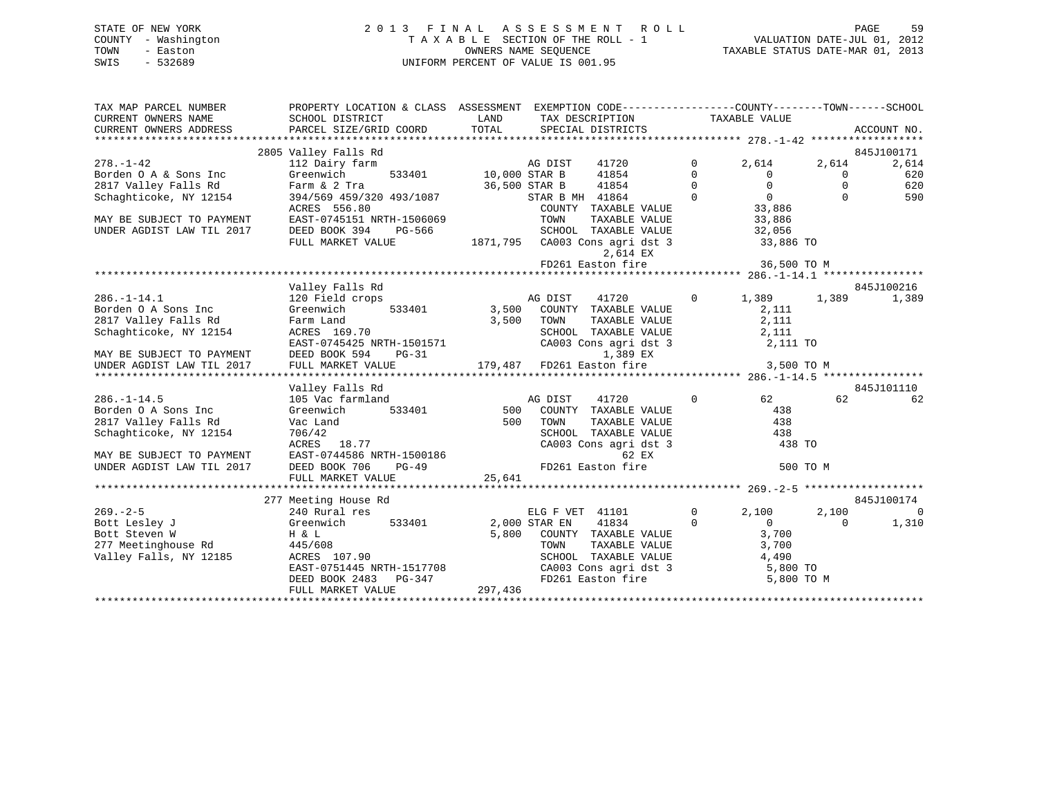STATE OF NEW YORK
COUNTY - Washington
TOWN - Easton
SWIS - 532689

2 0 1 3 F I N A L A S S E S S M E N T R O L L
T A X A B L E SECTION OF THE ROLL - 1
OWNERS NAME SEQUENCE
UNIFORM PERCENT OF VALUE IS 001.95

VALUATION DATE-JUL 01, 2012
TAXABLE STATUS DATE-MAR 01, 2013

```
TAX MAP PARCEL NUMBER          PROPERTY LOCATION & CLASS  ASSESSMENT  EXEMPTION CODE------------------COUNTY--------TOWN------SCHOOL
CURRENT OWNERS NAME            SCHOOL DISTRICT               LAND      TAX DESCRIPTION            TAXABLE VALUE
CURRENT OWNERS ADDRESS         PARCEL SIZE/GRID COORD        TOTAL     SPECIAL DISTRICTS                                       ACCOUNT NO.
*********************************************************************************************** 278.-1-42 ******************
                               2805 Valley Falls Rd                                                                            845J100171
278.-1-42                      112 Dairy farm                          AG DIST    41720         0      2,614      2,614       2,614
Borden O A & Sons Inc          Greenwich        533401    10,000 STAR B     41854         0          0          0         620
2817 Valley Falls Rd           Farm & 2 Tra               36,500 STAR B     41854         0          0          0         620
Schaghticoke, NY 12154         394/569 459/320 493/1087            STAR B MH  41864         0          0          0         590
                               ACRES 556.80                        COUNTY  TAXABLE VALUE              33,886
MAY BE SUBJECT TO PAYMENT      EAST-0745151 NRTH-1506069           TOWN    TAXABLE VALUE              33,886
UNDER AGDIST LAW TIL 2017      DEED BOOK 394    PG-566             SCHOOL  TAXABLE VALUE              32,056
                               FULL MARKET VALUE         1871,795  CA003 Cons agri dst 3              33,886 TO
                                                                           2,614 EX
                                                                   FD261 Easton fire                  36,500 TO M
*********************************************************************************************** 286.-1-14.1 ****************
                               Valley Falls Rd                                                                                 845J100216
286.-1-14.1                    120 Field crops                         AG DIST    41720         0      1,389      1,389       1,389
Borden O A Sons Inc            Greenwich        533401     3,500   COUNTY  TAXABLE VALUE               2,111
2817 Valley Falls Rd           Farm Land                   3,500   TOWN    TAXABLE VALUE               2,111
Schaghticoke, NY 12154         ACRES 169.70                        SCHOOL  TAXABLE VALUE               2,111
                               EAST-0745425 NRTH-1501571           CA003 Cons agri dst 3               2,111 TO
MAY BE SUBJECT TO PAYMENT      DEED BOOK 594    PG-31                      1,389 EX
UNDER AGDIST LAW TIL 2017      FULL MARKET VALUE           179,487 FD261 Easton fire                   3,500 TO M
*********************************************************************************************** 286.-1-14.5 ****************
                               Valley Falls Rd                                                                                 845J101110
286.-1-14.5                    105 Vac farmland                        AG DIST    41720         0         62         62          62
Borden O A Sons Inc            Greenwich        533401       500   COUNTY  TAXABLE VALUE                 438
2817 Valley Falls Rd           Vac Land                      500   TOWN    TAXABLE VALUE                 438
Schaghticoke, NY 12154         706/42                              SCHOOL  TAXABLE VALUE                 438
                               ACRES  18.77                        CA003 Cons agri dst 3                 438 TO
MAY BE SUBJECT TO PAYMENT      EAST-0744586 NRTH-1500186                     62 EX
UNDER AGDIST LAW TIL 2017      DEED BOOK 706    PG-49              FD261 Easton fire                     500 TO M
                               FULL MARKET VALUE            25,641
*********************************************************************************************** 269.-2-5 *******************
                               277 Meeting House Rd                                                                            845J100174
269.-2-5                       240 Rural res                           ELG F VET  41101         0      2,100      2,100           0
Bott Lesley J                  Greenwich        533401     2,000 STAR EN    41834         0          0          0       1,310
Bott Steven W                  H & L                       5,800   COUNTY  TAXABLE VALUE               3,700
277 Meetinghouse Rd            445/608                             TOWN    TAXABLE VALUE               3,700
Valley Falls, NY 12185         ACRES 107.90                        SCHOOL  TAXABLE VALUE               4,490
                               EAST-0751445 NRTH-1517708           CA003 Cons agri dst 3               5,800 TO
                               DEED BOOK 2483   PG-347             FD261 Easton fire                   5,800 TO M
                               FULL MARKET VALUE           297,436
******************************************************************************************************************************
```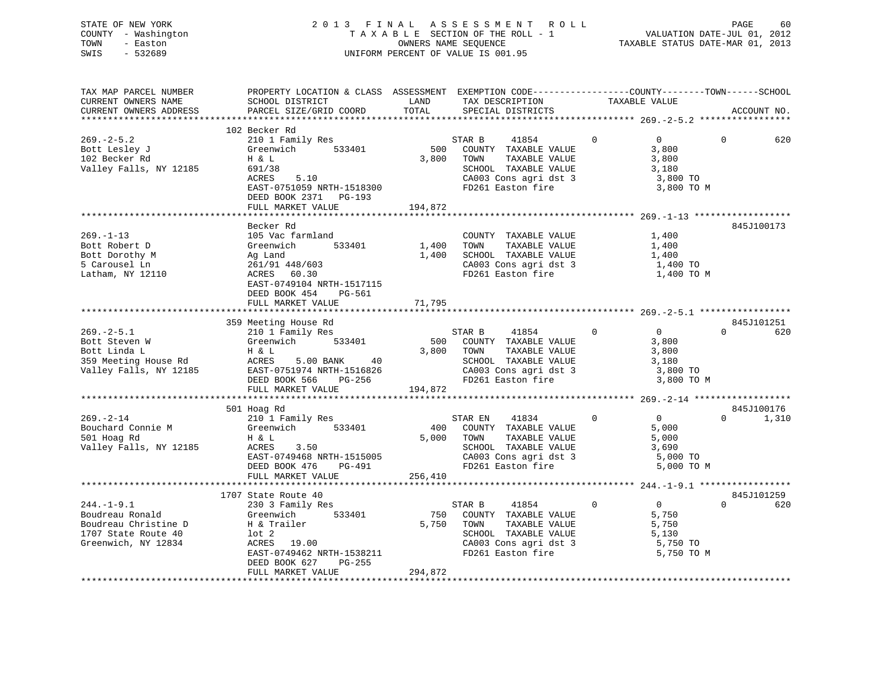STATE OF NEW YORK
COUNTY - Washington
TOWN - Easton
SWIS - 532689

2 0 1 3 F I N A L A S S E S S M E N T R O L L
T A X A B L E SECTION OF THE ROLL - 1
OWNERS NAME SEQUENCE
UNIFORM PERCENT OF VALUE IS 001.95

VALUATION DATE-JUL 01, 2012
TAXABLE STATUS DATE-MAR 01, 2013

```
TAX MAP PARCEL NUMBER          PROPERTY LOCATION & CLASS  ASSESSMENT  EXEMPTION CODE-----------------COUNTY--------TOWN------SCHOOL
CURRENT OWNERS NAME            SCHOOL DISTRICT               LAND      TAX DESCRIPTION              TAXABLE VALUE
CURRENT OWNERS ADDRESS         PARCEL SIZE/GRID COORD        TOTAL     SPECIAL DISTRICTS                                      ACCOUNT NO.
******************************************************************************************************* 269.-2-5.2 *****************
                               102 Becker Rd
269.-2-5.2                     210 1 Family Res                         STAR B     41854          0             0            0         620
Bott Lesley J                  Greenwich        533401           500    COUNTY  TAXABLE VALUE                3,800
102 Becker Rd                  H & L                           3,800    TOWN    TAXABLE VALUE                3,800
Valley Falls, NY 12185         691/38                                   SCHOOL  TAXABLE VALUE                3,180
                               ACRES     5.10                           CA003 Cons agri dst 3                3,800 TO
                               EAST-0751059 NRTH-1518300                FD261 Easton fire                    3,800 TO M
                               DEED BOOK 2371   PG-193
                               FULL MARKET VALUE             194,872
******************************************************************************************************* 269.-1-13 ******************
                               Becker Rd                                                                                  845J100173
269.-1-13                      105 Vac farmland                         COUNTY  TAXABLE VALUE                1,400
Bott Robert D                  Greenwich        533401         1,400    TOWN    TAXABLE VALUE                1,400
Bott Dorothy M                 Ag Land                         1,400    SCHOOL  TAXABLE VALUE                1,400
5 Carousel Ln                  261/91 448/603                           CA003 Cons agri dst 3                1,400 TO
Latham, NY 12110               ACRES    60.30                           FD261 Easton fire                    1,400 TO M
                               EAST-0749104 NRTH-1517115
                               DEED BOOK 454    PG-561
                               FULL MARKET VALUE              71,795
******************************************************************************************************* 269.-2-5.1 *****************
                               359 Meeting House Rd                                                                       845J101251
269.-2-5.1                     210 1 Family Res                         STAR B     41854          0             0            0         620
Bott Steven W                  Greenwich        533401           500    COUNTY  TAXABLE VALUE                3,800
Bott Linda L                   H & L                           3,800    TOWN    TAXABLE VALUE                3,800
359 Meeting House Rd           ACRES     5.00 BANK     40               SCHOOL  TAXABLE VALUE                3,180
Valley Falls, NY 12185         EAST-0751974 NRTH-1516826                CA003 Cons agri dst 3                3,800 TO
                               DEED BOOK 566    PG-256                  FD261 Easton fire                    3,800 TO M
                               FULL MARKET VALUE             194,872
******************************************************************************************************* 269.-2-14 ******************
                               501 Hoag Rd                                                                                845J100176
269.-2-14                      210 1 Family Res                         STAR EN    41834          0             0            0       1,310
Bouchard Connie M              Greenwich        533401           400    COUNTY  TAXABLE VALUE                5,000
501 Hoag Rd                    H & L                           5,000    TOWN    TAXABLE VALUE                5,000
Valley Falls, NY 12185         ACRES     3.50                           SCHOOL  TAXABLE VALUE                3,690
                               EAST-0749468 NRTH-1515005                CA003 Cons agri dst 3                5,000 TO
                               DEED BOOK 476    PG-491                  FD261 Easton fire                    5,000 TO M
                               FULL MARKET VALUE             256,410
******************************************************************************************************* 244.-1-9.1 *****************
                               1707 State Route 40                                                                        845J101259
244.-1-9.1                     230 3 Family Res                         STAR B     41854          0             0            0         620
Boudreau Ronald                Greenwich        533401           750    COUNTY  TAXABLE VALUE                5,750
Boudreau Christine D           H & Trailer                     5,750    TOWN    TAXABLE VALUE                5,750
1707 State Route 40            lot 2                                    SCHOOL  TAXABLE VALUE                5,130
Greenwich, NY 12834            ACRES    19.00                           CA003 Cons agri dst 3                5,750 TO
                               EAST-0749462 NRTH-1538211                FD261 Easton fire                    5,750 TO M
                               DEED BOOK 627    PG-255
                               FULL MARKET VALUE             294,872
************************************************************************************************************************************
```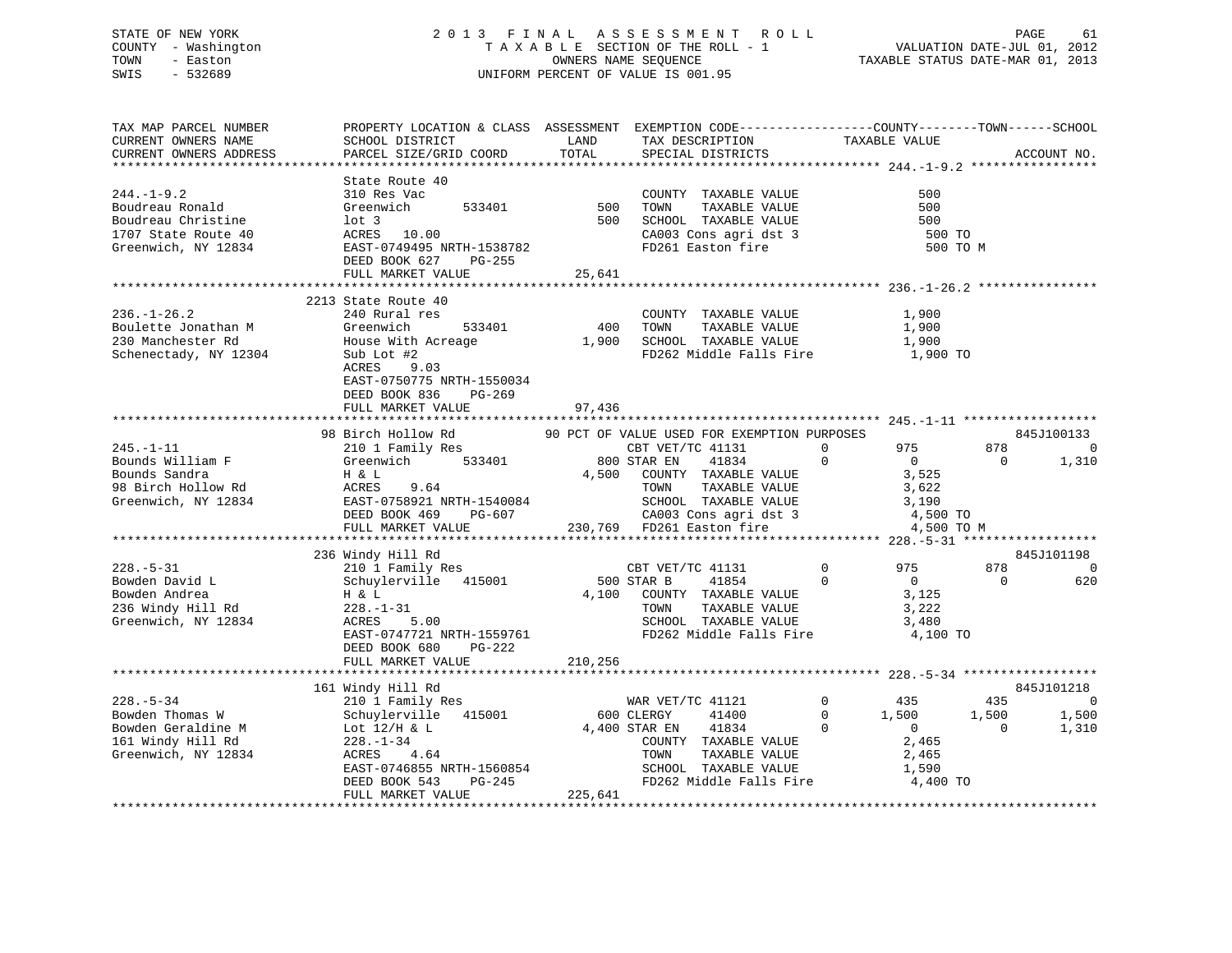STATE OF NEW YORK — 2013 FINAL ASSESSMENT ROLL
COUNTY - Washington — TAXABLE SECTION OF THE ROLL - 1 — VALUATION DATE-JUL 01, 2012
TOWN - Easton — OWNERS NAME SEQUENCE — TAXABLE STATUS DATE-MAR 01, 2013
SWIS - 532689 — UNIFORM PERCENT OF VALUE IS 001.95

```
TAX MAP PARCEL NUMBER          PROPERTY LOCATION & CLASS  ASSESSMENT  EXEMPTION CODE-----------------COUNTY--------TOWN------SCHOOL
CURRENT OWNERS NAME            SCHOOL DISTRICT               LAND      TAX DESCRIPTION             TAXABLE VALUE
CURRENT OWNERS ADDRESS         PARCEL SIZE/GRID COORD        TOTAL     SPECIAL DISTRICTS                                   ACCOUNT NO.
******************************************************************************************************* 244.-1-9.2 *****************
                               State Route 40
244.-1-9.2                     310 Res Vac                              COUNTY  TAXABLE VALUE              500
Boudreau Ronald                Greenwich        533401        500      TOWN    TAXABLE VALUE              500
Boudreau Christine             lot 3                          500      SCHOOL  TAXABLE VALUE              500
1707 State Route 40            ACRES   10.00                           CA003 Cons agri dst 3              500 TO
Greenwich, NY 12834            EAST-0749495 NRTH-1538782               FD261 Easton fire                  500 TO M
                               DEED BOOK 627    PG-255
                               FULL MARKET VALUE            25,641
******************************************************************************************************* 236.-1-26.2 ****************
                               2213 State Route 40
236.-1-26.2                    240 Rural res                            COUNTY  TAXABLE VALUE            1,900
Boulette Jonathan M            Greenwich        533401        400      TOWN    TAXABLE VALUE            1,900
230 Manchester Rd              House With Acreage           1,900      SCHOOL  TAXABLE VALUE            1,900
Schenectady, NY 12304          Sub Lot #2                              FD262 Middle Falls Fire          1,900 TO
                               ACRES    9.03
                               EAST-0750775 NRTH-1550034
                               DEED BOOK 836    PG-269
                               FULL MARKET VALUE            97,436
******************************************************************************************************* 245.-1-11 ******************
                               98 Birch Hollow Rd           90 PCT OF VALUE USED FOR EXEMPTION PURPOSES                 845J100133
245.-1-11                      210 1 Family Res                  CBT VET/TC 41131        0        975          878            0
Bounds William F               Greenwich        533401       800 STAR EN    41834        0          0            0        1,310
Bounds Sandra                  H & L                        4,500  COUNTY  TAXABLE VALUE            3,525
98 Birch Hollow Rd             ACRES    9.64                       TOWN    TAXABLE VALUE            3,622
Greenwich, NY 12834            EAST-0758921 NRTH-1540084           SCHOOL  TAXABLE VALUE            3,190
                               DEED BOOK 469    PG-607             CA003 Cons agri dst 3            4,500 TO
                               FULL MARKET VALUE           230,769 FD261 Easton fire                4,500 TO M
******************************************************************************************************* 228.-5-31 ******************
                               236 Windy Hill Rd                                                                        845J101198
228.-5-31                      210 1 Family Res                  CBT VET/TC 41131        0        975          878            0
Bowden David L                 Schuylerville   415001        500 STAR B     41854        0          0            0          620
Bowden Andrea                  H & L                        4,100  COUNTY  TAXABLE VALUE            3,125
236 Windy Hill Rd              228.-1-31                           TOWN    TAXABLE VALUE            3,222
Greenwich, NY 12834            ACRES    5.00                       SCHOOL  TAXABLE VALUE            3,480
                               EAST-0747721 NRTH-1559761           FD262 Middle Falls Fire          4,100 TO
                               DEED BOOK 680    PG-222
                               FULL MARKET VALUE           210,256
******************************************************************************************************* 228.-5-34 ******************
                               161 Windy Hill Rd                                                                        845J101218
228.-5-34                      210 1 Family Res                  WAR VET/TC 41121        0        435          435            0
Bowden Thomas W                Schuylerville   415001        600 CLERGY     41400        0      1,500        1,500        1,500
Bowden Geraldine M             Lot 12/H & L                 4,400 STAR EN   41834        0          0            0        1,310
161 Windy Hill Rd              228.-1-34                           COUNTY  TAXABLE VALUE            2,465
Greenwich, NY 12834            ACRES    4.64                       TOWN    TAXABLE VALUE            2,465
                               EAST-0746855 NRTH-1560854           SCHOOL  TAXABLE VALUE            1,590
                               DEED BOOK 543    PG-245             FD262 Middle Falls Fire          4,400 TO
                               FULL MARKET VALUE           225,641
************************************************************************************************************************************
```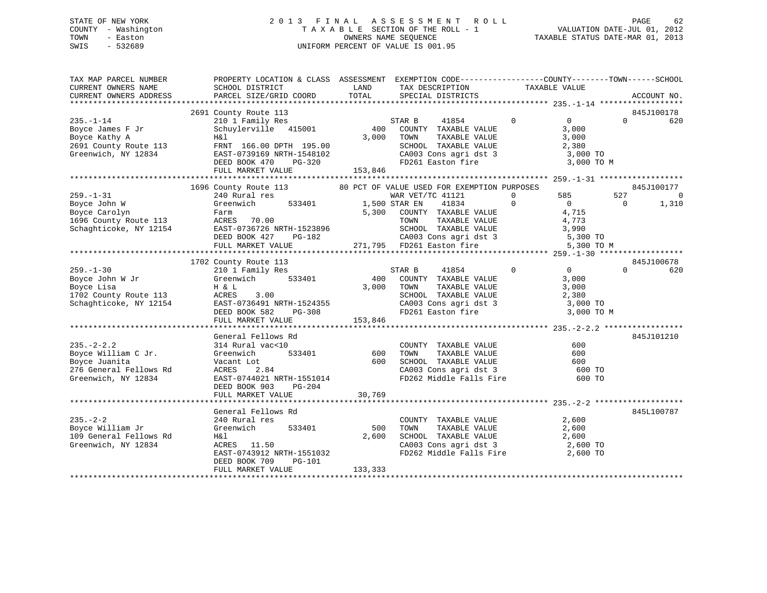STATE OF NEW YORK
COUNTY - Washington
TOWN - Easton
SWIS - 532689

2 0 1 3 F I N A L A S S E S S M E N T R O L L
T A X A B L E SECTION OF THE ROLL - 1
OWNERS NAME SEQUENCE
UNIFORM PERCENT OF VALUE IS 001.95

VALUATION DATE-JUL 01, 2012
TAXABLE STATUS DATE-MAR 01, 2013

```
TAX MAP PARCEL NUMBER          PROPERTY LOCATION & CLASS  ASSESSMENT  EXEMPTION CODE------------------COUNTY--------TOWN------SCHOOL
CURRENT OWNERS NAME            SCHOOL DISTRICT              LAND      TAX DESCRIPTION              TAXABLE VALUE
CURRENT OWNERS ADDRESS         PARCEL SIZE/GRID COORD       TOTAL     SPECIAL DISTRICTS                                      ACCOUNT NO.
************************************************************************************************** 235.-1-14 ******************
                           2691 County Route 113                                                                          845J100178
235.-1-14                  210 1 Family Res                    STAR B     41854        0          0            0           620
Boyce James F Jr           Schuylerville   415001        400   COUNTY  TAXABLE VALUE              3,000
Boyce Kathy A              H&l                         3,000   TOWN    TAXABLE VALUE              3,000
2691 County Route 113      FRNT 166.00 DPTH 195.00             SCHOOL  TAXABLE VALUE              2,380
Greenwich, NY 12834        EAST-0739169 NRTH-1548102           CA003 Cons agri dst 3               3,000 TO
                           DEED BOOK 470    PG-320             FD261 Easton fire                   3,000 TO M
                           FULL MARKET VALUE           153,846
************************************************************************************************** 259.-1-31 ******************
                           1696 County Route 113            80 PCT OF VALUE USED FOR EXEMPTION PURPOSES                   845J100177
259.-1-31                  240 Rural res                       WAR VET/TC 41121        0        585          527              0
Boyce John W               Greenwich       533401       1,500 STAR EN     41834        0          0            0         1,310
Boyce Carolyn              Farm                         5,300   COUNTY  TAXABLE VALUE              4,715
1696 County Route 113      ACRES  70.00                         TOWN    TAXABLE VALUE              4,773
Schaghticoke, NY 12154     EAST-0736726 NRTH-1523896            SCHOOL  TAXABLE VALUE              3,990
                           DEED BOOK 427    PG-182              CA003 Cons agri dst 3               5,300 TO
                           FULL MARKET VALUE           271,795  FD261 Easton fire                   5,300 TO M
************************************************************************************************** 259.-1-30 ******************
                           1702 County Route 113                                                                          845J100678
259.-1-30                  210 1 Family Res                    STAR B     41854        0          0            0           620
Boyce John W Jr            Greenwich       533401        400   COUNTY  TAXABLE VALUE              3,000
Boyce Lisa                 H & L                       3,000   TOWN    TAXABLE VALUE              3,000
1702 County Route 113      ACRES   3.00                        SCHOOL  TAXABLE VALUE              2,380
Schaghticoke, NY 12154     EAST-0736491 NRTH-1524355           CA003 Cons agri dst 3               3,000 TO
                           DEED BOOK 582    PG-308             FD261 Easton fire                   3,000 TO M
                           FULL MARKET VALUE           153,846
************************************************************************************************** 235.-2-2.2 *****************
                           General Fellows Rd                                                                             845J101210
235.-2-2.2                 314 Rural vac<10                    COUNTY  TAXABLE VALUE                600
Boyce William C Jr.        Greenwich       533401        600   TOWN    TAXABLE VALUE                600
Boyce Juanita              Vacant Lot                    600   SCHOOL  TAXABLE VALUE                600
276 General Fellows Rd     ACRES   2.84                        CA003 Cons agri dst 3                 600 TO
Greenwich, NY 12834        EAST-0744021 NRTH-1551014           FD262 Middle Falls Fire               600 TO
                           DEED BOOK 903    PG-204
                           FULL MARKET VALUE            30,769
************************************************************************************************** 235.-2-2 *******************
                           General Fellows Rd                                                                             845L100787
235.-2-2                   240 Rural res                       COUNTY  TAXABLE VALUE              2,600
Boyce William Jr           Greenwich       533401        500   TOWN    TAXABLE VALUE              2,600
109 General Fellows Rd     H&l                         2,600   SCHOOL  TAXABLE VALUE              2,600
Greenwich, NY 12834        ACRES  11.50                        CA003 Cons agri dst 3               2,600 TO
                           EAST-0743912 NRTH-1551032           FD262 Middle Falls Fire             2,600 TO
                           DEED BOOK 709    PG-101
                           FULL MARKET VALUE           133,333
********************************************************************************************************************************
```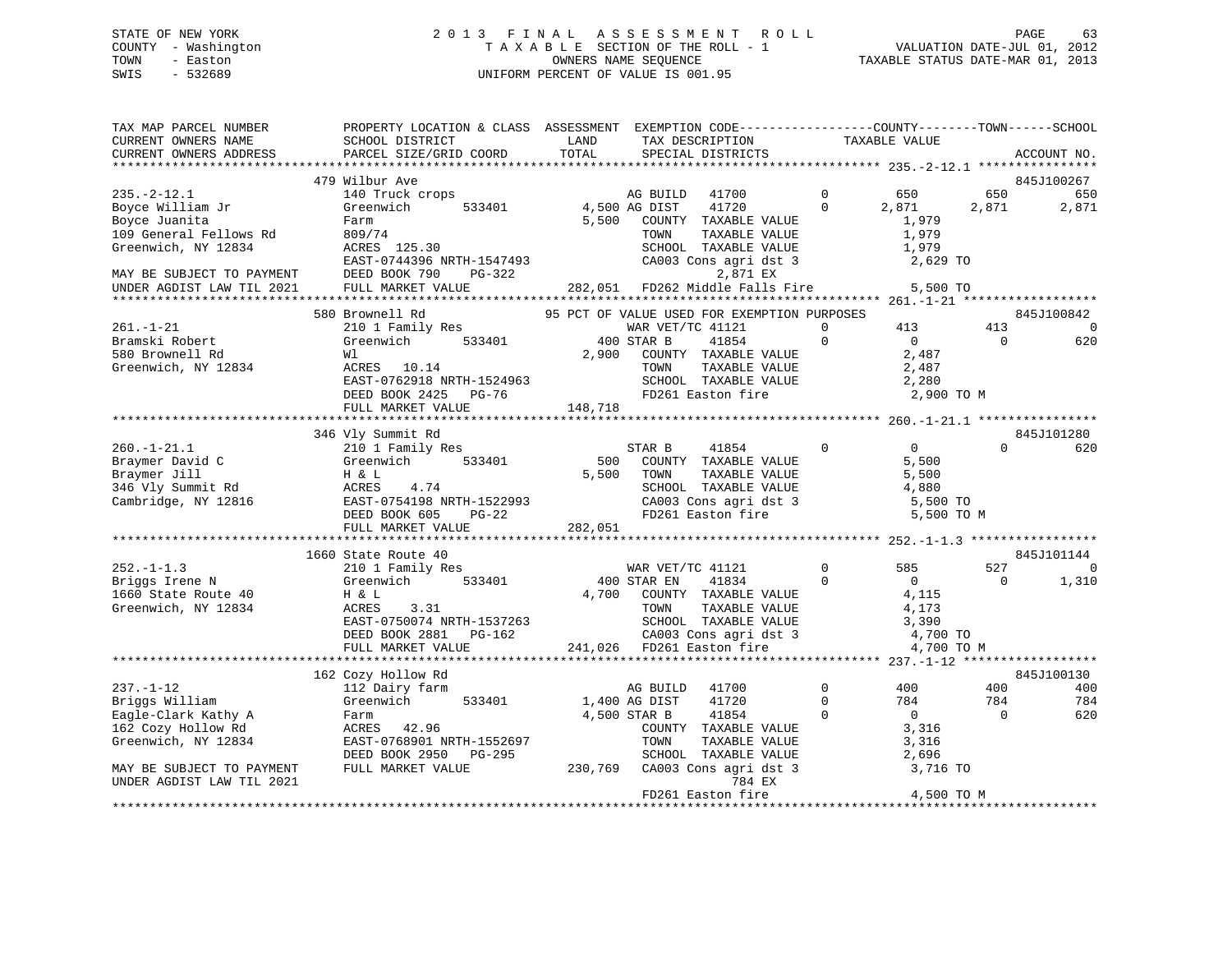STATE OF NEW YORK
COUNTY - Washington
TOWN - Easton
SWIS - 532689

2013 FINAL ASSESSMENT ROLL
TAXABLE SECTION OF THE ROLL - 1
OWNERS NAME SEQUENCE
UNIFORM PERCENT OF VALUE IS 001.95

VALUATION DATE-JUL 01, 2012
TAXABLE STATUS DATE-MAR 01, 2013

```
TAX MAP PARCEL NUMBER          PROPERTY LOCATION & CLASS  ASSESSMENT  EXEMPTION CODE------------------COUNTY--------TOWN------SCHOOL
CURRENT OWNERS NAME            SCHOOL DISTRICT             LAND       TAX DESCRIPTION              TAXABLE VALUE
CURRENT OWNERS ADDRESS         PARCEL SIZE/GRID COORD      TOTAL      SPECIAL DISTRICTS                                          ACCOUNT NO.
*********************************************************************************************************** 235.-2-12.1 ****************
                               479 Wilbur Ave                                                                                845J100267
235.-2-12.1                    140 Truck crops                         AG BUILD   41700          0        650         650         650
Boyce William Jr               Greenwich        533401      4,500 AG DIST     41720          0      2,871       2,871       2,871
Boyce Juanita                  Farm                          5,500   COUNTY  TAXABLE VALUE              1,979
109 General Fellows Rd         809/74                                 TOWN    TAXABLE VALUE              1,979
Greenwich, NY 12834            ACRES  125.30                          SCHOOL  TAXABLE VALUE              1,979
                               EAST-0744396 NRTH-1547493              CA003 Cons agri dst 3              2,629 TO
MAY BE SUBJECT TO PAYMENT      DEED BOOK 790     PG-322                        2,871 EX
UNDER AGDIST LAW TIL 2021      FULL MARKET VALUE            282,051   FD262 Middle Falls Fire             5,500 TO
*********************************************************************************************************** 261.-1-21 ******************
                               580 Brownell Rd             95 PCT OF VALUE USED FOR EXEMPTION PURPOSES                       845J100842
261.-1-21                      210 1 Family Res                        WAR VET/TC 41121          0        413         413           0
Bramski Robert                 Greenwich        533401        400 STAR B      41854          0          0           0         620
580 Brownell Rd                Wl                            2,900   COUNTY  TAXABLE VALUE              2,487
Greenwich, NY 12834            ACRES   10.14                          TOWN    TAXABLE VALUE              2,487
                               EAST-0762918 NRTH-1524963              SCHOOL  TAXABLE VALUE              2,280
                               DEED BOOK 2425    PG-76                FD261 Easton fire                  2,900 TO M
                               FULL MARKET VALUE            148,718
*********************************************************************************************************** 260.-1-21.1 ****************
                               346 Vly Summit Rd                                                                              845J101280
260.-1-21.1                    210 1 Family Res                        STAR B     41854          0          0           0         620
Braymer David C                Greenwich        533401        500   COUNTY  TAXABLE VALUE              5,500
Braymer Jill                   H & L                         5,500   TOWN    TAXABLE VALUE              5,500
346 Vly Summit Rd              ACRES    4.74                          SCHOOL  TAXABLE VALUE              4,880
Cambridge, NY 12816            EAST-0754198 NRTH-1522993              CA003 Cons agri dst 3              5,500 TO
                               DEED BOOK 605     PG-22                FD261 Easton fire                  5,500 TO M
                               FULL MARKET VALUE            282,051
*********************************************************************************************************** 252.-1-1.3 *****************
                               1660 State Route 40                                                                            845J101144
252.-1-1.3                     210 1 Family Res                        WAR VET/TC 41121          0        585         527           0
Briggs Irene N                 Greenwich        533401        400 STAR EN     41834          0          0           0       1,310
1660 State Route 40            H & L                         4,700   COUNTY  TAXABLE VALUE              4,115
Greenwich, NY 12834            ACRES    3.31                          TOWN    TAXABLE VALUE              4,173
                               EAST-0750074 NRTH-1537263              SCHOOL  TAXABLE VALUE              3,390
                               DEED BOOK 2881    PG-162               CA003 Cons agri dst 3              4,700 TO
                               FULL MARKET VALUE            241,026   FD261 Easton fire                  4,700 TO M
*********************************************************************************************************** 237.-1-12 ******************
                               162 Cozy Hollow Rd                                                                             845J100130
237.-1-12                      112 Dairy farm                          AG BUILD   41700          0        400         400         400
Briggs William                 Greenwich        533401      1,400 AG DIST     41720          0        784         784         784
Eagle-Clark Kathy A            Farm                          4,500 STAR B     41854          0          0           0         620
162 Cozy Hollow Rd             ACRES   42.96                          COUNTY  TAXABLE VALUE              3,316
Greenwich, NY 12834            EAST-0768901 NRTH-1552697              TOWN    TAXABLE VALUE              3,316
                               DEED BOOK 2950    PG-295               SCHOOL  TAXABLE VALUE              2,696
MAY BE SUBJECT TO PAYMENT      FULL MARKET VALUE            230,769   CA003 Cons agri dst 3              3,716 TO
UNDER AGDIST LAW TIL 2021                                                       784 EX
                                                                      FD261 Easton fire                  4,500 TO M
****************************************************************************************************************************************
```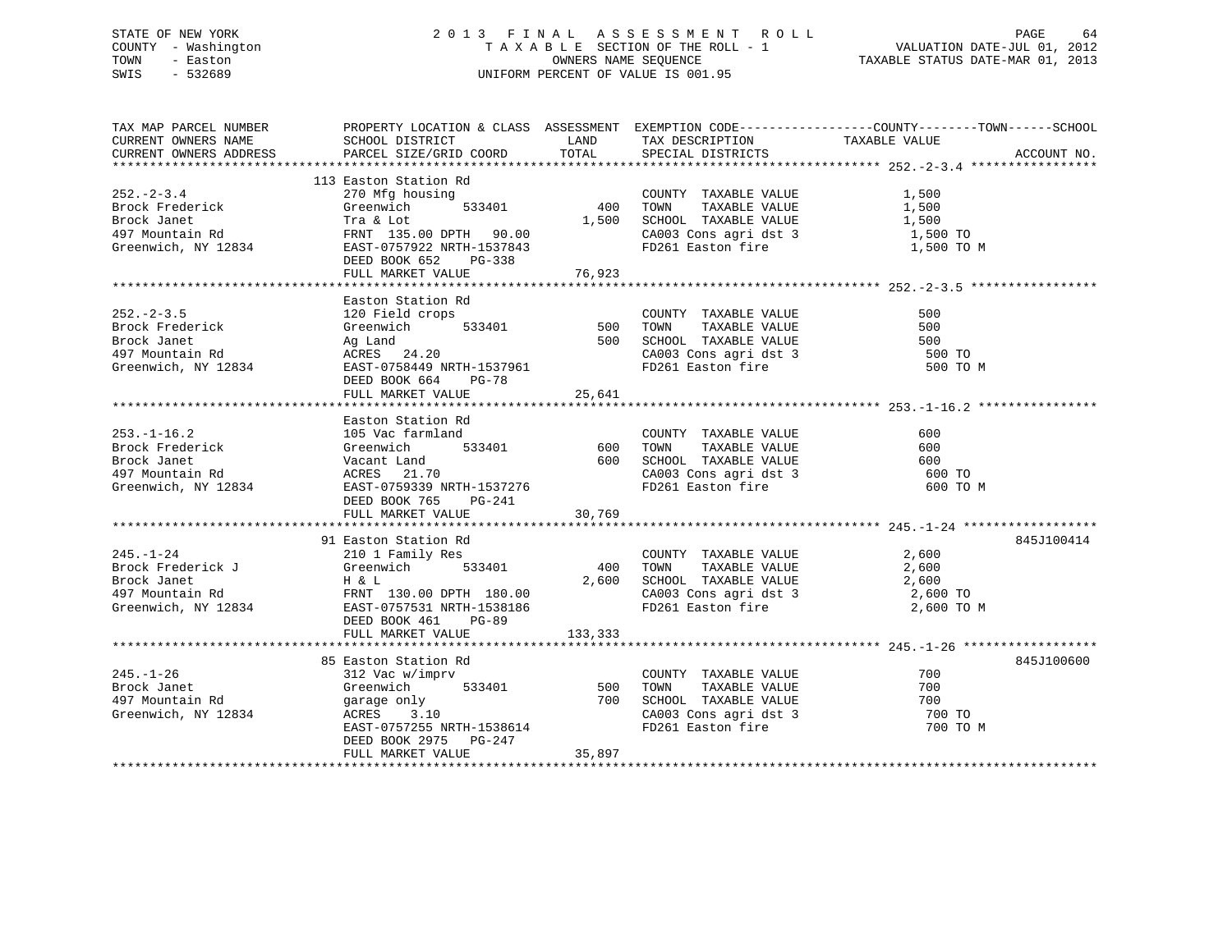STATE OF NEW YORK
COUNTY - Washington
TOWN - Easton
SWIS - 532689

2013 FINAL ASSESSMENT ROLL
TAXABLE SECTION OF THE ROLL - 1
OWNERS NAME SEQUENCE
UNIFORM PERCENT OF VALUE IS 001.95

VALUATION DATE-JUL 01, 2012
TAXABLE STATUS DATE-MAR 01, 2013

| TAX MAP PARCEL NUMBER / CURRENT OWNERS NAME / CURRENT OWNERS ADDRESS | PROPERTY LOCATION & CLASS / SCHOOL DISTRICT / PARCEL SIZE/GRID COORD | ASSESSMENT LAND / TOTAL | EXEMPTION CODE / TAX DESCRIPTION / SPECIAL DISTRICTS | TAXABLE VALUE (COUNTY--TOWN--SCHOOL) | ACCOUNT NO. |
|---|---|---|---|---|---|
| **252.-2-3.4** | 113 Easton Station Rd | | | | |
| 252.-2-3.4 | 270 Mfg housing | | COUNTY TAXABLE VALUE | 1,500 | |
| Brock Frederick | Greenwich 533401 | 400 | TOWN TAXABLE VALUE | 1,500 | |
| Brock Janet | Tra & Lot | 1,500 | SCHOOL TAXABLE VALUE | 1,500 | |
| 497 Mountain Rd | FRNT 135.00 DPTH 90.00 | | CA003 Cons agri dst 3 | 1,500 TO | |
| Greenwich, NY 12834 | EAST-0757922 NRTH-1537843 | | FD261 Easton fire | 1,500 TO M | |
| | DEED BOOK 652 PG-338 | | | | |
| | FULL MARKET VALUE | 76,923 | | | |
| **252.-2-3.5** | Easton Station Rd | | | | |
| 252.-2-3.5 | 120 Field crops | | COUNTY TAXABLE VALUE | 500 | |
| Brock Frederick | Greenwich 533401 | 500 | TOWN TAXABLE VALUE | 500 | |
| Brock Janet | Ag Land | 500 | SCHOOL TAXABLE VALUE | 500 | |
| 497 Mountain Rd | ACRES 24.20 | | CA003 Cons agri dst 3 | 500 TO | |
| Greenwich, NY 12834 | EAST-0758449 NRTH-1537961 | | FD261 Easton fire | 500 TO M | |
| | DEED BOOK 664 PG-78 | | | | |
| | FULL MARKET VALUE | 25,641 | | | |
| **253.-1-16.2** | Easton Station Rd | | | | |
| 253.-1-16.2 | 105 Vac farmland | | COUNTY TAXABLE VALUE | 600 | |
| Brock Frederick | Greenwich 533401 | 600 | TOWN TAXABLE VALUE | 600 | |
| Brock Janet | Vacant Land | 600 | SCHOOL TAXABLE VALUE | 600 | |
| 497 Mountain Rd | ACRES 21.70 | | CA003 Cons agri dst 3 | 600 TO | |
| Greenwich, NY 12834 | EAST-0759339 NRTH-1537276 | | FD261 Easton fire | 600 TO M | |
| | DEED BOOK 765 PG-241 | | | | |
| | FULL MARKET VALUE | 30,769 | | | |
| **245.-1-24** | 91 Easton Station Rd | | | | 845J100414 |
| 245.-1-24 | 210 1 Family Res | | COUNTY TAXABLE VALUE | 2,600 | |
| Brock Frederick J | Greenwich 533401 | 400 | TOWN TAXABLE VALUE | 2,600 | |
| Brock Janet | H & L | 2,600 | SCHOOL TAXABLE VALUE | 2,600 | |
| 497 Mountain Rd | FRNT 130.00 DPTH 180.00 | | CA003 Cons agri dst 3 | 2,600 TO | |
| Greenwich, NY 12834 | EAST-0757531 NRTH-1538186 | | FD261 Easton fire | 2,600 TO M | |
| | DEED BOOK 461 PG-89 | | | | |
| | FULL MARKET VALUE | 133,333 | | | |
| **245.-1-26** | 85 Easton Station Rd | | | | 845J100600 |
| 245.-1-26 | 312 Vac w/imprv | | COUNTY TAXABLE VALUE | 700 | |
| Brock Janet | Greenwich 533401 | 500 | TOWN TAXABLE VALUE | 700 | |
| 497 Mountain Rd | garage only | 700 | SCHOOL TAXABLE VALUE | 700 | |
| Greenwich, NY 12834 | ACRES 3.10 | | CA003 Cons agri dst 3 | 700 TO | |
| | EAST-0757255 NRTH-1538614 | | FD261 Easton fire | 700 TO M | |
| | DEED BOOK 2975 PG-247 | | | | |
| | FULL MARKET VALUE | 35,897 | | | |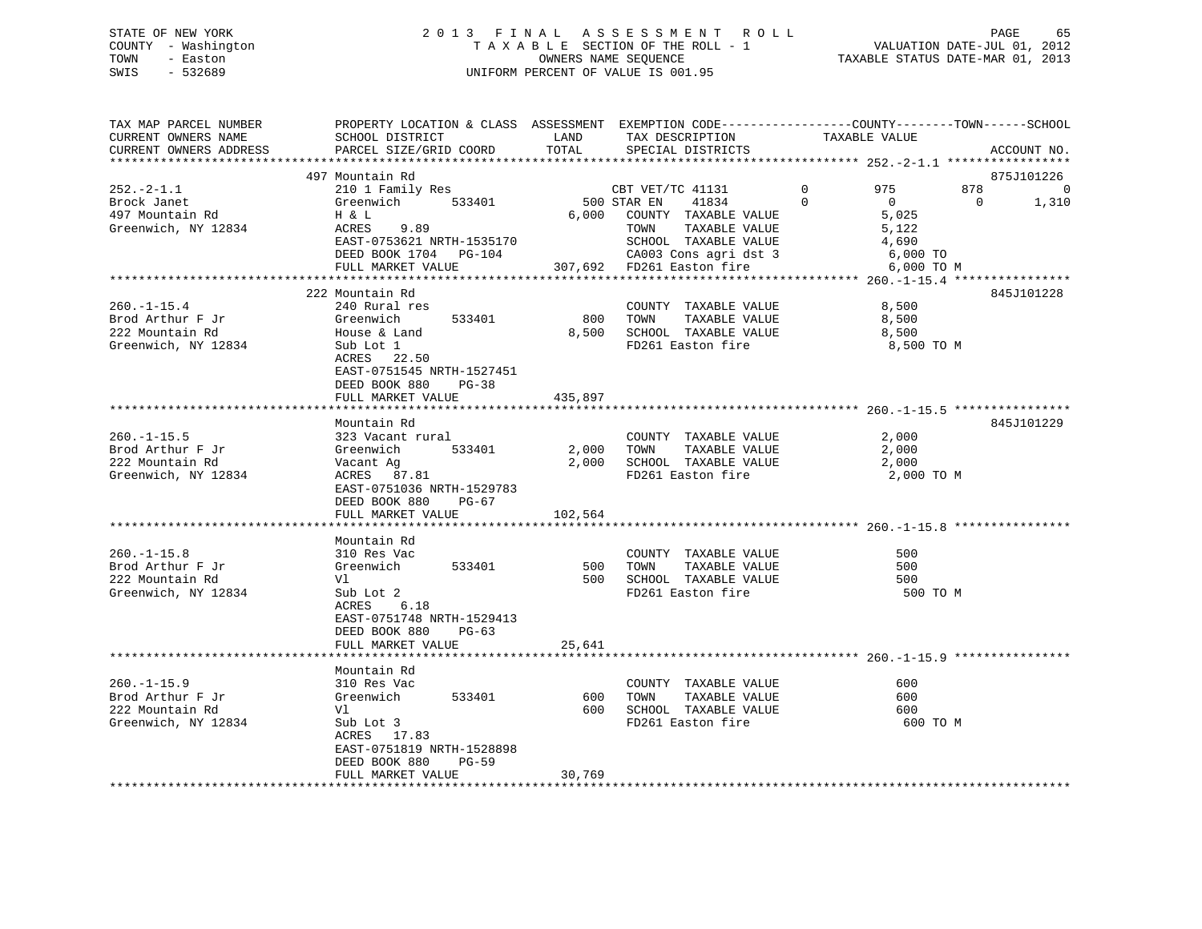STATE OF NEW YORK
COUNTY - Washington
TOWN - Easton
SWIS - 532689

2013 FINAL ASSESSMENT ROLL
TAXABLE SECTION OF THE ROLL - 1
OWNERS NAME SEQUENCE
UNIFORM PERCENT OF VALUE IS 001.95

VALUATION DATE-JUL 01, 2012
TAXABLE STATUS DATE-MAR 01, 2013

| TAX MAP PARCEL NUMBER / CURRENT OWNERS NAME / CURRENT OWNERS ADDRESS | PROPERTY LOCATION & CLASS / SCHOOL DISTRICT / PARCEL SIZE/GRID COORD | ASSESSMENT LAND / TOTAL | EXEMPTION CODE / TAX DESCRIPTION / SPECIAL DISTRICTS | COUNTY | TOWN | SCHOOL | ACCOUNT NO. |
|---|---|---|---|---|---|---|---|
| **252.-2-1.1** | 497 Mountain Rd | | | | | | 875J101226 |
| Brock Janet | 210 1 Family Res | | CBT VET/TC 41131 0 | 975 | 878 | 0 | |
| 497 Mountain Rd | Greenwich 533401 | 500 | STAR EN 41834 0 | 0 | 0 | 1,310 | |
| Greenwich, NY 12834 | H & L | 6,000 | COUNTY TAXABLE VALUE | 5,025 | | | |
| | ACRES 9.89 | | TOWN TAXABLE VALUE | | 5,122 | | |
| | EAST-0753621 NRTH-1535170 | | SCHOOL TAXABLE VALUE | | | 4,690 | |
| | DEED BOOK 1704 PG-104 | | CA003 Cons agri dst 3 | 6,000 TO | | | |
| | FULL MARKET VALUE | 307,692 | FD261 Easton fire | 6,000 TO M | | | |
| **260.-1-15.4** | 222 Mountain Rd | | | | | | 845J101228 |
| Brod Arthur F Jr | 240 Rural res | | COUNTY TAXABLE VALUE | 8,500 | | | |
| 222 Mountain Rd | Greenwich 533401 | 800 | TOWN TAXABLE VALUE | | 8,500 | | |
| Greenwich, NY 12834 | House & Land | 8,500 | SCHOOL TAXABLE VALUE | | | 8,500 | |
| | Sub Lot 1 | | FD261 Easton fire | 8,500 TO M | | | |
| | ACRES 22.50 | | | | | | |
| | EAST-0751545 NRTH-1527451 | | | | | | |
| | DEED BOOK 880 PG-38 | | | | | | |
| | FULL MARKET VALUE | 435,897 | | | | | |
| **260.-1-15.5** | Mountain Rd | | | | | | 845J101229 |
| Brod Arthur F Jr | 323 Vacant rural | | COUNTY TAXABLE VALUE | 2,000 | | | |
| 222 Mountain Rd | Greenwich 533401 | 2,000 | TOWN TAXABLE VALUE | | 2,000 | | |
| Greenwich, NY 12834 | Vacant Ag | 2,000 | SCHOOL TAXABLE VALUE | | | 2,000 | |
| | ACRES 87.81 | | FD261 Easton fire | 2,000 TO M | | | |
| | EAST-0751036 NRTH-1529783 | | | | | | |
| | DEED BOOK 880 PG-67 | | | | | | |
| | FULL MARKET VALUE | 102,564 | | | | | |
| **260.-1-15.8** | Mountain Rd | | | | | | |
| Brod Arthur F Jr | 310 Res Vac | | COUNTY TAXABLE VALUE | 500 | | | |
| 222 Mountain Rd | Greenwich 533401 | 500 | TOWN TAXABLE VALUE | | 500 | | |
| Greenwich, NY 12834 | Vl | 500 | SCHOOL TAXABLE VALUE | | | 500 | |
| | Sub Lot 2 | | FD261 Easton fire | 500 TO M | | | |
| | ACRES 6.18 | | | | | | |
| | EAST-0751748 NRTH-1529413 | | | | | | |
| | DEED BOOK 880 PG-63 | | | | | | |
| | FULL MARKET VALUE | 25,641 | | | | | |
| **260.-1-15.9** | Mountain Rd | | | | | | |
| Brod Arthur F Jr | 310 Res Vac | | COUNTY TAXABLE VALUE | 600 | | | |
| 222 Mountain Rd | Greenwich 533401 | 600 | TOWN TAXABLE VALUE | | 600 | | |
| Greenwich, NY 12834 | Vl | 600 | SCHOOL TAXABLE VALUE | | | 600 | |
| | Sub Lot 3 | | FD261 Easton fire | 600 TO M | | | |
| | ACRES 17.83 | | | | | | |
| | EAST-0751819 NRTH-1528898 | | | | | | |
| | DEED BOOK 880 PG-59 | | | | | | |
| | FULL MARKET VALUE | 30,769 | | | | | |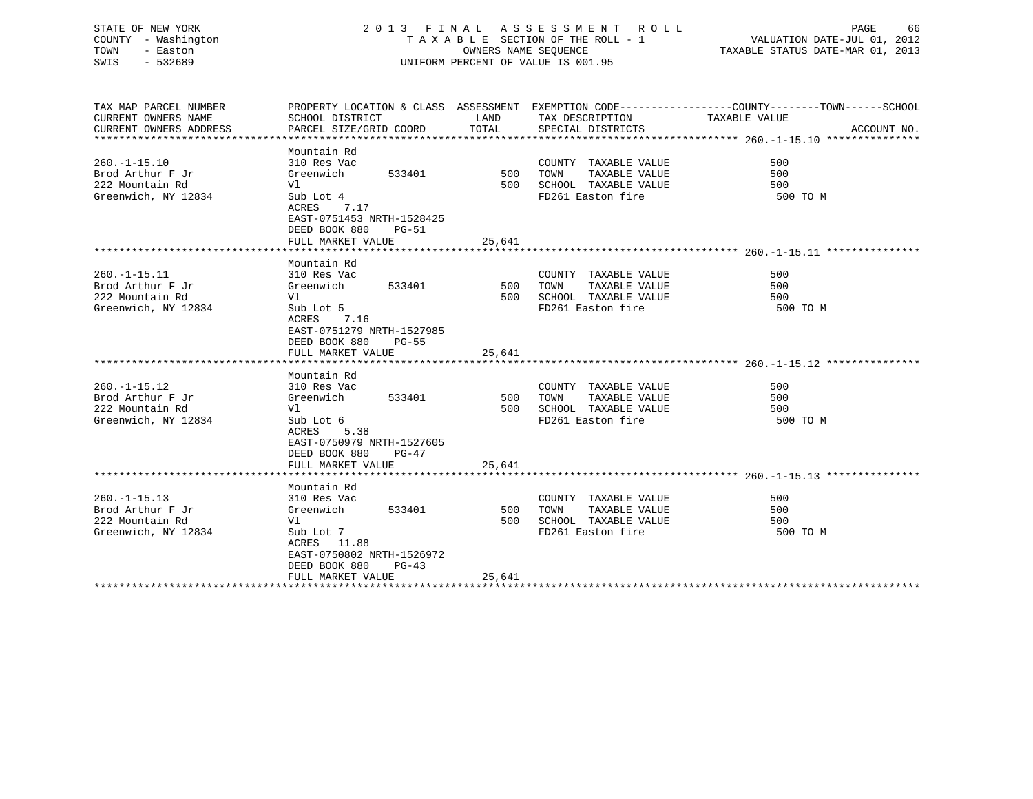STATE OF NEW YORK
COUNTY - Washington
TOWN - Easton
SWIS - 532689

2 0 1 3 F I N A L A S S E S S M E N T R O L L
T A X A B L E SECTION OF THE ROLL - 1
OWNERS NAME SEQUENCE
UNIFORM PERCENT OF VALUE IS 001.95

VALUATION DATE-JUL 01, 2012
TAXABLE STATUS DATE-MAR 01, 2013

| TAX MAP PARCEL NUMBER / CURRENT OWNERS NAME / CURRENT OWNERS ADDRESS | PROPERTY LOCATION & CLASS / SCHOOL DISTRICT / PARCEL SIZE/GRID COORD | ASSESSMENT LAND | TOTAL | EXEMPTION CODE / TAX DESCRIPTION / SPECIAL DISTRICTS | COUNTY--------TOWN------SCHOOL TAXABLE VALUE | ACCOUNT NO. |
|---|---|---|---|---|---|---|
| 260.-1-15.10 | Mountain Rd | | | | | |
| 260.-1-15.10 | 310 Res Vac | | | COUNTY TAXABLE VALUE | 500 | |
| Brod Arthur F Jr | Greenwich 533401 | 500 | | TOWN TAXABLE VALUE | 500 | |
| 222 Mountain Rd | Vl | | 500 | SCHOOL TAXABLE VALUE | 500 | |
| Greenwich, NY 12834 | Sub Lot 4 | | | FD261 Easton fire | 500 TO M | |
| | ACRES 7.17 | | | | | |
| | EAST-0751453 NRTH-1528425 | | | | | |
| | DEED BOOK 880 PG-51 | | | | | |
| | FULL MARKET VALUE | | 25,641 | | | |
| 260.-1-15.11 | Mountain Rd | | | | | |
| 260.-1-15.11 | 310 Res Vac | | | COUNTY TAXABLE VALUE | 500 | |
| Brod Arthur F Jr | Greenwich 533401 | 500 | | TOWN TAXABLE VALUE | 500 | |
| 222 Mountain Rd | Vl | | 500 | SCHOOL TAXABLE VALUE | 500 | |
| Greenwich, NY 12834 | Sub Lot 5 | | | FD261 Easton fire | 500 TO M | |
| | ACRES 7.16 | | | | | |
| | EAST-0751279 NRTH-1527985 | | | | | |
| | DEED BOOK 880 PG-55 | | | | | |
| | FULL MARKET VALUE | | 25,641 | | | |
| 260.-1-15.12 | Mountain Rd | | | | | |
| 260.-1-15.12 | 310 Res Vac | | | COUNTY TAXABLE VALUE | 500 | |
| Brod Arthur F Jr | Greenwich 533401 | 500 | | TOWN TAXABLE VALUE | 500 | |
| 222 Mountain Rd | Vl | | 500 | SCHOOL TAXABLE VALUE | 500 | |
| Greenwich, NY 12834 | Sub Lot 6 | | | FD261 Easton fire | 500 TO M | |
| | ACRES 5.38 | | | | | |
| | EAST-0750979 NRTH-1527605 | | | | | |
| | DEED BOOK 880 PG-47 | | | | | |
| | FULL MARKET VALUE | | 25,641 | | | |
| 260.-1-15.13 | Mountain Rd | | | | | |
| 260.-1-15.13 | 310 Res Vac | | | COUNTY TAXABLE VALUE | 500 | |
| Brod Arthur F Jr | Greenwich 533401 | 500 | | TOWN TAXABLE VALUE | 500 | |
| 222 Mountain Rd | Vl | | 500 | SCHOOL TAXABLE VALUE | 500 | |
| Greenwich, NY 12834 | Sub Lot 7 | | | FD261 Easton fire | 500 TO M | |
| | ACRES 11.88 | | | | | |
| | EAST-0750802 NRTH-1526972 | | | | | |
| | DEED BOOK 880 PG-43 | | | | | |
| | FULL MARKET VALUE | | 25,641 | | | |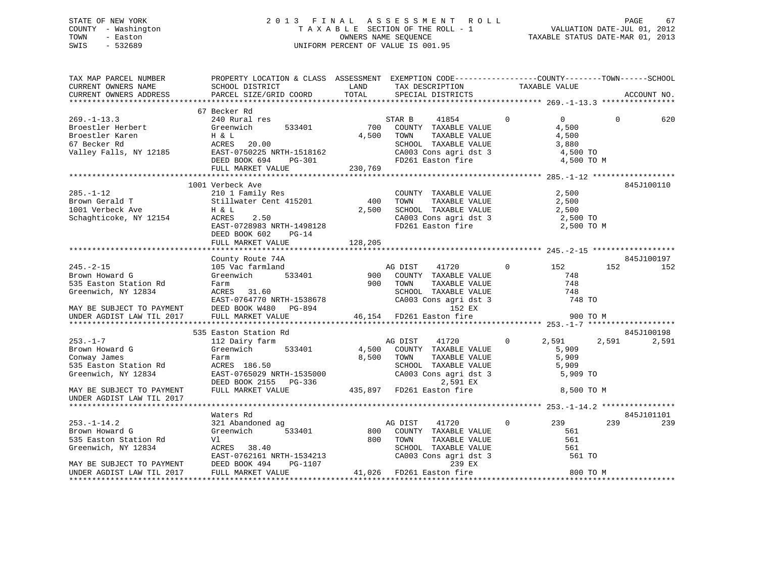STATE OF NEW YORK
COUNTY - Washington
TOWN - Easton
SWIS - 532689

2013 FINAL ASSESSMENT ROLL
TAXABLE SECTION OF THE ROLL - 1
OWNERS NAME SEQUENCE
UNIFORM PERCENT OF VALUE IS 001.95

VALUATION DATE-JUL 01, 2012
TAXABLE STATUS DATE-MAR 01, 2013

```
TAX MAP PARCEL NUMBER         PROPERTY LOCATION & CLASS  ASSESSMENT  EXEMPTION CODE------------------COUNTY--------TOWN------SCHOOL
CURRENT OWNERS NAME           SCHOOL DISTRICT               LAND      TAX DESCRIPTION              TAXABLE VALUE
CURRENT OWNERS ADDRESS        PARCEL SIZE/GRID COORD        TOTAL     SPECIAL DISTRICTS                                      ACCOUNT NO.
******************************************************************************************************* 269.-1-13.3 ****************
                              67 Becker Rd
269.-1-13.3                   240 Rural res                         STAR B    41854          0         0            0          620
Broestler Herbert             Greenwich       533401          700    COUNTY  TAXABLE VALUE              4,500
Broestler Karen               H & L                         4,500    TOWN    TAXABLE VALUE              4,500
67 Becker Rd                  ACRES   20.00                          SCHOOL  TAXABLE VALUE              3,880
Valley Falls, NY 12185        EAST-0750225 NRTH-1518162              CA003 Cons agri dst 3               4,500 TO
                              DEED BOOK 694     PG-301               FD261 Easton fire                   4,500 TO M
                              FULL MARKET VALUE           230,769
******************************************************************************************************* 285.-1-12 ******************
                              1001 Verbeck Ave                                                                       845J100110
285.-1-12                     210 1 Family Res                       COUNTY  TAXABLE VALUE              2,500
Brown Gerald T                Stillwater Cent 415201          400    TOWN    TAXABLE VALUE              2,500
1001 Verbeck Ave              H & L                         2,500    SCHOOL  TAXABLE VALUE              2,500
Schaghticoke, NY 12154        ACRES    2.50                          CA003 Cons agri dst 3               2,500 TO
                              EAST-0728983 NRTH-1498128              FD261 Easton fire                   2,500 TO M
                              DEED BOOK 602     PG-14
                              FULL MARKET VALUE           128,205
******************************************************************************************************* 245.-2-15 ******************
                              County Route 74A                                                                       845J100197
245.-2-15                     105 Vac farmland                      AG DIST   41720          0       152          152          152
Brown Howard G                Greenwich       533401          900    COUNTY  TAXABLE VALUE                748
535 Easton Station Rd         Farm                            900    TOWN    TAXABLE VALUE                748
Greenwich, NY 12834           ACRES   31.60                          SCHOOL  TAXABLE VALUE                748
                              EAST-0764770 NRTH-1538678              CA003 Cons agri dst 3                 748 TO
MAY BE SUBJECT TO PAYMENT     DEED BOOK W480    PG-894                          152 EX
UNDER AGDIST LAW TIL 2017     FULL MARKET VALUE            46,154    FD261 Easton fire                     900 TO M
******************************************************************************************************* 253.-1-7 *******************
                              535 Easton Station Rd                                                                  845J100198
253.-1-7                      112 Dairy farm                        AG DIST   41720          0     2,591        2,591        2,591
Brown Howard G                Greenwich       533401        4,500    COUNTY  TAXABLE VALUE              5,909
Conway James                  Farm                          8,500    TOWN    TAXABLE VALUE              5,909
535 Easton Station Rd         ACRES  186.50                          SCHOOL  TAXABLE VALUE              5,909
Greenwich, NY 12834           EAST-0765029 NRTH-1535000              CA003 Cons agri dst 3               5,909 TO
                              DEED BOOK 2155    PG-336                        2,591 EX
MAY BE SUBJECT TO PAYMENT     FULL MARKET VALUE           435,897    FD261 Easton fire                   8,500 TO M
UNDER AGDIST LAW TIL 2017
******************************************************************************************************* 253.-1-14.2 ****************
                              Waters Rd                                                                              845J101101
253.-1-14.2                   321 Abandoned ag                      AG DIST   41720          0       239          239          239
Brown Howard G                Greenwich       533401          800    COUNTY  TAXABLE VALUE                561
535 Easton Station Rd         Vl                              800    TOWN    TAXABLE VALUE                561
Greenwich, NY 12834           ACRES   38.40                          SCHOOL  TAXABLE VALUE                561
                              EAST-0762161 NRTH-1534213              CA003 Cons agri dst 3                 561 TO
MAY BE SUBJECT TO PAYMENT     DEED BOOK 494     PG-1107                         239 EX
UNDER AGDIST LAW TIL 2017     FULL MARKET VALUE            41,026    FD261 Easton fire                     800 TO M
************************************************************************************************************************************
```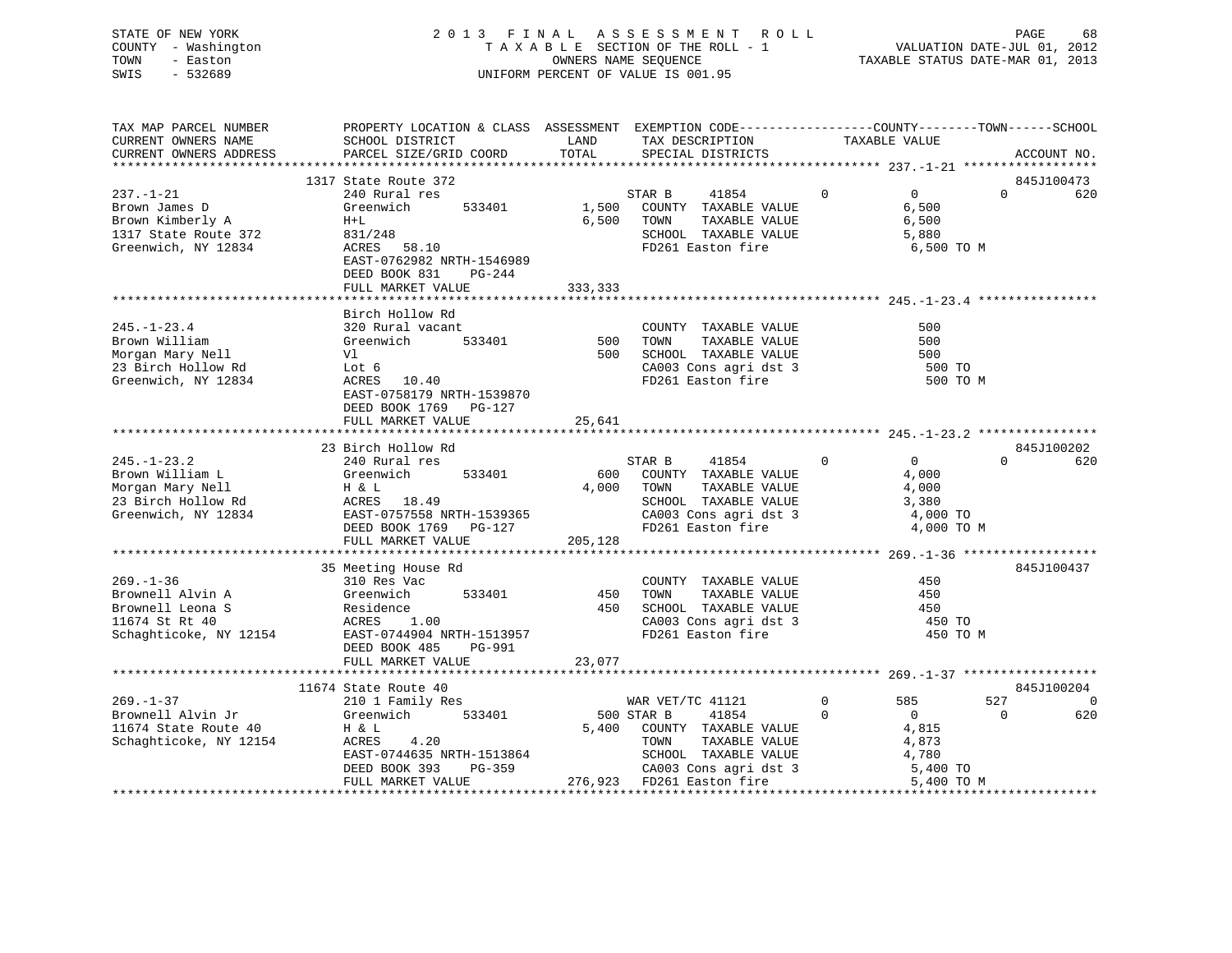STATE OF NEW YORK
COUNTY - Washington
TOWN - Easton
SWIS - 532689

2 0 1 3 F I N A L A S S E S S M E N T R O L L
T A X A B L E SECTION OF THE ROLL - 1
OWNERS NAME SEQUENCE
UNIFORM PERCENT OF VALUE IS 001.95

VALUATION DATE-JUL 01, 2012
TAXABLE STATUS DATE-MAR 01, 2013

```
TAX MAP PARCEL NUMBER      PROPERTY LOCATION & CLASS  ASSESSMENT  EXEMPTION CODE------------------COUNTY--------TOWN------SCHOOL
CURRENT OWNERS NAME        SCHOOL DISTRICT               LAND      TAX DESCRIPTION            TAXABLE VALUE
CURRENT OWNERS ADDRESS     PARCEL SIZE/GRID COORD        TOTAL     SPECIAL DISTRICTS                                        ACCOUNT NO.
******************************************************************************************************* 237.-1-21 ******************
                          1317 State Route 372                                                                          845J100473
237.-1-21                  240 Rural res                          STAR B     41854           0          0            0         620
Brown James D              Greenwich        533401       1,500    COUNTY  TAXABLE VALUE              6,500
Brown Kimberly A           H+L                           6,500    TOWN    TAXABLE VALUE              6,500
1317 State Route 372       831/248                                SCHOOL  TAXABLE VALUE              5,880
Greenwich, NY 12834        ACRES  58.10                           FD261 Easton fire                  6,500 TO M
                           EAST-0762982 NRTH-1546989
                           DEED BOOK 831    PG-244
                           FULL MARKET VALUE           333,333
******************************************************************************************************* 245.-1-23.4 ****************
                           Birch Hollow Rd
245.-1-23.4                320 Rural vacant                       COUNTY  TAXABLE VALUE                500
Brown William              Greenwich        533401         500    TOWN    TAXABLE VALUE                500
Morgan Mary Nell           Vl                              500    SCHOOL  TAXABLE VALUE                500
23 Birch Hollow Rd         Lot 6                                  CA003 Cons agri dst 3                500 TO
Greenwich, NY 12834        ACRES  10.40                           FD261 Easton fire                    500 TO M
                           EAST-0758179 NRTH-1539870
                           DEED BOOK 1769   PG-127
                           FULL MARKET VALUE            25,641
******************************************************************************************************* 245.-1-23.2 ****************
                           23 Birch Hollow Rd                                                                           845J100202
245.-1-23.2                240 Rural res                          STAR B     41854           0          0            0         620
Brown William L            Greenwich        533401         600    COUNTY  TAXABLE VALUE              4,000
Morgan Mary Nell           H & L                         4,000    TOWN    TAXABLE VALUE              4,000
23 Birch Hollow Rd         ACRES  18.49                           SCHOOL  TAXABLE VALUE              3,380
Greenwich, NY 12834        EAST-0757558 NRTH-1539365              CA003 Cons agri dst 3              4,000 TO
                           DEED BOOK 1769   PG-127                FD261 Easton fire                  4,000 TO M
                           FULL MARKET VALUE           205,128
******************************************************************************************************* 269.-1-36 ******************
                           35 Meeting House Rd                                                                          845J100437
269.-1-36                  310 Res Vac                            COUNTY  TAXABLE VALUE                450
Brownell Alvin A           Greenwich        533401         450    TOWN    TAXABLE VALUE                450
Brownell Leona S           Residence                       450    SCHOOL  TAXABLE VALUE                450
11674 St Rt 40             ACRES   1.00                           CA003 Cons agri dst 3                450 TO
Schaghticoke, NY 12154     EAST-0744904 NRTH-1513957              FD261 Easton fire                    450 TO M
                           DEED BOOK 485    PG-991
                           FULL MARKET VALUE            23,077
******************************************************************************************************* 269.-1-37 ******************
                          11674 State Route 40                                                                          845J100204
269.-1-37                  210 1 Family Res                       WAR VET/TC 41121           0        585          527           0
Brownell Alvin Jr          Greenwich        533401         500 STAR B     41854              0          0            0         620
11674 State Route 40       H & L                         5,400    COUNTY  TAXABLE VALUE              4,815
Schaghticoke, NY 12154     ACRES   4.20                           TOWN    TAXABLE VALUE              4,873
                           EAST-0744635 NRTH-1513864              SCHOOL  TAXABLE VALUE              4,780
                           DEED BOOK 393    PG-359                CA003 Cons agri dst 3              5,400 TO
                           FULL MARKET VALUE           276,923    FD261 Easton fire                  5,400 TO M
************************************************************************************************************************************
```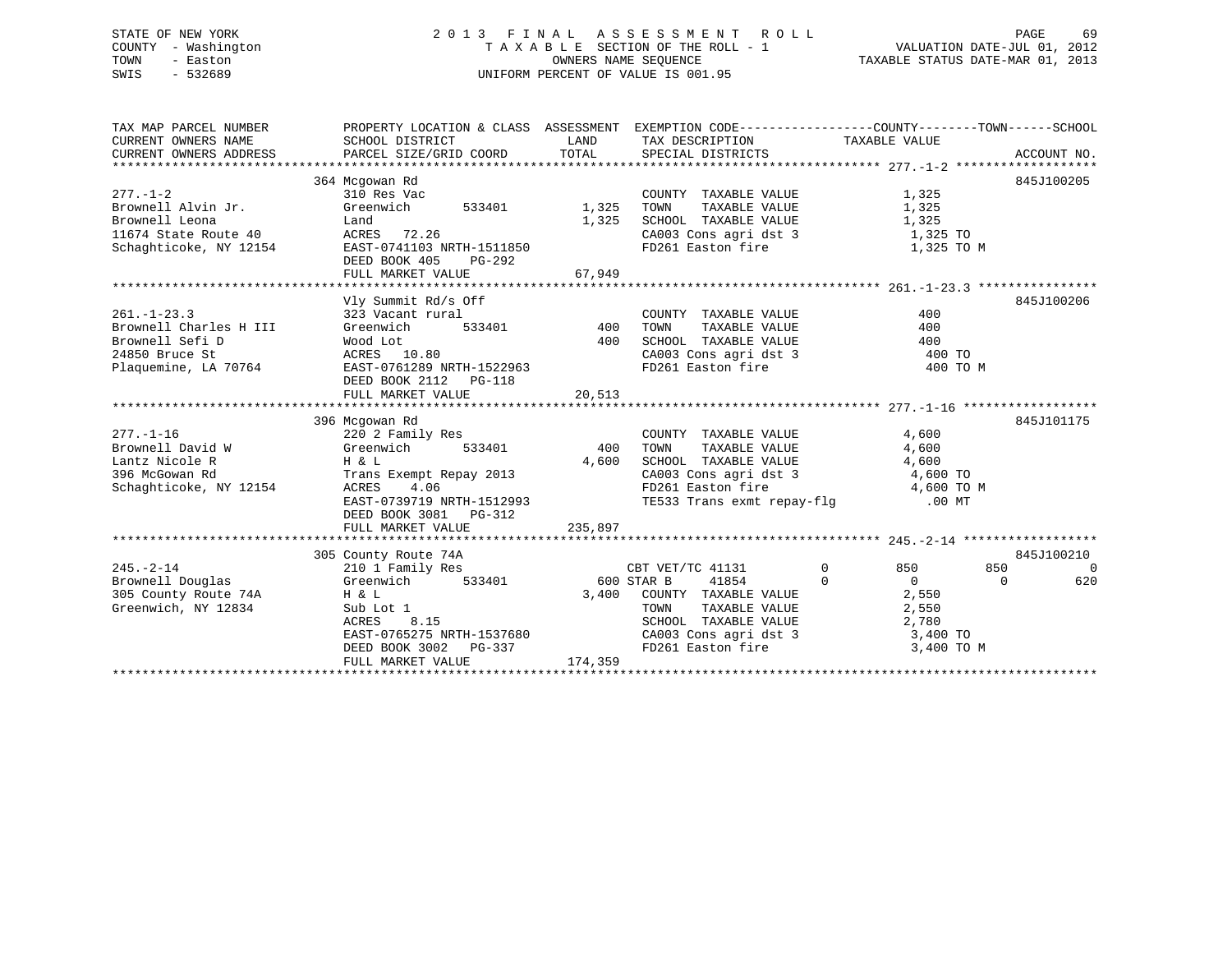STATE OF NEW YORK
COUNTY - Washington
TOWN - Easton
SWIS - 532689

2 0 1 3 F I N A L A S S E S S M E N T R O L L
T A X A B L E SECTION OF THE ROLL - 1
OWNERS NAME SEQUENCE
UNIFORM PERCENT OF VALUE IS 001.95

VALUATION DATE-JUL 01, 2012
TAXABLE STATUS DATE-MAR 01, 2013

```
TAX MAP PARCEL NUMBER      PROPERTY LOCATION & CLASS  ASSESSMENT  EXEMPTION CODE------------------COUNTY--------TOWN------SCHOOL
CURRENT OWNERS NAME        SCHOOL DISTRICT               LAND      TAX DESCRIPTION            TAXABLE VALUE
CURRENT OWNERS ADDRESS     PARCEL SIZE/GRID COORD        TOTAL     SPECIAL DISTRICTS                                     ACCOUNT NO.
******************************************************************************************************* 277.-1-2 *******************
                           364 Mcgowan Rd                                                                                845J100205
277.-1-2                   310 Res Vac                             COUNTY  TAXABLE VALUE              1,325
Brownell Alvin Jr.         Greenwich        533401       1,325    TOWN    TAXABLE VALUE              1,325
Brownell Leona             Land                          1,325    SCHOOL  TAXABLE VALUE              1,325
11674 State Route 40       ACRES  72.26                            CA003 Cons agri dst 3               1,325 TO
Schaghticoke, NY 12154     EAST-0741103 NRTH-1511850               FD261 Easton fire                   1,325 TO M
                           DEED BOOK 405    PG-292
                           FULL MARKET VALUE            67,949
******************************************************************************************************* 261.-1-23.3 ****************
                           Vly Summit Rd/s Off                                                                           845J100206
261.-1-23.3                323 Vacant rural                        COUNTY  TAXABLE VALUE                400
Brownell Charles H III     Greenwich        533401         400    TOWN    TAXABLE VALUE                400
Brownell Sefi D            Wood Lot                        400    SCHOOL  TAXABLE VALUE                400
24850 Bruce St             ACRES  10.80                            CA003 Cons agri dst 3                 400 TO
Plaquemine, LA 70764       EAST-0761289 NRTH-1522963               FD261 Easton fire                     400 TO M
                           DEED BOOK 2112   PG-118
                           FULL MARKET VALUE            20,513
******************************************************************************************************* 277.-1-16 ******************
                           396 Mcgowan Rd                                                                                845J101175
277.-1-16                  220 2 Family Res                        COUNTY  TAXABLE VALUE              4,600
Brownell David W           Greenwich        533401         400    TOWN    TAXABLE VALUE              4,600
Lantz Nicole R             H & L                         4,600    SCHOOL  TAXABLE VALUE              4,600
396 McGowan Rd             Trans Exempt Repay 2013                 CA003 Cons agri dst 3               4,600 TO
Schaghticoke, NY 12154     ACRES   4.06                            FD261 Easton fire                   4,600 TO M
                           EAST-0739719 NRTH-1512993               TE533 Trans exmt repay-flg            .00 MT
                           DEED BOOK 3081   PG-312
                           FULL MARKET VALUE           235,897
******************************************************************************************************* 245.-2-14 ******************
                           305 County Route 74A                                                                          845J100210
245.-2-14                  210 1 Family Res                    CBT VET/TC 41131          0        850          850            0
Brownell Douglas           Greenwich        533401         600 STAR B     41854          0          0            0          620
305 County Route 74A       H & L                         3,400    COUNTY  TAXABLE VALUE              2,550
Greenwich, NY 12834        Sub Lot 1                               TOWN    TAXABLE VALUE              2,550
                           ACRES   8.15                            SCHOOL  TAXABLE VALUE              2,780
                           EAST-0765275 NRTH-1537680               CA003 Cons agri dst 3               3,400 TO
                           DEED BOOK 3002   PG-337                 FD261 Easton fire                   3,400 TO M
                           FULL MARKET VALUE           174,359
************************************************************************************************************************************
```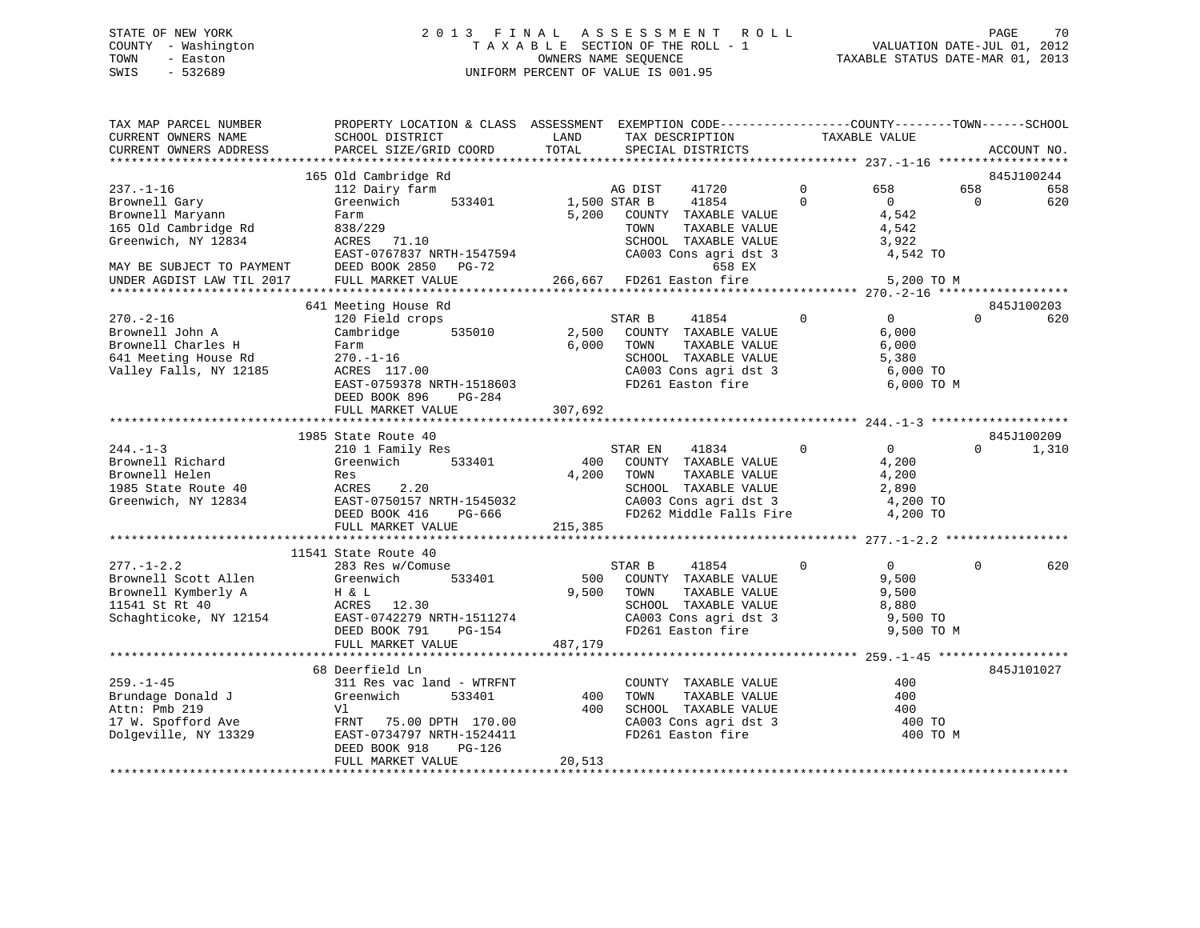STATE OF NEW YORK
COUNTY - Washington
TOWN - Easton
SWIS - 532689

2013 FINAL ASSESSMENT ROLL
TAXABLE SECTION OF THE ROLL - 1
OWNERS NAME SEQUENCE
UNIFORM PERCENT OF VALUE IS 001.95

VALUATION DATE-JUL 01, 2012
TAXABLE STATUS DATE-MAR 01, 2013

```
TAX MAP PARCEL NUMBER          PROPERTY LOCATION & CLASS  ASSESSMENT  EXEMPTION CODE------------------COUNTY--------TOWN------SCHOOL
CURRENT OWNERS NAME            SCHOOL DISTRICT              LAND       TAX DESCRIPTION             TAXABLE VALUE
CURRENT OWNERS ADDRESS         PARCEL SIZE/GRID COORD       TOTAL      SPECIAL DISTRICTS                                       ACCOUNT NO.
*********************************************************************************************** 237.-1-16 *****************
                               165 Old Cambridge Rd                                                                           845J100244
237.-1-16                      112 Dairy farm                          AG DIST    41720        0          658        658        658
Brownell Gary                  Greenwich        533401       1,500 STAR B     41854        0            0          0        620
Brownell Maryann               Farm                          5,200   COUNTY  TAXABLE VALUE          4,542
165 Old Cambridge Rd           838/229                                TOWN    TAXABLE VALUE          4,542
Greenwich, NY 12834            ACRES   71.10                          SCHOOL  TAXABLE VALUE          3,922
                               EAST-0767837 NRTH-1547594              CA003 Cons agri dst 3           4,542 TO
MAY BE SUBJECT TO PAYMENT      DEED BOOK 2850   PG-72                        658 EX
UNDER AGDIST LAW TIL 2017      FULL MARKET VALUE          266,667   FD261 Easton fire               5,200 TO M
*********************************************************************************************** 270.-2-16 *****************
                               641 Meeting House Rd                                                                           845J100203
270.-2-16                      120 Field crops                          STAR B     41854        0            0          0        620
Brownell John A                Cambridge        535010       2,500   COUNTY  TAXABLE VALUE          6,000
Brownell Charles H             Farm                          6,000   TOWN    TAXABLE VALUE          6,000
641 Meeting House Rd           270.-1-16                              SCHOOL  TAXABLE VALUE          5,380
Valley Falls, NY 12185         ACRES  117.00                          CA003 Cons agri dst 3           6,000 TO
                               EAST-0759378 NRTH-1518603              FD261 Easton fire               6,000 TO M
                               DEED BOOK 896    PG-284
                               FULL MARKET VALUE          307,692
*********************************************************************************************** 244.-1-3 ******************
                               1985 State Route 40                                                                            845J100209
244.-1-3                       210 1 Family Res                         STAR EN    41834        0            0          0      1,310
Brownell Richard               Greenwich        533401         400   COUNTY  TAXABLE VALUE          4,200
Brownell Helen                 Res                           4,200   TOWN    TAXABLE VALUE          4,200
1985 State Route 40            ACRES    2.20                          SCHOOL  TAXABLE VALUE          2,890
Greenwich, NY 12834            EAST-0750157 NRTH-1545032              CA003 Cons agri dst 3           4,200 TO
                               DEED BOOK 416    PG-666                FD262 Middle Falls Fire         4,200 TO
                               FULL MARKET VALUE          215,385
*********************************************************************************************** 277.-1-2.2 ****************
                               11541 State Route 40
277.-1-2.2                     283 Res w/Comuse                         STAR B     41854        0            0          0        620
Brownell Scott Allen           Greenwich        533401         500   COUNTY  TAXABLE VALUE          9,500
Brownell Kymberly A            H & L                         9,500   TOWN    TAXABLE VALUE          9,500
11541 St Rt 40                 ACRES   12.30                          SCHOOL  TAXABLE VALUE          8,880
Schaghticoke, NY 12154         EAST-0742279 NRTH-1511274              CA003 Cons agri dst 3           9,500 TO
                               DEED BOOK 791    PG-154                FD261 Easton fire               9,500 TO M
                               FULL MARKET VALUE          487,179
*********************************************************************************************** 259.-1-45 *****************
                               68 Deerfield Ln                                                                                845J101027
259.-1-45                      311 Res vac land - WTRFNT               COUNTY  TAXABLE VALUE            400
Brundage Donald J              Greenwich        533401         400   TOWN    TAXABLE VALUE            400
Attn: Pmb 219                  Vl                              400   SCHOOL  TAXABLE VALUE            400
17 W. Spofford Ave             FRNT   75.00 DPTH 170.00               CA003 Cons agri dst 3             400 TO
Dolgeville, NY 13329           EAST-0734797 NRTH-1524411              FD261 Easton fire                 400 TO M
                               DEED BOOK 918    PG-126
                               FULL MARKET VALUE           20,513
*****************************************************************************************************************************
```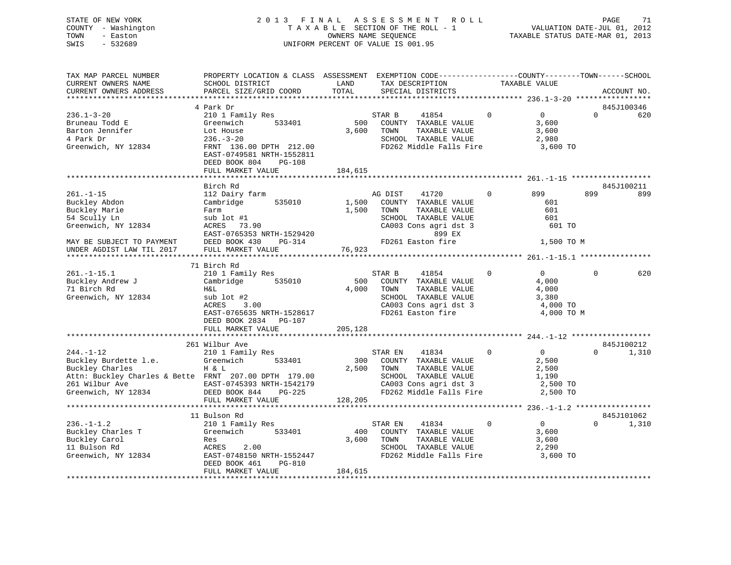STATE OF NEW YORK
COUNTY - Washington
TOWN - Easton
SWIS - 532689

2 0 1 3 F I N A L A S S E S S M E N T R O L L
T A X A B L E SECTION OF THE ROLL - 1
OWNERS NAME SEQUENCE
UNIFORM PERCENT OF VALUE IS 001.95

VALUATION DATE-JUL 01, 2012
TAXABLE STATUS DATE-MAR 01, 2013

```
TAX MAP PARCEL NUMBER          PROPERTY LOCATION & CLASS  ASSESSMENT  EXEMPTION CODE------------------COUNTY--------TOWN------SCHOOL
CURRENT OWNERS NAME            SCHOOL DISTRICT               LAND      TAX DESCRIPTION            TAXABLE VALUE
CURRENT OWNERS ADDRESS         PARCEL SIZE/GRID COORD        TOTAL     SPECIAL DISTRICTS                                    ACCOUNT NO.
******************************************************************************************************* 236.1-3-20 *****************
                               4 Park Dr                                                                                  845J100346
236.1-3-20                     210 1 Family Res                   STAR B     41854          0            0            0          620
Bruneau Todd E                 Greenwich          533401       500   COUNTY  TAXABLE VALUE             3,600
Barton Jennifer                Lot House                     3,600   TOWN    TAXABLE VALUE             3,600
4 Park Dr                      236.-3-20                             SCHOOL  TAXABLE VALUE             2,980
Greenwich, NY 12834            FRNT 136.00 DPTH 212.00               FD262 Middle Falls Fire            3,600 TO
                               EAST-0749581 NRTH-1552811
                               DEED BOOK 804    PG-108
                               FULL MARKET VALUE             184,615
******************************************************************************************************* 261.-1-15 ******************
                               Birch Rd                                                                                   845J100211
261.-1-15                      112 Dairy farm                     AG DIST    41720          0          899          899          899
Buckley Abdon                  Cambridge          535010     1,500   COUNTY  TAXABLE VALUE               601
Buckley Marie                  Farm                          1,500   TOWN    TAXABLE VALUE               601
54 Scully Ln                   sub lot #1                            SCHOOL  TAXABLE VALUE               601
Greenwich, NY 12834            ACRES  73.90                          CA003 Cons agri dst 3                 601 TO
                               EAST-0765353 NRTH-1529420                   899 EX
MAY BE SUBJECT TO PAYMENT      DEED BOOK 430    PG-314               FD261 Easton fire                  1,500 TO M
UNDER AGDIST LAW TIL 2017      FULL MARKET VALUE              76,923
******************************************************************************************************* 261.-1-15.1 ****************
                               71 Birch Rd
261.-1-15.1                    210 1 Family Res                   STAR B     41854          0            0            0          620
Buckley Andrew J               Cambridge          535010       500   COUNTY  TAXABLE VALUE             4,000
71 Birch Rd                    H&L                           4,000   TOWN    TAXABLE VALUE             4,000
Greenwich, NY 12834            sub lot #2                            SCHOOL  TAXABLE VALUE             3,380
                               ACRES   3.00                          CA003 Cons agri dst 3              4,000 TO
                               EAST-0765635 NRTH-1528617             FD261 Easton fire                  4,000 TO M
                               DEED BOOK 2834   PG-107
                               FULL MARKET VALUE             205,128
******************************************************************************************************* 244.-1-12 ******************
                               261 Wilbur Ave                                                                             845J100212
244.-1-12                      210 1 Family Res                   STAR EN    41834          0            0            0        1,310
Buckley Burdette l.e.          Greenwich          533401       300   COUNTY  TAXABLE VALUE             2,500
Buckley Charles                H & L                         2,500   TOWN    TAXABLE VALUE             2,500
Attn: Buckley Charles & Bette  FRNT 207.00 DPTH 179.00               SCHOOL  TAXABLE VALUE             1,190
261 Wilbur Ave                 EAST-0745393 NRTH-1542179             CA003 Cons agri dst 3              2,500 TO
Greenwich, NY 12834            DEED BOOK 844    PG-225               FD262 Middle Falls Fire            2,500 TO
                               FULL MARKET VALUE             128,205
******************************************************************************************************* 236.-1-1.2 *****************
                               11 Bulson Rd                                                                               845J101062
236.-1-1.2                     210 1 Family Res                   STAR EN    41834          0            0            0        1,310
Buckley Charles T              Greenwich          533401       400   COUNTY  TAXABLE VALUE             3,600
Buckley Carol                  Res                           3,600   TOWN    TAXABLE VALUE             3,600
11 Bulson Rd                   ACRES   2.00                          SCHOOL  TAXABLE VALUE             2,290
Greenwich, NY 12834            EAST-0748150 NRTH-1552447             FD262 Middle Falls Fire            3,600 TO
                               DEED BOOK 461    PG-810
                               FULL MARKET VALUE             184,615
************************************************************************************************************************************
```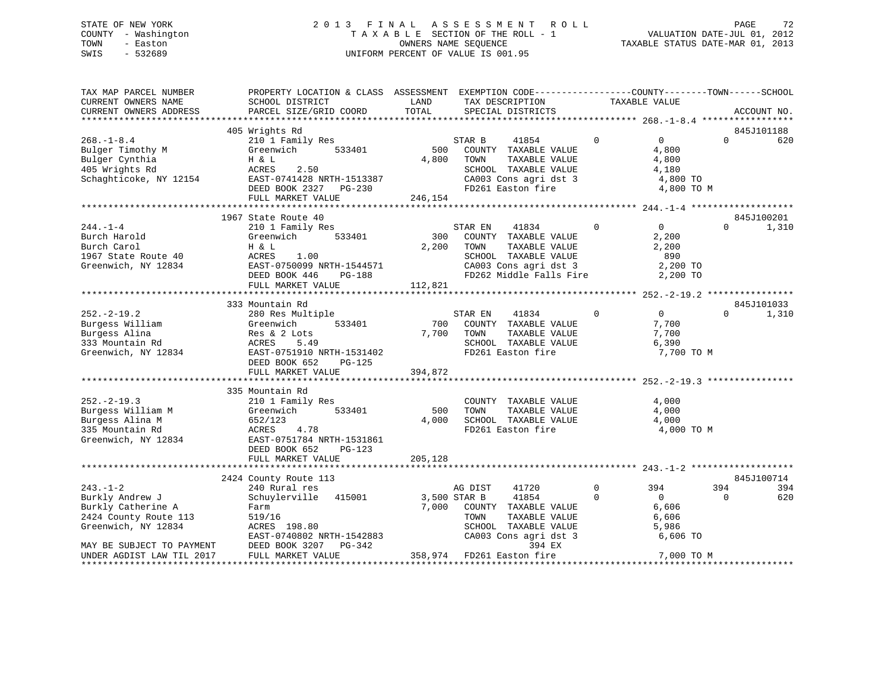STATE OF NEW YORK
COUNTY - Washington
TOWN - Easton
SWIS - 532689

# 2013 FINAL ASSESSMENT ROLL
TAXABLE SECTION OF THE ROLL - 1
OWNERS NAME SEQUENCE
UNIFORM PERCENT OF VALUE IS 001.95

VALUATION DATE-JUL 01, 2012
TAXABLE STATUS DATE-MAR 01, 2013

```
TAX MAP PARCEL NUMBER          PROPERTY LOCATION & CLASS  ASSESSMENT  EXEMPTION CODE------------------COUNTY--------TOWN------SCHOOL
CURRENT OWNERS NAME            SCHOOL DISTRICT               LAND      TAX DESCRIPTION            TAXABLE VALUE
CURRENT OWNERS ADDRESS         PARCEL SIZE/GRID COORD        TOTAL     SPECIAL DISTRICTS                                   ACCOUNT NO.
******************************************************************************************************* 268.-1-8.4 *****************
                               405 Wrights Rd                                                                             845J101188
268.-1-8.4                     210 1 Family Res                   STAR B      41854          0            0          0         620
Bulger Timothy M               Greenwich        533401         500   COUNTY  TAXABLE VALUE              4,800
Bulger Cynthia                 H & L                          4,800  TOWN    TAXABLE VALUE              4,800
405 Wrights Rd                 ACRES    2.50                         SCHOOL  TAXABLE VALUE              4,180
Schaghticoke, NY 12154         EAST-0741428 NRTH-1513387             CA003 Cons agri dst 3               4,800 TO
                               DEED BOOK 2327   PG-230               FD261 Easton fire                   4,800 TO M
                               FULL MARKET VALUE            246,154
******************************************************************************************************* 244.-1-4 *******************
                               1967 State Route 40                                                                        845J100201
244.-1-4                       210 1 Family Res                   STAR EN     41834          0            0          0       1,310
Burch Harold                   Greenwich        533401         300   COUNTY  TAXABLE VALUE              2,200
Burch Carol                    H & L                          2,200  TOWN    TAXABLE VALUE              2,200
1967 State Route 40            ACRES    1.00                         SCHOOL  TAXABLE VALUE                890
Greenwich, NY 12834            EAST-0750099 NRTH-1544571             CA003 Cons agri dst 3               2,200 TO
                               DEED BOOK 446    PG-188               FD262 Middle Falls Fire             2,200 TO
                               FULL MARKET VALUE            112,821
******************************************************************************************************* 252.-2-19.2 ****************
                               333 Mountain Rd                                                                            845J101033
252.-2-19.2                    280 Res Multiple                   STAR EN     41834          0            0          0       1,310
Burgess William                Greenwich        533401         700   COUNTY  TAXABLE VALUE              7,700
Burgess Alina                  Res & 2 Lots                   7,700  TOWN    TAXABLE VALUE              7,700
333 Mountain Rd                ACRES    5.49                         SCHOOL  TAXABLE VALUE              6,390
Greenwich, NY 12834            EAST-0751910 NRTH-1531402             FD261 Easton fire                   7,700 TO M
                               DEED BOOK 652    PG-125
                               FULL MARKET VALUE            394,872
******************************************************************************************************* 252.-2-19.3 ****************
                               335 Mountain Rd
252.-2-19.3                    210 1 Family Res                      COUNTY  TAXABLE VALUE              4,000
Burgess William M              Greenwich        533401         500   TOWN    TAXABLE VALUE              4,000
Burgess Alina M                652/123                        4,000  SCHOOL  TAXABLE VALUE              4,000
335 Mountain Rd                ACRES    4.78                         FD261 Easton fire                   4,000 TO M
Greenwich, NY 12834            EAST-0751784 NRTH-1531861
                               DEED BOOK 652    PG-123
                               FULL MARKET VALUE            205,128
******************************************************************************************************* 243.-1-2 *******************
                               2424 County Route 113                                                                      845J100714
243.-1-2                       240 Rural res                      AG DIST     41720          0          394        394         394
Burkly Andrew J                Schuylerville    415001       3,500 STAR B      41854          0            0          0         620
Burkly Catherine A             Farm                           7,000  COUNTY  TAXABLE VALUE              6,606
2424 County Route 113          519/16                                TOWN    TAXABLE VALUE              6,606
Greenwich, NY 12834            ACRES  198.80                         SCHOOL  TAXABLE VALUE              5,986
                               EAST-0740802 NRTH-1542883             CA003 Cons agri dst 3               6,606 TO
MAY BE SUBJECT TO PAYMENT      DEED BOOK 3207   PG-342                          394 EX
UNDER AGDIST LAW TIL 2017      FULL MARKET VALUE            358,974  FD261 Easton fire                   7,000 TO M
************************************************************************************************************************************
```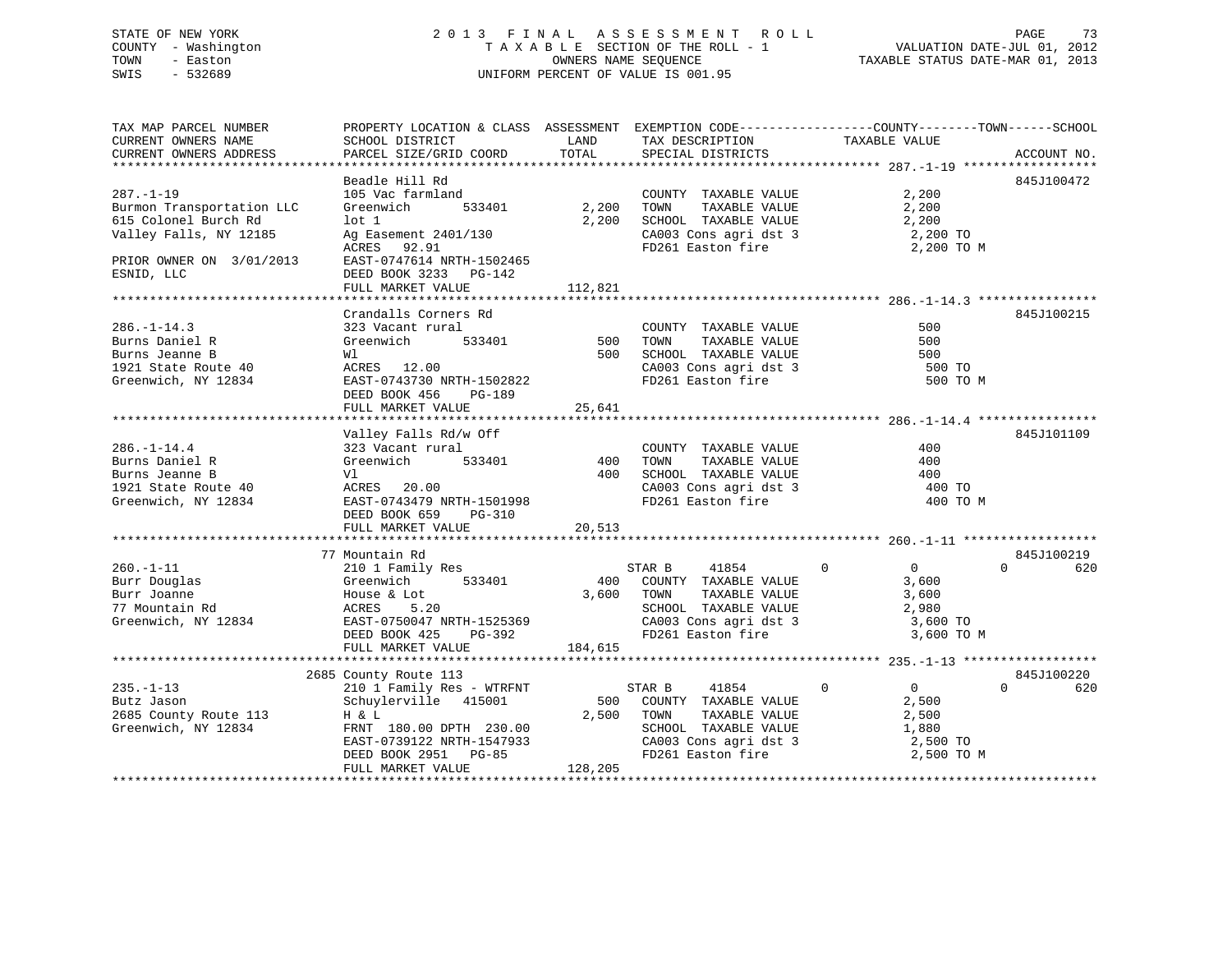STATE OF NEW YORK
COUNTY - Washington
TOWN - Easton
SWIS - 532689

2 0 1 3 F I N A L A S S E S S M E N T R O L L
T A X A B L E SECTION OF THE ROLL - 1
OWNERS NAME SEQUENCE
UNIFORM PERCENT OF VALUE IS 001.95

VALUATION DATE-JUL 01, 2012
TAXABLE STATUS DATE-MAR 01, 2013

```
TAX MAP PARCEL NUMBER          PROPERTY LOCATION & CLASS  ASSESSMENT  EXEMPTION CODE------------------COUNTY--------TOWN------SCHOOL
CURRENT OWNERS NAME            SCHOOL DISTRICT               LAND      TAX DESCRIPTION             TAXABLE VALUE
CURRENT OWNERS ADDRESS         PARCEL SIZE/GRID COORD        TOTAL     SPECIAL DISTRICTS                                          ACCOUNT NO.
******************************************************************************************************* 287.-1-19 *****************
                               Beadle Hill Rd                                                                                845J100472
287.-1-19                      105 Vac farmland                        COUNTY  TAXABLE VALUE             2,200
Burmon Transportation LLC      Greenwich       533401        2,200     TOWN    TAXABLE VALUE             2,200
615 Colonel Burch Rd           lot 1                         2,200     SCHOOL  TAXABLE VALUE             2,200
Valley Falls, NY 12185         Ag Easement 2401/130                    CA003 Cons agri dst 3              2,200 TO
                               ACRES   92.91                           FD261 Easton fire                  2,200 TO M
PRIOR OWNER ON  3/01/2013      EAST-0747614 NRTH-1502465
ESNID, LLC                     DEED BOOK 3233   PG-142
                               FULL MARKET VALUE           112,821
******************************************************************************************************* 286.-1-14.3 ***************
                               Crandalls Corners Rd                                                                          845J100215
286.-1-14.3                    323 Vacant rural                        COUNTY  TAXABLE VALUE               500
Burns Daniel R                 Greenwich       533401          500     TOWN    TAXABLE VALUE               500
Burns Jeanne B                 Wl                              500     SCHOOL  TAXABLE VALUE               500
1921 State Route 40            ACRES   12.00                           CA003 Cons agri dst 3                500 TO
Greenwich, NY 12834            EAST-0743730 NRTH-1502822               FD261 Easton fire                    500 TO M
                               DEED BOOK 456    PG-189
                               FULL MARKET VALUE            25,641
******************************************************************************************************* 286.-1-14.4 ***************
                               Valley Falls Rd/w Off                                                                         845J101109
286.-1-14.4                    323 Vacant rural                        COUNTY  TAXABLE VALUE               400
Burns Daniel R                 Greenwich       533401          400     TOWN    TAXABLE VALUE               400
Burns Jeanne B                 Vl                              400     SCHOOL  TAXABLE VALUE               400
1921 State Route 40            ACRES   20.00                           CA003 Cons agri dst 3                400 TO
Greenwich, NY 12834            EAST-0743479 NRTH-1501998               FD261 Easton fire                    400 TO M
                               DEED BOOK 659    PG-310
                               FULL MARKET VALUE            20,513
******************************************************************************************************* 260.-1-11 *****************
                               77 Mountain Rd                                                                                845J100219
260.-1-11                      210 1 Family Res                        STAR B      41854        0            0           0         620
Burr Douglas                   Greenwich       533401          400     COUNTY  TAXABLE VALUE             3,600
Burr Joanne                    House & Lot                   3,600     TOWN    TAXABLE VALUE             3,600
77 Mountain Rd                 ACRES    5.20                           SCHOOL  TAXABLE VALUE             2,980
Greenwich, NY 12834            EAST-0750047 NRTH-1525369               CA003 Cons agri dst 3              3,600 TO
                               DEED BOOK 425    PG-392                 FD261 Easton fire                  3,600 TO M
                               FULL MARKET VALUE           184,615
******************************************************************************************************* 235.-1-13 *****************
                               2685 County Route 113                                                                         845J100220
235.-1-13                      210 1 Family Res - WTRFNT               STAR B      41854        0            0           0         620
Butz Jason                     Schuylerville   415001          500     COUNTY  TAXABLE VALUE             2,500
2685 County Route 113          H & L                         2,500     TOWN    TAXABLE VALUE             2,500
Greenwich, NY 12834            FRNT 180.00 DPTH 230.00                 SCHOOL  TAXABLE VALUE             1,880
                               EAST-0739122 NRTH-1547933               CA003 Cons agri dst 3              2,500 TO
                               DEED BOOK 2951   PG-85                  FD261 Easton fire                  2,500 TO M
                               FULL MARKET VALUE           128,205
************************************************************************************************************************************
```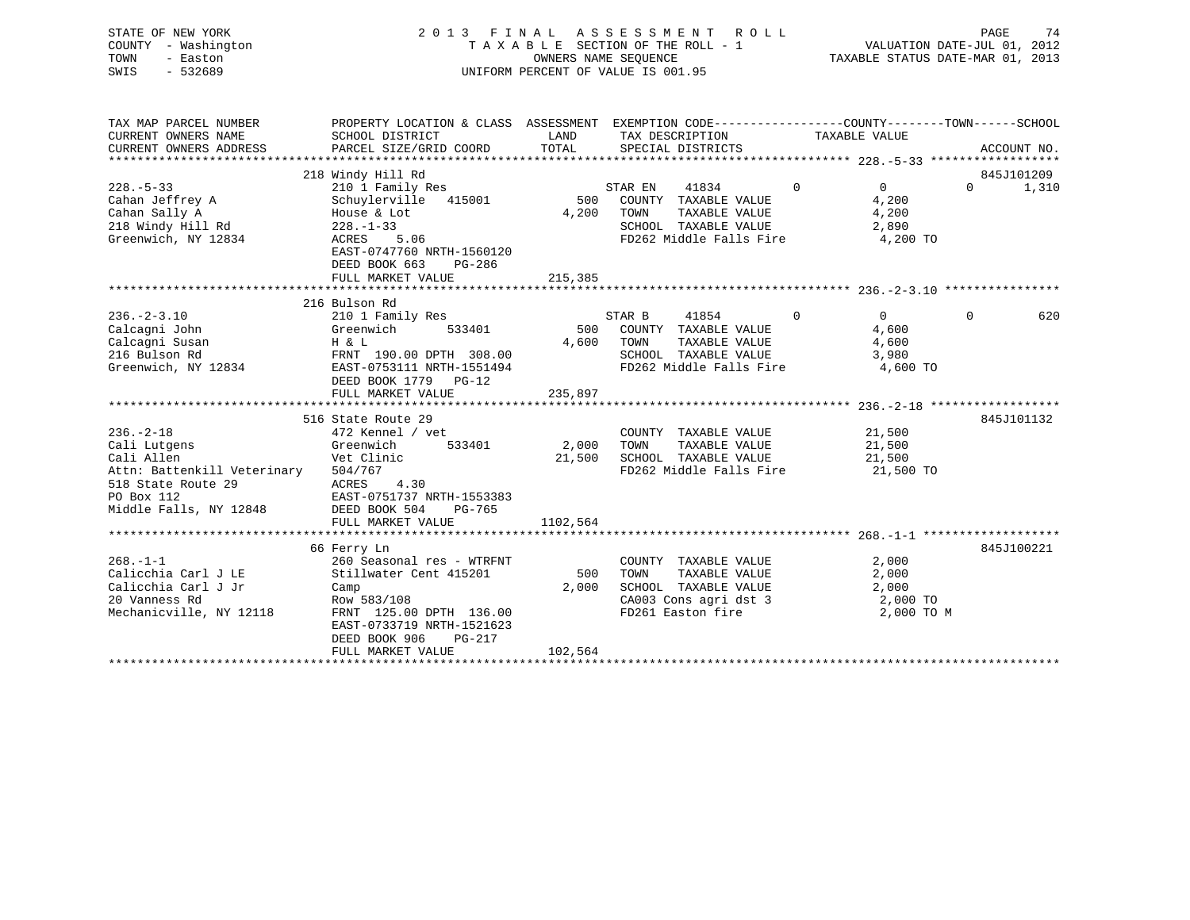STATE OF NEW YORK
COUNTY - Washington
TOWN - Easton
SWIS - 532689

2 0 1 3 F I N A L A S S E S S M E N T R O L L
T A X A B L E SECTION OF THE ROLL - 1
OWNERS NAME SEQUENCE
UNIFORM PERCENT OF VALUE IS 001.95

VALUATION DATE-JUL 01, 2012
TAXABLE STATUS DATE-MAR 01, 2013

| TAX MAP PARCEL NUMBER / CURRENT OWNERS NAME / CURRENT OWNERS ADDRESS | PROPERTY LOCATION & CLASS / SCHOOL DISTRICT / PARCEL SIZE/GRID COORD | ASSESSMENT LAND / TOTAL | EXEMPTION CODE / TAX DESCRIPTION / SPECIAL DISTRICTS | COUNTY | TOWN | SCHOOL | TAXABLE VALUE / ACCOUNT NO. |
|---|---|---|---|---|---|---|---|
| **228.-5-33** | 218 Windy Hill Rd | | | | | | 845J101209 |
| 228.-5-33 | 210 1 Family Res | | STAR EN 41834 | 0 | 0 | 0 | 1,310 |
| Cahan Jeffrey A | Schuylerville 415001 | 500 | COUNTY TAXABLE VALUE | | | | 4,200 |
| Cahan Sally A | House & Lot | 4,200 | TOWN TAXABLE VALUE | | | | 4,200 |
| 218 Windy Hill Rd | 228.-1-33 | | SCHOOL TAXABLE VALUE | | | | 2,890 |
| Greenwich, NY 12834 | ACRES 5.06 | | FD262 Middle Falls Fire | | | | 4,200 TO |
| | EAST-0747760 NRTH-1560120 | | | | | | |
| | DEED BOOK 663 PG-286 | | | | | | |
| | FULL MARKET VALUE | 215,385 | | | | | |
| **236.-2-3.10** | 216 Bulson Rd | | | | | | |
| 236.-2-3.10 | 210 1 Family Res | | STAR B 41854 | 0 | 0 | 0 | 620 |
| Calcagni John | Greenwich 533401 | 500 | COUNTY TAXABLE VALUE | | | | 4,600 |
| Calcagni Susan | H & L | 4,600 | TOWN TAXABLE VALUE | | | | 4,600 |
| 216 Bulson Rd | FRNT 190.00 DPTH 308.00 | | SCHOOL TAXABLE VALUE | | | | 3,980 |
| Greenwich, NY 12834 | EAST-0753111 NRTH-1551494 | | FD262 Middle Falls Fire | | | | 4,600 TO |
| | DEED BOOK 1779 PG-12 | | | | | | |
| | FULL MARKET VALUE | 235,897 | | | | | |
| **236.-2-18** | 516 State Route 29 | | | | | | 845J101132 |
| 236.-2-18 | 472 Kennel / vet | | COUNTY TAXABLE VALUE | | | | 21,500 |
| Cali Lutgens | Greenwich 533401 | 2,000 | TOWN TAXABLE VALUE | | | | 21,500 |
| Cali Allen | Vet Clinic | 21,500 | SCHOOL TAXABLE VALUE | | | | 21,500 |
| Attn: Battenkill Veterinary | 504/767 | | FD262 Middle Falls Fire | | | | 21,500 TO |
| 518 State Route 29 | ACRES 4.30 | | | | | | |
| PO Box 112 | EAST-0751737 NRTH-1553383 | | | | | | |
| Middle Falls, NY 12848 | DEED BOOK 504 PG-765 | | | | | | |
| | FULL MARKET VALUE | 1102,564 | | | | | |
| **268.-1-1** | 66 Ferry Ln | | | | | | 845J100221 |
| 268.-1-1 | 260 Seasonal res - WTRFNT | | COUNTY TAXABLE VALUE | | | | 2,000 |
| Calicchia Carl J LE | Stillwater Cent 415201 | 500 | TOWN TAXABLE VALUE | | | | 2,000 |
| Calicchia Carl J Jr | Camp | 2,000 | SCHOOL TAXABLE VALUE | | | | 2,000 |
| 20 Vanness Rd | Row 583/108 | | CA003 Cons agri dst 3 | | | | 2,000 TO |
| Mechanicville, NY 12118 | FRNT 125.00 DPTH 136.00 | | FD261 Easton fire | | | | 2,000 TO M |
| | EAST-0733719 NRTH-1521623 | | | | | | |
| | DEED BOOK 906 PG-217 | | | | | | |
| | FULL MARKET VALUE | 102,564 | | | | | |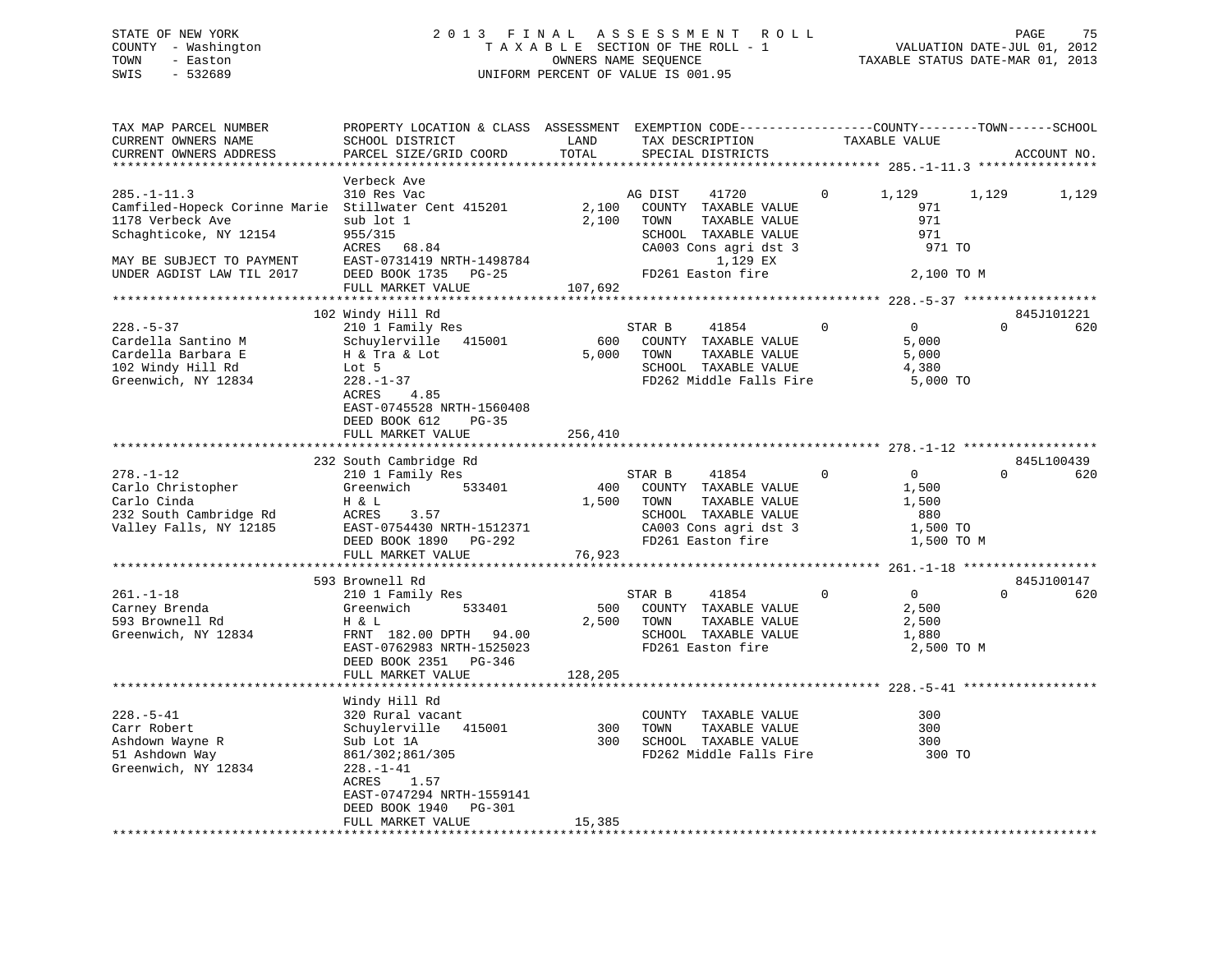STATE OF NEW YORK
COUNTY - Washington
TOWN - Easton
SWIS - 532689

2013 FINAL ASSESSMENT ROLL
TAXABLE SECTION OF THE ROLL - 1
OWNERS NAME SEQUENCE
UNIFORM PERCENT OF VALUE IS 001.95

VALUATION DATE-JUL 01, 2012
TAXABLE STATUS DATE-MAR 01, 2013

```
TAX MAP PARCEL NUMBER          PROPERTY LOCATION & CLASS  ASSESSMENT  EXEMPTION CODE------------------COUNTY--------TOWN------SCHOOL
CURRENT OWNERS NAME            SCHOOL DISTRICT               LAND      TAX DESCRIPTION              TAXABLE VALUE
CURRENT OWNERS ADDRESS         PARCEL SIZE/GRID COORD       TOTAL      SPECIAL DISTRICTS                                     ACCOUNT NO.
******************************************************************************************************* 285.-1-11.3 ****************
                               Verbeck Ave
285.-1-11.3                    310 Res Vac                             AG DIST    41720          0      1,129      1,129      1,129
Camfiled-Hopeck Corinne Marie  Stillwater Cent 415201        2,100     COUNTY  TAXABLE VALUE               971
1178 Verbeck Ave               sub lot 1                     2,100     TOWN    TAXABLE VALUE               971
Schaghticoke, NY 12154         955/315                                 SCHOOL  TAXABLE VALUE               971
                               ACRES  68.84                            CA003 Cons agri dst 3              971 TO
MAY BE SUBJECT TO PAYMENT      EAST-0731419 NRTH-1498784                    1,129 EX
UNDER AGDIST LAW TIL 2017      DEED BOOK 1735   PG-25                  FD261 Easton fire               2,100 TO M
                               FULL MARKET VALUE           107,692
******************************************************************************************************* 228.-5-37 ******************
                               102 Windy Hill Rd                                                                      845J101221
228.-5-37                      210 1 Family Res                        STAR B     41854          0          0          0        620
Cardella Santino M             Schuylerville   415001          600     COUNTY  TAXABLE VALUE             5,000
Cardella Barbara E             H & Tra & Lot                 5,000     TOWN    TAXABLE VALUE             5,000
102 Windy Hill Rd              Lot 5                                   SCHOOL  TAXABLE VALUE             4,380
Greenwich, NY 12834            228.-1-37                               FD262 Middle Falls Fire           5,000 TO
                               ACRES    4.85
                               EAST-0745528 NRTH-1560408
                               DEED BOOK 612    PG-35
                               FULL MARKET VALUE           256,410
******************************************************************************************************* 278.-1-12 ******************
                               232 South Cambridge Rd                                                                 845L100439
278.-1-12                      210 1 Family Res                        STAR B     41854          0          0          0        620
Carlo Christopher              Greenwich       533401          400     COUNTY  TAXABLE VALUE             1,500
Carlo Cinda                    H & L                         1,500     TOWN    TAXABLE VALUE             1,500
232 South Cambridge Rd         ACRES    3.57                           SCHOOL  TAXABLE VALUE               880
Valley Falls, NY 12185         EAST-0754430 NRTH-1512371               CA003 Cons agri dst 3             1,500 TO
                               DEED BOOK 1890   PG-292                 FD261 Easton fire                 1,500 TO M
                               FULL MARKET VALUE            76,923
******************************************************************************************************* 261.-1-18 ******************
                               593 Brownell Rd                                                                        845J100147
261.-1-18                      210 1 Family Res                        STAR B     41854          0          0          0        620
Carney Brenda                  Greenwich       533401          500     COUNTY  TAXABLE VALUE             2,500
593 Brownell Rd                H & L                         2,500     TOWN    TAXABLE VALUE             2,500
Greenwich, NY 12834            FRNT 182.00 DPTH  94.00                 SCHOOL  TAXABLE VALUE             1,880
                               EAST-0762983 NRTH-1525023               FD261 Easton fire                 2,500 TO M
                               DEED BOOK 2351   PG-346
                               FULL MARKET VALUE           128,205
******************************************************************************************************* 228.-5-41 ******************
                               Windy Hill Rd
228.-5-41                      320 Rural vacant                        COUNTY  TAXABLE VALUE               300
Carr Robert                    Schuylerville   415001          300     TOWN    TAXABLE VALUE               300
Ashdown Wayne R                Sub Lot 1A                      300     SCHOOL  TAXABLE VALUE               300
51 Ashdown Way                 861/302;861/305                         FD262 Middle Falls Fire             300 TO
Greenwich, NY 12834            228.-1-41
                               ACRES    1.57
                               EAST-0747294 NRTH-1559141
                               DEED BOOK 1940   PG-301
                               FULL MARKET VALUE            15,385
************************************************************************************************************************************
```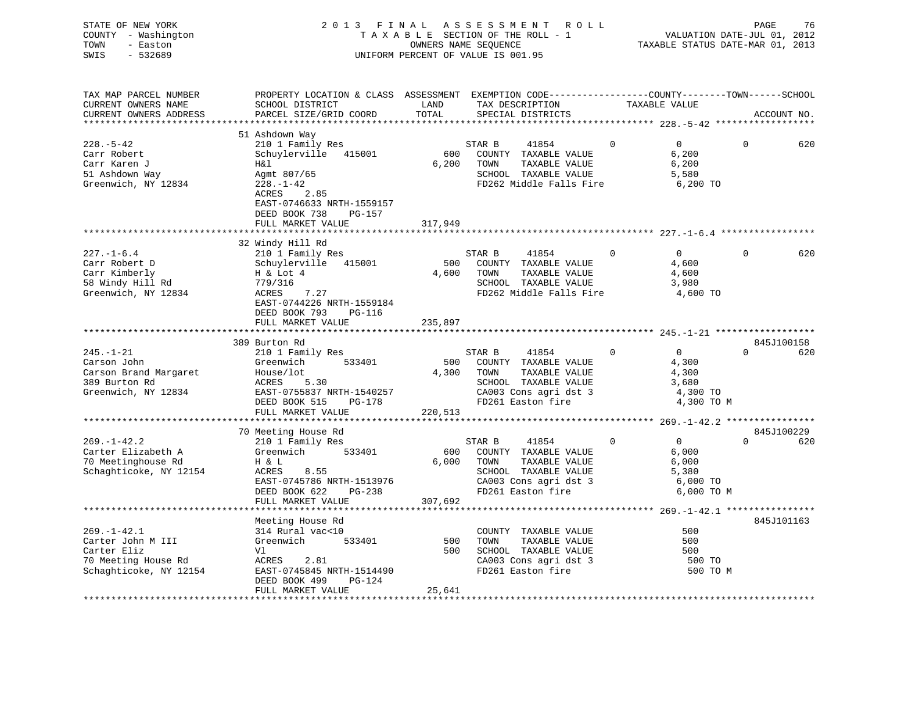STATE OF NEW YORK
COUNTY - Washington
TOWN - Easton
SWIS - 532689

2 0 1 3 F I N A L A S S E S S M E N T R O L L
T A X A B L E SECTION OF THE ROLL - 1
OWNERS NAME SEQUENCE
UNIFORM PERCENT OF VALUE IS 001.95

VALUATION DATE-JUL 01, 2012
TAXABLE STATUS DATE-MAR 01, 2013

```
TAX MAP PARCEL NUMBER          PROPERTY LOCATION & CLASS  ASSESSMENT  EXEMPTION CODE------------------COUNTY--------TOWN------SCHOOL
CURRENT OWNERS NAME            SCHOOL DISTRICT               LAND      TAX DESCRIPTION             TAXABLE VALUE
CURRENT OWNERS ADDRESS         PARCEL SIZE/GRID COORD        TOTAL     SPECIAL DISTRICTS                                         ACCOUNT NO.
*********************************************************************************************** 228.-5-42 ******************
                               51 Ashdown Way
228.-5-42                      210 1 Family Res                   STAR B      41854         0            0           0         620
Carr Robert                    Schuylerville   415001         600   COUNTY  TAXABLE VALUE             6,200
Carr Karen J                   H&l                          6,200   TOWN    TAXABLE VALUE             6,200
51 Ashdown Way                 Agmt 807/65                          SCHOOL  TAXABLE VALUE             5,580
Greenwich, NY 12834            228.-1-42                            FD262 Middle Falls Fire           6,200 TO
                               ACRES     2.85
                               EAST-0746633 NRTH-1559157
                               DEED BOOK 738     PG-157
                               FULL MARKET VALUE           317,949
*********************************************************************************************** 227.-1-6.4 *****************
                               32 Windy Hill Rd
227.-1-6.4                     210 1 Family Res                   STAR B      41854         0            0           0         620
Carr Robert D                  Schuylerville   415001         500   COUNTY  TAXABLE VALUE             4,600
Carr Kimberly                  H & Lot 4                    4,600   TOWN    TAXABLE VALUE             4,600
58 Windy Hill Rd               779/316                              SCHOOL  TAXABLE VALUE             3,980
Greenwich, NY 12834            ACRES     7.27                       FD262 Middle Falls Fire           4,600 TO
                               EAST-0744226 NRTH-1559184
                               DEED BOOK 793     PG-116
                               FULL MARKET VALUE           235,897
*********************************************************************************************** 245.-1-21 ******************
                               389 Burton Rd                                                                             845J100158
245.-1-21                      210 1 Family Res                   STAR B      41854         0            0           0         620
Carson John                    Greenwich       533401         500   COUNTY  TAXABLE VALUE             4,300
Carson Brand Margaret          House/lot                    4,300   TOWN    TAXABLE VALUE             4,300
389 Burton Rd                  ACRES     5.30                       SCHOOL  TAXABLE VALUE             3,680
Greenwich, NY 12834            EAST-0755837 NRTH-1540257            CA003 Cons agri dst 3             4,300 TO
                               DEED BOOK 515     PG-178             FD261 Easton fire                 4,300 TO M
                               FULL MARKET VALUE           220,513
*********************************************************************************************** 269.-1-42.2 ****************
                               70 Meeting House Rd                                                                       845J100229
269.-1-42.2                    210 1 Family Res                   STAR B      41854         0            0           0         620
Carter Elizabeth A             Greenwich       533401         600   COUNTY  TAXABLE VALUE             6,000
70 Meetinghouse Rd             H & L                        6,000   TOWN    TAXABLE VALUE             6,000
Schaghticoke, NY 12154         ACRES     8.55                       SCHOOL  TAXABLE VALUE             5,380
                               EAST-0745786 NRTH-1513976            CA003 Cons agri dst 3             6,000 TO
                               DEED BOOK 622     PG-238             FD261 Easton fire                 6,000 TO M
                               FULL MARKET VALUE           307,692
*********************************************************************************************** 269.-1-42.1 ****************
                               Meeting House Rd                                                                          845J101163
269.-1-42.1                    314 Rural vac<10                     COUNTY  TAXABLE VALUE               500
Carter John M III              Greenwich       533401         500   TOWN    TAXABLE VALUE               500
Carter Eliz                    Vl                             500   SCHOOL  TAXABLE VALUE               500
70 Meeting House Rd            ACRES     2.81                       CA003 Cons agri dst 3               500 TO
Schaghticoke, NY 12154         EAST-0745845 NRTH-1514490            FD261 Easton fire                   500 TO M
                               DEED BOOK 499     PG-124
                               FULL MARKET VALUE            25,641
********************************************************************************************************************************
```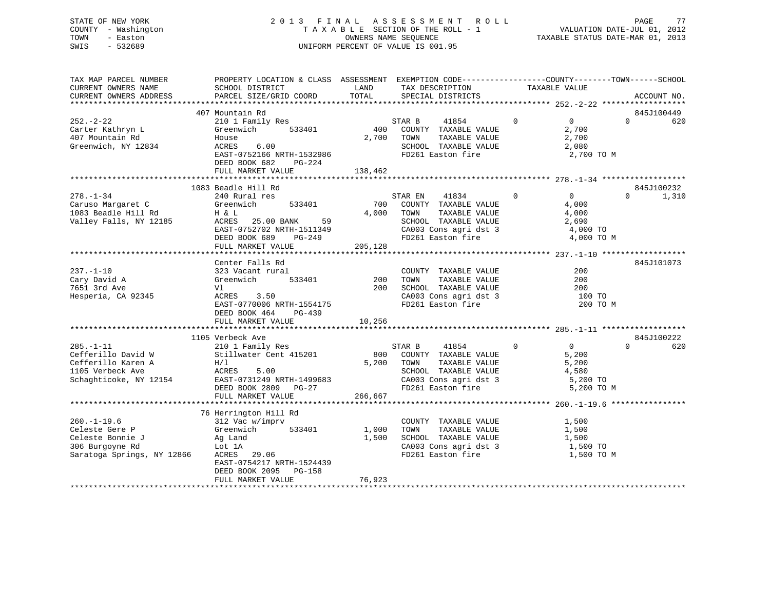STATE OF NEW YORK
COUNTY - Washington
TOWN - Easton
SWIS - 532689

# 2013 FINAL ASSESSMENT ROLL

TAXABLE SECTION OF THE ROLL - 1
OWNERS NAME SEQUENCE
UNIFORM PERCENT OF VALUE IS 001.95

VALUATION DATE-JUL 01, 2012
TAXABLE STATUS DATE-MAR 01, 2013

```
TAX MAP PARCEL NUMBER          PROPERTY LOCATION & CLASS  ASSESSMENT  EXEMPTION CODE------------------COUNTY--------TOWN------SCHOOL
CURRENT OWNERS NAME            SCHOOL DISTRICT               LAND      TAX DESCRIPTION            TAXABLE VALUE
CURRENT OWNERS ADDRESS         PARCEL SIZE/GRID COORD        TOTAL     SPECIAL DISTRICTS                                     ACCOUNT NO.
******************************************************************************************************* 252.-2-22 ******************
                               407 Mountain Rd                                                                             845J100449
252.-2-22                      210 1 Family Res                  STAR B     41854        0            0             0          620
Carter Kathryn L               Greenwich        533401      400    COUNTY  TAXABLE VALUE               2,700
407 Mountain Rd                House                      2,700    TOWN    TAXABLE VALUE               2,700
Greenwich, NY 12834            ACRES     6.00                      SCHOOL  TAXABLE VALUE               2,080
                               EAST-0752166 NRTH-1532986           FD261 Easton fire                   2,700 TO M
                               DEED BOOK 682    PG-224
                               FULL MARKET VALUE            138,462
******************************************************************************************************* 278.-1-34 ******************
                               1083 Beadle Hill Rd                                                                         845J100232
278.-1-34                      240 Rural res                     STAR EN    41834        0            0             0        1,310
Caruso Margaret C              Greenwich        533401      700    COUNTY  TAXABLE VALUE               4,000
1083 Beadle Hill Rd            H & L                      4,000    TOWN    TAXABLE VALUE               4,000
Valley Falls, NY 12185         ACRES    25.00 BANK     59          SCHOOL  TAXABLE VALUE               2,690
                               EAST-0752702 NRTH-1511349           CA003 Cons agri dst 3               4,000 TO
                               DEED BOOK 689    PG-249             FD261 Easton fire                   4,000 TO M
                               FULL MARKET VALUE            205,128
******************************************************************************************************* 237.-1-10 ******************
                               Center Falls Rd                                                                             845J101073
237.-1-10                      323 Vacant rural                    COUNTY  TAXABLE VALUE                 200
Cary David A                   Greenwich        533401      200    TOWN    TAXABLE VALUE                 200
7651 3rd Ave                   Vl                           200    SCHOOL  TAXABLE VALUE                 200
Hesperia, CA 92345             ACRES     3.50                      CA003 Cons agri dst 3                 100 TO
                               EAST-0770006 NRTH-1554175           FD261 Easton fire                     200 TO M
                               DEED BOOK 464    PG-439
                               FULL MARKET VALUE             10,256
******************************************************************************************************* 285.-1-11 ******************
                               1105 Verbeck Ave                                                                            845J100222
285.-1-11                      210 1 Family Res                  STAR B     41854        0            0             0          620
Cefferillo David W             Stillwater Cent 415201      800    COUNTY  TAXABLE VALUE               5,200
Cefferillo Karen A             H/l                        5,200    TOWN    TAXABLE VALUE               5,200
1105 Verbeck Ave               ACRES     5.00                      SCHOOL  TAXABLE VALUE               4,580
Schaghticoke, NY 12154         EAST-0731249 NRTH-1499683           CA003 Cons agri dst 3               5,200 TO
                               DEED BOOK 2809   PG-27              FD261 Easton fire                   5,200 TO M
                               FULL MARKET VALUE            266,667
******************************************************************************************************* 260.-1-19.6 ****************
                               76 Herrington Hill Rd
260.-1-19.6                    312 Vac w/imprv                     COUNTY  TAXABLE VALUE               1,500
Celeste Gere P                 Greenwich        533401    1,000    TOWN    TAXABLE VALUE               1,500
Celeste Bonnie J               Ag Land                    1,500    SCHOOL  TAXABLE VALUE               1,500
306 Burgoyne Rd                Lot 1A                              CA003 Cons agri dst 3               1,500 TO
Saratoga Springs, NY 12866     ACRES    29.06                      FD261 Easton fire                   1,500 TO M
                               EAST-0754217 NRTH-1524439
                               DEED BOOK 2095   PG-158
                               FULL MARKET VALUE             76,923
************************************************************************************************************************************
```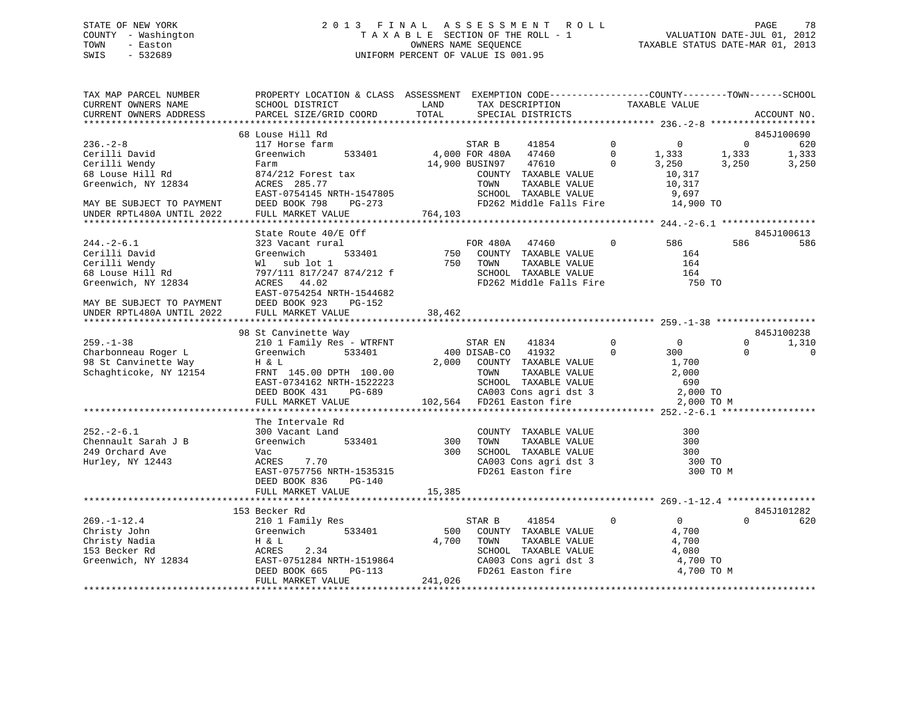STATE OF NEW YORK
COUNTY - Washington
TOWN - Easton
SWIS - 532689

# 2013 FINAL ASSESSMENT ROLL

TAXABLE SECTION OF THE ROLL - 1
OWNERS NAME SEQUENCE
UNIFORM PERCENT OF VALUE IS 001.95

VALUATION DATE-JUL 01, 2012
TAXABLE STATUS DATE-MAR 01, 2013

```
TAX MAP PARCEL NUMBER          PROPERTY LOCATION & CLASS  ASSESSMENT  EXEMPTION CODE------------------COUNTY--------TOWN------SCHOOL
CURRENT OWNERS NAME            SCHOOL DISTRICT               LAND      TAX DESCRIPTION            TAXABLE VALUE
CURRENT OWNERS ADDRESS         PARCEL SIZE/GRID COORD        TOTAL     SPECIAL DISTRICTS                                    ACCOUNT NO.
******************************************************************************************************* 236.-2-8 *******************
                               68 Louse Hill Rd                                                                         845J100690
236.-2-8                       117 Horse farm                    STAR B      41854         0          0          0          620
Cerilli David                  Greenwich        533401        4,000 FOR 480A   47460         0      1,333      1,333      1,333
Cerilli Wendy                  Farm                          14,900 BUSIN97    47610         0      3,250      3,250      3,250
68 Louse Hill Rd               874/212 Forest tax                   COUNTY  TAXABLE VALUE             10,317
Greenwich, NY 12834            ACRES  285.77                        TOWN    TAXABLE VALUE             10,317
                               EAST-0754145 NRTH-1547805            SCHOOL  TAXABLE VALUE              9,697
MAY BE SUBJECT TO PAYMENT      DEED BOOK 798    PG-273              FD262 Middle Falls Fire           14,900 TO
UNDER RPTL480A UNTIL 2022      FULL MARKET VALUE             764,103
******************************************************************************************************* 244.-2-6.1 *****************
                               State Route 40/E Off                                                                     845J100613
244.-2-6.1                     323 Vacant rural                  FOR 480A    47460         0        586        586        586
Cerilli David                  Greenwich        533401          750  COUNTY  TAXABLE VALUE                164
Cerilli Wendy                  Wl  sub lot 1                    750  TOWN    TAXABLE VALUE                164
68 Louse Hill Rd               797/111 817/247 874/212 f             SCHOOL  TAXABLE VALUE                164
Greenwich, NY 12834            ACRES   44.02                         FD262 Middle Falls Fire              750 TO
                               EAST-0754254 NRTH-1544682
MAY BE SUBJECT TO PAYMENT      DEED BOOK 923    PG-152
UNDER RPTL480A UNTIL 2022      FULL MARKET VALUE              38,462
******************************************************************************************************* 259.-1-38 ******************
                               98 St Canvinette Way                                                                     845J100238
259.-1-38                      210 1 Family Res - WTRFNT         STAR EN     41834         0          0          0        1,310
Charbonneau Roger L            Greenwich        533401          400 DISAB-CO   41932         0        300          0          0
98 St Canvinette Way           H & L                          2,000  COUNTY  TAXABLE VALUE              1,700
Schaghticoke, NY 12154         FRNT 145.00 DPTH 100.00               TOWN    TAXABLE VALUE              2,000
                               EAST-0734162 NRTH-1522223             SCHOOL  TAXABLE VALUE                690
                               DEED BOOK 431    PG-689               CA003 Cons agri dst 3              2,000 TO
                               FULL MARKET VALUE             102,564 FD261 Easton fire                  2,000 TO M
******************************************************************************************************* 252.-2-6.1 *****************
                               The Intervale Rd
252.-2-6.1                     300 Vacant Land                       COUNTY  TAXABLE VALUE                300
Chennault Sarah J B            Greenwich        533401          300  TOWN    TAXABLE VALUE                300
249 Orchard Ave                Vac                              300  SCHOOL  TAXABLE VALUE                300
Hurley, NY 12443               ACRES    7.70                         CA003 Cons agri dst 3                300 TO
                               EAST-0757756 NRTH-1535315             FD261 Easton fire                    300 TO M
                               DEED BOOK 836    PG-140
                               FULL MARKET VALUE              15,385
******************************************************************************************************* 269.-1-12.4 ****************
                               153 Becker Rd                                                                            845J101282
269.-1-12.4                    210 1 Family Res                  STAR B      41854         0          0          0          620
Christy John                   Greenwich        533401          500  COUNTY  TAXABLE VALUE              4,700
Christy Nadia                  H & L                          4,700  TOWN    TAXABLE VALUE              4,700
153 Becker Rd                  ACRES    2.34                         SCHOOL  TAXABLE VALUE              4,080
Greenwich, NY 12834            EAST-0751284 NRTH-1519864             CA003 Cons agri dst 3              4,700 TO
                               DEED BOOK 665    PG-113               FD261 Easton fire                  4,700 TO M
                               FULL MARKET VALUE             241,026
************************************************************************************************************************************
```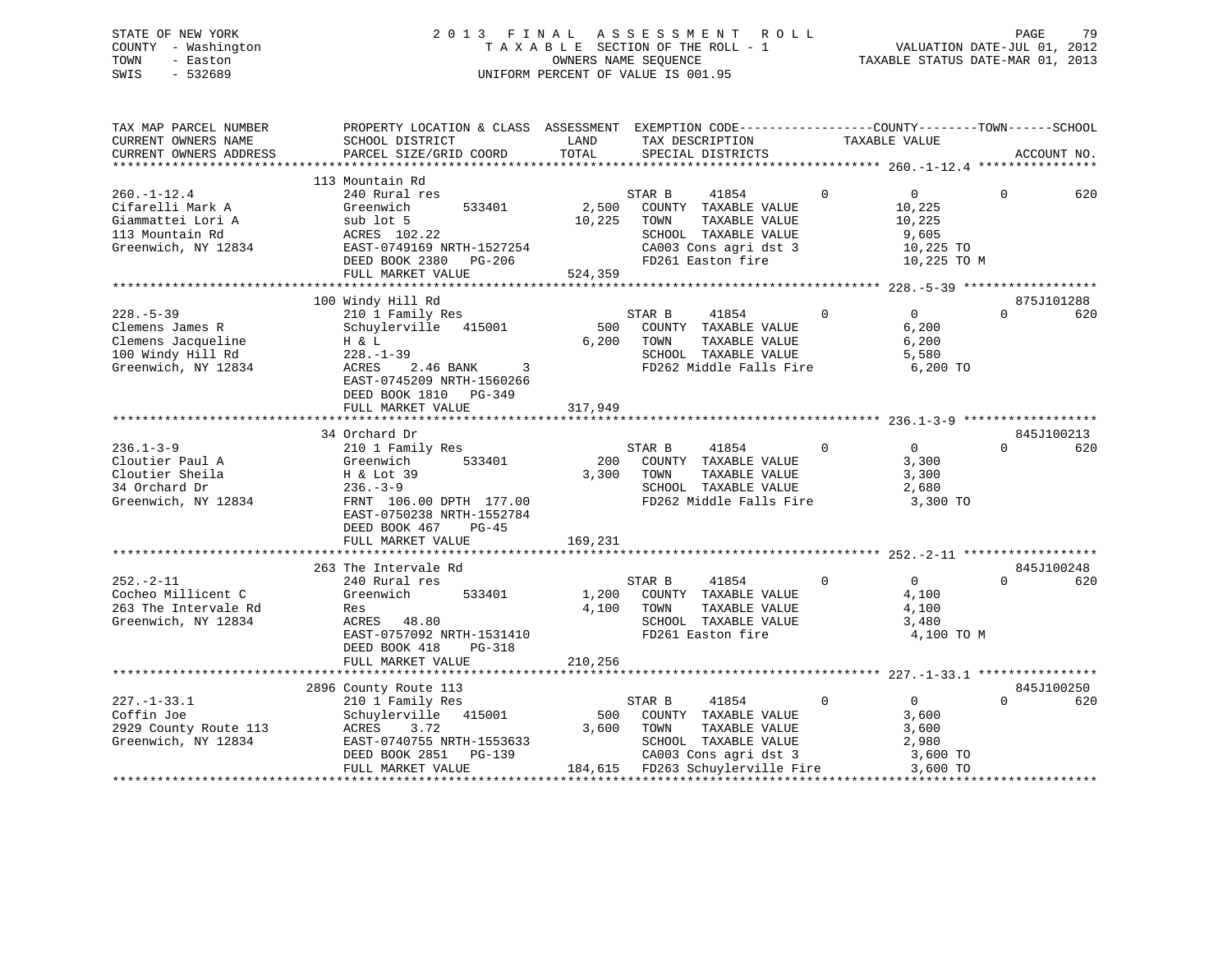STATE OF NEW YORK  
COUNTY - Washington  
TOWN - Easton  
SWIS - 532689

# 2013 FINAL ASSESSMENT ROLL
TAXABLE SECTION OF THE ROLL - 1  
OWNERS NAME SEQUENCE  
UNIFORM PERCENT OF VALUE IS 001.95

VALUATION DATE-JUL 01, 2012  
TAXABLE STATUS DATE-MAR 01, 2013

| TAX MAP PARCEL NUMBER / CURRENT OWNERS NAME / CURRENT OWNERS ADDRESS | PROPERTY LOCATION & CLASS / SCHOOL DISTRICT / PARCEL SIZE/GRID COORD | ASSESSMENT LAND / TOTAL | EXEMPTION CODE / TAX DESCRIPTION / SPECIAL DISTRICTS | COUNTY | TOWN | SCHOOL / TAXABLE VALUE | ACCOUNT NO. |
|---|---|---|---|---|---|---|---|
| **260.-1-12.4** | 113 Mountain Rd | | | | | | |
| Cifarelli Mark A | 240 Rural res | | STAR B 41854 | 0 | 0 | 0 / 620 | |
| Giammattei Lori A | Greenwich 533401 | 2,500 | COUNTY TAXABLE VALUE | 10,225 | | | |
| 113 Mountain Rd | sub lot 5 | 10,225 | TOWN TAXABLE VALUE | | 10,225 | | |
| Greenwich, NY 12834 | ACRES 102.22 | | SCHOOL TAXABLE VALUE | | | 9,605 | |
| | EAST-0749169 NRTH-1527254 | | CA003 Cons agri dst 3 | 10,225 TO | | | |
| | DEED BOOK 2380 PG-206 | | FD261 Easton fire | 10,225 TO M | | | |
| | FULL MARKET VALUE | 524,359 | | | | | |
| **228.-5-39** | 100 Windy Hill Rd | | | | | | 875J101288 |
| Clemens James R | 210 1 Family Res | | STAR B 41854 | 0 | 0 | 0 / 620 | |
| Clemens Jacqueline | Schuylerville 415001 | 500 | COUNTY TAXABLE VALUE | 6,200 | | | |
| 100 Windy Hill Rd | H & L | 6,200 | TOWN TAXABLE VALUE | | 6,200 | | |
| Greenwich, NY 12834 | 228.-1-39 | | SCHOOL TAXABLE VALUE | | | 5,580 | |
| | ACRES 2.46 BANK 3 | | FD262 Middle Falls Fire | 6,200 TO | | | |
| | EAST-0745209 NRTH-1560266 | | | | | | |
| | DEED BOOK 1810 PG-349 | | | | | | |
| | FULL MARKET VALUE | 317,949 | | | | | |
| **236.1-3-9** | 34 Orchard Dr | | | | | | 845J100213 |
| Cloutier Paul A | 210 1 Family Res | | STAR B 41854 | 0 | 0 | 0 / 620 | |
| Cloutier Sheila | Greenwich 533401 | 200 | COUNTY TAXABLE VALUE | 3,300 | | | |
| 34 Orchard Dr | H & Lot 39 | 3,300 | TOWN TAXABLE VALUE | | 3,300 | | |
| Greenwich, NY 12834 | 236.-3-9 | | SCHOOL TAXABLE VALUE | | | 2,680 | |
| | FRNT 106.00 DPTH 177.00 | | FD262 Middle Falls Fire | 3,300 TO | | | |
| | EAST-0750238 NRTH-1552784 | | | | | | |
| | DEED BOOK 467 PG-45 | | | | | | |
| | FULL MARKET VALUE | 169,231 | | | | | |
| **252.-2-11** | 263 The Intervale Rd | | | | | | 845J100248 |
| Cocheo Millicent C | 240 Rural res | | STAR B 41854 | 0 | 0 | 0 / 620 | |
| 263 The Intervale Rd | Greenwich 533401 | 1,200 | COUNTY TAXABLE VALUE | 4,100 | | | |
| Greenwich, NY 12834 | Res | 4,100 | TOWN TAXABLE VALUE | | 4,100 | | |
| | ACRES 48.80 | | SCHOOL TAXABLE VALUE | | | 3,480 | |
| | EAST-0757092 NRTH-1531410 | | FD261 Easton fire | 4,100 TO M | | | |
| | DEED BOOK 418 PG-318 | | | | | | |
| | FULL MARKET VALUE | 210,256 | | | | | |
| **227.-1-33.1** | 2896 County Route 113 | | | | | | 845J100250 |
| Coffin Joe | 210 1 Family Res | | STAR B 41854 | 0 | 0 | 0 / 620 | |
| 2929 County Route 113 | Schuylerville 415001 | 500 | COUNTY TAXABLE VALUE | 3,600 | | | |
| Greenwich, NY 12834 | ACRES 3.72 | 3,600 | TOWN TAXABLE VALUE | | 3,600 | | |
| | EAST-0740755 NRTH-1553633 | | SCHOOL TAXABLE VALUE | | | 2,980 | |
| | DEED BOOK 2851 PG-139 | | CA003 Cons agri dst 3 | 3,600 TO | | | |
| | FULL MARKET VALUE | 184,615 | FD263 Schuylerville Fire | 3,600 TO | | | |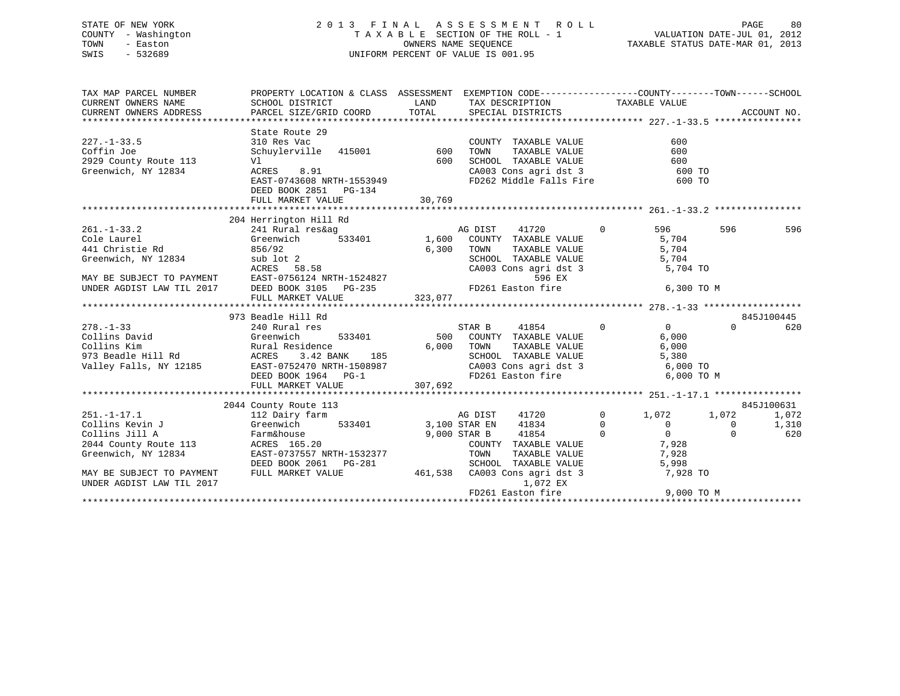STATE OF NEW YORK
COUNTY - Washington
TOWN - Easton
SWIS - 532689

# 2013 FINAL ASSESSMENT ROLL

TAXABLE SECTION OF THE ROLL - 1
OWNERS NAME SEQUENCE
UNIFORM PERCENT OF VALUE IS 001.95

VALUATION DATE-JUL 01, 2012
TAXABLE STATUS DATE-MAR 01, 2013

```
TAX MAP PARCEL NUMBER          PROPERTY LOCATION & CLASS  ASSESSMENT  EXEMPTION CODE------------------COUNTY--------TOWN------SCHOOL
CURRENT OWNERS NAME            SCHOOL DISTRICT               LAND      TAX DESCRIPTION            TAXABLE VALUE
CURRENT OWNERS ADDRESS         PARCEL SIZE/GRID COORD       TOTAL      SPECIAL DISTRICTS                                  ACCOUNT NO.
******************************************************************************************************* 227.-1-33.5 ****************
                               State Route 29
227.-1-33.5                    310 Res Vac                             COUNTY  TAXABLE VALUE              600
Coffin Joe                     Schuylerville  415001         600       TOWN    TAXABLE VALUE              600
2929 County Route 113          Vl                            600       SCHOOL  TAXABLE VALUE              600
Greenwich, NY 12834            ACRES    8.91                           CA003 Cons agri dst 3               600 TO
                               EAST-0743608 NRTH-1553949               FD262 Middle Falls Fire             600 TO
                               DEED BOOK 2851   PG-134
                               FULL MARKET VALUE            30,769
******************************************************************************************************* 261.-1-33.2 ****************
                               204 Herrington Hill Rd
261.-1-33.2                    241 Rural res&ag                        AG DIST    41720          0         596         596          596
Cole Laurel                    Greenwich      533401       1,600       COUNTY  TAXABLE VALUE            5,704
441 Christie Rd                856/92                      6,300       TOWN    TAXABLE VALUE            5,704
Greenwich, NY 12834            sub lot 2                               SCHOOL  TAXABLE VALUE            5,704
                               ACRES   58.58                           CA003 Cons agri dst 3             5,704 TO
MAY BE SUBJECT TO PAYMENT      EAST-0756124 NRTH-1524827                          596 EX
UNDER AGDIST LAW TIL 2017      DEED BOOK 3105   PG-235                 FD261 Easton fire                 6,300 TO M
                               FULL MARKET VALUE           323,077
******************************************************************************************************* 278.-1-33 ******************
                               973 Beadle Hill Rd                                                                          845J100445
278.-1-33                      240 Rural res                           STAR B     41854          0           0           0          620
Collins David                  Greenwich      533401         500       COUNTY  TAXABLE VALUE            6,000
Collins Kim                    Rural Residence             6,000       TOWN    TAXABLE VALUE            6,000
973 Beadle Hill Rd             ACRES    3.42 BANK    185               SCHOOL  TAXABLE VALUE            5,380
Valley Falls, NY 12185         EAST-0752470 NRTH-1508987               CA003 Cons agri dst 3             6,000 TO
                               DEED BOOK 1964   PG-1                   FD261 Easton fire                 6,000 TO M
                               FULL MARKET VALUE           307,692
******************************************************************************************************* 251.-1-17.1 ****************
                               2044 County Route 113                                                                       845J100631
251.-1-17.1                    112 Dairy farm                          AG DIST    41720          0       1,072       1,072        1,072
Collins Kevin J                Greenwich      533401       3,100 STAR EN      41834          0           0           0        1,310
Collins Jill A                 Farm&house                  9,000 STAR B       41854          0           0           0          620
2044 County Route 113          ACRES  165.20                           COUNTY  TAXABLE VALUE            7,928
Greenwich, NY 12834            EAST-0737557 NRTH-1532377               TOWN    TAXABLE VALUE            7,928
                               DEED BOOK 2061   PG-281                 SCHOOL  TAXABLE VALUE            5,998
MAY BE SUBJECT TO PAYMENT      FULL MARKET VALUE           461,538     CA003 Cons agri dst 3             7,928 TO
UNDER AGDIST LAW TIL 2017                                                         1,072 EX
                                                                       FD261 Easton fire                 9,000 TO M
************************************************************************************************************************************
```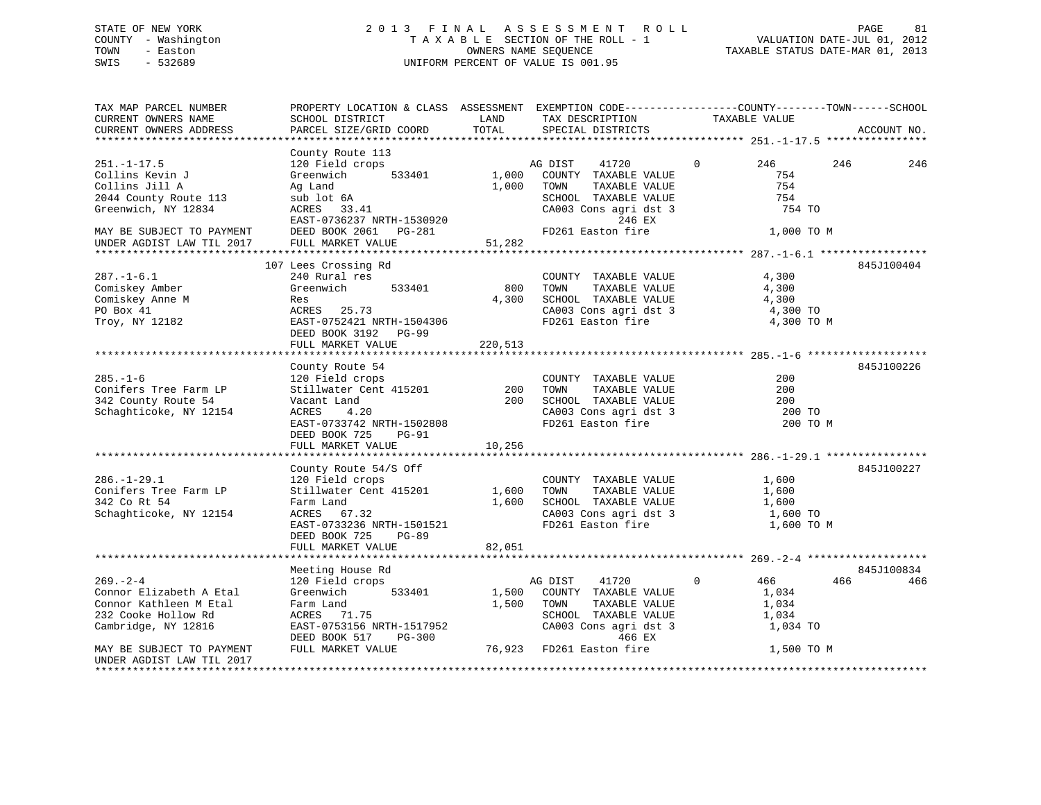STATE OF NEW YORK
COUNTY - Washington
TOWN - Easton
SWIS - 532689

# 2013 FINAL ASSESSMENT ROLL
TAXABLE SECTION OF THE ROLL - 1
OWNERS NAME SEQUENCE
UNIFORM PERCENT OF VALUE IS 001.95

VALUATION DATE-JUL 01, 2012
TAXABLE STATUS DATE-MAR 01, 2013

| TAX MAP PARCEL NUMBER / CURRENT OWNERS NAME / CURRENT OWNERS ADDRESS | PROPERTY LOCATION & CLASS / SCHOOL DISTRICT / PARCEL SIZE/GRID COORD | ASSESSMENT LAND | TOTAL | EXEMPTION CODE / TAX DESCRIPTION / SPECIAL DISTRICTS | COUNTY | TOWN | SCHOOL | ACCOUNT NO. |
|---|---|---|---|---|---|---|---|---|
| **251.-1-17.5** | County Route 113 | | | | | | | |
| 251.-1-17.5 | 120 Field crops | | | AG DIST 41720 0 | 246 | 246 | 246 | |
| Collins Kevin J | Greenwich 533401 | 1,000 | | COUNTY TAXABLE VALUE | 754 | | | |
| Collins Jill A | Ag Land | | 1,000 | TOWN TAXABLE VALUE | | 754 | | |
| 2044 County Route 113 | sub lot 6A | | | SCHOOL TAXABLE VALUE | | | 754 | |
| Greenwich, NY 12834 | ACRES 33.41 | | | CA003 Cons agri dst 3 | 754 TO | | | |
| | EAST-0736237 NRTH-1530920 | | | 246 EX | | | | |
| MAY BE SUBJECT TO PAYMENT | DEED BOOK 2061 PG-281 | | | FD261 Easton fire | 1,000 TO M | | | |
| UNDER AGDIST LAW TIL 2017 | FULL MARKET VALUE | | 51,282 | | | | | |
| **287.-1-6.1** | 107 Lees Crossing Rd | | | | | | | 845J100404 |
| 287.-1-6.1 | 240 Rural res | | | COUNTY TAXABLE VALUE | 4,300 | | | |
| Comiskey Amber | Greenwich 533401 | 800 | | TOWN TAXABLE VALUE | | 4,300 | | |
| Comiskey Anne M | Res | | 4,300 | SCHOOL TAXABLE VALUE | | | 4,300 | |
| PO Box 41 | ACRES 25.73 | | | CA003 Cons agri dst 3 | 4,300 TO | | | |
| Troy, NY 12182 | EAST-0752421 NRTH-1504306 | | | FD261 Easton fire | 4,300 TO M | | | |
| | DEED BOOK 3192 PG-99 | | | | | | | |
| | FULL MARKET VALUE | | 220,513 | | | | | |
| **285.-1-6** | County Route 54 | | | | | | | 845J100226 |
| 285.-1-6 | 120 Field crops | | | COUNTY TAXABLE VALUE | 200 | | | |
| Conifers Tree Farm LP | Stillwater Cent 415201 | 200 | | TOWN TAXABLE VALUE | | 200 | | |
| 342 County Route 54 | Vacant Land | | 200 | SCHOOL TAXABLE VALUE | | | 200 | |
| Schaghticoke, NY 12154 | ACRES 4.20 | | | CA003 Cons agri dst 3 | 200 TO | | | |
| | EAST-0733742 NRTH-1502808 | | | FD261 Easton fire | 200 TO M | | | |
| | DEED BOOK 725 PG-91 | | | | | | | |
| | FULL MARKET VALUE | | 10,256 | | | | | |
| **286.-1-29.1** | County Route 54/S Off | | | | | | | 845J100227 |
| 286.-1-29.1 | 120 Field crops | | | COUNTY TAXABLE VALUE | 1,600 | | | |
| Conifers Tree Farm LP | Stillwater Cent 415201 | 1,600 | | TOWN TAXABLE VALUE | | 1,600 | | |
| 342 Co Rt 54 | Farm Land | | 1,600 | SCHOOL TAXABLE VALUE | | | 1,600 | |
| Schaghticoke, NY 12154 | ACRES 67.32 | | | CA003 Cons agri dst 3 | 1,600 TO | | | |
| | EAST-0733236 NRTH-1501521 | | | FD261 Easton fire | 1,600 TO M | | | |
| | DEED BOOK 725 PG-89 | | | | | | | |
| | FULL MARKET VALUE | | 82,051 | | | | | |
| **269.-2-4** | Meeting House Rd | | | | | | | 845J100834 |
| 269.-2-4 | 120 Field crops | | | AG DIST 41720 0 | 466 | 466 | 466 | |
| Connor Elizabeth A Etal | Greenwich 533401 | 1,500 | | COUNTY TAXABLE VALUE | 1,034 | | | |
| Connor Kathleen M Etal | Farm Land | | 1,500 | TOWN TAXABLE VALUE | | 1,034 | | |
| 232 Cooke Hollow Rd | ACRES 71.75 | | | SCHOOL TAXABLE VALUE | | | 1,034 | |
| Cambridge, NY 12816 | EAST-0753156 NRTH-1517952 | | | CA003 Cons agri dst 3 | 1,034 TO | | | |
| | DEED BOOK 517 PG-300 | | | 466 EX | | | | |
| MAY BE SUBJECT TO PAYMENT | FULL MARKET VALUE | | 76,923 | FD261 Easton fire | 1,500 TO M | | | |
| UNDER AGDIST LAW TIL 2017 | | | | | | | | |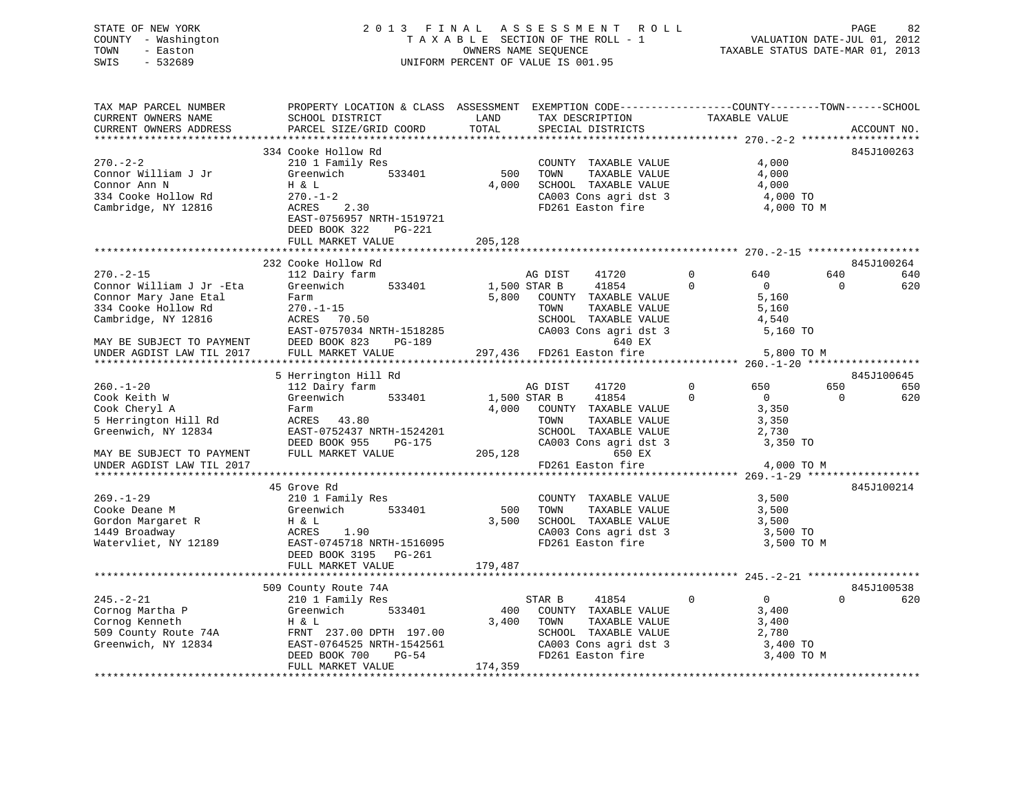STATE OF NEW YORK
COUNTY - Washington
TOWN - Easton
SWIS - 532689

2013 FINAL ASSESSMENT ROLL
TAXABLE SECTION OF THE ROLL - 1
OWNERS NAME SEQUENCE
UNIFORM PERCENT OF VALUE IS 001.95

VALUATION DATE-JUL 01, 2012
TAXABLE STATUS DATE-MAR 01, 2013

```
TAX MAP PARCEL NUMBER          PROPERTY LOCATION & CLASS  ASSESSMENT  EXEMPTION CODE------------------COUNTY--------TOWN------SCHOOL
CURRENT OWNERS NAME            SCHOOL DISTRICT               LAND      TAX DESCRIPTION             TAXABLE VALUE
CURRENT OWNERS ADDRESS         PARCEL SIZE/GRID COORD        TOTAL     SPECIAL DISTRICTS                                  ACCOUNT NO.
************************************************************************************************ 270.-2-2 *******************
                               334 Cooke Hollow Rd                                                                        845J100263
270.-2-2                       210 1 Family Res                        COUNTY  TAXABLE VALUE              4,000
Connor William J Jr            Greenwich        533401          500    TOWN    TAXABLE VALUE              4,000
Connor Ann N                   H & L                          4,000    SCHOOL  TAXABLE VALUE              4,000
334 Cooke Hollow Rd            270.-1-2                                CA003 Cons agri dst 3               4,000 TO
Cambridge, NY 12816            ACRES    2.30                           FD261 Easton fire                   4,000 TO M
                               EAST-0756957 NRTH-1519721
                               DEED BOOK 322    PG-221
                               FULL MARKET VALUE            205,128
************************************************************************************************ 270.-2-15 ******************
                               232 Cooke Hollow Rd                                                                        845J100264
270.-2-15                      112 Dairy farm                          AG DIST     41720          0         640        640        640
Connor William J Jr -Eta       Greenwich        533401        1,500 STAR B       41854          0           0          0        620
Connor Mary Jane Etal          Farm                           5,800    COUNTY  TAXABLE VALUE              5,160
334 Cooke Hollow Rd            270.-1-15                               TOWN    TAXABLE VALUE              5,160
Cambridge, NY 12816            ACRES   70.50                           SCHOOL  TAXABLE VALUE              4,540
                               EAST-0757034 NRTH-1518285               CA003 Cons agri dst 3               5,160 TO
MAY BE SUBJECT TO PAYMENT      DEED BOOK 823    PG-189                       640 EX
UNDER AGDIST LAW TIL 2017      FULL MARKET VALUE            297,436    FD261 Easton fire                   5,800 TO M
************************************************************************************************ 260.-1-20 ******************
                               5 Herrington Hill Rd                                                                       845J100645
260.-1-20                      112 Dairy farm                          AG DIST     41720          0         650        650        650
Cook Keith W                   Greenwich        533401        1,500 STAR B       41854          0           0          0        620
Cook Cheryl A                  Farm                           4,000    COUNTY  TAXABLE VALUE              3,350
5 Herrington Hill Rd           ACRES   43.80                           TOWN    TAXABLE VALUE              3,350
Greenwich, NY 12834            EAST-0752437 NRTH-1524201               SCHOOL  TAXABLE VALUE              2,730
                               DEED BOOK 955    PG-175                 CA003 Cons agri dst 3               3,350 TO
MAY BE SUBJECT TO PAYMENT      FULL MARKET VALUE            205,128          650 EX
UNDER AGDIST LAW TIL 2017                                              FD261 Easton fire                   4,000 TO M
************************************************************************************************ 269.-1-29 ******************
                               45 Grove Rd                                                                                845J100214
269.-1-29                      210 1 Family Res                        COUNTY  TAXABLE VALUE              3,500
Cooke Deane M                  Greenwich        533401          500    TOWN    TAXABLE VALUE              3,500
Gordon Margaret R              H & L                          3,500    SCHOOL  TAXABLE VALUE              3,500
1449 Broadway                  ACRES    1.90                           CA003 Cons agri dst 3               3,500 TO
Watervliet, NY 12189           EAST-0745718 NRTH-1516095               FD261 Easton fire                   3,500 TO M
                               DEED BOOK 3195   PG-261
                               FULL MARKET VALUE            179,487
************************************************************************************************ 245.-2-21 ******************
                               509 County Route 74A                                                                       845J100538
245.-2-21                      210 1 Family Res                        STAR B      41854          0           0          0        620
Cornog Martha P                Greenwich        533401          400    COUNTY  TAXABLE VALUE              3,400
Cornog Kenneth                 H & L                          3,400    TOWN    TAXABLE VALUE              3,400
509 County Route 74A           FRNT 237.00 DPTH 197.00                 SCHOOL  TAXABLE VALUE              2,780
Greenwich, NY 12834            EAST-0764525 NRTH-1542561               CA003 Cons agri dst 3               3,400 TO
                               DEED BOOK 700    PG-54                  FD261 Easton fire                   3,400 TO M
                               FULL MARKET VALUE            174,359
******************************************************************************************************************************
```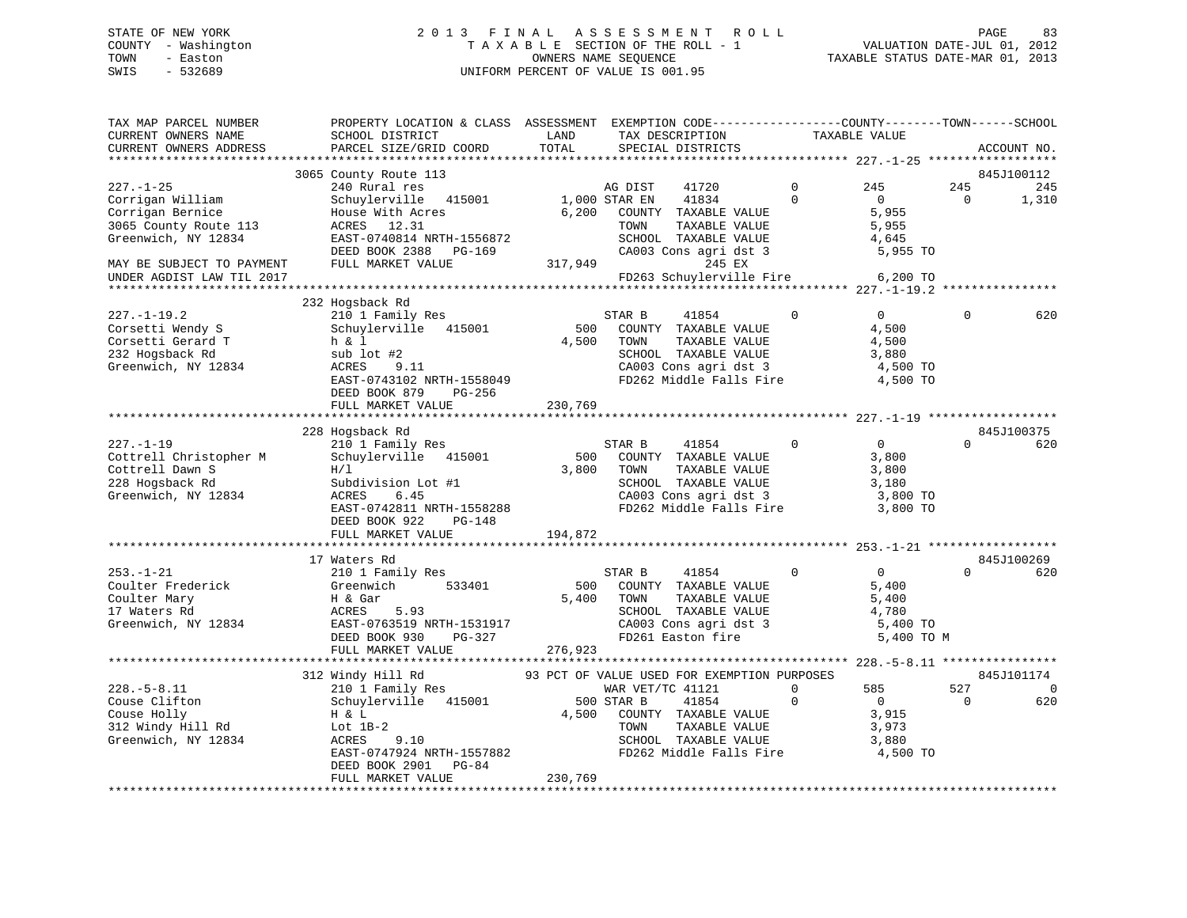STATE OF NEW YORK
COUNTY - Washington
TOWN - Easton
SWIS - 532689

# 2013 FINAL ASSESSMENT ROLL
TAXABLE SECTION OF THE ROLL - 1
OWNERS NAME SEQUENCE
UNIFORM PERCENT OF VALUE IS 001.95

VALUATION DATE-JUL 01, 2012
TAXABLE STATUS DATE-MAR 01, 2013

```
TAX MAP PARCEL NUMBER          PROPERTY LOCATION & CLASS  ASSESSMENT  EXEMPTION CODE------------------COUNTY--------TOWN------SCHOOL
CURRENT OWNERS NAME            SCHOOL DISTRICT              LAND       TAX DESCRIPTION            TAXABLE VALUE
CURRENT OWNERS ADDRESS         PARCEL SIZE/GRID COORD      TOTAL       SPECIAL DISTRICTS                                    ACCOUNT NO.
*********************************************************************************************** 227.-1-25 ******************
                    3065 County Route 113                                                                         845J100112
227.-1-25                      240 Rural res                      AG DIST     41720        0         245          245          245
Corrigan William               Schuylerville   415001       1,000 STAR EN     41834        0           0            0        1,310
Corrigan Bernice               House With Acres             6,200   COUNTY  TAXABLE VALUE          5,955
3065 County Route 113          ACRES   12.31                        TOWN    TAXABLE VALUE          5,955
Greenwich, NY 12834            EAST-0740814 NRTH-1556872            SCHOOL  TAXABLE VALUE          4,645
                               DEED BOOK 2388   PG-169              CA003 Cons agri dst 3            5,955 TO
MAY BE SUBJECT TO PAYMENT      FULL MARKET VALUE          317,949              245 EX
UNDER AGDIST LAW TIL 2017                                           FD263 Schuylerville Fire         6,200 TO
*********************************************************************************************** 227.-1-19.2 ****************
                    232 Hogsback Rd
227.-1-19.2                    210 1 Family Res                   STAR B      41854        0           0            0          620
Corsetti Wendy S               Schuylerville   415001         500   COUNTY  TAXABLE VALUE          4,500
Corsetti Gerard T              h & l                        4,500   TOWN    TAXABLE VALUE          4,500
232 Hogsback Rd                sub lot #2                           SCHOOL  TAXABLE VALUE          3,880
Greenwich, NY 12834            ACRES    9.11                        CA003 Cons agri dst 3            4,500 TO
                               EAST-0743102 NRTH-1558049            FD262 Middle Falls Fire          4,500 TO
                               DEED BOOK 879    PG-256
                               FULL MARKET VALUE          230,769
*********************************************************************************************** 227.-1-19 ******************
                    228 Hogsback Rd                                                                               845J100375
227.-1-19                      210 1 Family Res                   STAR B      41854        0           0            0          620
Cottrell Christopher M         Schuylerville   415001         500   COUNTY  TAXABLE VALUE          3,800
Cottrell Dawn S                H/l                          3,800   TOWN    TAXABLE VALUE          3,800
228 Hogsback Rd                Subdivision Lot #1                   SCHOOL  TAXABLE VALUE          3,180
Greenwich, NY 12834            ACRES    6.45                        CA003 Cons agri dst 3            3,800 TO
                               EAST-0742811 NRTH-1558288            FD262 Middle Falls Fire          3,800 TO
                               DEED BOOK 922    PG-148
                               FULL MARKET VALUE          194,872
*********************************************************************************************** 253.-1-21 ******************
                    17 Waters Rd                                                                                  845J100269
253.-1-21                      210 1 Family Res                   STAR B      41854        0           0            0          620
Coulter Frederick              Greenwich       533401         500   COUNTY  TAXABLE VALUE          5,400
Coulter Mary                   H & Gar                      5,400   TOWN    TAXABLE VALUE          5,400
17 Waters Rd                   ACRES    5.93                        SCHOOL  TAXABLE VALUE          4,780
Greenwich, NY 12834            EAST-0763519 NRTH-1531917            CA003 Cons agri dst 3            5,400 TO
                               DEED BOOK 930    PG-327              FD261 Easton fire                5,400 TO M
                               FULL MARKET VALUE          276,923
*********************************************************************************************** 228.-5-8.11 ****************
                    312 Windy Hill Rd          93 PCT OF VALUE USED FOR EXEMPTION PURPOSES                                845J101174
228.-5-8.11                    210 1 Family Res                   WAR VET/TC 41121        0         585          527            0
Couse Clifton                  Schuylerville   415001         500 STAR B      41854        0           0            0          620
Couse Holly                    H & L                        4,500   COUNTY  TAXABLE VALUE          3,915
312 Windy Hill Rd              Lot 1B-2                             TOWN    TAXABLE VALUE          3,973
Greenwich, NY 12834            ACRES    9.10                        SCHOOL  TAXABLE VALUE          3,880
                               EAST-0747924 NRTH-1557882            FD262 Middle Falls Fire          4,500 TO
                               DEED BOOK 2901   PG-84
                               FULL MARKET VALUE          230,769
******************************************************************************************************************************
```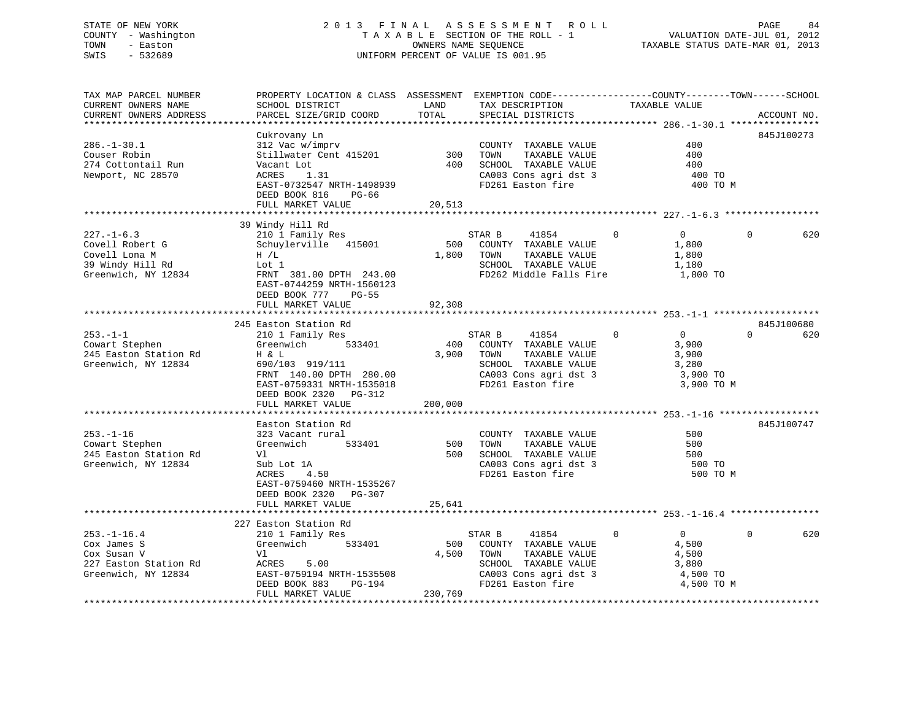STATE OF NEW YORK — 2013 FINAL ASSESSMENT ROLL
COUNTY - Washington — TAXABLE SECTION OF THE ROLL - 1 — VALUATION DATE-JUL 01, 2012
TOWN - Easton — OWNERS NAME SEQUENCE — TAXABLE STATUS DATE-MAR 01, 2013
SWIS - 532689 — UNIFORM PERCENT OF VALUE IS 001.95

```
TAX MAP PARCEL NUMBER          PROPERTY LOCATION & CLASS  ASSESSMENT  EXEMPTION CODE-----------------COUNTY--------TOWN------SCHOOL
CURRENT OWNERS NAME            SCHOOL DISTRICT              LAND      TAX DESCRIPTION              TAXABLE VALUE
CURRENT OWNERS ADDRESS         PARCEL SIZE/GRID COORD       TOTAL     SPECIAL DISTRICTS                                  ACCOUNT NO.
******************************************************************************************************* 286.-1-30.1 ****************
                               Cukrovany Ln                                                                          845J100273
286.-1-30.1                    312 Vac w/imprv                          COUNTY  TAXABLE VALUE              400
Couser Robin                   Stillwater Cent 415201        300      TOWN    TAXABLE VALUE              400
274 Cottontail Run             Vacant Lot                    400      SCHOOL  TAXABLE VALUE              400
Newport, NC 28570              ACRES    1.31                          CA003 Cons agri dst 3               400 TO
                               EAST-0732547 NRTH-1498939              FD261 Easton fire                   400 TO M
                               DEED BOOK 816    PG-66
                               FULL MARKET VALUE            20,513
******************************************************************************************************* 227.-1-6.3 *****************
                               39 Windy Hill Rd
227.-1-6.3                     210 1 Family Res                    STAR B     41854         0           0            0          620
Covell Robert G                Schuylerville  415001         500      COUNTY  TAXABLE VALUE            1,800
Covell Lona M                  H /L                        1,800      TOWN    TAXABLE VALUE            1,800
39 Windy Hill Rd               Lot 1                                  SCHOOL  TAXABLE VALUE            1,180
Greenwich, NY 12834            FRNT  381.00 DPTH  243.00              FD262 Middle Falls Fire           1,800 TO
                               EAST-0744259 NRTH-1560123
                               DEED BOOK 777    PG-55
                               FULL MARKET VALUE            92,308
******************************************************************************************************* 253.-1-1 *******************
                               245 Easton Station Rd                                                                 845J100680
253.-1-1                       210 1 Family Res                    STAR B     41854         0           0            0          620
Cowart Stephen                 Greenwich      533401         400      COUNTY  TAXABLE VALUE            3,900
245 Easton Station Rd          H & L                       3,900      TOWN    TAXABLE VALUE            3,900
Greenwich, NY 12834            690/103  919/111                       SCHOOL  TAXABLE VALUE            3,280
                               FRNT  140.00 DPTH  280.00              CA003 Cons agri dst 3             3,900 TO
                               EAST-0759331 NRTH-1535018              FD261 Easton fire                 3,900 TO M
                               DEED BOOK 2320   PG-312
                               FULL MARKET VALUE           200,000
******************************************************************************************************* 253.-1-16 ******************
                               Easton Station Rd                                                                     845J100747
253.-1-16                      323 Vacant rural                         COUNTY  TAXABLE VALUE              500
Cowart Stephen                 Greenwich      533401         500      TOWN    TAXABLE VALUE              500
245 Easton Station Rd          Vl                            500      SCHOOL  TAXABLE VALUE              500
Greenwich, NY 12834            Sub Lot 1A                             CA003 Cons agri dst 3               500 TO
                               ACRES    4.50                          FD261 Easton fire                   500 TO M
                               EAST-0759460 NRTH-1535267
                               DEED BOOK 2320   PG-307
                               FULL MARKET VALUE            25,641
******************************************************************************************************* 253.-1-16.4 ****************
                               227 Easton Station Rd
253.-1-16.4                    210 1 Family Res                    STAR B     41854         0           0            0          620
Cox James S                    Greenwich      533401         500      COUNTY  TAXABLE VALUE            4,500
Cox Susan V                    Vl                          4,500      TOWN    TAXABLE VALUE            4,500
227 Easton Station Rd          ACRES    5.00                          SCHOOL  TAXABLE VALUE            3,880
Greenwich, NY 12834            EAST-0759194 NRTH-1535508              CA003 Cons agri dst 3             4,500 TO
                               DEED BOOK 883    PG-194                FD261 Easton fire                 4,500 TO M
                               FULL MARKET VALUE           230,769
************************************************************************************************************************************
```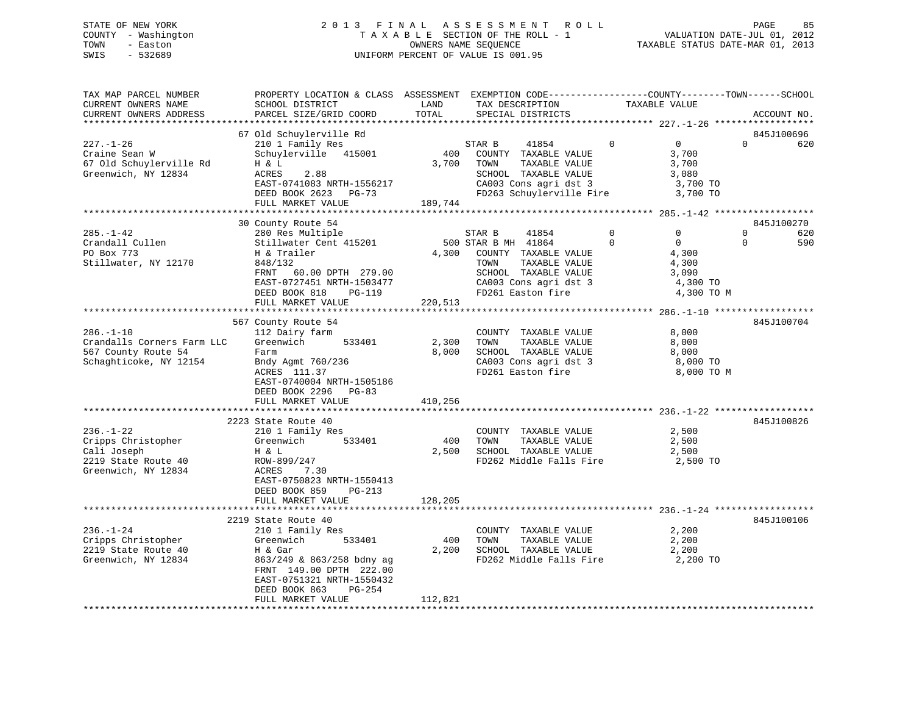STATE OF NEW YORK
COUNTY - Washington
TOWN - Easton
SWIS - 532689

2 0 1 3 F I N A L A S S E S S M E N T R O L L
T A X A B L E SECTION OF THE ROLL - 1
OWNERS NAME SEQUENCE
UNIFORM PERCENT OF VALUE IS 001.95

VALUATION DATE-JUL 01, 2012
TAXABLE STATUS DATE-MAR 01, 2013

```
TAX MAP PARCEL NUMBER          PROPERTY LOCATION & CLASS  ASSESSMENT  EXEMPTION CODE------------------COUNTY--------TOWN------SCHOOL
CURRENT OWNERS NAME            SCHOOL DISTRICT               LAND      TAX DESCRIPTION              TAXABLE VALUE
CURRENT OWNERS ADDRESS         PARCEL SIZE/GRID COORD       TOTAL      SPECIAL DISTRICTS                                    ACCOUNT NO.
******************************************************************************************************* 227.-1-26 ******************
                              67 Old Schuylerville Rd                                                                     845J100696
227.-1-26                     210 1 Family Res                    STAR B     41854         0            0            0          620
Craine Sean W                 Schuylerville  415001         400   COUNTY  TAXABLE VALUE              3,700
67 Old Schuylerville Rd       H & L                        3,700  TOWN    TAXABLE VALUE              3,700
Greenwich, NY 12834           ACRES    2.88                       SCHOOL  TAXABLE VALUE              3,080
                              EAST-0741083 NRTH-1556217           CA003 Cons agri dst 3               3,700 TO
                              DEED BOOK 2623   PG-73              FD263 Schuylerville Fire            3,700 TO
                              FULL MARKET VALUE           189,744
******************************************************************************************************* 285.-1-42 ******************
                              30 County Route 54                                                                          845J100270
285.-1-42                     280 Res Multiple                    STAR B     41854         0            0            0          620
Crandall Cullen               Stillwater Cent 415201        500 STAR B MH  41864         0            0            0          590
PO Box 773                    H & Trailer                  4,300  COUNTY  TAXABLE VALUE              4,300
Stillwater, NY 12170          848/132                             TOWN    TAXABLE VALUE              4,300
                              FRNT   60.00 DPTH 279.00            SCHOOL  TAXABLE VALUE              3,090
                              EAST-0727451 NRTH-1503477           CA003 Cons agri dst 3               4,300 TO
                              DEED BOOK 818    PG-119             FD261 Easton fire                   4,300 TO M
                              FULL MARKET VALUE           220,513
******************************************************************************************************* 286.-1-10 ******************
                              567 County Route 54                                                                         845J100704
286.-1-10                     112 Dairy farm                      COUNTY  TAXABLE VALUE              8,000
Crandalls Corners Farm LLC    Greenwich      533401       2,300   TOWN    TAXABLE VALUE              8,000
567 County Route 54           Farm                         8,000  SCHOOL  TAXABLE VALUE              8,000
Schaghticoke, NY 12154        Bndy Agmt 760/236                   CA003 Cons agri dst 3               8,000 TO
                              ACRES  111.37                       FD261 Easton fire                   8,000 TO M
                              EAST-0740004 NRTH-1505186
                              DEED BOOK 2296   PG-83
                              FULL MARKET VALUE           410,256
******************************************************************************************************* 236.-1-22 ******************
                              2223 State Route 40                                                                         845J100826
236.-1-22                     210 1 Family Res                    COUNTY  TAXABLE VALUE              2,500
Cripps Christopher            Greenwich      533401         400   TOWN    TAXABLE VALUE              2,500
Cali Joseph                   H & L                        2,500  SCHOOL  TAXABLE VALUE              2,500
2219 State Route 40           ROW-899/247                         FD262 Middle Falls Fire             2,500 TO
Greenwich, NY 12834           ACRES    7.30
                              EAST-0750823 NRTH-1550413
                              DEED BOOK 859    PG-213
                              FULL MARKET VALUE           128,205
******************************************************************************************************* 236.-1-24 ******************
                              2219 State Route 40                                                                         845J100106
236.-1-24                     210 1 Family Res                    COUNTY  TAXABLE VALUE              2,200
Cripps Christopher            Greenwich      533401         400   TOWN    TAXABLE VALUE              2,200
2219 State Route 40           H & Gar                      2,200  SCHOOL  TAXABLE VALUE              2,200
Greenwich, NY 12834           863/249 & 863/258 bdny ag           FD262 Middle Falls Fire             2,200 TO
                              FRNT  149.00 DPTH 222.00
                              EAST-0751321 NRTH-1550432
                              DEED BOOK 863    PG-254
                              FULL MARKET VALUE           112,821
************************************************************************************************************************************
```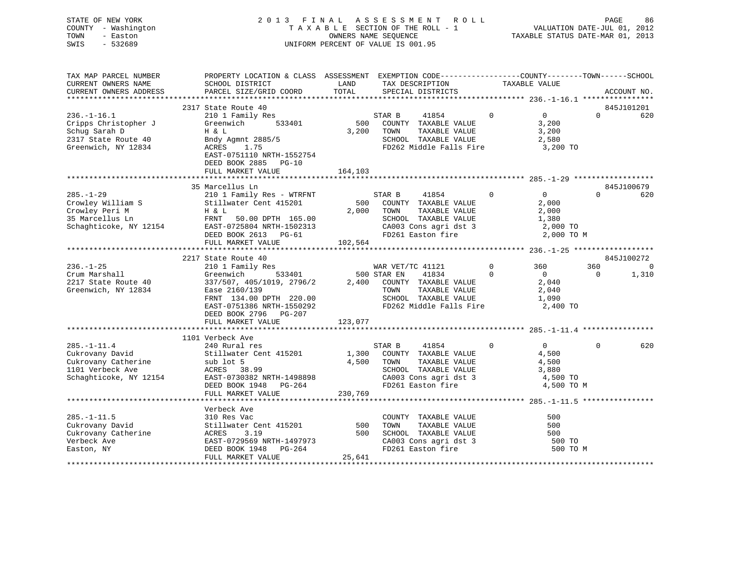STATE OF NEW YORK
COUNTY - Washington
TOWN - Easton
SWIS - 532689

2 0 1 3 F I N A L A S S E S S M E N T R O L L
T A X A B L E SECTION OF THE ROLL - 1
OWNERS NAME SEQUENCE
UNIFORM PERCENT OF VALUE IS 001.95

VALUATION DATE-JUL 01, 2012
TAXABLE STATUS DATE-MAR 01, 2013

```
TAX MAP PARCEL NUMBER      PROPERTY LOCATION & CLASS  ASSESSMENT  EXEMPTION CODE------------------COUNTY--------TOWN------SCHOOL
CURRENT OWNERS NAME        SCHOOL DISTRICT              LAND      TAX DESCRIPTION            TAXABLE VALUE
CURRENT OWNERS ADDRESS     PARCEL SIZE/GRID COORD       TOTAL     SPECIAL DISTRICTS                                     ACCOUNT NO.
******************************************************************************************** 236.-1-16.1 ****************
                          2317 State Route 40                                                                    845J101201
236.-1-16.1                210 1 Family Res                  STAR B      41854          0          0          0        620
Cripps Christopher J       Greenwich       533401       500   COUNTY  TAXABLE VALUE              3,200
Schug Sarah D              H & L                      3,200   TOWN    TAXABLE VALUE              3,200
2317 State Route 40        Bndy Agmnt 2885/5                  SCHOOL  TAXABLE VALUE              2,580
Greenwich, NY 12834        ACRES    1.75                      FD262 Middle Falls Fire            3,200 TO
                           EAST-0751110 NRTH-1552754
                           DEED BOOK 2885   PG-10
                           FULL MARKET VALUE          164,103
******************************************************************************************** 285.-1-29 ******************
                          35 Marcellus Ln                                                                        845J100679
285.-1-29                  210 1 Family Res - WTRFNT         STAR B      41854          0          0          0        620
Crowley William S          Stillwater Cent 415201       500   COUNTY  TAXABLE VALUE              2,000
Crowley Peri M             H & L                      2,000   TOWN    TAXABLE VALUE              2,000
35 Marcellus Ln            FRNT   50.00 DPTH 165.00           SCHOOL  TAXABLE VALUE              1,380
Schaghticoke, NY 12154     EAST-0725804 NRTH-1502313          CA003 Cons agri dst 3              2,000 TO
                           DEED BOOK 2613   PG-61             FD261 Easton fire                  2,000 TO M
                           FULL MARKET VALUE          102,564
******************************************************************************************** 236.-1-25 ******************
                          2217 State Route 40                                                                    845J100272
236.-1-25                  210 1 Family Res                  WAR VET/TC 41121           0        360        360          0
Crum Marshall              Greenwich       533401       500 STAR EN     41834           0          0          0      1,310
2217 State Route 40        337/507, 405/1019, 2796/2  2,400   COUNTY  TAXABLE VALUE              2,040
Greenwich, NY 12834        Ease 2160/139                      TOWN    TAXABLE VALUE              2,040
                           FRNT  134.00 DPTH 220.00           SCHOOL  TAXABLE VALUE              1,090
                           EAST-0751386 NRTH-1550292          FD262 Middle Falls Fire            2,400 TO
                           DEED BOOK 2796   PG-207
                           FULL MARKET VALUE          123,077
******************************************************************************************** 285.-1-11.4 ****************
                          1101 Verbeck Ave
285.-1-11.4                240 Rural res                     STAR B      41854          0          0          0        620
Cukrovany David            Stillwater Cent 415201     1,300   COUNTY  TAXABLE VALUE              4,500
Cukrovany Catherine        sub lot 5                  4,500   TOWN    TAXABLE VALUE              4,500
1101 Verbeck Ave           ACRES   38.99                      SCHOOL  TAXABLE VALUE              3,880
Schaghticoke, NY 12154     EAST-0730382 NRTH-1498898          CA003 Cons agri dst 3              4,500 TO
                           DEED BOOK 1948   PG-264            FD261 Easton fire                  4,500 TO M
                           FULL MARKET VALUE          230,769
******************************************************************************************** 285.-1-11.5 ****************
                          Verbeck Ave
285.-1-11.5                310 Res Vac                        COUNTY  TAXABLE VALUE                500
Cukrovany David            Stillwater Cent 415201       500   TOWN    TAXABLE VALUE                500
Cukrovany Catherine        ACRES    3.19                500   SCHOOL  TAXABLE VALUE                500
Verbeck Ave                EAST-0729569 NRTH-1497973          CA003 Cons agri dst 3                500 TO
Easton, NY                 DEED BOOK 1948   PG-264            FD261 Easton fire                    500 TO M
                           FULL MARKET VALUE           25,641
****************************************************************************************************************************
```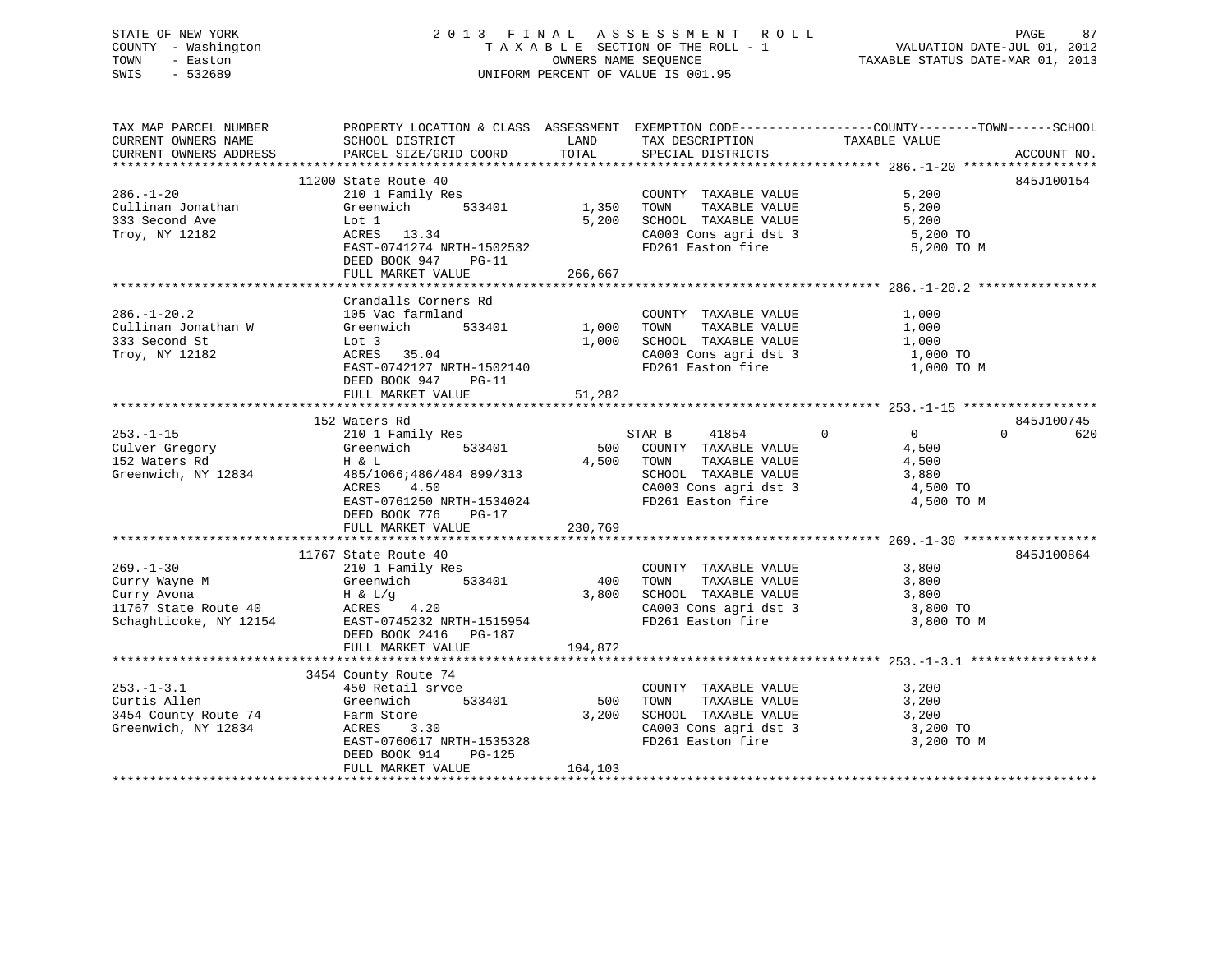STATE OF NEW YORK
COUNTY - Washington
TOWN - Easton
SWIS - 532689

# 2013 FINAL ASSESSMENT ROLL

TAXABLE SECTION OF THE ROLL - 1
OWNERS NAME SEQUENCE
UNIFORM PERCENT OF VALUE IS 001.95

VALUATION DATE-JUL 01, 2012
TAXABLE STATUS DATE-MAR 01, 2013

| TAX MAP PARCEL NUMBER / CURRENT OWNERS NAME / CURRENT OWNERS ADDRESS | PROPERTY LOCATION & CLASS / SCHOOL DISTRICT / PARCEL SIZE/GRID COORD | ASSESSMENT LAND / TOTAL | EXEMPTION CODE / TAX DESCRIPTION / SPECIAL DISTRICTS | COUNTY / TOWN / SCHOOL TAXABLE VALUE | ACCOUNT NO. |
|---|---|---|---|---|---|
| **286.-1-20** | 11200 State Route 40 | | | | 845J100154 |
| Cullinan Jonathan | 210 1 Family Res | | COUNTY TAXABLE VALUE | 5,200 | |
| 333 Second Ave | Greenwich 533401 | 1,350 | TOWN TAXABLE VALUE | 5,200 | |
| Troy, NY 12182 | Lot 1 | 5,200 | SCHOOL TAXABLE VALUE | 5,200 | |
| | ACRES 13.34 | | CA003 Cons agri dst 3 | 5,200 TO | |
| | EAST-0741274 NRTH-1502532 | | FD261 Easton fire | 5,200 TO M | |
| | DEED BOOK 947 PG-11 | | | | |
| | FULL MARKET VALUE | 266,667 | | | |
| **286.-1-20.2** | Crandalls Corners Rd | | | | |
| Cullinan Jonathan W | 105 Vac farmland | | COUNTY TAXABLE VALUE | 1,000 | |
| 333 Second St | Greenwich 533401 | 1,000 | TOWN TAXABLE VALUE | 1,000 | |
| Troy, NY 12182 | Lot 3 | 1,000 | SCHOOL TAXABLE VALUE | 1,000 | |
| | ACRES 35.04 | | CA003 Cons agri dst 3 | 1,000 TO | |
| | EAST-0742127 NRTH-1502140 | | FD261 Easton fire | 1,000 TO M | |
| | DEED BOOK 947 PG-11 | | | | |
| | FULL MARKET VALUE | 51,282 | | | |
| **253.-1-15** | 152 Waters Rd | | | | 845J100745 |
| Culver Gregory | 210 1 Family Res | | STAR B 41854 | 0 / 0 / 620 | |
| 152 Waters Rd | Greenwich 533401 | 500 | COUNTY TAXABLE VALUE | 4,500 | |
| Greenwich, NY 12834 | H & L | 4,500 | TOWN TAXABLE VALUE | 4,500 | |
| | 485/1066;486/484 899/313 | | SCHOOL TAXABLE VALUE | 3,880 | |
| | ACRES 4.50 | | CA003 Cons agri dst 3 | 4,500 TO | |
| | EAST-0761250 NRTH-1534024 | | FD261 Easton fire | 4,500 TO M | |
| | DEED BOOK 776 PG-17 | | | | |
| | FULL MARKET VALUE | 230,769 | | | |
| **269.-1-30** | 11767 State Route 40 | | | | 845J100864 |
| Curry Wayne M | 210 1 Family Res | | COUNTY TAXABLE VALUE | 3,800 | |
| Curry Avona | Greenwich 533401 | 400 | TOWN TAXABLE VALUE | 3,800 | |
| 11767 State Route 40 | H & L/g | 3,800 | SCHOOL TAXABLE VALUE | 3,800 | |
| Schaghticoke, NY 12154 | ACRES 4.20 | | CA003 Cons agri dst 3 | 3,800 TO | |
| | EAST-0745232 NRTH-1515954 | | FD261 Easton fire | 3,800 TO M | |
| | DEED BOOK 2416 PG-187 | | | | |
| | FULL MARKET VALUE | 194,872 | | | |
| **253.-1-3.1** | 3454 County Route 74 | | | | |
| Curtis Allen | 450 Retail srvce | | COUNTY TAXABLE VALUE | 3,200 | |
| 3454 County Route 74 | Greenwich 533401 | 500 | TOWN TAXABLE VALUE | 3,200 | |
| Greenwich, NY 12834 | Farm Store | 3,200 | SCHOOL TAXABLE VALUE | 3,200 | |
| | ACRES 3.30 | | CA003 Cons agri dst 3 | 3,200 TO | |
| | EAST-0760617 NRTH-1535328 | | FD261 Easton fire | 3,200 TO M | |
| | DEED BOOK 914 PG-125 | | | | |
| | FULL MARKET VALUE | 164,103 | | | |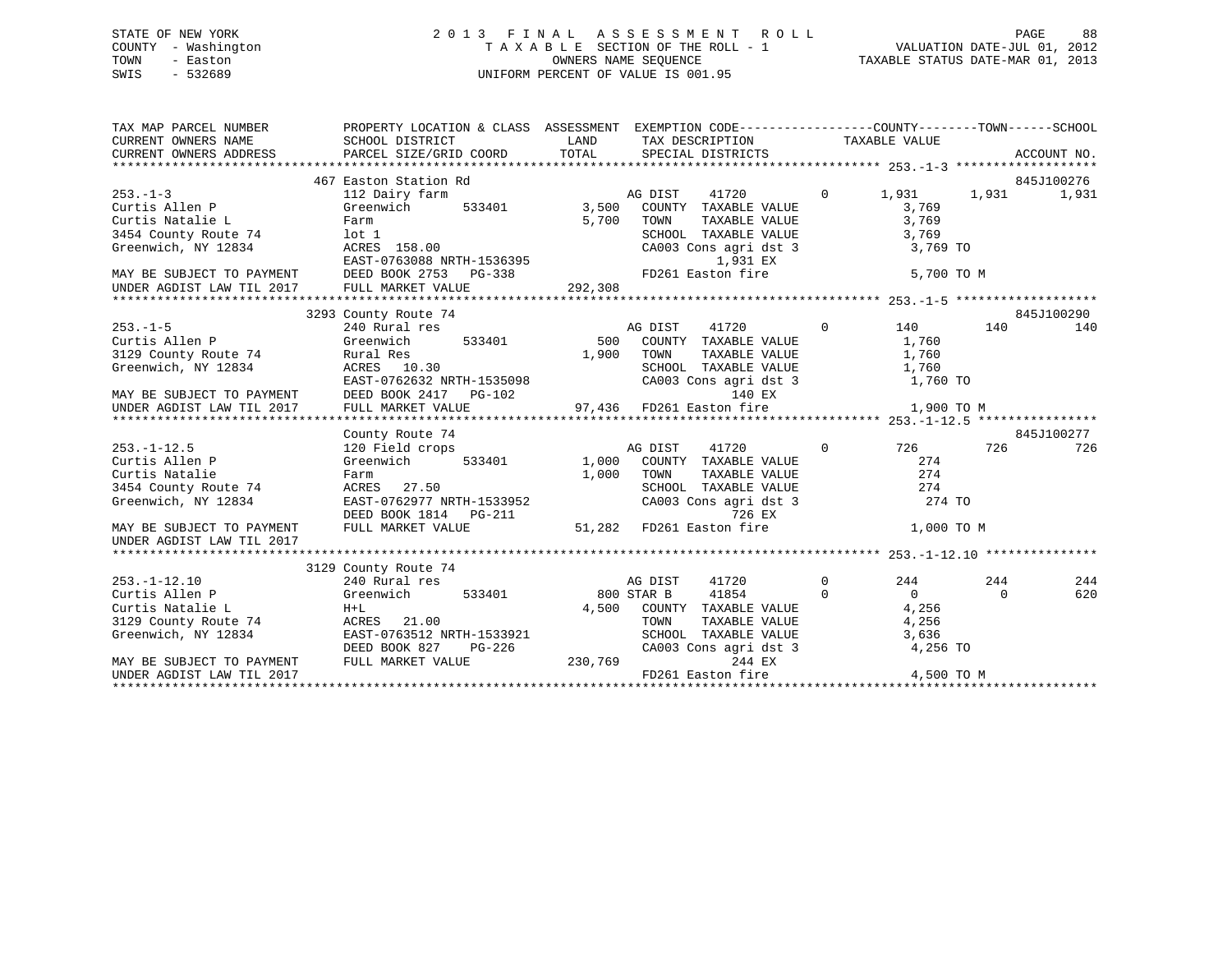STATE OF NEW YORK
COUNTY - Washington
TOWN - Easton
SWIS - 532689

# 2013 FINAL ASSESSMENT ROLL

TAXABLE SECTION OF THE ROLL - 1
OWNERS NAME SEQUENCE
UNIFORM PERCENT OF VALUE IS 001.95

VALUATION DATE-JUL 01, 2012
TAXABLE STATUS DATE-MAR 01, 2013

```
TAX MAP PARCEL NUMBER       PROPERTY LOCATION & CLASS  ASSESSMENT  EXEMPTION CODE------------------COUNTY--------TOWN------SCHOOL
CURRENT OWNERS NAME         SCHOOL DISTRICT              LAND      TAX DESCRIPTION            TAXABLE VALUE
CURRENT OWNERS ADDRESS      PARCEL SIZE/GRID COORD      TOTAL      SPECIAL DISTRICTS                                    ACCOUNT NO.
******************************************************************************************** 253.-1-3 *******************
                            467 Easton Station Rd                                                                  845J100276
253.-1-3                    112 Dairy farm                    AG DIST    41720          0      1,931      1,931      1,931
Curtis Allen P              Greenwich      533401      3,500   COUNTY  TAXABLE VALUE             3,769
Curtis Natalie L            Farm                       5,700   TOWN    TAXABLE VALUE             3,769
3454 County Route 74        lot 1                              SCHOOL  TAXABLE VALUE             3,769
Greenwich, NY 12834         ACRES 158.00                       CA003 Cons agri dst 3              3,769 TO
                            EAST-0763088 NRTH-1536395                    1,931 EX
MAY BE SUBJECT TO PAYMENT   DEED BOOK 2753   PG-338            FD261 Easton fire                 5,700 TO M
UNDER AGDIST LAW TIL 2017   FULL MARKET VALUE        292,308
******************************************************************************************** 253.-1-5 *******************
                            3293 County Route 74                                                                   845J100290
253.-1-5                    240 Rural res                     AG DIST    41720          0        140        140        140
Curtis Allen P              Greenwich      533401        500   COUNTY  TAXABLE VALUE             1,760
3129 County Route 74        Rural Res                  1,900   TOWN    TAXABLE VALUE             1,760
Greenwich, NY 12834         ACRES  10.30                       SCHOOL  TAXABLE VALUE             1,760
                            EAST-0762632 NRTH-1535098          CA003 Cons agri dst 3              1,760 TO
MAY BE SUBJECT TO PAYMENT   DEED BOOK 2417   PG-102                        140 EX
UNDER AGDIST LAW TIL 2017   FULL MARKET VALUE         97,436   FD261 Easton fire                 1,900 TO M
******************************************************************************************** 253.-1-12.5 ****************
                            County Route 74                                                                        845J100277
253.-1-12.5                 120 Field crops                   AG DIST    41720          0        726        726        726
Curtis Allen P              Greenwich      533401      1,000   COUNTY  TAXABLE VALUE               274
Curtis Natalie              Farm                       1,000   TOWN    TAXABLE VALUE               274
3454 County Route 74        ACRES  27.50                       SCHOOL  TAXABLE VALUE               274
Greenwich, NY 12834         EAST-0762977 NRTH-1533952          CA003 Cons agri dst 3                274 TO
                            DEED BOOK 1814   PG-211                        726 EX
MAY BE SUBJECT TO PAYMENT   FULL MARKET VALUE         51,282   FD261 Easton fire                 1,000 TO M
UNDER AGDIST LAW TIL 2017
******************************************************************************************** 253.-1-12.10 ***************
                            3129 County Route 74
253.-1-12.10                240 Rural res                     AG DIST    41720          0        244        244        244
Curtis Allen P              Greenwich      533401        800 STAR B      41854          0          0          0        620
Curtis Natalie L            H+L                        4,500   COUNTY  TAXABLE VALUE             4,256
3129 County Route 74        ACRES  21.00                       TOWN    TAXABLE VALUE             4,256
Greenwich, NY 12834         EAST-0763512 NRTH-1533921          SCHOOL  TAXABLE VALUE             3,636
                            DEED BOOK 827    PG-226            CA003 Cons agri dst 3              4,256 TO
MAY BE SUBJECT TO PAYMENT   FULL MARKET VALUE        230,769               244 EX
UNDER AGDIST LAW TIL 2017                                      FD261 Easton fire                 4,500 TO M
****************************************************************************************************************************
```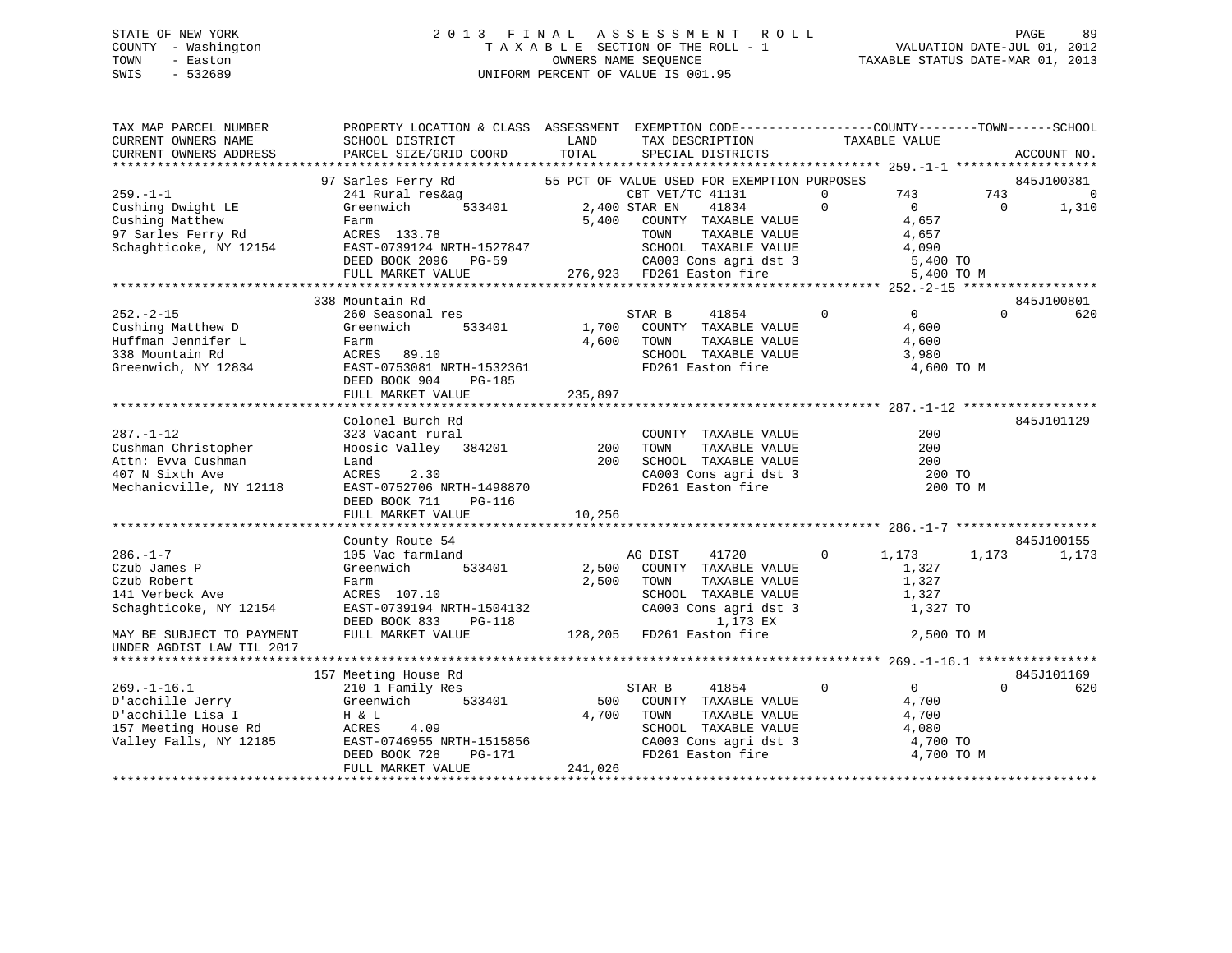STATE OF NEW YORK
COUNTY - Washington
TOWN - Easton
SWIS - 532689

# 2013 FINAL ASSESSMENT ROLL
TAXABLE SECTION OF THE ROLL - 1
OWNERS NAME SEQUENCE
UNIFORM PERCENT OF VALUE IS 001.95

VALUATION DATE-JUL 01, 2012
TAXABLE STATUS DATE-MAR 01, 2013

```
TAX MAP PARCEL NUMBER          PROPERTY LOCATION & CLASS  ASSESSMENT  EXEMPTION CODE------------------COUNTY--------TOWN------SCHOOL
CURRENT OWNERS NAME            SCHOOL DISTRICT              LAND       TAX DESCRIPTION              TAXABLE VALUE
CURRENT OWNERS ADDRESS         PARCEL SIZE/GRID COORD       TOTAL      SPECIAL DISTRICTS                                          ACCOUNT NO.
*********************************************************************************************************** 259.-1-1 *******************
                    97 Sarles Ferry Rd              55 PCT OF VALUE USED FOR EXEMPTION PURPOSES                            845J100381
259.-1-1                 241 Rural res&ag                        CBT VET/TC 41131        0        743        743            0
Cushing Dwight LE        Greenwich       533401        2,400 STAR EN    41834        0          0          0        1,310
Cushing Matthew          Farm                          5,400   COUNTY  TAXABLE VALUE              4,657
97 Sarles Ferry Rd       ACRES 133.78                          TOWN    TAXABLE VALUE              4,657
Schaghticoke, NY 12154   EAST-0739124 NRTH-1527847             SCHOOL  TAXABLE VALUE              4,090
                         DEED BOOK 2096   PG-59                CA003 Cons agri dst 3              5,400 TO
                         FULL MARKET VALUE            276,923  FD261 Easton fire                  5,400 TO M
*********************************************************************************************************** 252.-2-15 ******************
                    338 Mountain Rd                                                                                         845J100801
252.-2-15                260 Seasonal res                        STAR B     41854        0          0          0          620
Cushing Matthew D        Greenwich       533401        1,700   COUNTY  TAXABLE VALUE              4,600
Huffman Jennifer L       Farm                          4,600   TOWN    TAXABLE VALUE              4,600
338 Mountain Rd          ACRES  89.10                          SCHOOL  TAXABLE VALUE              3,980
Greenwich, NY 12834      EAST-0753081 NRTH-1532361             FD261 Easton fire                  4,600 TO M
                         DEED BOOK 904    PG-185
                         FULL MARKET VALUE            235,897
*********************************************************************************************************** 287.-1-12 ******************
                         Colonel Burch Rd                                                                                   845J101129
287.-1-12                323 Vacant rural                        COUNTY  TAXABLE VALUE                200
Cushman Christopher      Hoosic Valley   384201          200   TOWN    TAXABLE VALUE                200
Attn: Evva Cushman       Land                            200   SCHOOL  TAXABLE VALUE                200
407 N Sixth Ave          ACRES   2.30                          CA003 Cons agri dst 3                200 TO
Mechanicville, NY 12118  EAST-0752706 NRTH-1498870             FD261 Easton fire                    200 TO M
                         DEED BOOK 711    PG-116
                         FULL MARKET VALUE             10,256
*********************************************************************************************************** 286.-1-7 *******************
                         County Route 54                                                                                    845J100155
286.-1-7                 105 Vac farmland                        AG DIST    41720        0      1,173      1,173        1,173
Czub James P             Greenwich       533401        2,500   COUNTY  TAXABLE VALUE              1,327
Czub Robert              Farm                          2,500   TOWN    TAXABLE VALUE              1,327
141 Verbeck Ave          ACRES 107.10                          SCHOOL  TAXABLE VALUE              1,327
Schaghticoke, NY 12154   EAST-0739194 NRTH-1504132             CA003 Cons agri dst 3              1,327 TO
                         DEED BOOK 833    PG-118                         1,173 EX
MAY BE SUBJECT TO PAYMENT FULL MARKET VALUE           128,205  FD261 Easton fire                  2,500 TO M
UNDER AGDIST LAW TIL 2017
*********************************************************************************************************** 269.-1-16.1 ****************
                    157 Meeting House Rd                                                                                    845J101169
269.-1-16.1              210 1 Family Res                        STAR B     41854        0          0          0          620
D'acchille Jerry         Greenwich       533401          500   COUNTY  TAXABLE VALUE              4,700
D'acchille Lisa I        H & L                         4,700   TOWN    TAXABLE VALUE              4,700
157 Meeting House Rd     ACRES   4.09                          SCHOOL  TAXABLE VALUE              4,080
Valley Falls, NY 12185   EAST-0746955 NRTH-1515856             CA003 Cons agri dst 3              4,700 TO
                         DEED BOOK 728    PG-171               FD261 Easton fire                  4,700 TO M
                         FULL MARKET VALUE            241,026
************************************************************************************************************************************
```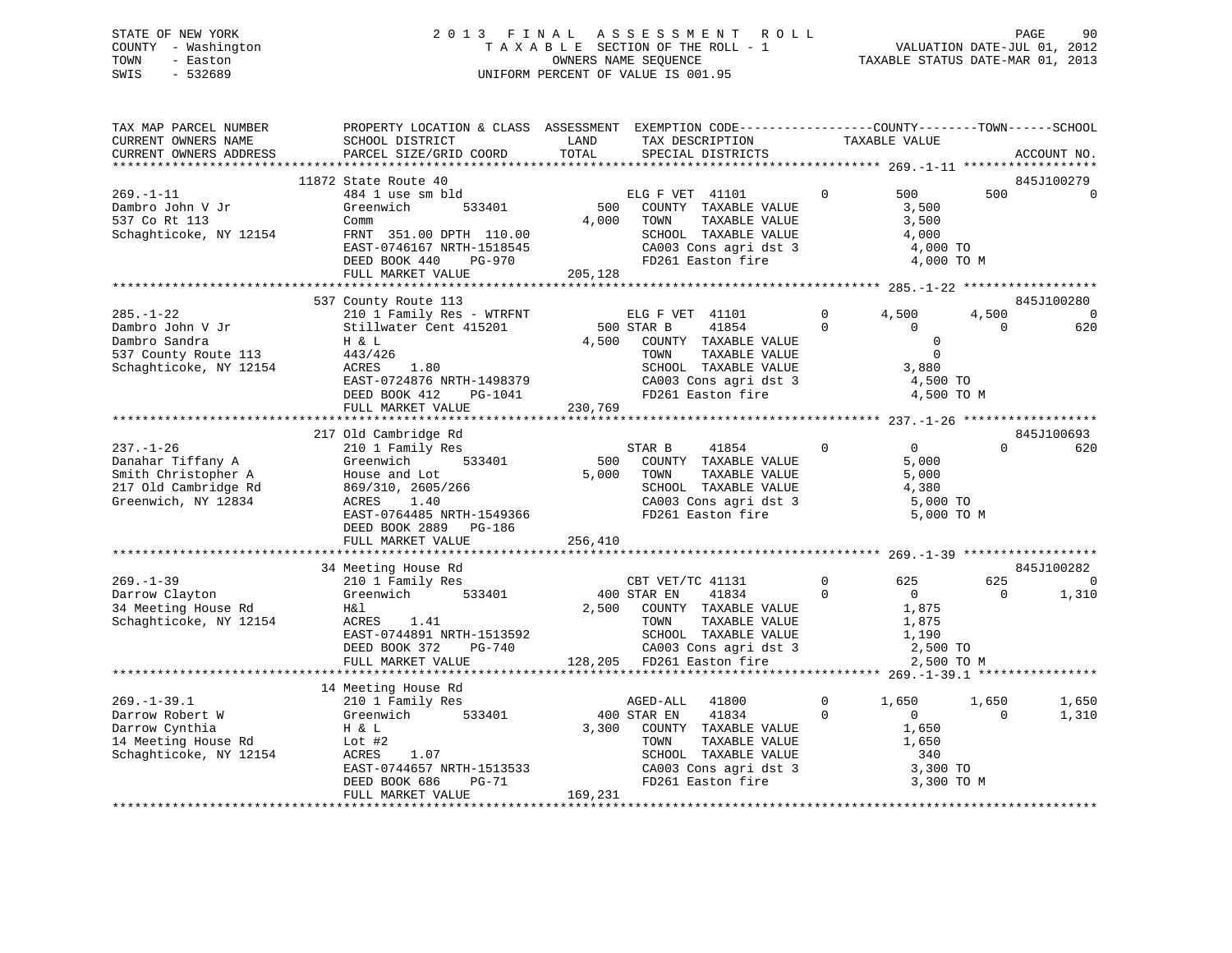STATE OF NEW YORK — 2013 FINAL ASSESSMENT ROLL
COUNTY - Washington — TAXABLE SECTION OF THE ROLL - 1 — VALUATION DATE-JUL 01, 2012
TOWN - Easton — OWNERS NAME SEQUENCE — TAXABLE STATUS DATE-MAR 01, 2013
SWIS - 532689 — UNIFORM PERCENT OF VALUE IS 001.95

```
TAX MAP PARCEL NUMBER          PROPERTY LOCATION & CLASS  ASSESSMENT  EXEMPTION CODE-----------------COUNTY--------TOWN------SCHOOL
CURRENT OWNERS NAME            SCHOOL DISTRICT               LAND      TAX DESCRIPTION            TAXABLE VALUE
CURRENT OWNERS ADDRESS         PARCEL SIZE/GRID COORD        TOTAL     SPECIAL DISTRICTS                                      ACCOUNT NO.
****************************************************************************************************** 269.-1-11 ******************
                               11872 State Route 40                                                                           845J100279
269.-1-11                      484 1 use sm bld                     ELG F VET  41101          0         500        500            0
Dambro John V Jr               Greenwich      533401         500     COUNTY  TAXABLE VALUE              3,500
537 Co Rt 113                  Comm                        4,000     TOWN    TAXABLE VALUE              3,500
Schaghticoke, NY 12154         FRNT 351.00 DPTH 110.00               SCHOOL  TAXABLE VALUE              4,000
                               EAST-0746167 NRTH-1518545             CA003 Cons agri dst 3               4,000 TO
                               DEED BOOK 440    PG-970               FD261 Easton fire                   4,000 TO M
                               FULL MARKET VALUE           205,128
****************************************************************************************************** 285.-1-22 ******************
                               537 County Route 113                                                                           845J100280
285.-1-22                      210 1 Family Res - WTRFNT            ELG F VET  41101          0       4,500      4,500            0
Dambro John V Jr               Stillwater Cent 415201         500 STAR B     41854          0           0          0          620
Dambro Sandra                  H & L                       4,500     COUNTY  TAXABLE VALUE                  0
537 County Route 113           443/426                               TOWN    TAXABLE VALUE                  0
Schaghticoke, NY 12154         ACRES    1.80                         SCHOOL  TAXABLE VALUE              3,880
                               EAST-0724876 NRTH-1498379             CA003 Cons agri dst 3               4,500 TO
                               DEED BOOK 412    PG-1041              FD261 Easton fire                   4,500 TO M
                               FULL MARKET VALUE           230,769
****************************************************************************************************** 237.-1-26 ******************
                               217 Old Cambridge Rd                                                                           845J100693
237.-1-26                      210 1 Family Res                     STAR B     41854          0           0          0          620
Danahar Tiffany A              Greenwich      533401         500     COUNTY  TAXABLE VALUE              5,000
Smith Christopher A            House and Lot               5,000     TOWN    TAXABLE VALUE              5,000
217 Old Cambridge Rd           869/310, 2605/266                     SCHOOL  TAXABLE VALUE              4,380
Greenwich, NY 12834            ACRES    1.40                         CA003 Cons agri dst 3               5,000 TO
                               EAST-0764485 NRTH-1549366             FD261 Easton fire                   5,000 TO M
                               DEED BOOK 2889   PG-186
                               FULL MARKET VALUE           256,410
****************************************************************************************************** 269.-1-39 ******************
                               34 Meeting House Rd                                                                            845J100282
269.-1-39                      210 1 Family Res                     CBT VET/TC 41131          0         625        625            0
Darrow Clayton                 Greenwich      533401         400 STAR EN    41834          0           0          0        1,310
34 Meeting House Rd            H&l                         2,500     COUNTY  TAXABLE VALUE              1,875
Schaghticoke, NY 12154         ACRES    1.41                         TOWN    TAXABLE VALUE              1,875
                               EAST-0744891 NRTH-1513592             SCHOOL  TAXABLE VALUE              1,190
                               DEED BOOK 372    PG-740               CA003 Cons agri dst 3               2,500 TO
                               FULL MARKET VALUE           128,205   FD261 Easton fire                   2,500 TO M
****************************************************************************************************** 269.-1-39.1 ****************
                               14 Meeting House Rd
269.-1-39.1                    210 1 Family Res                     AGED-ALL   41800          0       1,650      1,650        1,650
Darrow Robert W                Greenwich      533401         400 STAR EN    41834          0           0          0        1,310
Darrow Cynthia                 H & L                       3,300     COUNTY  TAXABLE VALUE              1,650
14 Meeting House Rd            Lot #2                                TOWN    TAXABLE VALUE              1,650
Schaghticoke, NY 12154         ACRES    1.07                         SCHOOL  TAXABLE VALUE                340
                               EAST-0744657 NRTH-1513533             CA003 Cons agri dst 3               3,300 TO
                               DEED BOOK 686    PG-71                FD261 Easton fire                   3,300 TO M
                               FULL MARKET VALUE           169,231
************************************************************************************************************************************
```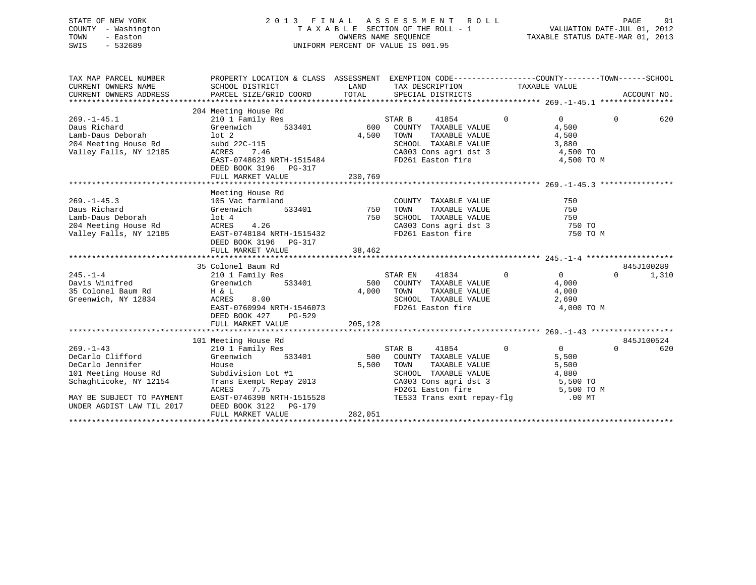STATE OF NEW YORK
COUNTY - Washington
TOWN - Easton
SWIS - 532689

2013 FINAL ASSESSMENT ROLL
TAXABLE SECTION OF THE ROLL - 1
OWNERS NAME SEQUENCE
UNIFORM PERCENT OF VALUE IS 001.95

VALUATION DATE-JUL 01, 2012
TAXABLE STATUS DATE-MAR 01, 2013

```
TAX MAP PARCEL NUMBER          PROPERTY LOCATION & CLASS  ASSESSMENT  EXEMPTION CODE------------------COUNTY--------TOWN------SCHOOL
CURRENT OWNERS NAME            SCHOOL DISTRICT              LAND      TAX DESCRIPTION             TAXABLE VALUE
CURRENT OWNERS ADDRESS         PARCEL SIZE/GRID COORD       TOTAL     SPECIAL DISTRICTS                                       ACCOUNT NO.
******************************************************************************************************* 269.-1-45.1 ****************
                               204 Meeting House Rd
269.-1-45.1                    210 1 Family Res                      STAR B      41854          0             0            0         620
Daus Richard                   Greenwich        533401          600   COUNTY  TAXABLE VALUE                4,500
Lamb-Daus Deborah              lot 2                          4,500   TOWN    TAXABLE VALUE                4,500
204 Meeting House Rd           subd 22C-115                           SCHOOL  TAXABLE VALUE                3,880
Valley Falls, NY 12185         ACRES    7.46                          CA003 Cons agri dst 3                 4,500 TO
                               EAST-0748623 NRTH-1515484              FD261 Easton fire                     4,500 TO M
                               DEED BOOK 3196   PG-317
                               FULL MARKET VALUE            230,769
******************************************************************************************************* 269.-1-45.3 ****************
                               Meeting House Rd
269.-1-45.3                    105 Vac farmland                       COUNTY  TAXABLE VALUE                  750
Daus Richard                   Greenwich        533401          750   TOWN    TAXABLE VALUE                  750
Lamb-Daus Deborah              lot 4                            750   SCHOOL  TAXABLE VALUE                  750
204 Meeting House Rd           ACRES    4.26                          CA003 Cons agri dst 3                   750 TO
Valley Falls, NY 12185         EAST-0748184 NRTH-1515432              FD261 Easton fire                       750 TO M
                               DEED BOOK 3196   PG-317
                               FULL MARKET VALUE             38,462
******************************************************************************************************* 245.-1-4 *******************
                               35 Colonel Baum Rd                                                                          845J100289
245.-1-4                       210 1 Family Res                      STAR EN     41834          0             0            0       1,310
Davis Winifred                 Greenwich        533401          500   COUNTY  TAXABLE VALUE                4,000
35 Colonel Baum Rd             H & L                          4,000   TOWN    TAXABLE VALUE                4,000
Greenwich, NY 12834            ACRES    8.00                          SCHOOL  TAXABLE VALUE                2,690
                               EAST-0760994 NRTH-1546073              FD261 Easton fire                     4,000 TO M
                               DEED BOOK 427    PG-529
                               FULL MARKET VALUE            205,128
******************************************************************************************************* 269.-1-43 ******************
                               101 Meeting House Rd                                                                        845J100524
269.-1-43                      210 1 Family Res                      STAR B      41854          0             0            0         620
DeCarlo Clifford               Greenwich        533401          500   COUNTY  TAXABLE VALUE                5,500
DeCarlo Jennifer               House                          5,500   TOWN    TAXABLE VALUE                5,500
101 Meeting House Rd           Subdivision Lot #1                     SCHOOL  TAXABLE VALUE                4,880
Schaghticoke, NY 12154         Trans Exempt Repay 2013                CA003 Cons agri dst 3                 5,500 TO
                               ACRES    7.75                          FD261 Easton fire                     5,500 TO M
MAY BE SUBJECT TO PAYMENT      EAST-0746398 NRTH-1515528              TE533 Trans exmt repay-flg              .00 MT
UNDER AGDIST LAW TIL 2017      DEED BOOK 3122   PG-179
                               FULL MARKET VALUE            282,051
************************************************************************************************************************************
```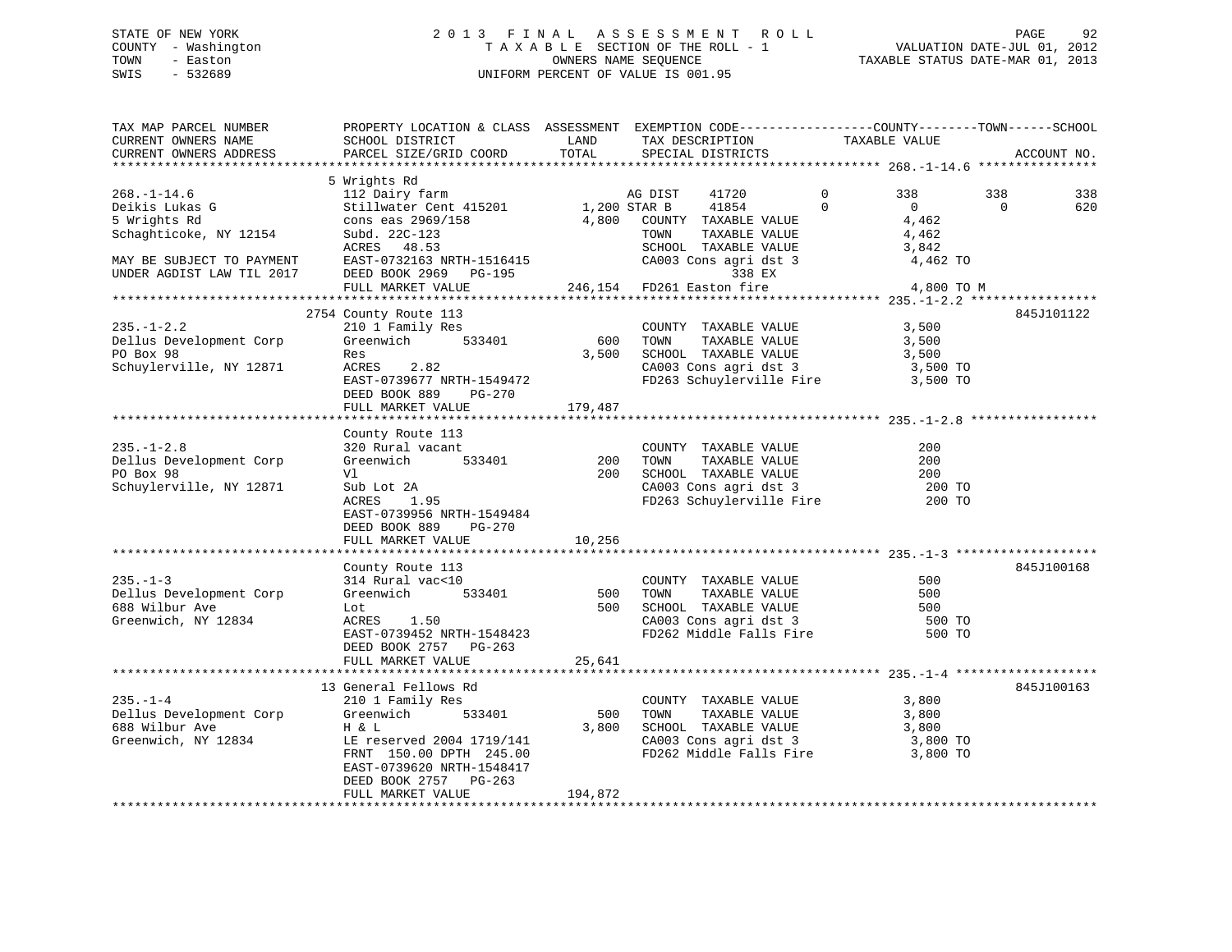STATE OF NEW YORK
COUNTY - Washington
TOWN - Easton
SWIS - 532689

2 0 1 3 F I N A L A S S E S S M E N T R O L L
T A X A B L E SECTION OF THE ROLL - 1
OWNERS NAME SEQUENCE
UNIFORM PERCENT OF VALUE IS 001.95

VALUATION DATE-JUL 01, 2012
TAXABLE STATUS DATE-MAR 01, 2013

```
TAX MAP PARCEL NUMBER          PROPERTY LOCATION & CLASS  ASSESSMENT  EXEMPTION CODE------------------COUNTY--------TOWN------SCHOOL
CURRENT OWNERS NAME            SCHOOL DISTRICT               LAND      TAX DESCRIPTION             TAXABLE VALUE
CURRENT OWNERS ADDRESS         PARCEL SIZE/GRID COORD        TOTAL     SPECIAL DISTRICTS                                   ACCOUNT NO.
*********************************************************************************************** 268.-1-14.6 ****************
                               5 Wrights Rd
268.-1-14.6                    112 Dairy farm                     AG DIST    41720         0         338          338          338
Deikis Lukas G                 Stillwater Cent 415201      1,200 STAR B     41854          0           0            0          620
5 Wrights Rd                   cons eas 2969/158           4,800   COUNTY  TAXABLE VALUE              4,462
Schaghticoke, NY 12154         Subd. 22C-123                       TOWN    TAXABLE VALUE              4,462
                               ACRES   48.53                       SCHOOL  TAXABLE VALUE              3,842
MAY BE SUBJECT TO PAYMENT      EAST-0732163 NRTH-1516415           CA003 Cons agri dst 3               4,462 TO
UNDER AGDIST LAW TIL 2017      DEED BOOK 2969   PG-195                         338 EX
                               FULL MARKET VALUE            246,154  FD261 Easton fire                 4,800 TO M
*********************************************************************************************** 235.-1-2.2 *****************
                               2754 County Route 113                                                              845J101122
235.-1-2.2                     210 1 Family Res                    COUNTY  TAXABLE VALUE              3,500
Dellus Development Corp        Greenwich        533401        600  TOWN    TAXABLE VALUE              3,500
PO Box 98                      Res                          3,500  SCHOOL  TAXABLE VALUE              3,500
Schuylerville, NY 12871        ACRES    2.82                       CA003 Cons agri dst 3               3,500 TO
                               EAST-0739677 NRTH-1549472           FD263 Schuylerville Fire            3,500 TO
                               DEED BOOK 889    PG-270
                               FULL MARKET VALUE            179,487
*********************************************************************************************** 235.-1-2.8 *****************
                               County Route 113
235.-1-2.8                     320 Rural vacant                    COUNTY  TAXABLE VALUE                200
Dellus Development Corp        Greenwich        533401        200  TOWN    TAXABLE VALUE                200
PO Box 98                      Vl                             200  SCHOOL  TAXABLE VALUE                200
Schuylerville, NY 12871        Sub Lot 2A                          CA003 Cons agri dst 3                 200 TO
                               ACRES    1.95                       FD263 Schuylerville Fire              200 TO
                               EAST-0739956 NRTH-1549484
                               DEED BOOK 889    PG-270
                               FULL MARKET VALUE             10,256
*********************************************************************************************** 235.-1-3 *******************
                               County Route 113                                                                   845J100168
235.-1-3                       314 Rural vac<10                    COUNTY  TAXABLE VALUE                500
Dellus Development Corp        Greenwich        533401        500  TOWN    TAXABLE VALUE                500
688 Wilbur Ave                 Lot                            500  SCHOOL  TAXABLE VALUE                500
Greenwich, NY 12834            ACRES    1.50                       CA003 Cons agri dst 3                 500 TO
                               EAST-0739452 NRTH-1548423           FD262 Middle Falls Fire               500 TO
                               DEED BOOK 2757   PG-263
                               FULL MARKET VALUE             25,641
*********************************************************************************************** 235.-1-4 *******************
                               13 General Fellows Rd                                                              845J100163
235.-1-4                       210 1 Family Res                    COUNTY  TAXABLE VALUE              3,800
Dellus Development Corp        Greenwich        533401        500  TOWN    TAXABLE VALUE              3,800
688 Wilbur Ave                 H & L                        3,800  SCHOOL  TAXABLE VALUE              3,800
Greenwich, NY 12834            LE reserved 2004 1719/141           CA003 Cons agri dst 3               3,800 TO
                               FRNT 150.00 DPTH 245.00             FD262 Middle Falls Fire             3,800 TO
                               EAST-0739620 NRTH-1548417
                               DEED BOOK 2757   PG-263
                               FULL MARKET VALUE            194,872
****************************************************************************************************************************
```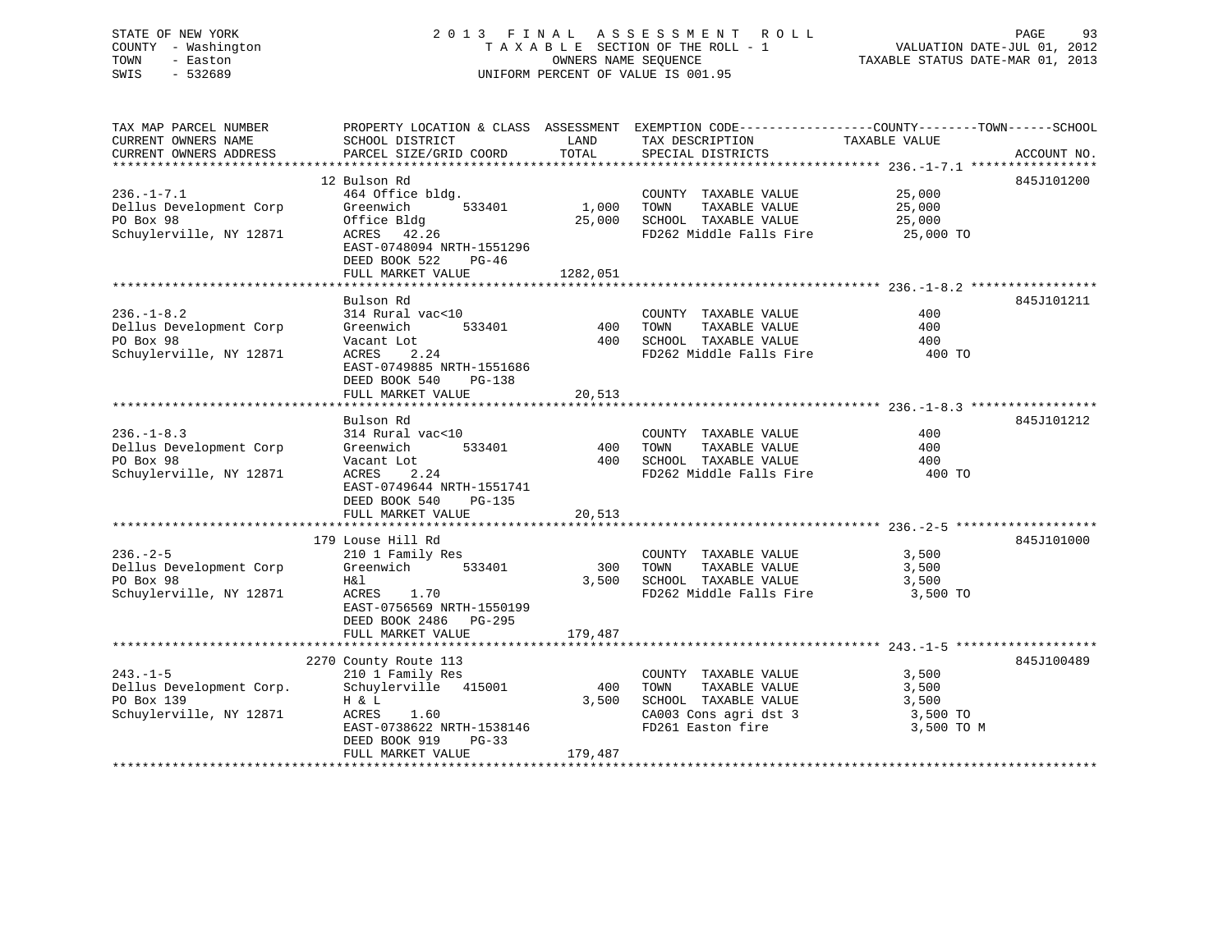STATE OF NEW YORK · COUNTY - Washington · TOWN - Easton · SWIS - 532689

# 2013 FINAL ASSESSMENT ROLL

TAXABLE SECTION OF THE ROLL - 1
OWNERS NAME SEQUENCE
UNIFORM PERCENT OF VALUE IS 001.95

VALUATION DATE-JUL 01, 2012
TAXABLE STATUS DATE-MAR 01, 2013

```
TAX MAP PARCEL NUMBER          PROPERTY LOCATION & CLASS  ASSESSMENT  EXEMPTION CODE------------------COUNTY--------TOWN------SCHOOL
CURRENT OWNERS NAME            SCHOOL DISTRICT               LAND      TAX DESCRIPTION              TAXABLE VALUE
CURRENT OWNERS ADDRESS         PARCEL SIZE/GRID COORD        TOTAL     SPECIAL DISTRICTS                                  ACCOUNT NO.
****************************************************************************************************** 236.-1-7.1 *****************
                               12 Bulson Rd                                                                               845J101200
236.-1-7.1                     464 Office bldg.                        COUNTY  TAXABLE VALUE           25,000
Dellus Development Corp        Greenwich      533401       1,000       TOWN    TAXABLE VALUE           25,000
PO Box 98                      Office Bldg                 25,000      SCHOOL  TAXABLE VALUE           25,000
Schuylerville, NY 12871        ACRES   42.26                           FD262 Middle Falls Fire         25,000 TO
                               EAST-0748094 NRTH-1551296
                               DEED BOOK 522     PG-46
                               FULL MARKET VALUE          1282,051
****************************************************************************************************** 236.-1-8.2 *****************
                               Bulson Rd                                                                                  845J101211
236.-1-8.2                     314 Rural vac<10                        COUNTY  TAXABLE VALUE              400
Dellus Development Corp        Greenwich      533401         400       TOWN    TAXABLE VALUE              400
PO Box 98                      Vacant Lot                    400       SCHOOL  TAXABLE VALUE              400
Schuylerville, NY 12871        ACRES    2.24                           FD262 Middle Falls Fire            400 TO
                               EAST-0749885 NRTH-1551686
                               DEED BOOK 540     PG-138
                               FULL MARKET VALUE            20,513
****************************************************************************************************** 236.-1-8.3 *****************
                               Bulson Rd                                                                                  845J101212
236.-1-8.3                     314 Rural vac<10                        COUNTY  TAXABLE VALUE              400
Dellus Development Corp        Greenwich      533401         400       TOWN    TAXABLE VALUE              400
PO Box 98                      Vacant Lot                    400       SCHOOL  TAXABLE VALUE              400
Schuylerville, NY 12871        ACRES    2.24                           FD262 Middle Falls Fire            400 TO
                               EAST-0749644 NRTH-1551741
                               DEED BOOK 540     PG-135
                               FULL MARKET VALUE            20,513
****************************************************************************************************** 236.-2-5 *******************
                               179 Louse Hill Rd                                                                          845J101000
236.-2-5                       210 1 Family Res                        COUNTY  TAXABLE VALUE            3,500
Dellus Development Corp        Greenwich      533401         300       TOWN    TAXABLE VALUE            3,500
PO Box 98                      H&l                         3,500       SCHOOL  TAXABLE VALUE            3,500
Schuylerville, NY 12871        ACRES    1.70                           FD262 Middle Falls Fire          3,500 TO
                               EAST-0756569 NRTH-1550199
                               DEED BOOK 2486    PG-295
                               FULL MARKET VALUE           179,487
****************************************************************************************************** 243.-1-5 *******************
                               2270 County Route 113                                                                      845J100489
243.-1-5                       210 1 Family Res                        COUNTY  TAXABLE VALUE            3,500
Dellus Development Corp.       Schuylerville  415001         400       TOWN    TAXABLE VALUE            3,500
PO Box 139                     H & L                       3,500       SCHOOL  TAXABLE VALUE            3,500
Schuylerville, NY 12871        ACRES    1.60                           CA003 Cons agri dst 3            3,500 TO
                               EAST-0738622 NRTH-1538146               FD261 Easton fire                3,500 TO M
                               DEED BOOK 919     PG-33
                               FULL MARKET VALUE           179,487
************************************************************************************************************************************
```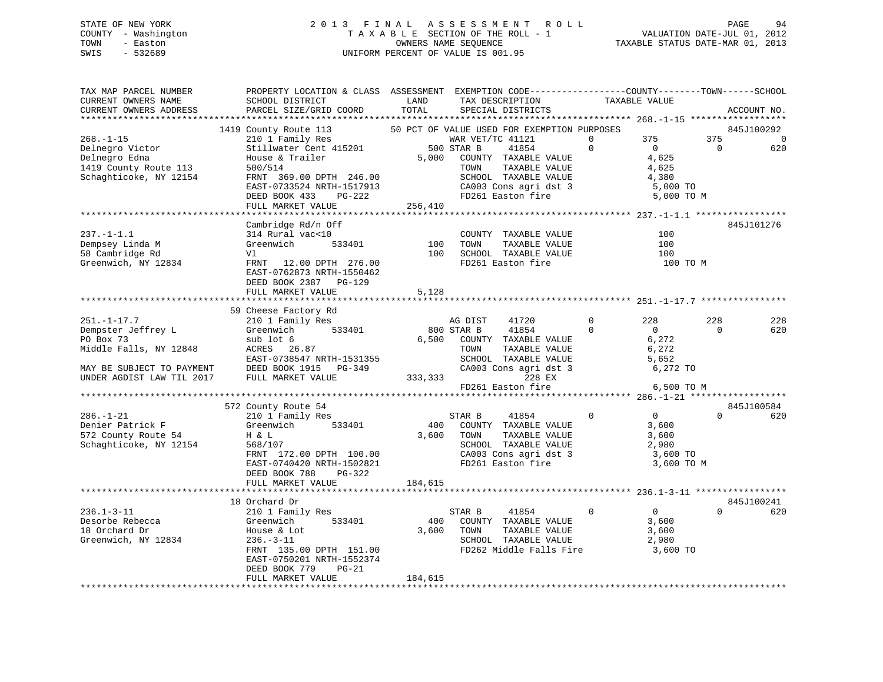STATE OF NEW YORK
COUNTY - Washington
TOWN - Easton
SWIS - 532689

# 2013 FINAL ASSESSMENT ROLL
TAXABLE SECTION OF THE ROLL - 1
OWNERS NAME SEQUENCE
UNIFORM PERCENT OF VALUE IS 001.95

VALUATION DATE-JUL 01, 2012
TAXABLE STATUS DATE-MAR 01, 2013

```
TAX MAP PARCEL NUMBER         PROPERTY LOCATION & CLASS  ASSESSMENT  EXEMPTION CODE------------------COUNTY--------TOWN------SCHOOL
CURRENT OWNERS NAME           SCHOOL DISTRICT              LAND      TAX DESCRIPTION              TAXABLE VALUE
CURRENT OWNERS ADDRESS        PARCEL SIZE/GRID COORD       TOTAL     SPECIAL DISTRICTS                                      ACCOUNT NO.
*********************************************************************************************** 268.-1-15 ******************
                              1419 County Route 113       50 PCT OF VALUE USED FOR EXEMPTION PURPOSES                       845J100292
268.-1-15                     210 1 Family Res                 WAR VET/TC 41121        0          375          375            0
Delnegro Victor               Stillwater Cent 415201       500 STAR B       41854      0            0            0          620
Delnegro Edna                 House & Trailer            5,000   COUNTY  TAXABLE VALUE            4,625
1419 County Route 113         500/514                            TOWN    TAXABLE VALUE            4,625
Schaghticoke, NY 12154        FRNT 369.00 DPTH 246.00            SCHOOL  TAXABLE VALUE            4,380
                              EAST-0733524 NRTH-1517913          CA003 Cons agri dst 3             5,000 TO
                              DEED BOOK 433    PG-222            FD261 Easton fire                 5,000 TO M
                              FULL MARKET VALUE          256,410
*********************************************************************************************** 237.-1-1.1 *****************
                              Cambridge Rd/n Off                                                                          845J101276
237.-1-1.1                    314 Rural vac<10                   COUNTY  TAXABLE VALUE              100
Dempsey Linda M               Greenwich        533401       100  TOWN    TAXABLE VALUE              100
58 Cambridge Rd               Vl                            100  SCHOOL  TAXABLE VALUE              100
Greenwich, NY 12834           FRNT  12.00 DPTH 276.00            FD261 Easton fire                   100 TO M
                              EAST-0762873 NRTH-1550462
                              DEED BOOK 2387   PG-129
                              FULL MARKET VALUE            5,128
*********************************************************************************************** 251.-1-17.7 ****************
                              59 Cheese Factory Rd
251.-1-17.7                   210 1 Family Res                 AG DIST     41720       0          228          228          228
Dempster Jeffrey L            Greenwich        533401       800 STAR B      41854       0            0            0          620
PO Box 73                     sub lot 6                  6,500   COUNTY  TAXABLE VALUE            6,272
Middle Falls, NY 12848        ACRES  26.87                       TOWN    TAXABLE VALUE            6,272
                              EAST-0738547 NRTH-1531355          SCHOOL  TAXABLE VALUE            5,652
MAY BE SUBJECT TO PAYMENT     DEED BOOK 1915   PG-349            CA003 Cons agri dst 3             6,272 TO
UNDER AGDIST LAW TIL 2017     FULL MARKET VALUE          333,333             228 EX
                                                                 FD261 Easton fire                 6,500 TO M
*********************************************************************************************** 286.-1-21 ******************
                              572 County Route 54                                                                         845J100584
286.-1-21                     210 1 Family Res                 STAR B      41854       0            0            0          620
Denier Patrick F              Greenwich        533401       400  COUNTY  TAXABLE VALUE            3,600
572 County Route 54           H & L                      3,600   TOWN    TAXABLE VALUE            3,600
Schaghticoke, NY 12154        568/107                            SCHOOL  TAXABLE VALUE            2,980
                              FRNT 172.00 DPTH 100.00            CA003 Cons agri dst 3             3,600 TO
                              EAST-0740420 NRTH-1502821          FD261 Easton fire                 3,600 TO M
                              DEED BOOK 788    PG-322
                              FULL MARKET VALUE          184,615
*********************************************************************************************** 236.1-3-11 *****************
                              18 Orchard Dr                                                                               845J100241
236.1-3-11                    210 1 Family Res                 STAR B      41854       0            0            0          620
Desorbe Rebecca               Greenwich        533401       400  COUNTY  TAXABLE VALUE            3,600
18 Orchard Dr                 House & Lot                3,600   TOWN    TAXABLE VALUE            3,600
Greenwich, NY 12834           236.-3-11                          SCHOOL  TAXABLE VALUE            2,980
                              FRNT 135.00 DPTH 151.00            FD262 Middle Falls Fire           3,600 TO
                              EAST-0750201 NRTH-1552374
                              DEED BOOK 779    PG-21
                              FULL MARKET VALUE          184,615
******************************************************************************************************************************
```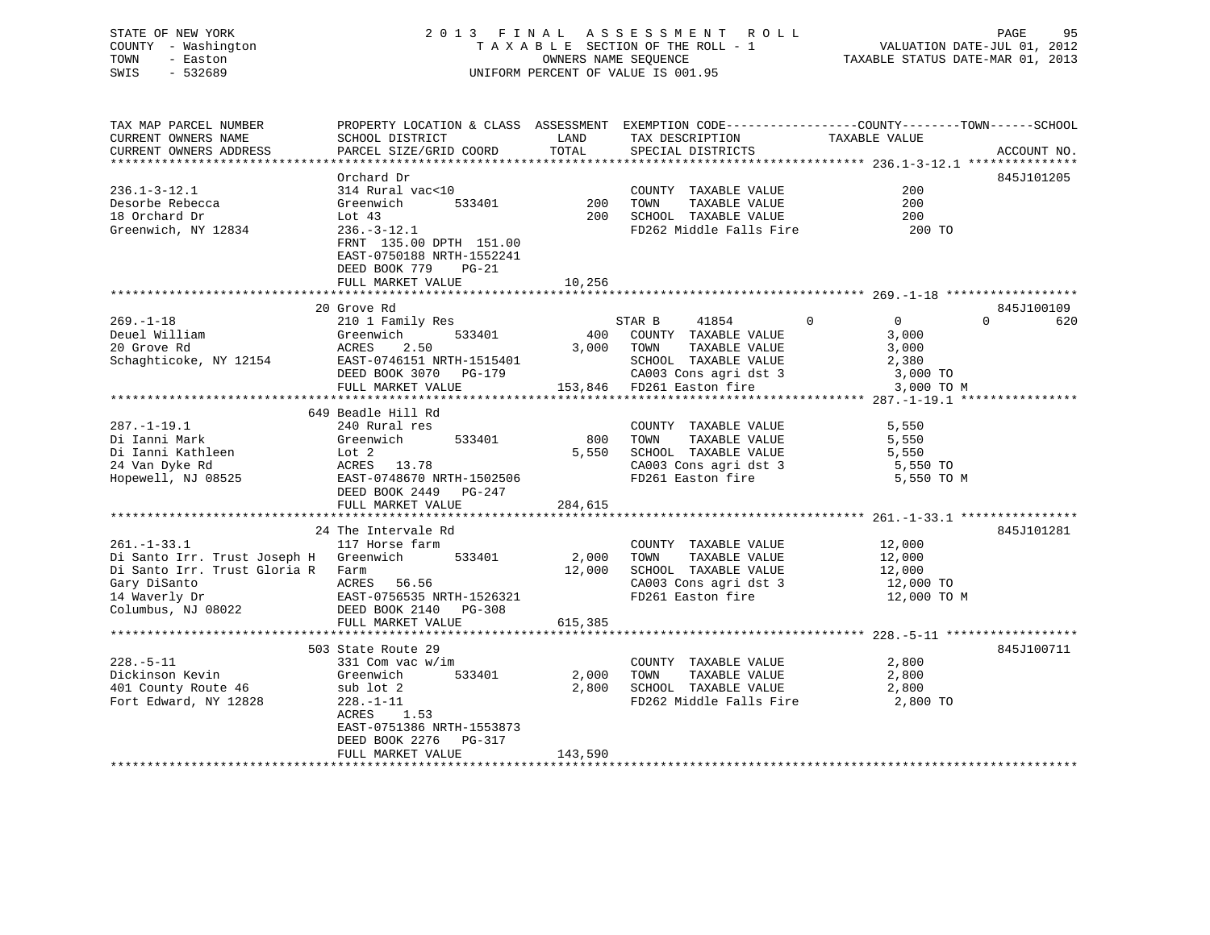STATE OF NEW YORK — 2013 FINAL ASSESSMENT ROLL — PAGE 95
COUNTY - Washington — TAXABLE SECTION OF THE ROLL - 1 — VALUATION DATE-JUL 01, 2012
TOWN - Easton — OWNERS NAME SEQUENCE — TAXABLE STATUS DATE-MAR 01, 2013
SWIS - 532689 — UNIFORM PERCENT OF VALUE IS 001.95

```
TAX MAP PARCEL NUMBER          PROPERTY LOCATION & CLASS  ASSESSMENT  EXEMPTION CODE------------------COUNTY--------TOWN------SCHOOL
CURRENT OWNERS NAME            SCHOOL DISTRICT              LAND      TAX DESCRIPTION            TAXABLE VALUE
CURRENT OWNERS ADDRESS         PARCEL SIZE/GRID COORD       TOTAL     SPECIAL DISTRICTS                                   ACCOUNT NO.
******************************************************************************************************* 236.1-3-12.1 ***************
                               Orchard Dr                                                                                 845J101205
236.1-3-12.1                   314 Rural vac<10                        COUNTY  TAXABLE VALUE              200
Desorbe Rebecca                Greenwich        533401        200      TOWN    TAXABLE VALUE              200
18 Orchard Dr                  Lot 43                         200      SCHOOL  TAXABLE VALUE              200
Greenwich, NY 12834            236.-3-12.1                             FD262 Middle Falls Fire             200 TO
                               FRNT 135.00 DPTH 151.00
                               EAST-0750188 NRTH-1552241
                               DEED BOOK 779    PG-21
                               FULL MARKET VALUE           10,256
******************************************************************************************************* 269.-1-18 ******************
                               20 Grove Rd                                                                                845J100109
269.-1-18                      210 1 Family Res                        STAR B     41854        0            0            0        620
Deuel William                  Greenwich        533401        400      COUNTY  TAXABLE VALUE            3,000
20 Grove Rd                    ACRES    2.50                3,000      TOWN    TAXABLE VALUE            3,000
Schaghticoke, NY 12154         EAST-0746151 NRTH-1515401               SCHOOL  TAXABLE VALUE            2,380
                               DEED BOOK 3070   PG-179                 CA003 Cons agri dst 3             3,000 TO
                               FULL MARKET VALUE          153,846      FD261 Easton fire                 3,000 TO M
******************************************************************************************************* 287.-1-19.1 ****************
                               649 Beadle Hill Rd
287.-1-19.1                    240 Rural res                           COUNTY  TAXABLE VALUE            5,550
Di Ianni Mark                  Greenwich        533401        800      TOWN    TAXABLE VALUE            5,550
Di Ianni Kathleen              Lot 2                        5,550      SCHOOL  TAXABLE VALUE            5,550
24 Van Dyke Rd                 ACRES   13.78                           CA003 Cons agri dst 3             5,550 TO
Hopewell, NJ 08525             EAST-0748670 NRTH-1502506               FD261 Easton fire                 5,550 TO M
                               DEED BOOK 2449   PG-247
                               FULL MARKET VALUE          284,615
******************************************************************************************************* 261.-1-33.1 ****************
                               24 The Intervale Rd                                                                        845J101281
261.-1-33.1                    117 Horse farm                          COUNTY  TAXABLE VALUE           12,000
Di Santo Irr. Trust Joseph H   Greenwich        533401      2,000      TOWN    TAXABLE VALUE           12,000
Di Santo Irr. Trust Gloria R   Farm                        12,000      SCHOOL  TAXABLE VALUE           12,000
Gary DiSanto                   ACRES   56.56                           CA003 Cons agri dst 3            12,000 TO
14 Waverly Dr                  EAST-0756535 NRTH-1526321               FD261 Easton fire                12,000 TO M
Columbus, NJ 08022             DEED BOOK 2140   PG-308
                               FULL MARKET VALUE          615,385
******************************************************************************************************* 228.-5-11 ******************
                               503 State Route 29                                                                         845J100711
228.-5-11                      331 Com vac w/im                        COUNTY  TAXABLE VALUE            2,800
Dickinson Kevin                Greenwich        533401      2,000      TOWN    TAXABLE VALUE            2,800
401 County Route 46            sub lot 2                    2,800      SCHOOL  TAXABLE VALUE            2,800
Fort Edward, NY 12828          228.-1-11                               FD262 Middle Falls Fire           2,800 TO
                               ACRES    1.53
                               EAST-0751386 NRTH-1553873
                               DEED BOOK 2276   PG-317
                               FULL MARKET VALUE          143,590
************************************************************************************************************************************
```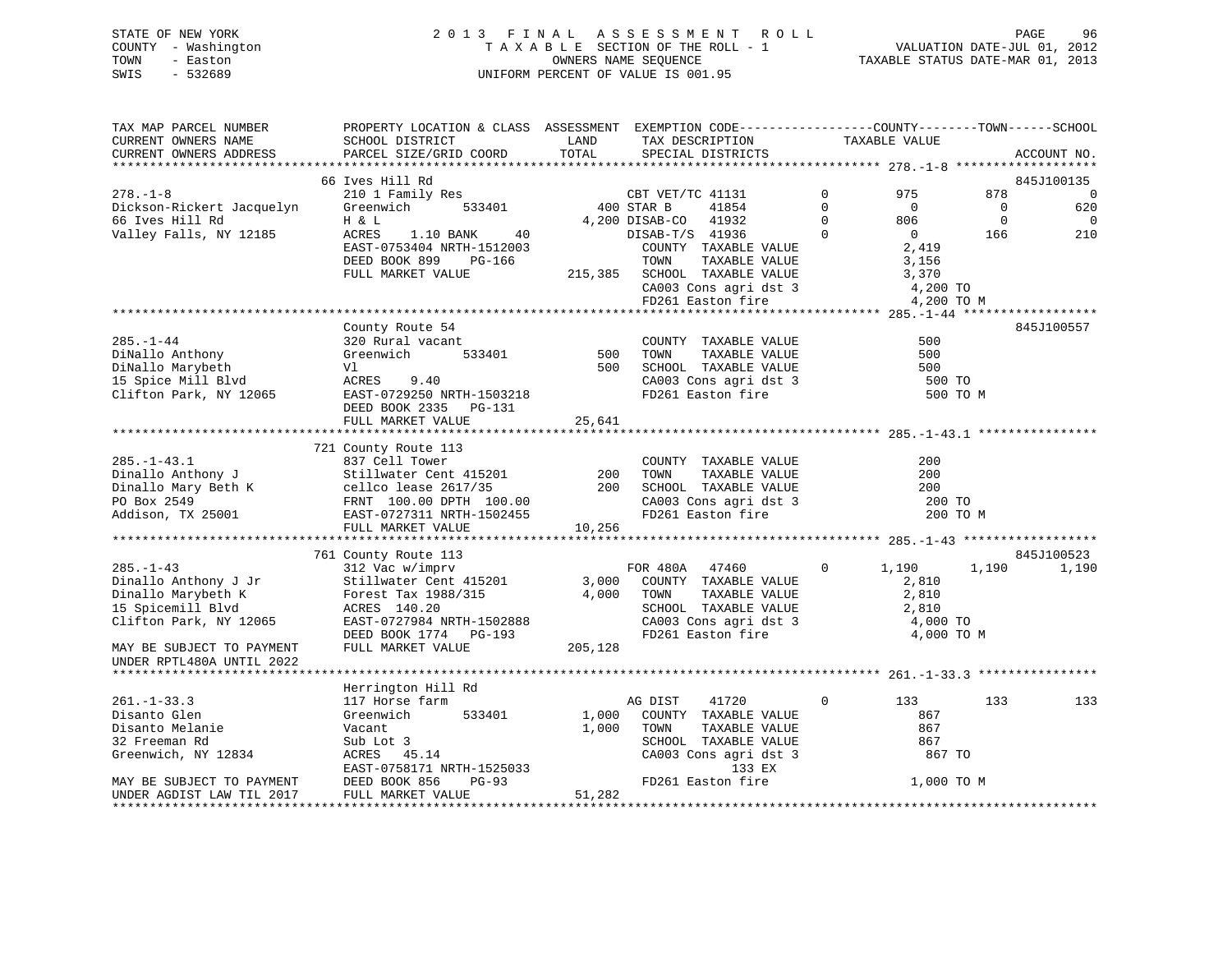STATE OF NEW YORK
COUNTY - Washington
TOWN - Easton
SWIS - 532689

2 0 1 3 F I N A L A S S E S S M E N T R O L L
T A X A B L E SECTION OF THE ROLL - 1
OWNERS NAME SEQUENCE
UNIFORM PERCENT OF VALUE IS 001.95

VALUATION DATE-JUL 01, 2012
TAXABLE STATUS DATE-MAR 01, 2013

```
TAX MAP PARCEL NUMBER          PROPERTY LOCATION & CLASS  ASSESSMENT  EXEMPTION CODE------------------COUNTY--------TOWN------SCHOOL
CURRENT OWNERS NAME            SCHOOL DISTRICT              LAND      TAX DESCRIPTION              TAXABLE VALUE
CURRENT OWNERS ADDRESS         PARCEL SIZE/GRID COORD       TOTAL     SPECIAL DISTRICTS                                      ACCOUNT NO.
******************************************************************************************************* 278.-1-8 *******************
                               66 Ives Hill Rd                                                                                845J100135
278.-1-8                       210 1 Family Res                  CBT VET/TC 41131         0         975         878             0
Dickson-Rickert Jacquelyn      Greenwich       533401        400 STAR B     41854         0           0           0           620
66 Ives Hill Rd                H & L                       4,200 DISAB-CO   41932         0         806           0             0
Valley Falls, NY 12185         ACRES    1.10 BANK     40         DISAB-T/S  41936         0           0         166           210
                               EAST-0753404 NRTH-1512003           COUNTY  TAXABLE VALUE             2,419
                               DEED BOOK 899    PG-166             TOWN    TAXABLE VALUE             3,156
                               FULL MARKET VALUE             215,385  SCHOOL  TAXABLE VALUE             3,370
                                                                   CA003 Cons agri dst 3              4,200 TO
                                                                   FD261 Easton fire                  4,200 TO M
******************************************************************************************************* 285.-1-44 ******************
                               County Route 54                                                                                845J100557
285.-1-44                      320 Rural vacant                    COUNTY  TAXABLE VALUE               500
DiNallo Anthony                Greenwich       533401        500   TOWN    TAXABLE VALUE               500
DiNallo Marybeth               Vl                            500   SCHOOL  TAXABLE VALUE               500
15 Spice Mill Blvd             ACRES    9.40                       CA003 Cons agri dst 3                500 TO
Clifton Park, NY 12065         EAST-0729250 NRTH-1503218           FD261 Easton fire                    500 TO M
                               DEED BOOK 2335   PG-131
                               FULL MARKET VALUE              25,641
******************************************************************************************************* 285.-1-43.1 ****************
                               721 County Route 113
285.-1-43.1                    837 Cell Tower                      COUNTY  TAXABLE VALUE               200
Dinallo Anthony J              Stillwater Cent 415201        200   TOWN    TAXABLE VALUE               200
Dinallo Mary Beth K            cellco lease 2617/35          200   SCHOOL  TAXABLE VALUE               200
PO Box 2549                    FRNT 100.00 DPTH 100.00             CA003 Cons agri dst 3                200 TO
Addison, TX 25001              EAST-0727311 NRTH-1502455           FD261 Easton fire                    200 TO M
                               FULL MARKET VALUE              10,256
******************************************************************************************************* 285.-1-43 ******************
                               761 County Route 113                                                                           845J100523
285.-1-43                      312 Vac w/imprv                     FOR 480A   47460       0       1,190       1,190         1,190
Dinallo Anthony J Jr           Stillwater Cent 415201      3,000   COUNTY  TAXABLE VALUE             2,810
Dinallo Marybeth K             Forest Tax 1988/315         4,000   TOWN    TAXABLE VALUE             2,810
15 Spicemill Blvd              ACRES  140.20                       SCHOOL  TAXABLE VALUE             2,810
Clifton Park, NY 12065         EAST-0727984 NRTH-1502888           CA003 Cons agri dst 3              4,000 TO
                               DEED BOOK 1774   PG-193             FD261 Easton fire                  4,000 TO M
MAY BE SUBJECT TO PAYMENT      FULL MARKET VALUE             205,128
UNDER RPTL480A UNTIL 2022
******************************************************************************************************* 261.-1-33.3 ****************
                               Herrington Hill Rd
261.-1-33.3                    117 Horse farm                      AG DIST    41720       0         133         133           133
Disanto Glen                   Greenwich       533401      1,000   COUNTY  TAXABLE VALUE               867
Disanto Melanie                Vacant                      1,000   TOWN    TAXABLE VALUE               867
32 Freeman Rd                  Sub Lot 3                           SCHOOL  TAXABLE VALUE               867
Greenwich, NY 12834            ACRES   45.14                       CA003 Cons agri dst 3                867 TO
                               EAST-0758171 NRTH-1525033                        133 EX
MAY BE SUBJECT TO PAYMENT      DEED BOOK 856    PG-93              FD261 Easton fire                  1,000 TO M
UNDER AGDIST LAW TIL 2017      FULL MARKET VALUE              51,282
************************************************************************************************************************************
```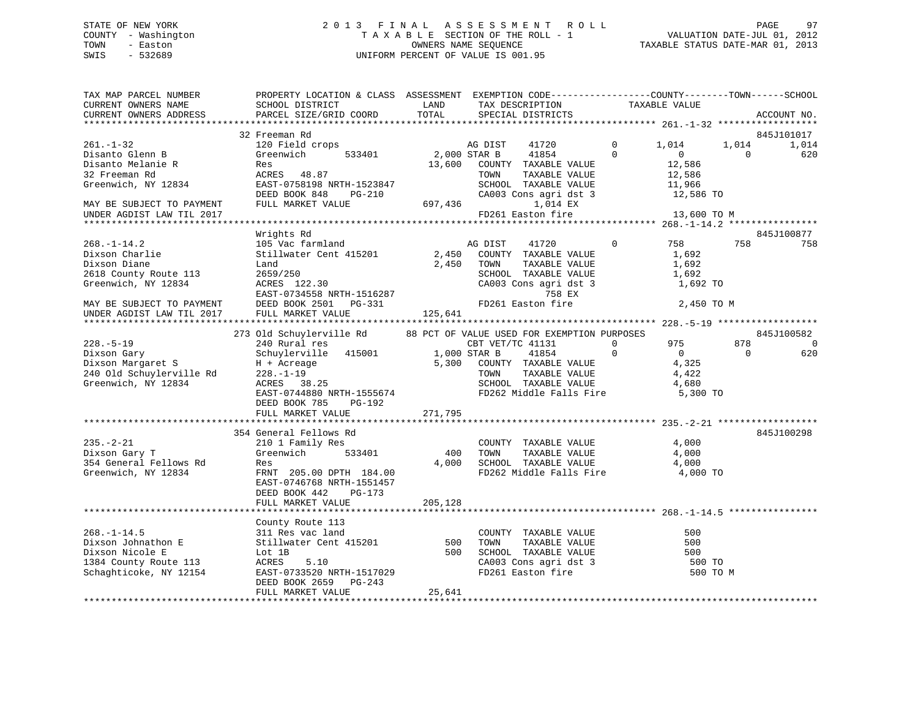STATE OF NEW YORK
COUNTY - Washington
TOWN - Easton
SWIS - 532689

2013 FINAL ASSESSMENT ROLL
TAXABLE SECTION OF THE ROLL - 1
OWNERS NAME SEQUENCE
UNIFORM PERCENT OF VALUE IS 001.95

VALUATION DATE-JUL 01, 2012
TAXABLE STATUS DATE-MAR 01, 2013

```
TAX MAP PARCEL NUMBER          PROPERTY LOCATION & CLASS  ASSESSMENT  EXEMPTION CODE------------------COUNTY--------TOWN------SCHOOL
CURRENT OWNERS NAME            SCHOOL DISTRICT              LAND      TAX DESCRIPTION             TAXABLE VALUE
CURRENT OWNERS ADDRESS         PARCEL SIZE/GRID COORD       TOTAL     SPECIAL DISTRICTS                                      ACCOUNT NO.
******************************************************************************************************* 261.-1-32 ******************
                               32 Freeman Rd                                                                              845J101017
261.-1-32                      120 Field crops                       AG DIST    41720          0       1,014      1,014      1,014
Disanto Glenn B                Greenwich       533401      2,000 STAR B     41854          0           0          0        620
Disanto Melanie R              Res                        13,600    COUNTY  TAXABLE VALUE            12,586
32 Freeman Rd                  ACRES   48.87                         TOWN    TAXABLE VALUE            12,586
Greenwich, NY 12834            EAST-0758198 NRTH-1523847             SCHOOL  TAXABLE VALUE            11,966
                               DEED BOOK 848    PG-210               CA003 Cons agri dst 3             12,586 TO
MAY BE SUBJECT TO PAYMENT      FULL MARKET VALUE          697,436              1,014 EX
UNDER AGDIST LAW TIL 2017                                            FD261 Easton fire                 13,600 TO M
******************************************************************************************************* 268.-1-14.2 ****************
                               Wrights Rd                                                                                 845J100877
268.-1-14.2                    105 Vac farmland                      AG DIST    41720          0         758        758        758
Dixson Charlie                 Stillwater Cent 415201      2,450    COUNTY  TAXABLE VALUE             1,692
Dixson Diane                   Land                        2,450    TOWN    TAXABLE VALUE             1,692
2618 County Route 113          2659/250                              SCHOOL  TAXABLE VALUE             1,692
Greenwich, NY 12834            ACRES  122.30                         CA003 Cons agri dst 3              1,692 TO
                               EAST-0734558 NRTH-1516287                        758 EX
MAY BE SUBJECT TO PAYMENT      DEED BOOK 2501   PG-331               FD261 Easton fire                  2,450 TO M
UNDER AGDIST LAW TIL 2017      FULL MARKET VALUE          125,641
******************************************************************************************************* 228.-5-19 ******************
                               273 Old Schuylerville Rd      88 PCT OF VALUE USED FOR EXEMPTION PURPOSES                  845J100582
228.-5-19                      240 Rural res                         CBT VET/TC 41131          0         975        878          0
Dixson Gary                    Schuylerville   415001      1,000 STAR B     41854          0           0          0        620
Dixson Margaret S              H + Acreage                 5,300    COUNTY  TAXABLE VALUE             4,325
240 Old Schuylerville Rd       228.-1-19                             TOWN    TAXABLE VALUE             4,422
Greenwich, NY 12834            ACRES   38.25                         SCHOOL  TAXABLE VALUE             4,680
                               EAST-0744880 NRTH-1555674             FD262 Middle Falls Fire            5,300 TO
                               DEED BOOK 785    PG-192
                               FULL MARKET VALUE          271,795
******************************************************************************************************* 235.-2-21 ******************
                               354 General Fellows Rd                                                                     845J100298
235.-2-21                      210 1 Family Res                      COUNTY  TAXABLE VALUE             4,000
Dixson Gary T                  Greenwich       533401        400    TOWN    TAXABLE VALUE             4,000
354 General Fellows Rd         Res                         4,000    SCHOOL  TAXABLE VALUE             4,000
Greenwich, NY 12834            FRNT 205.00 DPTH 184.00               FD262 Middle Falls Fire            4,000 TO
                               EAST-0746768 NRTH-1551457
                               DEED BOOK 442    PG-173
                               FULL MARKET VALUE          205,128
******************************************************************************************************* 268.-1-14.5 ****************
                               County Route 113
268.-1-14.5                    311 Res vac land                      COUNTY  TAXABLE VALUE               500
Dixson Johnathon E             Stillwater Cent 415201        500    TOWN    TAXABLE VALUE               500
Dixson Nicole E                Lot 1B                        500    SCHOOL  TAXABLE VALUE               500
1384 County Route 113          ACRES    5.10                         CA003 Cons agri dst 3                500 TO
Schaghticoke, NY 12154         EAST-0733520 NRTH-1517029             FD261 Easton fire                    500 TO M
                               DEED BOOK 2659   PG-243
                               FULL MARKET VALUE           25,641
************************************************************************************************************************************
```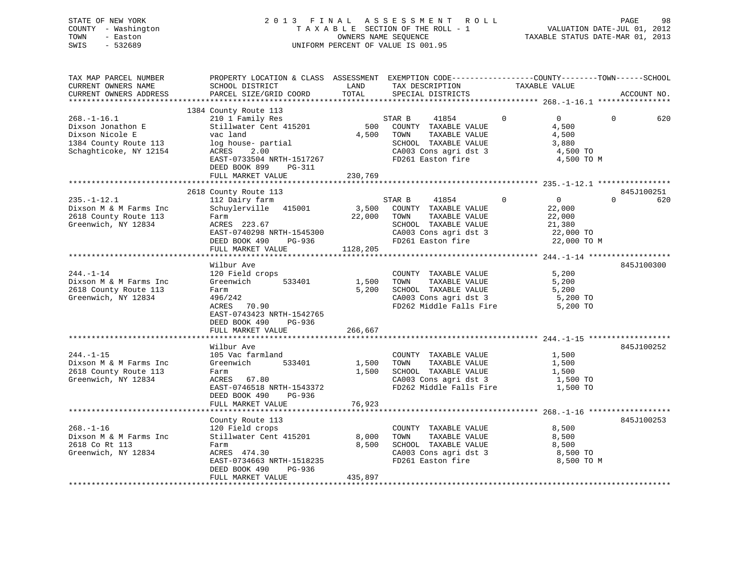STATE OF NEW YORK
COUNTY - Washington
TOWN - Easton
SWIS - 532689

# 2013 FINAL ASSESSMENT ROLL

TAXABLE SECTION OF THE ROLL - 1
OWNERS NAME SEQUENCE
UNIFORM PERCENT OF VALUE IS 001.95

VALUATION DATE-JUL 01, 2012
TAXABLE STATUS DATE-MAR 01, 2013

| TAX MAP PARCEL NUMBER / CURRENT OWNERS NAME / CURRENT OWNERS ADDRESS | PROPERTY LOCATION & CLASS / SCHOOL DISTRICT / PARCEL SIZE/GRID COORD | ASSESSMENT LAND / TOTAL | EXEMPTION CODE / TAX DESCRIPTION / SPECIAL DISTRICTS | COUNTY / TAXABLE VALUE | TOWN | SCHOOL | ACCOUNT NO. |
|---|---|---|---|---|---|---|---|
| **268.-1-16.1** | 1384 County Route 113 | | | | | | |
| 268.-1-16.1 | 210 1 Family Res | | STAR B 41854 0 | 0 | 0 | 620 | |
| Dixson Jonathon E | Stillwater Cent 415201 | 500 | COUNTY TAXABLE VALUE | 4,500 | | | |
| Dixson Nicole E | vac land | 4,500 | TOWN TAXABLE VALUE | 4,500 | | | |
| 1384 County Route 113 | log house- partial | | SCHOOL TAXABLE VALUE | 3,880 | | | |
| Schaghticoke, NY 12154 | ACRES 2.00 | | CA003 Cons agri dst 3 | 4,500 TO | | | |
| | EAST-0733504 NRTH-1517267 | | FD261 Easton fire | 4,500 TO M | | | |
| | DEED BOOK 899 PG-311 | | | | | | |
| | FULL MARKET VALUE | 230,769 | | | | | |
| **235.-1-12.1** | 2618 County Route 113 | | | | | | 845J100251 |
| 235.-1-12.1 | 112 Dairy farm | | STAR B 41854 0 | 0 | 0 | 620 | |
| Dixson M & M Farms Inc | Schuylerville 415001 | 3,500 | COUNTY TAXABLE VALUE | 22,000 | | | |
| 2618 County Route 113 | Farm | 22,000 | TOWN TAXABLE VALUE | 22,000 | | | |
| Greenwich, NY 12834 | ACRES 223.67 | | SCHOOL TAXABLE VALUE | 21,380 | | | |
| | EAST-0740298 NRTH-1545300 | | CA003 Cons agri dst 3 | 22,000 TO | | | |
| | DEED BOOK 490 PG-936 | | FD261 Easton fire | 22,000 TO M | | | |
| | FULL MARKET VALUE | 1128,205 | | | | | |
| **244.-1-14** | Wilbur Ave | | | | | | 845J100300 |
| 244.-1-14 | 120 Field crops | | COUNTY TAXABLE VALUE | 5,200 | | | |
| Dixson M & M Farms Inc | Greenwich 533401 | 1,500 | TOWN TAXABLE VALUE | 5,200 | | | |
| 2618 County Route 113 | Farm | 5,200 | SCHOOL TAXABLE VALUE | 5,200 | | | |
| Greenwich, NY 12834 | 496/242 | | CA003 Cons agri dst 3 | 5,200 TO | | | |
| | ACRES 70.90 | | FD262 Middle Falls Fire | 5,200 TO | | | |
| | EAST-0743423 NRTH-1542765 | | | | | | |
| | DEED BOOK 490 PG-936 | | | | | | |
| | FULL MARKET VALUE | 266,667 | | | | | |
| **244.-1-15** | Wilbur Ave | | | | | | 845J100252 |
| 244.-1-15 | 105 Vac farmland | | COUNTY TAXABLE VALUE | 1,500 | | | |
| Dixson M & M Farms Inc | Greenwich 533401 | 1,500 | TOWN TAXABLE VALUE | 1,500 | | | |
| 2618 County Route 113 | Farm | 1,500 | SCHOOL TAXABLE VALUE | 1,500 | | | |
| Greenwich, NY 12834 | ACRES 67.80 | | CA003 Cons agri dst 3 | 1,500 TO | | | |
| | EAST-0746518 NRTH-1543372 | | FD262 Middle Falls Fire | 1,500 TO | | | |
| | DEED BOOK 490 PG-936 | | | | | | |
| | FULL MARKET VALUE | 76,923 | | | | | |
| **268.-1-16** | County Route 113 | | | | | | 845J100253 |
| 268.-1-16 | 120 Field crops | | COUNTY TAXABLE VALUE | 8,500 | | | |
| Dixson M & M Farms Inc | Stillwater Cent 415201 | 8,000 | TOWN TAXABLE VALUE | 8,500 | | | |
| 2618 Co Rt 113 | Farm | 8,500 | SCHOOL TAXABLE VALUE | 8,500 | | | |
| Greenwich, NY 12834 | ACRES 474.30 | | CA003 Cons agri dst 3 | 8,500 TO | | | |
| | EAST-0734663 NRTH-1518235 | | FD261 Easton fire | 8,500 TO M | | | |
| | DEED BOOK 490 PG-936 | | | | | | |
| | FULL MARKET VALUE | 435,897 | | | | | |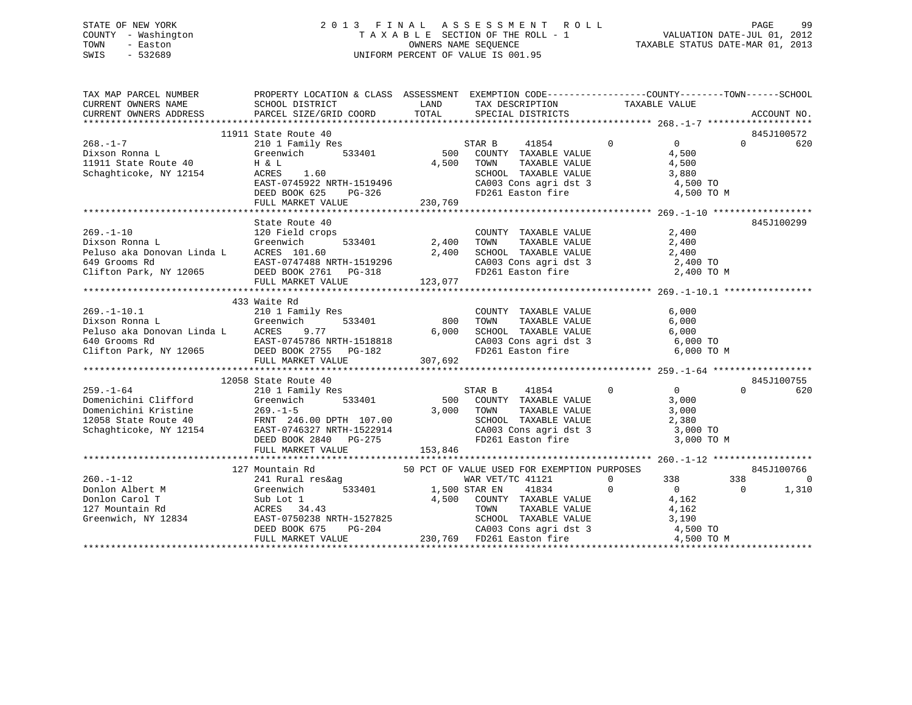STATE OF NEW YORK
COUNTY - Washington
TOWN - Easton
SWIS - 532689

# 2013 FINAL ASSESSMENT ROLL
TAXABLE SECTION OF THE ROLL - 1
OWNERS NAME SEQUENCE
UNIFORM PERCENT OF VALUE IS 001.95

VALUATION DATE-JUL 01, 2012
TAXABLE STATUS DATE-MAR 01, 2013

```
TAX MAP PARCEL NUMBER          PROPERTY LOCATION & CLASS  ASSESSMENT  EXEMPTION CODE-----------------COUNTY--------TOWN------SCHOOL
CURRENT OWNERS NAME            SCHOOL DISTRICT              LAND        TAX DESCRIPTION            TAXABLE VALUE
CURRENT OWNERS ADDRESS         PARCEL SIZE/GRID COORD       TOTAL       SPECIAL DISTRICTS                                   ACCOUNT NO.
******************************************************************************************************* 268.-1-7 *******************
                          11911 State Route 40                                                                          845J100572
268.-1-7                       210 1 Family Res                    STAR B     41854        0          0          0          620
Dixson Ronna L                 Greenwich      533401         500   COUNTY  TAXABLE VALUE             4,500
11911 State Route 40           H & L                       4,500   TOWN    TAXABLE VALUE             4,500
Schaghticoke, NY 12154         ACRES    1.60                       SCHOOL  TAXABLE VALUE             3,880
                               EAST-0745922 NRTH-1519496           CA003 Cons agri dst 3              4,500 TO
                               DEED BOOK 625    PG-326             FD261 Easton fire                  4,500 TO M
                               FULL MARKET VALUE             230,769
******************************************************************************************************* 269.-1-10 ******************
                               State Route 40                                                                           845J100299
269.-1-10                      120 Field crops                     COUNTY  TAXABLE VALUE             2,400
Dixson Ronna L                 Greenwich      533401       2,400   TOWN    TAXABLE VALUE             2,400
Peluso aka Donovan Linda L     ACRES  101.60               2,400   SCHOOL  TAXABLE VALUE             2,400
649 Grooms Rd                  EAST-0747488 NRTH-1519296           CA003 Cons agri dst 3              2,400 TO
Clifton Park, NY 12065         DEED BOOK 2761   PG-318             FD261 Easton fire                  2,400 TO M
                               FULL MARKET VALUE             123,077
******************************************************************************************************* 269.-1-10.1 ****************
                          433 Waite Rd
269.-1-10.1                    210 1 Family Res                    COUNTY  TAXABLE VALUE             6,000
Dixson Ronna L                 Greenwich      533401         800   TOWN    TAXABLE VALUE             6,000
Peluso aka Donovan Linda L     ACRES    9.77               6,000   SCHOOL  TAXABLE VALUE             6,000
640 Grooms Rd                  EAST-0745786 NRTH-1518818           CA003 Cons agri dst 3              6,000 TO
Clifton Park, NY 12065         DEED BOOK 2755   PG-182             FD261 Easton fire                  6,000 TO M
                               FULL MARKET VALUE             307,692
******************************************************************************************************* 259.-1-64 ******************
                          12058 State Route 40                                                                          845J100755
259.-1-64                      210 1 Family Res                    STAR B     41854        0          0          0          620
Domenichini Clifford           Greenwich      533401         500   COUNTY  TAXABLE VALUE             3,000
Domenichini Kristine           269.-1-5                    3,000   TOWN    TAXABLE VALUE             3,000
12058 State Route 40           FRNT 246.00 DPTH 107.00             SCHOOL  TAXABLE VALUE             2,380
Schaghticoke, NY 12154         EAST-0746327 NRTH-1522914           CA003 Cons agri dst 3              3,000 TO
                               DEED BOOK 2840   PG-275             FD261 Easton fire                  3,000 TO M
                               FULL MARKET VALUE             153,846
******************************************************************************************************* 260.-1-12 ******************
                          127 Mountain Rd                  50 PCT OF VALUE USED FOR EXEMPTION PURPOSES                  845J100766
260.-1-12                      241 Rural res&ag                    WAR VET/TC 41121        0        338        338            0
Donlon Albert M                Greenwich      533401       1,500 STAR EN    41834        0          0          0        1,310
Donlon Carol T                 Sub Lot 1                   4,500   COUNTY  TAXABLE VALUE             4,162
127 Mountain Rd                ACRES   34.43                       TOWN    TAXABLE VALUE             4,162
Greenwich, NY 12834            EAST-0750238 NRTH-1527825           SCHOOL  TAXABLE VALUE             3,190
                               DEED BOOK 675    PG-204             CA003 Cons agri dst 3              4,500 TO
                               FULL MARKET VALUE             230,769 FD261 Easton fire                4,500 TO M
************************************************************************************************************************************
```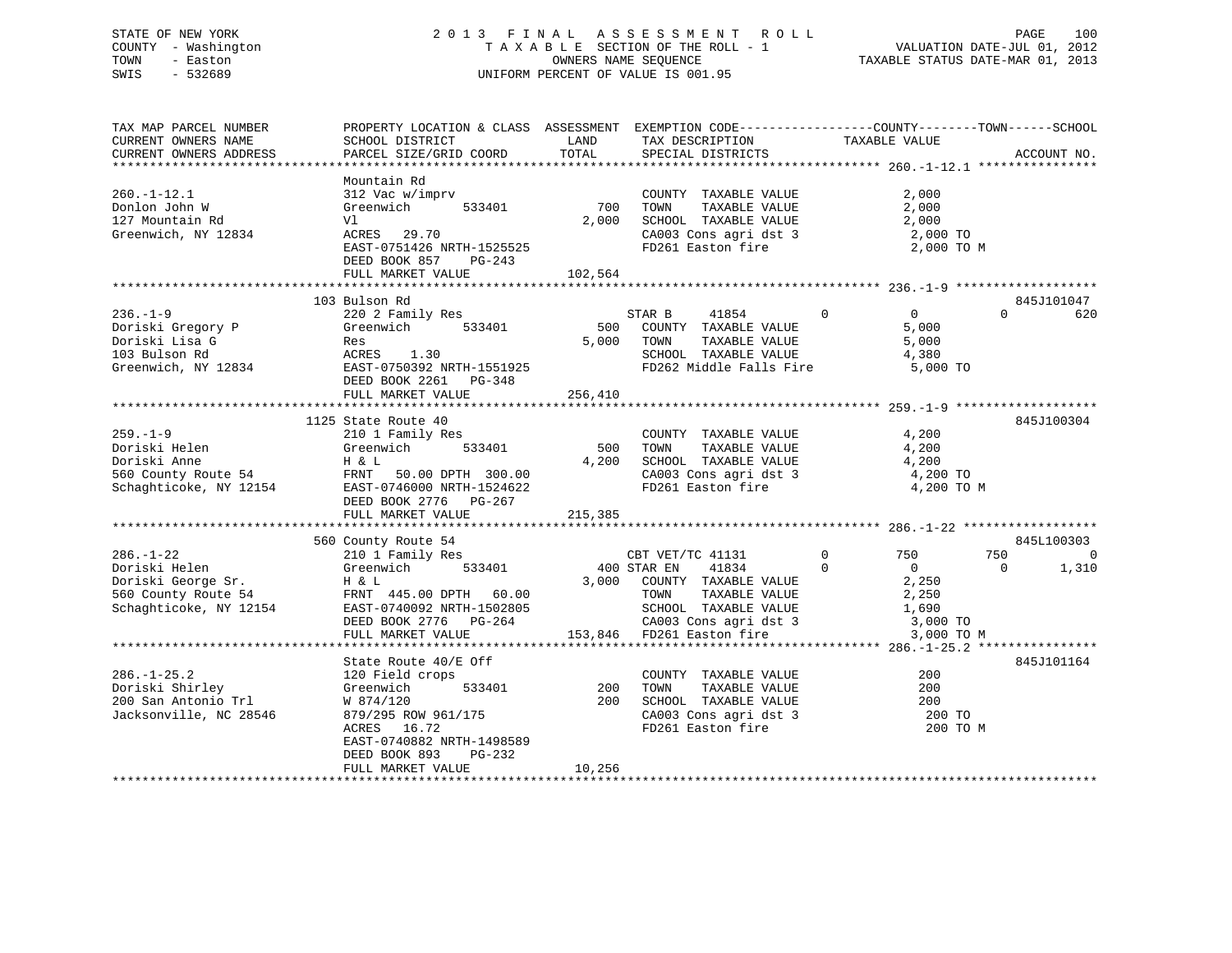STATE OF NEW YORK
COUNTY - Washington
TOWN - Easton
SWIS - 532689

# 2013 FINAL ASSESSMENT ROLL
TAXABLE SECTION OF THE ROLL - 1
OWNERS NAME SEQUENCE
UNIFORM PERCENT OF VALUE IS 001.95

VALUATION DATE-JUL 01, 2012
TAXABLE STATUS DATE-MAR 01, 2013

| TAX MAP PARCEL NUMBER / CURRENT OWNERS NAME / CURRENT OWNERS ADDRESS | PROPERTY LOCATION & CLASS / SCHOOL DISTRICT / PARCEL SIZE/GRID COORD | ASSESSMENT LAND / TOTAL | EXEMPTION CODE / TAX DESCRIPTION / SPECIAL DISTRICTS | COUNTY TAXABLE VALUE | TOWN | SCHOOL | ACCOUNT NO. |
|---|---|---|---|---|---|---|---|
| 260.-1-12.1 | Mountain Rd | | | | | | |
| | 312 Vac w/imprv | | COUNTY TAXABLE VALUE | 2,000 | | | |
| Donlon John W | Greenwich 533401 | 700 | TOWN TAXABLE VALUE | 2,000 | | | |
| 127 Mountain Rd | Vl | 2,000 | SCHOOL TAXABLE VALUE | 2,000 | | | |
| Greenwich, NY 12834 | ACRES 29.70 | | CA003 Cons agri dst 3 | 2,000 TO | | | |
| | EAST-0751426 NRTH-1525525 | | FD261 Easton fire | 2,000 TO M | | | |
| | DEED BOOK 857 PG-243 | | | | | | |
| | FULL MARKET VALUE | 102,564 | | | | | |
| 236.-1-9 | 103 Bulson Rd | | | | | | 845J101047 |
| | 220 2 Family Res | | STAR B 41854 0 | 0 | 0 | 620 | |
| Doriski Gregory P | Greenwich 533401 | 500 | COUNTY TAXABLE VALUE | 5,000 | | | |
| Doriski Lisa G | Res | 5,000 | TOWN TAXABLE VALUE | 5,000 | | | |
| 103 Bulson Rd | ACRES 1.30 | | SCHOOL TAXABLE VALUE | 4,380 | | | |
| Greenwich, NY 12834 | EAST-0750392 NRTH-1551925 | | FD262 Middle Falls Fire | 5,000 TO | | | |
| | DEED BOOK 2261 PG-348 | | | | | | |
| | FULL MARKET VALUE | 256,410 | | | | | |
| 259.-1-9 | 1125 State Route 40 | | | | | | 845J100304 |
| | 210 1 Family Res | | COUNTY TAXABLE VALUE | 4,200 | | | |
| Doriski Helen | Greenwich 533401 | 500 | TOWN TAXABLE VALUE | 4,200 | | | |
| Doriski Anne | H & L | 4,200 | SCHOOL TAXABLE VALUE | 4,200 | | | |
| 560 County Route 54 | FRNT 50.00 DPTH 300.00 | | CA003 Cons agri dst 3 | 4,200 TO | | | |
| Schaghticoke, NY 12154 | EAST-0746000 NRTH-1524622 | | FD261 Easton fire | 4,200 TO M | | | |
| | DEED BOOK 2776 PG-267 | | | | | | |
| | FULL MARKET VALUE | 215,385 | | | | | |
| 286.-1-22 | 560 County Route 54 | | | | | | 845L100303 |
| | 210 1 Family Res | | CBT VET/TC 41131 0 | 750 | 750 | 0 | |
| Doriski Helen | Greenwich 533401 | 400 | STAR EN 41834 0 | 0 | 0 | 1,310 | |
| Doriski George Sr. | H & L | 3,000 | COUNTY TAXABLE VALUE | 2,250 | | | |
| 560 County Route 54 | FRNT 445.00 DPTH 60.00 | | TOWN TAXABLE VALUE | 2,250 | | | |
| Schaghticoke, NY 12154 | EAST-0740092 NRTH-1502805 | | SCHOOL TAXABLE VALUE | 1,690 | | | |
| | DEED BOOK 2776 PG-264 | | CA003 Cons agri dst 3 | 3,000 TO | | | |
| | FULL MARKET VALUE | 153,846 | FD261 Easton fire | 3,000 TO M | | | |
| 286.-1-25.2 | State Route 40/E Off | | | | | | 845J101164 |
| | 120 Field crops | | COUNTY TAXABLE VALUE | 200 | | | |
| Doriski Shirley | Greenwich 533401 | 200 | TOWN TAXABLE VALUE | 200 | | | |
| 200 San Antonio Trl | W 874/120 | 200 | SCHOOL TAXABLE VALUE | 200 | | | |
| Jacksonville, NC 28546 | 879/295 ROW 961/175 | | CA003 Cons agri dst 3 | 200 TO | | | |
| | ACRES 16.72 | | FD261 Easton fire | 200 TO M | | | |
| | EAST-0740882 NRTH-1498589 | | | | | | |
| | DEED BOOK 893 PG-232 | | | | | | |
| | FULL MARKET VALUE | 10,256 | | | | | |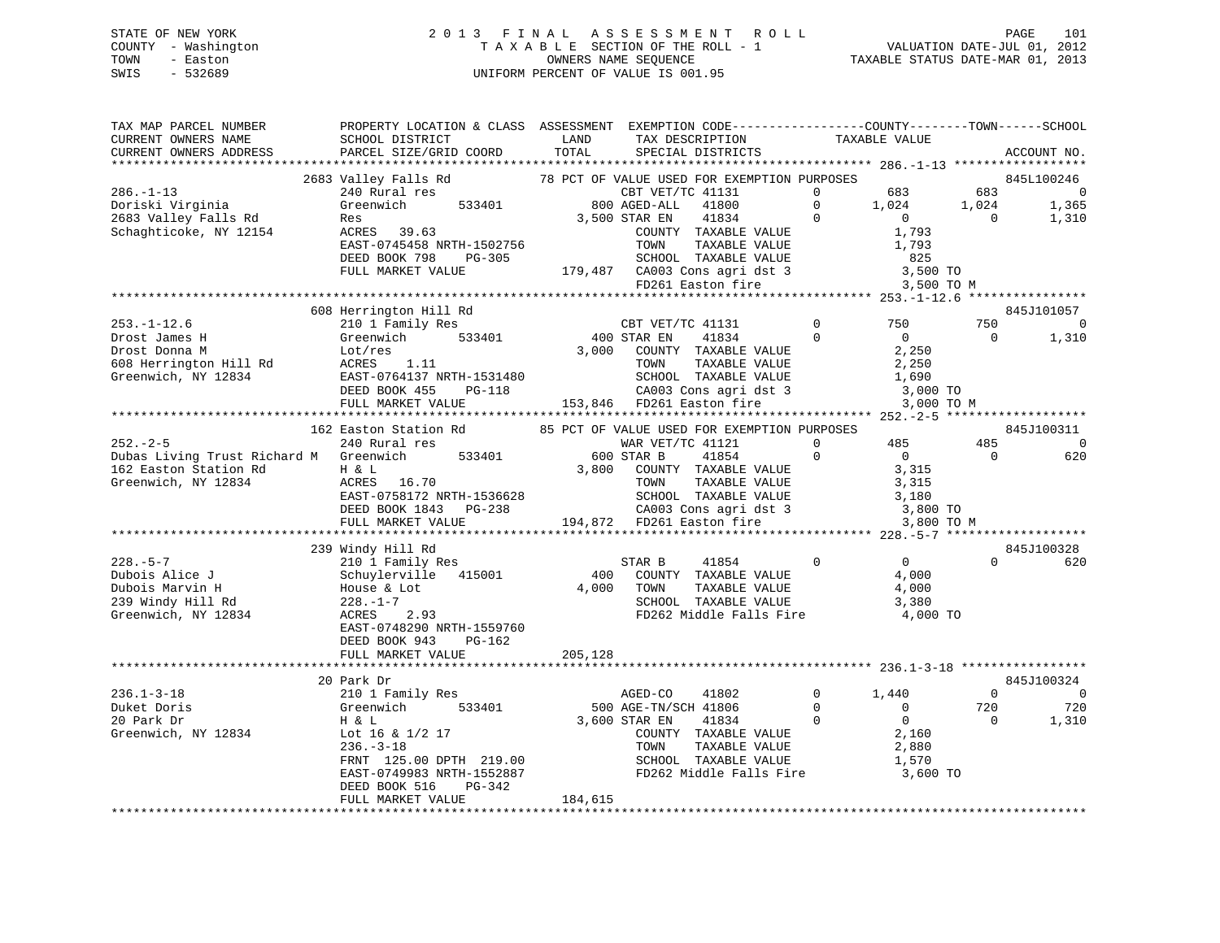STATE OF NEW YORK
COUNTY - Washington
TOWN - Easton
SWIS - 532689

# 2013 FINAL ASSESSMENT ROLL
TAXABLE SECTION OF THE ROLL - 1
OWNERS NAME SEQUENCE
UNIFORM PERCENT OF VALUE IS 001.95

VALUATION DATE-JUL 01, 2012
TAXABLE STATUS DATE-MAR 01, 2013

```
TAX MAP PARCEL NUMBER          PROPERTY LOCATION & CLASS  ASSESSMENT  EXEMPTION CODE------------------COUNTY--------TOWN------SCHOOL
CURRENT OWNERS NAME            SCHOOL DISTRICT               LAND      TAX DESCRIPTION              TAXABLE VALUE
CURRENT OWNERS ADDRESS         PARCEL SIZE/GRID COORD        TOTAL     SPECIAL DISTRICTS                                       ACCOUNT NO.
******************************************************************************************************* 286.-1-13 *****************
                          2683 Valley Falls Rd           78 PCT OF VALUE USED FOR EXEMPTION PURPOSES                        845L100246
286.-1-13                      240 Rural res                      CBT VET/TC 41131        0        683         683             0
Doriski Virginia               Greenwich       533401         800 AGED-ALL   41800        0      1,024       1,024         1,365
2683 Valley Falls Rd           Res                          3,500 STAR EN    41834        0          0           0         1,310
Schaghticoke, NY 12154         ACRES   39.63                      COUNTY  TAXABLE VALUE          1,793
                               EAST-0745458 NRTH-1502756          TOWN    TAXABLE VALUE          1,793
                               DEED BOOK 798    PG-305            SCHOOL  TAXABLE VALUE            825
                               FULL MARKET VALUE            179,487  CA003 Cons agri dst 3         3,500 TO
                                                                  FD261 Easton fire              3,500 TO M
******************************************************************************************************* 253.-1-12.6 ***************
                          608 Herrington Hill Rd                                                                            845J101057
253.-1-12.6                    210 1 Family Res                   CBT VET/TC 41131        0        750         750             0
Drost James H                  Greenwich       533401         400 STAR EN    41834        0          0           0         1,310
Drost Donna M                  Lot/res                      3,000  COUNTY  TAXABLE VALUE          2,250
608 Herrington Hill Rd         ACRES    1.11                      TOWN    TAXABLE VALUE          2,250
Greenwich, NY 12834            EAST-0764137 NRTH-1531480          SCHOOL  TAXABLE VALUE          1,690
                               DEED BOOK 455    PG-118            CA003 Cons agri dst 3          3,000 TO
                               FULL MARKET VALUE            153,846  FD261 Easton fire              3,000 TO M
******************************************************************************************************* 252.-2-5 ******************
                          162 Easton Station Rd          85 PCT OF VALUE USED FOR EXEMPTION PURPOSES                        845J100311
252.-2-5                       240 Rural res                      WAR VET/TC 41121        0        485         485             0
Dubas Living Trust Richard M   Greenwich       533401         600 STAR B     41854        0          0           0           620
162 Easton Station Rd          H & L                        3,800  COUNTY  TAXABLE VALUE          3,315
Greenwich, NY 12834            ACRES   16.70                      TOWN    TAXABLE VALUE          3,315
                               EAST-0758172 NRTH-1536628          SCHOOL  TAXABLE VALUE          3,180
                               DEED BOOK 1843   PG-238            CA003 Cons agri dst 3          3,800 TO
                               FULL MARKET VALUE            194,872  FD261 Easton fire              3,800 TO M
******************************************************************************************************* 228.-5-7 ******************
                          239 Windy Hill Rd                                                                                 845J100328
228.-5-7                       210 1 Family Res                   STAR B     41854        0          0           0           620
Dubois Alice J                 Schuylerville   415001         400  COUNTY  TAXABLE VALUE          4,000
Dubois Marvin H                House & Lot                  4,000  TOWN    TAXABLE VALUE          4,000
239 Windy Hill Rd              228.-1-7                            SCHOOL  TAXABLE VALUE          3,380
Greenwich, NY 12834            ACRES    2.93                       FD262 Middle Falls Fire       4,000 TO
                               EAST-0748290 NRTH-1559760
                               DEED BOOK 943    PG-162
                               FULL MARKET VALUE            205,128
******************************************************************************************************* 236.1-3-18 ****************
                          20 Park Dr                                                                                        845J100324
236.1-3-18                     210 1 Family Res                   AGED-CO    41802        0      1,440           0             0
Duket Doris                    Greenwich       533401         500 AGE-TN/SCH 41806        0          0         720           720
20 Park Dr                     H & L                        3,600 STAR EN    41834        0          0           0         1,310
Greenwich, NY 12834            Lot 16 & 1/2 17                    COUNTY  TAXABLE VALUE          2,160
                               236.-3-18                          TOWN    TAXABLE VALUE          2,880
                               FRNT 125.00 DPTH 219.00            SCHOOL  TAXABLE VALUE          1,570
                               EAST-0749983 NRTH-1552887          FD262 Middle Falls Fire        3,600 TO
                               DEED BOOK 516    PG-342
                               FULL MARKET VALUE            184,615
************************************************************************************************************************************
```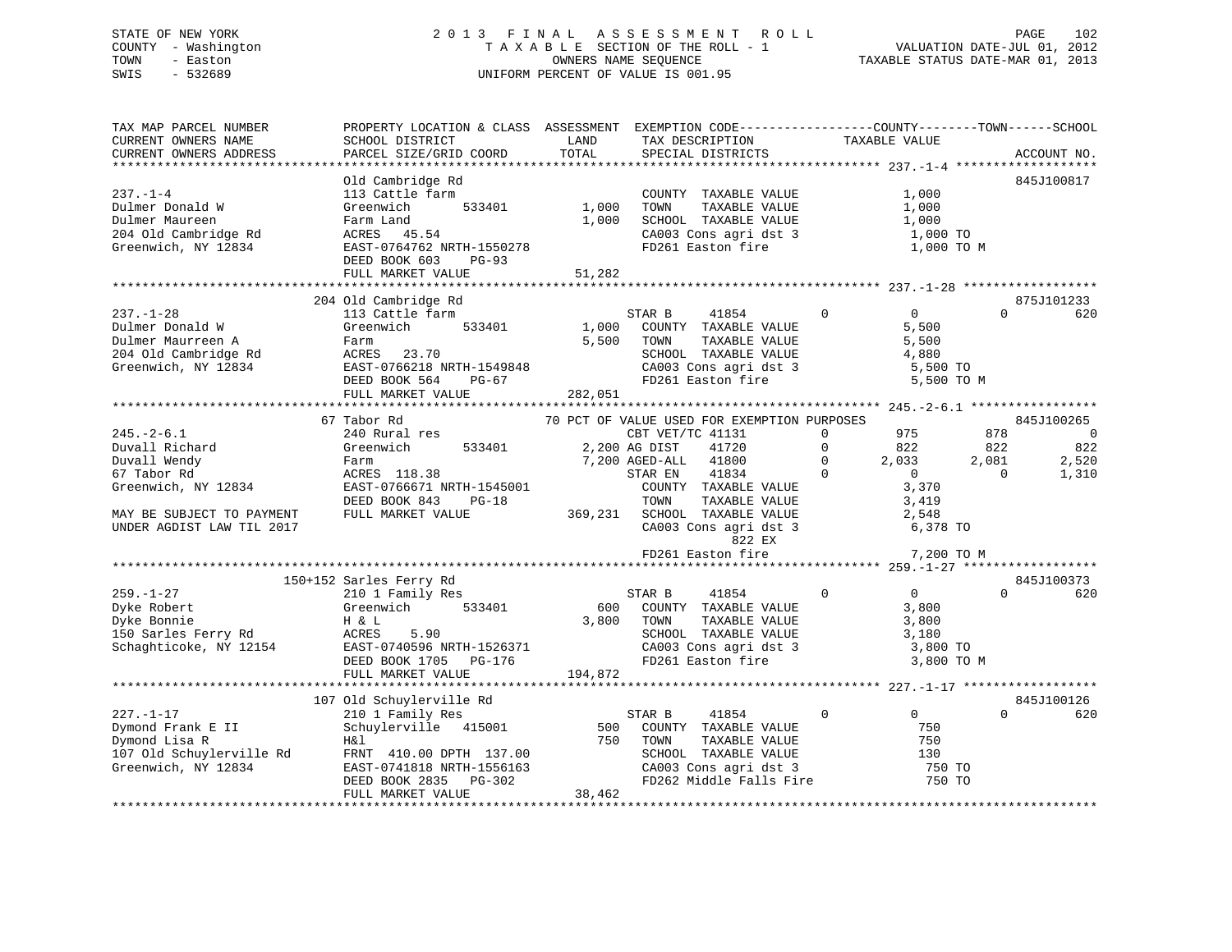STATE OF NEW YORK
COUNTY - Washington
TOWN - Easton
SWIS - 532689

2013 FINAL ASSESSMENT ROLL
TAXABLE SECTION OF THE ROLL - 1
OWNERS NAME SEQUENCE
UNIFORM PERCENT OF VALUE IS 001.95

VALUATION DATE-JUL 01, 2012
TAXABLE STATUS DATE-MAR 01, 2013

```
TAX MAP PARCEL NUMBER          PROPERTY LOCATION & CLASS  ASSESSMENT  EXEMPTION CODE------------------COUNTY--------TOWN------SCHOOL
CURRENT OWNERS NAME            SCHOOL DISTRICT               LAND      TAX DESCRIPTION            TAXABLE VALUE
CURRENT OWNERS ADDRESS         PARCEL SIZE/GRID COORD        TOTAL     SPECIAL DISTRICTS                                    ACCOUNT NO.
******************************************************************************************************* 237.-1-4 ******************
                               Old Cambridge Rd                                                                         845J100817
237.-1-4                       113 Cattle farm                         COUNTY  TAXABLE VALUE            1,000
Dulmer Donald W                Greenwich         533401      1,000     TOWN    TAXABLE VALUE            1,000
Dulmer Maureen                 Farm Land                     1,000     SCHOOL  TAXABLE VALUE            1,000
204 Old Cambridge Rd           ACRES   45.54                           CA003 Cons agri dst 3             1,000 TO
Greenwich, NY 12834            EAST-0764762 NRTH-1550278               FD261 Easton fire                 1,000 TO M
                               DEED BOOK 603     PG-93
                               FULL MARKET VALUE            51,282
******************************************************************************************************* 237.-1-28 *****************
                               204 Old Cambridge Rd                                                                     875J101233
237.-1-28                      113 Cattle farm                         STAR B       41854       0            0            0         620
Dulmer Donald W                Greenwich         533401      1,000     COUNTY  TAXABLE VALUE            5,500
Dulmer Maurreen A              Farm                          5,500     TOWN    TAXABLE VALUE            5,500
204 Old Cambridge Rd           ACRES   23.70                           SCHOOL  TAXABLE VALUE            4,880
Greenwich, NY 12834            EAST-0766218 NRTH-1549848               CA003 Cons agri dst 3             5,500 TO
                               DEED BOOK 564     PG-67                 FD261 Easton fire                 5,500 TO M
                               FULL MARKET VALUE           282,051
******************************************************************************************************* 245.-2-6.1 ****************
                               67 Tabor Rd                     70 PCT OF VALUE USED FOR EXEMPTION PURPOSES              845J100265
245.-2-6.1                     240 Rural res                           CBT VET/TC 41131         0          975          878           0
Duvall Richard                 Greenwich         533401      2,200 AG DIST      41720           0          822          822         822
Duvall Wendy                   Farm                          7,200 AGED-ALL     41800           0        2,033        2,081       2,520
67 Tabor Rd                    ACRES  118.38                           STAR EN      41834       0            0            0       1,310
Greenwich, NY 12834            EAST-0766671 NRTH-1545001               COUNTY  TAXABLE VALUE            3,370
                               DEED BOOK 843     PG-18                 TOWN    TAXABLE VALUE            3,419
MAY BE SUBJECT TO PAYMENT      FULL MARKET VALUE           369,231     SCHOOL  TAXABLE VALUE            2,548
UNDER AGDIST LAW TIL 2017                                              CA003 Cons agri dst 3             6,378 TO
                                                                              822 EX
                                                                       FD261 Easton fire                 7,200 TO M
******************************************************************************************************* 259.-1-27 *****************
                               150+152 Sarles Ferry Rd                                                                  845J100373
259.-1-27                      210 1 Family Res                        STAR B       41854       0            0            0         620
Dyke Robert                    Greenwich         533401        600     COUNTY  TAXABLE VALUE            3,800
Dyke Bonnie                    H & L                         3,800     TOWN    TAXABLE VALUE            3,800
150 Sarles Ferry Rd            ACRES    5.90                           SCHOOL  TAXABLE VALUE            3,180
Schaghticoke, NY 12154         EAST-0740596 NRTH-1526371               CA003 Cons agri dst 3             3,800 TO
                               DEED BOOK 1705    PG-176                FD261 Easton fire                 3,800 TO M
                               FULL MARKET VALUE           194,872
******************************************************************************************************* 227.-1-17 *****************
                               107 Old Schuylerville Rd                                                                 845J100126
227.-1-17                      210 1 Family Res                        STAR B       41854       0            0            0         620
Dymond Frank E II              Schuylerville    415001         500     COUNTY  TAXABLE VALUE              750
Dymond Lisa R                  H&l                             750     TOWN    TAXABLE VALUE              750
107 Old Schuylerville Rd       FRNT  410.00 DPTH 137.00                SCHOOL  TAXABLE VALUE              130
Greenwich, NY 12834            EAST-0741818 NRTH-1556163               CA003 Cons agri dst 3               750 TO
                               DEED BOOK 2835    PG-302                FD262 Middle Falls Fire             750 TO
                               FULL MARKET VALUE            38,462
************************************************************************************************************************************
```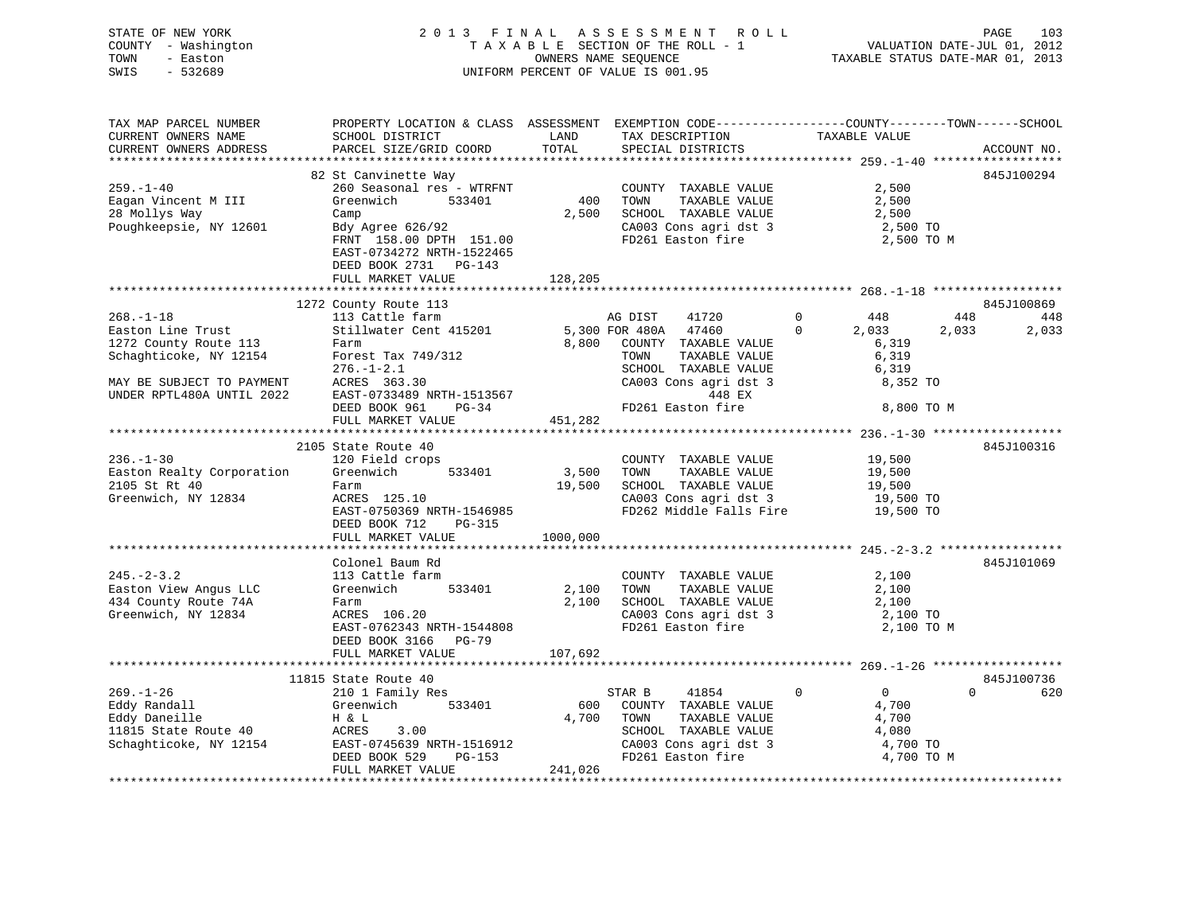STATE OF NEW YORK — 2013 FINAL ASSESSMENT ROLL
COUNTY - Washington — TAXABLE SECTION OF THE ROLL - 1 — VALUATION DATE-JUL 01, 2012
TOWN - Easton — OWNERS NAME SEQUENCE — TAXABLE STATUS DATE-MAR 01, 2013
SWIS - 532689 — UNIFORM PERCENT OF VALUE IS 001.95

| TAX MAP PARCEL NUMBER / CURRENT OWNERS NAME / CURRENT OWNERS ADDRESS | PROPERTY LOCATION & CLASS / SCHOOL DISTRICT / PARCEL SIZE/GRID COORD | ASSESSMENT LAND / TOTAL | EXEMPTION CODE / TAX DESCRIPTION / SPECIAL DISTRICTS | COUNTY TAXABLE VALUE | TOWN | SCHOOL | ACCOUNT NO. |
|---|---|---|---|---|---|---|---|
| **259.-1-40** | 82 St Canvinette Way | | | | | | 845J100294 |
| Eagan Vincent M III | 260 Seasonal res - WTRFNT | | COUNTY TAXABLE VALUE | 2,500 | | | |
| 28 Mollys Way | Greenwich 533401 | 400 | TOWN TAXABLE VALUE | 2,500 | | | |
| Poughkeepsie, NY 12601 | Camp | 2,500 | SCHOOL TAXABLE VALUE | 2,500 | | | |
| | Bdy Agree 626/92 | | CA003 Cons agri dst 3 | 2,500 TO | | | |
| | FRNT 158.00 DPTH 151.00 | | FD261 Easton fire | 2,500 TO M | | | |
| | EAST-0734272 NRTH-1522465 | | | | | | |
| | DEED BOOK 2731 PG-143 | | | | | | |
| | FULL MARKET VALUE | 128,205 | | | | | |
| **268.-1-18** | 1272 County Route 113 | | | | | | 845J100869 |
| Easton Line Trust | 113 Cattle farm | | AG DIST 41720 0 | 448 | 448 | 448 | |
| 1272 County Route 113 | Stillwater Cent 415201 | 5,300 | FOR 480A 47460 0 | 2,033 | 2,033 | 2,033 | |
| Schaghticoke, NY 12154 | Farm | 8,800 | COUNTY TAXABLE VALUE | 6,319 | | | |
| | Forest Tax 749/312 | | TOWN TAXABLE VALUE | 6,319 | | | |
| | 276.-1-2.1 | | SCHOOL TAXABLE VALUE | 6,319 | | | |
| MAY BE SUBJECT TO PAYMENT | ACRES 363.30 | | CA003 Cons agri dst 3 | 8,352 TO | | | |
| UNDER RPTL480A UNTIL 2022 | EAST-0733489 NRTH-1513567 | | 448 EX | | | | |
| | DEED BOOK 961 PG-34 | | FD261 Easton fire | 8,800 TO M | | | |
| | FULL MARKET VALUE | 451,282 | | | | | |
| **236.-1-30** | 2105 State Route 40 | | | | | | 845J100316 |
| Easton Realty Corporation | 120 Field crops | | COUNTY TAXABLE VALUE | 19,500 | | | |
| 2105 St Rt 40 | Greenwich 533401 | 3,500 | TOWN TAXABLE VALUE | 19,500 | | | |
| Greenwich, NY 12834 | Farm | 19,500 | SCHOOL TAXABLE VALUE | 19,500 | | | |
| | ACRES 125.10 | | CA003 Cons agri dst 3 | 19,500 TO | | | |
| | EAST-0750369 NRTH-1546985 | | FD262 Middle Falls Fire | 19,500 TO | | | |
| | DEED BOOK 712 PG-315 | | | | | | |
| | FULL MARKET VALUE | 1000,000 | | | | | |
| **245.-2-3.2** | Colonel Baum Rd | | | | | | 845J101069 |
| Easton View Angus LLC | 113 Cattle farm | | COUNTY TAXABLE VALUE | 2,100 | | | |
| 434 County Route 74A | Greenwich 533401 | 2,100 | TOWN TAXABLE VALUE | 2,100 | | | |
| Greenwich, NY 12834 | Farm | 2,100 | SCHOOL TAXABLE VALUE | 2,100 | | | |
| | ACRES 106.20 | | CA003 Cons agri dst 3 | 2,100 TO | | | |
| | EAST-0762343 NRTH-1544808 | | FD261 Easton fire | 2,100 TO M | | | |
| | DEED BOOK 3166 PG-79 | | | | | | |
| | FULL MARKET VALUE | 107,692 | | | | | |
| **269.-1-26** | 11815 State Route 40 | | | | | | 845J100736 |
| Eddy Randall | 210 1 Family Res | | STAR B 41854 0 | 0 | 0 | 620 | |
| Eddy Daneille | Greenwich 533401 | 600 | COUNTY TAXABLE VALUE | 4,700 | | | |
| 11815 State Route 40 | H & L | 4,700 | TOWN TAXABLE VALUE | 4,700 | | | |
| Schaghticoke, NY 12154 | ACRES 3.00 | | SCHOOL TAXABLE VALUE | 4,080 | | | |
| | EAST-0745639 NRTH-1516912 | | CA003 Cons agri dst 3 | 4,700 TO | | | |
| | DEED BOOK 529 PG-153 | | FD261 Easton fire | 4,700 TO M | | | |
| | FULL MARKET VALUE | 241,026 | | | | | |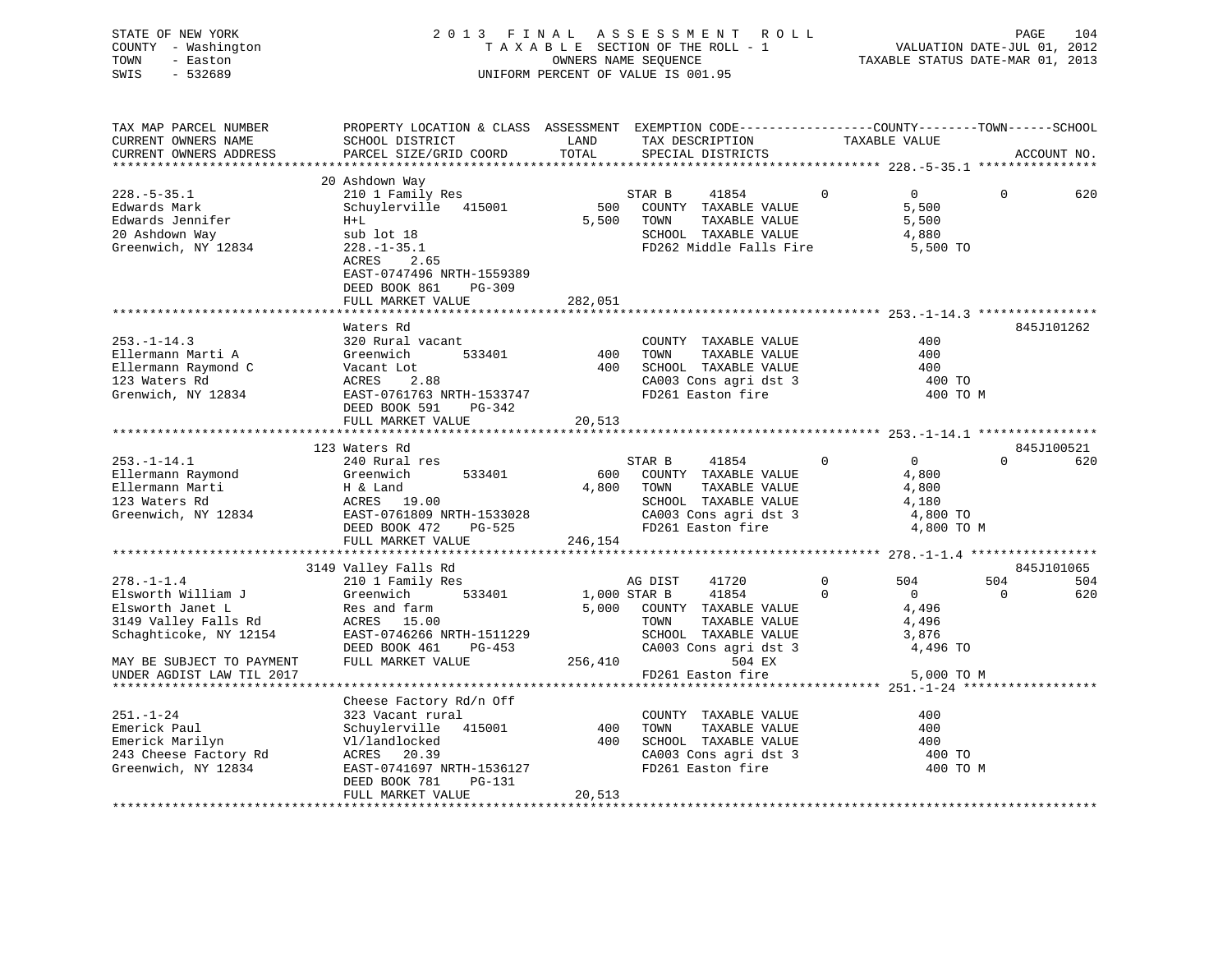STATE OF NEW YORK
COUNTY - Washington
TOWN - Easton
SWIS - 532689

2 0 1 3 F I N A L A S S E S S M E N T R O L L
T A X A B L E SECTION OF THE ROLL - 1
OWNERS NAME SEQUENCE
UNIFORM PERCENT OF VALUE IS 001.95

VALUATION DATE-JUL 01, 2012
TAXABLE STATUS DATE-MAR 01, 2013

```
TAX MAP PARCEL NUMBER          PROPERTY LOCATION & CLASS  ASSESSMENT  EXEMPTION CODE------------------COUNTY--------TOWN------SCHOOL
CURRENT OWNERS NAME            SCHOOL DISTRICT               LAND      TAX DESCRIPTION             TAXABLE VALUE
CURRENT OWNERS ADDRESS         PARCEL SIZE/GRID COORD       TOTAL      SPECIAL DISTRICTS                                        ACCOUNT NO.
******************************************************************************************************* 228.-5-35.1 ****************
                               20 Ashdown Way
228.-5-35.1                    210 1 Family Res                         STAR B     41854          0           0          0         620
Edwards Mark                   Schuylerville   415001          500      COUNTY  TAXABLE VALUE              5,500
Edwards Jennifer               H+L                           5,500      TOWN    TAXABLE VALUE              5,500
20 Ashdown Way                 sub lot 18                               SCHOOL  TAXABLE VALUE              4,880
Greenwich, NY 12834            228.-1-35.1                              FD262 Middle Falls Fire             5,500 TO
                               ACRES    2.65
                               EAST-0747496 NRTH-1559389
                               DEED BOOK 861    PG-309
                               FULL MARKET VALUE           282,051
******************************************************************************************************* 253.-1-14.3 ****************
                               Waters Rd                                                                                  845J101262
253.-1-14.3                    320 Rural vacant                         COUNTY  TAXABLE VALUE                400
Ellermann Marti A              Greenwich       533401          400      TOWN    TAXABLE VALUE                400
Ellermann Raymond C            Vacant Lot                      400      SCHOOL  TAXABLE VALUE                400
123 Waters Rd                  ACRES    2.88                            CA003 Cons agri dst 3                 400 TO
Grenwich, NY 12834             EAST-0761763 NRTH-1533747                FD261 Easton fire                     400 TO M
                               DEED BOOK 591    PG-342
                               FULL MARKET VALUE            20,513
******************************************************************************************************* 253.-1-14.1 ****************
                               123 Waters Rd                                                                              845J100521
253.-1-14.1                    240 Rural res                            STAR B     41854          0           0          0         620
Ellermann Raymond              Greenwich       533401          600      COUNTY  TAXABLE VALUE              4,800
Ellermann Marti                H & Land                      4,800      TOWN    TAXABLE VALUE              4,800
123 Waters Rd                  ACRES   19.00                            SCHOOL  TAXABLE VALUE              4,180
Greenwich, NY 12834            EAST-0761809 NRTH-1533028                CA003 Cons agri dst 3               4,800 TO
                               DEED BOOK 472    PG-525                  FD261 Easton fire                   4,800 TO M
                               FULL MARKET VALUE           246,154
******************************************************************************************************* 278.-1-1.4 *****************
                               3149 Valley Falls Rd                                                                       845J101065
278.-1-1.4                     210 1 Family Res                         AG DIST    41720          0         504        504         504
Elsworth William J             Greenwich       533401        1,000 STAR B      41854          0           0          0         620
Elsworth Janet L               Res and farm                  5,000      COUNTY  TAXABLE VALUE              4,496
3149 Valley Falls Rd           ACRES   15.00                            TOWN    TAXABLE VALUE              4,496
Schaghticoke, NY 12154         EAST-0746266 NRTH-1511229                SCHOOL  TAXABLE VALUE              3,876
                               DEED BOOK 461    PG-453                  CA003 Cons agri dst 3               4,496 TO
MAY BE SUBJECT TO PAYMENT      FULL MARKET VALUE           256,410                     504 EX
UNDER AGDIST LAW TIL 2017                                               FD261 Easton fire                   5,000 TO M
******************************************************************************************************* 251.-1-24 ******************
                               Cheese Factory Rd/n Off
251.-1-24                      323 Vacant rural                         COUNTY  TAXABLE VALUE                400
Emerick Paul                   Schuylerville   415001          400      TOWN    TAXABLE VALUE                400
Emerick Marilyn                Vl/landlocked                   400      SCHOOL  TAXABLE VALUE                400
243 Cheese Factory Rd          ACRES   20.39                            CA003 Cons agri dst 3                 400 TO
Greenwich, NY 12834            EAST-0741697 NRTH-1536127                FD261 Easton fire                     400 TO M
                               DEED BOOK 781    PG-131
                               FULL MARKET VALUE            20,513
************************************************************************************************************************************
```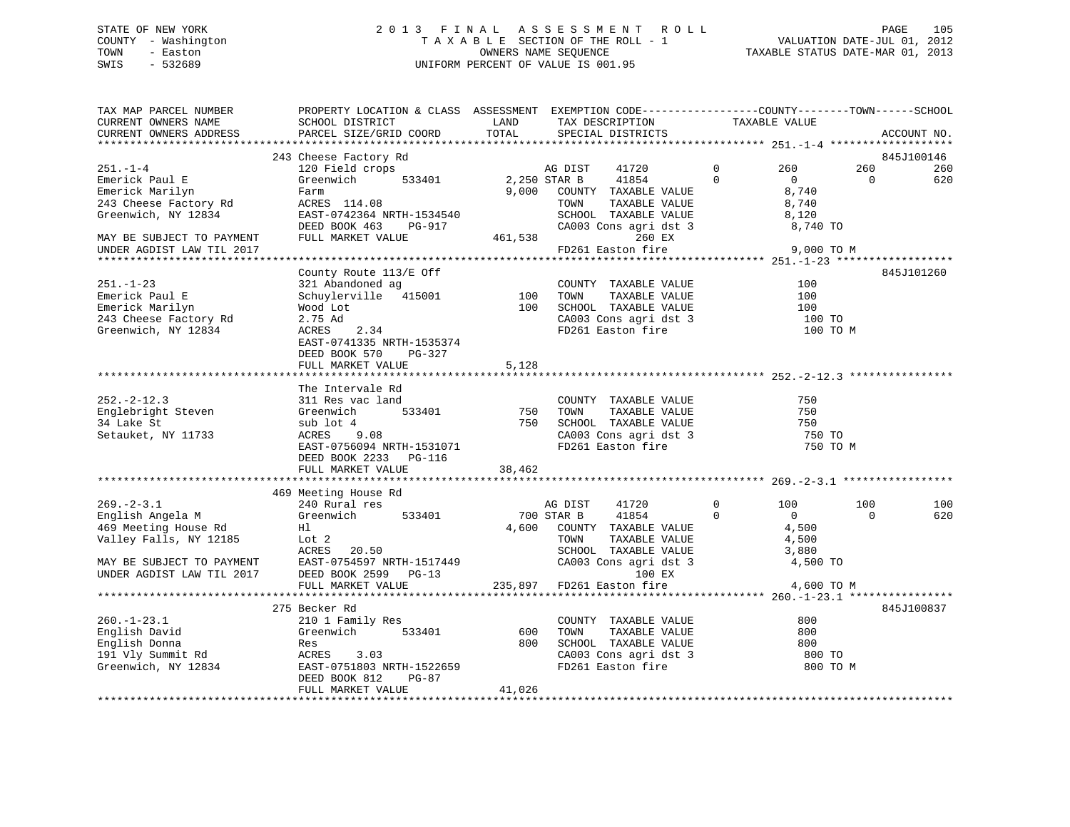STATE OF NEW YORK
COUNTY - Washington
TOWN - Easton
SWIS - 532689

2 0 1 3 F I N A L A S S E S S M E N T R O L L
T A X A B L E SECTION OF THE ROLL - 1
OWNERS NAME SEQUENCE
UNIFORM PERCENT OF VALUE IS 001.95

VALUATION DATE-JUL 01, 2012
TAXABLE STATUS DATE-MAR 01, 2013

```
TAX MAP PARCEL NUMBER          PROPERTY LOCATION & CLASS  ASSESSMENT  EXEMPTION CODE------------------COUNTY--------TOWN------SCHOOL
CURRENT OWNERS NAME            SCHOOL DISTRICT               LAND      TAX DESCRIPTION            TAXABLE VALUE
CURRENT OWNERS ADDRESS         PARCEL SIZE/GRID COORD        TOTAL     SPECIAL DISTRICTS                                    ACCOUNT NO.
******************************************************************************************************* 251.-1-4 *******************
                               243 Cheese Factory Rd                                                                         845J100146
251.-1-4                       120 Field crops                      AG DIST    41720          0        260         260          260
Emerick Paul E                 Greenwich        533401       2,250 STAR B      41854          0          0           0          620
Emerick Marilyn                Farm                          9,000   COUNTY  TAXABLE VALUE             8,740
243 Cheese Factory Rd          ACRES  114.08                         TOWN    TAXABLE VALUE             8,740
Greenwich, NY 12834            EAST-0742364 NRTH-1534540             SCHOOL  TAXABLE VALUE             8,120
                               DEED BOOK 463    PG-917               CA003 Cons agri dst 3              8,740 TO
MAY BE SUBJECT TO PAYMENT      FULL MARKET VALUE           461,538              260 EX
UNDER AGDIST LAW TIL 2017                                            FD261 Easton fire                  9,000 TO M
******************************************************************************************************* 251.-1-23 ******************
                               County Route 113/E Off                                                                        845J101260
251.-1-23                      321 Abandoned ag                      COUNTY  TAXABLE VALUE               100
Emerick Paul E                 Schuylerville   415001          100   TOWN    TAXABLE VALUE               100
Emerick Marilyn                Wood Lot                        100   SCHOOL  TAXABLE VALUE               100
243 Cheese Factory Rd          2.75 Ad                               CA003 Cons agri dst 3                100 TO
Greenwich, NY 12834            ACRES    2.34                         FD261 Easton fire                    100 TO M
                               EAST-0741335 NRTH-1535374
                               DEED BOOK 570    PG-327
                               FULL MARKET VALUE             5,128
******************************************************************************************************* 252.-2-12.3 ****************
                               The Intervale Rd
252.-2-12.3                    311 Res vac land                      COUNTY  TAXABLE VALUE               750
Englebright Steven             Greenwich        533401         750   TOWN    TAXABLE VALUE               750
34 Lake St                     sub lot 4                       750   SCHOOL  TAXABLE VALUE               750
Setauket, NY 11733             ACRES    9.08                         CA003 Cons agri dst 3                750 TO
                               EAST-0756094 NRTH-1531071             FD261 Easton fire                    750 TO M
                               DEED BOOK 2233   PG-116
                               FULL MARKET VALUE            38,462
******************************************************************************************************* 269.-2-3.1 *****************
                               469 Meeting House Rd
269.-2-3.1                     240 Rural res                        AG DIST    41720          0        100         100          100
English Angela M               Greenwich        533401         700 STAR B      41854          0          0           0          620
469 Meeting House Rd           Hl                            4,600   COUNTY  TAXABLE VALUE             4,500
Valley Falls, NY 12185         Lot 2                                 TOWN    TAXABLE VALUE             4,500
                               ACRES   20.50                         SCHOOL  TAXABLE VALUE             3,880
MAY BE SUBJECT TO PAYMENT      EAST-0754597 NRTH-1517449             CA003 Cons agri dst 3              4,500 TO
UNDER AGDIST LAW TIL 2017      DEED BOOK 2599   PG-13                           100 EX
                               FULL MARKET VALUE           235,897   FD261 Easton fire                  4,600 TO M
******************************************************************************************************* 260.-1-23.1 ****************
                               275 Becker Rd                                                                                 845J100837
260.-1-23.1                    210 1 Family Res                      COUNTY  TAXABLE VALUE               800
English David                  Greenwich        533401         600   TOWN    TAXABLE VALUE               800
English Donna                  Res                             800   SCHOOL  TAXABLE VALUE               800
191 Vly Summit Rd              ACRES    3.03                         CA003 Cons agri dst 3                800 TO
Greenwich, NY 12834            EAST-0751803 NRTH-1522659             FD261 Easton fire                    800 TO M
                               DEED BOOK 812    PG-87
                               FULL MARKET VALUE            41,026
************************************************************************************************************************************
```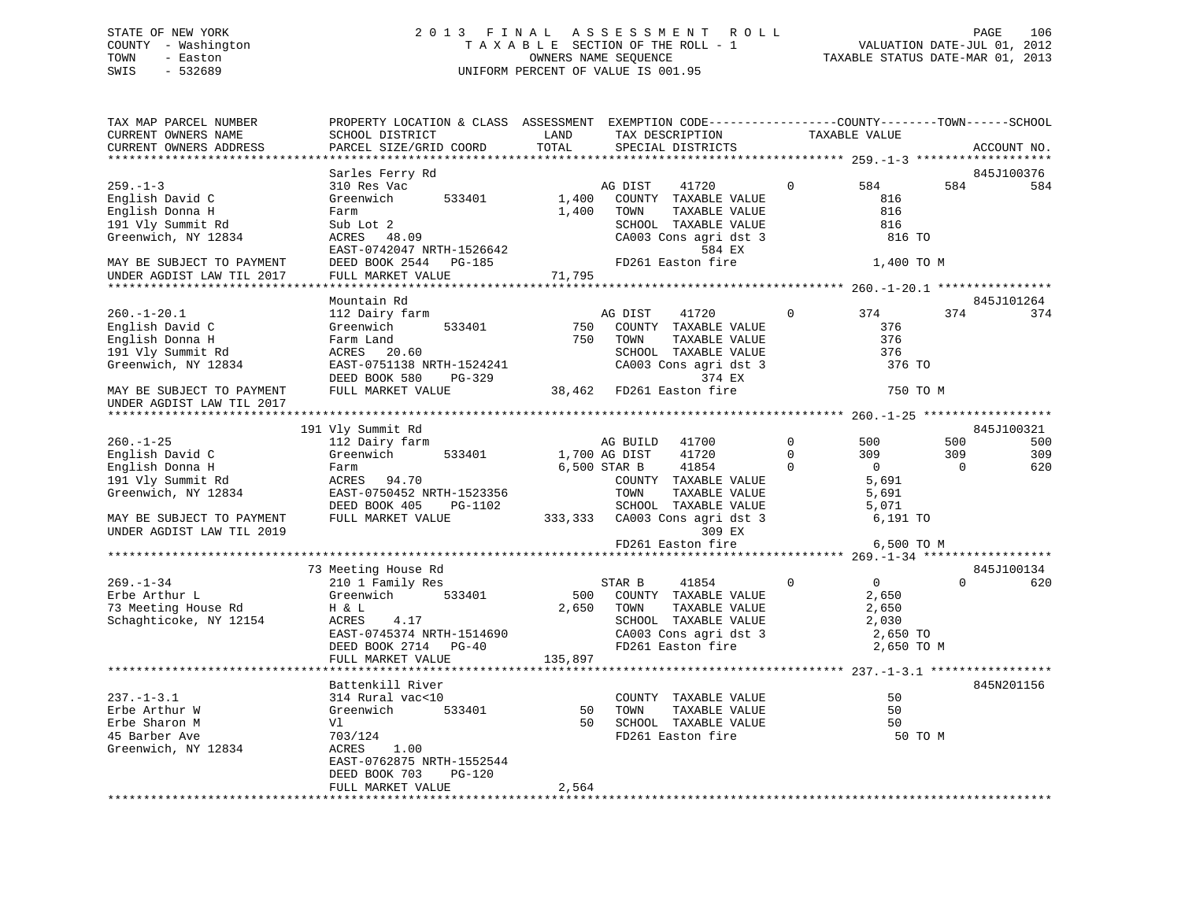STATE OF NEW YORK
COUNTY - Washington
TOWN - Easton
SWIS - 532689

2013 FINAL ASSESSMENT ROLL
TAXABLE SECTION OF THE ROLL - 1
OWNERS NAME SEQUENCE
UNIFORM PERCENT OF VALUE IS 001.95

VALUATION DATE-JUL 01, 2012
TAXABLE STATUS DATE-MAR 01, 2013

```
TAX MAP PARCEL NUMBER          PROPERTY LOCATION & CLASS  ASSESSMENT  EXEMPTION CODE------------------COUNTY--------TOWN------SCHOOL
CURRENT OWNERS NAME            SCHOOL DISTRICT               LAND      TAX DESCRIPTION              TAXABLE VALUE
CURRENT OWNERS ADDRESS         PARCEL SIZE/GRID COORD        TOTAL     SPECIAL DISTRICTS                                        ACCOUNT NO.
******************************************************************************************************* 259.-1-3 *******************
                               Sarles Ferry Rd                                                                              845J100376
259.-1-3                       310 Res Vac                          AG DIST     41720           0        584          584          584
English David C                Greenwich        533401       1,400   COUNTY  TAXABLE VALUE                 816
English Donna H                Farm                          1,400   TOWN    TAXABLE VALUE                 816
191 Vly Summit Rd              Sub Lot 2                              SCHOOL  TAXABLE VALUE                 816
Greenwich, NY 12834            ACRES   48.09                          CA003 Cons agri dst 3                 816 TO
                               EAST-0742047 NRTH-1526642                          584 EX
MAY BE SUBJECT TO PAYMENT      DEED BOOK 2544   PG-185                 FD261 Easton fire                  1,400 TO M
UNDER AGDIST LAW TIL 2017      FULL MARKET VALUE               71,795
******************************************************************************************************* 260.-1-20.1 ****************
                               Mountain Rd                                                                                  845J101264
260.-1-20.1                    112 Dairy farm                       AG DIST     41720           0        374          374          374
English David C                Greenwich        533401         750   COUNTY  TAXABLE VALUE                 376
English Donna H                Farm Land                       750   TOWN    TAXABLE VALUE                 376
191 Vly Summit Rd              ACRES   20.60                          SCHOOL  TAXABLE VALUE                 376
Greenwich, NY 12834            EAST-0751138 NRTH-1524241              CA003 Cons agri dst 3                 376 TO
                               DEED BOOK 580    PG-329                            374 EX
MAY BE SUBJECT TO PAYMENT      FULL MARKET VALUE               38,462  FD261 Easton fire                    750 TO M
UNDER AGDIST LAW TIL 2017
******************************************************************************************************* 260.-1-25 ******************
                           191 Vly Summit Rd                                                                                845J100321
260.-1-25                      112 Dairy farm                       AG BUILD    41700           0        500          500          500
English David C                Greenwich        533401       1,700 AG DIST     41720           0        309          309          309
English Donna H                Farm                          6,500 STAR B      41854           0          0            0          620
191 Vly Summit Rd              ACRES   94.70                          COUNTY  TAXABLE VALUE               5,691
Greenwich, NY 12834            EAST-0750452 NRTH-1523356              TOWN    TAXABLE VALUE               5,691
                               DEED BOOK 405    PG-1102               SCHOOL  TAXABLE VALUE               5,071
MAY BE SUBJECT TO PAYMENT      FULL MARKET VALUE              333,333  CA003 Cons agri dst 3               6,191 TO
UNDER AGDIST LAW TIL 2019                                                         309 EX
                                                                       FD261 Easton fire                  6,500 TO M
******************************************************************************************************* 269.-1-34 ******************
                            73 Meeting House Rd                                                                             845J100134
269.-1-34                      210 1 Family Res                     STAR B      41854           0          0            0          620
Erbe Arthur L                  Greenwich        533401         500   COUNTY  TAXABLE VALUE               2,650
73 Meeting House Rd            H & L                         2,650   TOWN    TAXABLE VALUE               2,650
Schaghticoke, NY 12154         ACRES    4.17                          SCHOOL  TAXABLE VALUE               2,030
                               EAST-0745374 NRTH-1514690              CA003 Cons agri dst 3               2,650 TO
                               DEED BOOK 2714   PG-40                 FD261 Easton fire                  2,650 TO M
                               FULL MARKET VALUE              135,897
******************************************************************************************************* 237.-1-3.1 *****************
                               Battenkill River                                                                             845N201156
237.-1-3.1                     314 Rural vac<10                       COUNTY  TAXABLE VALUE                  50
Erbe Arthur W                  Greenwich        533401          50   TOWN    TAXABLE VALUE                  50
Erbe Sharon M                  Vl                               50   SCHOOL  TAXABLE VALUE                  50
45 Barber Ave                  703/124                                FD261 Easton fire                      50 TO M
Greenwich, NY 12834            ACRES    1.00
                               EAST-0762875 NRTH-1552544
                               DEED BOOK 703    PG-120
                               FULL MARKET VALUE                2,564
************************************************************************************************************************************
```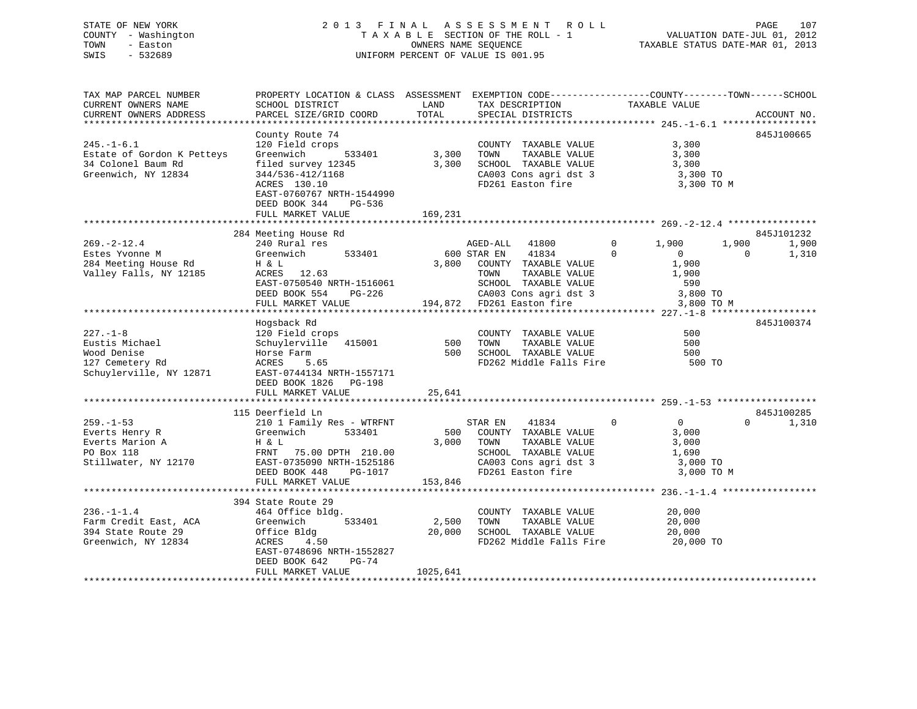STATE OF NEW YORK
COUNTY - Washington
TOWN - Easton
SWIS - 532689

2013 FINAL ASSESSMENT ROLL
TAXABLE SECTION OF THE ROLL - 1
OWNERS NAME SEQUENCE
UNIFORM PERCENT OF VALUE IS 001.95

VALUATION DATE-JUL 01, 2012
TAXABLE STATUS DATE-MAR 01, 2013

```
TAX MAP PARCEL NUMBER          PROPERTY LOCATION & CLASS  ASSESSMENT  EXEMPTION CODE------------------COUNTY--------TOWN------SCHOOL
CURRENT OWNERS NAME            SCHOOL DISTRICT              LAND      TAX DESCRIPTION              TAXABLE VALUE
CURRENT OWNERS ADDRESS         PARCEL SIZE/GRID COORD       TOTAL     SPECIAL DISTRICTS                                     ACCOUNT NO.
****************************************************************************************************** 245.-1-6.1 *****************
                               County Route 74                                                                          845J100665
245.-1-6.1                     120 Field crops                         COUNTY  TAXABLE VALUE             3,300
Estate of Gordon K Petteys     Greenwich       533401      3,300       TOWN    TAXABLE VALUE             3,300
34 Colonel Baum Rd             filed survey 12345          3,300       SCHOOL  TAXABLE VALUE             3,300
Greenwich, NY 12834            344/536-412/1168                        CA003 Cons agri dst 3              3,300 TO
                               ACRES  130.10                           FD261 Easton fire                  3,300 TO M
                               EAST-0760767 NRTH-1544990
                               DEED BOOK 344    PG-536
                               FULL MARKET VALUE         169,231
****************************************************************************************************** 269.-2-12.4 ****************
                               284 Meeting House Rd                                                                     845J101232
269.-2-12.4                    240 Rural res                           AGED-ALL   41800        0        1,900      1,900      1,900
Estes Yvonne M                 Greenwich       533401        600 STAR EN    41834        0            0          0      1,310
284 Meeting House Rd           H & L                       3,800       COUNTY  TAXABLE VALUE             1,900
Valley Falls, NY 12185         ACRES   12.63                           TOWN    TAXABLE VALUE             1,900
                               EAST-0750540 NRTH-1516061               SCHOOL  TAXABLE VALUE               590
                               DEED BOOK 554    PG-226                 CA003 Cons agri dst 3              3,800 TO
                               FULL MARKET VALUE         194,872       FD261 Easton fire                  3,800 TO M
****************************************************************************************************** 227.-1-8 *******************
                               Hogsback Rd                                                                              845J100374
227.-1-8                       120 Field crops                         COUNTY  TAXABLE VALUE               500
Eustis Michael                 Schuylerville   415001        500       TOWN    TAXABLE VALUE               500
Wood Denise                    Horse Farm                    500       SCHOOL  TAXABLE VALUE               500
127 Cemetery Rd                ACRES    5.65                           FD262 Middle Falls Fire              500 TO
Schuylerville, NY 12871        EAST-0744134 NRTH-1557171
                               DEED BOOK 1826   PG-198
                               FULL MARKET VALUE          25,641
****************************************************************************************************** 259.-1-53 ******************
                               115 Deerfield Ln                                                                         845J100285
259.-1-53                      210 1 Family Res - WTRFNT               STAR EN    41834        0            0          0      1,310
Everts Henry R                 Greenwich       533401        500       COUNTY  TAXABLE VALUE             3,000
Everts Marion A                H & L                       3,000       TOWN    TAXABLE VALUE             3,000
PO Box 118                     FRNT   75.00 DPTH 210.00                SCHOOL  TAXABLE VALUE             1,690
Stillwater, NY 12170           EAST-0735090 NRTH-1525186               CA003 Cons agri dst 3              3,000 TO
                               DEED BOOK 448    PG-1017                FD261 Easton fire                  3,000 TO M
                               FULL MARKET VALUE         153,846
****************************************************************************************************** 236.-1-1.4 *****************
                               394 State Route 29
236.-1-1.4                     464 Office bldg.                        COUNTY  TAXABLE VALUE            20,000
Farm Credit East, ACA          Greenwich       533401      2,500       TOWN    TAXABLE VALUE            20,000
394 State Route 29             Office Bldg                20,000       SCHOOL  TAXABLE VALUE            20,000
Greenwich, NY 12834            ACRES    4.50                           FD262 Middle Falls Fire           20,000 TO
                               EAST-0748696 NRTH-1552827
                               DEED BOOK 642    PG-74
                               FULL MARKET VALUE        1025,641
************************************************************************************************************************************
```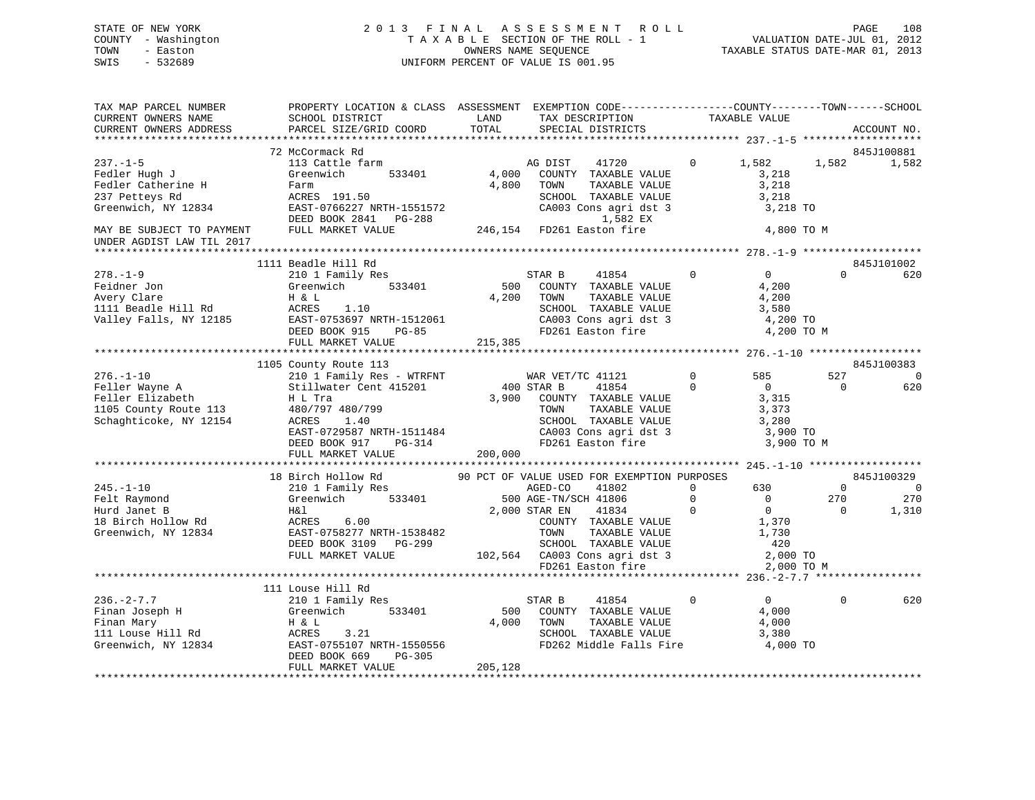STATE OF NEW YORK
COUNTY - Washington
TOWN - Easton
SWIS - 532689

# 2013 FINAL ASSESSMENT ROLL
TAXABLE SECTION OF THE ROLL - 1
OWNERS NAME SEQUENCE
UNIFORM PERCENT OF VALUE IS 001.95

VALUATION DATE-JUL 01, 2012
TAXABLE STATUS DATE-MAR 01, 2013

```
TAX MAP PARCEL NUMBER          PROPERTY LOCATION & CLASS  ASSESSMENT  EXEMPTION CODE------------------COUNTY--------TOWN------SCHOOL
CURRENT OWNERS NAME            SCHOOL DISTRICT               LAND     TAX DESCRIPTION             TAXABLE VALUE
CURRENT OWNERS ADDRESS         PARCEL SIZE/GRID COORD       TOTAL     SPECIAL DISTRICTS                                   ACCOUNT NO.
******************************************************************************************************* 237.-1-5 *******************
                               72 McCormack Rd                                                                             845J100881
237.-1-5                       113 Cattle farm                   AG DIST     41720         0       1,582      1,582      1,582
Fedler Hugh J                  Greenwich        533401      4,000   COUNTY  TAXABLE VALUE              3,218
Fedler Catherine H             Farm                         4,800   TOWN    TAXABLE VALUE              3,218
237 Petteys Rd                 ACRES  191.50                        SCHOOL  TAXABLE VALUE              3,218
Greenwich, NY 12834            EAST-0766227 NRTH-1551572            CA003 Cons agri dst 3               3,218 TO
                               DEED BOOK 2841   PG-288                    1,582 EX
MAY BE SUBJECT TO PAYMENT      FULL MARKET VALUE           246,154  FD261 Easton fire                   4,800 TO M
UNDER AGDIST LAW TIL 2017
******************************************************************************************************* 278.-1-9 *******************
                               1111 Beadle Hill Rd                                                                         845J101002
278.-1-9                       210 1 Family Res                  STAR B      41854         0           0          0        620
Feidner Jon                    Greenwich        533401        500   COUNTY  TAXABLE VALUE              4,200
Avery Clare                    H & L                        4,200   TOWN    TAXABLE VALUE              4,200
1111 Beadle Hill Rd            ACRES    1.10                        SCHOOL  TAXABLE VALUE              3,580
Valley Falls, NY 12185         EAST-0753697 NRTH-1512061            CA003 Cons agri dst 3               4,200 TO
                               DEED BOOK 915    PG-85               FD261 Easton fire                   4,200 TO M
                               FULL MARKET VALUE           215,385
******************************************************************************************************* 276.-1-10 ******************
                               1105 County Route 113                                                                       845J100383
276.-1-10                      210 1 Family Res - WTRFNT         WAR VET/TC 41121          0         585        527          0
Feller Wayne A                 Stillwater Cent 415201         400 STAR B     41854         0           0          0        620
Feller Elizabeth               H L Tra                      3,900   COUNTY  TAXABLE VALUE              3,315
1105 County Route 113          480/797 480/799                      TOWN    TAXABLE VALUE              3,373
Schaghticoke, NY 12154         ACRES    1.40                        SCHOOL  TAXABLE VALUE              3,280
                               EAST-0729587 NRTH-1511484            CA003 Cons agri dst 3               3,900 TO
                               DEED BOOK 917    PG-314              FD261 Easton fire                   3,900 TO M
                               FULL MARKET VALUE           200,000
******************************************************************************************************* 245.-1-10 ******************
                               18 Birch Hollow Rd          90 PCT OF VALUE USED FOR EXEMPTION PURPOSES                    845J100329
245.-1-10                      210 1 Family Res                  AGED-CO     41802         0         630          0          0
Felt Raymond                   Greenwich        533401        500 AGE-TN/SCH 41806         0           0        270        270
Hurd Janet B                   H&l                          2,000 STAR EN    41834         0           0          0      1,310
18 Birch Hollow Rd             ACRES    6.00                        COUNTY  TAXABLE VALUE              1,370
Greenwich, NY 12834            EAST-0758277 NRTH-1538482            TOWN    TAXABLE VALUE              1,730
                               DEED BOOK 3109   PG-299              SCHOOL  TAXABLE VALUE                420
                               FULL MARKET VALUE           102,564  CA003 Cons agri dst 3               2,000 TO
                                                                    FD261 Easton fire                   2,000 TO M
******************************************************************************************************* 236.-2-7.7 *****************
                               111 Louse Hill Rd
236.-2-7.7                     210 1 Family Res                  STAR B      41854         0           0          0        620
Finan Joseph H                 Greenwich        533401        500   COUNTY  TAXABLE VALUE              4,000
Finan Mary                     H & L                        4,000   TOWN    TAXABLE VALUE              4,000
111 Louse Hill Rd              ACRES    3.21                        SCHOOL  TAXABLE VALUE              3,380
Greenwich, NY 12834            EAST-0755107 NRTH-1550556            FD262 Middle Falls Fire             4,000 TO
                               DEED BOOK 669    PG-305
                               FULL MARKET VALUE           205,128
************************************************************************************************************************************
```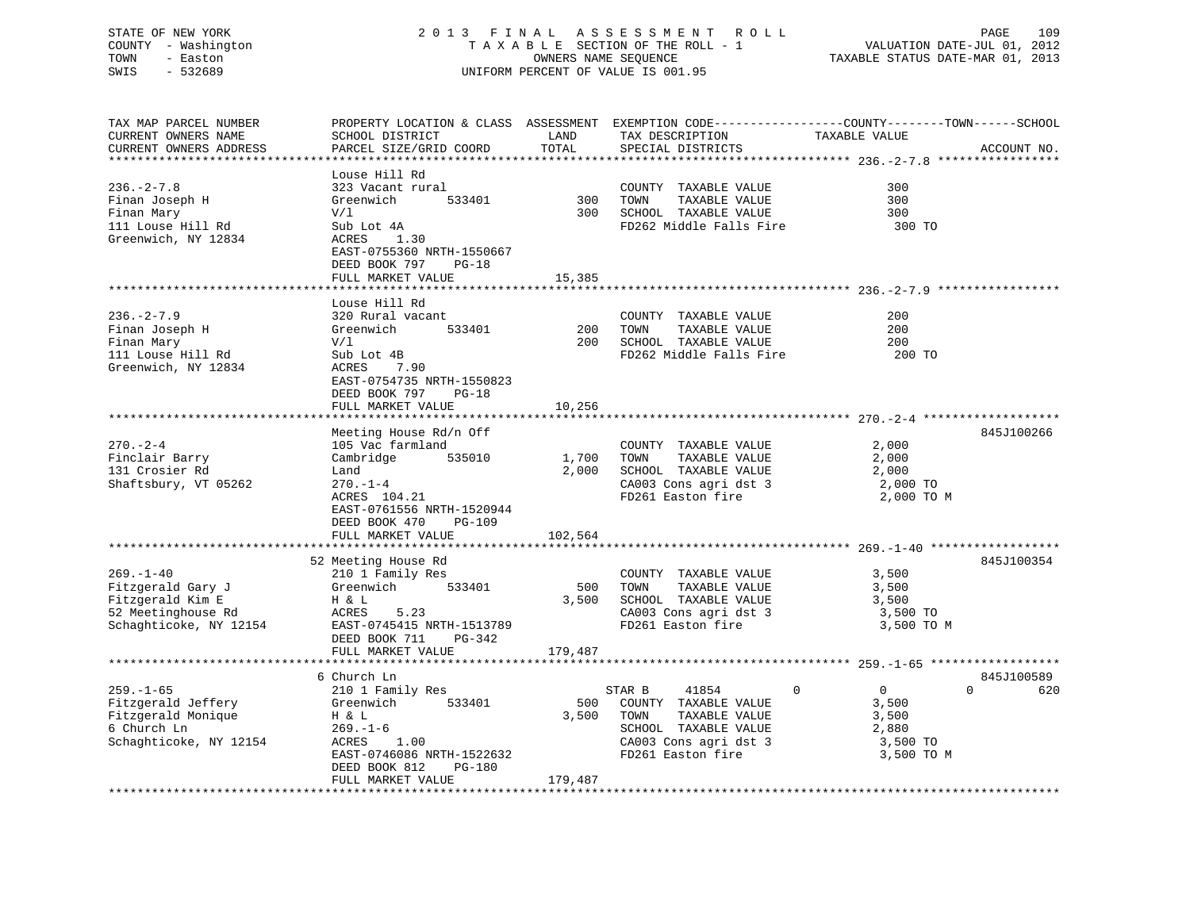STATE OF NEW YORK
COUNTY - Washington
TOWN - Easton
SWIS - 532689

2013 FINAL ASSESSMENT ROLL
TAXABLE SECTION OF THE ROLL - 1
OWNERS NAME SEQUENCE
UNIFORM PERCENT OF VALUE IS 001.95

VALUATION DATE-JUL 01, 2012
TAXABLE STATUS DATE-MAR 01, 2013

```
TAX MAP PARCEL NUMBER          PROPERTY LOCATION & CLASS  ASSESSMENT  EXEMPTION CODE------------------COUNTY--------TOWN------SCHOOL
CURRENT OWNERS NAME            SCHOOL DISTRICT               LAND      TAX DESCRIPTION             TAXABLE VALUE
CURRENT OWNERS ADDRESS         PARCEL SIZE/GRID COORD        TOTAL     SPECIAL DISTRICTS                                        ACCOUNT NO.
******************************************************************************************************* 236.-2-7.8 *****************
                               Louse Hill Rd
236.-2-7.8                     323 Vacant rural                        COUNTY  TAXABLE VALUE              300
Finan Joseph H                 Greenwich        533401          300    TOWN    TAXABLE VALUE              300
Finan Mary                     V/l                              300    SCHOOL  TAXABLE VALUE              300
111 Louse Hill Rd              Sub Lot 4A                              FD262 Middle Falls Fire             300 TO
Greenwich, NY 12834            ACRES     1.30
                               EAST-0755360 NRTH-1550667
                               DEED BOOK 797    PG-18
                               FULL MARKET VALUE             15,385
******************************************************************************************************* 236.-2-7.9 *****************
                               Louse Hill Rd
236.-2-7.9                     320 Rural vacant                        COUNTY  TAXABLE VALUE              200
Finan Joseph H                 Greenwich        533401          200    TOWN    TAXABLE VALUE              200
Finan Mary                     V/l                              200    SCHOOL  TAXABLE VALUE              200
111 Louse Hill Rd              Sub Lot 4B                              FD262 Middle Falls Fire             200 TO
Greenwich, NY 12834            ACRES     7.90
                               EAST-0754735 NRTH-1550823
                               DEED BOOK 797    PG-18
                               FULL MARKET VALUE             10,256
******************************************************************************************************* 270.-2-4 *******************
                               Meeting House Rd/n Off                                                                   845J100266
270.-2-4                       105 Vac farmland                        COUNTY  TAXABLE VALUE            2,000
Finclair Barry                 Cambridge        535010        1,700    TOWN    TAXABLE VALUE            2,000
131 Crosier Rd                 Land                           2,000    SCHOOL  TAXABLE VALUE            2,000
Shaftsbury, VT 05262           270.-1-4                                CA003 Cons agri dst 3             2,000 TO
                               ACRES  104.21                           FD261 Easton fire                 2,000 TO M
                               EAST-0761556 NRTH-1520944
                               DEED BOOK 470    PG-109
                               FULL MARKET VALUE            102,564
******************************************************************************************************* 269.-1-40 ******************
                            52 Meeting House Rd                                                                         845J100354
269.-1-40                      210 1 Family Res                        COUNTY  TAXABLE VALUE            3,500
Fitzgerald Gary J              Greenwich        533401          500    TOWN    TAXABLE VALUE            3,500
Fitzgerald Kim E               H & L                          3,500    SCHOOL  TAXABLE VALUE            3,500
52 Meetinghouse Rd             ACRES     5.23                          CA003 Cons agri dst 3             3,500 TO
Schaghticoke, NY 12154         EAST-0745415 NRTH-1513789               FD261 Easton fire                 3,500 TO M
                               DEED BOOK 711    PG-342
                               FULL MARKET VALUE            179,487
******************************************************************************************************* 259.-1-65 ******************
                             6 Church Ln                                                                                845J100589
259.-1-65                      210 1 Family Res                     STAR B      41854          0            0           0         620
Fitzgerald Jeffery             Greenwich        533401          500    COUNTY  TAXABLE VALUE            3,500
Fitzgerald Monique             H & L                          3,500    TOWN    TAXABLE VALUE            3,500
6 Church Ln                    269.-1-6                                SCHOOL  TAXABLE VALUE            2,880
Schaghticoke, NY 12154         ACRES     1.00                          CA003 Cons agri dst 3             3,500 TO
                               EAST-0746086 NRTH-1522632               FD261 Easton fire                 3,500 TO M
                               DEED BOOK 812    PG-180
                               FULL MARKET VALUE            179,487
************************************************************************************************************************************
```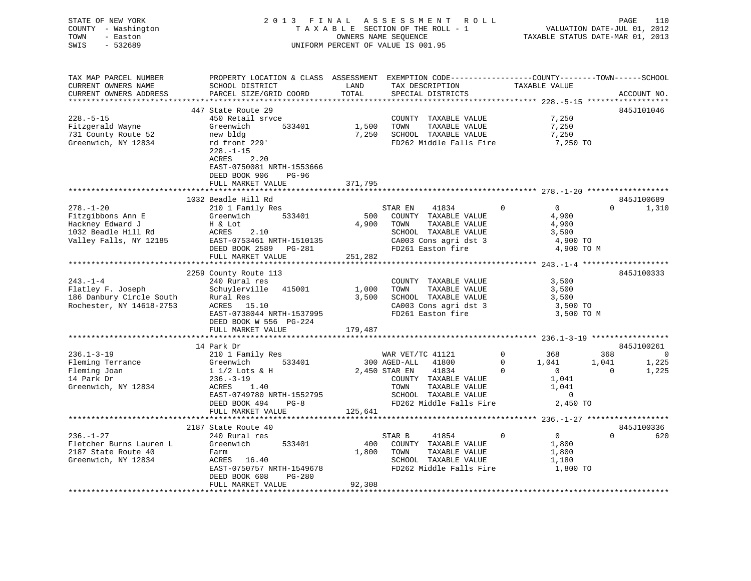STATE OF NEW YORK
COUNTY - Washington
TOWN - Easton
SWIS - 532689

2 0 1 3 F I N A L A S S E S S M E N T R O L L
T A X A B L E SECTION OF THE ROLL - 1
OWNERS NAME SEQUENCE
UNIFORM PERCENT OF VALUE IS 001.95

VALUATION DATE-JUL 01, 2012
TAXABLE STATUS DATE-MAR 01, 2013

```
TAX MAP PARCEL NUMBER          PROPERTY LOCATION & CLASS  ASSESSMENT  EXEMPTION CODE------------------COUNTY--------TOWN------SCHOOL
CURRENT OWNERS NAME            SCHOOL DISTRICT             LAND        TAX DESCRIPTION              TAXABLE VALUE
CURRENT OWNERS ADDRESS         PARCEL SIZE/GRID COORD      TOTAL       SPECIAL DISTRICTS                                        ACCOUNT NO.
************************************************************************************************ 228.-5-15 ******************
                               447 State Route 29                                                                           845J101046
228.-5-15                      450 Retail srvce                         COUNTY  TAXABLE VALUE             7,250
Fitzgerald Wayne               Greenwich       533401        1,500     TOWN    TAXABLE VALUE             7,250
731 County Route 52            new bldg                      7,250     SCHOOL  TAXABLE VALUE             7,250
Greenwich, NY 12834            rd front 229'                           FD262 Middle Falls Fire            7,250 TO
                               228.-1-15
                               ACRES    2.20
                               EAST-0750081 NRTH-1553666
                               DEED BOOK 906    PG-96
                               FULL MARKET VALUE           371,795
************************************************************************************************ 278.-1-20 ******************
                               1032 Beadle Hill Rd                                                                          845J100689
278.-1-20                      210 1 Family Res                        STAR EN     41834          0          0          0       1,310
Fitzgibbons Ann E              Greenwich       533401          500     COUNTY  TAXABLE VALUE             4,900
Hackney Edward J               H & Lot                       4,900     TOWN    TAXABLE VALUE             4,900
1032 Beadle Hill Rd            ACRES    2.10                           SCHOOL  TAXABLE VALUE             3,590
Valley Falls, NY 12185         EAST-0753461 NRTH-1510135               CA003 Cons agri dst 3              4,900 TO
                               DEED BOOK 2589   PG-281                 FD261 Easton fire                  4,900 TO M
                               FULL MARKET VALUE           251,282
************************************************************************************************ 243.-1-4 *******************
                               2259 County Route 113                                                                        845J100333
243.-1-4                       240 Rural res                           COUNTY  TAXABLE VALUE             3,500
Flatley F. Joseph              Schuylerville   415001        1,000     TOWN    TAXABLE VALUE             3,500
186 Danbury Circle South       Rural Res                     3,500     SCHOOL  TAXABLE VALUE             3,500
Rochester, NY 14618-2753       ACRES   15.10                           CA003 Cons agri dst 3              3,500 TO
                               EAST-0738044 NRTH-1537995               FD261 Easton fire                  3,500 TO M
                               DEED BOOK W 556  PG-224
                               FULL MARKET VALUE           179,487
************************************************************************************************ 236.1-3-19 *****************
                               14 Park Dr                                                                                   845J100261
236.1-3-19                     210 1 Family Res                        WAR VET/TC 41121           0        368        368           0
Fleming Terrance               Greenwich       533401          300 AGED-ALL    41800           0      1,041      1,041       1,225
Fleming Joan                   1 1/2 Lots & H                2,450 STAR EN     41834           0          0          0       1,225
14 Park Dr                     236.-3-19                               COUNTY  TAXABLE VALUE             1,041
Greenwich, NY 12834            ACRES    1.40                           TOWN    TAXABLE VALUE             1,041
                               EAST-0749780 NRTH-1552795               SCHOOL  TAXABLE VALUE                 0
                               DEED BOOK 494    PG-8                   FD262 Middle Falls Fire            2,450 TO
                               FULL MARKET VALUE           125,641
************************************************************************************************ 236.-1-27 ******************
                               2187 State Route 40                                                                          845J100336
236.-1-27                      240 Rural res                           STAR B      41854          0          0          0         620
Fletcher Burns Lauren L        Greenwich       533401          400     COUNTY  TAXABLE VALUE             1,800
2187 State Route 40            Farm                          1,800     TOWN    TAXABLE VALUE             1,800
Greenwich, NY 12834            ACRES   16.40                           SCHOOL  TAXABLE VALUE             1,180
                               EAST-0750757 NRTH-1549678               FD262 Middle Falls Fire            1,800 TO
                               DEED BOOK 608    PG-280
                               FULL MARKET VALUE            92,308
*****************************************************************************************************************************
```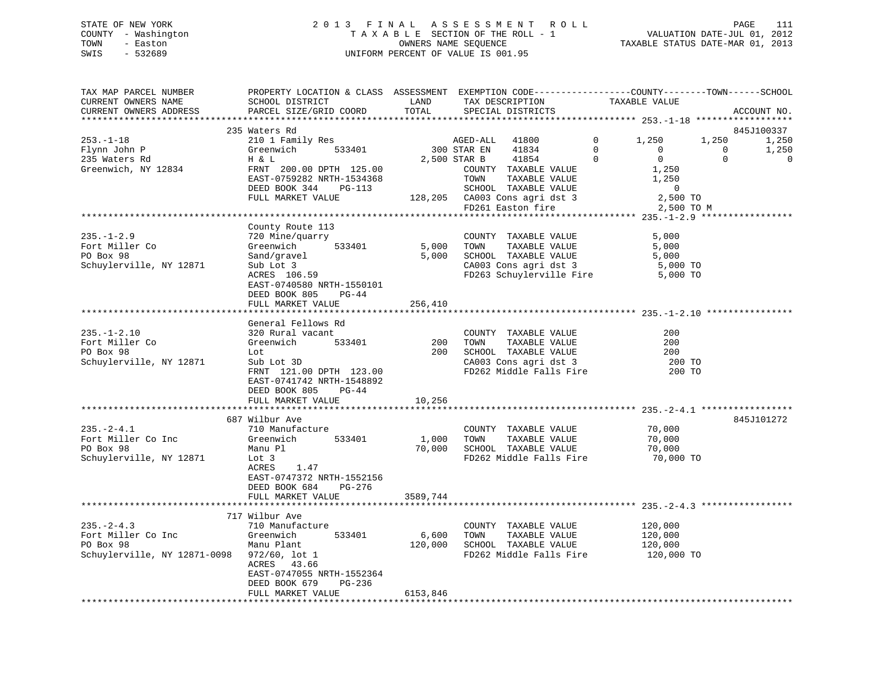STATE OF NEW YORK
COUNTY - Washington
TOWN - Easton
SWIS - 532689

2 0 1 3 F I N A L A S S E S S M E N T R O L L
T A X A B L E SECTION OF THE ROLL - 1
OWNERS NAME SEQUENCE
UNIFORM PERCENT OF VALUE IS 001.95

VALUATION DATE-JUL 01, 2012
TAXABLE STATUS DATE-MAR 01, 2013

| TAX MAP PARCEL NUMBER / CURRENT OWNERS NAME / CURRENT OWNERS ADDRESS | PROPERTY LOCATION & CLASS / SCHOOL DISTRICT / PARCEL SIZE/GRID COORD | ASSESSMENT LAND / TOTAL | EXEMPTION CODE / TAX DESCRIPTION / SPECIAL DISTRICTS | COUNTY TAXABLE VALUE | TOWN | SCHOOL | ACCOUNT NO. |
|---|---|---|---|---|---|---|---|
| **253.-1-18** | 235 Waters Rd | | | | | | 845J100337 |
| 253.-1-18 | 210 1 Family Res | | AGED-ALL 41800 0 | 1,250 | 1,250 | 1,250 | |
| Flynn John P | Greenwich 533401 | 300 | STAR EN 41834 0 | 0 | 0 | 1,250 | |
| 235 Waters Rd | H & L | 2,500 | STAR B 41854 0 | 0 | 0 | 0 | |
| Greenwich, NY 12834 | FRNT 200.00 DPTH 125.00 | | COUNTY TAXABLE VALUE | 1,250 | | | |
| | EAST-0759282 NRTH-1534368 | | TOWN TAXABLE VALUE | 1,250 | | | |
| | DEED BOOK 344 PG-113 | | SCHOOL TAXABLE VALUE | 0 | | | |
| | FULL MARKET VALUE | 128,205 | CA003 Cons agri dst 3 | 2,500 TO | | | |
| | | | FD261 Easton fire | 2,500 TO M | | | |
| **235.-1-2.9** | County Route 113 | | | | | | |
| 235.-1-2.9 | 720 Mine/quarry | | COUNTY TAXABLE VALUE | 5,000 | | | |
| Fort Miller Co | Greenwich 533401 | 5,000 | TOWN TAXABLE VALUE | 5,000 | | | |
| PO Box 98 | Sand/gravel | 5,000 | SCHOOL TAXABLE VALUE | 5,000 | | | |
| Schuylerville, NY 12871 | Sub Lot 3 | | CA003 Cons agri dst 3 | 5,000 TO | | | |
| | ACRES 106.59 | | FD263 Schuylerville Fire | 5,000 TO | | | |
| | EAST-0740580 NRTH-1550101 | | | | | | |
| | DEED BOOK 805 PG-44 | | | | | | |
| | FULL MARKET VALUE | 256,410 | | | | | |
| **235.-1-2.10** | General Fellows Rd | | | | | | |
| 235.-1-2.10 | 320 Rural vacant | | COUNTY TAXABLE VALUE | 200 | | | |
| Fort Miller Co | Greenwich 533401 | 200 | TOWN TAXABLE VALUE | 200 | | | |
| PO Box 98 | Lot | 200 | SCHOOL TAXABLE VALUE | 200 | | | |
| Schuylerville, NY 12871 | Sub Lot 3D | | CA003 Cons agri dst 3 | 200 TO | | | |
| | FRNT 121.00 DPTH 123.00 | | FD262 Middle Falls Fire | 200 TO | | | |
| | EAST-0741742 NRTH-1548892 | | | | | | |
| | DEED BOOK 805 PG-44 | | | | | | |
| | FULL MARKET VALUE | 10,256 | | | | | |
| **235.-2-4.1** | 687 Wilbur Ave | | | | | | 845J101272 |
| 235.-2-4.1 | 710 Manufacture | | COUNTY TAXABLE VALUE | 70,000 | | | |
| Fort Miller Co Inc | Greenwich 533401 | 1,000 | TOWN TAXABLE VALUE | 70,000 | | | |
| PO Box 98 | Manu Pl | 70,000 | SCHOOL TAXABLE VALUE | 70,000 | | | |
| Schuylerville, NY 12871 | Lot 3 | | FD262 Middle Falls Fire | 70,000 TO | | | |
| | ACRES 1.47 | | | | | | |
| | EAST-0747372 NRTH-1552156 | | | | | | |
| | DEED BOOK 684 PG-276 | | | | | | |
| | FULL MARKET VALUE | 3589,744 | | | | | |
| **235.-2-4.3** | 717 Wilbur Ave | | | | | | |
| 235.-2-4.3 | 710 Manufacture | | COUNTY TAXABLE VALUE | 120,000 | | | |
| Fort Miller Co Inc | Greenwich 533401 | 6,600 | TOWN TAXABLE VALUE | 120,000 | | | |
| PO Box 98 | Manu Plant | 120,000 | SCHOOL TAXABLE VALUE | 120,000 | | | |
| Schuylerville, NY 12871-0098 | 972/60, lot 1 | | FD262 Middle Falls Fire | 120,000 TO | | | |
| | ACRES 43.66 | | | | | | |
| | EAST-0747055 NRTH-1552364 | | | | | | |
| | DEED BOOK 679 PG-236 | | | | | | |
| | FULL MARKET VALUE | 6153,846 | | | | | |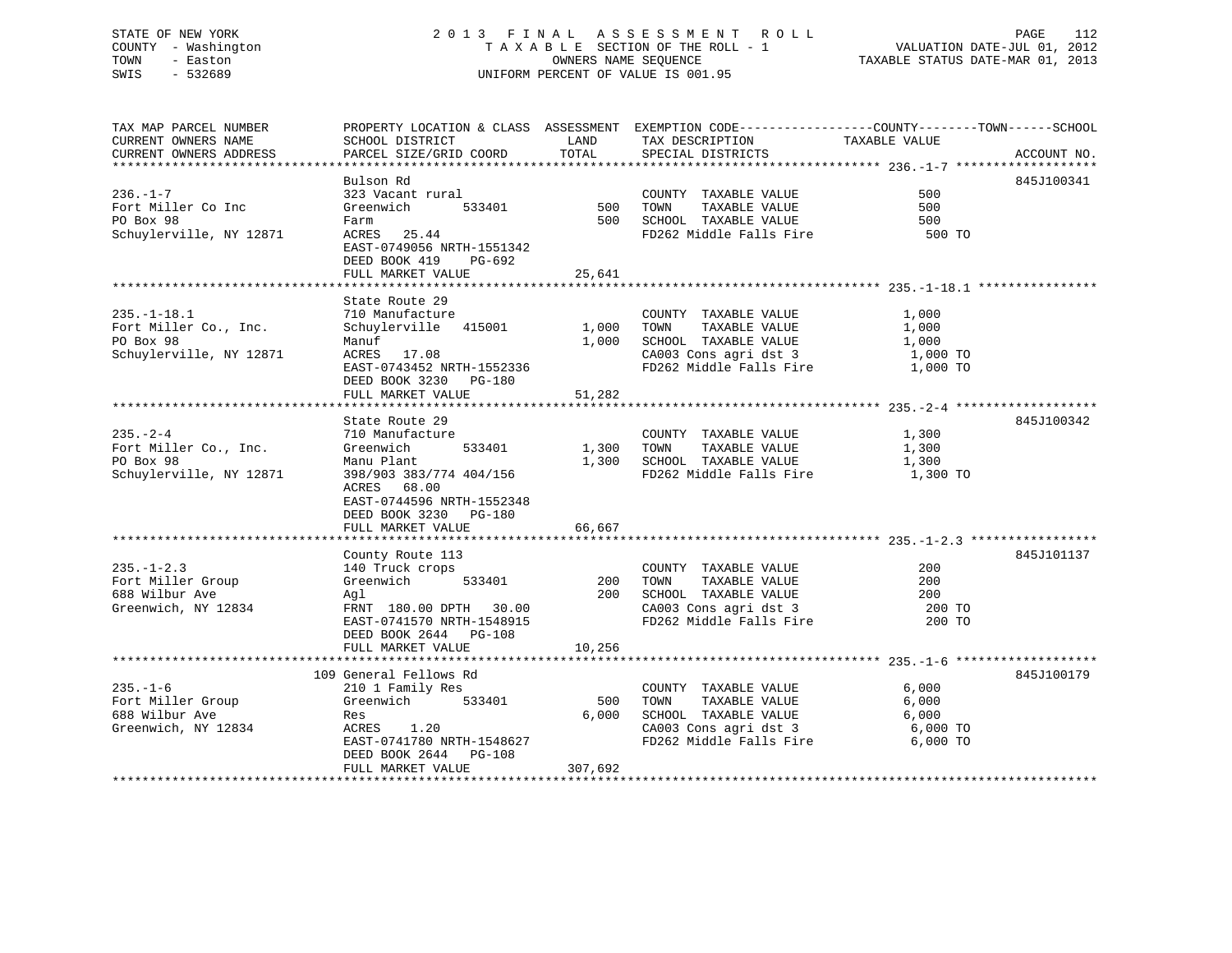STATE OF NEW YORK
COUNTY - Washington
TOWN - Easton
SWIS - 532689

2013 FINAL ASSESSMENT ROLL
TAXABLE SECTION OF THE ROLL - 1
OWNERS NAME SEQUENCE
UNIFORM PERCENT OF VALUE IS 001.95

VALUATION DATE-JUL 01, 2012
TAXABLE STATUS DATE-MAR 01, 2013

| TAX MAP PARCEL NUMBER / CURRENT OWNERS NAME / CURRENT OWNERS ADDRESS | PROPERTY LOCATION & CLASS / SCHOOL DISTRICT / PARCEL SIZE/GRID COORD | LAND | TOTAL | EXEMPTION CODE / TAX DESCRIPTION / SPECIAL DISTRICTS | TAXABLE VALUE (COUNTY / TOWN / SCHOOL) | ACCOUNT NO. |
|---|---|---|---|---|---|---|
| 236.-1-7 | Bulson Rd | | | | | 845J100341 |
| Fort Miller Co Inc | 323 Vacant rural | | | COUNTY TAXABLE VALUE | 500 | |
| PO Box 98 | Greenwich 533401 | 500 | | TOWN TAXABLE VALUE | 500 | |
| Schuylerville, NY 12871 | Farm | | 500 | SCHOOL TAXABLE VALUE | 500 | |
| | ACRES 25.44 | | | FD262 Middle Falls Fire | 500 TO | |
| | EAST-0749056 NRTH-1551342 | | | | | |
| | DEED BOOK 419 PG-692 | | | | | |
| | FULL MARKET VALUE | | 25,641 | | | |
| 235.-1-18.1 | State Route 29 | | | | | |
| Fort Miller Co., Inc. | 710 Manufacture | | | COUNTY TAXABLE VALUE | 1,000 | |
| PO Box 98 | Schuylerville 415001 | 1,000 | | TOWN TAXABLE VALUE | 1,000 | |
| Schuylerville, NY 12871 | Manuf | | 1,000 | SCHOOL TAXABLE VALUE | 1,000 | |
| | ACRES 17.08 | | | CA003 Cons agri dst 3 | 1,000 TO | |
| | EAST-0743452 NRTH-1552336 | | | FD262 Middle Falls Fire | 1,000 TO | |
| | DEED BOOK 3230 PG-180 | | | | | |
| | FULL MARKET VALUE | | 51,282 | | | |
| 235.-2-4 | State Route 29 | | | | | 845J100342 |
| Fort Miller Co., Inc. | 710 Manufacture | | | COUNTY TAXABLE VALUE | 1,300 | |
| PO Box 98 | Greenwich 533401 | 1,300 | | TOWN TAXABLE VALUE | 1,300 | |
| Schuylerville, NY 12871 | Manu Plant | | 1,300 | SCHOOL TAXABLE VALUE | 1,300 | |
| | 398/903 383/774 404/156 | | | FD262 Middle Falls Fire | 1,300 TO | |
| | ACRES 68.00 | | | | | |
| | EAST-0744596 NRTH-1552348 | | | | | |
| | DEED BOOK 3230 PG-180 | | | | | |
| | FULL MARKET VALUE | | 66,667 | | | |
| 235.-1-2.3 | County Route 113 | | | | | 845J101137 |
| Fort Miller Group | 140 Truck crops | | | COUNTY TAXABLE VALUE | 200 | |
| 688 Wilbur Ave | Greenwich 533401 | 200 | | TOWN TAXABLE VALUE | 200 | |
| Greenwich, NY 12834 | Agl | | 200 | SCHOOL TAXABLE VALUE | 200 | |
| | FRNT 180.00 DPTH 30.00 | | | CA003 Cons agri dst 3 | 200 TO | |
| | EAST-0741570 NRTH-1548915 | | | FD262 Middle Falls Fire | 200 TO | |
| | DEED BOOK 2644 PG-108 | | | | | |
| | FULL MARKET VALUE | | 10,256 | | | |
| 235.-1-6 | 109 General Fellows Rd | | | | | 845J100179 |
| Fort Miller Group | 210 1 Family Res | | | COUNTY TAXABLE VALUE | 6,000 | |
| 688 Wilbur Ave | Greenwich 533401 | 500 | | TOWN TAXABLE VALUE | 6,000 | |
| Greenwich, NY 12834 | Res | | 6,000 | SCHOOL TAXABLE VALUE | 6,000 | |
| | ACRES 1.20 | | | CA003 Cons agri dst 3 | 6,000 TO | |
| | EAST-0741780 NRTH-1548627 | | | FD262 Middle Falls Fire | 6,000 TO | |
| | DEED BOOK 2644 PG-108 | | | | | |
| | FULL MARKET VALUE | | 307,692 | | | |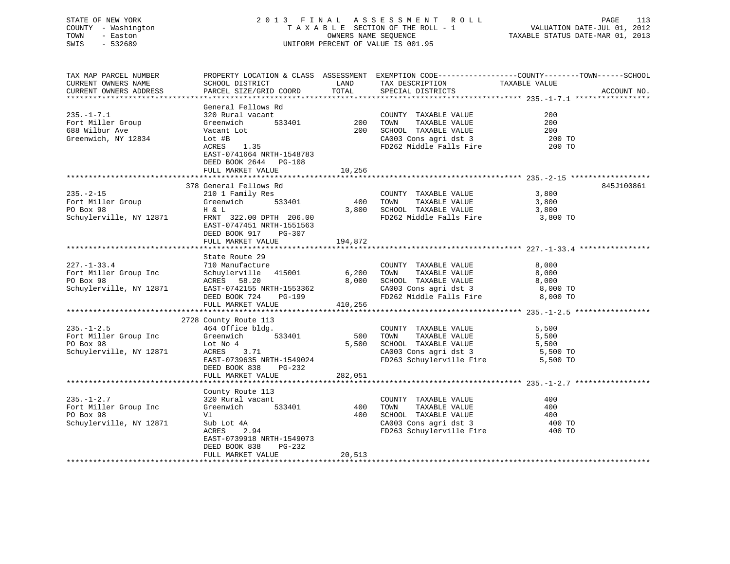STATE OF NEW YORK
COUNTY - Washington
TOWN - Easton
SWIS - 532689

# 2013 FINAL ASSESSMENT ROLL

TAXABLE SECTION OF THE ROLL - 1
OWNERS NAME SEQUENCE
UNIFORM PERCENT OF VALUE IS 001.95

VALUATION DATE-JUL 01, 2012
TAXABLE STATUS DATE-MAR 01, 2013

| TAX MAP PARCEL NUMBER / CURRENT OWNERS NAME / CURRENT OWNERS ADDRESS | PROPERTY LOCATION & CLASS / SCHOOL DISTRICT / PARCEL SIZE/GRID COORD | ASSESSMENT LAND | TOTAL | EXEMPTION CODE / TAX DESCRIPTION / SPECIAL DISTRICTS | TAXABLE VALUE (COUNTY / TOWN / SCHOOL) | ACCOUNT NO. |
|---|---|---|---|---|---|---|
| **235.-1-7.1** | General Fellows Rd | | | | | |
| 235.-1-7.1 | 320 Rural vacant | | | COUNTY TAXABLE VALUE | 200 | |
| Fort Miller Group | Greenwich 533401 | 200 | | TOWN TAXABLE VALUE | 200 | |
| 688 Wilbur Ave | Vacant Lot | | 200 | SCHOOL TAXABLE VALUE | 200 | |
| Greenwich, NY 12834 | Lot #B | | | CA003 Cons agri dst 3 | 200 TO | |
| | ACRES 1.35 | | | FD262 Middle Falls Fire | 200 TO | |
| | EAST-0741664 NRTH-1548783 | | | | | |
| | DEED BOOK 2644 PG-108 | | | | | |
| | FULL MARKET VALUE | | 10,256 | | | |
| **235.-2-15** | 378 General Fellows Rd | | | | | 845J100861 |
| 235.-2-15 | 210 1 Family Res | | | COUNTY TAXABLE VALUE | 3,800 | |
| Fort Miller Group | Greenwich 533401 | 400 | | TOWN TAXABLE VALUE | 3,800 | |
| PO Box 98 | H & L | | 3,800 | SCHOOL TAXABLE VALUE | 3,800 | |
| Schuylerville, NY 12871 | FRNT 322.00 DPTH 206.00 | | | FD262 Middle Falls Fire | 3,800 TO | |
| | EAST-0747451 NRTH-1551563 | | | | | |
| | DEED BOOK 917 PG-307 | | | | | |
| | FULL MARKET VALUE | | 194,872 | | | |
| **227.-1-33.4** | State Route 29 | | | | | |
| 227.-1-33.4 | 710 Manufacture | | | COUNTY TAXABLE VALUE | 8,000 | |
| Fort Miller Group Inc | Schuylerville 415001 | 6,200 | | TOWN TAXABLE VALUE | 8,000 | |
| PO Box 98 | ACRES 58.20 | | 8,000 | SCHOOL TAXABLE VALUE | 8,000 | |
| Schuylerville, NY 12871 | EAST-0742155 NRTH-1553362 | | | CA003 Cons agri dst 3 | 8,000 TO | |
| | DEED BOOK 724 PG-199 | | | FD262 Middle Falls Fire | 8,000 TO | |
| | FULL MARKET VALUE | | 410,256 | | | |
| **235.-1-2.5** | 2728 County Route 113 | | | | | |
| 235.-1-2.5 | 464 Office bldg. | | | COUNTY TAXABLE VALUE | 5,500 | |
| Fort Miller Group Inc | Greenwich 533401 | 500 | | TOWN TAXABLE VALUE | 5,500 | |
| PO Box 98 | Lot No 4 | | 5,500 | SCHOOL TAXABLE VALUE | 5,500 | |
| Schuylerville, NY 12871 | ACRES 3.71 | | | CA003 Cons agri dst 3 | 5,500 TO | |
| | EAST-0739635 NRTH-1549024 | | | FD263 Schuylerville Fire | 5,500 TO | |
| | DEED BOOK 838 PG-232 | | | | | |
| | FULL MARKET VALUE | | 282,051 | | | |
| **235.-1-2.7** | County Route 113 | | | | | |
| 235.-1-2.7 | 320 Rural vacant | | | COUNTY TAXABLE VALUE | 400 | |
| Fort Miller Group Inc | Greenwich 533401 | 400 | | TOWN TAXABLE VALUE | 400 | |
| PO Box 98 | Vl | | 400 | SCHOOL TAXABLE VALUE | 400 | |
| Schuylerville, NY 12871 | Sub Lot 4A | | | CA003 Cons agri dst 3 | 400 TO | |
| | ACRES 2.94 | | | FD263 Schuylerville Fire | 400 TO | |
| | EAST-0739918 NRTH-1549073 | | | | | |
| | DEED BOOK 838 PG-232 | | | | | |
| | FULL MARKET VALUE | | 20,513 | | | |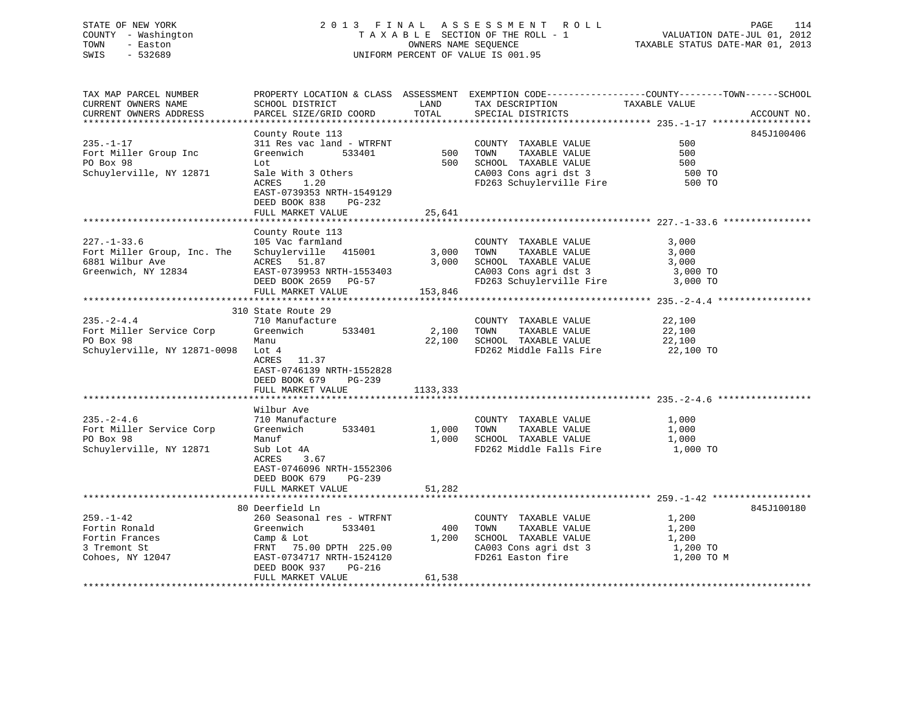STATE OF NEW YORK
COUNTY - Washington
TOWN - Easton
SWIS - 532689

# 2013 FINAL ASSESSMENT ROLL

TAXABLE SECTION OF THE ROLL - 1
OWNERS NAME SEQUENCE
UNIFORM PERCENT OF VALUE IS 001.95

VALUATION DATE-JUL 01, 2012
TAXABLE STATUS DATE-MAR 01, 2013

| TAX MAP PARCEL NUMBER / CURRENT OWNERS NAME / CURRENT OWNERS ADDRESS | PROPERTY LOCATION & CLASS / SCHOOL DISTRICT / PARCEL SIZE/GRID COORD | ASSESSMENT LAND / TOTAL | EXEMPTION CODE / TAX DESCRIPTION / SPECIAL DISTRICTS | TAXABLE VALUE (COUNTY / TOWN / SCHOOL) | ACCOUNT NO. |
|---|---|---|---|---|---|
| **235.-1-17** | County Route 113 | | | | 845J100406 |
| 235.-1-17 | 311 Res vac land - WTRFNT | | COUNTY TAXABLE VALUE | 500 | |
| Fort Miller Group Inc | Greenwich 533401 | 500 | TOWN TAXABLE VALUE | 500 | |
| PO Box 98 | Lot | 500 | SCHOOL TAXABLE VALUE | 500 | |
| Schuylerville, NY 12871 | Sale With 3 Others | | CA003 Cons agri dst 3 | 500 TO | |
| | ACRES 1.20 | | FD263 Schuylerville Fire | 500 TO | |
| | EAST-0739353 NRTH-1549129 | | | | |
| | DEED BOOK 838 PG-232 | | | | |
| | FULL MARKET VALUE | 25,641 | | | |
| **227.-1-33.6** | County Route 113 | | | | |
| 227.-1-33.6 | 105 Vac farmland | | COUNTY TAXABLE VALUE | 3,000 | |
| Fort Miller Group, Inc. The | Schuylerville 415001 | 3,000 | TOWN TAXABLE VALUE | 3,000 | |
| 6881 Wilbur Ave | ACRES 51.87 | 3,000 | SCHOOL TAXABLE VALUE | 3,000 | |
| Greenwich, NY 12834 | EAST-0739953 NRTH-1553403 | | CA003 Cons agri dst 3 | 3,000 TO | |
| | DEED BOOK 2659 PG-57 | | FD263 Schuylerville Fire | 3,000 TO | |
| | FULL MARKET VALUE | 153,846 | | | |
| **235.-2-4.4** | 310 State Route 29 | | | | |
| 235.-2-4.4 | 710 Manufacture | | COUNTY TAXABLE VALUE | 22,100 | |
| Fort Miller Service Corp | Greenwich 533401 | 2,100 | TOWN TAXABLE VALUE | 22,100 | |
| PO Box 98 | Manu | 22,100 | SCHOOL TAXABLE VALUE | 22,100 | |
| Schuylerville, NY 12871-0098 | Lot 4 | | FD262 Middle Falls Fire | 22,100 TO | |
| | ACRES 11.37 | | | | |
| | EAST-0746139 NRTH-1552828 | | | | |
| | DEED BOOK 679 PG-239 | | | | |
| | FULL MARKET VALUE | 1133,333 | | | |
| **235.-2-4.6** | Wilbur Ave | | | | |
| 235.-2-4.6 | 710 Manufacture | | COUNTY TAXABLE VALUE | 1,000 | |
| Fort Miller Service Corp | Greenwich 533401 | 1,000 | TOWN TAXABLE VALUE | 1,000 | |
| PO Box 98 | Manuf | 1,000 | SCHOOL TAXABLE VALUE | 1,000 | |
| Schuylerville, NY 12871 | Sub Lot 4A | | FD262 Middle Falls Fire | 1,000 TO | |
| | ACRES 3.67 | | | | |
| | EAST-0746096 NRTH-1552306 | | | | |
| | DEED BOOK 679 PG-239 | | | | |
| | FULL MARKET VALUE | 51,282 | | | |
| **259.-1-42** | 80 Deerfield Ln | | | | 845J100180 |
| 259.-1-42 | 260 Seasonal res - WTRFNT | | COUNTY TAXABLE VALUE | 1,200 | |
| Fortin Ronald | Greenwich 533401 | 400 | TOWN TAXABLE VALUE | 1,200 | |
| Fortin Frances | Camp & Lot | 1,200 | SCHOOL TAXABLE VALUE | 1,200 | |
| 3 Tremont St | FRNT 75.00 DPTH 225.00 | | CA003 Cons agri dst 3 | 1,200 TO | |
| Cohoes, NY 12047 | EAST-0734717 NRTH-1524120 | | FD261 Easton fire | 1,200 TO M | |
| | DEED BOOK 937 PG-216 | | | | |
| | FULL MARKET VALUE | 61,538 | | | |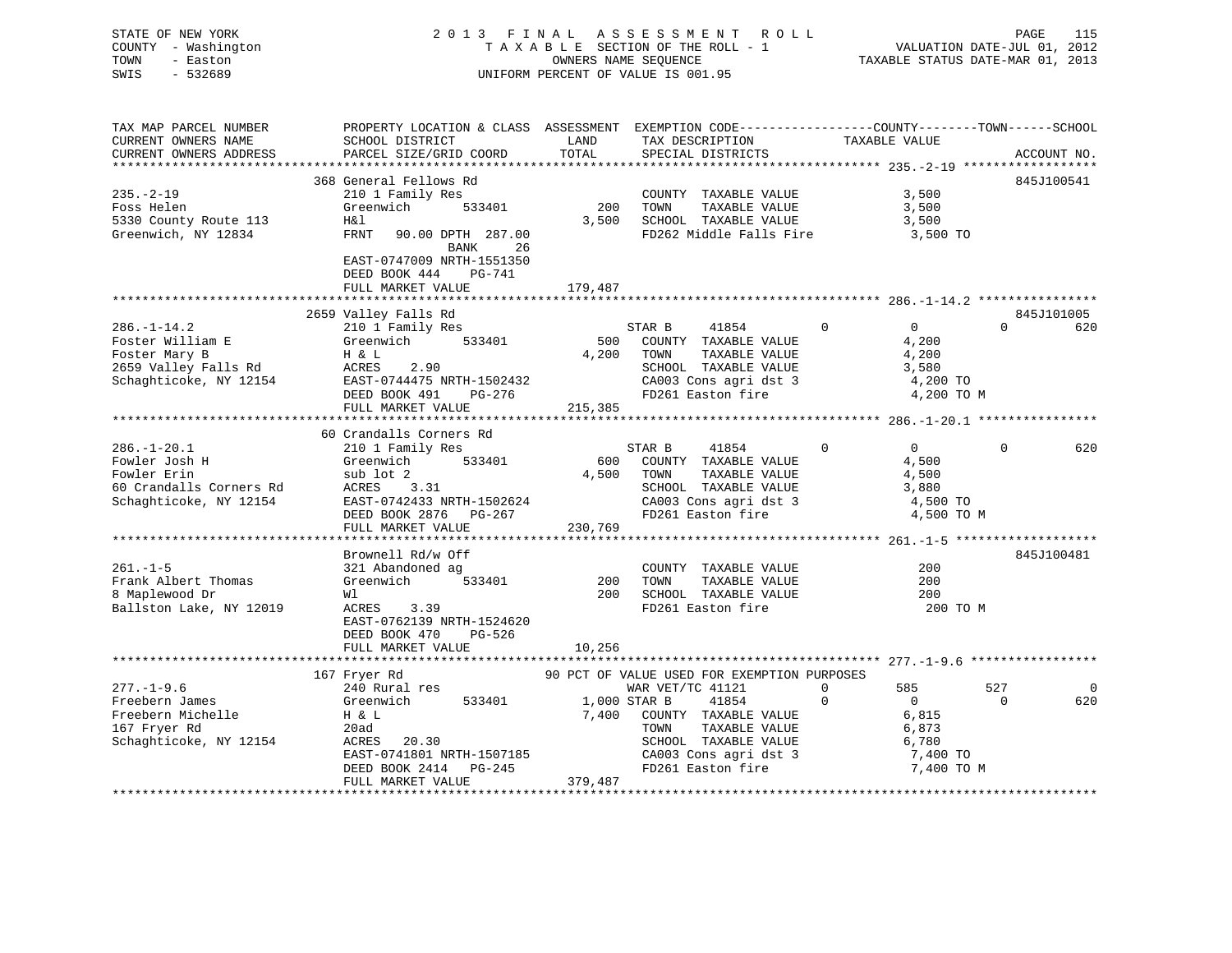STATE OF NEW YORK — COUNTY - Washington — TOWN - Easton — SWIS - 532689

2013 FINAL ASSESSMENT ROLL
TAXABLE SECTION OF THE ROLL - 1
OWNERS NAME SEQUENCE
UNIFORM PERCENT OF VALUE IS 001.95

VALUATION DATE-JUL 01, 2012
TAXABLE STATUS DATE-MAR 01, 2013

```
TAX MAP PARCEL NUMBER          PROPERTY LOCATION & CLASS  ASSESSMENT  EXEMPTION CODE------------------COUNTY--------TOWN------SCHOOL
CURRENT OWNERS NAME            SCHOOL DISTRICT               LAND      TAX DESCRIPTION            TAXABLE VALUE
CURRENT OWNERS ADDRESS         PARCEL SIZE/GRID COORD       TOTAL      SPECIAL DISTRICTS                                   ACCOUNT NO.
******************************************************************************************************* 235.-2-19 ******************
                               368 General Fellows Rd                                                                      845J100541
235.-2-19                      210 1 Family Res                         COUNTY  TAXABLE VALUE            3,500
Foss Helen                     Greenwich        533401         200      TOWN    TAXABLE VALUE            3,500
5330 County Route 113          H&l                           3,500      SCHOOL  TAXABLE VALUE            3,500
Greenwich, NY 12834            FRNT   90.00 DPTH  287.00                FD262 Middle Falls Fire            3,500 TO
                                              BANK     26
                               EAST-0747009 NRTH-1551350
                               DEED BOOK 444    PG-741
                               FULL MARKET VALUE           179,487
******************************************************************************************************* 286.-1-14.2 ****************
                               2659 Valley Falls Rd                                                                        845J101005
286.-1-14.2                    210 1 Family Res                    STAR B     41854          0           0            0         620
Foster William E               Greenwich        533401         500      COUNTY  TAXABLE VALUE            4,200
Foster Mary B                  H & L                         4,200      TOWN    TAXABLE VALUE            4,200
2659 Valley Falls Rd           ACRES    2.90                            SCHOOL  TAXABLE VALUE            3,580
Schaghticoke, NY 12154         EAST-0744475 NRTH-1502432                CA003 Cons agri dst 3              4,200 TO
                               DEED BOOK 491    PG-276                  FD261 Easton fire                  4,200 TO M
                               FULL MARKET VALUE           215,385
******************************************************************************************************* 286.-1-20.1 ****************
                               60 Crandalls Corners Rd
286.-1-20.1                    210 1 Family Res                    STAR B     41854          0           0            0         620
Fowler Josh H                  Greenwich        533401         600      COUNTY  TAXABLE VALUE            4,500
Fowler Erin                    sub lot 2                     4,500      TOWN    TAXABLE VALUE            4,500
60 Crandalls Corners Rd        ACRES    3.31                            SCHOOL  TAXABLE VALUE            3,880
Schaghticoke, NY 12154         EAST-0742433 NRTH-1502624                CA003 Cons agri dst 3              4,500 TO
                               DEED BOOK 2876   PG-267                  FD261 Easton fire                  4,500 TO M
                               FULL MARKET VALUE           230,769
******************************************************************************************************* 261.-1-5 *******************
                               Brownell Rd/w Off                                                                           845J100481
261.-1-5                       321 Abandoned ag                         COUNTY  TAXABLE VALUE              200
Frank Albert Thomas            Greenwich        533401         200      TOWN    TAXABLE VALUE              200
8 Maplewood Dr                 Wl                              200      SCHOOL  TAXABLE VALUE              200
Ballston Lake, NY 12019        ACRES    3.39                            FD261 Easton fire                    200 TO M
                               EAST-0762139 NRTH-1524620
                               DEED BOOK 470    PG-526
                               FULL MARKET VALUE            10,256
******************************************************************************************************* 277.-1-9.6 *****************
                               167 Fryer Rd                     90 PCT OF VALUE USED FOR EXEMPTION PURPOSES
277.-1-9.6                     240 Rural res                       WAR VET/TC 41121          0         585          527           0
Freebern James                 Greenwich        533401       1,000 STAR B     41854          0           0            0         620
Freebern Michelle              H & L                         7,400      COUNTY  TAXABLE VALUE            6,815
167 Fryer Rd                   20ad                                     TOWN    TAXABLE VALUE            6,873
Schaghticoke, NY 12154         ACRES   20.30                            SCHOOL  TAXABLE VALUE            6,780
                               EAST-0741801 NRTH-1507185                CA003 Cons agri dst 3              7,400 TO
                               DEED BOOK 2414   PG-245                  FD261 Easton fire                  7,400 TO M
                               FULL MARKET VALUE           379,487
************************************************************************************************************************************
```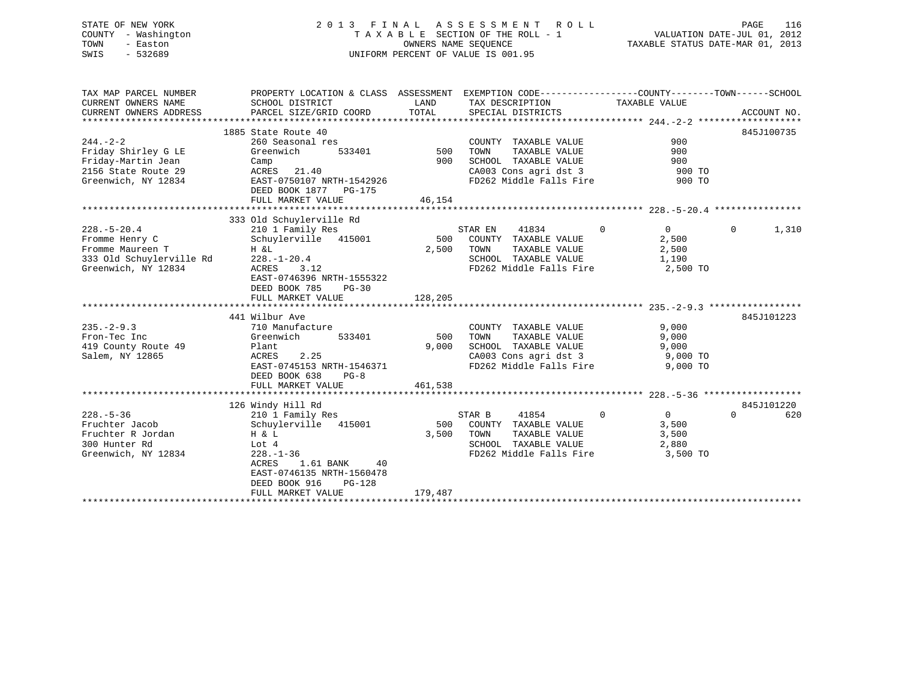STATE OF NEW YORK — 2013 FINAL ASSESSMENT ROLL
COUNTY - Washington — TAXABLE SECTION OF THE ROLL - 1 — VALUATION DATE-JUL 01, 2012
TOWN - Easton — OWNERS NAME SEQUENCE — TAXABLE STATUS DATE-MAR 01, 2013
SWIS - 532689 — UNIFORM PERCENT OF VALUE IS 001.95

| TAX MAP PARCEL NUMBER / CURRENT OWNERS NAME / CURRENT OWNERS ADDRESS | PROPERTY LOCATION & CLASS / SCHOOL DISTRICT / PARCEL SIZE/GRID COORD | ASSESSMENT LAND / TOTAL | EXEMPTION CODE / TAX DESCRIPTION / SPECIAL DISTRICTS | COUNTY | TOWN | SCHOOL (TAXABLE VALUE) | ACCOUNT NO. |
|---|---|---|---|---|---|---|---|
| **244.-2-2** | 1885 State Route 40 | | | | | | 845J100735 |
| Friday Shirley G LE | 260 Seasonal res | | COUNTY TAXABLE VALUE | 900 | | | |
| Friday-Martin Jean | Greenwich 533401 | 500 | TOWN TAXABLE VALUE | | 900 | | |
| 2156 State Route 29 | Camp | 900 | SCHOOL TAXABLE VALUE | | | 900 | |
| Greenwich, NY 12834 | ACRES 21.40 | | CA003 Cons agri dst 3 | 900 TO | | | |
| | EAST-0750107 NRTH-1542926 | | FD262 Middle Falls Fire | 900 TO | | | |
| | DEED BOOK 1877 PG-175 | | | | | | |
| | FULL MARKET VALUE | 46,154 | | | | | |
| **228.-5-20.4** | 333 Old Schuylerville Rd | | | | | | |
| Fromme Henry C | 210 1 Family Res | | STAR EN 41834 | 0 | 0 | 1,310 | |
| Fromme Maureen T | Schuylerville 415001 | 500 | COUNTY TAXABLE VALUE | 2,500 | | | |
| 333 Old Schuylerville Rd | H &L | 2,500 | TOWN TAXABLE VALUE | | 2,500 | | |
| Greenwich, NY 12834 | 228.-1-20.4 | | SCHOOL TAXABLE VALUE | | | 1,190 | |
| | ACRES 3.12 | | FD262 Middle Falls Fire | 2,500 TO | | | |
| | EAST-0746396 NRTH-1555322 | | | | | | |
| | DEED BOOK 785 PG-30 | | | | | | |
| | FULL MARKET VALUE | 128,205 | | | | | |
| **235.-2-9.3** | 441 Wilbur Ave | | | | | | 845J101223 |
| Fron-Tec Inc | 710 Manufacture | | COUNTY TAXABLE VALUE | 9,000 | | | |
| 419 County Route 49 | Greenwich 533401 | 500 | TOWN TAXABLE VALUE | | 9,000 | | |
| Salem, NY 12865 | Plant | 9,000 | SCHOOL TAXABLE VALUE | | | 9,000 | |
| | ACRES 2.25 | | CA003 Cons agri dst 3 | 9,000 TO | | | |
| | EAST-0745153 NRTH-1546371 | | FD262 Middle Falls Fire | 9,000 TO | | | |
| | DEED BOOK 638 PG-8 | | | | | | |
| | FULL MARKET VALUE | 461,538 | | | | | |
| **228.-5-36** | 126 Windy Hill Rd | | | | | | 845J101220 |
| Fruchter Jacob | 210 1 Family Res | | STAR B 41854 | 0 | 0 | 620 | |
| Fruchter R Jordan | Schuylerville 415001 | 500 | COUNTY TAXABLE VALUE | 3,500 | | | |
| 300 Hunter Rd | H & L | 3,500 | TOWN TAXABLE VALUE | | 3,500 | | |
| Greenwich, NY 12834 | Lot 4 | | SCHOOL TAXABLE VALUE | | | 2,880 | |
| | 228.-1-36 | | FD262 Middle Falls Fire | 3,500 TO | | | |
| | ACRES 1.61 BANK 40 | | | | | | |
| | EAST-0746135 NRTH-1560478 | | | | | | |
| | DEED BOOK 916 PG-128 | | | | | | |
| | FULL MARKET VALUE | 179,487 | | | | | |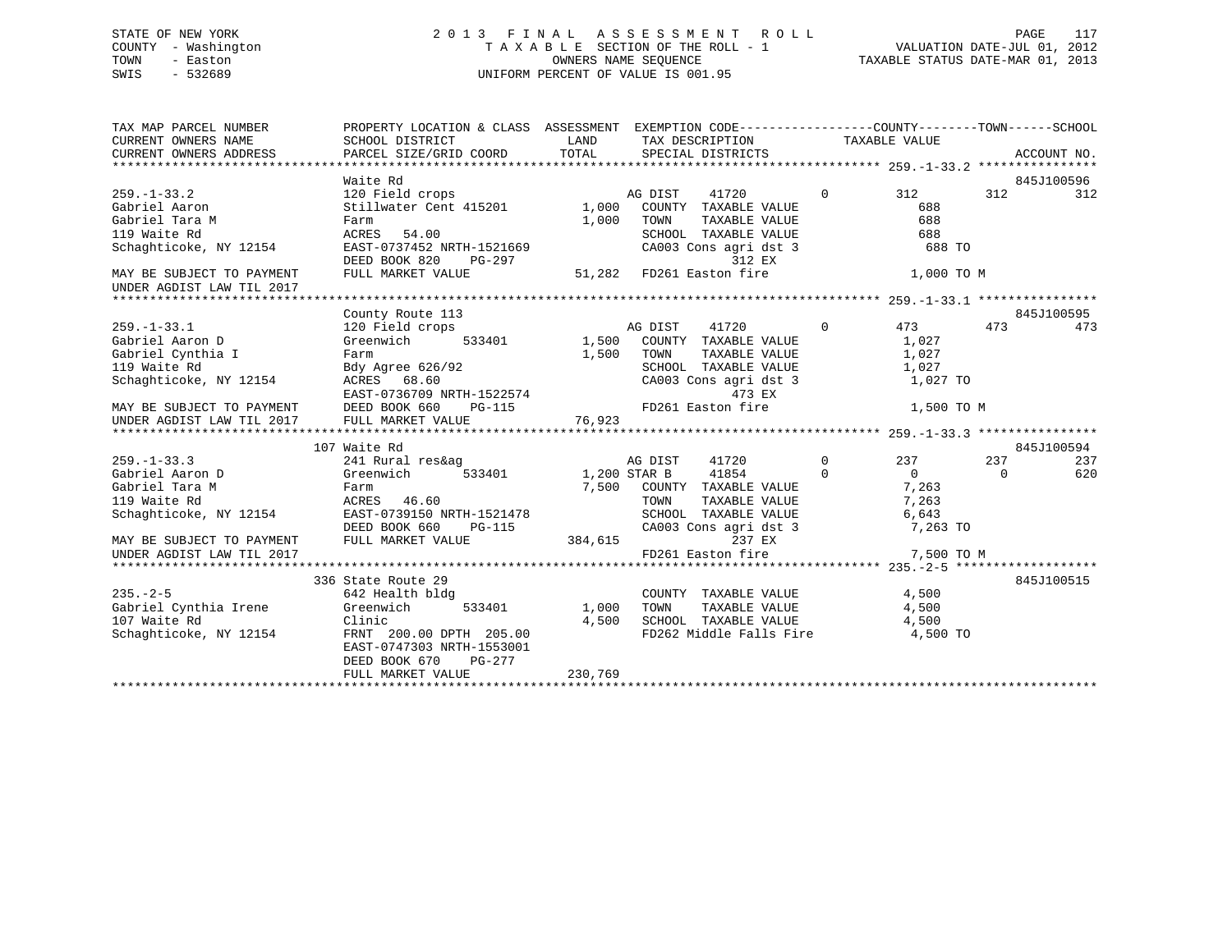STATE OF NEW YORK
COUNTY - Washington
TOWN - Easton
SWIS - 532689

2013 FINAL ASSESSMENT ROLL
TAXABLE SECTION OF THE ROLL - 1
OWNERS NAME SEQUENCE
UNIFORM PERCENT OF VALUE IS 001.95

VALUATION DATE-JUL 01, 2012
TAXABLE STATUS DATE-MAR 01, 2013

```
TAX MAP PARCEL NUMBER          PROPERTY LOCATION & CLASS  ASSESSMENT  EXEMPTION CODE------------------COUNTY--------TOWN------SCHOOL
CURRENT OWNERS NAME            SCHOOL DISTRICT               LAND      TAX DESCRIPTION              TAXABLE VALUE
CURRENT OWNERS ADDRESS         PARCEL SIZE/GRID COORD        TOTAL     SPECIAL DISTRICTS                                    ACCOUNT NO.
******************************************************************************************************* 259.-1-33.2 ****************
                               Waite Rd                                                                                     845J100596
259.-1-33.2                    120 Field crops                     AG DIST     41720          0          312         312         312
Gabriel Aaron                  Stillwater Cent 415201      1,000    COUNTY  TAXABLE VALUE                688
Gabriel Tara M                 Farm                        1,000    TOWN    TAXABLE VALUE                688
119 Waite Rd                   ACRES  54.00                         SCHOOL  TAXABLE VALUE                688
Schaghticoke, NY 12154         EAST-0737452 NRTH-1521669            CA003 Cons agri dst 3                688 TO
                               DEED BOOK 820    PG-297                          312 EX
MAY BE SUBJECT TO PAYMENT      FULL MARKET VALUE            51,282  FD261 Easton fire                  1,000 TO M
UNDER AGDIST LAW TIL 2017
******************************************************************************************************* 259.-1-33.1 ****************
                               County Route 113                                                                             845J100595
259.-1-33.1                    120 Field crops                     AG DIST     41720          0          473         473         473
Gabriel Aaron D                Greenwich      533401       1,500    COUNTY  TAXABLE VALUE              1,027
Gabriel Cynthia I              Farm                        1,500    TOWN    TAXABLE VALUE              1,027
119 Waite Rd                   Bdy Agree 626/92                     SCHOOL  TAXABLE VALUE              1,027
Schaghticoke, NY 12154         ACRES  68.60                         CA003 Cons agri dst 3              1,027 TO
                               EAST-0736709 NRTH-1522574                        473 EX
MAY BE SUBJECT TO PAYMENT      DEED BOOK 660    PG-115              FD261 Easton fire                  1,500 TO M
UNDER AGDIST LAW TIL 2017      FULL MARKET VALUE            76,923
******************************************************************************************************* 259.-1-33.3 ****************
                          107 Waite Rd                                                                                      845J100594
259.-1-33.3                    241 Rural res&ag                    AG DIST     41720          0          237         237         237
Gabriel Aaron D                Greenwich      533401       1,200 STAR B       41854          0            0           0         620
Gabriel Tara M                 Farm                        7,500    COUNTY  TAXABLE VALUE              7,263
119 Waite Rd                   ACRES  46.60                         TOWN    TAXABLE VALUE              7,263
Schaghticoke, NY 12154         EAST-0739150 NRTH-1521478            SCHOOL  TAXABLE VALUE              6,643
                               DEED BOOK 660    PG-115              CA003 Cons agri dst 3              7,263 TO
MAY BE SUBJECT TO PAYMENT      FULL MARKET VALUE           384,615              237 EX
UNDER AGDIST LAW TIL 2017                                           FD261 Easton fire                  7,500 TO M
******************************************************************************************************* 235.-2-5 *******************
                          336 State Route 29                                                                                845J100515
235.-2-5                       642 Health bldg                      COUNTY  TAXABLE VALUE              4,500
Gabriel Cynthia Irene          Greenwich      533401       1,000    TOWN    TAXABLE VALUE              4,500
107 Waite Rd                   Clinic                      4,500    SCHOOL  TAXABLE VALUE              4,500
Schaghticoke, NY 12154         FRNT 200.00 DPTH 205.00              FD262 Middle Falls Fire            4,500 TO
                               EAST-0747303 NRTH-1553001
                               DEED BOOK 670    PG-277
                               FULL MARKET VALUE           230,769
************************************************************************************************************************************
```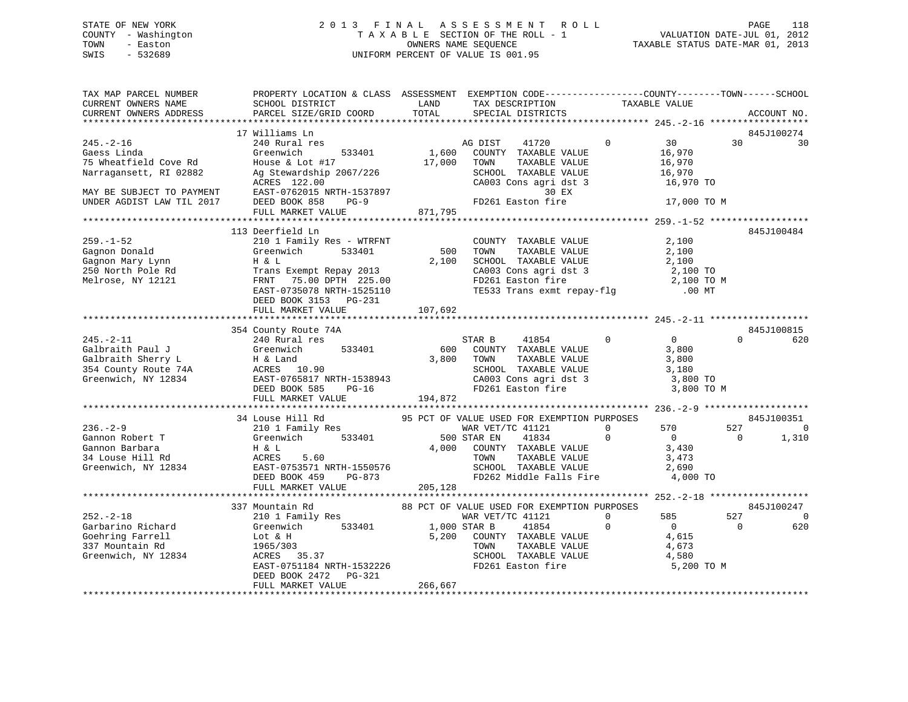STATE OF NEW YORK
COUNTY - Washington
TOWN - Easton
SWIS - 532689

2013 FINAL ASSESSMENT ROLL
TAXABLE SECTION OF THE ROLL - 1
OWNERS NAME SEQUENCE
UNIFORM PERCENT OF VALUE IS 001.95

VALUATION DATE-JUL 01, 2012
TAXABLE STATUS DATE-MAR 01, 2013

```
TAX MAP PARCEL NUMBER          PROPERTY LOCATION & CLASS  ASSESSMENT  EXEMPTION CODE-----------------COUNTY--------TOWN------SCHOOL
CURRENT OWNERS NAME            SCHOOL DISTRICT               LAND      TAX DESCRIPTION             TAXABLE VALUE
CURRENT OWNERS ADDRESS         PARCEL SIZE/GRID COORD        TOTAL     SPECIAL DISTRICTS                                    ACCOUNT NO.
******************************************************************************************************* 245.-2-16 ******************
                               17 Williams Ln                                                                              845J100274
245.-2-16                      240 Rural res                           AG DIST     41720          0         30         30          30
Gaess Linda                    Greenwich      533401        1,600      COUNTY  TAXABLE VALUE             16,970
75 Wheatfield Cove Rd          House & Lot #17             17,000      TOWN    TAXABLE VALUE             16,970
Narragansett, RI 02882         Ag Stewardship 2067/226                 SCHOOL  TAXABLE VALUE             16,970
                               ACRES  122.00                           CA003 Cons agri dst 3             16,970 TO
MAY BE SUBJECT TO PAYMENT      EAST-0762015 NRTH-1537897                         30 EX
UNDER AGDIST LAW TIL 2017      DEED BOOK 858    PG-9                   FD261 Easton fire                 17,000 TO M
                               FULL MARKET VALUE          871,795
******************************************************************************************************* 259.-1-52 ******************
                               113 Deerfield Ln                                                                            845J100484
259.-1-52                      210 1 Family Res - WTRFNT               COUNTY  TAXABLE VALUE              2,100
Gagnon Donald                  Greenwich      533401          500      TOWN    TAXABLE VALUE              2,100
Gagnon Mary Lynn               H & L                        2,100      SCHOOL  TAXABLE VALUE              2,100
250 North Pole Rd              Trans Exempt Repay 2013                 CA003 Cons agri dst 3              2,100 TO
Melrose, NY 12121              FRNT   75.00 DPTH 225.00                FD261 Easton fire                  2,100 TO M
                               EAST-0735078 NRTH-1525110               TE533 Trans exmt repay-flg           .00 MT
                               DEED BOOK 3153   PG-231
                               FULL MARKET VALUE          107,692
******************************************************************************************************* 245.-2-11 ******************
                               354 County Route 74A                                                                        845J100815
245.-2-11                      240 Rural res                           STAR B      41854          0          0          0         620
Galbraith Paul J               Greenwich      533401          600      COUNTY  TAXABLE VALUE              3,800
Galbraith Sherry L             H & Land                     3,800      TOWN    TAXABLE VALUE              3,800
354 County Route 74A           ACRES   10.90                           SCHOOL  TAXABLE VALUE              3,180
Greenwich, NY 12834            EAST-0765817 NRTH-1538943               CA003 Cons agri dst 3              3,800 TO
                               DEED BOOK 585    PG-16                  FD261 Easton fire                  3,800 TO M
                               FULL MARKET VALUE          194,872
******************************************************************************************************* 236.-2-9 *******************
                               34 Louse Hill Rd              95 PCT OF VALUE USED FOR EXEMPTION PURPOSES                   845J100351
236.-2-9                       210 1 Family Res                        WAR VET/TC 41121           0        570        527           0
Gannon Robert T                Greenwich      533401          500 STAR EN      41834          0          0          0       1,310
Gannon Barbara                 H & L                        4,000      COUNTY  TAXABLE VALUE              3,430
34 Louse Hill Rd               ACRES    5.60                           TOWN    TAXABLE VALUE              3,473
Greenwich, NY 12834            EAST-0753571 NRTH-1550576               SCHOOL  TAXABLE VALUE              2,690
                               DEED BOOK 459    PG-873                 FD262 Middle Falls Fire            4,000 TO
                               FULL MARKET VALUE          205,128
******************************************************************************************************* 252.-2-18 ******************
                               337 Mountain Rd               88 PCT OF VALUE USED FOR EXEMPTION PURPOSES                   845J100247
252.-2-18                      210 1 Family Res                        WAR VET/TC 41121           0        585        527           0
Garbarino Richard              Greenwich      533401        1,000 STAR B       41854          0          0          0         620
Goehring Farrell               Lot & H                      5,200      COUNTY  TAXABLE VALUE              4,615
337 Mountain Rd                1965/303                                TOWN    TAXABLE VALUE              4,673
Greenwich, NY 12834            ACRES   35.37                           SCHOOL  TAXABLE VALUE              4,580
                               EAST-0751184 NRTH-1532226               FD261 Easton fire                  5,200 TO M
                               DEED BOOK 2472   PG-321
                               FULL MARKET VALUE          266,667
************************************************************************************************************************************
```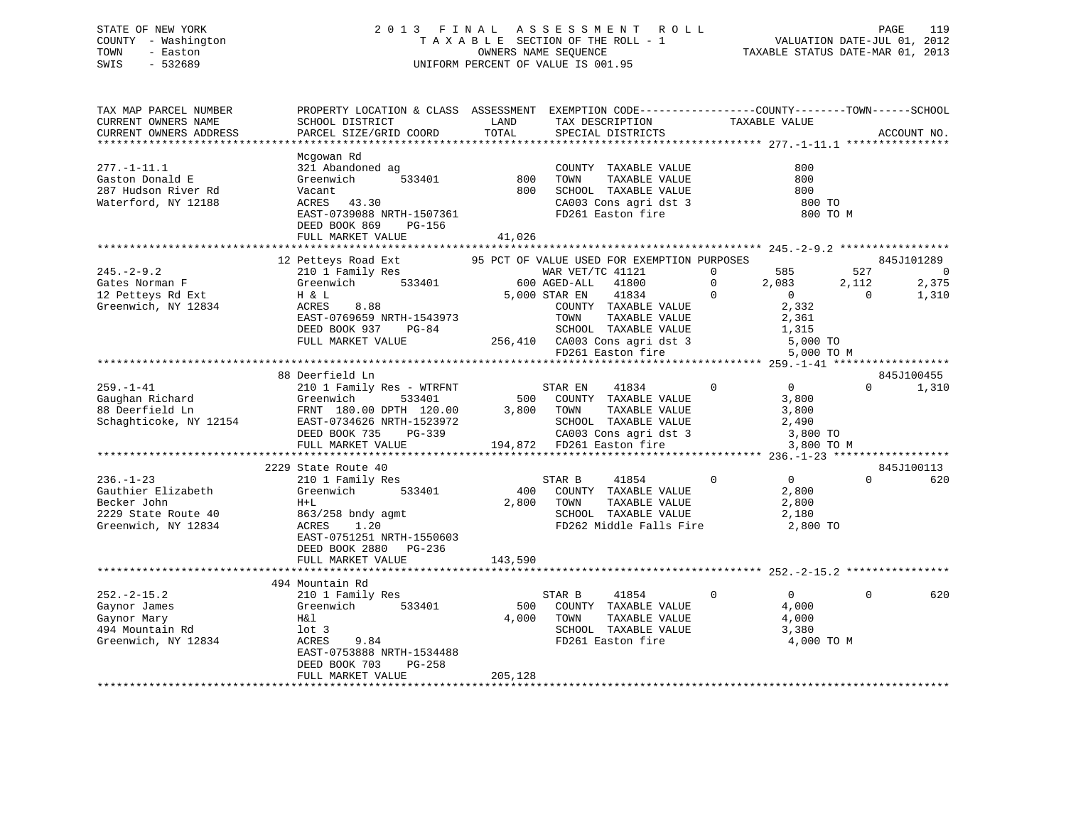STATE OF NEW YORK
COUNTY - Washington
TOWN - Easton
SWIS - 532689

2013 FINAL ASSESSMENT ROLL
TAXABLE SECTION OF THE ROLL - 1
OWNERS NAME SEQUENCE
UNIFORM PERCENT OF VALUE IS 001.95

VALUATION DATE-JUL 01, 2012
TAXABLE STATUS DATE-MAR 01, 2013

```
TAX MAP PARCEL NUMBER     PROPERTY LOCATION & CLASS  ASSESSMENT  EXEMPTION CODE------------------COUNTY--------TOWN------SCHOOL
CURRENT OWNERS NAME       SCHOOL DISTRICT              LAND      TAX DESCRIPTION            TAXABLE VALUE
CURRENT OWNERS ADDRESS    PARCEL SIZE/GRID COORD      TOTAL      SPECIAL DISTRICTS                                   ACCOUNT NO.
******************************************************************************************* 277.-1-11.1 ****************
                          Mcgowan Rd
277.-1-11.1               321 Abandoned ag                        COUNTY  TAXABLE VALUE              800
Gaston Donald E           Greenwich       533401         800      TOWN    TAXABLE VALUE              800
287 Hudson River Rd       Vacant                         800      SCHOOL  TAXABLE VALUE              800
Waterford, NY 12188       ACRES   43.30                           CA003 Cons agri dst 3              800 TO
                          EAST-0739088 NRTH-1507361               FD261 Easton fire                  800 TO M
                          DEED BOOK 869    PG-156
                          FULL MARKET VALUE            41,026
******************************************************************************************* 245.-2-9.2 *****************
                          12 Petteys Road Ext          95 PCT OF VALUE USED FOR EXEMPTION PURPOSES                    845J101289
245.-2-9.2                210 1 Family Res                   WAR VET/TC 41121        0       585       527           0
Gates Norman F            Greenwich       533401         600 AGED-ALL   41800        0     2,083     2,112       2,375
12 Petteys Rd Ext         H & L                        5,000 STAR EN    41834        0         0         0       1,310
Greenwich, NY 12834       ACRES    8.88                      COUNTY  TAXABLE VALUE          2,332
                          EAST-0769659 NRTH-1543973          TOWN    TAXABLE VALUE          2,361
                          DEED BOOK 937    PG-84             SCHOOL  TAXABLE VALUE          1,315
                          FULL MARKET VALUE           256,410 CA003 Cons agri dst 3          5,000 TO
                                                              FD261 Easton fire              5,000 TO M
******************************************************************************************* 259.-1-41 ******************
                          88 Deerfield Ln                                                                     845J100455
259.-1-41                 210 1 Family Res - WTRFNT          STAR EN    41834        0         0         0       1,310
Gaughan Richard           Greenwich       533401         500  COUNTY  TAXABLE VALUE         3,800
88 Deerfield Ln           FRNT 180.00 DPTH 120.00      3,800  TOWN    TAXABLE VALUE         3,800
Schaghticoke, NY 12154    EAST-0734626 NRTH-1523972           SCHOOL  TAXABLE VALUE         2,490
                          DEED BOOK 735    PG-339             CA003 Cons agri dst 3         3,800 TO
                          FULL MARKET VALUE           194,872 FD261 Easton fire             3,800 TO M
******************************************************************************************* 236.-1-23 ******************
                          2229 State Route 40                                                                 845J100113
236.-1-23                 210 1 Family Res                   STAR B     41854        0         0         0         620
Gauthier Elizabeth        Greenwich       533401         400  COUNTY  TAXABLE VALUE         2,800
Becker John               H+L                          2,800  TOWN    TAXABLE VALUE         2,800
2229 State Route 40       863/258 bndy agmt                   SCHOOL  TAXABLE VALUE         2,180
Greenwich, NY 12834       ACRES    1.20                       FD262 Middle Falls Fire       2,800 TO
                          EAST-0751251 NRTH-1550603
                          DEED BOOK 2880   PG-236
                          FULL MARKET VALUE           143,590
******************************************************************************************* 252.-2-15.2 ****************
                          494 Mountain Rd
252.-2-15.2               210 1 Family Res                   STAR B     41854        0         0         0         620
Gaynor James              Greenwich       533401         500  COUNTY  TAXABLE VALUE         4,000
Gaynor Mary               H&l                          4,000  TOWN    TAXABLE VALUE         4,000
494 Mountain Rd           lot 3                               SCHOOL  TAXABLE VALUE         3,380
Greenwich, NY 12834       ACRES    9.84                       FD261 Easton fire             4,000 TO M
                          EAST-0753888 NRTH-1534488
                          DEED BOOK 703    PG-258
                          FULL MARKET VALUE           205,128
**************************************************************************************************************************
```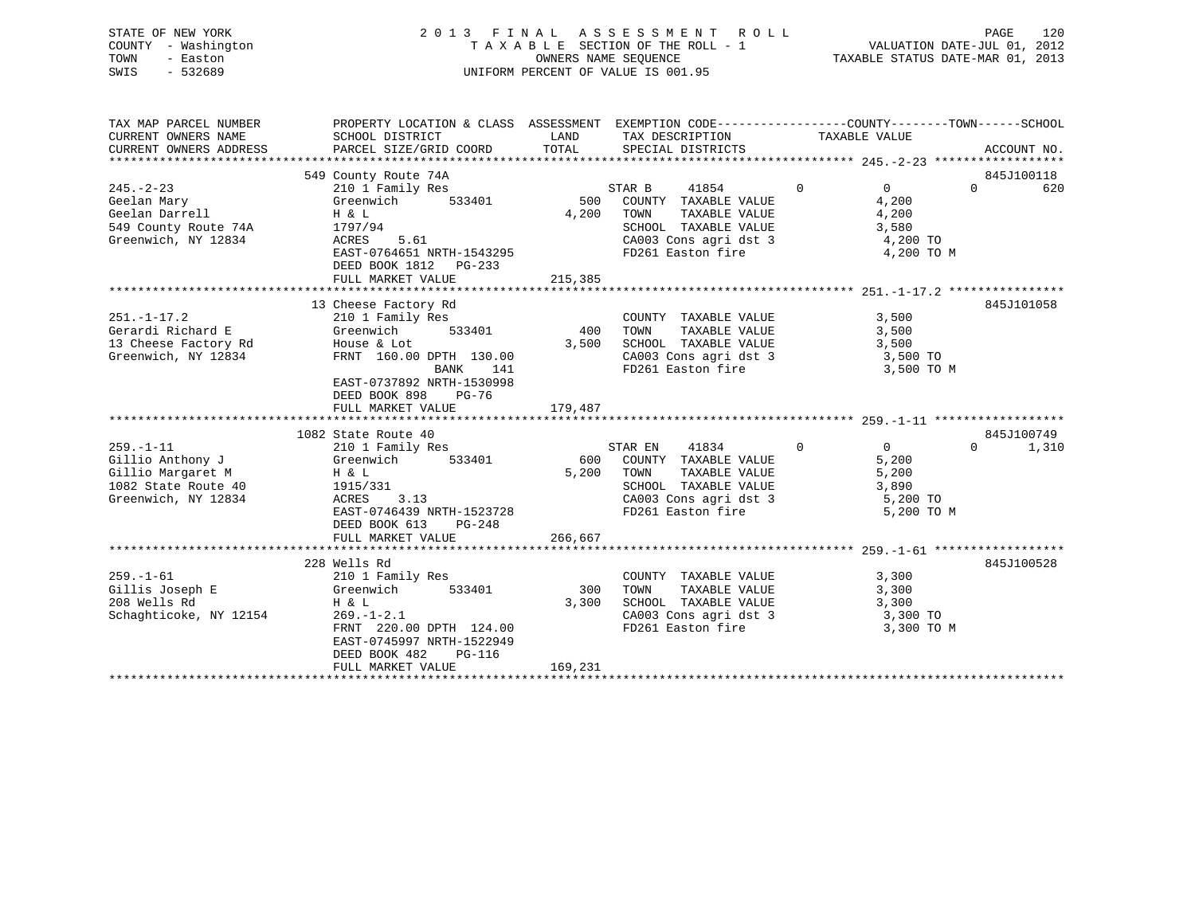STATE OF NEW YORK
COUNTY - Washington
TOWN - Easton
SWIS - 532689

# 2013 FINAL ASSESSMENT ROLL
TAXABLE SECTION OF THE ROLL - 1
OWNERS NAME SEQUENCE
UNIFORM PERCENT OF VALUE IS 001.95

VALUATION DATE-JUL 01, 2012
TAXABLE STATUS DATE-MAR 01, 2013

| TAX MAP PARCEL NUMBER / CURRENT OWNERS NAME / CURRENT OWNERS ADDRESS | PROPERTY LOCATION & CLASS / SCHOOL DISTRICT / PARCEL SIZE/GRID COORD | ASSESSMENT LAND / TOTAL | EXEMPTION CODE / TAX DESCRIPTION / SPECIAL DISTRICTS | COUNTY | TOWN | SCHOOL | TAXABLE VALUE | ACCOUNT NO. |
|---|---|---|---|---|---|---|---|---|
| 245.-2-23 | 549 County Route 74A | | | | | | | 845J100118 |
| 245.-2-23 | 210 1 Family Res | | STAR B 41854 | 0 | 0 | 620 | | |
| Geelan Mary | Greenwich 533401 | 500 | COUNTY TAXABLE VALUE | | | | 4,200 | |
| Geelan Darrell | H & L | 4,200 | TOWN TAXABLE VALUE | | | | 4,200 | |
| 549 County Route 74A | 1797/94 | | SCHOOL TAXABLE VALUE | | | | 3,580 | |
| Greenwich, NY 12834 | ACRES 5.61 | | CA003 Cons agri dst 3 | | | | 4,200 TO | |
| | EAST-0764651 NRTH-1543295 | | FD261 Easton fire | | | | 4,200 TO M | |
| | DEED BOOK 1812 PG-233 | | | | | | | |
| | FULL MARKET VALUE | 215,385 | | | | | | |
| 251.-1-17.2 | 13 Cheese Factory Rd | | | | | | | 845J101058 |
| 251.-1-17.2 | 210 1 Family Res | | COUNTY TAXABLE VALUE | | | | 3,500 | |
| Gerardi Richard E | Greenwich 533401 | 400 | TOWN TAXABLE VALUE | | | | 3,500 | |
| 13 Cheese Factory Rd | House & Lot | 3,500 | SCHOOL TAXABLE VALUE | | | | 3,500 | |
| Greenwich, NY 12834 | FRNT 160.00 DPTH 130.00 | | CA003 Cons agri dst 3 | | | | 3,500 TO | |
| | BANK 141 | | FD261 Easton fire | | | | 3,500 TO M | |
| | EAST-0737892 NRTH-1530998 | | | | | | | |
| | DEED BOOK 898 PG-76 | | | | | | | |
| | FULL MARKET VALUE | 179,487 | | | | | | |
| 259.-1-11 | 1082 State Route 40 | | | | | | | 845J100749 |
| 259.-1-11 | 210 1 Family Res | | STAR EN 41834 | 0 | 0 | 1,310 | | |
| Gillio Anthony J | Greenwich 533401 | 600 | COUNTY TAXABLE VALUE | | | | 5,200 | |
| Gillio Margaret M | H & L | 5,200 | TOWN TAXABLE VALUE | | | | 5,200 | |
| 1082 State Route 40 | 1915/331 | | SCHOOL TAXABLE VALUE | | | | 3,890 | |
| Greenwich, NY 12834 | ACRES 3.13 | | CA003 Cons agri dst 3 | | | | 5,200 TO | |
| | EAST-0746439 NRTH-1523728 | | FD261 Easton fire | | | | 5,200 TO M | |
| | DEED BOOK 613 PG-248 | | | | | | | |
| | FULL MARKET VALUE | 266,667 | | | | | | |
| 259.-1-61 | 228 Wells Rd | | | | | | | 845J100528 |
| 259.-1-61 | 210 1 Family Res | | COUNTY TAXABLE VALUE | | | | 3,300 | |
| Gillis Joseph E | Greenwich 533401 | 300 | TOWN TAXABLE VALUE | | | | 3,300 | |
| 208 Wells Rd | H & L | 3,300 | SCHOOL TAXABLE VALUE | | | | 3,300 | |
| Schaghticoke, NY 12154 | 269.-1-2.1 | | CA003 Cons agri dst 3 | | | | 3,300 TO | |
| | FRNT 220.00 DPTH 124.00 | | FD261 Easton fire | | | | 3,300 TO M | |
| | EAST-0745997 NRTH-1522949 | | | | | | | |
| | DEED BOOK 482 PG-116 | | | | | | | |
| | FULL MARKET VALUE | 169,231 | | | | | | |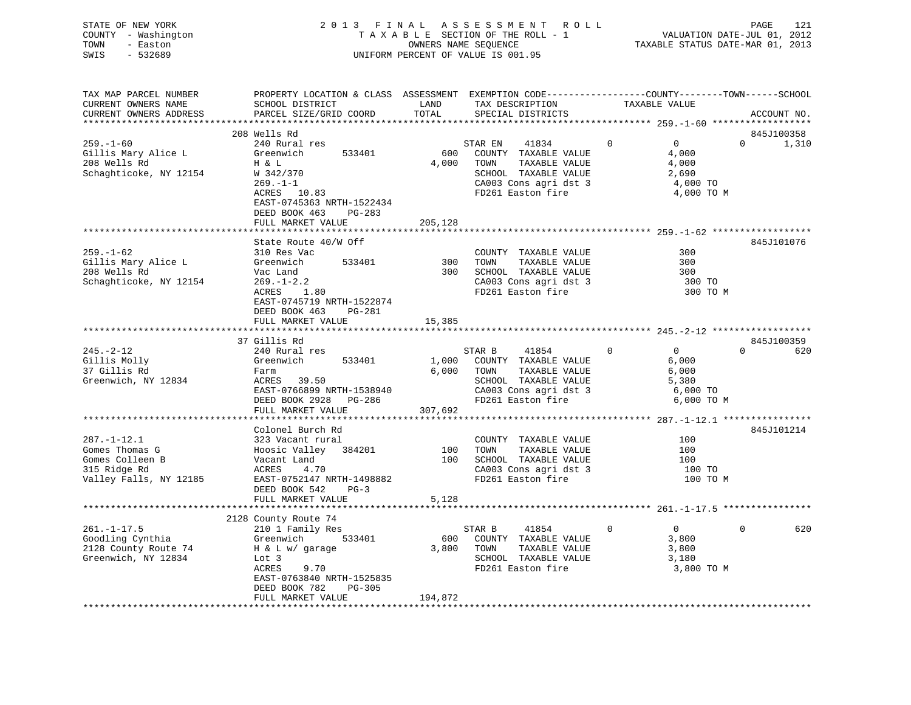STATE OF NEW YORK                2 0 1 3   F I N A L   A S S E S S M E N T   R O L L
COUNTY - Washington              T A X A B L E SECTION OF THE ROLL - 1          VALUATION DATE-JUL 01, 2012
TOWN - Easton                    OWNERS NAME SEQUENCE                           TAXABLE STATUS DATE-MAR 01, 2013
SWIS - 532689                    UNIFORM PERCENT OF VALUE IS 001.95

```
TAX MAP PARCEL NUMBER    PROPERTY LOCATION & CLASS  ASSESSMENT  EXEMPTION CODE-----------------COUNTY--------TOWN------SCHOOL
CURRENT OWNERS NAME      SCHOOL DISTRICT              LAND      TAX DESCRIPTION            TAXABLE VALUE
CURRENT OWNERS ADDRESS   PARCEL SIZE/GRID COORD       TOTAL     SPECIAL DISTRICTS                                    ACCOUNT NO.
******************************************************************************************* 259.-1-60 ******************
                         208 Wells Rd                                                                            845J100358
259.-1-60                240 Rural res                          STAR EN     41834          0          0          0       1,310
Gillis Mary Alice L      Greenwich        533401        600     COUNTY  TAXABLE VALUE              4,000
208 Wells Rd             H & L                        4,000     TOWN    TAXABLE VALUE              4,000
Schaghticoke, NY 12154   W 342/370                              SCHOOL  TAXABLE VALUE              2,690
                         269.-1-1                               CA003 Cons agri dst 3               4,000 TO
                         ACRES   10.83                          FD261 Easton fire                   4,000 TO M
                         EAST-0745363 NRTH-1522434
                         DEED BOOK 463    PG-283
                         FULL MARKET VALUE          205,128
******************************************************************************************* 259.-1-62 ******************
                         State Route 40/W Off                                                                    845J101076
259.-1-62                310 Res Vac                            COUNTY  TAXABLE VALUE                300
Gillis Mary Alice L      Greenwich        533401        300     TOWN    TAXABLE VALUE                300
208 Wells Rd             Vac Land                       300     SCHOOL  TAXABLE VALUE                300
Schaghticoke, NY 12154   269.-1-2.2                             CA003 Cons agri dst 3                 300 TO
                         ACRES    1.80                          FD261 Easton fire                     300 TO M
                         EAST-0745719 NRTH-1522874
                         DEED BOOK 463    PG-281
                         FULL MARKET VALUE           15,385
******************************************************************************************* 245.-2-12 ******************
                         37 Gillis Rd                                                                            845J100359
245.-2-12                240 Rural res                          STAR B      41854          0          0          0         620
Gillis Molly             Greenwich        533401      1,000     COUNTY  TAXABLE VALUE              6,000
37 Gillis Rd             Farm                         6,000     TOWN    TAXABLE VALUE              6,000
Greenwich, NY 12834      ACRES   39.50                          SCHOOL  TAXABLE VALUE              5,380
                         EAST-0766899 NRTH-1538940              CA003 Cons agri dst 3               6,000 TO
                         DEED BOOK 2928   PG-286                FD261 Easton fire                   6,000 TO M
                         FULL MARKET VALUE          307,692
******************************************************************************************* 287.-1-12.1 ****************
                         Colonel Burch Rd                                                                        845J101214
287.-1-12.1              323 Vacant rural                       COUNTY  TAXABLE VALUE                100
Gomes Thomas G           Hoosic Valley   384201         100     TOWN    TAXABLE VALUE                100
Gomes Colleen B          Vacant Land                    100     SCHOOL  TAXABLE VALUE                100
315 Ridge Rd             ACRES    4.70                          CA003 Cons agri dst 3                 100 TO
Valley Falls, NY 12185   EAST-0752147 NRTH-1498882              FD261 Easton fire                     100 TO M
                         DEED BOOK 542    PG-3
                         FULL MARKET VALUE            5,128
******************************************************************************************* 261.-1-17.5 ****************
                         2128 County Route 74
261.-1-17.5              210 1 Family Res                       STAR B      41854          0          0          0         620
Goodling Cynthia         Greenwich        533401        600     COUNTY  TAXABLE VALUE              3,800
2128 County Route 74     H & L w/ garage              3,800     TOWN    TAXABLE VALUE              3,800
Greenwich, NY 12834      Lot 3                                  SCHOOL  TAXABLE VALUE              3,180
                         ACRES    9.70                          FD261 Easton fire                   3,800 TO M
                         EAST-0763840 NRTH-1525835
                         DEED BOOK 782    PG-305
                         FULL MARKET VALUE          194,872
************************************************************************************************************************
```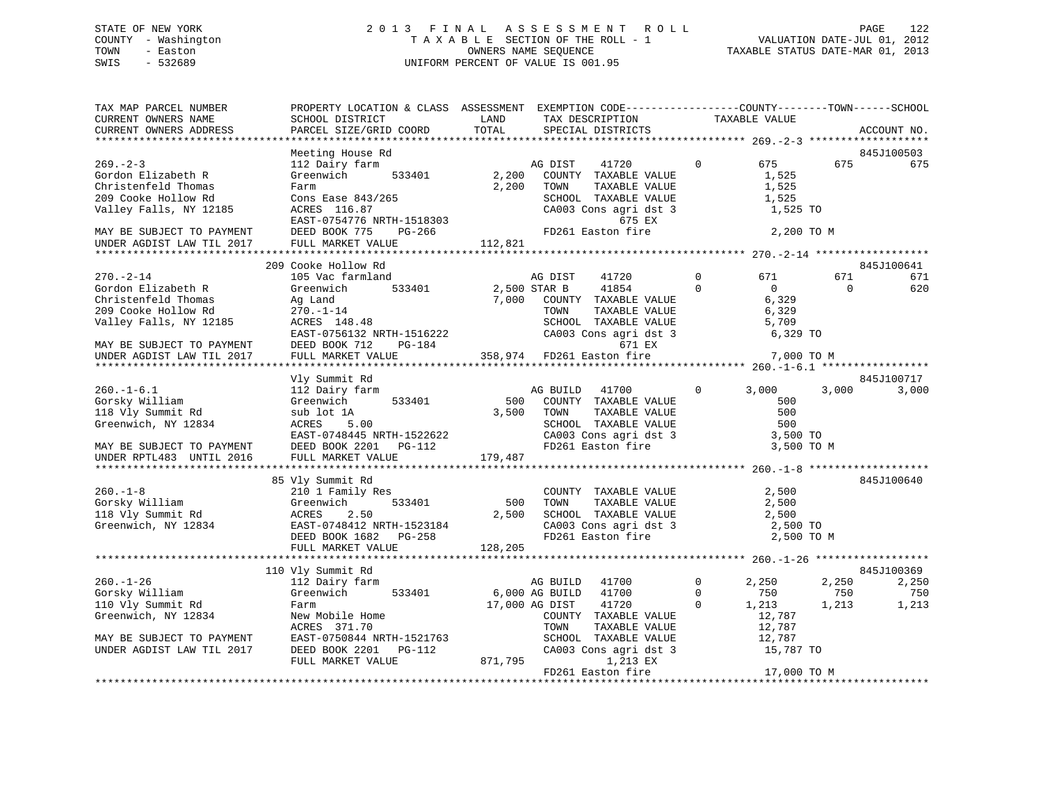STATE OF NEW YORK
COUNTY - Washington
TOWN - Easton
SWIS - 532689

2013 FINAL ASSESSMENT ROLL
TAXABLE SECTION OF THE ROLL - 1
OWNERS NAME SEQUENCE
UNIFORM PERCENT OF VALUE IS 001.95

VALUATION DATE-JUL 01, 2012
TAXABLE STATUS DATE-MAR 01, 2013

```
TAX MAP PARCEL NUMBER     PROPERTY LOCATION & CLASS  ASSESSMENT  EXEMPTION CODE-----------------COUNTY--------TOWN------SCHOOL
CURRENT OWNERS NAME       SCHOOL DISTRICT               LAND      TAX DESCRIPTION            TAXABLE VALUE
CURRENT OWNERS ADDRESS    PARCEL SIZE/GRID COORD        TOTAL     SPECIAL DISTRICTS                                    ACCOUNT NO.
******************************************************************************************** 269.-2-3 *******************
                          Meeting House Rd                                                                        845J100503
269.-2-3                  112 Dairy farm                          AG DIST    41720         0        675        675        675
Gordon Elizabeth R        Greenwich       533401          2,200   COUNTY  TAXABLE VALUE           1,525
Christenfeld Thomas       Farm                            2,200   TOWN    TAXABLE VALUE           1,525
209 Cooke Hollow Rd       Cons Ease 843/265                       SCHOOL  TAXABLE VALUE           1,525
Valley Falls, NY 12185    ACRES 116.87                            CA003 Cons agri dst 3            1,525 TO
                          EAST-0754776 NRTH-1518303                          675 EX
MAY BE SUBJECT TO PAYMENT DEED BOOK 775    PG-266                 FD261 Easton fire                2,200 TO M
UNDER AGDIST LAW TIL 2017 FULL MARKET VALUE             112,821
******************************************************************************************** 270.-2-14 ******************
                          209 Cooke Hollow Rd                                                                     845J100641
270.-2-14                 105 Vac farmland                        AG DIST    41720         0        671        671        671
Gordon Elizabeth R        Greenwich       533401          2,500 STAR B     41854           0          0          0        620
Christenfeld Thomas       Ag Land                         7,000   COUNTY  TAXABLE VALUE           6,329
209 Cooke Hollow Rd       270.-1-14                               TOWN    TAXABLE VALUE           6,329
Valley Falls, NY 12185    ACRES 148.48                            SCHOOL  TAXABLE VALUE           5,709
                          EAST-0756132 NRTH-1516222               CA003 Cons agri dst 3            6,329 TO
MAY BE SUBJECT TO PAYMENT DEED BOOK 712    PG-184                            671 EX
UNDER AGDIST LAW TIL 2017 FULL MARKET VALUE             358,974   FD261 Easton fire                7,000 TO M
******************************************************************************************** 260.-1-6.1 *****************
                          Vly Summit Rd                                                                           845J100717
260.-1-6.1                112 Dairy farm                          AG BUILD   41700         0      3,000      3,000      3,000
Gorsky William            Greenwich       533401            500   COUNTY  TAXABLE VALUE             500
118 Vly Summit Rd         sub lot 1A                      3,500   TOWN    TAXABLE VALUE             500
Greenwich, NY 12834       ACRES    5.00                           SCHOOL  TAXABLE VALUE             500
                          EAST-0748445 NRTH-1522622               CA003 Cons agri dst 3            3,500 TO
MAY BE SUBJECT TO PAYMENT DEED BOOK 2201   PG-112                 FD261 Easton fire                3,500 TO M
UNDER RPTL483  UNTIL 2016 FULL MARKET VALUE             179,487
******************************************************************************************** 260.-1-8 *******************
                          85 Vly Summit Rd                                                                        845J100640
260.-1-8                  210 1 Family Res                        COUNTY  TAXABLE VALUE           2,500
Gorsky William            Greenwich       533401            500   TOWN    TAXABLE VALUE           2,500
118 Vly Summit Rd         ACRES    2.50                   2,500   SCHOOL  TAXABLE VALUE           2,500
Greenwich, NY 12834       EAST-0748412 NRTH-1523184               CA003 Cons agri dst 3            2,500 TO
                          DEED BOOK 1682   PG-258                 FD261 Easton fire                2,500 TO M
                          FULL MARKET VALUE             128,205
******************************************************************************************** 260.-1-26 ******************
                          110 Vly Summit Rd                                                                       845J100369
260.-1-26                 112 Dairy farm                          AG BUILD   41700         0      2,250      2,250      2,250
Gorsky William            Greenwich       533401          6,000 AG BUILD   41700           0        750        750        750
110 Vly Summit Rd         Farm                           17,000 AG DIST    41720           0      1,213      1,213      1,213
Greenwich, NY 12834       New Mobile Home                         COUNTY  TAXABLE VALUE          12,787
                          ACRES 371.70                            TOWN    TAXABLE VALUE          12,787
MAY BE SUBJECT TO PAYMENT EAST-0750844 NRTH-1521763               SCHOOL  TAXABLE VALUE          12,787
UNDER AGDIST LAW TIL 2017 DEED BOOK 2201   PG-112                 CA003 Cons agri dst 3           15,787 TO
                          FULL MARKET VALUE             871,795            1,213 EX
                                                                  FD261 Easton fire               17,000 TO M
***************************************************************************************************************************
```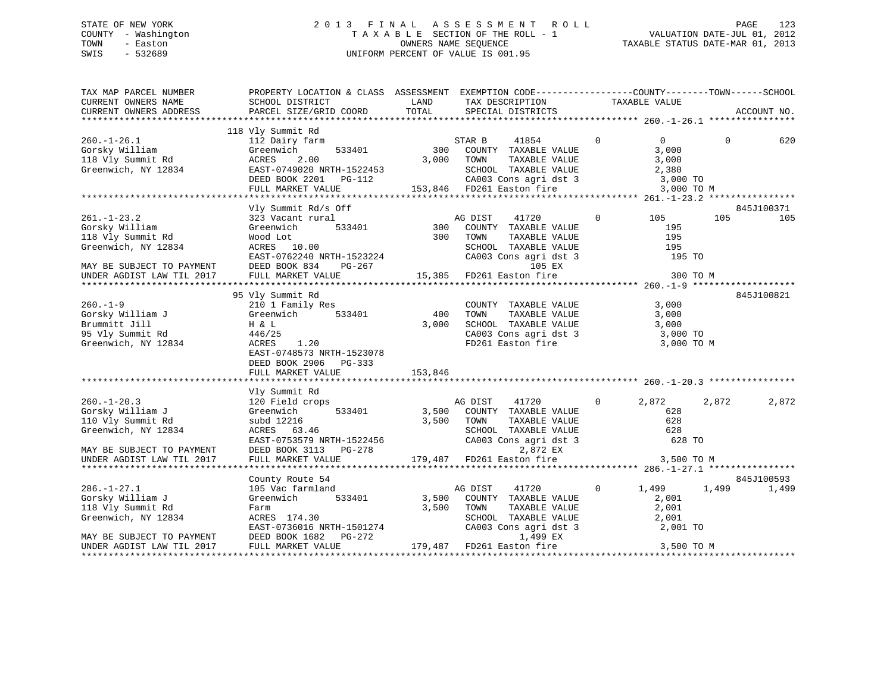STATE OF NEW YORK
COUNTY - Washington
TOWN - Easton
SWIS - 532689

2 0 1 3 F I N A L A S S E S S M E N T R O L L
T A X A B L E SECTION OF THE ROLL - 1
OWNERS NAME SEQUENCE
UNIFORM PERCENT OF VALUE IS 001.95

VALUATION DATE-JUL 01, 2012
TAXABLE STATUS DATE-MAR 01, 2013

```
TAX MAP PARCEL NUMBER          PROPERTY LOCATION & CLASS  ASSESSMENT  EXEMPTION CODE------------------COUNTY--------TOWN------SCHOOL
CURRENT OWNERS NAME            SCHOOL DISTRICT              LAND      TAX DESCRIPTION             TAXABLE VALUE
CURRENT OWNERS ADDRESS         PARCEL SIZE/GRID COORD       TOTAL     SPECIAL DISTRICTS                                        ACCOUNT NO.
******************************************************************************************************* 260.-1-26.1 ****************
                               118 Vly Summit Rd
260.-1-26.1                    112 Dairy farm                        STAR B    41854          0          0            0          620
Gorsky William                 Greenwich       533401        300     COUNTY  TAXABLE VALUE              3,000
118 Vly Summit Rd              ACRES    2.00               3,000     TOWN    TAXABLE VALUE              3,000
Greenwich, NY 12834            EAST-0749020 NRTH-1522453             SCHOOL  TAXABLE VALUE              2,380
                               DEED BOOK 2201   PG-112               CA003 Cons agri dst 3               3,000 TO
                               FULL MARKET VALUE         153,846     FD261 Easton fire                   3,000 TO M
******************************************************************************************************* 261.-1-23.2 ****************
                               Vly Summit Rd/s Off                                                                      845J100371
261.-1-23.2                    323 Vacant rural                      AG DIST   41720          0        105          105          105
Gorsky William                 Greenwich       533401        300     COUNTY  TAXABLE VALUE                195
118 Vly Summit Rd              Wood Lot                      300     TOWN    TAXABLE VALUE                195
Greenwich, NY 12834            ACRES   10.00                         SCHOOL  TAXABLE VALUE                195
                               EAST-0762240 NRTH-1523224             CA003 Cons agri dst 3                 195 TO
MAY BE SUBJECT TO PAYMENT      DEED BOOK 834    PG-267                         105 EX
UNDER AGDIST LAW TIL 2017      FULL MARKET VALUE          15,385     FD261 Easton fire                     300 TO M
******************************************************************************************************* 260.-1-9 *******************
                               95 Vly Summit Rd                                                                         845J100821
260.-1-9                       210 1 Family Res                      COUNTY  TAXABLE VALUE              3,000
Gorsky William J               Greenwich       533401        400     TOWN    TAXABLE VALUE              3,000
Brummitt Jill                  H & L                       3,000     SCHOOL  TAXABLE VALUE              3,000
95 Vly Summit Rd               446/25                                CA003 Cons agri dst 3               3,000 TO
Greenwich, NY 12834            ACRES    1.20                         FD261 Easton fire                   3,000 TO M
                               EAST-0748573 NRTH-1523078
                               DEED BOOK 2906   PG-333
                               FULL MARKET VALUE         153,846
******************************************************************************************************* 260.-1-20.3 ****************
                               Vly Summit Rd
260.-1-20.3                    120 Field crops                       AG DIST   41720          0      2,872        2,872        2,872
Gorsky William J               Greenwich       533401      3,500     COUNTY  TAXABLE VALUE                628
110 Vly Summit Rd              subd 12216                  3,500     TOWN    TAXABLE VALUE                628
Greenwich, NY 12834            ACRES   63.46                         SCHOOL  TAXABLE VALUE                628
                               EAST-0753579 NRTH-1522456             CA003 Cons agri dst 3                 628 TO
MAY BE SUBJECT TO PAYMENT      DEED BOOK 3113   PG-278                       2,872 EX
UNDER AGDIST LAW TIL 2017      FULL MARKET VALUE         179,487     FD261 Easton fire                   3,500 TO M
******************************************************************************************************* 286.-1-27.1 ****************
                               County Route 54                                                                          845J100593
286.-1-27.1                    105 Vac farmland                      AG DIST   41720          0      1,499        1,499        1,499
Gorsky William J               Greenwich       533401      3,500     COUNTY  TAXABLE VALUE              2,001
118 Vly Summit Rd              Farm                        3,500     TOWN    TAXABLE VALUE              2,001
Greenwich, NY 12834            ACRES  174.30                         SCHOOL  TAXABLE VALUE              2,001
                               EAST-0736016 NRTH-1501274             CA003 Cons agri dst 3               2,001 TO
MAY BE SUBJECT TO PAYMENT      DEED BOOK 1682   PG-272                       1,499 EX
UNDER AGDIST LAW TIL 2017      FULL MARKET VALUE         179,487     FD261 Easton fire                   3,500 TO M
************************************************************************************************************************************
```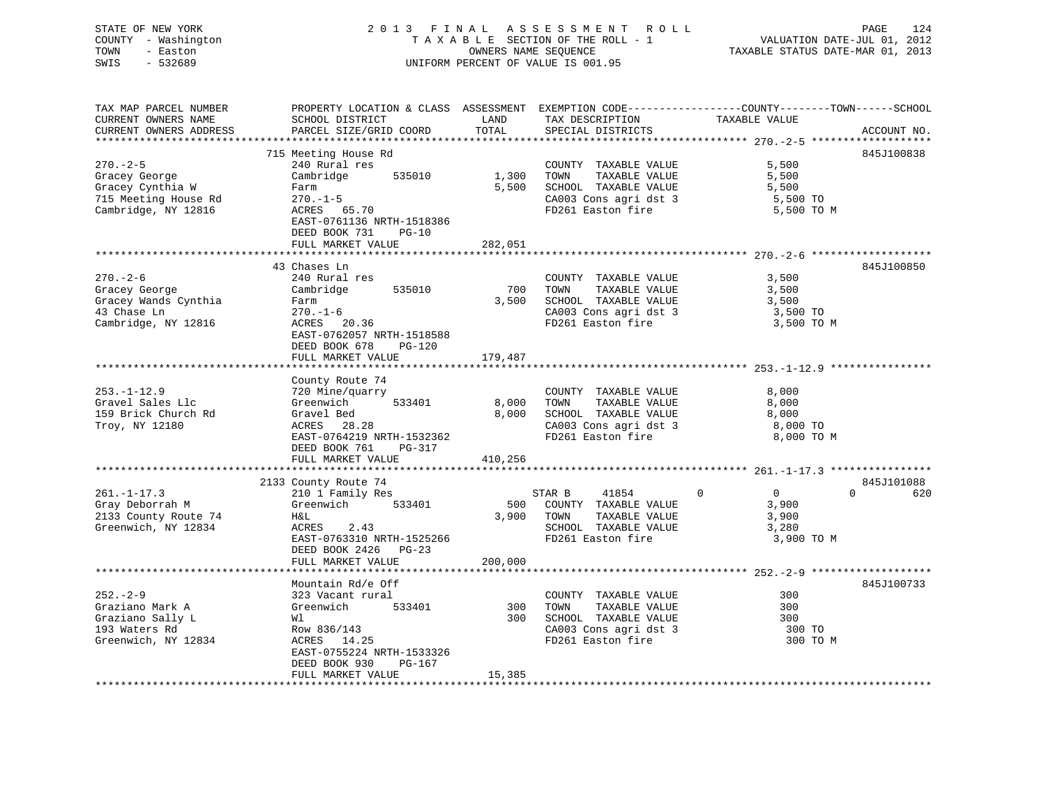STATE OF NEW YORK
COUNTY - Washington
TOWN - Easton
SWIS - 532689

2 0 1 3 F I N A L A S S E S S M E N T R O L L
T A X A B L E SECTION OF THE ROLL - 1
OWNERS NAME SEQUENCE
UNIFORM PERCENT OF VALUE IS 001.95

VALUATION DATE-JUL 01, 2012
TAXABLE STATUS DATE-MAR 01, 2013

| TAX MAP PARCEL NUMBER / CURRENT OWNERS NAME / CURRENT OWNERS ADDRESS | PROPERTY LOCATION & CLASS / SCHOOL DISTRICT / PARCEL SIZE/GRID COORD | ASSESSMENT LAND | TOTAL | EXEMPTION CODE / TAX DESCRIPTION / SPECIAL DISTRICTS | COUNTY / TOWN / SCHOOL TAXABLE VALUE | ACCOUNT NO. |
|---|---|---|---|---|---|---|
| 270.-2-5 | 715 Meeting House Rd | | | | | 845J100838 |
| Gracey George | 240 Rural res | | | COUNTY TAXABLE VALUE | 5,500 | |
| Gracey Cynthia W | Cambridge 535010 | 1,300 | | TOWN TAXABLE VALUE | 5,500 | |
| 715 Meeting House Rd | Farm | | 5,500 | SCHOOL TAXABLE VALUE | 5,500 | |
| Cambridge, NY 12816 | 270.-1-5 | | | CA003 Cons agri dst 3 | 5,500 TO | |
| | ACRES 65.70 | | | FD261 Easton fire | 5,500 TO M | |
| | EAST-0761136 NRTH-1518386 | | | | | |
| | DEED BOOK 731 PG-10 | | | | | |
| | FULL MARKET VALUE | | 282,051 | | | |
| 270.-2-6 | 43 Chases Ln | | | | | 845J100850 |
| Gracey George | 240 Rural res | | | COUNTY TAXABLE VALUE | 3,500 | |
| Gracey Wands Cynthia | Cambridge 535010 | 700 | | TOWN TAXABLE VALUE | 3,500 | |
| 43 Chase Ln | Farm | | 3,500 | SCHOOL TAXABLE VALUE | 3,500 | |
| Cambridge, NY 12816 | 270.-1-6 | | | CA003 Cons agri dst 3 | 3,500 TO | |
| | ACRES 20.36 | | | FD261 Easton fire | 3,500 TO M | |
| | EAST-0762057 NRTH-1518588 | | | | | |
| | DEED BOOK 678 PG-120 | | | | | |
| | FULL MARKET VALUE | | 179,487 | | | |
| 253.-1-12.9 | County Route 74 | | | | | |
| Gravel Sales Llc | 720 Mine/quarry | | | COUNTY TAXABLE VALUE | 8,000 | |
| 159 Brick Church Rd | Greenwich 533401 | 8,000 | | TOWN TAXABLE VALUE | 8,000 | |
| Troy, NY 12180 | Gravel Bed | | 8,000 | SCHOOL TAXABLE VALUE | 8,000 | |
| | ACRES 28.28 | | | CA003 Cons agri dst 3 | 8,000 TO | |
| | EAST-0764219 NRTH-1532362 | | | FD261 Easton fire | 8,000 TO M | |
| | DEED BOOK 761 PG-317 | | | | | |
| | FULL MARKET VALUE | | 410,256 | | | |
| 261.-1-17.3 | 2133 County Route 74 | | | | | 845J101088 |
| Gray Deborrah M | 210 1 Family Res | | | STAR B 41854 | 0 / 0 / 620 | |
| 2133 County Route 74 | Greenwich 533401 | 500 | | COUNTY TAXABLE VALUE | 3,900 | |
| Greenwich, NY 12834 | H&L | | 3,900 | TOWN TAXABLE VALUE | 3,900 | |
| | ACRES 2.43 | | | SCHOOL TAXABLE VALUE | 3,280 | |
| | EAST-0763310 NRTH-1525266 | | | FD261 Easton fire | 3,900 TO M | |
| | DEED BOOK 2426 PG-23 | | | | | |
| | FULL MARKET VALUE | | 200,000 | | | |
| 252.-2-9 | Mountain Rd/e Off | | | | | 845J100733 |
| Graziano Mark A | 323 Vacant rural | | | COUNTY TAXABLE VALUE | 300 | |
| Graziano Sally L | Greenwich 533401 | 300 | | TOWN TAXABLE VALUE | 300 | |
| 193 Waters Rd | Wl | | 300 | SCHOOL TAXABLE VALUE | 300 | |
| Greenwich, NY 12834 | Row 836/143 | | | CA003 Cons agri dst 3 | 300 TO | |
| | ACRES 14.25 | | | FD261 Easton fire | 300 TO M | |
| | EAST-0755224 NRTH-1533326 | | | | | |
| | DEED BOOK 930 PG-167 | | | | | |
| | FULL MARKET VALUE | | 15,385 | | | |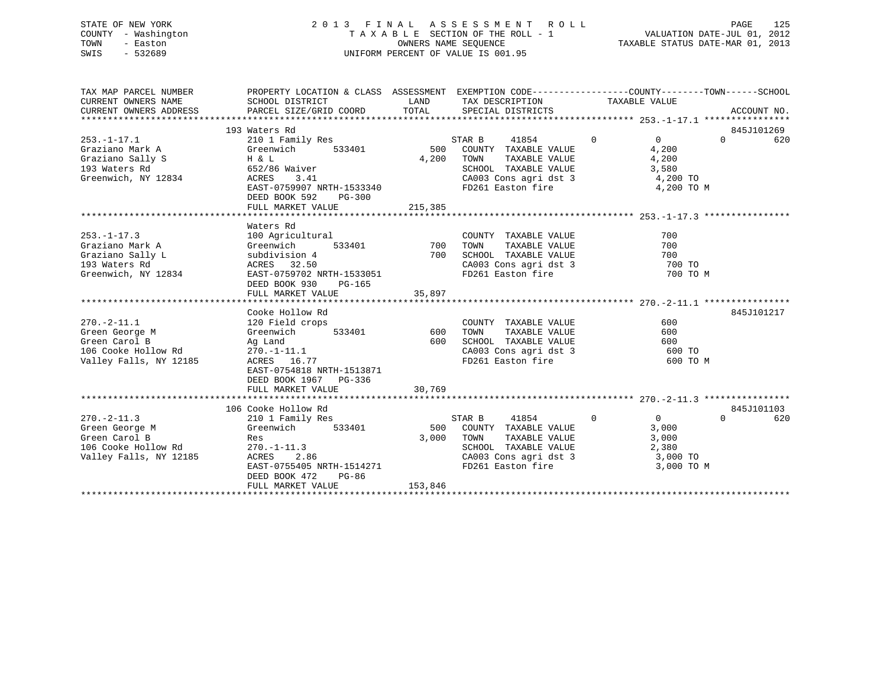STATE OF NEW YORK — 2013 FINAL ASSESSMENT ROLL
COUNTY - Washington — TAXABLE SECTION OF THE ROLL - 1 — VALUATION DATE-JUL 01, 2012
TOWN - Easton — OWNERS NAME SEQUENCE — TAXABLE STATUS DATE-MAR 01, 2013
SWIS - 532689 — UNIFORM PERCENT OF VALUE IS 001.95

| TAX MAP PARCEL NUMBER / CURRENT OWNERS NAME / CURRENT OWNERS ADDRESS | PROPERTY LOCATION & CLASS / SCHOOL DISTRICT / PARCEL SIZE/GRID COORD | ASSESSMENT LAND / TOTAL | EXEMPTION CODE / TAX DESCRIPTION / SPECIAL DISTRICTS | COUNTY | TOWN | SCHOOL | TAXABLE VALUE / ACCOUNT NO. |
|---|---|---|---|---|---|---|---|
| **253.-1-17.1** | 193 Waters Rd | | | | | | 845J101269 |
| Graziano Mark A | 210 1 Family Res | | STAR B 41854 | 0 | 0 | 620 | |
| Graziano Sally S | Greenwich 533401 | 500 | COUNTY TAXABLE VALUE | | | | 4,200 |
| 193 Waters Rd | H & L | 4,200 | TOWN TAXABLE VALUE | | | | 4,200 |
| Greenwich, NY 12834 | 652/86 Waiver | | SCHOOL TAXABLE VALUE | | | | 3,580 |
| | ACRES 3.41 | | CA003 Cons agri dst 3 | | | | 4,200 TO |
| | EAST-0759907 NRTH-1533340 | | FD261 Easton fire | | | | 4,200 TO M |
| | DEED BOOK 592 PG-300 | | | | | | |
| | FULL MARKET VALUE | 215,385 | | | | | |
| **253.-1-17.3** | Waters Rd | | | | | | |
| Graziano Mark A | 100 Agricultural | | COUNTY TAXABLE VALUE | | | | 700 |
| Graziano Sally L | Greenwich 533401 | 700 | TOWN TAXABLE VALUE | | | | 700 |
| 193 Waters Rd | subdivision 4 | 700 | SCHOOL TAXABLE VALUE | | | | 700 |
| Greenwich, NY 12834 | ACRES 32.50 | | CA003 Cons agri dst 3 | | | | 700 TO |
| | EAST-0759702 NRTH-1533051 | | FD261 Easton fire | | | | 700 TO M |
| | DEED BOOK 930 PG-165 | | | | | | |
| | FULL MARKET VALUE | 35,897 | | | | | |
| **270.-2-11.1** | Cooke Hollow Rd | | | | | | 845J101217 |
| Green George M | 120 Field crops | | COUNTY TAXABLE VALUE | | | | 600 |
| Green Carol B | Greenwich 533401 | 600 | TOWN TAXABLE VALUE | | | | 600 |
| 106 Cooke Hollow Rd | Ag Land | 600 | SCHOOL TAXABLE VALUE | | | | 600 |
| Valley Falls, NY 12185 | 270.-1-11.1 | | CA003 Cons agri dst 3 | | | | 600 TO |
| | ACRES 16.77 | | FD261 Easton fire | | | | 600 TO M |
| | EAST-0754818 NRTH-1513871 | | | | | | |
| | DEED BOOK 1967 PG-336 | | | | | | |
| | FULL MARKET VALUE | 30,769 | | | | | |
| **270.-2-11.3** | 106 Cooke Hollow Rd | | | | | | 845J101103 |
| Green George M | 210 1 Family Res | | STAR B 41854 | 0 | 0 | 620 | |
| Green Carol B | Greenwich 533401 | 500 | COUNTY TAXABLE VALUE | | | | 3,000 |
| 106 Cooke Hollow Rd | Res | 3,000 | TOWN TAXABLE VALUE | | | | 3,000 |
| Valley Falls, NY 12185 | 270.-1-11.3 | | SCHOOL TAXABLE VALUE | | | | 2,380 |
| | ACRES 2.86 | | CA003 Cons agri dst 3 | | | | 3,000 TO |
| | EAST-0755405 NRTH-1514271 | | FD261 Easton fire | | | | 3,000 TO M |
| | DEED BOOK 472 PG-86 | | | | | | |
| | FULL MARKET VALUE | 153,846 | | | | | |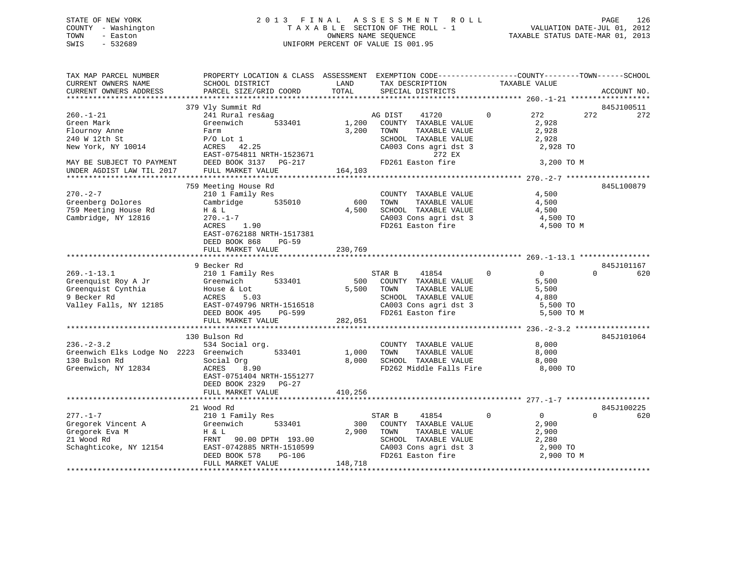STATE OF NEW YORK
COUNTY - Washington
TOWN - Easton
SWIS - 532689

2013 FINAL ASSESSMENT ROLL
TAXABLE SECTION OF THE ROLL - 1
OWNERS NAME SEQUENCE
UNIFORM PERCENT OF VALUE IS 001.95

VALUATION DATE-JUL 01, 2012
TAXABLE STATUS DATE-MAR 01, 2013

```
TAX MAP PARCEL NUMBER          PROPERTY LOCATION & CLASS  ASSESSMENT  EXEMPTION CODE------------------COUNTY--------TOWN------SCHOOL
CURRENT OWNERS NAME            SCHOOL DISTRICT             LAND       TAX DESCRIPTION             TAXABLE VALUE
CURRENT OWNERS ADDRESS         PARCEL SIZE/GRID COORD      TOTAL      SPECIAL DISTRICTS                                      ACCOUNT NO.
******************************************************************************************************* 260.-1-21 ******************
                               379 Vly Summit Rd                                                                          845J100511
260.-1-21                      241 Rural res&ag                       AG DIST     41720        0         272        272        272
Green Mark                     Greenwich      533401       1,200      COUNTY  TAXABLE VALUE           2,928
Flournoy Anne                  Farm                        3,200      TOWN    TAXABLE VALUE           2,928
240 W 12th St                  P/O Lot 1                              SCHOOL  TAXABLE VALUE           2,928
New York, NY 10014             ACRES  42.25                           CA003 Cons agri dst 3            2,928 TO
                               EAST-0754811 NRTH-1523671                          272 EX
MAY BE SUBJECT TO PAYMENT      DEED BOOK 3137   PG-217                FD261 Easton fire                3,200 TO M
UNDER AGDIST LAW TIL 2017      FULL MARKET VALUE          164,103
******************************************************************************************************* 270.-2-7 *******************
                               759 Meeting House Rd                                                                       845L100879
270.-2-7                       210 1 Family Res                       COUNTY  TAXABLE VALUE           4,500
Greenberg Dolores              Cambridge      535010         600      TOWN    TAXABLE VALUE           4,500
759 Meeting House Rd           H & L                       4,500      SCHOOL  TAXABLE VALUE           4,500
Cambridge, NY 12816            270.-1-7                               CA003 Cons agri dst 3            4,500 TO
                               ACRES   1.90                           FD261 Easton fire                4,500 TO M
                               EAST-0762188 NRTH-1517381
                               DEED BOOK 868    PG-59
                               FULL MARKET VALUE          230,769
******************************************************************************************************* 269.-1-13.1 ****************
                               9 Becker Rd                                                                                845J101167
269.-1-13.1                    210 1 Family Res                       STAR B      41854        0           0          0        620
Greenquist Roy A Jr            Greenwich      533401         500      COUNTY  TAXABLE VALUE           5,500
Greenquist Cynthia             House & Lot                 5,500      TOWN    TAXABLE VALUE           5,500
9 Becker Rd                    ACRES   5.03                           SCHOOL  TAXABLE VALUE           4,880
Valley Falls, NY 12185         EAST-0749796 NRTH-1516518              CA003 Cons agri dst 3            5,500 TO
                               DEED BOOK 495    PG-599                FD261 Easton fire                5,500 TO M
                               FULL MARKET VALUE          282,051
******************************************************************************************************* 236.-2-3.2 *****************
                               130 Bulson Rd                                                                              845J101064
236.-2-3.2                     534 Social org.                        COUNTY  TAXABLE VALUE           8,000
Greenwich Elks Lodge No  2223  Greenwich      533401       1,000      TOWN    TAXABLE VALUE           8,000
130 Bulson Rd                  Social Org                  8,000      SCHOOL  TAXABLE VALUE           8,000
Greenwich, NY 12834            ACRES   8.90                           FD262 Middle Falls Fire          8,000 TO
                               EAST-0751404 NRTH-1551277
                               DEED BOOK 2329   PG-27
                               FULL MARKET VALUE          410,256
******************************************************************************************************* 277.-1-7 *******************
                               21 Wood Rd                                                                                 845J100225
277.-1-7                       210 1 Family Res                       STAR B      41854        0           0          0        620
Gregorek Vincent A             Greenwich      533401         300      COUNTY  TAXABLE VALUE           2,900
Gregorek Eva M                 H & L                       2,900      TOWN    TAXABLE VALUE           2,900
21 Wood Rd                     FRNT  90.00 DPTH 193.00                SCHOOL  TAXABLE VALUE           2,280
Schaghticoke, NY 12154         EAST-0742885 NRTH-1510599              CA003 Cons agri dst 3            2,900 TO
                               DEED BOOK 578    PG-106                FD261 Easton fire                2,900 TO M
                               FULL MARKET VALUE          148,718
************************************************************************************************************************************
```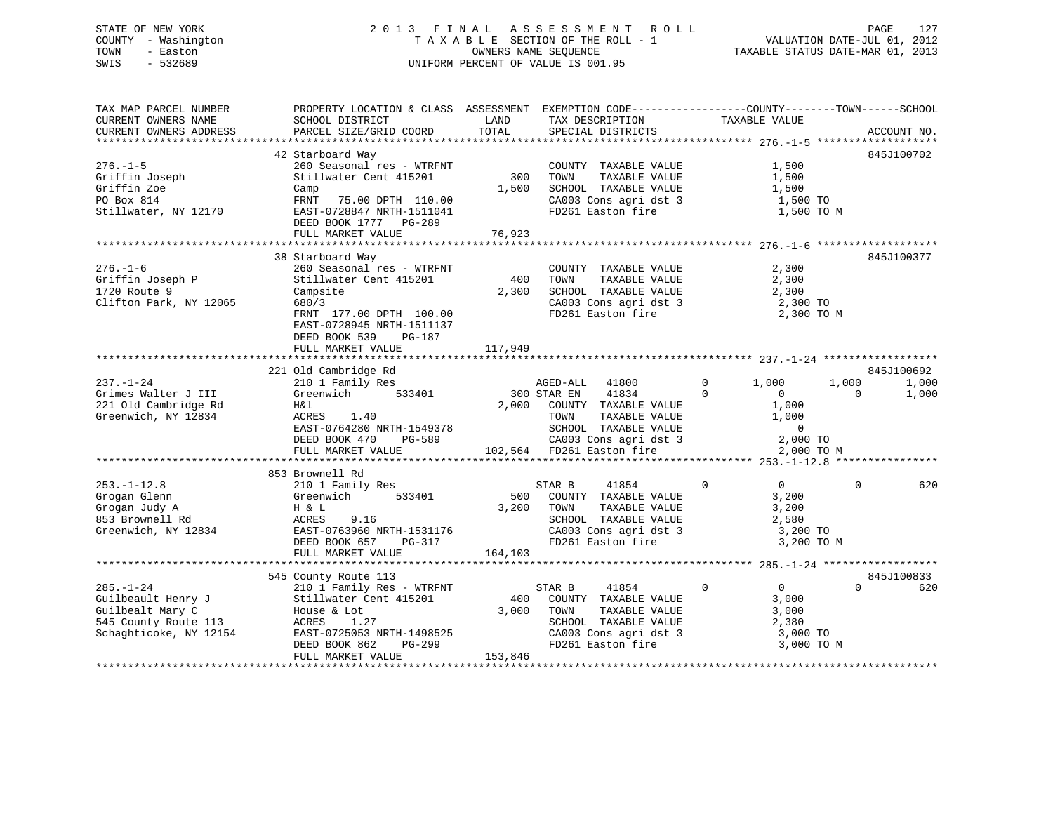STATE OF NEW YORK
COUNTY - Washington
TOWN - Easton
SWIS - 532689

# 2013 FINAL ASSESSMENT ROLL
TAXABLE SECTION OF THE ROLL - 1
OWNERS NAME SEQUENCE
UNIFORM PERCENT OF VALUE IS 001.95

VALUATION DATE-JUL 01, 2012
TAXABLE STATUS DATE-MAR 01, 2013

```
TAX MAP PARCEL NUMBER          PROPERTY LOCATION & CLASS  ASSESSMENT  EXEMPTION CODE-----------------COUNTY--------TOWN------SCHOOL
CURRENT OWNERS NAME            SCHOOL DISTRICT              LAND      TAX DESCRIPTION            TAXABLE VALUE
CURRENT OWNERS ADDRESS         PARCEL SIZE/GRID COORD      TOTAL      SPECIAL DISTRICTS                                    ACCOUNT NO.
******************************************************************************************************* 276.-1-5 *******************
                               42 Starboard Way                                                                             845J100702
276.-1-5                       260 Seasonal res - WTRFNT              COUNTY  TAXABLE VALUE            1,500
Griffin Joseph                 Stillwater Cent 415201         300     TOWN    TAXABLE VALUE            1,500
Griffin Zoe                    Camp                         1,500     SCHOOL  TAXABLE VALUE            1,500
PO Box 814                     FRNT   75.00 DPTH 110.00               CA003 Cons agri dst 3             1,500 TO
Stillwater, NY 12170           EAST-0728847 NRTH-1511041              FD261 Easton fire                 1,500 TO M
                               DEED BOOK 1777   PG-289
                               FULL MARKET VALUE               76,923
******************************************************************************************************* 276.-1-6 *******************
                               38 Starboard Way                                                                             845J100377
276.-1-6                       260 Seasonal res - WTRFNT              COUNTY  TAXABLE VALUE            2,300
Griffin Joseph P               Stillwater Cent 415201         400     TOWN    TAXABLE VALUE            2,300
1720 Route 9                   Campsite                     2,300     SCHOOL  TAXABLE VALUE            2,300
Clifton Park, NY 12065         680/3                                  CA003 Cons agri dst 3             2,300 TO
                               FRNT  177.00 DPTH 100.00               FD261 Easton fire                 2,300 TO M
                               EAST-0728945 NRTH-1511137
                               DEED BOOK 539    PG-187
                               FULL MARKET VALUE              117,949
******************************************************************************************************* 237.-1-24 ******************
                               221 Old Cambridge Rd                                                                         845J100692
237.-1-24                      210 1 Family Res                       AGED-ALL    41800         0      1,000        1,000        1,000
Grimes Walter J III            Greenwich      533401          300 STAR EN     41834         0          0            0        1,000
221 Old Cambridge Rd           H&l                          2,000     COUNTY  TAXABLE VALUE            1,000
Greenwich, NY 12834            ACRES    1.40                          TOWN    TAXABLE VALUE            1,000
                               EAST-0764280 NRTH-1549378              SCHOOL  TAXABLE VALUE                0
                               DEED BOOK 470    PG-589                CA003 Cons agri dst 3             2,000 TO
                               FULL MARKET VALUE              102,564 FD261 Easton fire                 2,000 TO M
******************************************************************************************************* 253.-1-12.8 ****************
                               853 Brownell Rd
253.-1-12.8                    210 1 Family Res                       STAR B      41854         0          0            0          620
Grogan Glenn                   Greenwich      533401          500     COUNTY  TAXABLE VALUE            3,200
Grogan Judy A                  H & L                        3,200     TOWN    TAXABLE VALUE            3,200
853 Brownell Rd                ACRES    9.16                          SCHOOL  TAXABLE VALUE            2,580
Greenwich, NY 12834            EAST-0763960 NRTH-1531176              CA003 Cons agri dst 3             3,200 TO
                               DEED BOOK 657    PG-317                FD261 Easton fire                 3,200 TO M
                               FULL MARKET VALUE              164,103
******************************************************************************************************* 285.-1-24 ******************
                               545 County Route 113                                                                         845J100833
285.-1-24                      210 1 Family Res - WTRFNT              STAR B      41854         0          0            0          620
Guilbeault Henry J             Stillwater Cent 415201         400     COUNTY  TAXABLE VALUE            3,000
Guilbealt Mary C               House & Lot                  3,000     TOWN    TAXABLE VALUE            3,000
545 County Route 113           ACRES    1.27                          SCHOOL  TAXABLE VALUE            2,380
Schaghticoke, NY 12154         EAST-0725053 NRTH-1498525              CA003 Cons agri dst 3             3,000 TO
                               DEED BOOK 862    PG-299                FD261 Easton fire                 3,000 TO M
                               FULL MARKET VALUE              153,846
************************************************************************************************************************************
```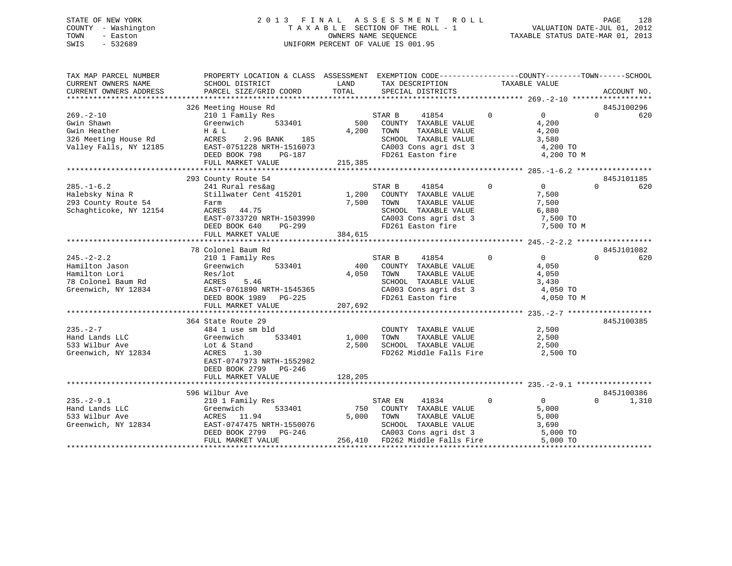STATE OF NEW YORK
COUNTY - Washington
TOWN - Easton
SWIS - 532689

# 2 0 1 3 F I N A L A S S E S S M E N T R O L L

T A X A B L E SECTION OF THE ROLL - 1
OWNERS NAME SEQUENCE
UNIFORM PERCENT OF VALUE IS 001.95

VALUATION DATE-JUL 01, 2012
TAXABLE STATUS DATE-MAR 01, 2013

```
TAX MAP PARCEL NUMBER     PROPERTY LOCATION & CLASS  ASSESSMENT  EXEMPTION CODE------------------COUNTY--------TOWN------SCHOOL
CURRENT OWNERS NAME       SCHOOL DISTRICT              LAND      TAX DESCRIPTION              TAXABLE VALUE
CURRENT OWNERS ADDRESS    PARCEL SIZE/GRID COORD       TOTAL     SPECIAL DISTRICTS                                      ACCOUNT NO.
******************************************************************************************************* 269.-2-10 ******************
                          326 Meeting House Rd                                                                          845J100296
269.-2-10                 210 1 Family Res                    STAR B     41854          0          0           0          620
Gwin Shawn                Greenwich       533401       500    COUNTY  TAXABLE VALUE              4,200
Gwin Heather              H & L                      4,200    TOWN    TAXABLE VALUE              4,200
326 Meeting House Rd      ACRES    2.96 BANK    185           SCHOOL  TAXABLE VALUE              3,580
Valley Falls, NY 12185    EAST-0751228 NRTH-1516073           CA003 Cons agri dst 3               4,200 TO
                          DEED BOOK 798     PG-187            FD261 Easton fire                   4,200 TO M
                          FULL MARKET VALUE                215,385
******************************************************************************************************* 285.-1-6.2 *****************
                          293 County Route 54                                                                           845J101185
285.-1-6.2                241 Rural res&ag                    STAR B     41854          0          0           0          620
Halebsky Nina R           Stillwater Cent 415201     1,200    COUNTY  TAXABLE VALUE              7,500
293 County Route 54       Farm                       7,500    TOWN    TAXABLE VALUE              7,500
Schaghticoke, NY 12154    ACRES   44.75                       SCHOOL  TAXABLE VALUE              6,880
                          EAST-0733720 NRTH-1503990           CA003 Cons agri dst 3               7,500 TO
                          DEED BOOK 640     PG-299            FD261 Easton fire                   7,500 TO M
                          FULL MARKET VALUE                384,615
******************************************************************************************************* 245.-2-2.2 *****************
                          78 Colonel Baum Rd                                                                            845J101082
245.-2-2.2                210 1 Family Res                    STAR B     41854          0          0           0          620
Hamilton Jason            Greenwich       533401       400    COUNTY  TAXABLE VALUE              4,050
Hamilton Lori             Res/lot                    4,050    TOWN    TAXABLE VALUE              4,050
78 Colonel Baum Rd        ACRES    5.46                       SCHOOL  TAXABLE VALUE              3,430
Greenwich, NY 12834       EAST-0761890 NRTH-1545365           CA003 Cons agri dst 3               4,050 TO
                          DEED BOOK 1989    PG-225            FD261 Easton fire                   4,050 TO M
                          FULL MARKET VALUE                207,692
******************************************************************************************************* 235.-2-7 *******************
                          364 State Route 29                                                                            845J100385
235.-2-7                  484 1 use sm bld                    COUNTY  TAXABLE VALUE              2,500
Hand Lands LLC            Greenwich       533401     1,000    TOWN    TAXABLE VALUE              2,500
533 Wilbur Ave            Lot & Stand                2,500    SCHOOL  TAXABLE VALUE              2,500
Greenwich, NY 12834       ACRES    1.30                       FD262 Middle Falls Fire             2,500 TO
                          EAST-0747973 NRTH-1552982
                          DEED BOOK 2799    PG-246
                          FULL MARKET VALUE                128,205
******************************************************************************************************* 235.-2-9.1 *****************
                          596 Wilbur Ave                                                                                845J100386
235.-2-9.1                210 1 Family Res                    STAR EN    41834          0          0           0        1,310
Hand Lands LLC            Greenwich       533401       750    COUNTY  TAXABLE VALUE              5,000
533 Wilbur Ave            ACRES   11.94              5,000    TOWN    TAXABLE VALUE              5,000
Greenwich, NY 12834       EAST-0747475 NRTH-1550076           SCHOOL  TAXABLE VALUE              3,690
                          DEED BOOK 2799    PG-246            CA003 Cons agri dst 3               5,000 TO
                          FULL MARKET VALUE                256,410 FD262 Middle Falls Fire        5,000 TO
************************************************************************************************************************************
```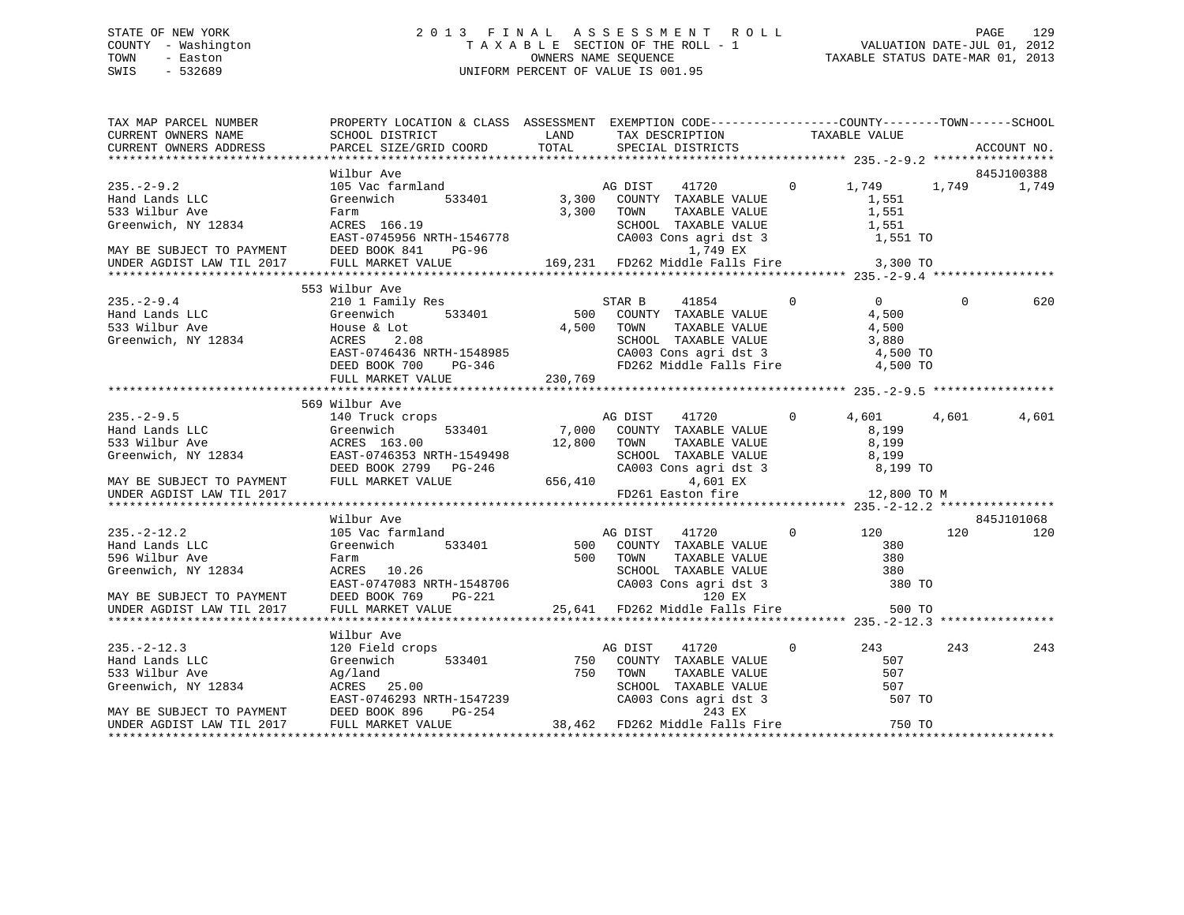STATE OF NEW YORK
COUNTY - Washington
TOWN - Easton
SWIS - 532689

2 0 1 3 F I N A L A S S E S S M E N T R O L L
T A X A B L E SECTION OF THE ROLL - 1
OWNERS NAME SEQUENCE
UNIFORM PERCENT OF VALUE IS 001.95

VALUATION DATE-JUL 01, 2012
TAXABLE STATUS DATE-MAR 01, 2013

```
TAX MAP PARCEL NUMBER          PROPERTY LOCATION & CLASS  ASSESSMENT  EXEMPTION CODE------------------COUNTY--------TOWN------SCHOOL
CURRENT OWNERS NAME            SCHOOL DISTRICT              LAND      TAX DESCRIPTION              TAXABLE VALUE
CURRENT OWNERS ADDRESS         PARCEL SIZE/GRID COORD       TOTAL     SPECIAL DISTRICTS                                      ACCOUNT NO.
******************************************************************************************************* 235.-2-9.2 *****************
                               Wilbur Ave                                                                                845J100388
235.-2-9.2                     105 Vac farmland                       AG DIST    41720          0       1,749       1,749       1,749
Hand Lands LLC                 Greenwich       533401        3,300    COUNTY  TAXABLE VALUE               1,551
533 Wilbur Ave                 Farm                          3,300    TOWN    TAXABLE VALUE               1,551
Greenwich, NY 12834            ACRES  166.19                          SCHOOL  TAXABLE VALUE               1,551
                               EAST-0745956 NRTH-1546778              CA003 Cons agri dst 3                1,551 TO
MAY BE SUBJECT TO PAYMENT      DEED BOOK 841    PG-96                       1,749 EX
UNDER AGDIST LAW TIL 2017      FULL MARKET VALUE           169,231    FD262 Middle Falls Fire              3,300 TO
******************************************************************************************************* 235.-2-9.4 *****************
                               553 Wilbur Ave
235.-2-9.4                     210 1 Family Res                       STAR B     41854          0           0           0         620
Hand Lands LLC                 Greenwich       533401          500    COUNTY  TAXABLE VALUE               4,500
533 Wilbur Ave                 House & Lot                   4,500    TOWN    TAXABLE VALUE               4,500
Greenwich, NY 12834            ACRES    2.08                          SCHOOL  TAXABLE VALUE               3,880
                               EAST-0746436 NRTH-1548985              CA003 Cons agri dst 3                4,500 TO
                               DEED BOOK 700    PG-346                FD262 Middle Falls Fire              4,500 TO
                               FULL MARKET VALUE           230,769
******************************************************************************************************* 235.-2-9.5 *****************
                               569 Wilbur Ave
235.-2-9.5                     140 Truck crops                        AG DIST    41720          0       4,601       4,601       4,601
Hand Lands LLC                 Greenwich       533401        7,000    COUNTY  TAXABLE VALUE               8,199
533 Wilbur Ave                 ACRES  163.00                12,800    TOWN    TAXABLE VALUE               8,199
Greenwich, NY 12834            EAST-0746353 NRTH-1549498              SCHOOL  TAXABLE VALUE               8,199
                               DEED BOOK 2799   PG-246                CA003 Cons agri dst 3                8,199 TO
MAY BE SUBJECT TO PAYMENT      FULL MARKET VALUE           656,410          4,601 EX
UNDER AGDIST LAW TIL 2017                                             FD261 Easton fire                   12,800 TO M
******************************************************************************************************* 235.-2-12.2 ****************
                               Wilbur Ave                                                                                845J101068
235.-2-12.2                    105 Vac farmland                       AG DIST    41720          0         120         120         120
Hand Lands LLC                 Greenwich       533401          500    COUNTY  TAXABLE VALUE                 380
596 Wilbur Ave                 Farm                            500    TOWN    TAXABLE VALUE                 380
Greenwich, NY 12834            ACRES   10.26                          SCHOOL  TAXABLE VALUE                 380
                               EAST-0747083 NRTH-1548706              CA003 Cons agri dst 3                  380 TO
MAY BE SUBJECT TO PAYMENT      DEED BOOK 769    PG-221                        120 EX
UNDER AGDIST LAW TIL 2017      FULL MARKET VALUE            25,641    FD262 Middle Falls Fire                500 TO
******************************************************************************************************* 235.-2-12.3 ****************
                               Wilbur Ave
235.-2-12.3                    120 Field crops                        AG DIST    41720          0         243         243         243
Hand Lands LLC                 Greenwich       533401          750    COUNTY  TAXABLE VALUE                 507
533 Wilbur Ave                 Ag/land                         750    TOWN    TAXABLE VALUE                 507
Greenwich, NY 12834            ACRES   25.00                          SCHOOL  TAXABLE VALUE                 507
                               EAST-0746293 NRTH-1547239              CA003 Cons agri dst 3                  507 TO
MAY BE SUBJECT TO PAYMENT      DEED BOOK 896    PG-254                        243 EX
UNDER AGDIST LAW TIL 2017      FULL MARKET VALUE            38,462    FD262 Middle Falls Fire                750 TO
************************************************************************************************************************************
```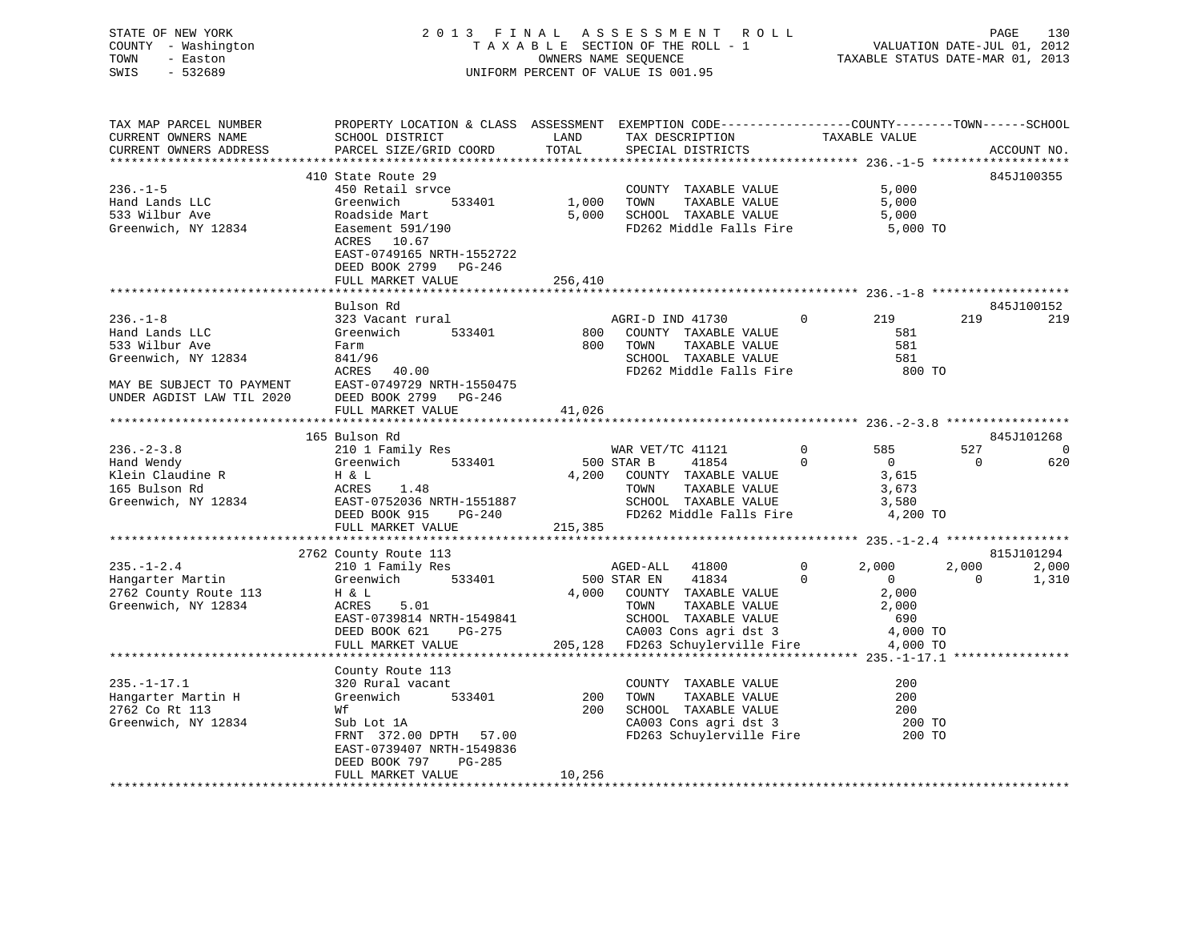STATE OF NEW YORK — 2013 FINAL ASSESSMENT ROLL
COUNTY - Washington — TAXABLE SECTION OF THE ROLL - 1 — VALUATION DATE-JUL 01, 2012
TOWN - Easton — OWNERS NAME SEQUENCE — TAXABLE STATUS DATE-MAR 01, 2013
SWIS - 532689 — UNIFORM PERCENT OF VALUE IS 001.95

```
TAX MAP PARCEL NUMBER          PROPERTY LOCATION & CLASS  ASSESSMENT  EXEMPTION CODE-----------------COUNTY--------TOWN------SCHOOL
CURRENT OWNERS NAME            SCHOOL DISTRICT               LAND      TAX DESCRIPTION            TAXABLE VALUE
CURRENT OWNERS ADDRESS         PARCEL SIZE/GRID COORD        TOTAL     SPECIAL DISTRICTS                                   ACCOUNT NO.
*********************************************************************************************** 236.-1-5 *******************
                               410 State Route 29                                                                   845J100355
236.-1-5                       450 Retail srvce                        COUNTY  TAXABLE VALUE           5,000
Hand Lands LLC                 Greenwich      533401        1,000      TOWN    TAXABLE VALUE           5,000
533 Wilbur Ave                 Roadside Mart                5,000      SCHOOL  TAXABLE VALUE           5,000
Greenwich, NY 12834            Easement 591/190                        FD262 Middle Falls Fire          5,000 TO
                               ACRES  10.67
                               EAST-0749165 NRTH-1552722
                               DEED BOOK 2799   PG-246
                               FULL MARKET VALUE          256,410
*********************************************************************************************** 236.-1-8 *******************
                               Bulson Rd                                                                            845J100152
236.-1-8                       323 Vacant rural                        AGRI-D IND 41730        0         219        219         219
Hand Lands LLC                 Greenwich      533401          800      COUNTY  TAXABLE VALUE             581
533 Wilbur Ave                 Farm                           800      TOWN    TAXABLE VALUE             581
Greenwich, NY 12834            841/96                                  SCHOOL  TAXABLE VALUE             581
                               ACRES  40.00                            FD262 Middle Falls Fire            800 TO
MAY BE SUBJECT TO PAYMENT      EAST-0749729 NRTH-1550475
UNDER AGDIST LAW TIL 2020      DEED BOOK 2799   PG-246
                               FULL MARKET VALUE           41,026
*********************************************************************************************** 236.-2-3.8 *****************
                               165 Bulson Rd                                                                        845J101268
236.-2-3.8                     210 1 Family Res                        WAR VET/TC 41121        0         585        527           0
Hand Wendy                     Greenwich      533401          500 STAR B     41854             0           0          0         620
Klein Claudine R               H & L                        4,200      COUNTY  TAXABLE VALUE           3,615
165 Bulson Rd                  ACRES   1.48                            TOWN    TAXABLE VALUE           3,673
Greenwich, NY 12834            EAST-0752036 NRTH-1551887               SCHOOL  TAXABLE VALUE           3,580
                               DEED BOOK 915    PG-240                 FD262 Middle Falls Fire          4,200 TO
                               FULL MARKET VALUE          215,385
*********************************************************************************************** 235.-1-2.4 *****************
                               2762 County Route 113                                                                815J101294
235.-1-2.4                     210 1 Family Res                        AGED-ALL   41800        0       2,000      2,000       2,000
Hangarter Martin               Greenwich      533401          500 STAR EN    41834             0           0          0       1,310
2762 County Route 113          H & L                        4,000      COUNTY  TAXABLE VALUE           2,000
Greenwich, NY 12834            ACRES   5.01                            TOWN    TAXABLE VALUE           2,000
                               EAST-0739814 NRTH-1549841               SCHOOL  TAXABLE VALUE             690
                               DEED BOOK 621    PG-275                 CA003 Cons agri dst 3            4,000 TO
                               FULL MARKET VALUE          205,128      FD263 Schuylerville Fire         4,000 TO
*********************************************************************************************** 235.-1-17.1 ****************
                               County Route 113
235.-1-17.1                    320 Rural vacant                        COUNTY  TAXABLE VALUE             200
Hangarter Martin H             Greenwich      533401          200      TOWN    TAXABLE VALUE             200
2762 Co Rt 113                 Wf                             200      SCHOOL  TAXABLE VALUE             200
Greenwich, NY 12834            Sub Lot 1A                              CA003 Cons agri dst 3              200 TO
                               FRNT 372.00 DPTH  57.00                 FD263 Schuylerville Fire           200 TO
                               EAST-0739407 NRTH-1549836
                               DEED BOOK 797    PG-285
                               FULL MARKET VALUE           10,256
********************************************************************************************************************************
```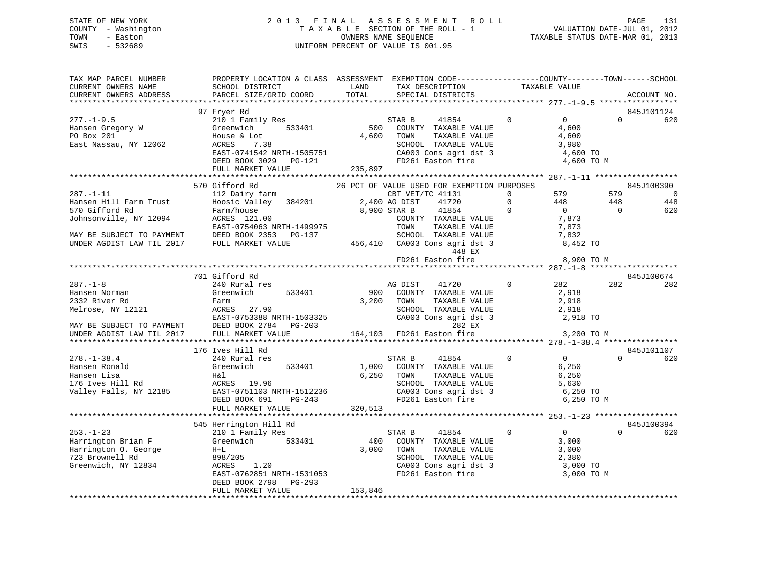STATE OF NEW YORK
COUNTY - Washington
TOWN - Easton
SWIS - 532689

2013 FINAL ASSESSMENT ROLL
TAXABLE SECTION OF THE ROLL - 1
OWNERS NAME SEQUENCE
UNIFORM PERCENT OF VALUE IS 001.95

VALUATION DATE-JUL 01, 2012
TAXABLE STATUS DATE-MAR 01, 2013

```
TAX MAP PARCEL NUMBER          PROPERTY LOCATION & CLASS  ASSESSMENT  EXEMPTION CODE------------------COUNTY--------TOWN------SCHOOL
CURRENT OWNERS NAME            SCHOOL DISTRICT              LAND      TAX DESCRIPTION             TAXABLE VALUE
CURRENT OWNERS ADDRESS         PARCEL SIZE/GRID COORD      TOTAL      SPECIAL DISTRICTS                                      ACCOUNT NO.
******************************************************************************************************* 277.-1-9.5 *****************
                               97 Fryer Rd                                                                                845J101124
277.-1-9.5                     210 1 Family Res                  STAR B      41854          0            0           0         620
Hansen Gregory W               Greenwich      533401        500  COUNTY  TAXABLE VALUE                4,600
PO Box 201                     House & Lot                4,600  TOWN    TAXABLE VALUE                4,600
East Nassau, NY 12062          ACRES    7.38                     SCHOOL  TAXABLE VALUE                3,980
                               EAST-0741542 NRTH-1505751         CA003 Cons agri dst 3                 4,600 TO
                               DEED BOOK 3029   PG-121           FD261 Easton fire                     4,600 TO M
                               FULL MARKET VALUE          235,897
******************************************************************************************************* 287.-1-11 ******************
                               570 Gifford Rd              26 PCT OF VALUE USED FOR EXEMPTION PURPOSES                    845J100390
287.-1-11                      112 Dairy farm                    CBT VET/TC 41131           0          579         579           0
Hansen Hill Farm Trust         Hoosic Valley   384201     2,400 AG DIST     41720           0          448         448         448
570 Gifford Rd                 Farm/house                 8,900 STAR B      41854           0            0           0         620
Johnsonville, NY 12094         ACRES  121.00                     COUNTY  TAXABLE VALUE                7,873
                               EAST-0754063 NRTH-1499975         TOWN    TAXABLE VALUE                7,873
MAY BE SUBJECT TO PAYMENT      DEED BOOK 2353   PG-137           SCHOOL  TAXABLE VALUE                7,832
UNDER AGDIST LAW TIL 2017      FULL MARKET VALUE          456,410  CA003 Cons agri dst 3               8,452 TO
                                                                       448 EX
                                                                 FD261 Easton fire                     8,900 TO M
******************************************************************************************************* 287.-1-8 *******************
                               701 Gifford Rd                                                                             845J100674
287.-1-8                       240 Rural res                     AG DIST     41720          0          282         282         282
Hansen Norman                  Greenwich      533401        900  COUNTY  TAXABLE VALUE                2,918
2332 River Rd                  Farm                       3,200  TOWN    TAXABLE VALUE                2,918
Melrose, NY 12121              ACRES   27.90                     SCHOOL  TAXABLE VALUE                2,918
                               EAST-0753388 NRTH-1503325         CA003 Cons agri dst 3                 2,918 TO
MAY BE SUBJECT TO PAYMENT      DEED BOOK 2784   PG-203                 282 EX
UNDER AGDIST LAW TIL 2017      FULL MARKET VALUE          164,103  FD261 Easton fire                   3,200 TO M
******************************************************************************************************* 278.-1-38.4 ****************
                               176 Ives Hill Rd                                                                           845J101107
278.-1-38.4                    240 Rural res                     STAR B      41854          0            0           0         620
Hansen Ronald                  Greenwich      533401      1,000  COUNTY  TAXABLE VALUE                6,250
Hansen Lisa                    H&l                        6,250  TOWN    TAXABLE VALUE                6,250
176 Ives Hill Rd               ACRES   19.96                     SCHOOL  TAXABLE VALUE                5,630
Valley Falls, NY 12185         EAST-0751103 NRTH-1512236         CA003 Cons agri dst 3                 6,250 TO
                               DEED BOOK 691    PG-243           FD261 Easton fire                     6,250 TO M
                               FULL MARKET VALUE          320,513
******************************************************************************************************* 253.-1-23 ******************
                               545 Herrington Hill Rd                                                                     845J100394
253.-1-23                      210 1 Family Res                  STAR B      41854          0            0           0         620
Harrington Brian F             Greenwich      533401        400  COUNTY  TAXABLE VALUE                3,000
Harrington O. George           H+L                        3,000  TOWN    TAXABLE VALUE                3,000
723 Brownell Rd                898/205                           SCHOOL  TAXABLE VALUE                2,380
Greenwich, NY 12834            ACRES    1.20                     CA003 Cons agri dst 3                 3,000 TO
                               EAST-0762851 NRTH-1531053         FD261 Easton fire                     3,000 TO M
                               DEED BOOK 2798   PG-293
                               FULL MARKET VALUE          153,846
************************************************************************************************************************************
```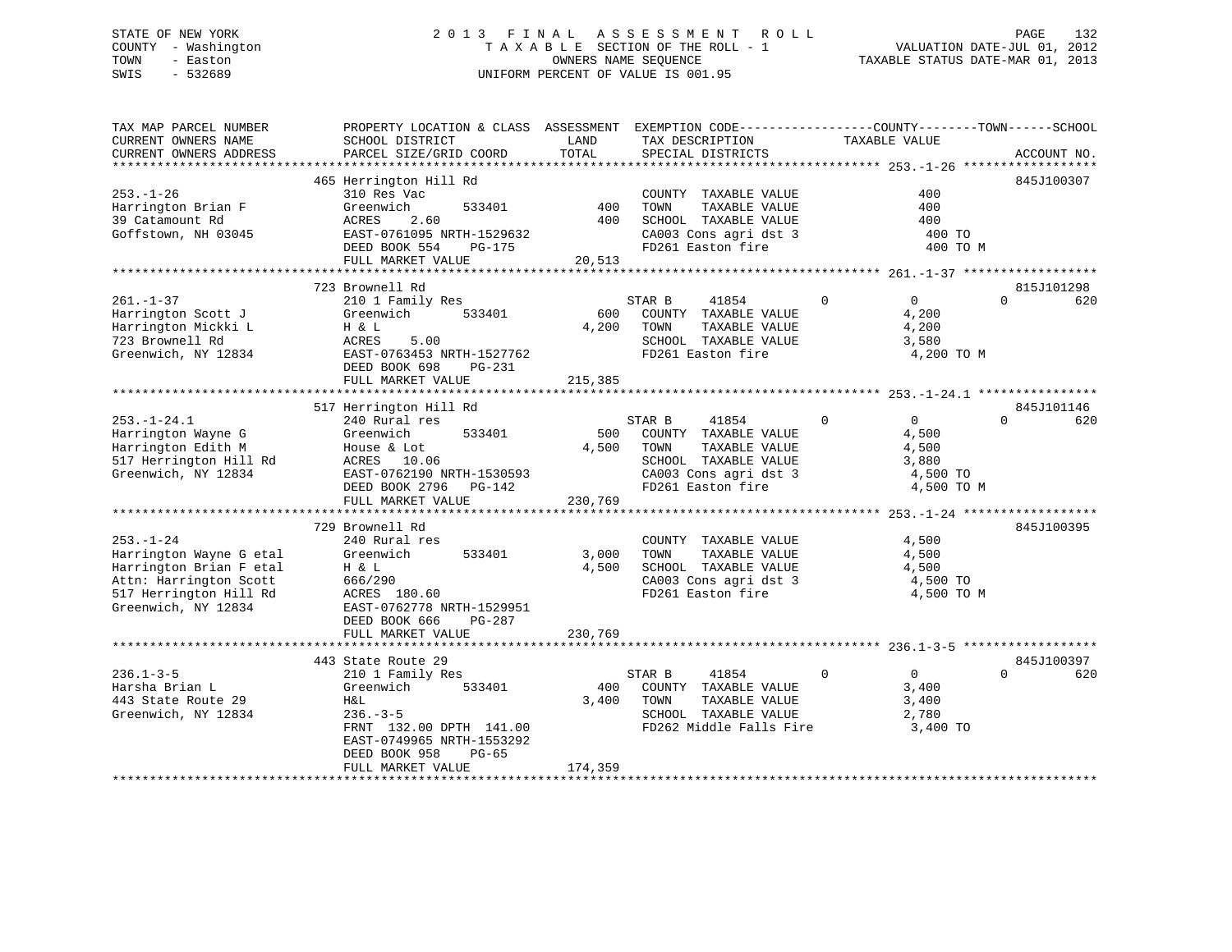STATE OF NEW YORK
COUNTY - Washington
TOWN - Easton
SWIS - 532689

2013 FINAL ASSESSMENT ROLL
TAXABLE SECTION OF THE ROLL - 1
OWNERS NAME SEQUENCE
UNIFORM PERCENT OF VALUE IS 001.95

VALUATION DATE-JUL 01, 2012
TAXABLE STATUS DATE-MAR 01, 2013

| TAX MAP PARCEL NUMBER / CURRENT OWNERS NAME / CURRENT OWNERS ADDRESS | PROPERTY LOCATION & CLASS / SCHOOL DISTRICT / PARCEL SIZE/GRID COORD | ASSESSMENT LAND / TOTAL | EXEMPTION CODE / TAX DESCRIPTION / SPECIAL DISTRICTS | COUNTY | TOWN | SCHOOL / TAXABLE VALUE | ACCOUNT NO. |
|---|---|---|---|---|---|---|---|
| 253.-1-26 | 465 Herrington Hill Rd | | | | | | 845J100307 |
| Harrington Brian F | 310 Res Vac | | COUNTY TAXABLE VALUE | 400 | | | |
| 39 Catamount Rd | Greenwich 533401 | 400 | TOWN TAXABLE VALUE | | 400 | | |
| Goffstown, NH 03045 | ACRES 2.60 | 400 | SCHOOL TAXABLE VALUE | | | 400 | |
| | EAST-0761095 NRTH-1529632 | | CA003 Cons agri dst 3 | 400 TO | | | |
| | DEED BOOK 554 PG-175 | | FD261 Easton fire | 400 TO M | | | |
| | FULL MARKET VALUE | 20,513 | | | | | |
| 261.-1-37 | 723 Brownell Rd | | | | | | 815J101298 |
| Harrington Scott J | 210 1 Family Res | | STAR B 41854 | 0 | 0 | 0 | 620 |
| Harrington Mickki L | Greenwich 533401 | 600 | COUNTY TAXABLE VALUE | 4,200 | | | |
| 723 Brownell Rd | H & L | 4,200 | TOWN TAXABLE VALUE | | 4,200 | | |
| Greenwich, NY 12834 | ACRES 5.00 | | SCHOOL TAXABLE VALUE | | | 3,580 | |
| | EAST-0763453 NRTH-1527762 | | FD261 Easton fire | 4,200 TO M | | | |
| | DEED BOOK 698 PG-231 | | | | | | |
| | FULL MARKET VALUE | 215,385 | | | | | |
| 253.-1-24.1 | 517 Herrington Hill Rd | | | | | | 845J101146 |
| Harrington Wayne G | 240 Rural res | | STAR B 41854 | 0 | 0 | 0 | 620 |
| Harrington Edith M | Greenwich 533401 | 500 | COUNTY TAXABLE VALUE | 4,500 | | | |
| 517 Herrington Hill Rd | House & Lot | 4,500 | TOWN TAXABLE VALUE | | 4,500 | | |
| Greenwich, NY 12834 | ACRES 10.06 | | SCHOOL TAXABLE VALUE | | | 3,880 | |
| | EAST-0762190 NRTH-1530593 | | CA003 Cons agri dst 3 | 4,500 TO | | | |
| | DEED BOOK 2796 PG-142 | | FD261 Easton fire | 4,500 TO M | | | |
| | FULL MARKET VALUE | 230,769 | | | | | |
| 253.-1-24 | 729 Brownell Rd | | | | | | 845J100395 |
| Harrington Wayne G etal | 240 Rural res | | COUNTY TAXABLE VALUE | 4,500 | | | |
| Harrington Brian F etal | Greenwich 533401 | 3,000 | TOWN TAXABLE VALUE | | 4,500 | | |
| Attn: Harrington Scott | H & L | 4,500 | SCHOOL TAXABLE VALUE | | | 4,500 | |
| 517 Herrington Hill Rd | 666/290 | | CA003 Cons agri dst 3 | 4,500 TO | | | |
| Greenwich, NY 12834 | ACRES 180.60 | | FD261 Easton fire | 4,500 TO M | | | |
| | EAST-0762778 NRTH-1529951 | | | | | | |
| | DEED BOOK 666 PG-287 | | | | | | |
| | FULL MARKET VALUE | 230,769 | | | | | |
| 236.1-3-5 | 443 State Route 29 | | | | | | 845J100397 |
| Harsha Brian L | 210 1 Family Res | | STAR B 41854 | 0 | 0 | 0 | 620 |
| 443 State Route 29 | Greenwich 533401 | 400 | COUNTY TAXABLE VALUE | 3,400 | | | |
| Greenwich, NY 12834 | H&L | 3,400 | TOWN TAXABLE VALUE | | 3,400 | | |
| | 236.-3-5 | | SCHOOL TAXABLE VALUE | | | 2,780 | |
| | FRNT 132.00 DPTH 141.00 | | FD262 Middle Falls Fire | 3,400 TO | | | |
| | EAST-0749965 NRTH-1553292 | | | | | | |
| | DEED BOOK 958 PG-65 | | | | | | |
| | FULL MARKET VALUE | 174,359 | | | | | |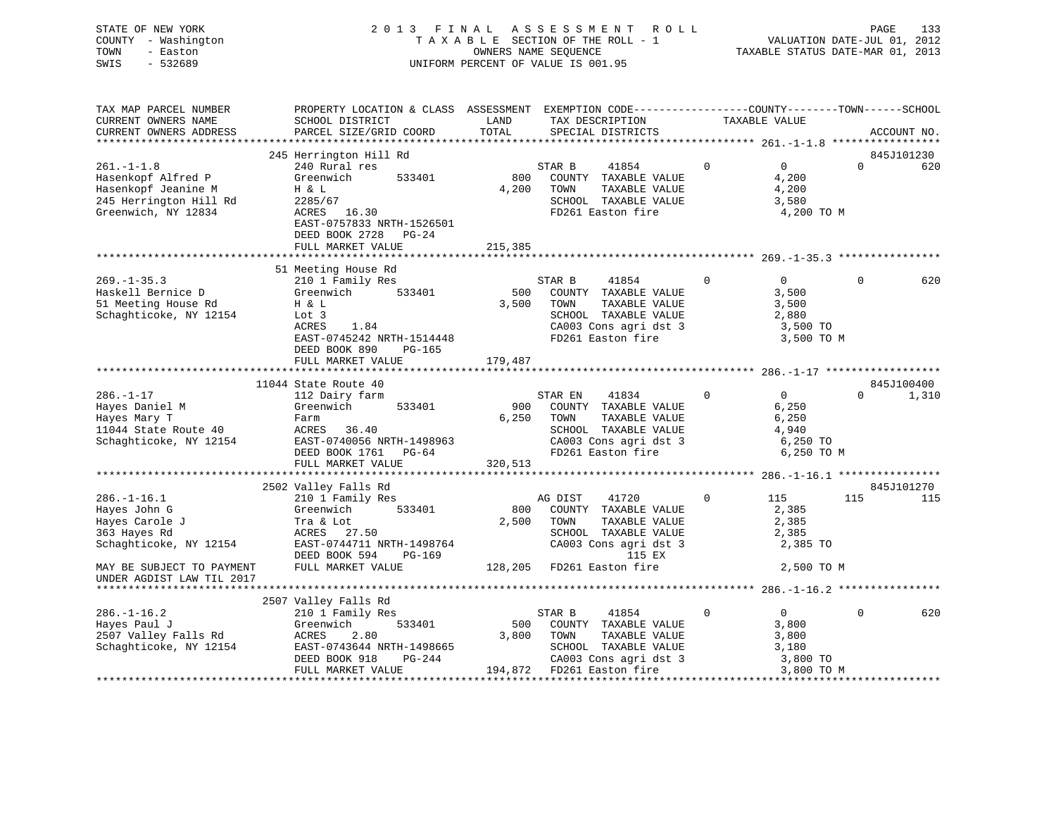STATE OF NEW YORK
COUNTY - Washington
TOWN - Easton
SWIS - 532689

# 2013 FINAL ASSESSMENT ROLL
TAXABLE SECTION OF THE ROLL - 1
OWNERS NAME SEQUENCE
UNIFORM PERCENT OF VALUE IS 001.95

VALUATION DATE-JUL 01, 2012
TAXABLE STATUS DATE-MAR 01, 2013

```
TAX MAP PARCEL NUMBER          PROPERTY LOCATION & CLASS  ASSESSMENT  EXEMPTION CODE------------------COUNTY--------TOWN------SCHOOL
CURRENT OWNERS NAME            SCHOOL DISTRICT               LAND      TAX DESCRIPTION              TAXABLE VALUE
CURRENT OWNERS ADDRESS         PARCEL SIZE/GRID COORD        TOTAL     SPECIAL DISTRICTS                                        ACCOUNT NO.
******************************************************************************************************* 261.-1-1.8 *****************
                               245 Herrington Hill Rd                                                                            845J101230
261.-1-1.8                     240 Rural res                          STAR B     41854          0            0           0          620
Hasenkopf Alfred P             Greenwich         533401         800   COUNTY  TAXABLE VALUE             4,200
Hasenkopf Jeanine M            H & L                          4,200   TOWN    TAXABLE VALUE             4,200
245 Herrington Hill Rd         2285/67                                SCHOOL  TAXABLE VALUE             3,580
Greenwich, NY 12834            ACRES   16.30                          FD261 Easton fire                  4,200 TO M
                               EAST-0757833 NRTH-1526501
                               DEED BOOK 2728   PG-24
                               FULL MARKET VALUE             215,385
******************************************************************************************************* 269.-1-35.3 ****************
                               51 Meeting House Rd
269.-1-35.3                    210 1 Family Res                       STAR B     41854          0            0           0          620
Haskell Bernice D              Greenwich         533401         500   COUNTY  TAXABLE VALUE             3,500
51 Meeting House Rd            H & L                          3,500   TOWN    TAXABLE VALUE             3,500
Schaghticoke, NY 12154         Lot 3                                  SCHOOL  TAXABLE VALUE             2,880
                               ACRES    1.84                          CA003 Cons agri dst 3              3,500 TO
                               EAST-0745242 NRTH-1514448              FD261 Easton fire                  3,500 TO M
                               DEED BOOK 890    PG-165
                               FULL MARKET VALUE             179,487
******************************************************************************************************* 286.-1-17 ******************
                               11044 State Route 40                                                                              845J100400
286.-1-17                      112 Dairy farm                         STAR EN    41834          0            0           0        1,310
Hayes Daniel M                 Greenwich         533401         900   COUNTY  TAXABLE VALUE             6,250
Hayes Mary T                   Farm                           6,250   TOWN    TAXABLE VALUE             6,250
11044 State Route 40           ACRES   36.40                          SCHOOL  TAXABLE VALUE             4,940
Schaghticoke, NY 12154         EAST-0740056 NRTH-1498963              CA003 Cons agri dst 3              6,250 TO
                               DEED BOOK 1761   PG-64                 FD261 Easton fire                  6,250 TO M
                               FULL MARKET VALUE             320,513
******************************************************************************************************* 286.-1-16.1 ****************
                               2502 Valley Falls Rd                                                                              845J101270
286.-1-16.1                    210 1 Family Res                       AG DIST    41720          0          115         115          115
Hayes John G                   Greenwich         533401         800   COUNTY  TAXABLE VALUE             2,385
Hayes Carole J                 Tra & Lot                      2,500   TOWN    TAXABLE VALUE             2,385
363 Hayes Rd                   ACRES   27.50                          SCHOOL  TAXABLE VALUE             2,385
Schaghticoke, NY 12154         EAST-0744711 NRTH-1498764              CA003 Cons agri dst 3              2,385 TO
                               DEED BOOK 594    PG-169                                 115 EX
MAY BE SUBJECT TO PAYMENT      FULL MARKET VALUE             128,205  FD261 Easton fire                  2,500 TO M
UNDER AGDIST LAW TIL 2017
******************************************************************************************************* 286.-1-16.2 ****************
                               2507 Valley Falls Rd
286.-1-16.2                    210 1 Family Res                       STAR B     41854          0            0           0          620
Hayes Paul J                   Greenwich         533401         500   COUNTY  TAXABLE VALUE             3,800
2507 Valley Falls Rd           ACRES    2.80                  3,800   TOWN    TAXABLE VALUE             3,800
Schaghticoke, NY 12154         EAST-0743644 NRTH-1498665              SCHOOL  TAXABLE VALUE             3,180
                               DEED BOOK 918    PG-244                CA003 Cons agri dst 3              3,800 TO
                               FULL MARKET VALUE             194,872  FD261 Easton fire                  3,800 TO M
************************************************************************************************************************************
```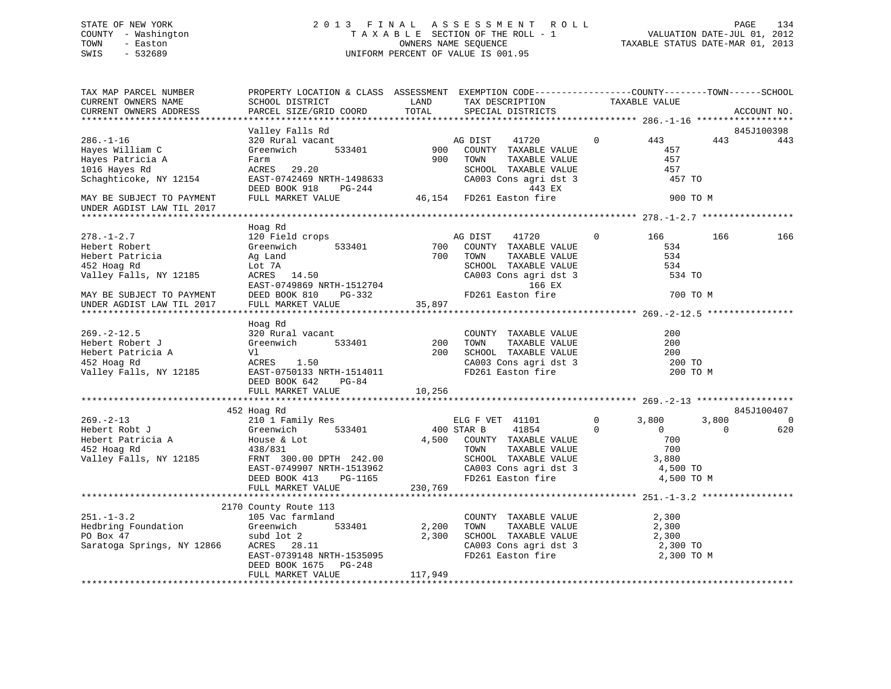STATE OF NEW YORK
COUNTY - Washington
TOWN - Easton
SWIS - 532689

2 0 1 3 F I N A L A S S E S S M E N T R O L L
T A X A B L E SECTION OF THE ROLL - 1
OWNERS NAME SEQUENCE
UNIFORM PERCENT OF VALUE IS 001.95

VALUATION DATE-JUL 01, 2012
TAXABLE STATUS DATE-MAR 01, 2013

```
TAX MAP PARCEL NUMBER          PROPERTY LOCATION & CLASS  ASSESSMENT  EXEMPTION CODE------------------COUNTY--------TOWN------SCHOOL
CURRENT OWNERS NAME            SCHOOL DISTRICT               LAND      TAX DESCRIPTION            TAXABLE VALUE
CURRENT OWNERS ADDRESS         PARCEL SIZE/GRID COORD        TOTAL     SPECIAL DISTRICTS                                   ACCOUNT NO.
******************************************************************************************************* 286.-1-16 ******************
                               Valley Falls Rd                                                                             845J100398
286.-1-16                      320 Rural vacant                  AG DIST    41720         0         443        443         443
Hayes William C                Greenwich       533401       900   COUNTY  TAXABLE VALUE             457
Hayes Patricia A               Farm                         900   TOWN    TAXABLE VALUE             457
1016 Hayes Rd                  ACRES   29.20                      SCHOOL  TAXABLE VALUE             457
Schaghticoke, NY 12154         EAST-0742469 NRTH-1498633          CA003 Cons agri dst 3               457 TO
                               DEED BOOK 918    PG-244                       443 EX
MAY BE SUBJECT TO PAYMENT      FULL MARKET VALUE            46,154  FD261 Easton fire                   900 TO M
UNDER AGDIST LAW TIL 2017
******************************************************************************************************* 278.-1-2.7 *****************
                               Hoag Rd
278.-1-2.7                     120 Field crops                   AG DIST    41720         0         166        166         166
Hebert Robert                  Greenwich       533401       700   COUNTY  TAXABLE VALUE             534
Hebert Patricia                Ag Land                      700   TOWN    TAXABLE VALUE             534
452 Hoag Rd                    Lot 7A                             SCHOOL  TAXABLE VALUE             534
Valley Falls, NY 12185         ACRES   14.50                      CA003 Cons agri dst 3               534 TO
                               EAST-0749869 NRTH-1512704                     166 EX
MAY BE SUBJECT TO PAYMENT      DEED BOOK 810    PG-332            FD261 Easton fire                   700 TO M
UNDER AGDIST LAW TIL 2017      FULL MARKET VALUE            35,897
******************************************************************************************************* 269.-2-12.5 ****************
                               Hoag Rd
269.-2-12.5                    320 Rural vacant                   COUNTY  TAXABLE VALUE             200
Hebert Robert J                Greenwich       533401       200   TOWN    TAXABLE VALUE             200
Hebert Patricia A              Vl                           200   SCHOOL  TAXABLE VALUE             200
452 Hoag Rd                    ACRES    1.50                      CA003 Cons agri dst 3               200 TO
Valley Falls, NY 12185         EAST-0750133 NRTH-1514011          FD261 Easton fire                   200 TO M
                               DEED BOOK 642    PG-84
                               FULL MARKET VALUE            10,256
******************************************************************************************************* 269.-2-13 ******************
                           452 Hoag Rd                                                                                     845J100407
269.-2-13                      210 1 Family Res                   ELG F VET  41101        0       3,800      3,800           0
Hebert Robt J                  Greenwich       533401       400 STAR B     41854          0           0          0         620
Hebert Patricia A              House & Lot                4,500   COUNTY  TAXABLE VALUE             700
452 Hoag Rd                    438/831                            TOWN    TAXABLE VALUE             700
Valley Falls, NY 12185         FRNT 300.00 DPTH 242.00            SCHOOL  TAXABLE VALUE           3,880
                               EAST-0749907 NRTH-1513962          CA003 Cons agri dst 3             4,500 TO
                               DEED BOOK 413    PG-1165           FD261 Easton fire                 4,500 TO M
                               FULL MARKET VALUE           230,769
******************************************************************************************************* 251.-1-3.2 *****************
                          2170 County Route 113
251.-1-3.2                     105 Vac farmland                   COUNTY  TAXABLE VALUE           2,300
Hedbring Foundation            Greenwich       533401     2,200   TOWN    TAXABLE VALUE           2,300
PO Box 47                      subd lot 2                 2,300   SCHOOL  TAXABLE VALUE           2,300
Saratoga Springs, NY 12866     ACRES   28.11                      CA003 Cons agri dst 3             2,300 TO
                               EAST-0739148 NRTH-1535095          FD261 Easton fire                 2,300 TO M
                               DEED BOOK 1675   PG-248
                               FULL MARKET VALUE           117,949
************************************************************************************************************************************
```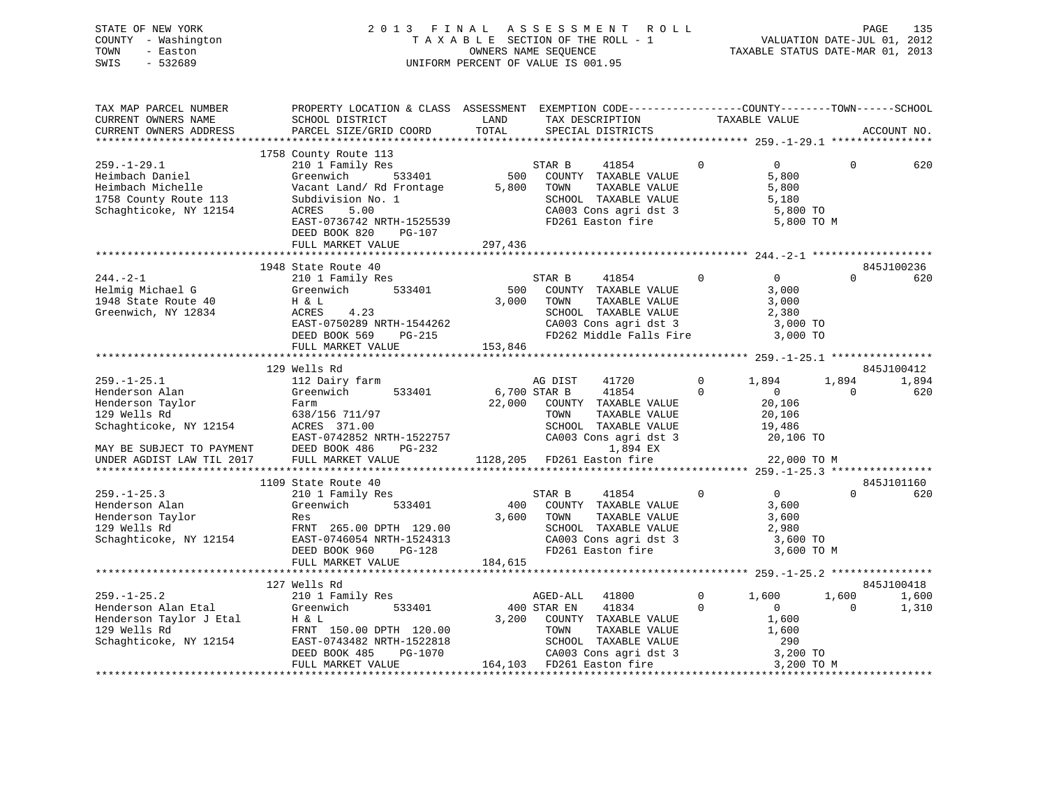STATE OF NEW YORK
COUNTY - Washington
TOWN - Easton
SWIS - 532689

2013 FINAL ASSESSMENT ROLL
TAXABLE SECTION OF THE ROLL - 1
OWNERS NAME SEQUENCE
UNIFORM PERCENT OF VALUE IS 001.95

VALUATION DATE-JUL 01, 2012
TAXABLE STATUS DATE-MAR 01, 2013

```
TAX MAP PARCEL NUMBER        PROPERTY LOCATION & CLASS  ASSESSMENT  EXEMPTION CODE-----------------COUNTY--------TOWN------SCHOOL
CURRENT OWNERS NAME          SCHOOL DISTRICT              LAND      TAX DESCRIPTION              TAXABLE VALUE
CURRENT OWNERS ADDRESS       PARCEL SIZE/GRID COORD       TOTAL     SPECIAL DISTRICTS                                    ACCOUNT NO.
******************************************************************************************************* 259.-1-29.1 ****************
                          1758 County Route 113
259.-1-29.1                  210 1 Family Res                  STAR B     41854          0         0            0          620
Heimbach Daniel              Greenwich        533401      500  COUNTY  TAXABLE VALUE             5,800
Heimbach Michelle            Vacant Land/ Rd Frontage   5,800  TOWN    TAXABLE VALUE             5,800
1758 County Route 113        Subdivision No. 1                 SCHOOL  TAXABLE VALUE             5,180
Schaghticoke, NY 12154       ACRES    5.00                     CA003 Cons agri dst 3              5,800 TO
                             EAST-0736742 NRTH-1525539         FD261 Easton fire                  5,800 TO M
                             DEED BOOK 820    PG-107
                             FULL MARKET VALUE            297,436
******************************************************************************************************* 244.-2-1 *******************
                          1948 State Route 40                                                                          845J100236
244.-2-1                     210 1 Family Res                  STAR B     41854          0         0            0          620
Helmig Michael G             Greenwich        533401      500  COUNTY  TAXABLE VALUE             3,000
1948 State Route 40          H & L                      3,000  TOWN    TAXABLE VALUE             3,000
Greenwich, NY 12834          ACRES    4.23                     SCHOOL  TAXABLE VALUE             2,380
                             EAST-0750289 NRTH-1544262         CA003 Cons agri dst 3              3,000 TO
                             DEED BOOK 569    PG-215           FD262 Middle Falls Fire            3,000 TO
                             FULL MARKET VALUE            153,846
******************************************************************************************************* 259.-1-25.1 ****************
                          129 Wells Rd                                                                                 845J100412
259.-1-25.1                  112 Dairy farm                    AG DIST    41720          0     1,894        1,894        1,894
Henderson Alan               Greenwich        533401    6,700  STAR B     41854          0         0            0          620
Henderson Taylor             Farm                      22,000  COUNTY  TAXABLE VALUE            20,106
129 Wells Rd                 638/156 711/97                    TOWN    TAXABLE VALUE            20,106
Schaghticoke, NY 12154       ACRES  371.00                     SCHOOL  TAXABLE VALUE            19,486
                             EAST-0742852 NRTH-1522757         CA003 Cons agri dst 3             20,106 TO
MAY BE SUBJECT TO PAYMENT    DEED BOOK 486    PG-232                     1,894 EX
UNDER AGDIST LAW TIL 2017    FULL MARKET VALUE           1128,205  FD261 Easton fire             22,000 TO M
******************************************************************************************************* 259.-1-25.3 ****************
                          1109 State Route 40                                                                          845J101160
259.-1-25.3                  210 1 Family Res                  STAR B     41854          0         0            0          620
Henderson Alan               Greenwich        533401      400  COUNTY  TAXABLE VALUE             3,600
Henderson Taylor             Res                        3,600  TOWN    TAXABLE VALUE             3,600
129 Wells Rd                 FRNT 265.00 DPTH 129.00           SCHOOL  TAXABLE VALUE             2,980
Schaghticoke, NY 12154       EAST-0746054 NRTH-1524313         CA003 Cons agri dst 3              3,600 TO
                             DEED BOOK 960    PG-128           FD261 Easton fire                  3,600 TO M
                             FULL MARKET VALUE            184,615
******************************************************************************************************* 259.-1-25.2 ****************
                          127 Wells Rd                                                                                 845J100418
259.-1-25.2                  210 1 Family Res                  AGED-ALL   41800          0     1,600        1,600        1,600
Henderson Alan Etal          Greenwich        533401      400  STAR EN    41834          0         0            0        1,310
Henderson Taylor J Etal      H & L                      3,200  COUNTY  TAXABLE VALUE             1,600
129 Wells Rd                 FRNT 150.00 DPTH 120.00           TOWN    TAXABLE VALUE             1,600
Schaghticoke, NY 12154       EAST-0743482 NRTH-1522818         SCHOOL  TAXABLE VALUE               290
                             DEED BOOK 485    PG-1070          CA003 Cons agri dst 3              3,200 TO
                             FULL MARKET VALUE            164,103  FD261 Easton fire              3,200 TO M
************************************************************************************************************************************
```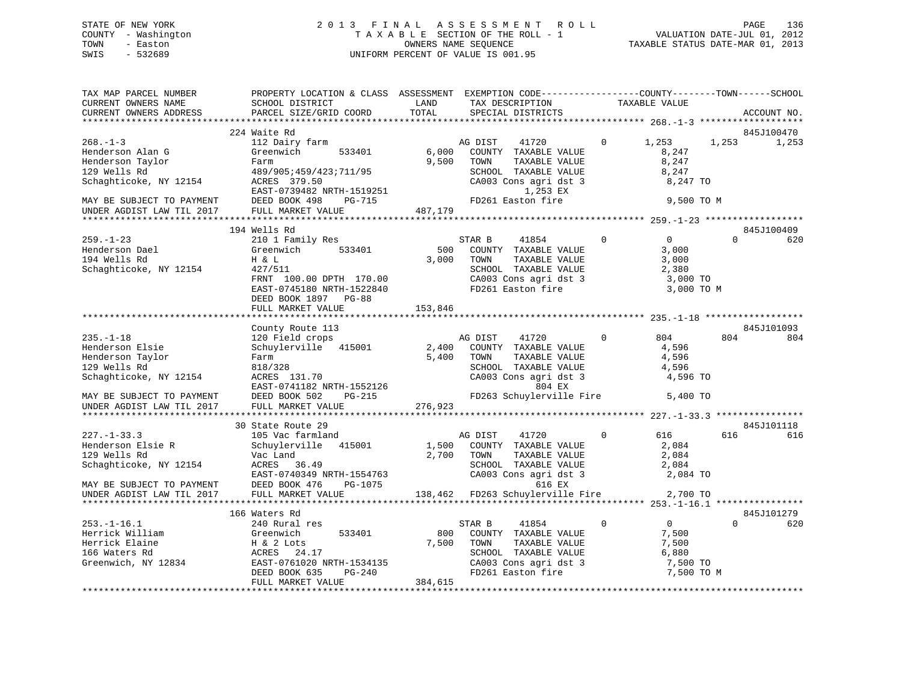STATE OF NEW YORK
COUNTY - Washington
TOWN - Easton
SWIS - 532689

# 2013 FINAL ASSESSMENT ROLL

TAXABLE SECTION OF THE ROLL - 1
OWNERS NAME SEQUENCE
UNIFORM PERCENT OF VALUE IS 001.95

VALUATION DATE-JUL 01, 2012
TAXABLE STATUS DATE-MAR 01, 2013

```
TAX MAP PARCEL NUMBER          PROPERTY LOCATION & CLASS  ASSESSMENT  EXEMPTION CODE------------------COUNTY--------TOWN------SCHOOL
CURRENT OWNERS NAME            SCHOOL DISTRICT            LAND        TAX DESCRIPTION            TAXABLE VALUE
CURRENT OWNERS ADDRESS         PARCEL SIZE/GRID COORD     TOTAL       SPECIAL DISTRICTS                                      ACCOUNT NO.
************************************************************************************************ 268.-1-3 *******************
                               224 Waite Rd                                                                                845J100470
268.-1-3                       112 Dairy farm                         AG DIST    41720          0      1,253       1,253       1,253
Henderson Alan G               Greenwich      533401        6,000    COUNTY  TAXABLE VALUE              8,247
Henderson Taylor               Farm                         9,500    TOWN    TAXABLE VALUE              8,247
129 Wells Rd                   489/905;459/423;711/95                 SCHOOL  TAXABLE VALUE              8,247
Schaghticoke, NY 12154         ACRES  379.50                          CA003 Cons agri dst 3              8,247 TO
                               EAST-0739482 NRTH-1519251                    1,253 EX
MAY BE SUBJECT TO PAYMENT      DEED BOOK 498    PG-715                FD261 Easton fire                  9,500 TO M
UNDER AGDIST LAW TIL 2017      FULL MARKET VALUE           487,179
************************************************************************************************ 259.-1-23 ******************
                               194 Wells Rd                                                                                845J100409
259.-1-23                      210 1 Family Res                       STAR B     41854          0          0           0         620
Henderson Dael                 Greenwich      533401          500    COUNTY  TAXABLE VALUE              3,000
194 Wells Rd                   H & L                        3,000    TOWN    TAXABLE VALUE              3,000
Schaghticoke, NY 12154         427/511                                SCHOOL  TAXABLE VALUE              2,380
                               FRNT 100.00 DPTH 170.00                CA003 Cons agri dst 3              3,000 TO
                               EAST-0745180 NRTH-1522840              FD261 Easton fire                  3,000 TO M
                               DEED BOOK 1897   PG-88
                               FULL MARKET VALUE           153,846
************************************************************************************************ 235.-1-18 ******************
                               County Route 113                                                                            845J101093
235.-1-18                      120 Field crops                        AG DIST    41720          0        804         804         804
Henderson Elsie                Schuylerville  415001        2,400    COUNTY  TAXABLE VALUE              4,596
Henderson Taylor               Farm                         5,400    TOWN    TAXABLE VALUE              4,596
129 Wells Rd                   818/328                                SCHOOL  TAXABLE VALUE              4,596
Schaghticoke, NY 12154         ACRES  131.70                          CA003 Cons agri dst 3              4,596 TO
                               EAST-0741182 NRTH-1552126                      804 EX
MAY BE SUBJECT TO PAYMENT      DEED BOOK 502    PG-215                FD263 Schuylerville Fire           5,400 TO
UNDER AGDIST LAW TIL 2017      FULL MARKET VALUE           276,923
************************************************************************************************ 227.-1-33.3 ****************
                               30 State Route 29                                                                           845J101118
227.-1-33.3                    105 Vac farmland                       AG DIST    41720          0        616         616         616
Henderson Elsie R              Schuylerville  415001        1,500    COUNTY  TAXABLE VALUE              2,084
129 Wells Rd                   Vac Land                     2,700    TOWN    TAXABLE VALUE              2,084
Schaghticoke, NY 12154         ACRES   36.49                          SCHOOL  TAXABLE VALUE              2,084
                               EAST-0740349 NRTH-1554763              CA003 Cons agri dst 3              2,084 TO
MAY BE SUBJECT TO PAYMENT      DEED BOOK 476    PG-1075                       616 EX
UNDER AGDIST LAW TIL 2017      FULL MARKET VALUE           138,462   FD263 Schuylerville Fire           2,700 TO
************************************************************************************************ 253.-1-16.1 ****************
                               166 Waters Rd                                                                               845J101279
253.-1-16.1                    240 Rural res                          STAR B     41854          0          0           0         620
Herrick William                Greenwich      533401          800    COUNTY  TAXABLE VALUE              7,500
Herrick Elaine                 H & 2 Lots                   7,500    TOWN    TAXABLE VALUE              7,500
166 Waters Rd                  ACRES   24.17                          SCHOOL  TAXABLE VALUE              6,880
Greenwich, NY 12834            EAST-0761020 NRTH-1534135              CA003 Cons agri dst 3              7,500 TO
                               DEED BOOK 635    PG-240                FD261 Easton fire                  7,500 TO M
                               FULL MARKET VALUE           384,615
******************************************************************************************************************************
```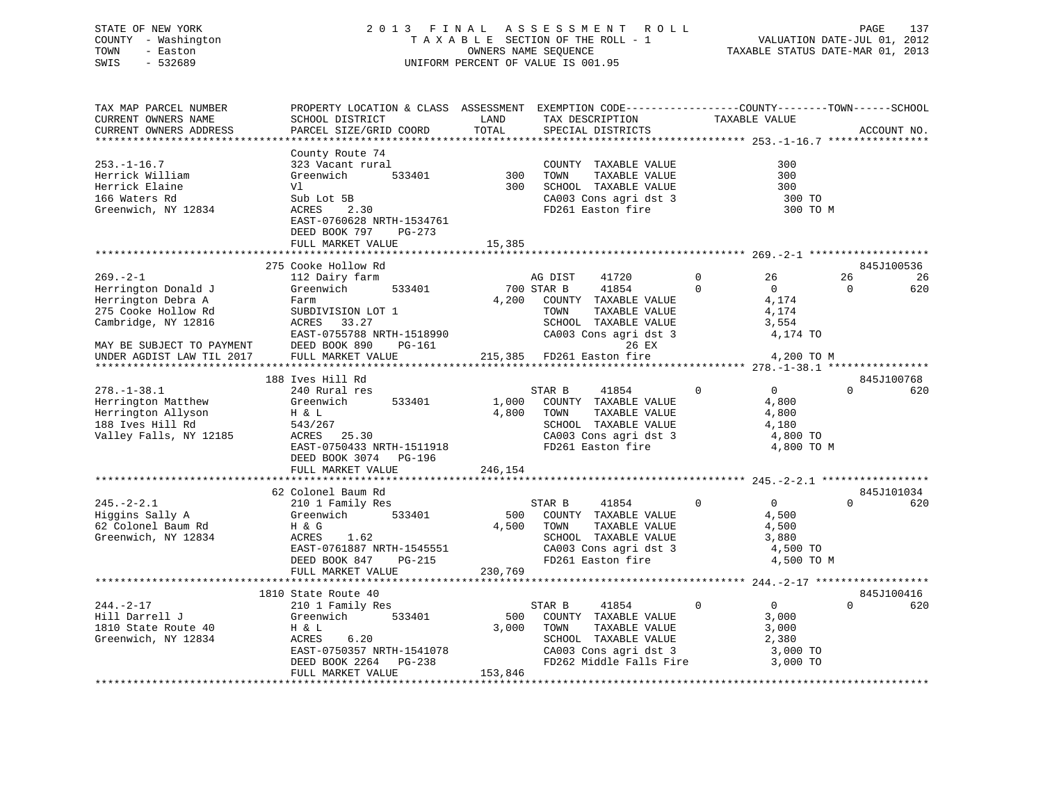STATE OF NEW YORK
COUNTY - Washington
TOWN - Easton
SWIS - 532689

2013 FINAL ASSESSMENT ROLL
TAXABLE SECTION OF THE ROLL - 1
OWNERS NAME SEQUENCE
UNIFORM PERCENT OF VALUE IS 001.95

VALUATION DATE-JUL 01, 2012
TAXABLE STATUS DATE-MAR 01, 2013

```
TAX MAP PARCEL NUMBER          PROPERTY LOCATION & CLASS  ASSESSMENT  EXEMPTION CODE-----------------COUNTY--------TOWN------SCHOOL
CURRENT OWNERS NAME            SCHOOL DISTRICT              LAND      TAX DESCRIPTION            TAXABLE VALUE
CURRENT OWNERS ADDRESS         PARCEL SIZE/GRID COORD       TOTAL     SPECIAL DISTRICTS                                      ACCOUNT NO.
******************************************************************************************************* 253.-1-16.7 ****************
                               County Route 74
253.-1-16.7                    323 Vacant rural                       COUNTY  TAXABLE VALUE               300
Herrick William                Greenwich       533401         300     TOWN    TAXABLE VALUE               300
Herrick Elaine                 Vl                             300     SCHOOL  TAXABLE VALUE               300
166 Waters Rd                  Sub Lot 5B                             CA003 Cons agri dst 3                300 TO
Greenwich, NY 12834            ACRES    2.30                          FD261 Easton fire                    300 TO M
                               EAST-0760628 NRTH-1534761
                               DEED BOOK 797    PG-273
                               FULL MARKET VALUE             15,385
******************************************************************************************************* 269.-2-1 *******************
                               275 Cooke Hollow Rd                                                                       845J100536
269.-2-1                       112 Dairy farm                         AG DIST    41720         0         26           26          26
Herrington Donald J            Greenwich       533401         700 STAR B     41854         0          0            0         620
Herrington Debra A             Farm                         4,200     COUNTY  TAXABLE VALUE             4,174
275 Cooke Hollow Rd            SUBDIVISION LOT 1                      TOWN    TAXABLE VALUE             4,174
Cambridge, NY 12816            ACRES   33.27                          SCHOOL  TAXABLE VALUE             3,554
                               EAST-0755788 NRTH-1518990              CA003 Cons agri dst 3              4,174 TO
MAY BE SUBJECT TO PAYMENT      DEED BOOK 890    PG-161                                 26 EX
UNDER AGDIST LAW TIL 2017      FULL MARKET VALUE            215,385   FD261 Easton fire                  4,200 TO M
******************************************************************************************************* 278.-1-38.1 ****************
                               188 Ives Hill Rd                                                                          845J100768
278.-1-38.1                    240 Rural res                          STAR B     41854         0          0            0         620
Herrington Matthew             Greenwich       533401       1,000     COUNTY  TAXABLE VALUE             4,800
Herrington Allyson             H & L                        4,800     TOWN    TAXABLE VALUE             4,800
188 Ives Hill Rd               543/267                                SCHOOL  TAXABLE VALUE             4,180
Valley Falls, NY 12185         ACRES   25.30                          CA003 Cons agri dst 3              4,800 TO
                               EAST-0750433 NRTH-1511918              FD261 Easton fire                  4,800 TO M
                               DEED BOOK 3074   PG-196
                               FULL MARKET VALUE            246,154
******************************************************************************************************* 245.-2-2.1 *****************
                               62 Colonel Baum Rd                                                                        845J101034
245.-2-2.1                     210 1 Family Res                       STAR B     41854         0          0            0         620
Higgins Sally A                Greenwich       533401         500     COUNTY  TAXABLE VALUE             4,500
62 Colonel Baum Rd             H & G                        4,500     TOWN    TAXABLE VALUE             4,500
Greenwich, NY 12834            ACRES    1.62                          SCHOOL  TAXABLE VALUE             3,880
                               EAST-0761887 NRTH-1545551              CA003 Cons agri dst 3              4,500 TO
                               DEED BOOK 847    PG-215                FD261 Easton fire                  4,500 TO M
                               FULL MARKET VALUE            230,769
******************************************************************************************************* 244.-2-17 ******************
                               1810 State Route 40                                                                       845J100416
244.-2-17                      210 1 Family Res                       STAR B     41854         0          0            0         620
Hill Darrell J                 Greenwich       533401         500     COUNTY  TAXABLE VALUE             3,000
1810 State Route 40            H & L                        3,000     TOWN    TAXABLE VALUE             3,000
Greenwich, NY 12834            ACRES    6.20                          SCHOOL  TAXABLE VALUE             2,380
                               EAST-0750357 NRTH-1541078              CA003 Cons agri dst 3              3,000 TO
                               DEED BOOK 2264   PG-238                FD262 Middle Falls Fire            3,000 TO
                               FULL MARKET VALUE            153,846
************************************************************************************************************************************
```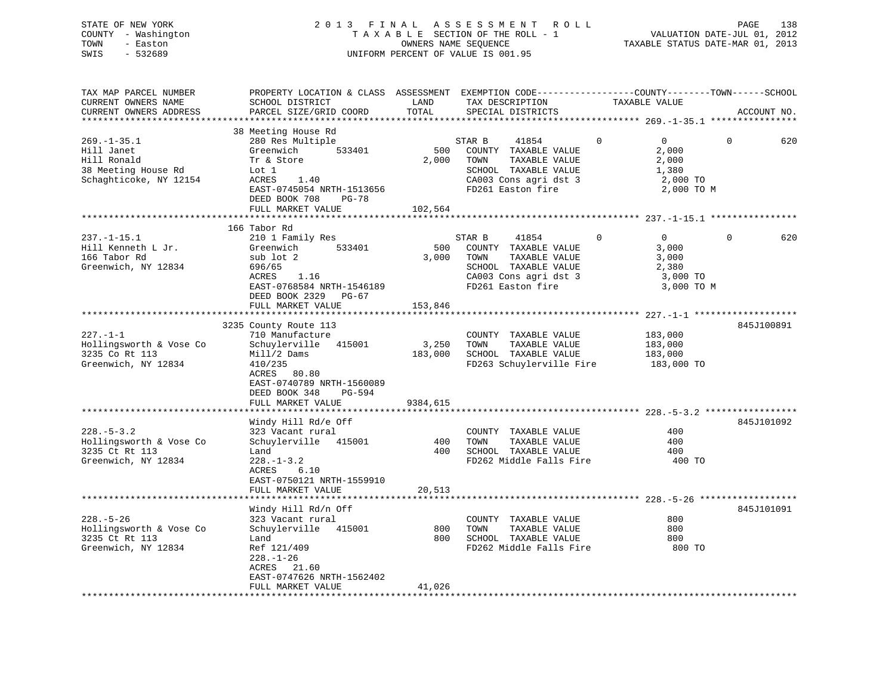STATE OF NEW YORK
COUNTY - Washington
TOWN - Easton
SWIS - 532689

2013 FINAL ASSESSMENT ROLL
TAXABLE SECTION OF THE ROLL - 1
OWNERS NAME SEQUENCE
UNIFORM PERCENT OF VALUE IS 001.95

VALUATION DATE-JUL 01, 2012
TAXABLE STATUS DATE-MAR 01, 2013

```
TAX MAP PARCEL NUMBER          PROPERTY LOCATION & CLASS  ASSESSMENT  EXEMPTION CODE------------------COUNTY--------TOWN------SCHOOL
CURRENT OWNERS NAME            SCHOOL DISTRICT               LAND      TAX DESCRIPTION              TAXABLE VALUE
CURRENT OWNERS ADDRESS         PARCEL SIZE/GRID COORD        TOTAL     SPECIAL DISTRICTS                                    ACCOUNT NO.
******************************************************************************************************* 269.-1-35.1 ****************
                               38 Meeting House Rd
269.-1-35.1                    280 Res Multiple                       STAR B     41854           0          0          0         620
Hill Janet                     Greenwich        533401          500    COUNTY  TAXABLE VALUE              2,000
Hill Ronald                    Tr & Store                     2,000    TOWN    TAXABLE VALUE              2,000
38 Meeting House Rd            Lot 1                                   SCHOOL  TAXABLE VALUE              1,380
Schaghticoke, NY 12154         ACRES    1.40                           CA003 Cons agri dst 3               2,000 TO
                               EAST-0745054 NRTH-1513656               FD261 Easton fire                   2,000 TO M
                               DEED BOOK 708    PG-78
                               FULL MARKET VALUE              102,564
******************************************************************************************************* 237.-1-15.1 ****************
                               166 Tabor Rd
237.-1-15.1                    210 1 Family Res                       STAR B     41854           0          0          0         620
Hill Kenneth L Jr.             Greenwich        533401          500    COUNTY  TAXABLE VALUE              3,000
166 Tabor Rd                   sub lot 2                      3,000    TOWN    TAXABLE VALUE              3,000
Greenwich, NY 12834            696/65                                  SCHOOL  TAXABLE VALUE              2,380
                               ACRES    1.16                           CA003 Cons agri dst 3               3,000 TO
                               EAST-0768584 NRTH-1546189               FD261 Easton fire                   3,000 TO M
                               DEED BOOK 2329   PG-67
                               FULL MARKET VALUE              153,846
******************************************************************************************************* 227.-1-1 *******************
                               3235 County Route 113                                                                  845J100891
227.-1-1                       710 Manufacture                         COUNTY  TAXABLE VALUE            183,000
Hollingsworth & Vose Co        Schuylerville   415001         3,250    TOWN    TAXABLE VALUE            183,000
3235 Co Rt 113                 Mill/2 Dams                  183,000    SCHOOL  TAXABLE VALUE            183,000
Greenwich, NY 12834            410/235                                 FD263 Schuylerville Fire          183,000 TO
                               ACRES   80.80
                               EAST-0740789 NRTH-1560089
                               DEED BOOK 348    PG-594
                               FULL MARKET VALUE             9384,615
******************************************************************************************************* 228.-5-3.2 *****************
                               Windy Hill Rd/e Off                                                                    845J101092
228.-5-3.2                     323 Vacant rural                        COUNTY  TAXABLE VALUE                400
Hollingsworth & Vose Co        Schuylerville   415001           400    TOWN    TAXABLE VALUE                400
3235 Ct Rt 113                 Land                             400    SCHOOL  TAXABLE VALUE                400
Greenwich, NY 12834            228.-1-3.2                              FD262 Middle Falls Fire               400 TO
                               ACRES    6.10
                               EAST-0750121 NRTH-1559910
                               FULL MARKET VALUE               20,513
******************************************************************************************************* 228.-5-26 ******************
                               Windy Hill Rd/n Off                                                                    845J101091
228.-5-26                      323 Vacant rural                        COUNTY  TAXABLE VALUE                800
Hollingsworth & Vose Co        Schuylerville   415001           800    TOWN    TAXABLE VALUE                800
3235 Ct Rt 113                 Land                             800    SCHOOL  TAXABLE VALUE                800
Greenwich, NY 12834            Ref 121/409                             FD262 Middle Falls Fire               800 TO
                               228.-1-26
                               ACRES   21.60
                               EAST-0747626 NRTH-1562402
                               FULL MARKET VALUE               41,026
************************************************************************************************************************************
```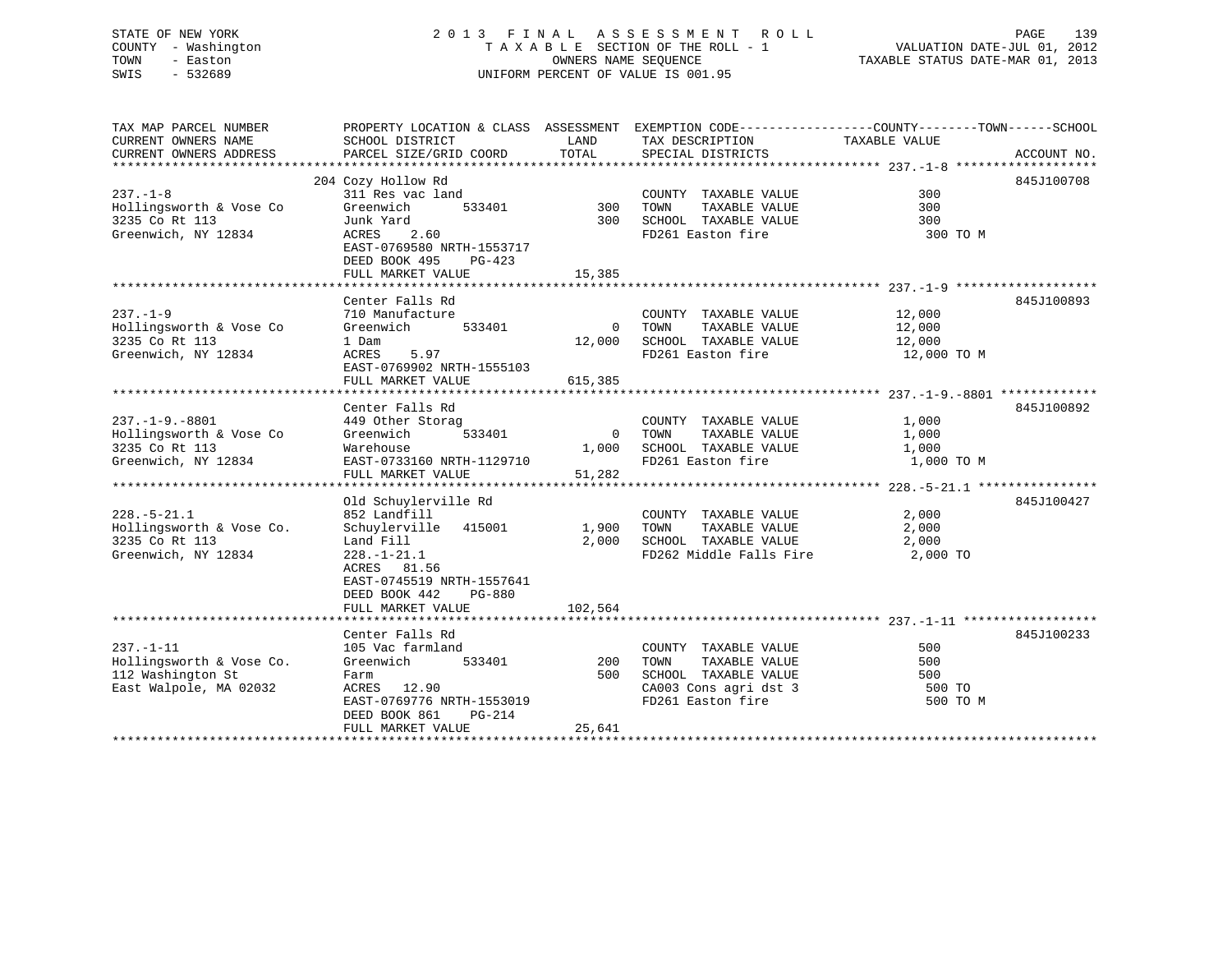STATE OF NEW YORK
COUNTY - Washington
TOWN - Easton
SWIS - 532689

2 0 1 3 F I N A L A S S E S S M E N T R O L L
T A X A B L E SECTION OF THE ROLL - 1
OWNERS NAME SEQUENCE
UNIFORM PERCENT OF VALUE IS 001.95

VALUATION DATE-JUL 01, 2012
TAXABLE STATUS DATE-MAR 01, 2013

```
TAX MAP PARCEL NUMBER          PROPERTY LOCATION & CLASS  ASSESSMENT  EXEMPTION CODE------------------COUNTY--------TOWN------SCHOOL
CURRENT OWNERS NAME            SCHOOL DISTRICT               LAND      TAX DESCRIPTION              TAXABLE VALUE
CURRENT OWNERS ADDRESS         PARCEL SIZE/GRID COORD        TOTAL     SPECIAL DISTRICTS                                  ACCOUNT NO.
******************************************************************************************************* 237.-1-8 *******************
                               204 Cozy Hollow Rd                                                                           845J100708
237.-1-8                       311 Res vac land                       COUNTY  TAXABLE VALUE            300
Hollingsworth & Vose Co        Greenwich        533401        300     TOWN    TAXABLE VALUE            300
3235 Co Rt 113                 Junk Yard                      300     SCHOOL  TAXABLE VALUE            300
Greenwich, NY 12834            ACRES     2.60                         FD261 Easton fire                  300 TO M
                               EAST-0769580 NRTH-1553717
                               DEED BOOK 495     PG-423
                               FULL MARKET VALUE           15,385
******************************************************************************************************* 237.-1-9 *******************
                               Center Falls Rd                                                                              845J100893
237.-1-9                       710 Manufacture                        COUNTY  TAXABLE VALUE         12,000
Hollingsworth & Vose Co        Greenwich        533401          0     TOWN    TAXABLE VALUE         12,000
3235 Co Rt 113                 1 Dam                       12,000     SCHOOL  TAXABLE VALUE         12,000
Greenwich, NY 12834            ACRES     5.97                         FD261 Easton fire               12,000 TO M
                               EAST-0769902 NRTH-1555103
                               FULL MARKET VALUE          615,385
******************************************************************************************************* 237.-1-9.-8801 *************
                               Center Falls Rd                                                                              845J100892
237.-1-9.-8801                 449 Other Storag                       COUNTY  TAXABLE VALUE          1,000
Hollingsworth & Vose Co        Greenwich        533401          0     TOWN    TAXABLE VALUE          1,000
3235 Co Rt 113                 Warehouse                    1,000     SCHOOL  TAXABLE VALUE          1,000
Greenwich, NY 12834            EAST-0733160 NRTH-1129710              FD261 Easton fire                1,000 TO M
                               FULL MARKET VALUE           51,282
******************************************************************************************************* 228.-5-21.1 ****************
                               Old Schuylerville Rd                                                                         845J100427
228.-5-21.1                    852 Landfill                           COUNTY  TAXABLE VALUE          2,000
Hollingsworth & Vose Co.       Schuylerville   415001       1,900     TOWN    TAXABLE VALUE          2,000
3235 Co Rt 113                 Land Fill                    2,000     SCHOOL  TAXABLE VALUE          2,000
Greenwich, NY 12834            228.-1-21.1                            FD262 Middle Falls Fire          2,000 TO
                               ACRES    81.56
                               EAST-0745519 NRTH-1557641
                               DEED BOOK 442     PG-880
                               FULL MARKET VALUE          102,564
******************************************************************************************************* 237.-1-11 ******************
                               Center Falls Rd                                                                              845J100233
237.-1-11                      105 Vac farmland                       COUNTY  TAXABLE VALUE            500
Hollingsworth & Vose Co.       Greenwich        533401        200     TOWN    TAXABLE VALUE            500
112 Washington St              Farm                           500     SCHOOL  TAXABLE VALUE            500
East Walpole, MA 02032         ACRES    12.90                         CA003 Cons agri dst 3              500 TO
                               EAST-0769776 NRTH-1553019              FD261 Easton fire                  500 TO M
                               DEED BOOK 861     PG-214
                               FULL MARKET VALUE           25,641
************************************************************************************************************************************
```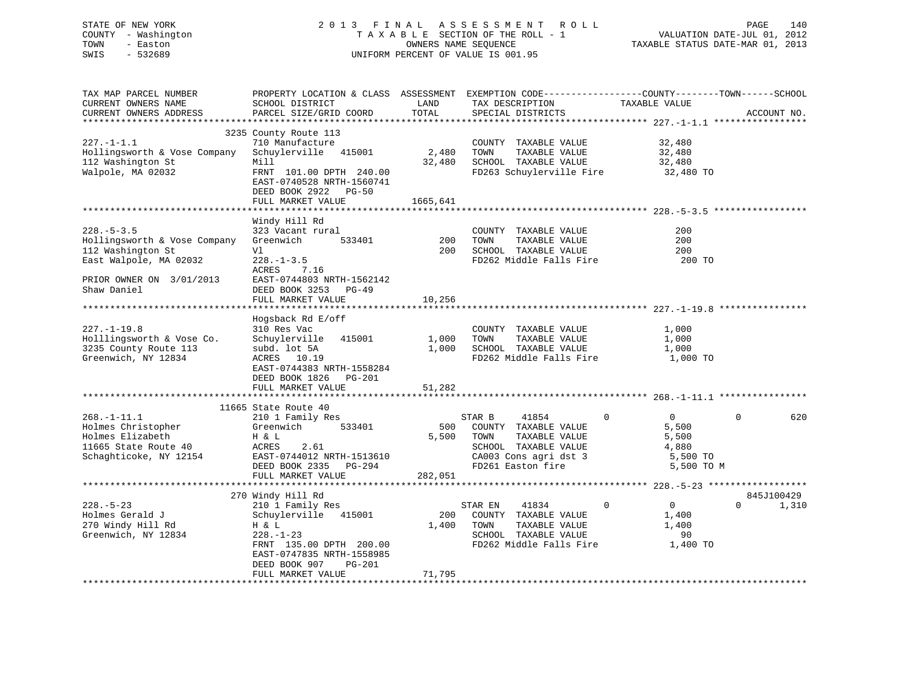STATE OF NEW YORK
COUNTY - Washington
TOWN - Easton
SWIS - 532689

2013 FINAL ASSESSMENT ROLL
TAXABLE SECTION OF THE ROLL - 1
OWNERS NAME SEQUENCE
UNIFORM PERCENT OF VALUE IS 001.95

VALUATION DATE-JUL 01, 2012
TAXABLE STATUS DATE-MAR 01, 2013

```
TAX MAP PARCEL NUMBER          PROPERTY LOCATION & CLASS  ASSESSMENT  EXEMPTION CODE------------------COUNTY--------TOWN------SCHOOL
CURRENT OWNERS NAME            SCHOOL DISTRICT               LAND      TAX DESCRIPTION              TAXABLE VALUE
CURRENT OWNERS ADDRESS         PARCEL SIZE/GRID COORD        TOTAL     SPECIAL DISTRICTS                                         ACCOUNT NO.
******************************************************************************************************* 227.-1-1.1 *****************
                               3235 County Route 113
227.-1-1.1                     710 Manufacture                         COUNTY  TAXABLE VALUE          32,480
Hollingsworth & Vose Company   Schuylerville  415001         2,480     TOWN    TAXABLE VALUE          32,480
112 Washington St              Mill                         32,480     SCHOOL  TAXABLE VALUE          32,480
Walpole, MA 02032              FRNT 101.00 DPTH 240.00                 FD263 Schuylerville Fire          32,480 TO
                               EAST-0740528 NRTH-1560741
                               DEED BOOK 2922   PG-50
                               FULL MARKET VALUE           1665,641
******************************************************************************************************* 228.-5-3.5 *****************
                               Windy Hill Rd
228.-5-3.5                     323 Vacant rural                        COUNTY  TAXABLE VALUE             200
Hollingsworth & Vose Company   Greenwich      533401           200     TOWN    TAXABLE VALUE             200
112 Washington St              Vl                              200     SCHOOL  TAXABLE VALUE             200
East Walpole, MA 02032         228.-1-3.5                              FD262 Middle Falls Fire              200 TO
                               ACRES    7.16
PRIOR OWNER ON  3/01/2013      EAST-0744803 NRTH-1562142
Shaw Daniel                    DEED BOOK 3253   PG-49
                               FULL MARKET VALUE             10,256
******************************************************************************************************* 227.-1-19.8 ****************
                               Hogsback Rd E/off
227.-1-19.8                    310 Res Vac                             COUNTY  TAXABLE VALUE           1,000
Holllingsworth & Vose Co.      Schuylerville  415001         1,000     TOWN    TAXABLE VALUE           1,000
3235 County Route 113          subd. lot 5A                  1,000     SCHOOL  TAXABLE VALUE           1,000
Greenwich, NY 12834            ACRES   10.19                           FD262 Middle Falls Fire            1,000 TO
                               EAST-0744383 NRTH-1558284
                               DEED BOOK 1826   PG-201
                               FULL MARKET VALUE             51,282
******************************************************************************************************* 268.-1-11.1 ****************
                               11665 State Route 40
268.-1-11.1                    210 1 Family Res                     STAR B     41854          0            0            0         620
Holmes Christopher             Greenwich      533401           500     COUNTY  TAXABLE VALUE           5,500
Holmes Elizabeth               H & L                         5,500     TOWN    TAXABLE VALUE           5,500
11665 State Route 40           ACRES    2.61                           SCHOOL  TAXABLE VALUE           4,880
Schaghticoke, NY 12154         EAST-0744012 NRTH-1513610               CA003 Cons agri dst 3              5,500 TO
                               DEED BOOK 2335   PG-294                 FD261 Easton fire                  5,500 TO M
                               FULL MARKET VALUE            282,051
******************************************************************************************************* 228.-5-23 ******************
                               270 Windy Hill Rd                                                                      845J100429
228.-5-23                      210 1 Family Res                     STAR EN    41834          0            0            0       1,310
Holmes Gerald J                Schuylerville  415001           200     COUNTY  TAXABLE VALUE           1,400
270 Windy Hill Rd              H & L                         1,400     TOWN    TAXABLE VALUE           1,400
Greenwich, NY 12834            228.-1-23                               SCHOOL  TAXABLE VALUE              90
                               FRNT 135.00 DPTH 200.00                 FD262 Middle Falls Fire            1,400 TO
                               EAST-0747835 NRTH-1558985
                               DEED BOOK 907    PG-201
                               FULL MARKET VALUE             71,795
************************************************************************************************************************************
```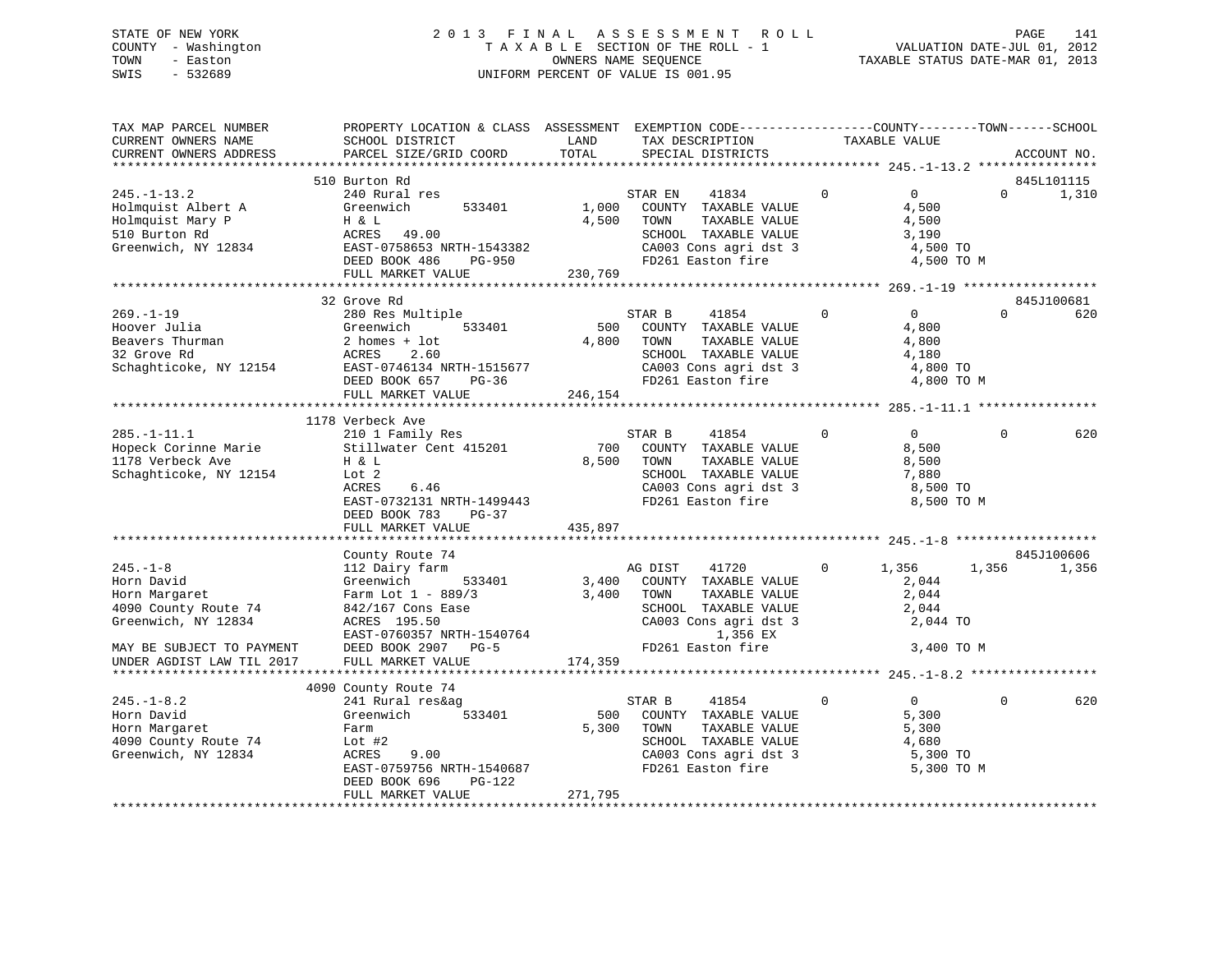STATE OF NEW YORK
COUNTY - Washington
TOWN - Easton
SWIS - 532689

2 0 1 3 F I N A L A S S E S S M E N T R O L L
T A X A B L E SECTION OF THE ROLL - 1
OWNERS NAME SEQUENCE
UNIFORM PERCENT OF VALUE IS 001.95

VALUATION DATE-JUL 01, 2012
TAXABLE STATUS DATE-MAR 01, 2013

```
TAX MAP PARCEL NUMBER          PROPERTY LOCATION & CLASS  ASSESSMENT  EXEMPTION CODE------------------COUNTY--------TOWN------SCHOOL
CURRENT OWNERS NAME            SCHOOL DISTRICT               LAND      TAX DESCRIPTION              TAXABLE VALUE
CURRENT OWNERS ADDRESS         PARCEL SIZE/GRID COORD        TOTAL     SPECIAL DISTRICTS                                       ACCOUNT NO.
****************************************************************************************************** 245.-1-13.2 ****************
                               510 Burton Rd                                                                                   845L101115
245.-1-13.2                    240 Rural res                           STAR EN     41834        0          0            0       1,310
Holmquist Albert A             Greenwich       533401        1,000     COUNTY  TAXABLE VALUE              4,500
Holmquist Mary P               H & L                         4,500     TOWN    TAXABLE VALUE              4,500
510 Burton Rd                  ACRES   49.00                           SCHOOL  TAXABLE VALUE              3,190
Greenwich, NY 12834            EAST-0758653 NRTH-1543382               CA003 Cons agri dst 3               4,500 TO
                               DEED BOOK 486    PG-950                 FD261 Easton fire                   4,500 TO M
                               FULL MARKET VALUE             230,769
****************************************************************************************************** 269.-1-19 ******************
                               32 Grove Rd                                                                                     845J100681
269.-1-19                      280 Res Multiple                        STAR B      41854        0          0            0         620
Hoover Julia                   Greenwich       533401          500     COUNTY  TAXABLE VALUE              4,800
Beavers Thurman                2 homes + lot                 4,800     TOWN    TAXABLE VALUE              4,800
32 Grove Rd                    ACRES    2.60                           SCHOOL  TAXABLE VALUE              4,180
Schaghticoke, NY 12154         EAST-0746134 NRTH-1515677               CA003 Cons agri dst 3               4,800 TO
                               DEED BOOK 657    PG-36                  FD261 Easton fire                   4,800 TO M
                               FULL MARKET VALUE             246,154
****************************************************************************************************** 285.-1-11.1 ****************
                               1178 Verbeck Ave
285.-1-11.1                    210 1 Family Res                        STAR B      41854        0          0            0         620
Hopeck Corinne Marie           Stillwater Cent 415201          700     COUNTY  TAXABLE VALUE              8,500
1178 Verbeck Ave               H & L                         8,500     TOWN    TAXABLE VALUE              8,500
Schaghticoke, NY 12154         Lot 2                                   SCHOOL  TAXABLE VALUE              7,880
                               ACRES    6.46                           CA003 Cons agri dst 3               8,500 TO
                               EAST-0732131 NRTH-1499443               FD261 Easton fire                   8,500 TO M
                               DEED BOOK 783    PG-37
                               FULL MARKET VALUE             435,897
****************************************************************************************************** 245.-1-8 *******************
                               County Route 74                                                                                 845J100606
245.-1-8                       112 Dairy farm                          AG DIST     41720        0      1,356        1,356       1,356
Horn David                     Greenwich       533401        3,400     COUNTY  TAXABLE VALUE              2,044
Horn Margaret                  Farm Lot 1 - 889/3            3,400     TOWN    TAXABLE VALUE              2,044
4090 County Route 74           842/167 Cons Ease                       SCHOOL  TAXABLE VALUE              2,044
Greenwich, NY 12834            ACRES  195.50                           CA003 Cons agri dst 3               2,044 TO
                               EAST-0760357 NRTH-1540764                    1,356 EX
MAY BE SUBJECT TO PAYMENT      DEED BOOK 2907   PG-5                   FD261 Easton fire                   3,400 TO M
UNDER AGDIST LAW TIL 2017      FULL MARKET VALUE             174,359
****************************************************************************************************** 245.-1-8.2 *****************
                               4090 County Route 74
245.-1-8.2                     241 Rural res&ag                        STAR B      41854        0          0            0         620
Horn David                     Greenwich       533401          500     COUNTY  TAXABLE VALUE              5,300
Horn Margaret                  Farm                          5,300     TOWN    TAXABLE VALUE              5,300
4090 County Route 74           Lot #2                                  SCHOOL  TAXABLE VALUE              4,680
Greenwich, NY 12834            ACRES    9.00                           CA003 Cons agri dst 3               5,300 TO
                               EAST-0759756 NRTH-1540687               FD261 Easton fire                   5,300 TO M
                               DEED BOOK 696    PG-122
                               FULL MARKET VALUE             271,795
************************************************************************************************************************************
```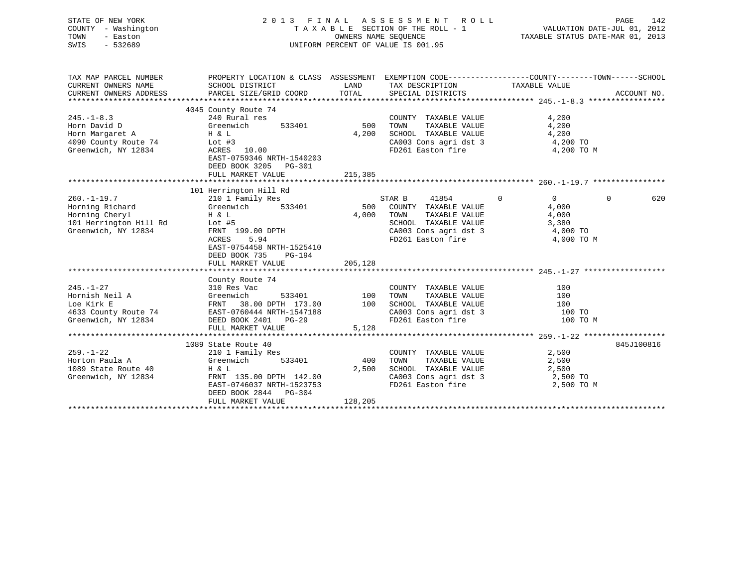STATE OF NEW YORK
COUNTY - Washington
TOWN - Easton
SWIS - 532689

# 2013 FINAL ASSESSMENT ROLL
TAXABLE SECTION OF THE ROLL - 1
OWNERS NAME SEQUENCE
UNIFORM PERCENT OF VALUE IS 001.95

VALUATION DATE-JUL 01, 2012
TAXABLE STATUS DATE-MAR 01, 2013

| TAX MAP PARCEL NUMBER / CURRENT OWNERS NAME / CURRENT OWNERS ADDRESS | PROPERTY LOCATION & CLASS / SCHOOL DISTRICT / PARCEL SIZE/GRID COORD | ASSESSMENT LAND / TOTAL | EXEMPTION CODE / TAX DESCRIPTION / SPECIAL DISTRICTS | COUNTY | TOWN | SCHOOL / TAXABLE VALUE | ACCOUNT NO. |
|---|---|---|---|---|---|---|---|
| **245.-1-8.3** | 4045 County Route 74 | | | | | | |
| 245.-1-8.3 | 240 Rural res | | COUNTY TAXABLE VALUE | | | 4,200 | |
| Horn David D | Greenwich 533401 | 500 | TOWN TAXABLE VALUE | | | 4,200 | |
| Horn Margaret A | H & L | 4,200 | SCHOOL TAXABLE VALUE | | | 4,200 | |
| 4090 County Route 74 | Lot #3 | | CA003 Cons agri dst 3 | | | 4,200 TO | |
| Greenwich, NY 12834 | ACRES 10.00 | | FD261 Easton fire | | | 4,200 TO M | |
| | EAST-0759346 NRTH-1540203 | | | | | | |
| | DEED BOOK 3205 PG-301 | | | | | | |
| | FULL MARKET VALUE | 215,385 | | | | | |
| **260.-1-19.7** | 101 Herrington Hill Rd | | | | | | |
| 260.-1-19.7 | 210 1 Family Res | | STAR B 41854 | 0 | 0 | 0 | 620 |
| Horning Richard | Greenwich 533401 | 500 | COUNTY TAXABLE VALUE | | | 4,000 | |
| Horning Cheryl | H & L | 4,000 | TOWN TAXABLE VALUE | | | 4,000 | |
| 101 Herrington Hill Rd | Lot #5 | | SCHOOL TAXABLE VALUE | | | 3,380 | |
| Greenwich, NY 12834 | FRNT 199.00 DPTH | | CA003 Cons agri dst 3 | | | 4,000 TO | |
| | ACRES 5.94 | | FD261 Easton fire | | | 4,000 TO M | |
| | EAST-0754458 NRTH-1525410 | | | | | | |
| | DEED BOOK 735 PG-194 | | | | | | |
| | FULL MARKET VALUE | 205,128 | | | | | |
| **245.-1-27** | County Route 74 | | | | | | |
| 245.-1-27 | 310 Res Vac | | COUNTY TAXABLE VALUE | | | 100 | |
| Hornish Neil A | Greenwich 533401 | 100 | TOWN TAXABLE VALUE | | | 100 | |
| Loe Kirk E | FRNT 38.00 DPTH 173.00 | 100 | SCHOOL TAXABLE VALUE | | | 100 | |
| 4633 County Route 74 | EAST-0760444 NRTH-1547188 | | CA003 Cons agri dst 3 | | | 100 TO | |
| Greenwich, NY 12834 | DEED BOOK 2401 PG-29 | | FD261 Easton fire | | | 100 TO M | |
| | FULL MARKET VALUE | 5,128 | | | | | |
| **259.-1-22** | 1089 State Route 40 | | | | | | 845J100816 |
| 259.-1-22 | 210 1 Family Res | | COUNTY TAXABLE VALUE | | | 2,500 | |
| Horton Paula A | Greenwich 533401 | 400 | TOWN TAXABLE VALUE | | | 2,500 | |
| 1089 State Route 40 | H & L | 2,500 | SCHOOL TAXABLE VALUE | | | 2,500 | |
| Greenwich, NY 12834 | FRNT 135.00 DPTH 142.00 | | CA003 Cons agri dst 3 | | | 2,500 TO | |
| | EAST-0746037 NRTH-1523753 | | FD261 Easton fire | | | 2,500 TO M | |
| | DEED BOOK 2844 PG-304 | | | | | | |
| | FULL MARKET VALUE | 128,205 | | | | | |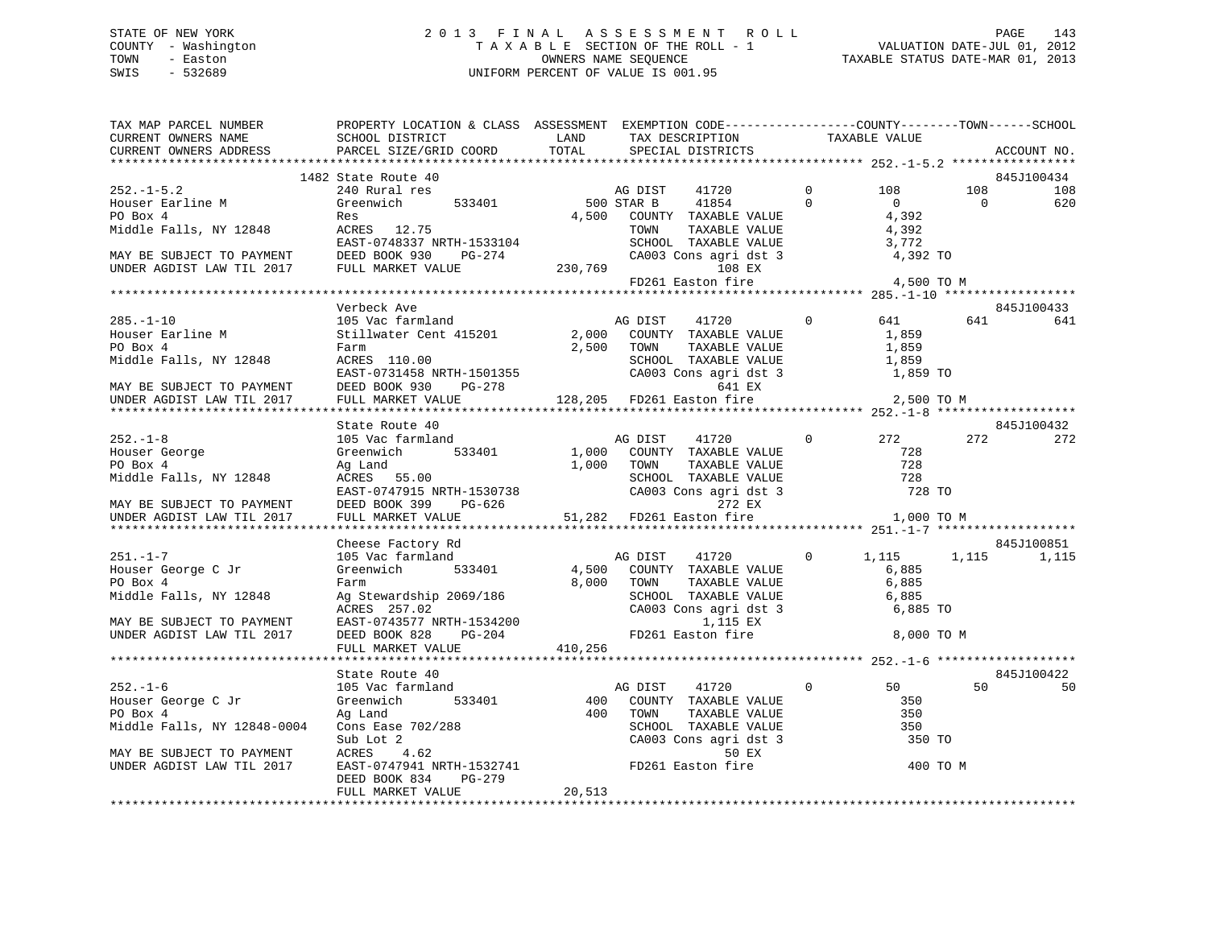STATE OF NEW YORK
COUNTY - Washington
TOWN - Easton
SWIS - 532689

2013 FINAL ASSESSMENT ROLL
TAXABLE SECTION OF THE ROLL - 1
OWNERS NAME SEQUENCE
UNIFORM PERCENT OF VALUE IS 001.95

VALUATION DATE-JUL 01, 2012
TAXABLE STATUS DATE-MAR 01, 2013

```
TAX MAP PARCEL NUMBER          PROPERTY LOCATION & CLASS  ASSESSMENT  EXEMPTION CODE-----------------COUNTY--------TOWN------SCHOOL
CURRENT OWNERS NAME            SCHOOL DISTRICT              LAND       TAX DESCRIPTION              TAXABLE VALUE
CURRENT OWNERS ADDRESS         PARCEL SIZE/GRID COORD       TOTAL      SPECIAL DISTRICTS                                     ACCOUNT NO.
******************************************************************************************************* 252.-1-5.2 *****************
                       1482 State Route 40                                                                                845J100434
252.-1-5.2                 240 Rural res                       AG DIST     41720        0        108        108        108
Houser Earline M           Greenwich       533401          500 STAR B      41854        0          0          0        620
PO Box 4                   Res                           4,500   COUNTY  TAXABLE VALUE           4,392
Middle Falls, NY 12848     ACRES   12.75                         TOWN    TAXABLE VALUE           4,392
                           EAST-0748337 NRTH-1533104             SCHOOL  TAXABLE VALUE           3,772
MAY BE SUBJECT TO PAYMENT  DEED BOOK 930    PG-274               CA003 Cons agri dst 3           4,392 TO
UNDER AGDIST LAW TIL 2017  FULL MARKET VALUE           230,769             108 EX
                                                                 FD261 Easton fire               4,500 TO M
******************************************************************************************************* 285.-1-10 ******************
                           Verbeck Ave                                                                                    845J100433
285.-1-10                  105 Vac farmland                    AG DIST     41720        0        641        641        641
Houser Earline M           Stillwater Cent 415201        2,000   COUNTY  TAXABLE VALUE           1,859
PO Box 4                   Farm                          2,500   TOWN    TAXABLE VALUE           1,859
Middle Falls, NY 12848     ACRES  110.00                         SCHOOL  TAXABLE VALUE           1,859
                           EAST-0731458 NRTH-1501355             CA003 Cons agri dst 3           1,859 TO
MAY BE SUBJECT TO PAYMENT  DEED BOOK 930    PG-278                         641 EX
UNDER AGDIST LAW TIL 2017  FULL MARKET VALUE           128,205   FD261 Easton fire               2,500 TO M
******************************************************************************************************* 252.-1-8 *******************
                           State Route 40                                                                                 845J100432
252.-1-8                   105 Vac farmland                    AG DIST     41720        0        272        272        272
Houser George              Greenwich       533401        1,000   COUNTY  TAXABLE VALUE             728
PO Box 4                   Ag Land                       1,000   TOWN    TAXABLE VALUE             728
Middle Falls, NY 12848     ACRES   55.00                         SCHOOL  TAXABLE VALUE             728
                           EAST-0747915 NRTH-1530738             CA003 Cons agri dst 3             728 TO
MAY BE SUBJECT TO PAYMENT  DEED BOOK 399    PG-626                         272 EX
UNDER AGDIST LAW TIL 2017  FULL MARKET VALUE            51,282   FD261 Easton fire               1,000 TO M
******************************************************************************************************* 251.-1-7 *******************
                           Cheese Factory Rd                                                                              845J100851
251.-1-7                   105 Vac farmland                    AG DIST     41720        0      1,115      1,115      1,115
Houser George C Jr         Greenwich       533401        4,500   COUNTY  TAXABLE VALUE           6,885
PO Box 4                   Farm                          8,000   TOWN    TAXABLE VALUE           6,885
Middle Falls, NY 12848     Ag Stewardship 2069/186               SCHOOL  TAXABLE VALUE           6,885
                           ACRES  257.02                         CA003 Cons agri dst 3           6,885 TO
MAY BE SUBJECT TO PAYMENT  EAST-0743577 NRTH-1534200                     1,115 EX
UNDER AGDIST LAW TIL 2017  DEED BOOK 828    PG-204               FD261 Easton fire               8,000 TO M
                           FULL MARKET VALUE           410,256
******************************************************************************************************* 252.-1-6 *******************
                           State Route 40                                                                                 845J100422
252.-1-6                   105 Vac farmland                    AG DIST     41720        0         50         50         50
Houser George C Jr         Greenwich       533401          400   COUNTY  TAXABLE VALUE             350
PO Box 4                   Ag Land                         400   TOWN    TAXABLE VALUE             350
Middle Falls, NY 12848-0004  Cons Ease 702/288                   SCHOOL  TAXABLE VALUE             350
                           Sub Lot 2                             CA003 Cons agri dst 3             350 TO
MAY BE SUBJECT TO PAYMENT  ACRES    4.62                                    50 EX
UNDER AGDIST LAW TIL 2017  EAST-0747941 NRTH-1532741             FD261 Easton fire                 400 TO M
                           DEED BOOK 834    PG-279
                           FULL MARKET VALUE            20,513
************************************************************************************************************************************
```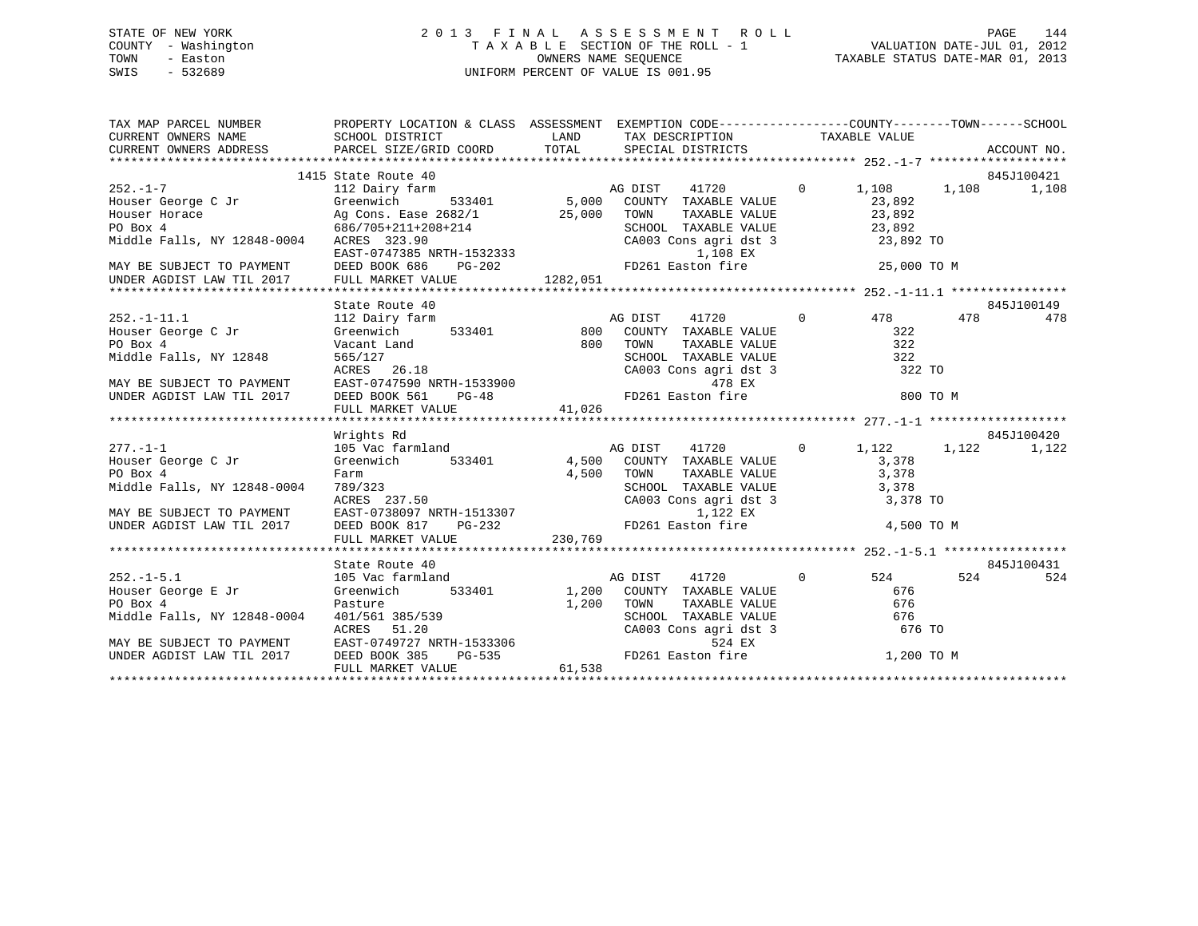STATE OF NEW YORK
COUNTY - Washington
TOWN - Easton
SWIS - 532689

2013 FINAL ASSESSMENT ROLL
TAXABLE SECTION OF THE ROLL - 1
OWNERS NAME SEQUENCE
UNIFORM PERCENT OF VALUE IS 001.95

VALUATION DATE-JUL 01, 2012
TAXABLE STATUS DATE-MAR 01, 2013

| TAX MAP PARCEL NUMBER / CURRENT OWNERS NAME / CURRENT OWNERS ADDRESS | PROPERTY LOCATION & CLASS / SCHOOL DISTRICT / PARCEL SIZE/GRID COORD | ASSESSMENT LAND / TOTAL | EXEMPTION CODE / TAX DESCRIPTION / SPECIAL DISTRICTS | COUNTY | TOWN | SCHOOL / ACCOUNT NO. |
|---|---|---|---|---|---|---|
| 252.-1-7 | 1415 State Route 40 | | | | | 845J100421 |
| | 112 Dairy farm | | AG DIST 41720 0 | 1,108 | 1,108 | 1,108 |
| Houser George C Jr | Greenwich 533401 | 5,000 | COUNTY TAXABLE VALUE | 23,892 | | |
| Houser Horace | Ag Cons. Ease 2682/1 | 25,000 | TOWN TAXABLE VALUE | | 23,892 | |
| PO Box 4 | 686/705+211+208+214 | | SCHOOL TAXABLE VALUE | | | 23,892 |
| Middle Falls, NY 12848-0004 | ACRES 323.90 | | CA003 Cons agri dst 3 | 23,892 TO | | |
| | EAST-0747385 NRTH-1532333 | | 1,108 EX | | | |
| MAY BE SUBJECT TO PAYMENT | DEED BOOK 686 PG-202 | | FD261 Easton fire | 25,000 TO M | | |
| UNDER AGDIST LAW TIL 2017 | FULL MARKET VALUE | 1282,051 | | | | |
| 252.-1-11.1 | State Route 40 | | | | | 845J100149 |
| | 112 Dairy farm | | AG DIST 41720 0 | 478 | 478 | 478 |
| Houser George C Jr | Greenwich 533401 | 800 | COUNTY TAXABLE VALUE | 322 | | |
| PO Box 4 | Vacant Land | 800 | TOWN TAXABLE VALUE | | 322 | |
| Middle Falls, NY 12848 | 565/127 | | SCHOOL TAXABLE VALUE | | | 322 |
| | ACRES 26.18 | | CA003 Cons agri dst 3 | 322 TO | | |
| MAY BE SUBJECT TO PAYMENT | EAST-0747590 NRTH-1533900 | | 478 EX | | | |
| UNDER AGDIST LAW TIL 2017 | DEED BOOK 561 PG-48 | | FD261 Easton fire | 800 TO M | | |
| | FULL MARKET VALUE | 41,026 | | | | |
| 277.-1-1 | Wrights Rd | | | | | 845J100420 |
| | 105 Vac farmland | | AG DIST 41720 0 | 1,122 | 1,122 | 1,122 |
| Houser George C Jr | Greenwich 533401 | 4,500 | COUNTY TAXABLE VALUE | 3,378 | | |
| PO Box 4 | Farm | 4,500 | TOWN TAXABLE VALUE | | 3,378 | |
| Middle Falls, NY 12848-0004 | 789/323 | | SCHOOL TAXABLE VALUE | | | 3,378 |
| | ACRES 237.50 | | CA003 Cons agri dst 3 | 3,378 TO | | |
| MAY BE SUBJECT TO PAYMENT | EAST-0738097 NRTH-1513307 | | 1,122 EX | | | |
| UNDER AGDIST LAW TIL 2017 | DEED BOOK 817 PG-232 | | FD261 Easton fire | 4,500 TO M | | |
| | FULL MARKET VALUE | 230,769 | | | | |
| 252.-1-5.1 | State Route 40 | | | | | 845J100431 |
| | 105 Vac farmland | | AG DIST 41720 0 | 524 | 524 | 524 |
| Houser George E Jr | Greenwich 533401 | 1,200 | COUNTY TAXABLE VALUE | 676 | | |
| PO Box 4 | Pasture | 1,200 | TOWN TAXABLE VALUE | | 676 | |
| Middle Falls, NY 12848-0004 | 401/561 385/539 | | SCHOOL TAXABLE VALUE | | | 676 |
| | ACRES 51.20 | | CA003 Cons agri dst 3 | 676 TO | | |
| MAY BE SUBJECT TO PAYMENT | EAST-0749727 NRTH-1533306 | | 524 EX | | | |
| UNDER AGDIST LAW TIL 2017 | DEED BOOK 385 PG-535 | | FD261 Easton fire | 1,200 TO M | | |
| | FULL MARKET VALUE | 61,538 | | | | |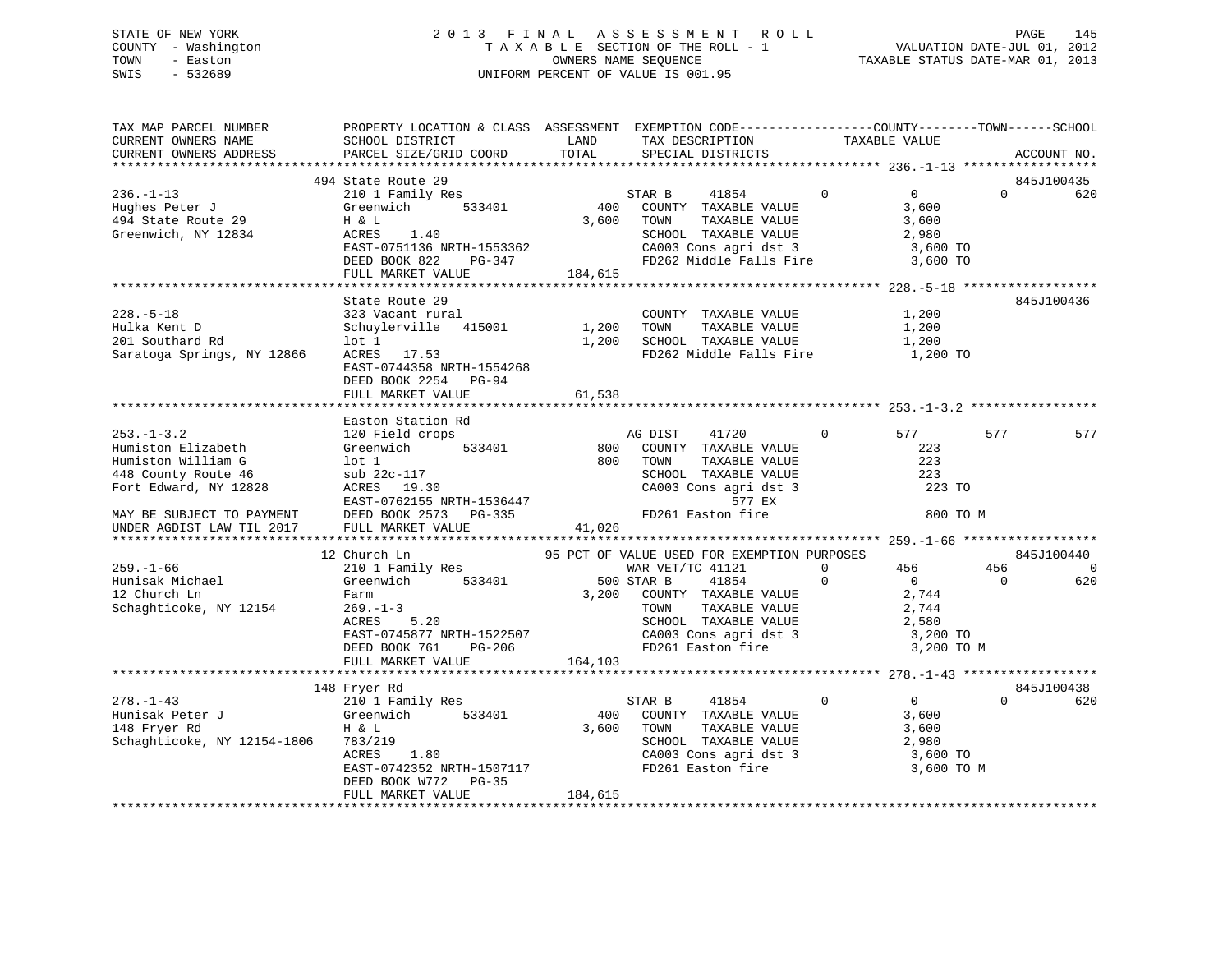STATE OF NEW YORK — 2013 FINAL ASSESSMENT ROLL
COUNTY - Washington — TAXABLE SECTION OF THE ROLL - 1 — VALUATION DATE-JUL 01, 2012
TOWN - Easton — OWNERS NAME SEQUENCE — TAXABLE STATUS DATE-MAR 01, 2013
SWIS - 532689 — UNIFORM PERCENT OF VALUE IS 001.95

```
TAX MAP PARCEL NUMBER          PROPERTY LOCATION & CLASS  ASSESSMENT  EXEMPTION CODE------------------COUNTY--------TOWN------SCHOOL
CURRENT OWNERS NAME            SCHOOL DISTRICT              LAND      TAX DESCRIPTION            TAXABLE VALUE
CURRENT OWNERS ADDRESS         PARCEL SIZE/GRID COORD       TOTAL     SPECIAL DISTRICTS                                   ACCOUNT NO.
******************************************************************************************************* 236.-1-13 ******************
                          494 State Route 29                                                                       845J100435
236.-1-13                      210 1 Family Res                  STAR B      41854          0          0            0        620
Hughes Peter J                 Greenwich       533401       400   COUNTY  TAXABLE VALUE             3,600
494 State Route 29             H & L                      3,600   TOWN    TAXABLE VALUE             3,600
Greenwich, NY 12834            ACRES    1.40                      SCHOOL  TAXABLE VALUE             2,980
                               EAST-0751136 NRTH-1553362          CA003 Cons agri dst 3              3,600 TO
                               DEED BOOK 822    PG-347            FD262 Middle Falls Fire            3,600 TO
                               FULL MARKET VALUE            184,615
******************************************************************************************************* 228.-5-18 ******************
                               State Route 29                                                                       845J100436
228.-5-18                      323 Vacant rural                   COUNTY  TAXABLE VALUE             1,200
Hulka Kent D                   Schuylerville   415001     1,200   TOWN    TAXABLE VALUE             1,200
201 Southard Rd                lot 1                      1,200   SCHOOL  TAXABLE VALUE             1,200
Saratoga Springs, NY 12866     ACRES   17.53                      FD262 Middle Falls Fire            1,200 TO
                               EAST-0744358 NRTH-1554268
                               DEED BOOK 2254   PG-94
                               FULL MARKET VALUE             61,538
******************************************************************************************************* 253.-1-3.2 *****************
                               Easton Station Rd
253.-1-3.2                     120 Field crops                    AG DIST     41720          0        577          577         577
Humiston Elizabeth             Greenwich       533401       800   COUNTY  TAXABLE VALUE               223
Humiston William G             lot 1                        800   TOWN    TAXABLE VALUE               223
448 County Route 46            sub 22c-117                        SCHOOL  TAXABLE VALUE               223
Fort Edward, NY 12828          ACRES   19.30                      CA003 Cons agri dst 3                223 TO
                               EAST-0762155 NRTH-1536447                      577 EX
MAY BE SUBJECT TO PAYMENT      DEED BOOK 2573   PG-335            FD261 Easton fire                    800 TO M
UNDER AGDIST LAW TIL 2017      FULL MARKET VALUE             41,026
******************************************************************************************************* 259.-1-66 ******************
                          12 Church Ln                    95 PCT OF VALUE USED FOR EXEMPTION PURPOSES                845J100440
259.-1-66                      210 1 Family Res                  WAR VET/TC 41121           0        456          456           0
Hunisak Michael                Greenwich       533401       500 STAR B      41854           0          0            0         620
12 Church Ln                   Farm                       3,200   COUNTY  TAXABLE VALUE             2,744
Schaghticoke, NY 12154         269.-1-3                           TOWN    TAXABLE VALUE             2,744
                               ACRES    5.20                      SCHOOL  TAXABLE VALUE             2,580
                               EAST-0745877 NRTH-1522507          CA003 Cons agri dst 3              3,200 TO
                               DEED BOOK 761    PG-206            FD261 Easton fire                  3,200 TO M
                               FULL MARKET VALUE            164,103
******************************************************************************************************* 278.-1-43 ******************
                          148 Fryer Rd                                                                             845J100438
278.-1-43                      210 1 Family Res                  STAR B      41854          0          0            0        620
Hunisak Peter J                Greenwich       533401       400   COUNTY  TAXABLE VALUE             3,600
148 Fryer Rd                   H & L                      3,600   TOWN    TAXABLE VALUE             3,600
Schaghticoke, NY 12154-1806    783/219                            SCHOOL  TAXABLE VALUE             2,980
                               ACRES    1.80                      CA003 Cons agri dst 3              3,600 TO
                               EAST-0742352 NRTH-1507117          FD261 Easton fire                  3,600 TO M
                               DEED BOOK W772   PG-35
                               FULL MARKET VALUE            184,615
************************************************************************************************************************************
```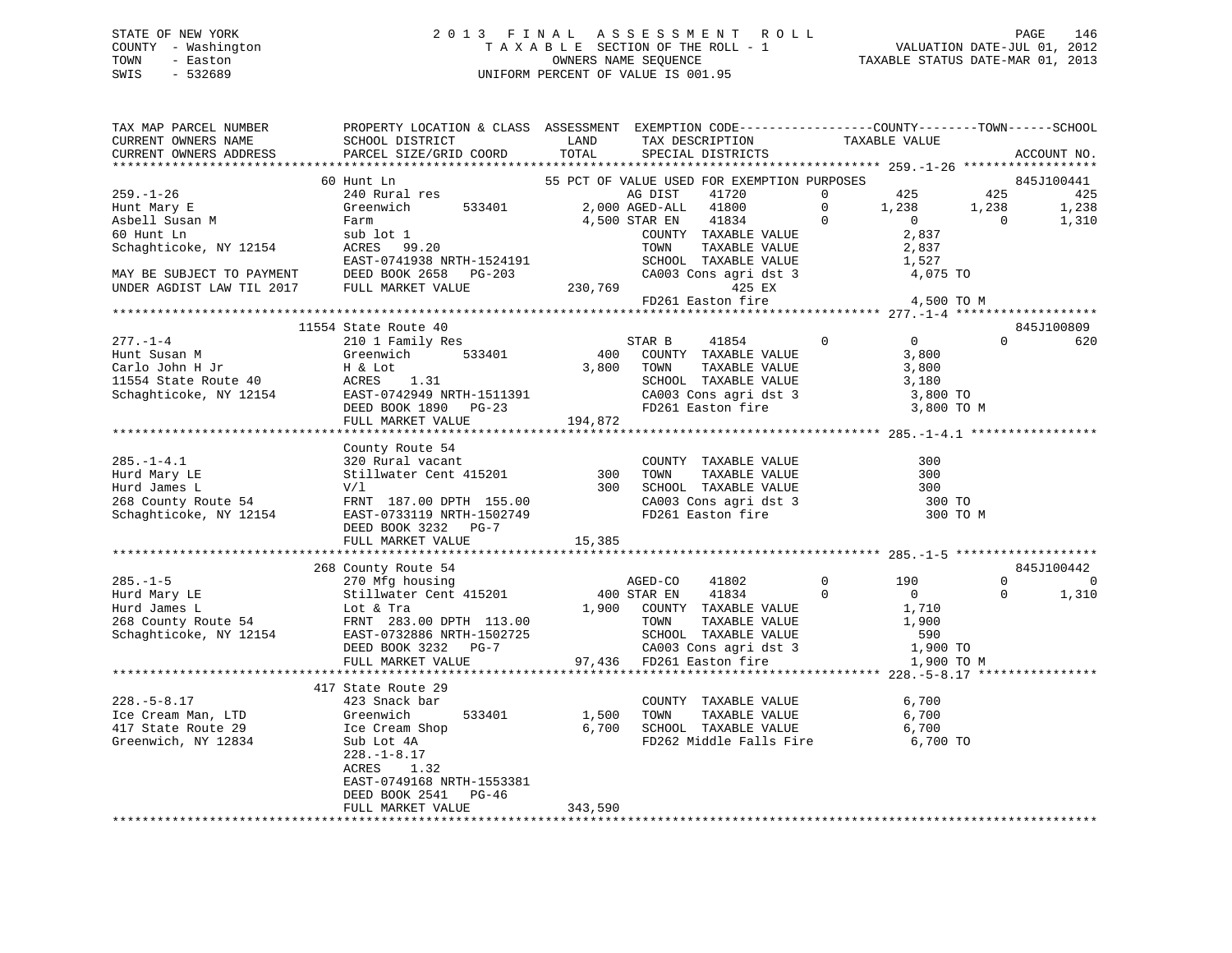STATE OF NEW YORK
COUNTY - Washington
TOWN - Easton
SWIS - 532689

2 0 1 3 F I N A L A S S E S S M E N T R O L L
T A X A B L E SECTION OF THE ROLL - 1
OWNERS NAME SEQUENCE
UNIFORM PERCENT OF VALUE IS 001.95

VALUATION DATE-JUL 01, 2012
TAXABLE STATUS DATE-MAR 01, 2013

```
TAX MAP PARCEL NUMBER          PROPERTY LOCATION & CLASS  ASSESSMENT  EXEMPTION CODE------------------COUNTY--------TOWN------SCHOOL
CURRENT OWNERS NAME            SCHOOL DISTRICT              LAND       TAX DESCRIPTION              TAXABLE VALUE
CURRENT OWNERS ADDRESS         PARCEL SIZE/GRID COORD       TOTAL      SPECIAL DISTRICTS                                    ACCOUNT NO.
******************************************************************************************************* 259.-1-26 ******************
                    60 Hunt Ln                           55 PCT OF VALUE USED FOR EXEMPTION PURPOSES                       845J100441
259.-1-26                      240 Rural res                    AG DIST     41720        0        425       425        425
Hunt Mary E                    Greenwich      533401       2,000 AGED-ALL   41800        0      1,238     1,238      1,238
Asbell Susan M                 Farm                        4,500 STAR EN    41834        0          0         0      1,310
60 Hunt Ln                     sub lot 1                         COUNTY  TAXABLE VALUE              2,837
Schaghticoke, NY 12154         ACRES  99.20                      TOWN    TAXABLE VALUE              2,837
                               EAST-0741938 NRTH-1524191         SCHOOL  TAXABLE VALUE              1,527
MAY BE SUBJECT TO PAYMENT      DEED BOOK 2658   PG-203           CA003 Cons agri dst 3              4,075 TO
UNDER AGDIST LAW TIL 2017      FULL MARKET VALUE          230,769             425 EX
                                                                 FD261 Easton fire                  4,500 TO M
******************************************************************************************************* 277.-1-4 *******************
                    11554 State Route 40                                                                               845J100809
277.-1-4                       210 1 Family Res                  STAR B     41854        0          0         0        620
Hunt Susan M                   Greenwich      533401         400   COUNTY  TAXABLE VALUE            3,800
Carlo John H Jr                H & Lot                     3,800   TOWN    TAXABLE VALUE            3,800
11554 State Route 40           ACRES    1.31                       SCHOOL  TAXABLE VALUE            3,180
Schaghticoke, NY 12154         EAST-0742949 NRTH-1511391           CA003 Cons agri dst 3            3,800 TO
                               DEED BOOK 1890   PG-23              FD261 Easton fire                3,800 TO M
                               FULL MARKET VALUE          194,872
******************************************************************************************************* 285.-1-4.1 *****************
                               County Route 54
285.-1-4.1                     320 Rural vacant                    COUNTY  TAXABLE VALUE              300
Hurd Mary LE                   Stillwater Cent 415201        300   TOWN    TAXABLE VALUE              300
Hurd James L                   V/l                           300   SCHOOL  TAXABLE VALUE              300
268 County Route 54            FRNT 187.00 DPTH 155.00             CA003 Cons agri dst 3              300 TO
Schaghticoke, NY 12154         EAST-0733119 NRTH-1502749           FD261 Easton fire                  300 TO M
                               DEED BOOK 3232   PG-7
                               FULL MARKET VALUE           15,385
******************************************************************************************************* 285.-1-5 *******************
                    268 County Route 54                                                                                845J100442
285.-1-5                       270 Mfg housing                    AGED-CO    41802        0        190         0          0
Hurd Mary LE                   Stillwater Cent 415201        400 STAR EN    41834        0          0         0      1,310
Hurd James L                   Lot & Tra                   1,900   COUNTY  TAXABLE VALUE            1,710
268 County Route 54            FRNT 283.00 DPTH 113.00             TOWN    TAXABLE VALUE            1,900
Schaghticoke, NY 12154         EAST-0732886 NRTH-1502725           SCHOOL  TAXABLE VALUE              590
                               DEED BOOK 3232   PG-7               CA003 Cons agri dst 3            1,900 TO
                               FULL MARKET VALUE           97,436  FD261 Easton fire                1,900 TO M
******************************************************************************************************* 228.-5-8.17 ****************
                    417 State Route 29
228.-5-8.17                    423 Snack bar                       COUNTY  TAXABLE VALUE            6,700
Ice Cream Man, LTD             Greenwich      533401       1,500   TOWN    TAXABLE VALUE            6,700
417 State Route 29             Ice Cream Shop              6,700   SCHOOL  TAXABLE VALUE            6,700
Greenwich, NY 12834            Sub Lot 4A                          FD262 Middle Falls Fire          6,700 TO
                               228.-1-8.17
                               ACRES    1.32
                               EAST-0749168 NRTH-1553381
                               DEED BOOK 2541   PG-46
                               FULL MARKET VALUE          343,590
************************************************************************************************************************************
```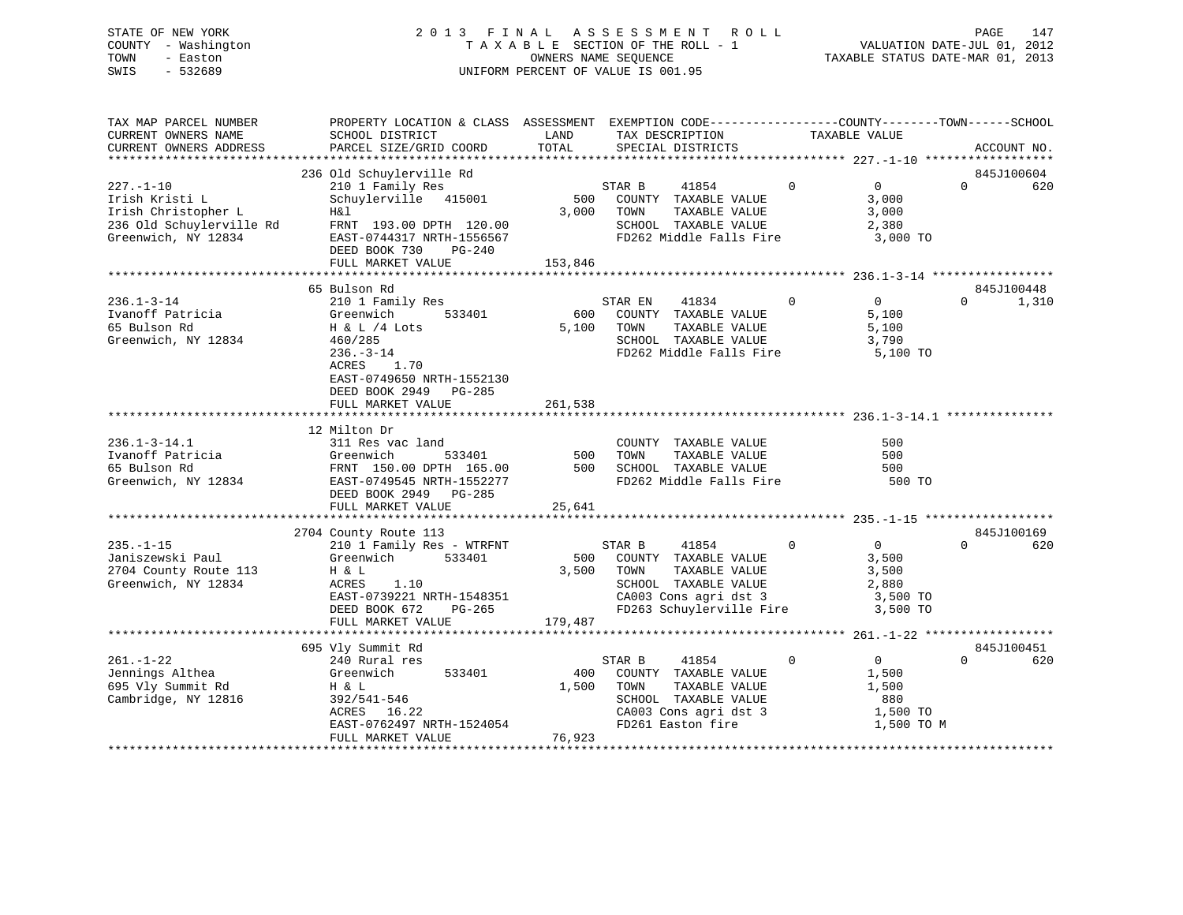STATE OF NEW YORK                2 0 1 3   F I N A L   A S S E S S M E N T   R O L L
COUNTY - Washington              T A X A B L E  SECTION OF THE ROLL - 1          VALUATION DATE-JUL 01, 2012
TOWN   - Easton                  OWNERS NAME SEQUENCE                            TAXABLE STATUS DATE-MAR 01, 2013
SWIS   - 532689                  UNIFORM PERCENT OF VALUE IS 001.95

```
TAX MAP PARCEL NUMBER          PROPERTY LOCATION & CLASS  ASSESSMENT  EXEMPTION CODE------------------COUNTY--------TOWN------SCHOOL
CURRENT OWNERS NAME            SCHOOL DISTRICT               LAND      TAX DESCRIPTION             TAXABLE VALUE
CURRENT OWNERS ADDRESS         PARCEL SIZE/GRID COORD        TOTAL     SPECIAL DISTRICTS                                   ACCOUNT NO.
******************************************************************************************************* 227.-1-10 ******************
                          236 Old Schuylerville Rd                                                                 845J100604
227.-1-10                  210 1 Family Res                     STAR B     41854         0            0          0        620
Irish Kristi L             Schuylerville  415001         500    COUNTY  TAXABLE VALUE             3,000
Irish Christopher L        H&l                          3,000   TOWN    TAXABLE VALUE             3,000
236 Old Schuylerville Rd   FRNT 193.00 DPTH 120.00              SCHOOL  TAXABLE VALUE             2,380
Greenwich, NY 12834        EAST-0744317 NRTH-1556567            FD262 Middle Falls Fire           3,000 TO
                           DEED BOOK 730    PG-240
                           FULL MARKET VALUE          153,846
******************************************************************************************************* 236.1-3-14 *****************
                          65 Bulson Rd                                                                             845J100448
236.1-3-14                 210 1 Family Res                     STAR EN    41834         0            0          0      1,310
Ivanoff Patricia           Greenwich      533401         600    COUNTY  TAXABLE VALUE             5,100
65 Bulson Rd               H & L /4 Lots                5,100   TOWN    TAXABLE VALUE             5,100
Greenwich, NY 12834        460/285                              SCHOOL  TAXABLE VALUE             3,790
                           236.-3-14                            FD262 Middle Falls Fire           5,100 TO
                           ACRES    1.70
                           EAST-0749650 NRTH-1552130
                           DEED BOOK 2949   PG-285
                           FULL MARKET VALUE          261,538
******************************************************************************************************* 236.1-3-14.1 ***************
                          12 Milton Dr
236.1-3-14.1               311 Res vac land                     COUNTY  TAXABLE VALUE               500
Ivanoff Patricia           Greenwich      533401         500    TOWN    TAXABLE VALUE               500
65 Bulson Rd               FRNT 150.00 DPTH 165.00       500    SCHOOL  TAXABLE VALUE               500
Greenwich, NY 12834        EAST-0749545 NRTH-1552277            FD262 Middle Falls Fire             500 TO
                           DEED BOOK 2949   PG-285
                           FULL MARKET VALUE           25,641
******************************************************************************************************* 235.-1-15 ******************
                          2704 County Route 113                                                                    845J100169
235.-1-15                  210 1 Family Res - WTRFNT            STAR B     41854         0            0          0        620
Janiszewski Paul           Greenwich      533401         500    COUNTY  TAXABLE VALUE             3,500
2704 County Route 113      H & L                        3,500   TOWN    TAXABLE VALUE             3,500
Greenwich, NY 12834        ACRES    1.10                        SCHOOL  TAXABLE VALUE             2,880
                           EAST-0739221 NRTH-1548351            CA003 Cons agri dst 3             3,500 TO
                           DEED BOOK 672    PG-265              FD263 Schuylerville Fire          3,500 TO
                           FULL MARKET VALUE          179,487
******************************************************************************************************* 261.-1-22 ******************
                          695 Vly Summit Rd                                                                        845J100451
261.-1-22                  240 Rural res                        STAR B     41854         0            0          0        620
Jennings Althea            Greenwich      533401         400    COUNTY  TAXABLE VALUE             1,500
695 Vly Summit Rd          H & L                        1,500   TOWN    TAXABLE VALUE             1,500
Cambridge, NY 12816        392/541-546                          SCHOOL  TAXABLE VALUE               880
                           ACRES   16.22                        CA003 Cons agri dst 3             1,500 TO
                           EAST-0762497 NRTH-1524054            FD261 Easton fire                 1,500 TO M
                           FULL MARKET VALUE           76,923
************************************************************************************************************************************
```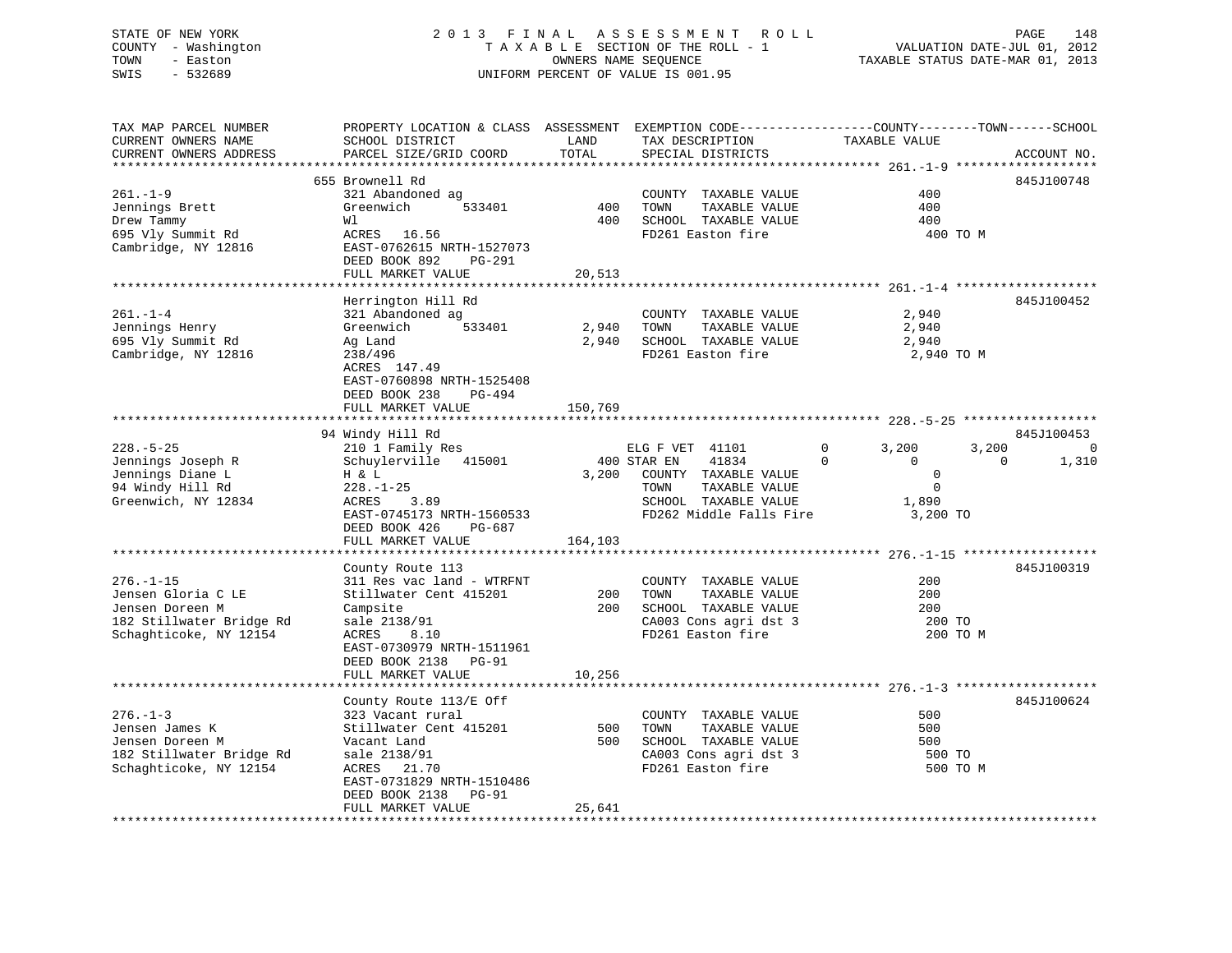STATE OF NEW YORK
COUNTY - Washington
TOWN - Easton
SWIS - 532689

2013 FINAL ASSESSMENT ROLL
TAXABLE SECTION OF THE ROLL - 1
OWNERS NAME SEQUENCE
UNIFORM PERCENT OF VALUE IS 001.95

VALUATION DATE-JUL 01, 2012
TAXABLE STATUS DATE-MAR 01, 2013

```
TAX MAP PARCEL NUMBER          PROPERTY LOCATION & CLASS  ASSESSMENT  EXEMPTION CODE------------------COUNTY--------TOWN------SCHOOL
CURRENT OWNERS NAME            SCHOOL DISTRICT               LAND      TAX DESCRIPTION             TAXABLE VALUE
CURRENT OWNERS ADDRESS         PARCEL SIZE/GRID COORD        TOTAL     SPECIAL DISTRICTS                                    ACCOUNT NO.
******************************************************************************************************* 261.-1-9 *******************
                               655 Brownell Rd                                                                               845J100748
261.-1-9                       321 Abandoned ag                        COUNTY  TAXABLE VALUE               400
Jennings Brett                 Greenwich      533401           400     TOWN    TAXABLE VALUE               400
Drew Tammy                     Wl                              400     SCHOOL  TAXABLE VALUE               400
695 Vly Summit Rd              ACRES  16.56                            FD261 Easton fire                   400 TO M
Cambridge, NY 12816            EAST-0762615 NRTH-1527073
                               DEED BOOK 892    PG-291
                               FULL MARKET VALUE            20,513
******************************************************************************************************* 261.-1-4 *******************
                               Herrington Hill Rd                                                                            845J100452
261.-1-4                       321 Abandoned ag                        COUNTY  TAXABLE VALUE             2,940
Jennings Henry                 Greenwich      533401         2,940     TOWN    TAXABLE VALUE             2,940
695 Vly Summit Rd              Ag Land                       2,940     SCHOOL  TAXABLE VALUE             2,940
Cambridge, NY 12816            238/496                                 FD261 Easton fire                 2,940 TO M
                               ACRES 147.49
                               EAST-0760898 NRTH-1525408
                               DEED BOOK 238    PG-494
                               FULL MARKET VALUE           150,769
******************************************************************************************************* 228.-5-25 ******************
                               94 Windy Hill Rd                                                                              845J100453
228.-5-25                      210 1 Family Res                        ELG F VET  41101         0       3,200        3,200            0
Jennings Joseph R              Schuylerville  415001           400 STAR EN    41834         0           0            0        1,310
Jennings Diane L               H & L                         3,200     COUNTY  TAXABLE VALUE                 0
94 Windy Hill Rd               228.-1-25                               TOWN    TAXABLE VALUE                 0
Greenwich, NY 12834            ACRES   3.89                            SCHOOL  TAXABLE VALUE             1,890
                               EAST-0745173 NRTH-1560533               FD262 Middle Falls Fire           3,200 TO
                               DEED BOOK 426    PG-687
                               FULL MARKET VALUE           164,103
******************************************************************************************************* 276.-1-15 ******************
                               County Route 113                                                                              845J100319
276.-1-15                      311 Res vac land - WTRFNT               COUNTY  TAXABLE VALUE               200
Jensen Gloria C LE             Stillwater Cent 415201          200     TOWN    TAXABLE VALUE               200
Jensen Doreen M                Campsite                        200     SCHOOL  TAXABLE VALUE               200
182 Stillwater Bridge Rd       sale 2138/91                            CA003 Cons agri dst 3               200 TO
Schaghticoke, NY 12154         ACRES   8.10                            FD261 Easton fire                   200 TO M
                               EAST-0730979 NRTH-1511961
                               DEED BOOK 2138   PG-91
                               FULL MARKET VALUE            10,256
******************************************************************************************************* 276.-1-3 *******************
                               County Route 113/E Off                                                                        845J100624
276.-1-3                       323 Vacant rural                        COUNTY  TAXABLE VALUE               500
Jensen James K                 Stillwater Cent 415201          500     TOWN    TAXABLE VALUE               500
Jensen Doreen M                Vacant Land                     500     SCHOOL  TAXABLE VALUE               500
182 Stillwater Bridge Rd       sale 2138/91                            CA003 Cons agri dst 3               500 TO
Schaghticoke, NY 12154         ACRES  21.70                            FD261 Easton fire                   500 TO M
                               EAST-0731829 NRTH-1510486
                               DEED BOOK 2138   PG-91
                               FULL MARKET VALUE            25,641
************************************************************************************************************************************
```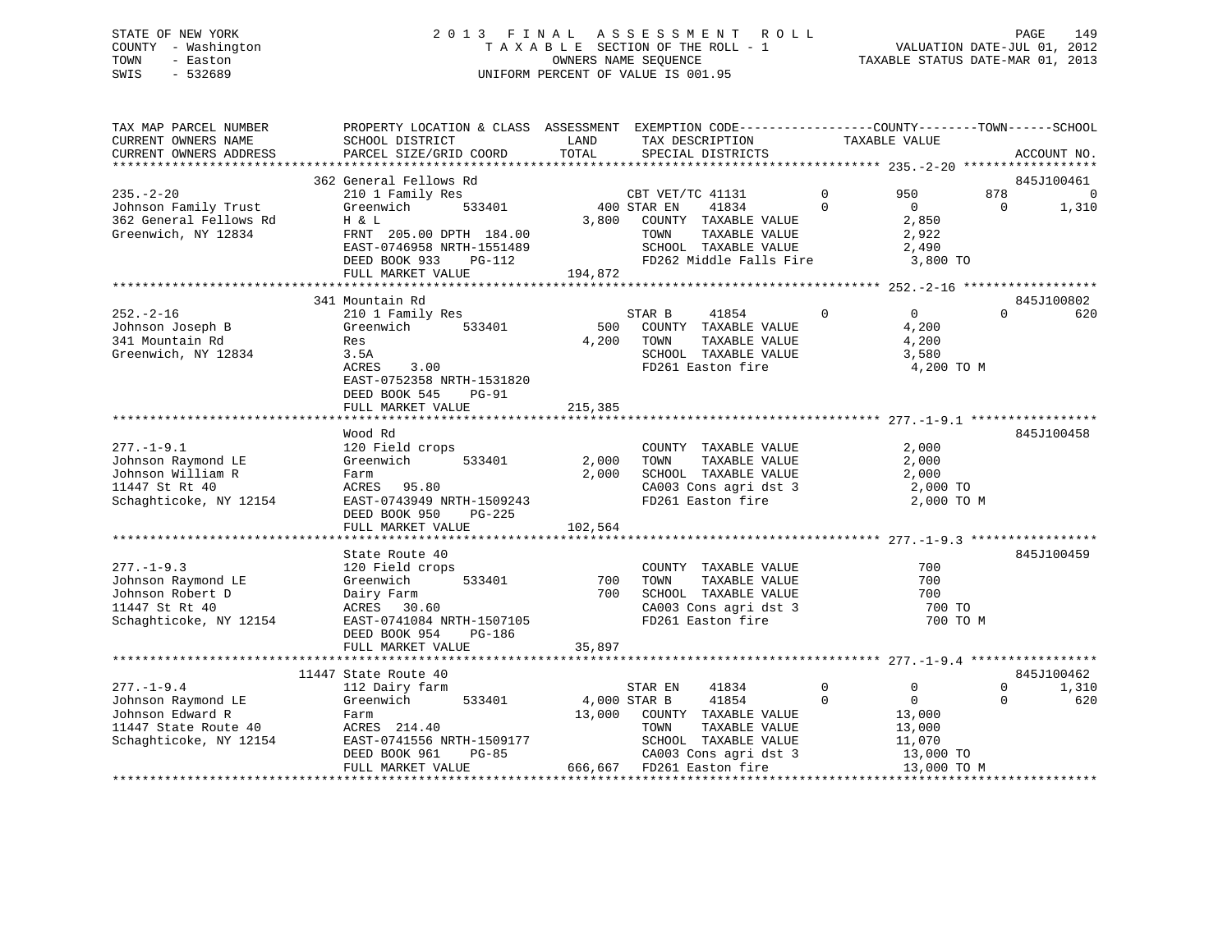STATE OF NEW YORK
COUNTY - Washington
TOWN - Easton
SWIS - 532689

2013 FINAL ASSESSMENT ROLL
TAXABLE SECTION OF THE ROLL - 1
OWNERS NAME SEQUENCE
UNIFORM PERCENT OF VALUE IS 001.95

VALUATION DATE-JUL 01, 2012
TAXABLE STATUS DATE-MAR 01, 2013

```
TAX MAP PARCEL NUMBER     PROPERTY LOCATION & CLASS  ASSESSMENT  EXEMPTION CODE------------------COUNTY--------TOWN------SCHOOL
CURRENT OWNERS NAME       SCHOOL DISTRICT              LAND      TAX DESCRIPTION              TAXABLE VALUE
CURRENT OWNERS ADDRESS    PARCEL SIZE/GRID COORD       TOTAL     SPECIAL DISTRICTS                                     ACCOUNT NO.
****************************************************************************************************** 235.-2-20 ******************
                          362 General Fellows Rd                                                                        845J100461
235.-2-20                 210 1 Family Res                       CBT VET/TC 41131       0          950         878           0
Johnson Family Trust      Greenwich       533401          400 STAR EN     41834         0            0           0       1,310
362 General Fellows Rd    H & L                         3,800    COUNTY  TAXABLE VALUE           2,850
Greenwich, NY 12834       FRNT 205.00 DPTH 184.00                TOWN    TAXABLE VALUE           2,922
                          EAST-0746958 NRTH-1551489              SCHOOL  TAXABLE VALUE           2,490
                          DEED BOOK 933    PG-112                FD262 Middle Falls Fire          3,800 TO
                          FULL MARKET VALUE           194,872
****************************************************************************************************** 252.-2-16 ******************
                          341 Mountain Rd                                                                               845J100802
252.-2-16                 210 1 Family Res                       STAR B      41854      0            0           0         620
Johnson Joseph B          Greenwich       533401          500    COUNTY  TAXABLE VALUE           4,200
341 Mountain Rd           Res                           4,200    TOWN    TAXABLE VALUE           4,200
Greenwich, NY 12834       3.5A                                   SCHOOL  TAXABLE VALUE           3,580
                          ACRES     3.00                         FD261 Easton fire                4,200 TO M
                          EAST-0752358 NRTH-1531820
                          DEED BOOK 545    PG-91
                          FULL MARKET VALUE           215,385
****************************************************************************************************** 277.-1-9.1 *****************
                          Wood Rd                                                                                       845J100458
277.-1-9.1                120 Field crops                        COUNTY  TAXABLE VALUE           2,000
Johnson Raymond LE        Greenwich       533401        2,000    TOWN    TAXABLE VALUE           2,000
Johnson William R         Farm                          2,000    SCHOOL  TAXABLE VALUE           2,000
11447 St Rt 40            ACRES    95.80                         CA003 Cons agri dst 3            2,000 TO
Schaghticoke, NY 12154    EAST-0743949 NRTH-1509243              FD261 Easton fire                2,000 TO M
                          DEED BOOK 950    PG-225
                          FULL MARKET VALUE           102,564
****************************************************************************************************** 277.-1-9.3 *****************
                          State Route 40                                                                                845J100459
277.-1-9.3                120 Field crops                        COUNTY  TAXABLE VALUE             700
Johnson Raymond LE        Greenwich       533401          700    TOWN    TAXABLE VALUE             700
Johnson Robert D          Dairy Farm                      700    SCHOOL  TAXABLE VALUE             700
11447 St Rt 40            ACRES    30.60                         CA003 Cons agri dst 3              700 TO
Schaghticoke, NY 12154    EAST-0741084 NRTH-1507105              FD261 Easton fire                  700 TO M
                          DEED BOOK 954    PG-186
                          FULL MARKET VALUE            35,897
****************************************************************************************************** 277.-1-9.4 *****************
                          11447 State Route 40                                                                          845J100462
277.-1-9.4                112 Dairy farm                         STAR EN     41834      0            0           0       1,310
Johnson Raymond LE        Greenwich       533401        4,000 STAR B      41854         0            0           0         620
Johnson Edward R          Farm                         13,000    COUNTY  TAXABLE VALUE          13,000
11447 State Route 40      ACRES   214.40                         TOWN    TAXABLE VALUE          13,000
Schaghticoke, NY 12154    EAST-0741556 NRTH-1509177              SCHOOL  TAXABLE VALUE          11,070
                          DEED BOOK 961    PG-85                 CA003 Cons agri dst 3           13,000 TO
                          FULL MARKET VALUE           666,667    FD261 Easton fire               13,000 TO M
************************************************************************************************************************************
```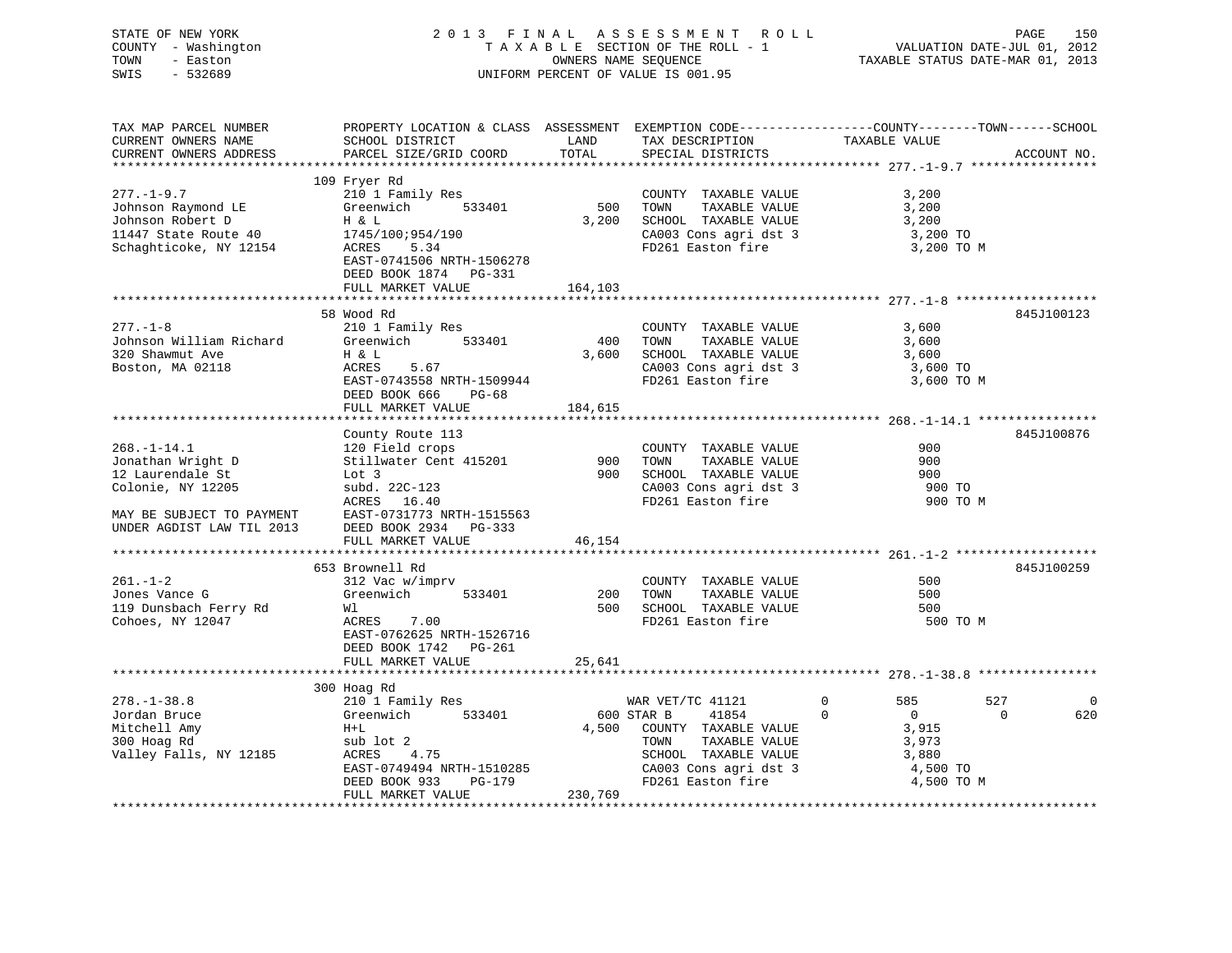STATE OF NEW YORK
COUNTY - Washington
TOWN - Easton
SWIS - 532689

2 0 1 3 F I N A L A S S E S S M E N T R O L L
T A X A B L E SECTION OF THE ROLL - 1
OWNERS NAME SEQUENCE
UNIFORM PERCENT OF VALUE IS 001.95

VALUATION DATE-JUL 01, 2012
TAXABLE STATUS DATE-MAR 01, 2013

```
TAX MAP PARCEL NUMBER          PROPERTY LOCATION & CLASS  ASSESSMENT  EXEMPTION CODE------------------COUNTY--------TOWN------SCHOOL
CURRENT OWNERS NAME            SCHOOL DISTRICT               LAND      TAX DESCRIPTION              TAXABLE VALUE
CURRENT OWNERS ADDRESS         PARCEL SIZE/GRID COORD        TOTAL     SPECIAL DISTRICTS                                    ACCOUNT NO.
******************************************************************************************************* 277.-1-9.7 *****************
                               109 Fryer Rd
277.-1-9.7                     210 1 Family Res                         COUNTY  TAXABLE VALUE             3,200
Johnson Raymond LE             Greenwich       533401        500        TOWN    TAXABLE VALUE             3,200
Johnson Robert D               H & L                       3,200        SCHOOL  TAXABLE VALUE             3,200
11447 State Route 40           1745/100;954/190                         CA003 Cons agri dst 3              3,200 TO
Schaghticoke, NY 12154         ACRES    5.34                            FD261 Easton fire                  3,200 TO M
                               EAST-0741506 NRTH-1506278
                               DEED BOOK 1874   PG-331
                               FULL MARKET VALUE           164,103
******************************************************************************************************* 277.-1-8 *******************
                               58 Wood Rd                                                                           845J100123
277.-1-8                       210 1 Family Res                         COUNTY  TAXABLE VALUE             3,600
Johnson William Richard        Greenwich       533401        400        TOWN    TAXABLE VALUE             3,600
320 Shawmut Ave                H & L                       3,600        SCHOOL  TAXABLE VALUE             3,600
Boston, MA 02118               ACRES    5.67                            CA003 Cons agri dst 3              3,600 TO
                               EAST-0743558 NRTH-1509944                FD261 Easton fire                  3,600 TO M
                               DEED BOOK 666    PG-68
                               FULL MARKET VALUE           184,615
******************************************************************************************************* 268.-1-14.1 ****************
                               County Route 113                                                                     845J100876
268.-1-14.1                    120 Field crops                          COUNTY  TAXABLE VALUE               900
Jonathan Wright D              Stillwater Cent 415201        900        TOWN    TAXABLE VALUE               900
12 Laurendale St               Lot 3                         900        SCHOOL  TAXABLE VALUE               900
Colonie, NY 12205              subd. 22C-123                            CA003 Cons agri dst 3                900 TO
                               ACRES   16.40                            FD261 Easton fire                    900 TO M
MAY BE SUBJECT TO PAYMENT      EAST-0731773 NRTH-1515563
UNDER AGDIST LAW TIL 2013      DEED BOOK 2934   PG-333
                               FULL MARKET VALUE            46,154
******************************************************************************************************* 261.-1-2 *******************
                               653 Brownell Rd                                                                      845J100259
261.-1-2                       312 Vac w/imprv                          COUNTY  TAXABLE VALUE               500
Jones Vance G                  Greenwich       533401        200        TOWN    TAXABLE VALUE               500
119 Dunsbach Ferry Rd          Wl                            500        SCHOOL  TAXABLE VALUE               500
Cohoes, NY 12047               ACRES    7.00                            FD261 Easton fire                    500 TO M
                               EAST-0762625 NRTH-1526716
                               DEED BOOK 1742   PG-261
                               FULL MARKET VALUE            25,641
******************************************************************************************************* 278.-1-38.8 ****************
                               300 Hoag Rd
278.-1-38.8                    210 1 Family Res                         WAR VET/TC 41121        0           585         527           0
Jordan Bruce                   Greenwich       533401        600 STAR B     41854          0             0           0         620
Mitchell Amy                   H+L                         4,500        COUNTY  TAXABLE VALUE             3,915
300 Hoag Rd                    sub lot 2                                TOWN    TAXABLE VALUE             3,973
Valley Falls, NY 12185         ACRES    4.75                            SCHOOL  TAXABLE VALUE             3,880
                               EAST-0749494 NRTH-1510285                CA003 Cons agri dst 3              4,500 TO
                               DEED BOOK 933    PG-179                  FD261 Easton fire                  4,500 TO M
                               FULL MARKET VALUE           230,769
************************************************************************************************************************************
```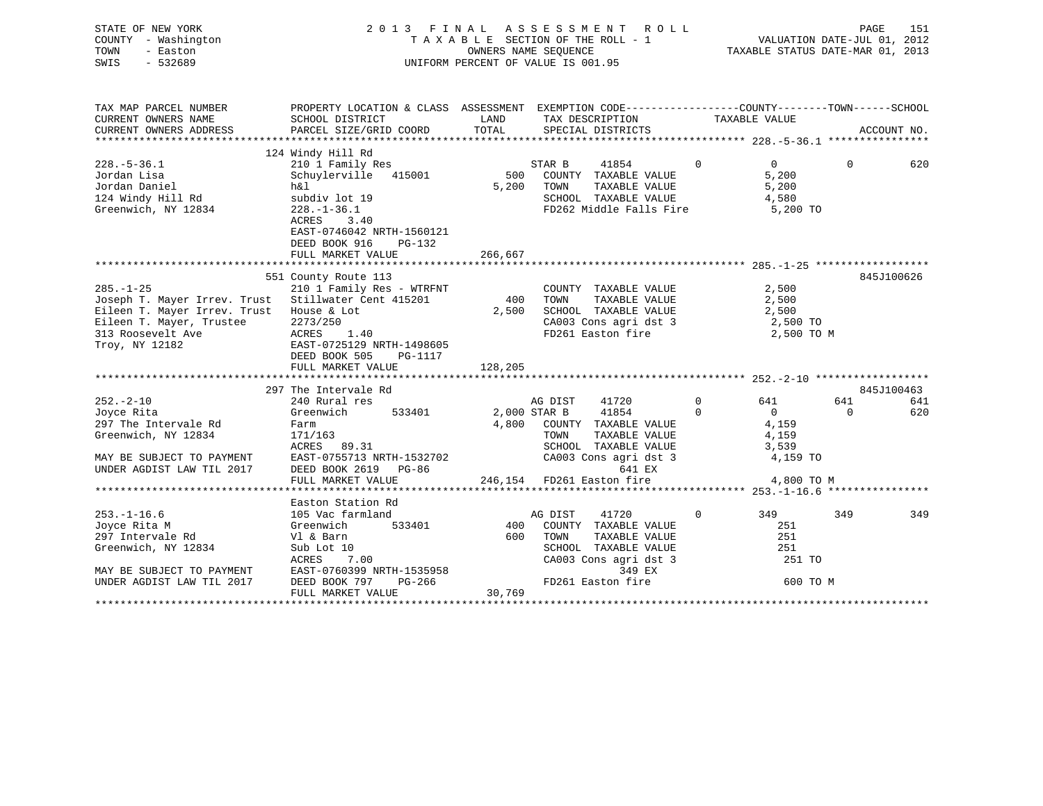STATE OF NEW YORK
COUNTY - Washington
TOWN - Easton
SWIS - 532689

2 0 1 3 F I N A L A S S E S S M E N T R O L L
T A X A B L E SECTION OF THE ROLL - 1
OWNERS NAME SEQUENCE
UNIFORM PERCENT OF VALUE IS 001.95

VALUATION DATE-JUL 01, 2012
TAXABLE STATUS DATE-MAR 01, 2013

| TAX MAP PARCEL NUMBER / CURRENT OWNERS NAME / CURRENT OWNERS ADDRESS | PROPERTY LOCATION & CLASS / SCHOOL DISTRICT / PARCEL SIZE/GRID COORD | ASSESSMENT LAND / TOTAL | EXEMPTION CODE / TAX DESCRIPTION / SPECIAL DISTRICTS | COUNTY | TOWN | SCHOOL | ACCOUNT NO. |
|---|---|---|---|---|---|---|---|
| 228.-5-36.1 | 124 Windy Hill Rd | | | | | | |
| 228.-5-36.1 | 210 1 Family Res | | STAR B 41854 0 | 0 | 0 | 620 | |
| Jordan Lisa | Schuylerville 415001 | 500 | COUNTY TAXABLE VALUE | 5,200 | | | |
| Jordan Daniel | h&l | 5,200 | TOWN TAXABLE VALUE | | 5,200 | | |
| 124 Windy Hill Rd | subdiv lot 19 | | SCHOOL TAXABLE VALUE | | | 4,580 | |
| Greenwich, NY 12834 | 228.-1-36.1 | | FD262 Middle Falls Fire | 5,200 TO | | | |
| | ACRES 3.40 | | | | | | |
| | EAST-0746042 NRTH-1560121 | | | | | | |
| | DEED BOOK 916 PG-132 | | | | | | |
| | FULL MARKET VALUE | 266,667 | | | | | |
| 285.-1-25 | 551 County Route 113 | | | | | | 845J100626 |
| 285.-1-25 | 210 1 Family Res - WTRFNT | | COUNTY TAXABLE VALUE | 2,500 | | | |
| Joseph T. Mayer Irrev. Trust | Stillwater Cent 415201 | 400 | TOWN TAXABLE VALUE | | 2,500 | | |
| Eileen T. Mayer Irrev. Trust | House & Lot | 2,500 | SCHOOL TAXABLE VALUE | | | 2,500 | |
| Eileen T. Mayer, Trustee | 2273/250 | | CA003 Cons agri dst 3 | 2,500 TO | | | |
| 313 Roosevelt Ave | ACRES 1.40 | | FD261 Easton fire | 2,500 TO M | | | |
| Troy, NY 12182 | EAST-0725129 NRTH-1498605 | | | | | | |
| | DEED BOOK 505 PG-1117 | | | | | | |
| | FULL MARKET VALUE | 128,205 | | | | | |
| 252.-2-10 | 297 The Intervale Rd | | | | | | 845J100463 |
| 252.-2-10 | 240 Rural res | | AG DIST 41720 0 | 641 | 641 | 641 | |
| Joyce Rita | Greenwich 533401 | 2,000 | STAR B 41854 0 | 0 | 0 | 620 | |
| 297 The Intervale Rd | Farm | 4,800 | COUNTY TAXABLE VALUE | 4,159 | | | |
| Greenwich, NY 12834 | 171/163 | | TOWN TAXABLE VALUE | | 4,159 | | |
| | ACRES 89.31 | | SCHOOL TAXABLE VALUE | | | 3,539 | |
| MAY BE SUBJECT TO PAYMENT | EAST-0755713 NRTH-1532702 | | CA003 Cons agri dst 3 | 4,159 TO | | | |
| UNDER AGDIST LAW TIL 2017 | DEED BOOK 2619 PG-86 | | 641 EX | | | | |
| | FULL MARKET VALUE | 246,154 | FD261 Easton fire | 4,800 TO M | | | |
| 253.-1-16.6 | Easton Station Rd | | | | | | |
| 253.-1-16.6 | 105 Vac farmland | | AG DIST 41720 0 | 349 | 349 | 349 | |
| Joyce Rita M | Greenwich 533401 | 400 | COUNTY TAXABLE VALUE | 251 | | | |
| 297 Intervale Rd | Vl & Barn | 600 | TOWN TAXABLE VALUE | | 251 | | |
| Greenwich, NY 12834 | Sub Lot 10 | | SCHOOL TAXABLE VALUE | | | 251 | |
| | ACRES 7.00 | | CA003 Cons agri dst 3 | 251 TO | | | |
| MAY BE SUBJECT TO PAYMENT | EAST-0760399 NRTH-1535958 | | 349 EX | | | | |
| UNDER AGDIST LAW TIL 2017 | DEED BOOK 797 PG-266 | | FD261 Easton fire | 600 TO M | | | |
| | FULL MARKET VALUE | 30,769 | | | | | |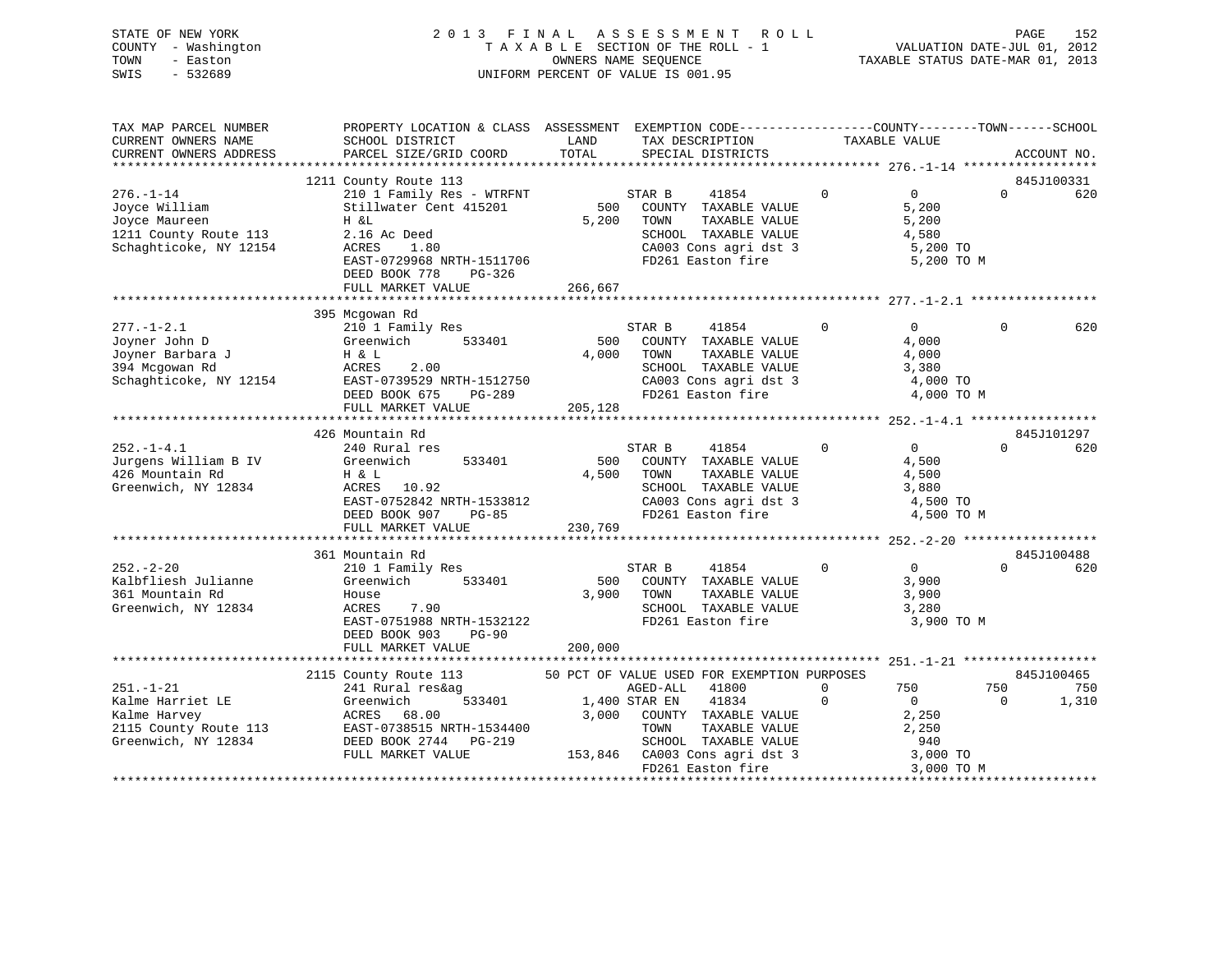STATE OF NEW YORK
COUNTY - Washington
TOWN - Easton
SWIS - 532689

2 0 1 3 F I N A L A S S E S S M E N T R O L L
T A X A B L E SECTION OF THE ROLL - 1
OWNERS NAME SEQUENCE
UNIFORM PERCENT OF VALUE IS 001.95

VALUATION DATE-JUL 01, 2012
TAXABLE STATUS DATE-MAR 01, 2013

```
TAX MAP PARCEL NUMBER          PROPERTY LOCATION & CLASS  ASSESSMENT  EXEMPTION CODE-----------------COUNTY--------TOWN------SCHOOL
CURRENT OWNERS NAME            SCHOOL DISTRICT               LAND      TAX DESCRIPTION            TAXABLE VALUE
CURRENT OWNERS ADDRESS         PARCEL SIZE/GRID COORD        TOTAL     SPECIAL DISTRICTS                                    ACCOUNT NO.
*********************************************************************************************** 276.-1-14 ******************
                    1211 County Route 113                                                                           845J100331
276.-1-14                      210 1 Family Res - WTRFNT          STAR B    41854         0            0             0         620
Joyce William                  Stillwater Cent 415201       500   COUNTY  TAXABLE VALUE           5,200
Joyce Maureen                  H &L                       5,200   TOWN    TAXABLE VALUE           5,200
1211 County Route 113          2.16 Ac Deed                       SCHOOL  TAXABLE VALUE           4,580
Schaghticoke, NY 12154         ACRES    1.80                      CA003 Cons agri dst 3             5,200 TO
                               EAST-0729968 NRTH-1511706          FD261 Easton fire                 5,200 TO M
                               DEED BOOK 778    PG-326
                               FULL MARKET VALUE           266,667
*********************************************************************************************** 277.-1-2.1 *****************
                    395 Mcgowan Rd
277.-1-2.1                     210 1 Family Res                   STAR B    41854         0            0             0         620
Joyner John D                  Greenwich       533401       500   COUNTY  TAXABLE VALUE           4,000
Joyner Barbara J               H & L                      4,000   TOWN    TAXABLE VALUE           4,000
394 Mcgowan Rd                 ACRES    2.00                      SCHOOL  TAXABLE VALUE           3,380
Schaghticoke, NY 12154         EAST-0739529 NRTH-1512750          CA003 Cons agri dst 3             4,000 TO
                               DEED BOOK 675    PG-289            FD261 Easton fire                 4,000 TO M
                               FULL MARKET VALUE           205,128
*********************************************************************************************** 252.-1-4.1 *****************
                    426 Mountain Rd                                                                                 845J101297
252.-1-4.1                     240 Rural res                      STAR B    41854         0            0             0         620
Jurgens William B IV           Greenwich       533401       500   COUNTY  TAXABLE VALUE           4,500
426 Mountain Rd                H & L                      4,500   TOWN    TAXABLE VALUE           4,500
Greenwich, NY 12834            ACRES   10.92                      SCHOOL  TAXABLE VALUE           3,880
                               EAST-0752842 NRTH-1533812          CA003 Cons agri dst 3             4,500 TO
                               DEED BOOK 907    PG-85             FD261 Easton fire                 4,500 TO M
                               FULL MARKET VALUE           230,769
*********************************************************************************************** 252.-2-20 ******************
                    361 Mountain Rd                                                                                 845J100488
252.-2-20                      210 1 Family Res                   STAR B    41854         0            0             0         620
Kalbfliesh Julianne            Greenwich       533401       500   COUNTY  TAXABLE VALUE           3,900
361 Mountain Rd                House                      3,900   TOWN    TAXABLE VALUE           3,900
Greenwich, NY 12834            ACRES    7.90                      SCHOOL  TAXABLE VALUE           3,280
                               EAST-0751988 NRTH-1532122          FD261 Easton fire                 3,900 TO M
                               DEED BOOK 903    PG-90
                               FULL MARKET VALUE           200,000
*********************************************************************************************** 251.-1-21 ******************
                    2115 County Route 113         50 PCT OF VALUE USED FOR EXEMPTION PURPOSES                      845J100465
251.-1-21                      241 Rural res&ag                   AGED-ALL  41800         0          750           750         750
Kalme Harriet LE               Greenwich       533401     1,400 STAR EN   41834         0            0             0       1,310
Kalme Harvey                   ACRES   68.00              3,000   COUNTY  TAXABLE VALUE           2,250
2115 County Route 113          EAST-0738515 NRTH-1534400          TOWN    TAXABLE VALUE           2,250
Greenwich, NY 12834            DEED BOOK 2744   PG-219            SCHOOL  TAXABLE VALUE             940
                               FULL MARKET VALUE           153,846 CA003 Cons agri dst 3             3,000 TO
                                                                  FD261 Easton fire                 3,000 TO M
********************************************************************************************************************************
```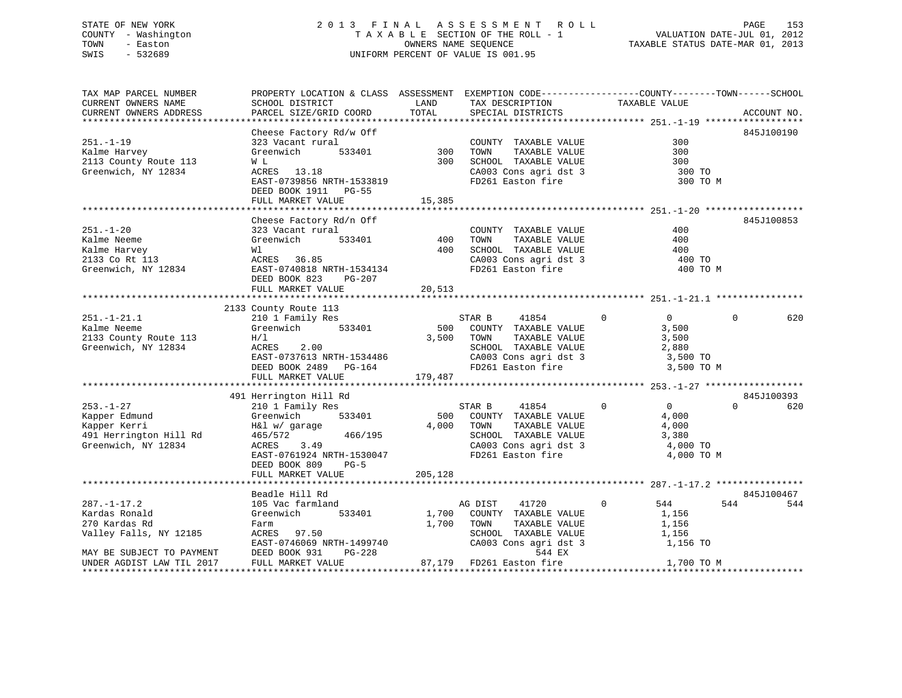STATE OF NEW YORK | COUNTY - Washington | TOWN - Easton | SWIS - 532689

# 2013 FINAL ASSESSMENT ROLL

TAXABLE SECTION OF THE ROLL - 1
OWNERS NAME SEQUENCE
UNIFORM PERCENT OF VALUE IS 001.95

VALUATION DATE-JUL 01, 2012
TAXABLE STATUS DATE-MAR 01, 2013

```
TAX MAP PARCEL NUMBER          PROPERTY LOCATION & CLASS  ASSESSMENT  EXEMPTION CODE-----------------COUNTY--------TOWN------SCHOOL
CURRENT OWNERS NAME            SCHOOL DISTRICT               LAND      TAX DESCRIPTION            TAXABLE VALUE
CURRENT OWNERS ADDRESS         PARCEL SIZE/GRID COORD        TOTAL     SPECIAL DISTRICTS                                ACCOUNT NO.
******************************************************************************************************* 251.-1-19 ******************
                               Cheese Factory Rd/w Off                                                               845J100190
251.-1-19                      323 Vacant rural                        COUNTY  TAXABLE VALUE              300
Kalme Harvey                   Greenwich       533401         300      TOWN    TAXABLE VALUE              300
2113 County Route 113          W L                            300      SCHOOL  TAXABLE VALUE              300
Greenwich, NY 12834            ACRES   13.18                           CA003 Cons agri dst 3               300 TO
                               EAST-0739856 NRTH-1533819               FD261 Easton fire                   300 TO M
                               DEED BOOK 1911   PG-55
                               FULL MARKET VALUE           15,385
******************************************************************************************************* 251.-1-20 ******************
                               Cheese Factory Rd/n Off                                                               845J100853
251.-1-20                      323 Vacant rural                        COUNTY  TAXABLE VALUE              400
Kalme Neeme                    Greenwich       533401         400      TOWN    TAXABLE VALUE              400
Kalme Harvey                   Wl                             400      SCHOOL  TAXABLE VALUE              400
2133 Co Rt 113                 ACRES   36.85                           CA003 Cons agri dst 3               400 TO
Greenwich, NY 12834            EAST-0740818 NRTH-1534134               FD261 Easton fire                   400 TO M
                               DEED BOOK 823    PG-207
                               FULL MARKET VALUE           20,513
******************************************************************************************************* 251.-1-21.1 ****************
                               2133 County Route 113
251.-1-21.1                    210 1 Family Res                  STAR B     41854          0          0            0          620
Kalme Neeme                    Greenwich       533401         500      COUNTY  TAXABLE VALUE            3,500
2133 County Route 113          H/l                          3,500      TOWN    TAXABLE VALUE            3,500
Greenwich, NY 12834            ACRES    2.00                           SCHOOL  TAXABLE VALUE            2,880
                               EAST-0737613 NRTH-1534486               CA003 Cons agri dst 3             3,500 TO
                               DEED BOOK 2489   PG-164                 FD261 Easton fire                 3,500 TO M
                               FULL MARKET VALUE          179,487
******************************************************************************************************* 253.-1-27 ******************
                               491 Herrington Hill Rd                                                                845J100393
253.-1-27                      210 1 Family Res                  STAR B     41854          0          0            0          620
Kapper Edmund                  Greenwich       533401         500      COUNTY  TAXABLE VALUE            4,000
Kapper Kerri                   H&l w/ garage                4,000      TOWN    TAXABLE VALUE            4,000
491 Herrington Hill Rd         465/572          466/195                SCHOOL  TAXABLE VALUE            3,380
Greenwich, NY 12834            ACRES    3.49                           CA003 Cons agri dst 3             4,000 TO
                               EAST-0761924 NRTH-1530047               FD261 Easton fire                 4,000 TO M
                               DEED BOOK 809    PG-5
                               FULL MARKET VALUE          205,128
******************************************************************************************************* 287.-1-17.2 ****************
                               Beadle Hill Rd                                                                        845J100467
287.-1-17.2                    105 Vac farmland                  AG DIST    41720          0        544          544          544
Kardas Ronald                  Greenwich       533401       1,700      COUNTY  TAXABLE VALUE            1,156
270 Kardas Rd                  Farm                         1,700      TOWN    TAXABLE VALUE            1,156
Valley Falls, NY 12185         ACRES   97.50                           SCHOOL  TAXABLE VALUE            1,156
                               EAST-0746069 NRTH-1499740               CA003 Cons agri dst 3             1,156 TO
MAY BE SUBJECT TO PAYMENT      DEED BOOK 931    PG-228                            544 EX
UNDER AGDIST LAW TIL 2017      FULL MARKET VALUE           87,179      FD261 Easton fire                 1,700 TO M
************************************************************************************************************************************
```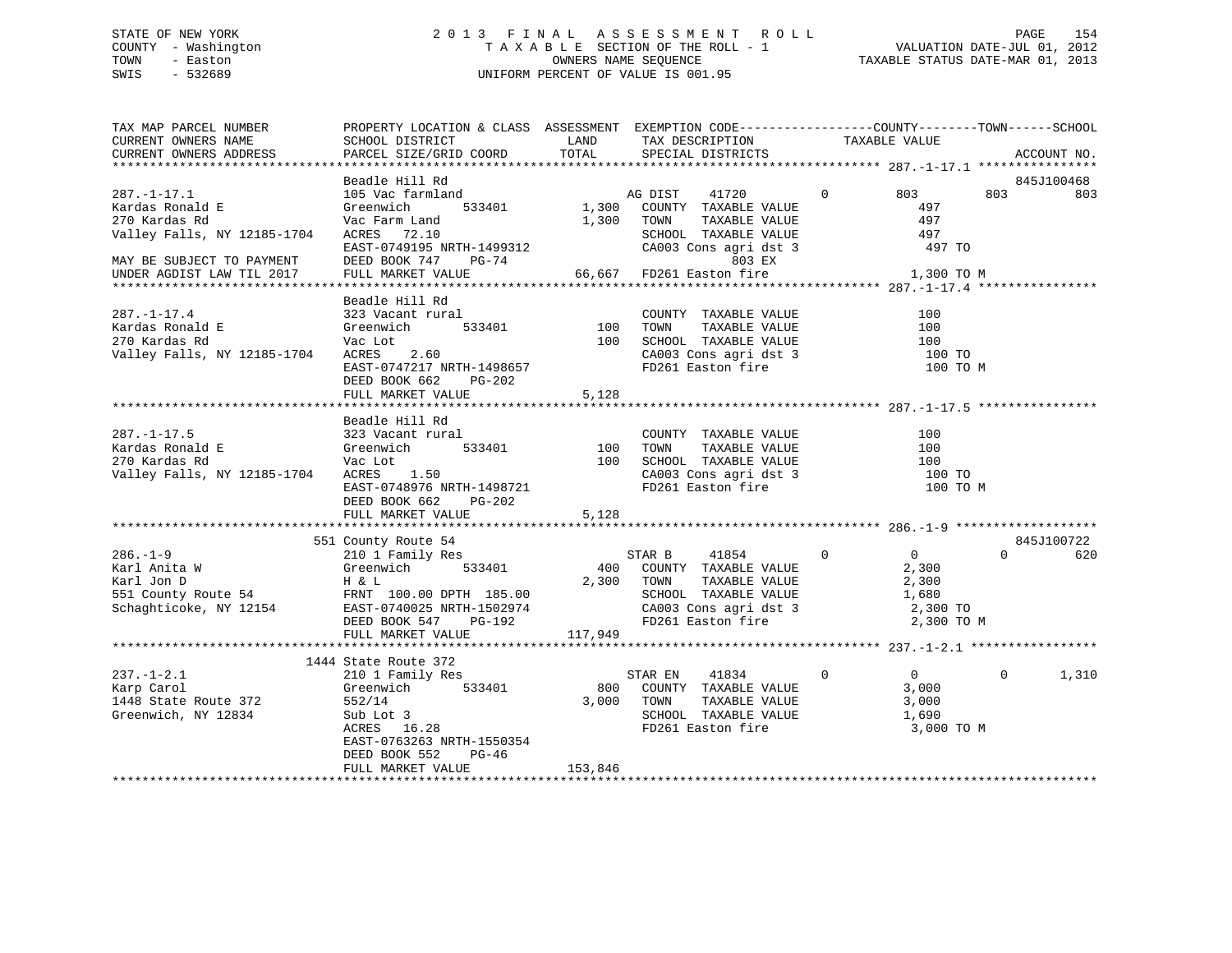STATE OF NEW YORK
COUNTY - Washington
TOWN - Easton
SWIS - 532689

2 0 1 3 F I N A L A S S E S S M E N T R O L L
T A X A B L E SECTION OF THE ROLL - 1
OWNERS NAME SEQUENCE
UNIFORM PERCENT OF VALUE IS 001.95

VALUATION DATE-JUL 01, 2012
TAXABLE STATUS DATE-MAR 01, 2013

```
TAX MAP PARCEL NUMBER          PROPERTY LOCATION & CLASS  ASSESSMENT  EXEMPTION CODE------------------COUNTY--------TOWN------SCHOOL
CURRENT OWNERS NAME            SCHOOL DISTRICT               LAND      TAX DESCRIPTION              TAXABLE VALUE
CURRENT OWNERS ADDRESS         PARCEL SIZE/GRID COORD        TOTAL     SPECIAL DISTRICTS                                       ACCOUNT NO.
******************************************************************************************************* 287.-1-17.1 ****************
                               Beadle Hill Rd                                                                               845J100468
287.-1-17.1                    105 Vac farmland                      AG DIST    41720        0         803         803         803
Kardas Ronald E                Greenwich      533401       1,300    COUNTY  TAXABLE VALUE              497
270 Kardas Rd                  Vac Farm Land                1,300    TOWN    TAXABLE VALUE              497
Valley Falls, NY 12185-1704    ACRES   72.10                         SCHOOL  TAXABLE VALUE              497
                               EAST-0749195 NRTH-1499312             CA003 Cons agri dst 3               497 TO
MAY BE SUBJECT TO PAYMENT      DEED BOOK 747    PG-74                               803 EX
UNDER AGDIST LAW TIL 2017      FULL MARKET VALUE           66,667    FD261 Easton fire                 1,300 TO M
******************************************************************************************************* 287.-1-17.4 ****************
                               Beadle Hill Rd
287.-1-17.4                    323 Vacant rural                      COUNTY  TAXABLE VALUE              100
Kardas Ronald E                Greenwich      533401         100     TOWN    TAXABLE VALUE              100
270 Kardas Rd                  Vac Lot                        100     SCHOOL  TAXABLE VALUE              100
Valley Falls, NY 12185-1704    ACRES    2.60                         CA003 Cons agri dst 3               100 TO
                               EAST-0747217 NRTH-1498657             FD261 Easton fire                   100 TO M
                               DEED BOOK 662    PG-202
                               FULL MARKET VALUE            5,128
******************************************************************************************************* 287.-1-17.5 ****************
                               Beadle Hill Rd
287.-1-17.5                    323 Vacant rural                      COUNTY  TAXABLE VALUE              100
Kardas Ronald E                Greenwich      533401         100     TOWN    TAXABLE VALUE              100
270 Kardas Rd                  Vac Lot                        100     SCHOOL  TAXABLE VALUE              100
Valley Falls, NY 12185-1704    ACRES    1.50                         CA003 Cons agri dst 3               100 TO
                               EAST-0748976 NRTH-1498721             FD261 Easton fire                   100 TO M
                               DEED BOOK 662    PG-202
                               FULL MARKET VALUE            5,128
******************************************************************************************************* 286.-1-9 *******************
                           551 County Route 54                                                                              845J100722
286.-1-9                       210 1 Family Res                      STAR B     41854        0           0           0         620
Karl Anita W                   Greenwich      533401         400     COUNTY  TAXABLE VALUE            2,300
Karl Jon D                     H & L                        2,300    TOWN    TAXABLE VALUE            2,300
551 County Route 54            FRNT 100.00 DPTH 185.00               SCHOOL  TAXABLE VALUE            1,680
Schaghticoke, NY 12154         EAST-0740025 NRTH-1502974             CA003 Cons agri dst 3             2,300 TO
                               DEED BOOK 547    PG-192               FD261 Easton fire                 2,300 TO M
                               FULL MARKET VALUE          117,949
******************************************************************************************************* 237.-1-2.1 *****************
                          1444 State Route 372
237.-1-2.1                     210 1 Family Res                      STAR EN    41834        0           0           0       1,310
Karp Carol                     Greenwich      533401         800     COUNTY  TAXABLE VALUE            3,000
1448 State Route 372           552/14                       3,000    TOWN    TAXABLE VALUE            3,000
Greenwich, NY 12834            Sub Lot 3                             SCHOOL  TAXABLE VALUE            1,690
                               ACRES   16.28                         FD261 Easton fire                 3,000 TO M
                               EAST-0763263 NRTH-1550354
                               DEED BOOK 552    PG-46
                               FULL MARKET VALUE          153,846
************************************************************************************************************************************
```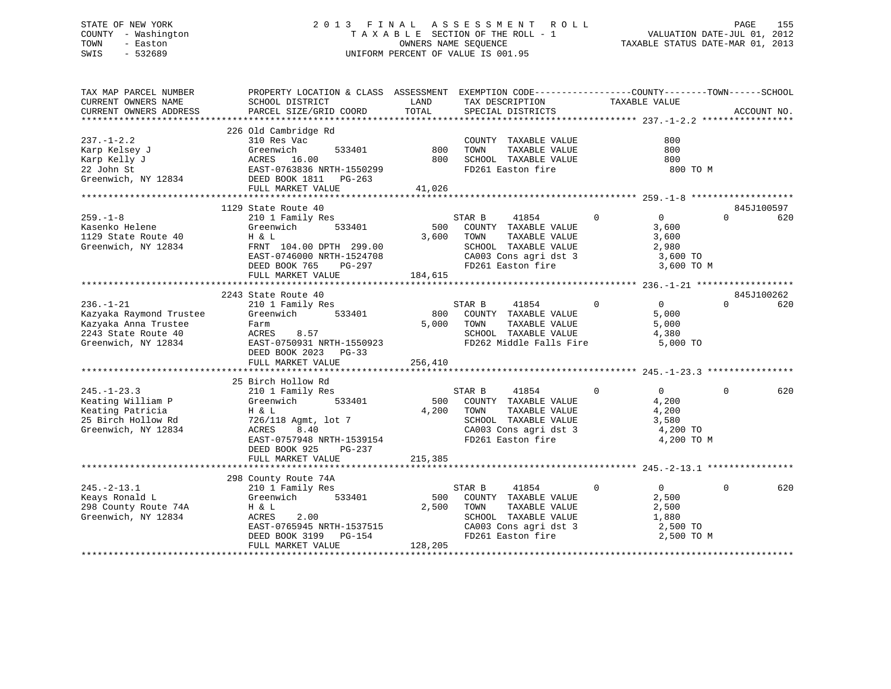STATE OF NEW YORK
COUNTY - Washington
TOWN - Easton
SWIS - 532689

# 2013 FINAL ASSESSMENT ROLL
TAXABLE SECTION OF THE ROLL - 1
OWNERS NAME SEQUENCE
UNIFORM PERCENT OF VALUE IS 001.95

VALUATION DATE-JUL 01, 2012
TAXABLE STATUS DATE-MAR 01, 2013

```
TAX MAP PARCEL NUMBER          PROPERTY LOCATION & CLASS  ASSESSMENT  EXEMPTION CODE------------------COUNTY--------TOWN------SCHOOL
CURRENT OWNERS NAME            SCHOOL DISTRICT               LAND      TAX DESCRIPTION           TAXABLE VALUE
CURRENT OWNERS ADDRESS         PARCEL SIZE/GRID COORD        TOTAL     SPECIAL DISTRICTS                                     ACCOUNT NO.
******************************************************************************************************* 237.-1-2.2 *****************
                               226 Old Cambridge Rd
237.-1-2.2                     310 Res Vac                             COUNTY  TAXABLE VALUE               800
Karp Kelsey J                  Greenwich        533401        800      TOWN    TAXABLE VALUE               800
Karp Kelly J                   ACRES  16.00                   800      SCHOOL  TAXABLE VALUE               800
22 John St                     EAST-0763836 NRTH-1550299               FD261 Easton fire                     800 TO M
Greenwich, NY 12834            DEED BOOK 1811   PG-263
                               FULL MARKET VALUE           41,026
******************************************************************************************************* 259.-1-8 *******************
                               1129 State Route 40                                                                      845J100597
259.-1-8                       210 1 Family Res                      STAR B     41854        0           0          0         620
Kasenko Helene                 Greenwich        533401        500     COUNTY  TAXABLE VALUE            3,600
1129 State Route 40            H & L                        3,600     TOWN    TAXABLE VALUE            3,600
Greenwich, NY 12834            FRNT 104.00 DPTH 299.00                SCHOOL  TAXABLE VALUE            2,980
                               EAST-0746000 NRTH-1524708              CA003 Cons agri dst 3              3,600 TO
                               DEED BOOK 765    PG-297                FD261 Easton fire                  3,600 TO M
                               FULL MARKET VALUE          184,615
******************************************************************************************************* 236.-1-21 ******************
                               2243 State Route 40                                                                      845J100262
236.-1-21                      210 1 Family Res                      STAR B     41854        0           0          0         620
Kazyaka Raymond Trustee        Greenwich        533401        800     COUNTY  TAXABLE VALUE            5,000
Kazyaka Anna Trustee           Farm                         5,000     TOWN    TAXABLE VALUE            5,000
2243 State Route 40            ACRES    8.57                          SCHOOL  TAXABLE VALUE            4,380
Greenwich, NY 12834            EAST-0750931 NRTH-1550923              FD262 Middle Falls Fire            5,000 TO
                               DEED BOOK 2023   PG-33
                               FULL MARKET VALUE          256,410
******************************************************************************************************* 245.-1-23.3 ****************
                               25 Birch Hollow Rd
245.-1-23.3                    210 1 Family Res                      STAR B     41854        0           0          0         620
Keating William P              Greenwich        533401        500     COUNTY  TAXABLE VALUE            4,200
Keating Patricia               H & L                        4,200     TOWN    TAXABLE VALUE            4,200
25 Birch Hollow Rd             726/118 Agmt, lot 7                    SCHOOL  TAXABLE VALUE            3,580
Greenwich, NY 12834            ACRES    8.40                          CA003 Cons agri dst 3              4,200 TO
                               EAST-0757948 NRTH-1539154              FD261 Easton fire                  4,200 TO M
                               DEED BOOK 925    PG-237
                               FULL MARKET VALUE          215,385
******************************************************************************************************* 245.-2-13.1 ****************
                               298 County Route 74A
245.-2-13.1                    210 1 Family Res                      STAR B     41854        0           0          0         620
Keays Ronald L                 Greenwich        533401        500     COUNTY  TAXABLE VALUE            2,500
298 County Route 74A           H & L                        2,500     TOWN    TAXABLE VALUE            2,500
Greenwich, NY 12834            ACRES    2.00                          SCHOOL  TAXABLE VALUE            1,880
                               EAST-0765945 NRTH-1537515              CA003 Cons agri dst 3              2,500 TO
                               DEED BOOK 3199   PG-154                FD261 Easton fire                  2,500 TO M
                               FULL MARKET VALUE          128,205
************************************************************************************************************************************
```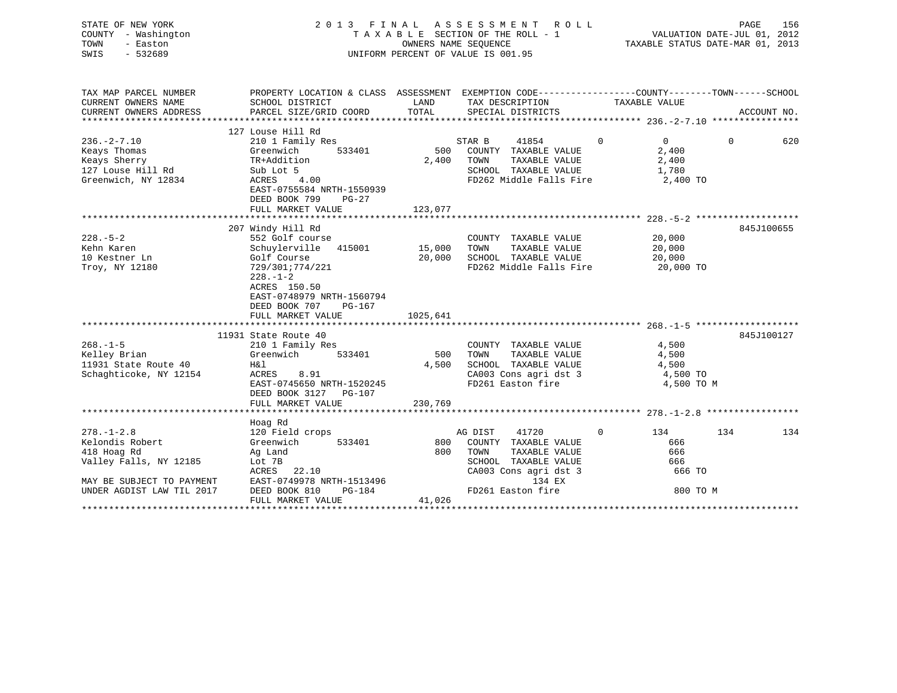STATE OF NEW YORK
COUNTY - Washington
TOWN - Easton
SWIS - 532689

2 0 1 3 F I N A L A S S E S S M E N T R O L L
T A X A B L E SECTION OF THE ROLL - 1
OWNERS NAME SEQUENCE
UNIFORM PERCENT OF VALUE IS 001.95

VALUATION DATE-JUL 01, 2012
TAXABLE STATUS DATE-MAR 01, 2013

```
TAX MAP PARCEL NUMBER          PROPERTY LOCATION & CLASS  ASSESSMENT  EXEMPTION CODE------------------COUNTY--------TOWN------SCHOOL
CURRENT OWNERS NAME            SCHOOL DISTRICT              LAND      TAX DESCRIPTION              TAXABLE VALUE
CURRENT OWNERS ADDRESS         PARCEL SIZE/GRID COORD       TOTAL     SPECIAL DISTRICTS                                    ACCOUNT NO.
******************************************************************************************* 236.-2-7.10 ****************
                               127 Louse Hill Rd
236.-2-7.10                    210 1 Family Res                       STAR B     41854          0           0           0         620
Keays Thomas                   Greenwich       533401          500    COUNTY  TAXABLE VALUE                2,400
Keays Sherry                   TR+Addition                   2,400    TOWN    TAXABLE VALUE                2,400
127 Louse Hill Rd              Sub Lot 5                              SCHOOL  TAXABLE VALUE                1,780
Greenwich, NY 12834            ACRES    4.00                          FD262 Middle Falls Fire               2,400 TO
                               EAST-0755584 NRTH-1550939
                               DEED BOOK 799    PG-27
                               FULL MARKET VALUE           123,077
******************************************************************************************* 228.-5-2 *******************
                               207 Windy Hill Rd                                                                          845J100655
228.-5-2                       552 Golf course                        COUNTY  TAXABLE VALUE               20,000
Kehn Karen                     Schuylerville   415001       15,000    TOWN    TAXABLE VALUE               20,000
10 Kestner Ln                  Golf Course                  20,000    SCHOOL  TAXABLE VALUE               20,000
Troy, NY 12180                 729/301;774/221                        FD262 Middle Falls Fire              20,000 TO
                               228.-1-2
                               ACRES  150.50
                               EAST-0748979 NRTH-1560794
                               DEED BOOK 707    PG-167
                               FULL MARKET VALUE          1025,641
******************************************************************************************* 268.-1-5 *******************
                               11931 State Route 40                                                                       845J100127
268.-1-5                       210 1 Family Res                       COUNTY  TAXABLE VALUE                4,500
Kelley Brian                   Greenwich       533401          500    TOWN    TAXABLE VALUE                4,500
11931 State Route 40           H&l                           4,500    SCHOOL  TAXABLE VALUE                4,500
Schaghticoke, NY 12154         ACRES    8.91                          CA003 Cons agri dst 3                 4,500 TO
                               EAST-0745650 NRTH-1520245              FD261 Easton fire                     4,500 TO M
                               DEED BOOK 3127   PG-107
                               FULL MARKET VALUE           230,769
******************************************************************************************* 278.-1-2.8 *****************
                               Hoag Rd
278.-1-2.8                     120 Field crops                        AG DIST    41720          0         134         134         134
Kelondis Robert                Greenwich       533401          800    COUNTY  TAXABLE VALUE                  666
418 Hoag Rd                    Ag Land                         800    TOWN    TAXABLE VALUE                  666
Valley Falls, NY 12185         Lot 7B                                 SCHOOL  TAXABLE VALUE                  666
                               ACRES   22.10                          CA003 Cons agri dst 3                   666 TO
MAY BE SUBJECT TO PAYMENT      EAST-0749978 NRTH-1513496                         134 EX
UNDER AGDIST LAW TIL 2017      DEED BOOK 810    PG-184                FD261 Easton fire                       800 TO M
                               FULL MARKET VALUE            41,026
************************************************************************************************************************
```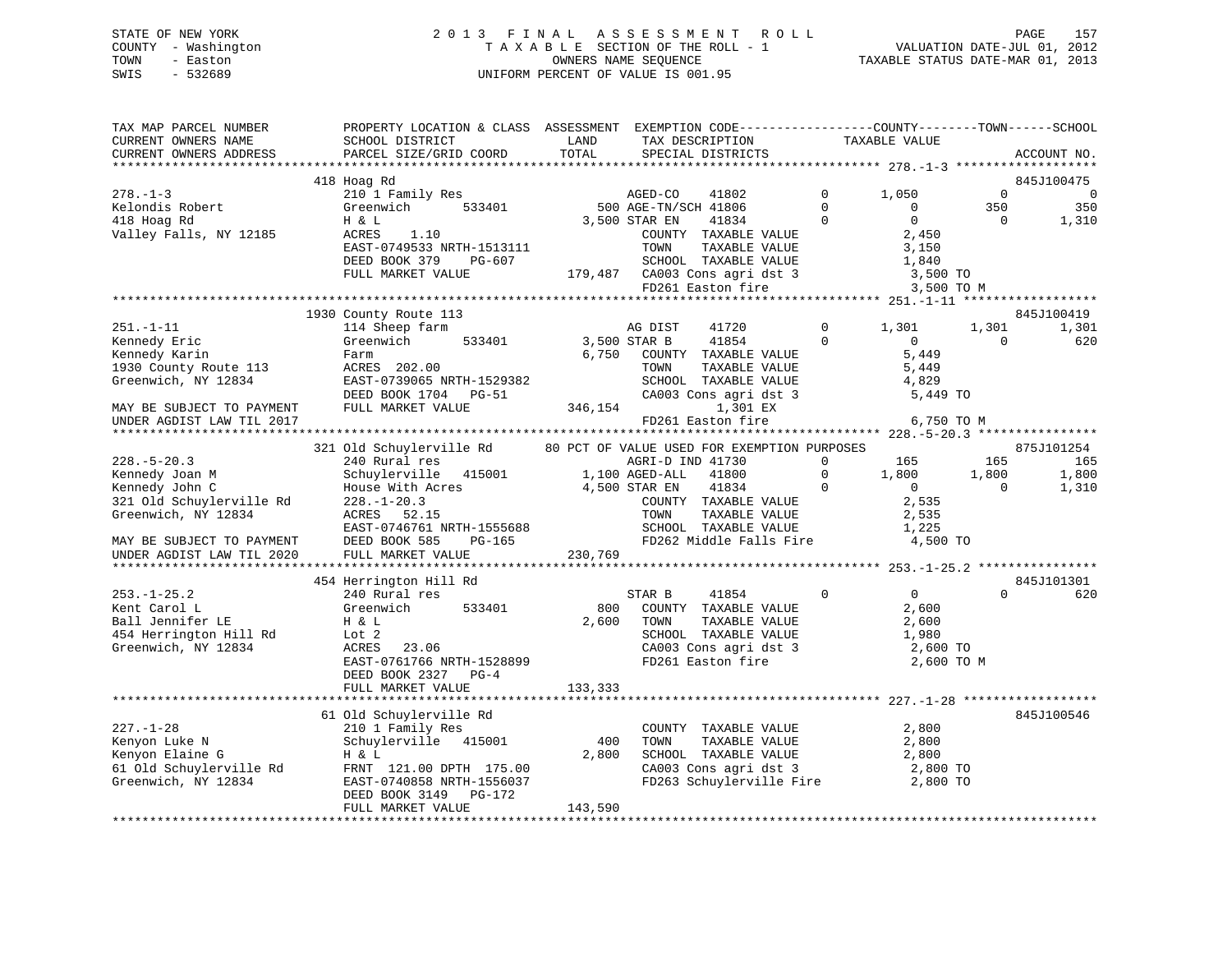STATE OF NEW YORK
COUNTY - Washington
TOWN - Easton
SWIS - 532689

2 0 1 3 F I N A L A S S E S S M E N T R O L L
T A X A B L E SECTION OF THE ROLL - 1
OWNERS NAME SEQUENCE
UNIFORM PERCENT OF VALUE IS 001.95

VALUATION DATE-JUL 01, 2012
TAXABLE STATUS DATE-MAR 01, 2013

```
TAX MAP PARCEL NUMBER          PROPERTY LOCATION & CLASS  ASSESSMENT  EXEMPTION CODE------------------COUNTY--------TOWN------SCHOOL
CURRENT OWNERS NAME            SCHOOL DISTRICT              LAND       TAX DESCRIPTION            TAXABLE VALUE
CURRENT OWNERS ADDRESS         PARCEL SIZE/GRID COORD       TOTAL      SPECIAL DISTRICTS                                    ACCOUNT NO.
******************************************************************************************************* 278.-1-3 *******************
                               418 Hoag Rd                                                                                845J100475
278.-1-3                       210 1 Family Res                     AGED-CO    41802          0      1,050          0           0
Kelondis Robert                Greenwich      533401          500 AGE-TN/SCH 41806          0          0        350         350
418 Hoag Rd                    H & L                         3,500 STAR EN    41834          0          0          0       1,310
Valley Falls, NY 12185         ACRES    1.10                         COUNTY  TAXABLE VALUE              2,450
                               EAST-0749533 NRTH-1513111             TOWN    TAXABLE VALUE              3,150
                               DEED BOOK 379    PG-607               SCHOOL  TAXABLE VALUE              1,840
                               FULL MARKET VALUE            179,487  CA003 Cons agri dst 3              3,500 TO
                                                                     FD261 Easton fire                   3,500 TO M
******************************************************************************************************* 251.-1-11 ******************
                               1930 County Route 113                                                                      845J100419
251.-1-11                      114 Sheep farm                       AG DIST    41720          0      1,301      1,301       1,301
Kennedy Eric                   Greenwich      533401         3,500 STAR B     41854          0          0          0         620
Kennedy Karin                  Farm                          6,750   COUNTY  TAXABLE VALUE              5,449
1930 County Route 113          ACRES  202.00                         TOWN    TAXABLE VALUE              5,449
Greenwich, NY 12834            EAST-0739065 NRTH-1529382             SCHOOL  TAXABLE VALUE              4,829
                               DEED BOOK 1704   PG-51                CA003 Cons agri dst 3              5,449 TO
MAY BE SUBJECT TO PAYMENT      FULL MARKET VALUE            346,154          1,301 EX
UNDER AGDIST LAW TIL 2017                                            FD261 Easton fire                   6,750 TO M
******************************************************************************************************* 228.-5-20.3 ****************
                               321 Old Schuylerville Rd       80 PCT OF VALUE USED FOR EXEMPTION PURPOSES                  875J101254
228.-5-20.3                    240 Rural res                        AGRI-D IND 41730          0        165        165         165
Kennedy Joan M                 Schuylerville  415001         1,100 AGED-ALL   41800          0      1,800      1,800       1,800
Kennedy John C                 House With Acres              4,500 STAR EN    41834          0          0          0       1,310
321 Old Schuylerville Rd       228.-1-20.3                           COUNTY  TAXABLE VALUE              2,535
Greenwich, NY 12834            ACRES   52.15                         TOWN    TAXABLE VALUE              2,535
                               EAST-0746761 NRTH-1555688             SCHOOL  TAXABLE VALUE              1,225
MAY BE SUBJECT TO PAYMENT      DEED BOOK 585    PG-165               FD262 Middle Falls Fire            4,500 TO
UNDER AGDIST LAW TIL 2020      FULL MARKET VALUE            230,769
******************************************************************************************************* 253.-1-25.2 ****************
                               454 Herrington Hill Rd                                                                     845J101301
253.-1-25.2                    240 Rural res                        STAR B     41854          0          0          0         620
Kent Carol L                   Greenwich      533401           800   COUNTY  TAXABLE VALUE              2,600
Ball Jennifer LE               H & L                         2,600   TOWN    TAXABLE VALUE              2,600
454 Herrington Hill Rd         Lot 2                                 SCHOOL  TAXABLE VALUE              1,980
Greenwich, NY 12834            ACRES   23.06                         CA003 Cons agri dst 3              2,600 TO
                               EAST-0761766 NRTH-1528899             FD261 Easton fire                   2,600 TO M
                               DEED BOOK 2327   PG-4
                               FULL MARKET VALUE            133,333
******************************************************************************************************* 227.-1-28 ******************
                               61 Old Schuylerville Rd                                                                    845J100546
227.-1-28                      210 1 Family Res                      COUNTY  TAXABLE VALUE              2,800
Kenyon Luke N                  Schuylerville  415001           400   TOWN    TAXABLE VALUE              2,800
Kenyon Elaine G                H & L                         2,800   SCHOOL  TAXABLE VALUE              2,800
61 Old Schuylerville Rd        FRNT 121.00 DPTH 175.00               CA003 Cons agri dst 3              2,800 TO
Greenwich, NY 12834            EAST-0740858 NRTH-1556037             FD263 Schuylerville Fire           2,800 TO
                               DEED BOOK 3149   PG-172
                               FULL MARKET VALUE            143,590
************************************************************************************************************************************
```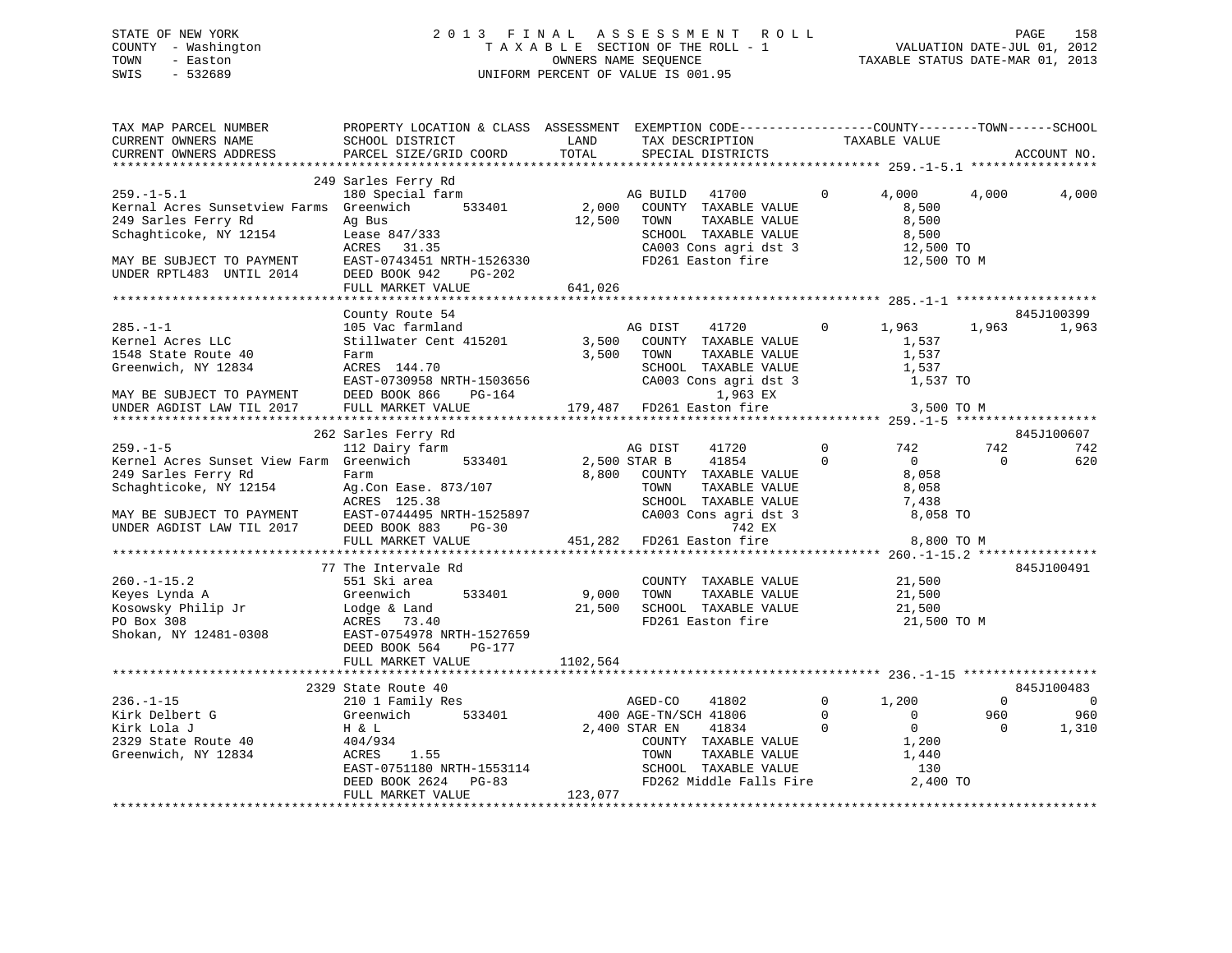STATE OF NEW YORK
COUNTY - Washington
TOWN - Easton
SWIS - 532689

2 0 1 3 F I N A L A S S E S S M E N T R O L L
T A X A B L E SECTION OF THE ROLL - 1
OWNERS NAME SEQUENCE
UNIFORM PERCENT OF VALUE IS 001.95

VALUATION DATE-JUL 01, 2012
TAXABLE STATUS DATE-MAR 01, 2013

```
TAX MAP PARCEL NUMBER          PROPERTY LOCATION & CLASS  ASSESSMENT  EXEMPTION CODE------------------COUNTY--------TOWN------SCHOOL
CURRENT OWNERS NAME            SCHOOL DISTRICT               LAND      TAX DESCRIPTION            TAXABLE VALUE
CURRENT OWNERS ADDRESS         PARCEL SIZE/GRID COORD       TOTAL      SPECIAL DISTRICTS                                   ACCOUNT NO.
*********************************************************************************************************** 259.-1-5.1 *****************
                               249 Sarles Ferry Rd
259.-1-5.1                     180 Special farm                    AG BUILD   41700         0      4,000       4,000       4,000
Kernal Acres Sunsetview Farms  Greenwich        533401      2,000   COUNTY  TAXABLE VALUE            8,500
249 Sarles Ferry Rd            Ag Bus                      12,500   TOWN    TAXABLE VALUE            8,500
Schaghticoke, NY 12154         Lease 847/333                        SCHOOL  TAXABLE VALUE            8,500
                               ACRES  31.35                         CA003 Cons agri dst 3           12,500 TO
MAY BE SUBJECT TO PAYMENT      EAST-0743451 NRTH-1526330            FD261 Easton fire               12,500 TO M
UNDER RPTL483  UNTIL 2014      DEED BOOK 942    PG-202
                               FULL MARKET VALUE          641,026
*********************************************************************************************************** 285.-1-1 *******************
                               County Route 54                                                                        845J100399
285.-1-1                       105 Vac farmland                    AG DIST    41720         0      1,963       1,963       1,963
Kernel Acres LLC               Stillwater Cent 415201       3,500   COUNTY  TAXABLE VALUE            1,537
1548 State Route 40            Farm                         3,500   TOWN    TAXABLE VALUE            1,537
Greenwich, NY 12834            ACRES 144.70                         SCHOOL  TAXABLE VALUE            1,537
                               EAST-0730958 NRTH-1503656            CA003 Cons agri dst 3            1,537 TO
MAY BE SUBJECT TO PAYMENT      DEED BOOK 866    PG-164                        1,963 EX
UNDER AGDIST LAW TIL 2017      FULL MARKET VALUE          179,487   FD261 Easton fire                3,500 TO M
*********************************************************************************************************** 259.-1-5 *******************
                               262 Sarles Ferry Rd                                                                    845J100607
259.-1-5                       112 Dairy farm                      AG DIST    41720         0        742         742         742
Kernel Acres Sunset View Farm  Greenwich        533401      2,500 STAR B      41854         0          0           0         620
249 Sarles Ferry Rd            Farm                         8,800   COUNTY  TAXABLE VALUE            8,058
Schaghticoke, NY 12154         Ag.Con Ease. 873/107                 TOWN    TAXABLE VALUE            8,058
                               ACRES 125.38                         SCHOOL  TAXABLE VALUE            7,438
MAY BE SUBJECT TO PAYMENT      EAST-0744495 NRTH-1525897            CA003 Cons agri dst 3            8,058 TO
UNDER AGDIST LAW TIL 2017      DEED BOOK 883    PG-30                           742 EX
                               FULL MARKET VALUE          451,282   FD261 Easton fire                8,800 TO M
*********************************************************************************************************** 260.-1-15.2 ****************
                               77 The Intervale Rd                                                                    845J100491
260.-1-15.2                    551 Ski area                         COUNTY  TAXABLE VALUE           21,500
Keyes Lynda A                  Greenwich        533401      9,000   TOWN    TAXABLE VALUE           21,500
Kosowsky Philip Jr             Lodge & Land                21,500   SCHOOL  TAXABLE VALUE           21,500
PO Box 308                     ACRES  73.40                         FD261 Easton fire               21,500 TO M
Shokan, NY 12481-0308          EAST-0754978 NRTH-1527659
                               DEED BOOK 564    PG-177
                               FULL MARKET VALUE         1102,564
*********************************************************************************************************** 236.-1-15 ******************
                               2329 State Route 40                                                                    845J100483
236.-1-15                      210 1 Family Res                    AGED-CO    41802         0      1,200           0           0
Kirk Delbert G                 Greenwich        533401        400 AGE-TN/SCH 41806          0          0         960         960
Kirk Lola J                    H & L                        2,400 STAR EN     41834         0          0           0       1,310
2329 State Route 40            404/934                              COUNTY  TAXABLE VALUE            1,200
Greenwich, NY 12834            ACRES   1.55                         TOWN    TAXABLE VALUE            1,440
                               EAST-0751180 NRTH-1553114            SCHOOL  TAXABLE VALUE              130
                               DEED BOOK 2624   PG-83               FD262 Middle Falls Fire          2,400 TO
                               FULL MARKET VALUE          123,077
****************************************************************************************************************************************
```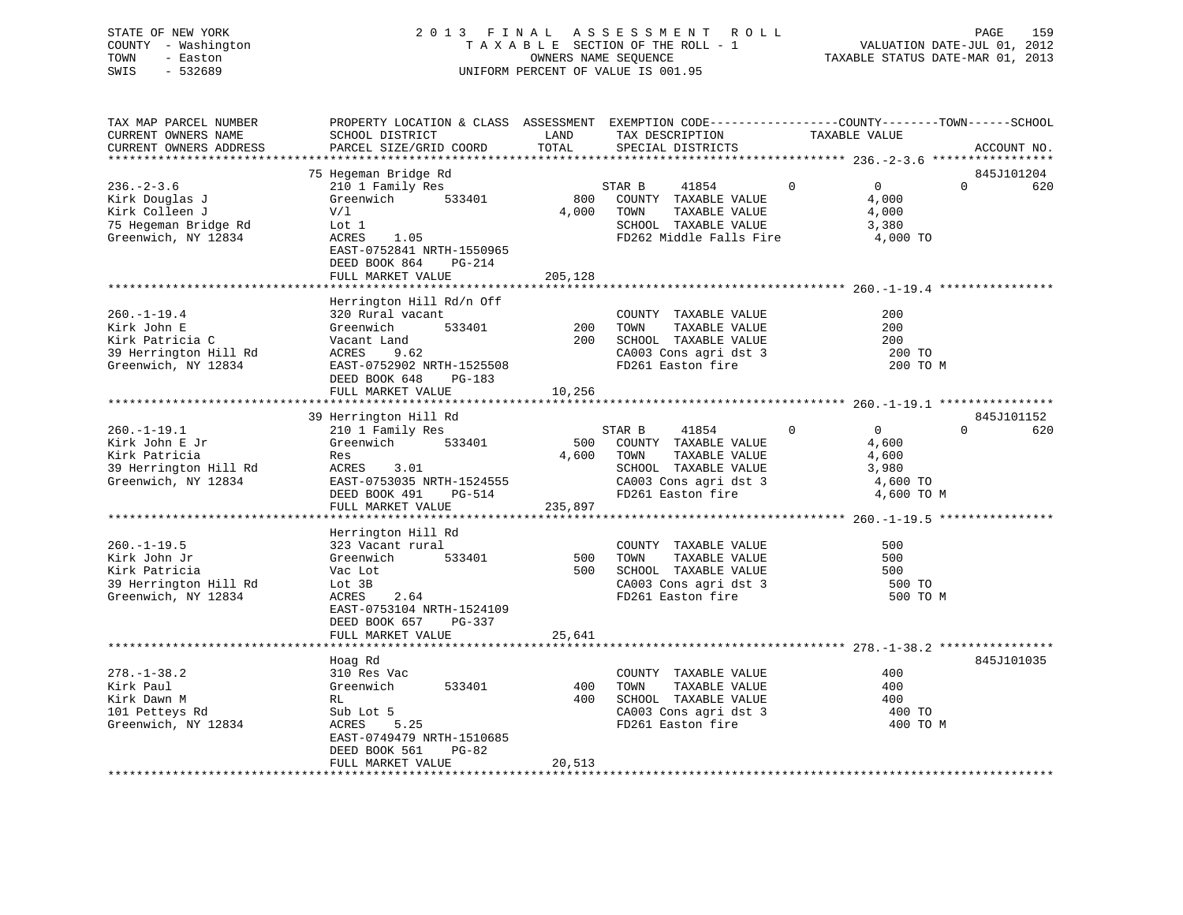STATE OF NEW YORK
COUNTY - Washington
TOWN - Easton
SWIS - 532689

2013 FINAL ASSESSMENT ROLL
TAXABLE SECTION OF THE ROLL - 1
OWNERS NAME SEQUENCE
UNIFORM PERCENT OF VALUE IS 001.95

VALUATION DATE-JUL 01, 2012
TAXABLE STATUS DATE-MAR 01, 2013

```
TAX MAP PARCEL NUMBER          PROPERTY LOCATION & CLASS  ASSESSMENT  EXEMPTION CODE------------------COUNTY--------TOWN------SCHOOL
CURRENT OWNERS NAME            SCHOOL DISTRICT               LAND      TAX DESCRIPTION            TAXABLE VALUE
CURRENT OWNERS ADDRESS         PARCEL SIZE/GRID COORD        TOTAL     SPECIAL DISTRICTS                                    ACCOUNT NO.
******************************************************************************************************* 236.-2-3.6 *****************
                               75 Hegeman Bridge Rd                                                                      845J101204
236.-2-3.6                     210 1 Family Res                       STAR B     41854         0          0           0         620
Kirk Douglas J                 Greenwich        533401         800    COUNTY  TAXABLE VALUE            4,000
Kirk Colleen J                 V/l                           4,000    TOWN    TAXABLE VALUE            4,000
75 Hegeman Bridge Rd           Lot 1                                  SCHOOL  TAXABLE VALUE            3,380
Greenwich, NY 12834            ACRES    1.05                          FD262 Middle Falls Fire           4,000 TO
                               EAST-0752841 NRTH-1550965
                               DEED BOOK 864    PG-214
                               FULL MARKET VALUE             205,128
******************************************************************************************************* 260.-1-19.4 ****************
                               Herrington Hill Rd/n Off
260.-1-19.4                    320 Rural vacant                       COUNTY  TAXABLE VALUE              200
Kirk John E                    Greenwich        533401         200    TOWN    TAXABLE VALUE              200
Kirk Patricia C                Vacant Land                     200    SCHOOL  TAXABLE VALUE              200
39 Herrington Hill Rd          ACRES    9.62                          CA003 Cons agri dst 3               200 TO
Greenwich, NY 12834            EAST-0752902 NRTH-1525508              FD261 Easton fire                   200 TO M
                               DEED BOOK 648    PG-183
                               FULL MARKET VALUE              10,256
******************************************************************************************************* 260.-1-19.1 ****************
                               39 Herrington Hill Rd                                                                     845J101152
260.-1-19.1                    210 1 Family Res                       STAR B     41854         0          0           0         620
Kirk John E Jr                 Greenwich        533401         500    COUNTY  TAXABLE VALUE            4,600
Kirk Patricia                  Res                           4,600    TOWN    TAXABLE VALUE            4,600
39 Herrington Hill Rd          ACRES    3.01                          SCHOOL  TAXABLE VALUE            3,980
Greenwich, NY 12834            EAST-0753035 NRTH-1524555              CA003 Cons agri dst 3             4,600 TO
                               DEED BOOK 491    PG-514                FD261 Easton fire                 4,600 TO M
                               FULL MARKET VALUE             235,897
******************************************************************************************************* 260.-1-19.5 ****************
                               Herrington Hill Rd
260.-1-19.5                    323 Vacant rural                       COUNTY  TAXABLE VALUE              500
Kirk John Jr                   Greenwich        533401         500    TOWN    TAXABLE VALUE              500
Kirk Patricia                  Vac Lot                         500    SCHOOL  TAXABLE VALUE              500
39 Herrington Hill Rd          Lot 3B                                 CA003 Cons agri dst 3               500 TO
Greenwich, NY 12834            ACRES    2.64                          FD261 Easton fire                   500 TO M
                               EAST-0753104 NRTH-1524109
                               DEED BOOK 657    PG-337
                               FULL MARKET VALUE              25,641
******************************************************************************************************* 278.-1-38.2 ****************
                               Hoag Rd                                                                                   845J101035
278.-1-38.2                    310 Res Vac                            COUNTY  TAXABLE VALUE              400
Kirk Paul                      Greenwich        533401         400    TOWN    TAXABLE VALUE              400
Kirk Dawn M                    RL                              400    SCHOOL  TAXABLE VALUE              400
101 Petteys Rd                 Sub Lot 5                              CA003 Cons agri dst 3               400 TO
Greenwich, NY 12834            ACRES    5.25                          FD261 Easton fire                   400 TO M
                               EAST-0749479 NRTH-1510685
                               DEED BOOK 561    PG-82
                               FULL MARKET VALUE              20,513
************************************************************************************************************************************
```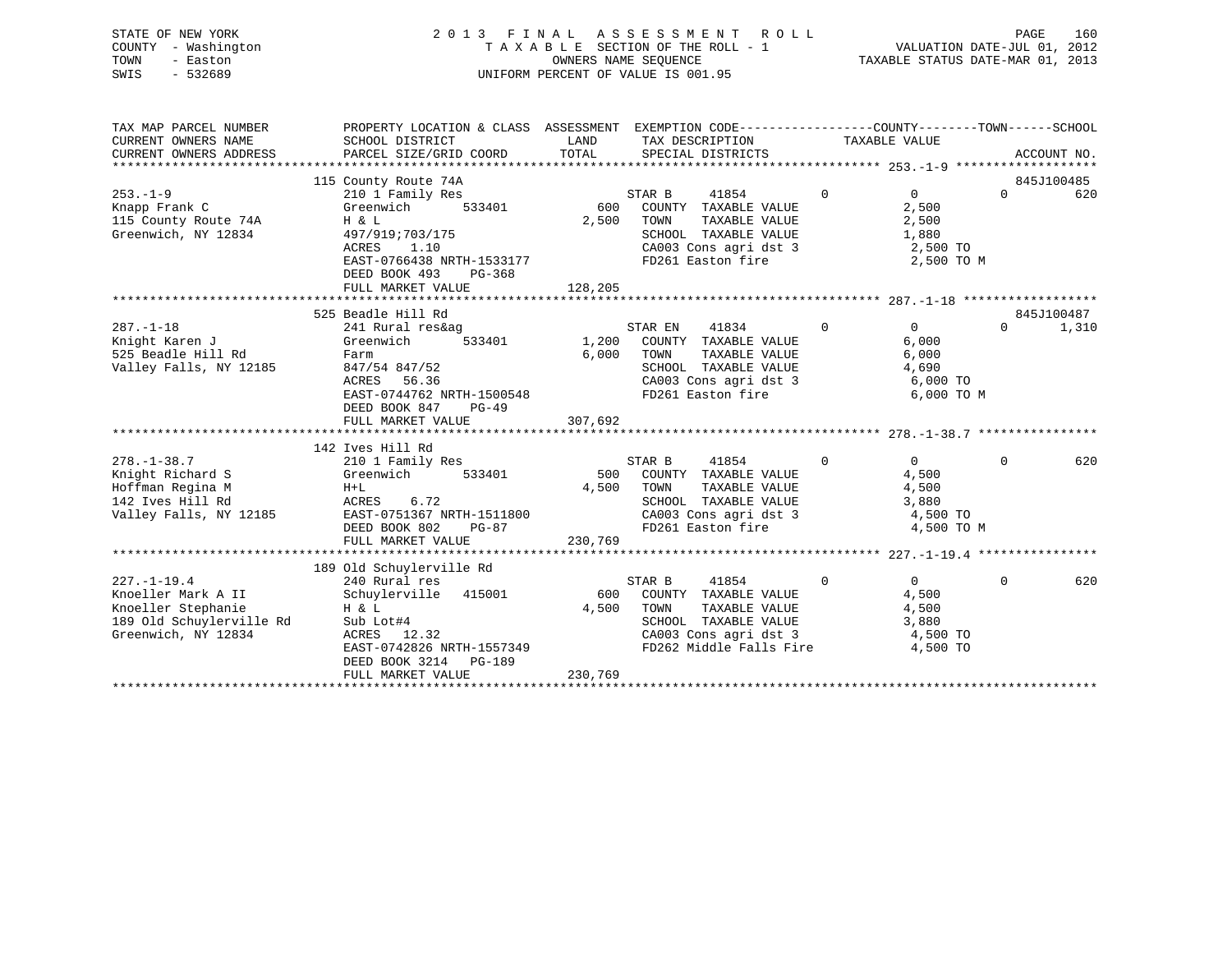STATE OF NEW YORK — COUNTY - Washington — TOWN - Easton — SWIS - 532689

# 2013 FINAL ASSESSMENT ROLL
TAXABLE SECTION OF THE ROLL - 1
OWNERS NAME SEQUENCE
UNIFORM PERCENT OF VALUE IS 001.95

VALUATION DATE-JUL 01, 2012
TAXABLE STATUS DATE-MAR 01, 2013

| TAX MAP PARCEL NUMBER / CURRENT OWNERS NAME / CURRENT OWNERS ADDRESS | PROPERTY LOCATION & CLASS / SCHOOL DISTRICT / PARCEL SIZE/GRID COORD | ASSESSMENT LAND / TOTAL | EXEMPTION CODE / TAX DESCRIPTION / SPECIAL DISTRICTS | COUNTY | TOWN | SCHOOL | TAXABLE VALUE | ACCOUNT NO. |
|---|---|---|---|---|---|---|---|---|
| 253.-1-9 | 115 County Route 74A | | | | | | | 845J100485 |
| 253.-1-9 | 210 1 Family Res | | STAR B 41854 | 0 | 0 | 0 | | 620 |
| Knapp Frank C | Greenwich 533401 | 600 | COUNTY TAXABLE VALUE | | | | 2,500 | |
| 115 County Route 74A | H & L | 2,500 | TOWN TAXABLE VALUE | | | | 2,500 | |
| Greenwich, NY 12834 | 497/919;703/175 | | SCHOOL TAXABLE VALUE | | | | 1,880 | |
| | ACRES 1.10 | | CA003 Cons agri dst 3 | | | | 2,500 TO | |
| | EAST-0766438 NRTH-1533177 | | FD261 Easton fire | | | | 2,500 TO M | |
| | DEED BOOK 493 PG-368 | | | | | | | |
| | FULL MARKET VALUE | 128,205 | | | | | | |
| 287.-1-18 | 525 Beadle Hill Rd | | | | | | | 845J100487 |
| 287.-1-18 | 241 Rural res&ag | | STAR EN 41834 | 0 | 0 | 0 | | 1,310 |
| Knight Karen J | Greenwich 533401 | 1,200 | COUNTY TAXABLE VALUE | | | | 6,000 | |
| 525 Beadle Hill Rd | Farm | 6,000 | TOWN TAXABLE VALUE | | | | 6,000 | |
| Valley Falls, NY 12185 | 847/54 847/52 | | SCHOOL TAXABLE VALUE | | | | 4,690 | |
| | ACRES 56.36 | | CA003 Cons agri dst 3 | | | | 6,000 TO | |
| | EAST-0744762 NRTH-1500548 | | FD261 Easton fire | | | | 6,000 TO M | |
| | DEED BOOK 847 PG-49 | | | | | | | |
| | FULL MARKET VALUE | 307,692 | | | | | | |
| 278.-1-38.7 | 142 Ives Hill Rd | | | | | | | |
| 278.-1-38.7 | 210 1 Family Res | | STAR B 41854 | 0 | 0 | 0 | | 620 |
| Knight Richard S | Greenwich 533401 | 500 | COUNTY TAXABLE VALUE | | | | 4,500 | |
| Hoffman Regina M | H+L | 4,500 | TOWN TAXABLE VALUE | | | | 4,500 | |
| 142 Ives Hill Rd | ACRES 6.72 | | SCHOOL TAXABLE VALUE | | | | 3,880 | |
| Valley Falls, NY 12185 | EAST-0751367 NRTH-1511800 | | CA003 Cons agri dst 3 | | | | 4,500 TO | |
| | DEED BOOK 802 PG-87 | | FD261 Easton fire | | | | 4,500 TO M | |
| | FULL MARKET VALUE | 230,769 | | | | | | |
| 227.-1-19.4 | 189 Old Schuylerville Rd | | | | | | | |
| 227.-1-19.4 | 240 Rural res | | STAR B 41854 | 0 | 0 | 0 | | 620 |
| Knoeller Mark A II | Schuylerville 415001 | 600 | COUNTY TAXABLE VALUE | | | | 4,500 | |
| Knoeller Stephanie | H & L | 4,500 | TOWN TAXABLE VALUE | | | | 4,500 | |
| 189 Old Schuylerville Rd | Sub Lot#4 | | SCHOOL TAXABLE VALUE | | | | 3,880 | |
| Greenwich, NY 12834 | ACRES 12.32 | | CA003 Cons agri dst 3 | | | | 4,500 TO | |
| | EAST-0742826 NRTH-1557349 | | FD262 Middle Falls Fire | | | | 4,500 TO | |
| | DEED BOOK 3214 PG-189 | | | | | | | |
| | FULL MARKET VALUE | 230,769 | | | | | | |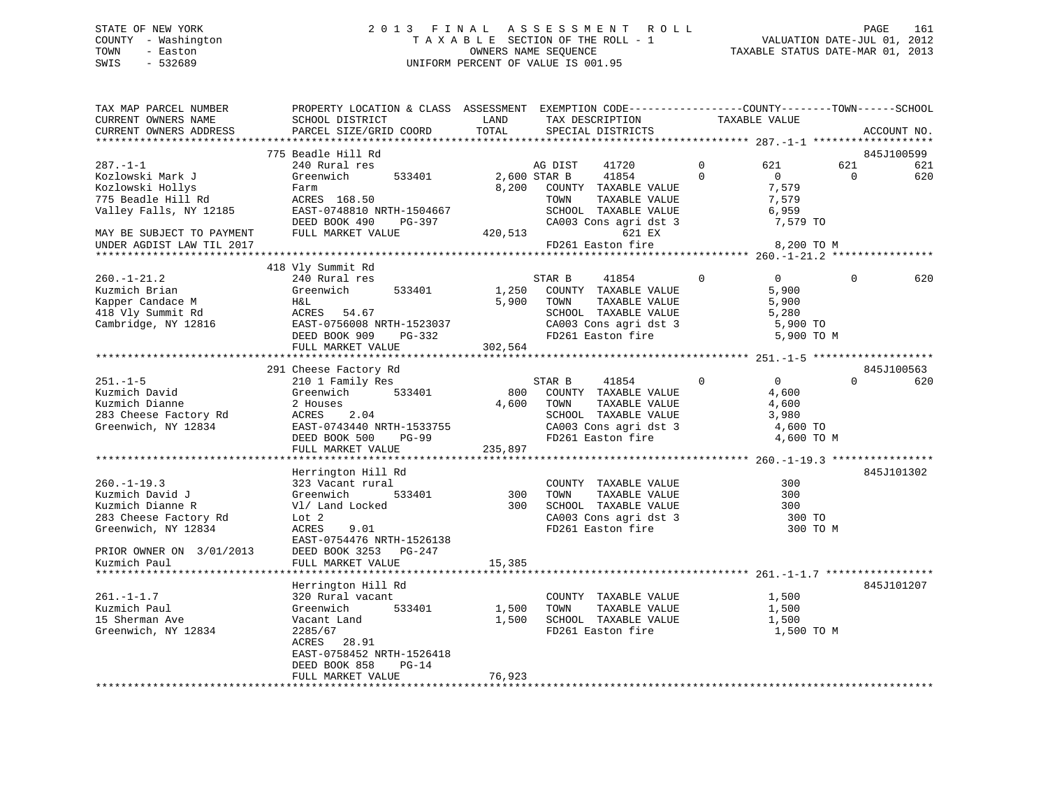STATE OF NEW YORK
COUNTY - Washington
TOWN - Easton
SWIS - 532689

2 0 1 3 F I N A L A S S E S S M E N T R O L L
T A X A B L E SECTION OF THE ROLL - 1
OWNERS NAME SEQUENCE
UNIFORM PERCENT OF VALUE IS 001.95

VALUATION DATE-JUL 01, 2012
TAXABLE STATUS DATE-MAR 01, 2013

```
TAX MAP PARCEL NUMBER          PROPERTY LOCATION & CLASS  ASSESSMENT  EXEMPTION CODE------------------COUNTY--------TOWN------SCHOOL
CURRENT OWNERS NAME            SCHOOL DISTRICT               LAND      TAX DESCRIPTION            TAXABLE VALUE
CURRENT OWNERS ADDRESS         PARCEL SIZE/GRID COORD        TOTAL     SPECIAL DISTRICTS                                    ACCOUNT NO.
******************************************************************************************************* 287.-1-1 *******************
                               775 Beadle Hill Rd                                                                            845J100599
287.-1-1                       240 Rural res                      AG DIST    41720         0          621         621          621
Kozlowski Mark J               Greenwich       533401       2,600 STAR B     41854         0            0           0          620
Kozlowski Hollys               Farm                         8,200   COUNTY  TAXABLE VALUE            7,579
775 Beadle Hill Rd             ACRES  168.50                        TOWN    TAXABLE VALUE            7,579
Valley Falls, NY 12185         EAST-0748810 NRTH-1504667            SCHOOL  TAXABLE VALUE            6,959
                               DEED BOOK 490     PG-397             CA003 Cons agri dst 3             7,579 TO
MAY BE SUBJECT TO PAYMENT      FULL MARKET VALUE          420,513                  621 EX
UNDER AGDIST LAW TIL 2017                                           FD261 Easton fire                 8,200 TO M
******************************************************************************************************* 260.-1-21.2 ****************
                               418 Vly Summit Rd
260.-1-21.2                    240 Rural res                      STAR B     41854         0            0           0          620
Kuzmich Brian                  Greenwich       533401       1,250   COUNTY  TAXABLE VALUE            5,900
Kapper Candace M               H&L                          5,900   TOWN    TAXABLE VALUE            5,900
418 Vly Summit Rd              ACRES   54.67                        SCHOOL  TAXABLE VALUE            5,280
Cambridge, NY 12816            EAST-0756008 NRTH-1523037            CA003 Cons agri dst 3             5,900 TO
                               DEED BOOK 909     PG-332             FD261 Easton fire                 5,900 TO M
                               FULL MARKET VALUE          302,564
******************************************************************************************************* 251.-1-5 *******************
                               291 Cheese Factory Rd                                                                         845J100563
251.-1-5                       210 1 Family Res                   STAR B     41854         0            0           0          620
Kuzmich David                  Greenwich       533401         800   COUNTY  TAXABLE VALUE            4,600
Kuzmich Dianne                 2 Houses                     4,600   TOWN    TAXABLE VALUE            4,600
283 Cheese Factory Rd          ACRES    2.04                        SCHOOL  TAXABLE VALUE            3,980
Greenwich, NY 12834            EAST-0743440 NRTH-1533755            CA003 Cons agri dst 3             4,600 TO
                               DEED BOOK 500     PG-99              FD261 Easton fire                 4,600 TO M
                               FULL MARKET VALUE          235,897
******************************************************************************************************* 260.-1-19.3 ****************
                               Herrington Hill Rd                                                                            845J101302
260.-1-19.3                    323 Vacant rural                     COUNTY  TAXABLE VALUE              300
Kuzmich David J                Greenwich       533401         300   TOWN    TAXABLE VALUE              300
Kuzmich Dianne R               Vl/ Land Locked                300   SCHOOL  TAXABLE VALUE              300
283 Cheese Factory Rd          Lot 2                                CA003 Cons agri dst 3               300 TO
Greenwich, NY 12834            ACRES    9.01                        FD261 Easton fire                   300 TO M
                               EAST-0754476 NRTH-1526138
PRIOR OWNER ON  3/01/2013      DEED BOOK 3253    PG-247
Kuzmich Paul                   FULL MARKET VALUE           15,385
******************************************************************************************************* 261.-1-1.7 *****************
                               Herrington Hill Rd                                                                            845J101207
261.-1-1.7                     320 Rural vacant                     COUNTY  TAXABLE VALUE            1,500
Kuzmich Paul                   Greenwich       533401       1,500   TOWN    TAXABLE VALUE            1,500
15 Sherman Ave                 Vacant Land                  1,500   SCHOOL  TAXABLE VALUE            1,500
Greenwich, NY 12834            2285/67                              FD261 Easton fire                 1,500 TO M
                               ACRES   28.91
                               EAST-0758452 NRTH-1526418
                               DEED BOOK 858     PG-14
                               FULL MARKET VALUE           76,923
************************************************************************************************************************************
```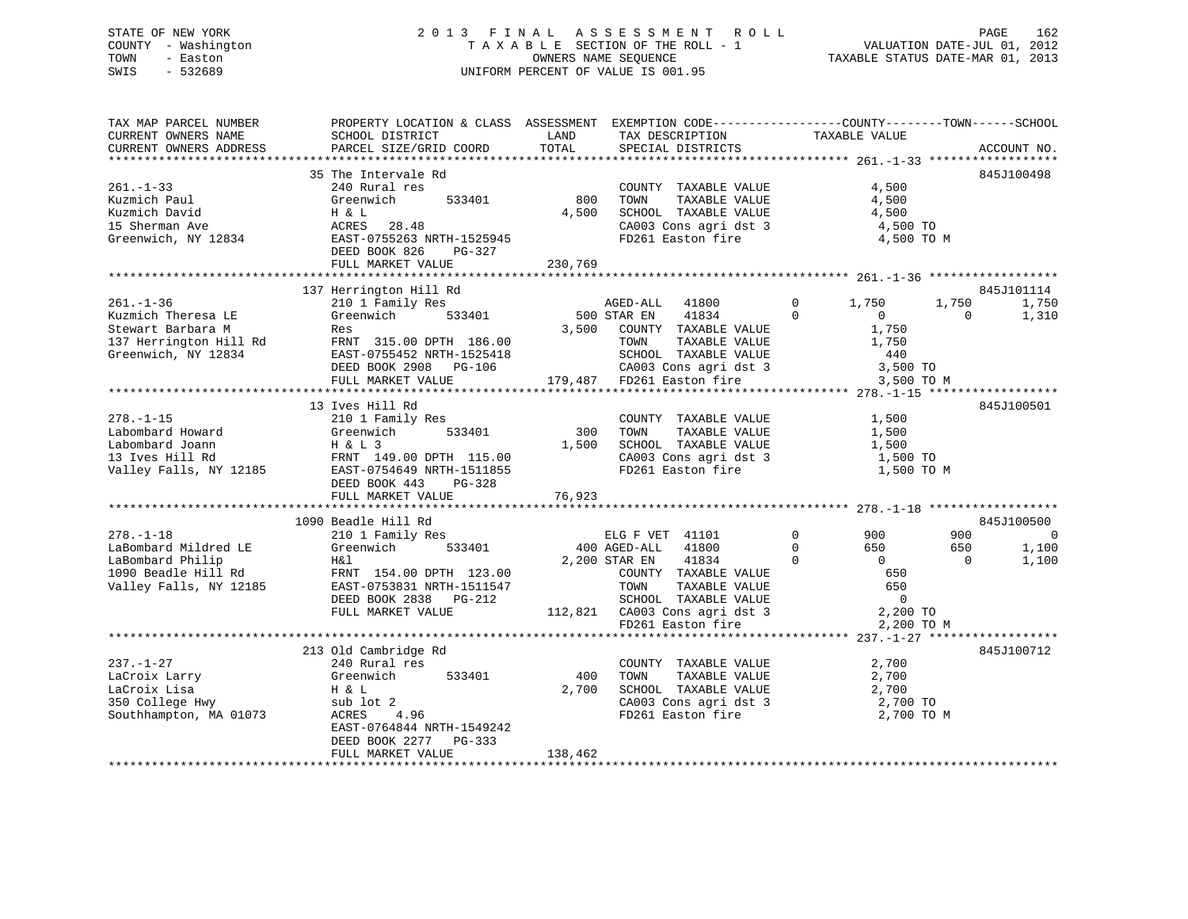STATE OF NEW YORK
COUNTY - Washington
TOWN - Easton
SWIS - 532689

2013 FINAL ASSESSMENT ROLL
TAXABLE SECTION OF THE ROLL - 1
OWNERS NAME SEQUENCE
UNIFORM PERCENT OF VALUE IS 001.95

VALUATION DATE-JUL 01, 2012
TAXABLE STATUS DATE-MAR 01, 2013

```
TAX MAP PARCEL NUMBER     PROPERTY LOCATION & CLASS  ASSESSMENT  EXEMPTION CODE-----------------COUNTY--------TOWN------SCHOOL
CURRENT OWNERS NAME       SCHOOL DISTRICT               LAND      TAX DESCRIPTION            TAXABLE VALUE
CURRENT OWNERS ADDRESS    PARCEL SIZE/GRID COORD        TOTAL     SPECIAL DISTRICTS                                      ACCOUNT NO.
******************************************************************************************************* 261.-1-33 ******************
                          35 The Intervale Rd                                                                           845J100498
261.-1-33                 240 Rural res                           COUNTY  TAXABLE VALUE             4,500
Kuzmich Paul              Greenwich        533401         800     TOWN    TAXABLE VALUE             4,500
Kuzmich David             H & L                         4,500     SCHOOL  TAXABLE VALUE             4,500
15 Sherman Ave            ACRES   28.48                           CA003 Cons agri dst 3              4,500 TO
Greenwich, NY 12834       EAST-0755263 NRTH-1525945               FD261 Easton fire                  4,500 TO M
                          DEED BOOK 826    PG-327
                          FULL MARKET VALUE           230,769
******************************************************************************************************* 261.-1-36 ******************
                          137 Herrington Hill Rd                                                                        845J101114
261.-1-36                 210 1 Family Res                       AGED-ALL   41800          0       1,750       1,750       1,750
Kuzmich Theresa LE        Greenwich        533401         500 STAR EN    41834          0           0           0       1,310
Stewart Barbara M         Res                           3,500   COUNTY  TAXABLE VALUE             1,750
137 Herrington Hill Rd    FRNT 315.00 DPTH 186.00                TOWN    TAXABLE VALUE             1,750
Greenwich, NY 12834       EAST-0755452 NRTH-1525418              SCHOOL  TAXABLE VALUE               440
                          DEED BOOK 2908   PG-106                CA003 Cons agri dst 3              3,500 TO
                          FULL MARKET VALUE           179,487   FD261 Easton fire                  3,500 TO M
******************************************************************************************************* 278.-1-15 ******************
                          13 Ives Hill Rd                                                                               845J100501
278.-1-15                 210 1 Family Res                       COUNTY  TAXABLE VALUE             1,500
Labombard Howard          Greenwich        533401         300    TOWN    TAXABLE VALUE             1,500
Labombard Joann           H & L 3                       1,500    SCHOOL  TAXABLE VALUE             1,500
13 Ives Hill Rd           FRNT 149.00 DPTH 115.00                CA003 Cons agri dst 3              1,500 TO
Valley Falls, NY 12185    EAST-0754649 NRTH-1511855              FD261 Easton fire                  1,500 TO M
                          DEED BOOK 443    PG-328
                          FULL MARKET VALUE            76,923
******************************************************************************************************* 278.-1-18 ******************
                          1090 Beadle Hill Rd                                                                           845J100500
278.-1-18                 210 1 Family Res                       ELG F VET  41101          0         900         900           0
LaBombard Mildred LE      Greenwich        533401         400 AGED-ALL   41800          0         650         650       1,100
LaBombard Philip          H&l                           2,200 STAR EN    41834          0           0           0       1,100
1090 Beadle Hill Rd       FRNT 154.00 DPTH 123.00                COUNTY  TAXABLE VALUE               650
Valley Falls, NY 12185    EAST-0753831 NRTH-1511547              TOWN    TAXABLE VALUE               650
                          DEED BOOK 2838   PG-212                SCHOOL  TAXABLE VALUE                 0
                          FULL MARKET VALUE           112,821   CA003 Cons agri dst 3              2,200 TO
                                                                 FD261 Easton fire                  2,200 TO M
******************************************************************************************************* 237.-1-27 ******************
                          213 Old Cambridge Rd                                                                          845J100712
237.-1-27                 240 Rural res                          COUNTY  TAXABLE VALUE             2,700
LaCroix Larry             Greenwich        533401         400    TOWN    TAXABLE VALUE             2,700
LaCroix Lisa              H & L                         2,700    SCHOOL  TAXABLE VALUE             2,700
350 College Hwy           sub lot 2                              CA003 Cons agri dst 3              2,700 TO
Southhampton, MA 01073    ACRES    4.96                          FD261 Easton fire                  2,700 TO M
                          EAST-0764844 NRTH-1549242
                          DEED BOOK 2277   PG-333
                          FULL MARKET VALUE           138,462
************************************************************************************************************************************
```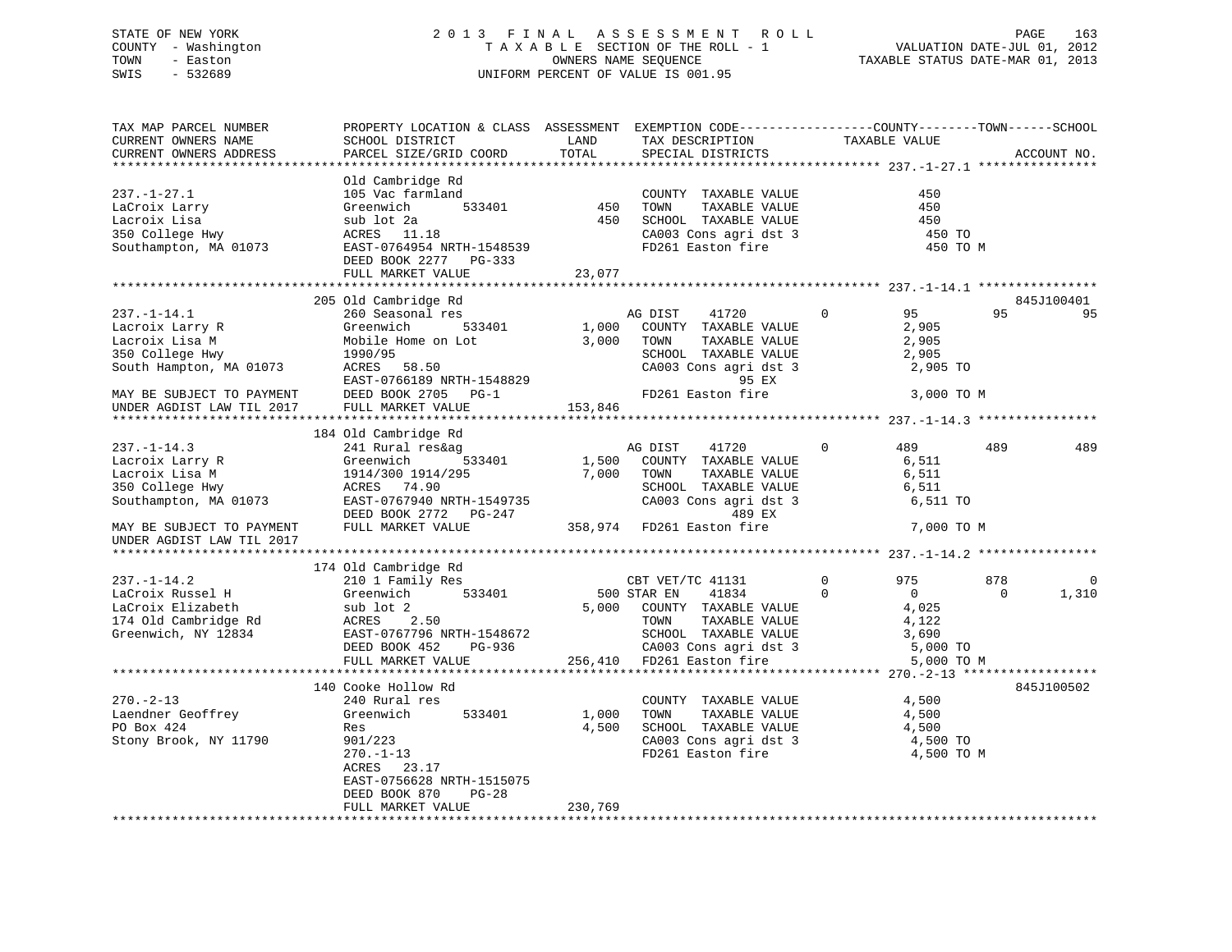STATE OF NEW YORK
COUNTY - Washington
TOWN - Easton
SWIS - 532689

2 0 1 3 F I N A L A S S E S S M E N T R O L L
T A X A B L E SECTION OF THE ROLL - 1
OWNERS NAME SEQUENCE
UNIFORM PERCENT OF VALUE IS 001.95

VALUATION DATE-JUL 01, 2012
TAXABLE STATUS DATE-MAR 01, 2013

```
TAX MAP PARCEL NUMBER          PROPERTY LOCATION & CLASS  ASSESSMENT  EXEMPTION CODE------------------COUNTY--------TOWN------SCHOOL
CURRENT OWNERS NAME            SCHOOL DISTRICT               LAND      TAX DESCRIPTION              TAXABLE VALUE
CURRENT OWNERS ADDRESS         PARCEL SIZE/GRID COORD        TOTAL     SPECIAL DISTRICTS                                    ACCOUNT NO.
******************************************************************************************************* 237.-1-27.1 ****************
                               Old Cambridge Rd
237.-1-27.1                    105 Vac farmland                        COUNTY  TAXABLE VALUE             450
LaCroix Larry                  Greenwich        533401         450     TOWN    TAXABLE VALUE             450
Lacroix Lisa                   sub lot 2a                      450     SCHOOL  TAXABLE VALUE             450
350 College Hwy                ACRES   11.18                           CA003 Cons agri dst 3              450 TO
Southampton, MA 01073          EAST-0764954 NRTH-1548539               FD261 Easton fire                  450 TO M
                               DEED BOOK 2277   PG-333
                               FULL MARKET VALUE            23,077
******************************************************************************************************* 237.-1-14.1 ****************
                               205 Old Cambridge Rd                                                                    845J100401
237.-1-14.1                    260 Seasonal res                        AG DIST    41720          0         95          95          95
Lacroix Larry R                Greenwich        533401       1,000     COUNTY  TAXABLE VALUE           2,905
Lacroix Lisa M                 Mobile Home on Lot            3,000     TOWN    TAXABLE VALUE           2,905
350 College Hwy                1990/95                                 SCHOOL  TAXABLE VALUE           2,905
South Hampton, MA 01073        ACRES   58.50                           CA003 Cons agri dst 3            2,905 TO
                               EAST-0766189 NRTH-1548829                             95 EX
MAY BE SUBJECT TO PAYMENT      DEED BOOK 2705   PG-1                   FD261 Easton fire                3,000 TO M
UNDER AGDIST LAW TIL 2017      FULL MARKET VALUE           153,846
******************************************************************************************************* 237.-1-14.3 ****************
                               184 Old Cambridge Rd
237.-1-14.3                    241 Rural res&ag                        AG DIST    41720          0        489         489         489
Lacroix Larry R                Greenwich        533401       1,500     COUNTY  TAXABLE VALUE           6,511
Lacroix Lisa M                 1914/300 1914/295             7,000     TOWN    TAXABLE VALUE           6,511
350 College Hwy                ACRES   74.90                           SCHOOL  TAXABLE VALUE           6,511
Southampton, MA 01073          EAST-0767940 NRTH-1549735               CA003 Cons agri dst 3            6,511 TO
                               DEED BOOK 2772   PG-247                              489 EX
MAY BE SUBJECT TO PAYMENT      FULL MARKET VALUE           358,974     FD261 Easton fire                7,000 TO M
UNDER AGDIST LAW TIL 2017
******************************************************************************************************* 237.-1-14.2 ****************
                               174 Old Cambridge Rd
237.-1-14.2                    210 1 Family Res                        CBT VET/TC 41131          0        975         878           0
LaCroix Russel H               Greenwich        533401         500 STAR EN     41834          0          0           0       1,310
LaCroix Elizabeth              sub lot 2                     5,000     COUNTY  TAXABLE VALUE           4,025
174 Old Cambridge Rd           ACRES    2.50                           TOWN    TAXABLE VALUE           4,122
Greenwich, NY 12834            EAST-0767796 NRTH-1548672               SCHOOL  TAXABLE VALUE           3,690
                               DEED BOOK 452    PG-936                 CA003 Cons agri dst 3            5,000 TO
                               FULL MARKET VALUE           256,410     FD261 Easton fire                5,000 TO M
******************************************************************************************************* 270.-2-13 ******************
                               140 Cooke Hollow Rd                                                                     845J100502
270.-2-13                      240 Rural res                           COUNTY  TAXABLE VALUE           4,500
Laendner Geoffrey              Greenwich        533401       1,000     TOWN    TAXABLE VALUE           4,500
PO Box 424                     Res                           4,500     SCHOOL  TAXABLE VALUE           4,500
Stony Brook, NY 11790          901/223                                 CA003 Cons agri dst 3            4,500 TO
                               270.-1-13                               FD261 Easton fire                4,500 TO M
                               ACRES   23.17
                               EAST-0756628 NRTH-1515075
                               DEED BOOK 870    PG-28
                               FULL MARKET VALUE           230,769
************************************************************************************************************************************
```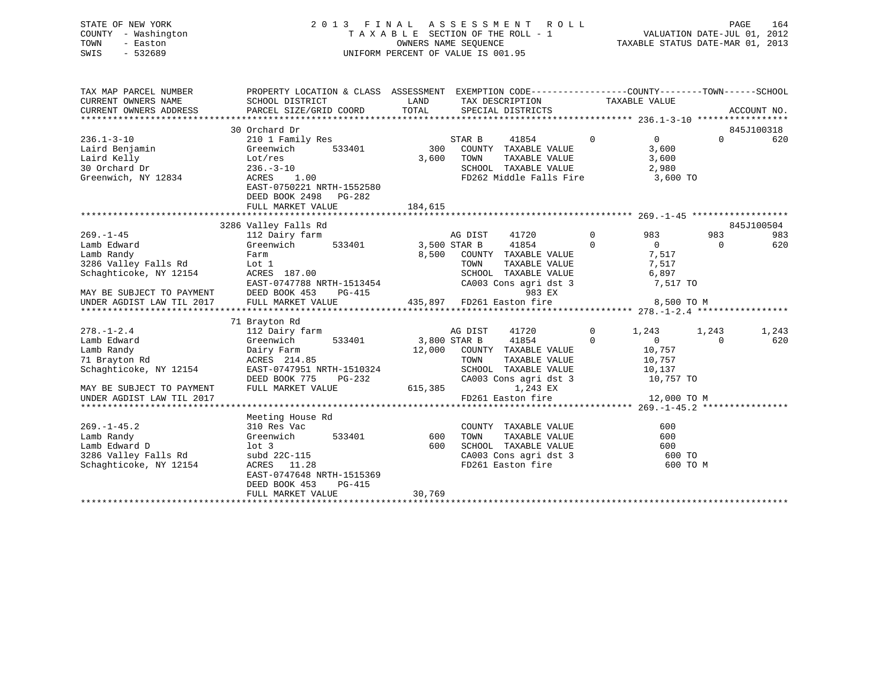STATE OF NEW YORK
COUNTY - Washington
TOWN - Easton
SWIS - 532689

# 2013 FINAL ASSESSMENT ROLL

TAXABLE SECTION OF THE ROLL - 1
OWNERS NAME SEQUENCE
UNIFORM PERCENT OF VALUE IS 001.95

VALUATION DATE-JUL 01, 2012
TAXABLE STATUS DATE-MAR 01, 2013

```
TAX MAP PARCEL NUMBER          PROPERTY LOCATION & CLASS  ASSESSMENT  EXEMPTION CODE------------------COUNTY--------TOWN------SCHOOL
CURRENT OWNERS NAME            SCHOOL DISTRICT               LAND      TAX DESCRIPTION            TAXABLE VALUE
CURRENT OWNERS ADDRESS         PARCEL SIZE/GRID COORD        TOTAL     SPECIAL DISTRICTS                                       ACCOUNT NO.
******************************************************************************************************* 236.1-3-10 *****************
                               30 Orchard Dr                                                                                845J100318
236.1-3-10                     210 1 Family Res                        STAR B    41854         0         0            0          620
Laird Benjamin                 Greenwich       533401          300     COUNTY  TAXABLE VALUE             3,600
Laird Kelly                    Lot/res                       3,600     TOWN    TAXABLE VALUE             3,600
30 Orchard Dr                  236.-3-10                               SCHOOL  TAXABLE VALUE             2,980
Greenwich, NY 12834            ACRES    1.00                           FD262 Middle Falls Fire             3,600 TO
                               EAST-0750221 NRTH-1552580
                               DEED BOOK 2498   PG-282
                               FULL MARKET VALUE             184,615
******************************************************************************************************* 269.-1-45 ******************
                               3286 Valley Falls Rd                                                                         845J100504
269.-1-45                      112 Dairy farm                          AG DIST   41720         0       983          983          983
Lamb Edward                    Greenwich       533401        3,500 STAR B    41854         0         0            0          620
Lamb Randy                     Farm                          8,500     COUNTY  TAXABLE VALUE             7,517
3286 Valley Falls Rd           Lot 1                                   TOWN    TAXABLE VALUE             7,517
Schaghticoke, NY 12154         ACRES  187.00                           SCHOOL  TAXABLE VALUE             6,897
                               EAST-0747788 NRTH-1513454               CA003 Cons agri dst 3               7,517 TO
MAY BE SUBJECT TO PAYMENT      DEED BOOK 453    PG-415                              983 EX
UNDER AGDIST LAW TIL 2017      FULL MARKET VALUE             435,897   FD261 Easton fire                   8,500 TO M
******************************************************************************************************* 278.-1-2.4 *****************
                               71 Brayton Rd
278.-1-2.4                     112 Dairy farm                          AG DIST   41720         0     1,243        1,243        1,243
Lamb Edward                    Greenwich       533401        3,800 STAR B    41854         0         0            0          620
Lamb Randy                     Dairy Farm                   12,000     COUNTY  TAXABLE VALUE            10,757
71 Brayton Rd                  ACRES  214.85                           TOWN    TAXABLE VALUE            10,757
Schaghticoke, NY 12154         EAST-0747951 NRTH-1510324               SCHOOL  TAXABLE VALUE            10,137
                               DEED BOOK 775    PG-232                 CA003 Cons agri dst 3              10,757 TO
MAY BE SUBJECT TO PAYMENT      FULL MARKET VALUE             615,385              1,243 EX
UNDER AGDIST LAW TIL 2017                                              FD261 Easton fire                  12,000 TO M
******************************************************************************************************* 269.-1-45.2 ****************
                               Meeting House Rd
269.-1-45.2                    310 Res Vac                             COUNTY  TAXABLE VALUE               600
Lamb Randy                     Greenwich       533401          600     TOWN    TAXABLE VALUE               600
Lamb Edward D                  lot 3                           600     SCHOOL  TAXABLE VALUE               600
3286 Valley Falls Rd           subd 22C-115                            CA003 Cons agri dst 3                 600 TO
Schaghticoke, NY 12154         ACRES   11.28                           FD261 Easton fire                     600 TO M
                               EAST-0747648 NRTH-1515369
                               DEED BOOK 453    PG-415
                               FULL MARKET VALUE              30,769
************************************************************************************************************************************
```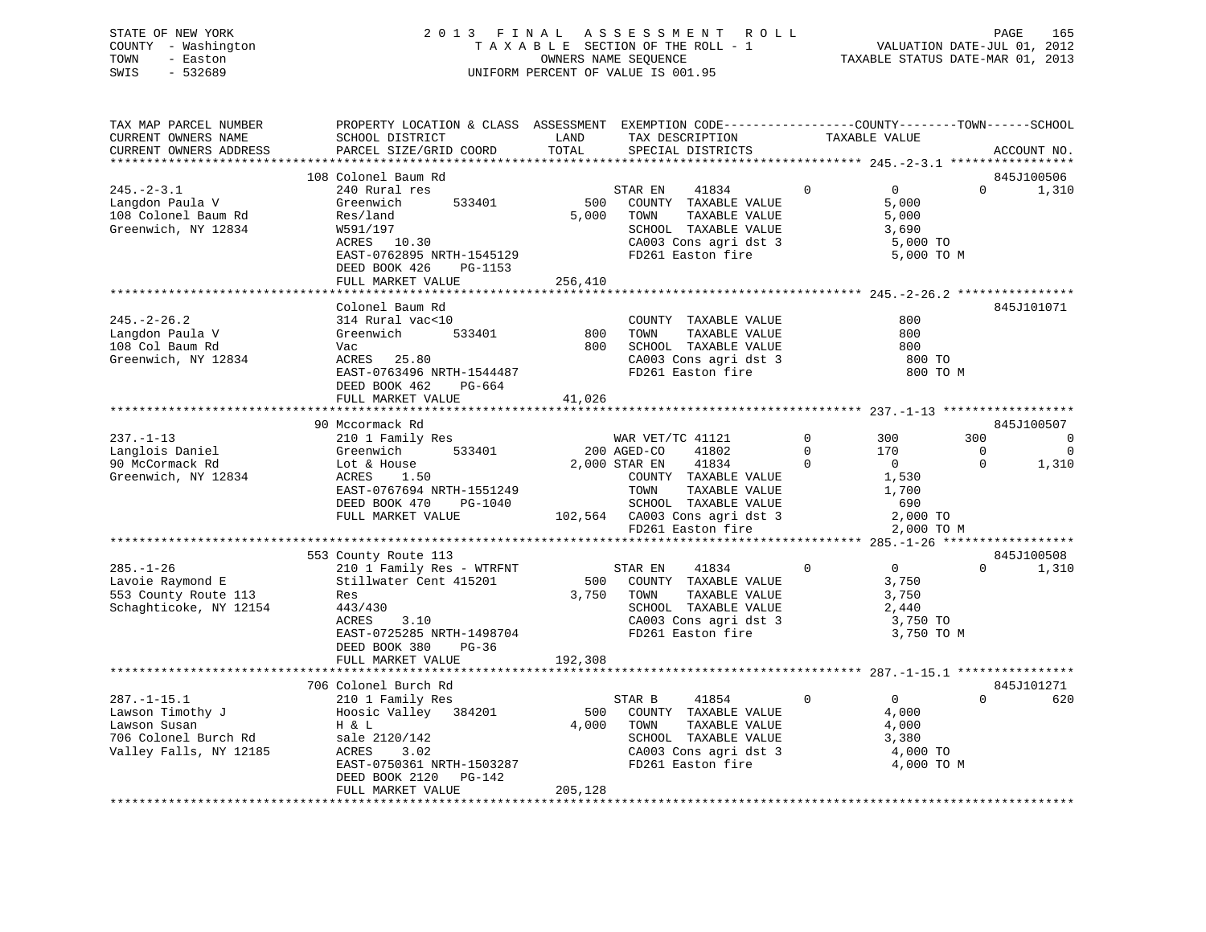STATE OF NEW YORK
COUNTY - Washington
TOWN - Easton
SWIS - 532689

2 0 1 3 F I N A L A S S E S S M E N T R O L L
T A X A B L E SECTION OF THE ROLL - 1
OWNERS NAME SEQUENCE
UNIFORM PERCENT OF VALUE IS 001.95

VALUATION DATE-JUL 01, 2012
TAXABLE STATUS DATE-MAR 01, 2013

```
TAX MAP PARCEL NUMBER          PROPERTY LOCATION & CLASS  ASSESSMENT  EXEMPTION CODE-----------------COUNTY--------TOWN------SCHOOL
CURRENT OWNERS NAME            SCHOOL DISTRICT               LAND      TAX DESCRIPTION            TAXABLE VALUE
CURRENT OWNERS ADDRESS         PARCEL SIZE/GRID COORD        TOTAL     SPECIAL DISTRICTS                                  ACCOUNT NO.
****************************************************************************************************** 245.-2-3.1 *****************
                               108 Colonel Baum Rd                                                                        845J100506
245.-2-3.1                     240 Rural res                        STAR EN    41834         0           0           0       1,310
Langdon Paula V                Greenwich        533401        500    COUNTY  TAXABLE VALUE                5,000
108 Colonel Baum Rd            Res/land                     5,000    TOWN    TAXABLE VALUE                5,000
Greenwich, NY 12834            W591/197                              SCHOOL  TAXABLE VALUE                3,690
                               ACRES  10.30                          CA003 Cons agri dst 3                5,000 TO
                               EAST-0762895 NRTH-1545129             FD261 Easton fire                    5,000 TO M
                               DEED BOOK 426    PG-1153
                               FULL MARKET VALUE          256,410
****************************************************************************************************** 245.-2-26.2 ****************
                               Colonel Baum Rd                                                                            845J101071
245.-2-26.2                    314 Rural vac<10                      COUNTY  TAXABLE VALUE                  800
Langdon Paula V                Greenwich        533401        800    TOWN    TAXABLE VALUE                  800
108 Col Baum Rd                Vac                            800    SCHOOL  TAXABLE VALUE                  800
Greenwich, NY 12834            ACRES  25.80                          CA003 Cons agri dst 3                  800 TO
                               EAST-0763496 NRTH-1544487             FD261 Easton fire                      800 TO M
                               DEED BOOK 462    PG-664
                               FULL MARKET VALUE           41,026
****************************************************************************************************** 237.-1-13 ******************
                               90 Mccormack Rd                                                                            845J100507
237.-1-13                      210 1 Family Res                     WAR VET/TC 41121         0         300         300           0
Langlois Daniel                Greenwich        533401        200 AGED-CO    41802         0         170           0           0
90 McCormack Rd                Lot & House                  2,000 STAR EN    41834         0           0           0       1,310
Greenwich, NY 12834            ACRES   1.50                          COUNTY  TAXABLE VALUE                1,530
                               EAST-0767694 NRTH-1551249             TOWN    TAXABLE VALUE                1,700
                               DEED BOOK 470    PG-1040              SCHOOL  TAXABLE VALUE                  690
                               FULL MARKET VALUE          102,564    CA003 Cons agri dst 3                2,000 TO
                                                                     FD261 Easton fire                    2,000 TO M
****************************************************************************************************** 285.-1-26 ******************
                               553 County Route 113                                                                       845J100508
285.-1-26                      210 1 Family Res - WTRFNT            STAR EN    41834         0           0           0       1,310
Lavoie Raymond E               Stillwater Cent 415201         500    COUNTY  TAXABLE VALUE                3,750
553 County Route 113           Res                          3,750    TOWN    TAXABLE VALUE                3,750
Schaghticoke, NY 12154         443/430                               SCHOOL  TAXABLE VALUE                2,440
                               ACRES   3.10                          CA003 Cons agri dst 3                3,750 TO
                               EAST-0725285 NRTH-1498704             FD261 Easton fire                    3,750 TO M
                               DEED BOOK 380    PG-36
                               FULL MARKET VALUE          192,308
****************************************************************************************************** 287.-1-15.1 ****************
                               706 Colonel Burch Rd                                                                       845J101271
287.-1-15.1                    210 1 Family Res                     STAR B     41854         0           0           0         620
Lawson Timothy J               Hoosic Valley  384201          500    COUNTY  TAXABLE VALUE                4,000
Lawson Susan                   H & L                        4,000    TOWN    TAXABLE VALUE                4,000
706 Colonel Burch Rd           sale 2120/142                         SCHOOL  TAXABLE VALUE                3,380
Valley Falls, NY 12185         ACRES   3.02                          CA003 Cons agri dst 3                4,000 TO
                               EAST-0750361 NRTH-1503287             FD261 Easton fire                    4,000 TO M
                               DEED BOOK 2120   PG-142
                               FULL MARKET VALUE          205,128
************************************************************************************************************************************
```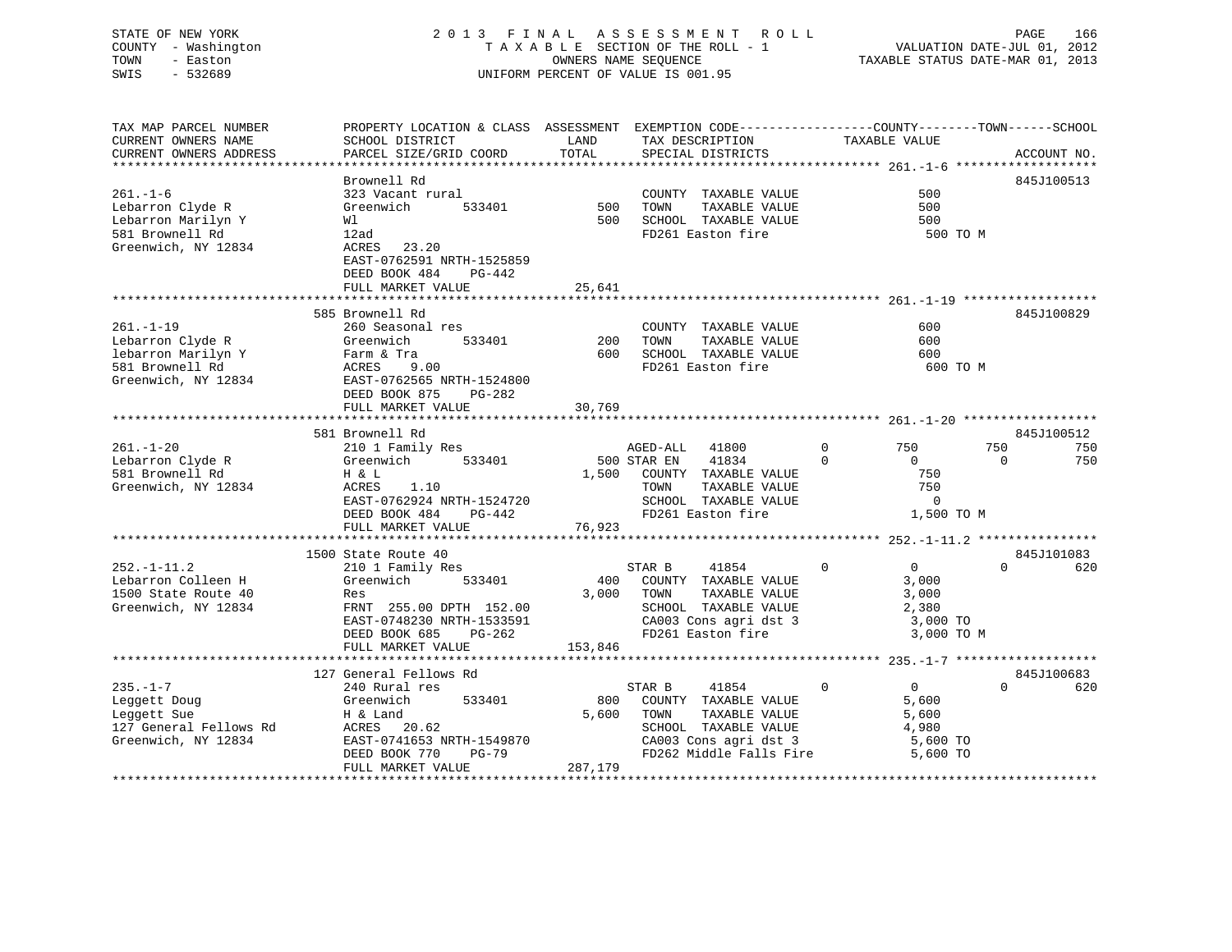STATE OF NEW YORK — 2013 FINAL ASSESSMENT ROLL
COUNTY - Washington — TAXABLE SECTION OF THE ROLL - 1 — VALUATION DATE-JUL 01, 2012
TOWN - Easton — OWNERS NAME SEQUENCE — TAXABLE STATUS DATE-MAR 01, 2013
SWIS - 532689 — UNIFORM PERCENT OF VALUE IS 001.95

```
TAX MAP PARCEL NUMBER          PROPERTY LOCATION & CLASS  ASSESSMENT  EXEMPTION CODE------------------COUNTY--------TOWN------SCHOOL
CURRENT OWNERS NAME            SCHOOL DISTRICT               LAND      TAX DESCRIPTION            TAXABLE VALUE
CURRENT OWNERS ADDRESS         PARCEL SIZE/GRID COORD        TOTAL     SPECIAL DISTRICTS                                      ACCOUNT NO.
******************************************************************************************************* 261.-1-6 *******************
                               Brownell Rd                                                                                845J100513
261.-1-6                       323 Vacant rural                     COUNTY  TAXABLE VALUE              500
Lebarron Clyde R               Greenwich        533401        500   TOWN    TAXABLE VALUE              500
Lebarron Marilyn Y             Wl                             500   SCHOOL  TAXABLE VALUE              500
581 Brownell Rd                12ad                                 FD261 Easton fire                   500 TO M
Greenwich, NY 12834            ACRES   23.20
                               EAST-0762591 NRTH-1525859
                               DEED BOOK 484    PG-442
                               FULL MARKET VALUE           25,641
******************************************************************************************************* 261.-1-19 ******************
                           585 Brownell Rd                                                                                845J100829
261.-1-19                      260 Seasonal res                     COUNTY  TAXABLE VALUE              600
Lebarron Clyde R               Greenwich        533401        200   TOWN    TAXABLE VALUE              600
lebarron Marilyn Y             Farm & Tra                     600   SCHOOL  TAXABLE VALUE              600
581 Brownell Rd                ACRES    9.00                        FD261 Easton fire                   600 TO M
Greenwich, NY 12834            EAST-0762565 NRTH-1524800
                               DEED BOOK 875    PG-282
                               FULL MARKET VALUE           30,769
******************************************************************************************************* 261.-1-20 ******************
                           581 Brownell Rd                                                                                845J100512
261.-1-20                      210 1 Family Res                     AGED-ALL    41800        0        750          750          750
Lebarron Clyde R               Greenwich        533401        500 STAR EN     41834        0          0            0          750
581 Brownell Rd                H & L                        1,500   COUNTY  TAXABLE VALUE              750
Greenwich, NY 12834            ACRES    1.10                        TOWN    TAXABLE VALUE              750
                               EAST-0762924 NRTH-1524720            SCHOOL  TAXABLE VALUE                0
                               DEED BOOK 484    PG-442              FD261 Easton fire                 1,500 TO M
                               FULL MARKET VALUE           76,923
******************************************************************************************************* 252.-1-11.2 ****************
                          1500 State Route 40                                                                             845J101083
252.-1-11.2                    210 1 Family Res                     STAR B      41854        0          0            0          620
Lebarron Colleen H             Greenwich        533401        400   COUNTY  TAXABLE VALUE            3,000
1500 State Route 40            Res                          3,000   TOWN    TAXABLE VALUE            3,000
Greenwich, NY 12834            FRNT 255.00 DPTH 152.00              SCHOOL  TAXABLE VALUE            2,380
                               EAST-0748230 NRTH-1533591            CA003 Cons agri dst 3             3,000 TO
                               DEED BOOK 685    PG-262              FD261 Easton fire                 3,000 TO M
                               FULL MARKET VALUE          153,846
******************************************************************************************************* 235.-1-7 *******************
                           127 General Fellows Rd                                                                         845J100683
235.-1-7                       240 Rural res                        STAR B      41854        0          0            0          620
Leggett Doug                   Greenwich        533401        800   COUNTY  TAXABLE VALUE            5,600
Leggett Sue                    H & Land                     5,600   TOWN    TAXABLE VALUE            5,600
127 General Fellows Rd         ACRES   20.62                        SCHOOL  TAXABLE VALUE            4,980
Greenwich, NY 12834            EAST-0741653 NRTH-1549870            CA003 Cons agri dst 3             5,600 TO
                               DEED BOOK 770    PG-79               FD262 Middle Falls Fire           5,600 TO
                               FULL MARKET VALUE          287,179
************************************************************************************************************************************
```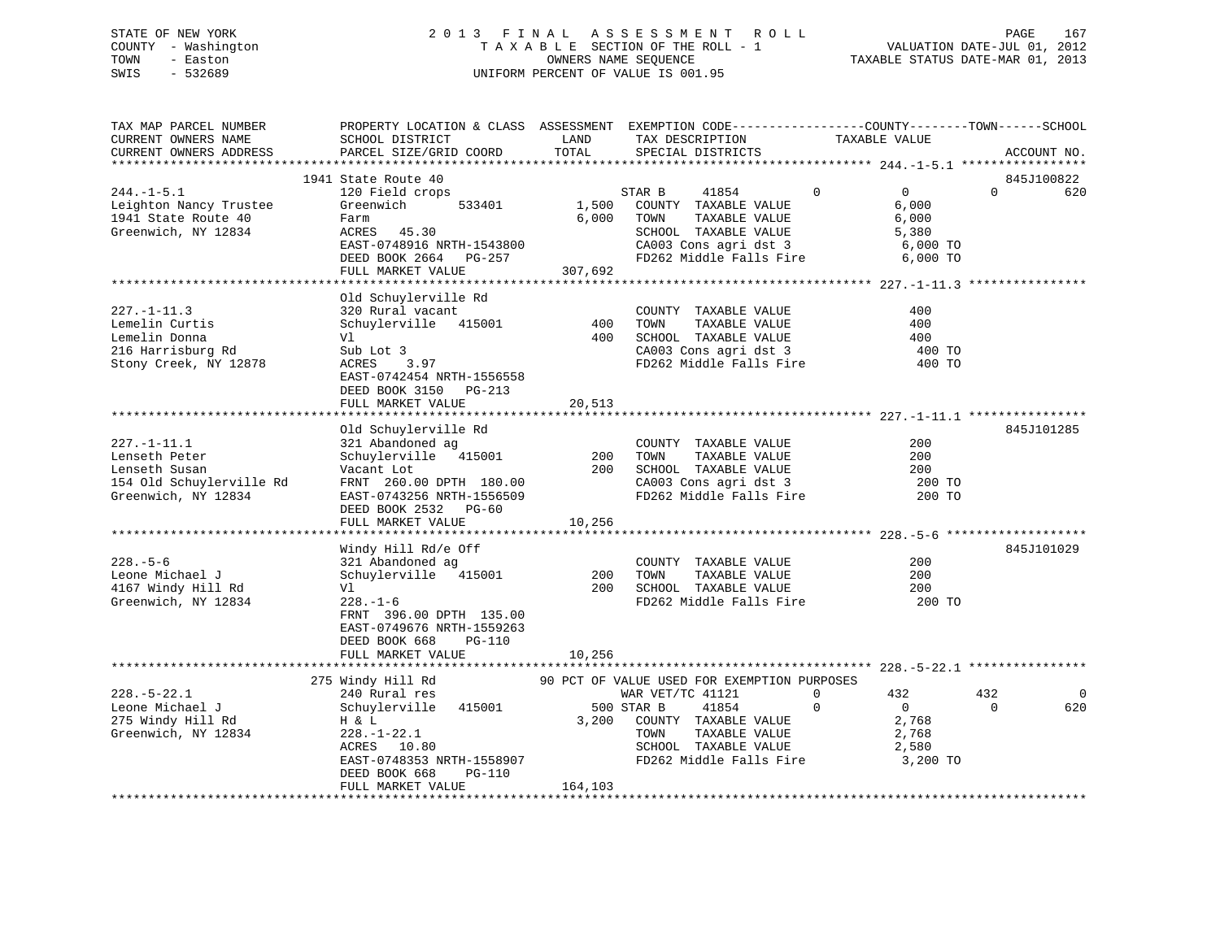STATE OF NEW YORK
COUNTY - Washington
TOWN - Easton
SWIS - 532689

2013 FINAL ASSESSMENT ROLL
TAXABLE SECTION OF THE ROLL - 1
OWNERS NAME SEQUENCE
UNIFORM PERCENT OF VALUE IS 001.95

VALUATION DATE-JUL 01, 2012
TAXABLE STATUS DATE-MAR 01, 2013

```
TAX MAP PARCEL NUMBER          PROPERTY LOCATION & CLASS  ASSESSMENT  EXEMPTION CODE------------------COUNTY--------TOWN------SCHOOL
CURRENT OWNERS NAME            SCHOOL DISTRICT             LAND       TAX DESCRIPTION             TAXABLE VALUE
CURRENT OWNERS ADDRESS         PARCEL SIZE/GRID COORD      TOTAL      SPECIAL DISTRICTS                                  ACCOUNT NO.
*********************************************************************************************** 244.-1-5.1 *****************
                               1941 State Route 40                                                                        845J100822
244.-1-5.1                     120 Field crops                        STAR B     41854          0          0          0          620
Leighton Nancy Trustee         Greenwich      533401       1,500   COUNTY  TAXABLE VALUE              6,000
1941 State Route 40            Farm                        6,000   TOWN    TAXABLE VALUE              6,000
Greenwich, NY 12834            ACRES   45.30                       SCHOOL  TAXABLE VALUE              5,380
                               EAST-0748916 NRTH-1543800           CA003 Cons agri dst 3              6,000 TO
                               DEED BOOK 2664   PG-257             FD262 Middle Falls Fire            6,000 TO
                               FULL MARKET VALUE         307,692
*********************************************************************************************** 227.-1-11.3 ****************
                               Old Schuylerville Rd
227.-1-11.3                    320 Rural vacant                    COUNTY  TAXABLE VALUE                400
Lemelin Curtis                 Schuylerville   415001        400   TOWN    TAXABLE VALUE                400
Lemelin Donna                  Vl                            400   SCHOOL  TAXABLE VALUE                400
216 Harrisburg Rd              Sub Lot 3                           CA003 Cons agri dst 3                400 TO
Stony Creek, NY 12878          ACRES    3.97                       FD262 Middle Falls Fire              400 TO
                               EAST-0742454 NRTH-1556558
                               DEED BOOK 3150   PG-213
                               FULL MARKET VALUE          20,513
*********************************************************************************************** 227.-1-11.1 ****************
                               Old Schuylerville Rd                                                                       845J101285
227.-1-11.1                    321 Abandoned ag                    COUNTY  TAXABLE VALUE                200
Lenseth Peter                  Schuylerville   415001        200   TOWN    TAXABLE VALUE                200
Lenseth Susan                  Vacant Lot                    200   SCHOOL  TAXABLE VALUE                200
154 Old Schuylerville Rd       FRNT  260.00 DPTH  180.00           CA003 Cons agri dst 3                200 TO
Greenwich, NY 12834            EAST-0743256 NRTH-1556509           FD262 Middle Falls Fire              200 TO
                               DEED BOOK 2532   PG-60
                               FULL MARKET VALUE          10,256
*********************************************************************************************** 228.-5-6 *******************
                               Windy Hill Rd/e Off                                                                        845J101029
228.-5-6                       321 Abandoned ag                    COUNTY  TAXABLE VALUE                200
Leone Michael J                Schuylerville   415001        200   TOWN    TAXABLE VALUE                200
4167 Windy Hill Rd             Vl                            200   SCHOOL  TAXABLE VALUE                200
Greenwich, NY 12834            228.-1-6                            FD262 Middle Falls Fire              200 TO
                               FRNT  396.00 DPTH  135.00
                               EAST-0749676 NRTH-1559263
                               DEED BOOK 668    PG-110
                               FULL MARKET VALUE          10,256
*********************************************************************************************** 228.-5-22.1 ****************
                               275 Windy Hill Rd           90 PCT OF VALUE USED FOR EXEMPTION PURPOSES
228.-5-22.1                    240 Rural res                       WAR VET/TC 41121        0          432        432            0
Leone Michael J                Schuylerville   415001        500 STAR B     41854          0            0          0          620
275 Windy Hill Rd              H & L                       3,200   COUNTY  TAXABLE VALUE              2,768
Greenwich, NY 12834            228.-1-22.1                         TOWN    TAXABLE VALUE              2,768
                               ACRES   10.80                       SCHOOL  TAXABLE VALUE              2,580
                               EAST-0748353 NRTH-1558907           FD262 Middle Falls Fire            3,200 TO
                               DEED BOOK 668    PG-110
                               FULL MARKET VALUE         164,103
****************************************************************************************************************************
```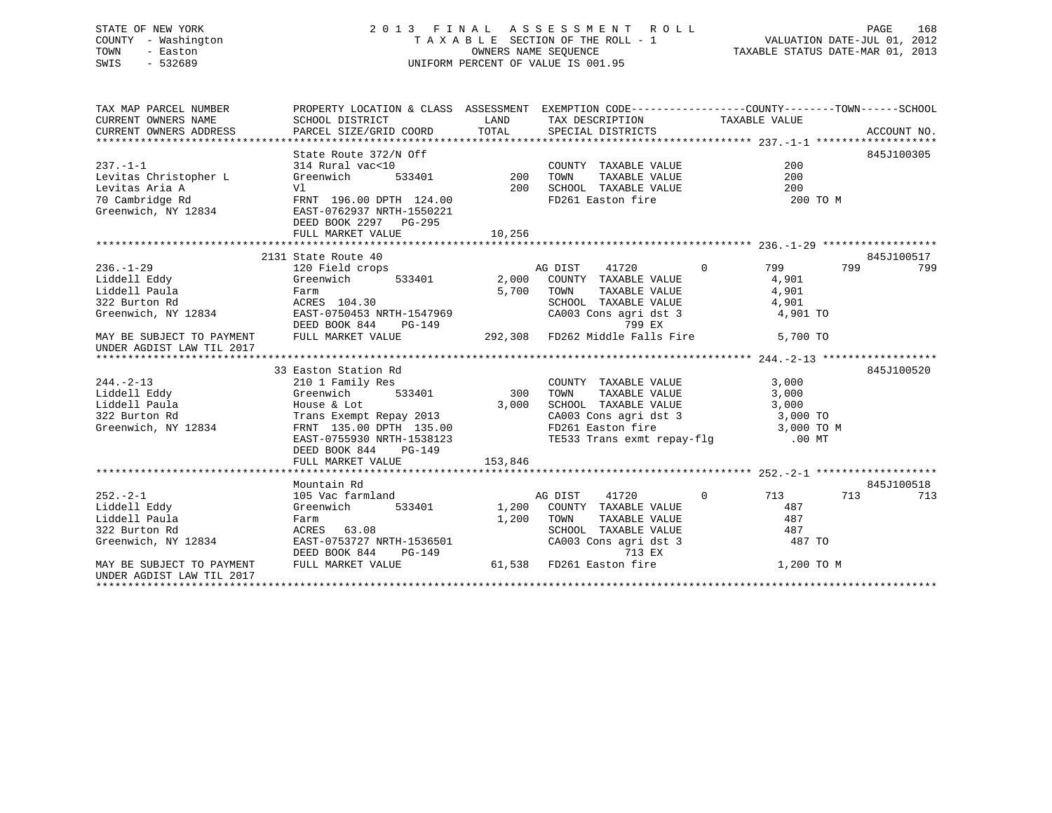STATE OF NEW YORK
COUNTY - Washington
TOWN - Easton
SWIS - 532689

2 0 1 3 F I N A L A S S E S S M E N T R O L L
T A X A B L E SECTION OF THE ROLL - 1
OWNERS NAME SEQUENCE
UNIFORM PERCENT OF VALUE IS 001.95

VALUATION DATE-JUL 01, 2012
TAXABLE STATUS DATE-MAR 01, 2013

```
TAX MAP PARCEL NUMBER          PROPERTY LOCATION & CLASS  ASSESSMENT  EXEMPTION CODE------------------COUNTY--------TOWN------SCHOOL
CURRENT OWNERS NAME            SCHOOL DISTRICT               LAND      TAX DESCRIPTION            TAXABLE VALUE
CURRENT OWNERS ADDRESS         PARCEL SIZE/GRID COORD       TOTAL      SPECIAL DISTRICTS                                    ACCOUNT NO.
******************************************************************************************************* 237.-1-1 *******************
                               State Route 372/N Off                                                                        845J100305
237.-1-1                       314 Rural vac<10                        COUNTY  TAXABLE VALUE             200
Levitas Christopher L          Greenwich        533401         200     TOWN    TAXABLE VALUE             200
Levitas Aria A                 Vl                              200     SCHOOL  TAXABLE VALUE             200
70 Cambridge Rd                FRNT 196.00 DPTH 124.00                 FD261 Easton fire                  200 TO M
Greenwich, NY 12834            EAST-0762937 NRTH-1550221
                               DEED BOOK 2297   PG-295
                               FULL MARKET VALUE            10,256
******************************************************************************************************* 236.-1-29 ******************
                               2131 State Route 40                                                                          845J100517
236.-1-29                      120 Field crops                         AG DIST    41720          0        799        799        799
Liddell Eddy                   Greenwich        533401       2,000     COUNTY  TAXABLE VALUE           4,901
Liddell Paula                  Farm                          5,700     TOWN    TAXABLE VALUE           4,901
322 Burton Rd                  ACRES 104.30                            SCHOOL  TAXABLE VALUE           4,901
Greenwich, NY 12834            EAST-0750453 NRTH-1547969               CA003 Cons agri dst 3            4,901 TO
                               DEED BOOK 844    PG-149                           799 EX
MAY BE SUBJECT TO PAYMENT      FULL MARKET VALUE           292,308     FD262 Middle Falls Fire          5,700 TO
UNDER AGDIST LAW TIL 2017
******************************************************************************************************* 244.-2-13 ******************
                               33 Easton Station Rd                                                                         845J100520
244.-2-13                      210 1 Family Res                        COUNTY  TAXABLE VALUE           3,000
Liddell Eddy                   Greenwich        533401         300     TOWN    TAXABLE VALUE           3,000
Liddell Paula                  House & Lot                   3,000     SCHOOL  TAXABLE VALUE           3,000
322 Burton Rd                  Trans Exempt Repay 2013                 CA003 Cons agri dst 3            3,000 TO
Greenwich, NY 12834            FRNT 135.00 DPTH 135.00                 FD261 Easton fire                3,000 TO M
                               EAST-0755930 NRTH-1538123               TE533 Trans exmt repay-flg         .00 MT
                               DEED BOOK 844    PG-149
                               FULL MARKET VALUE           153,846
******************************************************************************************************* 252.-2-1 *******************
                               Mountain Rd                                                                                  845J100518
252.-2-1                       105 Vac farmland                        AG DIST    41720          0        713        713        713
Liddell Eddy                   Greenwich        533401       1,200     COUNTY  TAXABLE VALUE             487
Liddell Paula                  Farm                          1,200     TOWN    TAXABLE VALUE             487
322 Burton Rd                  ACRES  63.08                            SCHOOL  TAXABLE VALUE             487
Greenwich, NY 12834            EAST-0753727 NRTH-1536501               CA003 Cons agri dst 3              487 TO
                               DEED BOOK 844    PG-149                           713 EX
MAY BE SUBJECT TO PAYMENT      FULL MARKET VALUE            61,538     FD261 Easton fire                1,200 TO M
UNDER AGDIST LAW TIL 2017
************************************************************************************************************************************
```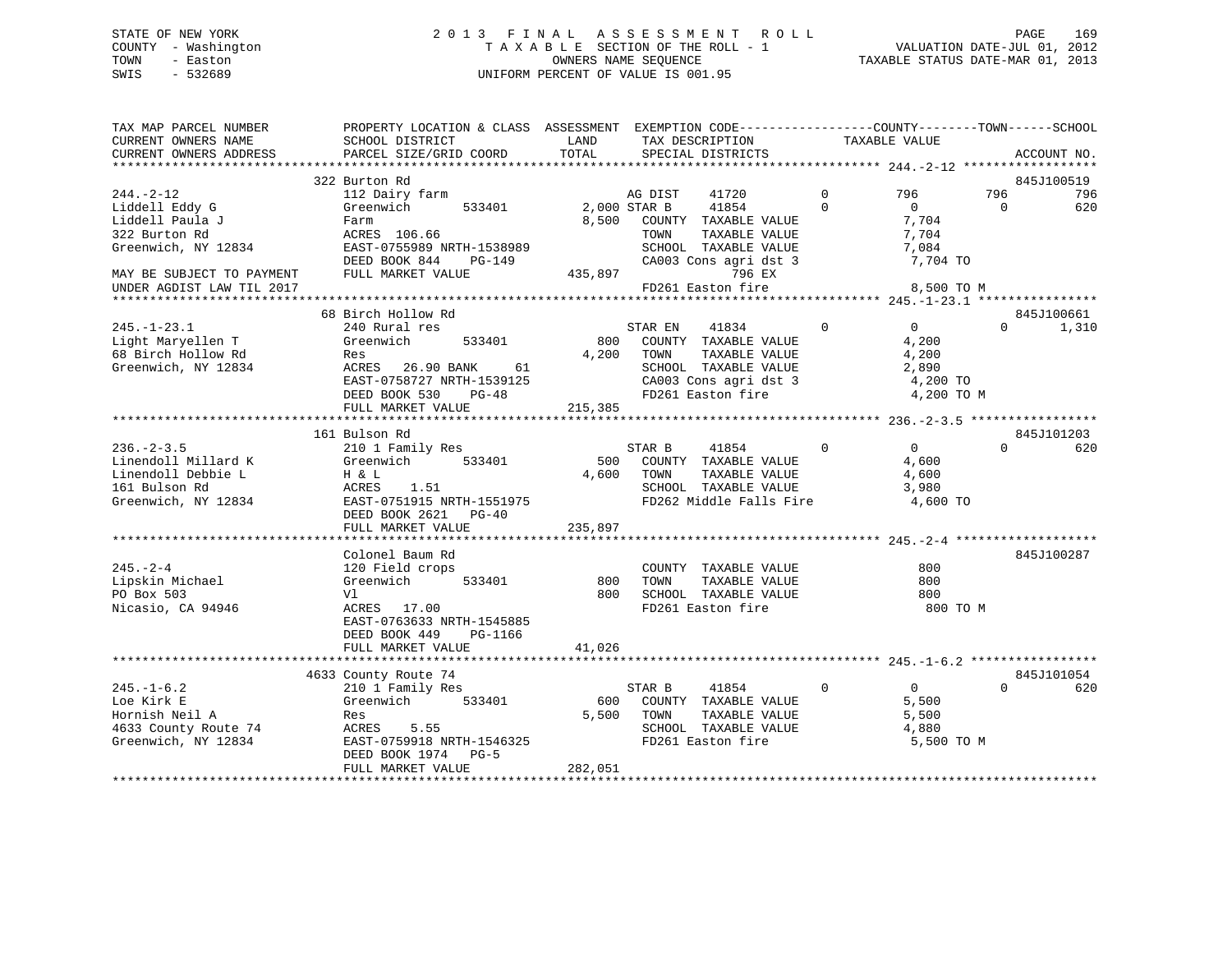STATE OF NEW YORK
COUNTY - Washington
TOWN - Easton
SWIS - 532689

2013 FINAL ASSESSMENT ROLL
TAXABLE SECTION OF THE ROLL - 1
OWNERS NAME SEQUENCE
UNIFORM PERCENT OF VALUE IS 001.95

VALUATION DATE-JUL 01, 2012
TAXABLE STATUS DATE-MAR 01, 2013

```
TAX MAP PARCEL NUMBER          PROPERTY LOCATION & CLASS  ASSESSMENT  EXEMPTION CODE------------------COUNTY--------TOWN------SCHOOL
CURRENT OWNERS NAME            SCHOOL DISTRICT              LAND      TAX DESCRIPTION           TAXABLE VALUE
CURRENT OWNERS ADDRESS         PARCEL SIZE/GRID COORD       TOTAL     SPECIAL DISTRICTS                                     ACCOUNT NO.
******************************************************************************************************* 244.-2-12 ******************
                               322 Burton Rd                                                                               845J100519
244.-2-12                      112 Dairy farm                         AG DIST    41720        0         796        796        796
Liddell Eddy G                 Greenwich       533401      2,000 STAR B     41854        0           0          0        620
Liddell Paula J                Farm                        8,500   COUNTY  TAXABLE VALUE              7,704
322 Burton Rd                  ACRES 106.66                        TOWN    TAXABLE VALUE              7,704
Greenwich, NY 12834            EAST-0755989 NRTH-1538989           SCHOOL  TAXABLE VALUE              7,084
                               DEED BOOK 844    PG-149             CA003 Cons agri dst 3               7,704 TO
MAY BE SUBJECT TO PAYMENT      FULL MARKET VALUE         435,897               796 EX
UNDER AGDIST LAW TIL 2017                                          FD261 Easton fire                   8,500 TO M
******************************************************************************************************* 245.-1-23.1 ****************
                               68 Birch Hollow Rd                                                                          845J100661
245.-1-23.1                    240 Rural res                          STAR EN    41834        0           0          0      1,310
Light Maryellen T              Greenwich       533401        800   COUNTY  TAXABLE VALUE              4,200
68 Birch Hollow Rd             Res                         4,200   TOWN    TAXABLE VALUE              4,200
Greenwich, NY 12834            ACRES   26.90 BANK     61           SCHOOL  TAXABLE VALUE              2,890
                               EAST-0758727 NRTH-1539125           CA003 Cons agri dst 3               4,200 TO
                               DEED BOOK 530    PG-48              FD261 Easton fire                   4,200 TO M
                               FULL MARKET VALUE         215,385
******************************************************************************************************* 236.-2-3.5 *****************
                               161 Bulson Rd                                                                               845J101203
236.-2-3.5                     210 1 Family Res                       STAR B     41854        0           0          0        620
Linendoll Millard K            Greenwich       533401        500   COUNTY  TAXABLE VALUE              4,600
Linendoll Debbie L             H & L                       4,600   TOWN    TAXABLE VALUE              4,600
161 Bulson Rd                  ACRES    1.51                       SCHOOL  TAXABLE VALUE              3,980
Greenwich, NY 12834            EAST-0751915 NRTH-1551975           FD262 Middle Falls Fire             4,600 TO
                               DEED BOOK 2621   PG-40
                               FULL MARKET VALUE         235,897
******************************************************************************************************* 245.-2-4 *******************
                               Colonel Baum Rd                                                                             845J100287
245.-2-4                       120 Field crops                        COUNTY  TAXABLE VALUE                800
Lipskin Michael                Greenwich       533401        800   TOWN    TAXABLE VALUE                800
PO Box 503                     Vl                            800   SCHOOL  TAXABLE VALUE                800
Nicasio, CA 94946              ACRES   17.00                       FD261 Easton fire                     800 TO M
                               EAST-0763633 NRTH-1545885
                               DEED BOOK 449    PG-1166
                               FULL MARKET VALUE          41,026
******************************************************************************************************* 245.-1-6.2 *****************
                               4633 County Route 74                                                                        845J101054
245.-1-6.2                     210 1 Family Res                       STAR B     41854        0           0          0        620
Loe Kirk E                     Greenwich       533401        600   COUNTY  TAXABLE VALUE              5,500
Hornish Neil A                 Res                         5,500   TOWN    TAXABLE VALUE              5,500
4633 County Route 74           ACRES    5.55                       SCHOOL  TAXABLE VALUE              4,880
Greenwich, NY 12834            EAST-0759918 NRTH-1546325           FD261 Easton fire                   5,500 TO M
                               DEED BOOK 1974   PG-5
                               FULL MARKET VALUE         282,051
************************************************************************************************************************************
```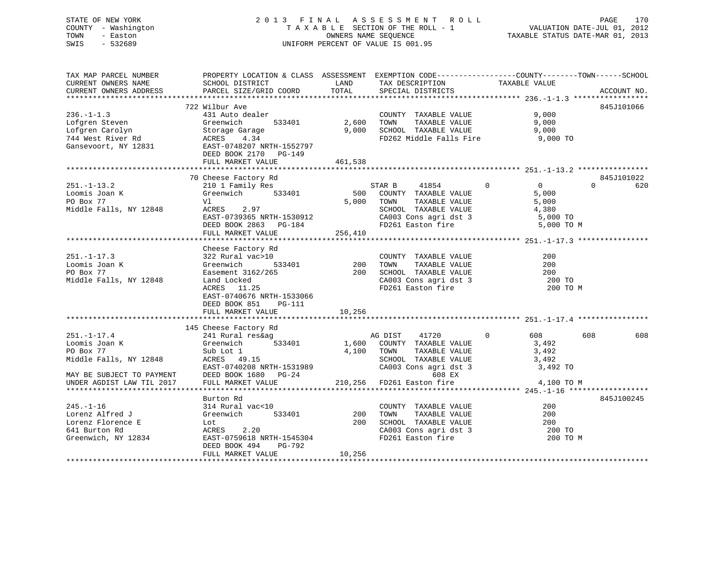STATE OF NEW YORK
COUNTY - Washington
TOWN - Easton
SWIS - 532689

# 2013 FINAL ASSESSMENT ROLL
TAXABLE SECTION OF THE ROLL - 1
OWNERS NAME SEQUENCE
UNIFORM PERCENT OF VALUE IS 001.95

VALUATION DATE-JUL 01, 2012
TAXABLE STATUS DATE-MAR 01, 2013

```
TAX MAP PARCEL NUMBER          PROPERTY LOCATION & CLASS  ASSESSMENT  EXEMPTION CODE------------------COUNTY--------TOWN------SCHOOL
CURRENT OWNERS NAME            SCHOOL DISTRICT               LAND      TAX DESCRIPTION            TAXABLE VALUE
CURRENT OWNERS ADDRESS         PARCEL SIZE/GRID COORD       TOTAL      SPECIAL DISTRICTS                                  ACCOUNT NO.
******************************************************************************************************* 236.-1-1.3 *****************
                               722 Wilbur Ave                                                                             845J101066
236.-1-1.3                     431 Auto dealer                         COUNTY  TAXABLE VALUE            9,000
Lofgren Steven                 Greenwich       533401        2,600     TOWN    TAXABLE VALUE            9,000
Lofgren Carolyn                Storage Garage                9,000     SCHOOL  TAXABLE VALUE            9,000
744 West River Rd              ACRES    4.34                           FD262 Middle Falls Fire           9,000 TO
Gansevoort, NY 12831           EAST-0748207 NRTH-1552797
                               DEED BOOK 2170   PG-149
                               FULL MARKET VALUE           461,538
******************************************************************************************************* 251.-1-13.2 ****************
                               70 Cheese Factory Rd                                                                       845J101022
251.-1-13.2                    210 1 Family Res                    STAR B     41854         0            0            0         620
Loomis Joan K                  Greenwich       533401          500     COUNTY  TAXABLE VALUE            5,000
PO Box 77                      Vl                            5,000     TOWN    TAXABLE VALUE            5,000
Middle Falls, NY 12848         ACRES    2.97                           SCHOOL  TAXABLE VALUE            4,380
                               EAST-0739365 NRTH-1530912               CA003 Cons agri dst 3             5,000 TO
                               DEED BOOK 2863   PG-184                 FD261 Easton fire                 5,000 TO M
                               FULL MARKET VALUE           256,410
******************************************************************************************************* 251.-1-17.3 ****************
                               Cheese Factory Rd
251.-1-17.3                    322 Rural vac>10                        COUNTY  TAXABLE VALUE              200
Loomis Joan K                  Greenwich       533401          200     TOWN    TAXABLE VALUE              200
PO Box 77                      Easement 3162/265               200     SCHOOL  TAXABLE VALUE              200
Middle Falls, NY 12848         Land Locked                             CA003 Cons agri dst 3               200 TO
                               ACRES   11.25                           FD261 Easton fire                   200 TO M
                               EAST-0740676 NRTH-1533066
                               DEED BOOK 851    PG-111
                               FULL MARKET VALUE            10,256
******************************************************************************************************* 251.-1-17.4 ****************
                               145 Cheese Factory Rd
251.-1-17.4                    241 Rural res&ag                    AG DIST    41720         0          608          608         608
Loomis Joan K                  Greenwich       533401        1,600     COUNTY  TAXABLE VALUE            3,492
PO Box 77                      Sub Lot 1                     4,100     TOWN    TAXABLE VALUE            3,492
Middle Falls, NY 12848         ACRES   49.15                           SCHOOL  TAXABLE VALUE            3,492
                               EAST-0740208 NRTH-1531989               CA003 Cons agri dst 3             3,492 TO
MAY BE SUBJECT TO PAYMENT      DEED BOOK 1680   PG-24                            608 EX
UNDER AGDIST LAW TIL 2017      FULL MARKET VALUE           210,256     FD261 Easton fire                 4,100 TO M
******************************************************************************************************* 245.-1-16 ******************
                               Burton Rd                                                                                  845J100245
245.-1-16                      314 Rural vac<10                        COUNTY  TAXABLE VALUE              200
Lorenz Alfred J                Greenwich       533401          200     TOWN    TAXABLE VALUE              200
Lorenz Florence E              Lot                             200     SCHOOL  TAXABLE VALUE              200
641 Burton Rd                  ACRES    2.20                           CA003 Cons agri dst 3               200 TO
Greenwich, NY 12834            EAST-0759618 NRTH-1545304               FD261 Easton fire                   200 TO M
                               DEED BOOK 494    PG-792
                               FULL MARKET VALUE            10,256
************************************************************************************************************************************
```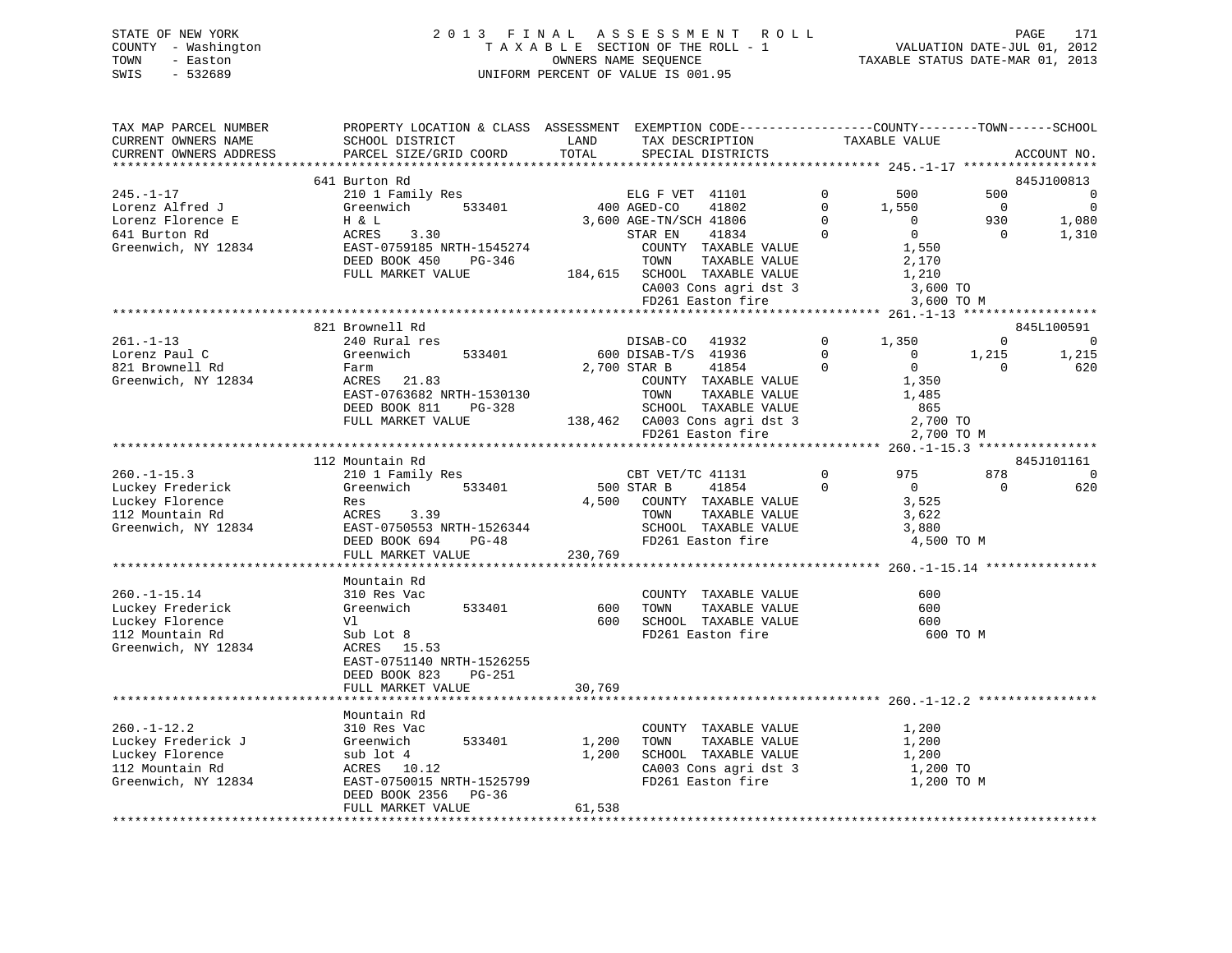STATE OF NEW YORK
COUNTY - Washington
TOWN - Easton
SWIS - 532689

2 0 1 3 F I N A L A S S E S S M E N T R O L L
T A X A B L E SECTION OF THE ROLL - 1
OWNERS NAME SEQUENCE
UNIFORM PERCENT OF VALUE IS 001.95

VALUATION DATE-JUL 01, 2012
TAXABLE STATUS DATE-MAR 01, 2013

```
TAX MAP PARCEL NUMBER          PROPERTY LOCATION & CLASS  ASSESSMENT  EXEMPTION CODE-----------------COUNTY--------TOWN------SCHOOL
CURRENT OWNERS NAME            SCHOOL DISTRICT               LAND      TAX DESCRIPTION            TAXABLE VALUE
CURRENT OWNERS ADDRESS         PARCEL SIZE/GRID COORD        TOTAL     SPECIAL DISTRICTS                                    ACCOUNT NO.
******************************************************************************************************* 245.-1-17 ******************
                              641 Burton Rd                                                                                845J100813
245.-1-17                      210 1 Family Res                       ELG F VET  41101         0        500         500           0
Lorenz Alfred J                Greenwich        533401          400 AGED-CO    41802         0      1,550           0           0
Lorenz Florence E              H & L                          3,600 AGE-TN/SCH 41806         0          0         930       1,080
641 Burton Rd                  ACRES     3.30                         STAR EN    41834         0          0           0       1,310
Greenwich, NY 12834            EAST-0759185 NRTH-1545274              COUNTY  TAXABLE VALUE              1,550
                               DEED BOOK 450    PG-346                TOWN    TAXABLE VALUE              2,170
                               FULL MARKET VALUE             184,615  SCHOOL  TAXABLE VALUE              1,210
                                                                      CA003 Cons agri dst 3               3,600 TO
                                                                      FD261 Easton fire                   3,600 TO M
******************************************************************************************************* 261.-1-13 ******************
                              821 Brownell Rd                                                                              845L100591
261.-1-13                      240 Rural res                          DISAB-CO   41932         0      1,350           0           0
Lorenz Paul C                  Greenwich        533401          600 DISAB-T/S  41936         0          0       1,215       1,215
821 Brownell Rd                Farm                           2,700 STAR B     41854         0          0           0         620
Greenwich, NY 12834            ACRES    21.83                         COUNTY  TAXABLE VALUE              1,350
                               EAST-0763682 NRTH-1530130              TOWN    TAXABLE VALUE              1,485
                               DEED BOOK 811    PG-328                SCHOOL  TAXABLE VALUE                865
                               FULL MARKET VALUE             138,462  CA003 Cons agri dst 3               2,700 TO
                                                                      FD261 Easton fire                   2,700 TO M
******************************************************************************************************* 260.-1-15.3 ****************
                              112 Mountain Rd                                                                              845J101161
260.-1-15.3                    210 1 Family Res                       CBT VET/TC 41131         0        975         878           0
Luckey Frederick               Greenwich        533401          500 STAR B     41854         0          0           0         620
Luckey Florence                Res                            4,500   COUNTY  TAXABLE VALUE              3,525
112 Mountain Rd                ACRES     3.39                         TOWN    TAXABLE VALUE              3,622
Greenwich, NY 12834            EAST-0750553 NRTH-1526344              SCHOOL  TAXABLE VALUE              3,880
                               DEED BOOK 694    PG-48                 FD261 Easton fire                   4,500 TO M
                               FULL MARKET VALUE             230,769
******************************************************************************************************* 260.-1-15.14 ***************
                               Mountain Rd
260.-1-15.14                   310 Res Vac                            COUNTY  TAXABLE VALUE                600
Luckey Frederick               Greenwich        533401          600   TOWN    TAXABLE VALUE                600
Luckey Florence                Vl                               600   SCHOOL  TAXABLE VALUE                600
112 Mountain Rd                Sub Lot 8                              FD261 Easton fire                     600 TO M
Greenwich, NY 12834            ACRES    15.53
                               EAST-0751140 NRTH-1526255
                               DEED BOOK 823    PG-251
                               FULL MARKET VALUE              30,769
******************************************************************************************************* 260.-1-12.2 ****************
                               Mountain Rd
260.-1-12.2                    310 Res Vac                            COUNTY  TAXABLE VALUE              1,200
Luckey Frederick J             Greenwich        533401        1,200   TOWN    TAXABLE VALUE              1,200
Luckey Florence                sub lot 4                      1,200   SCHOOL  TAXABLE VALUE              1,200
112 Mountain Rd                ACRES    10.12                         CA003 Cons agri dst 3               1,200 TO
Greenwich, NY 12834            EAST-0750015 NRTH-1525799              FD261 Easton fire                   1,200 TO M
                               DEED BOOK 2356   PG-36
                               FULL MARKET VALUE              61,538
************************************************************************************************************************************
```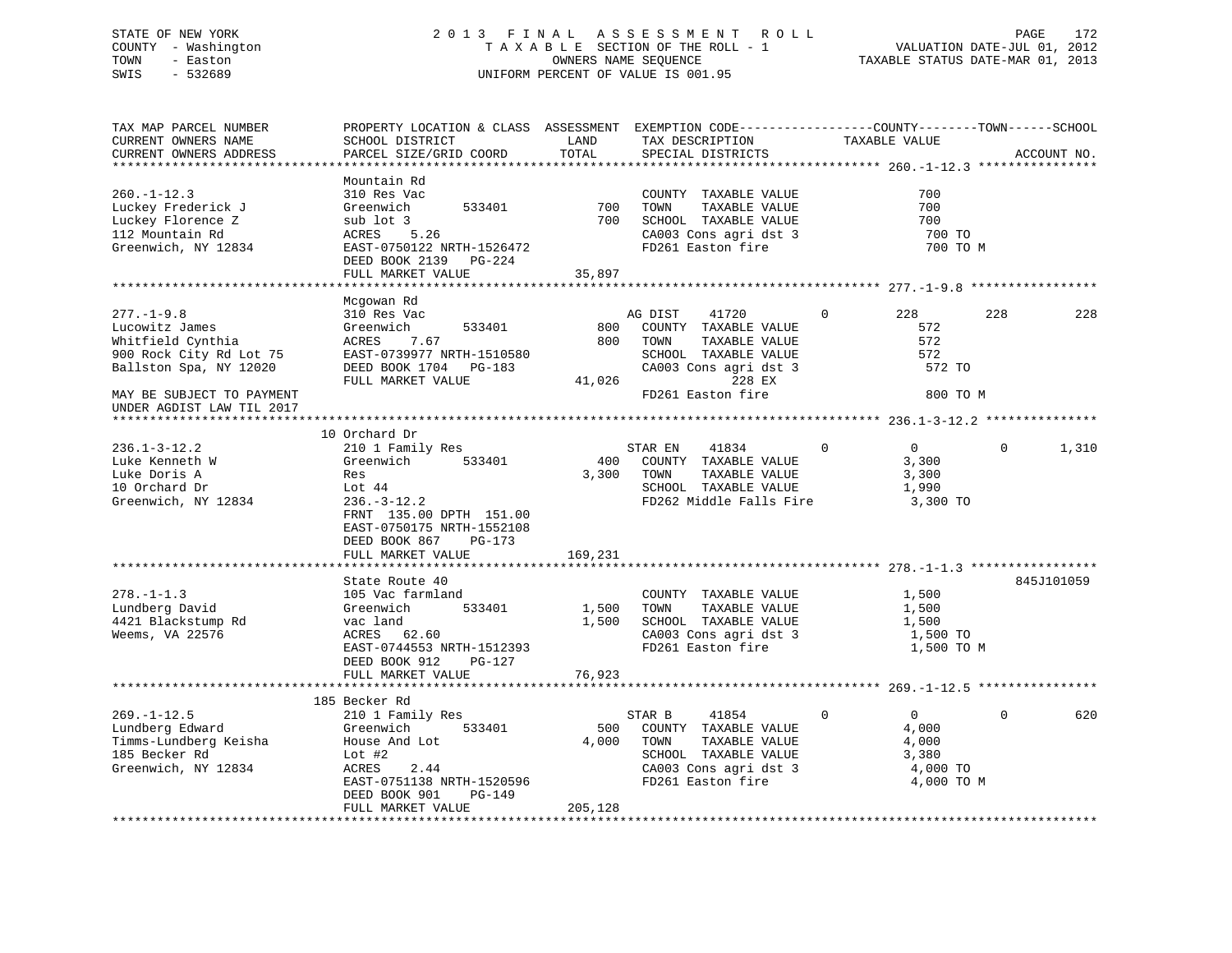STATE OF NEW YORK
COUNTY - Washington
TOWN - Easton
SWIS - 532689

2 0 1 3 F I N A L A S S E S S M E N T R O L L
T A X A B L E SECTION OF THE ROLL - 1
OWNERS NAME SEQUENCE
UNIFORM PERCENT OF VALUE IS 001.95

VALUATION DATE-JUL 01, 2012
TAXABLE STATUS DATE-MAR 01, 2013

```
TAX MAP PARCEL NUMBER          PROPERTY LOCATION & CLASS  ASSESSMENT  EXEMPTION CODE------------------COUNTY--------TOWN------SCHOOL
CURRENT OWNERS NAME            SCHOOL DISTRICT               LAND      TAX DESCRIPTION             TAXABLE VALUE
CURRENT OWNERS ADDRESS         PARCEL SIZE/GRID COORD        TOTAL     SPECIAL DISTRICTS                                  ACCOUNT NO.
******************************************************************************************************* 260.-1-12.3 ****************
                               Mountain Rd
260.-1-12.3                    310 Res Vac                             COUNTY  TAXABLE VALUE              700
Luckey Frederick J             Greenwich        533401        700      TOWN    TAXABLE VALUE              700
Luckey Florence Z              sub lot 3                      700      SCHOOL  TAXABLE VALUE              700
112 Mountain Rd                ACRES    5.26                           CA003 Cons agri dst 3               700 TO
Greenwich, NY 12834            EAST-0750122 NRTH-1526472               FD261 Easton fire                   700 TO M
                               DEED BOOK 2139   PG-224
                               FULL MARKET VALUE             35,897
******************************************************************************************************* 277.-1-9.8 *****************
                               Mcgowan Rd
277.-1-9.8                     310 Res Vac                          AG DIST    41720          0        228          228          228
Lucowitz James                 Greenwich        533401        800    COUNTY  TAXABLE VALUE              572
Whitfield Cynthia              ACRES    7.67                  800    TOWN    TAXABLE VALUE              572
900 Rock City Rd Lot 75        EAST-0739977 NRTH-1510580              SCHOOL  TAXABLE VALUE              572
Ballston Spa, NY 12020         DEED BOOK 1704   PG-183                CA003 Cons agri dst 3               572 TO
                               FULL MARKET VALUE             41,026              228 EX
MAY BE SUBJECT TO PAYMENT                                             FD261 Easton fire                   800 TO M
UNDER AGDIST LAW TIL 2017
******************************************************************************************************* 236.1-3-12.2 ***************
                               10 Orchard Dr
236.1-3-12.2                   210 1 Family Res                     STAR EN    41834          0          0            0        1,310
Luke Kenneth W                 Greenwich        533401        400    COUNTY  TAXABLE VALUE            3,300
Luke Doris A                   Res                          3,300    TOWN    TAXABLE VALUE            3,300
10 Orchard Dr                  Lot 44                                SCHOOL  TAXABLE VALUE            1,990
Greenwich, NY 12834            236.-3-12.2                           FD262 Middle Falls Fire          3,300 TO
                               FRNT 135.00 DPTH 151.00
                               EAST-0750175 NRTH-1552108
                               DEED BOOK 867    PG-173
                               FULL MARKET VALUE            169,231
******************************************************************************************************* 278.-1-1.3 *****************
                               State Route 40                                                                          845J101059
278.-1-1.3                     105 Vac farmland                      COUNTY  TAXABLE VALUE            1,500
Lundberg David                 Greenwich        533401      1,500    TOWN    TAXABLE VALUE            1,500
4421 Blackstump Rd             vac land                     1,500    SCHOOL  TAXABLE VALUE            1,500
Weems, VA 22576                ACRES   62.60                         CA003 Cons agri dst 3            1,500 TO
                               EAST-0744553 NRTH-1512393             FD261 Easton fire                1,500 TO M
                               DEED BOOK 912    PG-127
                               FULL MARKET VALUE             76,923
******************************************************************************************************* 269.-1-12.5 ****************
                               185 Becker Rd
269.-1-12.5                    210 1 Family Res                     STAR B     41854          0          0            0          620
Lundberg Edward                Greenwich        533401        500    COUNTY  TAXABLE VALUE            4,000
Timms-Lundberg Keisha          House And Lot                4,000    TOWN    TAXABLE VALUE            4,000
185 Becker Rd                  Lot #2                                SCHOOL  TAXABLE VALUE            3,380
Greenwich, NY 12834            ACRES    2.44                         CA003 Cons agri dst 3            4,000 TO
                               EAST-0751138 NRTH-1520596             FD261 Easton fire                4,000 TO M
                               DEED BOOK 901    PG-149
                               FULL MARKET VALUE            205,128
************************************************************************************************************************************
```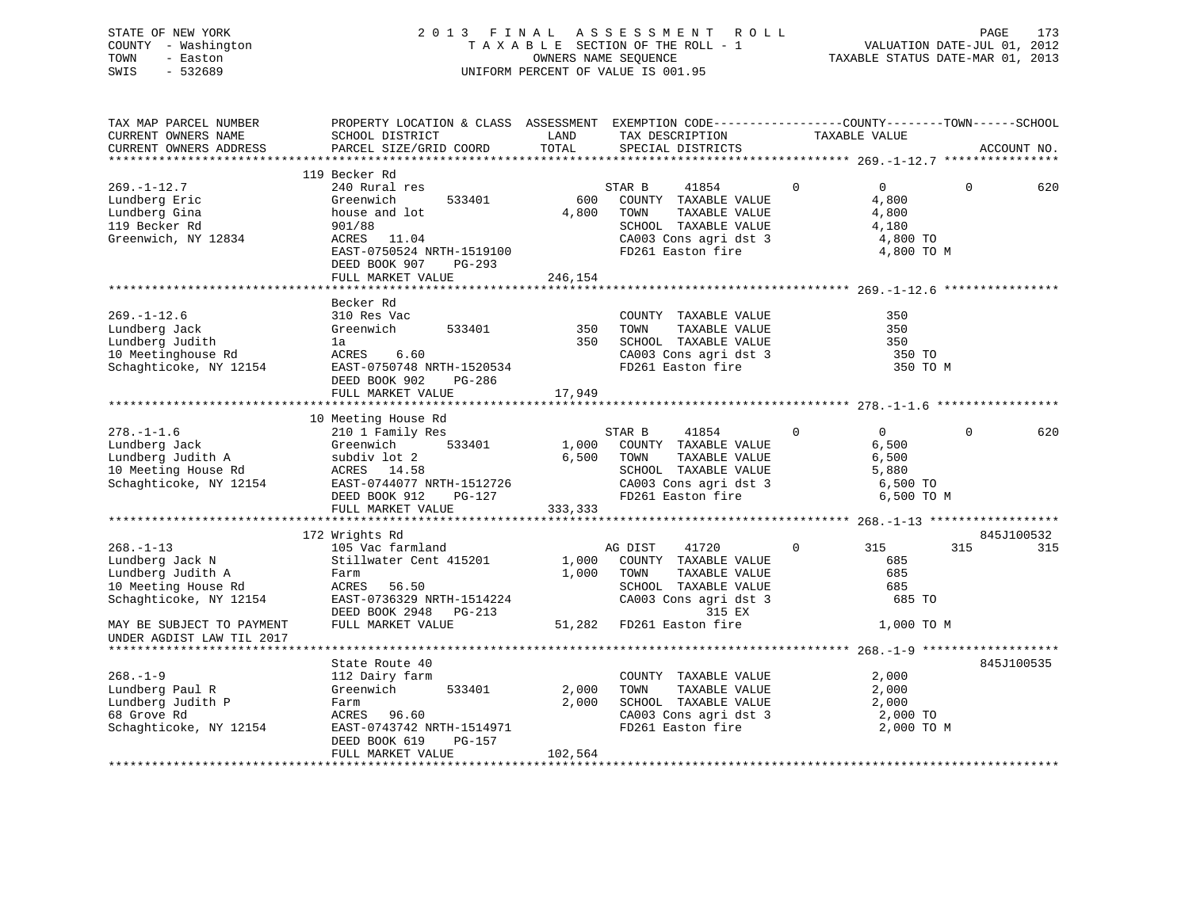STATE OF NEW YORK
COUNTY - Washington
TOWN - Easton
SWIS - 532689

2 0 1 3 F I N A L A S S E S S M E N T R O L L
T A X A B L E SECTION OF THE ROLL - 1
OWNERS NAME SEQUENCE
UNIFORM PERCENT OF VALUE IS 001.95

VALUATION DATE-JUL 01, 2012
TAXABLE STATUS DATE-MAR 01, 2013

```
TAX MAP PARCEL NUMBER          PROPERTY LOCATION & CLASS  ASSESSMENT  EXEMPTION CODE------------------COUNTY--------TOWN------SCHOOL
CURRENT OWNERS NAME            SCHOOL DISTRICT               LAND      TAX DESCRIPTION            TAXABLE VALUE
CURRENT OWNERS ADDRESS         PARCEL SIZE/GRID COORD       TOTAL      SPECIAL DISTRICTS                                    ACCOUNT NO.
******************************************************************************************************* 269.-1-12.7 ****************
                               119 Becker Rd
269.-1-12.7                    240 Rural res                      STAR B    41854         0           0            0          620
Lundberg Eric                  Greenwich      533401        600   COUNTY  TAXABLE VALUE               4,800
Lundberg Gina                  house and lot              4,800   TOWN    TAXABLE VALUE               4,800
119 Becker Rd                  901/88                             SCHOOL  TAXABLE VALUE               4,180
Greenwich, NY 12834            ACRES  11.04                       CA003 Cons agri dst 3                4,800 TO
                               EAST-0750524 NRTH-1519100          FD261 Easton fire                    4,800 TO M
                               DEED BOOK 907    PG-293
                               FULL MARKET VALUE            246,154
******************************************************************************************************* 269.-1-12.6 ****************
                               Becker Rd
269.-1-12.6                    310 Res Vac                        COUNTY  TAXABLE VALUE                 350
Lundberg Jack                  Greenwich      533401        350   TOWN    TAXABLE VALUE                 350
Lundberg Judith                1a                           350   SCHOOL  TAXABLE VALUE                 350
10 Meetinghouse Rd             ACRES   6.60                       CA003 Cons agri dst 3                  350 TO
Schaghticoke, NY 12154         EAST-0750748 NRTH-1520534          FD261 Easton fire                      350 TO M
                               DEED BOOK 902    PG-286
                               FULL MARKET VALUE             17,949
******************************************************************************************************* 278.-1-1.6 *****************
                               10 Meeting House Rd
278.-1-1.6                     210 1 Family Res                   STAR B    41854         0           0            0          620
Lundberg Jack                  Greenwich      533401      1,000   COUNTY  TAXABLE VALUE               6,500
Lundberg Judith A              subdiv lot 2               6,500   TOWN    TAXABLE VALUE               6,500
10 Meeting House Rd            ACRES  14.58                       SCHOOL  TAXABLE VALUE               5,880
Schaghticoke, NY 12154         EAST-0744077 NRTH-1512726          CA003 Cons agri dst 3                6,500 TO
                               DEED BOOK 912    PG-127            FD261 Easton fire                    6,500 TO M
                               FULL MARKET VALUE            333,333
******************************************************************************************************* 268.-1-13 ******************
                               172 Wrights Rd                                                                         845J100532
268.-1-13                      105 Vac farmland                   AG DIST   41720         0         315          315          315
Lundberg Jack N                Stillwater Cent 415201     1,000   COUNTY  TAXABLE VALUE                 685
Lundberg Judith A              Farm                       1,000   TOWN    TAXABLE VALUE                 685
10 Meeting House Rd            ACRES  56.50                       SCHOOL  TAXABLE VALUE                 685
Schaghticoke, NY 12154         EAST-0736329 NRTH-1514224          CA003 Cons agri dst 3                  685 TO
                               DEED BOOK 2948   PG-213                        315 EX
MAY BE SUBJECT TO PAYMENT      FULL MARKET VALUE             51,282   FD261 Easton fire                    1,000 TO M
UNDER AGDIST LAW TIL 2017
******************************************************************************************************* 268.-1-9 *******************
                               State Route 40                                                                         845J100535
268.-1-9                       112 Dairy farm                     COUNTY  TAXABLE VALUE               2,000
Lundberg Paul R                Greenwich      533401      2,000   TOWN    TAXABLE VALUE               2,000
Lundberg Judith P              Farm                       2,000   SCHOOL  TAXABLE VALUE               2,000
68 Grove Rd                    ACRES  96.60                       CA003 Cons agri dst 3                2,000 TO
Schaghticoke, NY 12154         EAST-0743742 NRTH-1514971          FD261 Easton fire                    2,000 TO M
                               DEED BOOK 619    PG-157
                               FULL MARKET VALUE            102,564
************************************************************************************************************************************
```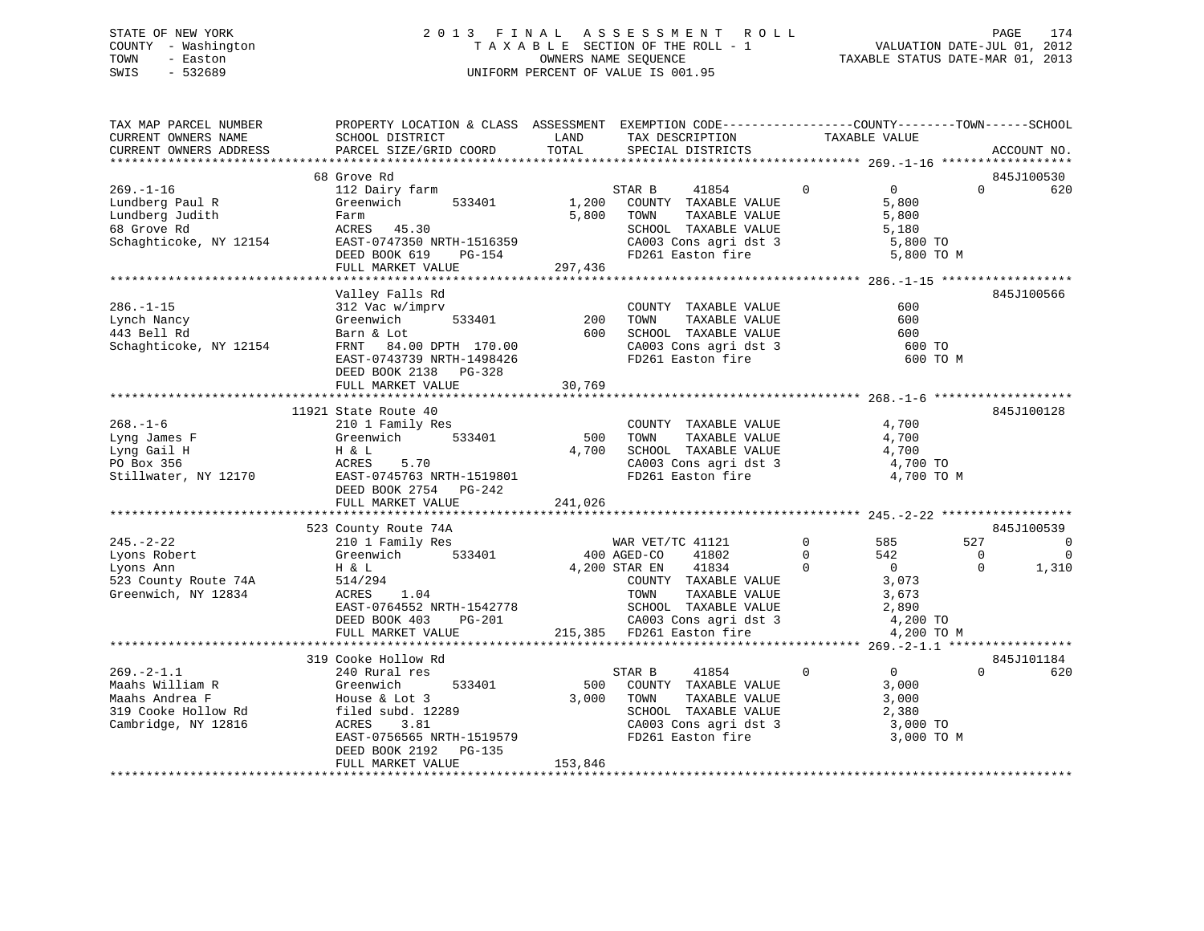STATE OF NEW YORK
COUNTY - Washington
TOWN - Easton
SWIS - 532689

2013 FINAL ASSESSMENT ROLL
TAXABLE SECTION OF THE ROLL - 1
OWNERS NAME SEQUENCE
UNIFORM PERCENT OF VALUE IS 001.95

VALUATION DATE-JUL 01, 2012
TAXABLE STATUS DATE-MAR 01, 2013

```
TAX MAP PARCEL NUMBER          PROPERTY LOCATION & CLASS  ASSESSMENT  EXEMPTION CODE------------------COUNTY--------TOWN------SCHOOL
CURRENT OWNERS NAME            SCHOOL DISTRICT               LAND     TAX DESCRIPTION             TAXABLE VALUE
CURRENT OWNERS ADDRESS         PARCEL SIZE/GRID COORD        TOTAL    SPECIAL DISTRICTS                                         ACCOUNT NO.
*********************************************************************************************** 269.-1-16 ******************
                               68 Grove Rd                                                                                  845J100530
269.-1-16                      112 Dairy farm                         STAR B      41854          0         0            0          620
Lundberg Paul R                Greenwich        533401       1,200    COUNTY  TAXABLE VALUE                5,800
Lundberg Judith                Farm                          5,800    TOWN    TAXABLE VALUE                5,800
68 Grove Rd                    ACRES   45.30                          SCHOOL  TAXABLE VALUE                5,180
Schaghticoke, NY 12154         EAST-0747350 NRTH-1516359              CA003 Cons agri dst 3                 5,800 TO
                               DEED BOOK 619    PG-154                FD261 Easton fire                     5,800 TO M
                               FULL MARKET VALUE           297,436
*********************************************************************************************** 286.-1-15 ******************
                               Valley Falls Rd                                                                              845J100566
286.-1-15                      312 Vac w/imprv                        COUNTY  TAXABLE VALUE                  600
Lynch Nancy                    Greenwich        533401         200    TOWN    TAXABLE VALUE                  600
443 Bell Rd                    Barn & Lot                      600    SCHOOL  TAXABLE VALUE                  600
Schaghticoke, NY 12154         FRNT   84.00 DPTH 170.00               CA003 Cons agri dst 3                   600 TO
                               EAST-0743739 NRTH-1498426              FD261 Easton fire                       600 TO M
                               DEED BOOK 2138   PG-328
                               FULL MARKET VALUE            30,769
*********************************************************************************************** 268.-1-6 *******************
                               11921 State Route 40                                                                         845J100128
268.-1-6                       210 1 Family Res                       COUNTY  TAXABLE VALUE                4,700
Lyng James F                   Greenwich        533401         500    TOWN    TAXABLE VALUE                4,700
Lyng Gail H                    H & L                         4,700    SCHOOL  TAXABLE VALUE                4,700
PO Box 356                     ACRES    5.70                          CA003 Cons agri dst 3                 4,700 TO
Stillwater, NY 12170           EAST-0745763 NRTH-1519801              FD261 Easton fire                     4,700 TO M
                               DEED BOOK 2754   PG-242
                               FULL MARKET VALUE           241,026
*********************************************************************************************** 245.-2-22 ******************
                               523 County Route 74A                                                                         845J100539
245.-2-22                      210 1 Family Res                       WAR VET/TC 41121          0       585          527            0
Lyons Robert                   Greenwich        533401         400 AGED-CO    41802             0       542            0            0
Lyons Ann                      H & L                         4,200 STAR EN    41834             0         0            0        1,310
523 County Route 74A           514/294                                COUNTY  TAXABLE VALUE                3,073
Greenwich, NY 12834            ACRES    1.04                          TOWN    TAXABLE VALUE                3,673
                               EAST-0764552 NRTH-1542778              SCHOOL  TAXABLE VALUE                2,890
                               DEED BOOK 403    PG-201                CA003 Cons agri dst 3                 4,200 TO
                               FULL MARKET VALUE           215,385    FD261 Easton fire                     4,200 TO M
*********************************************************************************************** 269.-2-1.1 *****************
                               319 Cooke Hollow Rd                                                                          845J101184
269.-2-1.1                     240 Rural res                          STAR B      41854          0         0            0          620
Maahs William R                Greenwich        533401         500    COUNTY  TAXABLE VALUE                3,000
Maahs Andrea F                 House & Lot 3                 3,000    TOWN    TAXABLE VALUE                3,000
319 Cooke Hollow Rd            filed subd. 12289                      SCHOOL  TAXABLE VALUE                2,380
Cambridge, NY 12816            ACRES    3.81                          CA003 Cons agri dst 3                 3,000 TO
                               EAST-0756565 NRTH-1519579              FD261 Easton fire                     3,000 TO M
                               DEED BOOK 2192   PG-135
                               FULL MARKET VALUE           153,846
********************************************************************************************************************************
```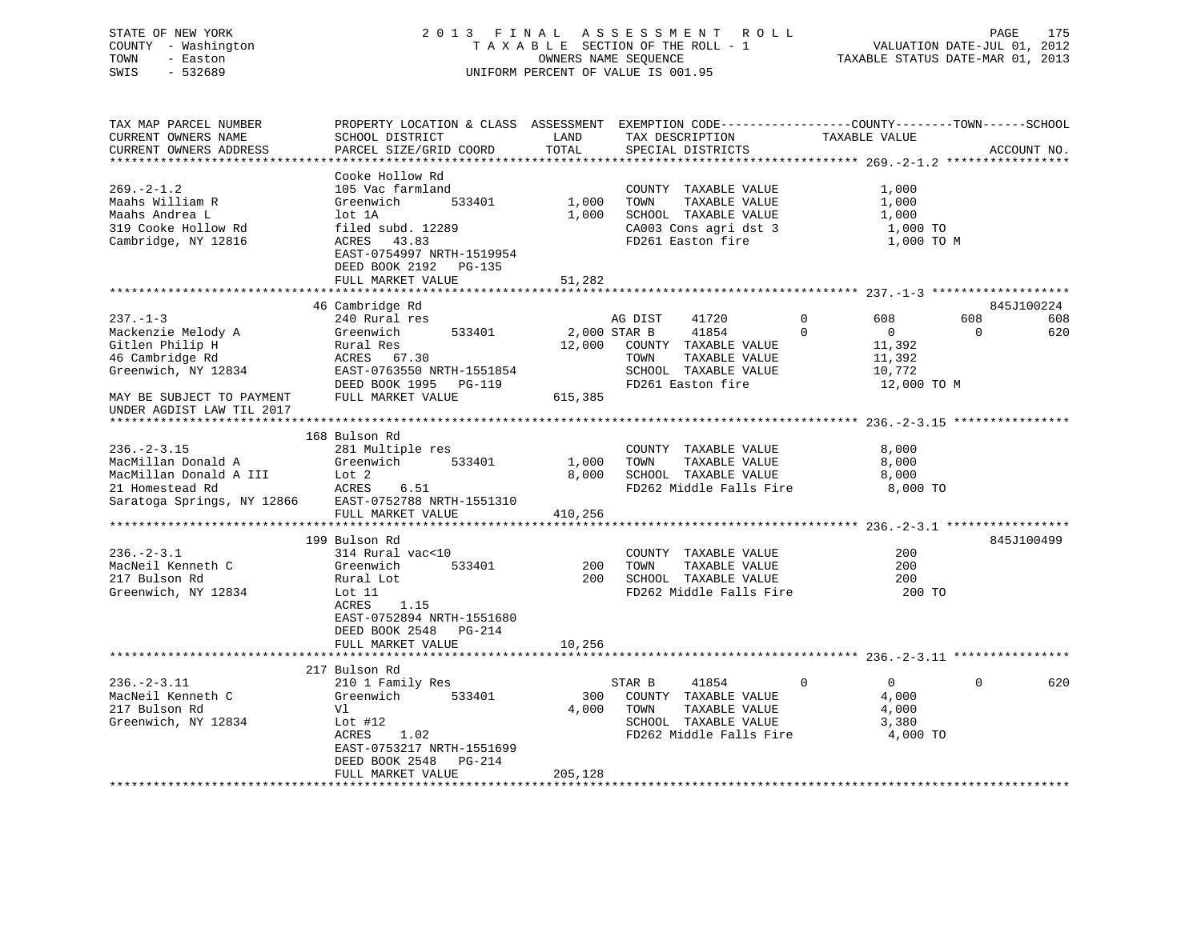STATE OF NEW YORK
COUNTY - Washington
TOWN - Easton
SWIS - 532689

2013 FINAL ASSESSMENT ROLL
TAXABLE SECTION OF THE ROLL - 1
OWNERS NAME SEQUENCE
UNIFORM PERCENT OF VALUE IS 001.95

VALUATION DATE-JUL 01, 2012
TAXABLE STATUS DATE-MAR 01, 2013

```
TAX MAP PARCEL NUMBER          PROPERTY LOCATION & CLASS  ASSESSMENT  EXEMPTION CODE------------------COUNTY--------TOWN------SCHOOL
CURRENT OWNERS NAME            SCHOOL DISTRICT               LAND      TAX DESCRIPTION            TAXABLE VALUE
CURRENT OWNERS ADDRESS         PARCEL SIZE/GRID COORD       TOTAL      SPECIAL DISTRICTS                                        ACCOUNT NO.
******************************************************************************************************* 269.-2-1.2 *****************
                               Cooke Hollow Rd
269.-2-1.2                     105 Vac farmland                        COUNTY  TAXABLE VALUE              1,000
Maahs William R                Greenwich        533401       1,000     TOWN    TAXABLE VALUE              1,000
Maahs Andrea L                 lot 1A                        1,000     SCHOOL  TAXABLE VALUE              1,000
319 Cooke Hollow Rd            filed subd. 12289                       CA003 Cons agri dst 3              1,000 TO
Cambridge, NY 12816            ACRES   43.83                           FD261 Easton fire                  1,000 TO M
                               EAST-0754997 NRTH-1519954
                               DEED BOOK 2192   PG-135
                               FULL MARKET VALUE            51,282
******************************************************************************************************* 237.-1-3 *******************
                               46 Cambridge Rd                                                                           845J100224
237.-1-3                       240 Rural res                       AG DIST     41720          0         608          608         608
Mackenzie Melody A             Greenwich        533401       2,000 STAR B      41854          0           0            0         620
Gitlen Philip H                Rural Res                    12,000    COUNTY  TAXABLE VALUE             11,392
46 Cambridge Rd                ACRES   67.30                           TOWN    TAXABLE VALUE             11,392
Greenwich, NY 12834            EAST-0763550 NRTH-1551854               SCHOOL  TAXABLE VALUE             10,772
                               DEED BOOK 1995   PG-119                 FD261 Easton fire                 12,000 TO M
MAY BE SUBJECT TO PAYMENT      FULL MARKET VALUE           615,385
UNDER AGDIST LAW TIL 2017
******************************************************************************************************* 236.-2-3.15 ****************
                               168 Bulson Rd
236.-2-3.15                    281 Multiple res                        COUNTY  TAXABLE VALUE              8,000
MacMillan Donald A             Greenwich        533401       1,000     TOWN    TAXABLE VALUE              8,000
MacMillan Donald A III         Lot 2                         8,000     SCHOOL  TAXABLE VALUE              8,000
21 Homestead Rd                ACRES    6.51                           FD262 Middle Falls Fire            8,000 TO
Saratoga Springs, NY 12866     EAST-0752788 NRTH-1551310
                               FULL MARKET VALUE           410,256
******************************************************************************************************* 236.-2-3.1 *****************
                               199 Bulson Rd                                                                             845J100499
236.-2-3.1                     314 Rural vac<10                        COUNTY  TAXABLE VALUE                200
MacNeil Kenneth C              Greenwich        533401         200     TOWN    TAXABLE VALUE                200
217 Bulson Rd                  Rural Lot                       200     SCHOOL  TAXABLE VALUE                200
Greenwich, NY 12834            Lot 11                                  FD262 Middle Falls Fire              200 TO
                               ACRES    1.15
                               EAST-0752894 NRTH-1551680
                               DEED BOOK 2548   PG-214
                               FULL MARKET VALUE            10,256
******************************************************************************************************* 236.-2-3.11 ****************
                               217 Bulson Rd
236.-2-3.11                    210 1 Family Res                    STAR B      41854          0           0            0         620
MacNeil Kenneth C              Greenwich        533401         300    COUNTY  TAXABLE VALUE              4,000
217 Bulson Rd                  Vl                            4,000    TOWN    TAXABLE VALUE              4,000
Greenwich, NY 12834            Lot #12                                 SCHOOL  TAXABLE VALUE              3,380
                               ACRES    1.02                           FD262 Middle Falls Fire            4,000 TO
                               EAST-0753217 NRTH-1551699
                               DEED BOOK 2548   PG-214
                               FULL MARKET VALUE           205,128
************************************************************************************************************************************
```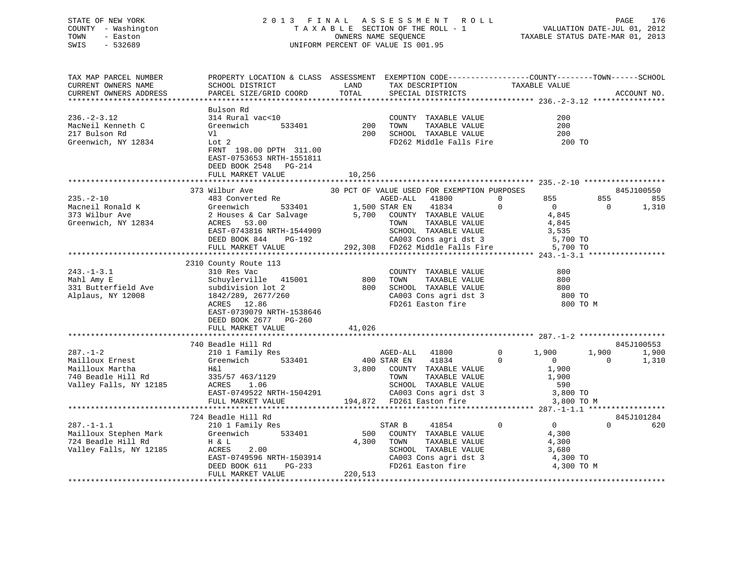STATE OF NEW YORK
COUNTY - Washington
TOWN - Easton
SWIS - 532689

2 0 1 3 F I N A L A S S E S S M E N T R O L L
T A X A B L E SECTION OF THE ROLL - 1
OWNERS NAME SEQUENCE
UNIFORM PERCENT OF VALUE IS 001.95

VALUATION DATE-JUL 01, 2012
TAXABLE STATUS DATE-MAR 01, 2013

```
TAX MAP PARCEL NUMBER          PROPERTY LOCATION & CLASS  ASSESSMENT  EXEMPTION CODE------------------COUNTY--------TOWN------SCHOOL
CURRENT OWNERS NAME            SCHOOL DISTRICT              LAND      TAX DESCRIPTION            TAXABLE VALUE
CURRENT OWNERS ADDRESS         PARCEL SIZE/GRID COORD       TOTAL     SPECIAL DISTRICTS                                    ACCOUNT NO.
******************************************************************************************************* 236.-2-3.12 ****************
                               Bulson Rd
236.-2-3.12                    314 Rural vac<10                       COUNTY  TAXABLE VALUE              200
MacNeil Kenneth C              Greenwich       533401         200    TOWN    TAXABLE VALUE              200
217 Bulson Rd                  Vl                             200    SCHOOL  TAXABLE VALUE              200
Greenwich, NY 12834            Lot 2                                  FD262 Middle Falls Fire             200 TO
                               FRNT 198.00 DPTH 311.00
                               EAST-0753653 NRTH-1551811
                               DEED BOOK 2548   PG-214
                               FULL MARKET VALUE              10,256
******************************************************************************************************* 235.-2-10 ******************
                               373 Wilbur Ave                 30 PCT OF VALUE USED FOR EXEMPTION PURPOSES                  845J100550
235.-2-10                      483 Converted Re                       AGED-ALL    41800        0        855        855        855
Macneil Ronald K               Greenwich       533401       1,500 STAR EN     41834        0          0          0      1,310
373 Wilbur Ave                 2 Houses & Car Salvage       5,700    COUNTY  TAXABLE VALUE            4,845
Greenwich, NY 12834            ACRES  53.00                           TOWN    TAXABLE VALUE            4,845
                               EAST-0743816 NRTH-1544909              SCHOOL  TAXABLE VALUE            3,535
                               DEED BOOK 844    PG-192                CA003 Cons agri dst 3             5,700 TO
                               FULL MARKET VALUE             292,308  FD262 Middle Falls Fire           5,700 TO
******************************************************************************************************* 243.-1-3.1 *****************
                               2310 County Route 113
243.-1-3.1                     310 Res Vac                            COUNTY  TAXABLE VALUE              800
Mahl Amy E                     Schuylerville   415001         800    TOWN    TAXABLE VALUE              800
331 Butterfield Ave            subdivision lot 2              800    SCHOOL  TAXABLE VALUE              800
Alplaus, NY 12008              1842/289, 2677/260                     CA003 Cons agri dst 3               800 TO
                               ACRES  12.86                           FD261 Easton fire                   800 TO M
                               EAST-0739079 NRTH-1538646
                               DEED BOOK 2677   PG-260
                               FULL MARKET VALUE              41,026
******************************************************************************************************* 287.-1-2 *******************
                               740 Beadle Hill Rd                                                                           845J100553
287.-1-2                       210 1 Family Res                       AGED-ALL    41800        0      1,900      1,900      1,900
Mailloux Ernest                Greenwich       533401         400 STAR EN     41834        0          0          0      1,310
Mailloux Martha                H&l                          3,800    COUNTY  TAXABLE VALUE            1,900
740 Beadle Hill Rd             335/57 463/1129                        TOWN    TAXABLE VALUE            1,900
Valley Falls, NY 12185         ACRES   1.06                           SCHOOL  TAXABLE VALUE              590
                               EAST-0749522 NRTH-1504291              CA003 Cons agri dst 3             3,800 TO
                               FULL MARKET VALUE             194,872  FD261 Easton fire                 3,800 TO M
******************************************************************************************************* 287.-1-1.1 *****************
                               724 Beadle Hill Rd                                                                           845J101284
287.-1-1.1                     210 1 Family Res                       STAR B      41854        0          0          0        620
Mailloux Stephen Mark          Greenwich       533401         500    COUNTY  TAXABLE VALUE            4,300
724 Beadle Hill Rd             H & L                        4,300    TOWN    TAXABLE VALUE            4,300
Valley Falls, NY 12185         ACRES   2.00                           SCHOOL  TAXABLE VALUE            3,680
                               EAST-0749596 NRTH-1503914              CA003 Cons agri dst 3             4,300 TO
                               DEED BOOK 611    PG-233                FD261 Easton fire                 4,300 TO M
                               FULL MARKET VALUE             220,513
************************************************************************************************************************************
```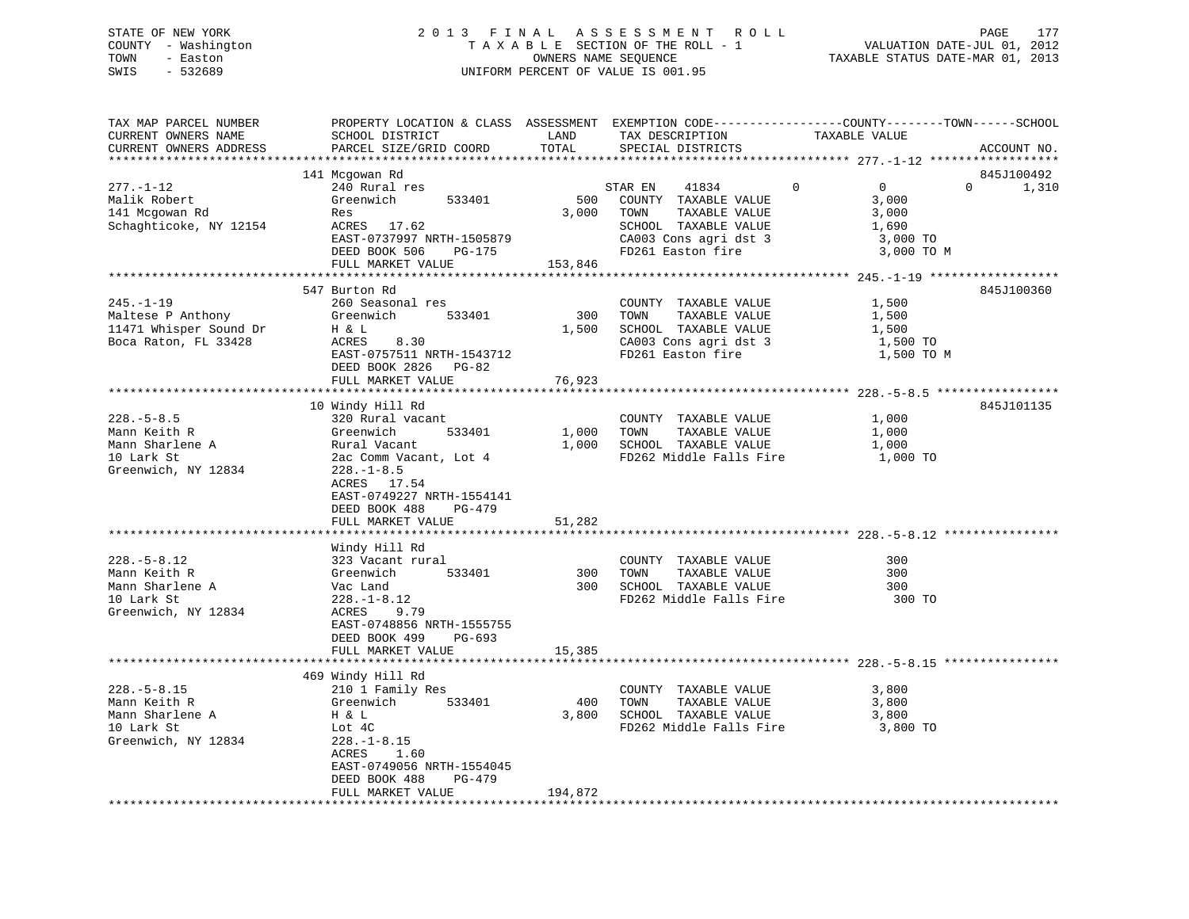STATE OF NEW YORK
COUNTY - Washington
TOWN - Easton
SWIS - 532689

2013 FINAL ASSESSMENT ROLL
TAXABLE SECTION OF THE ROLL - 1
OWNERS NAME SEQUENCE
UNIFORM PERCENT OF VALUE IS 001.95

VALUATION DATE-JUL 01, 2012
TAXABLE STATUS DATE-MAR 01, 2013

| TAX MAP PARCEL NUMBER / CURRENT OWNERS NAME / CURRENT OWNERS ADDRESS | PROPERTY LOCATION & CLASS / SCHOOL DISTRICT / PARCEL SIZE/GRID COORD | ASSESSMENT LAND / TOTAL | EXEMPTION CODE / TAX DESCRIPTION / SPECIAL DISTRICTS | COUNTY | TOWN | SCHOOL TAXABLE VALUE | ACCOUNT NO. |
|---|---|---|---|---|---|---|---|
| **277.-1-12** | 141 Mcgowan Rd | | | | | | 845J100492 |
| 277.-1-12 | 240 Rural res | | STAR EN 41834 | 0 | 0 | 0 | 1,310 |
| Malik Robert | Greenwich 533401 | 500 | COUNTY TAXABLE VALUE | 3,000 | | | |
| 141 Mcgowan Rd | Res | 3,000 | TOWN TAXABLE VALUE | 3,000 | | | |
| Schaghticoke, NY 12154 | ACRES 17.62 | | SCHOOL TAXABLE VALUE | 1,690 | | | |
| | EAST-0737997 NRTH-1505879 | | CA003 Cons agri dst 3 | 3,000 TO | | | |
| | DEED BOOK 506 PG-175 | | FD261 Easton fire | 3,000 TO M | | | |
| | FULL MARKET VALUE | 153,846 | | | | | |
| **245.-1-19** | 547 Burton Rd | | | | | | 845J100360 |
| 245.-1-19 | 260 Seasonal res | | COUNTY TAXABLE VALUE | 1,500 | | | |
| Maltese P Anthony | Greenwich 533401 | 300 | TOWN TAXABLE VALUE | 1,500 | | | |
| 11471 Whisper Sound Dr | H & L | 1,500 | SCHOOL TAXABLE VALUE | 1,500 | | | |
| Boca Raton, FL 33428 | ACRES 8.30 | | CA003 Cons agri dst 3 | 1,500 TO | | | |
| | EAST-0757511 NRTH-1543712 | | FD261 Easton fire | 1,500 TO M | | | |
| | DEED BOOK 2826 PG-82 | | | | | | |
| | FULL MARKET VALUE | 76,923 | | | | | |
| **228.-5-8.5** | 10 Windy Hill Rd | | | | | | 845J101135 |
| 228.-5-8.5 | 320 Rural vacant | | COUNTY TAXABLE VALUE | 1,000 | | | |
| Mann Keith R | Greenwich 533401 | 1,000 | TOWN TAXABLE VALUE | 1,000 | | | |
| Mann Sharlene A | Rural Vacant | 1,000 | SCHOOL TAXABLE VALUE | 1,000 | | | |
| 10 Lark St | 2ac Comm Vacant, Lot 4 | | FD262 Middle Falls Fire | 1,000 TO | | | |
| Greenwich, NY 12834 | 228.-1-8.5 | | | | | | |
| | ACRES 17.54 | | | | | | |
| | EAST-0749227 NRTH-1554141 | | | | | | |
| | DEED BOOK 488 PG-479 | | | | | | |
| | FULL MARKET VALUE | 51,282 | | | | | |
| **228.-5-8.12** | Windy Hill Rd | | | | | | |
| 228.-5-8.12 | 323 Vacant rural | | COUNTY TAXABLE VALUE | 300 | | | |
| Mann Keith R | Greenwich 533401 | 300 | TOWN TAXABLE VALUE | 300 | | | |
| Mann Sharlene A | Vac Land | 300 | SCHOOL TAXABLE VALUE | 300 | | | |
| 10 Lark St | 228.-1-8.12 | | FD262 Middle Falls Fire | 300 TO | | | |
| Greenwich, NY 12834 | ACRES 9.79 | | | | | | |
| | EAST-0748856 NRTH-1555755 | | | | | | |
| | DEED BOOK 499 PG-693 | | | | | | |
| | FULL MARKET VALUE | 15,385 | | | | | |
| **228.-5-8.15** | 469 Windy Hill Rd | | | | | | |
| 228.-5-8.15 | 210 1 Family Res | | COUNTY TAXABLE VALUE | 3,800 | | | |
| Mann Keith R | Greenwich 533401 | 400 | TOWN TAXABLE VALUE | 3,800 | | | |
| Mann Sharlene A | H & L | 3,800 | SCHOOL TAXABLE VALUE | 3,800 | | | |
| 10 Lark St | Lot 4C | | FD262 Middle Falls Fire | 3,800 TO | | | |
| Greenwich, NY 12834 | 228.-1-8.15 | | | | | | |
| | ACRES 1.60 | | | | | | |
| | EAST-0749056 NRTH-1554045 | | | | | | |
| | DEED BOOK 488 PG-479 | | | | | | |
| | FULL MARKET VALUE | 194,872 | | | | | |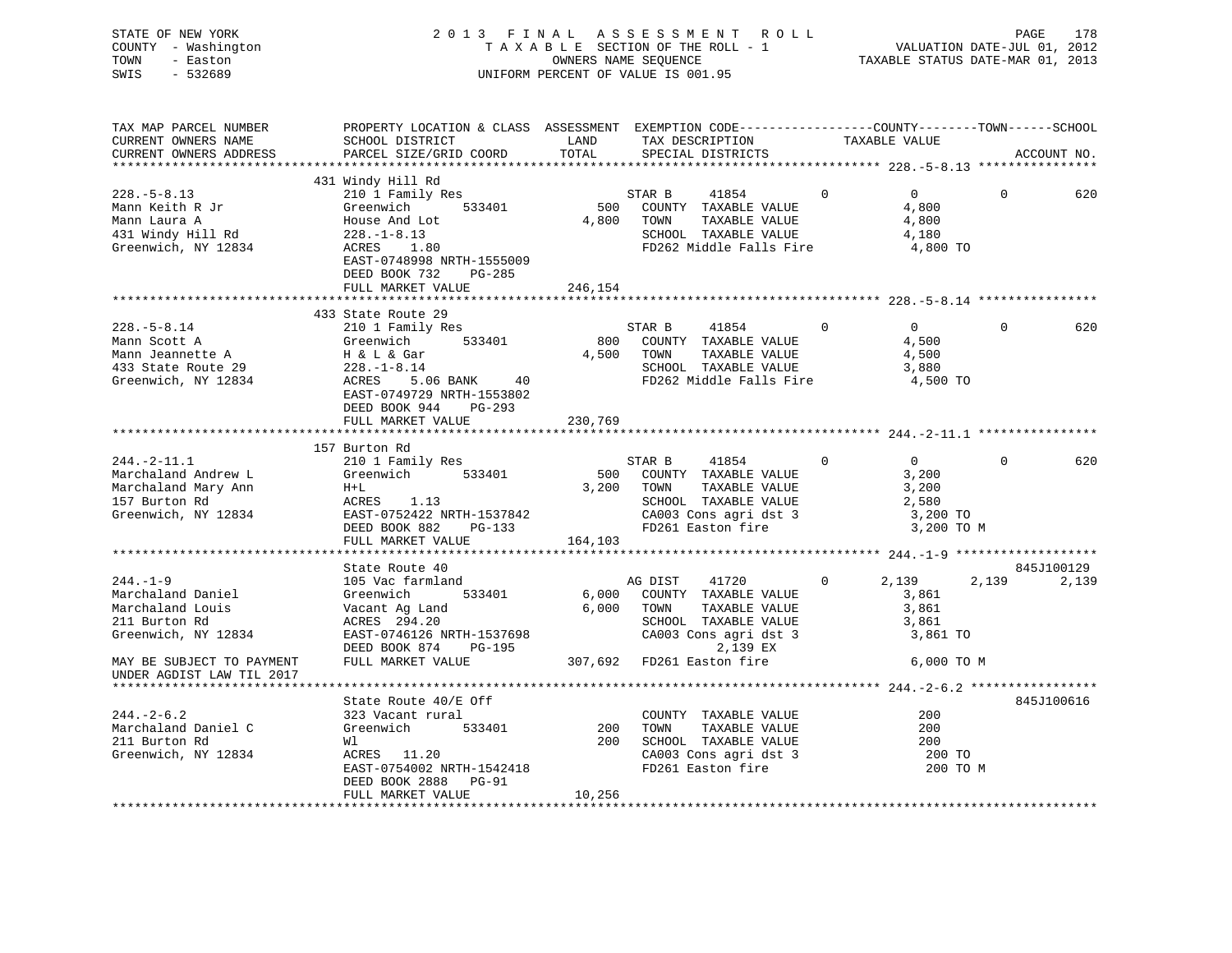STATE OF NEW YORK
COUNTY - Washington
TOWN - Easton
SWIS - 532689

2 0 1 3 F I N A L A S S E S S M E N T R O L L
T A X A B L E SECTION OF THE ROLL - 1
OWNERS NAME SEQUENCE
UNIFORM PERCENT OF VALUE IS 001.95

VALUATION DATE-JUL 01, 2012
TAXABLE STATUS DATE-MAR 01, 2013

```
TAX MAP PARCEL NUMBER          PROPERTY LOCATION & CLASS  ASSESSMENT  EXEMPTION CODE------------------COUNTY--------TOWN------SCHOOL
CURRENT OWNERS NAME            SCHOOL DISTRICT               LAND      TAX DESCRIPTION            TAXABLE VALUE
CURRENT OWNERS ADDRESS         PARCEL SIZE/GRID COORD        TOTAL     SPECIAL DISTRICTS                                    ACCOUNT NO.
******************************************************************************************************* 228.-5-8.13 ****************
                               431 Windy Hill Rd
228.-5-8.13                    210 1 Family Res                       STAR B     41854          0          0            0          620
Mann Keith R Jr                Greenwich       533401          500    COUNTY  TAXABLE VALUE              4,800
Mann Laura A                   House And Lot                 4,800    TOWN    TAXABLE VALUE              4,800
431 Windy Hill Rd              228.-1-8.13                            SCHOOL  TAXABLE VALUE              4,180
Greenwich, NY 12834            ACRES    1.80                          FD262 Middle Falls Fire             4,800 TO
                               EAST-0748998 NRTH-1555009
                               DEED BOOK 732    PG-285
                               FULL MARKET VALUE             246,154
******************************************************************************************************* 228.-5-8.14 ****************
                               433 State Route 29
228.-5-8.14                    210 1 Family Res                       STAR B     41854          0          0            0          620
Mann Scott A                   Greenwich       533401          800    COUNTY  TAXABLE VALUE              4,500
Mann Jeannette A               H & L & Gar                   4,500    TOWN    TAXABLE VALUE              4,500
433 State Route 29             228.-1-8.14                            SCHOOL  TAXABLE VALUE              3,880
Greenwich, NY 12834            ACRES    5.06 BANK     40              FD262 Middle Falls Fire             4,500 TO
                               EAST-0749729 NRTH-1553802
                               DEED BOOK 944    PG-293
                               FULL MARKET VALUE             230,769
******************************************************************************************************* 244.-2-11.1 ****************
                               157 Burton Rd
244.-2-11.1                    210 1 Family Res                       STAR B     41854          0          0            0          620
Marchaland Andrew L            Greenwich       533401          500    COUNTY  TAXABLE VALUE              3,200
Marchaland Mary Ann            H+L                           3,200    TOWN    TAXABLE VALUE              3,200
157 Burton Rd                  ACRES    1.13                          SCHOOL  TAXABLE VALUE              2,580
Greenwich, NY 12834            EAST-0752422 NRTH-1537842              CA003 Cons agri dst 3               3,200 TO
                               DEED BOOK 882    PG-133                FD261 Easton fire                   3,200 TO M
                               FULL MARKET VALUE             164,103
******************************************************************************************************* 244.-1-9 *******************
                               State Route 40                                                                        845J100129
244.-1-9                       105 Vac farmland                       AG DIST    41720          0      2,139        2,139        2,139
Marchaland Daniel              Greenwich       533401        6,000    COUNTY  TAXABLE VALUE              3,861
Marchaland Louis               Vacant Ag Land                6,000    TOWN    TAXABLE VALUE              3,861
211 Burton Rd                  ACRES  294.20                          SCHOOL  TAXABLE VALUE              3,861
Greenwich, NY 12834            EAST-0746126 NRTH-1537698              CA003 Cons agri dst 3               3,861 TO
                               DEED BOOK 874    PG-195                       2,139 EX
MAY BE SUBJECT TO PAYMENT      FULL MARKET VALUE             307,692  FD261 Easton fire                   6,000 TO M
UNDER AGDIST LAW TIL 2017
******************************************************************************************************* 244.-2-6.2 *****************
                               State Route 40/E Off                                                                  845J100616
244.-2-6.2                     323 Vacant rural                       COUNTY  TAXABLE VALUE                200
Marchaland Daniel C            Greenwich       533401          200    TOWN    TAXABLE VALUE                200
211 Burton Rd                  Wl                              200    SCHOOL  TAXABLE VALUE                200
Greenwich, NY 12834            ACRES   11.20                          CA003 Cons agri dst 3                 200 TO
                               EAST-0754002 NRTH-1542418              FD261 Easton fire                     200 TO M
                               DEED BOOK 2888   PG-91
                               FULL MARKET VALUE              10,256
************************************************************************************************************************************
```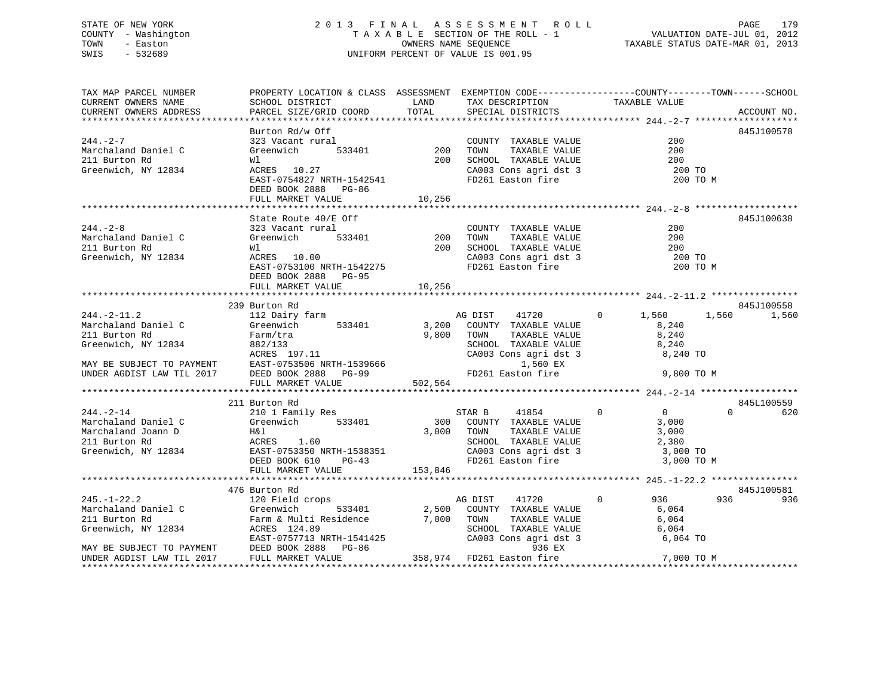STATE OF NEW YORK
COUNTY - Washington
TOWN - Easton
SWIS - 532689

2 0 1 3 F I N A L A S S E S S M E N T R O L L
T A X A B L E SECTION OF THE ROLL - 1
OWNERS NAME SEQUENCE
UNIFORM PERCENT OF VALUE IS 001.95

VALUATION DATE-JUL 01, 2012
TAXABLE STATUS DATE-MAR 01, 2013

```
TAX MAP PARCEL NUMBER          PROPERTY LOCATION & CLASS  ASSESSMENT  EXEMPTION CODE------------------COUNTY--------TOWN------SCHOOL
CURRENT OWNERS NAME            SCHOOL DISTRICT               LAND      TAX DESCRIPTION            TAXABLE VALUE
CURRENT OWNERS ADDRESS         PARCEL SIZE/GRID COORD        TOTAL     SPECIAL DISTRICTS                                    ACCOUNT NO.
****************************************************************************************************** 244.-2-7 *******************
                               Burton Rd/w Off                                                                           845J100578
244.-2-7                       323 Vacant rural                         COUNTY  TAXABLE VALUE              200
Marchaland Daniel C            Greenwich      533401        200         TOWN    TAXABLE VALUE              200
211 Burton Rd                  Wl                           200         SCHOOL  TAXABLE VALUE              200
Greenwich, NY 12834            ACRES  10.27                             CA003 Cons agri dst 3                200 TO
                               EAST-0754827 NRTH-1542541                FD261 Easton fire                    200 TO M
                               DEED BOOK 2888   PG-86
                               FULL MARKET VALUE            10,256
****************************************************************************************************** 244.-2-8 *******************
                               State Route 40/E Off                                                                      845J100638
244.-2-8                       323 Vacant rural                         COUNTY  TAXABLE VALUE              200
Marchaland Daniel C            Greenwich      533401        200         TOWN    TAXABLE VALUE              200
211 Burton Rd                  Wl                           200         SCHOOL  TAXABLE VALUE              200
Greenwich, NY 12834            ACRES  10.00                             CA003 Cons agri dst 3                200 TO
                               EAST-0753100 NRTH-1542275                FD261 Easton fire                    200 TO M
                               DEED BOOK 2888   PG-95
                               FULL MARKET VALUE            10,256
****************************************************************************************************** 244.-2-11.2 ****************
                               239 Burton Rd                                                                             845J100558
244.-2-11.2                    112 Dairy farm                           AG DIST     41720         0      1,560      1,560      1,560
Marchaland Daniel C            Greenwich      533401      3,200         COUNTY  TAXABLE VALUE            8,240
211 Burton Rd                  Farm/tra                   9,800         TOWN    TAXABLE VALUE            8,240
Greenwich, NY 12834            882/133                                  SCHOOL  TAXABLE VALUE            8,240
                               ACRES 197.11                             CA003 Cons agri dst 3              8,240 TO
MAY BE SUBJECT TO PAYMENT      EAST-0753506 NRTH-1539666                      1,560 EX
UNDER AGDIST LAW TIL 2017      DEED BOOK 2888   PG-99                   FD261 Easton fire                  9,800 TO M
                               FULL MARKET VALUE           502,564
****************************************************************************************************** 244.-2-14 ******************
                               211 Burton Rd                                                                             845L100559
244.-2-14                      210 1 Family Res                         STAR B      41854         0          0          0        620
Marchaland Daniel C            Greenwich      533401        300         COUNTY  TAXABLE VALUE            3,000
Marchaland Joann D             H&l                        3,000         TOWN    TAXABLE VALUE            3,000
211 Burton Rd                  ACRES   1.60                             SCHOOL  TAXABLE VALUE            2,380
Greenwich, NY 12834            EAST-0753350 NRTH-1538351                CA003 Cons agri dst 3              3,000 TO
                               DEED BOOK 610    PG-43                   FD261 Easton fire                  3,000 TO M
                               FULL MARKET VALUE           153,846
****************************************************************************************************** 245.-1-22.2 ****************
                               476 Burton Rd                                                                             845J100581
245.-1-22.2                    120 Field crops                          AG DIST     41720         0        936        936        936
Marchaland Daniel C            Greenwich      533401      2,500         COUNTY  TAXABLE VALUE            6,064
211 Burton Rd                  Farm & Multi Residence     7,000         TOWN    TAXABLE VALUE            6,064
Greenwich, NY 12834            ACRES 124.89                             SCHOOL  TAXABLE VALUE            6,064
                               EAST-0757713 NRTH-1541425                CA003 Cons agri dst 3              6,064 TO
MAY BE SUBJECT TO PAYMENT      DEED BOOK 2888   PG-86                           936 EX
UNDER AGDIST LAW TIL 2017      FULL MARKET VALUE           358,974      FD261 Easton fire                  7,000 TO M
************************************************************************************************************************************
```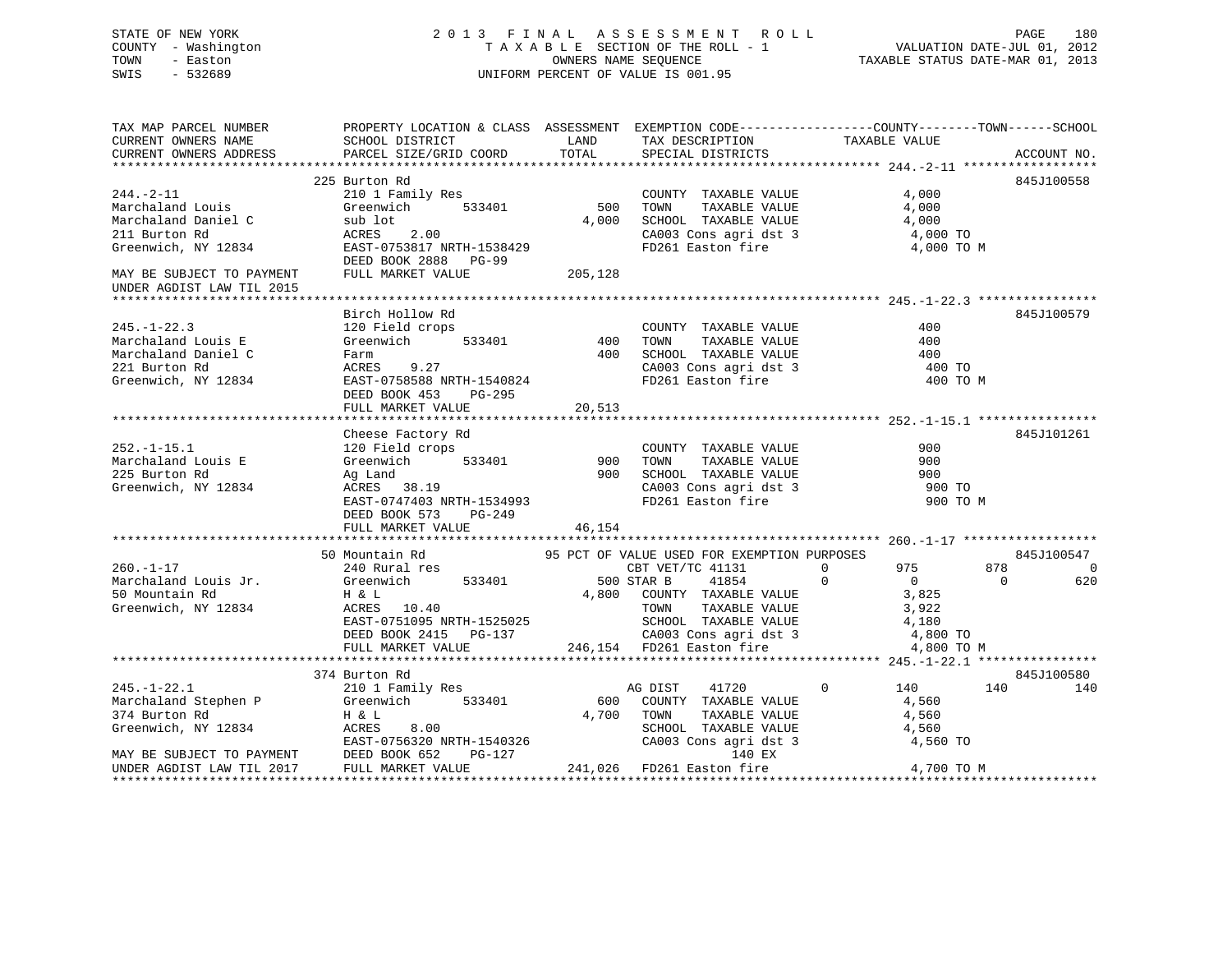STATE OF NEW YORK
COUNTY - Washington
TOWN - Easton
SWIS - 532689

2013 FINAL ASSESSMENT ROLL
TAXABLE SECTION OF THE ROLL - 1
OWNERS NAME SEQUENCE
UNIFORM PERCENT OF VALUE IS 001.95

VALUATION DATE-JUL 01, 2012
TAXABLE STATUS DATE-MAR 01, 2013

| TAX MAP PARCEL NUMBER / CURRENT OWNERS NAME / CURRENT OWNERS ADDRESS | PROPERTY LOCATION & CLASS / SCHOOL DISTRICT / PARCEL SIZE/GRID COORD | ASSESSMENT LAND / TOTAL | EXEMPTION CODE / TAX DESCRIPTION / SPECIAL DISTRICTS | COUNTY | TOWN | SCHOOL | ACCOUNT NO. |
|---|---|---|---|---|---|---|---|
| **244.-2-11** | 225 Burton Rd | | | | | | 845J100558 |
| Marchaland Louis | 210 1 Family Res | | COUNTY TAXABLE VALUE | 4,000 | | | |
| Marchaland Daniel C | Greenwich 533401 | 500 | TOWN TAXABLE VALUE | | 4,000 | | |
| 211 Burton Rd | sub lot | 4,000 | SCHOOL TAXABLE VALUE | | | 4,000 | |
| Greenwich, NY 12834 | ACRES 2.00 | | CA003 Cons agri dst 3 | 4,000 TO | | | |
| | EAST-0753817 NRTH-1538429 | | FD261 Easton fire | 4,000 TO M | | | |
| | DEED BOOK 2888 PG-99 | | | | | | |
| MAY BE SUBJECT TO PAYMENT UNDER AGDIST LAW TIL 2015 | FULL MARKET VALUE | 205,128 | | | | | |
| **245.-1-22.3** | Birch Hollow Rd | | | | | | 845J100579 |
| Marchaland Louis E | 120 Field crops | | COUNTY TAXABLE VALUE | 400 | | | |
| Marchaland Daniel C | Greenwich 533401 | 400 | TOWN TAXABLE VALUE | | 400 | | |
| 221 Burton Rd | Farm | 400 | SCHOOL TAXABLE VALUE | | | 400 | |
| Greenwich, NY 12834 | ACRES 9.27 | | CA003 Cons agri dst 3 | 400 TO | | | |
| | EAST-0758588 NRTH-1540824 | | FD261 Easton fire | 400 TO M | | | |
| | DEED BOOK 453 PG-295 | | | | | | |
| | FULL MARKET VALUE | 20,513 | | | | | |
| **252.-1-15.1** | Cheese Factory Rd | | | | | | 845J101261 |
| Marchaland Louis E | 120 Field crops | | COUNTY TAXABLE VALUE | 900 | | | |
| 225 Burton Rd | Greenwich 533401 | 900 | TOWN TAXABLE VALUE | | 900 | | |
| Greenwich, NY 12834 | Ag Land | 900 | SCHOOL TAXABLE VALUE | | | 900 | |
| | ACRES 38.19 | | CA003 Cons agri dst 3 | 900 TO | | | |
| | EAST-0747403 NRTH-1534993 | | FD261 Easton fire | 900 TO M | | | |
| | DEED BOOK 573 PG-249 | | | | | | |
| | FULL MARKET VALUE | 46,154 | | | | | |
| **260.-1-17** | 50 Mountain Rd | | 95 PCT OF VALUE USED FOR EXEMPTION PURPOSES | | | | 845J100547 |
| Marchaland Louis Jr. | 240 Rural res | | CBT VET/TC 41131 0 | 975 | 878 | 0 | |
| 50 Mountain Rd | Greenwich 533401 | 500 | STAR B 41854 0 | 0 | 0 | 620 | |
| Greenwich, NY 12834 | H & L | 4,800 | COUNTY TAXABLE VALUE | 3,825 | | | |
| | ACRES 10.40 | | TOWN TAXABLE VALUE | | 3,922 | | |
| | EAST-0751095 NRTH-1525025 | | SCHOOL TAXABLE VALUE | | | 4,180 | |
| | DEED BOOK 2415 PG-137 | | CA003 Cons agri dst 3 | 4,800 TO | | | |
| | FULL MARKET VALUE | 246,154 | FD261 Easton fire | 4,800 TO M | | | |
| **245.-1-22.1** | 374 Burton Rd | | | | | | 845J100580 |
| Marchaland Stephen P | 210 1 Family Res | | AG DIST 41720 0 | 140 | 140 | 140 | |
| 374 Burton Rd | Greenwich 533401 | 600 | COUNTY TAXABLE VALUE | 4,560 | | | |
| Greenwich, NY 12834 | H & L | 4,700 | TOWN TAXABLE VALUE | | 4,560 | | |
| | ACRES 8.00 | | SCHOOL TAXABLE VALUE | | | 4,560 | |
| | EAST-0756320 NRTH-1540326 | | CA003 Cons agri dst 3 | 4,560 TO | | | |
| MAY BE SUBJECT TO PAYMENT | DEED BOOK 652 PG-127 | | 140 EX | | | | |
| UNDER AGDIST LAW TIL 2017 | FULL MARKET VALUE | 241,026 | FD261 Easton fire | 4,700 TO M | | | |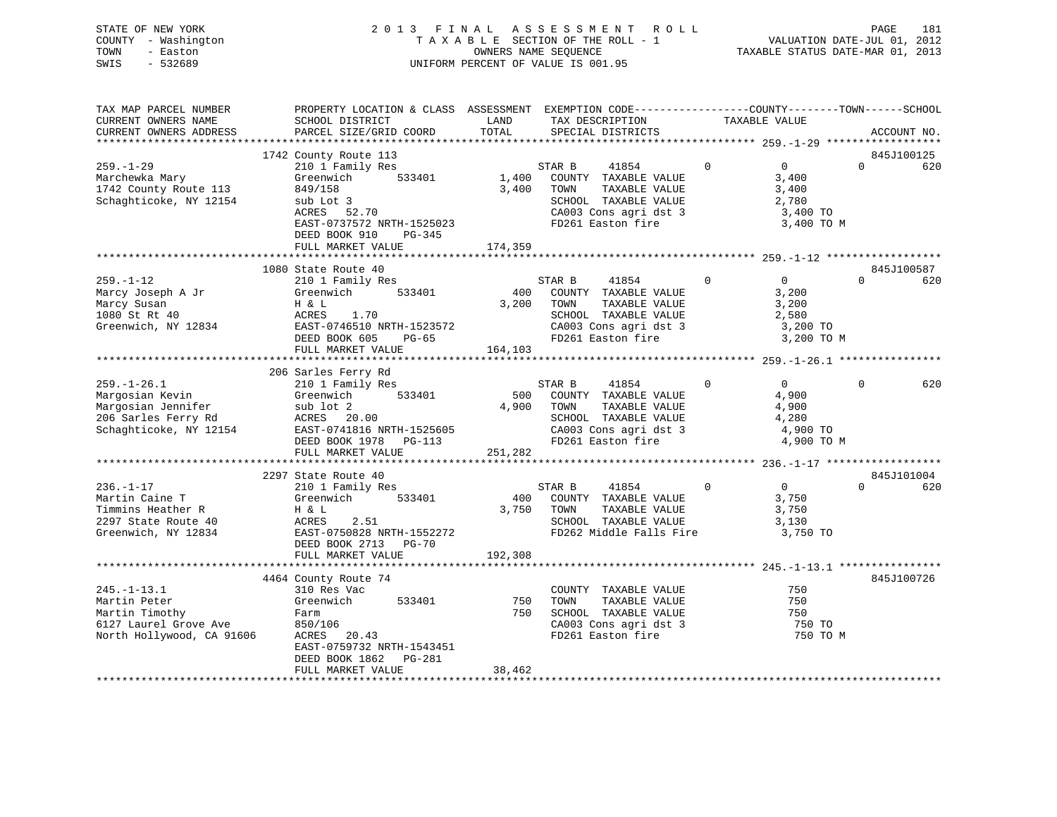STATE OF NEW YORK
COUNTY - Washington
TOWN - Easton
SWIS - 532689

# 2013 FINAL ASSESSMENT ROLL
TAXABLE SECTION OF THE ROLL - 1
OWNERS NAME SEQUENCE
UNIFORM PERCENT OF VALUE IS 001.95

VALUATION DATE-JUL 01, 2012
TAXABLE STATUS DATE-MAR 01, 2013

```
TAX MAP PARCEL NUMBER          PROPERTY LOCATION & CLASS  ASSESSMENT  EXEMPTION CODE------------------COUNTY--------TOWN------SCHOOL
CURRENT OWNERS NAME            SCHOOL DISTRICT            LAND        TAX DESCRIPTION             TAXABLE VALUE
CURRENT OWNERS ADDRESS         PARCEL SIZE/GRID COORD     TOTAL       SPECIAL DISTRICTS                                   ACCOUNT NO.
******************************************************************************************************* 259.-1-29 ******************
                               1742 County Route 113                                                                      845J100125
259.-1-29                      210 1 Family Res                       STAR B      41854        0          0          0         620
Marchewka Mary                 Greenwich        533401       1,400    COUNTY  TAXABLE VALUE             3,400
1742 County Route 113          849/158                       3,400    TOWN    TAXABLE VALUE             3,400
Schaghticoke, NY 12154         sub Lot 3                              SCHOOL  TAXABLE VALUE             2,780
                               ACRES  52.70                           CA003 Cons agri dst 3              3,400 TO
                               EAST-0737572 NRTH-1525023              FD261 Easton fire                  3,400 TO M
                               DEED BOOK 910    PG-345
                               FULL MARKET VALUE            174,359
******************************************************************************************************* 259.-1-12 ******************
                               1080 State Route 40                                                                        845J100587
259.-1-12                      210 1 Family Res                       STAR B      41854        0          0          0         620
Marcy Joseph A Jr              Greenwich        533401         400    COUNTY  TAXABLE VALUE             3,200
Marcy Susan                    H & L                         3,200    TOWN    TAXABLE VALUE             3,200
1080 St Rt 40                  ACRES   1.70                           SCHOOL  TAXABLE VALUE             2,580
Greenwich, NY 12834            EAST-0746510 NRTH-1523572              CA003 Cons agri dst 3              3,200 TO
                               DEED BOOK 605    PG-65                 FD261 Easton fire                  3,200 TO M
                               FULL MARKET VALUE            164,103
******************************************************************************************************* 259.-1-26.1 ****************
                               206 Sarles Ferry Rd
259.-1-26.1                    210 1 Family Res                       STAR B      41854        0          0          0         620
Margosian Kevin                Greenwich        533401         500    COUNTY  TAXABLE VALUE             4,900
Margosian Jennifer             sub lot 2                     4,900    TOWN    TAXABLE VALUE             4,900
206 Sarles Ferry Rd            ACRES  20.00                           SCHOOL  TAXABLE VALUE             4,280
Schaghticoke, NY 12154         EAST-0741816 NRTH-1525605              CA003 Cons agri dst 3              4,900 TO
                               DEED BOOK 1978   PG-113                FD261 Easton fire                  4,900 TO M
                               FULL MARKET VALUE            251,282
******************************************************************************************************* 236.-1-17 ******************
                               2297 State Route 40                                                                        845J101004
236.-1-17                      210 1 Family Res                       STAR B      41854        0          0          0         620
Martin Caine T                 Greenwich        533401         400    COUNTY  TAXABLE VALUE             3,750
Timmins Heather R              H & L                         3,750    TOWN    TAXABLE VALUE             3,750
2297 State Route 40            ACRES   2.51                           SCHOOL  TAXABLE VALUE             3,130
Greenwich, NY 12834            EAST-0750828 NRTH-1552272              FD262 Middle Falls Fire            3,750 TO
                               DEED BOOK 2713   PG-70
                               FULL MARKET VALUE            192,308
******************************************************************************************************* 245.-1-13.1 ****************
                               4464 County Route 74                                                                       845J100726
245.-1-13.1                    310 Res Vac                            COUNTY  TAXABLE VALUE               750
Martin Peter                   Greenwich        533401         750    TOWN    TAXABLE VALUE               750
Martin Timothy                 Farm                            750    SCHOOL  TAXABLE VALUE               750
6127 Laurel Grove Ave          850/106                                CA003 Cons agri dst 3                750 TO
North Hollywood, CA 91606      ACRES  20.43                           FD261 Easton fire                    750 TO M
                               EAST-0759732 NRTH-1543451
                               DEED BOOK 1862   PG-281
                               FULL MARKET VALUE             38,462
************************************************************************************************************************************
```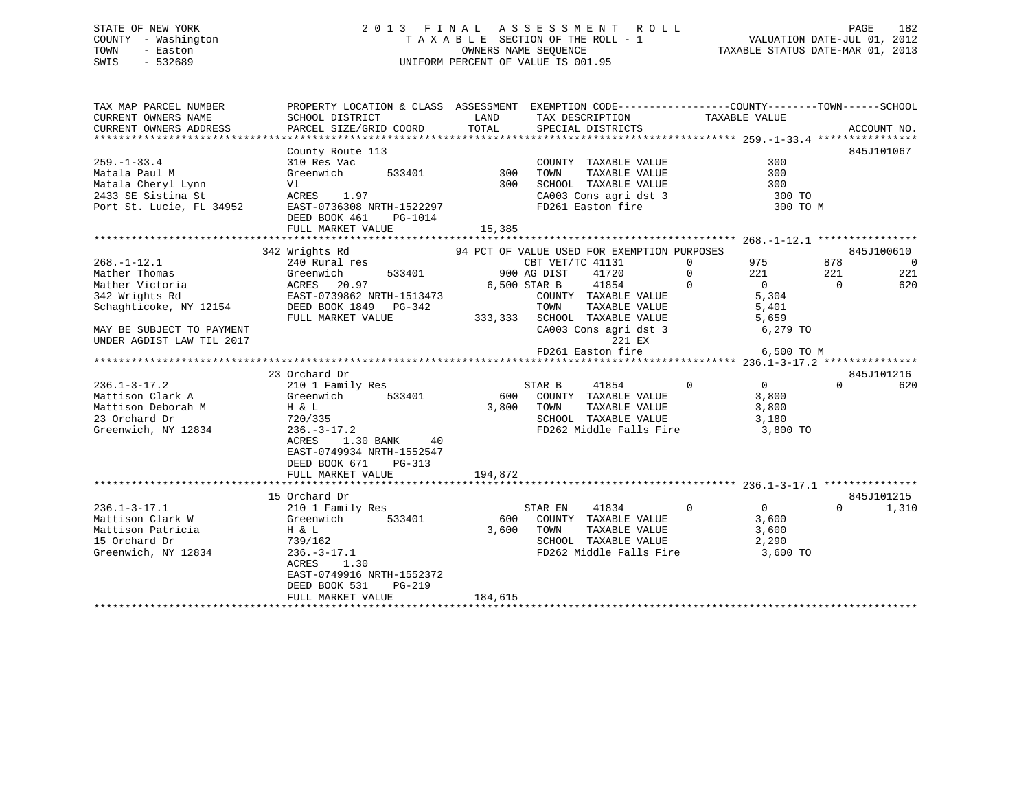STATE OF NEW YORK
COUNTY - Washington
TOWN - Easton
SWIS - 532689

# 2013 FINAL ASSESSMENT ROLL
TAXABLE SECTION OF THE ROLL - 1
OWNERS NAME SEQUENCE
UNIFORM PERCENT OF VALUE IS 001.95

VALUATION DATE-JUL 01, 2012
TAXABLE STATUS DATE-MAR 01, 2013

| TAX MAP PARCEL NUMBER / CURRENT OWNERS NAME / CURRENT OWNERS ADDRESS | PROPERTY LOCATION & CLASS / SCHOOL DISTRICT / PARCEL SIZE/GRID COORD | ASSESSMENT LAND / TOTAL | EXEMPTION CODE / TAX DESCRIPTION / SPECIAL DISTRICTS | COUNTY | TOWN | SCHOOL | ACCOUNT NO. |
|---|---|---|---|---|---|---|---|
| **259.-1-33.4** | County Route 113 | | | | | | 845J101067 |
| Matala Paul M | 310 Res Vac | | COUNTY TAXABLE VALUE | 300 | | | |
| Matala Cheryl Lynn | Greenwich 533401 | 300 | TOWN TAXABLE VALUE | | 300 | | |
| 2433 SE Sistina St | Vl | 300 | SCHOOL TAXABLE VALUE | | | 300 | |
| Port St. Lucie, FL 34952 | ACRES 1.97 | | CA003 Cons agri dst 3 | 300 TO | | | |
| | EAST-0736308 NRTH-1522297 | | FD261 Easton fire | 300 TO M | | | |
| | DEED BOOK 461 PG-1014 | | | | | | |
| | FULL MARKET VALUE | 15,385 | | | | | |
| **268.-1-12.1** | 342 Wrights Rd | | 94 PCT OF VALUE USED FOR EXEMPTION PURPOSES | | | | 845J100610 |
| Mather Thomas | 240 Rural res | | CBT VET/TC 41131 0 | 975 | 878 | 0 | |
| Mather Victoria | Greenwich 533401 | 900 | AG DIST 41720 0 | 221 | 221 | 221 | |
| 342 Wrights Rd | ACRES 20.97 | 6,500 | STAR B 41854 0 | 0 | 0 | 620 | |
| Schaghticoke, NY 12154 | EAST-0739862 NRTH-1513473 | | COUNTY TAXABLE VALUE | 5,304 | | | |
| | DEED BOOK 1849 PG-342 | | TOWN TAXABLE VALUE | | 5,401 | | |
| MAY BE SUBJECT TO PAYMENT | FULL MARKET VALUE | 333,333 | SCHOOL TAXABLE VALUE | | | 5,659 | |
| UNDER AGDIST LAW TIL 2017 | | | CA003 Cons agri dst 3 | 6,279 TO | | | |
| | | | 221 EX | | | | |
| | | | FD261 Easton fire | 6,500 TO M | | | |
| **236.1-3-17.2** | 23 Orchard Dr | | | | | | 845J101216 |
| Mattison Clark A | 210 1 Family Res | | STAR B 41854 0 | 0 | 0 | 620 | |
| Mattison Deborah M | Greenwich 533401 | 600 | COUNTY TAXABLE VALUE | 3,800 | | | |
| 23 Orchard Dr | H & L | 3,800 | TOWN TAXABLE VALUE | | 3,800 | | |
| Greenwich, NY 12834 | 720/335 | | SCHOOL TAXABLE VALUE | | | 3,180 | |
| | 236.-3-17.2 | | FD262 Middle Falls Fire | 3,800 TO | | | |
| | ACRES 1.30 BANK 40 | | | | | | |
| | EAST-0749934 NRTH-1552547 | | | | | | |
| | DEED BOOK 671 PG-313 | | | | | | |
| | FULL MARKET VALUE | 194,872 | | | | | |
| **236.1-3-17.1** | 15 Orchard Dr | | | | | | 845J101215 |
| Mattison Clark W | 210 1 Family Res | | STAR EN 41834 0 | 0 | 0 | 1,310 | |
| Mattison Patricia | Greenwich 533401 | 600 | COUNTY TAXABLE VALUE | 3,600 | | | |
| 15 Orchard Dr | H & L | 3,600 | TOWN TAXABLE VALUE | | 3,600 | | |
| Greenwich, NY 12834 | 739/162 | | SCHOOL TAXABLE VALUE | | | 2,290 | |
| | 236.-3-17.1 | | FD262 Middle Falls Fire | 3,600 TO | | | |
| | ACRES 1.30 | | | | | | |
| | EAST-0749916 NRTH-1552372 | | | | | | |
| | DEED BOOK 531 PG-219 | | | | | | |
| | FULL MARKET VALUE | 184,615 | | | | | |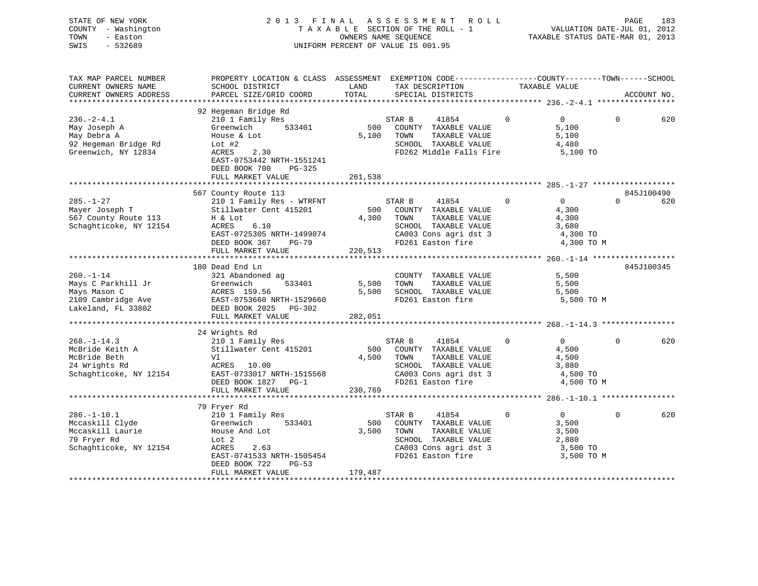STATE OF NEW YORK
COUNTY - Washington
TOWN - Easton
SWIS - 532689

2 0 1 3 F I N A L A S S E S S M E N T R O L L
T A X A B L E SECTION OF THE ROLL - 1
OWNERS NAME SEQUENCE
UNIFORM PERCENT OF VALUE IS 001.95

VALUATION DATE-JUL 01, 2012
TAXABLE STATUS DATE-MAR 01, 2013

```
TAX MAP PARCEL NUMBER          PROPERTY LOCATION & CLASS  ASSESSMENT  EXEMPTION CODE------------------COUNTY--------TOWN------SCHOOL
CURRENT OWNERS NAME            SCHOOL DISTRICT               LAND      TAX DESCRIPTION            TAXABLE VALUE
CURRENT OWNERS ADDRESS         PARCEL SIZE/GRID COORD       TOTAL      SPECIAL DISTRICTS                                  ACCOUNT NO.
******************************************************************************************************* 236.-2-4.1 *****************
                               92 Hegeman Bridge Rd
236.-2-4.1                     210 1 Family Res                  STAR B      41854          0          0          0          620
May Joseph A                   Greenwich        533401       500   COUNTY  TAXABLE VALUE              5,100
May Debra A                    House & Lot                 5,100   TOWN    TAXABLE VALUE              5,100
92 Hegeman Bridge Rd           Lot #2                              SCHOOL  TAXABLE VALUE              4,480
Greenwich, NY 12834            ACRES    2.30                       FD262 Middle Falls Fire             5,100 TO
                               EAST-0753442 NRTH-1551241
                               DEED BOOK 700    PG-325
                               FULL MARKET VALUE           261,538
******************************************************************************************************* 285.-1-27 ******************
                               567 County Route 113                                                                  845J100490
285.-1-27                      210 1 Family Res - WTRFNT         STAR B      41854          0          0          0          620
Mayer Joseph T                 Stillwater Cent 415201       500   COUNTY  TAXABLE VALUE              4,300
567 County Route 113           H & Lot                     4,300   TOWN    TAXABLE VALUE              4,300
Schaghticoke, NY 12154         ACRES    6.10                       SCHOOL  TAXABLE VALUE              3,680
                               EAST-0725305 NRTH-1499074           CA003 Cons agri dst 3               4,300 TO
                               DEED BOOK 367    PG-79              FD261 Easton fire                   4,300 TO M
                               FULL MARKET VALUE           220,513
******************************************************************************************************* 260.-1-14 ******************
                               180 Dead End Ln                                                                       845J100345
260.-1-14                      321 Abandoned ag                    COUNTY  TAXABLE VALUE              5,500
Mays C Parkhill Jr             Greenwich        533401     5,500   TOWN    TAXABLE VALUE              5,500
Mays Mason C                   ACRES  159.56               5,500   SCHOOL  TAXABLE VALUE              5,500
2109 Cambridge Ave             EAST-0753660 NRTH-1529660           FD261 Easton fire                   5,500 TO M
Lakeland, FL 33802             DEED BOOK 2025   PG-302
                               FULL MARKET VALUE           282,051
******************************************************************************************************* 268.-1-14.3 ****************
                               24 Wrights Rd
268.-1-14.3                    210 1 Family Res                  STAR B      41854          0          0          0          620
McBride Keith A                Stillwater Cent 415201       500   COUNTY  TAXABLE VALUE              4,500
McBride Beth                   Vl                          4,500   TOWN    TAXABLE VALUE              4,500
24 Wrights Rd                  ACRES   10.00                       SCHOOL  TAXABLE VALUE              3,880
Schaghticoke, NY 12154         EAST-0733017 NRTH-1515568           CA003 Cons agri dst 3               4,500 TO
                               DEED BOOK 1827   PG-1               FD261 Easton fire                   4,500 TO M
                               FULL MARKET VALUE           230,769
******************************************************************************************************* 286.-1-10.1 ****************
                               79 Fryer Rd
286.-1-10.1                    210 1 Family Res                  STAR B      41854          0          0          0          620
Mccaskill Clyde                Greenwich        533401       500   COUNTY  TAXABLE VALUE              3,500
Mccaskill Laurie               House And Lot               3,500   TOWN    TAXABLE VALUE              3,500
79 Fryer Rd                    Lot 2                               SCHOOL  TAXABLE VALUE              2,880
Schaghticoke, NY 12154         ACRES    2.63                       CA003 Cons agri dst 3               3,500 TO
                               EAST-0741533 NRTH-1505454           FD261 Easton fire                   3,500 TO M
                               DEED BOOK 722    PG-53
                               FULL MARKET VALUE           179,487
************************************************************************************************************************************
```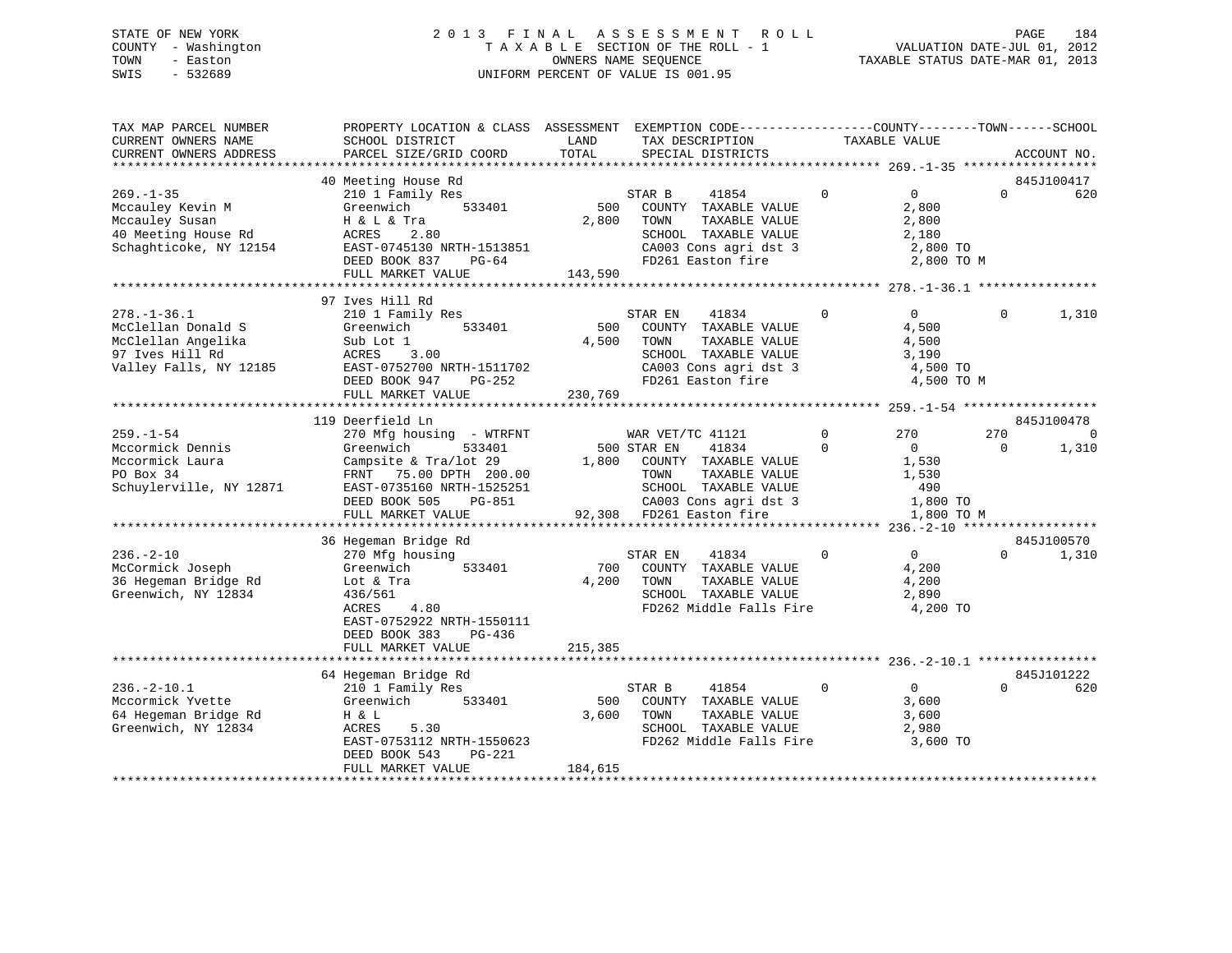STATE OF NEW YORK
COUNTY - Washington
TOWN - Easton
SWIS - 532689

# 2013 FINAL ASSESSMENT ROLL
TAXABLE SECTION OF THE ROLL - 1
OWNERS NAME SEQUENCE
UNIFORM PERCENT OF VALUE IS 001.95

VALUATION DATE-JUL 01, 2012
TAXABLE STATUS DATE-MAR 01, 2013

```
TAX MAP PARCEL NUMBER          PROPERTY LOCATION & CLASS  ASSESSMENT  EXEMPTION CODE------------------COUNTY--------TOWN------SCHOOL
CURRENT OWNERS NAME            SCHOOL DISTRICT               LAND      TAX DESCRIPTION             TAXABLE VALUE
CURRENT OWNERS ADDRESS         PARCEL SIZE/GRID COORD        TOTAL     SPECIAL DISTRICTS                                        ACCOUNT NO.
******************************************************************************************************* 269.-1-35 ******************
                               40 Meeting House Rd                                                                           845J100417
269.-1-35                      210 1 Family Res                        STAR B      41854         0          0            0          620
Mccauley Kevin M               Greenwich        533401          500    COUNTY  TAXABLE VALUE               2,800
Mccauley Susan                 H & L & Tra                    2,800    TOWN    TAXABLE VALUE               2,800
40 Meeting House Rd            ACRES    2.80                           SCHOOL  TAXABLE VALUE               2,180
Schaghticoke, NY 12154         EAST-0745130 NRTH-1513851               CA003 Cons agri dst 3                2,800 TO
                               DEED BOOK 837    PG-64                  FD261 Easton fire                    2,800 TO M
                               FULL MARKET VALUE             143,590
******************************************************************************************************* 278.-1-36.1 ****************
                               97 Ives Hill Rd
278.-1-36.1                    210 1 Family Res                        STAR EN     41834         0          0            0        1,310
McClellan Donald S             Greenwich        533401          500    COUNTY  TAXABLE VALUE               4,500
McClellan Angelika             Sub Lot 1                      4,500    TOWN    TAXABLE VALUE               4,500
97 Ives Hill Rd                ACRES    3.00                           SCHOOL  TAXABLE VALUE               3,190
Valley Falls, NY 12185         EAST-0752700 NRTH-1511702               CA003 Cons agri dst 3                4,500 TO
                               DEED BOOK 947    PG-252                 FD261 Easton fire                    4,500 TO M
                               FULL MARKET VALUE             230,769
******************************************************************************************************* 259.-1-54 ******************
                               119 Deerfield Ln                                                                              845J100478
259.-1-54                      270 Mfg housing  - WTRFNT               WAR VET/TC 41121          0        270          270            0
Mccormick Dennis               Greenwich        533401          500 STAR EN    41834         0          0            0        1,310
Mccormick Laura                Campsite & Tra/lot 29          1,800    COUNTY  TAXABLE VALUE               1,530
PO Box 34                      FRNT   75.00 DPTH 200.00                TOWN    TAXABLE VALUE               1,530
Schuylerville, NY 12871        EAST-0735160 NRTH-1525251               SCHOOL  TAXABLE VALUE                 490
                               DEED BOOK 505    PG-851                 CA003 Cons agri dst 3                1,800 TO
                               FULL MARKET VALUE              92,308   FD261 Easton fire                    1,800 TO M
******************************************************************************************************* 236.-2-10 ******************
                               36 Hegeman Bridge Rd                                                                          845J100570
236.-2-10                      270 Mfg housing                         STAR EN     41834         0          0            0        1,310
McCormick Joseph               Greenwich        533401          700    COUNTY  TAXABLE VALUE               4,200
36 Hegeman Bridge Rd           Lot & Tra                      4,200    TOWN    TAXABLE VALUE               4,200
Greenwich, NY 12834            436/561                                 SCHOOL  TAXABLE VALUE               2,890
                               ACRES    4.80                           FD262 Middle Falls Fire              4,200 TO
                               EAST-0752922 NRTH-1550111
                               DEED BOOK 383    PG-436
                               FULL MARKET VALUE             215,385
******************************************************************************************************* 236.-2-10.1 ****************
                               64 Hegeman Bridge Rd                                                                          845J101222
236.-2-10.1                    210 1 Family Res                        STAR B      41854         0          0            0          620
Mccormick Yvette               Greenwich        533401          500    COUNTY  TAXABLE VALUE               3,600
64 Hegeman Bridge Rd           H & L                          3,600    TOWN    TAXABLE VALUE               3,600
Greenwich, NY 12834            ACRES    5.30                           SCHOOL  TAXABLE VALUE               2,980
                               EAST-0753112 NRTH-1550623               FD262 Middle Falls Fire              3,600 TO
                               DEED BOOK 543    PG-221
                               FULL MARKET VALUE             184,615
************************************************************************************************************************************
```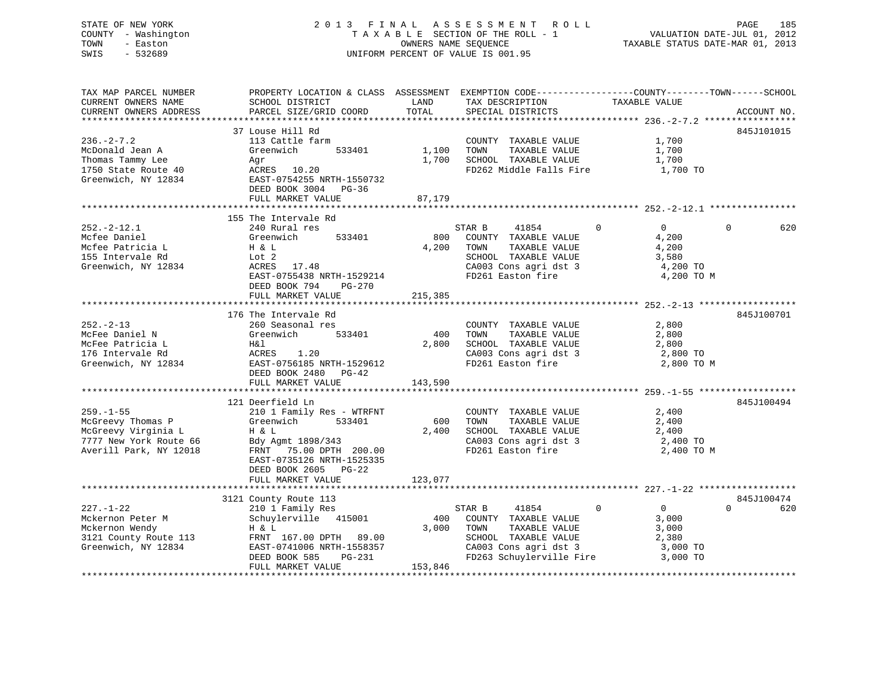STATE OF NEW YORK
COUNTY - Washington
TOWN - Easton
SWIS - 532689

2 0 1 3 F I N A L A S S E S S M E N T R O L L
T A X A B L E SECTION OF THE ROLL - 1
OWNERS NAME SEQUENCE
UNIFORM PERCENT OF VALUE IS 001.95

VALUATION DATE-JUL 01, 2012
TAXABLE STATUS DATE-MAR 01, 2013

```
TAX MAP PARCEL NUMBER          PROPERTY LOCATION & CLASS  ASSESSMENT  EXEMPTION CODE------------------COUNTY--------TOWN------SCHOOL
CURRENT OWNERS NAME            SCHOOL DISTRICT               LAND      TAX DESCRIPTION              TAXABLE VALUE
CURRENT OWNERS ADDRESS         PARCEL SIZE/GRID COORD        TOTAL     SPECIAL DISTRICTS                                     ACCOUNT NO.
******************************************************************************************************* 236.-2-7.2 *****************
                               37 Louse Hill Rd                                                                           845J101015
236.-2-7.2                     113 Cattle farm                        COUNTY  TAXABLE VALUE             1,700
McDonald Jean A                Greenwich       533401        1,100    TOWN    TAXABLE VALUE             1,700
Thomas Tammy Lee               Agr                           1,700    SCHOOL  TAXABLE VALUE             1,700
1750 State Route 40            ACRES   10.20                          FD262 Middle Falls Fire            1,700 TO
Greenwich, NY 12834            EAST-0754255 NRTH-1550732
                               DEED BOOK 3004   PG-36
                               FULL MARKET VALUE            87,179
******************************************************************************************************* 252.-2-12.1 ****************
                               155 The Intervale Rd
252.-2-12.1                    240 Rural res                          STAR B     41854          0          0          0        620
Mcfee Daniel                   Greenwich       533401          800    COUNTY  TAXABLE VALUE             4,200
Mcfee Patricia L               H & L                         4,200    TOWN    TAXABLE VALUE             4,200
155 Intervale Rd               Lot 2                                  SCHOOL  TAXABLE VALUE             3,580
Greenwich, NY 12834            ACRES   17.48                          CA003 Cons agri dst 3              4,200 TO
                               EAST-0755438 NRTH-1529214              FD261 Easton fire                  4,200 TO M
                               DEED BOOK 794    PG-270
                               FULL MARKET VALUE           215,385
******************************************************************************************************* 252.-2-13 ******************
                               176 The Intervale Rd                                                                       845J100701
252.-2-13                      260 Seasonal res                       COUNTY  TAXABLE VALUE             2,800
McFee Daniel N                 Greenwich       533401          400    TOWN    TAXABLE VALUE             2,800
McFee Patricia L               H&l                           2,800    SCHOOL  TAXABLE VALUE             2,800
176 Intervale Rd               ACRES    1.20                          CA003 Cons agri dst 3              2,800 TO
Greenwich, NY 12834            EAST-0756185 NRTH-1529612              FD261 Easton fire                  2,800 TO M
                               DEED BOOK 2480   PG-42
                               FULL MARKET VALUE           143,590
******************************************************************************************************* 259.-1-55 ******************
                               121 Deerfield Ln                                                                           845J100494
259.-1-55                      210 1 Family Res - WTRFNT              COUNTY  TAXABLE VALUE             2,400
McGreevy Thomas P              Greenwich       533401          600    TOWN    TAXABLE VALUE             2,400
McGreevy Virginia L            H & L                         2,400    SCHOOL  TAXABLE VALUE             2,400
7777 New York Route 66         Bdy Agmt 1898/343                      CA003 Cons agri dst 3              2,400 TO
Averill Park, NY 12018         FRNT   75.00 DPTH  200.00              FD261 Easton fire                  2,400 TO M
                               EAST-0735126 NRTH-1525335
                               DEED BOOK 2605   PG-22
                               FULL MARKET VALUE           123,077
******************************************************************************************************* 227.-1-22 ******************
                               3121 County Route 113                                                                      845J100474
227.-1-22                      210 1 Family Res                       STAR B     41854          0          0          0        620
Mckernon Peter M               Schuylerville   415001          400    COUNTY  TAXABLE VALUE             3,000
Mckernon Wendy                 H & L                         3,000    TOWN    TAXABLE VALUE             3,000
3121 County Route 113          FRNT  167.00 DPTH   89.00              SCHOOL  TAXABLE VALUE             2,380
Greenwich, NY 12834            EAST-0741006 NRTH-1558357              CA003 Cons agri dst 3              3,000 TO
                               DEED BOOK 585    PG-231                FD263 Schuylerville Fire           3,000 TO
                               FULL MARKET VALUE           153,846
************************************************************************************************************************************
```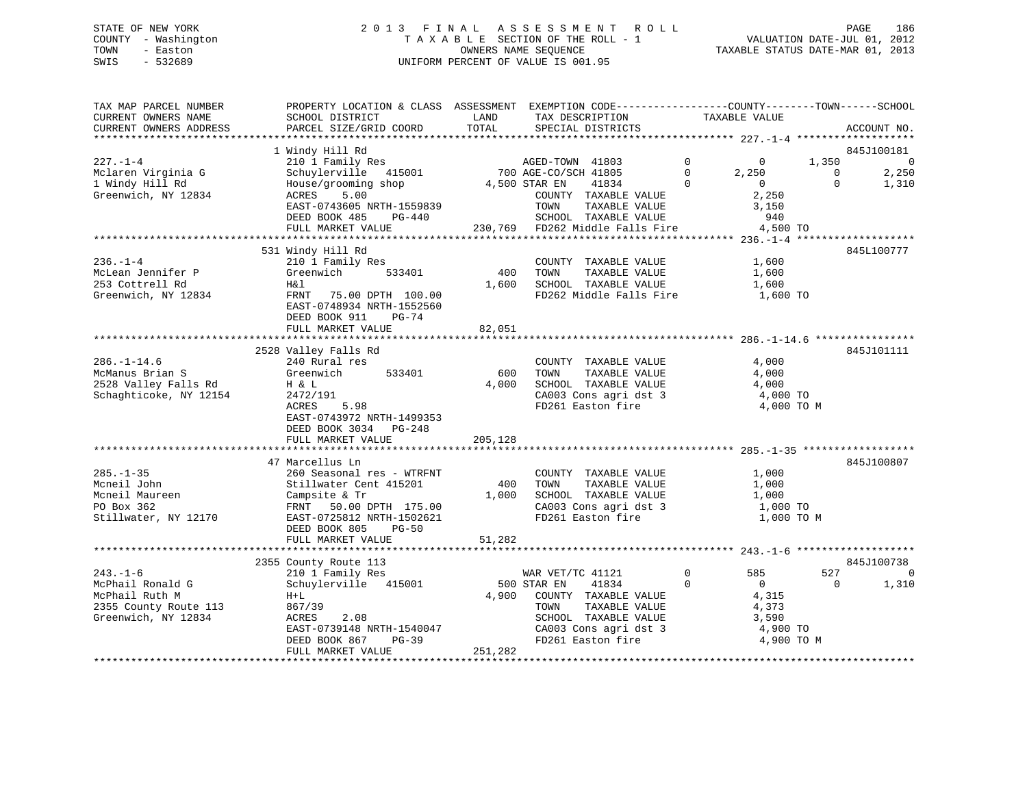STATE OF NEW YORK
COUNTY - Washington
TOWN - Easton
SWIS - 532689

2 0 1 3 F I N A L A S S E S S M E N T R O L L
T A X A B L E SECTION OF THE ROLL - 1
OWNERS NAME SEQUENCE
UNIFORM PERCENT OF VALUE IS 001.95

VALUATION DATE-JUL 01, 2012
TAXABLE STATUS DATE-MAR 01, 2013

```
TAX MAP PARCEL NUMBER      PROPERTY LOCATION & CLASS  ASSESSMENT  EXEMPTION CODE-----------------COUNTY--------TOWN------SCHOOL
CURRENT OWNERS NAME        SCHOOL DISTRICT             LAND        TAX DESCRIPTION              TAXABLE VALUE
CURRENT OWNERS ADDRESS     PARCEL SIZE/GRID COORD      TOTAL       SPECIAL DISTRICTS                                      ACCOUNT NO.
******************************************************************************************************* 227.-1-4 *******************
                           1 Windy Hill Rd                                                                                845J100181
227.-1-4                   210 1 Family Res                        AGED-TOWN  41803          0            0       1,350            0
Mclaren Virginia G         Schuylerville  415001          700 AGE-CO/SCH 41805         0        2,250           0        2,250
1 Windy Hill Rd            House/grooming shop          4,500 STAR EN     41834         0            0           0        1,310
Greenwich, NY 12834        ACRES     5.00                       COUNTY  TAXABLE VALUE              2,250
                           EAST-0743605 NRTH-1559839            TOWN    TAXABLE VALUE              3,150
                           DEED BOOK 485     PG-440             SCHOOL  TAXABLE VALUE                940
                           FULL MARKET VALUE             230,769  FD262 Middle Falls Fire            4,500 TO
******************************************************************************************************* 236.-1-4 *******************
                           531 Windy Hill Rd                                                                              845L100777
236.-1-4                   210 1 Family Res                        COUNTY  TAXABLE VALUE              1,600
McLean Jennifer P          Greenwich      533401          400     TOWN    TAXABLE VALUE              1,600
253 Cottrell Rd            H&l                           1,600     SCHOOL  TAXABLE VALUE              1,600
Greenwich, NY 12834        FRNT    75.00 DPTH 100.00              FD262 Middle Falls Fire            1,600 TO
                           EAST-0748934 NRTH-1552560
                           DEED BOOK 911     PG-74
                           FULL MARKET VALUE              82,051
******************************************************************************************************* 286.-1-14.6 ****************
                           2528 Valley Falls Rd                                                                           845J101111
286.-1-14.6                240 Rural res                           COUNTY  TAXABLE VALUE              4,000
McManus Brian S            Greenwich      533401          600     TOWN    TAXABLE VALUE              4,000
2528 Valley Falls Rd       H & L                         4,000     SCHOOL  TAXABLE VALUE              4,000
Schaghticoke, NY 12154     2472/191                               CA003 Cons agri dst 3              4,000 TO
                           ACRES     5.98                         FD261 Easton fire                  4,000 TO M
                           EAST-0743972 NRTH-1499353
                           DEED BOOK 3034    PG-248
                           FULL MARKET VALUE             205,128
******************************************************************************************************* 285.-1-35 ******************
                           47 Marcellus Ln                                                                                845J100807
285.-1-35                  260 Seasonal res - WTRFNT               COUNTY  TAXABLE VALUE              1,000
Mcneil John                Stillwater Cent 415201         400     TOWN    TAXABLE VALUE              1,000
Mcneil Maureen             Campsite & Tr                 1,000     SCHOOL  TAXABLE VALUE              1,000
PO Box 362                 FRNT    50.00 DPTH 175.00              CA003 Cons agri dst 3              1,000 TO
Stillwater, NY 12170       EAST-0725812 NRTH-1502621              FD261 Easton fire                  1,000 TO M
                           DEED BOOK 805     PG-50
                           FULL MARKET VALUE              51,282
******************************************************************************************************* 243.-1-6 *******************
                           2355 County Route 113                                                                          845J100738
243.-1-6                   210 1 Family Res                        WAR VET/TC 41121          0          585         527            0
McPhail Ronald G           Schuylerville  415001          500 STAR EN     41834         0            0           0        1,310
McPhail Ruth M             H+L                           4,900     COUNTY  TAXABLE VALUE              4,315
2355 County Route 113      867/39                                 TOWN    TAXABLE VALUE              4,373
Greenwich, NY 12834        ACRES     2.08                         SCHOOL  TAXABLE VALUE              3,590
                           EAST-0739148 NRTH-1540047              CA003 Cons agri dst 3              4,900 TO
                           DEED BOOK 867     PG-39                FD261 Easton fire                  4,900 TO M
                           FULL MARKET VALUE             251,282
************************************************************************************************************************************
```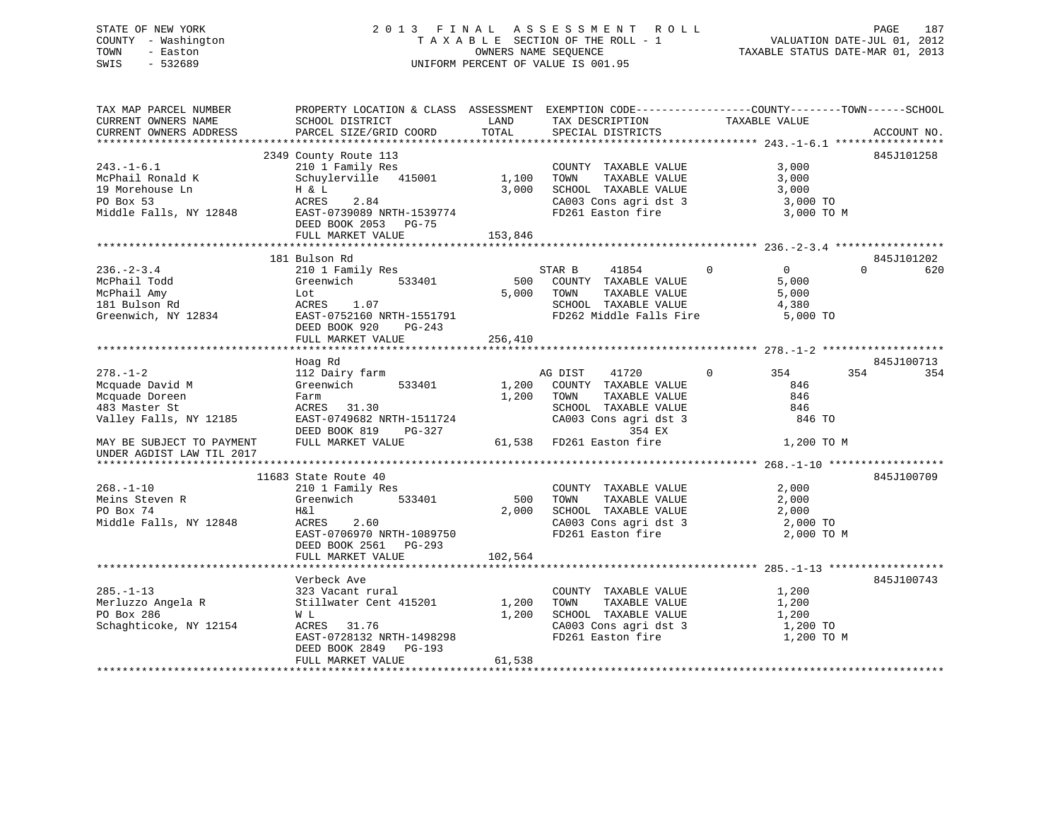STATE OF NEW YORK
COUNTY - Washington
TOWN - Easton
SWIS - 532689

2 0 1 3 F I N A L A S S E S S M E N T R O L L
T A X A B L E SECTION OF THE ROLL - 1
OWNERS NAME SEQUENCE
UNIFORM PERCENT OF VALUE IS 001.95

VALUATION DATE-JUL 01, 2012
TAXABLE STATUS DATE-MAR 01, 2013

```
TAX MAP PARCEL NUMBER          PROPERTY LOCATION & CLASS  ASSESSMENT  EXEMPTION CODE------------------COUNTY--------TOWN------SCHOOL
CURRENT OWNERS NAME            SCHOOL DISTRICT              LAND      TAX DESCRIPTION            TAXABLE VALUE
CURRENT OWNERS ADDRESS         PARCEL SIZE/GRID COORD      TOTAL      SPECIAL DISTRICTS                                    ACCOUNT NO.
******************************************************************************************************* 243.-1-6.1 *****************
                          2349 County Route 113                                                                         845J101258
243.-1-6.1                     210 1 Family Res                      COUNTY  TAXABLE VALUE              3,000
McPhail Ronald K               Schuylerville  415001       1,100     TOWN    TAXABLE VALUE              3,000
19 Morehouse Ln                H & L                       3,000     SCHOOL  TAXABLE VALUE              3,000
PO Box 53                      ACRES    2.84                         CA003 Cons agri dst 3               3,000 TO
Middle Falls, NY 12848         EAST-0739089 NRTH-1539774             FD261 Easton fire                   3,000 TO M
                               DEED BOOK 2053   PG-75
                               FULL MARKET VALUE          153,846
******************************************************************************************************* 236.-2-3.4 *****************
                          181 Bulson Rd                                                                                 845J101202
236.-2-3.4                     210 1 Family Res                      STAR B      41854          0           0             0        620
McPhail Todd                   Greenwich      533401         500     COUNTY  TAXABLE VALUE              5,000
McPhail Amy                    Lot                         5,000     TOWN    TAXABLE VALUE              5,000
181 Bulson Rd                  ACRES    1.07                         SCHOOL  TAXABLE VALUE              4,380
Greenwich, NY 12834            EAST-0752160 NRTH-1551791             FD262 Middle Falls Fire             5,000 TO
                               DEED BOOK 920    PG-243
                               FULL MARKET VALUE          256,410
******************************************************************************************************* 278.-1-2 *******************
                               Hoag Rd                                                                                  845J100713
278.-1-2                       112 Dairy farm                        AG DIST     41720          0         354           354        354
Mcquade David M                Greenwich      533401       1,200     COUNTY  TAXABLE VALUE                846
Mcquade Doreen                 Farm                        1,200     TOWN    TAXABLE VALUE                846
483 Master St                  ACRES   31.30                         SCHOOL  TAXABLE VALUE                846
Valley Falls, NY 12185         EAST-0749682 NRTH-1511724             CA003 Cons agri dst 3                 846 TO
                               DEED BOOK 819    PG-327                         354 EX
MAY BE SUBJECT TO PAYMENT      FULL MARKET VALUE           61,538    FD261 Easton fire                   1,200 TO M
UNDER AGDIST LAW TIL 2017
******************************************************************************************************* 268.-1-10 ******************
                          11683 State Route 40                                                                          845J100709
268.-1-10                      210 1 Family Res                      COUNTY  TAXABLE VALUE              2,000
Meins Steven R                 Greenwich      533401         500     TOWN    TAXABLE VALUE              2,000
PO Box 74                      H&l                         2,000     SCHOOL  TAXABLE VALUE              2,000
Middle Falls, NY 12848         ACRES    2.60                         CA003 Cons agri dst 3               2,000 TO
                               EAST-0706970 NRTH-1089750             FD261 Easton fire                   2,000 TO M
                               DEED BOOK 2561   PG-293
                               FULL MARKET VALUE          102,564
******************************************************************************************************* 285.-1-13 ******************
                               Verbeck Ave                                                                              845J100743
285.-1-13                      323 Vacant rural                      COUNTY  TAXABLE VALUE              1,200
Merluzzo Angela R              Stillwater Cent 415201      1,200     TOWN    TAXABLE VALUE              1,200
PO Box 286                     W L                         1,200     SCHOOL  TAXABLE VALUE              1,200
Schaghticoke, NY 12154         ACRES   31.76                         CA003 Cons agri dst 3               1,200 TO
                               EAST-0728132 NRTH-1498298             FD261 Easton fire                   1,200 TO M
                               DEED BOOK 2849   PG-193
                               FULL MARKET VALUE           61,538
************************************************************************************************************************************
```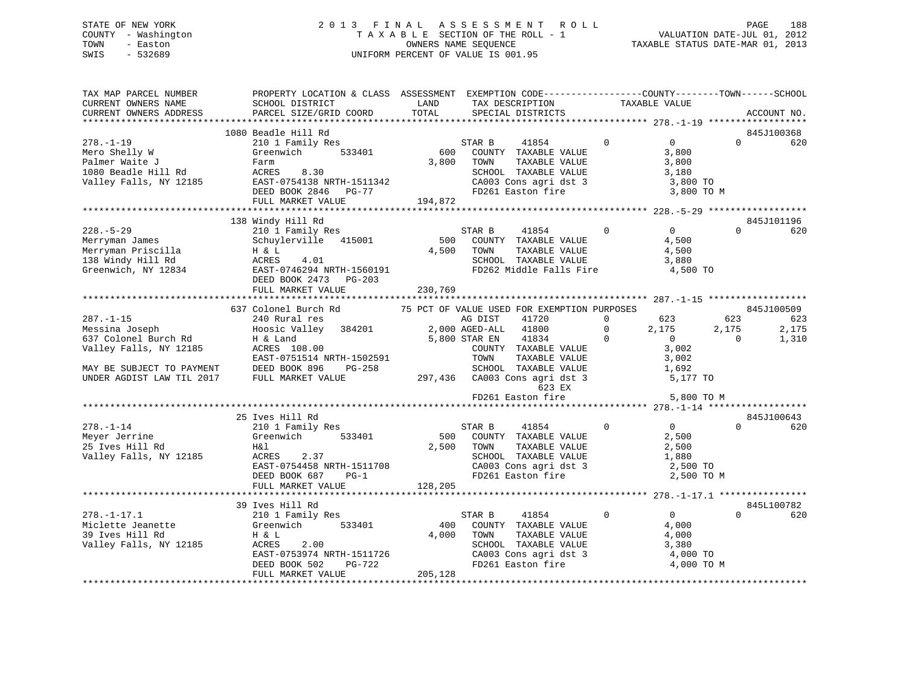STATE OF NEW YORK
COUNTY - Washington
TOWN - Easton
SWIS - 532689

2 0 1 3 F I N A L A S S E S S M E N T R O L L
T A X A B L E SECTION OF THE ROLL - 1
OWNERS NAME SEQUENCE
UNIFORM PERCENT OF VALUE IS 001.95

VALUATION DATE-JUL 01, 2012
TAXABLE STATUS DATE-MAR 01, 2013

```
TAX MAP PARCEL NUMBER         PROPERTY LOCATION & CLASS  ASSESSMENT  EXEMPTION CODE-----------------COUNTY--------TOWN------SCHOOL
CURRENT OWNERS NAME           SCHOOL DISTRICT              LAND      TAX DESCRIPTION             TAXABLE VALUE
CURRENT OWNERS ADDRESS        PARCEL SIZE/GRID COORD       TOTAL     SPECIAL DISTRICTS                                      ACCOUNT NO.
******************************************************************************************************* 278.-1-19 ******************
                              1080 Beadle Hill Rd                                                                           845J100368
278.-1-19                     210 1 Family Res                       STAR B     41854         0          0           0          620
Mero Shelly W                 Greenwich      533401          600     COUNTY  TAXABLE VALUE             3,800
Palmer Waite J                Farm                          3,800    TOWN    TAXABLE VALUE             3,800
1080 Beadle Hill Rd           ACRES    8.30                          SCHOOL  TAXABLE VALUE             3,180
Valley Falls, NY 12185        EAST-0754138 NRTH-1511342              CA003 Cons agri dst 3              3,800 TO
                              DEED BOOK 2846   PG-77                 FD261 Easton fire                  3,800 TO M
                              FULL MARKET VALUE             194,872
******************************************************************************************************* 228.-5-29 ******************
                              138 Windy Hill Rd                                                                             845J101196
228.-5-29                     210 1 Family Res                       STAR B     41854         0          0           0          620
Merryman James                Schuylerville   415001         500     COUNTY  TAXABLE VALUE             4,500
Merryman Priscilla            H & L                         4,500    TOWN    TAXABLE VALUE             4,500
138 Windy Hill Rd             ACRES    4.01                          SCHOOL  TAXABLE VALUE             3,880
Greenwich, NY 12834           EAST-0746294 NRTH-1560191              FD262 Middle Falls Fire            4,500 TO
                              DEED BOOK 2473   PG-203
                              FULL MARKET VALUE             230,769
******************************************************************************************************* 287.-1-15 ******************
                              637 Colonel Burch Rd       75 PCT OF VALUE USED FOR EXEMPTION PURPOSES                        845J100509
287.-1-15                     240 Rural res                          AG DIST    41720         0        623         623          623
Messina Joseph                Hoosic Valley   384201       2,000 AGED-ALL   41800         0      2,175       2,175        2,175
637 Colonel Burch Rd          H & Land                     5,800 STAR EN    41834         0          0           0        1,310
Valley Falls, NY 12185        ACRES  108.00                          COUNTY  TAXABLE VALUE             3,002
                              EAST-0751514 NRTH-1502591              TOWN    TAXABLE VALUE             3,002
MAY BE SUBJECT TO PAYMENT     DEED BOOK 896    PG-258                SCHOOL  TAXABLE VALUE             1,692
UNDER AGDIST LAW TIL 2017     FULL MARKET VALUE             297,436  CA003 Cons agri dst 3              5,177 TO
                                                                           623 EX
                                                                     FD261 Easton fire                  5,800 TO M
******************************************************************************************************* 278.-1-14 ******************
                              25 Ives Hill Rd                                                                               845J100643
278.-1-14                     210 1 Family Res                       STAR B     41854         0          0           0          620
Meyer Jerrine                 Greenwich      533401          500     COUNTY  TAXABLE VALUE             2,500
25 Ives Hill Rd               H&l                           2,500    TOWN    TAXABLE VALUE             2,500
Valley Falls, NY 12185        ACRES    2.37                          SCHOOL  TAXABLE VALUE             1,880
                              EAST-0754458 NRTH-1511708              CA003 Cons agri dst 3              2,500 TO
                              DEED BOOK 687    PG-1                  FD261 Easton fire                  2,500 TO M
                              FULL MARKET VALUE             128,205
******************************************************************************************************* 278.-1-17.1 ****************
                              39 Ives Hill Rd                                                                               845L100782
278.-1-17.1                   210 1 Family Res                       STAR B     41854         0          0           0          620
Miclette Jeanette             Greenwich      533401          400     COUNTY  TAXABLE VALUE             4,000
39 Ives Hill Rd               H & L                         4,000    TOWN    TAXABLE VALUE             4,000
Valley Falls, NY 12185        ACRES    2.00                          SCHOOL  TAXABLE VALUE             3,380
                              EAST-0753974 NRTH-1511726              CA003 Cons agri dst 3              4,000 TO
                              DEED BOOK 502    PG-722                FD261 Easton fire                  4,000 TO M
                              FULL MARKET VALUE             205,128
************************************************************************************************************************************
```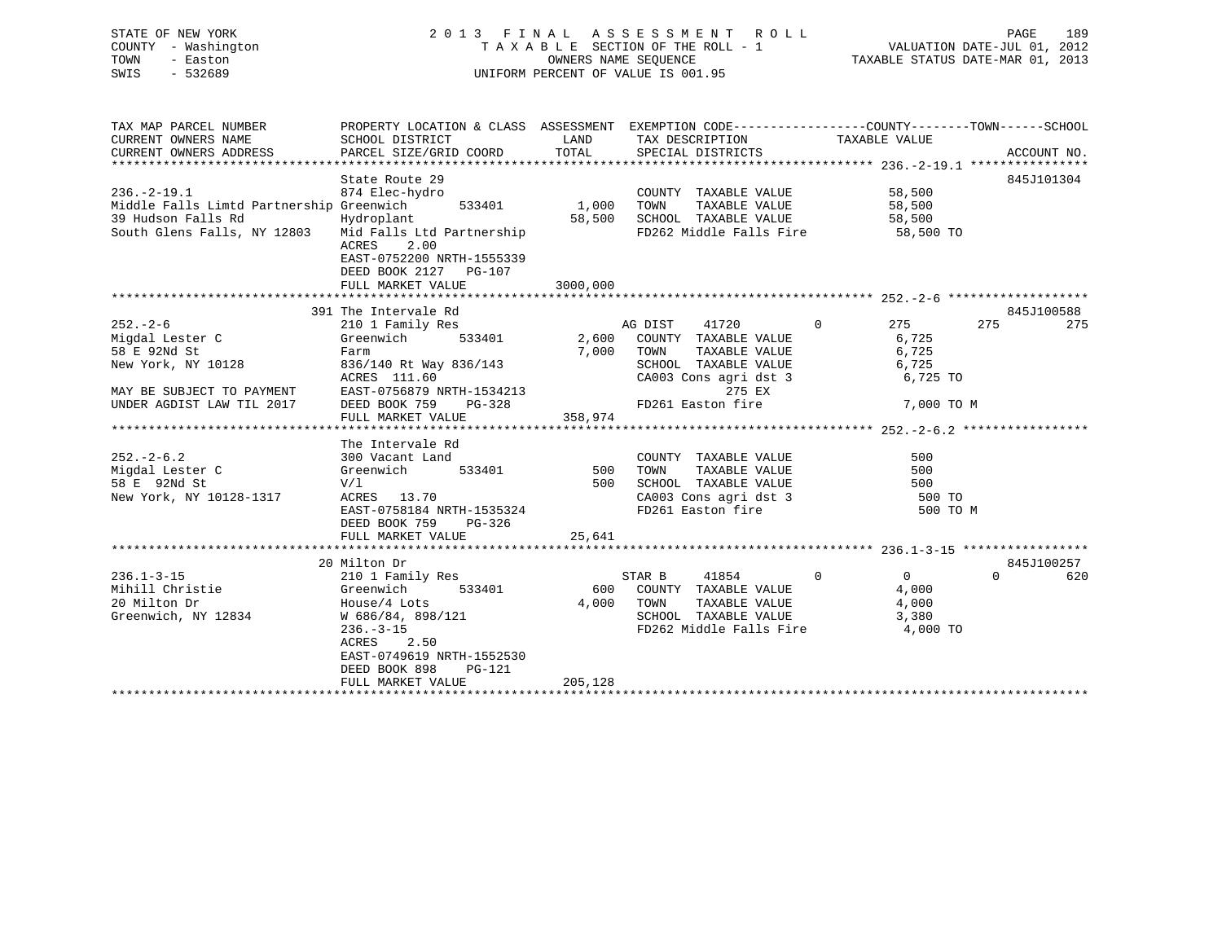STATE OF NEW YORK | COUNTY - Washington | TOWN - Easton | SWIS - 532689

2013 FINAL ASSESSMENT ROLL
TAXABLE SECTION OF THE ROLL - 1
OWNERS NAME SEQUENCE
UNIFORM PERCENT OF VALUE IS 001.95

VALUATION DATE-JUL 01, 2012
TAXABLE STATUS DATE-MAR 01, 2013

| TAX MAP PARCEL NUMBER / CURRENT OWNERS NAME / CURRENT OWNERS ADDRESS | PROPERTY LOCATION & CLASS / SCHOOL DISTRICT / PARCEL SIZE/GRID COORD | ASSESSMENT LAND | TOTAL | EXEMPTION CODE / TAX DESCRIPTION / SPECIAL DISTRICTS | COUNTY TAXABLE VALUE | TOWN | SCHOOL | ACCOUNT NO. |
|---|---|---|---|---|---|---|---|---|
| **236.-2-19.1** | State Route 29 | | | | | | | 845J101304 |
| Middle Falls Limtd Partnership | 874 Elec-hydro | | | COUNTY TAXABLE VALUE | 58,500 | | | |
| 39 Hudson Falls Rd | Greenwich 533401 | 1,000 | | TOWN TAXABLE VALUE | 58,500 | | | |
| South Glens Falls, NY 12803 | Hydroplant | | 58,500 | SCHOOL TAXABLE VALUE | 58,500 | | | |
| | Mid Falls Ltd Partnership | | | FD262 Middle Falls Fire | 58,500 TO | | | |
| | ACRES 2.00 | | | | | | | |
| | EAST-0752200 NRTH-1555339 | | | | | | | |
| | DEED BOOK 2127 PG-107 | | | | | | | |
| | FULL MARKET VALUE | | 3000,000 | | | | | |
| **252.-2-6** | 391 The Intervale Rd | | | | | | | 845J100588 |
| Migdal Lester C | 210 1 Family Res | | | AG DIST 41720 0 | 275 | 275 | 275 | |
| 58 E 92Nd St | Greenwich 533401 | 2,600 | | COUNTY TAXABLE VALUE | 6,725 | | | |
| New York, NY 10128 | Farm | | 7,000 | TOWN TAXABLE VALUE | 6,725 | | | |
| | 836/140 Rt Way 836/143 | | | SCHOOL TAXABLE VALUE | 6,725 | | | |
| | ACRES 111.60 | | | CA003 Cons agri dst 3 | 6,725 TO | | | |
| MAY BE SUBJECT TO PAYMENT | EAST-0756879 NRTH-1534213 | | | 275 EX | | | | |
| UNDER AGDIST LAW TIL 2017 | DEED BOOK 759 PG-328 | | | FD261 Easton fire | 7,000 TO M | | | |
| | FULL MARKET VALUE | | 358,974 | | | | | |
| **252.-2-6.2** | The Intervale Rd | | | | | | | |
| Migdal Lester C | 300 Vacant Land | | | COUNTY TAXABLE VALUE | 500 | | | |
| 58 E 92Nd St | Greenwich 533401 | 500 | | TOWN TAXABLE VALUE | 500 | | | |
| New York, NY 10128-1317 | V/l | | 500 | SCHOOL TAXABLE VALUE | 500 | | | |
| | ACRES 13.70 | | | CA003 Cons agri dst 3 | 500 TO | | | |
| | EAST-0758184 NRTH-1535324 | | | FD261 Easton fire | 500 TO M | | | |
| | DEED BOOK 759 PG-326 | | | | | | | |
| | FULL MARKET VALUE | | 25,641 | | | | | |
| **236.1-3-15** | 20 Milton Dr | | | | | | | 845J100257 |
| Mihill Christie | 210 1 Family Res | | | STAR B 41854 0 | 0 | 0 | 620 | |
| 20 Milton Dr | Greenwich 533401 | 600 | | COUNTY TAXABLE VALUE | 4,000 | | | |
| Greenwich, NY 12834 | House/4 Lots | | 4,000 | TOWN TAXABLE VALUE | 4,000 | | | |
| | W 686/84, 898/121 | | | SCHOOL TAXABLE VALUE | 3,380 | | | |
| | 236.-3-15 | | | FD262 Middle Falls Fire | 4,000 TO | | | |
| | ACRES 2.50 | | | | | | | |
| | EAST-0749619 NRTH-1552530 | | | | | | | |
| | DEED BOOK 898 PG-121 | | | | | | | |
| | FULL MARKET VALUE | | 205,128 | | | | | |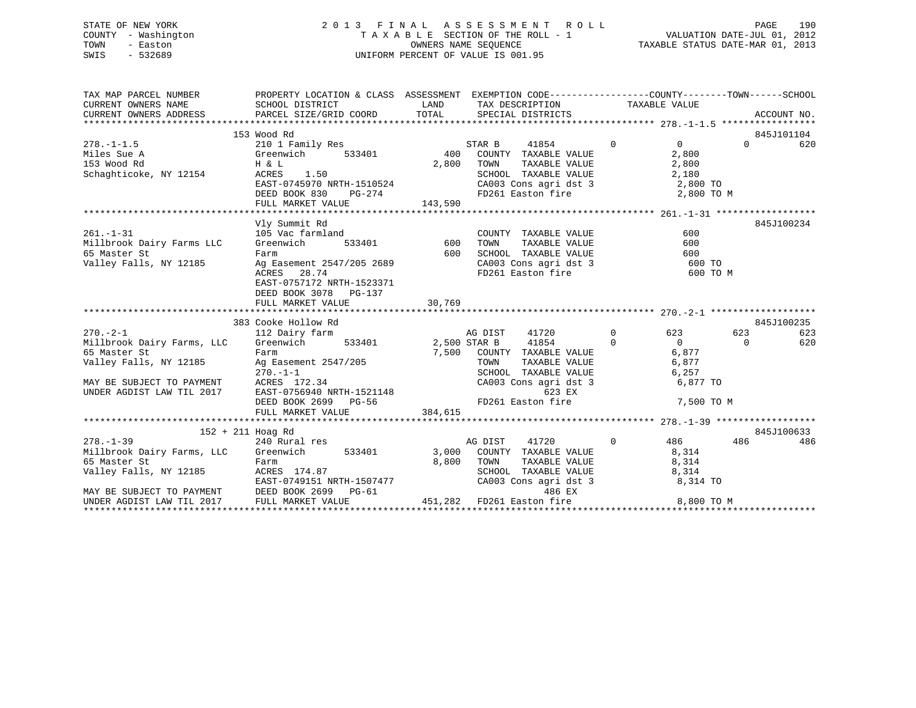STATE OF NEW YORK
COUNTY - Washington
TOWN - Easton
SWIS - 532689

2013 FINAL ASSESSMENT ROLL
TAXABLE SECTION OF THE ROLL - 1
OWNERS NAME SEQUENCE
UNIFORM PERCENT OF VALUE IS 001.95

VALUATION DATE-JUL 01, 2012
TAXABLE STATUS DATE-MAR 01, 2013

```
TAX MAP PARCEL NUMBER          PROPERTY LOCATION & CLASS  ASSESSMENT  EXEMPTION CODE-----------------COUNTY--------TOWN------SCHOOL
CURRENT OWNERS NAME            SCHOOL DISTRICT               LAND      TAX DESCRIPTION              TAXABLE VALUE
CURRENT OWNERS ADDRESS         PARCEL SIZE/GRID COORD        TOTAL      SPECIAL DISTRICTS                                      ACCOUNT NO.
****************************************************************************************************** 278.-1-1.5 *****************
                               153 Wood Rd                                                                              845J101104
278.-1-1.5                     210 1 Family Res                      STAR B     41854          0          0          0         620
Miles Sue A                    Greenwich       533401          400    COUNTY  TAXABLE VALUE              2,800
153 Wood Rd                    H & L                          2,800    TOWN    TAXABLE VALUE              2,800
Schaghticoke, NY 12154         ACRES    1.50                           SCHOOL  TAXABLE VALUE              2,180
                               EAST-0745970 NRTH-1510524               CA003 Cons agri dst 3              2,800 TO
                               DEED BOOK 830    PG-274                 FD261 Easton fire                  2,800 TO M
                               FULL MARKET VALUE             143,590
****************************************************************************************************** 261.-1-31 ******************
                               Vly Summit Rd                                                                            845J100234
261.-1-31                      105 Vac farmland                        COUNTY  TAXABLE VALUE                600
Millbrook Dairy Farms LLC      Greenwich       533401          600    TOWN    TAXABLE VALUE                600
65 Master St                   Farm                             600    SCHOOL  TAXABLE VALUE                600
Valley Falls, NY 12185         Ag Easement 2547/205 2689               CA003 Cons agri dst 3                600 TO
                               ACRES   28.74                           FD261 Easton fire                    600 TO M
                               EAST-0757172 NRTH-1523371
                               DEED BOOK 3078   PG-137
                               FULL MARKET VALUE              30,769
****************************************************************************************************** 270.-2-1 *******************
                               383 Cooke Hollow Rd                                                                      845J100235
270.-2-1                       112 Dairy farm                        AG DIST    41720          0        623        623         623
Millbrook Dairy Farms, LLC     Greenwich       533401        2,500 STAR B     41854          0          0          0         620
65 Master St                   Farm                           7,500    COUNTY  TAXABLE VALUE              6,877
Valley Falls, NY 12185         Ag Easement 2547/205                    TOWN    TAXABLE VALUE              6,877
                               270.-1-1                                SCHOOL  TAXABLE VALUE              6,257
MAY BE SUBJECT TO PAYMENT      ACRES  172.34                           CA003 Cons agri dst 3              6,877 TO
UNDER AGDIST LAW TIL 2017      EAST-0756940 NRTH-1521148                           623 EX
                               DEED BOOK 2699   PG-56                  FD261 Easton fire                  7,500 TO M
                               FULL MARKET VALUE             384,615
****************************************************************************************************** 278.-1-39 ******************
                     152 + 211 Hoag Rd                                                                                  845J100633
278.-1-39                      240 Rural res                         AG DIST    41720          0        486        486         486
Millbrook Dairy Farms, LLC     Greenwich       533401        3,000    COUNTY  TAXABLE VALUE              8,314
65 Master St                   Farm                           8,800    TOWN    TAXABLE VALUE              8,314
Valley Falls, NY 12185         ACRES  174.87                           SCHOOL  TAXABLE VALUE              8,314
                               EAST-0749151 NRTH-1507477               CA003 Cons agri dst 3              8,314 TO
MAY BE SUBJECT TO PAYMENT      DEED BOOK 2699   PG-61                              486 EX
UNDER AGDIST LAW TIL 2017      FULL MARKET VALUE             451,282   FD261 Easton fire                  8,800 TO M
************************************************************************************************************************************
```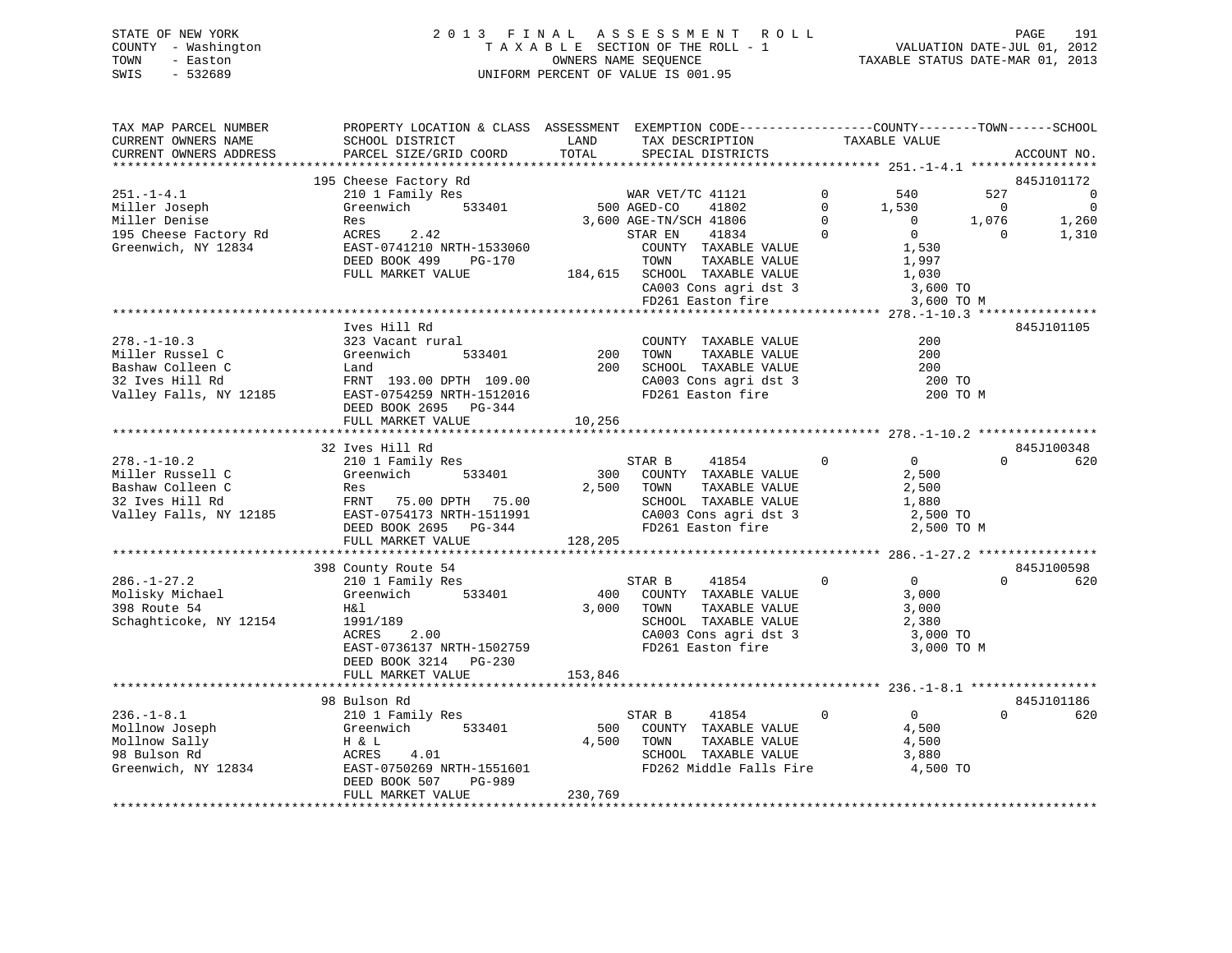STATE OF NEW YORK
COUNTY - Washington
TOWN - Easton
SWIS - 532689

2 0 1 3 F I N A L A S S E S S M E N T R O L L
T A X A B L E SECTION OF THE ROLL - 1
OWNERS NAME SEQUENCE
UNIFORM PERCENT OF VALUE IS 001.95

VALUATION DATE-JUL 01, 2012
TAXABLE STATUS DATE-MAR 01, 2013

```
TAX MAP PARCEL NUMBER          PROPERTY LOCATION & CLASS  ASSESSMENT  EXEMPTION CODE-----------------COUNTY--------TOWN------SCHOOL
CURRENT OWNERS NAME            SCHOOL DISTRICT               LAND      TAX DESCRIPTION            TAXABLE VALUE
CURRENT OWNERS ADDRESS         PARCEL SIZE/GRID COORD        TOTAL     SPECIAL DISTRICTS                                    ACCOUNT NO.
*********************************************************************************************** 251.-1-4.1 *****************
                               195 Cheese Factory Rd                                                                        845J101172
251.-1-4.1                     210 1 Family Res                     WAR VET/TC 41121          0        540         527            0
Miller Joseph                  Greenwich        533401          500 AGED-CO     41802         0      1,530           0            0
Miller Denise                  Res                            3,600 AGE-TN/SCH 41806          0          0       1,076        1,260
195 Cheese Factory Rd          ACRES     2.42                       STAR EN     41834         0          0           0        1,310
Greenwich, NY 12834            EAST-0741210 NRTH-1533060             COUNTY  TAXABLE VALUE             1,530
                               DEED BOOK 499     PG-170              TOWN    TAXABLE VALUE             1,997
                               FULL MARKET VALUE             184,615  SCHOOL  TAXABLE VALUE             1,030
                                                                     CA003 Cons agri dst 3              3,600 TO
                                                                     FD261 Easton fire                  3,600 TO M
*********************************************************************************************** 278.-1-10.3 ****************
                               Ives Hill Rd                                                                                 845J101105
278.-1-10.3                    323 Vacant rural                      COUNTY  TAXABLE VALUE               200
Miller Russel C                Greenwich        533401          200  TOWN    TAXABLE VALUE               200
Bashaw Colleen C               Land                             200  SCHOOL  TAXABLE VALUE               200
32 Ives Hill Rd                FRNT  193.00 DPTH  109.00             CA003 Cons agri dst 3                200 TO
Valley Falls, NY 12185         EAST-0754259 NRTH-1512016             FD261 Easton fire                    200 TO M
                               DEED BOOK 2695    PG-344
                               FULL MARKET VALUE              10,256
*********************************************************************************************** 278.-1-10.2 ****************
                               32 Ives Hill Rd                                                                              845J100348
278.-1-10.2                    210 1 Family Res                      STAR B      41854        0          0           0          620
Miller Russell C               Greenwich        533401          300  COUNTY  TAXABLE VALUE             2,500
Bashaw Colleen C               Res                            2,500  TOWN    TAXABLE VALUE             2,500
32 Ives Hill Rd                FRNT   75.00 DPTH   75.00             SCHOOL  TAXABLE VALUE             1,880
Valley Falls, NY 12185         EAST-0754173 NRTH-1511991             CA003 Cons agri dst 3              2,500 TO
                               DEED BOOK 2695    PG-344              FD261 Easton fire                  2,500 TO M
                               FULL MARKET VALUE             128,205
*********************************************************************************************** 286.-1-27.2 ****************
                               398 County Route 54                                                                          845J100598
286.-1-27.2                    210 1 Family Res                      STAR B      41854        0          0           0          620
Molisky Michael                Greenwich        533401          400  COUNTY  TAXABLE VALUE             3,000
398 Route 54                   H&l                            3,000  TOWN    TAXABLE VALUE             3,000
Schaghticoke, NY 12154         1991/189                              SCHOOL  TAXABLE VALUE             2,380
                               ACRES     2.00                        CA003 Cons agri dst 3              3,000 TO
                               EAST-0736137 NRTH-1502759             FD261 Easton fire                  3,000 TO M
                               DEED BOOK 3214    PG-230
                               FULL MARKET VALUE             153,846
*********************************************************************************************** 236.-1-8.1 *****************
                               98 Bulson Rd                                                                                 845J101186
236.-1-8.1                     210 1 Family Res                      STAR B      41854        0          0           0          620
Mollnow Joseph                 Greenwich        533401          500  COUNTY  TAXABLE VALUE             4,500
Mollnow Sally                  H & L                          4,500  TOWN    TAXABLE VALUE             4,500
98 Bulson Rd                   ACRES     4.01                        SCHOOL  TAXABLE VALUE             3,880
Greenwich, NY 12834            EAST-0750269 NRTH-1551601             FD262 Middle Falls Fire            4,500 TO
                               DEED BOOK 507     PG-989
                               FULL MARKET VALUE             230,769
******************************************************************************************************************************
```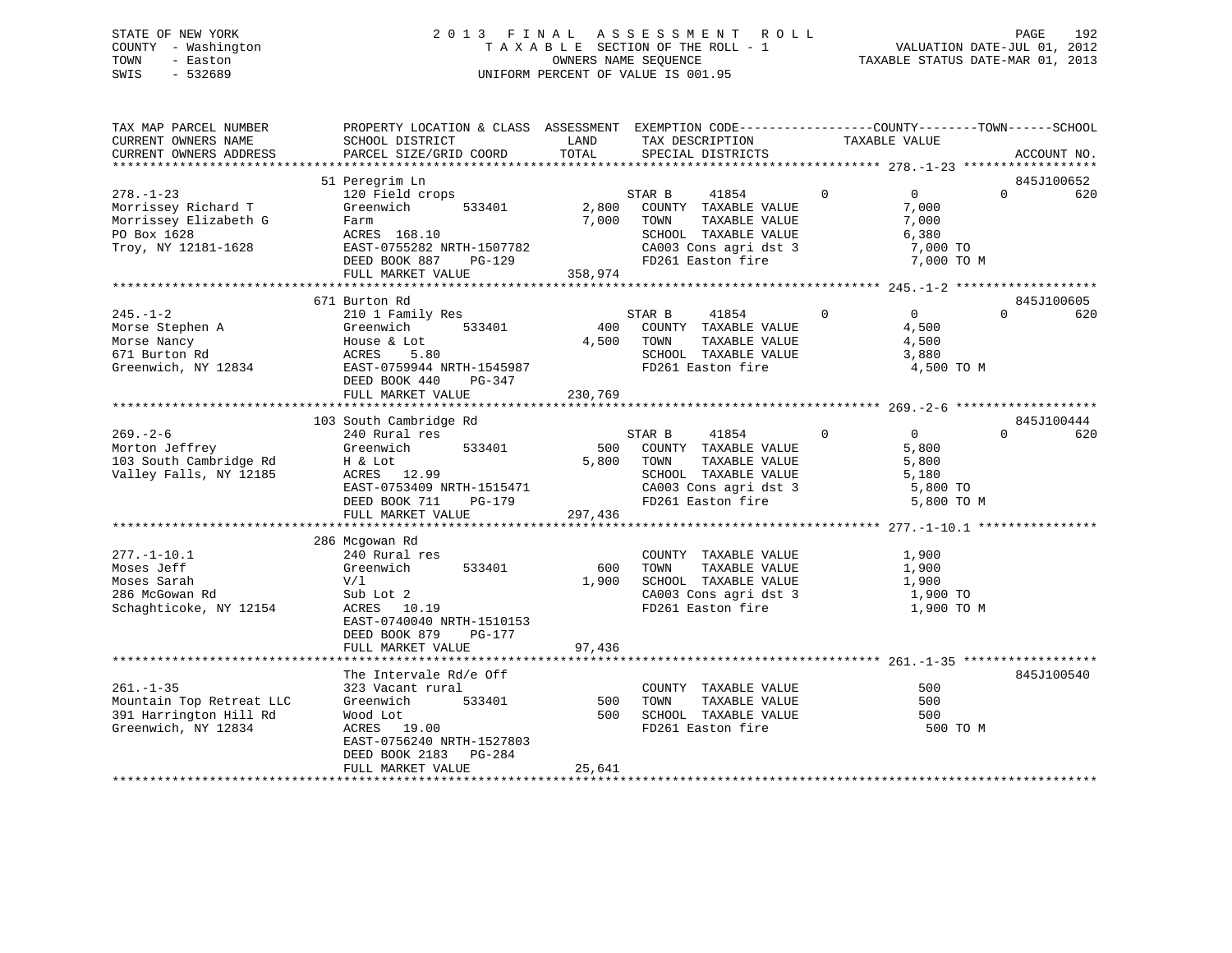STATE OF NEW YORK
COUNTY - Washington
TOWN - Easton
SWIS - 532689

2013 FINAL ASSESSMENT ROLL
TAXABLE SECTION OF THE ROLL - 1
OWNERS NAME SEQUENCE
UNIFORM PERCENT OF VALUE IS 001.95

VALUATION DATE-JUL 01, 2012
TAXABLE STATUS DATE-MAR 01, 2013

| TAX MAP PARCEL NUMBER / CURRENT OWNERS NAME / CURRENT OWNERS ADDRESS | PROPERTY LOCATION & CLASS / SCHOOL DISTRICT / PARCEL SIZE/GRID COORD | ASSESSMENT LAND / TOTAL | EXEMPTION CODE / TAX DESCRIPTION / SPECIAL DISTRICTS | COUNTY | TOWN | SCHOOL / TAXABLE VALUE | ACCOUNT NO. |
|---|---|---|---|---|---|---|---|
| 278.-1-23 | 51 Peregrim Ln | | | | | | 845J100652 |
| | 120 Field crops | | STAR B 41854 | 0 | 0 | 0 620 | |
| Morrissey Richard T | Greenwich 533401 | 2,800 | COUNTY TAXABLE VALUE | | | 7,000 | |
| Morrissey Elizabeth G | Farm | 7,000 | TOWN TAXABLE VALUE | | | 7,000 | |
| PO Box 1628 | ACRES 168.10 | | SCHOOL TAXABLE VALUE | | | 6,380 | |
| Troy, NY 12181-1628 | EAST-0755282 NRTH-1507782 | | CA003 Cons agri dst 3 | | | 7,000 TO | |
| | DEED BOOK 887 PG-129 | | FD261 Easton fire | | | 7,000 TO M | |
| | FULL MARKET VALUE | 358,974 | | | | | |
| 245.-1-2 | 671 Burton Rd | | | | | | 845J100605 |
| | 210 1 Family Res | | STAR B 41854 | 0 | 0 | 0 620 | |
| Morse Stephen A | Greenwich 533401 | 400 | COUNTY TAXABLE VALUE | | | 4,500 | |
| Morse Nancy | House & Lot | 4,500 | TOWN TAXABLE VALUE | | | 4,500 | |
| 671 Burton Rd | ACRES 5.80 | | SCHOOL TAXABLE VALUE | | | 3,880 | |
| Greenwich, NY 12834 | EAST-0759944 NRTH-1545987 | | FD261 Easton fire | | | 4,500 TO M | |
| | DEED BOOK 440 PG-347 | | | | | | |
| | FULL MARKET VALUE | 230,769 | | | | | |
| 269.-2-6 | 103 South Cambridge Rd | | | | | | 845J100444 |
| | 240 Rural res | | STAR B 41854 | 0 | 0 | 0 620 | |
| Morton Jeffrey | Greenwich 533401 | 500 | COUNTY TAXABLE VALUE | | | 5,800 | |
| 103 South Cambridge Rd | H & Lot | 5,800 | TOWN TAXABLE VALUE | | | 5,800 | |
| Valley Falls, NY 12185 | ACRES 12.99 | | SCHOOL TAXABLE VALUE | | | 5,180 | |
| | EAST-0753409 NRTH-1515471 | | CA003 Cons agri dst 3 | | | 5,800 TO | |
| | DEED BOOK 711 PG-179 | | FD261 Easton fire | | | 5,800 TO M | |
| | FULL MARKET VALUE | 297,436 | | | | | |
| 277.-1-10.1 | 286 Mcgowan Rd | | | | | | |
| | 240 Rural res | | COUNTY TAXABLE VALUE | | | 1,900 | |
| Moses Jeff | Greenwich 533401 | 600 | TOWN TAXABLE VALUE | | | 1,900 | |
| Moses Sarah | V/l | 1,900 | SCHOOL TAXABLE VALUE | | | 1,900 | |
| 286 McGowan Rd | Sub Lot 2 | | CA003 Cons agri dst 3 | | | 1,900 TO | |
| Schaghticoke, NY 12154 | ACRES 10.19 | | FD261 Easton fire | | | 1,900 TO M | |
| | EAST-0740040 NRTH-1510153 | | | | | | |
| | DEED BOOK 879 PG-177 | | | | | | |
| | FULL MARKET VALUE | 97,436 | | | | | |
| 261.-1-35 | The Intervale Rd/e Off | | | | | | 845J100540 |
| | 323 Vacant rural | | COUNTY TAXABLE VALUE | | | 500 | |
| Mountain Top Retreat LLC | Greenwich 533401 | 500 | TOWN TAXABLE VALUE | | | 500 | |
| 391 Harrington Hill Rd | Wood Lot | 500 | SCHOOL TAXABLE VALUE | | | 500 | |
| Greenwich, NY 12834 | ACRES 19.00 | | FD261 Easton fire | | | 500 TO M | |
| | EAST-0756240 NRTH-1527803 | | | | | | |
| | DEED BOOK 2183 PG-284 | | | | | | |
| | FULL MARKET VALUE | 25,641 | | | | | |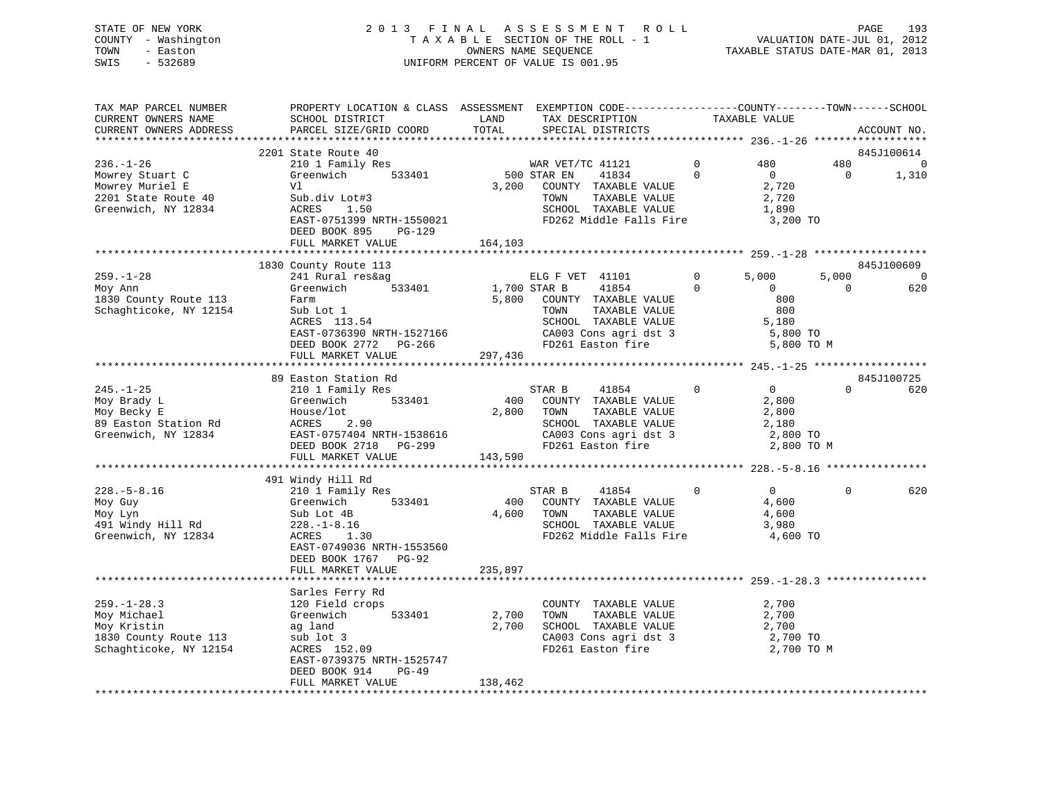STATE OF NEW YORK
COUNTY - Washington
TOWN - Easton
SWIS - 532689

2013 FINAL ASSESSMENT ROLL
TAXABLE SECTION OF THE ROLL - 1
OWNERS NAME SEQUENCE
UNIFORM PERCENT OF VALUE IS 001.95

VALUATION DATE-JUL 01, 2012
TAXABLE STATUS DATE-MAR 01, 2013

```
TAX MAP PARCEL NUMBER          PROPERTY LOCATION & CLASS  ASSESSMENT  EXEMPTION CODE------------------COUNTY--------TOWN------SCHOOL
CURRENT OWNERS NAME            SCHOOL DISTRICT              LAND      TAX DESCRIPTION            TAXABLE VALUE
CURRENT OWNERS ADDRESS         PARCEL SIZE/GRID COORD      TOTAL      SPECIAL DISTRICTS                                      ACCOUNT NO.
******************************************************************************************************** 236.-1-26 ******************
                               2201 State Route 40                                                                           845J100614
236.-1-26                      210 1 Family Res                       WAR VET/TC 41121         0         480         480            0
Mowrey Stuart C                Greenwich         533401        500 STAR EN     41834         0           0           0        1,310
Mowrey Muriel E                Vl                             3,200    COUNTY  TAXABLE VALUE              2,720
2201 State Route 40            Sub.div Lot#3                           TOWN    TAXABLE VALUE              2,720
Greenwich, NY 12834            ACRES    1.50                           SCHOOL  TAXABLE VALUE              1,890
                               EAST-0751399 NRTH-1550021               FD262 Middle Falls Fire            3,200 TO
                               DEED BOOK 895     PG-129
                               FULL MARKET VALUE            164,103
******************************************************************************************************** 259.-1-28 ******************
                               1830 County Route 113                                                                         845J100609
259.-1-28                      241 Rural res&ag                       ELG F VET  41101         0       5,000       5,000            0
Moy Ann                        Greenwich         533401      1,700 STAR B      41854         0           0           0          620
1830 County Route 113          Farm                           5,800    COUNTY  TAXABLE VALUE                800
Schaghticoke, NY 12154         Sub Lot 1                               TOWN    TAXABLE VALUE                800
                               ACRES  113.54                           SCHOOL  TAXABLE VALUE              5,180
                               EAST-0736390 NRTH-1527166               CA003 Cons agri dst 3              5,800 TO
                               DEED BOOK 2772    PG-266                FD261 Easton fire                  5,800 TO M
                               FULL MARKET VALUE            297,436
******************************************************************************************************** 245.-1-25 ******************
                               89 Easton Station Rd                                                                          845J100725
245.-1-25                      210 1 Family Res                       STAR B      41854         0           0           0          620
Moy Brady L                    Greenwich         533401        400    COUNTY  TAXABLE VALUE              2,800
Moy Becky E                    House/lot                      2,800    TOWN    TAXABLE VALUE              2,800
89 Easton Station Rd           ACRES    2.90                           SCHOOL  TAXABLE VALUE              2,180
Greenwich, NY 12834            EAST-0757404 NRTH-1538616               CA003 Cons agri dst 3              2,800 TO
                               DEED BOOK 2718    PG-299                FD261 Easton fire                  2,800 TO M
                               FULL MARKET VALUE            143,590
******************************************************************************************************** 228.-5-8.16 ****************
                               491 Windy Hill Rd
228.-5-8.16                    210 1 Family Res                       STAR B      41854         0           0           0          620
Moy Guy                        Greenwich         533401        400    COUNTY  TAXABLE VALUE              4,600
Moy Lyn                        Sub Lot 4B                     4,600    TOWN    TAXABLE VALUE              4,600
491 Windy Hill Rd              228.-1-8.16                             SCHOOL  TAXABLE VALUE              3,980
Greenwich, NY 12834            ACRES    1.30                           FD262 Middle Falls Fire            4,600 TO
                               EAST-0749036 NRTH-1553560
                               DEED BOOK 1767    PG-92
                               FULL MARKET VALUE            235,897
******************************************************************************************************** 259.-1-28.3 ****************
                               Sarles Ferry Rd
259.-1-28.3                    120 Field crops                         COUNTY  TAXABLE VALUE              2,700
Moy Michael                    Greenwich         533401      2,700    TOWN    TAXABLE VALUE              2,700
Moy Kristin                    ag land                        2,700    SCHOOL  TAXABLE VALUE              2,700
1830 County Route 113          sub lot 3                               CA003 Cons agri dst 3              2,700 TO
Schaghticoke, NY 12154         ACRES  152.09                           FD261 Easton fire                  2,700 TO M
                               EAST-0739375 NRTH-1525747
                               DEED BOOK 914     PG-49
                               FULL MARKET VALUE            138,462
************************************************************************************************************************************
```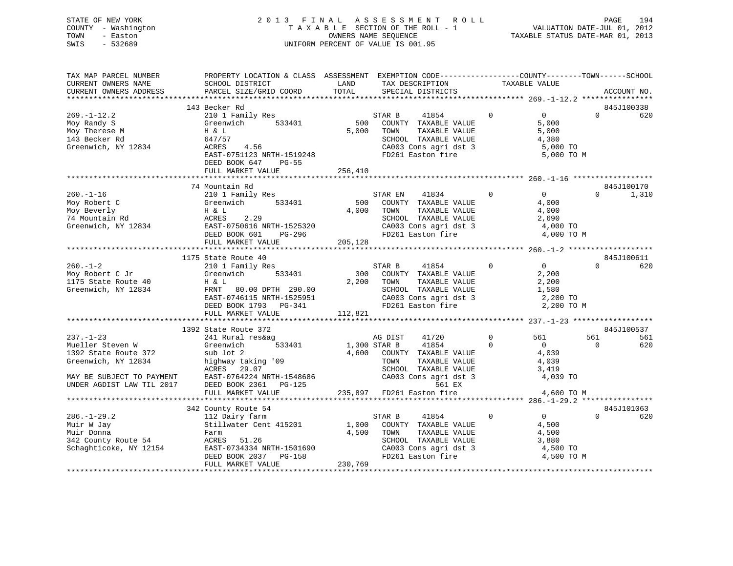STATE OF NEW YORK
COUNTY - Washington
TOWN - Easton
SWIS - 532689

2 0 1 3 F I N A L A S S E S S M E N T R O L L
T A X A B L E SECTION OF THE ROLL - 1
OWNERS NAME SEQUENCE
UNIFORM PERCENT OF VALUE IS 001.95

VALUATION DATE-JUL 01, 2012
TAXABLE STATUS DATE-MAR 01, 2013

```
TAX MAP PARCEL NUMBER          PROPERTY LOCATION & CLASS  ASSESSMENT  EXEMPTION CODE------------------COUNTY--------TOWN------SCHOOL
CURRENT OWNERS NAME            SCHOOL DISTRICT              LAND      TAX DESCRIPTION            TAXABLE VALUE
CURRENT OWNERS ADDRESS         PARCEL SIZE/GRID COORD       TOTAL     SPECIAL DISTRICTS                                  ACCOUNT NO.
******************************************************************************************************* 269.-1-12.2 ****************
                               143 Becker Rd                                                                        845J100338
269.-1-12.2                    210 1 Family Res                  STAR B     41854         0          0           0        620
Moy Randy S                    Greenwich       533401      500    COUNTY  TAXABLE VALUE             5,000
Moy Therese M                  H & L                      5,000    TOWN    TAXABLE VALUE             5,000
143 Becker Rd                  647/57                              SCHOOL  TAXABLE VALUE             4,380
Greenwich, NY 12834            ACRES    4.56                       CA003 Cons agri dst 3              5,000 TO
                               EAST-0751123 NRTH-1519248           FD261 Easton fire                  5,000 TO M
                               DEED BOOK 647    PG-55
                               FULL MARKET VALUE          256,410
******************************************************************************************************* 260.-1-16 ******************
                               74 Mountain Rd                                                                       845J100170
260.-1-16                      210 1 Family Res                  STAR EN    41834         0          0           0      1,310
Moy Robert C                   Greenwich       533401      500    COUNTY  TAXABLE VALUE             4,000
Moy Beverly                    H & L                      4,000    TOWN    TAXABLE VALUE             4,000
74 Mountain Rd                 ACRES    2.29                       SCHOOL  TAXABLE VALUE             2,690
Greenwich, NY 12834            EAST-0750616 NRTH-1525320           CA003 Cons agri dst 3              4,000 TO
                               DEED BOOK 601    PG-296             FD261 Easton fire                  4,000 TO M
                               FULL MARKET VALUE          205,128
******************************************************************************************************* 260.-1-2 *******************
                               1175 State Route 40                                                                  845J100611
260.-1-2                       210 1 Family Res                  STAR B     41854         0          0           0        620
Moy Robert C Jr                Greenwich       533401      300    COUNTY  TAXABLE VALUE             2,200
1175 State Route 40            H & L                      2,200    TOWN    TAXABLE VALUE             2,200
Greenwich, NY 12834            FRNT   80.00 DPTH 290.00            SCHOOL  TAXABLE VALUE             1,580
                               EAST-0746115 NRTH-1525951           CA003 Cons agri dst 3              2,200 TO
                               DEED BOOK 1793   PG-341             FD261 Easton fire                  2,200 TO M
                               FULL MARKET VALUE          112,821
******************************************************************************************************* 237.-1-23 ******************
                               1392 State Route 372                                                                 845J100537
237.-1-23                      241 Rural res&ag                  AG DIST    41720         0        561         561        561
Mueller Steven W               Greenwich       533401    1,300 STAR B     41854         0          0           0        620
1392 State Route 372           sub lot 2                  4,600    COUNTY  TAXABLE VALUE             4,039
Greenwich, NY 12834            highway taking '09                  TOWN    TAXABLE VALUE             4,039
                               ACRES   29.07                       SCHOOL  TAXABLE VALUE             3,419
MAY BE SUBJECT TO PAYMENT      EAST-0764224 NRTH-1548686           CA003 Cons agri dst 3              4,039 TO
UNDER AGDIST LAW TIL 2017      DEED BOOK 2361   PG-125                        561 EX
                               FULL MARKET VALUE          235,897  FD261 Easton fire                  4,600 TO M
******************************************************************************************************* 286.-1-29.2 ****************
                               342 County Route 54                                                                  845J101063
286.-1-29.2                    112 Dairy farm                    STAR B     41854         0          0           0        620
Muir W Jay                     Stillwater Cent 415201    1,000    COUNTY  TAXABLE VALUE             4,500
Muir Donna                     Farm                       4,500    TOWN    TAXABLE VALUE             4,500
342 County Route 54            ACRES   51.26                       SCHOOL  TAXABLE VALUE             3,880
Schaghticoke, NY 12154         EAST-0734334 NRTH-1501690           CA003 Cons agri dst 3              4,500 TO
                               DEED BOOK 2037   PG-158             FD261 Easton fire                  4,500 TO M
                               FULL MARKET VALUE          230,769
************************************************************************************************************************************
```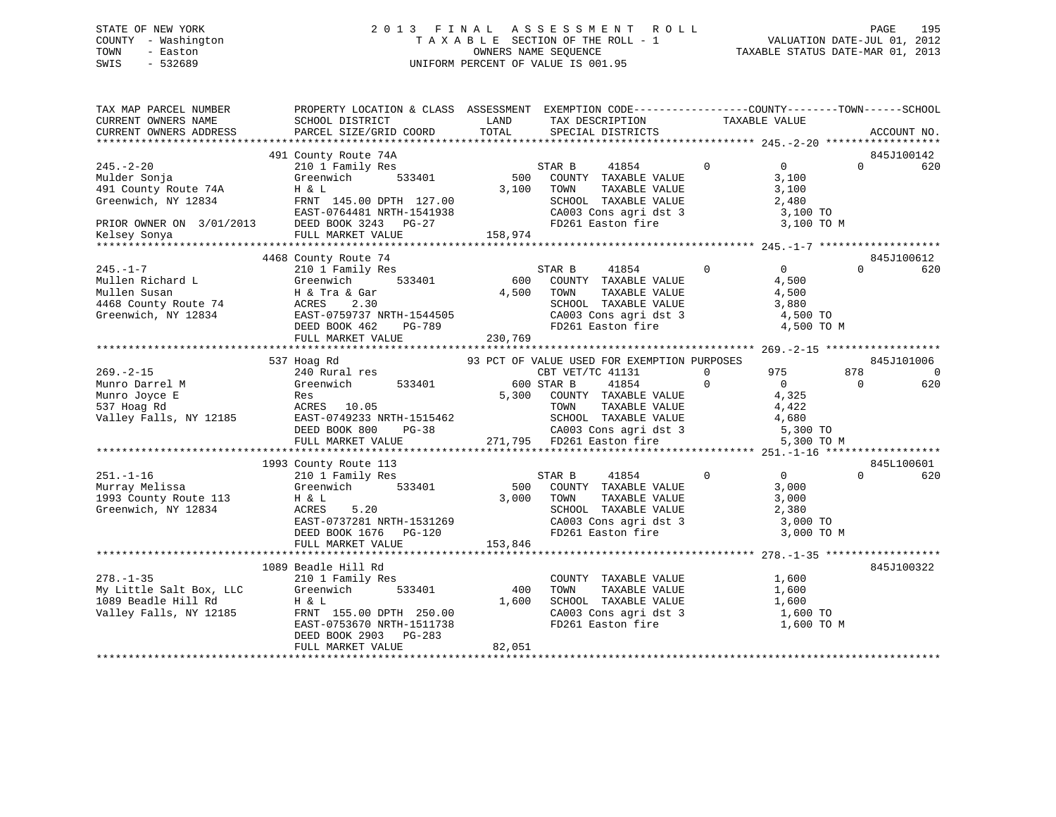STATE OF NEW YORK
COUNTY - Washington
TOWN - Easton
SWIS - 532689

# 2013 FINAL ASSESSMENT ROLL
TAXABLE SECTION OF THE ROLL - 1
OWNERS NAME SEQUENCE
UNIFORM PERCENT OF VALUE IS 001.95

VALUATION DATE-JUL 01, 2012
TAXABLE STATUS DATE-MAR 01, 2013

```
TAX MAP PARCEL NUMBER          PROPERTY LOCATION & CLASS  ASSESSMENT  EXEMPTION CODE------------------COUNTY--------TOWN------SCHOOL
CURRENT OWNERS NAME            SCHOOL DISTRICT               LAND      TAX DESCRIPTION              TAXABLE VALUE
CURRENT OWNERS ADDRESS         PARCEL SIZE/GRID COORD        TOTAL     SPECIAL DISTRICTS                                      ACCOUNT NO.
****************************************************************************************************** 245.-2-20 ******************
                               491 County Route 74A                                                                       845J100142
245.-2-20                      210 1 Family Res                      STAR B     41854          0           0          0          620
Mulder Sonja                   Greenwich        533401         500    COUNTY  TAXABLE VALUE            3,100
491 County Route 74A           H & L                         3,100    TOWN    TAXABLE VALUE            3,100
Greenwich, NY 12834            FRNT 145.00 DPTH 127.00                SCHOOL  TAXABLE VALUE            2,480
                               EAST-0764481 NRTH-1541938              CA003 Cons agri dst 3             3,100 TO
PRIOR OWNER ON 3/01/2013       DEED BOOK 3243   PG-27                 FD261 Easton fire                 3,100 TO M
Kelsey Sonya                   FULL MARKET VALUE             158,974
****************************************************************************************************** 245.-1-7 *******************
                               4468 County Route 74                                                                       845J100612
245.-1-7                       210 1 Family Res                      STAR B     41854          0           0          0          620
Mullen Richard L               Greenwich        533401         600    COUNTY  TAXABLE VALUE            4,500
Mullen Susan                   H & Tra & Gar                 4,500    TOWN    TAXABLE VALUE            4,500
4468 County Route 74           ACRES    2.30                          SCHOOL  TAXABLE VALUE            3,880
Greenwich, NY 12834            EAST-0759737 NRTH-1544505              CA003 Cons agri dst 3             4,500 TO
                               DEED BOOK 462    PG-789                FD261 Easton fire                 4,500 TO M
                               FULL MARKET VALUE             230,769
****************************************************************************************************** 269.-2-15 ******************
                               537 Hoag Rd                     93 PCT OF VALUE USED FOR EXEMPTION PURPOSES                845J101006
269.-2-15                      240 Rural res                         CBT VET/TC 41131          0         975        878            0
Munro Darrel M                 Greenwich        533401         600 STAR B       41854          0           0          0          620
Munro Joyce E                  Res                           5,300    COUNTY  TAXABLE VALUE            4,325
537 Hoag Rd                    ACRES   10.05                          TOWN    TAXABLE VALUE            4,422
Valley Falls, NY 12185         EAST-0749233 NRTH-1515462              SCHOOL  TAXABLE VALUE            4,680
                               DEED BOOK 800    PG-38                 CA003 Cons agri dst 3             5,300 TO
                               FULL MARKET VALUE             271,795  FD261 Easton fire                 5,300 TO M
****************************************************************************************************** 251.-1-16 ******************
                               1993 County Route 113                                                                      845L100601
251.-1-16                      210 1 Family Res                      STAR B     41854          0           0          0          620
Murray Melissa                 Greenwich        533401         500    COUNTY  TAXABLE VALUE            3,000
1993 County Route 113          H & L                         3,000    TOWN    TAXABLE VALUE            3,000
Greenwich, NY 12834            ACRES    5.20                          SCHOOL  TAXABLE VALUE            2,380
                               EAST-0737281 NRTH-1531269              CA003 Cons agri dst 3             3,000 TO
                               DEED BOOK 1676   PG-120                FD261 Easton fire                 3,000 TO M
                               FULL MARKET VALUE             153,846
****************************************************************************************************** 278.-1-35 ******************
                               1089 Beadle Hill Rd                                                                        845J100322
278.-1-35                      210 1 Family Res                       COUNTY  TAXABLE VALUE            1,600
My Little Salt Box, LLC        Greenwich        533401         400    TOWN    TAXABLE VALUE            1,600
1089 Beadle Hill Rd            H & L                         1,600    SCHOOL  TAXABLE VALUE            1,600
Valley Falls, NY 12185         FRNT 155.00 DPTH 250.00                CA003 Cons agri dst 3             1,600 TO
                               EAST-0753670 NRTH-1511738              FD261 Easton fire                 1,600 TO M
                               DEED BOOK 2903   PG-283
                               FULL MARKET VALUE              82,051
************************************************************************************************************************************
```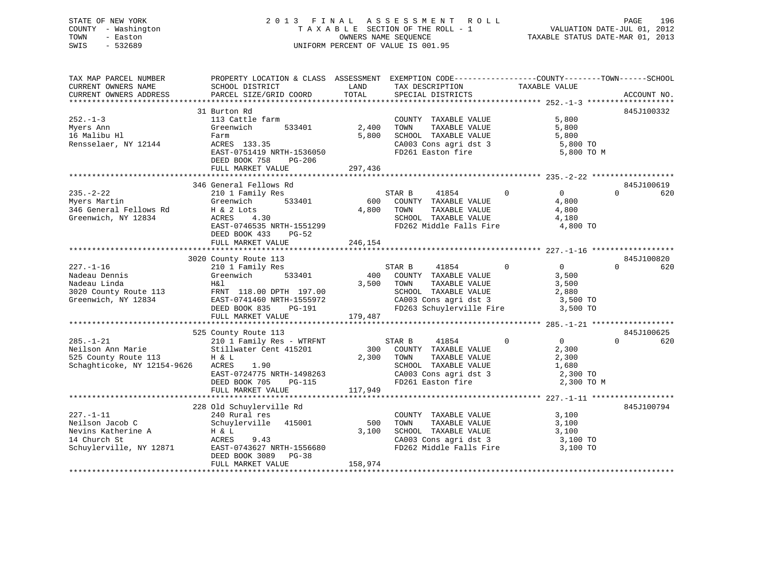STATE OF NEW YORK
COUNTY - Washington
TOWN - Easton
SWIS - 532689

2013 FINAL ASSESSMENT ROLL
TAXABLE SECTION OF THE ROLL - 1
OWNERS NAME SEQUENCE
UNIFORM PERCENT OF VALUE IS 001.95

VALUATION DATE-JUL 01, 2012
TAXABLE STATUS DATE-MAR 01, 2013

| TAX MAP PARCEL NUMBER / CURRENT OWNERS NAME / CURRENT OWNERS ADDRESS | PROPERTY LOCATION & CLASS / SCHOOL DISTRICT / PARCEL SIZE/GRID COORD | ASSESSMENT LAND / TOTAL | EXEMPTION CODE / TAX DESCRIPTION / SPECIAL DISTRICTS | COUNTY | TOWN | SCHOOL / TAXABLE VALUE | ACCOUNT NO. |
|---|---|---|---|---|---|---|---|
| **252.-1-3** | 31 Burton Rd | | | | | | 845J100332 |
| 252.-1-3 | 113 Cattle farm | | COUNTY TAXABLE VALUE | | | 5,800 | |
| Myers Ann | Greenwich 533401 | 2,400 | TOWN TAXABLE VALUE | | | 5,800 | |
| 16 Malibu Hl | Farm | 5,800 | SCHOOL TAXABLE VALUE | | | 5,800 | |
| Rensselaer, NY 12144 | ACRES 133.35 | | CA003 Cons agri dst 3 | | | 5,800 TO | |
| | EAST-0751419 NRTH-1536050 | | FD261 Easton fire | | | 5,800 TO M | |
| | DEED BOOK 758 PG-206 | | | | | | |
| | FULL MARKET VALUE | 297,436 | | | | | |
| **235.-2-22** | 346 General Fellows Rd | | | | | | 845J100619 |
| 235.-2-22 | 210 1 Family Res | | STAR B 41854 | 0 | 0 | 0 620 | |
| Myers Martin | Greenwich 533401 | 600 | COUNTY TAXABLE VALUE | | | 4,800 | |
| 346 General Fellows Rd | H & 2 Lots | 4,800 | TOWN TAXABLE VALUE | | | 4,800 | |
| Greenwich, NY 12834 | ACRES 4.30 | | SCHOOL TAXABLE VALUE | | | 4,180 | |
| | EAST-0746535 NRTH-1551299 | | FD262 Middle Falls Fire | | | 4,800 TO | |
| | DEED BOOK 433 PG-52 | | | | | | |
| | FULL MARKET VALUE | 246,154 | | | | | |
| **227.-1-16** | 3020 County Route 113 | | | | | | 845J100820 |
| 227.-1-16 | 210 1 Family Res | | STAR B 41854 | 0 | 0 | 0 620 | |
| Nadeau Dennis | Greenwich 533401 | 400 | COUNTY TAXABLE VALUE | | | 3,500 | |
| Nadeau Linda | H&l | 3,500 | TOWN TAXABLE VALUE | | | 3,500 | |
| 3020 County Route 113 | FRNT 118.00 DPTH 197.00 | | SCHOOL TAXABLE VALUE | | | 2,880 | |
| Greenwich, NY 12834 | EAST-0741460 NRTH-1555972 | | CA003 Cons agri dst 3 | | | 3,500 TO | |
| | DEED BOOK 835 PG-191 | | FD263 Schuylerville Fire | | | 3,500 TO | |
| | FULL MARKET VALUE | 179,487 | | | | | |
| **285.-1-21** | 525 County Route 113 | | | | | | 845J100625 |
| 285.-1-21 | 210 1 Family Res - WTRFNT | | STAR B 41854 | 0 | 0 | 0 620 | |
| Neilson Ann Marie | Stillwater Cent 415201 | 300 | COUNTY TAXABLE VALUE | | | 2,300 | |
| 525 County Route 113 | H & L | 2,300 | TOWN TAXABLE VALUE | | | 2,300 | |
| Schaghticoke, NY 12154-9626 | ACRES 1.90 | | SCHOOL TAXABLE VALUE | | | 1,680 | |
| | EAST-0724775 NRTH-1498263 | | CA003 Cons agri dst 3 | | | 2,300 TO | |
| | DEED BOOK 705 PG-115 | | FD261 Easton fire | | | 2,300 TO M | |
| | FULL MARKET VALUE | 117,949 | | | | | |
| **227.-1-11** | 228 Old Schuylerville Rd | | | | | | 845J100794 |
| 227.-1-11 | 240 Rural res | | COUNTY TAXABLE VALUE | | | 3,100 | |
| Neilson Jacob C | Schuylerville 415001 | 500 | TOWN TAXABLE VALUE | | | 3,100 | |
| Nevins Katherine A | H & L | 3,100 | SCHOOL TAXABLE VALUE | | | 3,100 | |
| 14 Church St | ACRES 9.43 | | CA003 Cons agri dst 3 | | | 3,100 TO | |
| Schuylerville, NY 12871 | EAST-0743627 NRTH-1556680 | | FD262 Middle Falls Fire | | | 3,100 TO | |
| | DEED BOOK 3089 PG-38 | | | | | | |
| | FULL MARKET VALUE | 158,974 | | | | | |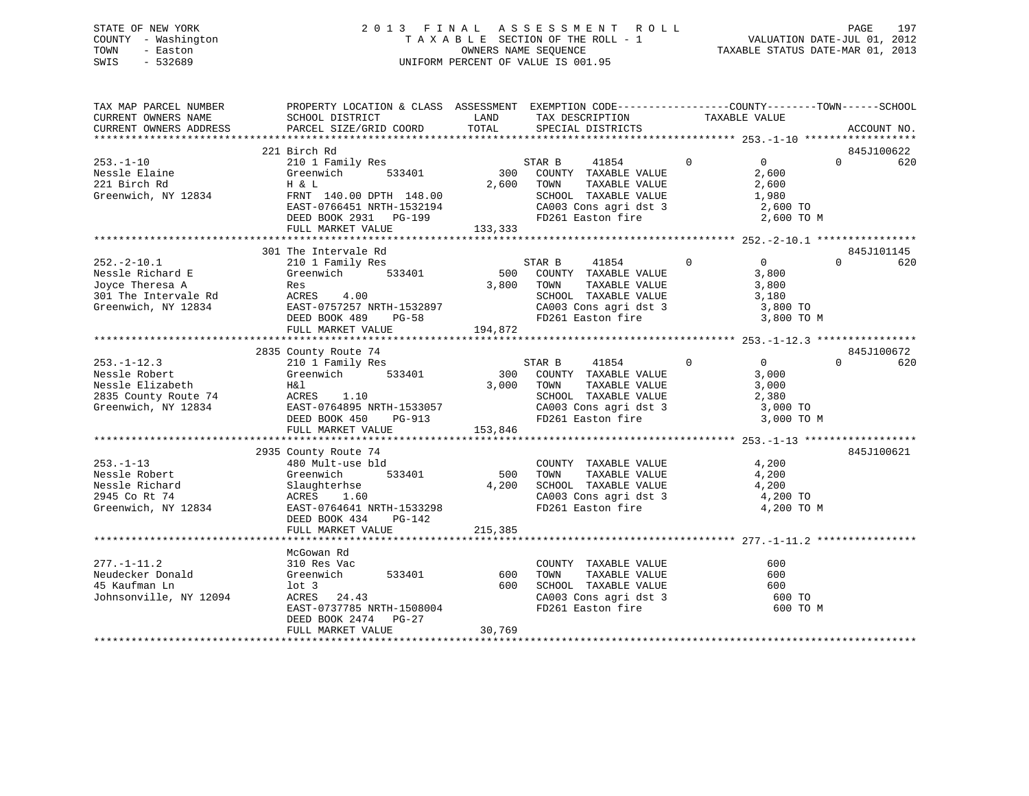STATE OF NEW YORK — 2013 FINAL ASSESSMENT ROLL
COUNTY - Washington — TAXABLE SECTION OF THE ROLL - 1 — VALUATION DATE-JUL 01, 2012
TOWN - Easton — OWNERS NAME SEQUENCE — TAXABLE STATUS DATE-MAR 01, 2013
SWIS - 532689 — UNIFORM PERCENT OF VALUE IS 001.95

| TAX MAP PARCEL NUMBER / CURRENT OWNERS NAME / CURRENT OWNERS ADDRESS | PROPERTY LOCATION & CLASS / SCHOOL DISTRICT / PARCEL SIZE/GRID COORD | ASSESSMENT LAND | TOTAL | EXEMPTION CODE / TAX DESCRIPTION / SPECIAL DISTRICTS | COUNTY | TOWN | SCHOOL | TAXABLE VALUE | ACCOUNT NO. |
|---|---|---|---|---|---|---|---|---|---|
| **253.-1-10** | 221 Birch Rd | | | | | | | | 845J100622 |
| 253.-1-10 | 210 1 Family Res | | | STAR B 41854 | 0 | 0 | 0 | | 620 |
| Nessle Elaine | Greenwich 533401 | 300 | | COUNTY TAXABLE VALUE | | | | 2,600 | |
| 221 Birch Rd | H & L | | 2,600 | TOWN TAXABLE VALUE | | | | 2,600 | |
| Greenwich, NY 12834 | FRNT 140.00 DPTH 148.00 | | | SCHOOL TAXABLE VALUE | | | | 1,980 | |
| | EAST-0766451 NRTH-1532194 | | | CA003 Cons agri dst 3 | | | | 2,600 TO | |
| | DEED BOOK 2931 PG-199 | | | FD261 Easton fire | | | | 2,600 TO M | |
| | FULL MARKET VALUE | | 133,333 | | | | | | |
| **252.-2-10.1** | 301 The Intervale Rd | | | | | | | | 845J101145 |
| 252.-2-10.1 | 210 1 Family Res | | | STAR B 41854 | 0 | 0 | 0 | | 620 |
| Nessle Richard E | Greenwich 533401 | 500 | | COUNTY TAXABLE VALUE | | | | 3,800 | |
| Joyce Theresa A | Res | | 3,800 | TOWN TAXABLE VALUE | | | | 3,800 | |
| 301 The Intervale Rd | ACRES 4.00 | | | SCHOOL TAXABLE VALUE | | | | 3,180 | |
| Greenwich, NY 12834 | EAST-0757257 NRTH-1532897 | | | CA003 Cons agri dst 3 | | | | 3,800 TO | |
| | DEED BOOK 489 PG-58 | | | FD261 Easton fire | | | | 3,800 TO M | |
| | FULL MARKET VALUE | | 194,872 | | | | | | |
| **253.-1-12.3** | 2835 County Route 74 | | | | | | | | 845J100672 |
| 253.-1-12.3 | 210 1 Family Res | | | STAR B 41854 | 0 | 0 | 0 | | 620 |
| Nessle Robert | Greenwich 533401 | 300 | | COUNTY TAXABLE VALUE | | | | 3,000 | |
| Nessle Elizabeth | H&l | | 3,000 | TOWN TAXABLE VALUE | | | | 3,000 | |
| 2835 County Route 74 | ACRES 1.10 | | | SCHOOL TAXABLE VALUE | | | | 2,380 | |
| Greenwich, NY 12834 | EAST-0764895 NRTH-1533057 | | | CA003 Cons agri dst 3 | | | | 3,000 TO | |
| | DEED BOOK 450 PG-913 | | | FD261 Easton fire | | | | 3,000 TO M | |
| | FULL MARKET VALUE | | 153,846 | | | | | | |
| **253.-1-13** | 2935 County Route 74 | | | | | | | | 845J100621 |
| 253.-1-13 | 480 Mult-use bld | | | COUNTY TAXABLE VALUE | | | | 4,200 | |
| Nessle Robert | Greenwich 533401 | 500 | | TOWN TAXABLE VALUE | | | | 4,200 | |
| Nessle Richard | Slaughterhse | | 4,200 | SCHOOL TAXABLE VALUE | | | | 4,200 | |
| 2945 Co Rt 74 | ACRES 1.60 | | | CA003 Cons agri dst 3 | | | | 4,200 TO | |
| Greenwich, NY 12834 | EAST-0764641 NRTH-1533298 | | | FD261 Easton fire | | | | 4,200 TO M | |
| | DEED BOOK 434 PG-142 | | | | | | | | |
| | FULL MARKET VALUE | | 215,385 | | | | | | |
| **277.-1-11.2** | McGowan Rd | | | | | | | | |
| 277.-1-11.2 | 310 Res Vac | | | COUNTY TAXABLE VALUE | | | | 600 | |
| Neudecker Donald | Greenwich 533401 | 600 | | TOWN TAXABLE VALUE | | | | 600 | |
| 45 Kaufman Ln | lot 3 | | 600 | SCHOOL TAXABLE VALUE | | | | 600 | |
| Johnsonville, NY 12094 | ACRES 24.43 | | | CA003 Cons agri dst 3 | | | | 600 TO | |
| | EAST-0737785 NRTH-1508004 | | | FD261 Easton fire | | | | 600 TO M | |
| | DEED BOOK 2474 PG-27 | | | | | | | | |
| | FULL MARKET VALUE | | 30,769 | | | | | | |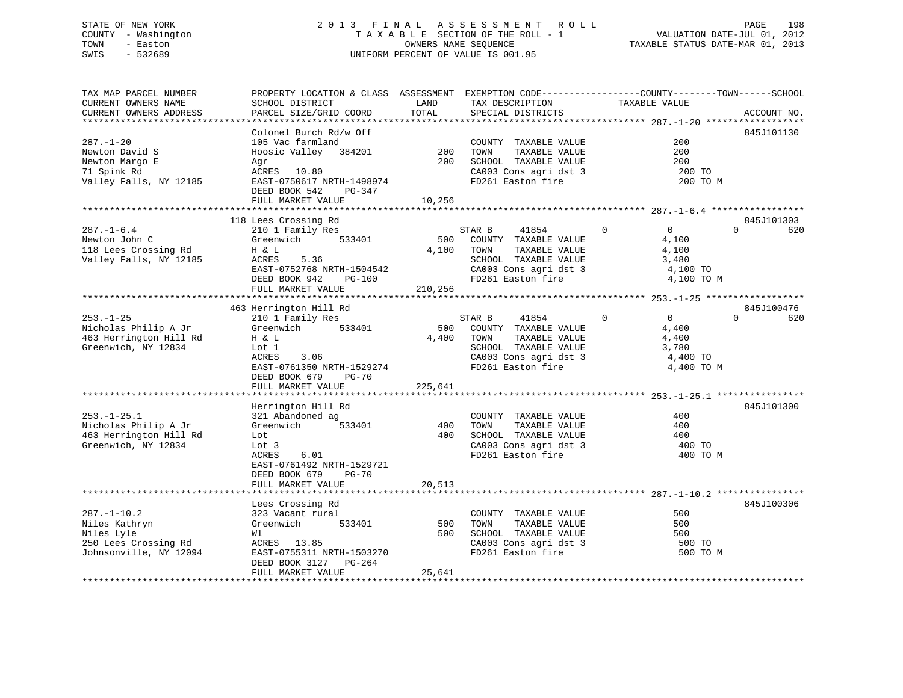STATE OF NEW YORK
COUNTY - Washington
TOWN - Easton
SWIS - 532689

# 2013 FINAL ASSESSMENT ROLL
TAXABLE SECTION OF THE ROLL - 1
OWNERS NAME SEQUENCE
UNIFORM PERCENT OF VALUE IS 001.95

VALUATION DATE-JUL 01, 2012
TAXABLE STATUS DATE-MAR 01, 2013

```
TAX MAP PARCEL NUMBER          PROPERTY LOCATION & CLASS  ASSESSMENT  EXEMPTION CODE------------------COUNTY--------TOWN------SCHOOL
CURRENT OWNERS NAME            SCHOOL DISTRICT               LAND      TAX DESCRIPTION            TAXABLE VALUE
CURRENT OWNERS ADDRESS         PARCEL SIZE/GRID COORD        TOTAL     SPECIAL DISTRICTS                                    ACCOUNT NO.
******************************************************************************************************* 287.-1-20 ******************
                               Colonel Burch Rd/w Off                                                                 845J101130
287.-1-20                      105 Vac farmland                        COUNTY  TAXABLE VALUE               200
Newton David S                 Hoosic Valley   384201          200     TOWN    TAXABLE VALUE               200
Newton Margo E                 Agr                             200     SCHOOL  TAXABLE VALUE               200
71 Spink Rd                    ACRES   10.80                           CA003 Cons agri dst 3                200 TO
Valley Falls, NY 12185         EAST-0750617 NRTH-1498974               FD261 Easton fire                    200 TO M
                               DEED BOOK 542    PG-347
                               FULL MARKET VALUE            10,256
******************************************************************************************************* 287.-1-6.4 *****************
                              118 Lees Crossing Rd                                                                    845J101303
287.-1-6.4                     210 1 Family Res                    STAR B     41854          0            0            0         620
Newton John C                  Greenwich       533401          500     COUNTY  TAXABLE VALUE             4,100
118 Lees Crossing Rd           H & L                         4,100     TOWN    TAXABLE VALUE             4,100
Valley Falls, NY 12185         ACRES    5.36                           SCHOOL  TAXABLE VALUE             3,480
                               EAST-0752768 NRTH-1504542               CA003 Cons agri dst 3              4,100 TO
                               DEED BOOK 942    PG-100                 FD261 Easton fire                  4,100 TO M
                               FULL MARKET VALUE           210,256
******************************************************************************************************* 253.-1-25 ******************
                              463 Herrington Hill Rd                                                                  845J100476
253.-1-25                      210 1 Family Res                    STAR B     41854          0            0            0         620
Nicholas Philip A Jr           Greenwich       533401          500     COUNTY  TAXABLE VALUE             4,400
463 Herrington Hill Rd         H & L                         4,400     TOWN    TAXABLE VALUE             4,400
Greenwich, NY 12834            Lot 1                                   SCHOOL  TAXABLE VALUE             3,780
                               ACRES    3.06                           CA003 Cons agri dst 3              4,400 TO
                               EAST-0761350 NRTH-1529274               FD261 Easton fire                  4,400 TO M
                               DEED BOOK 679    PG-70
                               FULL MARKET VALUE           225,641
******************************************************************************************************* 253.-1-25.1 ****************
                               Herrington Hill Rd                                                                     845J101300
253.-1-25.1                    321 Abandoned ag                        COUNTY  TAXABLE VALUE               400
Nicholas Philip A Jr           Greenwich       533401          400     TOWN    TAXABLE VALUE               400
463 Herrington Hill Rd         Lot                             400     SCHOOL  TAXABLE VALUE               400
Greenwich, NY 12834            Lot 3                                   CA003 Cons agri dst 3                400 TO
                               ACRES    6.01                           FD261 Easton fire                    400 TO M
                               EAST-0761492 NRTH-1529721
                               DEED BOOK 679    PG-70
                               FULL MARKET VALUE            20,513
******************************************************************************************************* 287.-1-10.2 ****************
                               Lees Crossing Rd                                                                       845J100306
287.-1-10.2                    323 Vacant rural                        COUNTY  TAXABLE VALUE               500
Niles Kathryn                  Greenwich       533401          500     TOWN    TAXABLE VALUE               500
Niles Lyle                     Wl                              500     SCHOOL  TAXABLE VALUE               500
250 Lees Crossing Rd           ACRES   13.85                           CA003 Cons agri dst 3                500 TO
Johnsonville, NY 12094         EAST-0755311 NRTH-1503270               FD261 Easton fire                    500 TO M
                               DEED BOOK 3127   PG-264
                               FULL MARKET VALUE            25,641
************************************************************************************************************************************
```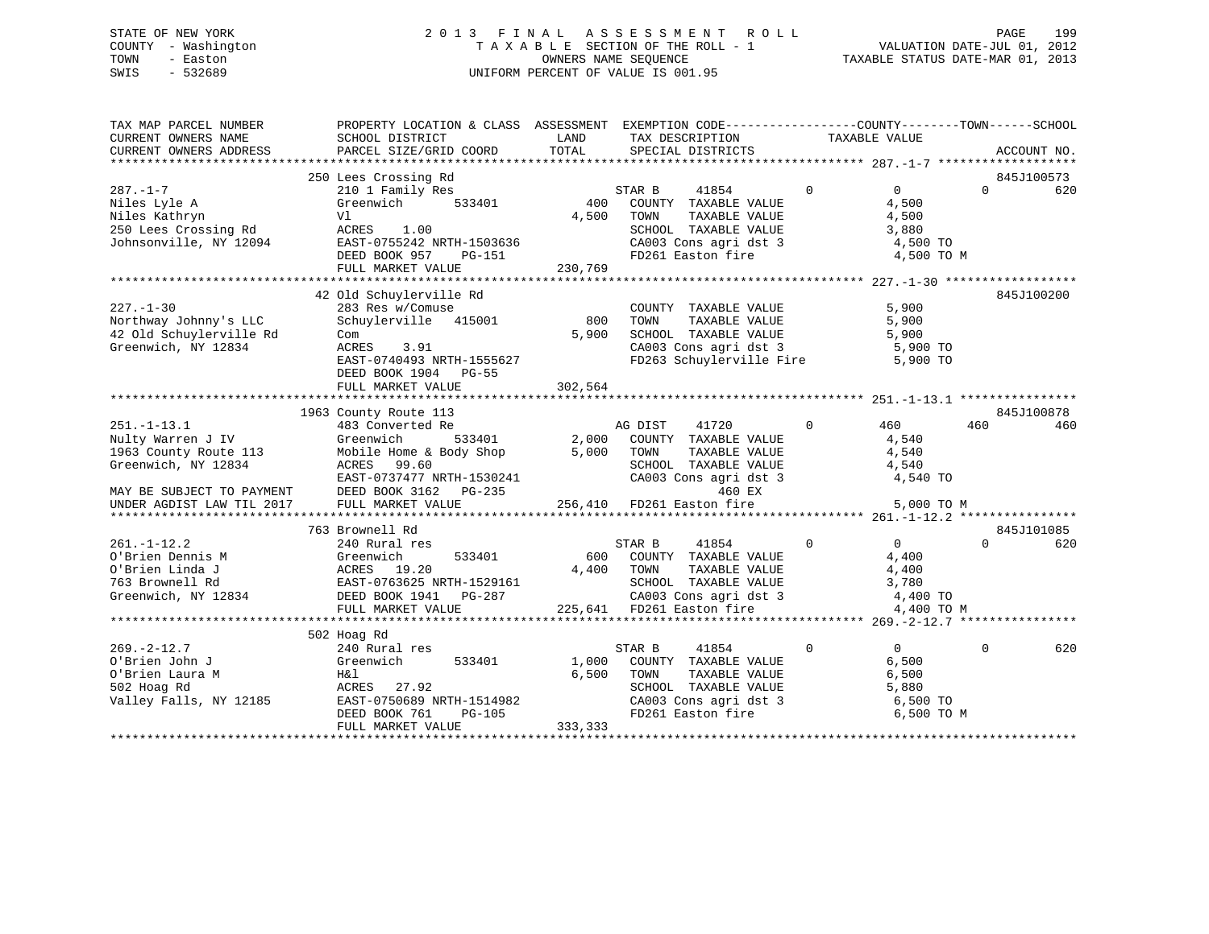STATE OF NEW YORK
COUNTY - Washington
TOWN - Easton
SWIS - 532689

2013 FINAL ASSESSMENT ROLL
TAXABLE SECTION OF THE ROLL - 1
OWNERS NAME SEQUENCE
UNIFORM PERCENT OF VALUE IS 001.95

VALUATION DATE-JUL 01, 2012
TAXABLE STATUS DATE-MAR 01, 2013

```
TAX MAP PARCEL NUMBER          PROPERTY LOCATION & CLASS  ASSESSMENT  EXEMPTION CODE------------------COUNTY--------TOWN------SCHOOL
CURRENT OWNERS NAME            SCHOOL DISTRICT              LAND       TAX DESCRIPTION              TAXABLE VALUE
CURRENT OWNERS ADDRESS         PARCEL SIZE/GRID COORD      TOTAL       SPECIAL DISTRICTS                                    ACCOUNT NO.
******************************************************************************************************* 287.-1-7 ******************
                               250 Lees Crossing Rd                                                                          845J100573
287.-1-7                       210 1 Family Res                  STAR B     41854          0           0            0        620
Niles Lyle A                   Greenwich        533401      400   COUNTY  TAXABLE VALUE                4,500
Niles Kathryn                  Vl                         4,500   TOWN    TAXABLE VALUE                4,500
250 Lees Crossing Rd           ACRES    1.00                      SCHOOL  TAXABLE VALUE                3,880
Johnsonville, NY 12094         EAST-0755242 NRTH-1503636          CA003 Cons agri dst 3                 4,500 TO
                               DEED BOOK 957     PG-151           FD261 Easton fire                     4,500 TO M
                               FULL MARKET VALUE          230,769
******************************************************************************************************* 227.-1-30 *****************
                               42 Old Schuylerville Rd                                                                       845J100200
227.-1-30                      283 Res w/Comuse                   COUNTY  TAXABLE VALUE                5,900
Northway Johnny's LLC          Schuylerville  415001        800   TOWN    TAXABLE VALUE                5,900
42 Old Schuylerville Rd        Com                        5,900   SCHOOL  TAXABLE VALUE                5,900
Greenwich, NY 12834            ACRES    3.91                      CA003 Cons agri dst 3                 5,900 TO
                               EAST-0740493 NRTH-1555627          FD263 Schuylerville Fire              5,900 TO
                               DEED BOOK 1904    PG-55
                               FULL MARKET VALUE          302,564
******************************************************************************************************* 251.-1-13.1 ***************
                               1963 County Route 113                                                                         845J100878
251.-1-13.1                    483 Converted Re                   AG DIST    41720          0         460          460        460
Nulty Warren J IV              Greenwich        533401    2,000   COUNTY  TAXABLE VALUE                4,540
1963 County Route 113          Mobile Home & Body Shop    5,000   TOWN    TAXABLE VALUE                4,540
Greenwich, NY 12834            ACRES   99.60                      SCHOOL  TAXABLE VALUE                4,540
                               EAST-0737477 NRTH-1530241          CA003 Cons agri dst 3                 4,540 TO
MAY BE SUBJECT TO PAYMENT      DEED BOOK 3162    PG-235                  460 EX
UNDER AGDIST LAW TIL 2017      FULL MARKET VALUE          256,410 FD261 Easton fire                     5,000 TO M
******************************************************************************************************* 261.-1-12.2 ***************
                               763 Brownell Rd                                                                               845J101085
261.-1-12.2                    240 Rural res                      STAR B     41854          0           0            0        620
O'Brien Dennis M               Greenwich        533401      600   COUNTY  TAXABLE VALUE                4,400
O'Brien Linda J                ACRES   19.20              4,400   TOWN    TAXABLE VALUE                4,400
763 Brownell Rd                EAST-0763625 NRTH-1529161          SCHOOL  TAXABLE VALUE                3,780
Greenwich, NY 12834            DEED BOOK 1941    PG-287           CA003 Cons agri dst 3                 4,400 TO
                               FULL MARKET VALUE          225,641 FD261 Easton fire                     4,400 TO M
******************************************************************************************************* 269.-2-12.7 ***************
                               502 Hoag Rd
269.-2-12.7                    240 Rural res                      STAR B     41854          0           0            0        620
O'Brien John J                 Greenwich        533401    1,000   COUNTY  TAXABLE VALUE                6,500
O'Brien Laura M                H&l                        6,500   TOWN    TAXABLE VALUE                6,500
502 Hoag Rd                    ACRES   27.92                      SCHOOL  TAXABLE VALUE                5,880
Valley Falls, NY 12185         EAST-0750689 NRTH-1514982          CA003 Cons agri dst 3                 6,500 TO
                               DEED BOOK 761     PG-105           FD261 Easton fire                     6,500 TO M
                               FULL MARKET VALUE          333,333
************************************************************************************************************************************
```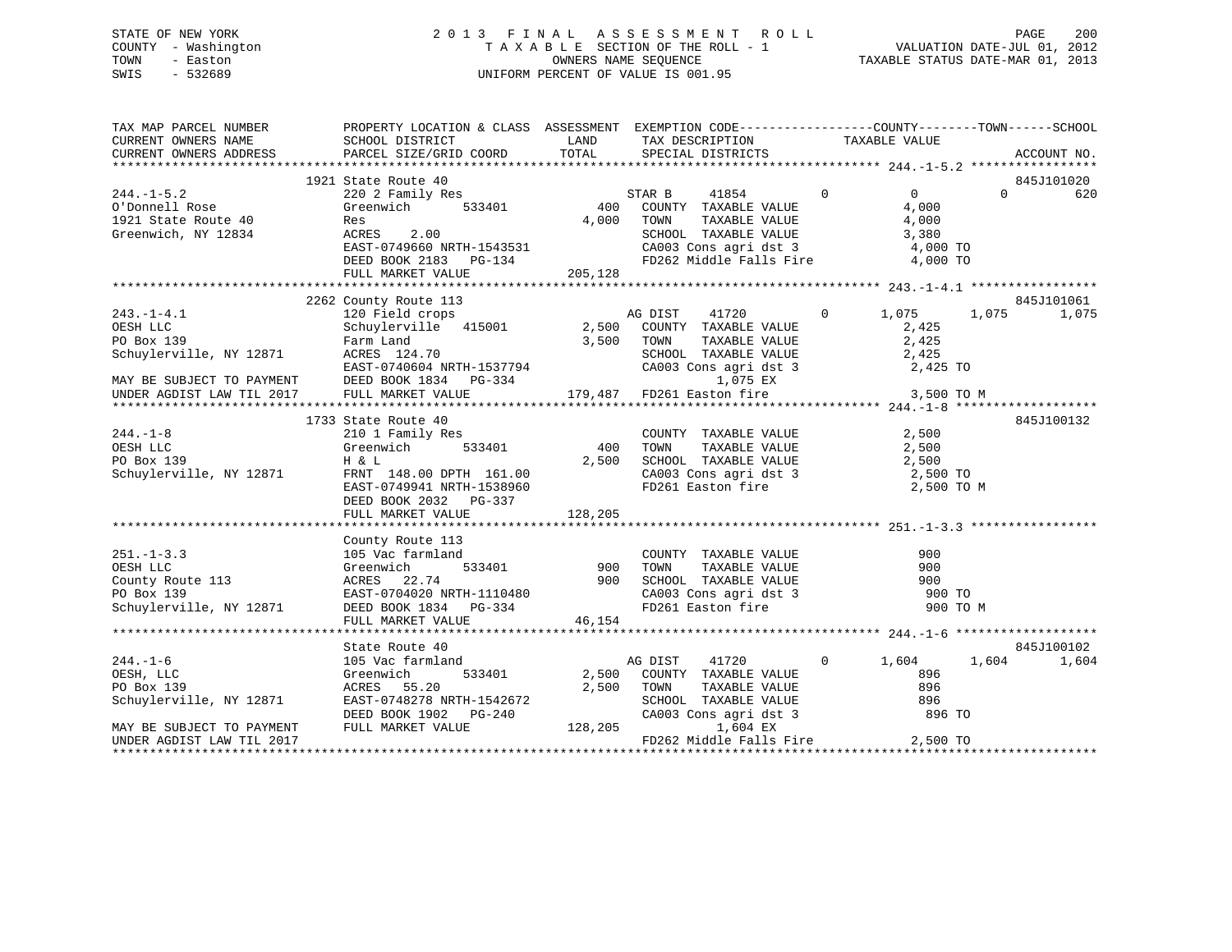STATE OF NEW YORK
COUNTY - Washington
TOWN - Easton
SWIS - 532689

2 0 1 3 F I N A L A S S E S S M E N T R O L L
T A X A B L E SECTION OF THE ROLL - 1
OWNERS NAME SEQUENCE
UNIFORM PERCENT OF VALUE IS 001.95

VALUATION DATE-JUL 01, 2012
TAXABLE STATUS DATE-MAR 01, 2013

```
TAX MAP PARCEL NUMBER          PROPERTY LOCATION & CLASS  ASSESSMENT  EXEMPTION CODE------------------COUNTY--------TOWN------SCHOOL
CURRENT OWNERS NAME            SCHOOL DISTRICT               LAND      TAX DESCRIPTION             TAXABLE VALUE
CURRENT OWNERS ADDRESS         PARCEL SIZE/GRID COORD        TOTAL     SPECIAL DISTRICTS                                    ACCOUNT NO.
*********************************************************************************************** 244.-1-5.2 *****************
                               1921 State Route 40                                                                         845J101020
244.-1-5.2                     220 2 Family Res                         STAR B    41854         0          0           0         620
O'Donnell Rose                 Greenwich        533401          400     COUNTY  TAXABLE VALUE              4,000
1921 State Route 40            Res                            4,000     TOWN    TAXABLE VALUE              4,000
Greenwich, NY 12834            ACRES     2.00                           SCHOOL  TAXABLE VALUE              3,380
                               EAST-0749660 NRTH-1543531                CA003 Cons agri dst 3              4,000 TO
                               DEED BOOK 2183   PG-134                  FD262 Middle Falls Fire            4,000 TO
                               FULL MARKET VALUE            205,128
*********************************************************************************************** 243.-1-4.1 *****************
                               2262 County Route 113                                                                       845J101061
243.-1-4.1                     120 Field crops                          AG DIST   41720         0      1,075       1,075       1,075
OESH LLC                       Schuylerville   415001        2,500      COUNTY  TAXABLE VALUE              2,425
PO Box 139                     Farm Land                     3,500      TOWN    TAXABLE VALUE              2,425
Schuylerville, NY 12871        ACRES  124.70                            SCHOOL  TAXABLE VALUE              2,425
                               EAST-0740604 NRTH-1537794                CA003 Cons agri dst 3              2,425 TO
MAY BE SUBJECT TO PAYMENT      DEED BOOK 1834   PG-334                             1,075 EX
UNDER AGDIST LAW TIL 2017      FULL MARKET VALUE            179,487     FD261 Easton fire                  3,500 TO M
*********************************************************************************************** 244.-1-8 *******************
                               1733 State Route 40                                                                         845J100132
244.-1-8                       210 1 Family Res                         COUNTY  TAXABLE VALUE              2,500
OESH LLC                       Greenwich        533401          400     TOWN    TAXABLE VALUE              2,500
PO Box 139                     H & L                          2,500     SCHOOL  TAXABLE VALUE              2,500
Schuylerville, NY 12871        FRNT 148.00 DPTH 161.00                  CA003 Cons agri dst 3              2,500 TO
                               EAST-0749941 NRTH-1538960                FD261 Easton fire                  2,500 TO M
                               DEED BOOK 2032   PG-337
                               FULL MARKET VALUE            128,205
*********************************************************************************************** 251.-1-3.3 *****************
                               County Route 113
251.-1-3.3                     105 Vac farmland                         COUNTY  TAXABLE VALUE                900
OESH LLC                       Greenwich        533401          900     TOWN    TAXABLE VALUE                900
County Route 113               ACRES   22.74                    900     SCHOOL  TAXABLE VALUE                900
PO Box 139                     EAST-0704020 NRTH-1110480                CA003 Cons agri dst 3                900 TO
Schuylerville, NY 12871        DEED BOOK 1834   PG-334                  FD261 Easton fire                    900 TO M
                               FULL MARKET VALUE             46,154
*********************************************************************************************** 244.-1-6 *******************
                               State Route 40                                                                              845J100102
244.-1-6                       105 Vac farmland                         AG DIST   41720         0      1,604       1,604       1,604
OESH, LLC                      Greenwich        533401        2,500     COUNTY  TAXABLE VALUE                896
PO Box 139                     ACRES   55.20                  2,500     TOWN    TAXABLE VALUE                896
Schuylerville, NY 12871        EAST-0748278 NRTH-1542672                SCHOOL  TAXABLE VALUE                896
                               DEED BOOK 1902   PG-240                  CA003 Cons agri dst 3                896 TO
MAY BE SUBJECT TO PAYMENT      FULL MARKET VALUE            128,205                1,604 EX
UNDER AGDIST LAW TIL 2017                                               FD262 Middle Falls Fire            2,500 TO
******************************************************************************************************************************
```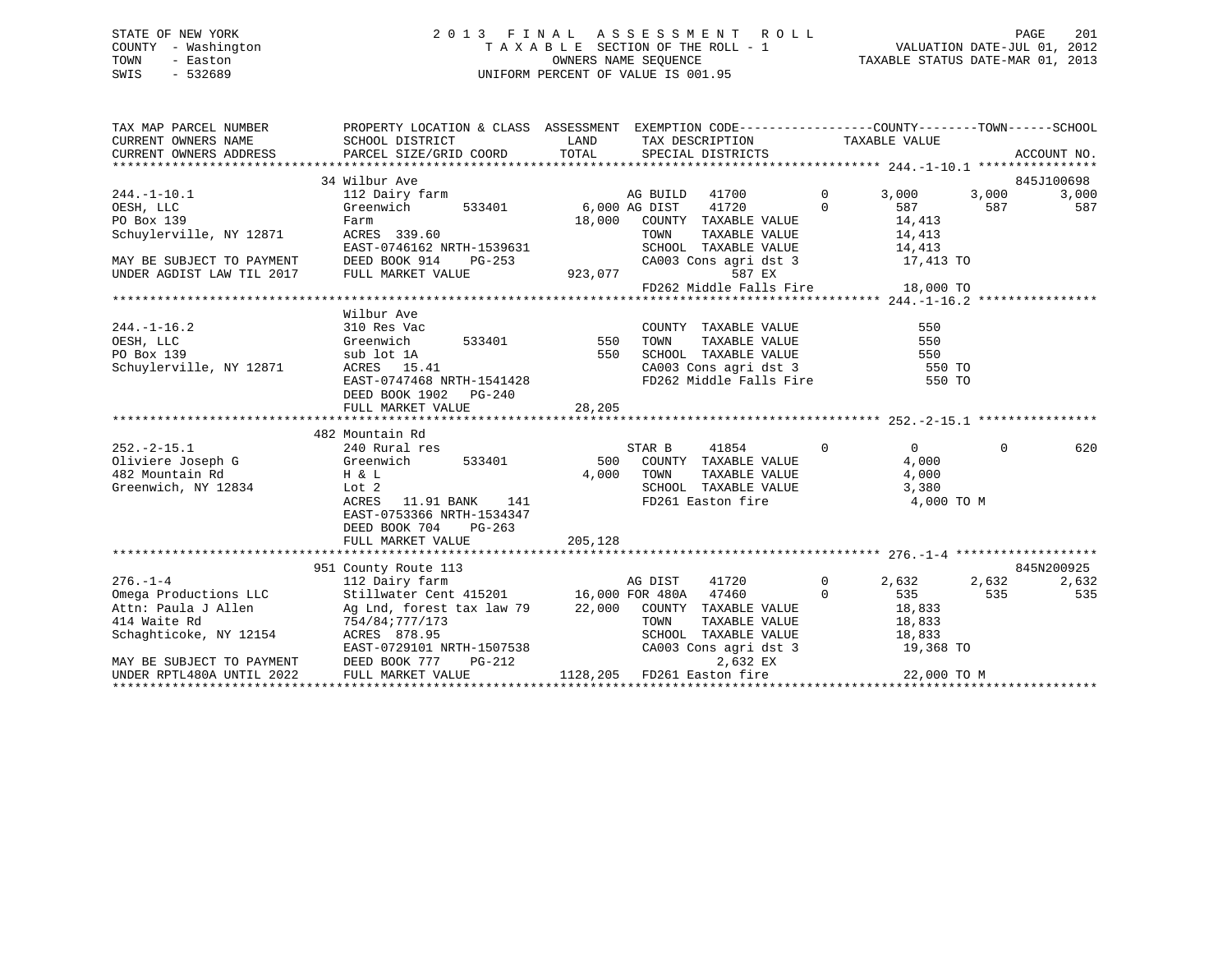STATE OF NEW YORK
COUNTY - Washington
TOWN - Easton
SWIS - 532689

2 0 1 3 F I N A L A S S E S S M E N T R O L L
T A X A B L E SECTION OF THE ROLL - 1
OWNERS NAME SEQUENCE
UNIFORM PERCENT OF VALUE IS 001.95

VALUATION DATE-JUL 01, 2012
TAXABLE STATUS DATE-MAR 01, 2013

```
TAX MAP PARCEL NUMBER          PROPERTY LOCATION & CLASS  ASSESSMENT  EXEMPTION CODE------------------COUNTY--------TOWN------SCHOOL
CURRENT OWNERS NAME            SCHOOL DISTRICT              LAND      TAX DESCRIPTION            TAXABLE VALUE
CURRENT OWNERS ADDRESS         PARCEL SIZE/GRID COORD       TOTAL     SPECIAL DISTRICTS                                      ACCOUNT NO.
******************************************************************************************************* 244.-1-10.1 ****************
                               34 Wilbur Ave                                                                              845J100698
244.-1-10.1                    112 Dairy farm                       AG BUILD   41700          0       3,000      3,000      3,000
OESH, LLC                      Greenwich       533401        6,000 AG DIST    41720          0         587        587        587
PO Box 139                     Farm                         18,000   COUNTY  TAXABLE VALUE             14,413
Schuylerville, NY 12871        ACRES 339.60                          TOWN    TAXABLE VALUE             14,413
                               EAST-0746162 NRTH-1539631             SCHOOL  TAXABLE VALUE             14,413
MAY BE SUBJECT TO PAYMENT      DEED BOOK 914    PG-253               CA003 Cons agri dst 3              17,413 TO
UNDER AGDIST LAW TIL 2017      FULL MARKET VALUE           923,077                 587 EX
                                                                     FD262 Middle Falls Fire            18,000 TO
******************************************************************************************************* 244.-1-16.2 ****************
                               Wilbur Ave
244.-1-16.2                    310 Res Vac                           COUNTY  TAXABLE VALUE                550
OESH, LLC                      Greenwich       533401          550   TOWN    TAXABLE VALUE                550
PO Box 139                     sub lot 1A                      550   SCHOOL  TAXABLE VALUE                550
Schuylerville, NY 12871        ACRES  15.41                          CA003 Cons agri dst 3                550 TO
                               EAST-0747468 NRTH-1541428             FD262 Middle Falls Fire              550 TO
                               DEED BOOK 1902   PG-240
                               FULL MARKET VALUE            28,205
******************************************************************************************************* 252.-2-15.1 ****************
                               482 Mountain Rd
252.-2-15.1                    240 Rural res                        STAR B     41854          0           0          0        620
Oliviere Joseph G              Greenwich       533401          500   COUNTY  TAXABLE VALUE              4,000
482 Mountain Rd                H & L                         4,000   TOWN    TAXABLE VALUE              4,000
Greenwich, NY 12834            Lot 2                                 SCHOOL  TAXABLE VALUE              3,380
                               ACRES  11.91 BANK    141              FD261 Easton fire                  4,000 TO M
                               EAST-0753366 NRTH-1534347
                               DEED BOOK 704    PG-263
                               FULL MARKET VALUE           205,128
******************************************************************************************************* 276.-1-4 *******************
                               951 County Route 113                                                                       845N200925
276.-1-4                       112 Dairy farm                       AG DIST    41720          0       2,632      2,632      2,632
Omega Productions LLC          Stillwater Cent 415201       16,000 FOR 480A   47460          0         535        535        535
Attn: Paula J Allen            Ag Lnd, forest tax law 79    22,000   COUNTY  TAXABLE VALUE             18,833
414 Waite Rd                   754/84;777/173                        TOWN    TAXABLE VALUE             18,833
Schaghticoke, NY 12154         ACRES 878.95                          SCHOOL  TAXABLE VALUE             18,833
                               EAST-0729101 NRTH-1507538             CA003 Cons agri dst 3              19,368 TO
MAY BE SUBJECT TO PAYMENT      DEED BOOK 777    PG-212                           2,632 EX
UNDER RPTL480A UNTIL 2022      FULL MARKET VALUE          1128,205   FD261 Easton fire                 22,000 TO M
************************************************************************************************************************************
```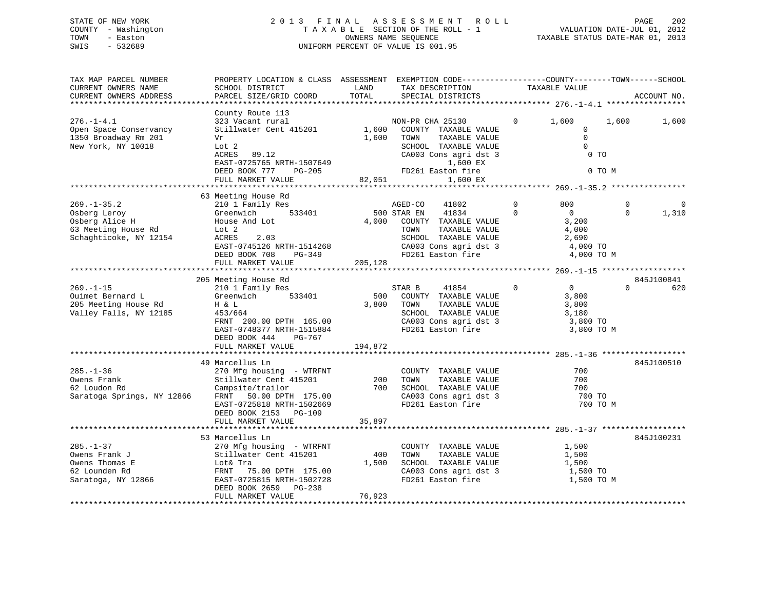STATE OF NEW YORK
COUNTY - Washington
TOWN - Easton
SWIS - 532689

2013 FINAL ASSESSMENT ROLL
TAXABLE SECTION OF THE ROLL - 1
OWNERS NAME SEQUENCE
UNIFORM PERCENT OF VALUE IS 001.95

VALUATION DATE-JUL 01, 2012
TAXABLE STATUS DATE-MAR 01, 2013

```
TAX MAP PARCEL NUMBER          PROPERTY LOCATION & CLASS  ASSESSMENT  EXEMPTION CODE------------------COUNTY--------TOWN------SCHOOL
CURRENT OWNERS NAME            SCHOOL DISTRICT              LAND      TAX DESCRIPTION              TAXABLE VALUE
CURRENT OWNERS ADDRESS         PARCEL SIZE/GRID COORD       TOTAL     SPECIAL DISTRICTS                                          ACCOUNT NO.
********************************************************************************************** 276.-1-4.1 *****************
                               County Route 113
276.-1-4.1                     323 Vacant rural                    NON-PR CHA 25130         0      1,600      1,600      1,600
Open Space Conservancy         Stillwater Cent 415201      1,600     COUNTY  TAXABLE VALUE              0
1350 Broadway Rm 201           Vr                          1,600     TOWN    TAXABLE VALUE              0
New York, NY 10018             Lot 2                                 SCHOOL  TAXABLE VALUE              0
                               ACRES   89.12                         CA003 Cons agri dst 3              0 TO
                               EAST-0725765 NRTH-1507649                  1,600 EX
                               DEED BOOK 777    PG-205               FD261 Easton fire                  0 TO M
                               FULL MARKET VALUE           82,051         1,600 EX
********************************************************************************************** 269.-1-35.2 ****************
                               63 Meeting House Rd
269.-1-35.2                    210 1 Family Res                    AGED-CO    41802         0        800          0          0
Osberg Leroy                   Greenwich       533401        500 STAR EN    41834         0          0          0      1,310
Osberg Alice H                 House And Lot               4,000     COUNTY  TAXABLE VALUE          3,200
63 Meeting House Rd            Lot 2                                 TOWN    TAXABLE VALUE          4,000
Schaghticoke, NY 12154         ACRES    2.03                         SCHOOL  TAXABLE VALUE          2,690
                               EAST-0745126 NRTH-1514268             CA003 Cons agri dst 3          4,000 TO
                               DEED BOOK 708    PG-349               FD261 Easton fire              4,000 TO M
                               FULL MARKET VALUE          205,128
********************************************************************************************** 269.-1-15 ******************
                               205 Meeting House Rd                                                                  845J100841
269.-1-15                      210 1 Family Res                    STAR B     41854         0          0          0        620
Ouimet Bernard L               Greenwich       533401        500     COUNTY  TAXABLE VALUE          3,800
205 Meeting House Rd           H & L                       3,800     TOWN    TAXABLE VALUE          3,800
Valley Falls, NY 12185         453/664                               SCHOOL  TAXABLE VALUE          3,180
                               FRNT 200.00 DPTH 165.00               CA003 Cons agri dst 3          3,800 TO
                               EAST-0748377 NRTH-1515884             FD261 Easton fire              3,800 TO M
                               DEED BOOK 444    PG-767
                               FULL MARKET VALUE          194,872
********************************************************************************************** 285.-1-36 ******************
                               49 Marcellus Ln                                                                       845J100510
285.-1-36                      270 Mfg housing  - WTRFNT             COUNTY  TAXABLE VALUE            700
Owens Frank                    Stillwater Cent 415201        200     TOWN    TAXABLE VALUE            700
62 Loudon Rd                   Campsite/trailor              700     SCHOOL  TAXABLE VALUE            700
Saratoga Springs, NY 12866     FRNT  50.00 DPTH 175.00               CA003 Cons agri dst 3            700 TO
                               EAST-0725818 NRTH-1502669             FD261 Easton fire                700 TO M
                               DEED BOOK 2153   PG-109
                               FULL MARKET VALUE           35,897
********************************************************************************************** 285.-1-37 ******************
                               53 Marcellus Ln                                                                       845J100231
285.-1-37                      270 Mfg housing  - WTRFNT             COUNTY  TAXABLE VALUE          1,500
Owens Frank J                  Stillwater Cent 415201        400     TOWN    TAXABLE VALUE          1,500
Owens Thomas E                 Lot& Tra                    1,500     SCHOOL  TAXABLE VALUE          1,500
62 Lounden Rd                  FRNT  75.00 DPTH 175.00               CA003 Cons agri dst 3          1,500 TO
Saratoga, NY 12866             EAST-0725815 NRTH-1502728             FD261 Easton fire              1,500 TO M
                               DEED BOOK 2659   PG-238
                               FULL MARKET VALUE           76,923
******************************************************************************************************************************
```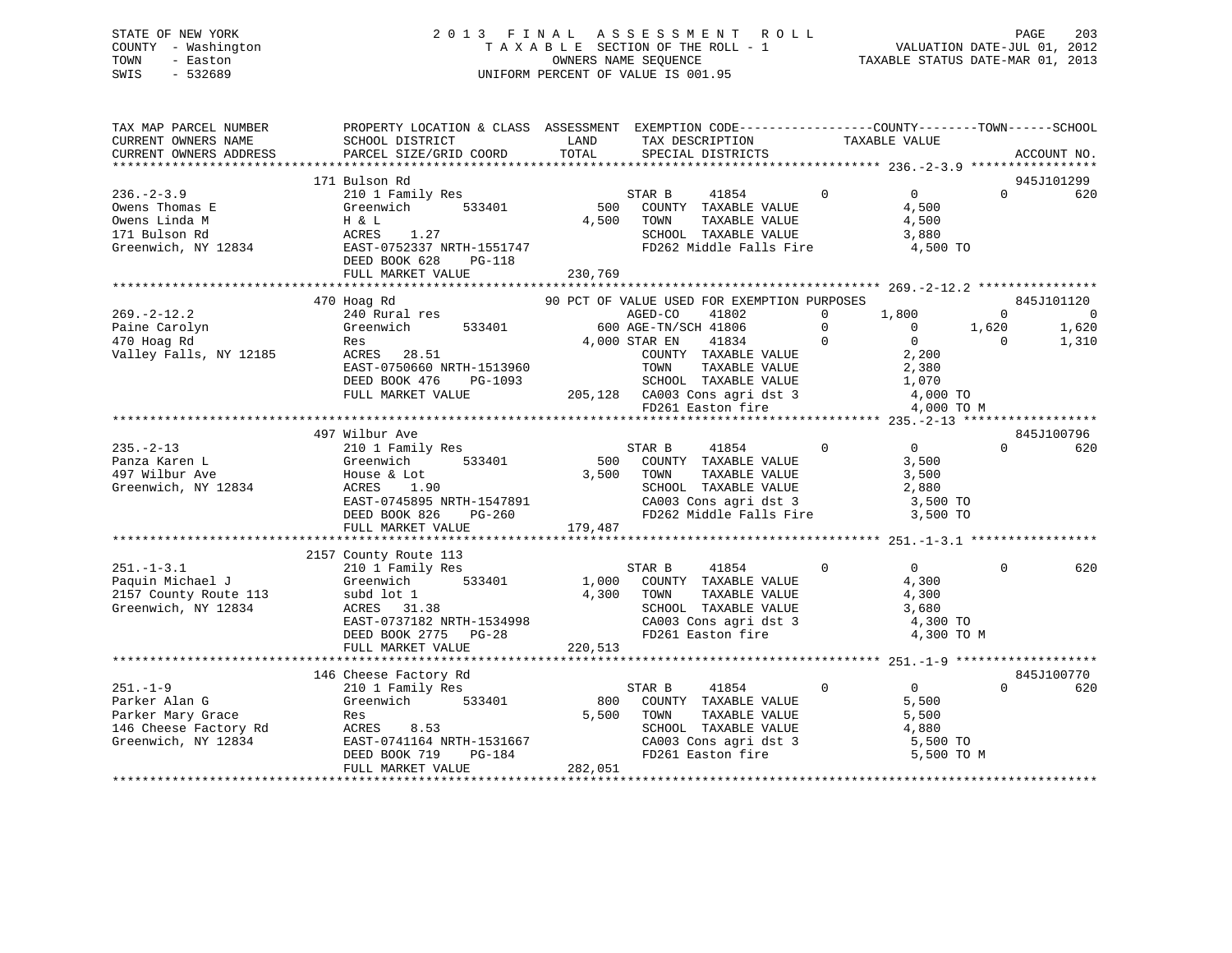STATE OF NEW YORK
COUNTY - Washington
TOWN - Easton
SWIS - 532689

# 2013 FINAL ASSESSMENT ROLL

TAXABLE SECTION OF THE ROLL - 1
OWNERS NAME SEQUENCE
UNIFORM PERCENT OF VALUE IS 001.95

VALUATION DATE-JUL 01, 2012
TAXABLE STATUS DATE-MAR 01, 2013

```
TAX MAP PARCEL NUMBER      PROPERTY LOCATION & CLASS  ASSESSMENT  EXEMPTION CODE------------------COUNTY--------TOWN------SCHOOL
CURRENT OWNERS NAME        SCHOOL DISTRICT               LAND      TAX DESCRIPTION            TAXABLE VALUE
CURRENT OWNERS ADDRESS     PARCEL SIZE/GRID COORD        TOTAL     SPECIAL DISTRICTS                                     ACCOUNT NO.
******************************************************************************************************* 236.-2-3.9 *****************
                           171 Bulson Rd                                                                                 945J101299
236.-2-3.9                 210 1 Family Res                        STAR B     41854         0             0            0         620
Owens Thomas E             Greenwich       533401          500     COUNTY  TAXABLE VALUE               4,500
Owens Linda M              H & L                         4,500     TOWN    TAXABLE VALUE               4,500
171 Bulson Rd              ACRES    1.27                           SCHOOL  TAXABLE VALUE               3,880
Greenwich, NY 12834        EAST-0752337 NRTH-1551747               FD262 Middle Falls Fire               4,500 TO
                           DEED BOOK 628     PG-118
                           FULL MARKET VALUE           230,769
******************************************************************************************************* 269.-2-12.2 ****************
                           470 Hoag Rd                     90 PCT OF VALUE USED FOR EXEMPTION PURPOSES                   845J101120
269.-2-12.2                240 Rural res                           AGED-CO    41802         0         1,800            0           0
Paine Carolyn              Greenwich       533401          600 AGE-TN/SCH 41806         0             0        1,620       1,620
470 Hoag Rd                Res                           4,000 STAR EN    41834         0             0            0       1,310
Valley Falls, NY 12185     ACRES   28.51                           COUNTY  TAXABLE VALUE               2,200
                           EAST-0750660 NRTH-1513960               TOWN    TAXABLE VALUE               2,380
                           DEED BOOK 476     PG-1093               SCHOOL  TAXABLE VALUE               1,070
                           FULL MARKET VALUE           205,128     CA003 Cons agri dst 3                4,000 TO
                                                                   FD261 Easton fire                    4,000 TO M
******************************************************************************************************* 235.-2-13 ******************
                           497 Wilbur Ave                                                                                845J100796
235.-2-13                  210 1 Family Res                        STAR B     41854         0             0            0         620
Panza Karen L              Greenwich       533401          500     COUNTY  TAXABLE VALUE               3,500
497 Wilbur Ave             House & Lot                   3,500     TOWN    TAXABLE VALUE               3,500
Greenwich, NY 12834        ACRES    1.90                           SCHOOL  TAXABLE VALUE               2,880
                           EAST-0745895 NRTH-1547891               CA003 Cons agri dst 3                3,500 TO
                           DEED BOOK 826     PG-260                FD262 Middle Falls Fire              3,500 TO
                           FULL MARKET VALUE           179,487
******************************************************************************************************* 251.-1-3.1 *****************
                           2157 County Route 113
251.-1-3.1                 210 1 Family Res                        STAR B     41854         0             0            0         620
Paquin Michael J           Greenwich       533401        1,000     COUNTY  TAXABLE VALUE               4,300
2157 County Route 113      subd lot 1                    4,300     TOWN    TAXABLE VALUE               4,300
Greenwich, NY 12834        ACRES   31.38                           SCHOOL  TAXABLE VALUE               3,680
                           EAST-0737182 NRTH-1534998               CA003 Cons agri dst 3                4,300 TO
                           DEED BOOK 2775    PG-28                 FD261 Easton fire                    4,300 TO M
                           FULL MARKET VALUE           220,513
******************************************************************************************************* 251.-1-9 *******************
                           146 Cheese Factory Rd                                                                         845J100770
251.-1-9                   210 1 Family Res                        STAR B     41854         0             0            0         620
Parker Alan G              Greenwich       533401          800     COUNTY  TAXABLE VALUE               5,500
Parker Mary Grace          Res                           5,500     TOWN    TAXABLE VALUE               5,500
146 Cheese Factory Rd      ACRES    8.53                           SCHOOL  TAXABLE VALUE               4,880
Greenwich, NY 12834        EAST-0741164 NRTH-1531667               CA003 Cons agri dst 3                5,500 TO
                           DEED BOOK 719     PG-184                FD261 Easton fire                    5,500 TO M
                           FULL MARKET VALUE           282,051
************************************************************************************************************************************
```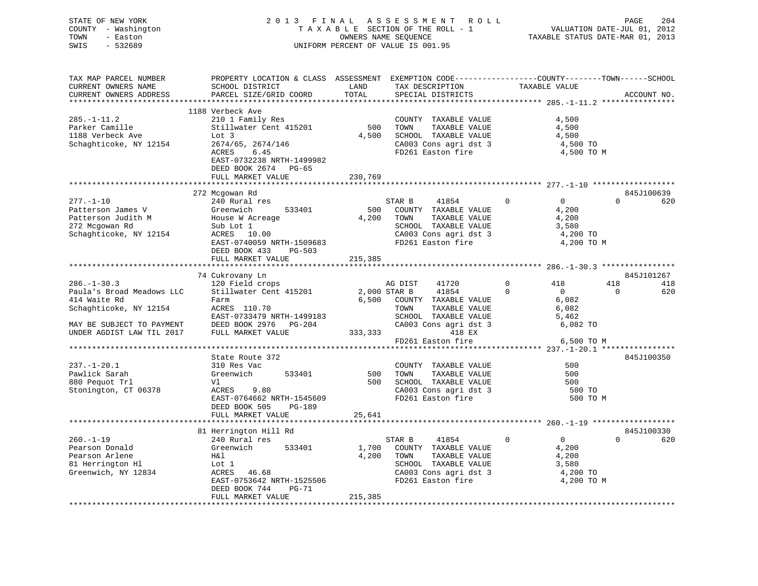STATE OF NEW YORK — 2013 FINAL ASSESSMENT ROLL
COUNTY - Washington — TAXABLE SECTION OF THE ROLL - 1 — VALUATION DATE-JUL 01, 2012
TOWN - Easton — OWNERS NAME SEQUENCE — TAXABLE STATUS DATE-MAR 01, 2013
SWIS - 532689 — UNIFORM PERCENT OF VALUE IS 001.95

```
TAX MAP PARCEL NUMBER          PROPERTY LOCATION & CLASS  ASSESSMENT  EXEMPTION CODE------------------COUNTY--------TOWN------SCHOOL
CURRENT OWNERS NAME            SCHOOL DISTRICT               LAND     TAX DESCRIPTION              TAXABLE VALUE
CURRENT OWNERS ADDRESS         PARCEL SIZE/GRID COORD        TOTAL    SPECIAL DISTRICTS                                   ACCOUNT NO.
******************************************************************************************************* 285.-1-11.2 ****************
                               1188 Verbeck Ave
285.-1-11.2                    210 1 Family Res                       COUNTY  TAXABLE VALUE              4,500
Parker Camille                 Stillwater Cent 415201          500    TOWN    TAXABLE VALUE              4,500
1188 Verbeck Ave               Lot 3                         4,500    SCHOOL  TAXABLE VALUE              4,500
Schaghticoke, NY 12154         2674/65, 2674/146                      CA003 Cons agri dst 3               4,500 TO
                               ACRES    6.45                          FD261 Easton fire                   4,500 TO M
                               EAST-0732238 NRTH-1499982
                               DEED BOOK 2674   PG-65
                               FULL MARKET VALUE           230,769
******************************************************************************************************* 277.-1-10 ******************
                               272 Mcgowan Rd                                                                            845J100639
277.-1-10                      240 Rural res                          STAR B     41854         0            0            0        620
Patterson James V              Greenwich       533401          500    COUNTY  TAXABLE VALUE              4,200
Patterson Judith M             House W Acreage               4,200    TOWN    TAXABLE VALUE              4,200
272 Mcgowan Rd                 Sub Lot 1                              SCHOOL  TAXABLE VALUE              3,580
Schaghticoke, NY 12154         ACRES   10.00                          CA003 Cons agri dst 3               4,200 TO
                               EAST-0740059 NRTH-1509683              FD261 Easton fire                   4,200 TO M
                               DEED BOOK 433    PG-503
                               FULL MARKET VALUE           215,385
******************************************************************************************************* 286.-1-30.3 ****************
                               74 Cukrovany Ln                                                                           845J101267
286.-1-30.3                    120 Field crops                        AG DIST    41720         0          418          418        418
Paula's Broad Meadows LLC      Stillwater Cent 415201        2,000 STAR B    41854         0            0            0        620
414 Waite Rd                   Farm                          6,500    COUNTY  TAXABLE VALUE              6,082
Schaghticoke, NY 12154         ACRES  110.70                          TOWN    TAXABLE VALUE              6,082
                               EAST-0733479 NRTH-1499183              SCHOOL  TAXABLE VALUE              5,462
MAY BE SUBJECT TO PAYMENT      DEED BOOK 2976   PG-204                CA003 Cons agri dst 3               6,082 TO
UNDER AGDIST LAW TIL 2017      FULL MARKET VALUE           333,333                418 EX
                                                                      FD261 Easton fire                   6,500 TO M
******************************************************************************************************* 237.-1-20.1 ****************
                               State Route 372                                                                           845J100350
237.-1-20.1                    310 Res Vac                            COUNTY  TAXABLE VALUE                500
Pawlick Sarah                  Greenwich       533401          500    TOWN    TAXABLE VALUE                500
880 Pequot Trl                 Vl                              500    SCHOOL  TAXABLE VALUE                500
Stonington, CT 06378           ACRES    9.80                          CA003 Cons agri dst 3                 500 TO
                               EAST-0764662 NRTH-1545609              FD261 Easton fire                     500 TO M
                               DEED BOOK 505    PG-189
                               FULL MARKET VALUE            25,641
******************************************************************************************************* 260.-1-19 ******************
                               81 Herrington Hill Rd                                                                     845J100330
260.-1-19                      240 Rural res                          STAR B     41854         0            0            0        620
Pearson Donald                 Greenwich       533401        1,700    COUNTY  TAXABLE VALUE              4,200
Pearson Arlene                 H&l                           4,200    TOWN    TAXABLE VALUE              4,200
81 Herrington Hl               Lot 1                                  SCHOOL  TAXABLE VALUE              3,580
Greenwich, NY 12834            ACRES   46.68                          CA003 Cons agri dst 3               4,200 TO
                               EAST-0753642 NRTH-1525506              FD261 Easton fire                   4,200 TO M
                               DEED BOOK 744    PG-71
                               FULL MARKET VALUE           215,385
************************************************************************************************************************************
```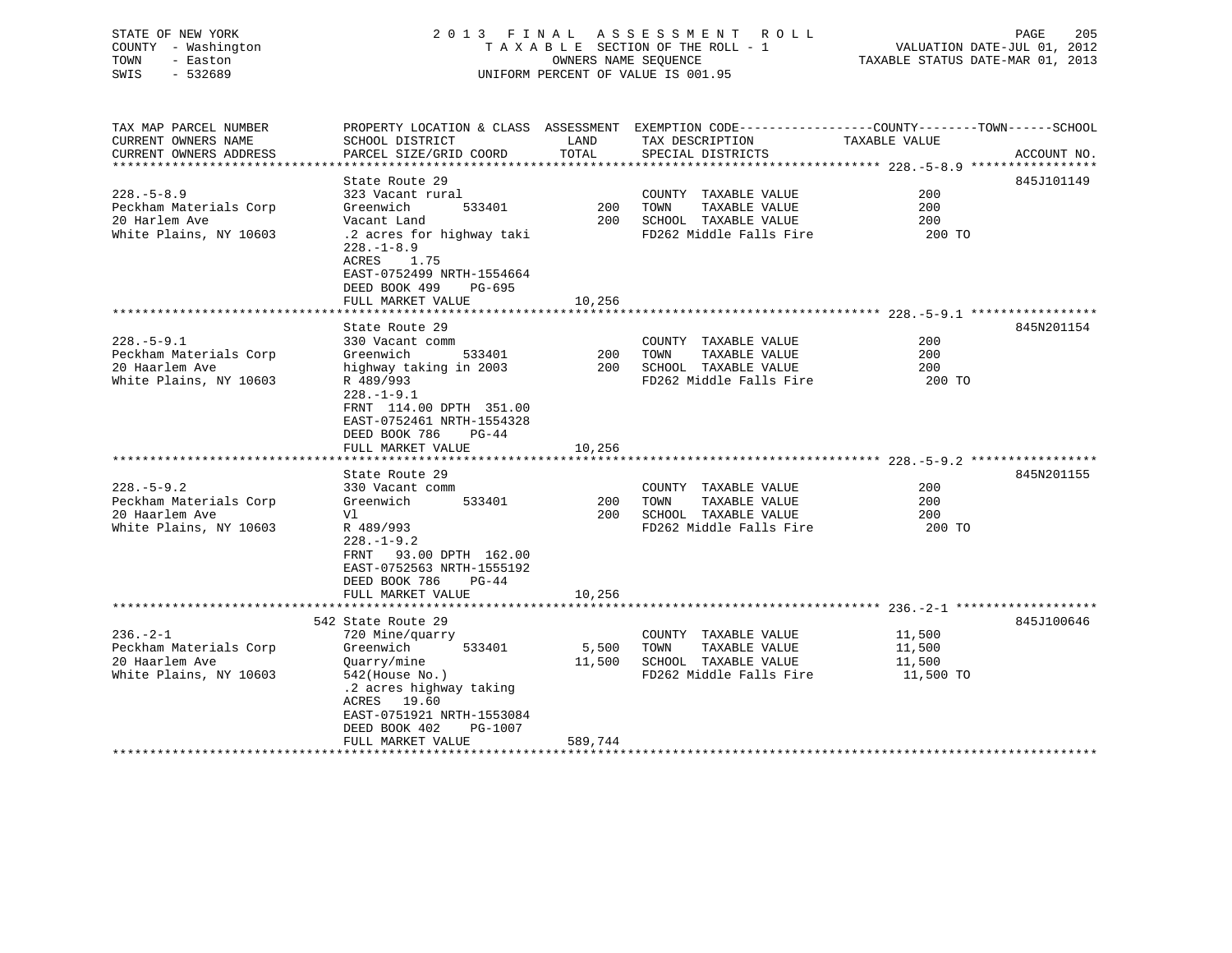STATE OF NEW YORK
COUNTY - Washington
TOWN - Easton
SWIS - 532689

2013 FINAL ASSESSMENT ROLL
TAXABLE SECTION OF THE ROLL - 1
OWNERS NAME SEQUENCE
UNIFORM PERCENT OF VALUE IS 001.95

VALUATION DATE-JUL 01, 2012
TAXABLE STATUS DATE-MAR 01, 2013

| TAX MAP PARCEL NUMBER / CURRENT OWNERS NAME / CURRENT OWNERS ADDRESS | PROPERTY LOCATION & CLASS / SCHOOL DISTRICT / PARCEL SIZE/GRID COORD | ASSESSMENT LAND / TOTAL | EXEMPTION CODE / TAX DESCRIPTION / SPECIAL DISTRICTS | COUNTY / TOWN / SCHOOL TAXABLE VALUE | ACCOUNT NO. |
|---|---|---|---|---|---|
| 228.-5-8.9 | State Route 29 | | | | 845J101149 |
| | 323 Vacant rural | | COUNTY TAXABLE VALUE | 200 | |
| Peckham Materials Corp | Greenwich 533401 | 200 | TOWN TAXABLE VALUE | 200 | |
| 20 Harlem Ave | Vacant Land | 200 | SCHOOL TAXABLE VALUE | 200 | |
| White Plains, NY 10603 | .2 acres for highway taki | | FD262 Middle Falls Fire | 200 TO | |
| | 228.-1-8.9 | | | | |
| | ACRES 1.75 | | | | |
| | EAST-0752499 NRTH-1554664 | | | | |
| | DEED BOOK 499 PG-695 | | | | |
| | FULL MARKET VALUE | 10,256 | | | |
| 228.-5-9.1 | State Route 29 | | | | 845N201154 |
| | 330 Vacant comm | | COUNTY TAXABLE VALUE | 200 | |
| Peckham Materials Corp | Greenwich 533401 | 200 | TOWN TAXABLE VALUE | 200 | |
| 20 Haarlem Ave | highway taking in 2003 | 200 | SCHOOL TAXABLE VALUE | 200 | |
| White Plains, NY 10603 | R 489/993 | | FD262 Middle Falls Fire | 200 TO | |
| | 228.-1-9.1 | | | | |
| | FRNT 114.00 DPTH 351.00 | | | | |
| | EAST-0752461 NRTH-1554328 | | | | |
| | DEED BOOK 786 PG-44 | | | | |
| | FULL MARKET VALUE | 10,256 | | | |
| 228.-5-9.2 | State Route 29 | | | | 845N201155 |
| | 330 Vacant comm | | COUNTY TAXABLE VALUE | 200 | |
| Peckham Materials Corp | Greenwich 533401 | 200 | TOWN TAXABLE VALUE | 200 | |
| 20 Haarlem Ave | Vl | 200 | SCHOOL TAXABLE VALUE | 200 | |
| White Plains, NY 10603 | R 489/993 | | FD262 Middle Falls Fire | 200 TO | |
| | 228.-1-9.2 | | | | |
| | FRNT 93.00 DPTH 162.00 | | | | |
| | EAST-0752563 NRTH-1555192 | | | | |
| | DEED BOOK 786 PG-44 | | | | |
| | FULL MARKET VALUE | 10,256 | | | |
| 236.-2-1 | 542 State Route 29 | | | | 845J100646 |
| | 720 Mine/quarry | | COUNTY TAXABLE VALUE | 11,500 | |
| Peckham Materials Corp | Greenwich 533401 | 5,500 | TOWN TAXABLE VALUE | 11,500 | |
| 20 Haarlem Ave | Quarry/mine | 11,500 | SCHOOL TAXABLE VALUE | 11,500 | |
| White Plains, NY 10603 | 542(House No.) | | FD262 Middle Falls Fire | 11,500 TO | |
| | .2 acres highway taking | | | | |
| | ACRES 19.60 | | | | |
| | EAST-0751921 NRTH-1553084 | | | | |
| | DEED BOOK 402 PG-1007 | | | | |
| | FULL MARKET VALUE | 589,744 | | | |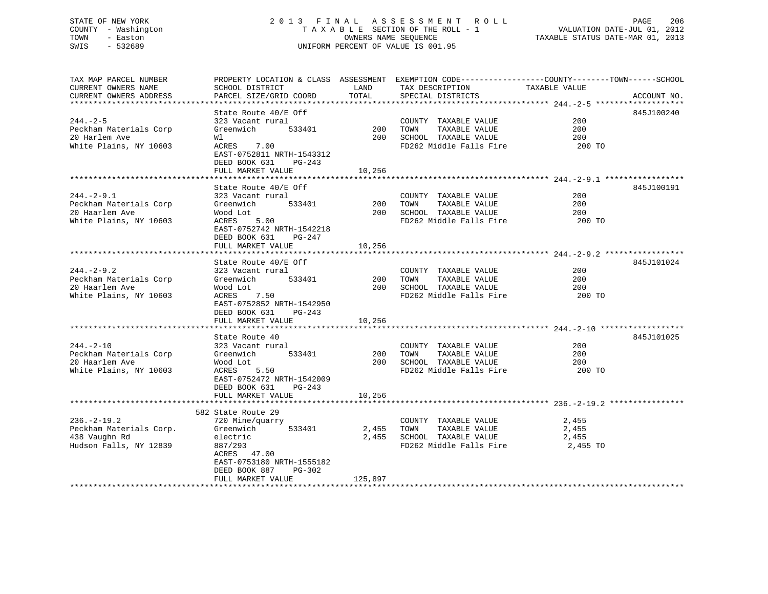STATE OF NEW YORK
COUNTY - Washington
TOWN - Easton
SWIS - 532689

2 0 1 3 F I N A L A S S E S S M E N T R O L L
T A X A B L E SECTION OF THE ROLL - 1
OWNERS NAME SEQUENCE
UNIFORM PERCENT OF VALUE IS 001.95

VALUATION DATE-JUL 01, 2012
TAXABLE STATUS DATE-MAR 01, 2013

| TAX MAP PARCEL NUMBER / CURRENT OWNERS NAME / CURRENT OWNERS ADDRESS | PROPERTY LOCATION & CLASS / SCHOOL DISTRICT / PARCEL SIZE/GRID COORD | ASSESSMENT LAND | TOTAL | EXEMPTION CODE / TAX DESCRIPTION / SPECIAL DISTRICTS | TAXABLE VALUE (COUNTY / TOWN / SCHOOL) | ACCOUNT NO. |
|---|---|---|---|---|---|---|
| **244.-2-5** | State Route 40/E Off | | | | | 845J100240 |
| 244.-2-5 | 323 Vacant rural | | | COUNTY TAXABLE VALUE | 200 | |
| Peckham Materials Corp | Greenwich 533401 | 200 | | TOWN TAXABLE VALUE | 200 | |
| 20 Harlem Ave | Wl | | 200 | SCHOOL TAXABLE VALUE | 200 | |
| White Plains, NY 10603 | ACRES 7.00 | | | FD262 Middle Falls Fire | 200 TO | |
| | EAST-0752811 NRTH-1543312 | | | | | |
| | DEED BOOK 631 PG-243 | | | | | |
| | FULL MARKET VALUE | | 10,256 | | | |
| **244.-2-9.1** | State Route 40/E Off | | | | | 845J100191 |
| 244.-2-9.1 | 323 Vacant rural | | | COUNTY TAXABLE VALUE | 200 | |
| Peckham Materials Corp | Greenwich 533401 | 200 | | TOWN TAXABLE VALUE | 200 | |
| 20 Haarlem Ave | Wood Lot | | 200 | SCHOOL TAXABLE VALUE | 200 | |
| White Plains, NY 10603 | ACRES 5.00 | | | FD262 Middle Falls Fire | 200 TO | |
| | EAST-0752742 NRTH-1542218 | | | | | |
| | DEED BOOK 631 PG-247 | | | | | |
| | FULL MARKET VALUE | | 10,256 | | | |
| **244.-2-9.2** | State Route 40/E Off | | | | | 845J101024 |
| 244.-2-9.2 | 323 Vacant rural | | | COUNTY TAXABLE VALUE | 200 | |
| Peckham Materials Corp | Greenwich 533401 | 200 | | TOWN TAXABLE VALUE | 200 | |
| 20 Haarlem Ave | Wood Lot | | 200 | SCHOOL TAXABLE VALUE | 200 | |
| White Plains, NY 10603 | ACRES 7.50 | | | FD262 Middle Falls Fire | 200 TO | |
| | EAST-0752852 NRTH-1542950 | | | | | |
| | DEED BOOK 631 PG-243 | | | | | |
| | FULL MARKET VALUE | | 10,256 | | | |
| **244.-2-10** | State Route 40 | | | | | 845J101025 |
| 244.-2-10 | 323 Vacant rural | | | COUNTY TAXABLE VALUE | 200 | |
| Peckham Materials Corp | Greenwich 533401 | 200 | | TOWN TAXABLE VALUE | 200 | |
| 20 Haarlem Ave | Wood Lot | | 200 | SCHOOL TAXABLE VALUE | 200 | |
| White Plains, NY 10603 | ACRES 5.50 | | | FD262 Middle Falls Fire | 200 TO | |
| | EAST-0752472 NRTH-1542009 | | | | | |
| | DEED BOOK 631 PG-243 | | | | | |
| | FULL MARKET VALUE | | 10,256 | | | |
| **236.-2-19.2** | 582 State Route 29 | | | | | |
| 236.-2-19.2 | 720 Mine/quarry | | | COUNTY TAXABLE VALUE | 2,455 | |
| Peckham Materials Corp. | Greenwich 533401 | 2,455 | | TOWN TAXABLE VALUE | 2,455 | |
| 438 Vaughn Rd | electric | | 2,455 | SCHOOL TAXABLE VALUE | 2,455 | |
| Hudson Falls, NY 12839 | 887/293 | | | FD262 Middle Falls Fire | 2,455 TO | |
| | ACRES 47.00 | | | | | |
| | EAST-0753180 NRTH-1555182 | | | | | |
| | DEED BOOK 887 PG-302 | | | | | |
| | FULL MARKET VALUE | | 125,897 | | | |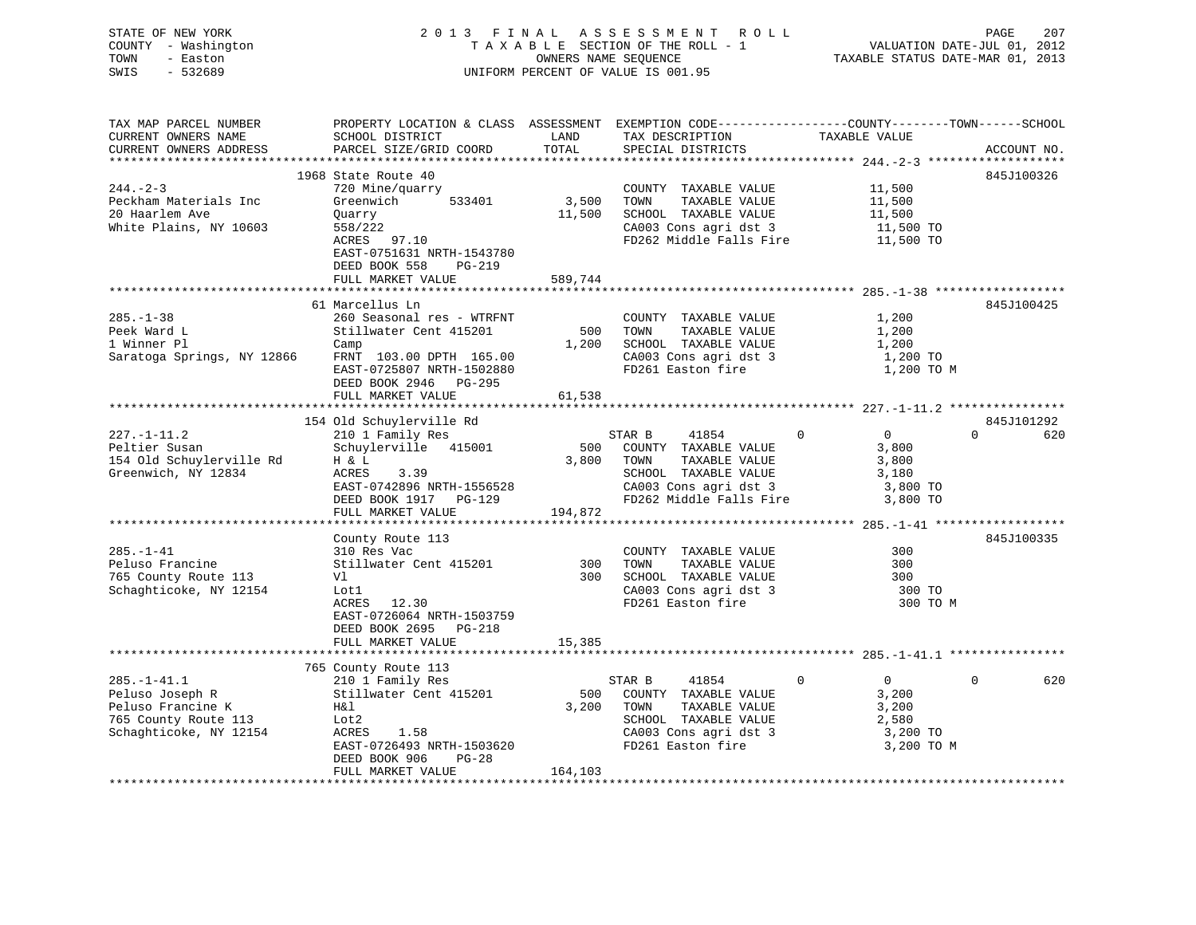STATE OF NEW YORK
COUNTY - Washington
TOWN - Easton
SWIS - 532689

2 0 1 3 F I N A L A S S E S S M E N T R O L L
T A X A B L E SECTION OF THE ROLL - 1
OWNERS NAME SEQUENCE
UNIFORM PERCENT OF VALUE IS 001.95

VALUATION DATE-JUL 01, 2012
TAXABLE STATUS DATE-MAR 01, 2013

```
TAX MAP PARCEL NUMBER          PROPERTY LOCATION & CLASS  ASSESSMENT  EXEMPTION CODE------------------COUNTY--------TOWN------SCHOOL
CURRENT OWNERS NAME            SCHOOL DISTRICT               LAND      TAX DESCRIPTION            TAXABLE VALUE
CURRENT OWNERS ADDRESS         PARCEL SIZE/GRID COORD       TOTAL      SPECIAL DISTRICTS                                   ACCOUNT NO.
******************************************************************************************************* 244.-2-3 *******************
                               1968 State Route 40                                                                       845J100326
244.-2-3                       720 Mine/quarry                          COUNTY  TAXABLE VALUE            11,500
Peckham Materials Inc          Greenwich      533401        3,500      TOWN    TAXABLE VALUE            11,500
20 Haarlem Ave                 Quarry                      11,500      SCHOOL  TAXABLE VALUE            11,500
White Plains, NY 10603         558/222                                  CA003 Cons agri dst 3             11,500 TO
                               ACRES   97.10                            FD262 Middle Falls Fire           11,500 TO
                               EAST-0751631 NRTH-1543780
                               DEED BOOK 558    PG-219
                               FULL MARKET VALUE           589,744
******************************************************************************************************* 285.-1-38 ******************
                               61 Marcellus Ln                                                                           845J100425
285.-1-38                      260 Seasonal res - WTRFNT                COUNTY  TAXABLE VALUE             1,200
Peek Ward L                    Stillwater Cent 415201         500      TOWN    TAXABLE VALUE             1,200
1 Winner Pl                    Camp                         1,200      SCHOOL  TAXABLE VALUE             1,200
Saratoga Springs, NY 12866     FRNT 103.00 DPTH 165.00                  CA003 Cons agri dst 3              1,200 TO
                               EAST-0725807 NRTH-1502880                FD261 Easton fire                  1,200 TO M
                               DEED BOOK 2946   PG-295
                               FULL MARKET VALUE            61,538
******************************************************************************************************* 227.-1-11.2 ****************
                               154 Old Schuylerville Rd                                                                  845J101292
227.-1-11.2                    210 1 Family Res                         STAR B      41854          0           0            0         620
Peltier Susan                  Schuylerville  415001          500      COUNTY  TAXABLE VALUE             3,800
154 Old Schuylerville Rd       H & L                        3,800      TOWN    TAXABLE VALUE             3,800
Greenwich, NY 12834            ACRES    3.39                            SCHOOL  TAXABLE VALUE             3,180
                               EAST-0742896 NRTH-1556528                CA003 Cons agri dst 3              3,800 TO
                               DEED BOOK 1917   PG-129                  FD262 Middle Falls Fire            3,800 TO
                               FULL MARKET VALUE           194,872
******************************************************************************************************* 285.-1-41 ******************
                               County Route 113                                                                          845J100335
285.-1-41                      310 Res Vac                              COUNTY  TAXABLE VALUE               300
Peluso Francine                Stillwater Cent 415201         300      TOWN    TAXABLE VALUE               300
765 County Route 113           Vl                             300      SCHOOL  TAXABLE VALUE               300
Schaghticoke, NY 12154         Lot1                                     CA003 Cons agri dst 3                300 TO
                               ACRES   12.30                            FD261 Easton fire                    300 TO M
                               EAST-0726064 NRTH-1503759
                               DEED BOOK 2695   PG-218
                               FULL MARKET VALUE            15,385
******************************************************************************************************* 285.-1-41.1 ****************
                               765 County Route 113
285.-1-41.1                    210 1 Family Res                         STAR B      41854          0           0            0         620
Peluso Joseph R                Stillwater Cent 415201         500      COUNTY  TAXABLE VALUE             3,200
Peluso Francine K              H&l                          3,200      TOWN    TAXABLE VALUE             3,200
765 County Route 113           Lot2                                     SCHOOL  TAXABLE VALUE             2,580
Schaghticoke, NY 12154         ACRES    1.58                            CA003 Cons agri dst 3              3,200 TO
                               EAST-0726493 NRTH-1503620                FD261 Easton fire                  3,200 TO M
                               DEED BOOK 906    PG-28
                               FULL MARKET VALUE           164,103
************************************************************************************************************************************
```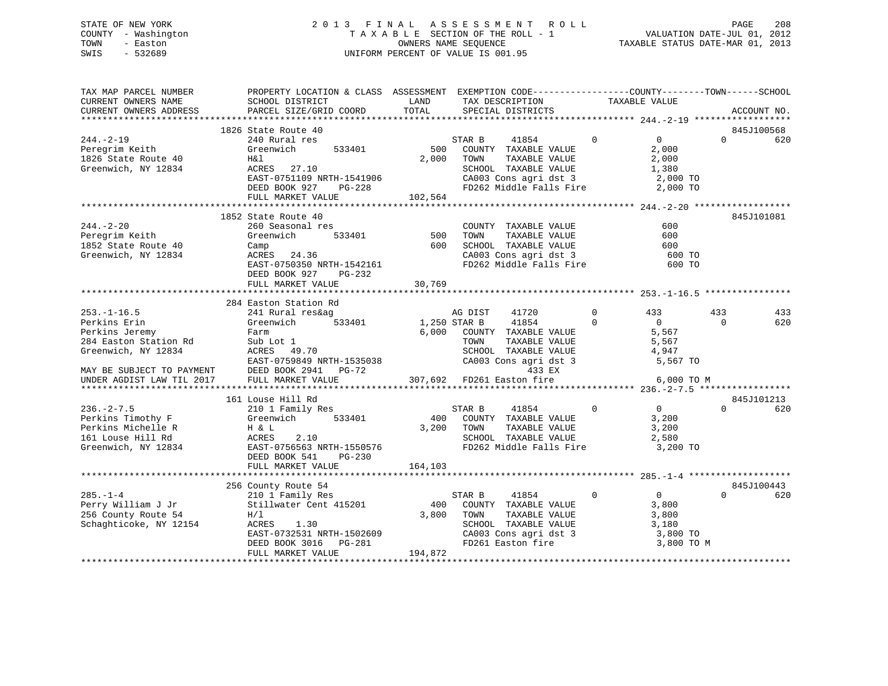STATE OF NEW YORK
COUNTY - Washington
TOWN - Easton
SWIS - 532689

2 0 1 3 F I N A L A S S E S S M E N T R O L L
T A X A B L E SECTION OF THE ROLL - 1
OWNERS NAME SEQUENCE
UNIFORM PERCENT OF VALUE IS 001.95

VALUATION DATE-JUL 01, 2012
TAXABLE STATUS DATE-MAR 01, 2013

```
TAX MAP PARCEL NUMBER          PROPERTY LOCATION & CLASS  ASSESSMENT  EXEMPTION CODE------------------COUNTY--------TOWN------SCHOOL
CURRENT OWNERS NAME            SCHOOL DISTRICT               LAND      TAX DESCRIPTION            TAXABLE VALUE
CURRENT OWNERS ADDRESS         PARCEL SIZE/GRID COORD       TOTAL      SPECIAL DISTRICTS                                    ACCOUNT NO.
******************************************************************************************************* 244.-2-19 ******************
                               1826 State Route 40                                                                        845J100568
244.-2-19                      240 Rural res                          STAR B    41854          0          0           0          620
Peregrim Keith                 Greenwich        533401          500   COUNTY  TAXABLE VALUE             2,000
1826 State Route 40            H&l                            2,000   TOWN    TAXABLE VALUE             2,000
Greenwich, NY 12834            ACRES   27.10                          SCHOOL  TAXABLE VALUE             1,380
                               EAST-0751109 NRTH-1541906              CA003 Cons agri dst 3              2,000 TO
                               DEED BOOK 927    PG-228                FD262 Middle Falls Fire            2,000 TO
                               FULL MARKET VALUE            102,564
******************************************************************************************************* 244.-2-20 ******************
                               1852 State Route 40                                                                        845J101081
244.-2-20                      260 Seasonal res                       COUNTY  TAXABLE VALUE               600
Peregrim Keith                 Greenwich        533401          500   TOWN    TAXABLE VALUE               600
1852 State Route 40            Camp                             600   SCHOOL  TAXABLE VALUE               600
Greenwich, NY 12834            ACRES   24.36                          CA003 Cons agri dst 3                600 TO
                               EAST-0750350 NRTH-1542161              FD262 Middle Falls Fire              600 TO
                               DEED BOOK 927    PG-232
                               FULL MARKET VALUE             30,769
******************************************************************************************************* 253.-1-16.5 ****************
                               284 Easton Station Rd
253.-1-16.5                    241 Rural res&ag                       AG DIST   41720          0        433         433          433
Perkins Erin                   Greenwich        533401        1,250 STAR B    41854          0          0           0          620
Perkins Jeremy                 Farm                           6,000   COUNTY  TAXABLE VALUE             5,567
284 Easton Station Rd          Sub Lot 1                              TOWN    TAXABLE VALUE             5,567
Greenwich, NY 12834            ACRES   49.70                          SCHOOL  TAXABLE VALUE             4,947
                               EAST-0759849 NRTH-1535038              CA003 Cons agri dst 3              5,567 TO
MAY BE SUBJECT TO PAYMENT      DEED BOOK 2941   PG-72                              433 EX
UNDER AGDIST LAW TIL 2017      FULL MARKET VALUE            307,692   FD261 Easton fire                  6,000 TO M
******************************************************************************************************* 236.-2-7.5 *****************
                               161 Louse Hill Rd                                                                          845J101213
236.-2-7.5                     210 1 Family Res                       STAR B    41854          0          0           0          620
Perkins Timothy F              Greenwich        533401          400   COUNTY  TAXABLE VALUE             3,200
Perkins Michelle R             H & L                          3,200   TOWN    TAXABLE VALUE             3,200
161 Louse Hill Rd              ACRES    2.10                          SCHOOL  TAXABLE VALUE             2,580
Greenwich, NY 12834            EAST-0756563 NRTH-1550576              FD262 Middle Falls Fire            3,200 TO
                               DEED BOOK 541    PG-230
                               FULL MARKET VALUE            164,103
******************************************************************************************************* 285.-1-4 *******************
                               256 County Route 54                                                                        845J100443
285.-1-4                       210 1 Family Res                       STAR B    41854          0          0           0          620
Perry William J Jr             Stillwater Cent 415201           400   COUNTY  TAXABLE VALUE             3,800
256 County Route 54            H/l                            3,800   TOWN    TAXABLE VALUE             3,800
Schaghticoke, NY 12154         ACRES    1.30                          SCHOOL  TAXABLE VALUE             3,180
                               EAST-0732531 NRTH-1502609              CA003 Cons agri dst 3              3,800 TO
                               DEED BOOK 3016   PG-281                FD261 Easton fire                  3,800 TO M
                               FULL MARKET VALUE            194,872
************************************************************************************************************************************
```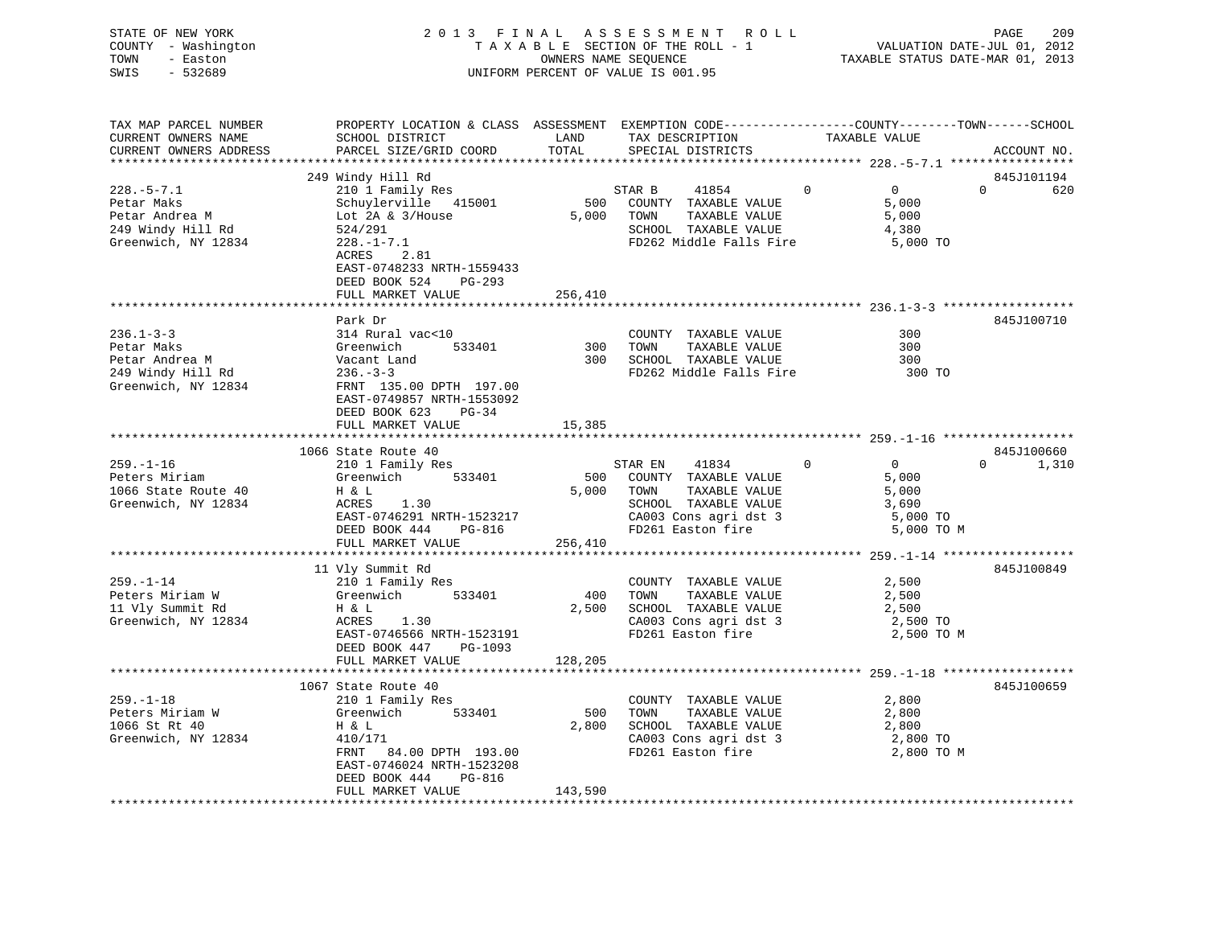STATE OF NEW YORK
COUNTY - Washington
TOWN - Easton
SWIS - 532689

2 0 1 3 F I N A L A S S E S S M E N T R O L L
T A X A B L E SECTION OF THE ROLL - 1
OWNERS NAME SEQUENCE
UNIFORM PERCENT OF VALUE IS 001.95

VALUATION DATE-JUL 01, 2012
TAXABLE STATUS DATE-MAR 01, 2013

```
TAX MAP PARCEL NUMBER          PROPERTY LOCATION & CLASS  ASSESSMENT  EXEMPTION CODE------------------COUNTY--------TOWN------SCHOOL
CURRENT OWNERS NAME            SCHOOL DISTRICT              LAND      TAX DESCRIPTION              TAXABLE VALUE
CURRENT OWNERS ADDRESS         PARCEL SIZE/GRID COORD      TOTAL      SPECIAL DISTRICTS                                     ACCOUNT NO.
******************************************************************************************************* 228.-5-7.1 *****************
                               249 Windy Hill Rd                                                                          845J101194
228.-5-7.1                     210 1 Family Res                        STAR B      41854         0          0         0        620
Petar Maks                     Schuylerville  415001          500      COUNTY  TAXABLE VALUE              5,000
Petar Andrea M                 Lot 2A & 3/House             5,000      TOWN    TAXABLE VALUE              5,000
249 Windy Hill Rd              524/291                                 SCHOOL  TAXABLE VALUE              4,380
Greenwich, NY 12834            228.-1-7.1                              FD262 Middle Falls Fire             5,000 TO
                               ACRES    2.81
                               EAST-0748233 NRTH-1559433
                               DEED BOOK 524    PG-293
                               FULL MARKET VALUE           256,410
******************************************************************************************************* 236.1-3-3 ******************
                               Park Dr                                                                                    845J100710
236.1-3-3                      314 Rural vac<10                        COUNTY  TAXABLE VALUE                300
Petar Maks                     Greenwich        533401        300      TOWN    TAXABLE VALUE                300
Petar Andrea M                 Vacant Land                    300      SCHOOL  TAXABLE VALUE                300
249 Windy Hill Rd              236.-3-3                                FD262 Middle Falls Fire               300 TO
Greenwich, NY 12834            FRNT 135.00 DPTH 197.00
                               EAST-0749857 NRTH-1553092
                               DEED BOOK 623    PG-34
                               FULL MARKET VALUE            15,385
******************************************************************************************************* 259.-1-16 ******************
                               1066 State Route 40                                                                        845J100660
259.-1-16                      210 1 Family Res                        STAR EN     41834         0          0         0      1,310
Peters Miriam                  Greenwich        533401        500      COUNTY  TAXABLE VALUE              5,000
1066 State Route 40            H & L                        5,000      TOWN    TAXABLE VALUE              5,000
Greenwich, NY 12834            ACRES    1.30                           SCHOOL  TAXABLE VALUE              3,690
                               EAST-0746291 NRTH-1523217               CA003 Cons agri dst 3               5,000 TO
                               DEED BOOK 444    PG-816                 FD261 Easton fire                   5,000 TO M
                               FULL MARKET VALUE           256,410
******************************************************************************************************* 259.-1-14 ******************
                               11 Vly Summit Rd                                                                           845J100849
259.-1-14                      210 1 Family Res                        COUNTY  TAXABLE VALUE              2,500
Peters Miriam W                Greenwich        533401        400      TOWN    TAXABLE VALUE              2,500
11 Vly Summit Rd               H & L                        2,500      SCHOOL  TAXABLE VALUE              2,500
Greenwich, NY 12834            ACRES    1.30                           CA003 Cons agri dst 3               2,500 TO
                               EAST-0746566 NRTH-1523191               FD261 Easton fire                   2,500 TO M
                               DEED BOOK 447    PG-1093
                               FULL MARKET VALUE           128,205
******************************************************************************************************* 259.-1-18 ******************
                               1067 State Route 40                                                                        845J100659
259.-1-18                      210 1 Family Res                        COUNTY  TAXABLE VALUE              2,800
Peters Miriam W                Greenwich        533401        500      TOWN    TAXABLE VALUE              2,800
1066 St Rt 40                  H & L                        2,800      SCHOOL  TAXABLE VALUE              2,800
Greenwich, NY 12834            410/171                                 CA003 Cons agri dst 3               2,800 TO
                               FRNT  84.00 DPTH 193.00                 FD261 Easton fire                   2,800 TO M
                               EAST-0746024 NRTH-1523208
                               DEED BOOK 444    PG-816
                               FULL MARKET VALUE           143,590
************************************************************************************************************************************
```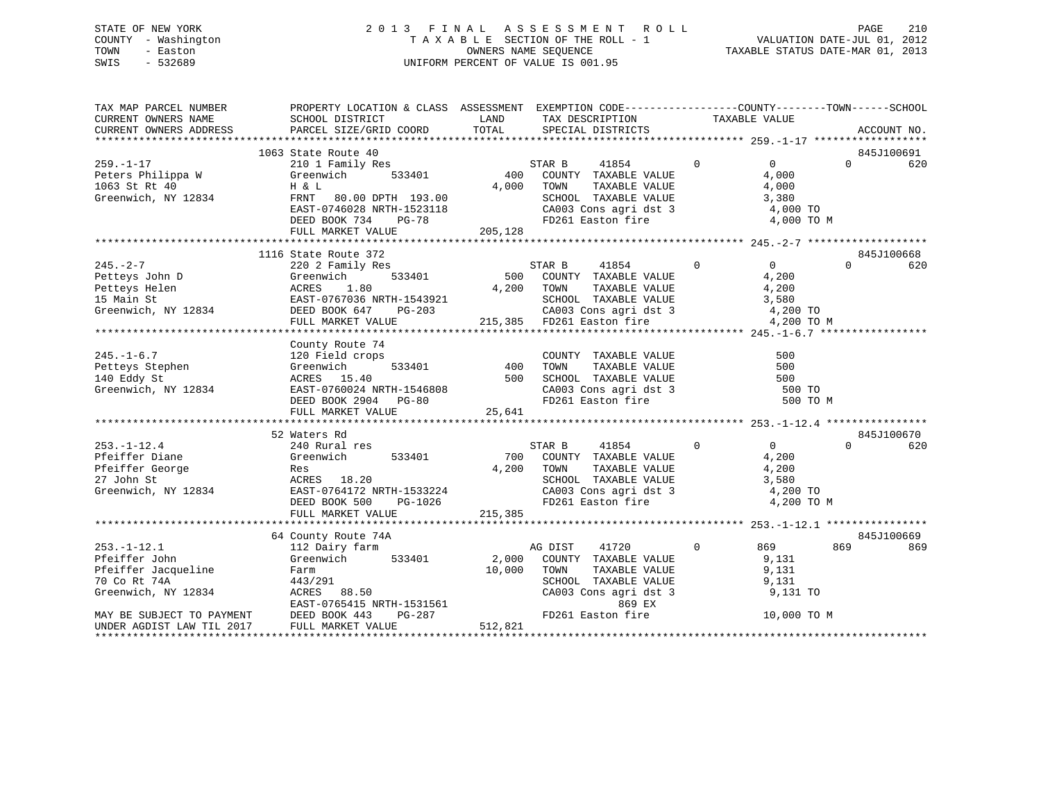STATE OF NEW YORK
COUNTY - Washington
TOWN - Easton
SWIS - 532689

# 2013 FINAL ASSESSMENT ROLL

TAXABLE SECTION OF THE ROLL - 1
OWNERS NAME SEQUENCE
UNIFORM PERCENT OF VALUE IS 001.95

VALUATION DATE-JUL 01, 2012
TAXABLE STATUS DATE-MAR 01, 2013

```
TAX MAP PARCEL NUMBER        PROPERTY LOCATION & CLASS  ASSESSMENT  EXEMPTION CODE------------------COUNTY--------TOWN------SCHOOL
CURRENT OWNERS NAME          SCHOOL DISTRICT              LAND      TAX DESCRIPTION             TAXABLE VALUE
CURRENT OWNERS ADDRESS       PARCEL SIZE/GRID COORD       TOTAL     SPECIAL DISTRICTS                                       ACCOUNT NO.
******************************************************************************************** 259.-1-17 ******************
                             1063 State Route 40                                                                          845J100691
259.-1-17                    210 1 Family Res                        STAR B     41854        0          0          0          620
Peters Philippa W            Greenwich       533401          400     COUNTY  TAXABLE VALUE               4,000
1063 St Rt 40                H & L                         4,000     TOWN    TAXABLE VALUE               4,000
Greenwich, NY 12834          FRNT   80.00 DPTH 193.00                SCHOOL  TAXABLE VALUE               3,380
                             EAST-0746028 NRTH-1523118               CA003 Cons agri dst 3                4,000 TO
                             DEED BOOK 734    PG-78                  FD261 Easton fire                    4,000 TO M
                             FULL MARKET VALUE             205,128
******************************************************************************************** 245.-2-7 *******************
                             1116 State Route 372                                                                         845J100668
245.-2-7                     220 2 Family Res                        STAR B     41854        0          0          0          620
Petteys John D               Greenwich       533401          500     COUNTY  TAXABLE VALUE               4,200
Petteys Helen                ACRES    1.80                 4,200     TOWN    TAXABLE VALUE               4,200
15 Main St                   EAST-0767036 NRTH-1543921               SCHOOL  TAXABLE VALUE               3,580
Greenwich, NY 12834          DEED BOOK 647    PG-203                 CA003 Cons agri dst 3                4,200 TO
                             FULL MARKET VALUE             215,385   FD261 Easton fire                    4,200 TO M
******************************************************************************************** 245.-1-6.7 *****************
                             County Route 74
245.-1-6.7                   120 Field crops                         COUNTY  TAXABLE VALUE                 500
Petteys Stephen              Greenwich       533401          400     TOWN    TAXABLE VALUE                 500
140 Eddy St                  ACRES   15.40                   500     SCHOOL  TAXABLE VALUE                 500
Greenwich, NY 12834          EAST-0760024 NRTH-1546808               CA003 Cons agri dst 3                  500 TO
                             DEED BOOK 2904   PG-80                  FD261 Easton fire                      500 TO M
                             FULL MARKET VALUE              25,641
******************************************************************************************** 253.-1-12.4 ****************
                             52 Waters Rd                                                                                 845J100670
253.-1-12.4                  240 Rural res                           STAR B     41854        0          0          0          620
Pfeiffer Diane               Greenwich       533401          700     COUNTY  TAXABLE VALUE               4,200
Pfeiffer George              Res                           4,200     TOWN    TAXABLE VALUE               4,200
27 John St                   ACRES   18.20                           SCHOOL  TAXABLE VALUE               3,580
Greenwich, NY 12834          EAST-0764172 NRTH-1533224               CA003 Cons agri dst 3                4,200 TO
                             DEED BOOK 500    PG-1026                FD261 Easton fire                    4,200 TO M
                             FULL MARKET VALUE             215,385
******************************************************************************************** 253.-1-12.1 ****************
                             64 County Route 74A                                                                          845J100669
253.-1-12.1                  112 Dairy farm                          AG DIST    41720        0        869        869          869
Pfeiffer John                Greenwich       533401        2,000     COUNTY  TAXABLE VALUE               9,131
Pfeiffer Jacqueline          Farm                         10,000     TOWN    TAXABLE VALUE               9,131
70 Co Rt 74A                 443/291                                 SCHOOL  TAXABLE VALUE               9,131
Greenwich, NY 12834          ACRES   88.50                           CA003 Cons agri dst 3                9,131 TO
                             EAST-0765415 NRTH-1531561                          869 EX
MAY BE SUBJECT TO PAYMENT    DEED BOOK 443    PG-287                 FD261 Easton fire                   10,000 TO M
UNDER AGDIST LAW TIL 2017    FULL MARKET VALUE             512,821
****************************************************************************************************************************
```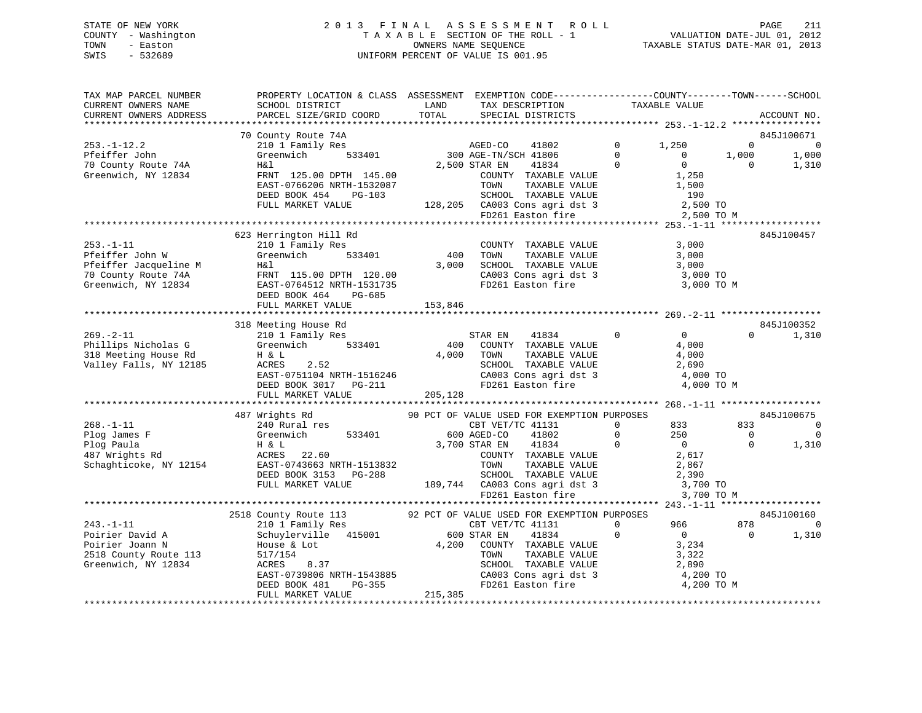STATE OF NEW YORK
COUNTY - Washington
TOWN - Easton
SWIS - 532689

# 2013 FINAL ASSESSMENT ROLL
TAXABLE SECTION OF THE ROLL - 1
OWNERS NAME SEQUENCE
UNIFORM PERCENT OF VALUE IS 001.95

VALUATION DATE-JUL 01, 2012
TAXABLE STATUS DATE-MAR 01, 2013

```
TAX MAP PARCEL NUMBER          PROPERTY LOCATION & CLASS  ASSESSMENT  EXEMPTION CODE------------------COUNTY--------TOWN------SCHOOL
CURRENT OWNERS NAME            SCHOOL DISTRICT               LAND      TAX DESCRIPTION            TAXABLE VALUE
CURRENT OWNERS ADDRESS         PARCEL SIZE/GRID COORD        TOTAL     SPECIAL DISTRICTS                                        ACCOUNT NO.
******************************************************************************************************* 253.-1-12.2 ****************
                               70 County Route 74A                                                                        845J100671
253.-1-12.2                    210 1 Family Res                      AGED-CO     41802         0      1,250          0            0
Pfeiffer John                  Greenwich        533401          300 AGE-TN/SCH 41806          0          0      1,000        1,000
70 County Route 74A            H&l                            2,500 STAR EN     41834          0          0          0        1,310
Greenwich, NY 12834            FRNT 125.00 DPTH 145.00               COUNTY  TAXABLE VALUE              1,250
                               EAST-0766206 NRTH-1532087             TOWN    TAXABLE VALUE              1,500
                               DEED BOOK 454    PG-103               SCHOOL  TAXABLE VALUE                190
                               FULL MARKET VALUE             128,205  CA003 Cons agri dst 3             2,500 TO
                                                                     FD261 Easton fire                  2,500 TO M
******************************************************************************************************* 253.-1-11 ******************
                               623 Herrington Hill Rd                                                                     845J100457
253.-1-11                      210 1 Family Res                      COUNTY  TAXABLE VALUE              3,000
Pfeiffer John W                Greenwich        533401          400  TOWN    TAXABLE VALUE              3,000
Pfeiffer Jacqueline M          H&l                            3,000  SCHOOL  TAXABLE VALUE              3,000
70 County Route 74A            FRNT 115.00 DPTH 120.00               CA003 Cons agri dst 3              3,000 TO
Greenwich, NY 12834            EAST-0764512 NRTH-1531735             FD261 Easton fire                  3,000 TO M
                               DEED BOOK 464    PG-685
                               FULL MARKET VALUE             153,846
******************************************************************************************************* 269.-2-11 ******************
                               318 Meeting House Rd                                                                       845J100352
269.-2-11                      210 1 Family Res                      STAR EN     41834         0          0          0        1,310
Phillips Nicholas G            Greenwich        533401          400  COUNTY  TAXABLE VALUE              4,000
318 Meeting House Rd           H & L                          4,000  TOWN    TAXABLE VALUE              4,000
Valley Falls, NY 12185         ACRES    2.52                         SCHOOL  TAXABLE VALUE              2,690
                               EAST-0751104 NRTH-1516246             CA003 Cons agri dst 3              4,000 TO
                               DEED BOOK 3017   PG-211               FD261 Easton fire                  4,000 TO M
                               FULL MARKET VALUE             205,128
******************************************************************************************************* 268.-1-11 ******************
                               487 Wrights Rd               90 PCT OF VALUE USED FOR EXEMPTION PURPOSES                   845J100675
268.-1-11                      240 Rural res                         CBT VET/TC 41131          0        833        833            0
Plog James F                   Greenwich        533401          600 AGED-CO     41802          0        250          0            0
Plog Paula                     H & L                          3,700 STAR EN     41834          0          0          0        1,310
487 Wrights Rd                 ACRES   22.60                         COUNTY  TAXABLE VALUE              2,617
Schaghticoke, NY 12154         EAST-0743663 NRTH-1513832             TOWN    TAXABLE VALUE              2,867
                               DEED BOOK 3153   PG-288               SCHOOL  TAXABLE VALUE              2,390
                               FULL MARKET VALUE             189,744  CA003 Cons agri dst 3             3,700 TO
                                                                     FD261 Easton fire                  3,700 TO M
******************************************************************************************************* 243.-1-11 ******************
                               2518 County Route 113        92 PCT OF VALUE USED FOR EXEMPTION PURPOSES                   845J100160
243.-1-11                      210 1 Family Res                      CBT VET/TC 41131          0        966        878            0
Poirier David A                Schuylerville  415001            600 STAR EN     41834          0          0          0        1,310
Poirier Joann N                House & Lot                    4,200  COUNTY  TAXABLE VALUE              3,234
2518 County Route 113          517/154                               TOWN    TAXABLE VALUE              3,322
Greenwich, NY 12834            ACRES    8.37                         SCHOOL  TAXABLE VALUE              2,890
                               EAST-0739806 NRTH-1543885             CA003 Cons agri dst 3              4,200 TO
                               DEED BOOK 481    PG-355               FD261 Easton fire                  4,200 TO M
                               FULL MARKET VALUE             215,385
************************************************************************************************************************************
```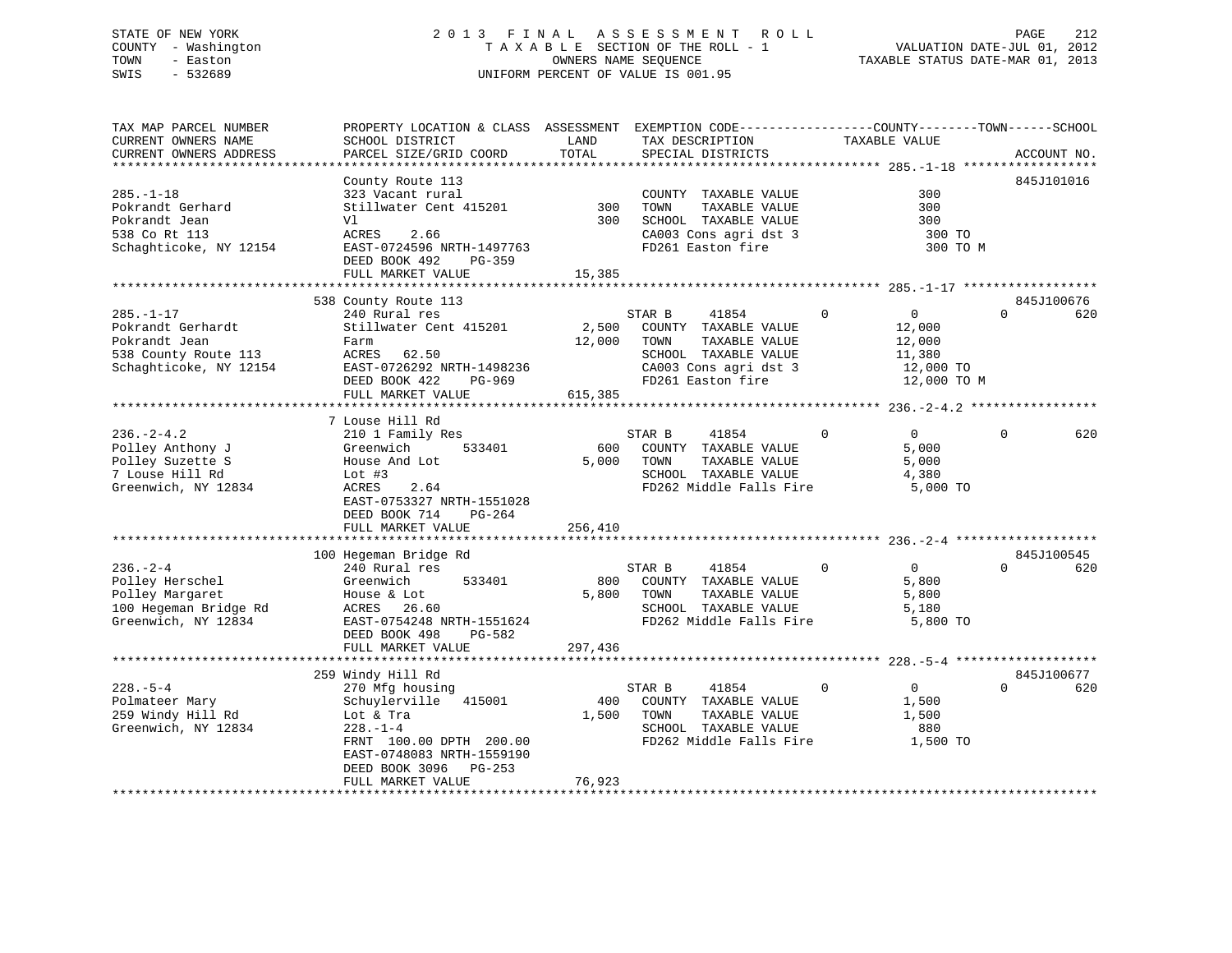STATE OF NEW YORK
COUNTY - Washington
TOWN - Easton
SWIS - 532689

2013 FINAL ASSESSMENT ROLL
TAXABLE SECTION OF THE ROLL - 1
OWNERS NAME SEQUENCE
UNIFORM PERCENT OF VALUE IS 001.95

VALUATION DATE-JUL 01, 2012
TAXABLE STATUS DATE-MAR 01, 2013

```
TAX MAP PARCEL NUMBER     PROPERTY LOCATION & CLASS  ASSESSMENT  EXEMPTION CODE-----------------COUNTY--------TOWN------SCHOOL
CURRENT OWNERS NAME       SCHOOL DISTRICT              LAND      TAX DESCRIPTION            TAXABLE VALUE
CURRENT OWNERS ADDRESS    PARCEL SIZE/GRID COORD       TOTAL     SPECIAL DISTRICTS                                  ACCOUNT NO.
******************************************************************************************** 285.-1-18 ******************
                          County Route 113                                                                    845J101016
285.-1-18                 323 Vacant rural                       COUNTY  TAXABLE VALUE            300
Pokrandt Gerhard          Stillwater Cent 415201       300       TOWN    TAXABLE VALUE            300
Pokrandt Jean             Vl                           300       SCHOOL  TAXABLE VALUE            300
538 Co Rt 113             ACRES    2.66                          CA003 Cons agri dst 3             300 TO
Schaghticoke, NY 12154    EAST-0724596 NRTH-1497763              FD261 Easton fire                 300 TO M
                          DEED BOOK 492    PG-359
                          FULL MARKET VALUE          15,385
******************************************************************************************** 285.-1-17 ******************
                          538 County Route 113                                                                845J100676
285.-1-17                 240 Rural res                          STAR B     41854        0          0         0        620
Pokrandt Gerhardt         Stillwater Cent 415201     2,500       COUNTY  TAXABLE VALUE         12,000
Pokrandt Jean             Farm                      12,000       TOWN    TAXABLE VALUE         12,000
538 County Route 113      ACRES   62.50                          SCHOOL  TAXABLE VALUE         11,380
Schaghticoke, NY 12154    EAST-0726292 NRTH-1498236              CA003 Cons agri dst 3          12,000 TO
                          DEED BOOK 422    PG-969                FD261 Easton fire              12,000 TO M
                          FULL MARKET VALUE         615,385
******************************************************************************************** 236.-2-4.2 *****************
                          7 Louse Hill Rd
236.-2-4.2                210 1 Family Res                       STAR B     41854        0          0         0        620
Polley Anthony J          Greenwich       533401       600       COUNTY  TAXABLE VALUE          5,000
Polley Suzette S          House And Lot              5,000       TOWN    TAXABLE VALUE          5,000
7 Louse Hill Rd           Lot #3                                 SCHOOL  TAXABLE VALUE          4,380
Greenwich, NY 12834       ACRES    2.64                          FD262 Middle Falls Fire         5,000 TO
                          EAST-0753327 NRTH-1551028
                          DEED BOOK 714    PG-264
                          FULL MARKET VALUE         256,410
******************************************************************************************** 236.-2-4 *******************
                          100 Hegeman Bridge Rd                                                               845J100545
236.-2-4                  240 Rural res                          STAR B     41854        0          0         0        620
Polley Herschel           Greenwich       533401       800       COUNTY  TAXABLE VALUE          5,800
Polley Margaret           House & Lot                5,800       TOWN    TAXABLE VALUE          5,800
100 Hegeman Bridge Rd     ACRES   26.60                          SCHOOL  TAXABLE VALUE          5,180
Greenwich, NY 12834       EAST-0754248 NRTH-1551624              FD262 Middle Falls Fire         5,800 TO
                          DEED BOOK 498    PG-582
                          FULL MARKET VALUE         297,436
******************************************************************************************** 228.-5-4 *******************
                          259 Windy Hill Rd                                                                   845J100677
228.-5-4                  270 Mfg housing                        STAR B     41854        0          0         0        620
Polmateer Mary            Schuylerville   415001       400       COUNTY  TAXABLE VALUE          1,500
259 Windy Hill Rd         Lot & Tra                  1,500       TOWN    TAXABLE VALUE          1,500
Greenwich, NY 12834       228.-1-4                               SCHOOL  TAXABLE VALUE            880
                          FRNT 100.00 DPTH 200.00                FD262 Middle Falls Fire         1,500 TO
                          EAST-0748083 NRTH-1559190
                          DEED BOOK 3096   PG-253
                          FULL MARKET VALUE          76,923
****************************************************************************************************************************
```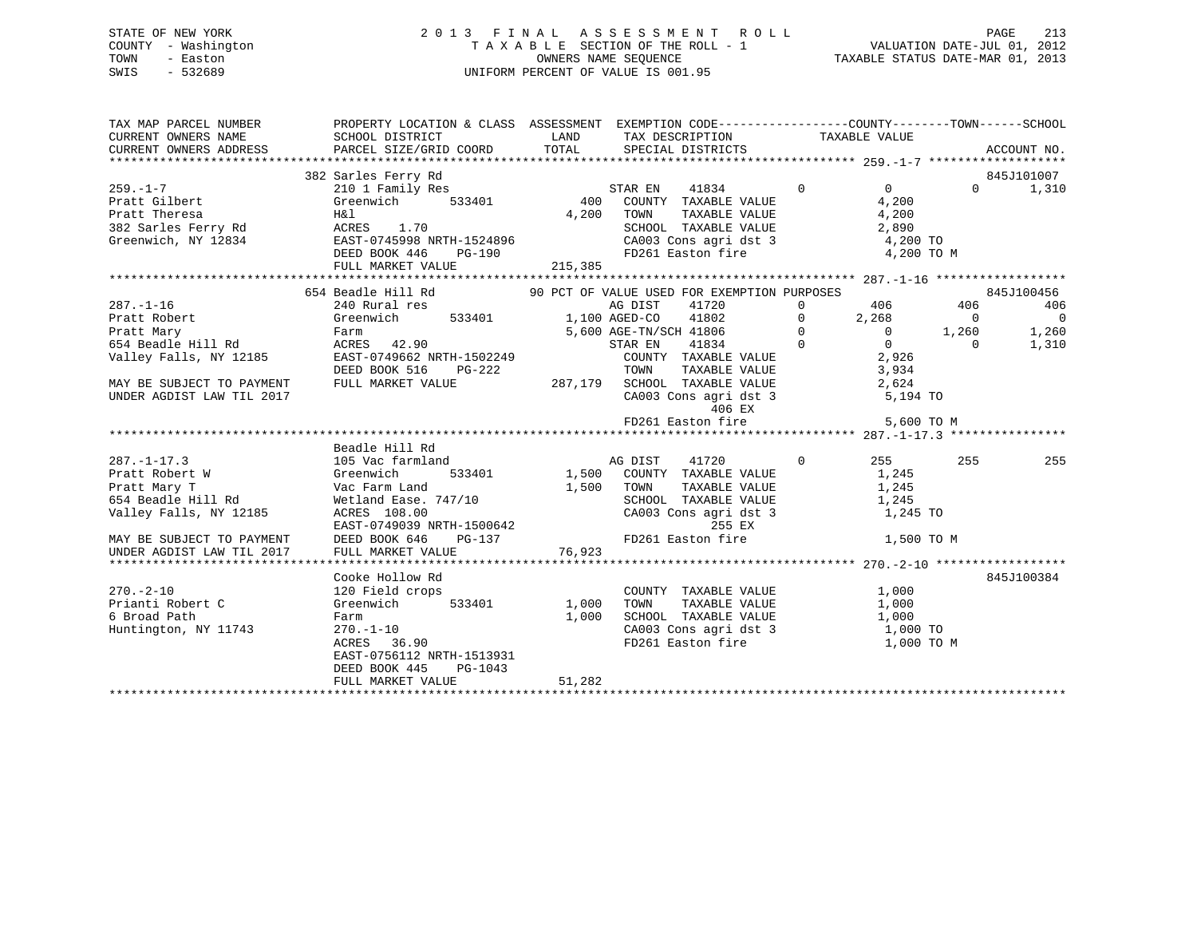STATE OF NEW YORK
COUNTY - Washington
TOWN - Easton
SWIS - 532689

2 0 1 3 F I N A L A S S E S S M E N T R O L L
T A X A B L E SECTION OF THE ROLL - 1
OWNERS NAME SEQUENCE
UNIFORM PERCENT OF VALUE IS 001.95

VALUATION DATE-JUL 01, 2012
TAXABLE STATUS DATE-MAR 01, 2013

```
TAX MAP PARCEL NUMBER          PROPERTY LOCATION & CLASS  ASSESSMENT  EXEMPTION CODE------------------COUNTY--------TOWN------SCHOOL
CURRENT OWNERS NAME            SCHOOL DISTRICT             LAND        TAX DESCRIPTION             TAXABLE VALUE
CURRENT OWNERS ADDRESS         PARCEL SIZE/GRID COORD      TOTAL       SPECIAL DISTRICTS                                      ACCOUNT NO.
******************************************************************************************** 259.-1-7 *******************
                               382 Sarles Ferry Rd                                                                       845J101007
259.-1-7                       210 1 Family Res                        STAR EN    41834        0          0          0       1,310
Pratt Gilbert                  Greenwich      533401           400     COUNTY  TAXABLE VALUE            4,200
Pratt Theresa                  H&l                           4,200     TOWN    TAXABLE VALUE            4,200
382 Sarles Ferry Rd            ACRES    1.70                           SCHOOL  TAXABLE VALUE            2,890
Greenwich, NY 12834            EAST-0745998 NRTH-1524896               CA003 Cons agri dst 3             4,200 TO
                               DEED BOOK 446    PG-190                 FD261 Easton fire                  4,200 TO M
                               FULL MARKET VALUE           215,385
******************************************************************************************** 287.-1-16 ******************
                               654 Beadle Hill Rd           90 PCT OF VALUE USED FOR EXEMPTION PURPOSES                  845J100456
287.-1-16                      240 Rural res                           AG DIST    41720        0        406        406         406
Pratt Robert                   Greenwich      533401         1,100 AGED-CO    41802        0      2,268          0           0
Pratt Mary                     Farm                          5,600 AGE-TN/SCH 41806        0          0      1,260       1,260
654 Beadle Hill Rd             ACRES   42.90                           STAR EN    41834        0          0          0       1,310
Valley Falls, NY 12185         EAST-0749662 NRTH-1502249               COUNTY  TAXABLE VALUE            2,926
                               DEED BOOK 516    PG-222                 TOWN    TAXABLE VALUE            3,934
MAY BE SUBJECT TO PAYMENT      FULL MARKET VALUE           287,179     SCHOOL  TAXABLE VALUE            2,624
UNDER AGDIST LAW TIL 2017                                              CA003 Cons agri dst 3             5,194 TO
                                                                                406 EX
                                                                       FD261 Easton fire                  5,600 TO M
******************************************************************************************** 287.-1-17.3 ****************
                               Beadle Hill Rd
287.-1-17.3                    105 Vac farmland                        AG DIST    41720        0        255        255         255
Pratt Robert W                 Greenwich      533401         1,500     COUNTY  TAXABLE VALUE            1,245
Pratt Mary T                   Vac Farm Land                 1,500     TOWN    TAXABLE VALUE            1,245
654 Beadle Hill Rd             Wetland Ease. 747/10                    SCHOOL  TAXABLE VALUE            1,245
Valley Falls, NY 12185         ACRES  108.00                           CA003 Cons agri dst 3             1,245 TO
                               EAST-0749039 NRTH-1500642                        255 EX
MAY BE SUBJECT TO PAYMENT      DEED BOOK 646    PG-137                 FD261 Easton fire                  1,500 TO M
UNDER AGDIST LAW TIL 2017      FULL MARKET VALUE            76,923
******************************************************************************************** 270.-2-10 ******************
                               Cooke Hollow Rd                                                                           845J100384
270.-2-10                      120 Field crops                         COUNTY  TAXABLE VALUE            1,000
Prianti Robert C               Greenwich      533401         1,000     TOWN    TAXABLE VALUE            1,000
6 Broad Path                   Farm                          1,000     SCHOOL  TAXABLE VALUE            1,000
Huntington, NY 11743           270.-1-10                               CA003 Cons agri dst 3             1,000 TO
                               ACRES   36.90                           FD261 Easton fire                  1,000 TO M
                               EAST-0756112 NRTH-1513931
                               DEED BOOK 445    PG-1043
                               FULL MARKET VALUE            51,282
****************************************************************************************************************************
```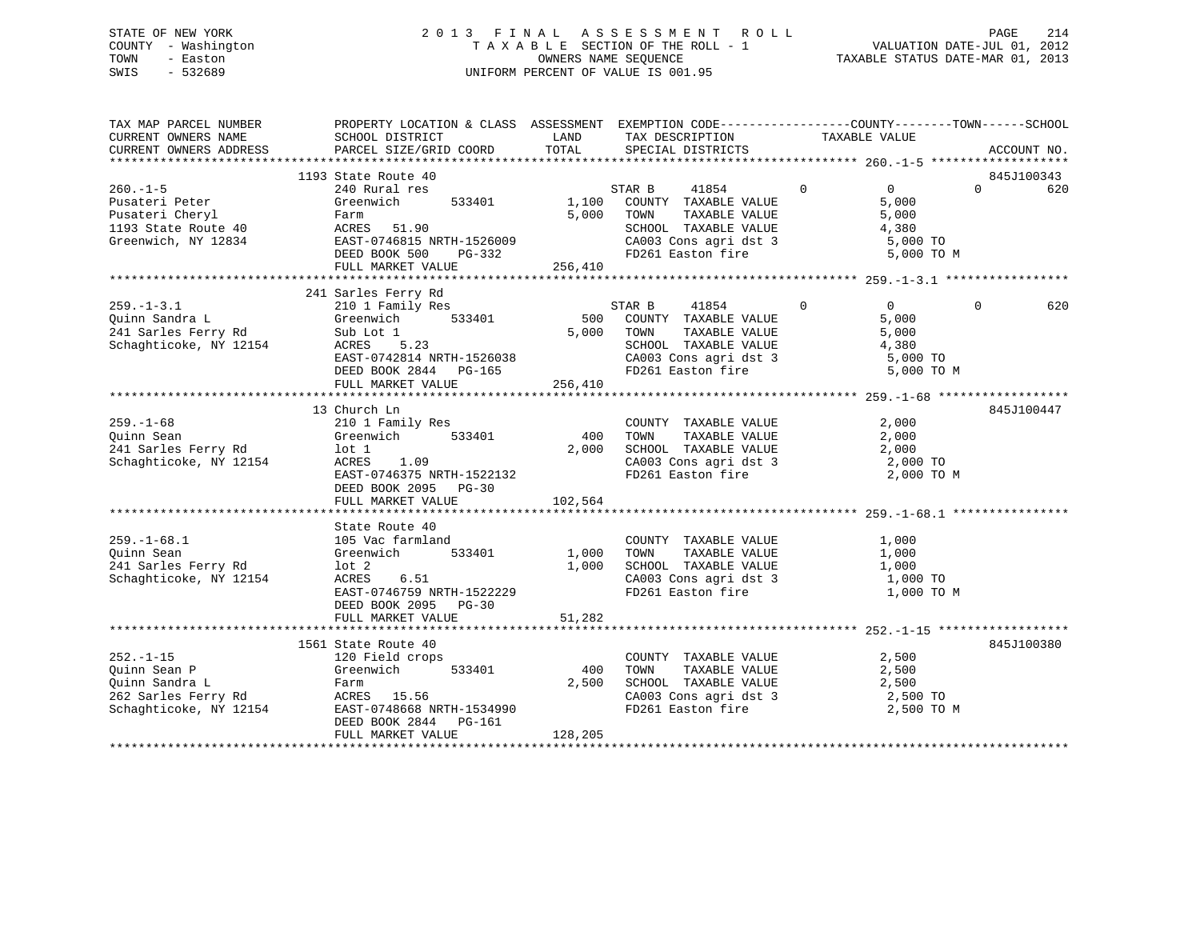STATE OF NEW YORK
COUNTY - Washington
TOWN - Easton
SWIS - 532689

# 2013 FINAL ASSESSMENT ROLL
TAXABLE SECTION OF THE ROLL - 1
OWNERS NAME SEQUENCE
UNIFORM PERCENT OF VALUE IS 001.95

VALUATION DATE-JUL 01, 2012
TAXABLE STATUS DATE-MAR 01, 2013

```
TAX MAP PARCEL NUMBER          PROPERTY LOCATION & CLASS  ASSESSMENT  EXEMPTION CODE------------------COUNTY--------TOWN------SCHOOL
CURRENT OWNERS NAME            SCHOOL DISTRICT               LAND      TAX DESCRIPTION             TAXABLE VALUE
CURRENT OWNERS ADDRESS         PARCEL SIZE/GRID COORD        TOTAL     SPECIAL DISTRICTS                                          ACCOUNT NO.
******************************************************************************************************* 260.-1-5 *******************
                               1193 State Route 40                                                                          845J100343
260.-1-5                       240 Rural res                           STAR B      41854        0           0           0        620
Pusateri Peter                 Greenwich       533401        1,100     COUNTY  TAXABLE VALUE               5,000
Pusateri Cheryl                Farm                          5,000     TOWN    TAXABLE VALUE               5,000
1193 State Route 40            ACRES   51.90                           SCHOOL  TAXABLE VALUE               4,380
Greenwich, NY 12834            EAST-0746815 NRTH-1526009               CA003 Cons agri dst 3                5,000 TO
                               DEED BOOK 500    PG-332                 FD261 Easton fire                    5,000 TO M
                               FULL MARKET VALUE           256,410
******************************************************************************************************* 259.-1-3.1 *****************
                               241 Sarles Ferry Rd
259.-1-3.1                     210 1 Family Res                        STAR B      41854        0           0           0        620
Quinn Sandra L                 Greenwich       533401          500     COUNTY  TAXABLE VALUE               5,000
241 Sarles Ferry Rd            Sub Lot 1                     5,000     TOWN    TAXABLE VALUE               5,000
Schaghticoke, NY 12154         ACRES    5.23                           SCHOOL  TAXABLE VALUE               4,380
                               EAST-0742814 NRTH-1526038               CA003 Cons agri dst 3                5,000 TO
                               DEED BOOK 2844   PG-165                 FD261 Easton fire                    5,000 TO M
                               FULL MARKET VALUE           256,410
******************************************************************************************************* 259.-1-68 ******************
                               13 Church Ln                                                                                 845J100447
259.-1-68                      210 1 Family Res                        COUNTY  TAXABLE VALUE               2,000
Quinn Sean                     Greenwich       533401          400     TOWN    TAXABLE VALUE               2,000
241 Sarles Ferry Rd            lot 1                         2,000     SCHOOL  TAXABLE VALUE               2,000
Schaghticoke, NY 12154         ACRES    1.09                           CA003 Cons agri dst 3                2,000 TO
                               EAST-0746375 NRTH-1522132               FD261 Easton fire                    2,000 TO M
                               DEED BOOK 2095   PG-30
                               FULL MARKET VALUE           102,564
******************************************************************************************************* 259.-1-68.1 ****************
                               State Route 40
259.-1-68.1                    105 Vac farmland                        COUNTY  TAXABLE VALUE               1,000
Quinn Sean                     Greenwich       533401        1,000     TOWN    TAXABLE VALUE               1,000
241 Sarles Ferry Rd            lot 2                         1,000     SCHOOL  TAXABLE VALUE               1,000
Schaghticoke, NY 12154         ACRES    6.51                           CA003 Cons agri dst 3                1,000 TO
                               EAST-0746759 NRTH-1522229               FD261 Easton fire                    1,000 TO M
                               DEED BOOK 2095   PG-30
                               FULL MARKET VALUE            51,282
******************************************************************************************************* 252.-1-15 ******************
                               1561 State Route 40                                                                          845J100380
252.-1-15                      120 Field crops                         COUNTY  TAXABLE VALUE               2,500
Quinn Sean P                   Greenwich       533401          400     TOWN    TAXABLE VALUE               2,500
Quinn Sandra L                 Farm                          2,500     SCHOOL  TAXABLE VALUE               2,500
262 Sarles Ferry Rd            ACRES   15.56                           CA003 Cons agri dst 3                2,500 TO
Schaghticoke, NY 12154         EAST-0748668 NRTH-1534990               FD261 Easton fire                    2,500 TO M
                               DEED BOOK 2844   PG-161
                               FULL MARKET VALUE           128,205
************************************************************************************************************************************
```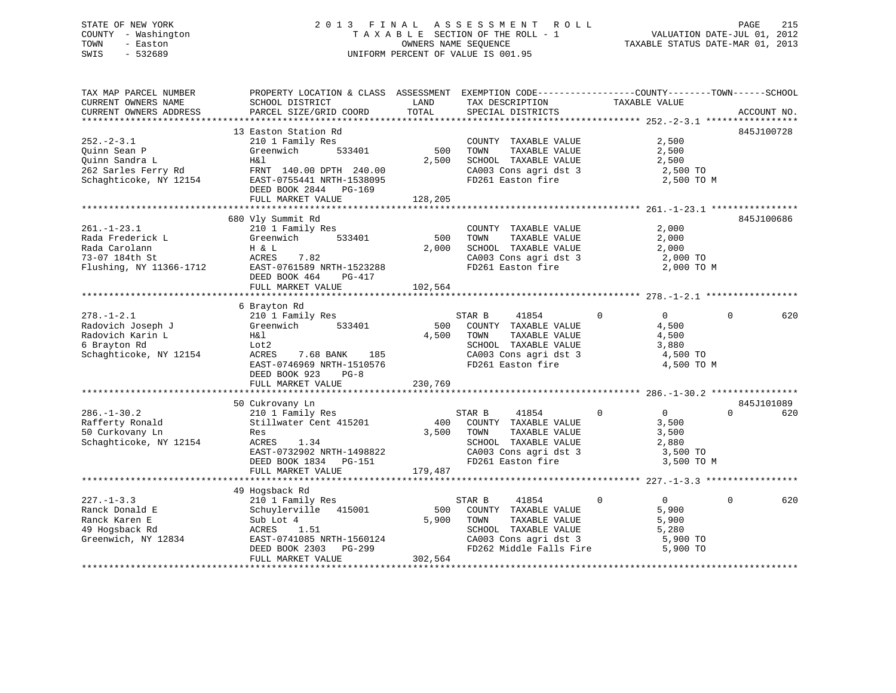STATE OF NEW YORK
COUNTY - Washington
TOWN - Easton
SWIS - 532689

2 0 1 3 F I N A L A S S E S S M E N T R O L L
T A X A B L E SECTION OF THE ROLL - 1
OWNERS NAME SEQUENCE
UNIFORM PERCENT OF VALUE IS 001.95

VALUATION DATE-JUL 01, 2012
TAXABLE STATUS DATE-MAR 01, 2013

| TAX MAP PARCEL NUMBER / CURRENT OWNERS NAME / CURRENT OWNERS ADDRESS | PROPERTY LOCATION & CLASS / SCHOOL DISTRICT / PARCEL SIZE/GRID COORD | ASSESSMENT LAND / TOTAL | EXEMPTION CODE / TAX DESCRIPTION / SPECIAL DISTRICTS | COUNTY | TOWN | SCHOOL | TAXABLE VALUE | ACCOUNT NO. |
|---|---|---|---|---|---|---|---|---|
| 252.-2-3.1 | 13 Easton Station Rd | | | | | | | 845J100728 |
| Quinn Sean P | 210 1 Family Res | | COUNTY TAXABLE VALUE | | | | 2,500 | |
| Quinn Sandra L | Greenwich 533401 | 500 | TOWN TAXABLE VALUE | | | | 2,500 | |
| 262 Sarles Ferry Rd | H&l | 2,500 | SCHOOL TAXABLE VALUE | | | | 2,500 | |
| Schaghticoke, NY 12154 | FRNT 140.00 DPTH 240.00 | | CA003 Cons agri dst 3 | | | | 2,500 TO | |
| | EAST-0755441 NRTH-1538095 | | FD261 Easton fire | | | | 2,500 TO M | |
| | DEED BOOK 2844 PG-169 | | | | | | | |
| | FULL MARKET VALUE | 128,205 | | | | | | |
| 261.-1-23.1 | 680 Vly Summit Rd | | | | | | | 845J100686 |
| Rada Frederick L | 210 1 Family Res | | COUNTY TAXABLE VALUE | | | | 2,000 | |
| Rada Carolann | Greenwich 533401 | 500 | TOWN TAXABLE VALUE | | | | 2,000 | |
| 73-07 184th St | H & L | 2,000 | SCHOOL TAXABLE VALUE | | | | 2,000 | |
| Flushing, NY 11366-1712 | ACRES 7.82 | | CA003 Cons agri dst 3 | | | | 2,000 TO | |
| | EAST-0761589 NRTH-1523288 | | FD261 Easton fire | | | | 2,000 TO M | |
| | DEED BOOK 464 PG-417 | | | | | | | |
| | FULL MARKET VALUE | 102,564 | | | | | | |
| 278.-1-2.1 | 6 Brayton Rd | | | | | | | |
| Radovich Joseph J | 210 1 Family Res | | STAR B 41854 | 0 | 0 | 620 | 0 | |
| Radovich Karin L | Greenwich 533401 | 500 | COUNTY TAXABLE VALUE | | | | 4,500 | |
| 6 Brayton Rd | H&l | 4,500 | TOWN TAXABLE VALUE | | | | 4,500 | |
| Schaghticoke, NY 12154 | Lot2 | | SCHOOL TAXABLE VALUE | | | | 3,880 | |
| | ACRES 7.68 BANK 185 | | CA003 Cons agri dst 3 | | | | 4,500 TO | |
| | EAST-0746969 NRTH-1510576 | | FD261 Easton fire | | | | 4,500 TO M | |
| | DEED BOOK 923 PG-8 | | | | | | | |
| | FULL MARKET VALUE | 230,769 | | | | | | |
| 286.-1-30.2 | 50 Cukrovany Ln | | | | | | | 845J101089 |
| Rafferty Ronald | 210 1 Family Res | | STAR B 41854 | 0 | 0 | 620 | 0 | |
| 50 Curkovany Ln | Stillwater Cent 415201 | 400 | COUNTY TAXABLE VALUE | | | | 3,500 | |
| Schaghticoke, NY 12154 | Res | 3,500 | TOWN TAXABLE VALUE | | | | 3,500 | |
| | ACRES 1.34 | | SCHOOL TAXABLE VALUE | | | | 2,880 | |
| | EAST-0732902 NRTH-1498822 | | CA003 Cons agri dst 3 | | | | 3,500 TO | |
| | DEED BOOK 1834 PG-151 | | FD261 Easton fire | | | | 3,500 TO M | |
| | FULL MARKET VALUE | 179,487 | | | | | | |
| 227.-1-3.3 | 49 Hogsback Rd | | | | | | | |
| Ranck Donald E | 210 1 Family Res | | STAR B 41854 | 0 | 0 | 620 | 0 | |
| Ranck Karen E | Schuylerville 415001 | 500 | COUNTY TAXABLE VALUE | | | | 5,900 | |
| 49 Hogsback Rd | Sub Lot 4 | 5,900 | TOWN TAXABLE VALUE | | | | 5,900 | |
| Greenwich, NY 12834 | ACRES 1.51 | | SCHOOL TAXABLE VALUE | | | | 5,280 | |
| | EAST-0741085 NRTH-1560124 | | CA003 Cons agri dst 3 | | | | 5,900 TO | |
| | DEED BOOK 2303 PG-299 | | FD262 Middle Falls Fire | | | | 5,900 TO | |
| | FULL MARKET VALUE | 302,564 | | | | | | |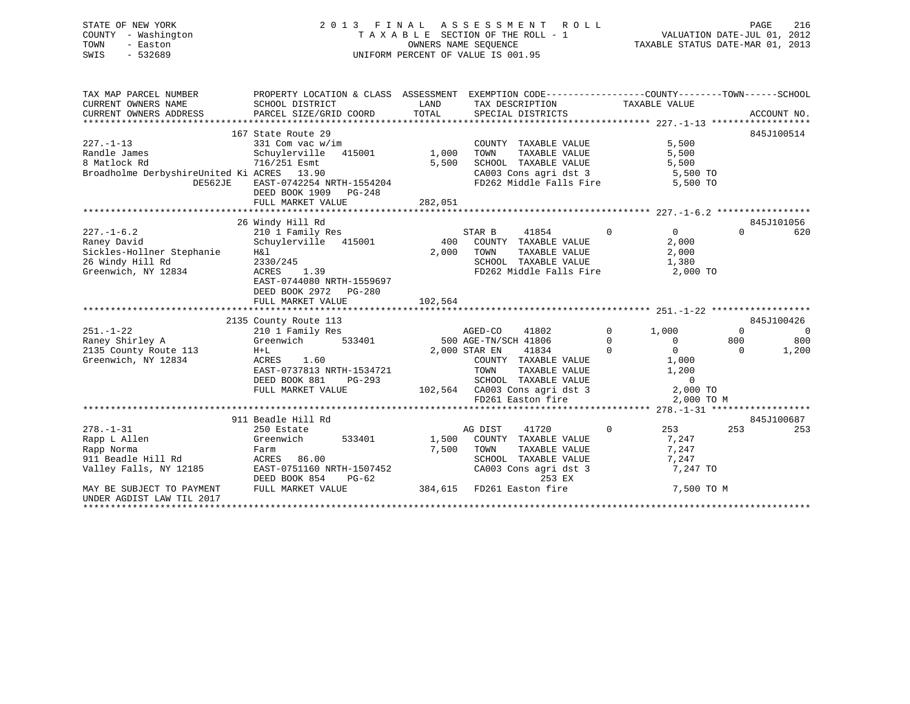STATE OF NEW YORK · COUNTY - Washington · TOWN - Easton · SWIS - 532689

# 2013 FINAL ASSESSMENT ROLL

TAXABLE SECTION OF THE ROLL - 1 · OWNERS NAME SEQUENCE · UNIFORM PERCENT OF VALUE IS 001.95

VALUATION DATE-JUL 01, 2012 · TAXABLE STATUS DATE-MAR 01, 2013

```
TAX MAP PARCEL NUMBER          PROPERTY LOCATION & CLASS  ASSESSMENT  EXEMPTION CODE------------------COUNTY--------TOWN------SCHOOL
CURRENT OWNERS NAME            SCHOOL DISTRICT               LAND      TAX DESCRIPTION              TAXABLE VALUE
CURRENT OWNERS ADDRESS         PARCEL SIZE/GRID COORD        TOTAL     SPECIAL DISTRICTS                                          ACCOUNT NO.
******************************************************************************************************* 227.-1-13 ******************
                           167 State Route 29                                                                              845J100514
227.-1-13                      331 Com vac w/im                         COUNTY  TAXABLE VALUE              5,500
Randle James                   Schuylerville   415001        1,000      TOWN    TAXABLE VALUE              5,500
8 Matlock Rd                   716/251 Esmt                  5,500      SCHOOL  TAXABLE VALUE              5,500
Broadholme DerbyshireUnited Ki ACRES   13.90                            CA003 Cons agri dst 3               5,500 TO
             DE562JE           EAST-0742254 NRTH-1554204                FD262 Middle Falls Fire             5,500 TO
                               DEED BOOK 1909   PG-248
                               FULL MARKET VALUE           282,051
******************************************************************************************************* 227.-1-6.2 *****************
                           26 Windy Hill Rd                                                                                845J101056
227.-1-6.2                     210 1 Family Res                         STAR B     41854        0         0            0          620
Raney David                    Schuylerville   415001          400      COUNTY  TAXABLE VALUE              2,000
Sickles-Hollner Stephanie      H&l                           2,000      TOWN    TAXABLE VALUE              2,000
26 Windy Hill Rd               2330/245                                 SCHOOL  TAXABLE VALUE              1,380
Greenwich, NY 12834            ACRES    1.39                            FD262 Middle Falls Fire             2,000 TO
                               EAST-0744080 NRTH-1559697
                               DEED BOOK 2972   PG-280
                               FULL MARKET VALUE           102,564
******************************************************************************************************* 251.-1-22 ******************
                           2135 County Route 113                                                                           845J100426
251.-1-22                      210 1 Family Res                         AGED-CO    41802        0     1,000            0            0
Raney Shirley A                Greenwich       533401          500 AGE-TN/SCH 41806             0         0          800          800
2135 County Route 113          H+L                           2,000 STAR EN     41834            0         0            0        1,200
Greenwich, NY 12834            ACRES    1.60                            COUNTY  TAXABLE VALUE              1,000
                               EAST-0737813 NRTH-1534721                TOWN    TAXABLE VALUE              1,200
                               DEED BOOK 881    PG-293                  SCHOOL  TAXABLE VALUE                  0
                               FULL MARKET VALUE           102,564      CA003 Cons agri dst 3               2,000 TO
                                                                        FD261 Easton fire                   2,000 TO M
******************************************************************************************************* 278.-1-31 ******************
                           911 Beadle Hill Rd                                                                              845J100687
278.-1-31                      250 Estate                               AG DIST    41720        0       253          253          253
Rapp L Allen                   Greenwich       533401        1,500      COUNTY  TAXABLE VALUE              7,247
Rapp Norma                     Farm                          7,500      TOWN    TAXABLE VALUE              7,247
911 Beadle Hill Rd             ACRES   86.00                            SCHOOL  TAXABLE VALUE              7,247
Valley Falls, NY 12185         EAST-0751160 NRTH-1507452                CA003 Cons agri dst 3               7,247 TO
                               DEED BOOK 854    PG-62                               253 EX
MAY BE SUBJECT TO PAYMENT      FULL MARKET VALUE           384,615      FD261 Easton fire                   7,500 TO M
UNDER AGDIST LAW TIL 2017
************************************************************************************************************************************
```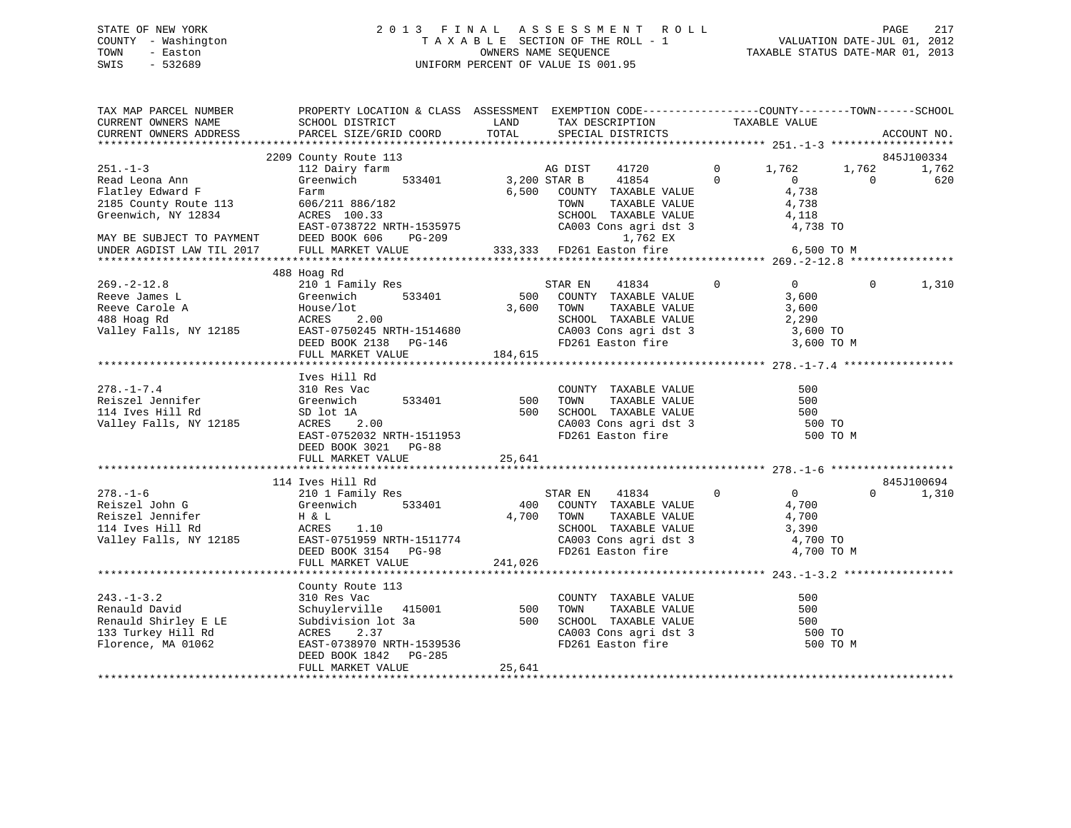STATE OF NEW YORK
COUNTY - Washington
TOWN - Easton
SWIS - 532689

2 0 1 3 F I N A L A S S E S S M E N T R O L L
T A X A B L E SECTION OF THE ROLL - 1
OWNERS NAME SEQUENCE
UNIFORM PERCENT OF VALUE IS 001.95

VALUATION DATE-JUL 01, 2012
TAXABLE STATUS DATE-MAR 01, 2013

```
TAX MAP PARCEL NUMBER          PROPERTY LOCATION & CLASS  ASSESSMENT  EXEMPTION CODE-----------------COUNTY--------TOWN------SCHOOL
CURRENT OWNERS NAME            SCHOOL DISTRICT               LAND      TAX DESCRIPTION             TAXABLE VALUE
CURRENT OWNERS ADDRESS         PARCEL SIZE/GRID COORD        TOTAL     SPECIAL DISTRICTS                                     ACCOUNT NO.
******************************************************************************************************* 251.-1-3 *******************
                   2209 County Route 113                                                                                845J100334
251.-1-3                       112 Dairy farm                     AG DIST    41720        0       1,762       1,762       1,762
Read Leona Ann                 Greenwich      533401          3,200 STAR B     41854        0           0           0         620
Flatley Edward F               Farm                           6,500   COUNTY  TAXABLE VALUE             4,738
2185 County Route 113          606/211 886/182                        TOWN    TAXABLE VALUE             4,738
Greenwich, NY 12834            ACRES 100.33                           SCHOOL  TAXABLE VALUE             4,118
                               EAST-0738722 NRTH-1535975              CA003 Cons agri dst 3              4,738 TO
MAY BE SUBJECT TO PAYMENT      DEED BOOK 606    PG-209                       1,762 EX
UNDER AGDIST LAW TIL 2017      FULL MARKET VALUE             333,333  FD261 Easton fire                  6,500 TO M
******************************************************************************************************* 269.-2-12.8 ****************
                   488 Hoag Rd
269.-2-12.8                    210 1 Family Res                   STAR EN    41834        0           0           0       1,310
Reeve James L                  Greenwich      533401            500   COUNTY  TAXABLE VALUE             3,600
Reeve Carole A                 House/lot                      3,600   TOWN    TAXABLE VALUE             3,600
488 Hoag Rd                    ACRES    2.00                          SCHOOL  TAXABLE VALUE             2,290
Valley Falls, NY 12185         EAST-0750245 NRTH-1514680              CA003 Cons agri dst 3              3,600 TO
                               DEED BOOK 2138   PG-146                FD261 Easton fire                  3,600 TO M
                               FULL MARKET VALUE             184,615
******************************************************************************************************* 278.-1-7.4 *****************
                               Ives Hill Rd
278.-1-7.4                     310 Res Vac                            COUNTY  TAXABLE VALUE               500
Reiszel Jennifer               Greenwich      533401            500   TOWN    TAXABLE VALUE               500
114 Ives Hill Rd               SD lot 1A                        500   SCHOOL  TAXABLE VALUE               500
Valley Falls, NY 12185         ACRES    2.00                          CA003 Cons agri dst 3                500 TO
                               EAST-0752032 NRTH-1511953              FD261 Easton fire                    500 TO M
                               DEED BOOK 3021   PG-88
                               FULL MARKET VALUE              25,641
******************************************************************************************************* 278.-1-6 *******************
                   114 Ives Hill Rd                                                                                     845J100694
278.-1-6                       210 1 Family Res                   STAR EN    41834        0           0           0       1,310
Reiszel John G                 Greenwich      533401            400   COUNTY  TAXABLE VALUE             4,700
Reiszel Jennifer               H & L                          4,700   TOWN    TAXABLE VALUE             4,700
114 Ives Hill Rd               ACRES    1.10                          SCHOOL  TAXABLE VALUE             3,390
Valley Falls, NY 12185         EAST-0751959 NRTH-1511774              CA003 Cons agri dst 3              4,700 TO
                               DEED BOOK 3154   PG-98                 FD261 Easton fire                  4,700 TO M
                               FULL MARKET VALUE             241,026
******************************************************************************************************* 243.-1-3.2 *****************
                               County Route 113
243.-1-3.2                     310 Res Vac                            COUNTY  TAXABLE VALUE               500
Renauld David                  Schuylerville  415001            500   TOWN    TAXABLE VALUE               500
Renauld Shirley E LE           Subdivision lot 3a               500   SCHOOL  TAXABLE VALUE               500
133 Turkey Hill Rd             ACRES    2.37                          CA003 Cons agri dst 3                500 TO
Florence, MA 01062             EAST-0738970 NRTH-1539536              FD261 Easton fire                    500 TO M
                               DEED BOOK 1842   PG-285
                               FULL MARKET VALUE              25,641
************************************************************************************************************************************
```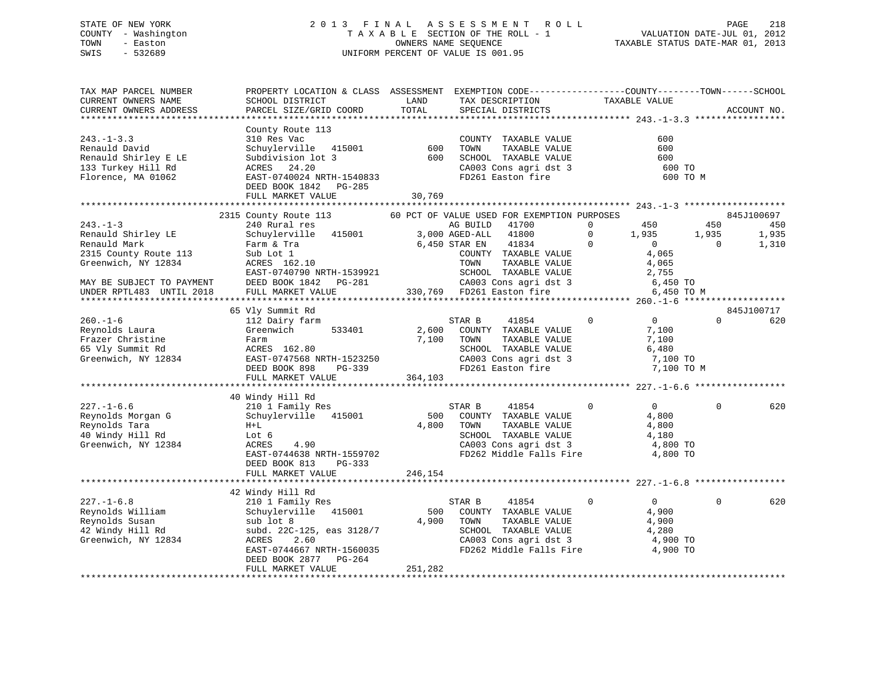STATE OF NEW YORK
COUNTY - Washington
TOWN - Easton
SWIS - 532689

# 2013 FINAL ASSESSMENT ROLL

TAXABLE SECTION OF THE ROLL - 1
OWNERS NAME SEQUENCE
UNIFORM PERCENT OF VALUE IS 001.95

VALUATION DATE-JUL 01, 2012
TAXABLE STATUS DATE-MAR 01, 2013

```
TAX MAP PARCEL NUMBER          PROPERTY LOCATION & CLASS  ASSESSMENT  EXEMPTION CODE------------------COUNTY--------TOWN------SCHOOL
CURRENT OWNERS NAME            SCHOOL DISTRICT              LAND      TAX DESCRIPTION              TAXABLE VALUE
CURRENT OWNERS ADDRESS         PARCEL SIZE/GRID COORD       TOTAL     SPECIAL DISTRICTS                                      ACCOUNT NO.
******************************************************************************************************* 243.-1-3.3 *****************
                               County Route 113
243.-1-3.3                     310 Res Vac                            COUNTY  TAXABLE VALUE              600
Renauld David                  Schuylerville  415001         600      TOWN    TAXABLE VALUE              600
Renauld Shirley E LE           Subdivision lot 3             600      SCHOOL  TAXABLE VALUE              600
133 Turkey Hill Rd             ACRES  24.20                           CA003 Cons agri dst 3               600 TO
Florence, MA 01062             EAST-0740024 NRTH-1540833              FD261 Easton fire                   600 TO M
                               DEED BOOK 1842   PG-285
                               FULL MARKET VALUE            30,769
******************************************************************************************************* 243.-1-3 *******************
                             2315 County Route 113          60 PCT OF VALUE USED FOR EXEMPTION PURPOSES                  845J100697
243.-1-3                       240 Rural res                          AG BUILD    41700        0        450        450         450
Renauld Shirley LE             Schuylerville  415001        3,000 AGED-ALL    41800        0      1,935      1,935       1,935
Renauld Mark                   Farm & Tra                   6,450 STAR EN     41834        0          0          0       1,310
2315 County Route 113          Sub Lot 1                              COUNTY  TAXABLE VALUE            4,065
Greenwich, NY 12834            ACRES 162.10                           TOWN    TAXABLE VALUE            4,065
                               EAST-0740790 NRTH-1539921              SCHOOL  TAXABLE VALUE            2,755
MAY BE SUBJECT TO PAYMENT      DEED BOOK 1842   PG-281                CA003 Cons agri dst 3             6,450 TO
UNDER RPTL483  UNTIL 2018      FULL MARKET VALUE           330,769    FD261 Easton fire                 6,450 TO M
******************************************************************************************************* 260.-1-6 *******************
                               65 Vly Summit Rd                                                                          845J100717
260.-1-6                       112 Dairy farm                         STAR B      41854        0          0          0         620
Reynolds Laura                 Greenwich      533401        2,600    COUNTY  TAXABLE VALUE            7,100
Frazer Christine               Farm                         7,100    TOWN    TAXABLE VALUE            7,100
65 Vly Summit Rd               ACRES 162.80                           SCHOOL  TAXABLE VALUE            6,480
Greenwich, NY 12834            EAST-0747568 NRTH-1523250              CA003 Cons agri dst 3             7,100 TO
                               DEED BOOK 898    PG-339                FD261 Easton fire                 7,100 TO M
                               FULL MARKET VALUE           364,103
******************************************************************************************************* 227.-1-6.6 *****************
                               40 Windy Hill Rd
227.-1-6.6                     210 1 Family Res                       STAR B      41854        0          0          0         620
Reynolds Morgan G              Schuylerville  415001         500     COUNTY  TAXABLE VALUE            4,800
Reynolds Tara                  H+L                          4,800    TOWN    TAXABLE VALUE            4,800
40 Windy Hill Rd               Lot 6                                  SCHOOL  TAXABLE VALUE            4,180
Greenwich, NY 12384            ACRES   4.90                           CA003 Cons agri dst 3             4,800 TO
                               EAST-0744638 NRTH-1559702              FD262 Middle Falls Fire           4,800 TO
                               DEED BOOK 813    PG-333
                               FULL MARKET VALUE           246,154
******************************************************************************************************* 227.-1-6.8 *****************
                               42 Windy Hill Rd
227.-1-6.8                     210 1 Family Res                       STAR B      41854        0          0          0         620
Reynolds William               Schuylerville  415001         500     COUNTY  TAXABLE VALUE            4,900
Reynolds Susan                 sub lot 8                    4,900    TOWN    TAXABLE VALUE            4,900
42 Windy Hill Rd               subd. 22C-125, eas 3128/7              SCHOOL  TAXABLE VALUE            4,280
Greenwich, NY 12834            ACRES   2.60                           CA003 Cons agri dst 3             4,900 TO
                               EAST-0744667 NRTH-1560035              FD262 Middle Falls Fire           4,900 TO
                               DEED BOOK 2877   PG-264
                               FULL MARKET VALUE           251,282
************************************************************************************************************************************
```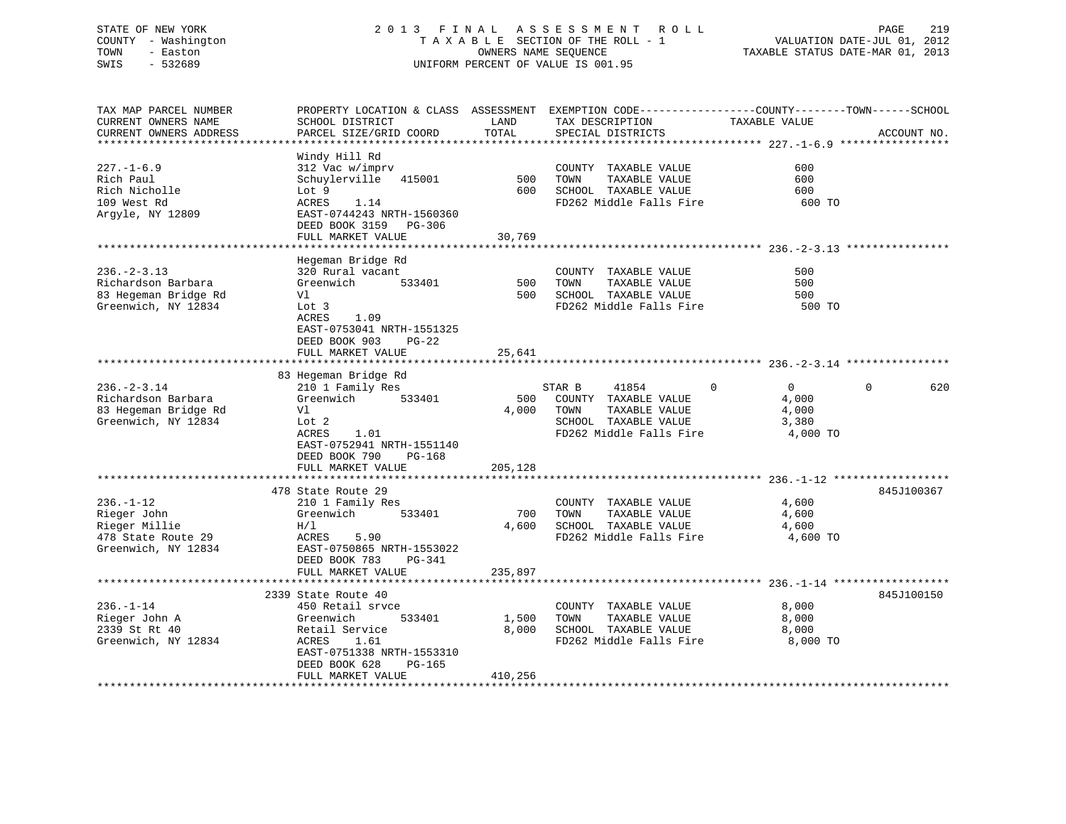STATE OF NEW YORK — 2013 FINAL ASSESSMENT ROLL
COUNTY - Washington — TAXABLE SECTION OF THE ROLL - 1 — VALUATION DATE-JUL 01, 2012
TOWN - Easton — OWNERS NAME SEQUENCE — TAXABLE STATUS DATE-MAR 01, 2013
SWIS - 532689 — UNIFORM PERCENT OF VALUE IS 001.95

| TAX MAP PARCEL NUMBER / CURRENT OWNERS NAME / CURRENT OWNERS ADDRESS | PROPERTY LOCATION & CLASS / SCHOOL DISTRICT / PARCEL SIZE/GRID COORD | ASSESSMENT LAND / TOTAL | EXEMPTION CODE / TAX DESCRIPTION / SPECIAL DISTRICTS | COUNTY | TOWN | SCHOOL | ACCOUNT NO. |
|---|---|---|---|---|---|---|---|
| **227.-1-6.9** | Windy Hill Rd | | | | | | |
| Rich Paul | 312 Vac w/imprv | | COUNTY TAXABLE VALUE | 600 | | | |
| Rich Nicholle | Schuylerville 415001 | 500 | TOWN TAXABLE VALUE | | 600 | | |
| 109 West Rd | Lot 9 | 600 | SCHOOL TAXABLE VALUE | | | 600 | |
| Argyle, NY 12809 | ACRES 1.14 | | FD262 Middle Falls Fire | 600 TO | | | |
| | EAST-0744243 NRTH-1560360 | | | | | | |
| | DEED BOOK 3159 PG-306 | | | | | | |
| | FULL MARKET VALUE | 30,769 | | | | | |
| **236.-2-3.13** | Hegeman Bridge Rd | | | | | | |
| Richardson Barbara | 320 Rural vacant | | COUNTY TAXABLE VALUE | 500 | | | |
| 83 Hegeman Bridge Rd | Greenwich 533401 | 500 | TOWN TAXABLE VALUE | | 500 | | |
| Greenwich, NY 12834 | Vl | 500 | SCHOOL TAXABLE VALUE | | | 500 | |
| | Lot 3 | | FD262 Middle Falls Fire | 500 TO | | | |
| | ACRES 1.09 | | | | | | |
| | EAST-0753041 NRTH-1551325 | | | | | | |
| | DEED BOOK 903 PG-22 | | | | | | |
| | FULL MARKET VALUE | 25,641 | | | | | |
| **236.-2-3.14** | 83 Hegeman Bridge Rd | | | | | | |
| Richardson Barbara | 210 1 Family Res | | STAR B 41854 | 0 | 0 | 0 | 620 |
| 83 Hegeman Bridge Rd | Greenwich 533401 | 500 | COUNTY TAXABLE VALUE | 4,000 | | | |
| Greenwich, NY 12834 | Vl | 4,000 | TOWN TAXABLE VALUE | | 4,000 | | |
| | Lot 2 | | SCHOOL TAXABLE VALUE | | | 3,380 | |
| | ACRES 1.01 | | FD262 Middle Falls Fire | 4,000 TO | | | |
| | EAST-0752941 NRTH-1551140 | | | | | | |
| | DEED BOOK 790 PG-168 | | | | | | |
| | FULL MARKET VALUE | 205,128 | | | | | |
| **236.-1-12** | 478 State Route 29 | | | | | | 845J100367 |
| Rieger John | 210 1 Family Res | | COUNTY TAXABLE VALUE | 4,600 | | | |
| Rieger Millie | Greenwich 533401 | 700 | TOWN TAXABLE VALUE | | 4,600 | | |
| 478 State Route 29 | H/l | 4,600 | SCHOOL TAXABLE VALUE | | | 4,600 | |
| Greenwich, NY 12834 | ACRES 5.90 | | FD262 Middle Falls Fire | 4,600 TO | | | |
| | EAST-0750865 NRTH-1553022 | | | | | | |
| | DEED BOOK 783 PG-341 | | | | | | |
| | FULL MARKET VALUE | 235,897 | | | | | |
| **236.-1-14** | 2339 State Route 40 | | | | | | 845J100150 |
| Rieger John A | 450 Retail srvce | | COUNTY TAXABLE VALUE | 8,000 | | | |
| 2339 St Rt 40 | Greenwich 533401 | 1,500 | TOWN TAXABLE VALUE | | 8,000 | | |
| Greenwich, NY 12834 | Retail Service | 8,000 | SCHOOL TAXABLE VALUE | | | 8,000 | |
| | ACRES 1.61 | | FD262 Middle Falls Fire | 8,000 TO | | | |
| | EAST-0751338 NRTH-1553310 | | | | | | |
| | DEED BOOK 628 PG-165 | | | | | | |
| | FULL MARKET VALUE | 410,256 | | | | | |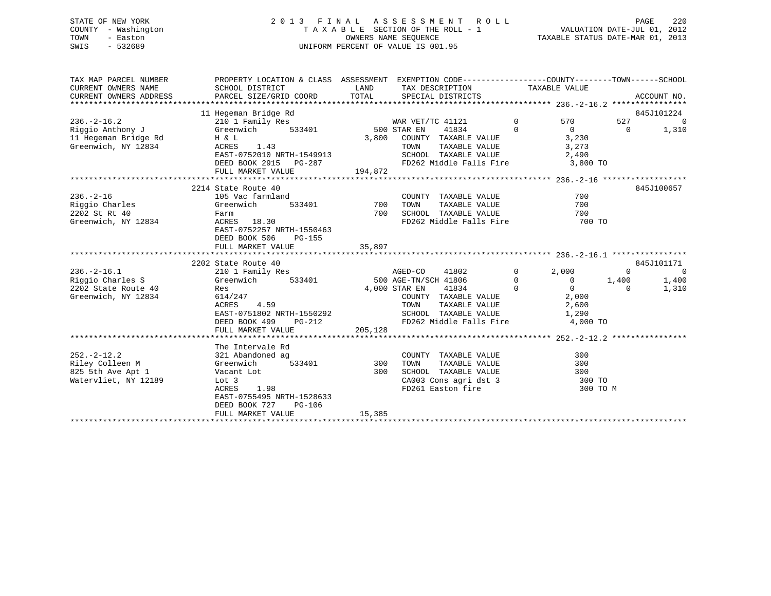STATE OF NEW YORK
COUNTY - Washington
TOWN - Easton
SWIS - 532689

2 0 1 3 F I N A L A S S E S S M E N T R O L L
T A X A B L E SECTION OF THE ROLL - 1
OWNERS NAME SEQUENCE
UNIFORM PERCENT OF VALUE IS 001.95

VALUATION DATE-JUL 01, 2012
TAXABLE STATUS DATE-MAR 01, 2013

```
TAX MAP PARCEL NUMBER        PROPERTY LOCATION & CLASS  ASSESSMENT  EXEMPTION CODE-----------------COUNTY--------TOWN------SCHOOL
CURRENT OWNERS NAME          SCHOOL DISTRICT              LAND      TAX DESCRIPTION             TAXABLE VALUE
CURRENT OWNERS ADDRESS       PARCEL SIZE/GRID COORD       TOTAL     SPECIAL DISTRICTS                                   ACCOUNT NO.
******************************************************************************************** 236.-2-16.2 ****************
                             11 Hegeman Bridge Rd                                                                    845J101224
236.-2-16.2                  210 1 Family Res                   WAR VET/TC 41121         0          570          527           0
Riggio Anthony J             Greenwich      533401          500 STAR EN    41834         0            0            0       1,310
11 Hegeman Bridge Rd         H & L                        3,800   COUNTY  TAXABLE VALUE              3,230
Greenwich, NY 12834          ACRES     1.43                       TOWN    TAXABLE VALUE              3,273
                             EAST-0752010 NRTH-1549913            SCHOOL  TAXABLE VALUE              2,490
                             DEED BOOK 2915   PG-287              FD262 Middle Falls Fire             3,800 TO
                             FULL MARKET VALUE           194,872
******************************************************************************************** 236.-2-16 ******************
                             2214 State Route 40                                                                     845J100657
236.-2-16                    105 Vac farmland                     COUNTY  TAXABLE VALUE                700
Riggio Charles               Greenwich      533401          700   TOWN    TAXABLE VALUE                700
2202 St Rt 40                Farm                           700   SCHOOL  TAXABLE VALUE                700
Greenwich, NY 12834          ACRES    18.30                       FD262 Middle Falls Fire               700 TO
                             EAST-0752257 NRTH-1550463
                             DEED BOOK 506    PG-155
                             FULL MARKET VALUE            35,897
******************************************************************************************** 236.-2-16.1 ****************
                             2202 State Route 40                                                                     845J101171
236.-2-16.1                  210 1 Family Res                   AGED-CO    41802         0        2,000            0           0
Riggio Charles S             Greenwich      533401          500 AGE-TN/SCH 41806         0            0        1,400       1,400
2202 State Route 40          Res                          4,000 STAR EN    41834         0            0            0       1,310
Greenwich, NY 12834          614/247                              COUNTY  TAXABLE VALUE              2,000
                             ACRES     4.59                       TOWN    TAXABLE VALUE              2,600
                             EAST-0751802 NRTH-1550292            SCHOOL  TAXABLE VALUE              1,290
                             DEED BOOK 499    PG-212              FD262 Middle Falls Fire             4,000 TO
                             FULL MARKET VALUE           205,128
******************************************************************************************** 252.-2-12.2 ****************
                             The Intervale Rd
252.-2-12.2                  321 Abandoned ag                     COUNTY  TAXABLE VALUE                300
Riley Colleen M              Greenwich      533401          300   TOWN    TAXABLE VALUE                300
825 5th Ave Apt 1            Vacant Lot                     300   SCHOOL  TAXABLE VALUE                300
Watervliet, NY 12189         Lot 3                                CA003 Cons agri dst 3                 300 TO
                             ACRES     1.98                       FD261 Easton fire                     300 TO M
                             EAST-0755495 NRTH-1528633
                             DEED BOOK 727    PG-106
                             FULL MARKET VALUE            15,385
***************************************************************************************************************************
```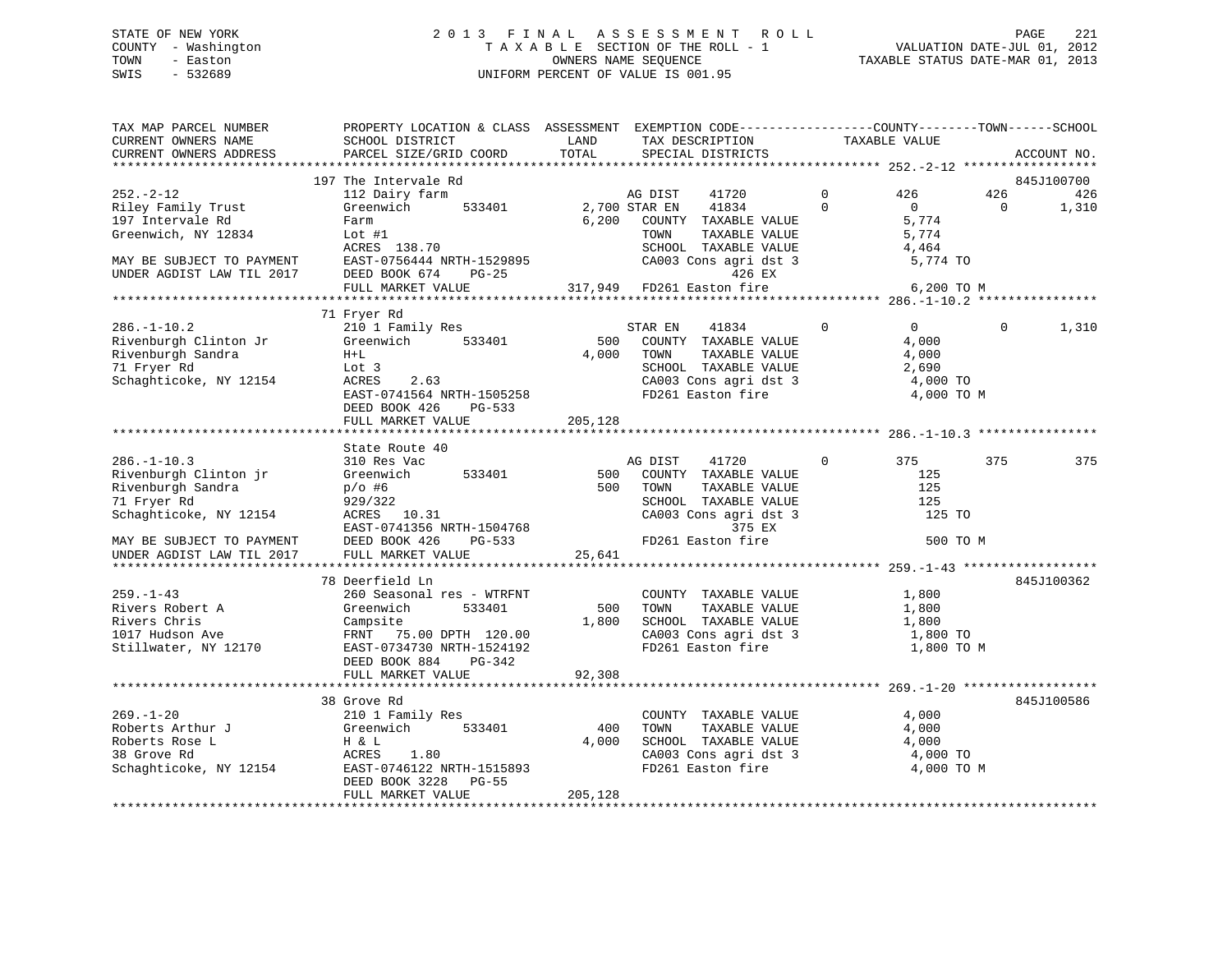STATE OF NEW YORK
COUNTY - Washington
TOWN - Easton
SWIS - 532689

2 0 1 3 F I N A L A S S E S S M E N T R O L L
T A X A B L E SECTION OF THE ROLL - 1
OWNERS NAME SEQUENCE
UNIFORM PERCENT OF VALUE IS 001.95

VALUATION DATE-JUL 01, 2012
TAXABLE STATUS DATE-MAR 01, 2013

```
TAX MAP PARCEL NUMBER          PROPERTY LOCATION & CLASS  ASSESSMENT  EXEMPTION CODE------------------COUNTY--------TOWN------SCHOOL
CURRENT OWNERS NAME            SCHOOL DISTRICT              LAND       TAX DESCRIPTION             TAXABLE VALUE
CURRENT OWNERS ADDRESS         PARCEL SIZE/GRID COORD       TOTAL      SPECIAL DISTRICTS                                         ACCOUNT NO.
******************************************************************************************************* 252.-2-12 ******************
                               197 The Intervale Rd                                                                              845J100700
252.-2-12                      112 Dairy farm                          AG DIST     41720          0        426         426          426
Riley Family Trust             Greenwich       533401       2,700 STAR EN     41834          0          0           0        1,310
197 Intervale Rd               Farm                         6,200    COUNTY  TAXABLE VALUE             5,774
Greenwich, NY 12834            Lot #1                                TOWN    TAXABLE VALUE             5,774
                               ACRES  138.70                         SCHOOL  TAXABLE VALUE             4,464
MAY BE SUBJECT TO PAYMENT      EAST-0756444 NRTH-1529895             CA003 Cons agri dst 3              5,774 TO
UNDER AGDIST LAW TIL 2017      DEED BOOK 674    PG-25                         426 EX
                               FULL MARKET VALUE          317,949    FD261 Easton fire                  6,200 TO M
******************************************************************************************************* 286.-1-10.2 ****************
                               71 Fryer Rd
286.-1-10.2                    210 1 Family Res                      STAR EN     41834          0          0           0        1,310
Rivenburgh Clinton Jr          Greenwich       533401         500    COUNTY  TAXABLE VALUE             4,000
Rivenburgh Sandra              H+L                          4,000    TOWN    TAXABLE VALUE             4,000
71 Fryer Rd                    Lot 3                                 SCHOOL  TAXABLE VALUE             2,690
Schaghticoke, NY 12154         ACRES    2.63                         CA003 Cons agri dst 3              4,000 TO
                               EAST-0741564 NRTH-1505258             FD261 Easton fire                  4,000 TO M
                               DEED BOOK 426    PG-533
                               FULL MARKET VALUE          205,128
******************************************************************************************************* 286.-1-10.3 ****************
                               State Route 40
286.-1-10.3                    310 Res Vac                           AG DIST     41720          0        375         375          375
Rivenburgh Clinton jr          Greenwich       533401         500    COUNTY  TAXABLE VALUE               125
Rivenburgh Sandra              p/o #6                         500    TOWN    TAXABLE VALUE               125
71 Fryer Rd                    929/322                               SCHOOL  TAXABLE VALUE               125
Schaghticoke, NY 12154         ACRES   10.31                         CA003 Cons agri dst 3                125 TO
                               EAST-0741356 NRTH-1504768                      375 EX
MAY BE SUBJECT TO PAYMENT      DEED BOOK 426    PG-533               FD261 Easton fire                    500 TO M
UNDER AGDIST LAW TIL 2017      FULL MARKET VALUE           25,641
******************************************************************************************************* 259.-1-43 ******************
                               78 Deerfield Ln                                                                                   845J100362
259.-1-43                      260 Seasonal res - WTRFNT             COUNTY  TAXABLE VALUE             1,800
Rivers Robert A                Greenwich       533401         500    TOWN    TAXABLE VALUE             1,800
Rivers Chris                   Campsite                     1,800    SCHOOL  TAXABLE VALUE             1,800
1017 Hudson Ave                FRNT   75.00 DPTH 120.00              CA003 Cons agri dst 3              1,800 TO
Stillwater, NY 12170           EAST-0734730 NRTH-1524192             FD261 Easton fire                  1,800 TO M
                               DEED BOOK 884    PG-342
                               FULL MARKET VALUE           92,308
******************************************************************************************************* 269.-1-20 ******************
                               38 Grove Rd                                                                                       845J100586
269.-1-20                      210 1 Family Res                      COUNTY  TAXABLE VALUE             4,000
Roberts Arthur J               Greenwich       533401         400    TOWN    TAXABLE VALUE             4,000
Roberts Rose L                 H & L                        4,000    SCHOOL  TAXABLE VALUE             4,000
38 Grove Rd                    ACRES    1.80                         CA003 Cons agri dst 3              4,000 TO
Schaghticoke, NY 12154         EAST-0746122 NRTH-1515893             FD261 Easton fire                  4,000 TO M
                               DEED BOOK 3228   PG-55
                               FULL MARKET VALUE          205,128
************************************************************************************************************************************
```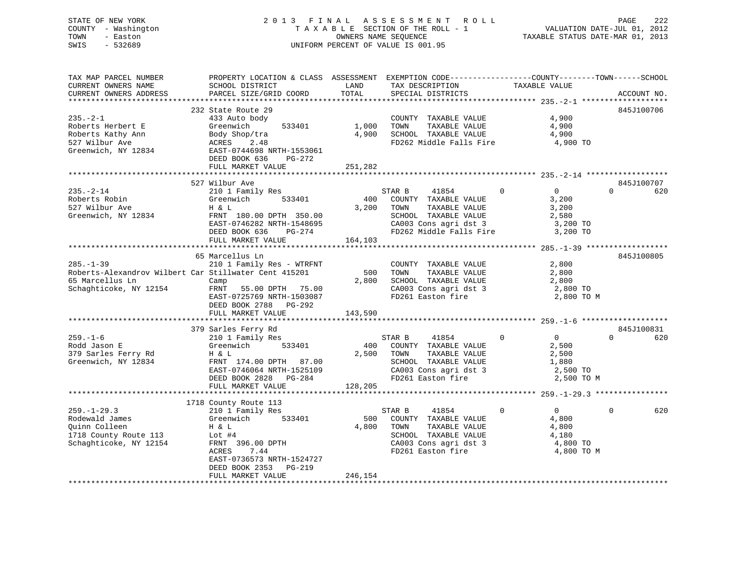STATE OF NEW YORK
COUNTY - Washington
TOWN - Easton
SWIS - 532689

2013 FINAL ASSESSMENT ROLL
TAXABLE SECTION OF THE ROLL - 1
OWNERS NAME SEQUENCE
UNIFORM PERCENT OF VALUE IS 001.95

VALUATION DATE-JUL 01, 2012
TAXABLE STATUS DATE-MAR 01, 2013

| TAX MAP PARCEL NUMBER / CURRENT OWNERS NAME / CURRENT OWNERS ADDRESS | PROPERTY LOCATION & CLASS / SCHOOL DISTRICT / PARCEL SIZE/GRID COORD | LAND / TOTAL | EXEMPTION CODE / TAX DESCRIPTION / SPECIAL DISTRICTS | COUNTY / TOWN / SCHOOL TAXABLE VALUE | ACCOUNT NO. |
|---|---|---|---|---|---|
| **235.-2-1** | 232 State Route 29 | | | | 845J100706 |
| Roberts Herbert E | 433 Auto body | | COUNTY TAXABLE VALUE | 4,900 | |
| Roberts Kathy Ann | Greenwich 533401 | 1,000 | TOWN TAXABLE VALUE | 4,900 | |
| 527 Wilbur Ave | Body Shop/tra | 4,900 | SCHOOL TAXABLE VALUE | 4,900 | |
| Greenwich, NY 12834 | ACRES 2.48 | | FD262 Middle Falls Fire | 4,900 TO | |
| | EAST-0744698 NRTH-1553061 | | | | |
| | DEED BOOK 636 PG-272 | | | | |
| | FULL MARKET VALUE | 251,282 | | | |
| **235.-2-14** | 527 Wilbur Ave | | | | 845J100707 |
| Roberts Robin | 210 1 Family Res | | STAR B 41854 | 0 / 0 / 620 | |
| 527 Wilbur Ave | Greenwich 533401 | 400 | COUNTY TAXABLE VALUE | 3,200 | |
| Greenwich, NY 12834 | H & L | 3,200 | TOWN TAXABLE VALUE | 3,200 | |
| | FRNT 180.00 DPTH 350.00 | | SCHOOL TAXABLE VALUE | 2,580 | |
| | EAST-0746282 NRTH-1548695 | | CA003 Cons agri dst 3 | 3,200 TO | |
| | DEED BOOK 636 PG-274 | | FD262 Middle Falls Fire | 3,200 TO | |
| | FULL MARKET VALUE | 164,103 | | | |
| **285.-1-39** | 65 Marcellus Ln | | | | 845J100805 |
| Roberts-Alexandrov Wilbert Car | 210 1 Family Res - WTRFNT | | COUNTY TAXABLE VALUE | 2,800 | |
| 65 Marcellus Ln | Stillwater Cent 415201 | 500 | TOWN TAXABLE VALUE | 2,800 | |
| Schaghticoke, NY 12154 | Camp | 2,800 | SCHOOL TAXABLE VALUE | 2,800 | |
| | FRNT 55.00 DPTH 75.00 | | CA003 Cons agri dst 3 | 2,800 TO | |
| | EAST-0725769 NRTH-1503087 | | FD261 Easton fire | 2,800 TO M | |
| | DEED BOOK 2788 PG-292 | | | | |
| | FULL MARKET VALUE | 143,590 | | | |
| **259.-1-6** | 379 Sarles Ferry Rd | | | | 845J100831 |
| Rodd Jason E | 210 1 Family Res | | STAR B 41854 | 0 / 0 / 620 | |
| 379 Sarles Ferry Rd | Greenwich 533401 | 400 | COUNTY TAXABLE VALUE | 2,500 | |
| Greenwich, NY 12834 | H & L | 2,500 | TOWN TAXABLE VALUE | 2,500 | |
| | FRNT 174.00 DPTH 87.00 | | SCHOOL TAXABLE VALUE | 1,880 | |
| | EAST-0746064 NRTH-1525109 | | CA003 Cons agri dst 3 | 2,500 TO | |
| | DEED BOOK 2828 PG-284 | | FD261 Easton fire | 2,500 TO M | |
| | FULL MARKET VALUE | 128,205 | | | |
| **259.-1-29.3** | 1718 County Route 113 | | | | |
| Rodewald James | 210 1 Family Res | | STAR B 41854 | 0 / 0 / 620 | |
| Quinn Colleen | Greenwich 533401 | 500 | COUNTY TAXABLE VALUE | 4,800 | |
| 1718 County Route 113 | H & L | 4,800 | TOWN TAXABLE VALUE | 4,800 | |
| Schaghticoke, NY 12154 | Lot #4 | | SCHOOL TAXABLE VALUE | 4,180 | |
| | FRNT 396.00 DPTH | | CA003 Cons agri dst 3 | 4,800 TO | |
| | ACRES 7.44 | | FD261 Easton fire | 4,800 TO M | |
| | EAST-0736573 NRTH-1524727 | | | | |
| | DEED BOOK 2353 PG-219 | | | | |
| | FULL MARKET VALUE | 246,154 | | | |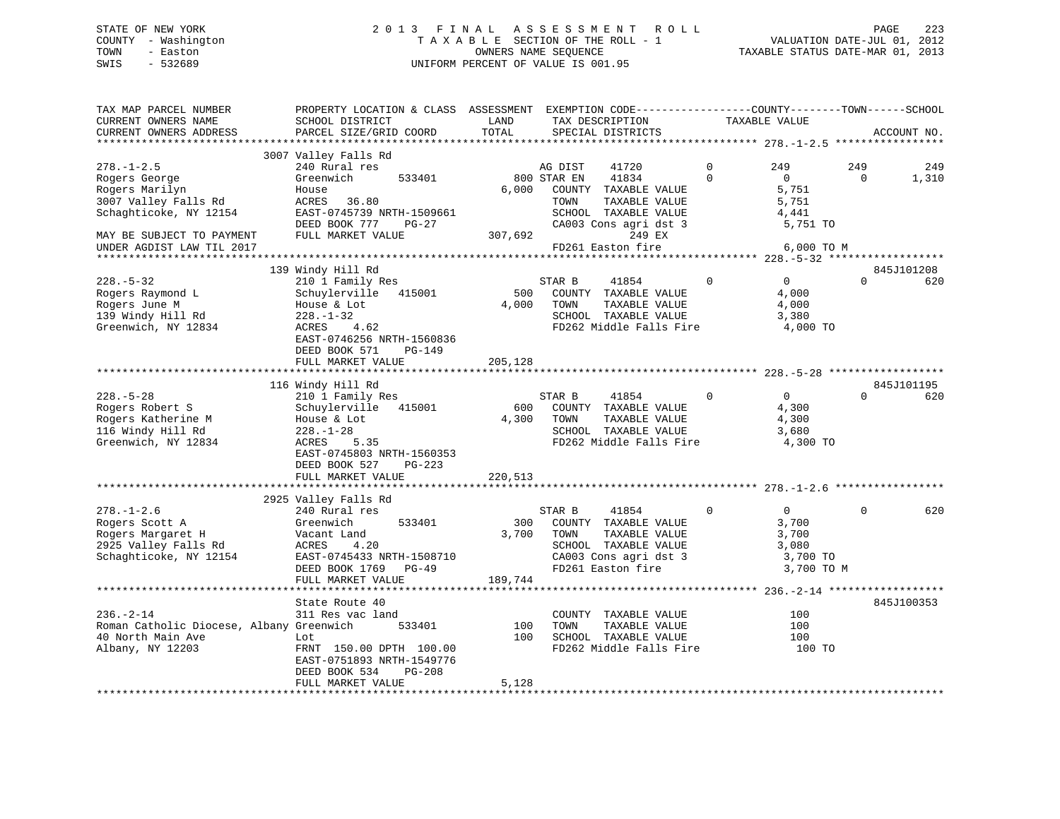STATE OF NEW YORK
COUNTY - Washington
TOWN - Easton
SWIS - 532689

2013 FINAL ASSESSMENT ROLL
TAXABLE SECTION OF THE ROLL - 1
OWNERS NAME SEQUENCE
UNIFORM PERCENT OF VALUE IS 001.95

VALUATION DATE-JUL 01, 2012
TAXABLE STATUS DATE-MAR 01, 2013

```
TAX MAP PARCEL NUMBER          PROPERTY LOCATION & CLASS  ASSESSMENT  EXEMPTION CODE------------------COUNTY--------TOWN------SCHOOL
CURRENT OWNERS NAME            SCHOOL DISTRICT               LAND      TAX DESCRIPTION            TAXABLE VALUE
CURRENT OWNERS ADDRESS         PARCEL SIZE/GRID COORD        TOTAL     SPECIAL DISTRICTS                                     ACCOUNT NO.
******************************************************************************************************* 278.-1-2.5 *****************
                               3007 Valley Falls Rd
278.-1-2.5                     240 Rural res                           AG DIST     41720        0        249          249          249
Rogers George                  Greenwich       533401         800 STAR EN     41834        0          0            0        1,310
Rogers Marilyn                 House                        6,000   COUNTY  TAXABLE VALUE                5,751
3007 Valley Falls Rd           ACRES   36.80                         TOWN    TAXABLE VALUE                5,751
Schaghticoke, NY 12154         EAST-0745739 NRTH-1509661             SCHOOL  TAXABLE VALUE                4,441
                               DEED BOOK 777    PG-27                CA003 Cons agri dst 3                 5,751 TO
MAY BE SUBJECT TO PAYMENT      FULL MARKET VALUE          307,692             249 EX
UNDER AGDIST LAW TIL 2017                                            FD261 Easton fire                     6,000 TO M
******************************************************************************************************* 228.-5-32 ******************
                               139 Windy Hill Rd                                                                          845J101208
228.-5-32                      210 1 Family Res                        STAR B      41854        0          0            0          620
Rogers Raymond L               Schuylerville   415001         500   COUNTY  TAXABLE VALUE                4,000
Rogers June M                  House & Lot                  4,000   TOWN    TAXABLE VALUE                4,000
139 Windy Hill Rd              228.-1-32                             SCHOOL  TAXABLE VALUE                3,380
Greenwich, NY 12834            ACRES    4.62                         FD262 Middle Falls Fire               4,000 TO
                               EAST-0746256 NRTH-1560836
                               DEED BOOK 571    PG-149
                               FULL MARKET VALUE          205,128
******************************************************************************************************* 228.-5-28 ******************
                               116 Windy Hill Rd                                                                          845J101195
228.-5-28                      210 1 Family Res                        STAR B      41854        0          0            0          620
Rogers Robert S                Schuylerville   415001         600   COUNTY  TAXABLE VALUE                4,300
Rogers Katherine M             House & Lot                  4,300   TOWN    TAXABLE VALUE                4,300
116 Windy Hill Rd              228.-1-28                             SCHOOL  TAXABLE VALUE                3,680
Greenwich, NY 12834            ACRES    5.35                         FD262 Middle Falls Fire               4,300 TO
                               EAST-0745803 NRTH-1560353
                               DEED BOOK 527    PG-223
                               FULL MARKET VALUE          220,513
******************************************************************************************************* 278.-1-2.6 *****************
                               2925 Valley Falls Rd
278.-1-2.6                     240 Rural res                           STAR B      41854        0          0            0          620
Rogers Scott A                 Greenwich       533401         300   COUNTY  TAXABLE VALUE                3,700
Rogers Margaret H              Vacant Land                  3,700   TOWN    TAXABLE VALUE                3,700
2925 Valley Falls Rd           ACRES    4.20                         SCHOOL  TAXABLE VALUE                3,080
Schaghticoke, NY 12154         EAST-0745433 NRTH-1508710             CA003 Cons agri dst 3                 3,700 TO
                               DEED BOOK 1769   PG-49                FD261 Easton fire                     3,700 TO M
                               FULL MARKET VALUE          189,744
******************************************************************************************************* 236.-2-14 ******************
                               State Route 40                                                                             845J100353
236.-2-14                      311 Res vac land                        COUNTY  TAXABLE VALUE                  100
Roman Catholic Diocese, Albany Greenwich       533401         100   TOWN    TAXABLE VALUE                  100
40 North Main Ave              Lot                            100   SCHOOL  TAXABLE VALUE                  100
Albany, NY 12203               FRNT 150.00 DPTH 100.00               FD262 Middle Falls Fire                 100 TO
                               EAST-0751893 NRTH-1549776
                               DEED BOOK 534    PG-208
                               FULL MARKET VALUE            5,128
************************************************************************************************************************************
```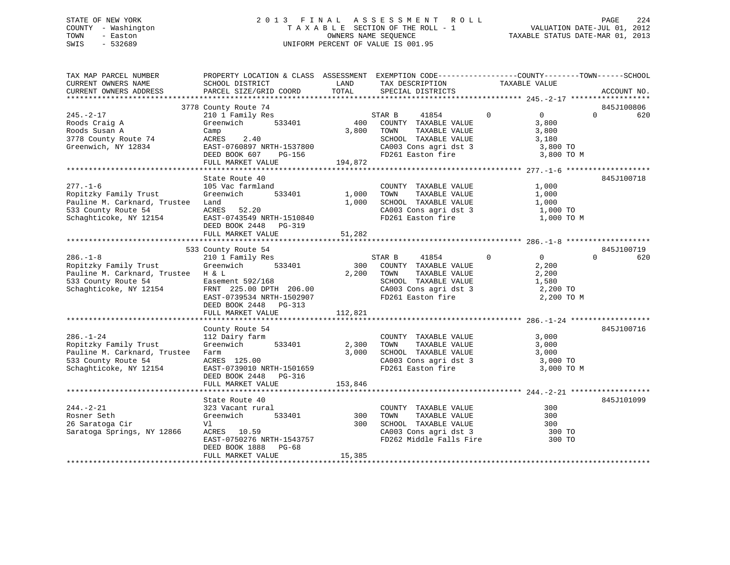STATE OF NEW YORK
COUNTY - Washington
TOWN - Easton
SWIS - 532689

2 0 1 3 F I N A L A S S E S S M E N T R O L L
T A X A B L E SECTION OF THE ROLL - 1
OWNERS NAME SEQUENCE
UNIFORM PERCENT OF VALUE IS 001.95

VALUATION DATE-JUL 01, 2012
TAXABLE STATUS DATE-MAR 01, 2013

```
TAX MAP PARCEL NUMBER          PROPERTY LOCATION & CLASS  ASSESSMENT  EXEMPTION CODE------------------COUNTY--------TOWN------SCHOOL
CURRENT OWNERS NAME            SCHOOL DISTRICT               LAND      TAX DESCRIPTION            TAXABLE VALUE
CURRENT OWNERS ADDRESS         PARCEL SIZE/GRID COORD       TOTAL      SPECIAL DISTRICTS                                     ACCOUNT NO.
******************************************************************************************************* 245.-2-17 ******************
                               3778 County Route 74                                                                     845J100806
245.-2-17                      210 1 Family Res                    STAR B     41854        0           0           0         620
Roods Craig A                  Greenwich        533401       400   COUNTY  TAXABLE VALUE              3,800
Roods Susan A                  Camp                        3,800   TOWN    TAXABLE VALUE              3,800
3778 County Route 74           ACRES     2.40                      SCHOOL  TAXABLE VALUE              3,180
Greenwich, NY 12834            EAST-0760897 NRTH-1537800           CA003 Cons agri dst 3               3,800 TO
                               DEED BOOK 607     PG-156            FD261 Easton fire                   3,800 TO M
                               FULL MARKET VALUE          194,872
******************************************************************************************************* 277.-1-6 *******************
                               State Route 40                                                                           845J100718
277.-1-6                       105 Vac farmland                    COUNTY  TAXABLE VALUE              1,000
Ropitzky Family Trust          Greenwich        533401     1,000   TOWN    TAXABLE VALUE              1,000
Pauline M. Carknard, Trustee   Land                        1,000   SCHOOL  TAXABLE VALUE              1,000
533 County Route 54            ACRES    52.20                      CA003 Cons agri dst 3               1,000 TO
Schaghticoke, NY 12154         EAST-0743549 NRTH-1510840           FD261 Easton fire                   1,000 TO M
                               DEED BOOK 2448    PG-319
                               FULL MARKET VALUE           51,282
******************************************************************************************************* 286.-1-8 *******************
                               533 County Route 54                                                                      845J100719
286.-1-8                       210 1 Family Res                    STAR B     41854        0           0           0         620
Ropitzky Family Trust          Greenwich        533401       300   COUNTY  TAXABLE VALUE              2,200
Pauline M. Carknard, Trustee   H & L                       2,200   TOWN    TAXABLE VALUE              2,200
533 County Route 54            Easement 592/168                    SCHOOL  TAXABLE VALUE              1,580
Schaghticoke, NY 12154         FRNT  225.00 DPTH  206.00           CA003 Cons agri dst 3               2,200 TO
                               EAST-0739534 NRTH-1502907           FD261 Easton fire                   2,200 TO M
                               DEED BOOK 2448    PG-313
                               FULL MARKET VALUE          112,821
******************************************************************************************************* 286.-1-24 ******************
                               County Route 54                                                                          845J100716
286.-1-24                      112 Dairy farm                      COUNTY  TAXABLE VALUE              3,000
Ropitzky Family Trust          Greenwich        533401     2,300   TOWN    TAXABLE VALUE              3,000
Pauline M. Carknard, Trustee   Farm                        3,000   SCHOOL  TAXABLE VALUE              3,000
533 County Route 54            ACRES   125.00                      CA003 Cons agri dst 3               3,000 TO
Schaghticoke, NY 12154         EAST-0739010 NRTH-1501659           FD261 Easton fire                   3,000 TO M
                               DEED BOOK 2448    PG-316
                               FULL MARKET VALUE          153,846
******************************************************************************************************* 244.-2-21 ******************
                               State Route 40                                                                           845J101099
244.-2-21                      323 Vacant rural                    COUNTY  TAXABLE VALUE                300
Rosner Seth                    Greenwich        533401       300   TOWN    TAXABLE VALUE                300
26 Saratoga Cir                Vl                            300   SCHOOL  TAXABLE VALUE                300
Saratoga Springs, NY 12866     ACRES    10.59                      CA003 Cons agri dst 3                 300 TO
                               EAST-0750276 NRTH-1543757           FD262 Middle Falls Fire               300 TO
                               DEED BOOK 1888    PG-68
                               FULL MARKET VALUE           15,385
************************************************************************************************************************************
```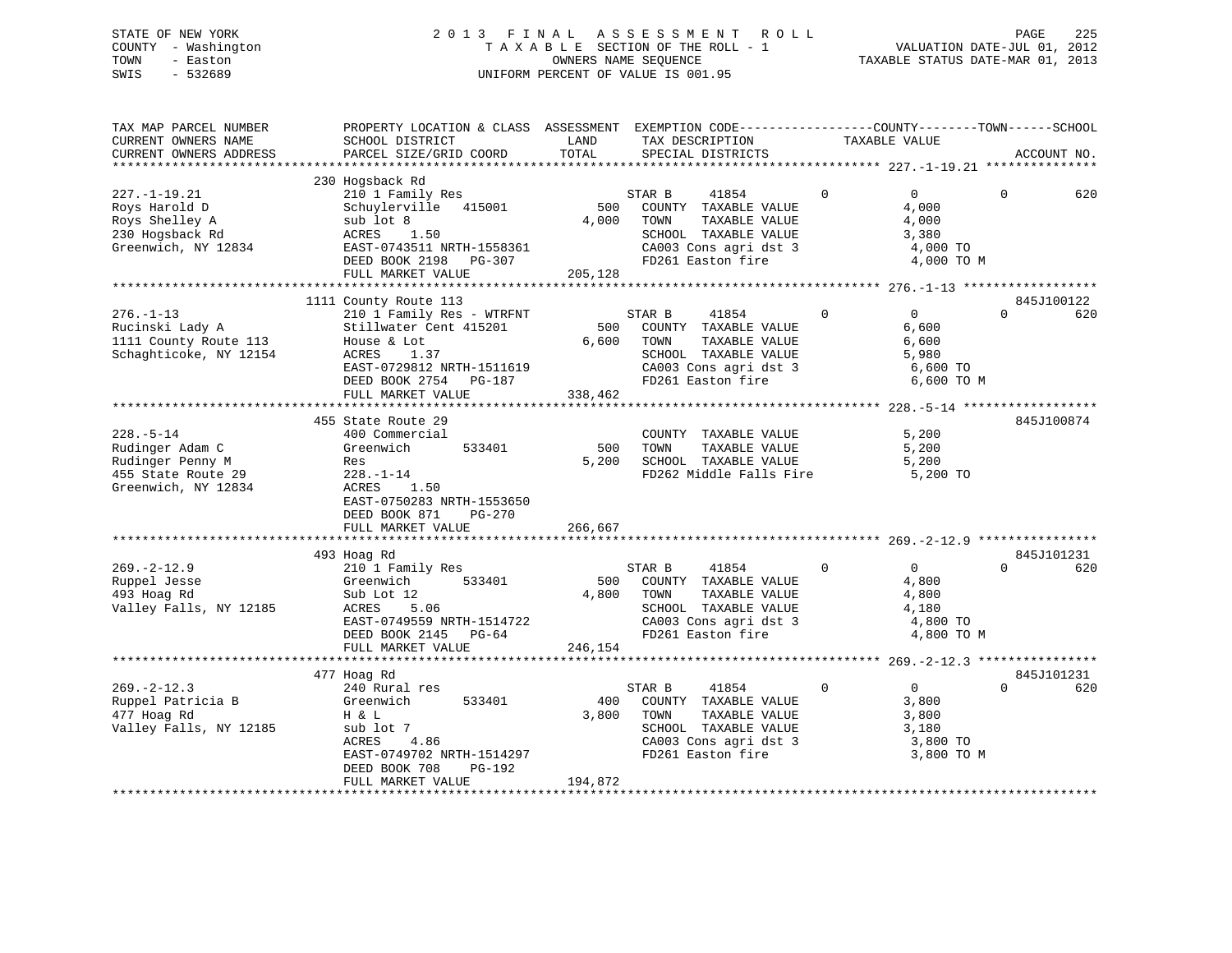STATE OF NEW YORK
COUNTY - Washington
TOWN - Easton
SWIS - 532689

2013 FINAL ASSESSMENT ROLL
TAXABLE SECTION OF THE ROLL - 1
OWNERS NAME SEQUENCE
UNIFORM PERCENT OF VALUE IS 001.95

VALUATION DATE-JUL 01, 2012
TAXABLE STATUS DATE-MAR 01, 2013

```
TAX MAP PARCEL NUMBER          PROPERTY LOCATION & CLASS  ASSESSMENT  EXEMPTION CODE-----------------COUNTY--------TOWN------SCHOOL
CURRENT OWNERS NAME            SCHOOL DISTRICT               LAND      TAX DESCRIPTION            TAXABLE VALUE
CURRENT OWNERS ADDRESS         PARCEL SIZE/GRID COORD        TOTAL     SPECIAL DISTRICTS                                    ACCOUNT NO.
******************************************************************************************************* 227.-1-19.21 ***************
                               230 Hogsback Rd
227.-1-19.21                   210 1 Family Res                    STAR B     41854          0          0          0        620
Roys Harold D                  Schuylerville  415001         500   COUNTY  TAXABLE VALUE            4,000
Roys Shelley A                 sub lot 8                   4,000   TOWN    TAXABLE VALUE            4,000
230 Hogsback Rd                ACRES    1.50                       SCHOOL  TAXABLE VALUE            3,380
Greenwich, NY 12834            EAST-0743511 NRTH-1558361           CA003 Cons agri dst 3             4,000 TO
                               DEED BOOK 2198   PG-307             FD261 Easton fire                 4,000 TO M
                               FULL MARKET VALUE           205,128
******************************************************************************************************* 276.-1-13 ******************
                               1111 County Route 113                                                                 845J100122
276.-1-13                      210 1 Family Res - WTRFNT           STAR B     41854          0          0          0        620
Rucinski Lady A                Stillwater Cent 415201        500   COUNTY  TAXABLE VALUE            6,600
1111 County Route 113          House & Lot                 6,600   TOWN    TAXABLE VALUE            6,600
Schaghticoke, NY 12154         ACRES    1.37                       SCHOOL  TAXABLE VALUE            5,980
                               EAST-0729812 NRTH-1511619           CA003 Cons agri dst 3             6,600 TO
                               DEED BOOK 2754   PG-187             FD261 Easton fire                 6,600 TO M
                               FULL MARKET VALUE           338,462
******************************************************************************************************* 228.-5-14 ******************
                               455 State Route 29                                                                    845J100874
228.-5-14                      400 Commercial                      COUNTY  TAXABLE VALUE            5,200
Rudinger Adam C                Greenwich      533401         500   TOWN    TAXABLE VALUE            5,200
Rudinger Penny M               Res                         5,200   SCHOOL  TAXABLE VALUE            5,200
455 State Route 29             228.-1-14                           FD262 Middle Falls Fire           5,200 TO
Greenwich, NY 12834            ACRES    1.50
                               EAST-0750283 NRTH-1553650
                               DEED BOOK 871    PG-270
                               FULL MARKET VALUE           266,667
******************************************************************************************************* 269.-2-12.9 ****************
                               493 Hoag Rd                                                                           845J101231
269.-2-12.9                    210 1 Family Res                    STAR B     41854          0          0          0        620
Ruppel Jesse                   Greenwich      533401         500   COUNTY  TAXABLE VALUE            4,800
493 Hoag Rd                    Sub Lot 12                  4,800   TOWN    TAXABLE VALUE            4,800
Valley Falls, NY 12185         ACRES    5.06                       SCHOOL  TAXABLE VALUE            4,180
                               EAST-0749559 NRTH-1514722           CA003 Cons agri dst 3             4,800 TO
                               DEED BOOK 2145   PG-64              FD261 Easton fire                 4,800 TO M
                               FULL MARKET VALUE           246,154
******************************************************************************************************* 269.-2-12.3 ****************
                               477 Hoag Rd                                                                           845J101231
269.-2-12.3                    240 Rural res                       STAR B     41854          0          0          0        620
Ruppel Patricia B              Greenwich      533401         400   COUNTY  TAXABLE VALUE            3,800
477 Hoag Rd                    H & L                       3,800   TOWN    TAXABLE VALUE            3,800
Valley Falls, NY 12185         sub lot 7                           SCHOOL  TAXABLE VALUE            3,180
                               ACRES    4.86                       CA003 Cons agri dst 3             3,800 TO
                               EAST-0749702 NRTH-1514297           FD261 Easton fire                 3,800 TO M
                               DEED BOOK 708    PG-192
                               FULL MARKET VALUE           194,872
************************************************************************************************************************************
```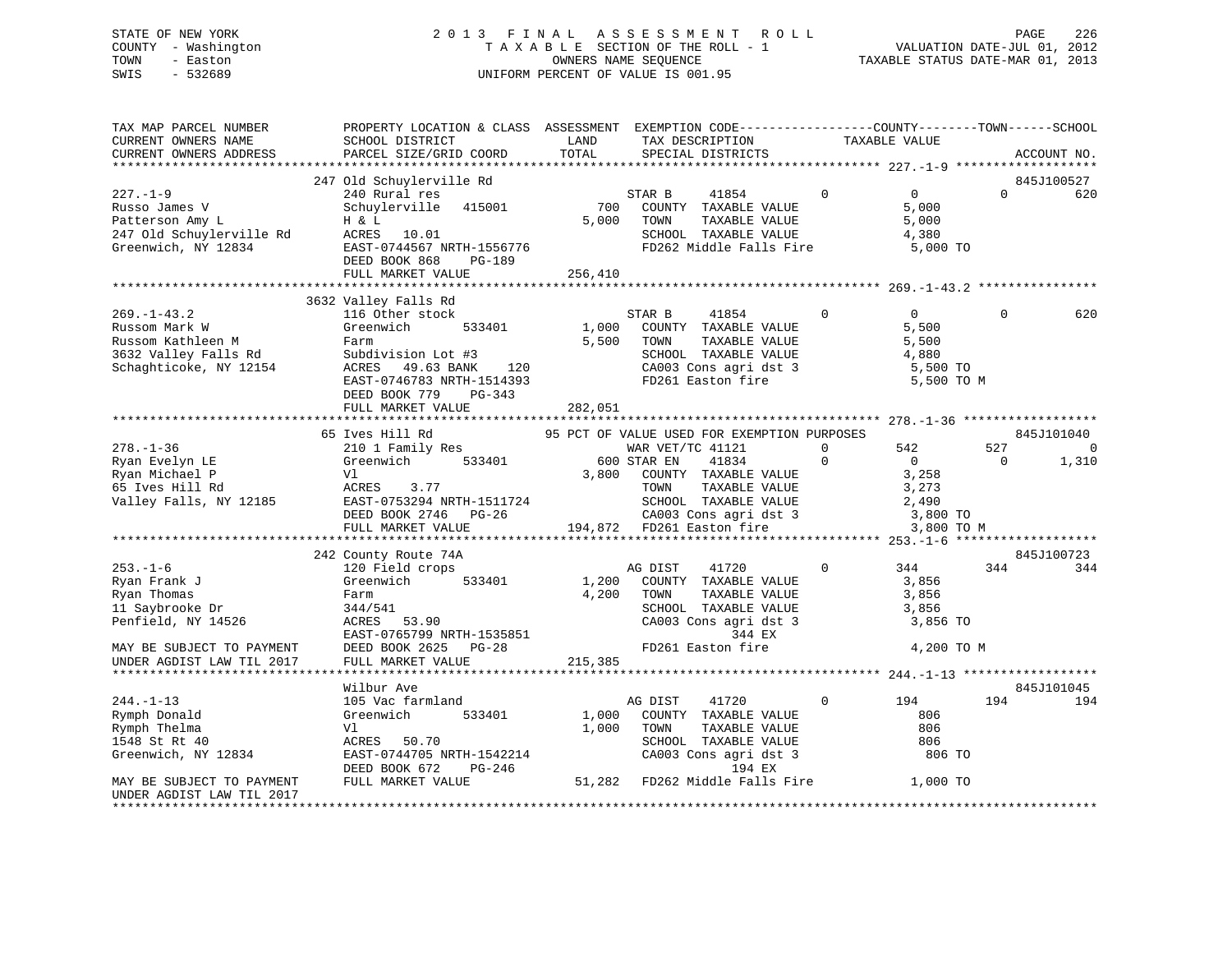STATE OF NEW YORK
COUNTY - Washington
TOWN - Easton
SWIS - 532689

2 0 1 3 F I N A L A S S E S S M E N T R O L L
T A X A B L E SECTION OF THE ROLL - 1
OWNERS NAME SEQUENCE
UNIFORM PERCENT OF VALUE IS 001.95

VALUATION DATE-JUL 01, 2012
TAXABLE STATUS DATE-MAR 01, 2013

```
TAX MAP PARCEL NUMBER          PROPERTY LOCATION & CLASS  ASSESSMENT  EXEMPTION CODE------------------COUNTY--------TOWN------SCHOOL
CURRENT OWNERS NAME            SCHOOL DISTRICT              LAND      TAX DESCRIPTION            TAXABLE VALUE
CURRENT OWNERS ADDRESS         PARCEL SIZE/GRID COORD       TOTAL     SPECIAL DISTRICTS                                  ACCOUNT NO.
******************************************************************************************************* 227.-1-9 *******************
                               247 Old Schuylerville Rd                                                                   845J100527
227.-1-9                       240 Rural res                          STAR B     41854          0           0           0         620
Russo James V                  Schuylerville   415001        700      COUNTY  TAXABLE VALUE               5,000
Patterson Amy L                H & L                        5,000     TOWN    TAXABLE VALUE               5,000
247 Old Schuylerville Rd       ACRES   10.01                          SCHOOL  TAXABLE VALUE               4,380
Greenwich, NY 12834            EAST-0744567 NRTH-1556776              FD262 Middle Falls Fire             5,000 TO
                               DEED BOOK 868     PG-189
                               FULL MARKET VALUE           256,410
******************************************************************************************************* 269.-1-43.2 ****************
                               3632 Valley Falls Rd
269.-1-43.2                    116 Other stock                        STAR B     41854          0           0           0         620
Russom Mark W                  Greenwich       533401      1,000      COUNTY  TAXABLE VALUE               5,500
Russom Kathleen M              Farm                        5,500      TOWN    TAXABLE VALUE               5,500
3632 Valley Falls Rd           Subdivision Lot #3                     SCHOOL  TAXABLE VALUE               4,880
Schaghticoke, NY 12154         ACRES   49.63 BANK     120             CA003 Cons agri dst 3               5,500 TO
                               EAST-0746783 NRTH-1514393              FD261 Easton fire                   5,500 TO M
                               DEED BOOK 779     PG-343
                               FULL MARKET VALUE           282,051
******************************************************************************************************* 278.-1-36 ******************
                               65 Ives Hill Rd              95 PCT OF VALUE USED FOR EXEMPTION PURPOSES                   845J101040
278.-1-36                      210 1 Family Res                       WAR VET/TC 41121          0         542         527           0
Ryan Evelyn LE                 Greenwich       533401        600 STAR EN    41834          0           0           0       1,310
Ryan Michael P                 Vl                          3,800      COUNTY  TAXABLE VALUE               3,258
65 Ives Hill Rd                ACRES    3.77                          TOWN    TAXABLE VALUE               3,273
Valley Falls, NY 12185         EAST-0753294 NRTH-1511724              SCHOOL  TAXABLE VALUE               2,490
                               DEED BOOK 2746    PG-26                CA003 Cons agri dst 3               3,800 TO
                               FULL MARKET VALUE           194,872    FD261 Easton fire                   3,800 TO M
******************************************************************************************************* 253.-1-6 *******************
                               242 County Route 74A                                                                       845J100723
253.-1-6                       120 Field crops                        AG DIST    41720          0         344         344         344
Ryan Frank J                   Greenwich       533401      1,200      COUNTY  TAXABLE VALUE               3,856
Ryan Thomas                    Farm                        4,200      TOWN    TAXABLE VALUE               3,856
11 Saybrooke Dr                344/541                                SCHOOL  TAXABLE VALUE               3,856
Penfield, NY 14526             ACRES   53.90                          CA003 Cons agri dst 3               3,856 TO
                               EAST-0765799 NRTH-1535851                         344 EX
MAY BE SUBJECT TO PAYMENT      DEED BOOK 2625    PG-28                FD261 Easton fire                   4,200 TO M
UNDER AGDIST LAW TIL 2017      FULL MARKET VALUE           215,385
******************************************************************************************************* 244.-1-13 ******************
                               Wilbur Ave                                                                                 845J101045
244.-1-13                      105 Vac farmland                       AG DIST    41720          0         194         194         194
Rymph Donald                   Greenwich       533401      1,000      COUNTY  TAXABLE VALUE                 806
Rymph Thelma                   Vl                          1,000      TOWN    TAXABLE VALUE                 806
1548 St Rt 40                  ACRES   50.70                          SCHOOL  TAXABLE VALUE                 806
Greenwich, NY 12834            EAST-0744705 NRTH-1542214              CA003 Cons agri dst 3                 806 TO
                               DEED BOOK 672     PG-246                          194 EX
MAY BE SUBJECT TO PAYMENT      FULL MARKET VALUE            51,282    FD262 Middle Falls Fire             1,000 TO
UNDER AGDIST LAW TIL 2017
************************************************************************************************************************************
```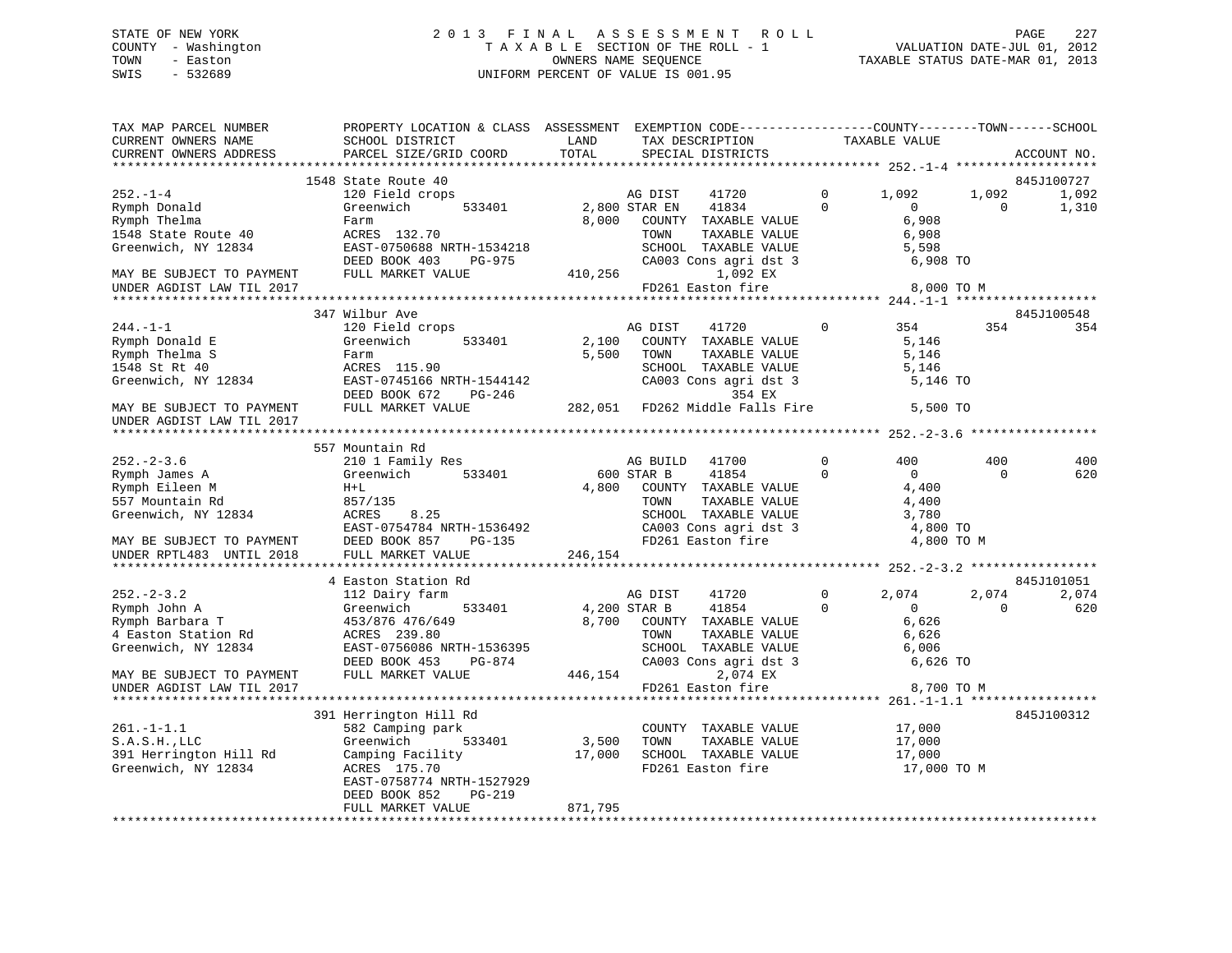STATE OF NEW YORK
COUNTY - Washington
TOWN - Easton
SWIS - 532689

2 0 1 3 F I N A L A S S E S S M E N T R O L L
T A X A B L E SECTION OF THE ROLL - 1
OWNERS NAME SEQUENCE
UNIFORM PERCENT OF VALUE IS 001.95

VALUATION DATE-JUL 01, 2012
TAXABLE STATUS DATE-MAR 01, 2013

```
TAX MAP PARCEL NUMBER          PROPERTY LOCATION & CLASS  ASSESSMENT  EXEMPTION CODE-----------------COUNTY--------TOWN------SCHOOL
CURRENT OWNERS NAME            SCHOOL DISTRICT               LAND      TAX DESCRIPTION            TAXABLE VALUE
CURRENT OWNERS ADDRESS         PARCEL SIZE/GRID COORD        TOTAL     SPECIAL DISTRICTS                                    ACCOUNT NO.
*********************************************************************************************** 252.-1-4 *******************
                               1548 State Route 40                                                                       845J100727
252.-1-4                       120 Field crops                     AG DIST     41720         0      1,092      1,092      1,092
Rymph Donald                   Greenwich        533401       2,800 STAR EN     41834         0          0          0      1,310
Rymph Thelma                   Farm                          8,000    COUNTY  TAXABLE VALUE            6,908
1548 State Route 40            ACRES  132.70                          TOWN    TAXABLE VALUE            6,908
Greenwich, NY 12834            EAST-0750688 NRTH-1534218              SCHOOL  TAXABLE VALUE            5,598
                               DEED BOOK 403     PG-975               CA003 Cons agri dst 3             6,908 TO
MAY BE SUBJECT TO PAYMENT      FULL MARKET VALUE            410,256          1,092 EX
UNDER AGDIST LAW TIL 2017                                             FD261 Easton fire                 8,000 TO M
*********************************************************************************************** 244.-1-1 *******************
                               347 Wilbur Ave                                                                            845J100548
244.-1-1                       120 Field crops                     AG DIST     41720         0        354        354        354
Rymph Donald E                 Greenwich        533401       2,100    COUNTY  TAXABLE VALUE            5,146
Rymph Thelma S                 Farm                          5,500    TOWN    TAXABLE VALUE            5,146
1548 St Rt 40                  ACRES  115.90                          SCHOOL  TAXABLE VALUE            5,146
Greenwich, NY 12834            EAST-0745166 NRTH-1544142              CA003 Cons agri dst 3             5,146 TO
                               DEED BOOK 672     PG-246                      354 EX
MAY BE SUBJECT TO PAYMENT      FULL MARKET VALUE            282,051   FD262 Middle Falls Fire           5,500 TO
UNDER AGDIST LAW TIL 2017
*********************************************************************************************** 252.-2-3.6 *****************
                               557 Mountain Rd
252.-2-3.6                     210 1 Family Res                    AG BUILD    41700         0        400        400        400
Rymph James A                  Greenwich        533401         600 STAR B      41854         0          0          0        620
Rymph Eileen M                 H+L                           4,800    COUNTY  TAXABLE VALUE            4,400
557 Mountain Rd                857/135                                TOWN    TAXABLE VALUE            4,400
Greenwich, NY 12834            ACRES    8.25                          SCHOOL  TAXABLE VALUE            3,780
                               EAST-0754784 NRTH-1536492              CA003 Cons agri dst 3             4,800 TO
MAY BE SUBJECT TO PAYMENT      DEED BOOK 857     PG-135               FD261 Easton fire                 4,800 TO M
UNDER RPTL483  UNTIL 2018      FULL MARKET VALUE            246,154
*********************************************************************************************** 252.-2-3.2 *****************
                               4 Easton Station Rd                                                                       845J101051
252.-2-3.2                     112 Dairy farm                      AG DIST     41720         0      2,074      2,074      2,074
Rymph John A                   Greenwich        533401       4,200 STAR B      41854         0          0          0        620
Rymph Barbara T                453/876 476/649               8,700    COUNTY  TAXABLE VALUE            6,626
4 Easton Station Rd            ACRES  239.80                          TOWN    TAXABLE VALUE            6,626
Greenwich, NY 12834            EAST-0756086 NRTH-1536395              SCHOOL  TAXABLE VALUE            6,006
                               DEED BOOK 453     PG-874               CA003 Cons agri dst 3             6,626 TO
MAY BE SUBJECT TO PAYMENT      FULL MARKET VALUE            446,154          2,074 EX
UNDER AGDIST LAW TIL 2017                                             FD261 Easton fire                 8,700 TO M
*********************************************************************************************** 261.-1-1.1 *****************
                               391 Herrington Hill Rd                                                                    845J100312
261.-1-1.1                     582 Camping park                       COUNTY  TAXABLE VALUE           17,000
S.A.S.H.,LLC                   Greenwich        533401       3,500    TOWN    TAXABLE VALUE           17,000
391 Herrington Hill Rd         Camping Facility             17,000    SCHOOL  TAXABLE VALUE           17,000
Greenwich, NY 12834            ACRES  175.70                          FD261 Easton fire                17,000 TO M
                               EAST-0758774 NRTH-1527929
                               DEED BOOK 852     PG-219
                               FULL MARKET VALUE            871,795
******************************************************************************************************************************
```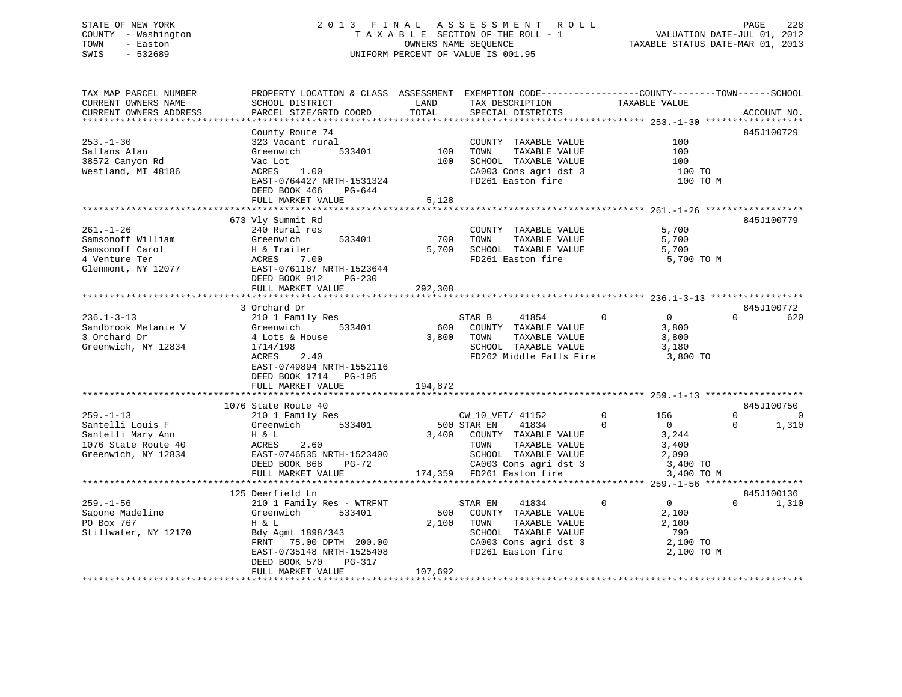STATE OF NEW YORK
COUNTY - Washington
TOWN - Easton
SWIS - 532689

2013 FINAL ASSESSMENT ROLL
TAXABLE SECTION OF THE ROLL - 1
OWNERS NAME SEQUENCE
UNIFORM PERCENT OF VALUE IS 001.95

VALUATION DATE-JUL 01, 2012
TAXABLE STATUS DATE-MAR 01, 2013

```
TAX MAP PARCEL NUMBER          PROPERTY LOCATION & CLASS  ASSESSMENT  EXEMPTION CODE------------------COUNTY--------TOWN------SCHOOL
CURRENT OWNERS NAME            SCHOOL DISTRICT              LAND      TAX DESCRIPTION              TAXABLE VALUE
CURRENT OWNERS ADDRESS         PARCEL SIZE/GRID COORD       TOTAL     SPECIAL DISTRICTS                                        ACCOUNT NO.
******************************************************************************************************* 253.-1-30 ******************
                               County Route 74                                                                            845J100729
253.-1-30                      323 Vacant rural                         COUNTY  TAXABLE VALUE               100
Sallans Alan                   Greenwich      533401          100      TOWN    TAXABLE VALUE               100
38572 Canyon Rd                Vac Lot                         100      SCHOOL  TAXABLE VALUE               100
Westland, MI 48186             ACRES    1.00                            CA003 Cons agri dst 3                100 TO
                               EAST-0764427 NRTH-1531324                FD261 Easton fire                    100 TO M
                               DEED BOOK 466    PG-644
                               FULL MARKET VALUE              5,128
******************************************************************************************************* 261.-1-26 ******************
                               673 Vly Summit Rd                                                                          845J100779
261.-1-26                      240 Rural res                            COUNTY  TAXABLE VALUE             5,700
Samsonoff William              Greenwich      533401          700      TOWN    TAXABLE VALUE             5,700
Samsonoff Carol                H & Trailer                   5,700      SCHOOL  TAXABLE VALUE             5,700
4 Venture Ter                  ACRES    7.00                            FD261 Easton fire                  5,700 TO M
Glenmont, NY 12077             EAST-0761187 NRTH-1523644
                               DEED BOOK 912    PG-230
                               FULL MARKET VALUE            292,308
******************************************************************************************************* 236.1-3-13 *****************
                               3 Orchard Dr                                                                               845J100772
236.1-3-13                     210 1 Family Res                  STAR B     41854          0            0             0          620
Sandbrook Melanie V            Greenwich      533401          600      COUNTY  TAXABLE VALUE             3,800
3 Orchard Dr                   4 Lots & House                3,800      TOWN    TAXABLE VALUE             3,800
Greenwich, NY 12834            1714/198                                 SCHOOL  TAXABLE VALUE             3,180
                               ACRES    2.40                            FD262 Middle Falls Fire            3,800 TO
                               EAST-0749894 NRTH-1552116
                               DEED BOOK 1714   PG-195
                               FULL MARKET VALUE            194,872
******************************************************************************************************* 259.-1-13 ******************
                               1076 State Route 40                                                                        845J100750
259.-1-13                      210 1 Family Res                  CW_10_VET/ 41152          0          156             0            0
Santelli Louis F               Greenwich      533401          500 STAR EN    41834          0            0             0        1,310
Santelli Mary Ann              H & L                         3,400      COUNTY  TAXABLE VALUE             3,244
1076 State Route 40            ACRES    2.60                            TOWN    TAXABLE VALUE             3,400
Greenwich, NY 12834            EAST-0746535 NRTH-1523400                SCHOOL  TAXABLE VALUE             2,090
                               DEED BOOK 868    PG-72                   CA003 Cons agri dst 3              3,400 TO
                               FULL MARKET VALUE            174,359     FD261 Easton fire                  3,400 TO M
******************************************************************************************************* 259.-1-56 ******************
                               125 Deerfield Ln                                                                           845J100136
259.-1-56                      210 1 Family Res - WTRFNT         STAR EN    41834          0            0             0        1,310
Sapone Madeline                Greenwich      533401          500      COUNTY  TAXABLE VALUE             2,100
PO Box 767                     H & L                         2,100      TOWN    TAXABLE VALUE             2,100
Stillwater, NY 12170           Bdy Agmt 1898/343                        SCHOOL  TAXABLE VALUE               790
                               FRNT   75.00 DPTH 200.00                 CA003 Cons agri dst 3              2,100 TO
                               EAST-0735148 NRTH-1525408                FD261 Easton fire                  2,100 TO M
                               DEED BOOK 570    PG-317
                               FULL MARKET VALUE            107,692
************************************************************************************************************************************
```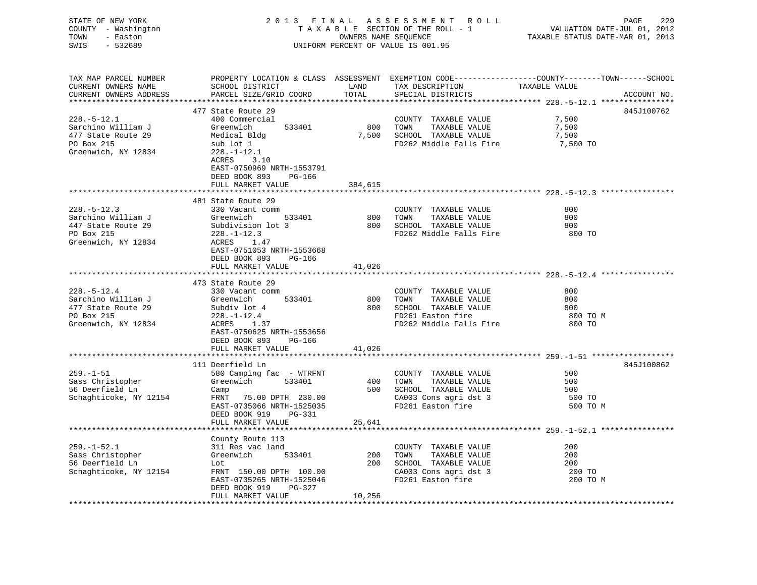STATE OF NEW YORK
COUNTY - Washington
TOWN - Easton
SWIS - 532689

2013 FINAL ASSESSMENT ROLL
TAXABLE SECTION OF THE ROLL - 1
OWNERS NAME SEQUENCE
UNIFORM PERCENT OF VALUE IS 001.95

VALUATION DATE-JUL 01, 2012
TAXABLE STATUS DATE-MAR 01, 2013

```
TAX MAP PARCEL NUMBER          PROPERTY LOCATION & CLASS  ASSESSMENT  EXEMPTION CODE------------------COUNTY--------TOWN------SCHOOL
CURRENT OWNERS NAME            SCHOOL DISTRICT               LAND      TAX DESCRIPTION            TAXABLE VALUE
CURRENT OWNERS ADDRESS         PARCEL SIZE/GRID COORD       TOTAL      SPECIAL DISTRICTS                                    ACCOUNT NO.
******************************************************************************************************* 228.-5-12.1 ****************
                               477 State Route 29                                                                            845J100762
228.-5-12.1                    400 Commercial                          COUNTY  TAXABLE VALUE             7,500
Sarchino William J             Greenwich        533401        800      TOWN    TAXABLE VALUE             7,500
477 State Route 29             Medical Bldg                 7,500      SCHOOL  TAXABLE VALUE             7,500
PO Box 215                     sub lot 1                               FD262 Middle Falls Fire            7,500 TO
Greenwich, NY 12834            228.-1-12.1
                               ACRES    3.10
                               EAST-0750969 NRTH-1553791
                               DEED BOOK 893    PG-166
                               FULL MARKET VALUE          384,615
******************************************************************************************************* 228.-5-12.3 ****************
                               481 State Route 29
228.-5-12.3                    330 Vacant comm                         COUNTY  TAXABLE VALUE               800
Sarchino William J             Greenwich        533401        800      TOWN    TAXABLE VALUE               800
447 State Route 29             Subdivision lot 3              800      SCHOOL  TAXABLE VALUE               800
PO Box 215                     228.-1-12.3                             FD262 Middle Falls Fire              800 TO
Greenwich, NY 12834            ACRES    1.47
                               EAST-0751053 NRTH-1553668
                               DEED BOOK 893    PG-166
                               FULL MARKET VALUE           41,026
******************************************************************************************************* 228.-5-12.4 ****************
                               473 State Route 29
228.-5-12.4                    330 Vacant comm                         COUNTY  TAXABLE VALUE               800
Sarchino William J             Greenwich        533401        800      TOWN    TAXABLE VALUE               800
477 State Route 29             Subdiv lot 4                   800      SCHOOL  TAXABLE VALUE               800
PO Box 215                     228.-1-12.4                             FD261 Easton fire                    800 TO M
Greenwich, NY 12834            ACRES    1.37                           FD262 Middle Falls Fire              800 TO
                               EAST-0750625 NRTH-1553656
                               DEED BOOK 893    PG-166
                               FULL MARKET VALUE           41,026
******************************************************************************************************* 259.-1-51 ******************
                               111 Deerfield Ln                                                                              845J100862
259.-1-51                      580 Camping fac  - WTRFNT               COUNTY  TAXABLE VALUE               500
Sass Christopher               Greenwich        533401        400      TOWN    TAXABLE VALUE               500
56 Deerfield Ln                Camp                           500      SCHOOL  TAXABLE VALUE               500
Schaghticoke, NY 12154         FRNT    75.00 DPTH  230.00              CA003 Cons agri dst 3                500 TO
                               EAST-0735066 NRTH-1525035               FD261 Easton fire                    500 TO M
                               DEED BOOK 919    PG-331
                               FULL MARKET VALUE           25,641
******************************************************************************************************* 259.-1-52.1 ****************
                               County Route 113
259.-1-52.1                    311 Res vac land                        COUNTY  TAXABLE VALUE               200
Sass Christopher               Greenwich        533401        200      TOWN    TAXABLE VALUE               200
56 Deerfield Ln                Lot                            200      SCHOOL  TAXABLE VALUE               200
Schaghticoke, NY 12154         FRNT   150.00 DPTH  100.00              CA003 Cons agri dst 3                200 TO
                               EAST-0735265 NRTH-1525046               FD261 Easton fire                    200 TO M
                               DEED BOOK 919    PG-327
                               FULL MARKET VALUE           10,256
************************************************************************************************************************************
```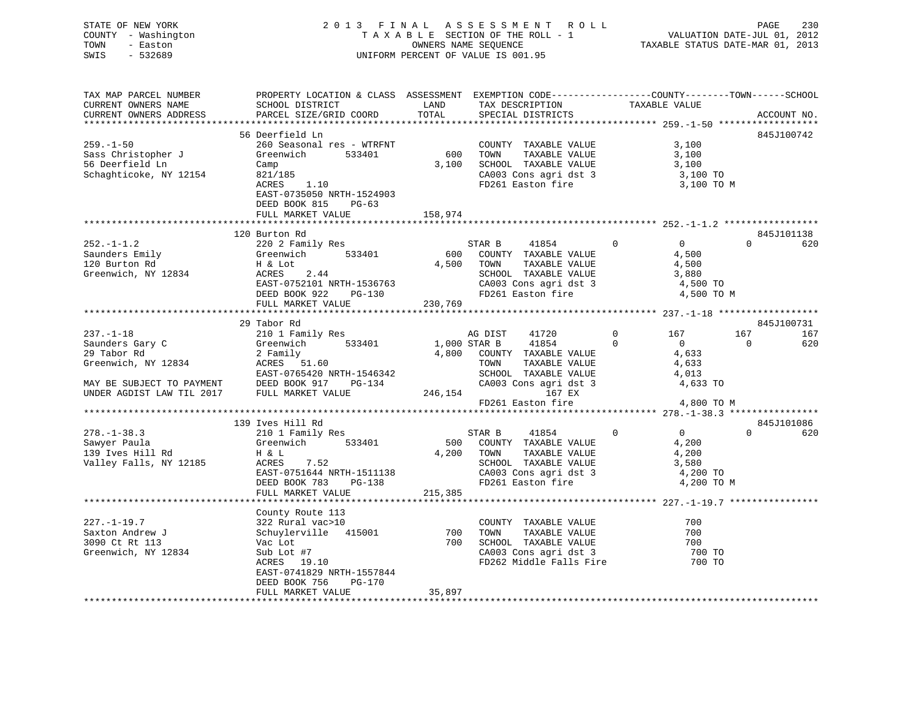STATE OF NEW YORK
COUNTY - Washington
TOWN - Easton
SWIS - 532689

# 2013 FINAL ASSESSMENT ROLL
TAXABLE SECTION OF THE ROLL - 1
OWNERS NAME SEQUENCE
UNIFORM PERCENT OF VALUE IS 001.95

VALUATION DATE-JUL 01, 2012
TAXABLE STATUS DATE-MAR 01, 2013

```
TAX MAP PARCEL NUMBER          PROPERTY LOCATION & CLASS  ASSESSMENT  EXEMPTION CODE------------------COUNTY--------TOWN------SCHOOL
CURRENT OWNERS NAME            SCHOOL DISTRICT               LAND      TAX DESCRIPTION            TAXABLE VALUE
CURRENT OWNERS ADDRESS         PARCEL SIZE/GRID COORD        TOTAL     SPECIAL DISTRICTS                                    ACCOUNT NO.
******************************************************************************************************* 259.-1-50 ******************
                               56 Deerfield Ln                                                                          845J100742
259.-1-50                      260 Seasonal res - WTRFNT            COUNTY  TAXABLE VALUE              3,100
Sass Christopher J             Greenwich      533401        600     TOWN    TAXABLE VALUE              3,100
56 Deerfield Ln                Camp                        3,100    SCHOOL  TAXABLE VALUE              3,100
Schaghticoke, NY 12154         821/185                              CA003 Cons agri dst 3               3,100 TO
                               ACRES    1.10                        FD261 Easton fire                   3,100 TO M
                               EAST-0735050 NRTH-1524903
                               DEED BOOK 815    PG-63
                               FULL MARKET VALUE          158,974
******************************************************************************************************* 252.-1-1.2 *****************
                               120 Burton Rd                                                                            845J101138
252.-1-1.2                     220 2 Family Res                     STAR B     41854          0            0            0       620
Saunders Emily                 Greenwich      533401        600     COUNTY  TAXABLE VALUE              4,500
120 Burton Rd                  H & Lot                     4,500    TOWN    TAXABLE VALUE              4,500
Greenwich, NY 12834            ACRES    2.44                        SCHOOL  TAXABLE VALUE              3,880
                               EAST-0752101 NRTH-1536763            CA003 Cons agri dst 3               4,500 TO
                               DEED BOOK 922    PG-130              FD261 Easton fire                   4,500 TO M
                               FULL MARKET VALUE          230,769
******************************************************************************************************* 237.-1-18 ******************
                               29 Tabor Rd                                                                              845J100731
237.-1-18                      210 1 Family Res                     AG DIST    41720          0          167          167       167
Saunders Gary C                Greenwich      533401      1,000 STAR B     41854          0            0            0       620
29 Tabor Rd                    2 Family                    4,800    COUNTY  TAXABLE VALUE              4,633
Greenwich, NY 12834            ACRES   51.60                        TOWN    TAXABLE VALUE              4,633
                               EAST-0765420 NRTH-1546342            SCHOOL  TAXABLE VALUE              4,013
MAY BE SUBJECT TO PAYMENT      DEED BOOK 917    PG-134              CA003 Cons agri dst 3               4,633 TO
UNDER AGDIST LAW TIL 2017      FULL MARKET VALUE          246,154               167 EX
                                                                    FD261 Easton fire                   4,800 TO M
******************************************************************************************************* 278.-1-38.3 ****************
                               139 Ives Hill Rd                                                                         845J101086
278.-1-38.3                    210 1 Family Res                     STAR B     41854          0            0            0       620
Sawyer Paula                   Greenwich      533401        500     COUNTY  TAXABLE VALUE              4,200
139 Ives Hill Rd               H & L                       4,200    TOWN    TAXABLE VALUE              4,200
Valley Falls, NY 12185         ACRES    7.52                        SCHOOL  TAXABLE VALUE              3,580
                               EAST-0751644 NRTH-1511138            CA003 Cons agri dst 3               4,200 TO
                               DEED BOOK 783    PG-138              FD261 Easton fire                   4,200 TO M
                               FULL MARKET VALUE          215,385
******************************************************************************************************* 227.-1-19.7 ****************
                               County Route 113
227.-1-19.7                    322 Rural vac>10                     COUNTY  TAXABLE VALUE                700
Saxton Andrew J                Schuylerville  415001        700     TOWN    TAXABLE VALUE                700
3090 Ct Rt 113                 Vac Lot                       700    SCHOOL  TAXABLE VALUE                700
Greenwich, NY 12834            Sub Lot #7                           CA003 Cons agri dst 3                 700 TO
                               ACRES   19.10                        FD262 Middle Falls Fire               700 TO
                               EAST-0741829 NRTH-1557844
                               DEED BOOK 756    PG-170
                               FULL MARKET VALUE           35,897
************************************************************************************************************************************
```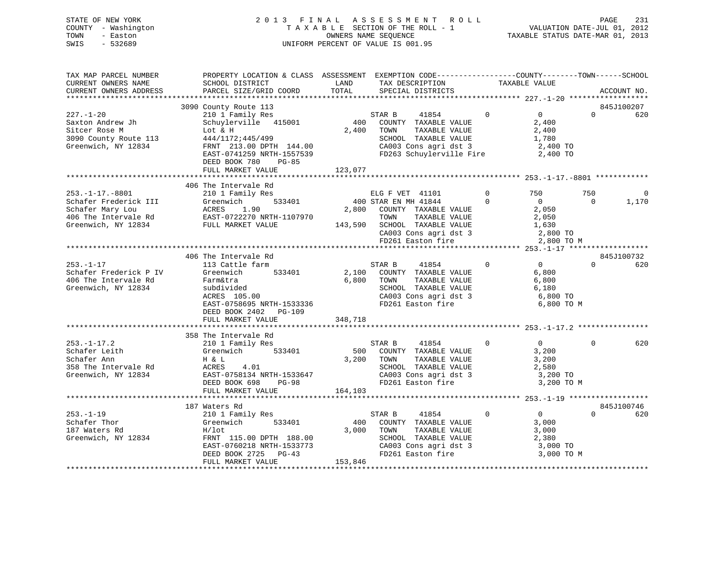STATE OF NEW YORK
COUNTY - Washington
TOWN - Easton
SWIS - 532689

2013 FINAL ASSESSMENT ROLL
TAXABLE SECTION OF THE ROLL - 1
OWNERS NAME SEQUENCE
UNIFORM PERCENT OF VALUE IS 001.95

VALUATION DATE-JUL 01, 2012
TAXABLE STATUS DATE-MAR 01, 2013

```
TAX MAP PARCEL NUMBER          PROPERTY LOCATION & CLASS  ASSESSMENT  EXEMPTION CODE------------------COUNTY--------TOWN------SCHOOL
CURRENT OWNERS NAME            SCHOOL DISTRICT               LAND      TAX DESCRIPTION             TAXABLE VALUE
CURRENT OWNERS ADDRESS         PARCEL SIZE/GRID COORD       TOTAL      SPECIAL DISTRICTS                                    ACCOUNT NO.
******************************************************************************************************* 227.-1-20 ******************
                               3090 County Route 113                                                                     845J100207
227.-1-20                      210 1 Family Res                       STAR B     41854          0          0           0        620
Saxton Andrew Jh               Schuylerville  415001          400     COUNTY  TAXABLE VALUE              2,400
Sitcer Rose M                  Lot & H                       2,400    TOWN    TAXABLE VALUE              2,400
3090 County Route 113          444/1172;445/499                       SCHOOL  TAXABLE VALUE              1,780
Greenwich, NY 12834            FRNT 213.00 DPTH 144.00                CA003 Cons agri dst 3              2,400 TO
                               EAST-0741259 NRTH-1557539              FD263 Schuylerville Fire           2,400 TO
                               DEED BOOK 780     PG-85
                               FULL MARKET VALUE             123,077
******************************************************************************************************* 253.-1-17.-8801 ************
                               406 The Intervale Rd
253.-1-17.-8801                210 1 Family Res                       ELG F VET  41101          0        750         750          0
Schafer Frederick III          Greenwich          533401        400 STAR EN MH 41844            0          0           0      1,170
Schafer Mary Lou               ACRES    1.90                 2,800    COUNTY  TAXABLE VALUE              2,050
406 The Intervale Rd           EAST-0722270 NRTH-1107970              TOWN    TAXABLE VALUE              2,050
Greenwich, NY 12834            FULL MARKET VALUE             143,590  SCHOOL  TAXABLE VALUE              1,630
                                                                      CA003 Cons agri dst 3              2,800 TO
                                                                      FD261 Easton fire                  2,800 TO M
******************************************************************************************************* 253.-1-17 ******************
                               406 The Intervale Rd                                                                      845J100732
253.-1-17                      113 Cattle farm                        STAR B     41854          0          0           0        620
Schafer Frederick P IV         Greenwich          533401      2,100   COUNTY  TAXABLE VALUE              6,800
406 The Intervale Rd           Farm&tra                       6,800   TOWN    TAXABLE VALUE              6,800
Greenwich, NY 12834            subdivided                             SCHOOL  TAXABLE VALUE              6,180
                               ACRES  105.00                          CA003 Cons agri dst 3              6,800 TO
                               EAST-0758695 NRTH-1533336              FD261 Easton fire                  6,800 TO M
                               DEED BOOK 2402    PG-109
                               FULL MARKET VALUE             348,718
******************************************************************************************************* 253.-1-17.2 ****************
                               358 The Intervale Rd
253.-1-17.2                    210 1 Family Res                       STAR B     41854          0          0           0        620
Schafer Leith                  Greenwich          533401        500   COUNTY  TAXABLE VALUE              3,200
Schafer Ann                    H & L                          3,200   TOWN    TAXABLE VALUE              3,200
358 The Intervale Rd           ACRES    4.01                          SCHOOL  TAXABLE VALUE              2,580
Greenwich, NY 12834            EAST-0758134 NRTH-1533647              CA003 Cons agri dst 3              3,200 TO
                               DEED BOOK 698     PG-98                FD261 Easton fire                  3,200 TO M
                               FULL MARKET VALUE             164,103
******************************************************************************************************* 253.-1-19 ******************
                               187 Waters Rd                                                                             845J100746
253.-1-19                      210 1 Family Res                       STAR B     41854          0          0           0        620
Schafer Thor                   Greenwich          533401        400   COUNTY  TAXABLE VALUE              3,000
187 Waters Rd                  H/lot                          3,000   TOWN    TAXABLE VALUE              3,000
Greenwich, NY 12834            FRNT 115.00 DPTH 188.00                SCHOOL  TAXABLE VALUE              2,380
                               EAST-0760218 NRTH-1533773              CA003 Cons agri dst 3              3,000 TO
                               DEED BOOK 2725    PG-43                FD261 Easton fire                  3,000 TO M
                               FULL MARKET VALUE             153,846
************************************************************************************************************************************
```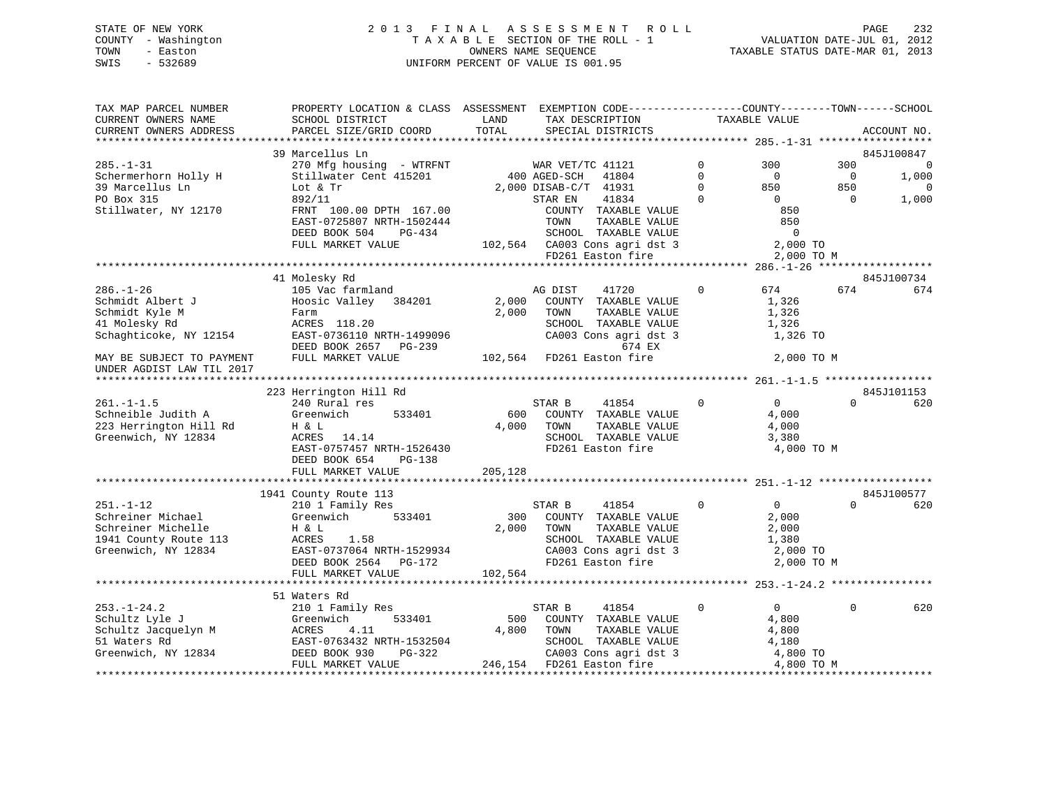STATE OF NEW YORK
COUNTY - Washington
TOWN - Easton
SWIS - 532689

# 2013 FINAL ASSESSMENT ROLL

TAXABLE SECTION OF THE ROLL - 1
OWNERS NAME SEQUENCE
UNIFORM PERCENT OF VALUE IS 001.95

VALUATION DATE-JUL 01, 2012
TAXABLE STATUS DATE-MAR 01, 2013

```
TAX MAP PARCEL NUMBER      PROPERTY LOCATION & CLASS  ASSESSMENT  EXEMPTION CODE------------------COUNTY--------TOWN------SCHOOL
CURRENT OWNERS NAME        SCHOOL DISTRICT               LAND      TAX DESCRIPTION              TAXABLE VALUE
CURRENT OWNERS ADDRESS     PARCEL SIZE/GRID COORD       TOTAL      SPECIAL DISTRICTS                                       ACCOUNT NO.
******************************************************************************************************* 285.-1-31 ******************
                           39 Marcellus Ln                                                                                845J100847
285.-1-31                  270 Mfg housing  - WTRFNT        WAR VET/TC 41121        0         300          300             0
Schermerhorn Holly H       Stillwater Cent 415201        400 AGED-SCH   41804       0           0            0         1,000
39 Marcellus Ln            Lot & Tr                   2,000 DISAB-C/T  41931        0         850          850             0
PO Box 315                 892/11                           STAR EN    41834        0           0            0         1,000
Stillwater, NY 12170       FRNT 100.00 DPTH 167.00          COUNTY  TAXABLE VALUE               850
                           EAST-0725807 NRTH-1502444        TOWN    TAXABLE VALUE               850
                           DEED BOOK 504    PG-434          SCHOOL  TAXABLE VALUE                 0
                           FULL MARKET VALUE          102,564  CA003 Cons agri dst 3           2,000 TO
                                                            FD261 Easton fire               2,000 TO M
******************************************************************************************************* 286.-1-26 ******************
                           41 Molesky Rd                                                                                  845J100734
286.-1-26                  105 Vac farmland                 AG DIST    41720        0         674          674           674
Schmidt Albert J           Hoosic Valley   384201    2,000  COUNTY  TAXABLE VALUE             1,326
Schmidt Kyle M             Farm                      2,000  TOWN    TAXABLE VALUE             1,326
41 Molesky Rd              ACRES  118.20                    SCHOOL  TAXABLE VALUE             1,326
Schaghticoke, NY 12154     EAST-0736110 NRTH-1499096        CA003 Cons agri dst 3           1,326 TO
                           DEED BOOK 2657   PG-239                    674 EX
MAY BE SUBJECT TO PAYMENT  FULL MARKET VALUE          102,564  FD261 Easton fire               2,000 TO M
UNDER AGDIST LAW TIL 2017
******************************************************************************************************* 261.-1-1.5 *****************
                           223 Herrington Hill Rd                                                                         845J101153
261.-1-1.5                 240 Rural res                    STAR B     41854        0           0            0           620
Schneible Judith A         Greenwich       533401      600  COUNTY  TAXABLE VALUE             4,000
223 Herrington Hill Rd     H & L                     4,000  TOWN    TAXABLE VALUE             4,000
Greenwich, NY 12834        ACRES   14.14                    SCHOOL  TAXABLE VALUE             3,380
                           EAST-0757457 NRTH-1526430        FD261 Easton fire               4,000 TO M
                           DEED BOOK 654    PG-138
                           FULL MARKET VALUE          205,128
******************************************************************************************************* 251.-1-12 ******************
                           1941 County Route 113                                                                          845J100577
251.-1-12                  210 1 Family Res                 STAR B     41854        0           0            0           620
Schreiner Michael          Greenwich       533401      300  COUNTY  TAXABLE VALUE             2,000
Schreiner Michelle         H & L                     2,000  TOWN    TAXABLE VALUE             2,000
1941 County Route 113      ACRES    1.58                    SCHOOL  TAXABLE VALUE             1,380
Greenwich, NY 12834        EAST-0737064 NRTH-1529934        CA003 Cons agri dst 3           2,000 TO
                           DEED BOOK 2564   PG-172          FD261 Easton fire               2,000 TO M
                           FULL MARKET VALUE          102,564
******************************************************************************************************* 253.-1-24.2 ****************
                           51 Waters Rd
253.-1-24.2                210 1 Family Res                 STAR B     41854        0           0            0           620
Schultz Lyle J             Greenwich       533401      500  COUNTY  TAXABLE VALUE             4,800
Schultz Jacquelyn M        ACRES    4.11             4,800  TOWN    TAXABLE VALUE             4,800
51 Waters Rd               EAST-0763432 NRTH-1532504        SCHOOL  TAXABLE VALUE             4,180
Greenwich, NY 12834        DEED BOOK 930    PG-322          CA003 Cons agri dst 3           4,800 TO
                           FULL MARKET VALUE          246,154  FD261 Easton fire               4,800 TO M
************************************************************************************************************************************
```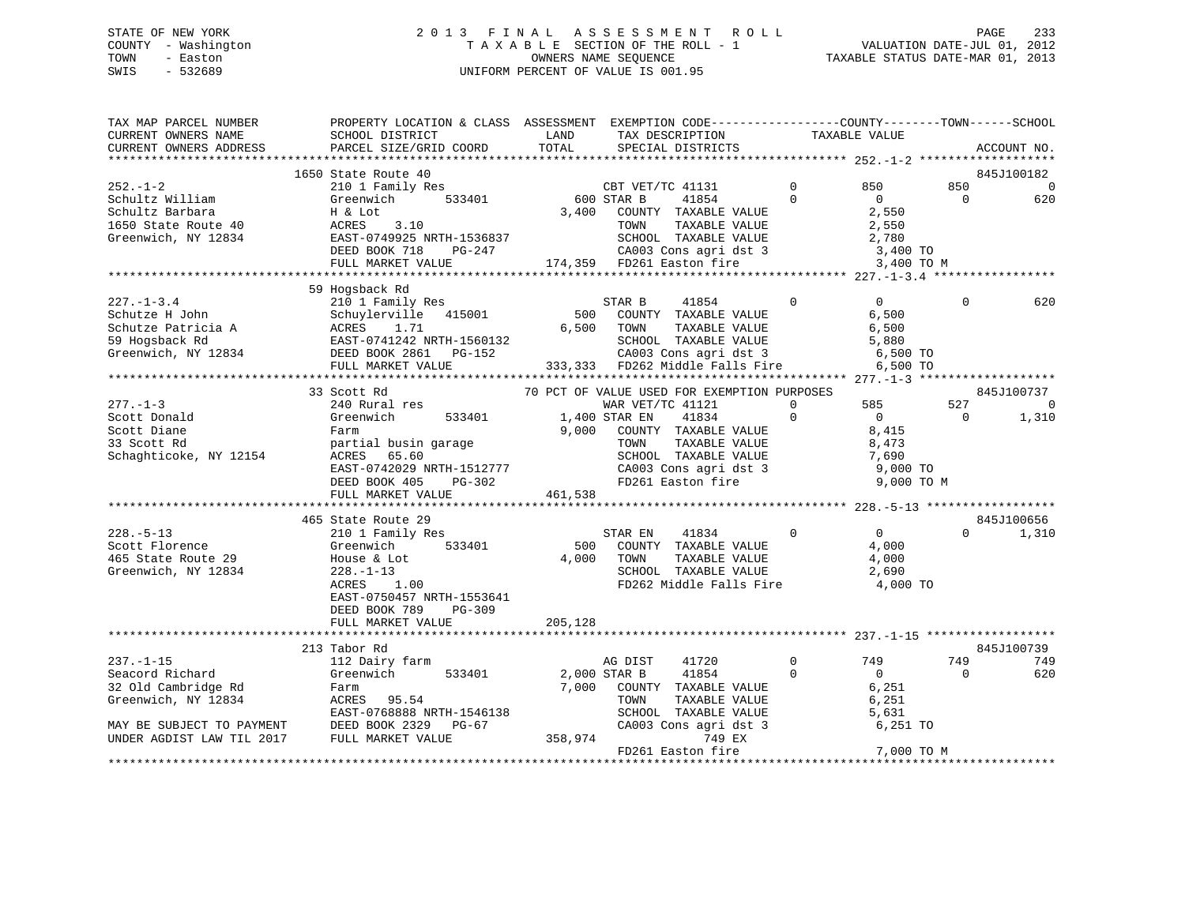STATE OF NEW YORK
COUNTY - Washington
TOWN - Easton
SWIS - 532689

2 0 1 3 F I N A L A S S E S S M E N T R O L L
T A X A B L E SECTION OF THE ROLL - 1
OWNERS NAME SEQUENCE
UNIFORM PERCENT OF VALUE IS 001.95

VALUATION DATE-JUL 01, 2012
TAXABLE STATUS DATE-MAR 01, 2013

| TAX MAP PARCEL NUMBER / CURRENT OWNERS NAME / CURRENT OWNERS ADDRESS | PROPERTY LOCATION & CLASS / SCHOOL DISTRICT / PARCEL SIZE/GRID COORD | ASSESSMENT LAND / TOTAL | EXEMPTION CODE / TAX DESCRIPTION / SPECIAL DISTRICTS | COUNTY TAXABLE VALUE | TOWN | SCHOOL | ACCOUNT NO. |
|---|---|---|---|---|---|---|---|
| **252.-1-2** | 1650 State Route 40 | | | | | | 845J100182 |
| Schultz William | 210 1 Family Res | | CBT VET/TC 41131 0 | 850 | 850 | 0 | |
| Schultz Barbara | Greenwich 533401 | 600 | STAR B 41854 0 | 0 | 0 | 620 | |
| 1650 State Route 40 | H & Lot | 3,400 | COUNTY TAXABLE VALUE | 2,550 | | | |
| Greenwich, NY 12834 | ACRES 3.10 | | TOWN TAXABLE VALUE | 2,550 | | | |
| | EAST-0749925 NRTH-1536837 | | SCHOOL TAXABLE VALUE | 2,780 | | | |
| | DEED BOOK 718 PG-247 | | CA003 Cons agri dst 3 | 3,400 TO | | | |
| | FULL MARKET VALUE | 174,359 | FD261 Easton fire | 3,400 TO M | | | |
| **227.-1-3.4** | 59 Hogsback Rd | | | | | | |
| Schutze H John | 210 1 Family Res | | STAR B 41854 0 | 0 | 0 | 620 | |
| Schutze Patricia A | Schuylerville 415001 | 500 | COUNTY TAXABLE VALUE | 6,500 | | | |
| 59 Hogsback Rd | ACRES 1.71 | 6,500 | TOWN TAXABLE VALUE | 6,500 | | | |
| Greenwich, NY 12834 | EAST-0741242 NRTH-1560132 | | SCHOOL TAXABLE VALUE | 5,880 | | | |
| | DEED BOOK 2861 PG-152 | | CA003 Cons agri dst 3 | 6,500 TO | | | |
| | FULL MARKET VALUE | 333,333 | FD262 Middle Falls Fire | 6,500 TO | | | |
| **277.-1-3** | 33 Scott Rd | | 70 PCT OF VALUE USED FOR EXEMPTION PURPOSES | | | | 845J100737 |
| Scott Donald | 240 Rural res | | WAR VET/TC 41121 0 | 585 | 527 | 0 | |
| Scott Diane | Greenwich 533401 | 1,400 | STAR EN 41834 0 | 0 | 0 | 1,310 | |
| 33 Scott Rd | Farm | 9,000 | COUNTY TAXABLE VALUE | 8,415 | | | |
| Schaghticoke, NY 12154 | partial busin garage | | TOWN TAXABLE VALUE | 8,473 | | | |
| | ACRES 65.60 | | SCHOOL TAXABLE VALUE | 7,690 | | | |
| | EAST-0742029 NRTH-1512777 | | CA003 Cons agri dst 3 | 9,000 TO | | | |
| | DEED BOOK 405 PG-302 | | FD261 Easton fire | 9,000 TO M | | | |
| | FULL MARKET VALUE | 461,538 | | | | | |
| **228.-5-13** | 465 State Route 29 | | | | | | 845J100656 |
| Scott Florence | 210 1 Family Res | | STAR EN 41834 0 | 0 | 0 | 1,310 | |
| 465 State Route 29 | Greenwich 533401 | 500 | COUNTY TAXABLE VALUE | 4,000 | | | |
| Greenwich, NY 12834 | House & Lot | 4,000 | TOWN TAXABLE VALUE | 4,000 | | | |
| | 228.-1-13 | | SCHOOL TAXABLE VALUE | 2,690 | | | |
| | ACRES 1.00 | | FD262 Middle Falls Fire | 4,000 TO | | | |
| | EAST-0750457 NRTH-1553641 | | | | | | |
| | DEED BOOK 789 PG-309 | | | | | | |
| | FULL MARKET VALUE | 205,128 | | | | | |
| **237.-1-15** | 213 Tabor Rd | | | | | | 845J100739 |
| Seacord Richard | 112 Dairy farm | | AG DIST 41720 0 | 749 | 749 | 749 | |
| 32 Old Cambridge Rd | Greenwich 533401 | 2,000 | STAR B 41854 0 | 0 | 0 | 620 | |
| Greenwich, NY 12834 | Farm | 7,000 | COUNTY TAXABLE VALUE | 6,251 | | | |
| | ACRES 95.54 | | TOWN TAXABLE VALUE | 6,251 | | | |
| | EAST-0768888 NRTH-1546138 | | SCHOOL TAXABLE VALUE | 5,631 | | | |
| MAY BE SUBJECT TO PAYMENT | DEED BOOK 2329 PG-67 | | CA003 Cons agri dst 3 | 6,251 TO | | | |
| UNDER AGDIST LAW TIL 2017 | FULL MARKET VALUE | 358,974 | 749 EX | | | | |
| | | | FD261 Easton fire | 7,000 TO M | | | |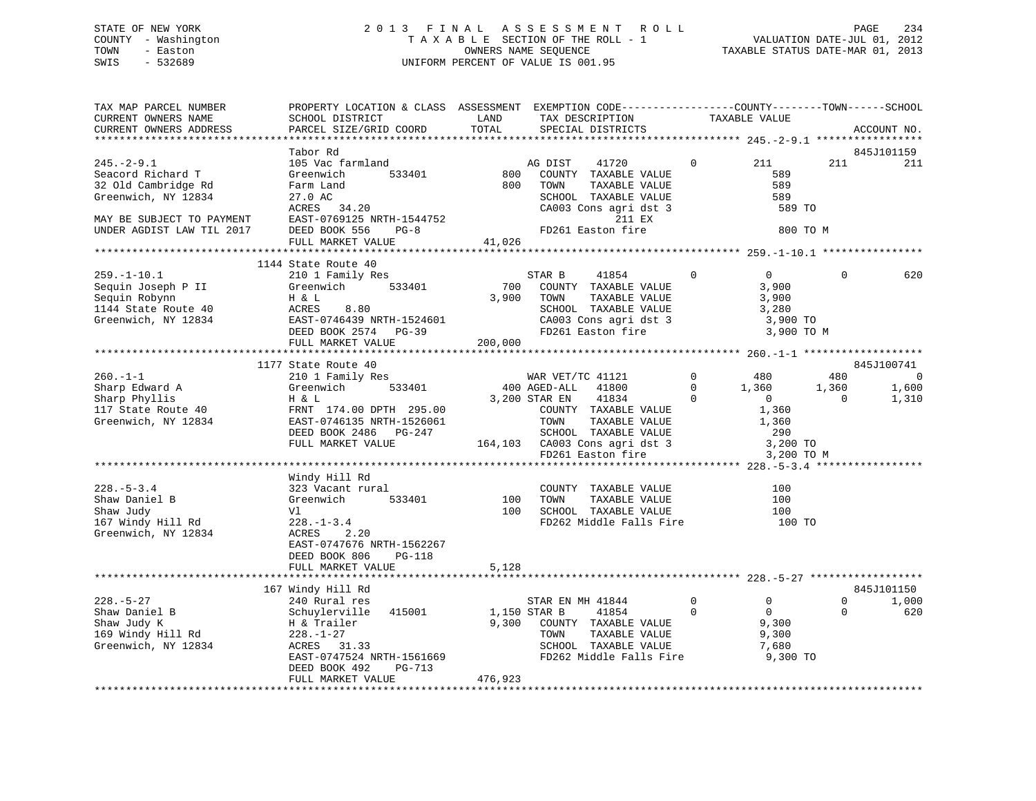STATE OF NEW YORK
COUNTY - Washington
TOWN - Easton
SWIS - 532689

2 0 1 3 F I N A L A S S E S S M E N T R O L L
T A X A B L E SECTION OF THE ROLL - 1
OWNERS NAME SEQUENCE
UNIFORM PERCENT OF VALUE IS 001.95

VALUATION DATE-JUL 01, 2012
TAXABLE STATUS DATE-MAR 01, 2013

```
TAX MAP PARCEL NUMBER          PROPERTY LOCATION & CLASS  ASSESSMENT  EXEMPTION CODE------------------COUNTY--------TOWN------SCHOOL
CURRENT OWNERS NAME            SCHOOL DISTRICT               LAND      TAX DESCRIPTION            TAXABLE VALUE
CURRENT OWNERS ADDRESS         PARCEL SIZE/GRID COORD        TOTAL     SPECIAL DISTRICTS                                      ACCOUNT NO.
******************************************************************************************************* 245.-2-9.1 *****************
                               Tabor Rd                                                                                   845J101159
245.-2-9.1                     105 Vac farmland                       AG DIST    41720        0        211         211         211
Seacord Richard T              Greenwich         533401        800    COUNTY  TAXABLE VALUE              589
32 Old Cambridge Rd            Farm Land                       800    TOWN    TAXABLE VALUE              589
Greenwich, NY 12834            27.0 AC                                SCHOOL  TAXABLE VALUE              589
                               ACRES   34.20                          CA003 Cons agri dst 3               589 TO
MAY BE SUBJECT TO PAYMENT      EAST-0769125 NRTH-1544752                        211 EX
UNDER AGDIST LAW TIL 2017      DEED BOOK 556     PG-8                 FD261 Easton fire                   800 TO M
                               FULL MARKET VALUE              41,026
******************************************************************************************************* 259.-1-10.1 ****************
                               1144 State Route 40
259.-1-10.1                    210 1 Family Res                       STAR B     41854        0          0           0         620
Sequin Joseph P II             Greenwich         533401        700    COUNTY  TAXABLE VALUE            3,900
Sequin Robynn                  H & L                         3,900    TOWN    TAXABLE VALUE            3,900
1144 State Route 40            ACRES    8.80                          SCHOOL  TAXABLE VALUE            3,280
Greenwich, NY 12834            EAST-0746439 NRTH-1524601              CA003 Cons agri dst 3             3,900 TO
                               DEED BOOK 2574   PG-39                 FD261 Easton fire                 3,900 TO M
                               FULL MARKET VALUE             200,000
******************************************************************************************************* 260.-1-1 *******************
                               1177 State Route 40                                                                        845J100741
260.-1-1                       210 1 Family Res                       WAR VET/TC 41121        0        480         480           0
Sharp Edward A                 Greenwich         533401        400 AGED-ALL    41800        0      1,360       1,360       1,600
Sharp Phyllis                  H & L                         3,200 STAR EN     41834        0          0           0       1,310
117 State Route 40             FRNT 174.00 DPTH 295.00                COUNTY  TAXABLE VALUE            1,360
Greenwich, NY 12834            EAST-0746135 NRTH-1526061              TOWN    TAXABLE VALUE            1,360
                               DEED BOOK 2486   PG-247                SCHOOL  TAXABLE VALUE              290
                               FULL MARKET VALUE             164,103  CA003 Cons agri dst 3             3,200 TO
                                                                      FD261 Easton fire                 3,200 TO M
******************************************************************************************************* 228.-5-3.4 *****************
                               Windy Hill Rd
228.-5-3.4                     323 Vacant rural                       COUNTY  TAXABLE VALUE              100
Shaw Daniel B                  Greenwich         533401        100    TOWN    TAXABLE VALUE              100
Shaw Judy                      Vl                              100    SCHOOL  TAXABLE VALUE              100
167 Windy Hill Rd              228.-1-3.4                             FD262 Middle Falls Fire             100 TO
Greenwich, NY 12834            ACRES    2.20
                               EAST-0747676 NRTH-1562267
                               DEED BOOK 806     PG-118
                               FULL MARKET VALUE               5,128
******************************************************************************************************* 228.-5-27 ******************
                               167 Windy Hill Rd                                                                          845J101150
228.-5-27                      240 Rural res                          STAR EN MH 41844        0          0           0       1,000
Shaw Daniel B                  Schuylerville    415001       1,150 STAR B      41854        0          0           0         620
Shaw Judy K                    H & Trailer                   9,300    COUNTY  TAXABLE VALUE            9,300
169 Windy Hill Rd              228.-1-27                              TOWN    TAXABLE VALUE            9,300
Greenwich, NY 12834            ACRES   31.33                          SCHOOL  TAXABLE VALUE            7,680
                               EAST-0747524 NRTH-1561669              FD262 Middle Falls Fire           9,300 TO
                               DEED BOOK 492     PG-713
                               FULL MARKET VALUE             476,923
************************************************************************************************************************************
```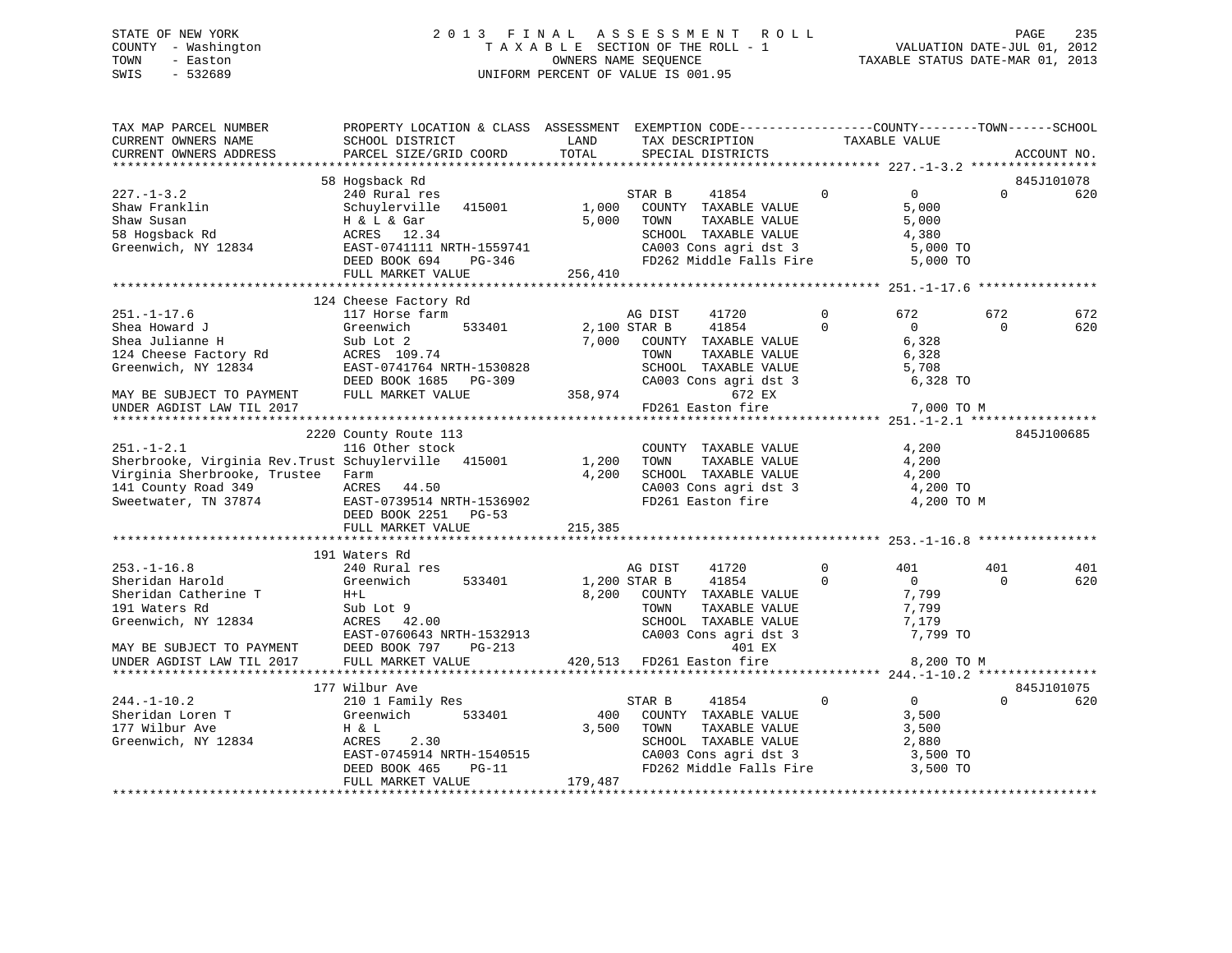STATE OF NEW YORK
COUNTY - Washington
TOWN - Easton
SWIS - 532689

2 0 1 3 F I N A L A S S E S S M E N T R O L L
T A X A B L E SECTION OF THE ROLL - 1
OWNERS NAME SEQUENCE
UNIFORM PERCENT OF VALUE IS 001.95

VALUATION DATE-JUL 01, 2012
TAXABLE STATUS DATE-MAR 01, 2013

```
TAX MAP PARCEL NUMBER          PROPERTY LOCATION & CLASS  ASSESSMENT  EXEMPTION CODE-----------------COUNTY--------TOWN------SCHOOL
CURRENT OWNERS NAME            SCHOOL DISTRICT               LAND      TAX DESCRIPTION            TAXABLE VALUE
CURRENT OWNERS ADDRESS         PARCEL SIZE/GRID COORD        TOTAL     SPECIAL DISTRICTS                                   ACCOUNT NO.
******************************************************************************************************* 227.-1-3.2 *****************
                               58 Hogsback Rd                                                                          845J101078
227.-1-3.2                     240 Rural res                          STAR B     41854          0          0          0        620
Shaw Franklin                  Schuylerville   415001        1,000    COUNTY  TAXABLE VALUE              5,000
Shaw Susan                     H & L & Gar                   5,000    TOWN    TAXABLE VALUE              5,000
58 Hogsback Rd                 ACRES  12.34                           SCHOOL  TAXABLE VALUE              4,380
Greenwich, NY 12834            EAST-0741111 NRTH-1559741              CA003 Cons agri dst 3               5,000 TO
                               DEED BOOK 694    PG-346                FD262 Middle Falls Fire             5,000 TO
                               FULL MARKET VALUE           256,410
******************************************************************************************************* 251.-1-17.6 ****************
                               124 Cheese Factory Rd
251.-1-17.6                    117 Horse farm                         AG DIST    41720          0        672        672        672
Shea Howard J                  Greenwich       533401        2,100 STAR B      41854          0          0          0        620
Shea Julianne H                Sub Lot 2                     7,000    COUNTY  TAXABLE VALUE              6,328
124 Cheese Factory Rd          ACRES 109.74                           TOWN    TAXABLE VALUE              6,328
Greenwich, NY 12834            EAST-0741764 NRTH-1530828              SCHOOL  TAXABLE VALUE              5,708
                               DEED BOOK 1685   PG-309                CA003 Cons agri dst 3               6,328 TO
MAY BE SUBJECT TO PAYMENT      FULL MARKET VALUE           358,974         672 EX
UNDER AGDIST LAW TIL 2017                                             FD261 Easton fire                   7,000 TO M
******************************************************************************************************* 251.-1-2.1 *****************
                               2220 County Route 113                                                                   845J100685
251.-1-2.1                     116 Other stock                        COUNTY  TAXABLE VALUE              4,200
Sherbrooke, Virginia Rev.Trust Schuylerville   415001        1,200    TOWN    TAXABLE VALUE              4,200
Virginia Sherbrooke, Trustee   Farm                          4,200    SCHOOL  TAXABLE VALUE              4,200
141 County Road 349            ACRES  44.50                           CA003 Cons agri dst 3               4,200 TO
Sweetwater, TN 37874           EAST-0739514 NRTH-1536902              FD261 Easton fire                   4,200 TO M
                               DEED BOOK 2251   PG-53
                               FULL MARKET VALUE           215,385
******************************************************************************************************* 253.-1-16.8 ****************
                               191 Waters Rd
253.-1-16.8                    240 Rural res                          AG DIST    41720          0        401        401        401
Sheridan Harold                Greenwich       533401        1,200 STAR B      41854          0          0          0        620
Sheridan Catherine T           H+L                           8,200    COUNTY  TAXABLE VALUE              7,799
191 Waters Rd                  Sub Lot 9                              TOWN    TAXABLE VALUE              7,799
Greenwich, NY 12834            ACRES  42.00                           SCHOOL  TAXABLE VALUE              7,179
                               EAST-0760643 NRTH-1532913              CA003 Cons agri dst 3               7,799 TO
MAY BE SUBJECT TO PAYMENT      DEED BOOK 797    PG-213                     401 EX
UNDER AGDIST LAW TIL 2017      FULL MARKET VALUE           420,513    FD261 Easton fire                   8,200 TO M
******************************************************************************************************* 244.-1-10.2 ****************
                               177 Wilbur Ave                                                                          845J101075
244.-1-10.2                    210 1 Family Res                       STAR B     41854          0          0          0        620
Sheridan Loren T               Greenwich       533401          400    COUNTY  TAXABLE VALUE              3,500
177 Wilbur Ave                 H & L                         3,500    TOWN    TAXABLE VALUE              3,500
Greenwich, NY 12834            ACRES   2.30                           SCHOOL  TAXABLE VALUE              2,880
                               EAST-0745914 NRTH-1540515              CA003 Cons agri dst 3               3,500 TO
                               DEED BOOK 465    PG-11                 FD262 Middle Falls Fire             3,500 TO
                               FULL MARKET VALUE           179,487
************************************************************************************************************************************
```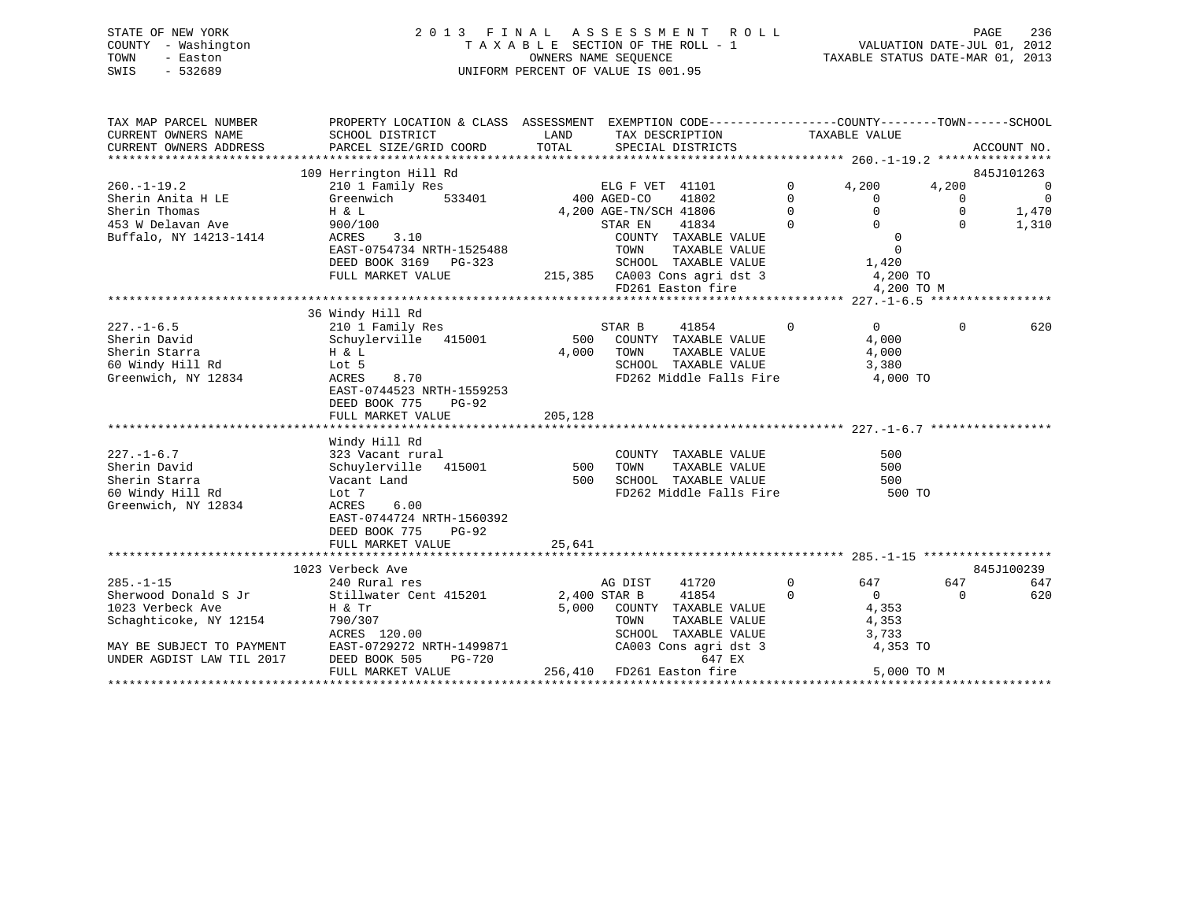STATE OF NEW YORK
COUNTY - Washington
TOWN - Easton
SWIS - 532689

2 0 1 3 F I N A L A S S E S S M E N T R O L L
T A X A B L E SECTION OF THE ROLL - 1
OWNERS NAME SEQUENCE
UNIFORM PERCENT OF VALUE IS 001.95

VALUATION DATE-JUL 01, 2012
TAXABLE STATUS DATE-MAR 01, 2013

```
TAX MAP PARCEL NUMBER         PROPERTY LOCATION & CLASS  ASSESSMENT  EXEMPTION CODE------------------COUNTY--------TOWN------SCHOOL
CURRENT OWNERS NAME           SCHOOL DISTRICT              LAND      TAX DESCRIPTION             TAXABLE VALUE
CURRENT OWNERS ADDRESS        PARCEL SIZE/GRID COORD       TOTAL     SPECIAL DISTRICTS                                    ACCOUNT NO.
******************************************************************************************* 260.-1-19.2 ****************
                              109 Herrington Hill Rd                                                                845J101263
260.-1-19.2                   210 1 Family Res                    ELG F VET  41101          0       4,200       4,200           0
Sherin Anita H LE             Greenwich        533401          400 AGED-CO    41802          0           0           0           0
Sherin Thomas                 H & L                          4,200 AGE-TN/SCH 41806          0           0           0       1,470
453 W Delavan Ave             900/100                               STAR EN    41834          0           0           0       1,310
Buffalo, NY 14213-1414        ACRES    3.10                          COUNTY  TAXABLE VALUE                   0
                              EAST-0754734 NRTH-1525488              TOWN    TAXABLE VALUE                   0
                              DEED BOOK 3169   PG-323                SCHOOL  TAXABLE VALUE               1,420
                              FULL MARKET VALUE            215,385   CA003 Cons agri dst 3               4,200 TO
                                                                     FD261 Easton fire                   4,200 TO M
******************************************************************************************* 227.-1-6.5 *****************
                              36 Windy Hill Rd
227.-1-6.5                    210 1 Family Res                    STAR B     41854          0           0           0         620
Sherin David                  Schuylerville    415001          500   COUNTY  TAXABLE VALUE               4,000
Sherin Starra                 H & L                          4,000   TOWN    TAXABLE VALUE               4,000
60 Windy Hill Rd              Lot 5                                  SCHOOL  TAXABLE VALUE               3,380
Greenwich, NY 12834           ACRES    8.70                          FD262 Middle Falls Fire             4,000 TO
                              EAST-0744523 NRTH-1559253
                              DEED BOOK 775    PG-92
                              FULL MARKET VALUE            205,128
******************************************************************************************* 227.-1-6.7 *****************
                              Windy Hill Rd
227.-1-6.7                    323 Vacant rural                       COUNTY  TAXABLE VALUE                 500
Sherin David                  Schuylerville    415001          500   TOWN    TAXABLE VALUE                 500
Sherin Starra                 Vacant Land                      500   SCHOOL  TAXABLE VALUE                 500
60 Windy Hill Rd              Lot 7                                  FD262 Middle Falls Fire               500 TO
Greenwich, NY 12834           ACRES    6.00
                              EAST-0744724 NRTH-1560392
                              DEED BOOK 775    PG-92
                              FULL MARKET VALUE             25,641
******************************************************************************************* 285.-1-15 ******************
                              1023 Verbeck Ave                                                                      845J100239
285.-1-15                     240 Rural res                        AG DIST    41720          0         647         647         647
Sherwood Donald S Jr          Stillwater Cent 415201         2,400 STAR B     41854          0           0           0         620
1023 Verbeck Ave              H & Tr                         5,000   COUNTY  TAXABLE VALUE               4,353
Schaghticoke, NY 12154        790/307                                TOWN    TAXABLE VALUE               4,353
                              ACRES  120.00                          SCHOOL  TAXABLE VALUE               3,733
MAY BE SUBJECT TO PAYMENT     EAST-0729272 NRTH-1499871              CA003 Cons agri dst 3               4,353 TO
UNDER AGDIST LAW TIL 2017     DEED BOOK 505    PG-720                          647 EX
                              FULL MARKET VALUE            256,410   FD261 Easton fire                   5,000 TO M
****************************************************************************************************************************
```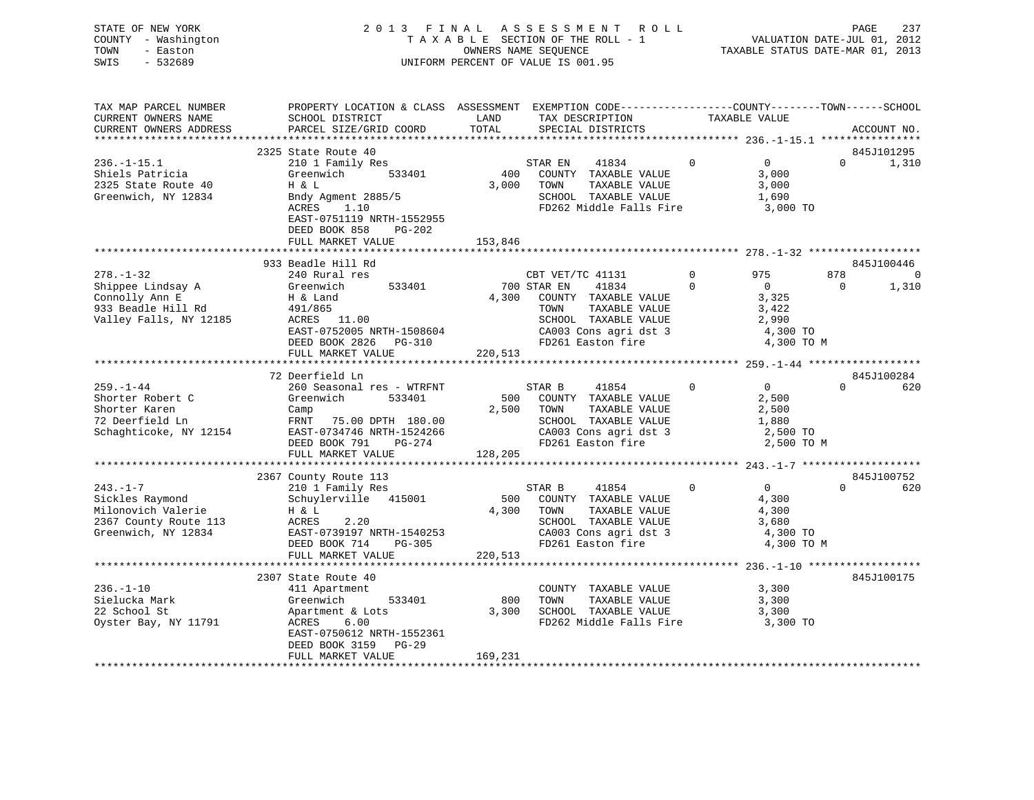STATE OF NEW YORK — 2013 FINAL ASSESSMENT ROLL

COUNTY - Washington — TAXABLE SECTION OF THE ROLL - 1 — VALUATION DATE-JUL 01, 2012

TOWN - Easton — OWNERS NAME SEQUENCE — TAXABLE STATUS DATE-MAR 01, 2013

SWIS - 532689 — UNIFORM PERCENT OF VALUE IS 001.95

| TAX MAP PARCEL NUMBER / CURRENT OWNERS NAME / CURRENT OWNERS ADDRESS | PROPERTY LOCATION & CLASS / SCHOOL DISTRICT / PARCEL SIZE/GRID COORD | ASSESSMENT LAND | TOTAL | EXEMPTION CODE / TAX DESCRIPTION / SPECIAL DISTRICTS | | COUNTY TAXABLE VALUE | TOWN | SCHOOL | ACCOUNT NO. |
|---|---|---|---|---|---|---|---|---|---|
| **236.-1-15.1** | 2325 State Route 40 | | | | | | | | 845J101295 |
| Shiels Patricia | 210 1 Family Res | | | STAR EN 41834 | 0 | 0 | 0 | 1,310 | |
| 2325 State Route 40 | Greenwich 533401 | 400 | | COUNTY TAXABLE VALUE | | 3,000 | | | |
| Greenwich, NY 12834 | H & L | | 3,000 | TOWN TAXABLE VALUE | | 3,000 | | | |
| | Bndy Agment 2885/5 | | | SCHOOL TAXABLE VALUE | | 1,690 | | | |
| | ACRES 1.10 | | | FD262 Middle Falls Fire | | 3,000 TO | | | |
| | EAST-0751119 NRTH-1552955 | | | | | | | | |
| | DEED BOOK 858 PG-202 | | | | | | | | |
| | FULL MARKET VALUE | | 153,846 | | | | | | |
| **278.-1-32** | 933 Beadle Hill Rd | | | | | | | | 845J100446 |
| Shippee Lindsay A | 240 Rural res | | | CBT VET/TC 41131 | 0 | 975 | 878 | 0 | |
| Connolly Ann E | Greenwich 533401 | 700 | | STAR EN 41834 | 0 | 0 | 0 | 1,310 | |
| 933 Beadle Hill Rd | H & Land | | 4,300 | COUNTY TAXABLE VALUE | | 3,325 | | | |
| Valley Falls, NY 12185 | 491/865 | | | TOWN TAXABLE VALUE | | 3,422 | | | |
| | ACRES 11.00 | | | SCHOOL TAXABLE VALUE | | 2,990 | | | |
| | EAST-0752005 NRTH-1508604 | | | CA003 Cons agri dst 3 | | 4,300 TO | | | |
| | DEED BOOK 2826 PG-310 | | | FD261 Easton fire | | 4,300 TO M | | | |
| | FULL MARKET VALUE | | 220,513 | | | | | | |
| **259.-1-44** | 72 Deerfield Ln | | | | | | | | 845J100284 |
| Shorter Robert C | 260 Seasonal res - WTRFNT | | | STAR B 41854 | 0 | 0 | 0 | 620 | |
| Shorter Karen | Greenwich 533401 | 500 | | COUNTY TAXABLE VALUE | | 2,500 | | | |
| 72 Deerfield Ln | Camp | | 2,500 | TOWN TAXABLE VALUE | | 2,500 | | | |
| Schaghticoke, NY 12154 | FRNT 75.00 DPTH 180.00 | | | SCHOOL TAXABLE VALUE | | 1,880 | | | |
| | EAST-0734746 NRTH-1524266 | | | CA003 Cons agri dst 3 | | 2,500 TO | | | |
| | DEED BOOK 791 PG-274 | | | FD261 Easton fire | | 2,500 TO M | | | |
| | FULL MARKET VALUE | | 128,205 | | | | | | |
| **243.-1-7** | 2367 County Route 113 | | | | | | | | 845J100752 |
| Sickles Raymond | 210 1 Family Res | | | STAR B 41854 | 0 | 0 | 0 | 620 | |
| Milonovich Valerie | Schuylerville 415001 | 500 | | COUNTY TAXABLE VALUE | | 4,300 | | | |
| 2367 County Route 113 | H & L | | 4,300 | TOWN TAXABLE VALUE | | 4,300 | | | |
| Greenwich, NY 12834 | ACRES 2.20 | | | SCHOOL TAXABLE VALUE | | 3,680 | | | |
| | EAST-0739197 NRTH-1540253 | | | CA003 Cons agri dst 3 | | 4,300 TO | | | |
| | DEED BOOK 714 PG-305 | | | FD261 Easton fire | | 4,300 TO M | | | |
| | FULL MARKET VALUE | | 220,513 | | | | | | |
| **236.-1-10** | 2307 State Route 40 | | | | | | | | 845J100175 |
| Sielucka Mark | 411 Apartment | | | COUNTY TAXABLE VALUE | | 3,300 | | | |
| 22 School St | Greenwich 533401 | 800 | | TOWN TAXABLE VALUE | | 3,300 | | | |
| Oyster Bay, NY 11791 | Apartment & Lots | | 3,300 | SCHOOL TAXABLE VALUE | | 3,300 | | | |
| | ACRES 6.00 | | | FD262 Middle Falls Fire | | 3,300 TO | | | |
| | EAST-0750612 NRTH-1552361 | | | | | | | | |
| | DEED BOOK 3159 PG-29 | | | | | | | | |
| | FULL MARKET VALUE | | 169,231 | | | | | | |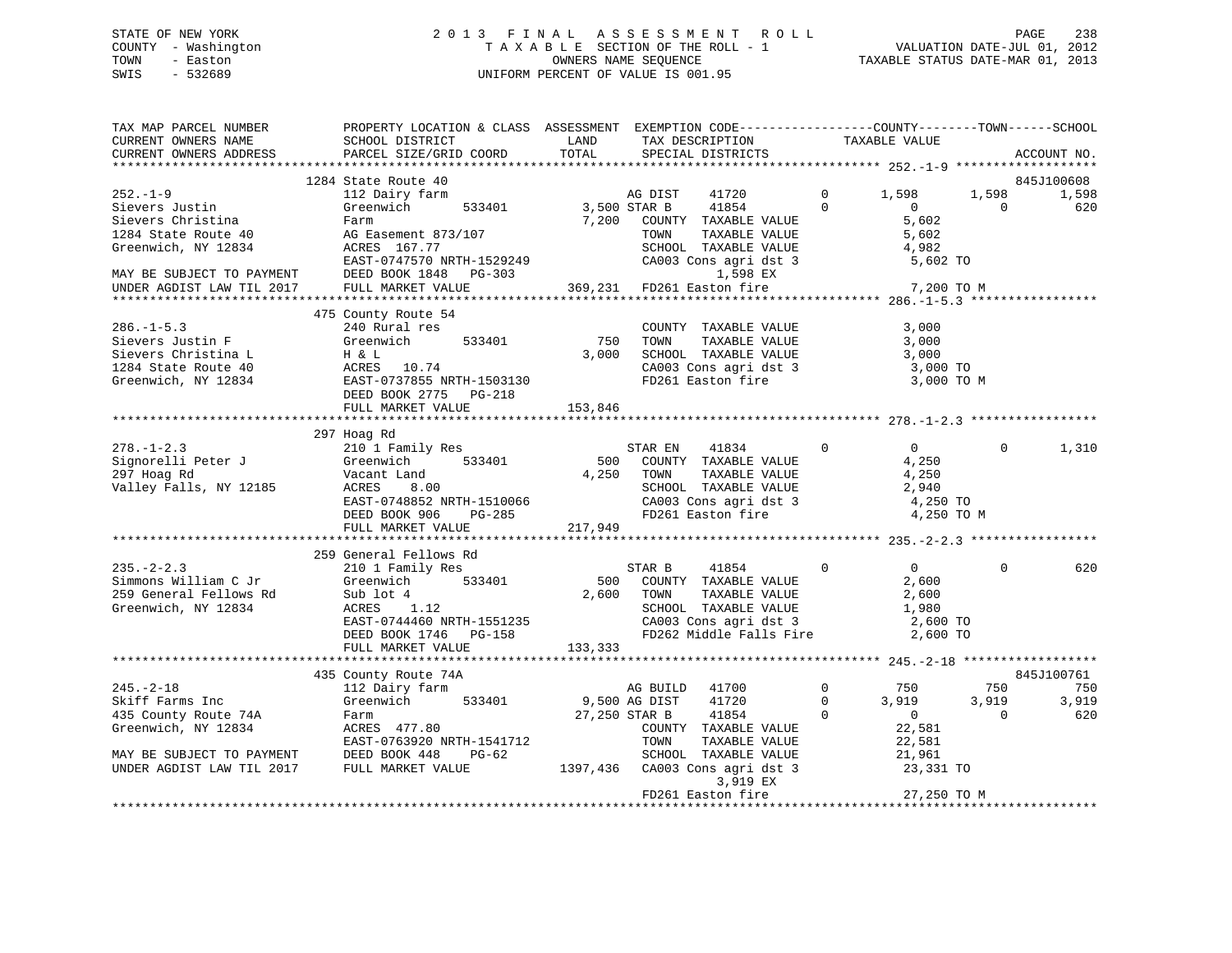STATE OF NEW YORK
COUNTY - Washington
TOWN - Easton
SWIS - 532689

2013 FINAL ASSESSMENT ROLL
TAXABLE SECTION OF THE ROLL - 1
OWNERS NAME SEQUENCE
UNIFORM PERCENT OF VALUE IS 001.95

VALUATION DATE-JUL 01, 2012
TAXABLE STATUS DATE-MAR 01, 2013

```
TAX MAP PARCEL NUMBER          PROPERTY LOCATION & CLASS  ASSESSMENT  EXEMPTION CODE-----------------COUNTY--------TOWN------SCHOOL
CURRENT OWNERS NAME            SCHOOL DISTRICT               LAND      TAX DESCRIPTION            TAXABLE VALUE
CURRENT OWNERS ADDRESS         PARCEL SIZE/GRID COORD        TOTAL     SPECIAL DISTRICTS                                    ACCOUNT NO.
******************************************************************************************************* 252.-1-9 ******************
                               1284 State Route 40                                                                           845J100608
252.-1-9                       112 Dairy farm                     AG DIST    41720         0      1,598       1,598         1,598
Sievers Justin                 Greenwich      533401        3,500 STAR B     41854         0          0           0           620
Sievers Christina              Farm                          7,200   COUNTY  TAXABLE VALUE            5,602
1284 State Route 40            AG Easement 873/107                   TOWN    TAXABLE VALUE            5,602
Greenwich, NY 12834            ACRES 167.77                          SCHOOL  TAXABLE VALUE            4,982
                               EAST-0747570 NRTH-1529249             CA003 Cons agri dst 3             5,602 TO
MAY BE SUBJECT TO PAYMENT      DEED BOOK 1848   PG-303                      1,598 EX
UNDER AGDIST LAW TIL 2017      FULL MARKET VALUE           369,231   FD261 Easton fire                 7,200 TO M
******************************************************************************************************* 286.-1-5.3 ****************
                               475 County Route 54
286.-1-5.3                     240 Rural res                         COUNTY  TAXABLE VALUE            3,000
Sievers Justin F               Greenwich      533401          750    TOWN    TAXABLE VALUE            3,000
Sievers Christina L            H & L                         3,000   SCHOOL  TAXABLE VALUE            3,000
1284 State Route 40            ACRES  10.74                          CA003 Cons agri dst 3             3,000 TO
Greenwich, NY 12834            EAST-0737855 NRTH-1503130             FD261 Easton fire                 3,000 TO M
                               DEED BOOK 2775   PG-218
                               FULL MARKET VALUE           153,846
******************************************************************************************************* 278.-1-2.3 ****************
                               297 Hoag Rd
278.-1-2.3                     210 1 Family Res                   STAR EN    41834         0          0           0         1,310
Signorelli Peter J             Greenwich      533401          500   COUNTY  TAXABLE VALUE            4,250
297 Hoag Rd                    Vacant Land                   4,250   TOWN    TAXABLE VALUE            4,250
Valley Falls, NY 12185         ACRES   8.00                          SCHOOL  TAXABLE VALUE            2,940
                               EAST-0748852 NRTH-1510066             CA003 Cons agri dst 3             4,250 TO
                               DEED BOOK 906    PG-285               FD261 Easton fire                 4,250 TO M
                               FULL MARKET VALUE           217,949
******************************************************************************************************* 235.-2-2.3 ****************
                               259 General Fellows Rd
235.-2-2.3                     210 1 Family Res                   STAR B     41854         0          0           0           620
Simmons William C Jr           Greenwich      533401          500   COUNTY  TAXABLE VALUE            2,600
259 General Fellows Rd         Sub lot 4                     2,600   TOWN    TAXABLE VALUE            2,600
Greenwich, NY 12834            ACRES   1.12                          SCHOOL  TAXABLE VALUE            1,980
                               EAST-0744460 NRTH-1551235             CA003 Cons agri dst 3             2,600 TO
                               DEED BOOK 1746   PG-158               FD262 Middle Falls Fire           2,600 TO
                               FULL MARKET VALUE           133,333
******************************************************************************************************* 245.-2-18 *****************
                               435 County Route 74A                                                                          845J100761
245.-2-18                      112 Dairy farm                     AG BUILD   41700         0        750         750           750
Skiff Farms Inc                Greenwich      533401        9,500 AG DIST    41720         0      3,919       3,919         3,919
435 County Route 74A           Farm                        27,250 STAR B     41854         0          0           0           620
Greenwich, NY 12834            ACRES 477.80                          COUNTY  TAXABLE VALUE           22,581
                               EAST-0763920 NRTH-1541712             TOWN    TAXABLE VALUE           22,581
MAY BE SUBJECT TO PAYMENT      DEED BOOK 448    PG-62                SCHOOL  TAXABLE VALUE           21,961
UNDER AGDIST LAW TIL 2017      FULL MARKET VALUE          1397,436   CA003 Cons agri dst 3            23,331 TO
                                                                            3,919 EX
                                                                     FD261 Easton fire                27,250 TO M
************************************************************************************************************************************
```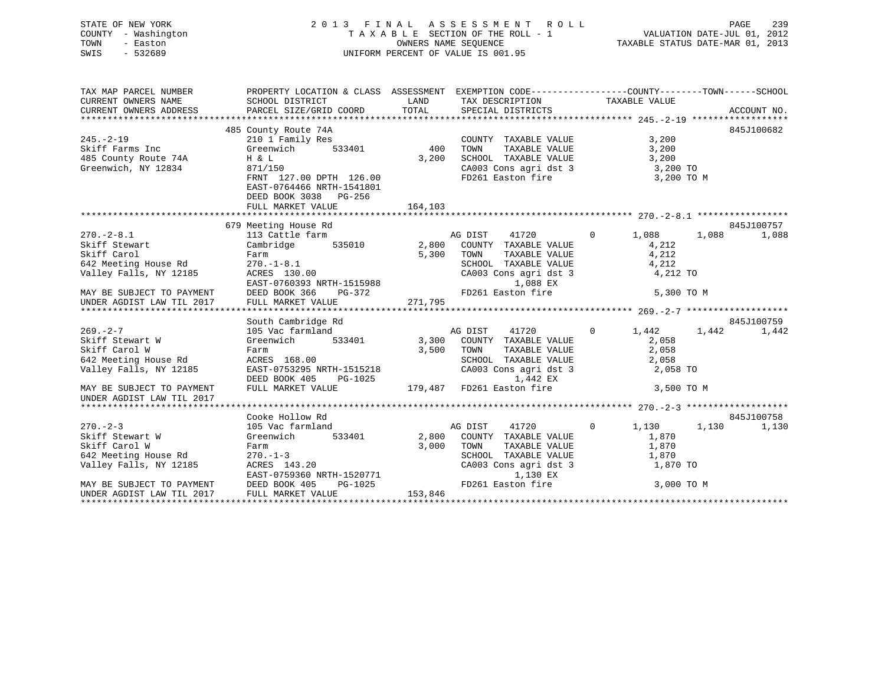STATE OF NEW YORK
COUNTY - Washington
TOWN - Easton
SWIS - 532689

2013 FINAL ASSESSMENT ROLL
TAXABLE SECTION OF THE ROLL - 1
OWNERS NAME SEQUENCE
UNIFORM PERCENT OF VALUE IS 001.95

VALUATION DATE-JUL 01, 2012
TAXABLE STATUS DATE-MAR 01, 2013

| TAX MAP PARCEL NUMBER / CURRENT OWNERS NAME / CURRENT OWNERS ADDRESS | PROPERTY LOCATION & CLASS / SCHOOL DISTRICT / PARCEL SIZE/GRID COORD | ASSESSMENT LAND / TOTAL | EXEMPTION CODE / TAX DESCRIPTION / SPECIAL DISTRICTS | COUNTY TAXABLE VALUE | TOWN | SCHOOL | ACCOUNT NO. |
|---|---|---|---|---|---|---|---|
| **245.-2-19** | 485 County Route 74A | | | | | | 845J100682 |
| 245.-2-19 | 210 1 Family Res | | COUNTY TAXABLE VALUE | 3,200 | | | |
| Skiff Farms Inc | Greenwich 533401 | 400 | TOWN TAXABLE VALUE | 3,200 | | | |
| 485 County Route 74A | H & L | 3,200 | SCHOOL TAXABLE VALUE | 3,200 | | | |
| Greenwich, NY 12834 | 871/150 | | CA003 Cons agri dst 3 | 3,200 TO | | | |
| | FRNT 127.00 DPTH 126.00 | | FD261 Easton fire | 3,200 TO M | | | |
| | EAST-0764466 NRTH-1541801 | | | | | | |
| | DEED BOOK 3038 PG-256 | | | | | | |
| | FULL MARKET VALUE | 164,103 | | | | | |
| **270.-2-8.1** | 679 Meeting House Rd | | | | | | 845J100757 |
| 270.-2-8.1 | 113 Cattle farm | | AG DIST 41720 0 | 1,088 | 1,088 | 1,088 | |
| Skiff Stewart | Cambridge 535010 | 2,800 | COUNTY TAXABLE VALUE | 4,212 | | | |
| Skiff Carol | Farm | 5,300 | TOWN TAXABLE VALUE | 4,212 | | | |
| 642 Meeting House Rd | 270.-1-8.1 | | SCHOOL TAXABLE VALUE | 4,212 | | | |
| Valley Falls, NY 12185 | ACRES 130.00 | | CA003 Cons agri dst 3 | 4,212 TO | | | |
| | EAST-0760393 NRTH-1515988 | | 1,088 EX | | | | |
| MAY BE SUBJECT TO PAYMENT | DEED BOOK 366 PG-372 | | FD261 Easton fire | 5,300 TO M | | | |
| UNDER AGDIST LAW TIL 2017 | FULL MARKET VALUE | 271,795 | | | | | |
| **269.-2-7** | South Cambridge Rd | | | | | | 845J100759 |
| 269.-2-7 | 105 Vac farmland | | AG DIST 41720 0 | 1,442 | 1,442 | 1,442 | |
| Skiff Stewart W | Greenwich 533401 | 3,300 | COUNTY TAXABLE VALUE | 2,058 | | | |
| Skiff Carol W | Farm | 3,500 | TOWN TAXABLE VALUE | 2,058 | | | |
| 642 Meeting House Rd | ACRES 168.00 | | SCHOOL TAXABLE VALUE | 2,058 | | | |
| Valley Falls, NY 12185 | EAST-0753295 NRTH-1515218 | | CA003 Cons agri dst 3 | 2,058 TO | | | |
| | DEED BOOK 405 PG-1025 | | 1,442 EX | | | | |
| MAY BE SUBJECT TO PAYMENT | FULL MARKET VALUE | 179,487 | FD261 Easton fire | 3,500 TO M | | | |
| UNDER AGDIST LAW TIL 2017 | | | | | | | |
| **270.-2-3** | Cooke Hollow Rd | | | | | | 845J100758 |
| 270.-2-3 | 105 Vac farmland | | AG DIST 41720 0 | 1,130 | 1,130 | 1,130 | |
| Skiff Stewart W | Greenwich 533401 | 2,800 | COUNTY TAXABLE VALUE | 1,870 | | | |
| Skiff Carol W | Farm | 3,000 | TOWN TAXABLE VALUE | 1,870 | | | |
| 642 Meeting House Rd | 270.-1-3 | | SCHOOL TAXABLE VALUE | 1,870 | | | |
| Valley Falls, NY 12185 | ACRES 143.20 | | CA003 Cons agri dst 3 | 1,870 TO | | | |
| | EAST-0759360 NRTH-1520771 | | 1,130 EX | | | | |
| MAY BE SUBJECT TO PAYMENT | DEED BOOK 405 PG-1025 | | FD261 Easton fire | 3,000 TO M | | | |
| UNDER AGDIST LAW TIL 2017 | FULL MARKET VALUE | 153,846 | | | | | |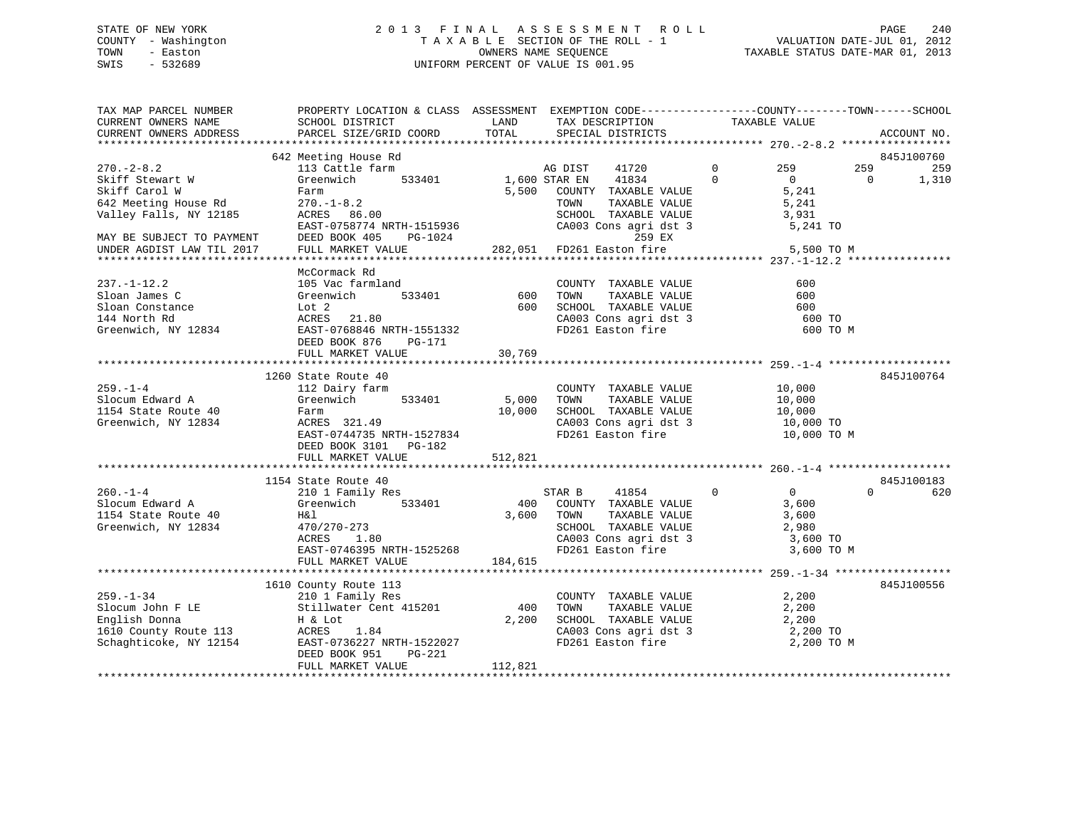STATE OF NEW YORK
COUNTY - Washington
TOWN - Easton
SWIS - 532689

2 0 1 3 F I N A L A S S E S S M E N T R O L L
T A X A B L E SECTION OF THE ROLL - 1
OWNERS NAME SEQUENCE
UNIFORM PERCENT OF VALUE IS 001.95

VALUATION DATE-JUL 01, 2012
TAXABLE STATUS DATE-MAR 01, 2013

```
TAX MAP PARCEL NUMBER          PROPERTY LOCATION & CLASS  ASSESSMENT  EXEMPTION CODE------------------COUNTY--------TOWN------SCHOOL
CURRENT OWNERS NAME            SCHOOL DISTRICT              LAND      TAX DESCRIPTION            TAXABLE VALUE
CURRENT OWNERS ADDRESS         PARCEL SIZE/GRID COORD       TOTAL     SPECIAL DISTRICTS                                      ACCOUNT NO.
******************************************************************************************************* 270.-2-8.2 *****************
                               642 Meeting House Rd                                                                          845J100760
270.-2-8.2                     113 Cattle farm                         AG DIST    41720          0        259         259         259
Skiff Stewart W                Greenwich       533401      1,600 STAR EN    41834          0          0           0       1,310
Skiff Carol W                  Farm                          5,500    COUNTY  TAXABLE VALUE              5,241
642 Meeting House Rd           270.-1-8.2                             TOWN    TAXABLE VALUE              5,241
Valley Falls, NY 12185         ACRES   86.00                          SCHOOL  TAXABLE VALUE              3,931
                               EAST-0758774 NRTH-1515936              CA003 Cons agri dst 3               5,241 TO
MAY BE SUBJECT TO PAYMENT      DEED BOOK 405    PG-1024                       259 EX
UNDER AGDIST LAW TIL 2017      FULL MARKET VALUE           282,051    FD261 Easton fire                   5,500 TO M
******************************************************************************************************* 237.-1-12.2 ****************
                               McCormack Rd
237.-1-12.2                    105 Vac farmland                       COUNTY  TAXABLE VALUE                600
Sloan James C                  Greenwich       533401         600     TOWN    TAXABLE VALUE                600
Sloan Constance                Lot 2                          600     SCHOOL  TAXABLE VALUE                600
144 North Rd                   ACRES   21.80                          CA003 Cons agri dst 3                 600 TO
Greenwich, NY 12834            EAST-0768846 NRTH-1551332              FD261 Easton fire                     600 TO M
                               DEED BOOK 876    PG-171
                               FULL MARKET VALUE            30,769
******************************************************************************************************* 259.-1-4 *******************
                               1260 State Route 40                                                                           845J100764
259.-1-4                       112 Dairy farm                         COUNTY  TAXABLE VALUE             10,000
Slocum Edward A                Greenwich       533401       5,000     TOWN    TAXABLE VALUE             10,000
1154 State Route 40            Farm                         10,000    SCHOOL  TAXABLE VALUE             10,000
Greenwich, NY 12834            ACRES  321.49                          CA003 Cons agri dst 3              10,000 TO
                               EAST-0744735 NRTH-1527834              FD261 Easton fire                  10,000 TO M
                               DEED BOOK 3101   PG-182
                               FULL MARKET VALUE           512,821
******************************************************************************************************* 260.-1-4 *******************
                               1154 State Route 40                                                                           845J100183
260.-1-4                       210 1 Family Res                       STAR B     41854          0          0           0         620
Slocum Edward A                Greenwich       533401         400     COUNTY  TAXABLE VALUE              3,600
1154 State Route 40            H&l                           3,600    TOWN    TAXABLE VALUE              3,600
Greenwich, NY 12834            470/270-273                            SCHOOL  TAXABLE VALUE              2,980
                               ACRES    1.80                          CA003 Cons agri dst 3               3,600 TO
                               EAST-0746395 NRTH-1525268              FD261 Easton fire                   3,600 TO M
                               FULL MARKET VALUE           184,615
******************************************************************************************************* 259.-1-34 ******************
                               1610 County Route 113                                                                         845J100556
259.-1-34                      210 1 Family Res                       COUNTY  TAXABLE VALUE              2,200
Slocum John F LE               Stillwater Cent 415201         400     TOWN    TAXABLE VALUE              2,200
English Donna                  H & Lot                       2,200    SCHOOL  TAXABLE VALUE              2,200
1610 County Route 113          ACRES    1.84                          CA003 Cons agri dst 3               2,200 TO
Schaghticoke, NY 12154         EAST-0736227 NRTH-1522027              FD261 Easton fire                   2,200 TO M
                               DEED BOOK 951    PG-221
                               FULL MARKET VALUE           112,821
************************************************************************************************************************************
```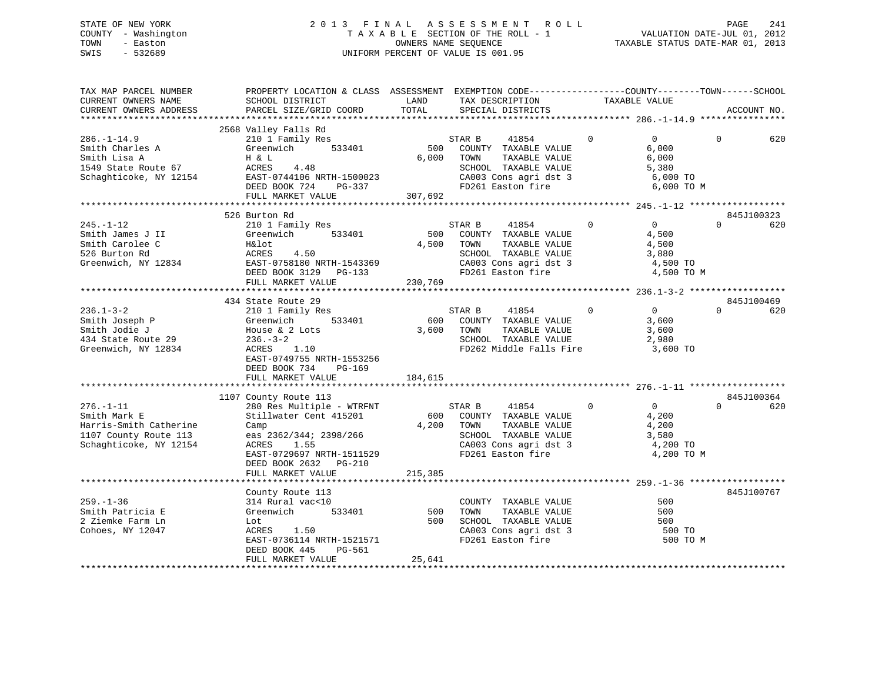STATE OF NEW YORK
COUNTY - Washington
TOWN - Easton
SWIS - 532689

# 2013 FINAL ASSESSMENT ROLL
TAXABLE SECTION OF THE ROLL - 1
OWNERS NAME SEQUENCE
UNIFORM PERCENT OF VALUE IS 001.95

VALUATION DATE-JUL 01, 2012
TAXABLE STATUS DATE-MAR 01, 2013

```
TAX MAP PARCEL NUMBER          PROPERTY LOCATION & CLASS  ASSESSMENT  EXEMPTION CODE------------------COUNTY--------TOWN------SCHOOL
CURRENT OWNERS NAME            SCHOOL DISTRICT               LAND       TAX DESCRIPTION            TAXABLE VALUE
CURRENT OWNERS ADDRESS         PARCEL SIZE/GRID COORD        TOTAL      SPECIAL DISTRICTS                                    ACCOUNT NO.
******************************************************************************************************* 286.-1-14.9 ****************
                               2568 Valley Falls Rd
286.-1-14.9                    210 1 Family Res                    STAR B     41854          0          0          0        620
Smith Charles A                Greenwich        533401       500   COUNTY  TAXABLE VALUE              6,000
Smith Lisa A                   H & L                       6,000   TOWN    TAXABLE VALUE              6,000
1549 State Route 67            ACRES     4.48                      SCHOOL  TAXABLE VALUE              5,380
Schaghticoke, NY 12154         EAST-0744106 NRTH-1500023           CA003 Cons agri dst 3              6,000 TO
                               DEED BOOK 724     PG-337            FD261 Easton fire                  6,000 TO M
                               FULL MARKET VALUE           307,692
******************************************************************************************************* 245.-1-12 ******************
                               526 Burton Rd                                                                          845J100323
245.-1-12                      210 1 Family Res                    STAR B     41854          0          0          0        620
Smith James J II               Greenwich        533401       500   COUNTY  TAXABLE VALUE              4,500
Smith Carolee C                H&lot                       4,500   TOWN    TAXABLE VALUE              4,500
526 Burton Rd                  ACRES     4.50                      SCHOOL  TAXABLE VALUE              3,880
Greenwich, NY 12834            EAST-0758180 NRTH-1543369           CA003 Cons agri dst 3              4,500 TO
                               DEED BOOK 3129    PG-133            FD261 Easton fire                  4,500 TO M
                               FULL MARKET VALUE           230,769
******************************************************************************************************* 236.1-3-2 ******************
                               434 State Route 29                                                                     845J100469
236.1-3-2                      210 1 Family Res                    STAR B     41854          0          0          0        620
Smith Joseph P                 Greenwich        533401       600   COUNTY  TAXABLE VALUE              3,600
Smith Jodie J                  House & 2 Lots              3,600   TOWN    TAXABLE VALUE              3,600
434 State Route 29             236.-3-2                            SCHOOL  TAXABLE VALUE              2,980
Greenwich, NY 12834            ACRES     1.10                      FD262 Middle Falls Fire            3,600 TO
                               EAST-0749755 NRTH-1553256
                               DEED BOOK 734     PG-169
                               FULL MARKET VALUE           184,615
******************************************************************************************************* 276.-1-11 ******************
                               1107 County Route 113                                                                  845J100364
276.-1-11                      280 Res Multiple - WTRFNT           STAR B     41854          0          0          0        620
Smith Mark E                   Stillwater Cent 415201        600   COUNTY  TAXABLE VALUE              4,200
Harris-Smith Catherine         Camp                        4,200   TOWN    TAXABLE VALUE              4,200
1107 County Route 113          eas 2362/344; 2398/266              SCHOOL  TAXABLE VALUE              3,580
Schaghticoke, NY 12154         ACRES     1.55                      CA003 Cons agri dst 3              4,200 TO
                               EAST-0729697 NRTH-1511529           FD261 Easton fire                  4,200 TO M
                               DEED BOOK 2632    PG-210
                               FULL MARKET VALUE           215,385
******************************************************************************************************* 259.-1-36 ******************
                               County Route 113                                                                       845J100767
259.-1-36                      314 Rural vac<10                    COUNTY  TAXABLE VALUE                500
Smith Patricia E               Greenwich        533401       500   TOWN    TAXABLE VALUE                500
2 Ziemke Farm Ln               Lot                           500   SCHOOL  TAXABLE VALUE                500
Cohoes, NY 12047               ACRES     1.50                      CA003 Cons agri dst 3                500 TO
                               EAST-0736114 NRTH-1521571           FD261 Easton fire                    500 TO M
                               DEED BOOK 445     PG-561
                               FULL MARKET VALUE            25,641
************************************************************************************************************************************
```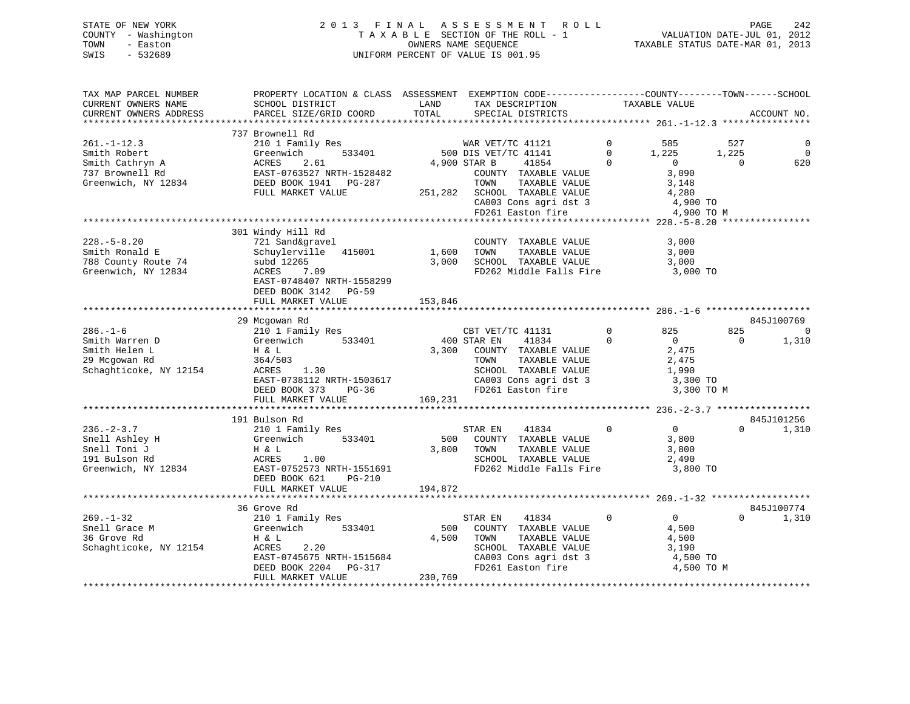STATE OF NEW YORK
COUNTY - Washington
TOWN - Easton
SWIS - 532689

2013 FINAL ASSESSMENT ROLL
TAXABLE SECTION OF THE ROLL - 1
OWNERS NAME SEQUENCE
UNIFORM PERCENT OF VALUE IS 001.95

VALUATION DATE-JUL 01, 2012
TAXABLE STATUS DATE-MAR 01, 2013

```
TAX MAP PARCEL NUMBER          PROPERTY LOCATION & CLASS  ASSESSMENT  EXEMPTION CODE-----------------COUNTY--------TOWN------SCHOOL
CURRENT OWNERS NAME            SCHOOL DISTRICT               LAND     TAX DESCRIPTION              TAXABLE VALUE
CURRENT OWNERS ADDRESS         PARCEL SIZE/GRID COORD        TOTAL    SPECIAL DISTRICTS                                     ACCOUNT NO.
****************************************************************************************************** 261.-1-12.3 ****************
                    737 Brownell Rd
261.-1-12.3                    210 1 Family Res                   WAR VET/TC 41121          0         585       527           0
Smith Robert                   Greenwich         533401         500 DIS VET/TC 41141          0       1,225     1,225           0
Smith Cathryn A                ACRES    2.61                   4,900 STAR B      41854          0           0         0         620
737 Brownell Rd                EAST-0763527 NRTH-1528482              COUNTY  TAXABLE VALUE              3,090
Greenwich, NY 12834            DEED BOOK 1941   PG-287                TOWN    TAXABLE VALUE              3,148
                               FULL MARKET VALUE             251,282  SCHOOL  TAXABLE VALUE              4,280
                                                                      CA003 Cons agri dst 3              4,900 TO
                                                                      FD261 Easton fire                  4,900 TO M
****************************************************************************************************** 228.-5-8.20 ****************
                    301 Windy Hill Rd
228.-5-8.20                    721 Sand&gravel                        COUNTY  TAXABLE VALUE              3,000
Smith Ronald E                 Schuylerville   415001          1,600  TOWN    TAXABLE VALUE              3,000
788 County Route 74            subd 12265                      3,000  SCHOOL  TAXABLE VALUE              3,000
Greenwich, NY 12834            ACRES    7.09                          FD262 Middle Falls Fire            3,000 TO
                               EAST-0748407 NRTH-1558299
                               DEED BOOK 3142   PG-59
                               FULL MARKET VALUE             153,846
****************************************************************************************************** 286.-1-6 *******************
                    29 Mcgowan Rd                                                                                   845J100769
286.-1-6                       210 1 Family Res                   CBT VET/TC 41131          0         825       825           0
Smith Warren D                 Greenwich         533401         400 STAR EN     41834          0           0         0       1,310
Smith Helen L                  H & L                           3,300  COUNTY  TAXABLE VALUE              2,475
29 Mcgowan Rd                  364/503                                TOWN    TAXABLE VALUE              2,475
Schaghticoke, NY 12154         ACRES    1.30                          SCHOOL  TAXABLE VALUE              1,990
                               EAST-0738112 NRTH-1503617              CA003 Cons agri dst 3              3,300 TO
                               DEED BOOK 373    PG-36                 FD261 Easton fire                  3,300 TO M
                               FULL MARKET VALUE             169,231
****************************************************************************************************** 236.-2-3.7 *****************
                    191 Bulson Rd                                                                                   845J101256
236.-2-3.7                     210 1 Family Res                   STAR EN     41834          0           0         0       1,310
Snell Ashley H                 Greenwich         533401          500  COUNTY  TAXABLE VALUE              3,800
Snell Toni J                   H & L                           3,800  TOWN    TAXABLE VALUE              3,800
191 Bulson Rd                  ACRES    1.00                          SCHOOL  TAXABLE VALUE              2,490
Greenwich, NY 12834            EAST-0752573 NRTH-1551691              FD262 Middle Falls Fire            3,800 TO
                               DEED BOOK 621    PG-210
                               FULL MARKET VALUE             194,872
****************************************************************************************************** 269.-1-32 ******************
                    36 Grove Rd                                                                                     845J100774
269.-1-32                      210 1 Family Res                   STAR EN     41834          0           0         0       1,310
Snell Grace M                  Greenwich         533401          500  COUNTY  TAXABLE VALUE              4,500
36 Grove Rd                    H & L                           4,500  TOWN    TAXABLE VALUE              4,500
Schaghticoke, NY 12154         ACRES    2.20                          SCHOOL  TAXABLE VALUE              3,190
                               EAST-0745675 NRTH-1515684              CA003 Cons agri dst 3              4,500 TO
                               DEED BOOK 2204   PG-317                FD261 Easton fire                  4,500 TO M
                               FULL MARKET VALUE             230,769
************************************************************************************************************************************
```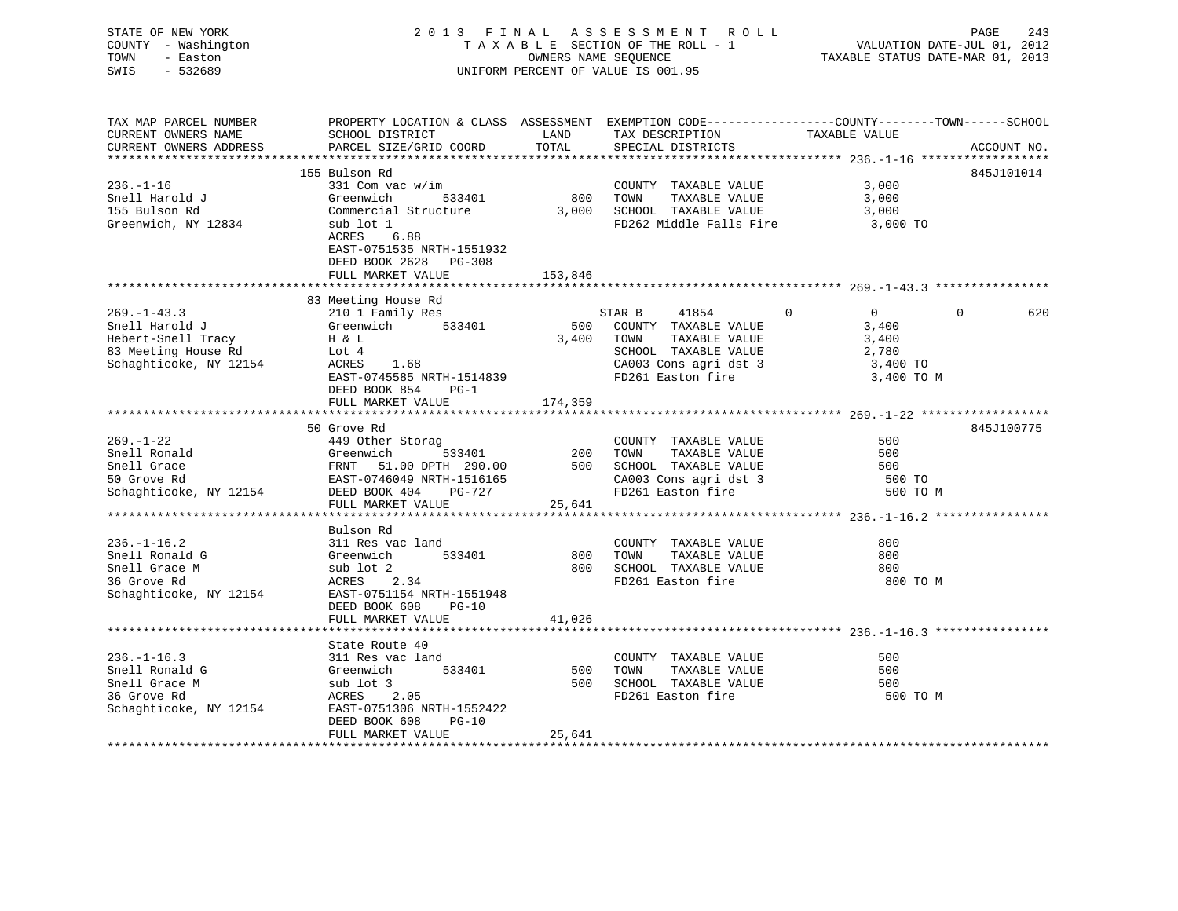STATE OF NEW YORK — 2013 FINAL ASSESSMENT ROLL
COUNTY - Washington — TAXABLE SECTION OF THE ROLL - 1 — VALUATION DATE-JUL 01, 2012
TOWN - Easton — OWNERS NAME SEQUENCE — TAXABLE STATUS DATE-MAR 01, 2013
SWIS - 532689 — UNIFORM PERCENT OF VALUE IS 001.95

```
TAX MAP PARCEL NUMBER          PROPERTY LOCATION & CLASS  ASSESSMENT  EXEMPTION CODE------------------COUNTY--------TOWN------SCHOOL
CURRENT OWNERS NAME            SCHOOL DISTRICT               LAND      TAX DESCRIPTION            TAXABLE VALUE
CURRENT OWNERS ADDRESS         PARCEL SIZE/GRID COORD       TOTAL      SPECIAL DISTRICTS                                    ACCOUNT NO.
******************************************************************************************************* 236.-1-16 ******************
                               155 Bulson Rd                                                                              845J101014
236.-1-16                      331 Com vac w/im                        COUNTY  TAXABLE VALUE              3,000
Snell Harold J                 Greenwich        533401        800      TOWN    TAXABLE VALUE              3,000
155 Bulson Rd                  Commercial Structure         3,000      SCHOOL  TAXABLE VALUE              3,000
Greenwich, NY 12834            sub lot 1                               FD262 Middle Falls Fire             3,000 TO
                               ACRES    6.88
                               EAST-0751535 NRTH-1551932
                               DEED BOOK 2628   PG-308
                               FULL MARKET VALUE          153,846
******************************************************************************************************* 269.-1-43.3 ****************
                               83 Meeting House Rd
269.-1-43.3                    210 1 Family Res                   STAR B     41854          0          0           0          620
Snell Harold J                 Greenwich        533401        500      COUNTY  TAXABLE VALUE              3,400
Hebert-Snell Tracy             H & L                        3,400      TOWN    TAXABLE VALUE              3,400
83 Meeting House Rd            Lot 4                                   SCHOOL  TAXABLE VALUE              2,780
Schaghticoke, NY 12154         ACRES    1.68                           CA003 Cons agri dst 3               3,400 TO
                               EAST-0745585 NRTH-1514839               FD261 Easton fire                   3,400 TO M
                               DEED BOOK 854    PG-1
                               FULL MARKET VALUE          174,359
******************************************************************************************************* 269.-1-22 ******************
                               50 Grove Rd                                                                                845J100775
269.-1-22                      449 Other Storag                        COUNTY  TAXABLE VALUE                500
Snell Ronald                   Greenwich        533401        200      TOWN    TAXABLE VALUE                500
Snell Grace                    FRNT   51.00 DPTH  290.00      500      SCHOOL  TAXABLE VALUE                500
50 Grove Rd                    EAST-0746049 NRTH-1516165               CA003 Cons agri dst 3                 500 TO
Schaghticoke, NY 12154         DEED BOOK 404    PG-727                 FD261 Easton fire                     500 TO M
                               FULL MARKET VALUE           25,641
******************************************************************************************************* 236.-1-16.2 ****************
                               Bulson Rd
236.-1-16.2                    311 Res vac land                        COUNTY  TAXABLE VALUE                800
Snell Ronald G                 Greenwich        533401        800      TOWN    TAXABLE VALUE                800
Snell Grace M                  sub lot 2                      800      SCHOOL  TAXABLE VALUE                800
36 Grove Rd                    ACRES    2.34                           FD261 Easton fire                     800 TO M
Schaghticoke, NY 12154         EAST-0751154 NRTH-1551948
                               DEED BOOK 608    PG-10
                               FULL MARKET VALUE           41,026
******************************************************************************************************* 236.-1-16.3 ****************
                               State Route 40
236.-1-16.3                    311 Res vac land                        COUNTY  TAXABLE VALUE                500
Snell Ronald G                 Greenwich        533401        500      TOWN    TAXABLE VALUE                500
Snell Grace M                  sub lot 3                      500      SCHOOL  TAXABLE VALUE                500
36 Grove Rd                    ACRES    2.05                           FD261 Easton fire                     500 TO M
Schaghticoke, NY 12154         EAST-0751306 NRTH-1552422
                               DEED BOOK 608    PG-10
                               FULL MARKET VALUE           25,641
************************************************************************************************************************************
```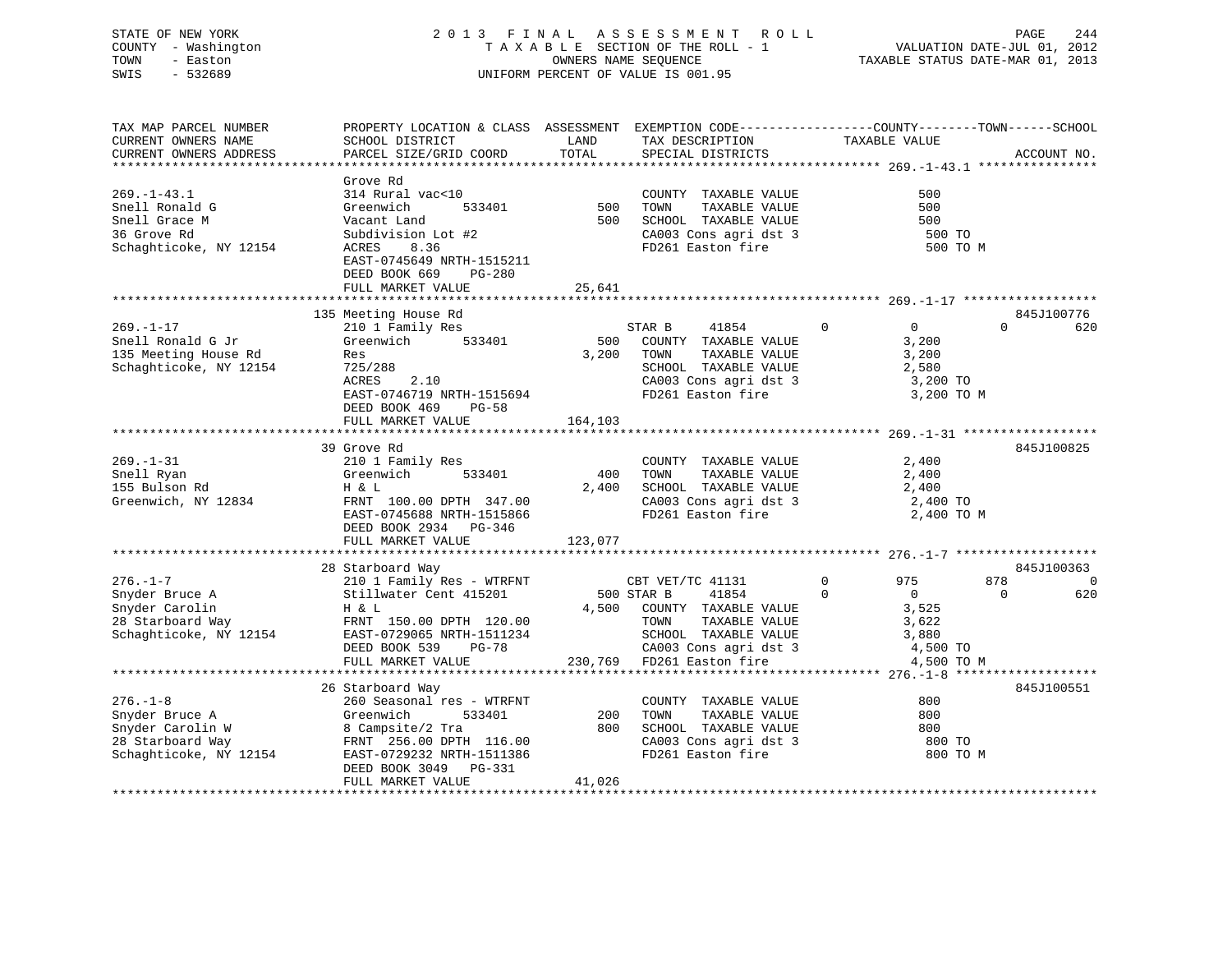STATE OF NEW YORK
COUNTY - Washington
TOWN - Easton
SWIS - 532689

2 0 1 3 F I N A L A S S E S S M E N T R O L L
T A X A B L E SECTION OF THE ROLL - 1
OWNERS NAME SEQUENCE
UNIFORM PERCENT OF VALUE IS 001.95

VALUATION DATE-JUL 01, 2012
TAXABLE STATUS DATE-MAR 01, 2013

| TAX MAP PARCEL NUMBER / CURRENT OWNERS NAME / CURRENT OWNERS ADDRESS | PROPERTY LOCATION & CLASS / SCHOOL DISTRICT / PARCEL SIZE/GRID COORD | ASSESSMENT LAND / TOTAL | EXEMPTION CODE / TAX DESCRIPTION / SPECIAL DISTRICTS | COUNTY | TOWN | SCHOOL | ACCOUNT NO. |
|---|---|---|---|---|---|---|---|
| **269.-1-43.1** | Grove Rd | | | | | | |
| 269.-1-43.1 | 314 Rural vac<10 | | COUNTY TAXABLE VALUE | 500 | | | |
| Snell Ronald G | Greenwich 533401 | 500 | TOWN TAXABLE VALUE | | 500 | | |
| Snell Grace M | Vacant Land | 500 | SCHOOL TAXABLE VALUE | | | 500 | |
| 36 Grove Rd | Subdivision Lot #2 | | CA003 Cons agri dst 3 | 500 TO | | | |
| Schaghticoke, NY 12154 | ACRES 8.36 | | FD261 Easton fire | 500 TO M | | | |
| | EAST-0745649 NRTH-1515211 | | | | | | |
| | DEED BOOK 669 PG-280 | | | | | | |
| | FULL MARKET VALUE | 25,641 | | | | | |
| **269.-1-17** | 135 Meeting House Rd | | | | | | 845J100776 |
| 269.-1-17 | 210 1 Family Res | | STAR B 41854 0 | 0 | 0 | 620 | |
| Snell Ronald G Jr | Greenwich 533401 | 500 | COUNTY TAXABLE VALUE | 3,200 | | | |
| 135 Meeting House Rd | Res | 3,200 | TOWN TAXABLE VALUE | | 3,200 | | |
| Schaghticoke, NY 12154 | 725/288 | | SCHOOL TAXABLE VALUE | | | 2,580 | |
| | ACRES 2.10 | | CA003 Cons agri dst 3 | 3,200 TO | | | |
| | EAST-0746719 NRTH-1515694 | | FD261 Easton fire | 3,200 TO M | | | |
| | DEED BOOK 469 PG-58 | | | | | | |
| | FULL MARKET VALUE | 164,103 | | | | | |
| **269.-1-31** | 39 Grove Rd | | | | | | 845J100825 |
| 269.-1-31 | 210 1 Family Res | | COUNTY TAXABLE VALUE | 2,400 | | | |
| Snell Ryan | Greenwich 533401 | 400 | TOWN TAXABLE VALUE | | 2,400 | | |
| 155 Bulson Rd | H & L | 2,400 | SCHOOL TAXABLE VALUE | | | 2,400 | |
| Greenwich, NY 12834 | FRNT 100.00 DPTH 347.00 | | CA003 Cons agri dst 3 | 2,400 TO | | | |
| | EAST-0745688 NRTH-1515866 | | FD261 Easton fire | 2,400 TO M | | | |
| | DEED BOOK 2934 PG-346 | | | | | | |
| | FULL MARKET VALUE | 123,077 | | | | | |
| **276.-1-7** | 28 Starboard Way | | | | | | 845J100363 |
| 276.-1-7 | 210 1 Family Res - WTRFNT | | CBT VET/TC 41131 0 | 975 | 878 | 0 | |
| Snyder Bruce A | Stillwater Cent 415201 | 500 | STAR B 41854 0 | 0 | 0 | 620 | |
| Snyder Carolin | H & L | 4,500 | COUNTY TAXABLE VALUE | 3,525 | | | |
| 28 Starboard Way | FRNT 150.00 DPTH 120.00 | | TOWN TAXABLE VALUE | | 3,622 | | |
| Schaghticoke, NY 12154 | EAST-0729065 NRTH-1511234 | | SCHOOL TAXABLE VALUE | | | 3,880 | |
| | DEED BOOK 539 PG-78 | | CA003 Cons agri dst 3 | 4,500 TO | | | |
| | FULL MARKET VALUE | 230,769 | FD261 Easton fire | 4,500 TO M | | | |
| **276.-1-8** | 26 Starboard Way | | | | | | 845J100551 |
| 276.-1-8 | 260 Seasonal res - WTRFNT | | COUNTY TAXABLE VALUE | 800 | | | |
| Snyder Bruce A | Greenwich 533401 | 200 | TOWN TAXABLE VALUE | | 800 | | |
| Snyder Carolin W | 8 Campsite/2 Tra | 800 | SCHOOL TAXABLE VALUE | | | 800 | |
| 28 Starboard Way | FRNT 256.00 DPTH 116.00 | | CA003 Cons agri dst 3 | 800 TO | | | |
| Schaghticoke, NY 12154 | EAST-0729232 NRTH-1511386 | | FD261 Easton fire | 800 TO M | | | |
| | DEED BOOK 3049 PG-331 | | | | | | |
| | FULL MARKET VALUE | 41,026 | | | | | |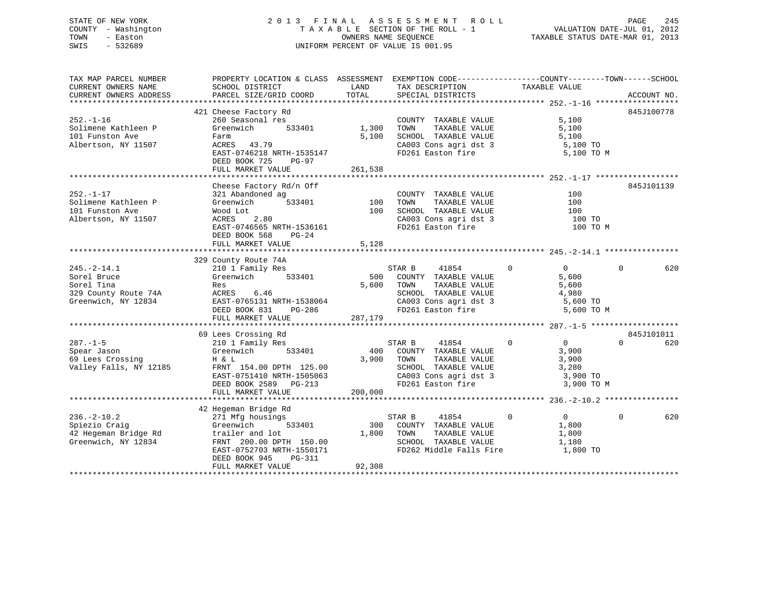STATE OF NEW YORK
COUNTY - Washington
TOWN - Easton
SWIS - 532689

# 2013 FINAL ASSESSMENT ROLL

TAXABLE SECTION OF THE ROLL - 1
OWNERS NAME SEQUENCE
UNIFORM PERCENT OF VALUE IS 001.95

VALUATION DATE-JUL 01, 2012
TAXABLE STATUS DATE-MAR 01, 2013

```
TAX MAP PARCEL NUMBER          PROPERTY LOCATION & CLASS  ASSESSMENT  EXEMPTION CODE------------------COUNTY--------TOWN------SCHOOL
CURRENT OWNERS NAME            SCHOOL DISTRICT             LAND       TAX DESCRIPTION              TAXABLE VALUE
CURRENT OWNERS ADDRESS         PARCEL SIZE/GRID COORD      TOTAL      SPECIAL DISTRICTS                                     ACCOUNT NO.
******************************************************************************************************* 252.-1-16 ******************
                               421 Cheese Factory Rd                                                                        845J100778
252.-1-16                      260 Seasonal res                       COUNTY  TAXABLE VALUE            5,100
Solimene Kathleen P            Greenwich      533401       1,300      TOWN    TAXABLE VALUE            5,100
101 Funston Ave                Farm                        5,100      SCHOOL  TAXABLE VALUE            5,100
Albertson, NY 11507            ACRES   43.79                          CA003 Cons agri dst 3             5,100 TO
                               EAST-0746218 NRTH-1535147              FD261 Easton fire                 5,100 TO M
                               DEED BOOK 725    PG-97
                               FULL MARKET VALUE         261,538
******************************************************************************************************* 252.-1-17 ******************
                               Cheese Factory Rd/n Off                                                                      845J101139
252.-1-17                      321 Abandoned ag                       COUNTY  TAXABLE VALUE              100
Solimene Kathleen P            Greenwich      533401         100      TOWN    TAXABLE VALUE              100
101 Funston Ave                Wood Lot                      100      SCHOOL  TAXABLE VALUE              100
Albertson, NY 11507            ACRES    2.80                          CA003 Cons agri dst 3               100 TO
                               EAST-0746565 NRTH-1536161              FD261 Easton fire                   100 TO M
                               DEED BOOK 568    PG-24
                               FULL MARKET VALUE           5,128
******************************************************************************************************* 245.-2-14.1 ****************
                               329 County Route 74A
245.-2-14.1                    210 1 Family Res                       STAR B     41854         0          0            0         620
Sorel Bruce                    Greenwich      533401         500      COUNTY  TAXABLE VALUE            5,600
Sorel Tina                     Res                         5,600      TOWN    TAXABLE VALUE            5,600
329 County Route 74A           ACRES    6.46                          SCHOOL  TAXABLE VALUE            4,980
Greenwich, NY 12834            EAST-0765131 NRTH-1538064              CA003 Cons agri dst 3             5,600 TO
                               DEED BOOK 831    PG-286                FD261 Easton fire                 5,600 TO M
                               FULL MARKET VALUE         287,179
******************************************************************************************************* 287.-1-5 *******************
                               69 Lees Crossing Rd                                                                          845J101011
287.-1-5                       210 1 Family Res                       STAR B     41854         0          0            0         620
Spear Jason                    Greenwich      533401         400      COUNTY  TAXABLE VALUE            3,900
69 Lees Crossing               H & L                       3,900      TOWN    TAXABLE VALUE            3,900
Valley Falls, NY 12185         FRNT 154.00 DPTH 125.00                SCHOOL  TAXABLE VALUE            3,280
                               EAST-0751410 NRTH-1505063              CA003 Cons agri dst 3             3,900 TO
                               DEED BOOK 2589   PG-213                FD261 Easton fire                 3,900 TO M
                               FULL MARKET VALUE         200,000
******************************************************************************************************* 236.-2-10.2 ****************
                               42 Hegeman Bridge Rd
236.-2-10.2                    271 Mfg housings                       STAR B     41854         0          0            0         620
Spiezio Craig                  Greenwich      533401         300      COUNTY  TAXABLE VALUE            1,800
42 Hegeman Bridge Rd           trailer and lot             1,800      TOWN    TAXABLE VALUE            1,800
Greenwich, NY 12834            FRNT 200.00 DPTH 150.00                SCHOOL  TAXABLE VALUE            1,180
                               EAST-0752703 NRTH-1550171              FD262 Middle Falls Fire           1,800 TO
                               DEED BOOK 945    PG-311
                               FULL MARKET VALUE          92,308
************************************************************************************************************************************
```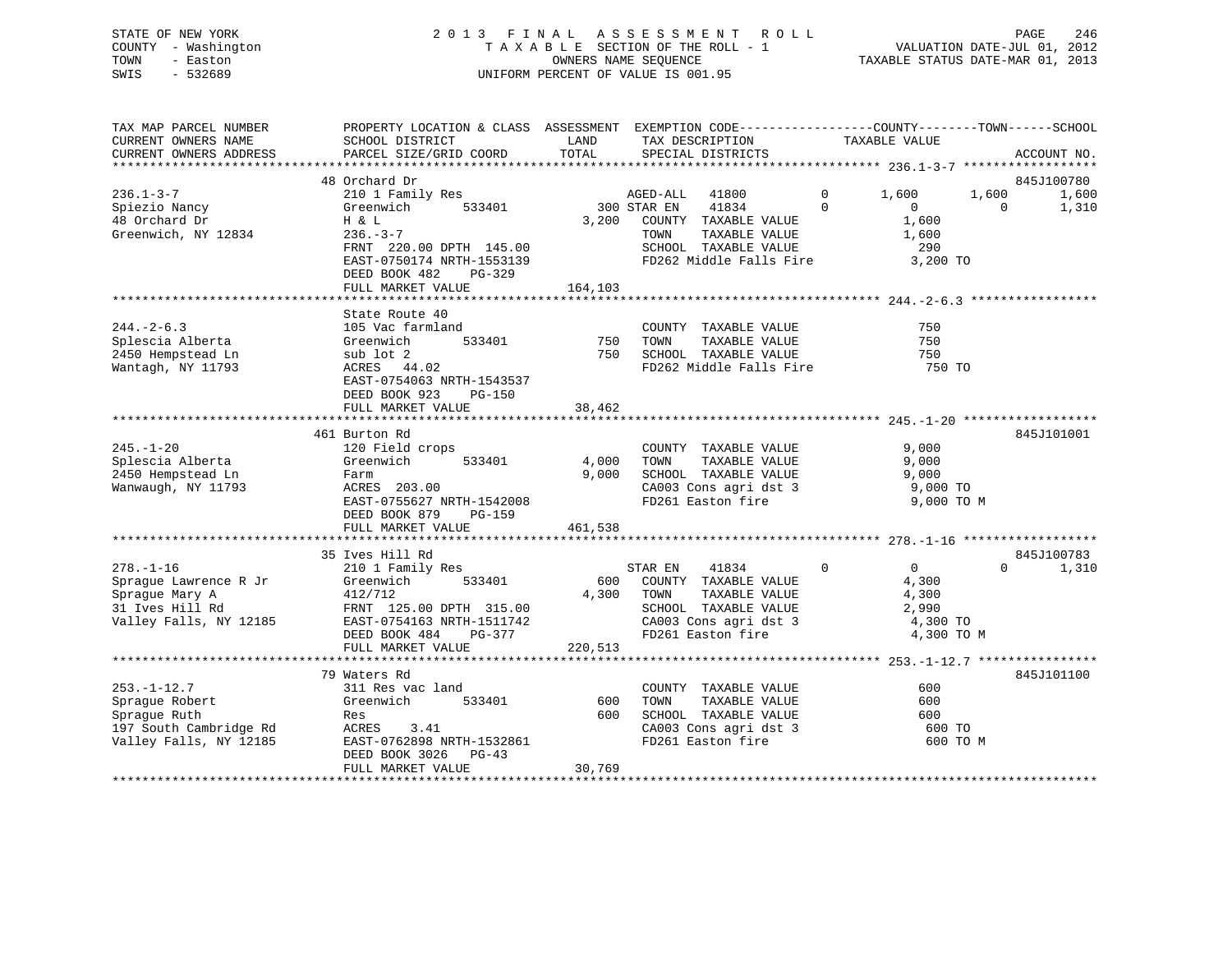STATE OF NEW YORK | COUNTY - Washington | TOWN - Easton | SWIS - 532689

# 2013 FINAL ASSESSMENT ROLL
TAXABLE SECTION OF THE ROLL - 1
OWNERS NAME SEQUENCE
UNIFORM PERCENT OF VALUE IS 001.95

VALUATION DATE-JUL 01, 2012
TAXABLE STATUS DATE-MAR 01, 2013

| TAX MAP PARCEL NUMBER / CURRENT OWNERS NAME / CURRENT OWNERS ADDRESS | PROPERTY LOCATION & CLASS / SCHOOL DISTRICT / PARCEL SIZE/GRID COORD | ASSESSMENT LAND | TOTAL | EXEMPTION CODE / TAX DESCRIPTION / SPECIAL DISTRICTS | COUNTY TAXABLE VALUE | TOWN | SCHOOL | ACCOUNT NO. |
|---|---|---|---|---|---|---|---|---|
| **236.1-3-7** | 48 Orchard Dr | | | | | | | 845J100780 |
| Spiezio Nancy | 210 1 Family Res | | | AGED-ALL 41800 0 | 1,600 | 1,600 | 1,600 | |
| 48 Orchard Dr | Greenwich 533401 | 300 | | STAR EN 41834 0 | 0 | 0 | 1,310 | |
| Greenwich, NY 12834 | H & L | | 3,200 | COUNTY TAXABLE VALUE | 1,600 | | | |
| | 236.-3-7 | | | TOWN TAXABLE VALUE | 1,600 | | | |
| | FRNT 220.00 DPTH 145.00 | | | SCHOOL TAXABLE VALUE | 290 | | | |
| | EAST-0750174 NRTH-1553139 | | | FD262 Middle Falls Fire | 3,200 TO | | | |
| | DEED BOOK 482 PG-329 | | | | | | | |
| | FULL MARKET VALUE | | 164,103 | | | | | |
| **244.-2-6.3** | State Route 40 | | | | | | | |
| Splescia Alberta | 105 Vac farmland | | | COUNTY TAXABLE VALUE | 750 | | | |
| 2450 Hempstead Ln | Greenwich 533401 | 750 | | TOWN TAXABLE VALUE | 750 | | | |
| Wantagh, NY 11793 | sub lot 2 | | 750 | SCHOOL TAXABLE VALUE | 750 | | | |
| | ACRES 44.02 | | | FD262 Middle Falls Fire | 750 TO | | | |
| | EAST-0754063 NRTH-1543537 | | | | | | | |
| | DEED BOOK 923 PG-150 | | | | | | | |
| | FULL MARKET VALUE | | 38,462 | | | | | |
| **245.-1-20** | 461 Burton Rd | | | | | | | 845J101001 |
| Splescia Alberta | 120 Field crops | | | COUNTY TAXABLE VALUE | 9,000 | | | |
| 2450 Hempstead Ln | Greenwich 533401 | 4,000 | | TOWN TAXABLE VALUE | 9,000 | | | |
| Wanwaugh, NY 11793 | Farm | | 9,000 | SCHOOL TAXABLE VALUE | 9,000 | | | |
| | ACRES 203.00 | | | CA003 Cons agri dst 3 | 9,000 TO | | | |
| | EAST-0755627 NRTH-1542008 | | | FD261 Easton fire | 9,000 TO M | | | |
| | DEED BOOK 879 PG-159 | | | | | | | |
| | FULL MARKET VALUE | | 461,538 | | | | | |
| **278.-1-16** | 35 Ives Hill Rd | | | | | | | 845J100783 |
| Sprague Lawrence R Jr | 210 1 Family Res | | | STAR EN 41834 0 | 0 | 0 | 1,310 | |
| Sprague Mary A | Greenwich 533401 | 600 | | COUNTY TAXABLE VALUE | 4,300 | | | |
| 31 Ives Hill Rd | 412/712 | | 4,300 | TOWN TAXABLE VALUE | 4,300 | | | |
| Valley Falls, NY 12185 | FRNT 125.00 DPTH 315.00 | | | SCHOOL TAXABLE VALUE | 2,990 | | | |
| | EAST-0754163 NRTH-1511742 | | | CA003 Cons agri dst 3 | 4,300 TO | | | |
| | DEED BOOK 484 PG-377 | | | FD261 Easton fire | 4,300 TO M | | | |
| | FULL MARKET VALUE | | 220,513 | | | | | |
| **253.-1-12.7** | 79 Waters Rd | | | | | | | 845J101100 |
| Sprague Robert | 311 Res vac land | | | COUNTY TAXABLE VALUE | 600 | | | |
| Sprague Ruth | Greenwich 533401 | 600 | | TOWN TAXABLE VALUE | 600 | | | |
| 197 South Cambridge Rd | Res | | 600 | SCHOOL TAXABLE VALUE | 600 | | | |
| Valley Falls, NY 12185 | ACRES 3.41 | | | CA003 Cons agri dst 3 | 600 TO | | | |
| | EAST-0762898 NRTH-1532861 | | | FD261 Easton fire | 600 TO M | | | |
| | DEED BOOK 3026 PG-43 | | | | | | | |
| | FULL MARKET VALUE | | 30,769 | | | | | |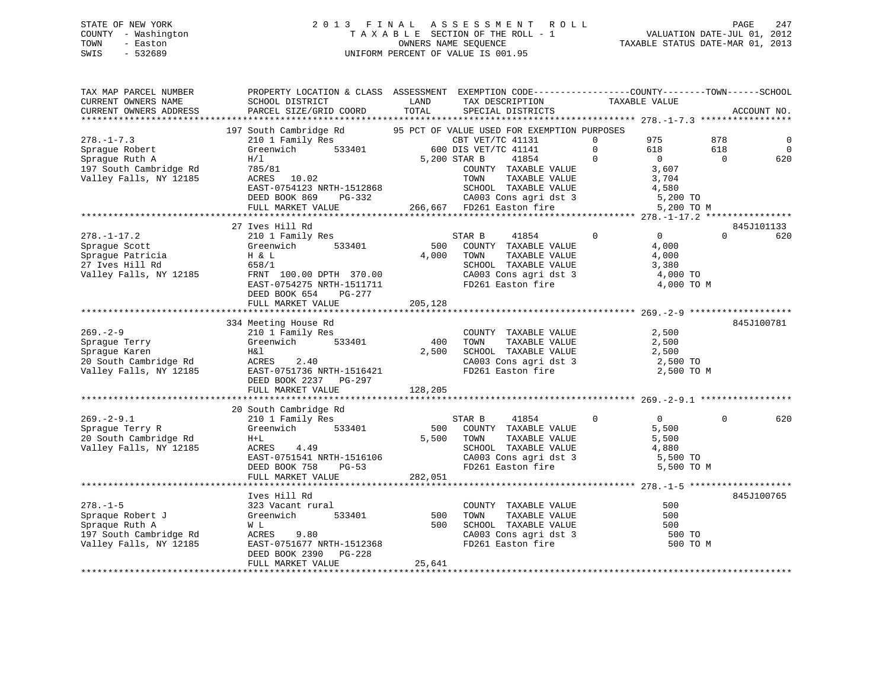STATE OF NEW YORK — 2013 FINAL ASSESSMENT ROLL
COUNTY - Washington — TAXABLE SECTION OF THE ROLL - 1 — VALUATION DATE-JUL 01, 2012
TOWN - Easton — OWNERS NAME SEQUENCE — TAXABLE STATUS DATE-MAR 01, 2013
SWIS - 532689 — UNIFORM PERCENT OF VALUE IS 001.95

```
TAX MAP PARCEL NUMBER          PROPERTY LOCATION & CLASS  ASSESSMENT  EXEMPTION CODE-----------------COUNTY--------TOWN------SCHOOL
CURRENT OWNERS NAME            SCHOOL DISTRICT               LAND      TAX DESCRIPTION            TAXABLE VALUE
CURRENT OWNERS ADDRESS         PARCEL SIZE/GRID COORD        TOTAL     SPECIAL DISTRICTS                                    ACCOUNT NO.
******************************************************************************************************* 278.-1-7.3 *****************
                               197 South Cambridge Rd          95 PCT OF VALUE USED FOR EXEMPTION PURPOSES
278.-1-7.3                     210 1 Family Res                    CBT VET/TC 41131         0        975         878           0
Sprague Robert                 Greenwich       533401        600 DIS VET/TC 41141         0        618         618           0
Sprague Ruth A                 H/l                         5,200 STAR B      41854         0          0           0         620
197 South Cambridge Rd         785/81                              COUNTY  TAXABLE VALUE           3,607
Valley Falls, NY 12185         ACRES  10.02                        TOWN    TAXABLE VALUE           3,704
                               EAST-0754123 NRTH-1512868           SCHOOL  TAXABLE VALUE           4,580
                               DEED BOOK 869    PG-332             CA003 Cons agri dst 3            5,200 TO
                               FULL MARKET VALUE           266,667 FD261 Easton fire                5,200 TO M
******************************************************************************************************* 278.-1-17.2 ****************
                               27 Ives Hill Rd                                                                          845J101133
278.-1-17.2                    210 1 Family Res                    STAR B      41854         0          0           0         620
Sprague Scott                  Greenwich       533401        500   COUNTY  TAXABLE VALUE           4,000
Sprague Patricia               H & L                       4,000   TOWN    TAXABLE VALUE           4,000
27 Ives Hill Rd                658/1                               SCHOOL  TAXABLE VALUE           3,380
Valley Falls, NY 12185         FRNT 100.00 DPTH 370.00             CA003 Cons agri dst 3            4,000 TO
                               EAST-0754275 NRTH-1511711           FD261 Easton fire                4,000 TO M
                               DEED BOOK 654    PG-277
                               FULL MARKET VALUE           205,128
******************************************************************************************************* 269.-2-9 *******************
                               334 Meeting House Rd                                                                     845J100781
269.-2-9                       210 1 Family Res                    COUNTY  TAXABLE VALUE           2,500
Sprague Terry                  Greenwich       533401        400   TOWN    TAXABLE VALUE           2,500
Sprague Karen                  H&l                         2,500   SCHOOL  TAXABLE VALUE           2,500
20 South Cambridge Rd          ACRES   2.40                        CA003 Cons agri dst 3            2,500 TO
Valley Falls, NY 12185         EAST-0751736 NRTH-1516421           FD261 Easton fire                2,500 TO M
                               DEED BOOK 2237   PG-297
                               FULL MARKET VALUE           128,205
******************************************************************************************************* 269.-2-9.1 *****************
                               20 South Cambridge Rd
269.-2-9.1                     210 1 Family Res                    STAR B      41854         0          0           0         620
Sprague Terry R                Greenwich       533401        500   COUNTY  TAXABLE VALUE           5,500
20 South Cambridge Rd          H+L                         5,500   TOWN    TAXABLE VALUE           5,500
Valley Falls, NY 12185         ACRES   4.49                        SCHOOL  TAXABLE VALUE           4,880
                               EAST-0751541 NRTH-1516106           CA003 Cons agri dst 3            5,500 TO
                               DEED BOOK 758    PG-53              FD261 Easton fire                5,500 TO M
                               FULL MARKET VALUE           282,051
******************************************************************************************************* 278.-1-5 *******************
                               Ives Hill Rd                                                                             845J100765
278.-1-5                       323 Vacant rural                    COUNTY  TAXABLE VALUE             500
Spraque Robert J               Greenwich       533401        500   TOWN    TAXABLE VALUE             500
Spraque Ruth A                 W L                           500   SCHOOL  TAXABLE VALUE             500
197 South Cambridge Rd         ACRES   9.80                        CA003 Cons agri dst 3              500 TO
Valley Falls, NY 12185         EAST-0751677 NRTH-1512368           FD261 Easton fire                  500 TO M
                               DEED BOOK 2390   PG-228
                               FULL MARKET VALUE            25,641
************************************************************************************************************************************
```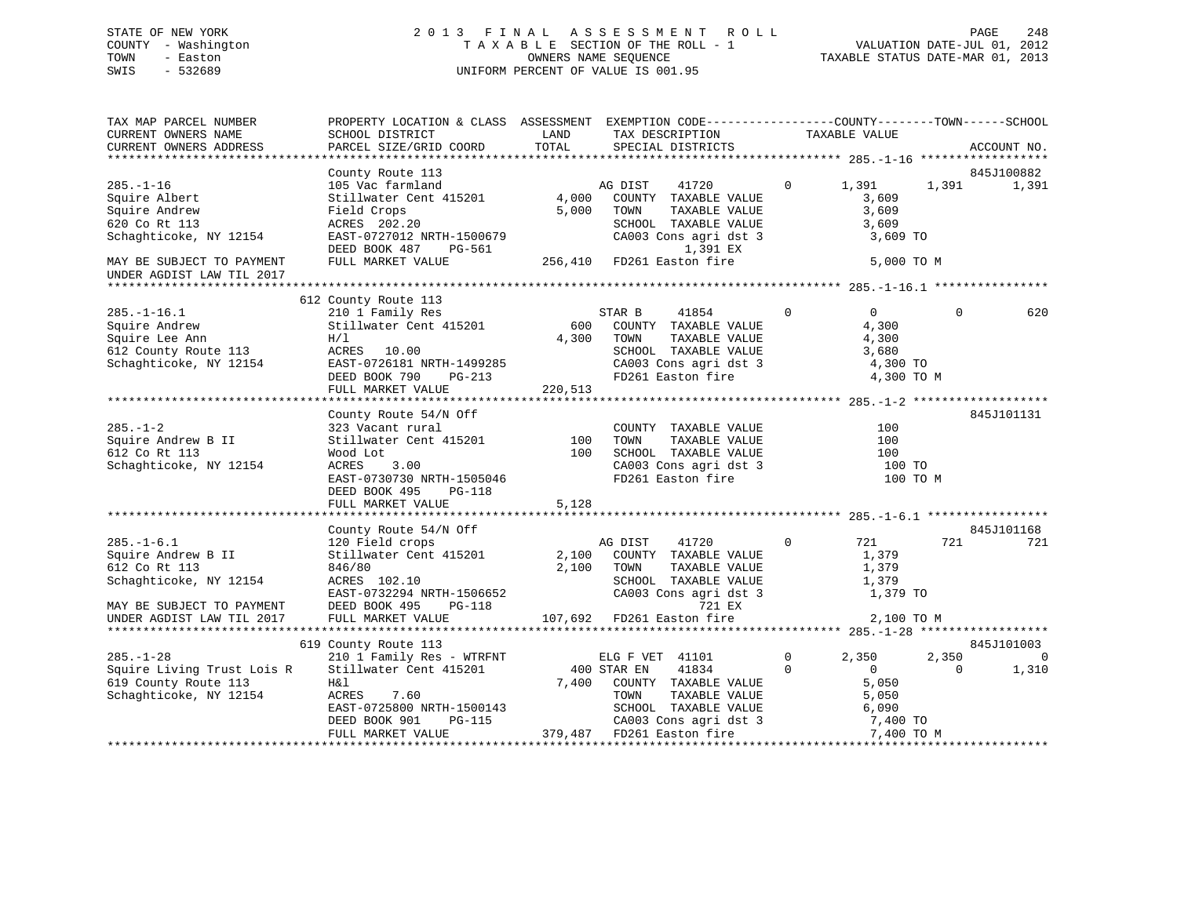STATE OF NEW YORK
COUNTY - Washington
TOWN - Easton
SWIS - 532689

2 0 1 3 F I N A L A S S E S S M E N T R O L L
T A X A B L E SECTION OF THE ROLL - 1
OWNERS NAME SEQUENCE
UNIFORM PERCENT OF VALUE IS 001.95

VALUATION DATE-JUL 01, 2012
TAXABLE STATUS DATE-MAR 01, 2013

```
TAX MAP PARCEL NUMBER          PROPERTY LOCATION & CLASS  ASSESSMENT  EXEMPTION CODE------------------COUNTY--------TOWN------SCHOOL
CURRENT OWNERS NAME            SCHOOL DISTRICT              LAND      TAX DESCRIPTION            TAXABLE VALUE
CURRENT OWNERS ADDRESS         PARCEL SIZE/GRID COORD      TOTAL      SPECIAL DISTRICTS                                        ACCOUNT NO.
******************************************************************************************************* 285.-1-16 *****************
                               County Route 113                                                                             845J100882
285.-1-16                      105 Vac farmland                     AG DIST     41720         0       1,391       1,391       1,391
Squire Albert                  Stillwater Cent 415201       4,000   COUNTY  TAXABLE VALUE             3,609
Squire Andrew                  Field Crops                  5,000   TOWN    TAXABLE VALUE             3,609
620 Co Rt 113                  ACRES  202.20                        SCHOOL  TAXABLE VALUE             3,609
Schaghticoke, NY 12154         EAST-0727012 NRTH-1500679            CA003 Cons agri dst 3              3,609 TO
                               DEED BOOK 487     PG-561                    1,391 EX
MAY BE SUBJECT TO PAYMENT      FULL MARKET VALUE          256,410   FD261 Easton fire                  5,000 TO M
UNDER AGDIST LAW TIL 2017
******************************************************************************************************* 285.-1-16.1 ***************
                               612 County Route 113
285.-1-16.1                    210 1 Family Res                     STAR B      41854         0           0           0         620
Squire Andrew                  Stillwater Cent 415201         600   COUNTY  TAXABLE VALUE             4,300
Squire Lee Ann                 H/l                          4,300   TOWN    TAXABLE VALUE             4,300
612 County Route 113           ACRES   10.00                        SCHOOL  TAXABLE VALUE             3,680
Schaghticoke, NY 12154         EAST-0726181 NRTH-1499285            CA003 Cons agri dst 3              4,300 TO
                               DEED BOOK 790     PG-213             FD261 Easton fire                  4,300 TO M
                               FULL MARKET VALUE          220,513
******************************************************************************************************* 285.-1-2 ******************
                               County Route 54/N Off                                                                        845J101131
285.-1-2                       323 Vacant rural                     COUNTY  TAXABLE VALUE               100
Squire Andrew B II             Stillwater Cent 415201         100   TOWN    TAXABLE VALUE               100
612 Co Rt 113                  Wood Lot                       100   SCHOOL  TAXABLE VALUE               100
Schaghticoke, NY 12154         ACRES    3.00                        CA003 Cons agri dst 3                100 TO
                               EAST-0730730 NRTH-1505046            FD261 Easton fire                    100 TO M
                               DEED BOOK 495     PG-118
                               FULL MARKET VALUE            5,128
******************************************************************************************************* 285.-1-6.1 ****************
                               County Route 54/N Off                                                                        845J101168
285.-1-6.1                     120 Field crops                      AG DIST     41720         0         721         721         721
Squire Andrew B II             Stillwater Cent 415201       2,100   COUNTY  TAXABLE VALUE             1,379
612 Co Rt 113                  846/80                       2,100   TOWN    TAXABLE VALUE             1,379
Schaghticoke, NY 12154         ACRES  102.10                        SCHOOL  TAXABLE VALUE             1,379
                               EAST-0732294 NRTH-1506652            CA003 Cons agri dst 3              1,379 TO
MAY BE SUBJECT TO PAYMENT      DEED BOOK 495     PG-118                      721 EX
UNDER AGDIST LAW TIL 2017      FULL MARKET VALUE          107,692   FD261 Easton fire                  2,100 TO M
******************************************************************************************************* 285.-1-28 *****************
                               619 County Route 113                                                                         845J101003
285.-1-28                      210 1 Family Res - WTRFNT            ELG F VET   41101         0       2,350       2,350           0
Squire Living Trust Lois R     Stillwater Cent 415201         400   STAR EN     41834         0           0           0       1,310
619 County Route 113           H&l                          7,400   COUNTY  TAXABLE VALUE             5,050
Schaghticoke, NY 12154         ACRES    7.60                        TOWN    TAXABLE VALUE             5,050
                               EAST-0725800 NRTH-1500143            SCHOOL  TAXABLE VALUE             6,090
                               DEED BOOK 901     PG-115             CA003 Cons agri dst 3              7,400 TO
                               FULL MARKET VALUE          379,487   FD261 Easton fire                  7,400 TO M
************************************************************************************************************************************
```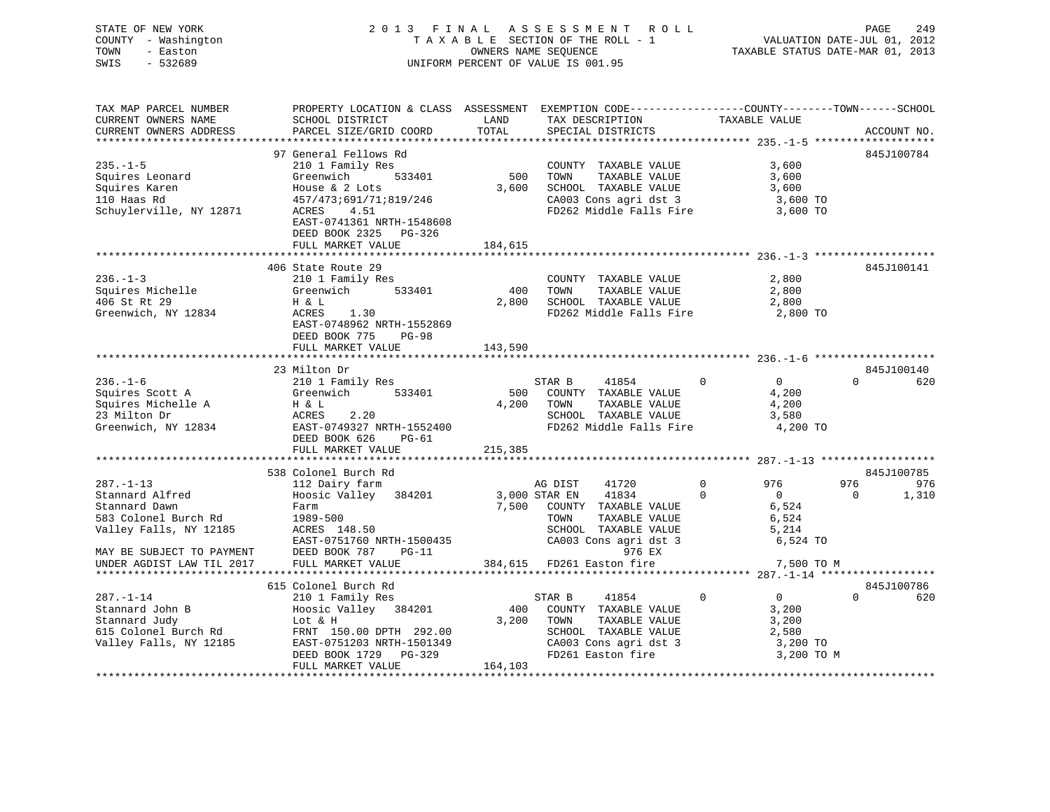STATE OF NEW YORK
COUNTY - Washington
TOWN - Easton
SWIS - 532689

2013 FINAL ASSESSMENT ROLL
TAXABLE SECTION OF THE ROLL - 1
OWNERS NAME SEQUENCE
UNIFORM PERCENT OF VALUE IS 001.95

VALUATION DATE-JUL 01, 2012
TAXABLE STATUS DATE-MAR 01, 2013

```
TAX MAP PARCEL NUMBER          PROPERTY LOCATION & CLASS  ASSESSMENT  EXEMPTION CODE------------------COUNTY--------TOWN------SCHOOL
CURRENT OWNERS NAME            SCHOOL DISTRICT              LAND       TAX DESCRIPTION               TAXABLE VALUE
CURRENT OWNERS ADDRESS         PARCEL SIZE/GRID COORD       TOTAL      SPECIAL DISTRICTS                                        ACCOUNT NO.
******************************************************************************************************* 235.-1-5 *******************
                               97 General Fellows Rd                                                                         845J100784
235.-1-5                       210 1 Family Res                        COUNTY  TAXABLE VALUE              3,600
Squires Leonard                Greenwich        533401        500      TOWN    TAXABLE VALUE              3,600
Squires Karen                  House & 2 Lots               3,600      SCHOOL  TAXABLE VALUE              3,600
110 Haas Rd                    457/473;691/71;819/246                  CA003 Cons agri dst 3               3,600 TO
Schuylerville, NY 12871        ACRES     4.51                          FD262 Middle Falls Fire             3,600 TO
                               EAST-0741361 NRTH-1548608
                               DEED BOOK 2325   PG-326
                               FULL MARKET VALUE            184,615
******************************************************************************************************* 236.-1-3 *******************
                               406 State Route 29                                                                            845J100141
236.-1-3                       210 1 Family Res                        COUNTY  TAXABLE VALUE              2,800
Squires Michelle               Greenwich        533401        400      TOWN    TAXABLE VALUE              2,800
406 St Rt 29                   H & L                        2,800      SCHOOL  TAXABLE VALUE              2,800
Greenwich, NY 12834            ACRES     1.30                          FD262 Middle Falls Fire             2,800 TO
                               EAST-0748962 NRTH-1552869
                               DEED BOOK 775    PG-98
                               FULL MARKET VALUE            143,590
******************************************************************************************************* 236.-1-6 *******************
                               23 Milton Dr                                                                                  845J100140
236.-1-6                       210 1 Family Res                        STAR B      41854          0           0          0        620
Squires Scott A                Greenwich        533401        500      COUNTY  TAXABLE VALUE              4,200
Squires Michelle A             H & L                        4,200      TOWN    TAXABLE VALUE              4,200
23 Milton Dr                   ACRES     2.20                          SCHOOL  TAXABLE VALUE              3,580
Greenwich, NY 12834            EAST-0749327 NRTH-1552400               FD262 Middle Falls Fire             4,200 TO
                               DEED BOOK 626    PG-61
                               FULL MARKET VALUE            215,385
******************************************************************************************************* 287.-1-13 ******************
                               538 Colonel Burch Rd                                                                          845J100785
287.-1-13                      112 Dairy farm                          AG DIST     41720          0         976        976        976
Stannard Alfred                Hoosic Valley   384201     3,000 STAR EN     41834          0           0          0      1,310
Stannard Dawn                  Farm                         7,500      COUNTY  TAXABLE VALUE              6,524
583 Colonel Burch Rd           1989-500                                TOWN    TAXABLE VALUE              6,524
Valley Falls, NY 12185         ACRES   148.50                          SCHOOL  TAXABLE VALUE              5,214
                               EAST-0751760 NRTH-1500435               CA003 Cons agri dst 3               6,524 TO
MAY BE SUBJECT TO PAYMENT      DEED BOOK 787    PG-11                            976 EX
UNDER AGDIST LAW TIL 2017      FULL MARKET VALUE            384,615    FD261 Easton fire                   7,500 TO M
******************************************************************************************************* 287.-1-14 ******************
                               615 Colonel Burch Rd                                                                          845J100786
287.-1-14                      210 1 Family Res                        STAR B      41854          0           0          0        620
Stannard John B                Hoosic Valley   384201         400      COUNTY  TAXABLE VALUE              3,200
Stannard Judy                  Lot & H                      3,200      TOWN    TAXABLE VALUE              3,200
615 Colonel Burch Rd           FRNT  150.00 DPTH  292.00               SCHOOL  TAXABLE VALUE              2,580
Valley Falls, NY 12185         EAST-0751203 NRTH-1501349               CA003 Cons agri dst 3               3,200 TO
                               DEED BOOK 1729   PG-329                 FD261 Easton fire                   3,200 TO M
                               FULL MARKET VALUE            164,103
************************************************************************************************************************************
```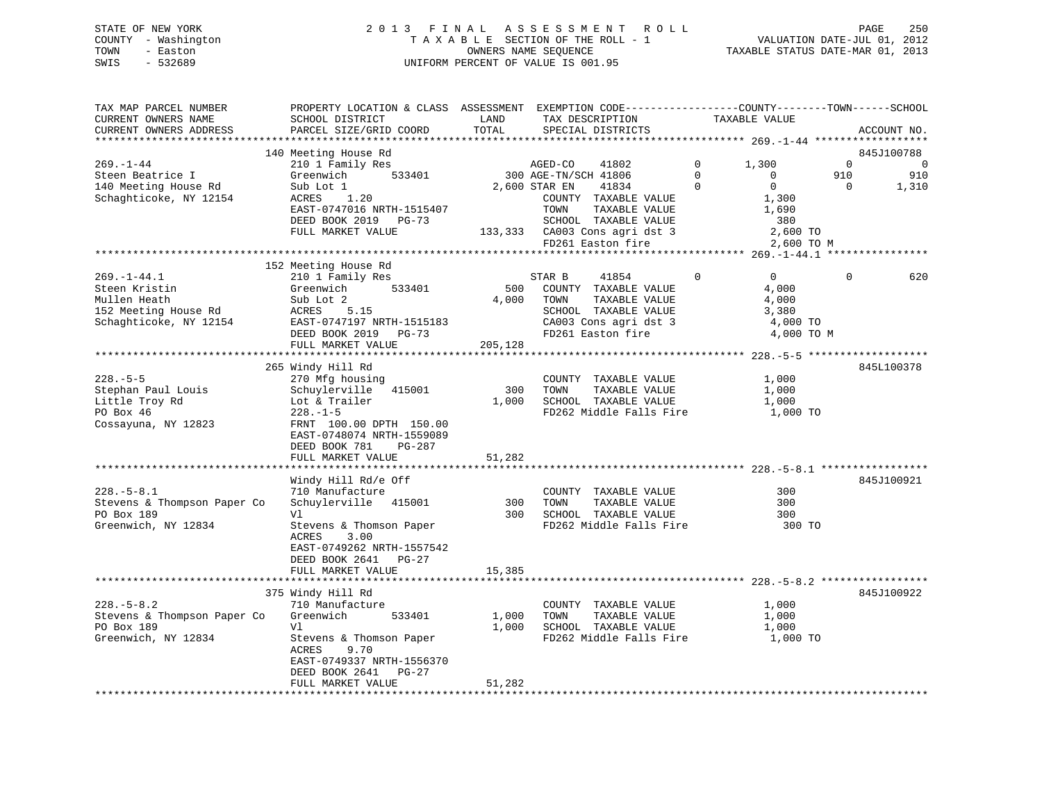STATE OF NEW YORK
COUNTY - Washington
TOWN - Easton
SWIS - 532689

2 0 1 3 F I N A L A S S E S S M E N T R O L L
T A X A B L E SECTION OF THE ROLL - 1
OWNERS NAME SEQUENCE
UNIFORM PERCENT OF VALUE IS 001.95

VALUATION DATE-JUL 01, 2012
TAXABLE STATUS DATE-MAR 01, 2013

```
TAX MAP PARCEL NUMBER          PROPERTY LOCATION & CLASS  ASSESSMENT  EXEMPTION CODE------------------COUNTY--------TOWN------SCHOOL
CURRENT OWNERS NAME            SCHOOL DISTRICT               LAND      TAX DESCRIPTION             TAXABLE VALUE
CURRENT OWNERS ADDRESS         PARCEL SIZE/GRID COORD        TOTAL     SPECIAL DISTRICTS                                     ACCOUNT NO.
*********************************************************************************************** 269.-1-44 ******************
                               140 Meeting House Rd                                                                          845J100788
269.-1-44                      210 1 Family Res                   AGED-CO     41802        0       1,300           0             0
Steen Beatrice I               Greenwich        533401        300 AGE-TN/SCH 41806         0           0         910           910
140 Meeting House Rd           Sub Lot 1                    2,600 STAR EN     41834        0           0           0         1,310
Schaghticoke, NY 12154         ACRES     1.20                     COUNTY  TAXABLE VALUE              1,300
                               EAST-0747016 NRTH-1515407          TOWN    TAXABLE VALUE              1,690
                               DEED BOOK 2019   PG-73             SCHOOL  TAXABLE VALUE                380
                               FULL MARKET VALUE            133,333  CA003 Cons agri dst 3             2,600 TO
                                                                  FD261 Easton fire                  2,600 TO M
*********************************************************************************************** 269.-1-44.1 ****************
                               152 Meeting House Rd
269.-1-44.1                    210 1 Family Res                   STAR B      41854        0           0           0           620
Steen Kristin                  Greenwich        533401        500    COUNTY  TAXABLE VALUE           4,000
Mullen Heath                   Sub Lot 2                    4,000    TOWN    TAXABLE VALUE           4,000
152 Meeting House Rd           ACRES     5.15                        SCHOOL  TAXABLE VALUE           3,380
Schaghticoke, NY 12154         EAST-0747197 NRTH-1515183             CA003 Cons agri dst 3            4,000 TO
                               DEED BOOK 2019   PG-73                FD261 Easton fire                4,000 TO M
                               FULL MARKET VALUE            205,128
*********************************************************************************************** 228.-5-5 *******************
                               265 Windy Hill Rd                                                                             845L100378
228.-5-5                       270 Mfg housing                       COUNTY  TAXABLE VALUE           1,000
Stephan Paul Louis             Schuylerville   415001         300    TOWN    TAXABLE VALUE           1,000
Little Troy Rd                 Lot & Trailer                1,000    SCHOOL  TAXABLE VALUE           1,000
PO Box 46                      228.-1-5                              FD262 Middle Falls Fire          1,000 TO
Cossayuna, NY 12823            FRNT 100.00 DPTH 150.00
                               EAST-0748074 NRTH-1559089
                               DEED BOOK 781    PG-287
                               FULL MARKET VALUE             51,282
*********************************************************************************************** 228.-5-8.1 *****************
                               Windy Hill Rd/e Off                                                                           845J100921
228.-5-8.1                     710 Manufacture                       COUNTY  TAXABLE VALUE             300
Stevens & Thompson Paper Co    Schuylerville   415001         300    TOWN    TAXABLE VALUE             300
PO Box 189                     Vl                             300    SCHOOL  TAXABLE VALUE             300
Greenwich, NY 12834            Stevens & Thomson Paper               FD262 Middle Falls Fire            300 TO
                               ACRES     3.00
                               EAST-0749262 NRTH-1557542
                               DEED BOOK 2641   PG-27
                               FULL MARKET VALUE             15,385
*********************************************************************************************** 228.-5-8.2 *****************
                               375 Windy Hill Rd                                                                             845J100922
228.-5-8.2                     710 Manufacture                       COUNTY  TAXABLE VALUE           1,000
Stevens & Thompson Paper Co    Greenwich        533401      1,000    TOWN    TAXABLE VALUE           1,000
PO Box 189                     Vl                           1,000    SCHOOL  TAXABLE VALUE           1,000
Greenwich, NY 12834            Stevens & Thomson Paper               FD262 Middle Falls Fire          1,000 TO
                               ACRES     9.70
                               EAST-0749337 NRTH-1556370
                               DEED BOOK 2641   PG-27
                               FULL MARKET VALUE             51,282
****************************************************************************************************************************
```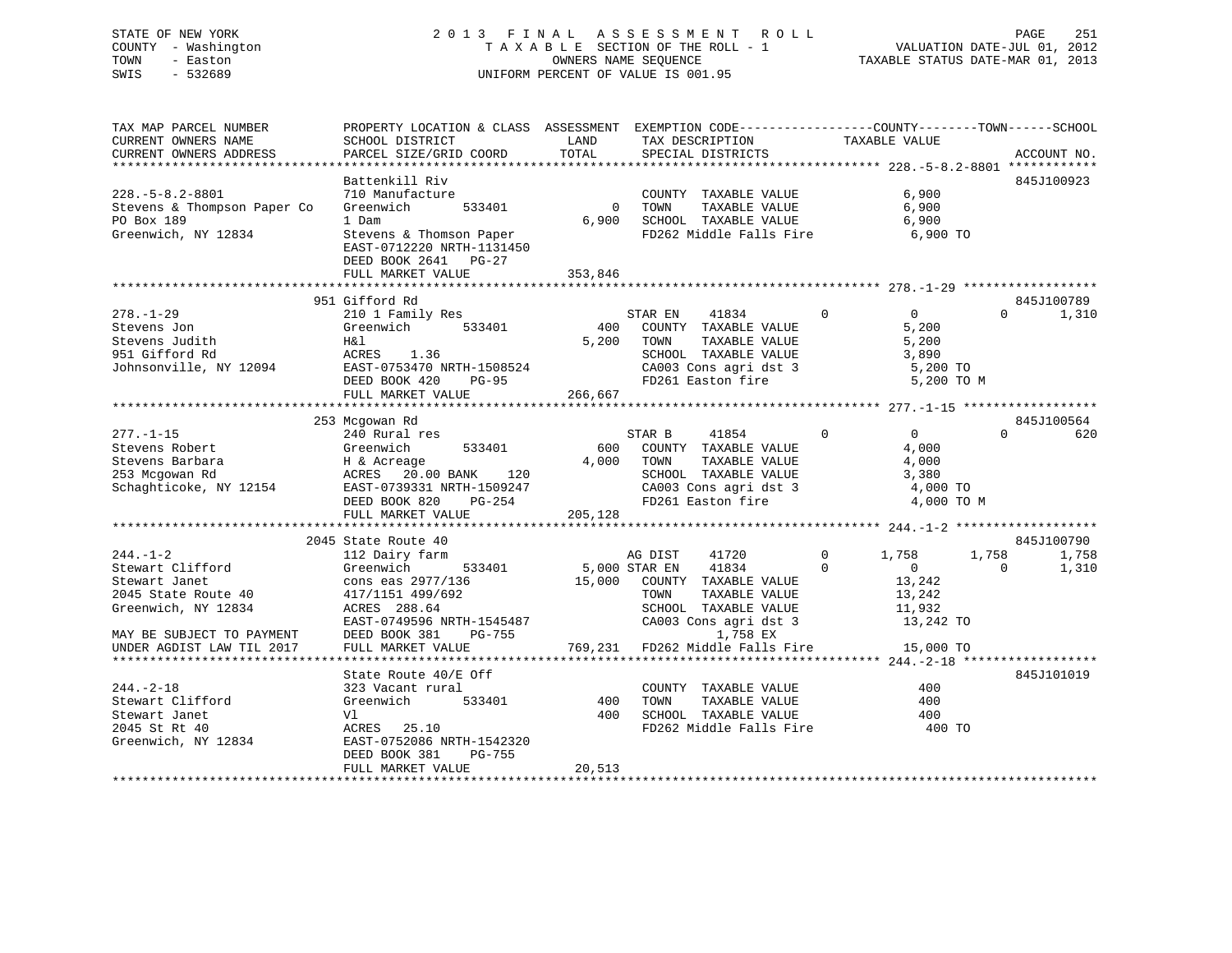STATE OF NEW YORK — COUNTY - Washington — TOWN - Easton — SWIS - 532689

# 2013 FINAL ASSESSMENT ROLL
TAXABLE SECTION OF THE ROLL - 1
OWNERS NAME SEQUENCE
UNIFORM PERCENT OF VALUE IS 001.95

VALUATION DATE-JUL 01, 2012
TAXABLE STATUS DATE-MAR 01, 2013

```
TAX MAP PARCEL NUMBER          PROPERTY LOCATION & CLASS  ASSESSMENT  EXEMPTION CODE------------------COUNTY--------TOWN------SCHOOL
CURRENT OWNERS NAME            SCHOOL DISTRICT               LAND      TAX DESCRIPTION             TAXABLE VALUE
CURRENT OWNERS ADDRESS         PARCEL SIZE/GRID COORD        TOTAL     SPECIAL DISTRICTS                                      ACCOUNT NO.
******************************************************************************************************* 228.-5-8.2-8801 ************
                               Battenkill Riv                                                                              845J100923
228.-5-8.2-8801                710 Manufacture                          COUNTY  TAXABLE VALUE            6,900
Stevens & Thompson Paper Co    Greenwich        533401            0     TOWN    TAXABLE VALUE            6,900
PO Box 189                     1 Dam                          6,900     SCHOOL  TAXABLE VALUE            6,900
Greenwich, NY 12834            Stevens & Thomson Paper                  FD262 Middle Falls Fire            6,900 TO
                               EAST-0712220 NRTH-1131450
                               DEED BOOK 2641   PG-27
                               FULL MARKET VALUE            353,846
******************************************************************************************************* 278.-1-29 ******************
                               951 Gifford Rd                                                                              845J100789
278.-1-29                      210 1 Family Res                         STAR EN     41834          0            0         0      1,310
Stevens Jon                    Greenwich        533401          400     COUNTY  TAXABLE VALUE            5,200
Stevens Judith                 H&l                            5,200     TOWN    TAXABLE VALUE            5,200
951 Gifford Rd                 ACRES    1.36                            SCHOOL  TAXABLE VALUE            3,890
Johnsonville, NY 12094         EAST-0753470 NRTH-1508524                CA003 Cons agri dst 3              5,200 TO
                               DEED BOOK 420    PG-95                   FD261 Easton fire                  5,200 TO M
                               FULL MARKET VALUE            266,667
******************************************************************************************************* 277.-1-15 ******************
                               253 Mcgowan Rd                                                                              845J100564
277.-1-15                      240 Rural res                            STAR B      41854          0            0         0        620
Stevens Robert                 Greenwich        533401          600     COUNTY  TAXABLE VALUE            4,000
Stevens Barbara                H & Acreage                    4,000     TOWN    TAXABLE VALUE            4,000
253 Mcgowan Rd                 ACRES   20.00 BANK    120                SCHOOL  TAXABLE VALUE            3,380
Schaghticoke, NY 12154         EAST-0739331 NRTH-1509247                CA003 Cons agri dst 3              4,000 TO
                               DEED BOOK 820    PG-254                  FD261 Easton fire                  4,000 TO M
                               FULL MARKET VALUE            205,128
******************************************************************************************************* 244.-1-2 *******************
                               2045 State Route 40                                                                         845J100790
244.-1-2                       112 Dairy farm                           AG DIST     41720          0        1,758     1,758      1,758
Stewart Clifford               Greenwich        533401        5,000 STAR EN     41834          0            0         0      1,310
Stewart Janet                  cons eas 2977/136             15,000     COUNTY  TAXABLE VALUE           13,242
2045 State Route 40            417/1151 499/692                         TOWN    TAXABLE VALUE           13,242
Greenwich, NY 12834            ACRES  288.64                            SCHOOL  TAXABLE VALUE           11,932
                               EAST-0749596 NRTH-1545487                CA003 Cons agri dst 3             13,242 TO
MAY BE SUBJECT TO PAYMENT      DEED BOOK 381    PG-755                           1,758 EX
UNDER AGDIST LAW TIL 2017      FULL MARKET VALUE            769,231     FD262 Middle Falls Fire           15,000 TO
******************************************************************************************************* 244.-2-18 ******************
                               State Route 40/E Off                                                                        845J101019
244.-2-18                      323 Vacant rural                         COUNTY  TAXABLE VALUE              400
Stewart Clifford               Greenwich        533401          400     TOWN    TAXABLE VALUE              400
Stewart Janet                  Vl                               400     SCHOOL  TAXABLE VALUE              400
2045 St Rt 40                  ACRES   25.10                            FD262 Middle Falls Fire              400 TO
Greenwich, NY 12834            EAST-0752086 NRTH-1542320
                               DEED BOOK 381    PG-755
                               FULL MARKET VALUE             20,513
************************************************************************************************************************************
```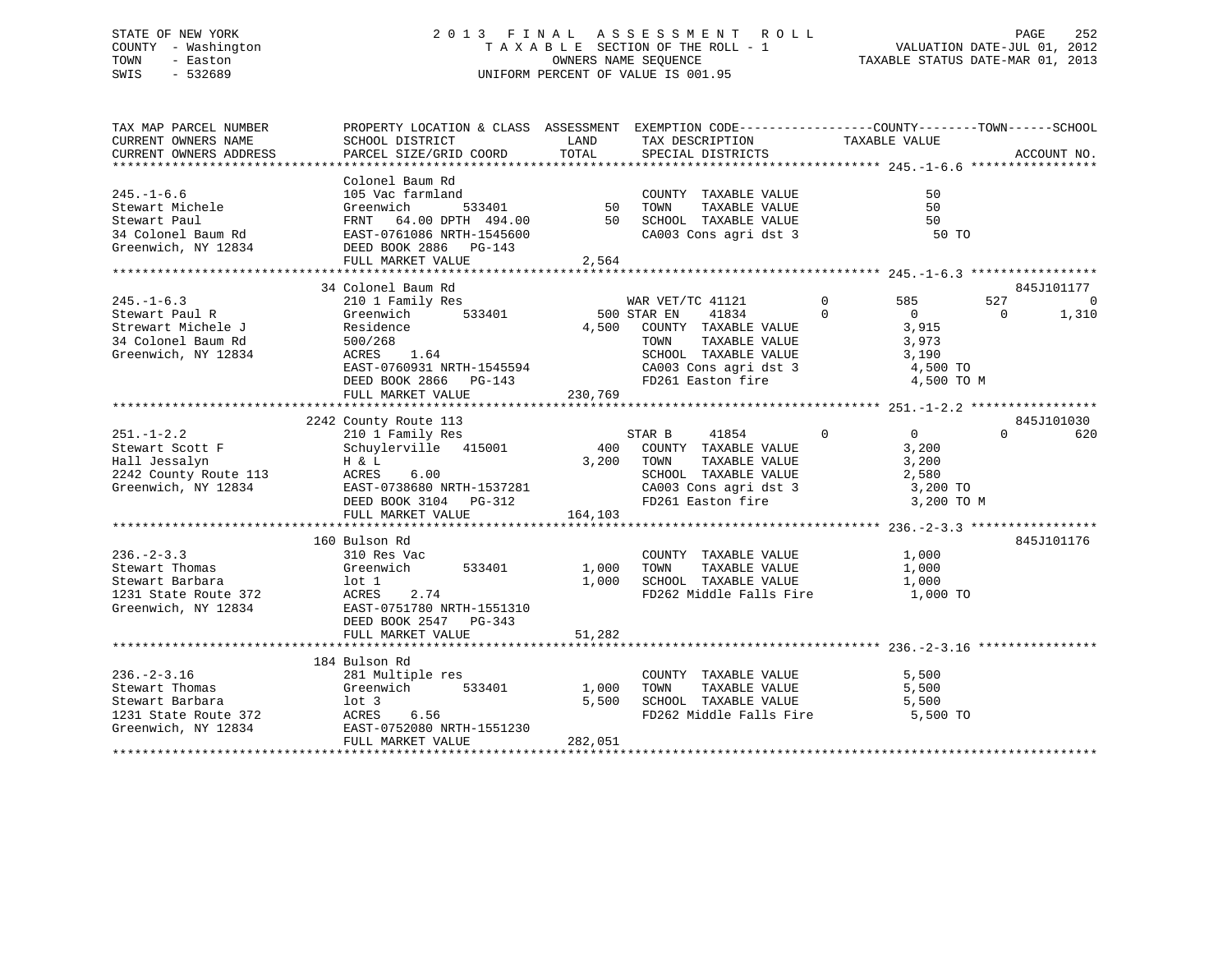STATE OF NEW YORK
COUNTY - Washington
TOWN - Easton
SWIS - 532689

2013 FINAL ASSESSMENT ROLL
TAXABLE SECTION OF THE ROLL - 1
OWNERS NAME SEQUENCE
UNIFORM PERCENT OF VALUE IS 001.95

VALUATION DATE-JUL 01, 2012
TAXABLE STATUS DATE-MAR 01, 2013

```
TAX MAP PARCEL NUMBER          PROPERTY LOCATION & CLASS  ASSESSMENT  EXEMPTION CODE------------------COUNTY--------TOWN------SCHOOL
CURRENT OWNERS NAME            SCHOOL DISTRICT              LAND      TAX DESCRIPTION              TAXABLE VALUE
CURRENT OWNERS ADDRESS         PARCEL SIZE/GRID COORD       TOTAL     SPECIAL DISTRICTS                                       ACCOUNT NO.
****************************************************************************************************** 245.-1-6.6 *****************
                               Colonel Baum Rd
245.-1-6.6                     105 Vac farmland                       COUNTY  TAXABLE VALUE              50
Stewart Michele                Greenwich        533401          50    TOWN    TAXABLE VALUE              50
Stewart Paul                   FRNT   64.00 DPTH  494.00        50    SCHOOL  TAXABLE VALUE              50
34 Colonel Baum Rd             EAST-0761086 NRTH-1545600              CA003 Cons agri dst 3                50 TO
Greenwich, NY 12834            DEED BOOK 2886   PG-143
                               FULL MARKET VALUE               2,564
****************************************************************************************************** 245.-1-6.3 *****************
                               34 Colonel Baum Rd                                                                      845J101177
245.-1-6.3                     210 1 Family Res                       WAR VET/TC 41121          0       585        527           0
Stewart Paul R                 Greenwich        533401         500 STAR EN     41834          0         0          0       1,310
Strewart Michele J             Residence                     4,500    COUNTY  TAXABLE VALUE           3,915
34 Colonel Baum Rd             500/268                                TOWN    TAXABLE VALUE           3,973
Greenwich, NY 12834            ACRES    1.64                          SCHOOL  TAXABLE VALUE           3,190
                               EAST-0760931 NRTH-1545594              CA003 Cons agri dst 3             4,500 TO
                               DEED BOOK 2866   PG-143                FD261 Easton fire                 4,500 TO M
                               FULL MARKET VALUE             230,769
****************************************************************************************************** 251.-1-2.2 *****************
                               2242 County Route 113                                                                   845J101030
251.-1-2.2                     210 1 Family Res                       STAR B      41854          0         0          0         620
Stewart Scott F                Schuylerville   415001          400    COUNTY  TAXABLE VALUE           3,200
Hall Jessalyn                  H & L                         3,200    TOWN    TAXABLE VALUE           3,200
2242 County Route 113          ACRES    6.00                          SCHOOL  TAXABLE VALUE           2,580
Greenwich, NY 12834            EAST-0738680 NRTH-1537281              CA003 Cons agri dst 3             3,200 TO
                               DEED BOOK 3104   PG-312                FD261 Easton fire                 3,200 TO M
                               FULL MARKET VALUE             164,103
****************************************************************************************************** 236.-2-3.3 *****************
                               160 Bulson Rd                                                                           845J101176
236.-2-3.3                     310 Res Vac                            COUNTY  TAXABLE VALUE           1,000
Stewart Thomas                 Greenwich        533401       1,000    TOWN    TAXABLE VALUE           1,000
Stewart Barbara                lot 1                         1,000    SCHOOL  TAXABLE VALUE           1,000
1231 State Route 372           ACRES    2.74                          FD262 Middle Falls Fire           1,000 TO
Greenwich, NY 12834            EAST-0751780 NRTH-1551310
                               DEED BOOK 2547   PG-343
                               FULL MARKET VALUE              51,282
****************************************************************************************************** 236.-2-3.16 ****************
                               184 Bulson Rd
236.-2-3.16                    281 Multiple res                       COUNTY  TAXABLE VALUE           5,500
Stewart Thomas                 Greenwich        533401       1,000    TOWN    TAXABLE VALUE           5,500
Stewart Barbara                lot 3                         5,500    SCHOOL  TAXABLE VALUE           5,500
1231 State Route 372           ACRES    6.56                          FD262 Middle Falls Fire           5,500 TO
Greenwich, NY 12834            EAST-0752080 NRTH-1551230
                               FULL MARKET VALUE             282,051
************************************************************************************************************************************
```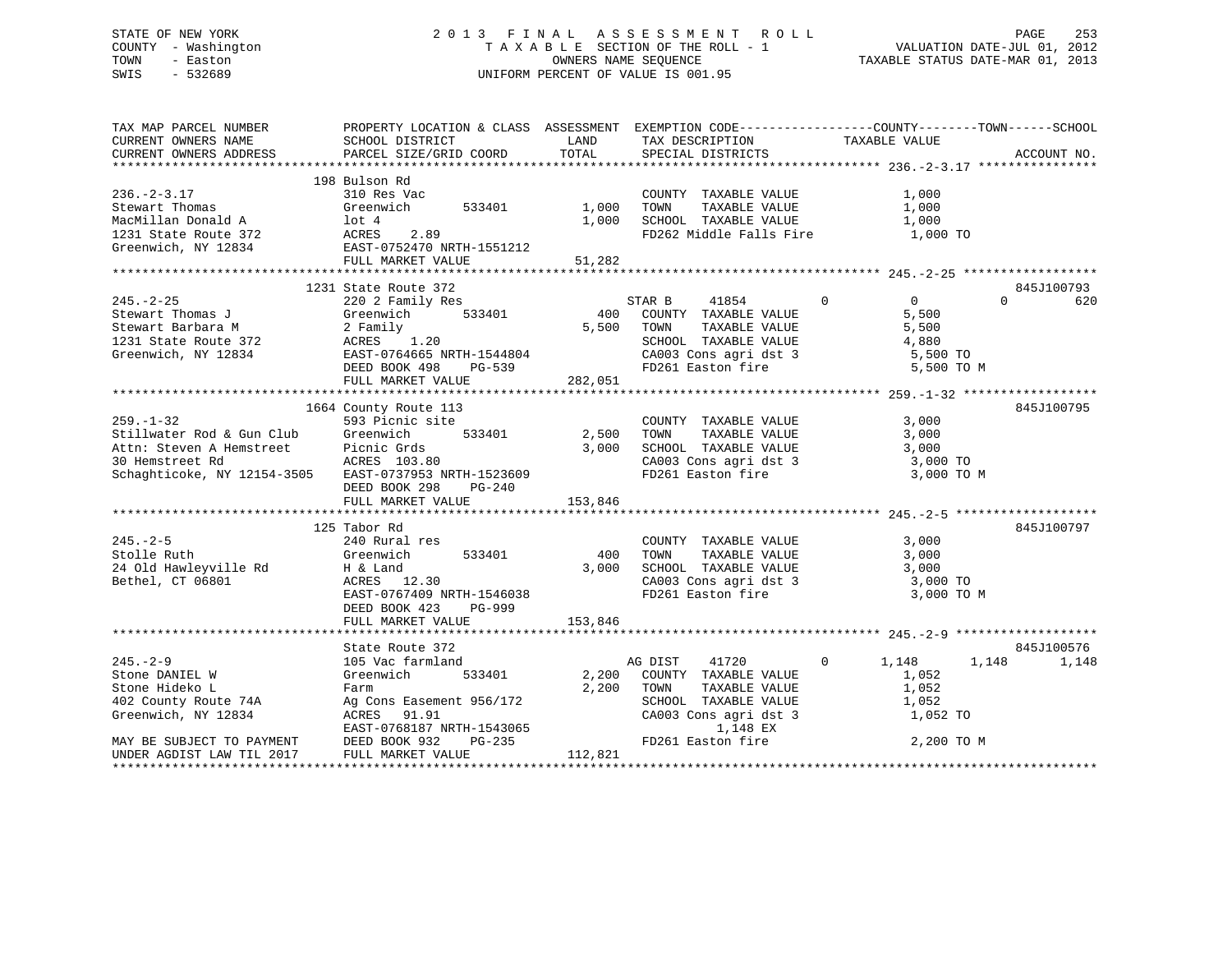STATE OF NEW YORK
COUNTY - Washington
TOWN - Easton
SWIS - 532689

2 0 1 3 F I N A L A S S E S S M E N T R O L L
T A X A B L E SECTION OF THE ROLL - 1
OWNERS NAME SEQUENCE
UNIFORM PERCENT OF VALUE IS 001.95

VALUATION DATE-JUL 01, 2012
TAXABLE STATUS DATE-MAR 01, 2013

```
TAX MAP PARCEL NUMBER          PROPERTY LOCATION & CLASS  ASSESSMENT  EXEMPTION CODE------------------COUNTY--------TOWN------SCHOOL
CURRENT OWNERS NAME            SCHOOL DISTRICT               LAND      TAX DESCRIPTION            TAXABLE VALUE
CURRENT OWNERS ADDRESS         PARCEL SIZE/GRID COORD        TOTAL     SPECIAL DISTRICTS                                     ACCOUNT NO.
******************************************************************************************************* 236.-2-3.17 ****************
                               198 Bulson Rd
236.-2-3.17                    310 Res Vac                             COUNTY  TAXABLE VALUE             1,000
Stewart Thomas                 Greenwich         533401      1,000     TOWN    TAXABLE VALUE             1,000
MacMillan Donald A             lot 4                         1,000     SCHOOL  TAXABLE VALUE             1,000
1231 State Route 372           ACRES    2.89                           FD262 Middle Falls Fire            1,000 TO
Greenwich, NY 12834            EAST-0752470 NRTH-1551212
                               FULL MARKET VALUE            51,282
******************************************************************************************************* 245.-2-25 ******************
                               1231 State Route 372                                                                     845J100793
245.-2-25                      220 2 Family Res                        STAR B     41854          0            0             0          620
Stewart Thomas J               Greenwich         533401        400     COUNTY  TAXABLE VALUE             5,500
Stewart Barbara M              2 Family                      5,500     TOWN    TAXABLE VALUE             5,500
1231 State Route 372           ACRES    1.20                           SCHOOL  TAXABLE VALUE             4,880
Greenwich, NY 12834            EAST-0764665 NRTH-1544804               CA003 Cons agri dst 3              5,500 TO
                               DEED BOOK 498     PG-539                FD261 Easton fire                  5,500 TO M
                               FULL MARKET VALUE           282,051
******************************************************************************************************* 259.-1-32 ******************
                               1664 County Route 113                                                                    845J100795
259.-1-32                      593 Picnic site                         COUNTY  TAXABLE VALUE             3,000
Stillwater Rod & Gun Club      Greenwich         533401      2,500     TOWN    TAXABLE VALUE             3,000
Attn: Steven A Hemstreet       Picnic Grds                   3,000     SCHOOL  TAXABLE VALUE             3,000
30 Hemstreet Rd                ACRES  103.80                           CA003 Cons agri dst 3              3,000 TO
Schaghticoke, NY 12154-3505    EAST-0737953 NRTH-1523609               FD261 Easton fire                  3,000 TO M
                               DEED BOOK 298     PG-240
                               FULL MARKET VALUE           153,846
******************************************************************************************************* 245.-2-5 *******************
                               125 Tabor Rd                                                                             845J100797
245.-2-5                       240 Rural res                           COUNTY  TAXABLE VALUE             3,000
Stolle Ruth                    Greenwich         533401        400     TOWN    TAXABLE VALUE             3,000
24 Old Hawleyville Rd          H & Land                      3,000     SCHOOL  TAXABLE VALUE             3,000
Bethel, CT 06801               ACRES   12.30                           CA003 Cons agri dst 3              3,000 TO
                               EAST-0767409 NRTH-1546038               FD261 Easton fire                  3,000 TO M
                               DEED BOOK 423     PG-999
                               FULL MARKET VALUE           153,846
******************************************************************************************************* 245.-2-9 *******************
                               State Route 372                                                                          845J100576
245.-2-9                       105 Vac farmland                        AG DIST    41720          0        1,148         1,148        1,148
Stone DANIEL W                 Greenwich         533401      2,200     COUNTY  TAXABLE VALUE             1,052
Stone Hideko L                 Farm                          2,200     TOWN    TAXABLE VALUE             1,052
402 County Route 74A           Ag Cons Easement 956/172                SCHOOL  TAXABLE VALUE             1,052
Greenwich, NY 12834            ACRES   91.91                           CA003 Cons agri dst 3              1,052 TO
                               EAST-0768187 NRTH-1543065                        1,148 EX
MAY BE SUBJECT TO PAYMENT      DEED BOOK 932     PG-235                FD261 Easton fire                  2,200 TO M
UNDER AGDIST LAW TIL 2017      FULL MARKET VALUE           112,821
************************************************************************************************************************************
```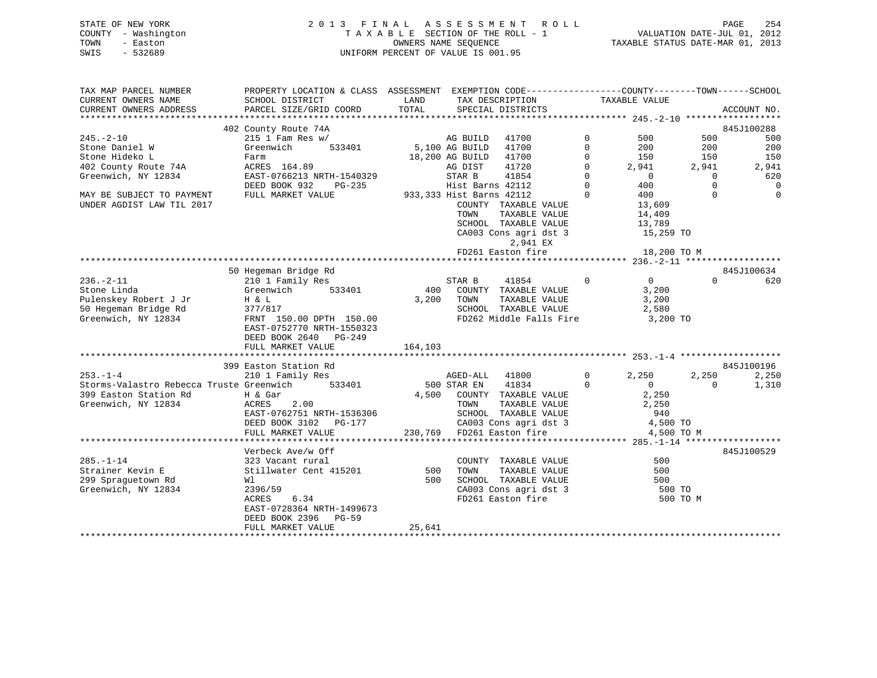STATE OF NEW YORK
COUNTY - Washington
TOWN - Easton
SWIS - 532689

2013 FINAL ASSESSMENT ROLL
TAXABLE SECTION OF THE ROLL - 1
OWNERS NAME SEQUENCE
UNIFORM PERCENT OF VALUE IS 001.95

VALUATION DATE-JUL 01, 2012
TAXABLE STATUS DATE-MAR 01, 2013

| TAX MAP PARCEL NUMBER / CURRENT OWNERS NAME / CURRENT OWNERS ADDRESS | PROPERTY LOCATION & CLASS / SCHOOL DISTRICT / PARCEL SIZE/GRID COORD | ASSESSMENT LAND / TOTAL | EXEMPTION CODE / TAX DESCRIPTION / SPECIAL DISTRICTS | | COUNTY TAXABLE VALUE | TOWN | SCHOOL | ACCOUNT NO. |
|---|---|---|---|---|---|---|---|---|
| **245.-2-10** | 402 County Route 74A | | | | | | | 845J100288 |
| 245.-2-10 | 215 1 Fam Res w/ | | AG BUILD 41700 | 0 | 500 | 500 | 500 | |
| Stone Daniel W | Greenwich 533401 | 5,100 | AG BUILD 41700 | 0 | 200 | 200 | 200 | |
| Stone Hideko L | Farm | 18,200 | AG BUILD 41700 | 0 | 150 | 150 | 150 | |
| 402 County Route 74A | ACRES 164.89 | | AG DIST 41720 | 0 | 2,941 | 2,941 | 2,941 | |
| Greenwich, NY 12834 | EAST-0766213 NRTH-1540329 | | STAR B 41854 | 0 | 0 | 0 | 620 | |
| | DEED BOOK 932 PG-235 | | Hist Barns 42112 | 0 | 400 | 0 | 0 | |
| MAY BE SUBJECT TO PAYMENT | FULL MARKET VALUE | 933,333 | Hist Barns 42112 | 0 | 400 | 0 | 0 | |
| UNDER AGDIST LAW TIL 2017 | | | COUNTY TAXABLE VALUE | | 13,609 | | | |
| | | | TOWN TAXABLE VALUE | | 14,409 | | | |
| | | | SCHOOL TAXABLE VALUE | | 13,789 | | | |
| | | | CA003 Cons agri dst 3 | | 15,259 TO | | | |
| | | | 2,941 EX | | | | | |
| | | | FD261 Easton fire | | 18,200 TO M | | | |
| **236.-2-11** | 50 Hegeman Bridge Rd | | | | | | | 845J100634 |
| 236.-2-11 | 210 1 Family Res | | STAR B 41854 | 0 | 0 | 0 | 620 | |
| Stone Linda | Greenwich 533401 | 400 | COUNTY TAXABLE VALUE | | 3,200 | | | |
| Pulenskey Robert J Jr | H & L | 3,200 | TOWN TAXABLE VALUE | | 3,200 | | | |
| 50 Hegeman Bridge Rd | 377/817 | | SCHOOL TAXABLE VALUE | | 2,580 | | | |
| Greenwich, NY 12834 | FRNT 150.00 DPTH 150.00 | | FD262 Middle Falls Fire | | 3,200 TO | | | |
| | EAST-0752770 NRTH-1550323 | | | | | | | |
| | DEED BOOK 2640 PG-249 | | | | | | | |
| | FULL MARKET VALUE | 164,103 | | | | | | |
| **253.-1-4** | 399 Easton Station Rd | | | | | | | 845J100196 |
| 253.-1-4 | 210 1 Family Res | | AGED-ALL 41800 | 0 | 2,250 | 2,250 | 2,250 | |
| Storms-Valastro Rebecca Truste | Greenwich 533401 | 500 | STAR EN 41834 | 0 | 0 | 0 | 1,310 | |
| 399 Easton Station Rd | H & Gar | 4,500 | COUNTY TAXABLE VALUE | | 2,250 | | | |
| Greenwich, NY 12834 | ACRES 2.00 | | TOWN TAXABLE VALUE | | 2,250 | | | |
| | EAST-0762751 NRTH-1536306 | | SCHOOL TAXABLE VALUE | | 940 | | | |
| | DEED BOOK 3102 PG-177 | | CA003 Cons agri dst 3 | | 4,500 TO | | | |
| | FULL MARKET VALUE | 230,769 | FD261 Easton fire | | 4,500 TO M | | | |
| **285.-1-14** | Verbeck Ave/w Off | | | | | | | 845J100529 |
| 285.-1-14 | 323 Vacant rural | | COUNTY TAXABLE VALUE | | 500 | | | |
| Strainer Kevin E | Stillwater Cent 415201 | 500 | TOWN TAXABLE VALUE | | 500 | | | |
| 299 Spraguetown Rd | Wl | 500 | SCHOOL TAXABLE VALUE | | 500 | | | |
| Greenwich, NY 12834 | 2396/59 | | CA003 Cons agri dst 3 | | 500 TO | | | |
| | ACRES 6.34 | | FD261 Easton fire | | 500 TO M | | | |
| | EAST-0728364 NRTH-1499673 | | | | | | | |
| | DEED BOOK 2396 PG-59 | | | | | | | |
| | FULL MARKET VALUE | 25,641 | | | | | | |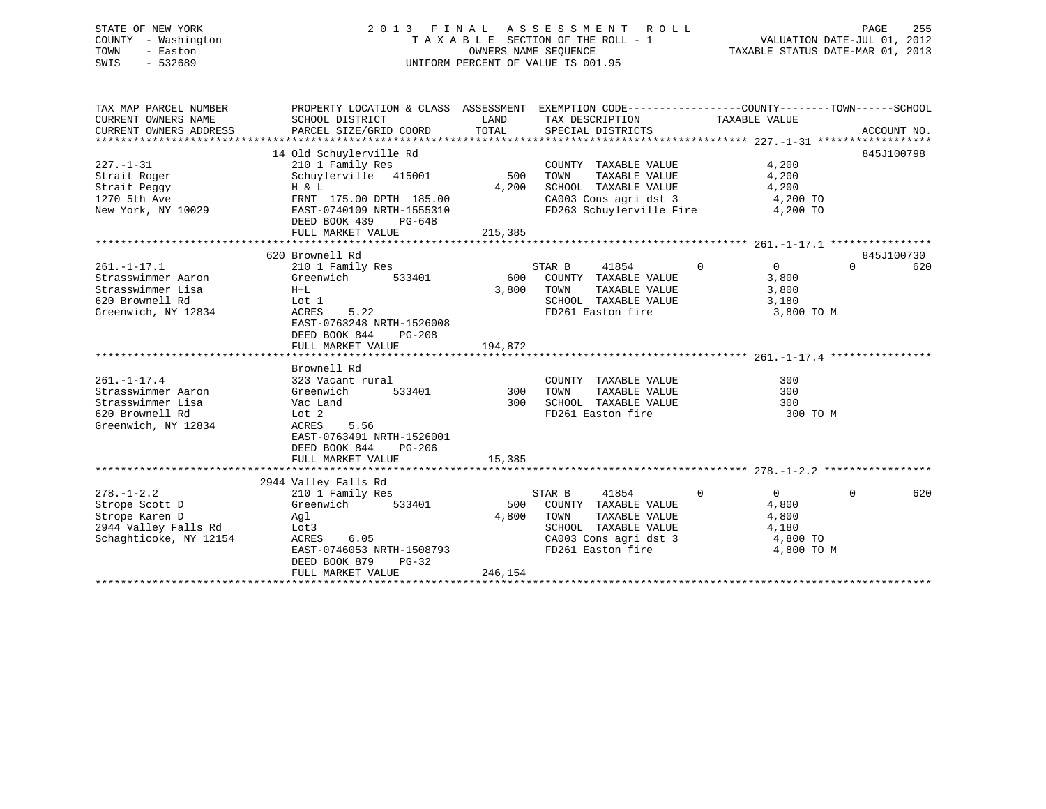STATE OF NEW YORK
COUNTY - Washington
TOWN - Easton
SWIS - 532689

2 0 1 3 F I N A L A S S E S S M E N T R O L L
T A X A B L E SECTION OF THE ROLL - 1
OWNERS NAME SEQUENCE
UNIFORM PERCENT OF VALUE IS 001.95

VALUATION DATE-JUL 01, 2012
TAXABLE STATUS DATE-MAR 01, 2013

```
TAX MAP PARCEL NUMBER          PROPERTY LOCATION & CLASS  ASSESSMENT  EXEMPTION CODE------------------COUNTY--------TOWN------SCHOOL
CURRENT OWNERS NAME            SCHOOL DISTRICT              LAND      TAX DESCRIPTION            TAXABLE VALUE
CURRENT OWNERS ADDRESS         PARCEL SIZE/GRID COORD       TOTAL     SPECIAL DISTRICTS                                   ACCOUNT NO.
****************************************************************************************************** 227.-1-31 ******************
                               14 Old Schuylerville Rd                                                                845J100798
227.-1-31                      210 1 Family Res                        COUNTY  TAXABLE VALUE            4,200
Strait Roger                   Schuylerville  415001          500      TOWN    TAXABLE VALUE            4,200
Strait Peggy                   H & L                        4,200      SCHOOL  TAXABLE VALUE            4,200
1270 5th Ave                   FRNT 175.00 DPTH 185.00                 CA003 Cons agri dst 3             4,200 TO
New York, NY 10029             EAST-0740109 NRTH-1555310               FD263 Schuylerville Fire          4,200 TO
                               DEED BOOK 439    PG-648
                               FULL MARKET VALUE            215,385
****************************************************************************************************** 261.-1-17.1 ****************
                               620 Brownell Rd                                                                        845J100730
261.-1-17.1                    210 1 Family Res                   STAR B     41854          0            0           0         620
Strasswimmer Aaron             Greenwich      533401          600    COUNTY  TAXABLE VALUE            3,800
Strasswimmer Lisa              H+L                          3,800    TOWN    TAXABLE VALUE            3,800
620 Brownell Rd                Lot 1                                 SCHOOL  TAXABLE VALUE            3,180
Greenwich, NY 12834            ACRES     5.22                        FD261 Easton fire                 3,800 TO M
                               EAST-0763248 NRTH-1526008
                               DEED BOOK 844    PG-208
                               FULL MARKET VALUE            194,872
****************************************************************************************************** 261.-1-17.4 ****************
                               Brownell Rd
261.-1-17.4                    323 Vacant rural                        COUNTY  TAXABLE VALUE              300
Strasswimmer Aaron             Greenwich      533401          300      TOWN    TAXABLE VALUE              300
Strasswimmer Lisa              Vac Land                       300      SCHOOL  TAXABLE VALUE              300
620 Brownell Rd                Lot 2                                   FD261 Easton fire                   300 TO M
Greenwich, NY 12834            ACRES     5.56
                               EAST-0763491 NRTH-1526001
                               DEED BOOK 844    PG-206
                               FULL MARKET VALUE             15,385
****************************************************************************************************** 278.-1-2.2 *****************
                               2944 Valley Falls Rd
278.-1-2.2                     210 1 Family Res                   STAR B     41854          0            0           0         620
Strope Scott D                 Greenwich      533401          500    COUNTY  TAXABLE VALUE            4,800
Strope Karen D                 Agl                          4,800    TOWN    TAXABLE VALUE            4,800
2944 Valley Falls Rd           Lot3                                  SCHOOL  TAXABLE VALUE            4,180
Schaghticoke, NY 12154         ACRES     6.05                        CA003 Cons agri dst 3             4,800 TO
                               EAST-0746053 NRTH-1508793             FD261 Easton fire                 4,800 TO M
                               DEED BOOK 879    PG-32
                               FULL MARKET VALUE            246,154
************************************************************************************************************************************
```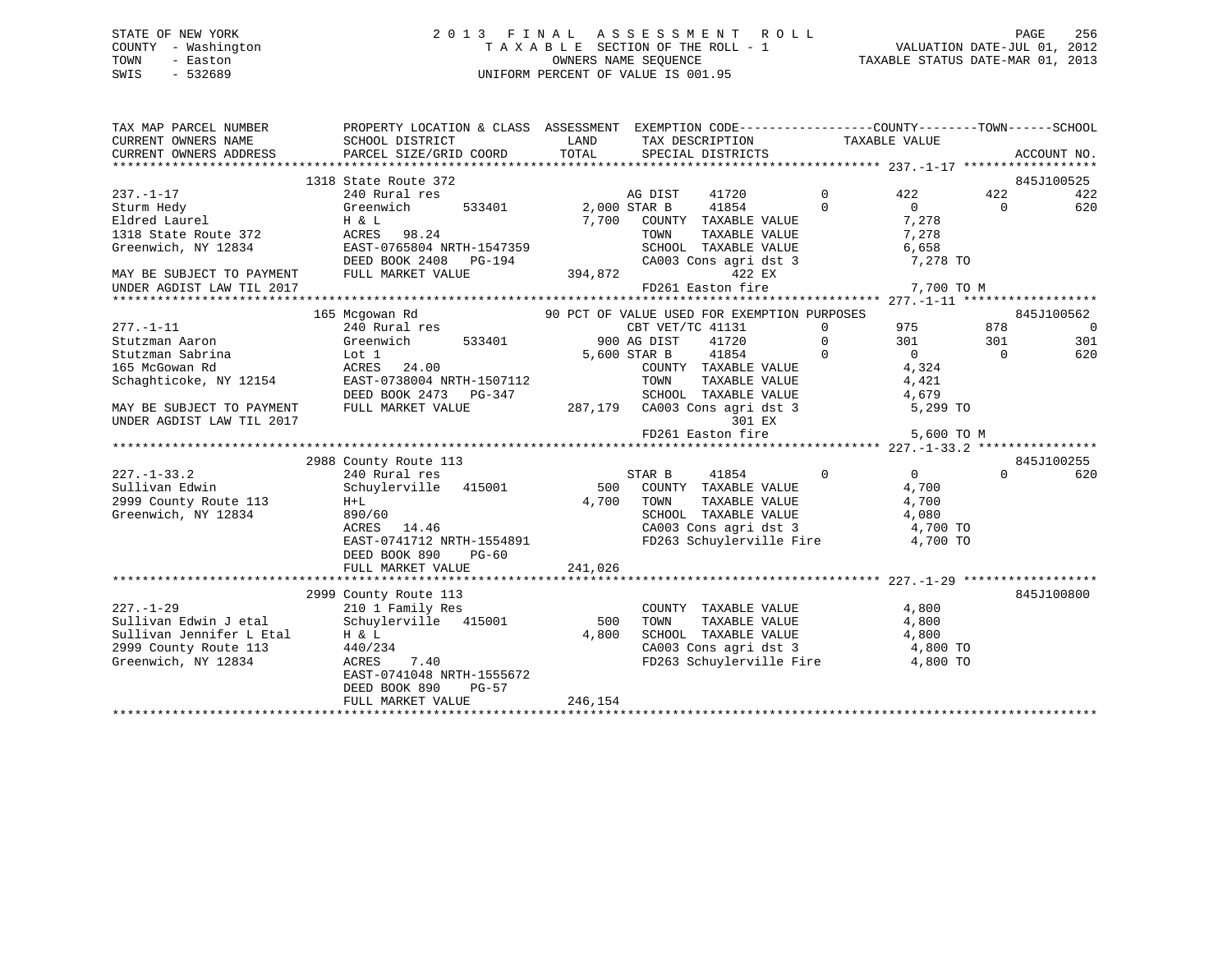STATE OF NEW YORK
COUNTY - Washington
TOWN - Easton
SWIS - 532689

2 0 1 3 F I N A L A S S E S S M E N T R O L L
T A X A B L E SECTION OF THE ROLL - 1
OWNERS NAME SEQUENCE
UNIFORM PERCENT OF VALUE IS 001.95

VALUATION DATE-JUL 01, 2012
TAXABLE STATUS DATE-MAR 01, 2013

```
TAX MAP PARCEL NUMBER          PROPERTY LOCATION & CLASS  ASSESSMENT  EXEMPTION CODE------------------COUNTY--------TOWN------SCHOOL
CURRENT OWNERS NAME            SCHOOL DISTRICT              LAND      TAX DESCRIPTION               TAXABLE VALUE
CURRENT OWNERS ADDRESS         PARCEL SIZE/GRID COORD       TOTAL     SPECIAL DISTRICTS                                  ACCOUNT NO.
******************************************************************************************************* 237.-1-17 ******************
                         1318 State Route 372                                                                         845J100525
237.-1-17                      240 Rural res                          AG DIST    41720         0         422        422        422
Sturm Hedy                     Greenwich      533401         2,000 STAR B     41854         0           0          0        620
Eldred Laurel                  H & L                          7,700   COUNTY  TAXABLE VALUE               7,278
1318 State Route 372           ACRES   98.24                          TOWN    TAXABLE VALUE               7,278
Greenwich, NY 12834            EAST-0765804 NRTH-1547359              SCHOOL  TAXABLE VALUE               6,658
                               DEED BOOK 2408   PG-194                CA003 Cons agri dst 3                7,278 TO
MAY BE SUBJECT TO PAYMENT      FULL MARKET VALUE            394,872            422 EX
UNDER AGDIST LAW TIL 2017                                             FD261 Easton fire                    7,700 TO M
******************************************************************************************************* 277.-1-11 ******************
                         165 Mcgowan Rd                 90 PCT OF VALUE USED FOR EXEMPTION PURPOSES                   845J100562
277.-1-11                      240 Rural res                          CBT VET/TC 41131         0         975        878          0
Stutzman Aaron                 Greenwich      533401           900 AG DIST    41720         0         301        301        301
Stutzman Sabrina               Lot 1                          5,600 STAR B     41854         0           0          0        620
165 McGowan Rd                 ACRES   24.00                          COUNTY  TAXABLE VALUE               4,324
Schaghticoke, NY 12154         EAST-0738004 NRTH-1507112              TOWN    TAXABLE VALUE               4,421
                               DEED BOOK 2473   PG-347                SCHOOL  TAXABLE VALUE               4,679
MAY BE SUBJECT TO PAYMENT      FULL MARKET VALUE            287,179   CA003 Cons agri dst 3                5,299 TO
UNDER AGDIST LAW TIL 2017                                                      301 EX
                                                                      FD261 Easton fire                    5,600 TO M
******************************************************************************************************* 227.-1-33.2 ****************
                         2988 County Route 113                                                                        845J100255
227.-1-33.2                    240 Rural res                          STAR B     41854         0           0          0        620
Sullivan Edwin                 Schuylerville   415001          500   COUNTY  TAXABLE VALUE               4,700
2999 County Route 113          H+L                            4,700   TOWN    TAXABLE VALUE               4,700
Greenwich, NY 12834            890/60                                 SCHOOL  TAXABLE VALUE               4,080
                               ACRES   14.46                          CA003 Cons agri dst 3                4,700 TO
                               EAST-0741712 NRTH-1554891              FD263 Schuylerville Fire             4,700 TO
                               DEED BOOK 890    PG-60
                               FULL MARKET VALUE            241,026
******************************************************************************************************* 227.-1-29 ******************
                         2999 County Route 113                                                                        845J100800
227.-1-29                      210 1 Family Res                       COUNTY  TAXABLE VALUE               4,800
Sullivan Edwin J etal          Schuylerville   415001          500   TOWN    TAXABLE VALUE               4,800
Sullivan Jennifer L Etal       H & L                          4,800   SCHOOL  TAXABLE VALUE               4,800
2999 County Route 113          440/234                                CA003 Cons agri dst 3                4,800 TO
Greenwich, NY 12834            ACRES    7.40                          FD263 Schuylerville Fire             4,800 TO
                               EAST-0741048 NRTH-1555672
                               DEED BOOK 890    PG-57
                               FULL MARKET VALUE            246,154
************************************************************************************************************************************
```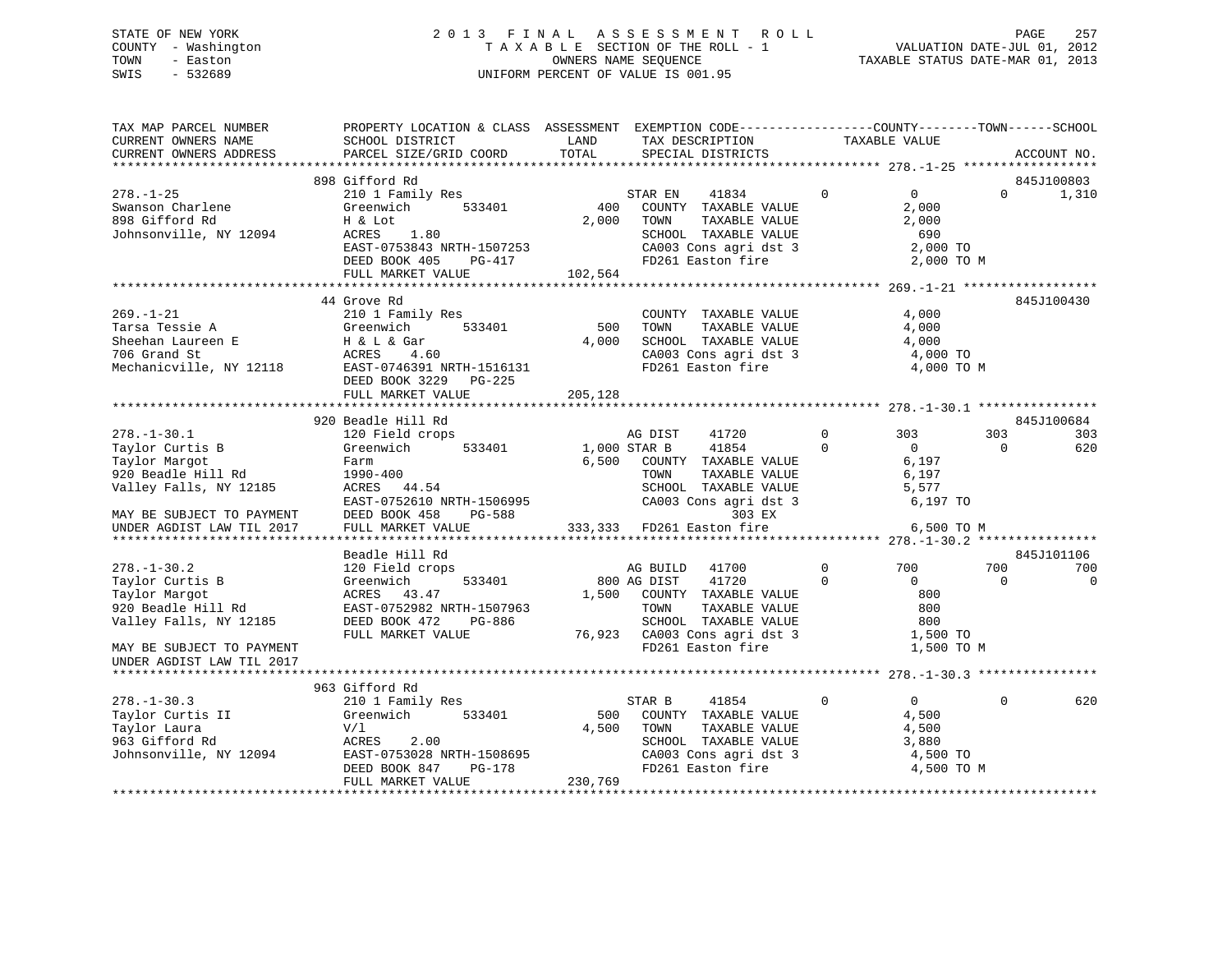STATE OF NEW YORK
COUNTY - Washington
TOWN - Easton
SWIS - 532689

2 0 1 3 F I N A L A S S E S S M E N T R O L L
T A X A B L E SECTION OF THE ROLL - 1
OWNERS NAME SEQUENCE
UNIFORM PERCENT OF VALUE IS 001.95

VALUATION DATE-JUL 01, 2012
TAXABLE STATUS DATE-MAR 01, 2013

```
TAX MAP PARCEL NUMBER          PROPERTY LOCATION & CLASS  ASSESSMENT  EXEMPTION CODE-----------------COUNTY--------TOWN------SCHOOL
CURRENT OWNERS NAME            SCHOOL DISTRICT               LAND      TAX DESCRIPTION             TAXABLE VALUE
CURRENT OWNERS ADDRESS         PARCEL SIZE/GRID COORD        TOTAL     SPECIAL DISTRICTS                                       ACCOUNT NO.
******************************************************************************************************* 278.-1-25 ******************
                               898 Gifford Rd                                                                                 845J100803
278.-1-25                      210 1 Family Res                       STAR EN     41834         0           0            0       1,310
Swanson Charlene               Greenwich       533401          400    COUNTY  TAXABLE VALUE              2,000
898 Gifford Rd                 H & Lot                       2,000    TOWN    TAXABLE VALUE              2,000
Johnsonville, NY 12094         ACRES    1.80                          SCHOOL  TAXABLE VALUE                690
                               EAST-0753843 NRTH-1507253              CA003 Cons agri dst 3              2,000 TO
                               DEED BOOK 405    PG-417                FD261 Easton fire                  2,000 TO M
                               FULL MARKET VALUE           102,564
******************************************************************************************************* 269.-1-21 ******************
                               44 Grove Rd                                                                                    845J100430
269.-1-21                      210 1 Family Res                       COUNTY  TAXABLE VALUE              4,000
Tarsa Tessie A                 Greenwich       533401          500    TOWN    TAXABLE VALUE              4,000
Sheehan Laureen E              H & L & Gar                   4,000    SCHOOL  TAXABLE VALUE              4,000
706 Grand St                   ACRES    4.60                          CA003 Cons agri dst 3              4,000 TO
Mechanicville, NY 12118        EAST-0746391 NRTH-1516131              FD261 Easton fire                  4,000 TO M
                               DEED BOOK 3229   PG-225
                               FULL MARKET VALUE           205,128
******************************************************************************************************* 278.-1-30.1 ****************
                               920 Beadle Hill Rd                                                                             845J100684
278.-1-30.1                    120 Field crops                        AG DIST     41720         0         303          303         303
Taylor Curtis B                Greenwich       533401        1,000 STAR B      41854         0           0            0         620
Taylor Margot                  Farm                          6,500    COUNTY  TAXABLE VALUE              6,197
920 Beadle Hill Rd             1990-400                               TOWN    TAXABLE VALUE              6,197
Valley Falls, NY 12185         ACRES   44.54                          SCHOOL  TAXABLE VALUE              5,577
                               EAST-0752610 NRTH-1506995              CA003 Cons agri dst 3              6,197 TO
MAY BE SUBJECT TO PAYMENT      DEED BOOK 458    PG-588                            303 EX
UNDER AGDIST LAW TIL 2017      FULL MARKET VALUE           333,333    FD261 Easton fire                  6,500 TO M
******************************************************************************************************* 278.-1-30.2 ****************
                               Beadle Hill Rd                                                                                 845J101106
278.-1-30.2                    120 Field crops                        AG BUILD    41700         0         700          700         700
Taylor Curtis B                Greenwich       533401          800 AG DIST     41720         0           0            0           0
Taylor Margot                  ACRES   43.47                 1,500    COUNTY  TAXABLE VALUE                800
920 Beadle Hill Rd             EAST-0752982 NRTH-1507963              TOWN    TAXABLE VALUE                800
Valley Falls, NY 12185         DEED BOOK 472    PG-886                SCHOOL  TAXABLE VALUE                800
                               FULL MARKET VALUE            76,923    CA003 Cons agri dst 3              1,500 TO
MAY BE SUBJECT TO PAYMENT                                             FD261 Easton fire                  1,500 TO M
UNDER AGDIST LAW TIL 2017
******************************************************************************************************* 278.-1-30.3 ****************
                               963 Gifford Rd
278.-1-30.3                    210 1 Family Res                       STAR B      41854         0           0            0         620
Taylor Curtis II               Greenwich       533401          500    COUNTY  TAXABLE VALUE              4,500
Taylor Laura                   V/l                           4,500    TOWN    TAXABLE VALUE              4,500
963 Gifford Rd                 ACRES    2.00                          SCHOOL  TAXABLE VALUE              3,880
Johnsonville, NY 12094         EAST-0753028 NRTH-1508695              CA003 Cons agri dst 3              4,500 TO
                               DEED BOOK 847    PG-178                FD261 Easton fire                  4,500 TO M
                               FULL MARKET VALUE           230,769
************************************************************************************************************************************
```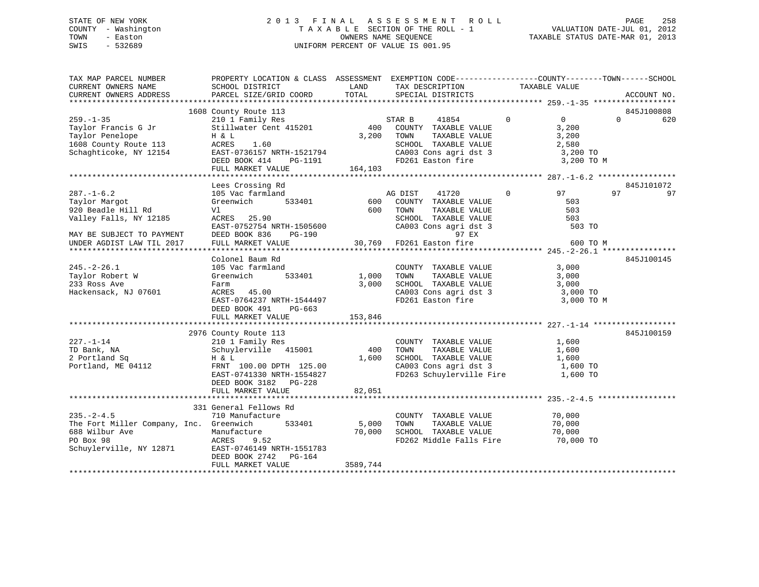STATE OF NEW YORK
COUNTY - Washington
TOWN - Easton
SWIS - 532689

2 0 1 3 F I N A L A S S E S S M E N T R O L L
T A X A B L E SECTION OF THE ROLL - 1
OWNERS NAME SEQUENCE
UNIFORM PERCENT OF VALUE IS 001.95

VALUATION DATE-JUL 01, 2012
TAXABLE STATUS DATE-MAR 01, 2013

```
TAX MAP PARCEL NUMBER          PROPERTY LOCATION & CLASS  ASSESSMENT  EXEMPTION CODE------------------COUNTY--------TOWN------SCHOOL
CURRENT OWNERS NAME            SCHOOL DISTRICT               LAND      TAX DESCRIPTION              TAXABLE VALUE
CURRENT OWNERS ADDRESS         PARCEL SIZE/GRID COORD        TOTAL     SPECIAL DISTRICTS                                     ACCOUNT NO.
****************************************************************************************************** 259.-1-35 ******************
                    1608 County Route 113                                                                                  845J100808
259.-1-35                      210 1 Family Res                    STAR B    41854          0           0           0          620
Taylor Francis G Jr            Stillwater Cent 415201        400   COUNTY  TAXABLE VALUE              3,200
Taylor Penelope                H & L                       3,200   TOWN    TAXABLE VALUE              3,200
1608 County Route 113          ACRES    1.60                       SCHOOL  TAXABLE VALUE              2,580
Schaghticoke, NY 12154         EAST-0736157 NRTH-1521794           CA003 Cons agri dst 3               3,200 TO
                               DEED BOOK 414    PG-1191            FD261 Easton fire                   3,200 TO M
                               FULL MARKET VALUE             164,103
****************************************************************************************************** 287.-1-6.2 *****************
                    Lees Crossing Rd                                                                                       845J101072
287.-1-6.2                     105 Vac farmland                    AG DIST    41720         0          97          97           97
Taylor Margot                  Greenwich       533401        600   COUNTY  TAXABLE VALUE                503
920 Beadle Hill Rd             Vl                            600   TOWN    TAXABLE VALUE                503
Valley Falls, NY 12185         ACRES   25.90                       SCHOOL  TAXABLE VALUE                503
                               EAST-0752754 NRTH-1505600           CA003 Cons agri dst 3                 503 TO
MAY BE SUBJECT TO PAYMENT      DEED BOOK 836    PG-190                          97 EX
UNDER AGDIST LAW TIL 2017      FULL MARKET VALUE              30,769  FD261 Easton fire                   600 TO M
****************************************************************************************************** 245.-2-26.1 ****************
                    Colonel Baum Rd                                                                                        845J100145
245.-2-26.1                    105 Vac farmland                    COUNTY  TAXABLE VALUE              3,000
Taylor Robert W                Greenwich       533401      1,000   TOWN    TAXABLE VALUE              3,000
233 Ross Ave                   Farm                        3,000   SCHOOL  TAXABLE VALUE              3,000
Hackensack, NJ 07601           ACRES   45.00                       CA003 Cons agri dst 3               3,000 TO
                               EAST-0764237 NRTH-1544497           FD261 Easton fire                   3,000 TO M
                               DEED BOOK 491    PG-663
                               FULL MARKET VALUE             153,846
****************************************************************************************************** 227.-1-14 ******************
                    2976 County Route 113                                                                                  845J100159
227.-1-14                      210 1 Family Res                    COUNTY  TAXABLE VALUE              1,600
TD Bank, NA                    Schuylerville   415001        400   TOWN    TAXABLE VALUE              1,600
2 Portland Sq                  H & L                       1,600   SCHOOL  TAXABLE VALUE              1,600
Portland, ME 04112             FRNT 100.00 DPTH 125.00             CA003 Cons agri dst 3               1,600 TO
                               EAST-0741330 NRTH-1554827           FD263 Schuylerville Fire            1,600 TO
                               DEED BOOK 3182   PG-228
                               FULL MARKET VALUE              82,051
****************************************************************************************************** 235.-2-4.5 *****************
                    331 General Fellows Rd
235.-2-4.5                     710 Manufacture                     COUNTY  TAXABLE VALUE             70,000
The Fort Miller Company, Inc.  Greenwich       533401      5,000   TOWN    TAXABLE VALUE             70,000
688 Wilbur Ave                 Manufacture                70,000   SCHOOL  TAXABLE VALUE             70,000
PO Box 98                      ACRES    9.52                       FD262 Middle Falls Fire            70,000 TO
Schuylerville, NY 12871        EAST-0746149 NRTH-1551783
                               DEED BOOK 2742   PG-164
                               FULL MARKET VALUE            3589,744
************************************************************************************************************************************
```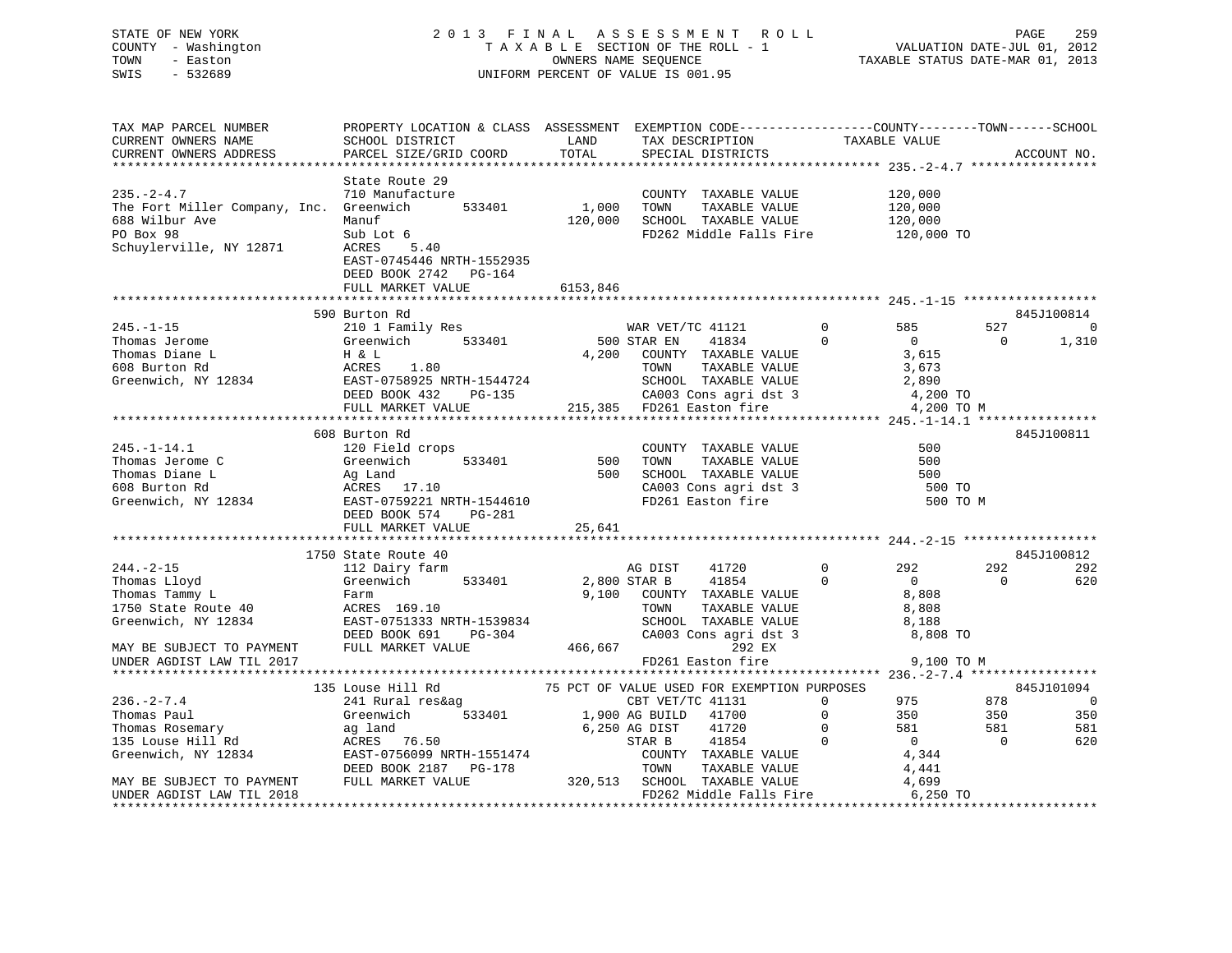STATE OF NEW YORK — COUNTY - Washington — TOWN - Easton — SWIS - 532689

# 2013 FINAL ASSESSMENT ROLL
TAXABLE SECTION OF THE ROLL - 1
OWNERS NAME SEQUENCE
UNIFORM PERCENT OF VALUE IS 001.95

VALUATION DATE-JUL 01, 2012
TAXABLE STATUS DATE-MAR 01, 2013

```
TAX MAP PARCEL NUMBER          PROPERTY LOCATION & CLASS  ASSESSMENT  EXEMPTION CODE------------------COUNTY--------TOWN------SCHOOL
CURRENT OWNERS NAME            SCHOOL DISTRICT               LAND      TAX DESCRIPTION            TAXABLE VALUE
CURRENT OWNERS ADDRESS         PARCEL SIZE/GRID COORD        TOTAL     SPECIAL DISTRICTS                                       ACCOUNT NO.
******************************************************************************************************* 235.-2-4.7 *****************
                               State Route 29
235.-2-4.7                     710 Manufacture                         COUNTY  TAXABLE VALUE            120,000
The Fort Miller Company, Inc.  Greenwich       533401        1,000     TOWN    TAXABLE VALUE            120,000
688 Wilbur Ave                 Manuf                       120,000     SCHOOL  TAXABLE VALUE            120,000
PO Box 98                      Sub Lot 6                               FD262 Middle Falls Fire           120,000 TO
Schuylerville, NY 12871        ACRES     5.40
                               EAST-0745446 NRTH-1552935
                               DEED BOOK 2742   PG-164
                               FULL MARKET VALUE           6153,846
******************************************************************************************************* 245.-1-15 ******************
                               590 Burton Rd                                                                               845J100814
245.-1-15                      210 1 Family Res                        WAR VET/TC 41121          0        585         527            0
Thomas Jerome                  Greenwich       533401          500 STAR EN     41834          0          0           0        1,310
Thomas Diane L                 H & L                         4,200     COUNTY  TAXABLE VALUE              3,615
608 Burton Rd                  ACRES     1.80                          TOWN    TAXABLE VALUE              3,673
Greenwich, NY 12834            EAST-0758925 NRTH-1544724               SCHOOL  TAXABLE VALUE              2,890
                               DEED BOOK 432    PG-135                 CA003 Cons agri dst 3               4,200 TO
                               FULL MARKET VALUE           215,385     FD261 Easton fire                   4,200 TO M
******************************************************************************************************* 245.-1-14.1 ****************
                               608 Burton Rd                                                                               845J100811
245.-1-14.1                    120 Field crops                         COUNTY  TAXABLE VALUE                500
Thomas Jerome C                Greenwich       533401          500     TOWN    TAXABLE VALUE                500
Thomas Diane L                 Ag Land                         500     SCHOOL  TAXABLE VALUE                500
608 Burton Rd                  ACRES    17.10                          CA003 Cons agri dst 3                 500 TO
Greenwich, NY 12834            EAST-0759221 NRTH-1544610               FD261 Easton fire                     500 TO M
                               DEED BOOK 574    PG-281
                               FULL MARKET VALUE            25,641
******************************************************************************************************* 244.-2-15 ******************
                               1750 State Route 40                                                                         845J100812
244.-2-15                      112 Dairy farm                          AG DIST     41720          0        292         292          292
Thomas Lloyd                   Greenwich       533401        2,800 STAR B      41854          0          0           0          620
Thomas Tammy L                 Farm                          9,100     COUNTY  TAXABLE VALUE              8,808
1750 State Route 40            ACRES   169.10                          TOWN    TAXABLE VALUE              8,808
Greenwich, NY 12834            EAST-0751333 NRTH-1539834               SCHOOL  TAXABLE VALUE              8,188
                               DEED BOOK 691    PG-304                 CA003 Cons agri dst 3               8,808 TO
MAY BE SUBJECT TO PAYMENT      FULL MARKET VALUE           466,667                 292 EX
UNDER AGDIST LAW TIL 2017                                              FD261 Easton fire                   9,100 TO M
******************************************************************************************************* 236.-2-7.4 *****************
                               135 Louse Hill Rd            75 PCT OF VALUE USED FOR EXEMPTION PURPOSES                    845J101094
236.-2-7.4                     241 Rural res&ag                        CBT VET/TC 41131          0        975         878            0
Thomas Paul                    Greenwich       533401        1,900 AG BUILD    41700          0        350         350          350
Thomas Rosemary                ag land                       6,250 AG DIST     41720          0        581         581          581
135 Louse Hill Rd              ACRES    76.50                          STAR B      41854          0          0           0          620
Greenwich, NY 12834            EAST-0756099 NRTH-1551474               COUNTY  TAXABLE VALUE              4,344
                               DEED BOOK 2187   PG-178                 TOWN    TAXABLE VALUE              4,441
MAY BE SUBJECT TO PAYMENT      FULL MARKET VALUE           320,513     SCHOOL  TAXABLE VALUE              4,699
UNDER AGDIST LAW TIL 2018                                              FD262 Middle Falls Fire             6,250 TO
************************************************************************************************************************************
```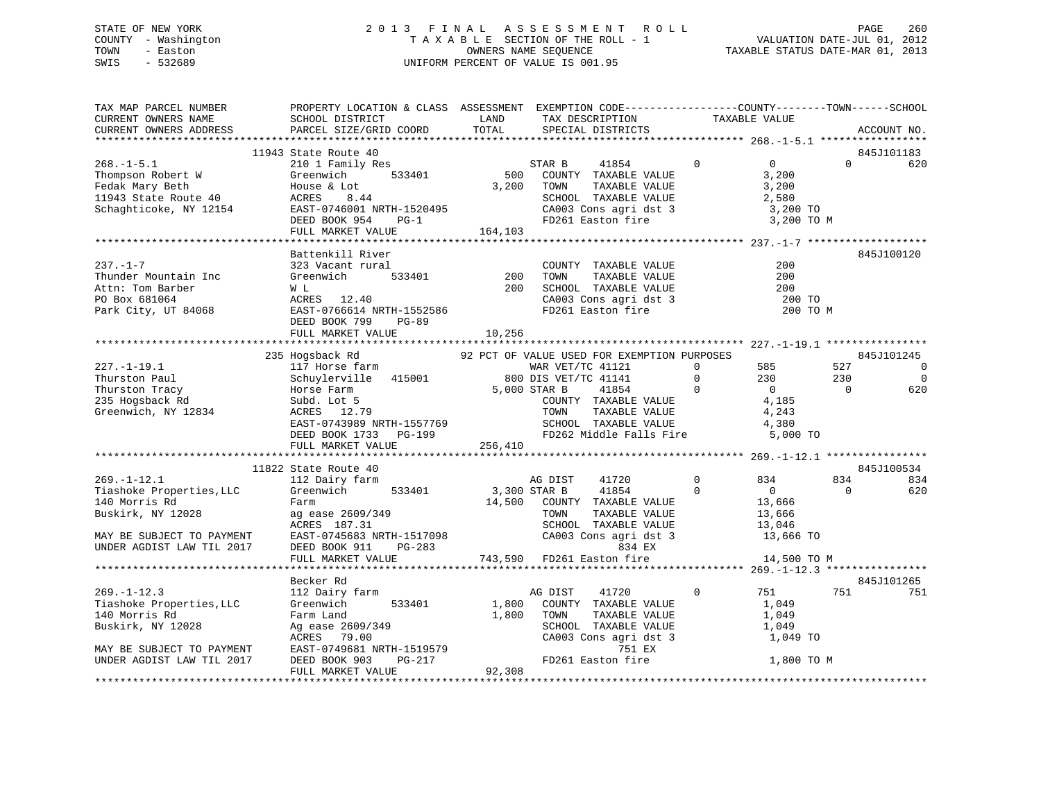STATE OF NEW YORK
COUNTY - Washington
TOWN - Easton
SWIS - 532689

2013 FINAL ASSESSMENT ROLL
TAXABLE SECTION OF THE ROLL - 1
OWNERS NAME SEQUENCE
UNIFORM PERCENT OF VALUE IS 001.95

VALUATION DATE-JUL 01, 2012
TAXABLE STATUS DATE-MAR 01, 2013

```
TAX MAP PARCEL NUMBER          PROPERTY LOCATION & CLASS  ASSESSMENT  EXEMPTION CODE-----------------COUNTY--------TOWN------SCHOOL
CURRENT OWNERS NAME            SCHOOL DISTRICT               LAND      TAX DESCRIPTION           TAXABLE VALUE
CURRENT OWNERS ADDRESS         PARCEL SIZE/GRID COORD       TOTAL      SPECIAL DISTRICTS                                    ACCOUNT NO.
******************************************************************************************************* 268.-1-5.1 *****************
                     11943 State Route 40                                                                            845J101183
268.-1-5.1                     210 1 Family Res                      STAR B     41854         0          0           0         620
Thompson Robert W              Greenwich       533401          500    COUNTY  TAXABLE VALUE            3,200
Fedak Mary Beth                House & Lot                   3,200    TOWN    TAXABLE VALUE            3,200
11943 State Route 40           ACRES    8.44                          SCHOOL  TAXABLE VALUE            2,580
Schaghticoke, NY 12154         EAST-0746001 NRTH-1520495              CA003 Cons agri dst 3             3,200 TO
                               DEED BOOK 954    PG-1                  FD261 Easton fire                 3,200 TO M
                               FULL MARKET VALUE           164,103
******************************************************************************************************* 237.-1-7 *******************
                     Battenkill River                                                                                845J100120
237.-1-7                       323 Vacant rural                       COUNTY  TAXABLE VALUE              200
Thunder Mountain Inc           Greenwich       533401          200    TOWN    TAXABLE VALUE              200
Attn: Tom Barber               W L                             200    SCHOOL  TAXABLE VALUE              200
PO Box 681064                  ACRES   12.40                          CA003 Cons agri dst 3               200 TO
Park City, UT 84068            EAST-0766614 NRTH-1552586              FD261 Easton fire                   200 TO M
                               DEED BOOK 799    PG-89
                               FULL MARKET VALUE            10,256
******************************************************************************************************* 227.-1-19.1 ****************
                     235 Hogsback Rd              92 PCT OF VALUE USED FOR EXEMPTION PURPOSES                        845J101245
227.-1-19.1                    117 Horse farm                         WAR VET/TC 41121        0        585         527           0
Thurston Paul                  Schuylerville   415001          800 DIS VET/TC 41141        0        230         230           0
Thurston Tracy                 Horse Farm                    5,000 STAR B      41854        0          0           0         620
235 Hogsback Rd                Subd. Lot 5                            COUNTY  TAXABLE VALUE            4,185
Greenwich, NY 12834            ACRES   12.79                          TOWN    TAXABLE VALUE            4,243
                               EAST-0743989 NRTH-1557769              SCHOOL  TAXABLE VALUE            4,380
                               DEED BOOK 1733   PG-199                FD262 Middle Falls Fire           5,000 TO
                               FULL MARKET VALUE           256,410
******************************************************************************************************* 269.-1-12.1 ****************
                     11822 State Route 40                                                                            845J100534
269.-1-12.1                    112 Dairy farm                         AG DIST     41720         0        834         834         834
Tiashoke Properties,LLC        Greenwich       533401        3,300 STAR B      41854         0          0           0         620
140 Morris Rd                  Farm                         14,500    COUNTY  TAXABLE VALUE           13,666
Buskirk, NY 12028              ag ease 2609/349                       TOWN    TAXABLE VALUE           13,666
                               ACRES  187.31                          SCHOOL  TAXABLE VALUE           13,046
MAY BE SUBJECT TO PAYMENT      EAST-0745683 NRTH-1517098              CA003 Cons agri dst 3            13,666 TO
UNDER AGDIST LAW TIL 2017      DEED BOOK 911    PG-283                      834 EX
                               FULL MARKET VALUE           743,590    FD261 Easton fire                14,500 TO M
******************************************************************************************************* 269.-1-12.3 ****************
                     Becker Rd                                                                                       845J101265
269.-1-12.3                    112 Dairy farm                         AG DIST     41720         0        751         751         751
Tiashoke Properties,LLC        Greenwich       533401        1,800    COUNTY  TAXABLE VALUE            1,049
140 Morris Rd                  Farm Land                     1,800    TOWN    TAXABLE VALUE            1,049
Buskirk, NY 12028              Ag ease 2609/349                       SCHOOL  TAXABLE VALUE            1,049
                               ACRES   79.00                          CA003 Cons agri dst 3             1,049 TO
MAY BE SUBJECT TO PAYMENT      EAST-0749681 NRTH-1519579                    751 EX
UNDER AGDIST LAW TIL 2017      DEED BOOK 903    PG-217                FD261 Easton fire                 1,800 TO M
                               FULL MARKET VALUE            92,308
************************************************************************************************************************************
```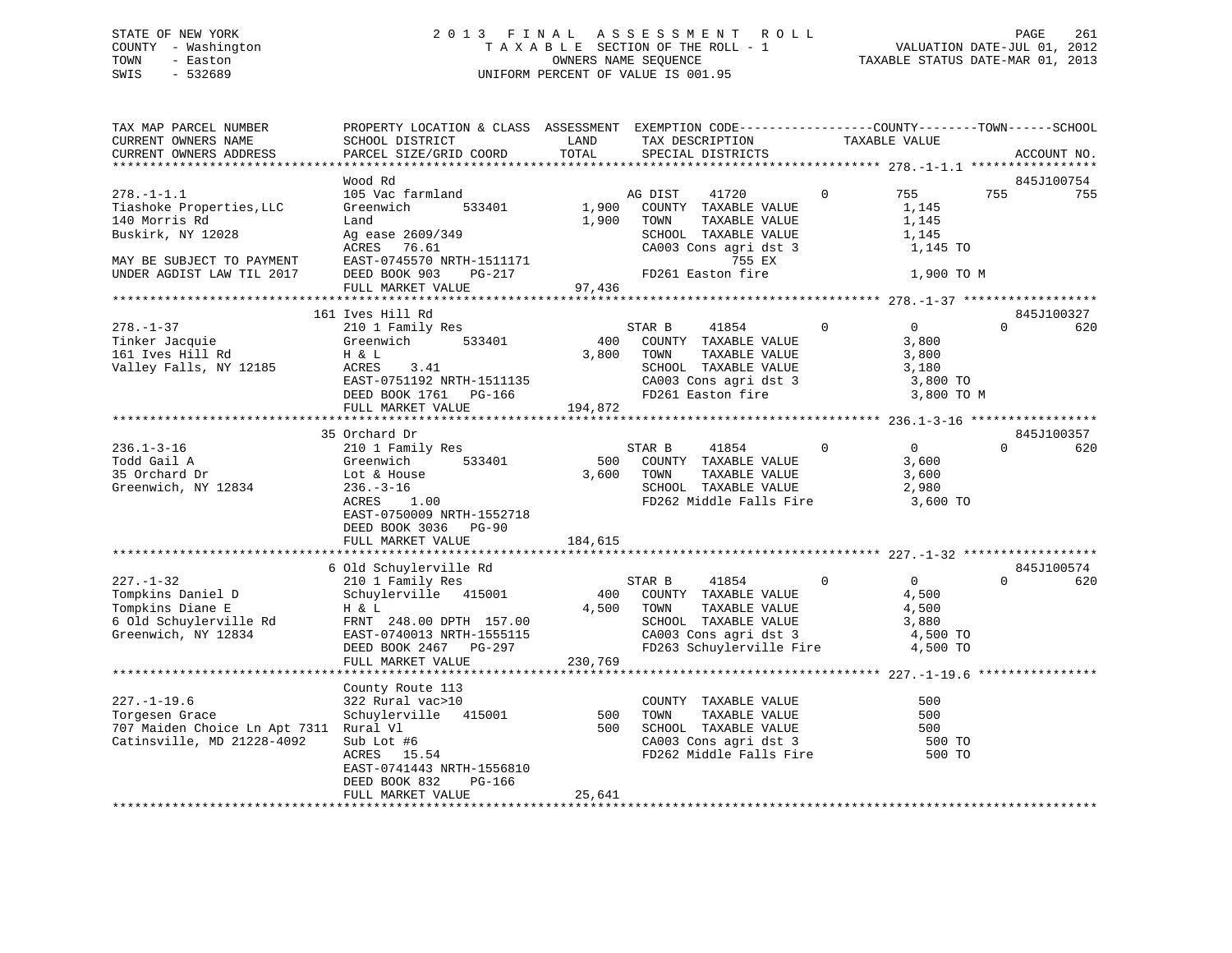STATE OF NEW YORK | COUNTY - Washington | TOWN - Easton | SWIS - 532689

2013 FINAL ASSESSMENT ROLL
TAXABLE SECTION OF THE ROLL - 1
OWNERS NAME SEQUENCE
UNIFORM PERCENT OF VALUE IS 001.95

VALUATION DATE-JUL 01, 2012
TAXABLE STATUS DATE-MAR 01, 2013

| TAX MAP PARCEL NUMBER / CURRENT OWNERS NAME / CURRENT OWNERS ADDRESS | PROPERTY LOCATION & CLASS / SCHOOL DISTRICT / PARCEL SIZE/GRID COORD | ASSESSMENT LAND / TOTAL | EXEMPTION CODE / TAX DESCRIPTION / SPECIAL DISTRICTS | COUNTY TAXABLE VALUE | TOWN | SCHOOL | ACCOUNT NO. |
|---|---|---|---|---|---|---|---|
| 278.-1-1.1 | Wood Rd | | | | | | 845J100754 |
| Tiashoke Properties,LLC | 105 Vac farmland | | AG DIST 41720 0 | 755 | 755 | 755 | |
| 140 Morris Rd | Greenwich 533401 | 1,900 | COUNTY TAXABLE VALUE | 1,145 | | | |
| Buskirk, NY 12028 | Land | 1,900 | TOWN TAXABLE VALUE | 1,145 | | | |
| | Ag ease 2609/349 | | SCHOOL TAXABLE VALUE | 1,145 | | | |
| | ACRES 76.61 | | CA003 Cons agri dst 3 | 1,145 TO | | | |
| MAY BE SUBJECT TO PAYMENT | EAST-0745570 NRTH-1511171 | | 755 EX | | | | |
| UNDER AGDIST LAW TIL 2017 | DEED BOOK 903 PG-217 | | FD261 Easton fire | 1,900 TO M | | | |
| | FULL MARKET VALUE | 97,436 | | | | | |
| 278.-1-37 | 161 Ives Hill Rd | | | | | | 845J100327 |
| Tinker Jacquie | 210 1 Family Res | | STAR B 41854 0 | 0 | 0 | 620 | |
| 161 Ives Hill Rd | Greenwich 533401 | 400 | COUNTY TAXABLE VALUE | 3,800 | | | |
| Valley Falls, NY 12185 | H & L | 3,800 | TOWN TAXABLE VALUE | 3,800 | | | |
| | ACRES 3.41 | | SCHOOL TAXABLE VALUE | 3,180 | | | |
| | EAST-0751192 NRTH-1511135 | | CA003 Cons agri dst 3 | 3,800 TO | | | |
| | DEED BOOK 1761 PG-166 | | FD261 Easton fire | 3,800 TO M | | | |
| | FULL MARKET VALUE | 194,872 | | | | | |
| 236.1-3-16 | 35 Orchard Dr | | | | | | 845J100357 |
| Todd Gail A | 210 1 Family Res | | STAR B 41854 0 | 0 | 0 | 620 | |
| 35 Orchard Dr | Greenwich 533401 | 500 | COUNTY TAXABLE VALUE | 3,600 | | | |
| Greenwich, NY 12834 | Lot & House | 3,600 | TOWN TAXABLE VALUE | 3,600 | | | |
| | 236.-3-16 | | SCHOOL TAXABLE VALUE | 2,980 | | | |
| | ACRES 1.00 | | FD262 Middle Falls Fire | 3,600 TO | | | |
| | EAST-0750009 NRTH-1552718 | | | | | | |
| | DEED BOOK 3036 PG-90 | | | | | | |
| | FULL MARKET VALUE | 184,615 | | | | | |
| 227.-1-32 | 6 Old Schuylerville Rd | | | | | | 845J100574 |
| Tompkins Daniel D | 210 1 Family Res | | STAR B 41854 0 | 0 | 0 | 620 | |
| Tompkins Diane E | Schuylerville 415001 | 400 | COUNTY TAXABLE VALUE | 4,500 | | | |
| 6 Old Schuylerville Rd | H & L | 4,500 | TOWN TAXABLE VALUE | 4,500 | | | |
| Greenwich, NY 12834 | FRNT 248.00 DPTH 157.00 | | SCHOOL TAXABLE VALUE | 3,880 | | | |
| | EAST-0740013 NRTH-1555115 | | CA003 Cons agri dst 3 | 4,500 TO | | | |
| | DEED BOOK 2467 PG-297 | | FD263 Schuylerville Fire | 4,500 TO | | | |
| | FULL MARKET VALUE | 230,769 | | | | | |
| 227.-1-19.6 | County Route 113 | | | | | | |
| Torgesen Grace | 322 Rural vac>10 | | COUNTY TAXABLE VALUE | 500 | | | |
| 707 Maiden Choice Ln Apt 7311 | Schuylerville 415001 | 500 | TOWN TAXABLE VALUE | 500 | | | |
| Catinsville, MD 21228-4092 | Rural Vl | 500 | SCHOOL TAXABLE VALUE | 500 | | | |
| | Sub Lot #6 | | CA003 Cons agri dst 3 | 500 TO | | | |
| | ACRES 15.54 | | FD262 Middle Falls Fire | 500 TO | | | |
| | EAST-0741443 NRTH-1556810 | | | | | | |
| | DEED BOOK 832 PG-166 | | | | | | |
| | FULL MARKET VALUE | 25,641 | | | | | |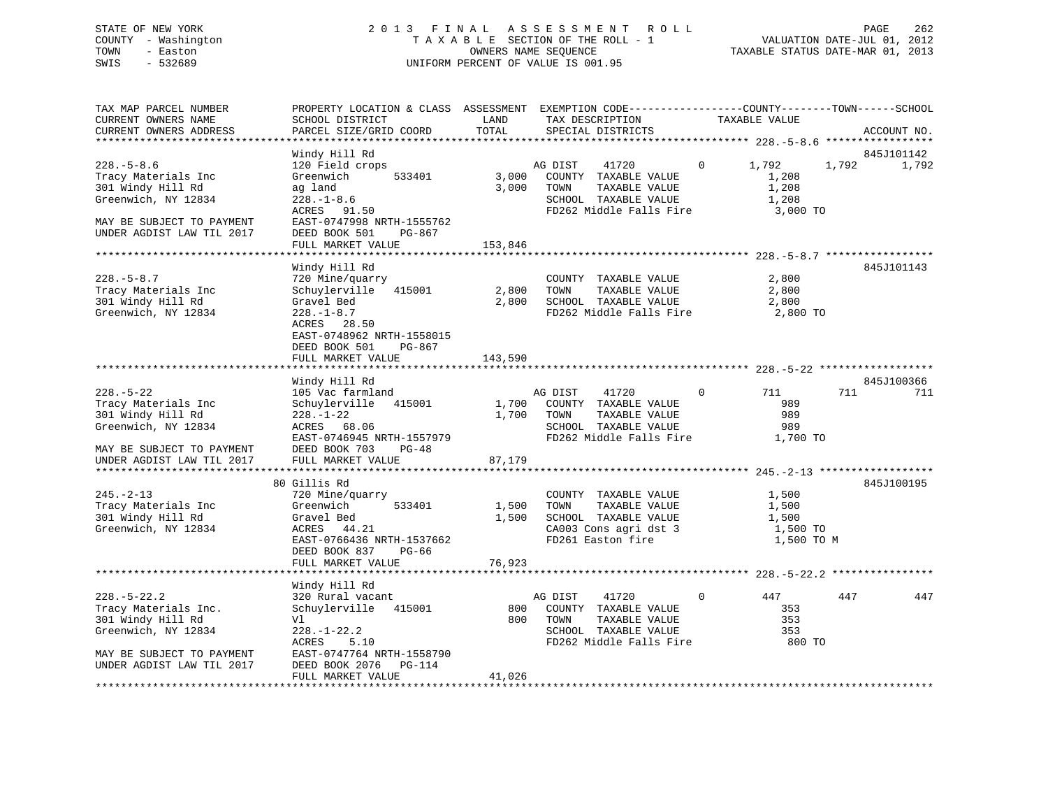STATE OF NEW YORK
COUNTY - Washington
TOWN - Easton
SWIS - 532689

2013 FINAL ASSESSMENT ROLL
TAXABLE SECTION OF THE ROLL - 1
OWNERS NAME SEQUENCE
UNIFORM PERCENT OF VALUE IS 001.95

VALUATION DATE-JUL 01, 2012
TAXABLE STATUS DATE-MAR 01, 2013

| TAX MAP PARCEL NUMBER / CURRENT OWNERS NAME / CURRENT OWNERS ADDRESS | PROPERTY LOCATION & CLASS / SCHOOL DISTRICT / PARCEL SIZE/GRID COORD | ASSESSMENT LAND / TOTAL | EXEMPTION CODE / TAX DESCRIPTION / SPECIAL DISTRICTS | COUNTY | TOWN | SCHOOL | ACCOUNT NO. |
|---|---|---|---|---|---|---|---|
| 228.-5-8.6 | Windy Hill Rd | | | | | | 845J101142 |
| Tracy Materials Inc | 120 Field crops | | AG DIST 41720 0 | 1,792 | 1,792 | 1,792 | |
| 301 Windy Hill Rd | Greenwich 533401 | 3,000 | COUNTY TAXABLE VALUE | 1,208 | | | |
| Greenwich, NY 12834 | ag land | 3,000 | TOWN TAXABLE VALUE | | 1,208 | | |
| | 228.-1-8.6 | | SCHOOL TAXABLE VALUE | | | 1,208 | |
| | ACRES 91.50 | | FD262 Middle Falls Fire | 3,000 TO | | | |
| MAY BE SUBJECT TO PAYMENT | EAST-0747998 NRTH-1555762 | | | | | | |
| UNDER AGDIST LAW TIL 2017 | DEED BOOK 501 PG-867 | | | | | | |
| | FULL MARKET VALUE | 153,846 | | | | | |
| 228.-5-8.7 | Windy Hill Rd | | | | | | 845J101143 |
| Tracy Materials Inc | 720 Mine/quarry | | COUNTY TAXABLE VALUE | 2,800 | | | |
| 301 Windy Hill Rd | Schuylerville 415001 | 2,800 | TOWN TAXABLE VALUE | | 2,800 | | |
| Greenwich, NY 12834 | Gravel Bed | 2,800 | SCHOOL TAXABLE VALUE | | | 2,800 | |
| | 228.-1-8.7 | | FD262 Middle Falls Fire | 2,800 TO | | | |
| | ACRES 28.50 | | | | | | |
| | EAST-0748962 NRTH-1558015 | | | | | | |
| | DEED BOOK 501 PG-867 | | | | | | |
| | FULL MARKET VALUE | 143,590 | | | | | |
| 228.-5-22 | Windy Hill Rd | | | | | | 845J100366 |
| Tracy Materials Inc | 105 Vac farmland | | AG DIST 41720 0 | 711 | 711 | 711 | |
| 301 Windy Hill Rd | Schuylerville 415001 | 1,700 | COUNTY TAXABLE VALUE | 989 | | | |
| Greenwich, NY 12834 | 228.-1-22 | 1,700 | TOWN TAXABLE VALUE | | 989 | | |
| | ACRES 68.06 | | SCHOOL TAXABLE VALUE | | | 989 | |
| | EAST-0746945 NRTH-1557979 | | FD262 Middle Falls Fire | 1,700 TO | | | |
| MAY BE SUBJECT TO PAYMENT | DEED BOOK 703 PG-48 | | | | | | |
| UNDER AGDIST LAW TIL 2017 | FULL MARKET VALUE | 87,179 | | | | | |
| 245.-2-13 | 80 Gillis Rd | | | | | | 845J100195 |
| Tracy Materials Inc | 720 Mine/quarry | | COUNTY TAXABLE VALUE | 1,500 | | | |
| 301 Windy Hill Rd | Greenwich 533401 | 1,500 | TOWN TAXABLE VALUE | | 1,500 | | |
| Greenwich, NY 12834 | Gravel Bed | 1,500 | SCHOOL TAXABLE VALUE | | | 1,500 | |
| | ACRES 44.21 | | CA003 Cons agri dst 3 | 1,500 TO | | | |
| | EAST-0766436 NRTH-1537662 | | FD261 Easton fire | 1,500 TO M | | | |
| | DEED BOOK 837 PG-66 | | | | | | |
| | FULL MARKET VALUE | 76,923 | | | | | |
| 228.-5-22.2 | Windy Hill Rd | | | | | | |
| Tracy Materials Inc. | 320 Rural vacant | | AG DIST 41720 0 | 447 | 447 | 447 | |
| 301 Windy Hill Rd | Schuylerville 415001 | 800 | COUNTY TAXABLE VALUE | 353 | | | |
| Greenwich, NY 12834 | Vl | 800 | TOWN TAXABLE VALUE | | 353 | | |
| | 228.-1-22.2 | | SCHOOL TAXABLE VALUE | | | 353 | |
| | ACRES 5.10 | | FD262 Middle Falls Fire | 800 TO | | | |
| MAY BE SUBJECT TO PAYMENT | EAST-0747764 NRTH-1558790 | | | | | | |
| UNDER AGDIST LAW TIL 2017 | DEED BOOK 2076 PG-114 | | | | | | |
| | FULL MARKET VALUE | 41,026 | | | | | |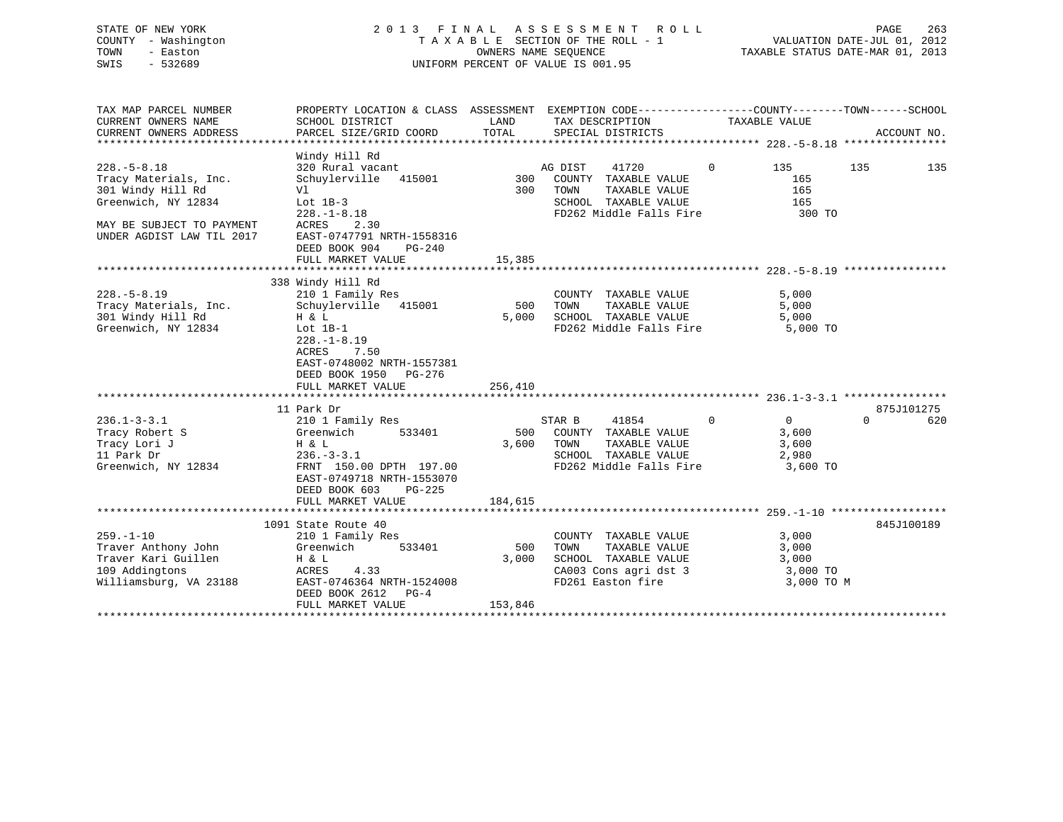STATE OF NEW YORK
COUNTY - Washington
TOWN - Easton
SWIS - 532689

2 0 1 3 F I N A L A S S E S S M E N T R O L L
T A X A B L E SECTION OF THE ROLL - 1
OWNERS NAME SEQUENCE
UNIFORM PERCENT OF VALUE IS 001.95

VALUATION DATE-JUL 01, 2012
TAXABLE STATUS DATE-MAR 01, 2013

| TAX MAP PARCEL NUMBER / CURRENT OWNERS NAME / CURRENT OWNERS ADDRESS | PROPERTY LOCATION & CLASS / SCHOOL DISTRICT / PARCEL SIZE/GRID COORD | ASSESSMENT LAND / TOTAL | EXEMPTION CODE / TAX DESCRIPTION / SPECIAL DISTRICTS | COUNTY TAXABLE VALUE | TOWN | SCHOOL | ACCOUNT NO. |
|---|---|---|---|---|---|---|---|
| **228.-5-8.18** | Windy Hill Rd | | | | | | |
| 228.-5-8.18 | 320 Rural vacant | | AG DIST 41720 0 | 135 | 135 | 135 | |
| Tracy Materials, Inc. | Schuylerville 415001 | 300 | COUNTY TAXABLE VALUE | 165 | | | |
| 301 Windy Hill Rd | Vl | 300 | TOWN TAXABLE VALUE | 165 | | | |
| Greenwich, NY 12834 | Lot 1B-3 | | SCHOOL TAXABLE VALUE | 165 | | | |
| | 228.-1-8.18 | | FD262 Middle Falls Fire | 300 TO | | | |
| MAY BE SUBJECT TO PAYMENT | ACRES 2.30 | | | | | | |
| UNDER AGDIST LAW TIL 2017 | EAST-0747791 NRTH-1558316 | | | | | | |
| | DEED BOOK 904 PG-240 | | | | | | |
| | FULL MARKET VALUE | 15,385 | | | | | |
| **228.-5-8.19** | 338 Windy Hill Rd | | | | | | |
| 228.-5-8.19 | 210 1 Family Res | | COUNTY TAXABLE VALUE | 5,000 | | | |
| Tracy Materials, Inc. | Schuylerville 415001 | 500 | TOWN TAXABLE VALUE | 5,000 | | | |
| 301 Windy Hill Rd | H & L | 5,000 | SCHOOL TAXABLE VALUE | 5,000 | | | |
| Greenwich, NY 12834 | Lot 1B-1 | | FD262 Middle Falls Fire | 5,000 TO | | | |
| | 228.-1-8.19 | | | | | | |
| | ACRES 7.50 | | | | | | |
| | EAST-0748002 NRTH-1557381 | | | | | | |
| | DEED BOOK 1950 PG-276 | | | | | | |
| | FULL MARKET VALUE | 256,410 | | | | | |
| **236.1-3-3.1** | 11 Park Dr | | | | | | 875J101275 |
| 236.1-3-3.1 | 210 1 Family Res | | STAR B 41854 0 | 0 | 0 | 620 | |
| Tracy Robert S | Greenwich 533401 | 500 | COUNTY TAXABLE VALUE | 3,600 | | | |
| Tracy Lori J | H & L | 3,600 | TOWN TAXABLE VALUE | 3,600 | | | |
| 11 Park Dr | 236.-3-3.1 | | SCHOOL TAXABLE VALUE | 2,980 | | | |
| Greenwich, NY 12834 | FRNT 150.00 DPTH 197.00 | | FD262 Middle Falls Fire | 3,600 TO | | | |
| | EAST-0749718 NRTH-1553070 | | | | | | |
| | DEED BOOK 603 PG-225 | | | | | | |
| | FULL MARKET VALUE | 184,615 | | | | | |
| **259.-1-10** | 1091 State Route 40 | | | | | | 845J100189 |
| 259.-1-10 | 210 1 Family Res | | COUNTY TAXABLE VALUE | 3,000 | | | |
| Traver Anthony John | Greenwich 533401 | 500 | TOWN TAXABLE VALUE | 3,000 | | | |
| Traver Kari Guillen | H & L | 3,000 | SCHOOL TAXABLE VALUE | 3,000 | | | |
| 109 Addingtons | ACRES 4.33 | | CA003 Cons agri dst 3 | 3,000 TO | | | |
| Williamsburg, VA 23188 | EAST-0746364 NRTH-1524008 | | FD261 Easton fire | 3,000 TO M | | | |
| | DEED BOOK 2612 PG-4 | | | | | | |
| | FULL MARKET VALUE | 153,846 | | | | | |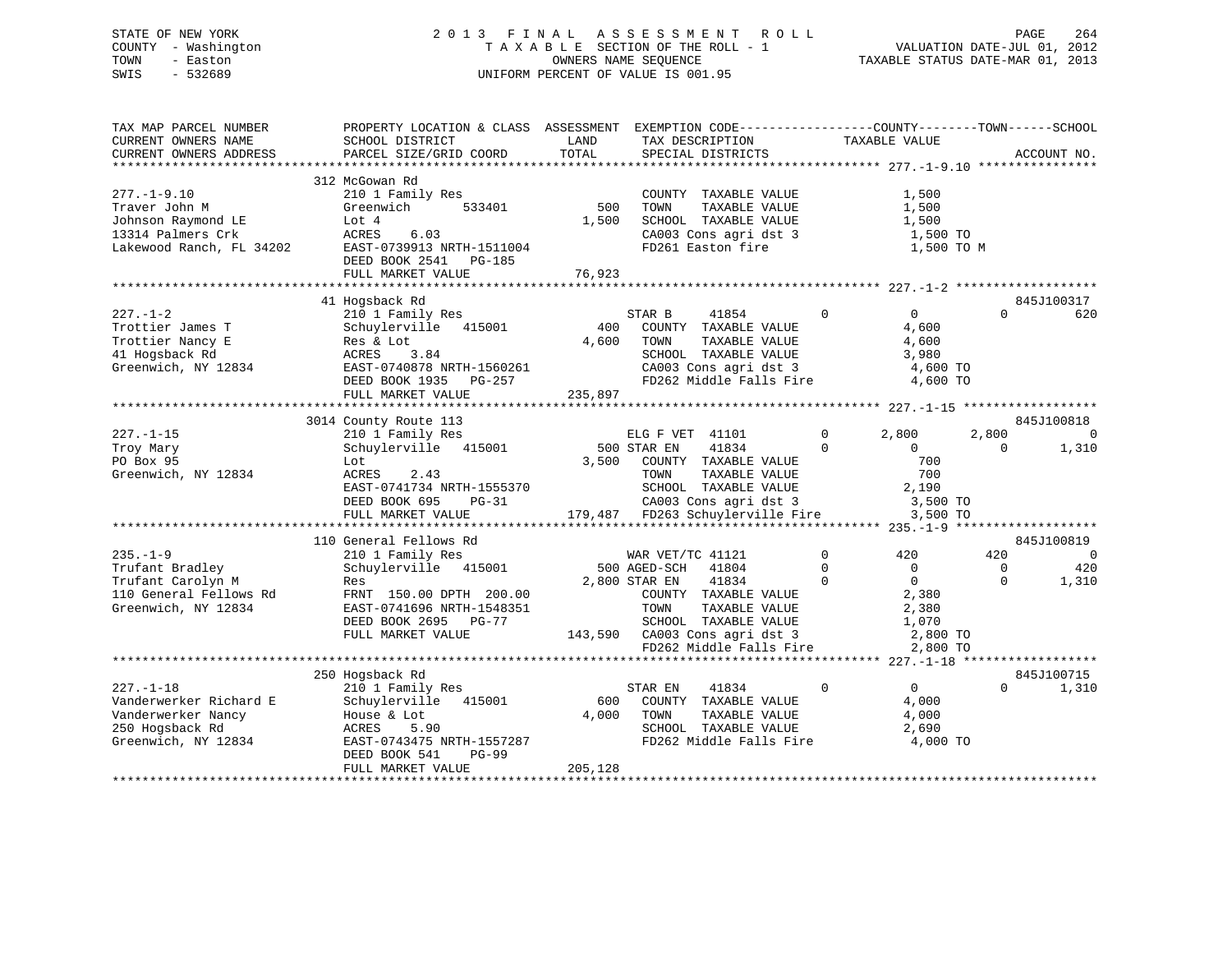STATE OF NEW YORK
COUNTY - Washington
TOWN - Easton
SWIS - 532689

# 2013 FINAL ASSESSMENT ROLL
TAXABLE SECTION OF THE ROLL - 1
OWNERS NAME SEQUENCE
UNIFORM PERCENT OF VALUE IS 001.95

VALUATION DATE-JUL 01, 2012
TAXABLE STATUS DATE-MAR 01, 2013

```
TAX MAP PARCEL NUMBER          PROPERTY LOCATION & CLASS  ASSESSMENT  EXEMPTION CODE------------------COUNTY--------TOWN------SCHOOL
CURRENT OWNERS NAME            SCHOOL DISTRICT               LAND      TAX DESCRIPTION              TAXABLE VALUE
CURRENT OWNERS ADDRESS         PARCEL SIZE/GRID COORD        TOTAL     SPECIAL DISTRICTS                                    ACCOUNT NO.
******************************************************************************************************* 277.-1-9.10 ****************
                               312 McGowan Rd
277.-1-9.10                    210 1 Family Res                        COUNTY  TAXABLE VALUE              1,500
Traver John M                  Greenwich        533401          500    TOWN    TAXABLE VALUE              1,500
Johnson Raymond LE             Lot 4                          1,500    SCHOOL  TAXABLE VALUE              1,500
13314 Palmers Crk              ACRES    6.03                           CA003 Cons agri dst 3              1,500 TO
Lakewood Ranch, FL 34202       EAST-0739913 NRTH-1511004               FD261 Easton fire                  1,500 TO M
                               DEED BOOK 2541   PG-185
                               FULL MARKET VALUE              76,923
******************************************************************************************************* 227.-1-2 *******************
                               41 Hogsback Rd                                                                         845J100317
227.-1-2                       210 1 Family Res                        STAR B     41854         0             0            0        620
Trottier James T               Schuylerville   415001          400     COUNTY  TAXABLE VALUE              4,600
Trottier Nancy E               Res & Lot                      4,600    TOWN    TAXABLE VALUE              4,600
41 Hogsback Rd                 ACRES    3.84                           SCHOOL  TAXABLE VALUE              3,980
Greenwich, NY 12834            EAST-0740878 NRTH-1560261               CA003 Cons agri dst 3              4,600 TO
                               DEED BOOK 1935   PG-257                 FD262 Middle Falls Fire            4,600 TO
                               FULL MARKET VALUE             235,897
******************************************************************************************************* 227.-1-15 ******************
                               3014 County Route 113                                                                  845J100818
227.-1-15                      210 1 Family Res                        ELG F VET  41101         0         2,800        2,800          0
Troy Mary                      Schuylerville   415001          500 STAR EN    41834         0             0            0      1,310
PO Box 95                      Lot                            3,500    COUNTY  TAXABLE VALUE                700
Greenwich, NY 12834            ACRES    2.43                           TOWN    TAXABLE VALUE                700
                               EAST-0741734 NRTH-1555370               SCHOOL  TAXABLE VALUE              2,190
                               DEED BOOK 695    PG-31                  CA003 Cons agri dst 3              3,500 TO
                               FULL MARKET VALUE             179,487   FD263 Schuylerville Fire           3,500 TO
******************************************************************************************************* 235.-1-9 *******************
                               110 General Fellows Rd                                                                 845J100819
235.-1-9                       210 1 Family Res                        WAR VET/TC 41121         0           420          420          0
Trufant Bradley                Schuylerville   415001          500 AGED-SCH   41804         0             0            0        420
Trufant Carolyn M              Res                            2,800 STAR EN    41834         0             0            0      1,310
110 General Fellows Rd         FRNT 150.00 DPTH 200.00                 COUNTY  TAXABLE VALUE              2,380
Greenwich, NY 12834            EAST-0741696 NRTH-1548351               TOWN    TAXABLE VALUE              2,380
                               DEED BOOK 2695   PG-77                  SCHOOL  TAXABLE VALUE              1,070
                               FULL MARKET VALUE             143,590   CA003 Cons agri dst 3              2,800 TO
                                                                       FD262 Middle Falls Fire            2,800 TO
******************************************************************************************************* 227.-1-18 ******************
                               250 Hogsback Rd                                                                        845J100715
227.-1-18                      210 1 Family Res                        STAR EN    41834         0             0            0      1,310
Vanderwerker Richard E         Schuylerville   415001          600     COUNTY  TAXABLE VALUE              4,000
Vanderwerker Nancy             House & Lot                    4,000    TOWN    TAXABLE VALUE              4,000
250 Hogsback Rd                ACRES    5.90                           SCHOOL  TAXABLE VALUE              2,690
Greenwich, NY 12834            EAST-0743475 NRTH-1557287               FD262 Middle Falls Fire            4,000 TO
                               DEED BOOK 541    PG-99
                               FULL MARKET VALUE             205,128
************************************************************************************************************************************
```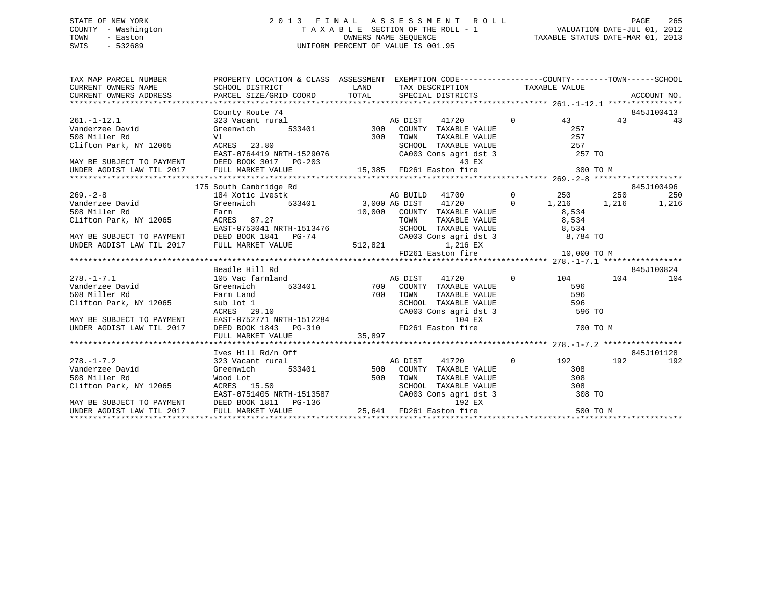STATE OF NEW YORK
COUNTY - Washington
TOWN - Easton
SWIS - 532689

# 2013 FINAL ASSESSMENT ROLL
TAXABLE SECTION OF THE ROLL - 1
OWNERS NAME SEQUENCE
UNIFORM PERCENT OF VALUE IS 001.95

VALUATION DATE-JUL 01, 2012
TAXABLE STATUS DATE-MAR 01, 2013

```
TAX MAP PARCEL NUMBER        PROPERTY LOCATION & CLASS  ASSESSMENT  EXEMPTION CODE-----------------COUNTY--------TOWN------SCHOOL
CURRENT OWNERS NAME          SCHOOL DISTRICT             LAND        TAX DESCRIPTION              TAXABLE VALUE
CURRENT OWNERS ADDRESS       PARCEL SIZE/GRID COORD      TOTAL       SPECIAL DISTRICTS                                  ACCOUNT NO.
******************************************************************************************** 261.-1-12.1 ****************
                             County Route 74                                                                  845J100413
261.-1-12.1                  323 Vacant rural                      AG DIST    41720        0        43         43         43
Vanderzee David              Greenwich      533401       300       COUNTY  TAXABLE VALUE           257
508 Miller Rd                Vl                          300       TOWN    TAXABLE VALUE           257
Clifton Park, NY 12065       ACRES  23.80                          SCHOOL  TAXABLE VALUE           257
                             EAST-0764419 NRTH-1529076             CA003 Cons agri dst 3           257 TO
MAY BE SUBJECT TO PAYMENT    DEED BOOK 3017   PG-203                          43 EX
UNDER AGDIST LAW TIL 2017    FULL MARKET VALUE        15,385       FD261 Easton fire                  300 TO M
******************************************************************************************** 269.-2-8 *******************
                         175 South Cambridge Rd                                                               845J100496
269.-2-8                     184 Xotic lvestk                      AG BUILD   41700        0       250        250        250
Vanderzee David              Greenwich      533401     3,000 AG DIST    41720        0     1,216      1,216      1,216
508 Miller Rd                Farm                       10,000     COUNTY  TAXABLE VALUE         8,534
Clifton Park, NY 12065       ACRES  87.27                          TOWN    TAXABLE VALUE         8,534
                             EAST-0753041 NRTH-1513476             SCHOOL  TAXABLE VALUE         8,534
MAY BE SUBJECT TO PAYMENT    DEED BOOK 1841   PG-74                CA003 Cons agri dst 3         8,784 TO
UNDER AGDIST LAW TIL 2017    FULL MARKET VALUE       512,821                1,216 EX
                                                                   FD261 Easton fire               10,000 TO M
******************************************************************************************** 278.-1-7.1 *****************
                             Beadle Hill Rd                                                                   845J100824
278.-1-7.1                   105 Vac farmland                      AG DIST    41720        0       104        104        104
Vanderzee David              Greenwich      533401       700       COUNTY  TAXABLE VALUE           596
508 Miller Rd                Farm Land                   700       TOWN    TAXABLE VALUE           596
Clifton Park, NY 12065       sub lot 1                             SCHOOL  TAXABLE VALUE           596
                             ACRES  29.10                          CA003 Cons agri dst 3           596 TO
MAY BE SUBJECT TO PAYMENT    EAST-0752771 NRTH-1512284                       104 EX
UNDER AGDIST LAW TIL 2017    DEED BOOK 1843   PG-310               FD261 Easton fire                  700 TO M
                             FULL MARKET VALUE        35,897
******************************************************************************************** 278.-1-7.2 *****************
                             Ives Hill Rd/n Off                                                               845J101128
278.-1-7.2                   323 Vacant rural                      AG DIST    41720        0       192        192        192
Vanderzee David              Greenwich      533401       500       COUNTY  TAXABLE VALUE           308
508 Miller Rd                Wood Lot                    500       TOWN    TAXABLE VALUE           308
Clifton Park, NY 12065       ACRES  15.50                          SCHOOL  TAXABLE VALUE           308
                             EAST-0751405 NRTH-1513587             CA003 Cons agri dst 3           308 TO
MAY BE SUBJECT TO PAYMENT    DEED BOOK 1811   PG-136                         192 EX
UNDER AGDIST LAW TIL 2017    FULL MARKET VALUE        25,641       FD261 Easton fire                  500 TO M
**************************************************************************************************************************
```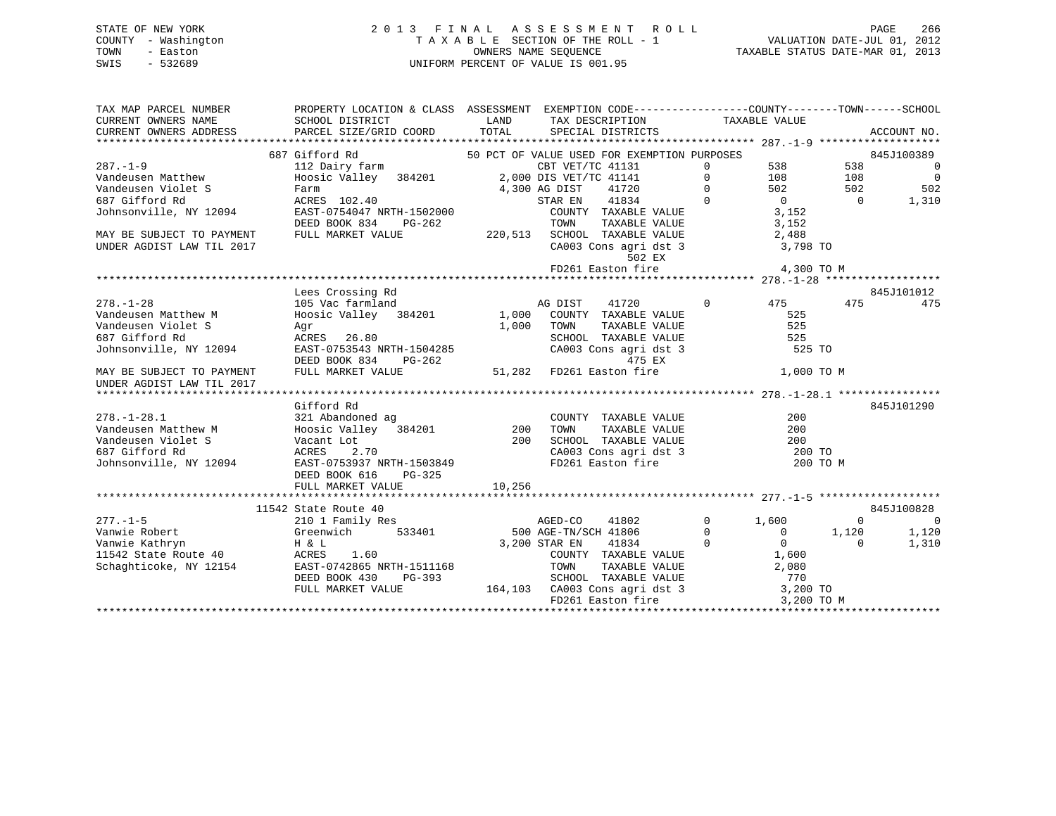STATE OF NEW YORK
COUNTY - Washington
TOWN - Easton
SWIS - 532689

2 0 1 3 F I N A L A S S E S S M E N T R O L L
T A X A B L E SECTION OF THE ROLL - 1
OWNERS NAME SEQUENCE
UNIFORM PERCENT OF VALUE IS 001.95

VALUATION DATE-JUL 01, 2012
TAXABLE STATUS DATE-MAR 01, 2013

```
TAX MAP PARCEL NUMBER          PROPERTY LOCATION & CLASS  ASSESSMENT  EXEMPTION CODE------------------COUNTY--------TOWN------SCHOOL
CURRENT OWNERS NAME            SCHOOL DISTRICT              LAND      TAX DESCRIPTION              TAXABLE VALUE
CURRENT OWNERS ADDRESS         PARCEL SIZE/GRID COORD       TOTAL     SPECIAL DISTRICTS                                    ACCOUNT NO.
******************************************************************************************************* 287.-1-9 *******************
                    687 Gifford Rd                     50 PCT OF VALUE USED FOR EXEMPTION PURPOSES                         845J100389
287.-1-9                       112 Dairy farm                     CBT VET/TC 41131          0         538        538            0
Vandeusen Matthew              Hoosic Valley   384201       2,000 DIS VET/TC 41141          0         108        108            0
Vandeusen Violet S             Farm                         4,300 AG DIST    41720          0         502        502          502
687 Gifford Rd                 ACRES  102.40                      STAR EN    41834          0           0          0        1,310
Johnsonville, NY 12094         EAST-0754047 NRTH-1502000          COUNTY  TAXABLE VALUE              3,152
                               DEED BOOK 834    PG-262            TOWN    TAXABLE VALUE              3,152
MAY BE SUBJECT TO PAYMENT      FULL MARKET VALUE          220,513  SCHOOL  TAXABLE VALUE             2,488
UNDER AGDIST LAW TIL 2017                                         CA003 Cons agri dst 3              3,798 TO
                                                                          502 EX
                                                                  FD261 Easton fire                  4,300 TO M
******************************************************************************************************* 278.-1-28 ******************
                    Lees Crossing Rd                                                                                 845J101012
278.-1-28                      105 Vac farmland                   AG DIST    41720          0         475        475          475
Vandeusen Matthew M            Hoosic Valley   384201       1,000  COUNTY  TAXABLE VALUE               525
Vandeusen Violet S             Agr                          1,000  TOWN    TAXABLE VALUE               525
687 Gifford Rd                 ACRES   26.80                      SCHOOL  TAXABLE VALUE               525
Johnsonville, NY 12094         EAST-0753543 NRTH-1504285          CA003 Cons agri dst 3                525 TO
                               DEED BOOK 834    PG-262                    475 EX
MAY BE SUBJECT TO PAYMENT      FULL MARKET VALUE           51,282  FD261 Easton fire                 1,000 TO M
UNDER AGDIST LAW TIL 2017
******************************************************************************************************* 278.-1-28.1 ****************
                    Gifford Rd                                                                                       845J101290
278.-1-28.1                    321 Abandoned ag                   COUNTY  TAXABLE VALUE               200
Vandeusen Matthew M            Hoosic Valley   384201         200  TOWN    TAXABLE VALUE               200
Vandeusen Violet S             Vacant Lot                     200  SCHOOL  TAXABLE VALUE               200
687 Gifford Rd                 ACRES    2.70                      CA003 Cons agri dst 3                200 TO
Johnsonville, NY 12094         EAST-0753937 NRTH-1503849          FD261 Easton fire                    200 TO M
                               DEED BOOK 616    PG-325
                               FULL MARKET VALUE           10,256
******************************************************************************************************* 277.-1-5 *******************
                    11542 State Route 40                                                                             845J100828
277.-1-5                       210 1 Family Res                   AGED-CO    41802          0       1,600          0            0
Vanwie Robert                  Greenwich       533401         500 AGE-TN/SCH 41806          0           0      1,120        1,120
Vanwie Kathryn                 H & L                        3,200 STAR EN    41834          0           0          0        1,310
11542 State Route 40           ACRES    1.60                      COUNTY  TAXABLE VALUE              1,600
Schaghticoke, NY 12154         EAST-0742865 NRTH-1511168          TOWN    TAXABLE VALUE              2,080
                               DEED BOOK 430    PG-393            SCHOOL  TAXABLE VALUE                770
                               FULL MARKET VALUE          164,103  CA003 Cons agri dst 3              3,200 TO
                                                                  FD261 Easton fire                  3,200 TO M
************************************************************************************************************************************
```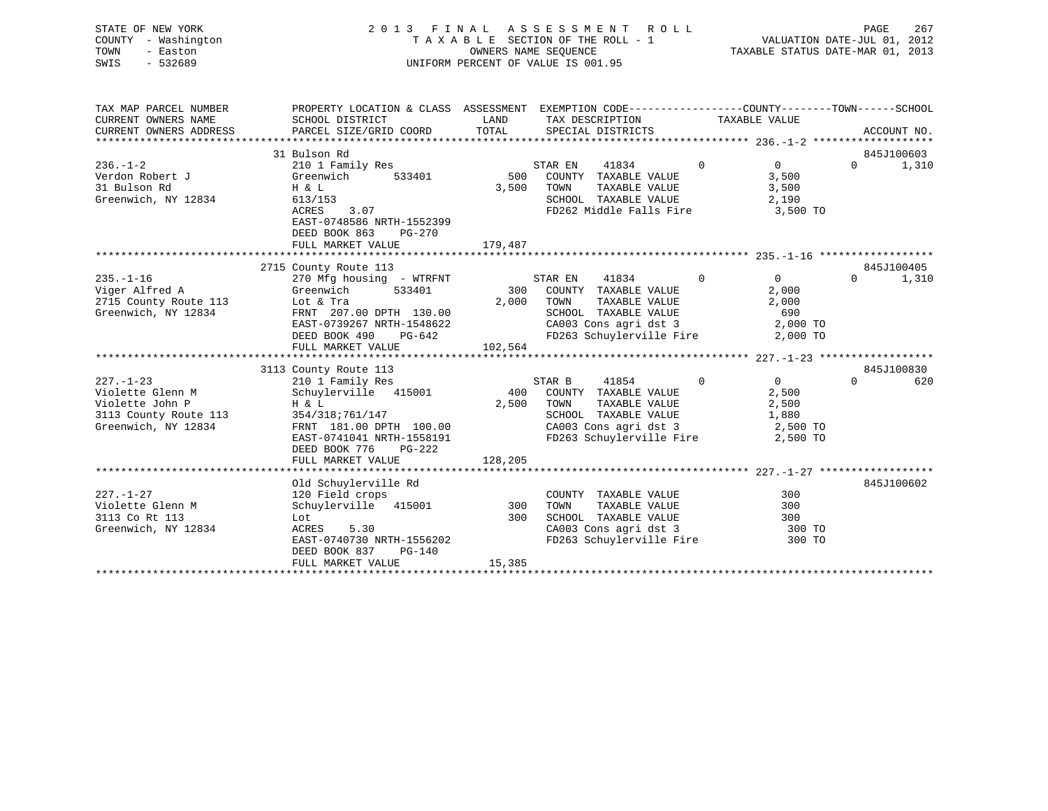STATE OF NEW YORK
COUNTY - Washington
TOWN - Easton
SWIS - 532689

2 0 1 3 F I N A L A S S E S S M E N T R O L L
T A X A B L E SECTION OF THE ROLL - 1
OWNERS NAME SEQUENCE
UNIFORM PERCENT OF VALUE IS 001.95

VALUATION DATE-JUL 01, 2012
TAXABLE STATUS DATE-MAR 01, 2013

| TAX MAP PARCEL NUMBER / CURRENT OWNERS NAME / CURRENT OWNERS ADDRESS | PROPERTY LOCATION & CLASS / SCHOOL DISTRICT / PARCEL SIZE/GRID COORD | ASSESSMENT LAND / TOTAL | EXEMPTION CODE / TAX DESCRIPTION / SPECIAL DISTRICTS | COUNTY TAXABLE VALUE | TOWN | SCHOOL | ACCOUNT NO. |
|---|---|---|---|---|---|---|---|
| **236.-1-2** | 31 Bulson Rd | | | | | | 845J100603 |
| 236.-1-2 | 210 1 Family Res | | STAR EN 41834 | 0 | 0 | 0 | 1,310 |
| Verdon Robert J | Greenwich 533401 | 500 | COUNTY TAXABLE VALUE | 3,500 | | | |
| 31 Bulson Rd | H & L | 3,500 | TOWN TAXABLE VALUE | 3,500 | | | |
| Greenwich, NY 12834 | 613/153 | | SCHOOL TAXABLE VALUE | 2,190 | | | |
| | ACRES 3.07 | | FD262 Middle Falls Fire | 3,500 TO | | | |
| | EAST-0748586 NRTH-1552399 | | | | | | |
| | DEED BOOK 863 PG-270 | | | | | | |
| | FULL MARKET VALUE | 179,487 | | | | | |
| **235.-1-16** | 2715 County Route 113 | | | | | | 845J100405 |
| 235.-1-16 | 270 Mfg housing - WTRFNT | | STAR EN 41834 | 0 | 0 | 0 | 1,310 |
| Viger Alfred A | Greenwich 533401 | 300 | COUNTY TAXABLE VALUE | 2,000 | | | |
| 2715 County Route 113 | Lot & Tra | 2,000 | TOWN TAXABLE VALUE | 2,000 | | | |
| Greenwich, NY 12834 | FRNT 207.00 DPTH 130.00 | | SCHOOL TAXABLE VALUE | 690 | | | |
| | EAST-0739267 NRTH-1548622 | | CA003 Cons agri dst 3 | 2,000 TO | | | |
| | DEED BOOK 490 PG-642 | | FD263 Schuylerville Fire | 2,000 TO | | | |
| | FULL MARKET VALUE | 102,564 | | | | | |
| **227.-1-23** | 3113 County Route 113 | | | | | | 845J100830 |
| 227.-1-23 | 210 1 Family Res | | STAR B 41854 | 0 | 0 | 0 | 620 |
| Violette Glenn M | Schuylerville 415001 | 400 | COUNTY TAXABLE VALUE | 2,500 | | | |
| Violette John P | H & L | 2,500 | TOWN TAXABLE VALUE | 2,500 | | | |
| 3113 County Route 113 | 354/318;761/147 | | SCHOOL TAXABLE VALUE | 1,880 | | | |
| Greenwich, NY 12834 | FRNT 181.00 DPTH 100.00 | | CA003 Cons agri dst 3 | 2,500 TO | | | |
| | EAST-0741041 NRTH-1558191 | | FD263 Schuylerville Fire | 2,500 TO | | | |
| | DEED BOOK 776 PG-222 | | | | | | |
| | FULL MARKET VALUE | 128,205 | | | | | |
| **227.-1-27** | Old Schuylerville Rd | | | | | | 845J100602 |
| 227.-1-27 | 120 Field crops | | COUNTY TAXABLE VALUE | 300 | | | |
| Violette Glenn M | Schuylerville 415001 | 300 | TOWN TAXABLE VALUE | 300 | | | |
| 3113 Co Rt 113 | Lot | 300 | SCHOOL TAXABLE VALUE | 300 | | | |
| Greenwich, NY 12834 | ACRES 5.30 | | CA003 Cons agri dst 3 | 300 TO | | | |
| | EAST-0740730 NRTH-1556202 | | FD263 Schuylerville Fire | 300 TO | | | |
| | DEED BOOK 837 PG-140 | | | | | | |
| | FULL MARKET VALUE | 15,385 | | | | | |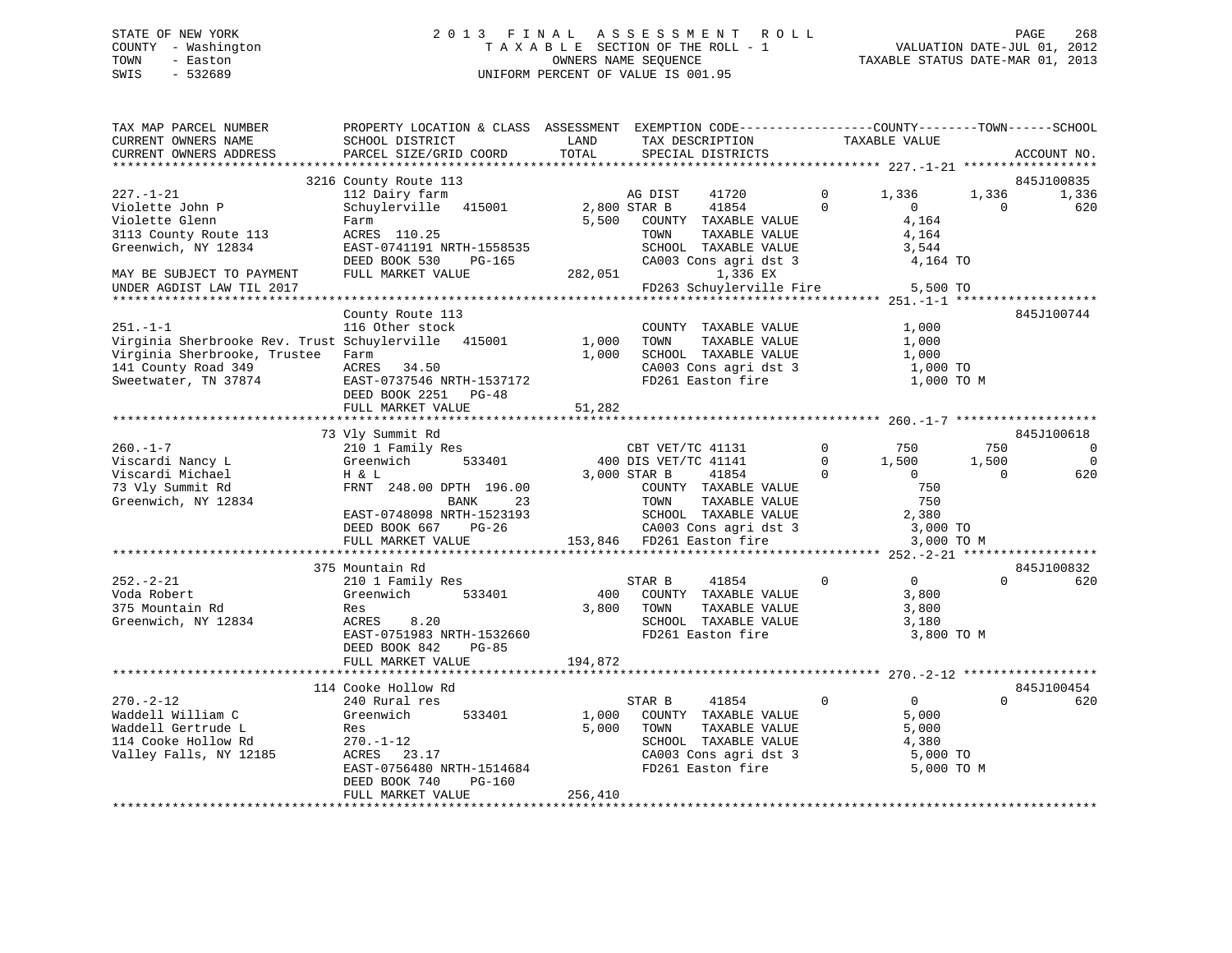STATE OF NEW YORK
COUNTY - Washington
TOWN - Easton
SWIS - 532689

# 2013 FINAL ASSESSMENT ROLL

TAXABLE SECTION OF THE ROLL - 1
OWNERS NAME SEQUENCE
UNIFORM PERCENT OF VALUE IS 001.95

VALUATION DATE-JUL 01, 2012
TAXABLE STATUS DATE-MAR 01, 2013

```
TAX MAP PARCEL NUMBER          PROPERTY LOCATION & CLASS  ASSESSMENT  EXEMPTION CODE------------------COUNTY--------TOWN------SCHOOL
CURRENT OWNERS NAME            SCHOOL DISTRICT              LAND       TAX DESCRIPTION              TAXABLE VALUE
CURRENT OWNERS ADDRESS         PARCEL SIZE/GRID COORD       TOTAL      SPECIAL DISTRICTS                                       ACCOUNT NO.
*********************************************************************************************** 227.-1-21 ******************
                        3216 County Route 113                                                                               845J100835
227.-1-21                      112 Dairy farm                          AG DIST     41720          0      1,336      1,336      1,336
Violette John P                Schuylerville   415001       2,800 STAR B      41854          0          0          0        620
Violette Glenn                 Farm                         5,500    COUNTY  TAXABLE VALUE              4,164
3113 County Route 113          ACRES  110.25                         TOWN    TAXABLE VALUE              4,164
Greenwich, NY 12834            EAST-0741191 NRTH-1558535             SCHOOL  TAXABLE VALUE              3,544
                               DEED BOOK 530    PG-165               CA003 Cons agri dst 3               4,164 TO
MAY BE SUBJECT TO PAYMENT      FULL MARKET VALUE            282,051           1,336 EX
UNDER AGDIST LAW TIL 2017                                            FD263 Schuylerville Fire            5,500 TO
*********************************************************************************************** 251.-1-1 *******************
                               County Route 113                                                                             845J100744
251.-1-1                       116 Other stock                       COUNTY  TAXABLE VALUE              1,000
Virginia Sherbrooke Rev. Trust Schuylerville   415001       1,000    TOWN    TAXABLE VALUE              1,000
Virginia Sherbrooke, Trustee   Farm                         1,000    SCHOOL  TAXABLE VALUE              1,000
141 County Road 349            ACRES   34.50                         CA003 Cons agri dst 3               1,000 TO
Sweetwater, TN 37874           EAST-0737546 NRTH-1537172             FD261 Easton fire                   1,000 TO M
                               DEED BOOK 2251   PG-48
                               FULL MARKET VALUE             51,282
*********************************************************************************************** 260.-1-7 *******************
                          73 Vly Summit Rd                                                                                  845J100618
260.-1-7                       210 1 Family Res                      CBT VET/TC 41131            0        750        750          0
Viscardi Nancy L               Greenwich       533401         400 DIS VET/TC 41141            0      1,500      1,500          0
Viscardi Michael               H & L                        3,000 STAR B      41854          0          0          0        620
73 Vly Summit Rd               FRNT  248.00 DPTH 196.00              COUNTY  TAXABLE VALUE                750
Greenwich, NY 12834                         BANK     23              TOWN    TAXABLE VALUE                750
                               EAST-0748098 NRTH-1523193             SCHOOL  TAXABLE VALUE              2,380
                               DEED BOOK 667    PG-26                CA003 Cons agri dst 3               3,000 TO
                               FULL MARKET VALUE            153,846  FD261 Easton fire                   3,000 TO M
*********************************************************************************************** 252.-2-21 ******************
                         375 Mountain Rd                                                                                    845J100832
252.-2-21                      210 1 Family Res                      STAR B      41854          0          0          0        620
Voda Robert                    Greenwich       533401         400    COUNTY  TAXABLE VALUE              3,800
375 Mountain Rd                Res                          3,800    TOWN    TAXABLE VALUE              3,800
Greenwich, NY 12834            ACRES    8.20                         SCHOOL  TAXABLE VALUE              3,180
                               EAST-0751983 NRTH-1532660             FD261 Easton fire                   3,800 TO M
                               DEED BOOK 842    PG-85
                               FULL MARKET VALUE            194,872
*********************************************************************************************** 270.-2-12 ******************
                         114 Cooke Hollow Rd                                                                                845J100454
270.-2-12                      240 Rural res                         STAR B      41854          0          0          0        620
Waddell William C              Greenwich       533401       1,000    COUNTY  TAXABLE VALUE              5,000
Waddell Gertrude L             Res                          5,000    TOWN    TAXABLE VALUE              5,000
114 Cooke Hollow Rd            270.-1-12                             SCHOOL  TAXABLE VALUE              4,380
Valley Falls, NY 12185         ACRES   23.17                         CA003 Cons agri dst 3               5,000 TO
                               EAST-0756480 NRTH-1514684             FD261 Easton fire                   5,000 TO M
                               DEED BOOK 740    PG-160
                               FULL MARKET VALUE            256,410
******************************************************************************************************************************
```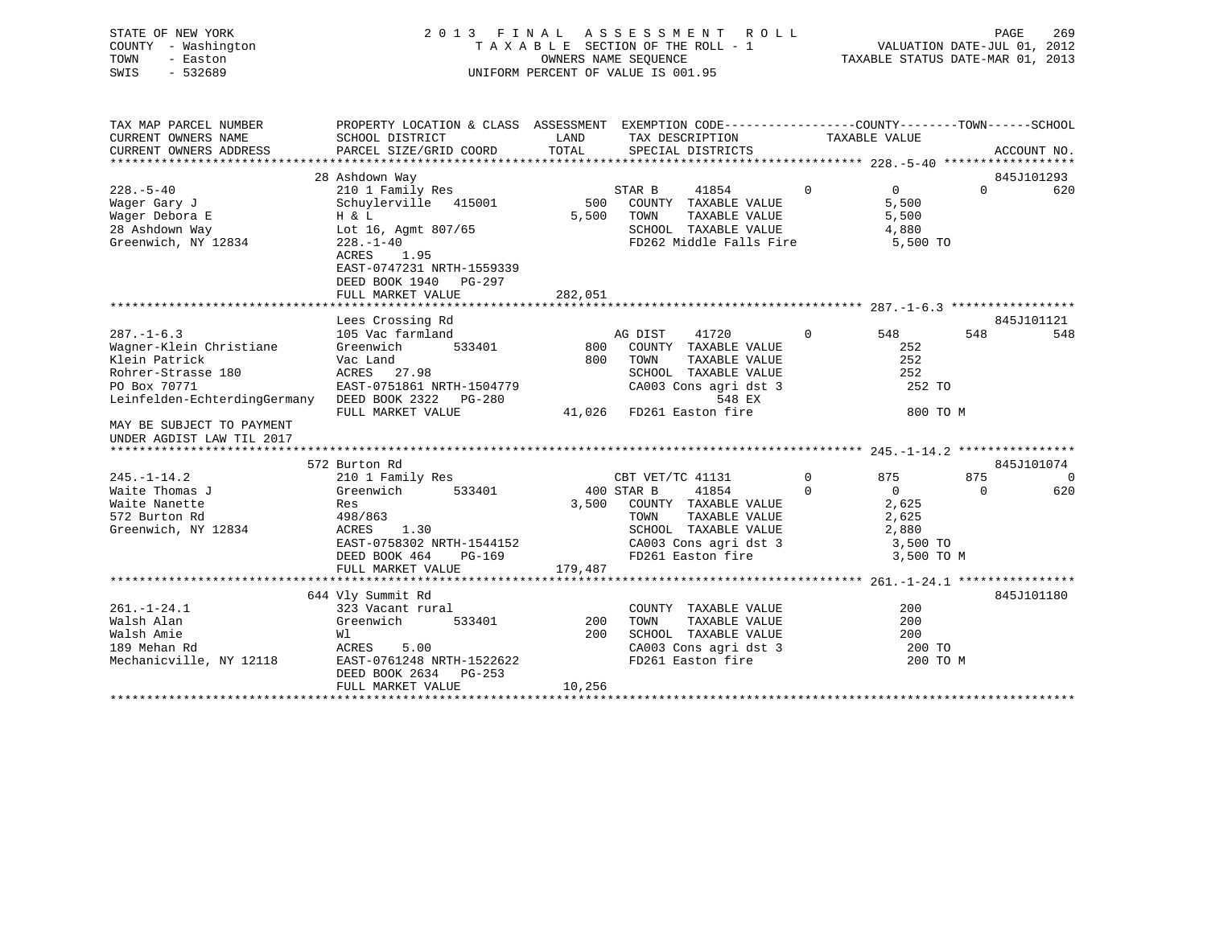STATE OF NEW YORK
COUNTY - Washington
TOWN - Easton
SWIS - 532689

2013 FINAL ASSESSMENT ROLL
TAXABLE SECTION OF THE ROLL - 1
OWNERS NAME SEQUENCE
UNIFORM PERCENT OF VALUE IS 001.95

VALUATION DATE-JUL 01, 2012
TAXABLE STATUS DATE-MAR 01, 2013

```
TAX MAP PARCEL NUMBER          PROPERTY LOCATION & CLASS  ASSESSMENT  EXEMPTION CODE------------------COUNTY--------TOWN------SCHOOL
CURRENT OWNERS NAME            SCHOOL DISTRICT              LAND      TAX DESCRIPTION            TAXABLE VALUE
CURRENT OWNERS ADDRESS         PARCEL SIZE/GRID COORD       TOTAL     SPECIAL DISTRICTS                                    ACCOUNT NO.
******************************************************************************************************* 228.-5-40 ******************
                               28 Ashdown Way                                                                              845J101293
228.-5-40                      210 1 Family Res                     STAR B     41854          0          0          0         620
Wager Gary J                   Schuylerville   415001        500    COUNTY  TAXABLE VALUE              5,500
Wager Debora E                 H & L                        5,500   TOWN    TAXABLE VALUE              5,500
28 Ashdown Way                 Lot 16, Agmt 807/65                  SCHOOL  TAXABLE VALUE              4,880
Greenwich, NY 12834            228.-1-40                            FD262 Middle Falls Fire             5,500 TO
                               ACRES    1.95
                               EAST-0747231 NRTH-1559339
                               DEED BOOK 1940   PG-297
                               FULL MARKET VALUE           282,051
******************************************************************************************************* 287.-1-6.3 *****************
                               Lees Crossing Rd                                                                            845J101121
287.-1-6.3                     105 Vac farmland                     AG DIST    41720          0        548        548         548
Wagner-Klein Christiane        Greenwich       533401        800    COUNTY  TAXABLE VALUE                252
Klein Patrick                  Vac Land                      800    TOWN    TAXABLE VALUE                252
Rohrer-Strasse 180             ACRES   27.98                        SCHOOL  TAXABLE VALUE                252
PO Box 70771                   EAST-0751861 NRTH-1504779            CA003 Cons agri dst 3                252 TO
Leinfelden-EchterdingGermany   DEED BOOK 2322   PG-280                         548 EX
                               FULL MARKET VALUE            41,026  FD261 Easton fire                    800 TO M
MAY BE SUBJECT TO PAYMENT
UNDER AGDIST LAW TIL 2017
******************************************************************************************************* 245.-1-14.2 ****************
                               572 Burton Rd                                                                               845J101074
245.-1-14.2                    210 1 Family Res                     CBT VET/TC 41131          0        875        875           0
Waite Thomas J                 Greenwich       533401        400 STAR B     41854          0          0          0         620
Waite Nanette                  Res                          3,500   COUNTY  TAXABLE VALUE              2,625
572 Burton Rd                  498/863                              TOWN    TAXABLE VALUE              2,625
Greenwich, NY 12834            ACRES    1.30                        SCHOOL  TAXABLE VALUE              2,880
                               EAST-0758302 NRTH-1544152            CA003 Cons agri dst 3               3,500 TO
                               DEED BOOK 464    PG-169              FD261 Easton fire                   3,500 TO M
                               FULL MARKET VALUE           179,487
******************************************************************************************************* 261.-1-24.1 ****************
                               644 Vly Summit Rd                                                                           845J101180
261.-1-24.1                    323 Vacant rural                     COUNTY  TAXABLE VALUE                200
Walsh Alan                     Greenwich       533401        200    TOWN    TAXABLE VALUE                200
Walsh Amie                     Wl                            200    SCHOOL  TAXABLE VALUE                200
189 Mehan Rd                   ACRES    5.00                        CA003 Cons agri dst 3                200 TO
Mechanicville, NY 12118        EAST-0761248 NRTH-1522622            FD261 Easton fire                    200 TO M
                               DEED BOOK 2634   PG-253
                               FULL MARKET VALUE            10,256
************************************************************************************************************************************
```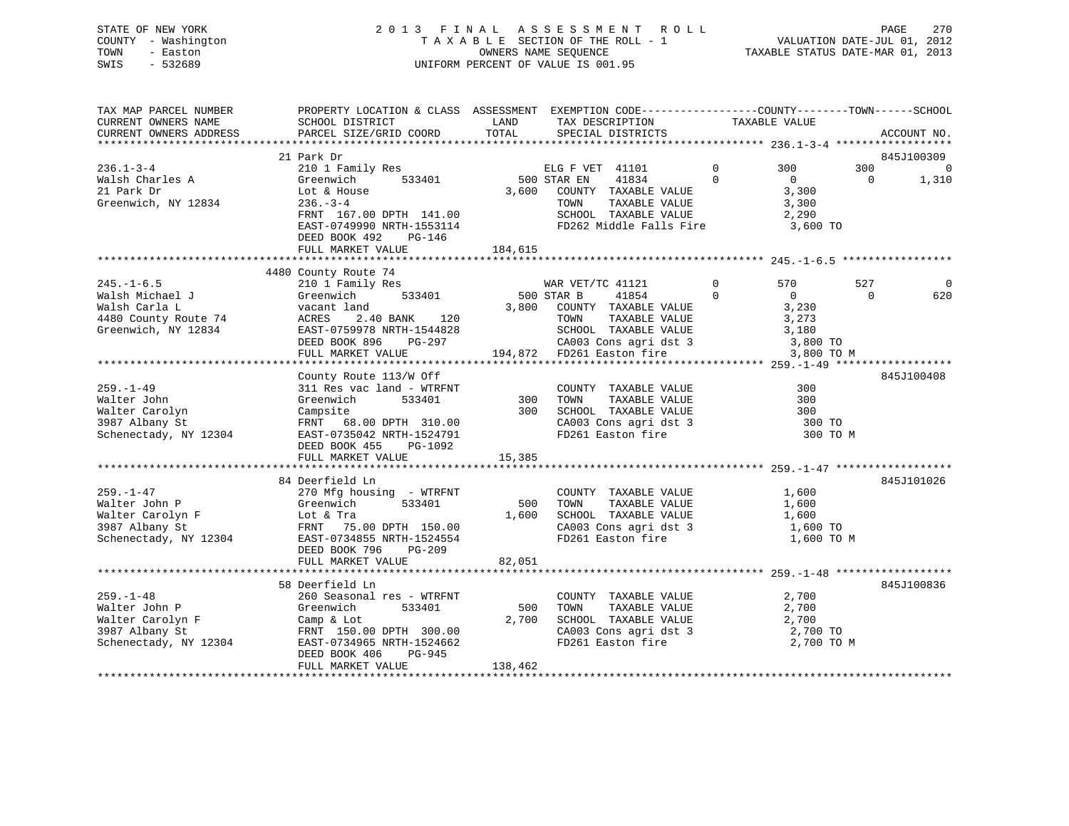STATE OF NEW YORK
COUNTY - Washington
TOWN - Easton
SWIS - 532689

2013 FINAL ASSESSMENT ROLL
TAXABLE SECTION OF THE ROLL - 1
OWNERS NAME SEQUENCE
UNIFORM PERCENT OF VALUE IS 001.95

VALUATION DATE-JUL 01, 2012
TAXABLE STATUS DATE-MAR 01, 2013

```
TAX MAP PARCEL NUMBER          PROPERTY LOCATION & CLASS  ASSESSMENT  EXEMPTION CODE------------------COUNTY--------TOWN------SCHOOL
CURRENT OWNERS NAME            SCHOOL DISTRICT            LAND        TAX DESCRIPTION               TAXABLE VALUE
CURRENT OWNERS ADDRESS         PARCEL SIZE/GRID COORD     TOTAL       SPECIAL DISTRICTS                                      ACCOUNT NO.
******************************************************************************************************* 236.1-3-4 *****************
                               21 Park Dr                                                                                    845J100309
236.1-3-4                      210 1 Family Res                       ELG F VET  41101          0        300          300            0
Walsh Charles A                Greenwich       533401       500 STAR EN    41834          0          0            0        1,310
21 Park Dr                     Lot & House                3,600   COUNTY  TAXABLE VALUE               3,300
Greenwich, NY 12834            236.-3-4                           TOWN    TAXABLE VALUE               3,300
                               FRNT 167.00 DPTH 141.00            SCHOOL  TAXABLE VALUE               2,290
                               EAST-0749990 NRTH-1553114          FD262 Middle Falls Fire               3,600 TO
                               DEED BOOK 492    PG-146
                               FULL MARKET VALUE         184,615
******************************************************************************************************* 245.-1-6.5 ****************
                               4480 County Route 74
245.-1-6.5                     210 1 Family Res                       WAR VET/TC 41121          0        570          527            0
Walsh Michael J                Greenwich       533401       500 STAR B     41854          0          0            0          620
Walsh Carla L                  vacant land                3,800   COUNTY  TAXABLE VALUE               3,230
4480 County Route 74           ACRES    2.40 BANK    120          TOWN    TAXABLE VALUE               3,273
Greenwich, NY 12834            EAST-0759978 NRTH-1544828          SCHOOL  TAXABLE VALUE               3,180
                               DEED BOOK 896    PG-297            CA003 Cons agri dst 3                 3,800 TO
                               FULL MARKET VALUE         194,872  FD261 Easton fire                     3,800 TO M
******************************************************************************************************* 259.-1-49 *****************
                               County Route 113/W Off                                                                        845J100408
259.-1-49                      311 Res vac land - WTRFNT          COUNTY  TAXABLE VALUE                 300
Walter John                    Greenwich       533401       300   TOWN    TAXABLE VALUE                 300
Walter Carolyn                 Campsite                     300   SCHOOL  TAXABLE VALUE                 300
3987 Albany St                 FRNT  68.00 DPTH 310.00            CA003 Cons agri dst 3                   300 TO
Schenectady, NY 12304          EAST-0735042 NRTH-1524791          FD261 Easton fire                       300 TO M
                               DEED BOOK 455    PG-1092
                               FULL MARKET VALUE          15,385
******************************************************************************************************* 259.-1-47 *****************
                               84 Deerfield Ln                                                                               845J101026
259.-1-47                      270 Mfg housing  - WTRFNT          COUNTY  TAXABLE VALUE               1,600
Walter John P                  Greenwich       533401       500   TOWN    TAXABLE VALUE               1,600
Walter Carolyn F               Lot & Tra                  1,600   SCHOOL  TAXABLE VALUE               1,600
3987 Albany St                 FRNT  75.00 DPTH 150.00            CA003 Cons agri dst 3                 1,600 TO
Schenectady, NY 12304          EAST-0734855 NRTH-1524554          FD261 Easton fire                     1,600 TO M
                               DEED BOOK 796    PG-209
                               FULL MARKET VALUE          82,051
******************************************************************************************************* 259.-1-48 *****************
                               58 Deerfield Ln                                                                               845J100836
259.-1-48                      260 Seasonal res - WTRFNT          COUNTY  TAXABLE VALUE               2,700
Walter John P                  Greenwich       533401       500   TOWN    TAXABLE VALUE               2,700
Walter Carolyn F               Camp & Lot                 2,700   SCHOOL  TAXABLE VALUE               2,700
3987 Albany St                 FRNT 150.00 DPTH 300.00            CA003 Cons agri dst 3                 2,700 TO
Schenectady, NY 12304          EAST-0734965 NRTH-1524662          FD261 Easton fire                     2,700 TO M
                               DEED BOOK 406    PG-945
                               FULL MARKET VALUE         138,462
************************************************************************************************************************************
```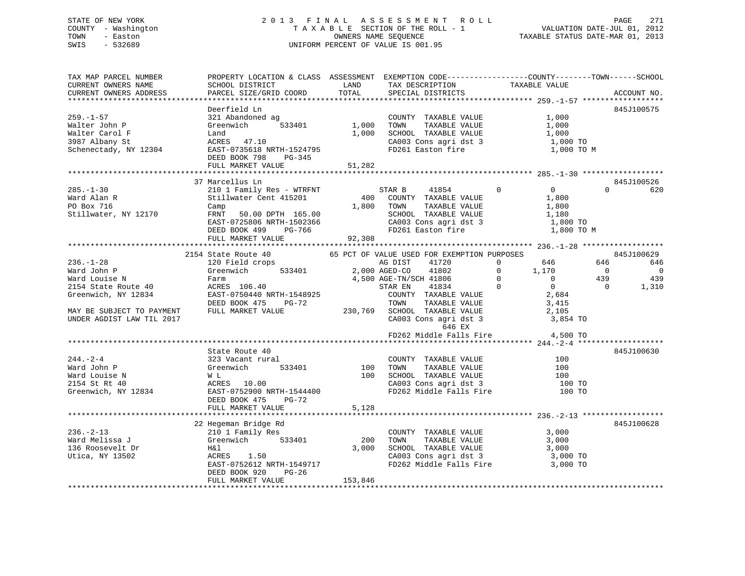STATE OF NEW YORK
COUNTY - Washington
TOWN - Easton
SWIS - 532689

2013 FINAL ASSESSMENT ROLL
TAXABLE SECTION OF THE ROLL - 1
OWNERS NAME SEQUENCE
UNIFORM PERCENT OF VALUE IS 001.95

VALUATION DATE-JUL 01, 2012
TAXABLE STATUS DATE-MAR 01, 2013

```
TAX MAP PARCEL NUMBER          PROPERTY LOCATION & CLASS  ASSESSMENT  EXEMPTION CODE------------------COUNTY--------TOWN------SCHOOL
CURRENT OWNERS NAME            SCHOOL DISTRICT               LAND      TAX DESCRIPTION            TAXABLE VALUE
CURRENT OWNERS ADDRESS         PARCEL SIZE/GRID COORD        TOTAL     SPECIAL DISTRICTS                                   ACCOUNT NO.
******************************************************************************************************* 259.-1-57 ******************
                               Deerfield Ln                                                                         845J100575
259.-1-57                      321 Abandoned ag                         COUNTY  TAXABLE VALUE          1,000
Walter John P                  Greenwich      533401         1,000     TOWN    TAXABLE VALUE          1,000
Walter Carol F                 Land                          1,000     SCHOOL  TAXABLE VALUE          1,000
3987 Albany St                 ACRES   47.10                           CA003 Cons agri dst 3           1,000 TO
Schenectady, NY 12304          EAST-0735618 NRTH-1524795               FD261 Easton fire               1,000 TO M
                               DEED BOOK 798    PG-345
                               FULL MARKET VALUE            51,282
******************************************************************************************************* 285.-1-30 ******************
                               37 Marcellus Ln                                                                      845J100526
285.-1-30                      210 1 Family Res - WTRFNT               STAR B     41854         0          0          0        620
Ward Alan R                    Stillwater Cent 415201          400     COUNTY  TAXABLE VALUE          1,800
PO Box 716                     Camp                          1,800     TOWN    TAXABLE VALUE          1,800
Stillwater, NY 12170           FRNT   50.00 DPTH 165.00                SCHOOL  TAXABLE VALUE          1,180
                               EAST-0725806 NRTH-1502366               CA003 Cons agri dst 3           1,800 TO
                               DEED BOOK 499    PG-766                 FD261 Easton fire               1,800 TO M
                               FULL MARKET VALUE            92,308
******************************************************************************************************* 236.-1-28 ******************
                               2154 State Route 40          65 PCT OF VALUE USED FOR EXEMPTION PURPOSES                845J100629
236.-1-28                      120 Field crops                          AG DIST    41720         0        646        646        646
Ward John P                    Greenwich      533401         2,000 AGED-CO    41802         0      1,170          0          0
Ward Louise N                  Farm                          4,500 AGE-TN/SCH 41806         0          0        439        439
2154 State Route 40            ACRES  106.40                           STAR EN    41834         0          0          0      1,310
Greenwich, NY 12834            EAST-0750440 NRTH-1548925               COUNTY  TAXABLE VALUE          2,684
                               DEED BOOK 475    PG-72                  TOWN    TAXABLE VALUE          3,415
MAY BE SUBJECT TO PAYMENT      FULL MARKET VALUE           230,769     SCHOOL  TAXABLE VALUE          2,105
UNDER AGDIST LAW TIL 2017                                              CA003 Cons agri dst 3           3,854 TO
                                                                            646 EX
                                                                       FD262 Middle Falls Fire         4,500 TO
******************************************************************************************************* 244.-2-4 *******************
                               State Route 40                                                                       845J100630
244.-2-4                       323 Vacant rural                         COUNTY  TAXABLE VALUE            100
Ward John P                    Greenwich      533401           100     TOWN    TAXABLE VALUE            100
Ward Louise N                  W L                             100     SCHOOL  TAXABLE VALUE            100
2154 St Rt 40                  ACRES   10.00                           CA003 Cons agri dst 3             100 TO
Greenwich, NY 12834            EAST-0752900 NRTH-1544400               FD262 Middle Falls Fire           100 TO
                               DEED BOOK 475    PG-72
                               FULL MARKET VALUE             5,128
******************************************************************************************************* 236.-2-13 ******************
                               22 Hegeman Bridge Rd                                                                 845J100628
236.-2-13                      210 1 Family Res                         COUNTY  TAXABLE VALUE          3,000
Ward Melissa J                 Greenwich      533401           200     TOWN    TAXABLE VALUE          3,000
136 Roosevelt Dr               H&l                           3,000     SCHOOL  TAXABLE VALUE          3,000
Utica, NY 13502                ACRES    1.50                           CA003 Cons agri dst 3           3,000 TO
                               EAST-0752612 NRTH-1549717               FD262 Middle Falls Fire         3,000 TO
                               DEED BOOK 920    PG-26
                               FULL MARKET VALUE           153,846
************************************************************************************************************************************
```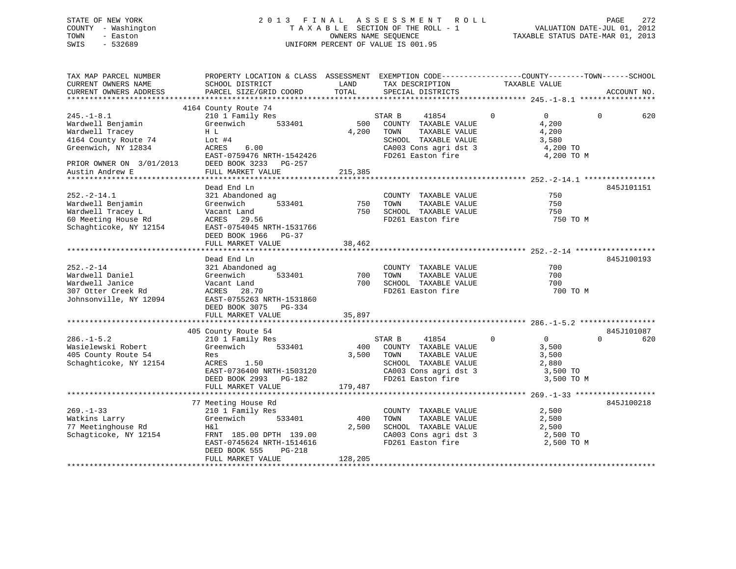STATE OF NEW YORK
COUNTY - Washington
TOWN - Easton
SWIS - 532689

2 0 1 3 F I N A L A S S E S S M E N T R O L L
T A X A B L E SECTION OF THE ROLL - 1
OWNERS NAME SEQUENCE
UNIFORM PERCENT OF VALUE IS 001.95

VALUATION DATE-JUL 01, 2012
TAXABLE STATUS DATE-MAR 01, 2013

```
TAX MAP PARCEL NUMBER          PROPERTY LOCATION & CLASS  ASSESSMENT  EXEMPTION CODE------------------COUNTY--------TOWN------SCHOOL
CURRENT OWNERS NAME            SCHOOL DISTRICT              LAND      TAX DESCRIPTION              TAXABLE VALUE
CURRENT OWNERS ADDRESS         PARCEL SIZE/GRID COORD       TOTAL     SPECIAL DISTRICTS                                      ACCOUNT NO.
************************************************************************************************ 245.-1-8.1 *****************
                               4164 County Route 74
245.-1-8.1                     210 1 Family Res                       STAR B     41854          0          0            0         620
Wardwell Benjamin              Greenwich        533401         500    COUNTY  TAXABLE VALUE              4,200
Wardwell Tracey                H L                           4,200    TOWN    TAXABLE VALUE              4,200
4164 County Route 74           Lot #4                                 SCHOOL  TAXABLE VALUE              3,580
Greenwich, NY 12834            ACRES    6.00                          CA003 Cons agri dst 3               4,200 TO
                               EAST-0759476 NRTH-1542426              FD261 Easton fire                   4,200 TO M
PRIOR OWNER ON  3/01/2013      DEED BOOK 3233   PG-257
Austin Andrew E                FULL MARKET VALUE            215,385
************************************************************************************************ 252.-2-14.1 ****************
                               Dead End Ln                                                                          845J101151
252.-2-14.1                    321 Abandoned ag                       COUNTY  TAXABLE VALUE                750
Wardwell Benjamin              Greenwich        533401         750    TOWN    TAXABLE VALUE                750
Wardwell Tracey L              Vacant Land                     750    SCHOOL  TAXABLE VALUE                750
60 Meeting House Rd            ACRES   29.56                          FD261 Easton fire                    750 TO M
Schaghticoke, NY 12154         EAST-0754045 NRTH-1531766
                               DEED BOOK 1966   PG-37
                               FULL MARKET VALUE             38,462
************************************************************************************************ 252.-2-14 ******************
                               Dead End Ln                                                                          845J100193
252.-2-14                      321 Abandoned ag                       COUNTY  TAXABLE VALUE                700
Wardwell Daniel                Greenwich        533401         700    TOWN    TAXABLE VALUE                700
Wardwell Janice                Vacant Land                     700    SCHOOL  TAXABLE VALUE                700
307 Otter Creek Rd             ACRES   28.70                          FD261 Easton fire                    700 TO M
Johnsonville, NY 12094         EAST-0755263 NRTH-1531860
                               DEED BOOK 3075   PG-334
                               FULL MARKET VALUE             35,897
************************************************************************************************ 286.-1-5.2 *****************
                               405 County Route 54                                                                  845J101087
286.-1-5.2                     210 1 Family Res                       STAR B     41854          0          0            0         620
Wasielewski Robert             Greenwich        533401         400    COUNTY  TAXABLE VALUE              3,500
405 County Route 54            Res                           3,500    TOWN    TAXABLE VALUE              3,500
Schaghticoke, NY 12154         ACRES    1.50                          SCHOOL  TAXABLE VALUE              2,880
                               EAST-0736400 NRTH-1503120              CA003 Cons agri dst 3               3,500 TO
                               DEED BOOK 2993   PG-182                FD261 Easton fire                   3,500 TO M
                               FULL MARKET VALUE            179,487
************************************************************************************************ 269.-1-33 ******************
                               77 Meeting House Rd                                                                  845J100218
269.-1-33                      210 1 Family Res                       COUNTY  TAXABLE VALUE              2,500
Watkins Larry                  Greenwich        533401         400    TOWN    TAXABLE VALUE              2,500
77 Meetinghouse Rd             H&l                           2,500    SCHOOL  TAXABLE VALUE              2,500
Schagticoke, NY 12154          FRNT 185.00 DPTH 139.00                CA003 Cons agri dst 3               2,500 TO
                               EAST-0745624 NRTH-1514616              FD261 Easton fire                   2,500 TO M
                               DEED BOOK 555    PG-218
                               FULL MARKET VALUE            128,205
******************************************************************************************************************************
```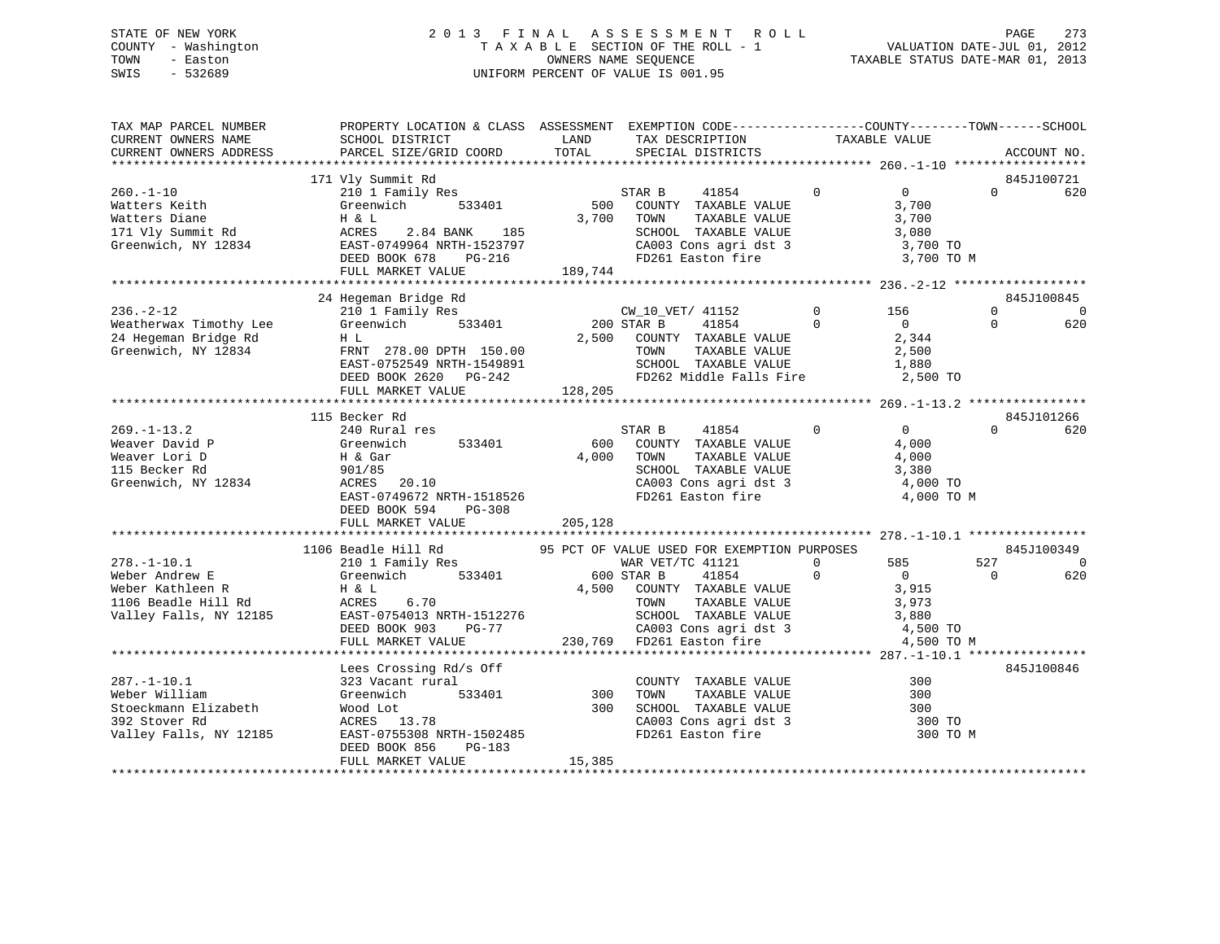STATE OF NEW YORK
COUNTY - Washington
TOWN - Easton
SWIS - 532689

2 0 1 3 F I N A L A S S E S S M E N T R O L L
T A X A B L E SECTION OF THE ROLL - 1
OWNERS NAME SEQUENCE
UNIFORM PERCENT OF VALUE IS 001.95

VALUATION DATE-JUL 01, 2012
TAXABLE STATUS DATE-MAR 01, 2013

```
TAX MAP PARCEL NUMBER          PROPERTY LOCATION & CLASS  ASSESSMENT  EXEMPTION CODE------------------COUNTY--------TOWN------SCHOOL
CURRENT OWNERS NAME            SCHOOL DISTRICT               LAND      TAX DESCRIPTION            TAXABLE VALUE
CURRENT OWNERS ADDRESS         PARCEL SIZE/GRID COORD        TOTAL     SPECIAL DISTRICTS                                     ACCOUNT NO.
******************************************************************************************************* 260.-1-10 ******************
                               171 Vly Summit Rd                                                                       845J100721
260.-1-10                      210 1 Family Res                        STAR B      41854          0          0           0         620
Watters Keith                  Greenwich        533401         500     COUNTY  TAXABLE VALUE                3,700
Watters Diane                  H & L                         3,700     TOWN    TAXABLE VALUE                3,700
171 Vly Summit Rd              ACRES     2.84 BANK    185              SCHOOL  TAXABLE VALUE                3,080
Greenwich, NY 12834            EAST-0749964 NRTH-1523797               CA003 Cons agri dst 3                 3,700 TO
                               DEED BOOK 678    PG-216                 FD261 Easton fire                     3,700 TO M
                               FULL MARKET VALUE             189,744
******************************************************************************************************* 236.-2-12 ******************
                               24 Hegeman Bridge Rd                                                                    845J100845
236.-2-12                      210 1 Family Res                        CW_10_VET/ 41152           0        156           0           0
Weatherwax Timothy Lee         Greenwich        533401         200 STAR B      41854          0          0           0         620
24 Hegeman Bridge Rd           H L                           2,500     COUNTY  TAXABLE VALUE                2,344
Greenwich, NY 12834            FRNT  278.00 DPTH 150.00                TOWN    TAXABLE VALUE                2,500
                               EAST-0752549 NRTH-1549891               SCHOOL  TAXABLE VALUE                1,880
                               DEED BOOK 2620   PG-242                 FD262 Middle Falls Fire               2,500 TO
                               FULL MARKET VALUE             128,205
******************************************************************************************************* 269.-1-13.2 ****************
                               115 Becker Rd                                                                           845J101266
269.-1-13.2                    240 Rural res                           STAR B      41854          0          0           0         620
Weaver David P                 Greenwich        533401         600     COUNTY  TAXABLE VALUE                4,000
Weaver Lori D                  H & Gar                       4,000     TOWN    TAXABLE VALUE                4,000
115 Becker Rd                  901/85                                  SCHOOL  TAXABLE VALUE                3,380
Greenwich, NY 12834            ACRES    20.10                          CA003 Cons agri dst 3                 4,000 TO
                               EAST-0749672 NRTH-1518526               FD261 Easton fire                     4,000 TO M
                               DEED BOOK 594    PG-308
                               FULL MARKET VALUE             205,128
******************************************************************************************************* 278.-1-10.1 ****************
                               1106 Beadle Hill Rd          95 PCT OF VALUE USED FOR EXEMPTION PURPOSES                845J100349
278.-1-10.1                    210 1 Family Res                        WAR VET/TC 41121           0        585         527           0
Weber Andrew E                 Greenwich        533401         600 STAR B      41854          0          0           0         620
Weber Kathleen R               H & L                         4,500     COUNTY  TAXABLE VALUE                3,915
1106 Beadle Hill Rd            ACRES     6.70                          TOWN    TAXABLE VALUE                3,973
Valley Falls, NY 12185         EAST-0754013 NRTH-1512276               SCHOOL  TAXABLE VALUE                3,880
                               DEED BOOK 903    PG-77                  CA003 Cons agri dst 3                 4,500 TO
                               FULL MARKET VALUE             230,769   FD261 Easton fire                     4,500 TO M
******************************************************************************************************* 287.-1-10.1 ****************
                               Lees Crossing Rd/s Off                                                                  845J100846
287.-1-10.1                    323 Vacant rural                        COUNTY  TAXABLE VALUE                  300
Weber William                  Greenwich        533401         300     TOWN    TAXABLE VALUE                  300
Stoeckmann Elizabeth           Wood Lot                        300     SCHOOL  TAXABLE VALUE                  300
392 Stover Rd                  ACRES    13.78                          CA003 Cons agri dst 3                   300 TO
Valley Falls, NY 12185         EAST-0755308 NRTH-1502485               FD261 Easton fire                       300 TO M
                               DEED BOOK 856    PG-183
                               FULL MARKET VALUE              15,385
************************************************************************************************************************************
```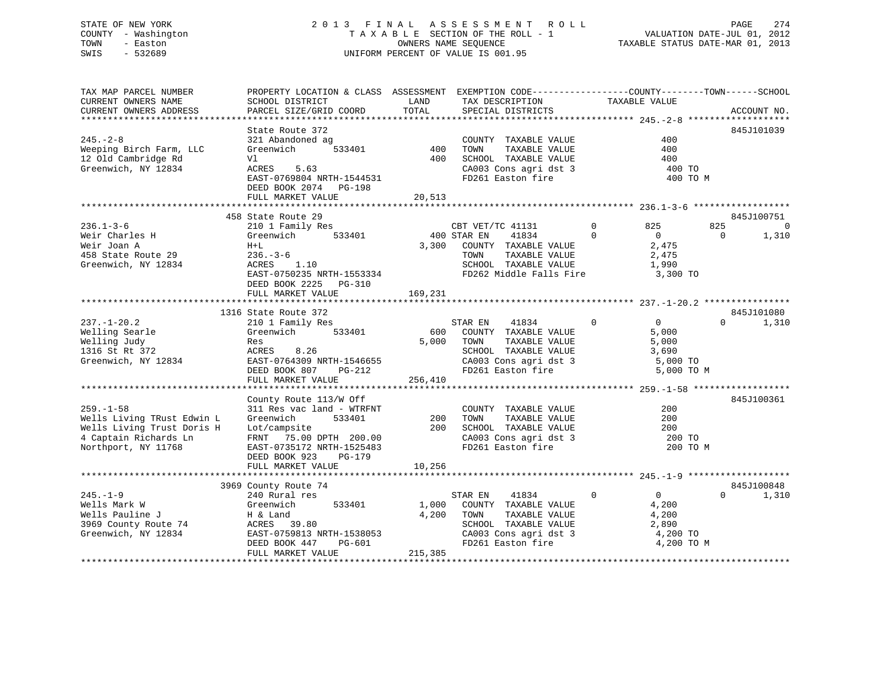STATE OF NEW YORK
COUNTY - Washington
TOWN - Easton
SWIS - 532689

2 0 1 3 F I N A L A S S E S S M E N T R O L L
T A X A B L E SECTION OF THE ROLL - 1
OWNERS NAME SEQUENCE
UNIFORM PERCENT OF VALUE IS 001.95

VALUATION DATE-JUL 01, 2012
TAXABLE STATUS DATE-MAR 01, 2013

```
TAX MAP PARCEL NUMBER          PROPERTY LOCATION & CLASS  ASSESSMENT  EXEMPTION CODE------------------COUNTY--------TOWN------SCHOOL
CURRENT OWNERS NAME            SCHOOL DISTRICT              LAND      TAX DESCRIPTION            TAXABLE VALUE
CURRENT OWNERS ADDRESS         PARCEL SIZE/GRID COORD       TOTAL     SPECIAL DISTRICTS                                    ACCOUNT NO.
****************************************************************************************************** 245.-2-8 *******************
                               State Route 372                                                                           845J101039
245.-2-8                       321 Abandoned ag                       COUNTY  TAXABLE VALUE              400
Weeping Birch Farm, LLC        Greenwich      533401        400       TOWN    TAXABLE VALUE              400
12 Old Cambridge Rd            Vl                           400       SCHOOL  TAXABLE VALUE              400
Greenwich, NY 12834            ACRES    5.63                          CA003 Cons agri dst 3               400 TO
                               EAST-0769804 NRTH-1544531              FD261 Easton fire                   400 TO M
                               DEED BOOK 2074   PG-198
                               FULL MARKET VALUE           20,513
****************************************************************************************************** 236.1-3-6 ******************
                               458 State Route 29                                                                        845J100751
236.1-3-6                      210 1 Family Res                       CBT VET/TC 41131         0         825          825            0
Weir Charles H                 Greenwich      533401        400 STAR EN    41834          0           0            0        1,310
Weir Joan A                    H+L                        3,300       COUNTY  TAXABLE VALUE            2,475
458 State Route 29             236.-3-6                               TOWN    TAXABLE VALUE            2,475
Greenwich, NY 12834            ACRES    1.10                          SCHOOL  TAXABLE VALUE            1,990
                               EAST-0750235 NRTH-1553334              FD262 Middle Falls Fire           3,300 TO
                               DEED BOOK 2225   PG-310
                               FULL MARKET VALUE          169,231
****************************************************************************************************** 237.-1-20.2 ****************
                               1316 State Route 372                                                                      845J101080
237.-1-20.2                    210 1 Family Res                       STAR EN    41834          0           0            0        1,310
Welling Searle                 Greenwich      533401        600       COUNTY  TAXABLE VALUE            5,000
Welling Judy                   Res                        5,000       TOWN    TAXABLE VALUE            5,000
1316 St Rt 372                 ACRES    8.26                          SCHOOL  TAXABLE VALUE            3,690
Greenwich, NY 12834            EAST-0764309 NRTH-1546655              CA003 Cons agri dst 3             5,000 TO
                               DEED BOOK 807    PG-212                FD261 Easton fire                 5,000 TO M
                               FULL MARKET VALUE          256,410
****************************************************************************************************** 259.-1-58 ******************
                               County Route 113/W Off                                                                    845J100361
259.-1-58                      311 Res vac land - WTRFNT              COUNTY  TAXABLE VALUE              200
Wells Living TRust Edwin L     Greenwich      533401        200       TOWN    TAXABLE VALUE              200
Wells Living Trust Doris H     Lot/campsite                 200       SCHOOL  TAXABLE VALUE              200
4 Captain Richards Ln          FRNT   75.00 DPTH 200.00               CA003 Cons agri dst 3               200 TO
Northport, NY 11768            EAST-0735172 NRTH-1525483              FD261 Easton fire                   200 TO M
                               DEED BOOK 923    PG-179
                               FULL MARKET VALUE           10,256
****************************************************************************************************** 245.-1-9 *******************
                               3969 County Route 74                                                                      845J100848
245.-1-9                       240 Rural res                          STAR EN    41834          0           0            0        1,310
Wells Mark W                   Greenwich      533401      1,000       COUNTY  TAXABLE VALUE            4,200
Wells Pauline J                H & Land                   4,200       TOWN    TAXABLE VALUE            4,200
3969 County Route 74           ACRES   39.80                          SCHOOL  TAXABLE VALUE            2,890
Greenwich, NY 12834            EAST-0759813 NRTH-1538053              CA003 Cons agri dst 3             4,200 TO
                               DEED BOOK 447    PG-601                FD261 Easton fire                 4,200 TO M
                               FULL MARKET VALUE          215,385
************************************************************************************************************************************
```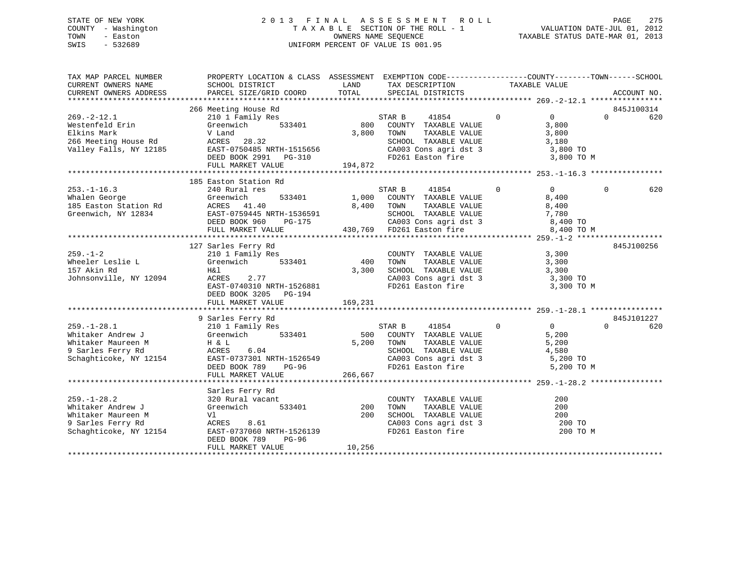STATE OF NEW YORK
COUNTY - Washington
TOWN - Easton
SWIS - 532689

# 2013 FINAL ASSESSMENT ROLL

TAXABLE SECTION OF THE ROLL - 1
OWNERS NAME SEQUENCE
UNIFORM PERCENT OF VALUE IS 001.95

VALUATION DATE-JUL 01, 2012
TAXABLE STATUS DATE-MAR 01, 2013

```
TAX MAP PARCEL NUMBER          PROPERTY LOCATION & CLASS  ASSESSMENT  EXEMPTION CODE-----------------COUNTY--------TOWN------SCHOOL
CURRENT OWNERS NAME            SCHOOL DISTRICT               LAND      TAX DESCRIPTION            TAXABLE VALUE
CURRENT OWNERS ADDRESS         PARCEL SIZE/GRID COORD        TOTAL     SPECIAL DISTRICTS                                 ACCOUNT NO.
******************************************************************************************************* 269.-2-12.1 ****************
                               266 Meeting House Rd                                                                      845J100314
269.-2-12.1                    210 1 Family Res                   STAR B     41854          0            0          0          620
Westenfeld Erin                Greenwich       533401        800   COUNTY  TAXABLE VALUE             3,800
Elkins Mark                    V Land                      3,800   TOWN    TAXABLE VALUE             3,800
266 Meeting House Rd           ACRES   28.32                       SCHOOL  TAXABLE VALUE             3,180
Valley Falls, NY 12185         EAST-0750485 NRTH-1515656           CA003 Cons agri dst 3              3,800 TO
                               DEED BOOK 2991   PG-310             FD261 Easton fire                  3,800 TO M
                               FULL MARKET VALUE         194,872
******************************************************************************************************* 253.-1-16.3 ****************
                               185 Easton Station Rd
253.-1-16.3                    240 Rural res                      STAR B     41854          0            0          0          620
Whalen George                  Greenwich       533401      1,000   COUNTY  TAXABLE VALUE             8,400
185 Easton Station Rd          ACRES   41.40               8,400   TOWN    TAXABLE VALUE             8,400
Greenwich, NY 12834            EAST-0759445 NRTH-1536591           SCHOOL  TAXABLE VALUE             7,780
                               DEED BOOK 960    PG-175             CA003 Cons agri dst 3              8,400 TO
                               FULL MARKET VALUE         430,769   FD261 Easton fire                  8,400 TO M
******************************************************************************************************* 259.-1-2 *******************
                               127 Sarles Ferry Rd                                                                       845J100256
259.-1-2                       210 1 Family Res                    COUNTY  TAXABLE VALUE             3,300
Wheeler Leslie L               Greenwich       533401        400   TOWN    TAXABLE VALUE             3,300
157 Akin Rd                    H&l                         3,300   SCHOOL  TAXABLE VALUE             3,300
Johnsonville, NY 12094         ACRES    2.77                       CA003 Cons agri dst 3              3,300 TO
                               EAST-0740310 NRTH-1526881           FD261 Easton fire                  3,300 TO M
                               DEED BOOK 3205   PG-194
                               FULL MARKET VALUE         169,231
******************************************************************************************************* 259.-1-28.1 ****************
                               9 Sarles Ferry Rd                                                                         845J101227
259.-1-28.1                    210 1 Family Res                   STAR B     41854          0            0          0          620
Whitaker Andrew J              Greenwich       533401        500   COUNTY  TAXABLE VALUE             5,200
Whitaker Maureen M             H & L                       5,200   TOWN    TAXABLE VALUE             5,200
9 Sarles Ferry Rd              ACRES    6.04                       SCHOOL  TAXABLE VALUE             4,580
Schaghticoke, NY 12154         EAST-0737301 NRTH-1526549           CA003 Cons agri dst 3              5,200 TO
                               DEED BOOK 789    PG-96              FD261 Easton fire                  5,200 TO M
                               FULL MARKET VALUE         266,667
******************************************************************************************************* 259.-1-28.2 ****************
                               Sarles Ferry Rd
259.-1-28.2                    320 Rural vacant                    COUNTY  TAXABLE VALUE               200
Whitaker Andrew J              Greenwich       533401        200   TOWN    TAXABLE VALUE               200
Whitaker Maureen M             Vl                            200   SCHOOL  TAXABLE VALUE               200
9 Sarles Ferry Rd              ACRES    8.61                       CA003 Cons agri dst 3                200 TO
Schaghticoke, NY 12154         EAST-0737060 NRTH-1526139           FD261 Easton fire                    200 TO M
                               DEED BOOK 789    PG-96
                               FULL MARKET VALUE          10,256
************************************************************************************************************************************
```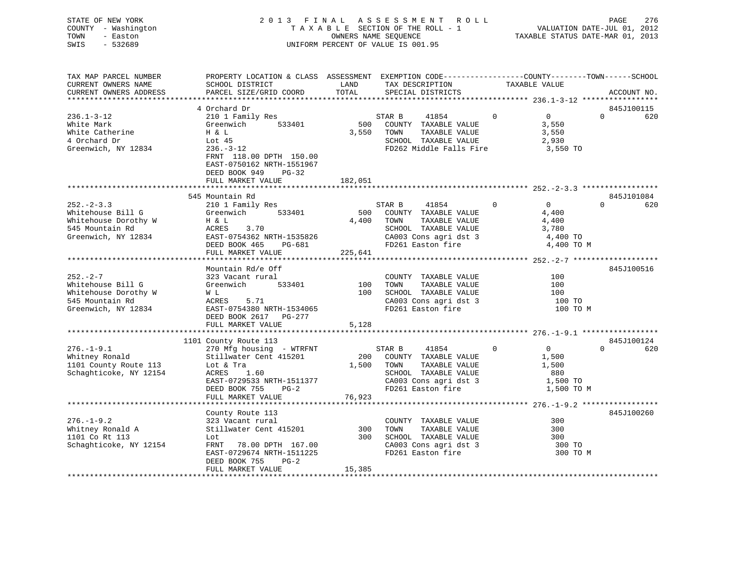STATE OF NEW YORK
COUNTY - Washington
TOWN - Easton
SWIS - 532689

2013 FINAL ASSESSMENT ROLL
TAXABLE SECTION OF THE ROLL - 1
OWNERS NAME SEQUENCE
UNIFORM PERCENT OF VALUE IS 001.95

VALUATION DATE-JUL 01, 2012
TAXABLE STATUS DATE-MAR 01, 2013

```
TAX MAP PARCEL NUMBER          PROPERTY LOCATION & CLASS  ASSESSMENT  EXEMPTION CODE-----------------COUNTY--------TOWN------SCHOOL
CURRENT OWNERS NAME            SCHOOL DISTRICT               LAND      TAX DESCRIPTION              TAXABLE VALUE
CURRENT OWNERS ADDRESS         PARCEL SIZE/GRID COORD        TOTAL     SPECIAL DISTRICTS                                    ACCOUNT NO.
****************************************************************************************************** 236.1-3-12 *****************
                               4 Orchard Dr                                                                                  845J100115
236.1-3-12                     210 1 Family Res                         STAR B      41854           0          0          0       620
White Mark                     Greenwich        533401         500      COUNTY  TAXABLE VALUE              3,550
White Catherine                H & L                         3,550      TOWN    TAXABLE VALUE              3,550
4 Orchard Dr                   Lot 45                                   SCHOOL  TAXABLE VALUE              2,930
Greenwich, NY 12834            236.-3-12                                FD262 Middle Falls Fire             3,550 TO
                               FRNT 118.00 DPTH 150.00
                               EAST-0750162 NRTH-1551967
                               DEED BOOK 949    PG-32
                               FULL MARKET VALUE           182,051
****************************************************************************************************** 252.-2-3.3 *****************
                               545 Mountain Rd                                                                               845J101084
252.-2-3.3                     210 1 Family Res                         STAR B      41854           0          0          0       620
Whitehouse Bill G              Greenwich        533401         500      COUNTY  TAXABLE VALUE              4,400
Whitehouse Dorothy W           H & L                         4,400      TOWN    TAXABLE VALUE              4,400
545 Mountain Rd                ACRES    3.70                            SCHOOL  TAXABLE VALUE              3,780
Greenwich, NY 12834            EAST-0754362 NRTH-1535826                CA003 Cons agri dst 3               4,400 TO
                               DEED BOOK 465    PG-681                  FD261 Easton fire                   4,400 TO M
                               FULL MARKET VALUE           225,641
****************************************************************************************************** 252.-2-7 *******************
                               Mountain Rd/e Off                                                                             845J100516
252.-2-7                       323 Vacant rural                         COUNTY  TAXABLE VALUE                100
Whitehouse Bill G              Greenwich        533401         100      TOWN    TAXABLE VALUE                100
Whitehouse Dorothy W           W L                             100      SCHOOL  TAXABLE VALUE                100
545 Mountain Rd                ACRES    5.71                            CA003 Cons agri dst 3                 100 TO
Greenwich, NY 12834            EAST-0754380 NRTH-1534065                FD261 Easton fire                     100 TO M
                               DEED BOOK 2617   PG-277
                               FULL MARKET VALUE             5,128
****************************************************************************************************** 276.-1-9.1 *****************
                               1101 County Route 113                                                                         845J100124
276.-1-9.1                     270 Mfg housing - WTRFNT                 STAR B      41854           0          0          0       620
Whitney Ronald                 Stillwater Cent 415201          200      COUNTY  TAXABLE VALUE              1,500
1101 County Route 113          Lot & Tra                     1,500      TOWN    TAXABLE VALUE              1,500
Schaghticoke, NY 12154         ACRES    1.60                            SCHOOL  TAXABLE VALUE                880
                               EAST-0729533 NRTH-1511377                CA003 Cons agri dst 3               1,500 TO
                               DEED BOOK 755    PG-2                    FD261 Easton fire                   1,500 TO M
                               FULL MARKET VALUE            76,923
****************************************************************************************************** 276.-1-9.2 *****************
                               County Route 113                                                                              845J100260
276.-1-9.2                     323 Vacant rural                         COUNTY  TAXABLE VALUE                300
Whitney Ronald A               Stillwater Cent 415201          300      TOWN    TAXABLE VALUE                300
1101 Co Rt 113                 Lot                             300      SCHOOL  TAXABLE VALUE                300
Schaghticoke, NY 12154         FRNT  78.00 DPTH 167.00                  CA003 Cons agri dst 3                 300 TO
                               EAST-0729674 NRTH-1511225                FD261 Easton fire                     300 TO M
                               DEED BOOK 755    PG-2
                               FULL MARKET VALUE            15,385
************************************************************************************************************************************
```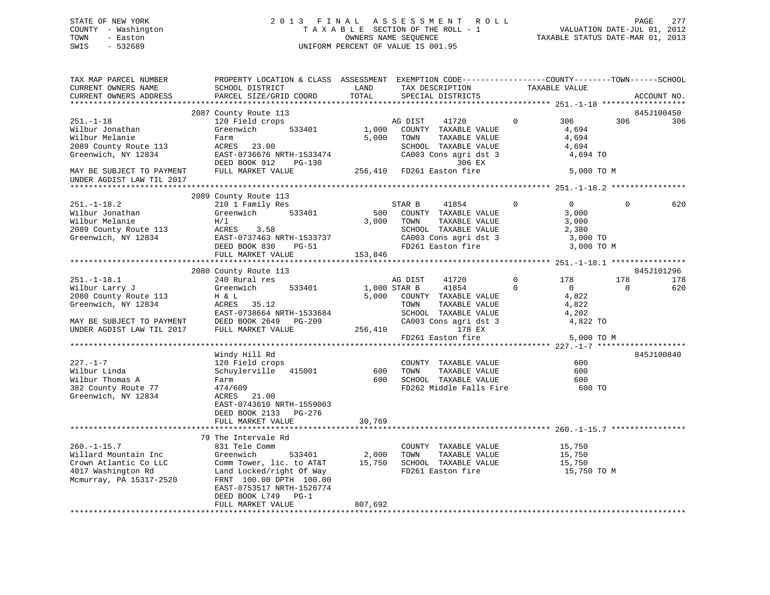STATE OF NEW YORK                    2013 FINAL ASSESSMENT ROLL
COUNTY - Washington                  TAXABLE SECTION OF THE ROLL - 1                VALUATION DATE-JUL 01, 2012
TOWN - Easton                        OWNERS NAME SEQUENCE                           TAXABLE STATUS DATE-MAR 01, 2013
SWIS - 532689                        UNIFORM PERCENT OF VALUE IS 001.95

```
TAX MAP PARCEL NUMBER          PROPERTY LOCATION & CLASS  ASSESSMENT  EXEMPTION CODE-----------------COUNTY--------TOWN------SCHOOL
CURRENT OWNERS NAME            SCHOOL DISTRICT               LAND      TAX DESCRIPTION            TAXABLE VALUE
CURRENT OWNERS ADDRESS         PARCEL SIZE/GRID COORD       TOTAL      SPECIAL DISTRICTS                                  ACCOUNT NO.
******************************************************************************************************* 251.-1-18 *****************
                               2087 County Route 113                                                                     845J100450
251.-1-18                      120 Field crops                         AG DIST     41720          0       306        306        306
Wilbur Jonathan                Greenwich        533401        1,000    COUNTY  TAXABLE VALUE            4,694
Wilbur Melanie                 Farm                           5,000    TOWN    TAXABLE VALUE            4,694
2089 County Route 113          ACRES   23.00                           SCHOOL  TAXABLE VALUE            4,694
Greenwich, NY 12834            EAST-0736676 NRTH-1533474               CA003 Cons agri dst 3             4,694 TO
                               DEED BOOK 912    PG-130                              306 EX
MAY BE SUBJECT TO PAYMENT      FULL MARKET VALUE            256,410    FD261 Easton fire                 5,000 TO M
UNDER AGDIST LAW TIL 2017
******************************************************************************************************* 251.-1-18.2 ***************
                               2089 County Route 113
251.-1-18.2                    210 1 Family Res                        STAR B      41854          0         0          0        620
Wilbur Jonathan                Greenwich        533401          500    COUNTY  TAXABLE VALUE            3,000
Wilbur Melanie                 H/l                            3,000    TOWN    TAXABLE VALUE            3,000
2089 County Route 113          ACRES    3.58                           SCHOOL  TAXABLE VALUE            2,380
Greenwich, NY 12834            EAST-0737463 NRTH-1533737               CA003 Cons agri dst 3             3,000 TO
                               DEED BOOK 830    PG-51                  FD261 Easton fire                 3,000 TO M
                               FULL MARKET VALUE            153,846
******************************************************************************************************* 251.-1-18.1 ***************
                               2080 County Route 113                                                                     845J101296
251.-1-18.1                    240 Rural res                           AG DIST     41720          0       178        178        178
Wilbur Larry J                 Greenwich        533401        1,000 STAR B     41854          0         0          0        620
2080 County Route 113          H & L                          5,000    COUNTY  TAXABLE VALUE            4,822
Greenwich, NY 12834            ACRES   35.12                           TOWN    TAXABLE VALUE            4,822
                               EAST-0738664 NRTH-1533684               SCHOOL  TAXABLE VALUE            4,202
MAY BE SUBJECT TO PAYMENT      DEED BOOK 2649   PG-209                 CA003 Cons agri dst 3             4,822 TO
UNDER AGDIST LAW TIL 2017      FULL MARKET VALUE            256,410                 178 EX
                                                                       FD261 Easton fire                 5,000 TO M
******************************************************************************************************* 227.-1-7 ******************
                               Windy Hill Rd                                                                             845J100840
227.-1-7                       120 Field crops                         COUNTY  TAXABLE VALUE              600
Wilbur Linda                   Schuylerville   415001           600    TOWN    TAXABLE VALUE              600
Wilbur Thomas A                Farm                             600    SCHOOL  TAXABLE VALUE              600
382 County Route 77            474/609                                 FD262 Middle Falls Fire             600 TO
Greenwich, NY 12834            ACRES   21.00
                               EAST-0743610 NRTH-1559063
                               DEED BOOK 2133   PG-276
                               FULL MARKET VALUE             30,769
******************************************************************************************************* 260.-1-15.7 ***************
                               79 The Intervale Rd
260.-1-15.7                    831 Tele Comm                           COUNTY  TAXABLE VALUE           15,750
Willard Mountain Inc           Greenwich        533401        2,000    TOWN    TAXABLE VALUE           15,750
Crown Atlantic Co LLC          Comm Tower, lic. to AT&T      15,750    SCHOOL  TAXABLE VALUE           15,750
4017 Washington Rd             Land Locked/right Of Way                FD261 Easton fire                15,750 TO M
Mcmurray, PA 15317-2520        FRNT 100.00 DPTH 100.00
                               EAST-0753517 NRTH-1526774
                               DEED BOOK L749   PG-1
                               FULL MARKET VALUE            807,692
************************************************************************************************************************************
```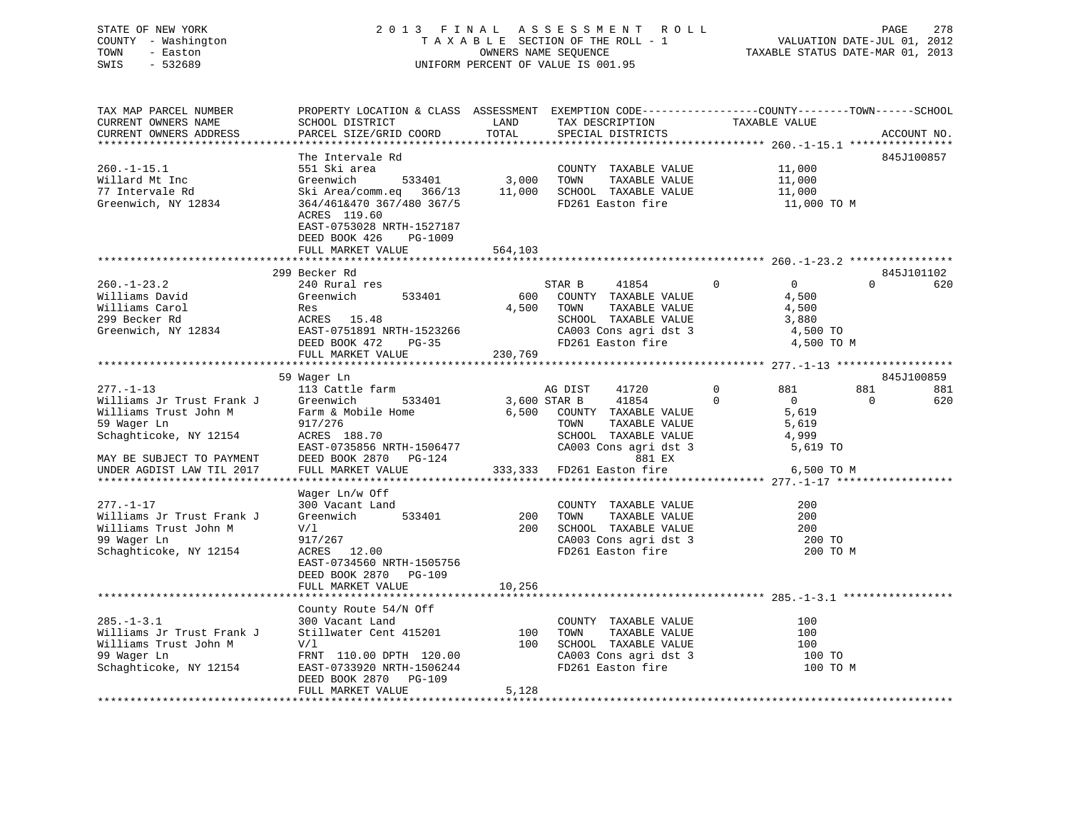STATE OF NEW YORK
COUNTY - Washington
TOWN - Easton
SWIS - 532689

# 2013 FINAL ASSESSMENT ROLL
TAXABLE SECTION OF THE ROLL - 1
OWNERS NAME SEQUENCE
UNIFORM PERCENT OF VALUE IS 001.95

VALUATION DATE-JUL 01, 2012
TAXABLE STATUS DATE-MAR 01, 2013

```
TAX MAP PARCEL NUMBER        PROPERTY LOCATION & CLASS  ASSESSMENT  EXEMPTION CODE------------------COUNTY--------TOWN------SCHOOL
CURRENT OWNERS NAME          SCHOOL DISTRICT               LAND      TAX DESCRIPTION           TAXABLE VALUE
CURRENT OWNERS ADDRESS       PARCEL SIZE/GRID COORD        TOTAL     SPECIAL DISTRICTS                                    ACCOUNT NO.
******************************************************************************************************* 260.-1-15.1 ****************
                             The Intervale Rd                                                                         845J100857
260.-1-15.1                  551 Ski area                            COUNTY  TAXABLE VALUE           11,000
Willard Mt Inc               Greenwich        533401      3,000      TOWN    TAXABLE VALUE           11,000
77 Intervale Rd              Ski Area/comm.eq  366/13    11,000      SCHOOL  TAXABLE VALUE           11,000
Greenwich, NY 12834          364/461&470 367/480 367/5               FD261 Easton fire                11,000 TO M
                             ACRES 119.60
                             EAST-0753028 NRTH-1527187
                             DEED BOOK 426    PG-1009
                             FULL MARKET VALUE          564,103
******************************************************************************************************* 260.-1-23.2 ****************
                             299 Becker Rd                                                                            845J101102
260.-1-23.2                  240 Rural res                           STAR B     41854          0          0          0         620
Williams David               Greenwich        533401        600      COUNTY  TAXABLE VALUE            4,500
Williams Carol               Res                          4,500      TOWN    TAXABLE VALUE            4,500
299 Becker Rd                ACRES  15.48                            SCHOOL  TAXABLE VALUE            3,880
Greenwich, NY 12834          EAST-0751891 NRTH-1523266               CA003 Cons agri dst 3             4,500 TO
                             DEED BOOK 472    PG-35                  FD261 Easton fire                 4,500 TO M
                             FULL MARKET VALUE          230,769
******************************************************************************************************* 277.-1-13 ******************
                             59 Wager Ln                                                                              845J100859
277.-1-13                    113 Cattle farm                         AG DIST    41720          0        881        881         881
Williams Jr Trust Frank J    Greenwich        533401      3,600 STAR B     41854          0          0          0         620
Williams Trust John M        Farm & Mobile Home           6,500      COUNTY  TAXABLE VALUE            5,619
59 Wager Ln                  917/276                                 TOWN    TAXABLE VALUE            5,619
Schaghticoke, NY 12154       ACRES 188.70                            SCHOOL  TAXABLE VALUE            4,999
                             EAST-0735856 NRTH-1506477               CA003 Cons agri dst 3             5,619 TO
MAY BE SUBJECT TO PAYMENT    DEED BOOK 2870   PG-124                            881 EX
UNDER AGDIST LAW TIL 2017    FULL MARKET VALUE          333,333      FD261 Easton fire                 6,500 TO M
******************************************************************************************************* 277.-1-17 ******************
                             Wager Ln/w Off
277.-1-17                    300 Vacant Land                         COUNTY  TAXABLE VALUE              200
Williams Jr Trust Frank J    Greenwich        533401        200      TOWN    TAXABLE VALUE              200
Williams Trust John M        V/l                            200      SCHOOL  TAXABLE VALUE              200
99 Wager Ln                  917/267                                 CA003 Cons agri dst 3               200 TO
Schaghticoke, NY 12154       ACRES  12.00                            FD261 Easton fire                   200 TO M
                             EAST-0734560 NRTH-1505756
                             DEED BOOK 2870   PG-109
                             FULL MARKET VALUE           10,256
******************************************************************************************************* 285.-1-3.1 *****************
                             County Route 54/N Off
285.-1-3.1                   300 Vacant Land                         COUNTY  TAXABLE VALUE              100
Williams Jr Trust Frank J    Stillwater Cent 415201         100      TOWN    TAXABLE VALUE              100
Williams Trust John M        V/l                            100      SCHOOL  TAXABLE VALUE              100
99 Wager Ln                  FRNT 110.00 DPTH 120.00                 CA003 Cons agri dst 3               100 TO
Schaghticoke, NY 12154       EAST-0733920 NRTH-1506244               FD261 Easton fire                   100 TO M
                             DEED BOOK 2870   PG-109
                             FULL MARKET VALUE            5,128
************************************************************************************************************************************
```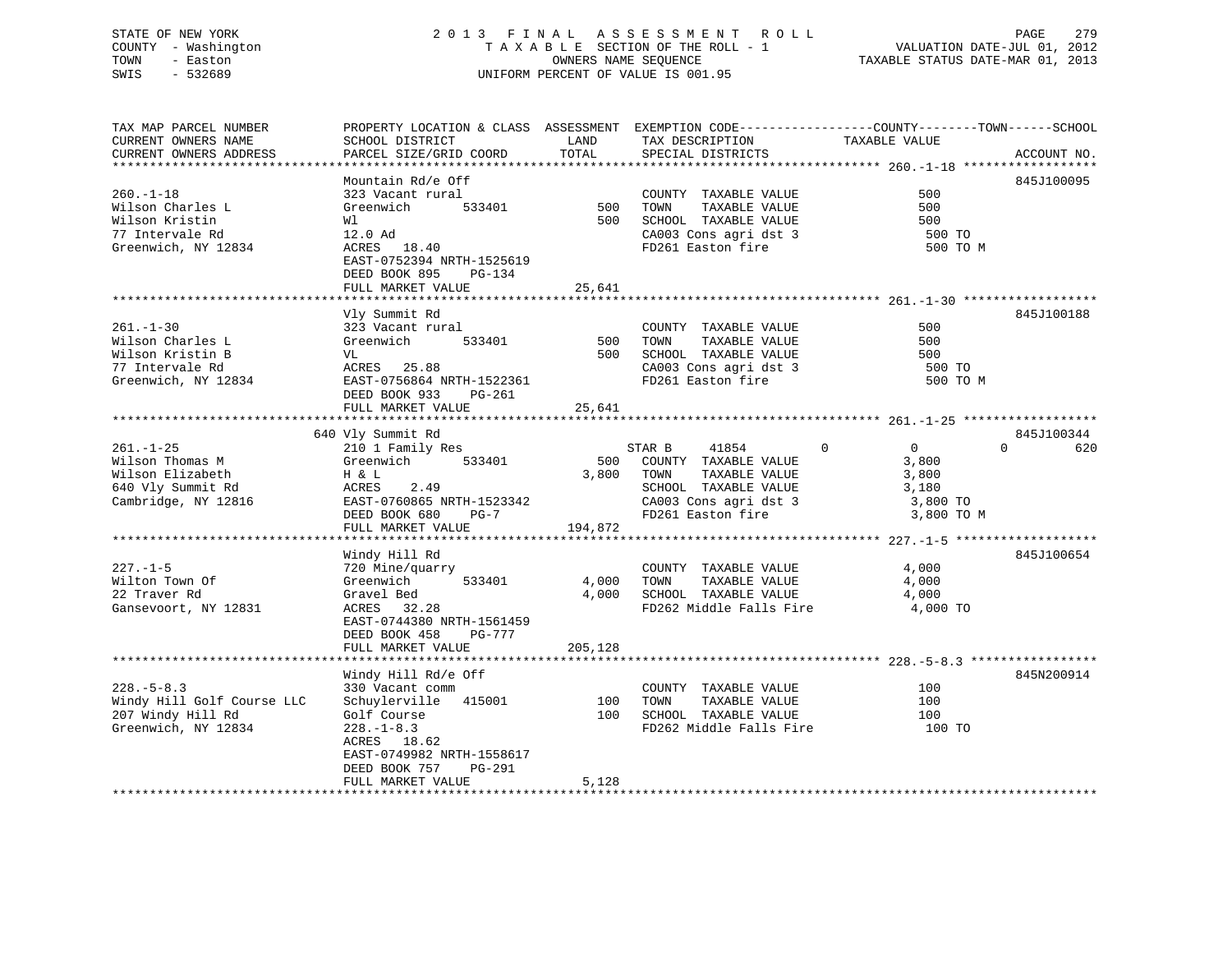STATE OF NEW YORK 2 0 1 3 F I N A L A S S E S S M E N T R O L L
COUNTY - Washington T A X A B L E SECTION OF THE ROLL - 1 VALUATION DATE-JUL 01, 2012
TOWN - Easton OWNERS NAME SEQUENCE TAXABLE STATUS DATE-MAR 01, 2013
SWIS - 532689 UNIFORM PERCENT OF VALUE IS 001.95

```
TAX MAP PARCEL NUMBER          PROPERTY LOCATION & CLASS  ASSESSMENT  EXEMPTION CODE------------------COUNTY--------TOWN------SCHOOL
CURRENT OWNERS NAME            SCHOOL DISTRICT               LAND     TAX DESCRIPTION             TAXABLE VALUE
CURRENT OWNERS ADDRESS         PARCEL SIZE/GRID COORD       TOTAL     SPECIAL DISTRICTS                                  ACCOUNT NO.
******************************************************************************************************* 260.-1-18 ******************
                               Mountain Rd/e Off                                                                     845J100095
260.-1-18                      323 Vacant rural                       COUNTY  TAXABLE VALUE              500
Wilson Charles L               Greenwich        533401          500   TOWN    TAXABLE VALUE              500
Wilson Kristin                 Wl                                500   SCHOOL  TAXABLE VALUE              500
77 Intervale Rd                12.0 Ad                                 CA003 Cons agri dst 3               500 TO
Greenwich, NY 12834            ACRES   18.40                           FD261 Easton fire                   500 TO M
                               EAST-0752394 NRTH-1525619
                               DEED BOOK 895    PG-134
                               FULL MARKET VALUE               25,641
******************************************************************************************************* 261.-1-30 ******************
                               Vly Summit Rd                                                                         845J100188
261.-1-30                      323 Vacant rural                       COUNTY  TAXABLE VALUE              500
Wilson Charles L               Greenwich        533401          500   TOWN    TAXABLE VALUE              500
Wilson Kristin B               VL                                500   SCHOOL  TAXABLE VALUE              500
77 Intervale Rd                ACRES   25.88                           CA003 Cons agri dst 3               500 TO
Greenwich, NY 12834            EAST-0756864 NRTH-1522361               FD261 Easton fire                   500 TO M
                               DEED BOOK 933    PG-261
                               FULL MARKET VALUE               25,641
******************************************************************************************************* 261.-1-25 ******************
                           640 Vly Summit Rd                                                                         845J100344
261.-1-25                      210 1 Family Res                    STAR B     41854          0           0            0         620
Wilson Thomas M                Greenwich        533401          500   COUNTY  TAXABLE VALUE            3,800
Wilson Elizabeth               H & L                           3,800   TOWN    TAXABLE VALUE            3,800
640 Vly Summit Rd              ACRES    2.49                           SCHOOL  TAXABLE VALUE            3,180
Cambridge, NY 12816            EAST-0760865 NRTH-1523342               CA003 Cons agri dst 3             3,800 TO
                               DEED BOOK 680    PG-7                   FD261 Easton fire                 3,800 TO M
                               FULL MARKET VALUE              194,872
******************************************************************************************************* 227.-1-5 *******************
                               Windy Hill Rd                                                                         845J100654
227.-1-5                       720 Mine/quarry                        COUNTY  TAXABLE VALUE            4,000
Wilton Town Of                 Greenwich        533401        4,000   TOWN    TAXABLE VALUE            4,000
22 Traver Rd                   Gravel Bed                      4,000   SCHOOL  TAXABLE VALUE            4,000
Gansevoort, NY 12831           ACRES   32.28                           FD262 Middle Falls Fire           4,000 TO
                               EAST-0744380 NRTH-1561459
                               DEED BOOK 458    PG-777
                               FULL MARKET VALUE              205,128
******************************************************************************************************* 228.-5-8.3 *****************
                               Windy Hill Rd/e Off                                                                   845N200914
228.-5-8.3                     330 Vacant comm                        COUNTY  TAXABLE VALUE              100
Windy Hill Golf Course LLC     Schuylerville    415001          100   TOWN    TAXABLE VALUE              100
207 Windy Hill Rd              Golf Course                       100   SCHOOL  TAXABLE VALUE              100
Greenwich, NY 12834            228.-1-8.3                              FD262 Middle Falls Fire             100 TO
                               ACRES   18.62
                               EAST-0749982 NRTH-1558617
                               DEED BOOK 757    PG-291
                               FULL MARKET VALUE                5,128
************************************************************************************************************************************
```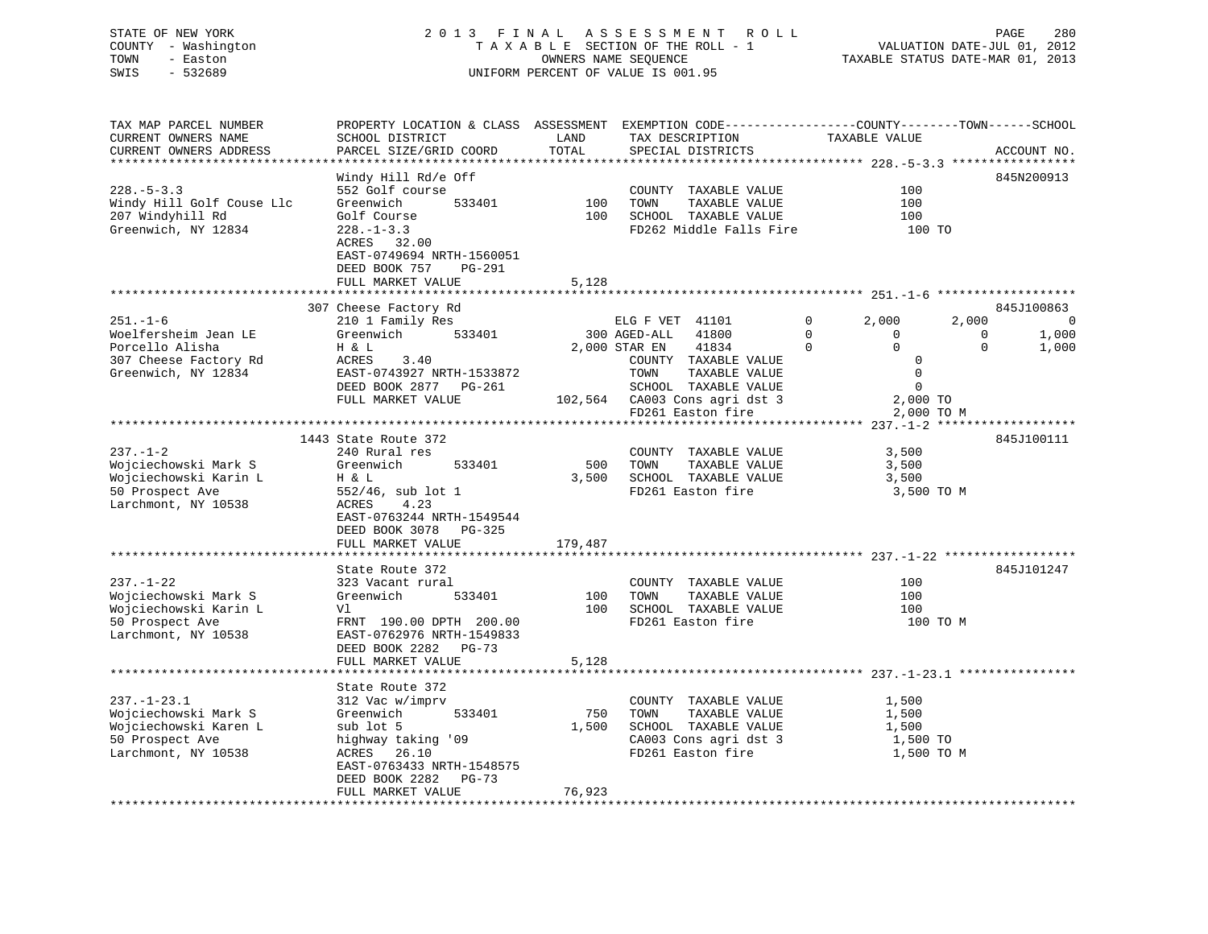STATE OF NEW YORK
COUNTY - Washington
TOWN - Easton
SWIS - 532689

2013 FINAL ASSESSMENT ROLL
TAXABLE SECTION OF THE ROLL - 1
OWNERS NAME SEQUENCE
UNIFORM PERCENT OF VALUE IS 001.95

VALUATION DATE-JUL 01, 2012
TAXABLE STATUS DATE-MAR 01, 2013

```
TAX MAP PARCEL NUMBER          PROPERTY LOCATION & CLASS  ASSESSMENT  EXEMPTION CODE-----------------COUNTY--------TOWN------SCHOOL
CURRENT OWNERS NAME            SCHOOL DISTRICT               LAND      TAX DESCRIPTION            TAXABLE VALUE
CURRENT OWNERS ADDRESS         PARCEL SIZE/GRID COORD       TOTAL      SPECIAL DISTRICTS                                    ACCOUNT NO.
******************************************************************************************************* 228.-5-3.3 *****************
                               Windy Hill Rd/e Off                                                                        845N200913
228.-5-3.3                     552 Golf course                          COUNTY  TAXABLE VALUE              100
Windy Hill Golf Couse Llc      Greenwich        533401        100       TOWN    TAXABLE VALUE              100
207 Windyhill Rd               Golf Course                    100       SCHOOL  TAXABLE VALUE              100
Greenwich, NY 12834            228.-1-3.3                               FD262 Middle Falls Fire            100 TO
                               ACRES   32.00
                               EAST-0749694 NRTH-1560051
                               DEED BOOK 757    PG-291
                               FULL MARKET VALUE            5,128
******************************************************************************************************* 251.-1-6 *******************
                               307 Cheese Factory Rd                                                                      845J100863
251.-1-6                       210 1 Family Res                  ELG F VET  41101         0       2,000         2,000              0
Woelfersheim Jean LE           Greenwich        533401        300 AGED-ALL   41800         0           0             0          1,000
Porcello Alisha                H & L                        2,000 STAR EN    41834         0           0             0          1,000
307 Cheese Factory Rd          ACRES    3.40                            COUNTY  TAXABLE VALUE                0
Greenwich, NY 12834            EAST-0743927 NRTH-1533872                TOWN    TAXABLE VALUE                0
                               DEED BOOK 2877   PG-261                  SCHOOL  TAXABLE VALUE                0
                               FULL MARKET VALUE          102,564  CA003 Cons agri dst 3            2,000 TO
                                                                   FD261 Easton fire                2,000 TO M
******************************************************************************************************* 237.-1-2 *******************
                               1443 State Route 372                                                                       845J100111
237.-1-2                       240 Rural res                            COUNTY  TAXABLE VALUE            3,500
Wojciechowski Mark S           Greenwich        533401        500       TOWN    TAXABLE VALUE            3,500
Wojciechowski Karin L          H & L                        3,500       SCHOOL  TAXABLE VALUE            3,500
50 Prospect Ave                552/46, sub lot 1                        FD261 Easton fire                3,500 TO M
Larchmont, NY 10538            ACRES    4.23
                               EAST-0763244 NRTH-1549544
                               DEED BOOK 3078   PG-325
                               FULL MARKET VALUE          179,487
******************************************************************************************************* 237.-1-22 ******************
                               State Route 372                                                                            845J101247
237.-1-22                      323 Vacant rural                         COUNTY  TAXABLE VALUE              100
Wojciechowski Mark S           Greenwich        533401        100       TOWN    TAXABLE VALUE              100
Wojciechowski Karin L          Vl                             100       SCHOOL  TAXABLE VALUE              100
50 Prospect Ave                FRNT 190.00 DPTH 200.00                  FD261 Easton fire                  100 TO M
Larchmont, NY 10538            EAST-0762976 NRTH-1549833
                               DEED BOOK 2282   PG-73
                               FULL MARKET VALUE            5,128
******************************************************************************************************* 237.-1-23.1 ****************
                               State Route 372
237.-1-23.1                    312 Vac w/imprv                          COUNTY  TAXABLE VALUE            1,500
Wojciechowski Mark S           Greenwich        533401        750       TOWN    TAXABLE VALUE            1,500
Wojciechowski Karen L          sub lot 5                    1,500       SCHOOL  TAXABLE VALUE            1,500
50 Prospect Ave                highway taking '09                       CA003 Cons agri dst 3            1,500 TO
Larchmont, NY 10538            ACRES   26.10                            FD261 Easton fire                1,500 TO M
                               EAST-0763433 NRTH-1548575
                               DEED BOOK 2282   PG-73
                               FULL MARKET VALUE           76,923
************************************************************************************************************************************
```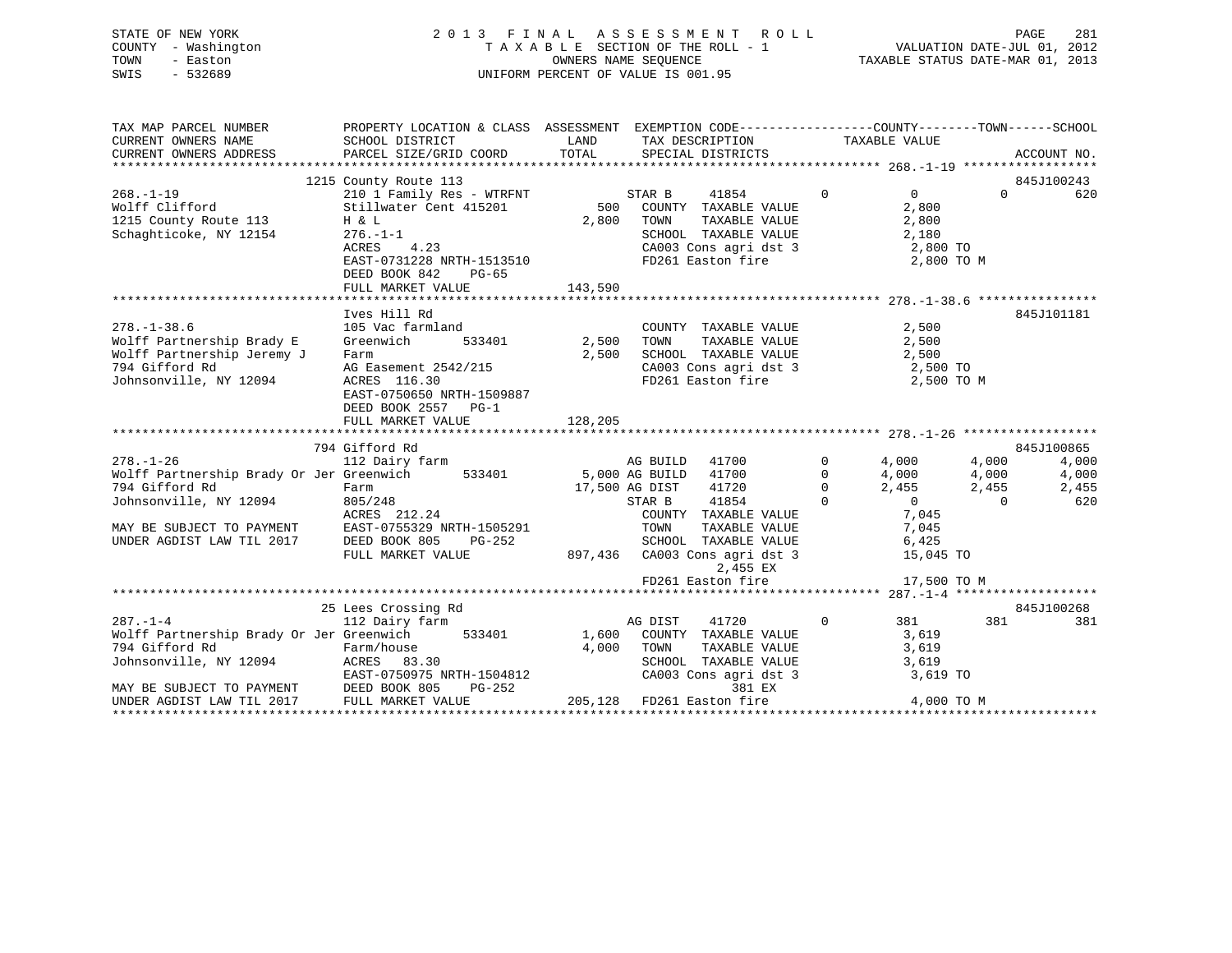STATE OF NEW YORK
COUNTY - Washington
TOWN - Easton
SWIS - 532689

2013 FINAL ASSESSMENT ROLL
TAXABLE SECTION OF THE ROLL - 1
OWNERS NAME SEQUENCE
UNIFORM PERCENT OF VALUE IS 001.95

VALUATION DATE-JUL 01, 2012
TAXABLE STATUS DATE-MAR 01, 2013

```
TAX MAP PARCEL NUMBER          PROPERTY LOCATION & CLASS  ASSESSMENT  EXEMPTION CODE------------------COUNTY--------TOWN------SCHOOL
CURRENT OWNERS NAME            SCHOOL DISTRICT               LAND      TAX DESCRIPTION            TAXABLE VALUE
CURRENT OWNERS ADDRESS         PARCEL SIZE/GRID COORD        TOTAL     SPECIAL DISTRICTS                                   ACCOUNT NO.
*********************************************************************************************** 268.-1-19 ******************
                          1215 County Route 113                                                                       845J100243
268.-1-19                      210 1 Family Res - WTRFNT           STAR B     41854          0          0         0        620
Wolff Clifford                 Stillwater Cent 415201        500   COUNTY  TAXABLE VALUE            2,800
1215 County Route 113          H & L                       2,800   TOWN    TAXABLE VALUE            2,800
Schaghticoke, NY 12154         276.-1-1                            SCHOOL  TAXABLE VALUE            2,180
                               ACRES    4.23                       CA003 Cons agri dst 3             2,800 TO
                               EAST-0731228 NRTH-1513510           FD261 Easton fire                 2,800 TO M
                               DEED BOOK 842    PG-65
                               FULL MARKET VALUE             143,590
*********************************************************************************************** 278.-1-38.6 ****************
                               Ives Hill Rd                                                                            845J101181
278.-1-38.6                    105 Vac farmland                    COUNTY  TAXABLE VALUE            2,500
Wolff Partnership Brady E      Greenwich         533401    2,500   TOWN    TAXABLE VALUE            2,500
Wolff Partnership Jeremy J     Farm                        2,500   SCHOOL  TAXABLE VALUE            2,500
794 Gifford Rd                 AG Easement 2542/215                CA003 Cons agri dst 3             2,500 TO
Johnsonville, NY 12094         ACRES  116.30                       FD261 Easton fire                 2,500 TO M
                               EAST-0750650 NRTH-1509887
                               DEED BOOK 2557   PG-1
                               FULL MARKET VALUE             128,205
*********************************************************************************************** 278.-1-26 ******************
                          794 Gifford Rd                                                                              845J100865
278.-1-26                      112 Dairy farm                      AG BUILD   41700          0      4,000     4,000      4,000
Wolff Partnership Brady Or Jer Greenwich        533401     5,000 AG BUILD   41700          0      4,000     4,000      4,000
794 Gifford Rd                 Farm                       17,500 AG DIST    41720          0      2,455     2,455      2,455
Johnsonville, NY 12094         805/248                             STAR B     41854          0          0         0        620
                               ACRES  212.24                       COUNTY  TAXABLE VALUE            7,045
MAY BE SUBJECT TO PAYMENT      EAST-0755329 NRTH-1505291           TOWN    TAXABLE VALUE            7,045
UNDER AGDIST LAW TIL 2017      DEED BOOK 805    PG-252             SCHOOL  TAXABLE VALUE            6,425
                               FULL MARKET VALUE             897,436  CA003 Cons agri dst 3         15,045 TO
                                                                      2,455 EX
                                                                   FD261 Easton fire                17,500 TO M
*********************************************************************************************** 287.-1-4 *******************
                            25 Lees Crossing Rd                                                                       845J100268
287.-1-4                       112 Dairy farm                      AG DIST    41720          0        381       381        381
Wolff Partnership Brady Or Jer Greenwich        533401     1,600   COUNTY  TAXABLE VALUE            3,619
794 Gifford Rd                 Farm/house                  4,000   TOWN    TAXABLE VALUE            3,619
Johnsonville, NY 12094         ACRES   83.30                       SCHOOL  TAXABLE VALUE            3,619
                               EAST-0750975 NRTH-1504812           CA003 Cons agri dst 3             3,619 TO
MAY BE SUBJECT TO PAYMENT      DEED BOOK 805    PG-252                    381 EX
UNDER AGDIST LAW TIL 2017      FULL MARKET VALUE             205,128  FD261 Easton fire              4,000 TO M
****************************************************************************************************************************
```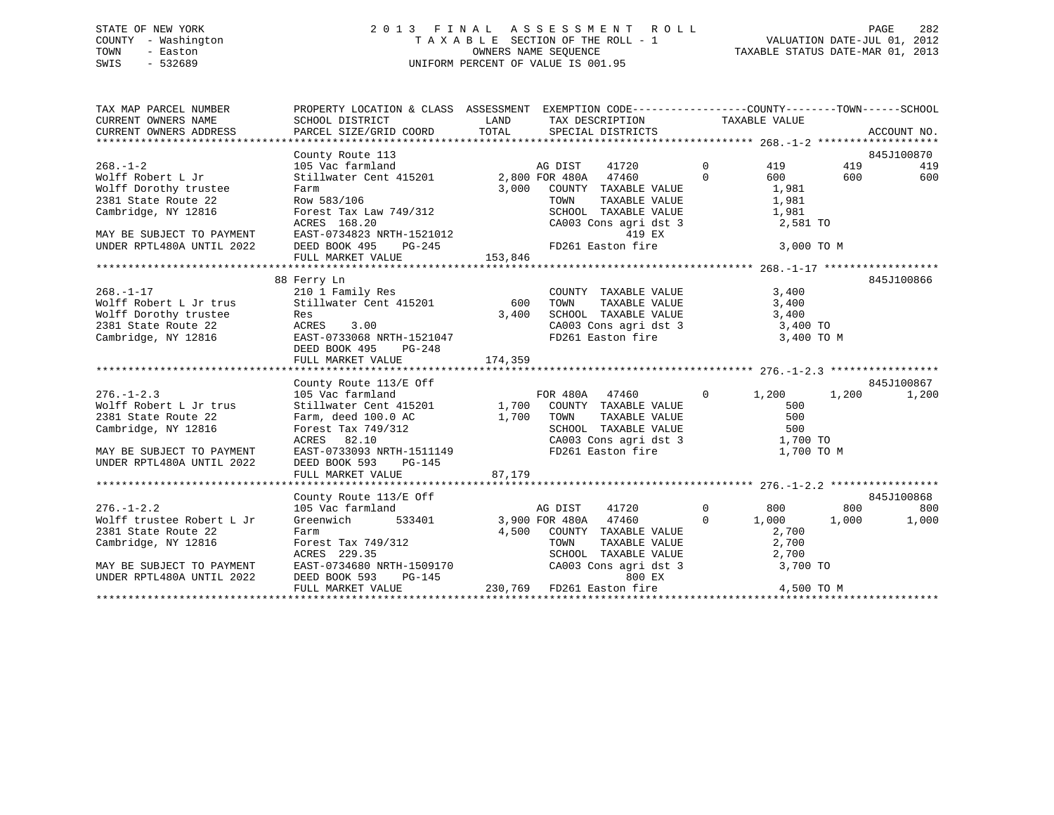STATE OF NEW YORK
COUNTY - Washington
TOWN - Easton
SWIS - 532689

# 2013 FINAL ASSESSMENT ROLL
TAXABLE SECTION OF THE ROLL - 1
OWNERS NAME SEQUENCE
UNIFORM PERCENT OF VALUE IS 001.95

VALUATION DATE-JUL 01, 2012
TAXABLE STATUS DATE-MAR 01, 2013

```
TAX MAP PARCEL NUMBER        PROPERTY LOCATION & CLASS  ASSESSMENT  EXEMPTION CODE------------------COUNTY--------TOWN------SCHOOL
CURRENT OWNERS NAME          SCHOOL DISTRICT              LAND       TAX DESCRIPTION              TAXABLE VALUE
CURRENT OWNERS ADDRESS       PARCEL SIZE/GRID COORD      TOTAL       SPECIAL DISTRICTS                                  ACCOUNT NO.
******************************************************************************************************* 268.-1-2 *******************
                             County Route 113                                                                           845J100870
268.-1-2                     105 Vac farmland                     AG DIST    41720          0        419        419        419
Wolff Robert L Jr            Stillwater Cent 415201       2,800 FOR 480A   47460          0        600        600        600
Wolff Dorothy trustee        Farm                         3,000   COUNTY  TAXABLE VALUE            1,981
2381 State Route 22          Row 583/106                          TOWN    TAXABLE VALUE            1,981
Cambridge, NY 12816          Forest Tax Law 749/312               SCHOOL  TAXABLE VALUE            1,981
                             ACRES 168.20                         CA003 Cons agri dst 3            2,581 TO
MAY BE SUBJECT TO PAYMENT    EAST-0734823 NRTH-1521012                     419 EX
UNDER RPTL480A UNTIL 2022    DEED BOOK 495    PG-245              FD261 Easton fire                3,000 TO M
                             FULL MARKET VALUE          153,846
******************************************************************************************************* 268.-1-17 ******************
                             88 Ferry Ln                                                                                845J100866
268.-1-17                    210 1 Family Res                     COUNTY  TAXABLE VALUE            3,400
Wolff Robert L Jr trus       Stillwater Cent 415201         600   TOWN    TAXABLE VALUE            3,400
Wolff Dorothy trustee        Res                          3,400   SCHOOL  TAXABLE VALUE            3,400
2381 State Route 22          ACRES    3.00                        CA003 Cons agri dst 3            3,400 TO
Cambridge, NY 12816          EAST-0733068 NRTH-1521047            FD261 Easton fire                3,400 TO M
                             DEED BOOK 495    PG-248
                             FULL MARKET VALUE          174,359
******************************************************************************************************* 276.-1-2.3 *****************
                             County Route 113/E Off                                                                     845J100867
276.-1-2.3                   105 Vac farmland                     FOR 480A   47460          0      1,200      1,200      1,200
Wolff Robert L Jr trus       Stillwater Cent 415201       1,700   COUNTY  TAXABLE VALUE              500
2381 State Route 22          Farm, deed 100.0 AC          1,700   TOWN    TAXABLE VALUE              500
Cambridge, NY 12816          Forest Tax 749/312                   SCHOOL  TAXABLE VALUE              500
                             ACRES  82.10                         CA003 Cons agri dst 3            1,700 TO
MAY BE SUBJECT TO PAYMENT    EAST-0733093 NRTH-1511149            FD261 Easton fire                1,700 TO M
UNDER RPTL480A UNTIL 2022    DEED BOOK 593    PG-145
                             FULL MARKET VALUE           87,179
******************************************************************************************************* 276.-1-2.2 *****************
                             County Route 113/E Off                                                                     845J100868
276.-1-2.2                   105 Vac farmland                     AG DIST    41720          0        800        800        800
Wolff trustee Robert L Jr    Greenwich      533401        3,900 FOR 480A   47460          0      1,000      1,000      1,000
2381 State Route 22          Farm                         4,500   COUNTY  TAXABLE VALUE            2,700
Cambridge, NY 12816          Forest Tax 749/312                   TOWN    TAXABLE VALUE            2,700
                             ACRES 229.35                         SCHOOL  TAXABLE VALUE            2,700
MAY BE SUBJECT TO PAYMENT    EAST-0734680 NRTH-1509170            CA003 Cons agri dst 3            3,700 TO
UNDER RPTL480A UNTIL 2022    DEED BOOK 593    PG-145                       800 EX
                             FULL MARKET VALUE          230,769   FD261 Easton fire                4,500 TO M
************************************************************************************************************************************
```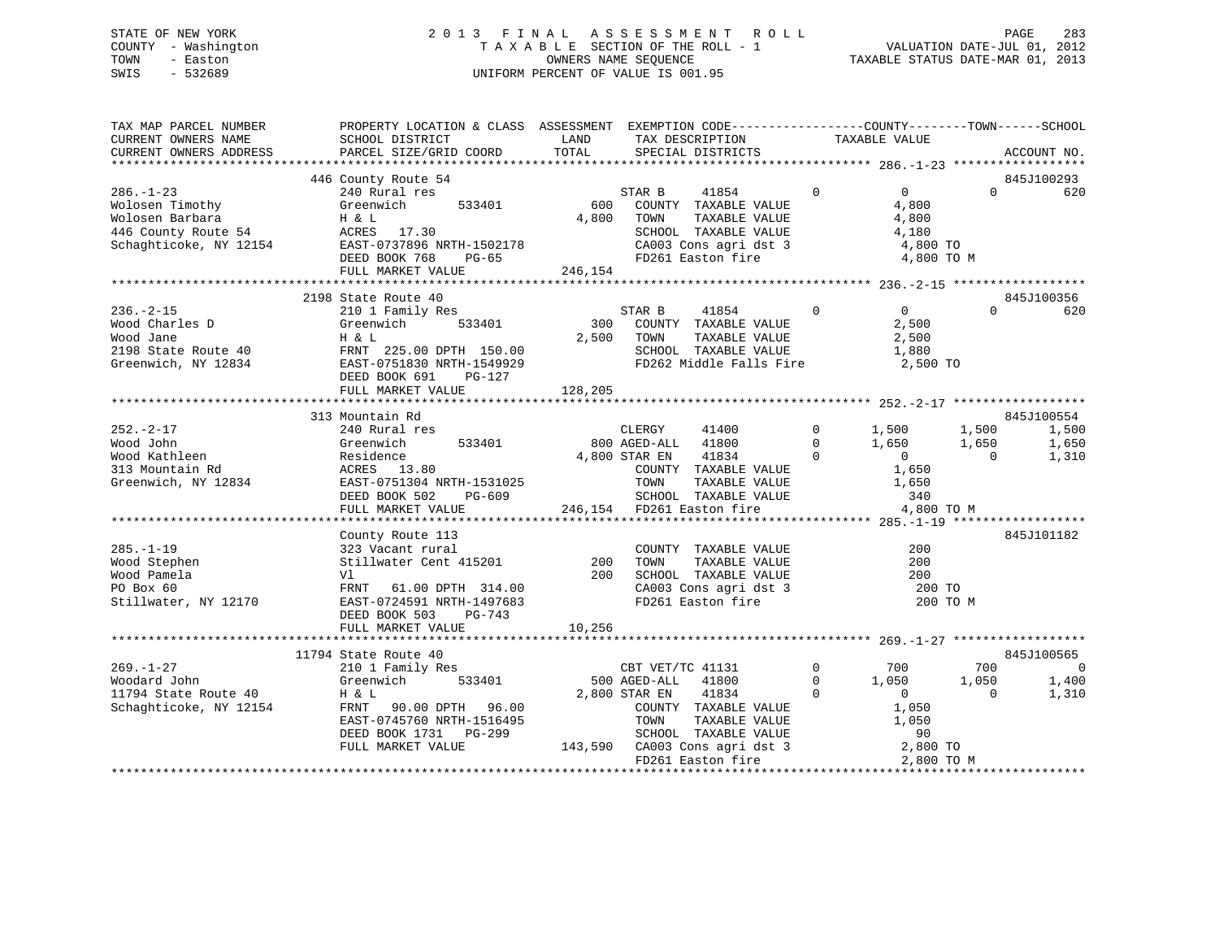STATE OF NEW YORK
COUNTY - Washington
TOWN - Easton
SWIS - 532689

# 2013 FINAL ASSESSMENT ROLL
TAXABLE SECTION OF THE ROLL - 1
OWNERS NAME SEQUENCE
UNIFORM PERCENT OF VALUE IS 001.95

VALUATION DATE-JUL 01, 2012
TAXABLE STATUS DATE-MAR 01, 2013

```
TAX MAP PARCEL NUMBER          PROPERTY LOCATION & CLASS  ASSESSMENT  EXEMPTION CODE------------------COUNTY--------TOWN------SCHOOL
CURRENT OWNERS NAME            SCHOOL DISTRICT              LAND      TAX DESCRIPTION            TAXABLE VALUE
CURRENT OWNERS ADDRESS         PARCEL SIZE/GRID COORD       TOTAL     SPECIAL DISTRICTS                                      ACCOUNT NO.
******************************************************************************************************* 286.-1-23 ******************
                               446 County Route 54                                                                          845J100293
286.-1-23                      240 Rural res                          STAR B      41854         0           0           0          620
Wolosen Timothy                Greenwich       533401         600     COUNTY  TAXABLE VALUE             4,800
Wolosen Barbara                H & L                        4,800     TOWN    TAXABLE VALUE             4,800
446 County Route 54            ACRES   17.30                          SCHOOL  TAXABLE VALUE             4,180
Schaghticoke, NY 12154         EAST-0737896 NRTH-1502178              CA003 Cons agri dst 3              4,800 TO
                               DEED BOOK 768     PG-65                FD261 Easton fire                  4,800 TO M
                               FULL MARKET VALUE          246,154
******************************************************************************************************* 236.-2-15 ******************
                               2198 State Route 40                                                                          845J100356
236.-2-15                      210 1 Family Res                       STAR B      41854         0           0           0          620
Wood Charles D                 Greenwich       533401         300     COUNTY  TAXABLE VALUE             2,500
Wood Jane                      H & L                        2,500     TOWN    TAXABLE VALUE             2,500
2198 State Route 40            FRNT 225.00 DPTH 150.00                SCHOOL  TAXABLE VALUE             1,880
Greenwich, NY 12834            EAST-0751830 NRTH-1549929              FD262 Middle Falls Fire            2,500 TO
                               DEED BOOK 691     PG-127
                               FULL MARKET VALUE          128,205
******************************************************************************************************* 252.-2-17 ******************
                               313 Mountain Rd                                                                              845J100554
252.-2-17                      240 Rural res                          CLERGY      41400         0       1,500       1,500        1,500
Wood John                      Greenwich       533401         800 AGED-ALL    41800         0       1,650       1,650        1,650
Wood Kathleen                  Residence                    4,800 STAR EN     41834         0           0           0        1,310
313 Mountain Rd                ACRES   13.80                          COUNTY  TAXABLE VALUE             1,650
Greenwich, NY 12834            EAST-0751304 NRTH-1531025              TOWN    TAXABLE VALUE             1,650
                               DEED BOOK 502     PG-609               SCHOOL  TAXABLE VALUE               340
                               FULL MARKET VALUE          246,154     FD261 Easton fire                  4,800 TO M
******************************************************************************************************* 285.-1-19 ******************
                               County Route 113                                                                             845J101182
285.-1-19                      323 Vacant rural                       COUNTY  TAXABLE VALUE               200
Wood Stephen                   Stillwater Cent 415201         200     TOWN    TAXABLE VALUE               200
Wood Pamela                    Vl                             200     SCHOOL  TAXABLE VALUE               200
PO Box 60                      FRNT   61.00 DPTH 314.00               CA003 Cons agri dst 3                200 TO
Stillwater, NY 12170           EAST-0724591 NRTH-1497683              FD261 Easton fire                    200 TO M
                               DEED BOOK 503     PG-743
                               FULL MARKET VALUE           10,256
******************************************************************************************************* 269.-1-27 ******************
                               11794 State Route 40                                                                         845J100565
269.-1-27                      210 1 Family Res                       CBT VET/TC 41131          0         700         700            0
Woodard John                   Greenwich       533401         500 AGED-ALL    41800         0       1,050       1,050        1,400
11794 State Route 40           H & L                        2,800 STAR EN     41834         0           0           0        1,310
Schaghticoke, NY 12154         FRNT   90.00 DPTH  96.00               COUNTY  TAXABLE VALUE             1,050
                               EAST-0745760 NRTH-1516495              TOWN    TAXABLE VALUE             1,050
                               DEED BOOK 1731    PG-299               SCHOOL  TAXABLE VALUE                90
                               FULL MARKET VALUE          143,590     CA003 Cons agri dst 3              2,800 TO
                                                                      FD261 Easton fire                  2,800 TO M
************************************************************************************************************************************
```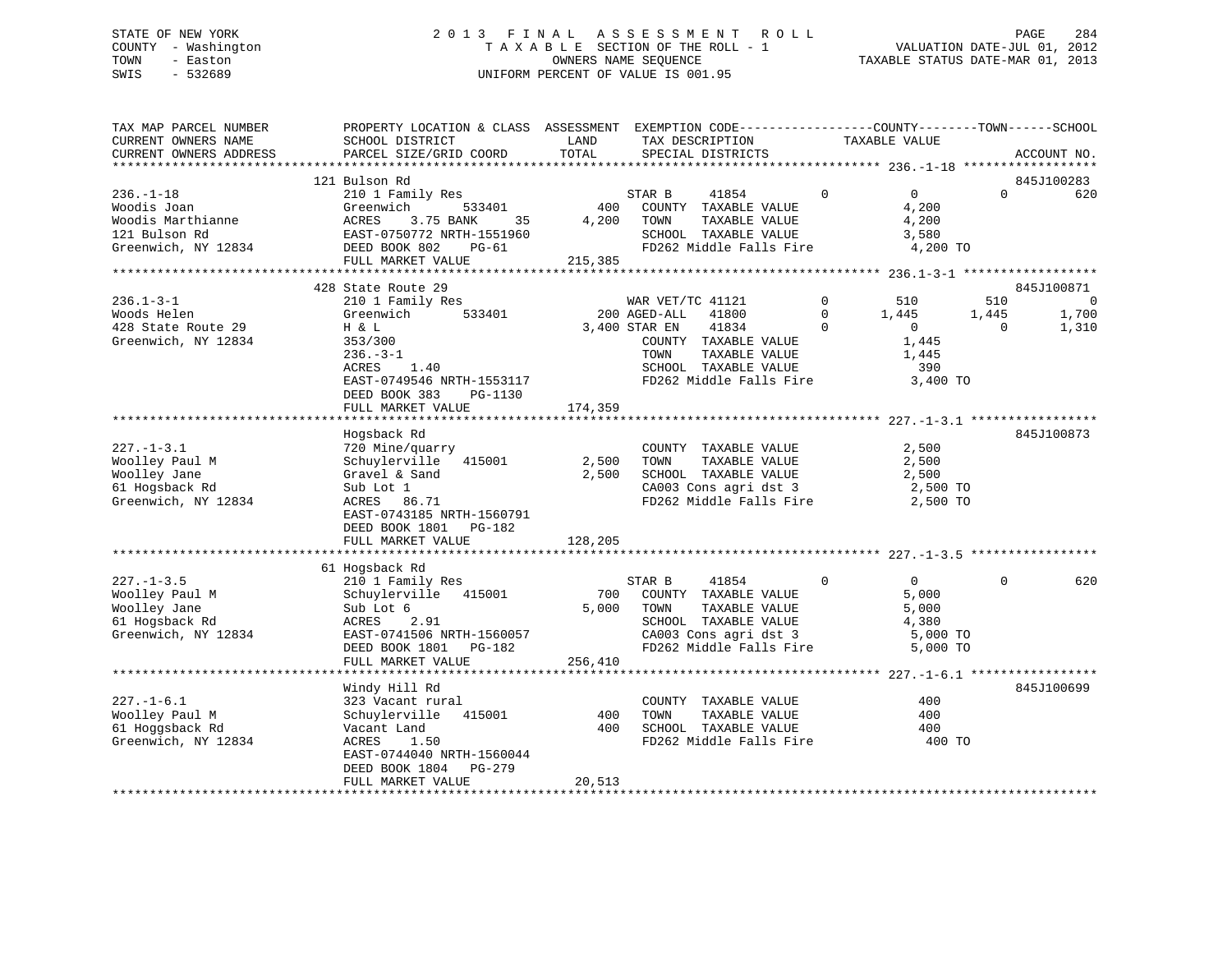STATE OF NEW YORK
COUNTY - Washington
TOWN - Easton
SWIS - 532689

2 0 1 3 F I N A L A S S E S S M E N T R O L L
T A X A B L E SECTION OF THE ROLL - 1
OWNERS NAME SEQUENCE
UNIFORM PERCENT OF VALUE IS 001.95

VALUATION DATE-JUL 01, 2012
TAXABLE STATUS DATE-MAR 01, 2013

```
TAX MAP PARCEL NUMBER          PROPERTY LOCATION & CLASS  ASSESSMENT  EXEMPTION CODE------------------COUNTY--------TOWN------SCHOOL
CURRENT OWNERS NAME            SCHOOL DISTRICT             LAND       TAX DESCRIPTION            TAXABLE VALUE
CURRENT OWNERS ADDRESS         PARCEL SIZE/GRID COORD      TOTAL      SPECIAL DISTRICTS                                   ACCOUNT NO.
******************************************************************************************************* 236.-1-18 ******************
                               121 Bulson Rd                                                                             845J100283
236.-1-18                      210 1 Family Res                       STAR B     41854         0         0           0        620
Woodis Joan                    Greenwich      533401          400     COUNTY  TAXABLE VALUE           4,200
Woodis Marthianne              ACRES     3.75 BANK     35   4,200     TOWN    TAXABLE VALUE           4,200
121 Bulson Rd                  EAST-0750772 NRTH-1551960              SCHOOL  TAXABLE VALUE           3,580
Greenwich, NY 12834            DEED BOOK 802    PG-61                 FD262 Middle Falls Fire          4,200 TO
                               FULL MARKET VALUE            215,385
******************************************************************************************************* 236.1-3-1 ******************
                               428 State Route 29                                                                        845J100871
236.1-3-1                      210 1 Family Res                       WAR VET/TC 41121         0       510         510          0
Woods Helen                    Greenwich      533401          200 AGED-ALL   41800         0     1,445       1,445      1,700
428 State Route 29             H & L                        3,400 STAR EN    41834         0         0           0      1,310
Greenwich, NY 12834            353/300                                COUNTY  TAXABLE VALUE           1,445
                               236.-3-1                               TOWN    TAXABLE VALUE           1,445
                               ACRES     1.40                         SCHOOL  TAXABLE VALUE             390
                               EAST-0749546 NRTH-1553117              FD262 Middle Falls Fire          3,400 TO
                               DEED BOOK 383    PG-1130
                               FULL MARKET VALUE            174,359
******************************************************************************************************* 227.-1-3.1 *****************
                               Hogsback Rd                                                                               845J100873
227.-1-3.1                     720 Mine/quarry                        COUNTY  TAXABLE VALUE           2,500
Woolley Paul M                 Schuylerville   415001       2,500     TOWN    TAXABLE VALUE           2,500
Woolley Jane                   Gravel & Sand                2,500     SCHOOL  TAXABLE VALUE           2,500
61 Hogsback Rd                 Sub Lot 1                              CA003 Cons agri dst 3            2,500 TO
Greenwich, NY 12834            ACRES    86.71                         FD262 Middle Falls Fire          2,500 TO
                               EAST-0743185 NRTH-1560791
                               DEED BOOK 1801   PG-182
                               FULL MARKET VALUE            128,205
******************************************************************************************************* 227.-1-3.5 *****************
                               61 Hogsback Rd
227.-1-3.5                     210 1 Family Res                       STAR B     41854         0         0           0        620
Woolley Paul M                 Schuylerville   415001         700     COUNTY  TAXABLE VALUE           5,000
Woolley Jane                   Sub Lot 6                    5,000     TOWN    TAXABLE VALUE           5,000
61 Hogsback Rd                 ACRES     2.91                         SCHOOL  TAXABLE VALUE           4,380
Greenwich, NY 12834            EAST-0741506 NRTH-1560057              CA003 Cons agri dst 3            5,000 TO
                               DEED BOOK 1801   PG-182                FD262 Middle Falls Fire          5,000 TO
                               FULL MARKET VALUE            256,410
******************************************************************************************************* 227.-1-6.1 *****************
                               Windy Hill Rd                                                                             845J100699
227.-1-6.1                     323 Vacant rural                       COUNTY  TAXABLE VALUE             400
Woolley Paul M                 Schuylerville   415001         400     TOWN    TAXABLE VALUE             400
61 Hoggsback Rd                Vacant Land                    400     SCHOOL  TAXABLE VALUE             400
Greenwich, NY 12834            ACRES     1.50                         FD262 Middle Falls Fire            400 TO
                               EAST-0744040 NRTH-1560044
                               DEED BOOK 1804   PG-279
                               FULL MARKET VALUE             20,513
************************************************************************************************************************************
```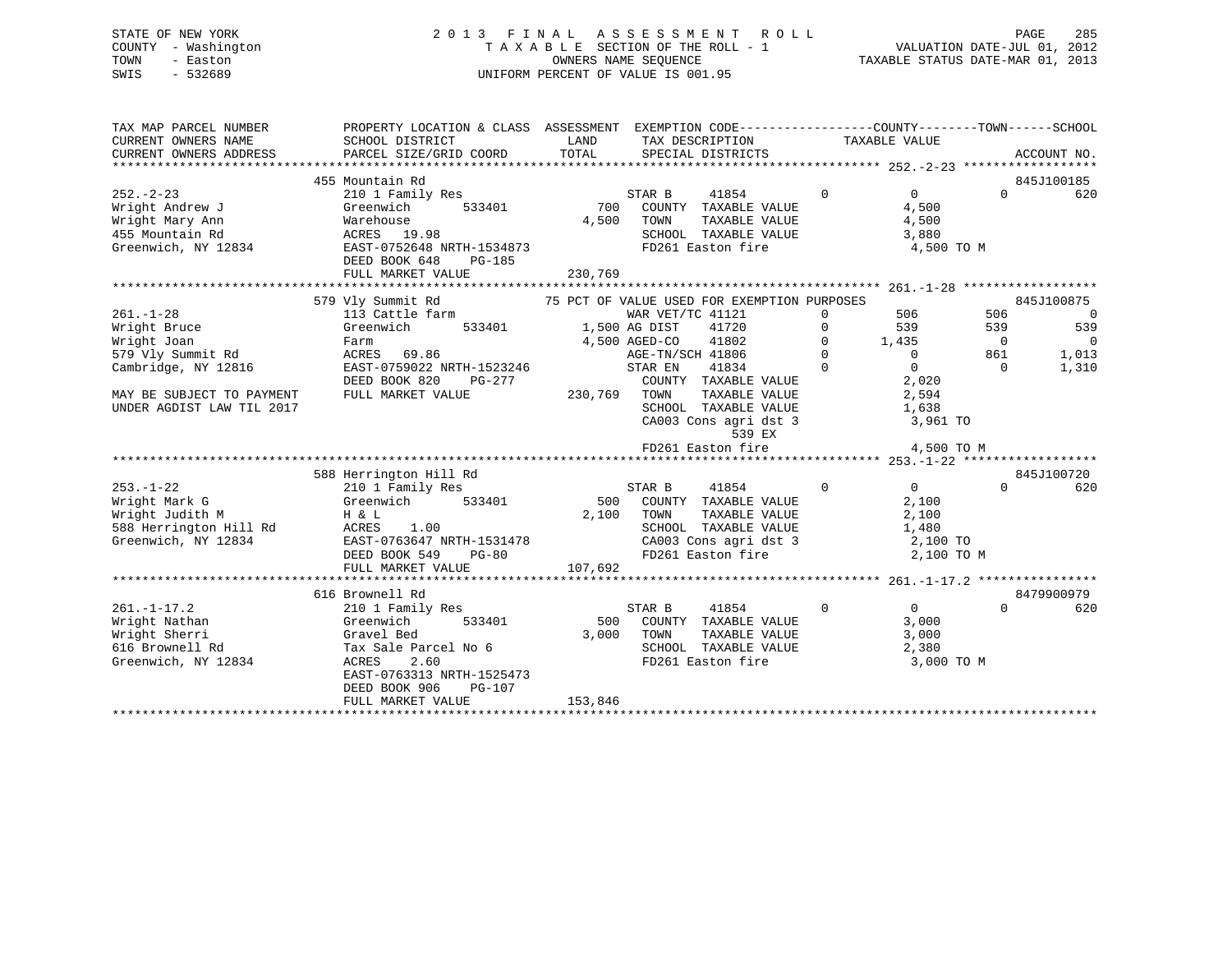STATE OF NEW YORK
COUNTY - Washington
TOWN - Easton
SWIS - 532689

2013 FINAL ASSESSMENT ROLL
TAXABLE SECTION OF THE ROLL - 1
OWNERS NAME SEQUENCE
UNIFORM PERCENT OF VALUE IS 001.95

VALUATION DATE-JUL 01, 2012
TAXABLE STATUS DATE-MAR 01, 2013

```
TAX MAP PARCEL NUMBER         PROPERTY LOCATION & CLASS  ASSESSMENT  EXEMPTION CODE-----------------COUNTY--------TOWN------SCHOOL
CURRENT OWNERS NAME           SCHOOL DISTRICT               LAND      TAX DESCRIPTION              TAXABLE VALUE
CURRENT OWNERS ADDRESS        PARCEL SIZE/GRID COORD        TOTAL     SPECIAL DISTRICTS                                    ACCOUNT NO.
******************************************************************************************** 252.-2-23 ******************
                              455 Mountain Rd                                                                           845J100185
252.-2-23                     210 1 Family Res                       STAR B      41854          0            0          0        620
Wright Andrew J               Greenwich       533401          700    COUNTY  TAXABLE VALUE                 4,500
Wright Mary Ann               Warehouse                     4,500    TOWN    TAXABLE VALUE                 4,500
455 Mountain Rd               ACRES  19.98                           SCHOOL  TAXABLE VALUE                 3,880
Greenwich, NY 12834           EAST-0752648 NRTH-1534873              FD261 Easton fire                     4,500 TO M
                              DEED BOOK 648    PG-185
                              FULL MARKET VALUE           230,769
******************************************************************************************** 261.-1-28 ******************
                              579 Vly Summit Rd           75 PCT OF VALUE USED FOR EXEMPTION PURPOSES                  845J100875
261.-1-28                     113 Cattle farm                        WAR VET/TC 41121           0          506        506          0
Wright Bruce                  Greenwich       533401        1,500 AG DIST     41720            0          539        539        539
Wright Joan                   Farm                          4,500 AGED-CO     41802            0        1,435          0          0
579 Vly Summit Rd             ACRES  69.86                           AGE-TN/SCH 41806           0            0        861      1,013
Cambridge, NY 12816           EAST-0759022 NRTH-1523246              STAR EN     41834          0            0          0      1,310
                              DEED BOOK 820    PG-277                COUNTY  TAXABLE VALUE                 2,020
MAY BE SUBJECT TO PAYMENT     FULL MARKET VALUE           230,769    TOWN    TAXABLE VALUE                 2,594
UNDER AGDIST LAW TIL 2017                                            SCHOOL  TAXABLE VALUE                 1,638
                                                                     CA003 Cons agri dst 3                 3,961 TO
                                                                              539 EX
                                                                     FD261 Easton fire                     4,500 TO M
******************************************************************************************** 253.-1-22 ******************
                              588 Herrington Hill Rd                                                                    845J100720
253.-1-22                     210 1 Family Res                       STAR B      41854          0            0          0        620
Wright Mark G                 Greenwich       533401          500    COUNTY  TAXABLE VALUE                 2,100
Wright Judith M               H & L                         2,100    TOWN    TAXABLE VALUE                 2,100
588 Herrington Hill Rd        ACRES   1.00                           SCHOOL  TAXABLE VALUE                 1,480
Greenwich, NY 12834           EAST-0763647 NRTH-1531478              CA003 Cons agri dst 3                 2,100 TO
                              DEED BOOK 549    PG-80                 FD261 Easton fire                     2,100 TO M
                              FULL MARKET VALUE           107,692
******************************************************************************************** 261.-1-17.2 ****************
                              616 Brownell Rd                                                                           8479900979
261.-1-17.2                   210 1 Family Res                       STAR B      41854          0            0          0        620
Wright Nathan                 Greenwich       533401          500    COUNTY  TAXABLE VALUE                 3,000
Wright Sherri                 Gravel Bed                    3,000    TOWN    TAXABLE VALUE                 3,000
616 Brownell Rd               Tax Sale Parcel No 6                   SCHOOL  TAXABLE VALUE                 2,380
Greenwich, NY 12834           ACRES   2.60                           FD261 Easton fire                     3,000 TO M
                              EAST-0763313 NRTH-1525473
                              DEED BOOK 906    PG-107
                              FULL MARKET VALUE           153,846
************************************************************************************************************************
```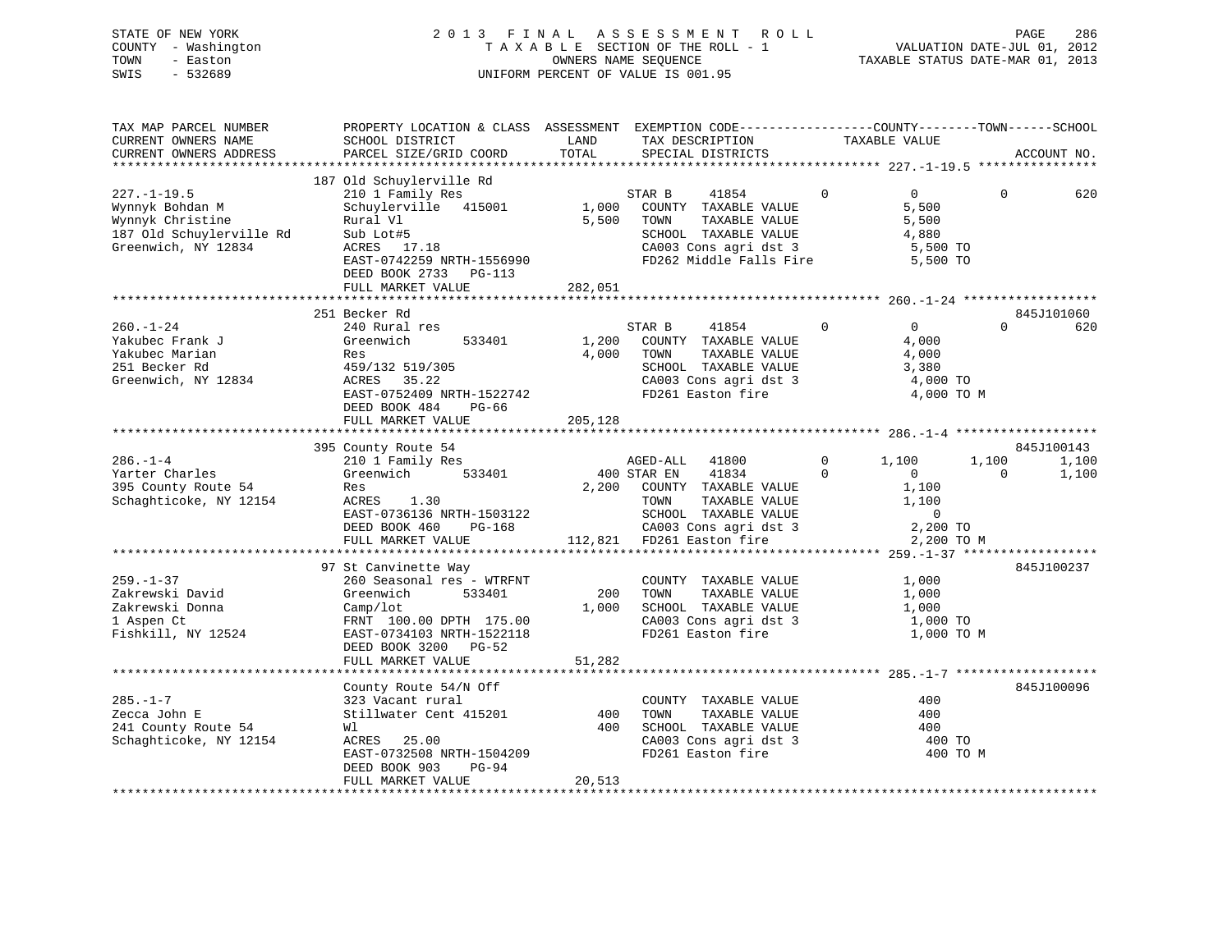STATE OF NEW YORK
COUNTY - Washington
TOWN - Easton
SWIS - 532689

2013 FINAL ASSESSMENT ROLL
TAXABLE SECTION OF THE ROLL - 1
OWNERS NAME SEQUENCE
UNIFORM PERCENT OF VALUE IS 001.95

VALUATION DATE-JUL 01, 2012
TAXABLE STATUS DATE-MAR 01, 2013

```
TAX MAP PARCEL NUMBER          PROPERTY LOCATION & CLASS  ASSESSMENT  EXEMPTION CODE------------------COUNTY--------TOWN------SCHOOL
CURRENT OWNERS NAME            SCHOOL DISTRICT              LAND      TAX DESCRIPTION            TAXABLE VALUE
CURRENT OWNERS ADDRESS         PARCEL SIZE/GRID COORD       TOTAL     SPECIAL DISTRICTS                                      ACCOUNT NO.
*********************************************************************************************** 227.-1-19.5 ****************
                               187 Old Schuylerville Rd
227.-1-19.5                    210 1 Family Res                 STAR B     41854         0          0           0          620
Wynnyk Bohdan M                Schuylerville   415001      1,000   COUNTY  TAXABLE VALUE           5,500
Wynnyk Christine               Rural Vl                    5,500   TOWN    TAXABLE VALUE           5,500
187 Old Schuylerville Rd       Sub Lot#5                           SCHOOL  TAXABLE VALUE           4,880
Greenwich, NY 12834            ACRES   17.18                       CA003 Cons agri dst 3            5,500 TO
                               EAST-0742259 NRTH-1556990           FD262 Middle Falls Fire          5,500 TO
                               DEED BOOK 2733   PG-113
                               FULL MARKET VALUE         282,051
*********************************************************************************************** 260.-1-24 ******************
                               251 Becker Rd                                                                        845J101060
260.-1-24                      240 Rural res                    STAR B     41854         0          0           0          620
Yakubec Frank J                Greenwich        533401     1,200   COUNTY  TAXABLE VALUE           4,000
Yakubec Marian                 Res                         4,000   TOWN    TAXABLE VALUE           4,000
251 Becker Rd                  459/132 519/305                     SCHOOL  TAXABLE VALUE           3,380
Greenwich, NY 12834            ACRES   35.22                       CA003 Cons agri dst 3            4,000 TO
                               EAST-0752409 NRTH-1522742           FD261 Easton fire                4,000 TO M
                               DEED BOOK 484    PG-66
                               FULL MARKET VALUE         205,128
*********************************************************************************************** 286.-1-4 *******************
                               395 County Route 54                                                                  845J100143
286.-1-4                       210 1 Family Res                 AGED-ALL   41800         0      1,100       1,100        1,100
Yarter Charles                 Greenwich        533401       400 STAR EN    41834         0          0           0        1,100
395 County Route 54            Res                         2,200   COUNTY  TAXABLE VALUE           1,100
Schaghticoke, NY 12154         ACRES    1.30                       TOWN    TAXABLE VALUE           1,100
                               EAST-0736136 NRTH-1503122           SCHOOL  TAXABLE VALUE               0
                               DEED BOOK 460    PG-168             CA003 Cons agri dst 3            2,200 TO
                               FULL MARKET VALUE         112,821  FD261 Easton fire                2,200 TO M
*********************************************************************************************** 259.-1-37 ******************
                               97 St Canvinette Way                                                                 845J100237
259.-1-37                      260 Seasonal res - WTRFNT           COUNTY  TAXABLE VALUE           1,000
Zakrewski David                Greenwich        533401       200   TOWN    TAXABLE VALUE           1,000
Zakrewski Donna                Camp/lot                    1,000   SCHOOL  TAXABLE VALUE           1,000
1 Aspen Ct                     FRNT 100.00 DPTH 175.00             CA003 Cons agri dst 3            1,000 TO
Fishkill, NY 12524             EAST-0734103 NRTH-1522118           FD261 Easton fire                1,000 TO M
                               DEED BOOK 3200   PG-52
                               FULL MARKET VALUE          51,282
*********************************************************************************************** 285.-1-7 *******************
                               County Route 54/N Off                                                                845J100096
285.-1-7                       323 Vacant rural                    COUNTY  TAXABLE VALUE             400
Zecca John E                   Stillwater Cent 415201        400   TOWN    TAXABLE VALUE             400
241 County Route 54            Wl                            400   SCHOOL  TAXABLE VALUE             400
Schaghticoke, NY 12154         ACRES   25.00                       CA003 Cons agri dst 3              400 TO
                               EAST-0732508 NRTH-1504209           FD261 Easton fire                  400 TO M
                               DEED BOOK 903    PG-94
                               FULL MARKET VALUE          20,513
******************************************************************************************************************************
```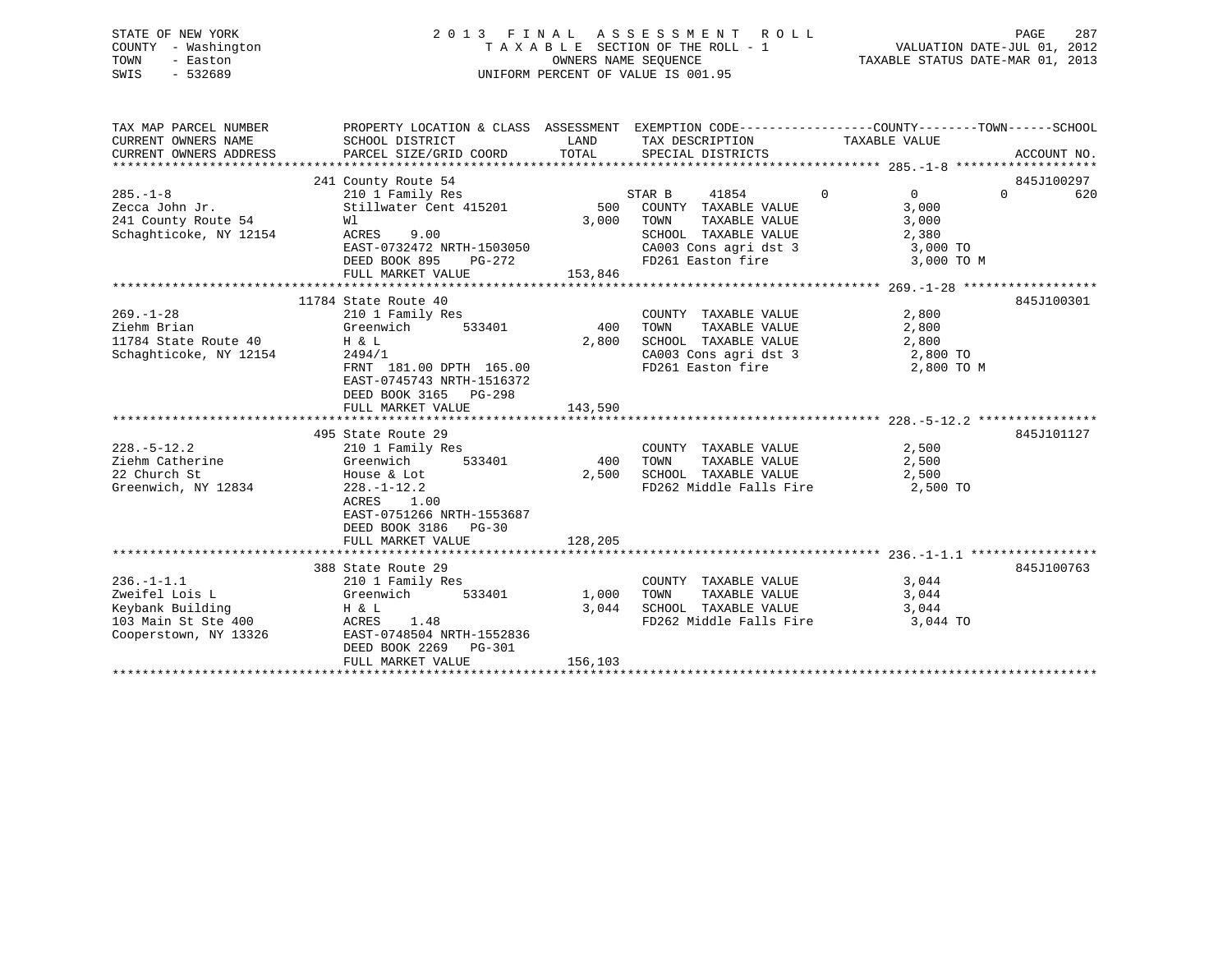STATE OF NEW YORK
COUNTY - Washington
TOWN - Easton
SWIS - 532689

# 2013 FINAL ASSESSMENT ROLL

TAXABLE SECTION OF THE ROLL - 1
OWNERS NAME SEQUENCE
UNIFORM PERCENT OF VALUE IS 001.95

VALUATION DATE-JUL 01, 2012
TAXABLE STATUS DATE-MAR 01, 2013

```
TAX MAP PARCEL NUMBER          PROPERTY LOCATION & CLASS  ASSESSMENT  EXEMPTION CODE-----------------COUNTY--------TOWN------SCHOOL
CURRENT OWNERS NAME            SCHOOL DISTRICT               LAND      TAX DESCRIPTION             TAXABLE VALUE
CURRENT OWNERS ADDRESS         PARCEL SIZE/GRID COORD       TOTAL      SPECIAL DISTRICTS                                    ACCOUNT NO.
******************************************************************************************************* 285.-1-8 *******************
                               241 County Route 54                                                                         845J100297
285.-1-8                       210 1 Family Res                        STAR B     41854          0          0           0        620
Zecca John Jr.                 Stillwater Cent 415201          500     COUNTY  TAXABLE VALUE              3,000
241 County Route 54            Wl                            3,000     TOWN    TAXABLE VALUE              3,000
Schaghticoke, NY 12154         ACRES    9.00                           SCHOOL  TAXABLE VALUE              2,380
                               EAST-0732472 NRTH-1503050               CA003 Cons agri dst 3               3,000 TO
                               DEED BOOK 895    PG-272                 FD261 Easton fire                   3,000 TO M
                               FULL MARKET VALUE           153,846
******************************************************************************************************* 269.-1-28 ******************
                               11784 State Route 40                                                                        845J100301
269.-1-28                      210 1 Family Res                        COUNTY  TAXABLE VALUE              2,800
Ziehm Brian                    Greenwich       533401          400     TOWN    TAXABLE VALUE              2,800
11784 State Route 40           H & L                         2,800     SCHOOL  TAXABLE VALUE              2,800
Schaghticoke, NY 12154         2494/1                                  CA003 Cons agri dst 3               2,800 TO
                               FRNT 181.00 DPTH 165.00                 FD261 Easton fire                   2,800 TO M
                               EAST-0745743 NRTH-1516372
                               DEED BOOK 3165   PG-298
                               FULL MARKET VALUE           143,590
******************************************************************************************************* 228.-5-12.2 ****************
                               495 State Route 29                                                                          845J101127
228.-5-12.2                    210 1 Family Res                        COUNTY  TAXABLE VALUE              2,500
Ziehm Catherine                Greenwich       533401          400     TOWN    TAXABLE VALUE              2,500
22 Church St                   House & Lot                   2,500     SCHOOL  TAXABLE VALUE              2,500
Greenwich, NY 12834            228.-1-12.2                             FD262 Middle Falls Fire             2,500 TO
                               ACRES    1.00
                               EAST-0751266 NRTH-1553687
                               DEED BOOK 3186   PG-30
                               FULL MARKET VALUE           128,205
******************************************************************************************************* 236.-1-1.1 *****************
                               388 State Route 29                                                                          845J100763
236.-1-1.1                     210 1 Family Res                        COUNTY  TAXABLE VALUE              3,044
Zweifel Lois L                 Greenwich       533401        1,000     TOWN    TAXABLE VALUE              3,044
Keybank Building               H & L                         3,044     SCHOOL  TAXABLE VALUE              3,044
103 Main St Ste 400            ACRES    1.48                           FD262 Middle Falls Fire             3,044 TO
Cooperstown, NY 13326          EAST-0748504 NRTH-1552836
                               DEED BOOK 2269   PG-301
                               FULL MARKET VALUE           156,103
************************************************************************************************************************************
```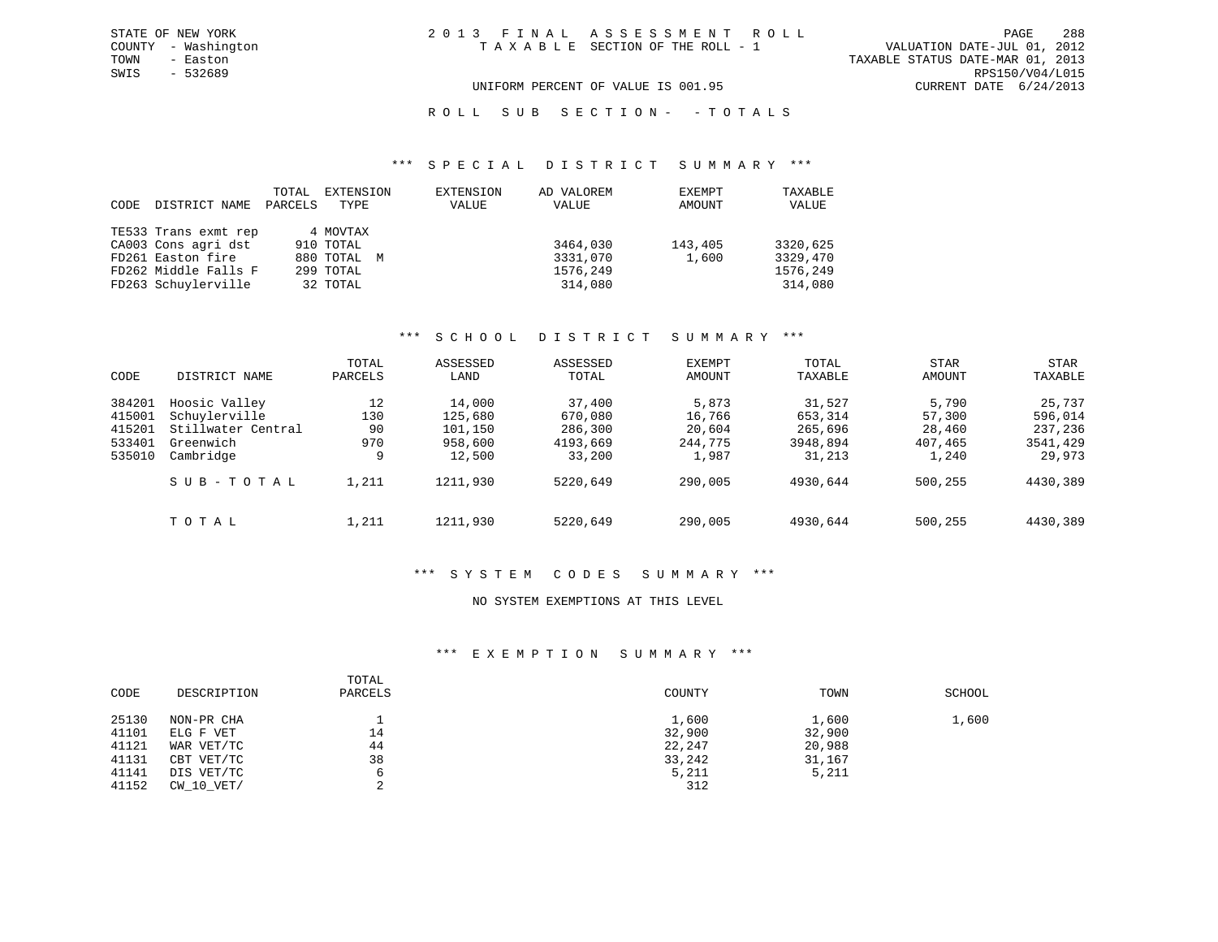STATE OF NEW YORK
COUNTY - Washington
TOWN - Easton
SWIS - 532689

2013 FINAL ASSESSMENT ROLL
TAXABLE SECTION OF THE ROLL - 1

VALUATION DATE-JUL 01, 2012
TAXABLE STATUS DATE-MAR 01, 2013
RPS150/V04/L015
CURRENT DATE 6/24/2013

UNIFORM PERCENT OF VALUE IS 001.95

ROLL SUB SECTION- - TOTALS

### *** SPECIAL DISTRICT SUMMARY ***

| CODE | DISTRICT NAME | TOTAL PARCELS | EXTENSION TYPE | EXTENSION VALUE | AD VALOREM VALUE | EXEMPT AMOUNT | TAXABLE VALUE |
|---|---|---|---|---|---|---|---|
| TE533 | Trans exmt rep | 4 | MOVTAX | | | | |
| CA003 | Cons agri dst | 910 | TOTAL | | 3464,030 | 143,405 | 3320,625 |
| FD261 | Easton fire | 880 | TOTAL M | | 3331,070 | 1,600 | 3329,470 |
| FD262 | Middle Falls F | 299 | TOTAL | | 1576,249 | | 1576,249 |
| FD263 | Schuylerville | 32 | TOTAL | | 314,080 | | 314,080 |

### *** SCHOOL DISTRICT SUMMARY ***

| CODE | DISTRICT NAME | TOTAL PARCELS | ASSESSED LAND | ASSESSED TOTAL | EXEMPT AMOUNT | TOTAL TAXABLE | STAR AMOUNT | STAR TAXABLE |
|---|---|---|---|---|---|---|---|---|
| 384201 | Hoosic Valley | 12 | 14,000 | 37,400 | 5,873 | 31,527 | 5,790 | 25,737 |
| 415001 | Schuylerville | 130 | 125,680 | 670,080 | 16,766 | 653,314 | 57,300 | 596,014 |
| 415201 | Stillwater Central | 90 | 101,150 | 286,300 | 20,604 | 265,696 | 28,460 | 237,236 |
| 533401 | Greenwich | 970 | 958,600 | 4193,669 | 244,775 | 3948,894 | 407,465 | 3541,429 |
| 535010 | Cambridge | 9 | 12,500 | 33,200 | 1,987 | 31,213 | 1,240 | 29,973 |
| | SUB-TOTAL | 1,211 | 1211,930 | 5220,649 | 290,005 | 4930,644 | 500,255 | 4430,389 |
| | TOTAL | 1,211 | 1211,930 | 5220,649 | 290,005 | 4930,644 | 500,255 | 4430,389 |

### *** SYSTEM CODES SUMMARY ***

NO SYSTEM EXEMPTIONS AT THIS LEVEL

### *** EXEMPTION SUMMARY ***

| CODE | DESCRIPTION | TOTAL PARCELS | COUNTY | TOWN | SCHOOL |
|---|---|---|---|---|---|
| 25130 | NON-PR CHA | 1 | 1,600 | 1,600 | 1,600 |
| 41101 | ELG F VET | 14 | 32,900 | 32,900 | |
| 41121 | WAR VET/TC | 44 | 22,247 | 20,988 | |
| 41131 | CBT VET/TC | 38 | 33,242 | 31,167 | |
| 41141 | DIS VET/TC | 6 | 5,211 | 5,211 | |
| 41152 | CW_10_VET/ | 2 | 312 | | |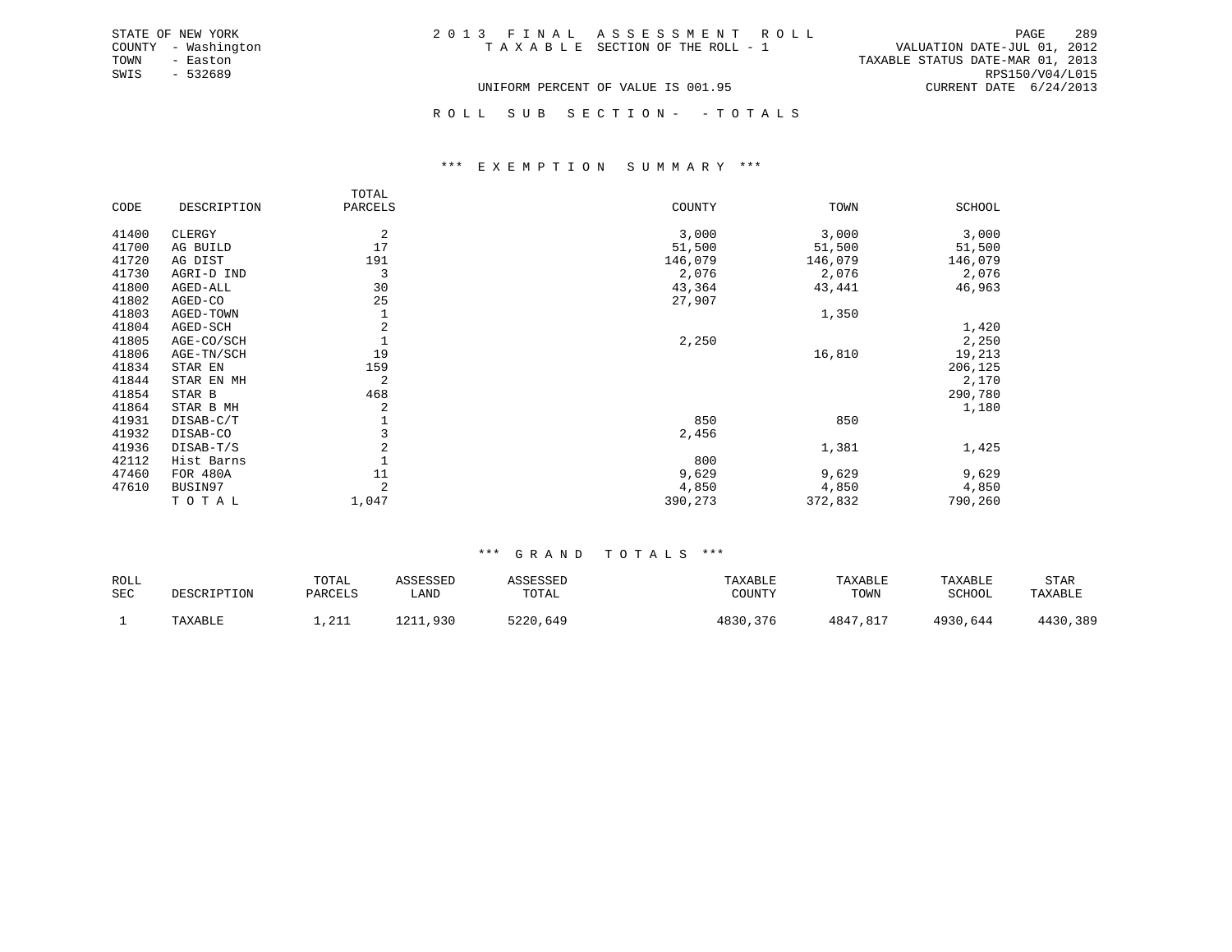STATE OF NEW YORK
COUNTY - Washington
TOWN - Easton
SWIS - 532689

2 0 1 3 F I N A L A S S E S S M E N T R O L L
T A X A B L E SECTION OF THE ROLL - 1

VALUATION DATE-JUL 01, 2012
TAXABLE STATUS DATE-MAR 01, 2013
RPS150/V04/L015
CURRENT DATE 6/24/2013

UNIFORM PERCENT OF VALUE IS 001.95

R O L L S U B S E C T I O N - - T O T A L S

### *** E X E M P T I O N S U M M A R Y ***

| CODE | DESCRIPTION | TOTAL PARCELS | COUNTY | TOWN | SCHOOL |
|---|---|---|---|---|---|
| 41400 | CLERGY | 2 | 3,000 | 3,000 | 3,000 |
| 41700 | AG BUILD | 17 | 51,500 | 51,500 | 51,500 |
| 41720 | AG DIST | 191 | 146,079 | 146,079 | 146,079 |
| 41730 | AGRI-D IND | 3 | 2,076 | 2,076 | 2,076 |
| 41800 | AGED-ALL | 30 | 43,364 | 43,441 | 46,963 |
| 41802 | AGED-CO | 25 | 27,907 | | |
| 41803 | AGED-TOWN | 1 | | 1,350 | |
| 41804 | AGED-SCH | 2 | | | 1,420 |
| 41805 | AGE-CO/SCH | 1 | 2,250 | | 2,250 |
| 41806 | AGE-TN/SCH | 19 | | 16,810 | 19,213 |
| 41834 | STAR EN | 159 | | | 206,125 |
| 41844 | STAR EN MH | 2 | | | 2,170 |
| 41854 | STAR B | 468 | | | 290,780 |
| 41864 | STAR B MH | 2 | | | 1,180 |
| 41931 | DISAB-C/T | 1 | 850 | 850 | |
| 41932 | DISAB-CO | 3 | 2,456 | | |
| 41936 | DISAB-T/S | 2 | | 1,381 | 1,425 |
| 42112 | Hist Barns | 1 | 800 | | |
| 47460 | FOR 480A | 11 | 9,629 | 9,629 | 9,629 |
| 47610 | BUSIN97 | 2 | 4,850 | 4,850 | 4,850 |
| | T O T A L | 1,047 | 390,273 | 372,832 | 790,260 |

### *** G R A N D T O T A L S ***

| ROLL SEC | DESCRIPTION | TOTAL PARCELS | ASSESSED LAND | ASSESSED TOTAL | TAXABLE COUNTY | TAXABLE TOWN | TAXABLE SCHOOL | STAR TAXABLE |
|---|---|---|---|---|---|---|---|---|
| 1 | TAXABLE | 1,211 | 1211,930 | 5220,649 | 4830,376 | 4847,817 | 4930,644 | 4430,389 |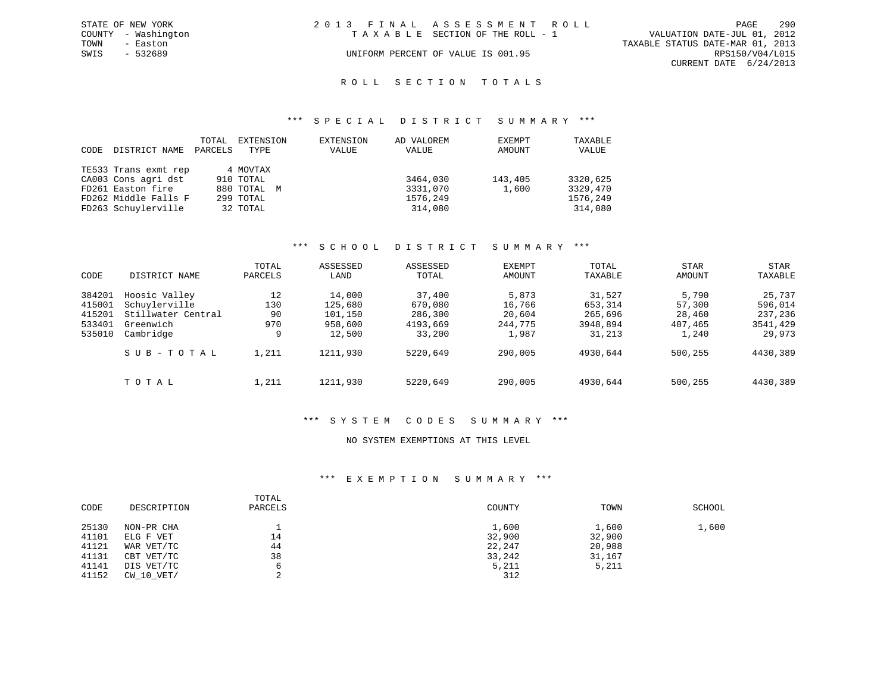STATE OF NEW YORK
COUNTY - Washington
TOWN - Easton
SWIS - 532689

# 2013 FINAL ASSESSMENT ROLL

TAXABLE SECTION OF THE ROLL - 1

UNIFORM PERCENT OF VALUE IS 001.95

VALUATION DATE-JUL 01, 2012
TAXABLE STATUS DATE-MAR 01, 2013
RPS150/V04/L015
CURRENT DATE 6/24/2013

## ROLL SECTION TOTALS

### *** SPECIAL DISTRICT SUMMARY ***

| CODE | DISTRICT NAME | TOTAL PARCELS | EXTENSION TYPE | EXTENSION VALUE | AD VALOREM VALUE | EXEMPT AMOUNT | TAXABLE VALUE |
|---|---|---|---|---|---|---|---|
| TE533 | Trans exmt rep | 4 | MOVTAX | | | | |
| CA003 | Cons agri dst | 910 | TOTAL | | 3464,030 | 143,405 | 3320,625 |
| FD261 | Easton fire | 880 | TOTAL M | | 3331,070 | 1,600 | 3329,470 |
| FD262 | Middle Falls F | 299 | TOTAL | | 1576,249 | | 1576,249 |
| FD263 | Schuylerville | 32 | TOTAL | | 314,080 | | 314,080 |

### *** SCHOOL DISTRICT SUMMARY ***

| CODE | DISTRICT NAME | TOTAL PARCELS | ASSESSED LAND | ASSESSED TOTAL | EXEMPT AMOUNT | TOTAL TAXABLE | STAR AMOUNT | STAR TAXABLE |
|---|---|---|---|---|---|---|---|---|
| 384201 | Hoosic Valley | 12 | 14,000 | 37,400 | 5,873 | 31,527 | 5,790 | 25,737 |
| 415001 | Schuylerville | 130 | 125,680 | 670,080 | 16,766 | 653,314 | 57,300 | 596,014 |
| 415201 | Stillwater Central | 90 | 101,150 | 286,300 | 20,604 | 265,696 | 28,460 | 237,236 |
| 533401 | Greenwich | 970 | 958,600 | 4193,669 | 244,775 | 3948,894 | 407,465 | 3541,429 |
| 535010 | Cambridge | 9 | 12,500 | 33,200 | 1,987 | 31,213 | 1,240 | 29,973 |
| | SUB-TOTAL | 1,211 | 1211,930 | 5220,649 | 290,005 | 4930,644 | 500,255 | 4430,389 |
| | TOTAL | 1,211 | 1211,930 | 5220,649 | 290,005 | 4930,644 | 500,255 | 4430,389 |

### *** SYSTEM CODES SUMMARY ***

NO SYSTEM EXEMPTIONS AT THIS LEVEL

### *** EXEMPTION SUMMARY ***

| CODE | DESCRIPTION | TOTAL PARCELS | COUNTY | TOWN | SCHOOL |
|---|---|---|---|---|---|
| 25130 | NON-PR CHA | 1 | 1,600 | 1,600 | 1,600 |
| 41101 | ELG F VET | 14 | 32,900 | 32,900 | |
| 41121 | WAR VET/TC | 44 | 22,247 | 20,988 | |
| 41131 | CBT VET/TC | 38 | 33,242 | 31,167 | |
| 41141 | DIS VET/TC | 6 | 5,211 | 5,211 | |
| 41152 | CW_10_VET/ | 2 | 312 | | |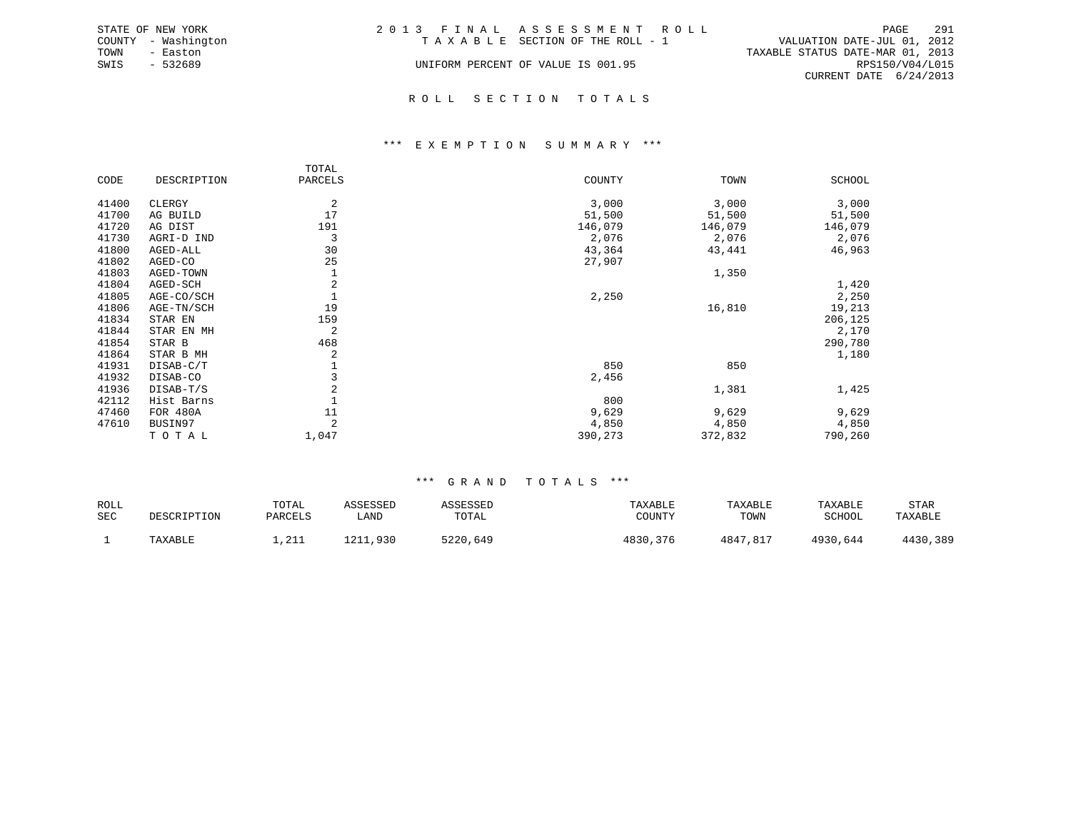STATE OF NEW YORK
COUNTY - Washington
TOWN - Easton
SWIS - 532689

# 2013 FINAL ASSESSMENT ROLL

TAXABLE SECTION OF THE ROLL - 1

UNIFORM PERCENT OF VALUE IS 001.95

VALUATION DATE-JUL 01, 2012
TAXABLE STATUS DATE-MAR 01, 2013
RPS150/V04/L015
CURRENT DATE 6/24/2013

## ROLL SECTION TOTALS

### *** EXEMPTION SUMMARY ***

| CODE | DESCRIPTION | TOTAL PARCELS | COUNTY | TOWN | SCHOOL |
|---|---|---|---|---|---|
| 41400 | CLERGY | 2 | 3,000 | 3,000 | 3,000 |
| 41700 | AG BUILD | 17 | 51,500 | 51,500 | 51,500 |
| 41720 | AG DIST | 191 | 146,079 | 146,079 | 146,079 |
| 41730 | AGRI-D IND | 3 | 2,076 | 2,076 | 2,076 |
| 41800 | AGED-ALL | 30 | 43,364 | 43,441 | 46,963 |
| 41802 | AGED-CO | 25 | 27,907 | | |
| 41803 | AGED-TOWN | 1 | | 1,350 | |
| 41804 | AGED-SCH | 2 | | | 1,420 |
| 41805 | AGE-CO/SCH | 1 | 2,250 | | 2,250 |
| 41806 | AGE-TN/SCH | 19 | | 16,810 | 19,213 |
| 41834 | STAR EN | 159 | | | 206,125 |
| 41844 | STAR EN MH | 2 | | | 2,170 |
| 41854 | STAR B | 468 | | | 290,780 |
| 41864 | STAR B MH | 2 | | | 1,180 |
| 41931 | DISAB-C/T | 1 | 850 | 850 | |
| 41932 | DISAB-CO | 3 | 2,456 | | |
| 41936 | DISAB-T/S | 2 | | 1,381 | 1,425 |
| 42112 | Hist Barns | 1 | 800 | | |
| 47460 | FOR 480A | 11 | 9,629 | 9,629 | 9,629 |
| 47610 | BUSIN97 | 2 | 4,850 | 4,850 | 4,850 |
| | TOTAL | 1,047 | 390,273 | 372,832 | 790,260 |

### *** GRAND TOTALS ***

| ROLL SEC | DESCRIPTION | TOTAL PARCELS | ASSESSED LAND | ASSESSED TOTAL | TAXABLE COUNTY | TAXABLE TOWN | TAXABLE SCHOOL | STAR TAXABLE |
|---|---|---|---|---|---|---|---|---|
| 1 | TAXABLE | 1,211 | 1211,930 | 5220,649 | 4830,376 | 4847,817 | 4930,644 | 4430,389 |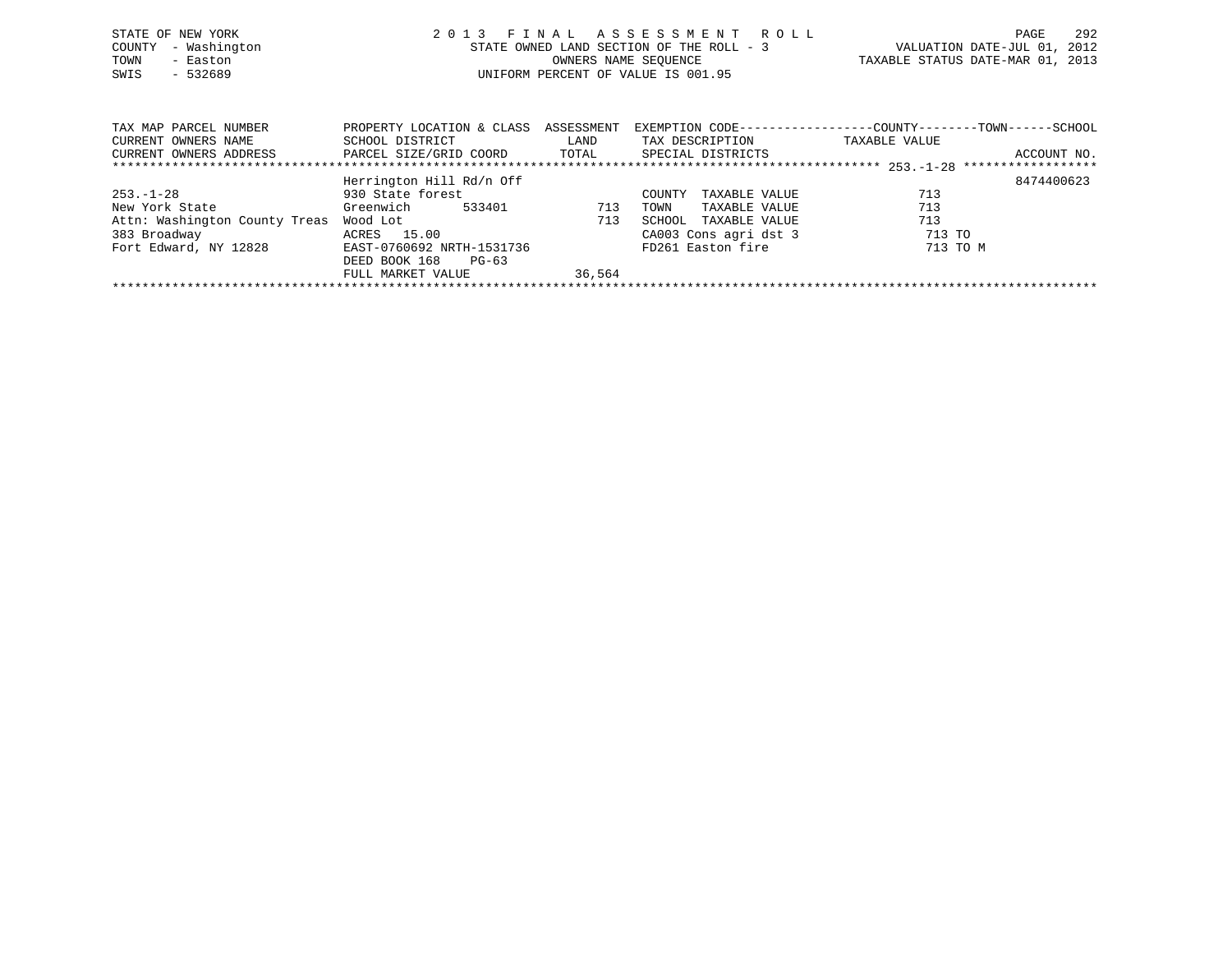STATE OF NEW YORK
COUNTY - Washington
TOWN - Easton
SWIS - 532689

2 0 1 3 F I N A L A S S E S S M E N T R O L L
STATE OWNED LAND SECTION OF THE ROLL - 3
OWNERS NAME SEQUENCE
UNIFORM PERCENT OF VALUE IS 001.95

VALUATION DATE-JUL 01, 2012
TAXABLE STATUS DATE-MAR 01, 2013

| TAX MAP PARCEL NUMBER / CURRENT OWNERS NAME / CURRENT OWNERS ADDRESS | PROPERTY LOCATION & CLASS / SCHOOL DISTRICT / PARCEL SIZE/GRID COORD | ASSESSMENT LAND / TOTAL | EXEMPTION CODE / TAX DESCRIPTION / SPECIAL DISTRICTS | COUNTY--------TOWN------SCHOOL TAXABLE VALUE | ACCOUNT NO. |
|---|---|---|---|---|---|
| 253.-1-28 | Herrington Hill Rd/n Off | | | | 8474400623 |
| 253.-1-28 | 930 State forest | | COUNTY TAXABLE VALUE | 713 | |
| New York State | Greenwich 533401 | 713 | TOWN TAXABLE VALUE | 713 | |
| Attn: Washington County Treas | Wood Lot | 713 | SCHOOL TAXABLE VALUE | 713 | |
| 383 Broadway | ACRES 15.00 | | CA003 Cons agri dst 3 | 713 TO | |
| Fort Edward, NY 12828 | EAST-0760692 NRTH-1531736 | | FD261 Easton fire | 713 TO M | |
| | DEED BOOK 168 PG-63 | | | | |
| | FULL MARKET VALUE | 36,564 | | | |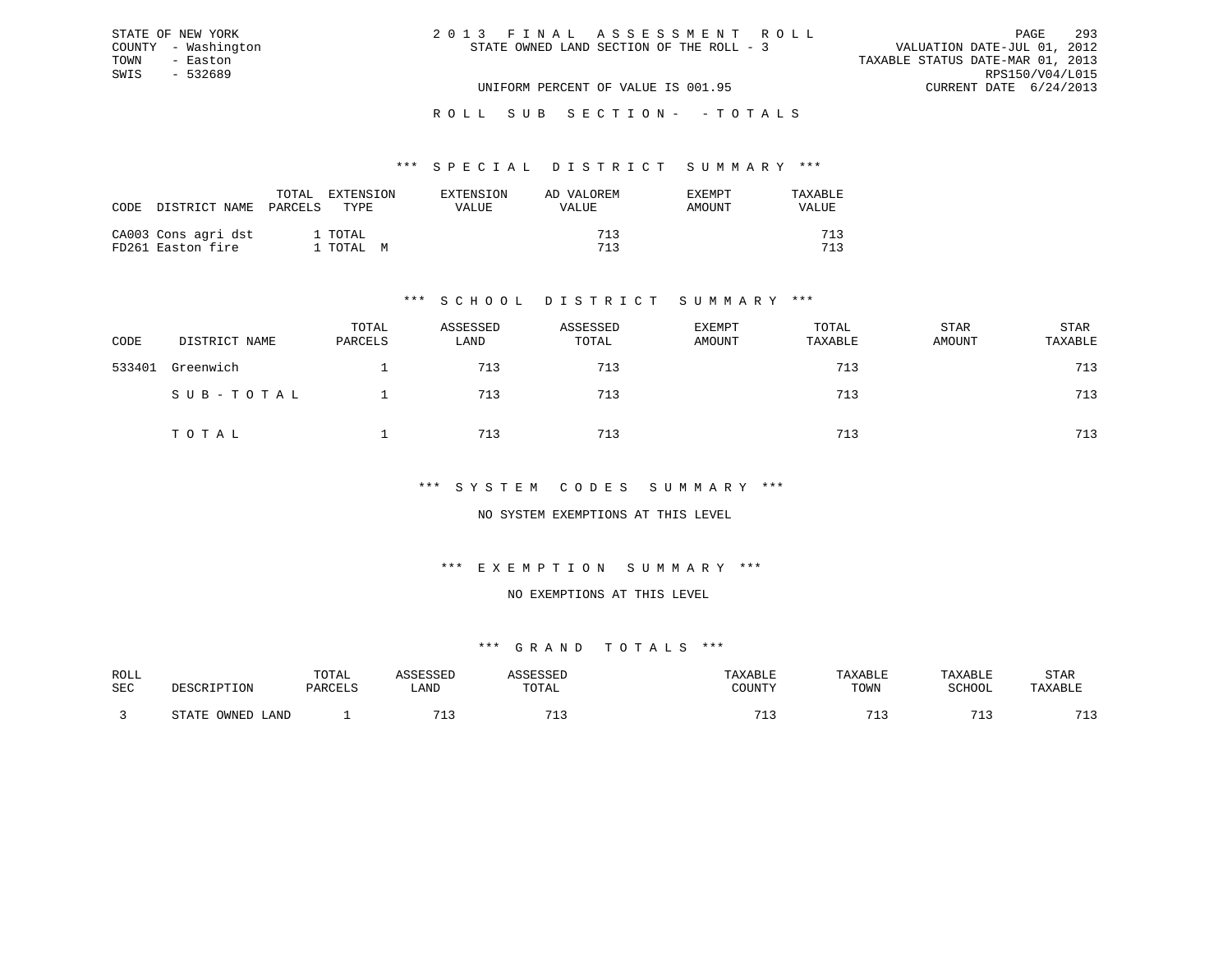STATE OF NEW YORK
COUNTY - Washington
TOWN - Easton
SWIS - 532689

# 2013 FINAL ASSESSMENT ROLL

STATE OWNED LAND SECTION OF THE ROLL - 3

VALUATION DATE-JUL 01, 2012
TAXABLE STATUS DATE-MAR 01, 2013
RPS150/V04/L015
CURRENT DATE 6/24/2013

UNIFORM PERCENT OF VALUE IS 001.95

## ROLL SUB SECTION - - TOTALS

### *** SPECIAL DISTRICT SUMMARY ***

| CODE | DISTRICT NAME | TOTAL PARCELS | EXTENSION TYPE | EXTENSION VALUE | AD VALOREM VALUE | EXEMPT AMOUNT | TAXABLE VALUE |
|---|---|---|---|---|---|---|---|
| CA003 | Cons agri dst | 1 | TOTAL | | 713 | | 713 |
| FD261 | Easton fire | 1 | TOTAL M | | 713 | | 713 |

### *** SCHOOL DISTRICT SUMMARY ***

| CODE | DISTRICT NAME | TOTAL PARCELS | ASSESSED LAND | ASSESSED TOTAL | EXEMPT AMOUNT | TOTAL TAXABLE | STAR AMOUNT | STAR TAXABLE |
|---|---|---|---|---|---|---|---|---|
| 533401 | Greenwich | 1 | 713 | 713 | | 713 | | 713 |
| | SUB-TOTAL | 1 | 713 | 713 | | 713 | | 713 |
| | TOTAL | 1 | 713 | 713 | | 713 | | 713 |

### *** SYSTEM CODES SUMMARY ***

NO SYSTEM EXEMPTIONS AT THIS LEVEL

### *** EXEMPTION SUMMARY ***

NO EXEMPTIONS AT THIS LEVEL

### *** GRAND TOTALS ***

| ROLL SEC | DESCRIPTION | TOTAL PARCELS | ASSESSED LAND | ASSESSED TOTAL | TAXABLE COUNTY | TAXABLE TOWN | TAXABLE SCHOOL | STAR TAXABLE |
|---|---|---|---|---|---|---|---|---|
| 3 | STATE OWNED LAND | 1 | 713 | 713 | 713 | 713 | 713 | 713 |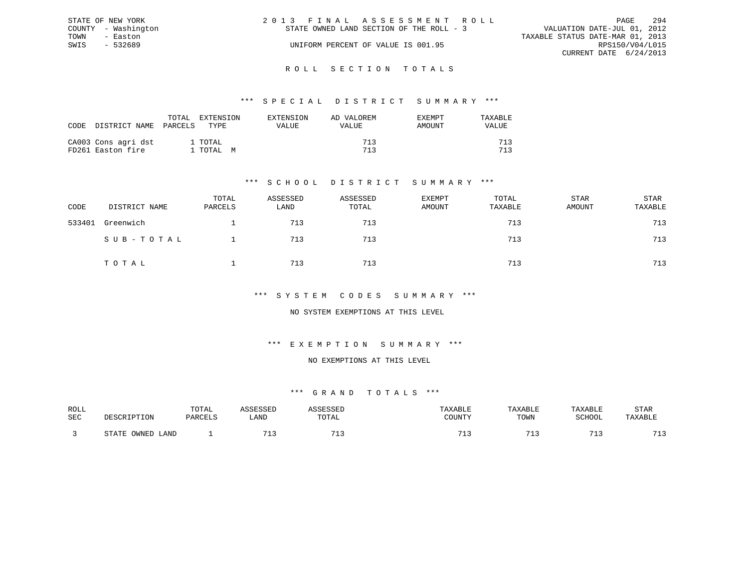STATE OF NEW YORK
COUNTY - Washington
TOWN - Easton
SWIS - 532689

2 0 1 3 F I N A L A S S E S S M E N T R O L L
STATE OWNED LAND SECTION OF THE ROLL - 3
UNIFORM PERCENT OF VALUE IS 001.95

VALUATION DATE-JUL 01, 2012
TAXABLE STATUS DATE-MAR 01, 2013
RPS150/V04/L015
CURRENT DATE 6/24/2013

## R O L L S E C T I O N T O T A L S

### *** S P E C I A L D I S T R I C T S U M M A R Y ***

| CODE | DISTRICT NAME | TOTAL PARCELS | EXTENSION TYPE | EXTENSION VALUE | AD VALOREM VALUE | EXEMPT AMOUNT | TAXABLE VALUE |
|---|---|---|---|---|---|---|---|
| CA003 | Cons agri dst | 1 | TOTAL | | 713 | | 713 |
| FD261 | Easton fire | 1 | TOTAL M | | 713 | | 713 |

### *** S C H O O L D I S T R I C T S U M M A R Y ***

| CODE | DISTRICT NAME | TOTAL PARCELS | ASSESSED LAND | ASSESSED TOTAL | EXEMPT AMOUNT | TOTAL TAXABLE | STAR AMOUNT | STAR TAXABLE |
|---|---|---|---|---|---|---|---|---|
| 533401 | Greenwich | 1 | 713 | 713 | | 713 | | 713 |
| | S U B - T O T A L | 1 | 713 | 713 | | 713 | | 713 |
| | T O T A L | 1 | 713 | 713 | | 713 | | 713 |

### *** S Y S T E M C O D E S S U M M A R Y ***

NO SYSTEM EXEMPTIONS AT THIS LEVEL

### *** E X E M P T I O N S U M M A R Y ***

NO EXEMPTIONS AT THIS LEVEL

### *** G R A N D T O T A L S ***

| ROLL SEC | DESCRIPTION | TOTAL PARCELS | ASSESSED LAND | ASSESSED TOTAL | TAXABLE COUNTY | TAXABLE TOWN | TAXABLE SCHOOL | STAR TAXABLE |
|---|---|---|---|---|---|---|---|---|
| 3 | STATE OWNED LAND | 1 | 713 | 713 | 713 | 713 | 713 | 713 |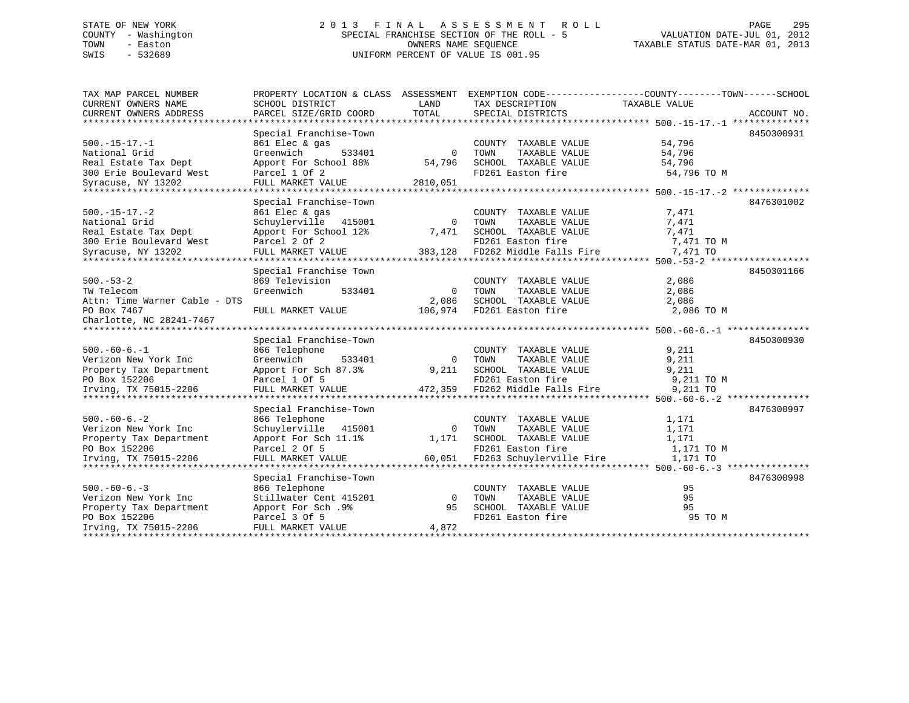STATE OF NEW YORK
COUNTY - Washington
TOWN - Easton
SWIS - 532689

# 2013 FINAL ASSESSMENT ROLL

SPECIAL FRANCHISE SECTION OF THE ROLL - 5
OWNERS NAME SEQUENCE
UNIFORM PERCENT OF VALUE IS 001.95

VALUATION DATE-JUL 01, 2012
TAXABLE STATUS DATE-MAR 01, 2013

| TAX MAP PARCEL NUMBER / CURRENT OWNERS NAME / CURRENT OWNERS ADDRESS | PROPERTY LOCATION & CLASS / SCHOOL DISTRICT / PARCEL SIZE/GRID COORD | ASSESSMENT LAND | TOTAL | EXEMPTION CODE / TAX DESCRIPTION / SPECIAL DISTRICTS | TAXABLE VALUE (COUNTY / TOWN / SCHOOL) | ACCOUNT NO. |
|---|---|---|---|---|---|---|
| 500.-15-17.-1 | Special Franchise-Town | | | | | 845O300931 |
| 500.-15-17.-1 | 861 Elec & gas | | | COUNTY TAXABLE VALUE | 54,796 | |
| National Grid | Greenwich 533401 | 0 | | TOWN TAXABLE VALUE | 54,796 | |
| Real Estate Tax Dept | Apport For School 88% | | 54,796 | SCHOOL TAXABLE VALUE | 54,796 | |
| 300 Erie Boulevard West | Parcel 1 Of 2 | | | FD261 Easton fire | 54,796 TO M | |
| Syracuse, NY 13202 | FULL MARKET VALUE | | 2810,051 | | | |
| 500.-15-17.-2 | Special Franchise-Town | | | | | 8476301002 |
| 500.-15-17.-2 | 861 Elec & gas | | | COUNTY TAXABLE VALUE | 7,471 | |
| National Grid | Schuylerville 415001 | 0 | | TOWN TAXABLE VALUE | 7,471 | |
| Real Estate Tax Dept | Apport For School 12% | | 7,471 | SCHOOL TAXABLE VALUE | 7,471 | |
| 300 Erie Boulevard West | Parcel 2 Of 2 | | | FD261 Easton fire | 7,471 TO M | |
| Syracuse, NY 13202 | FULL MARKET VALUE | | 383,128 | FD262 Middle Falls Fire | 7,471 TO | |
| 500.-53-2 | Special Franchise Town | | | | | 845O301166 |
| 500.-53-2 | 869 Television | | | COUNTY TAXABLE VALUE | 2,086 | |
| TW Telecom | Greenwich 533401 | 0 | | TOWN TAXABLE VALUE | 2,086 | |
| Attn: Time Warner Cable - DTS | | | 2,086 | SCHOOL TAXABLE VALUE | 2,086 | |
| PO Box 7467 | FULL MARKET VALUE | | 106,974 | FD261 Easton fire | 2,086 TO M | |
| Charlotte, NC 28241-7467 | | | | | | |
| 500.-60-6.-1 | Special Franchise-Town | | | | | 845O300930 |
| 500.-60-6.-1 | 866 Telephone | | | COUNTY TAXABLE VALUE | 9,211 | |
| Verizon New York Inc | Greenwich 533401 | 0 | | TOWN TAXABLE VALUE | 9,211 | |
| Property Tax Department | Apport For Sch 87.3% | | 9,211 | SCHOOL TAXABLE VALUE | 9,211 | |
| PO Box 152206 | Parcel 1 Of 5 | | | FD261 Easton fire | 9,211 TO M | |
| Irving, TX 75015-2206 | FULL MARKET VALUE | | 472,359 | FD262 Middle Falls Fire | 9,211 TO | |
| 500.-60-6.-2 | Special Franchise-Town | | | | | 8476300997 |
| 500.-60-6.-2 | 866 Telephone | | | COUNTY TAXABLE VALUE | 1,171 | |
| Verizon New York Inc | Schuylerville 415001 | 0 | | TOWN TAXABLE VALUE | 1,171 | |
| Property Tax Department | Apport For Sch 11.1% | | 1,171 | SCHOOL TAXABLE VALUE | 1,171 | |
| PO Box 152206 | Parcel 2 Of 5 | | | FD261 Easton fire | 1,171 TO M | |
| Irving, TX 75015-2206 | FULL MARKET VALUE | | 60,051 | FD263 Schuylerville Fire | 1,171 TO | |
| 500.-60-6.-3 | Special Franchise-Town | | | | | 8476300998 |
| 500.-60-6.-3 | 866 Telephone | | | COUNTY TAXABLE VALUE | 95 | |
| Verizon New York Inc | Stillwater Cent 415201 | 0 | | TOWN TAXABLE VALUE | 95 | |
| Property Tax Department | Apport For Sch .9% | | 95 | SCHOOL TAXABLE VALUE | 95 | |
| PO Box 152206 | Parcel 3 Of 5 | | | FD261 Easton fire | 95 TO M | |
| Irving, TX 75015-2206 | FULL MARKET VALUE | | 4,872 | | | |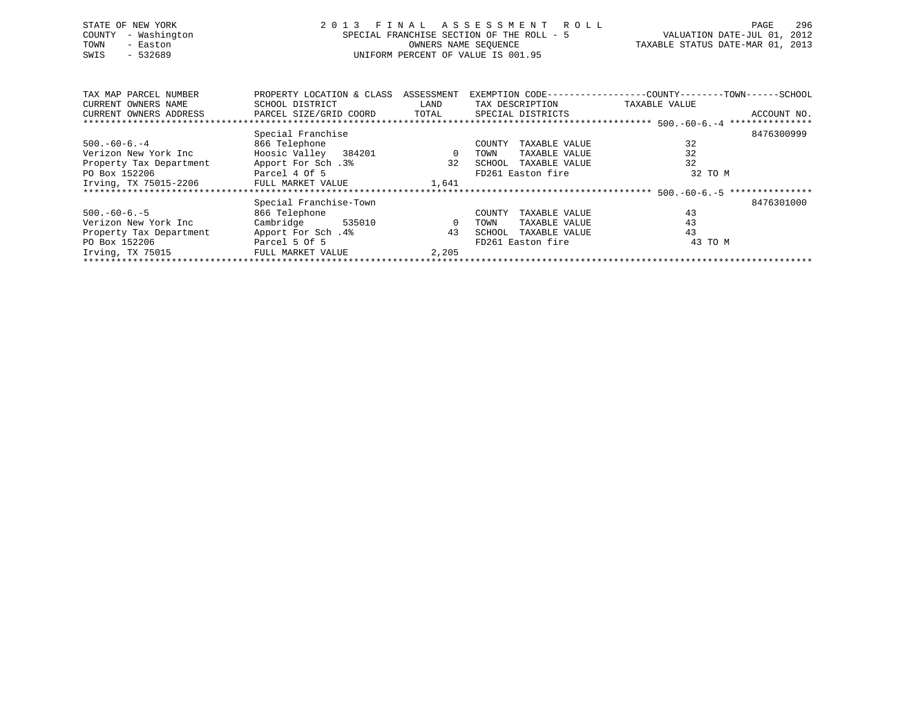STATE OF NEW YORK
COUNTY - Washington
TOWN - Easton
SWIS - 532689

2 0 1 3 F I N A L A S S E S S M E N T R O L L
SPECIAL FRANCHISE SECTION OF THE ROLL - 5
OWNERS NAME SEQUENCE
UNIFORM PERCENT OF VALUE IS 001.95

VALUATION DATE-JUL 01, 2012
TAXABLE STATUS DATE-MAR 01, 2013

| TAX MAP PARCEL NUMBER / CURRENT OWNERS NAME / CURRENT OWNERS ADDRESS | PROPERTY LOCATION & CLASS / SCHOOL DISTRICT / PARCEL SIZE/GRID COORD | ASSESSMENT LAND | ASSESSMENT TOTAL | EXEMPTION CODE / TAX DESCRIPTION / SPECIAL DISTRICTS | COUNTY / TOWN / SCHOOL TAXABLE VALUE | ACCOUNT NO. |
|---|---|---|---|---|---|---|
| **500.-60-6.-4** | Special Franchise | | | | | 8476300999 |
| 500.-60-6.-4 | 866 Telephone | | | COUNTY TAXABLE VALUE | 32 | |
| Verizon New York Inc | Hoosic Valley 384201 | 0 | | TOWN TAXABLE VALUE | 32 | |
| Property Tax Department | Apport For Sch .3% | | 32 | SCHOOL TAXABLE VALUE | 32 | |
| PO Box 152206 | Parcel 4 Of 5 | | | FD261 Easton fire | 32 TO M | |
| Irving, TX 75015-2206 | FULL MARKET VALUE | | 1,641 | | | |
| **500.-60-6.-5** | Special Franchise-Town | | | | | 8476301000 |
| 500.-60-6.-5 | 866 Telephone | | | COUNTY TAXABLE VALUE | 43 | |
| Verizon New York Inc | Cambridge 535010 | 0 | | TOWN TAXABLE VALUE | 43 | |
| Property Tax Department | Apport For Sch .4% | | 43 | SCHOOL TAXABLE VALUE | 43 | |
| PO Box 152206 | Parcel 5 Of 5 | | | FD261 Easton fire | 43 TO M | |
| Irving, TX 75015 | FULL MARKET VALUE | | 2,205 | | | |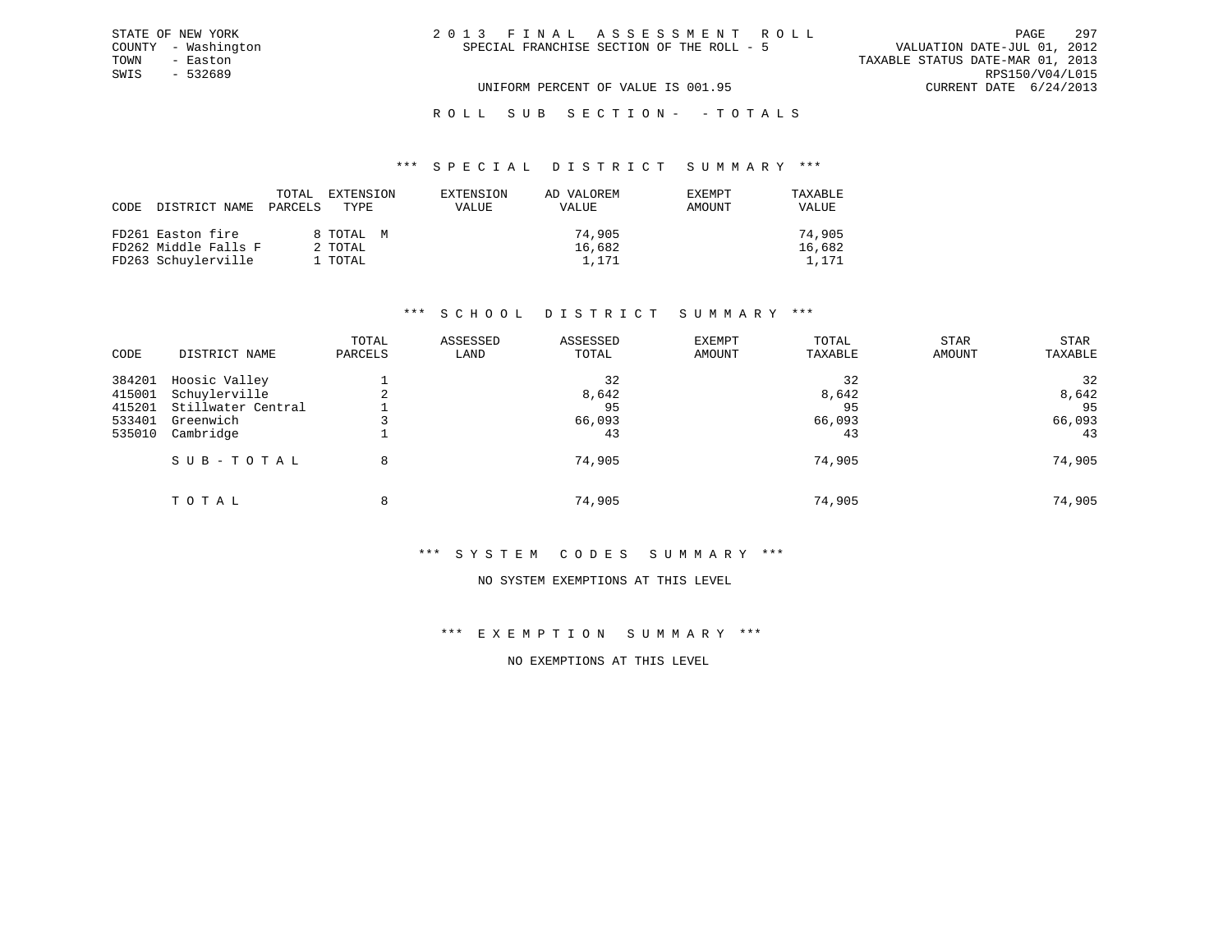STATE OF NEW YORK
COUNTY - Washington
TOWN - Easton
SWIS - 532689

2 0 1 3 F I N A L A S S E S S M E N T R O L L
SPECIAL FRANCHISE SECTION OF THE ROLL - 5

VALUATION DATE-JUL 01, 2012
TAXABLE STATUS DATE-MAR 01, 2013
RPS150/V04/L015
CURRENT DATE 6/24/2013

UNIFORM PERCENT OF VALUE IS 001.95

R O L L S U B S E C T I O N - - T O T A L S

## *** S P E C I A L D I S T R I C T S U M M A R Y ***

| CODE | DISTRICT NAME | TOTAL PARCELS | EXTENSION TYPE | EXTENSION VALUE | AD VALOREM VALUE | EXEMPT AMOUNT | TAXABLE VALUE |
|---|---|---|---|---|---|---|---|
| FD261 | Easton fire | 8 | TOTAL M | | 74,905 | | 74,905 |
| FD262 | Middle Falls F | 2 | TOTAL | | 16,682 | | 16,682 |
| FD263 | Schuylerville | 1 | TOTAL | | 1,171 | | 1,171 |

## *** S C H O O L D I S T R I C T S U M M A R Y ***

| CODE | DISTRICT NAME | TOTAL PARCELS | ASSESSED LAND | ASSESSED TOTAL | EXEMPT AMOUNT | TOTAL TAXABLE | STAR AMOUNT | STAR TAXABLE |
|---|---|---|---|---|---|---|---|---|
| 384201 | Hoosic Valley | 1 | | 32 | | 32 | | 32 |
| 415001 | Schuylerville | 2 | | 8,642 | | 8,642 | | 8,642 |
| 415201 | Stillwater Central | 1 | | 95 | | 95 | | 95 |
| 533401 | Greenwich | 3 | | 66,093 | | 66,093 | | 66,093 |
| 535010 | Cambridge | 1 | | 43 | | 43 | | 43 |
| | S U B - T O T A L | 8 | | 74,905 | | 74,905 | | 74,905 |
| | T O T A L | 8 | | 74,905 | | 74,905 | | 74,905 |

## *** S Y S T E M C O D E S S U M M A R Y ***

NO SYSTEM EXEMPTIONS AT THIS LEVEL

## *** E X E M P T I O N S U M M A R Y ***

NO EXEMPTIONS AT THIS LEVEL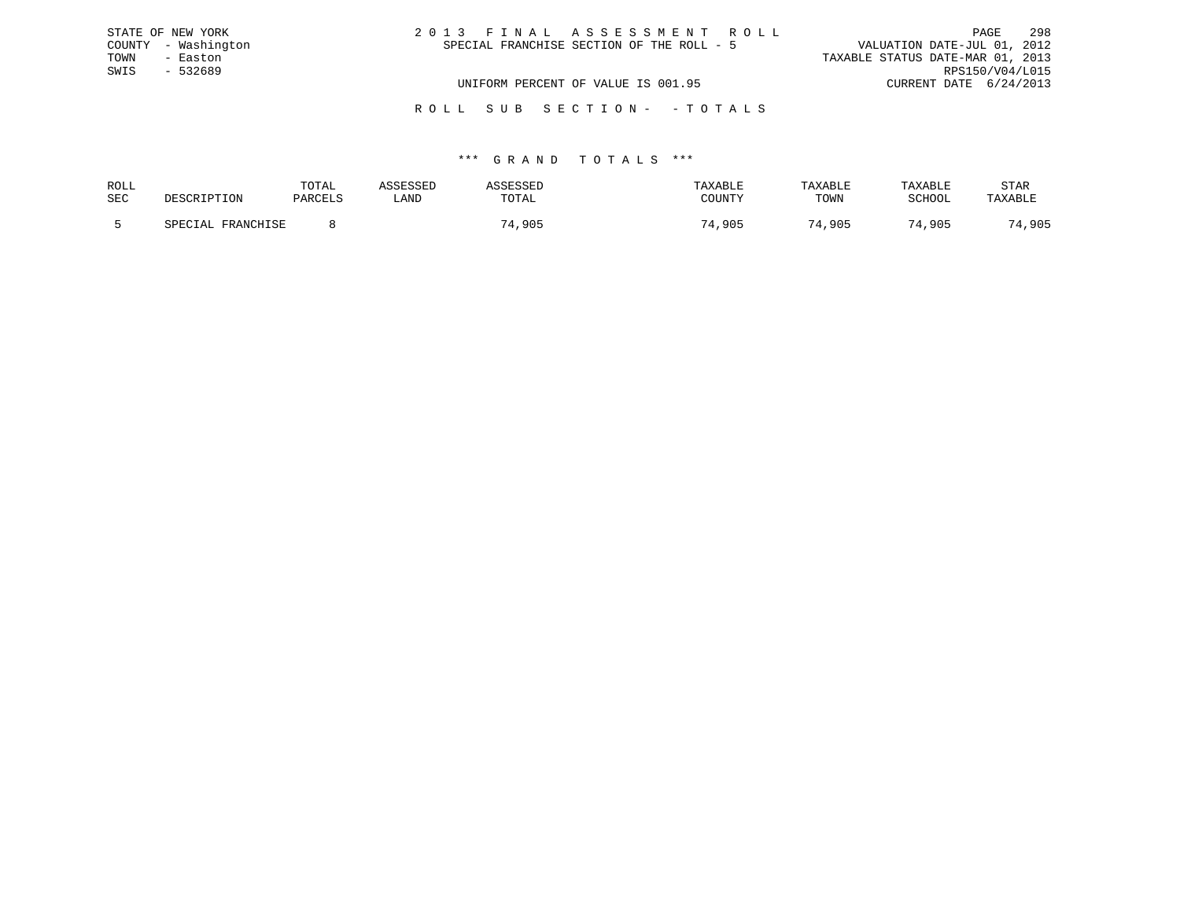STATE OF NEW YORK
COUNTY - Washington
TOWN - Easton
SWIS - 532689

# 2013 FINAL ASSESSMENT ROLL

SPECIAL FRANCHISE SECTION OF THE ROLL - 5

VALUATION DATE-JUL 01, 2012
TAXABLE STATUS DATE-MAR 01, 2013
RPS150/V04/L015
CURRENT DATE 6/24/2013

UNIFORM PERCENT OF VALUE IS 001.95

## ROLL SUB SECTION- - TOTALS

### *** GRAND TOTALS ***

| ROLL SEC | DESCRIPTION | TOTAL PARCELS | ASSESSED LAND | ASSESSED TOTAL | TAXABLE COUNTY | TAXABLE TOWN | TAXABLE SCHOOL | STAR TAXABLE |
|---|---|---|---|---|---|---|---|---|
| 5 | SPECIAL FRANCHISE | 8 | | 74,905 | 74,905 | 74,905 | 74,905 | 74,905 |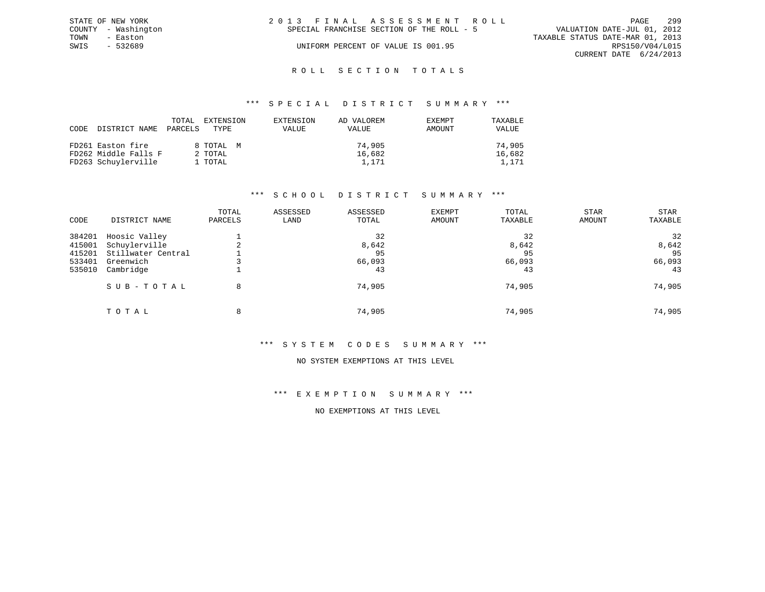STATE OF NEW YORK
COUNTY - Washington
TOWN - Easton
SWIS - 532689

2013 FINAL ASSESSMENT ROLL
SPECIAL FRANCHISE SECTION OF THE ROLL - 5
UNIFORM PERCENT OF VALUE IS 001.95

VALUATION DATE-JUL 01, 2012
TAXABLE STATUS DATE-MAR 01, 2013
RPS150/V04/L015
CURRENT DATE 6/24/2013

## ROLL SECTION TOTALS

### *** SPECIAL DISTRICT SUMMARY ***

| CODE | DISTRICT NAME | TOTAL PARCELS | EXTENSION TYPE | EXTENSION VALUE | AD VALOREM VALUE | EXEMPT AMOUNT | TAXABLE VALUE |
|---|---|---|---|---|---|---|---|
| FD261 | Easton fire | 8 | TOTAL M | | 74,905 | | 74,905 |
| FD262 | Middle Falls F | 2 | TOTAL | | 16,682 | | 16,682 |
| FD263 | Schuylerville | 1 | TOTAL | | 1,171 | | 1,171 |

### *** SCHOOL DISTRICT SUMMARY ***

| CODE | DISTRICT NAME | TOTAL PARCELS | ASSESSED LAND | ASSESSED TOTAL | EXEMPT AMOUNT | TOTAL TAXABLE | STAR AMOUNT | STAR TAXABLE |
|---|---|---|---|---|---|---|---|---|
| 384201 | Hoosic Valley | 1 | | 32 | | 32 | | 32 |
| 415001 | Schuylerville | 2 | | 8,642 | | 8,642 | | 8,642 |
| 415201 | Stillwater Central | 1 | | 95 | | 95 | | 95 |
| 533401 | Greenwich | 3 | | 66,093 | | 66,093 | | 66,093 |
| 535010 | Cambridge | 1 | | 43 | | 43 | | 43 |
| | SUB-TOTAL | 8 | | 74,905 | | 74,905 | | 74,905 |
| | TOTAL | 8 | | 74,905 | | 74,905 | | 74,905 |

### *** SYSTEM CODES SUMMARY ***

NO SYSTEM EXEMPTIONS AT THIS LEVEL

### *** EXEMPTION SUMMARY ***

NO EXEMPTIONS AT THIS LEVEL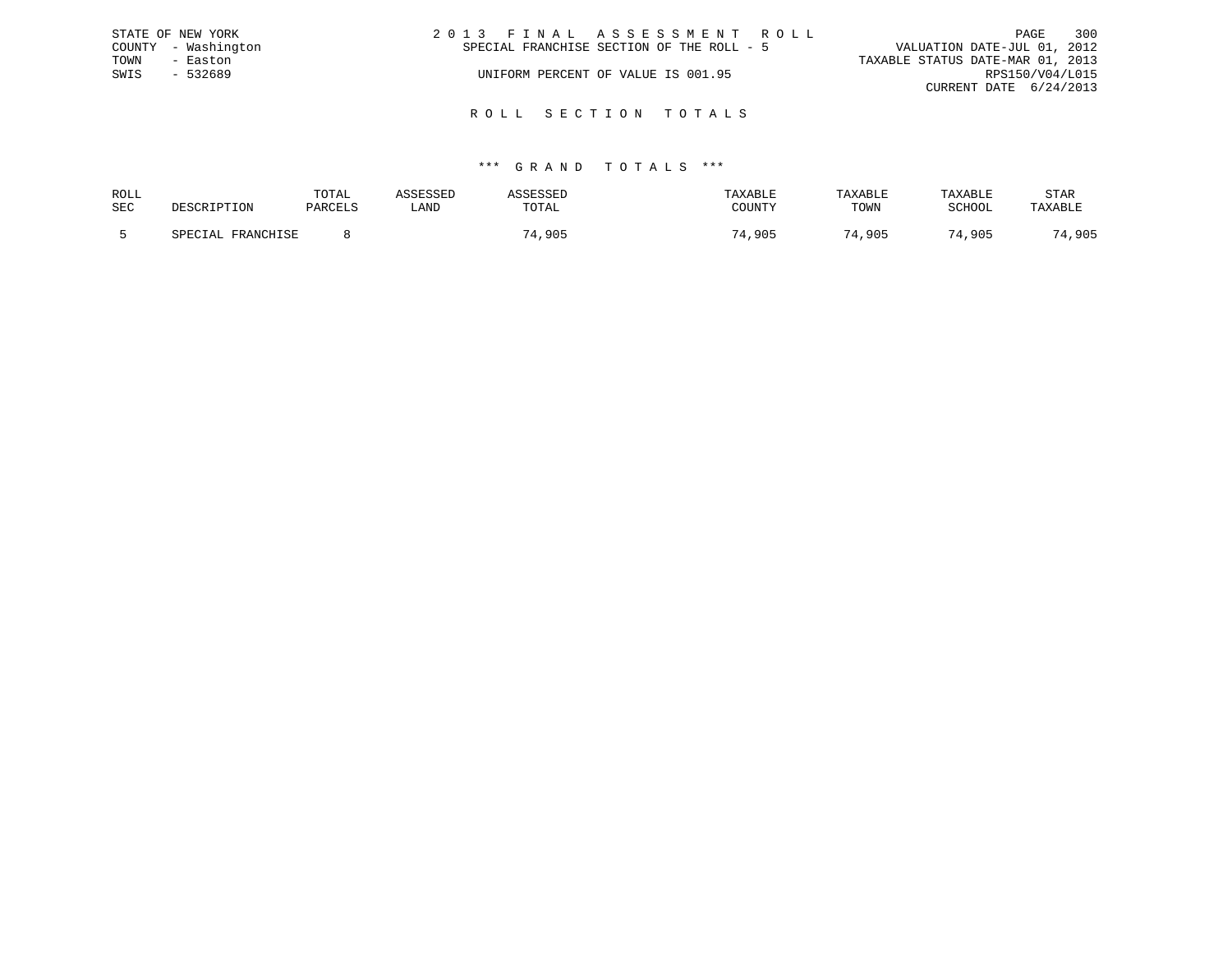STATE OF NEW YORK
COUNTY - Washington
TOWN - Easton
SWIS - 532689

2 0 1 3 F I N A L A S S E S S M E N T R O L L
SPECIAL FRANCHISE SECTION OF THE ROLL - 5
UNIFORM PERCENT OF VALUE IS 001.95

VALUATION DATE-JUL 01, 2012
TAXABLE STATUS DATE-MAR 01, 2013
RPS150/V04/L015
CURRENT DATE 6/24/2013

## R O L L S E C T I O N T O T A L S

### *** G R A N D T O T A L S ***

| ROLL SEC | DESCRIPTION | TOTAL PARCELS | ASSESSED LAND | ASSESSED TOTAL | TAXABLE COUNTY | TAXABLE TOWN | TAXABLE SCHOOL | STAR TAXABLE |
|---|---|---|---|---|---|---|---|---|
| 5 | SPECIAL FRANCHISE | 8 | | 74,905 | 74,905 | 74,905 | 74,905 | 74,905 |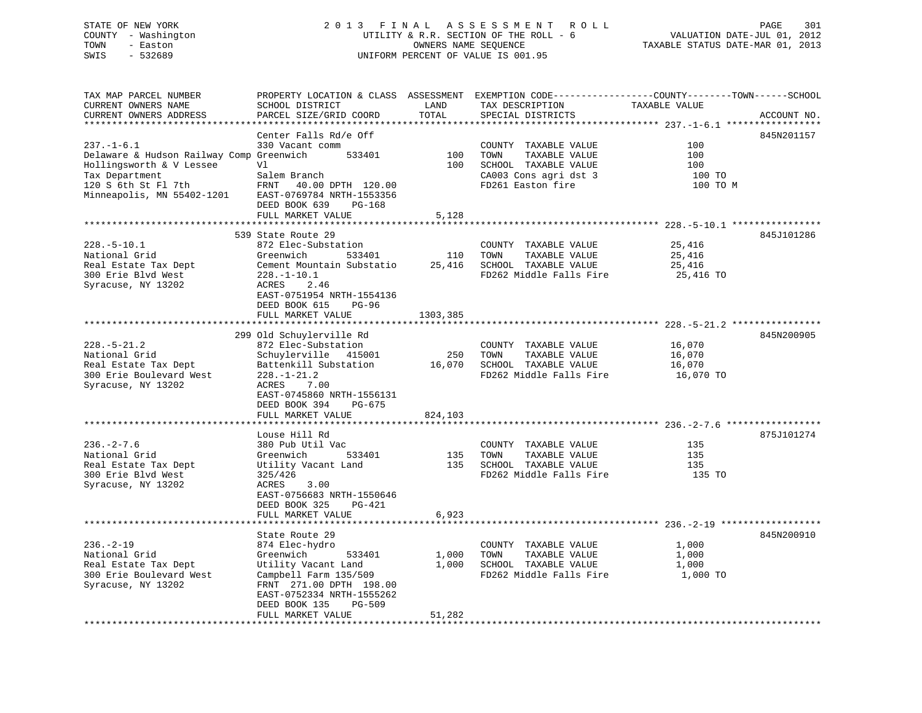STATE OF NEW YORK — 2013 FINAL ASSESSMENT ROLL
COUNTY - Washington — UTILITY & R.R. SECTION OF THE ROLL - 6 — VALUATION DATE-JUL 01, 2012
TOWN - Easton — OWNERS NAME SEQUENCE — TAXABLE STATUS DATE-MAR 01, 2013
SWIS - 532689 — UNIFORM PERCENT OF VALUE IS 001.95

| TAX MAP PARCEL NUMBER / CURRENT OWNERS NAME / CURRENT OWNERS ADDRESS | PROPERTY LOCATION & CLASS / SCHOOL DISTRICT / PARCEL SIZE/GRID COORD | ASSESSMENT LAND / TOTAL | EXEMPTION CODE / TAX DESCRIPTION / SPECIAL DISTRICTS | TAXABLE VALUE (COUNTY / TOWN / SCHOOL) | ACCOUNT NO. |
|---|---|---|---|---|---|
| **237.-1-6.1** | Center Falls Rd/e Off | | | | 845N201157 |
| Delaware & Hudson Railway Comp | 330 Vacant comm | | COUNTY TAXABLE VALUE | 100 | |
| Hollingsworth & V Lessee | Greenwich 533401 | 100 | TOWN TAXABLE VALUE | 100 | |
| Tax Department | Vl | 100 | SCHOOL TAXABLE VALUE | 100 | |
| 120 S 6th St Fl 7th | Salem Branch | | CA003 Cons agri dst 3 | 100 TO | |
| Minneapolis, MN 55402-1201 | FRNT 40.00 DPTH 120.00 | | FD261 Easton fire | 100 TO M | |
| | EAST-0769784 NRTH-1553356 | | | | |
| | DEED BOOK 639 PG-168 | | | | |
| | FULL MARKET VALUE | 5,128 | | | |
| **228.-5-10.1** | 539 State Route 29 | | | | 845J101286 |
| National Grid | 872 Elec-Substation | | COUNTY TAXABLE VALUE | 25,416 | |
| Real Estate Tax Dept | Greenwich 533401 | 110 | TOWN TAXABLE VALUE | 25,416 | |
| 300 Erie Blvd West | Cement Mountain Substatio | 25,416 | SCHOOL TAXABLE VALUE | 25,416 | |
| Syracuse, NY 13202 | 228.-1-10.1 | | FD262 Middle Falls Fire | 25,416 TO | |
| | ACRES 2.46 | | | | |
| | EAST-0751954 NRTH-1554136 | | | | |
| | DEED BOOK 615 PG-96 | | | | |
| | FULL MARKET VALUE | 1303,385 | | | |
| **228.-5-21.2** | 299 Old Schuylerville Rd | | | | 845N200905 |
| National Grid | 872 Elec-Substation | | COUNTY TAXABLE VALUE | 16,070 | |
| Real Estate Tax Dept | Schuylerville 415001 | 250 | TOWN TAXABLE VALUE | 16,070 | |
| 300 Erie Boulevard West | Battenkill Substation | 16,070 | SCHOOL TAXABLE VALUE | 16,070 | |
| Syracuse, NY 13202 | 228.-1-21.2 | | FD262 Middle Falls Fire | 16,070 TO | |
| | ACRES 7.00 | | | | |
| | EAST-0745860 NRTH-1556131 | | | | |
| | DEED BOOK 394 PG-675 | | | | |
| | FULL MARKET VALUE | 824,103 | | | |
| **236.-2-7.6** | Louse Hill Rd | | | | 875J101274 |
| National Grid | 380 Pub Util Vac | | COUNTY TAXABLE VALUE | 135 | |
| Real Estate Tax Dept | Greenwich 533401 | 135 | TOWN TAXABLE VALUE | 135 | |
| 300 Erie Blvd West | Utility Vacant Land | 135 | SCHOOL TAXABLE VALUE | 135 | |
| Syracuse, NY 13202 | 325/426 | | FD262 Middle Falls Fire | 135 TO | |
| | ACRES 3.00 | | | | |
| | EAST-0756683 NRTH-1550646 | | | | |
| | DEED BOOK 325 PG-421 | | | | |
| | FULL MARKET VALUE | 6,923 | | | |
| **236.-2-19** | State Route 29 | | | | 845N200910 |
| National Grid | 874 Elec-hydro | | COUNTY TAXABLE VALUE | 1,000 | |
| Real Estate Tax Dept | Greenwich 533401 | 1,000 | TOWN TAXABLE VALUE | 1,000 | |
| 300 Erie Boulevard West | Utility Vacant Land | 1,000 | SCHOOL TAXABLE VALUE | 1,000 | |
| Syracuse, NY 13202 | Campbell Farm 135/509 | | FD262 Middle Falls Fire | 1,000 TO | |
| | FRNT 271.00 DPTH 198.00 | | | | |
| | EAST-0752334 NRTH-1555262 | | | | |
| | DEED BOOK 135 PG-509 | | | | |
| | FULL MARKET VALUE | 51,282 | | | |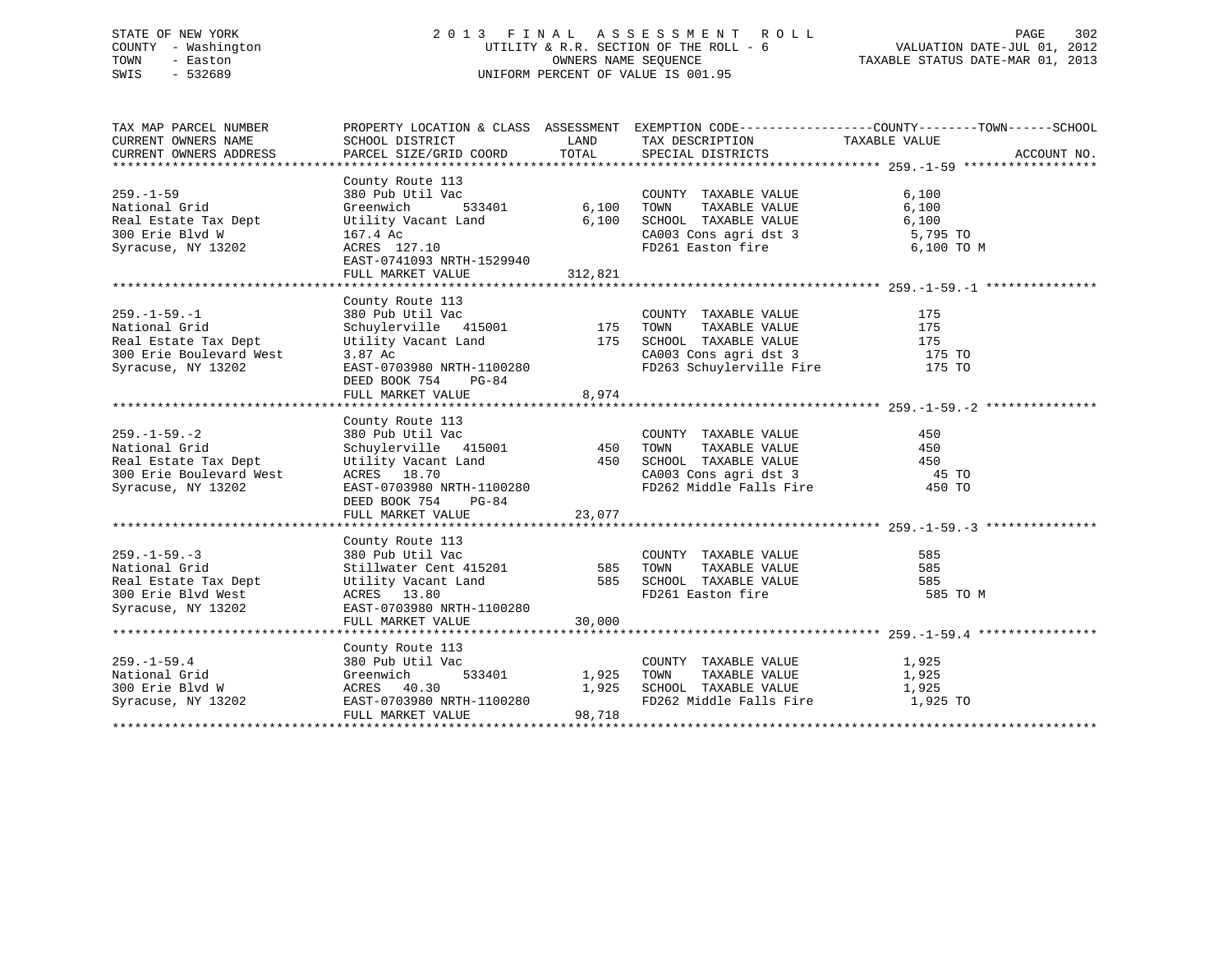STATE OF NEW YORK
COUNTY - Washington
TOWN - Easton
SWIS - 532689

2013 FINAL ASSESSMENT ROLL
UTILITY & R.R. SECTION OF THE ROLL - 6
OWNERS NAME SEQUENCE
UNIFORM PERCENT OF VALUE IS 001.95

VALUATION DATE-JUL 01, 2012
TAXABLE STATUS DATE-MAR 01, 2013

```
TAX MAP PARCEL NUMBER          PROPERTY LOCATION & CLASS  ASSESSMENT  EXEMPTION CODE------------------COUNTY--------TOWN------SCHOOL
CURRENT OWNERS NAME            SCHOOL DISTRICT               LAND      TAX DESCRIPTION              TAXABLE VALUE
CURRENT OWNERS ADDRESS         PARCEL SIZE/GRID COORD       TOTAL      SPECIAL DISTRICTS                                        ACCOUNT NO.
******************************************************************************************************* 259.-1-59 ******************
                               County Route 113
259.-1-59                      380 Pub Util Vac                        COUNTY  TAXABLE VALUE               6,100
National Grid                  Greenwich       533401        6,100     TOWN    TAXABLE VALUE               6,100
Real Estate Tax Dept           Utility Vacant Land           6,100     SCHOOL  TAXABLE VALUE               6,100
300 Erie Blvd W                167.4 Ac                                CA003 Cons agri dst 3                5,795 TO
Syracuse, NY 13202             ACRES  127.10                           FD261 Easton fire                    6,100 TO M
                               EAST-0741093 NRTH-1529940
                               FULL MARKET VALUE           312,821
******************************************************************************************************* 259.-1-59.-1 ***************
                               County Route 113
259.-1-59.-1                   380 Pub Util Vac                        COUNTY  TAXABLE VALUE                 175
National Grid                  Schuylerville  415001           175     TOWN    TAXABLE VALUE                 175
Real Estate Tax Dept           Utility Vacant Land             175     SCHOOL  TAXABLE VALUE                 175
300 Erie Boulevard West        3.87 Ac                                 CA003 Cons agri dst 3                  175 TO
Syracuse, NY 13202             EAST-0703980 NRTH-1100280               FD263 Schuylerville Fire               175 TO
                               DEED BOOK 754    PG-84
                               FULL MARKET VALUE             8,974
******************************************************************************************************* 259.-1-59.-2 ***************
                               County Route 113
259.-1-59.-2                   380 Pub Util Vac                        COUNTY  TAXABLE VALUE                 450
National Grid                  Schuylerville  415001           450     TOWN    TAXABLE VALUE                 450
Real Estate Tax Dept           Utility Vacant Land             450     SCHOOL  TAXABLE VALUE                 450
300 Erie Boulevard West        ACRES   18.70                           CA003 Cons agri dst 3                   45 TO
Syracuse, NY 13202             EAST-0703980 NRTH-1100280               FD262 Middle Falls Fire                450 TO
                               DEED BOOK 754    PG-84
                               FULL MARKET VALUE            23,077
******************************************************************************************************* 259.-1-59.-3 ***************
                               County Route 113
259.-1-59.-3                   380 Pub Util Vac                        COUNTY  TAXABLE VALUE                 585
National Grid                  Stillwater Cent 415201          585     TOWN    TAXABLE VALUE                 585
Real Estate Tax Dept           Utility Vacant Land             585     SCHOOL  TAXABLE VALUE                 585
300 Erie Blvd West             ACRES   13.80                           FD261 Easton fire                      585 TO M
Syracuse, NY 13202             EAST-0703980 NRTH-1100280
                               FULL MARKET VALUE            30,000
******************************************************************************************************* 259.-1-59.4 ****************
                               County Route 113
259.-1-59.4                    380 Pub Util Vac                        COUNTY  TAXABLE VALUE               1,925
National Grid                  Greenwich       533401        1,925     TOWN    TAXABLE VALUE               1,925
300 Erie Blvd W                ACRES   40.30                 1,925     SCHOOL  TAXABLE VALUE               1,925
Syracuse, NY 13202             EAST-0703980 NRTH-1100280               FD262 Middle Falls Fire              1,925 TO
                               FULL MARKET VALUE            98,718
************************************************************************************************************************************
```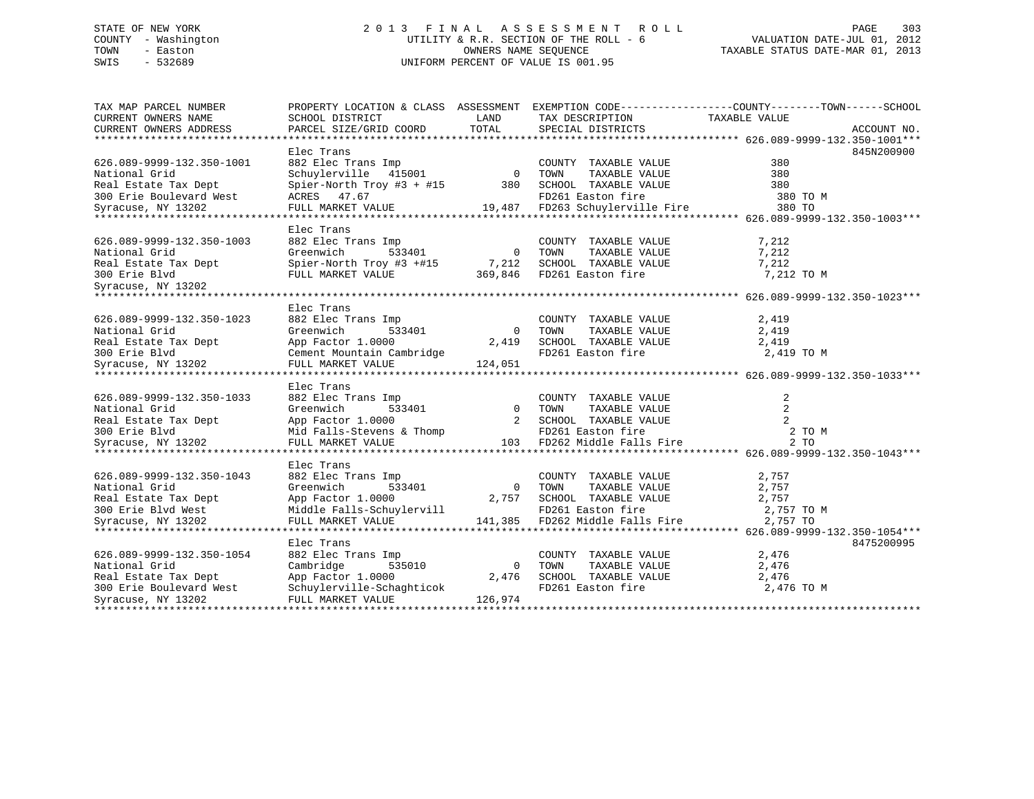STATE OF NEW YORK
COUNTY - Washington
TOWN - Easton
SWIS - 532689

# 2013 FINAL ASSESSMENT ROLL
UTILITY & R.R. SECTION OF THE ROLL - 6
OWNERS NAME SEQUENCE
UNIFORM PERCENT OF VALUE IS 001.95

VALUATION DATE-JUL 01, 2012
TAXABLE STATUS DATE-MAR 01, 2013

| TAX MAP PARCEL NUMBER / CURRENT OWNERS NAME / CURRENT OWNERS ADDRESS | PROPERTY LOCATION & CLASS / SCHOOL DISTRICT / PARCEL SIZE/GRID COORD | ASSESSMENT LAND / TOTAL | EXEMPTION CODE / TAX DESCRIPTION / SPECIAL DISTRICTS | TAXABLE VALUE (COUNTY / TOWN / SCHOOL) | ACCOUNT NO. |
|---|---|---|---|---|---|
| **626.089-9999-132.350-1001** | Elec Trans | | | | 845N200900 |
| 626.089-9999-132.350-1001 | 882 Elec Trans Imp | | COUNTY TAXABLE VALUE | 380 | |
| National Grid | Schuylerville 415001 | 0 | TOWN TAXABLE VALUE | 380 | |
| Real Estate Tax Dept | Spier-North Troy #3 + #15 | 380 | SCHOOL TAXABLE VALUE | 380 | |
| 300 Erie Boulevard West | ACRES 47.67 | | FD261 Easton fire | 380 TO M | |
| Syracuse, NY 13202 | FULL MARKET VALUE | 19,487 | FD263 Schuylerville Fire | 380 TO | |
| **626.089-9999-132.350-1003** | Elec Trans | | | | |
| 626.089-9999-132.350-1003 | 882 Elec Trans Imp | | COUNTY TAXABLE VALUE | 7,212 | |
| National Grid | Greenwich 533401 | 0 | TOWN TAXABLE VALUE | 7,212 | |
| Real Estate Tax Dept | Spier-North Troy #3 +#15 | 7,212 | SCHOOL TAXABLE VALUE | 7,212 | |
| 300 Erie Blvd | FULL MARKET VALUE | 369,846 | FD261 Easton fire | 7,212 TO M | |
| Syracuse, NY 13202 | | | | | |
| **626.089-9999-132.350-1023** | Elec Trans | | | | |
| 626.089-9999-132.350-1023 | 882 Elec Trans Imp | | COUNTY TAXABLE VALUE | 2,419 | |
| National Grid | Greenwich 533401 | 0 | TOWN TAXABLE VALUE | 2,419 | |
| Real Estate Tax Dept | App Factor 1.0000 | 2,419 | SCHOOL TAXABLE VALUE | 2,419 | |
| 300 Erie Blvd | Cement Mountain Cambridge | | FD261 Easton fire | 2,419 TO M | |
| Syracuse, NY 13202 | FULL MARKET VALUE | 124,051 | | | |
| **626.089-9999-132.350-1033** | Elec Trans | | | | |
| 626.089-9999-132.350-1033 | 882 Elec Trans Imp | | COUNTY TAXABLE VALUE | 2 | |
| National Grid | Greenwich 533401 | 0 | TOWN TAXABLE VALUE | 2 | |
| Real Estate Tax Dept | App Factor 1.0000 | 2 | SCHOOL TAXABLE VALUE | 2 | |
| 300 Erie Blvd | Mid Falls-Stevens & Thomp | | FD261 Easton fire | 2 TO M | |
| Syracuse, NY 13202 | FULL MARKET VALUE | 103 | FD262 Middle Falls Fire | 2 TO | |
| **626.089-9999-132.350-1043** | Elec Trans | | | | |
| 626.089-9999-132.350-1043 | 882 Elec Trans Imp | | COUNTY TAXABLE VALUE | 2,757 | |
| National Grid | Greenwich 533401 | 0 | TOWN TAXABLE VALUE | 2,757 | |
| Real Estate Tax Dept | App Factor 1.0000 | 2,757 | SCHOOL TAXABLE VALUE | 2,757 | |
| 300 Erie Blvd West | Middle Falls-Schuylervill | | FD261 Easton fire | 2,757 TO M | |
| Syracuse, NY 13202 | FULL MARKET VALUE | 141,385 | FD262 Middle Falls Fire | 2,757 TO | |
| **626.089-9999-132.350-1054** | Elec Trans | | | | 8475200995 |
| 626.089-9999-132.350-1054 | 882 Elec Trans Imp | | COUNTY TAXABLE VALUE | 2,476 | |
| National Grid | Cambridge 535010 | 0 | TOWN TAXABLE VALUE | 2,476 | |
| Real Estate Tax Dept | App Factor 1.0000 | 2,476 | SCHOOL TAXABLE VALUE | 2,476 | |
| 300 Erie Boulevard West | Schuylerville-Schaghticok | | FD261 Easton fire | 2,476 TO M | |
| Syracuse, NY 13202 | FULL MARKET VALUE | 126,974 | | | |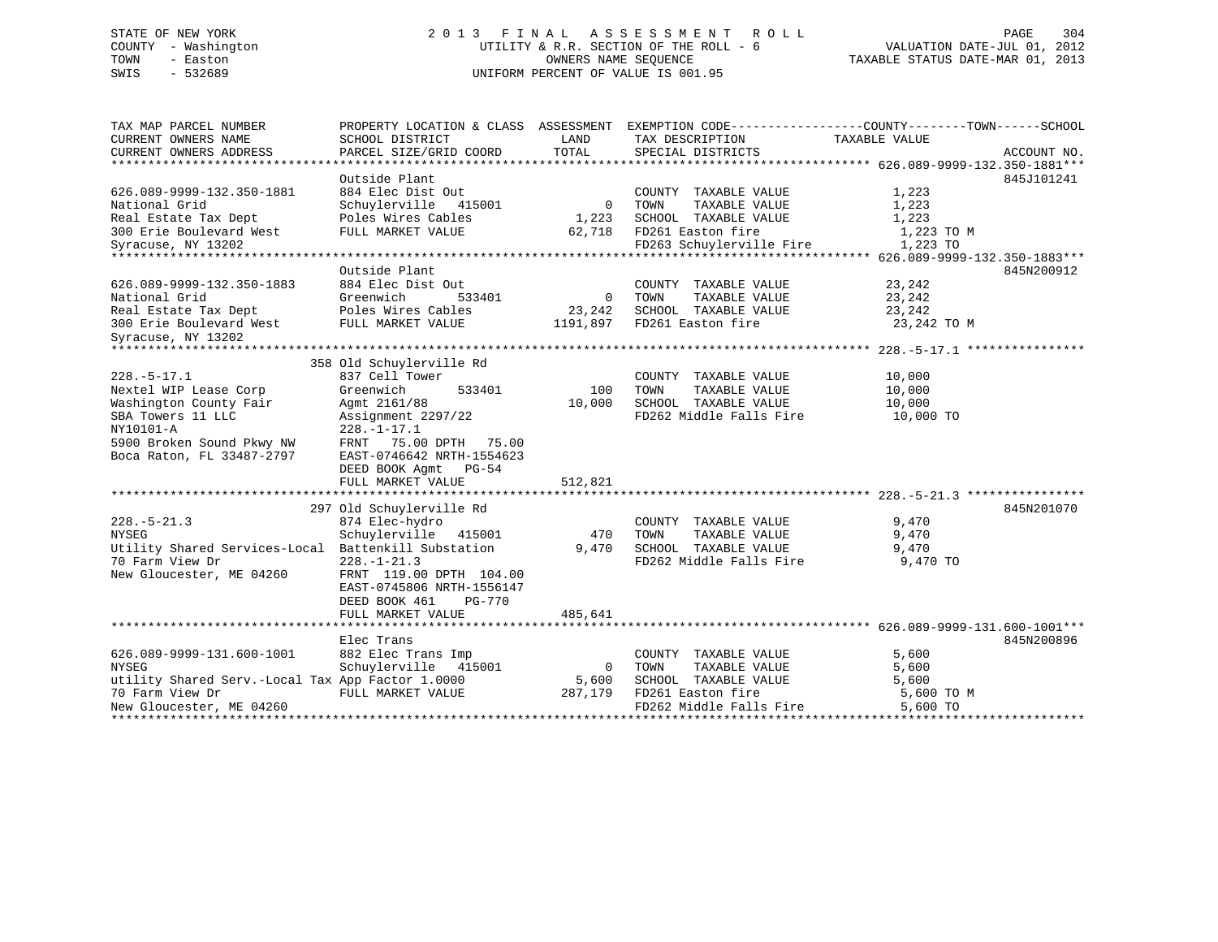STATE OF NEW YORK
COUNTY - Washington
TOWN - Easton
SWIS - 532689

2 0 1 3 F I N A L A S S E S S M E N T R O L L
UTILITY & R.R. SECTION OF THE ROLL - 6
OWNERS NAME SEQUENCE
UNIFORM PERCENT OF VALUE IS 001.95

VALUATION DATE-JUL 01, 2012
TAXABLE STATUS DATE-MAR 01, 2013

| TAX MAP PARCEL NUMBER / CURRENT OWNERS NAME / CURRENT OWNERS ADDRESS | PROPERTY LOCATION & CLASS / SCHOOL DISTRICT / PARCEL SIZE/GRID COORD | ASSESSMENT LAND / TOTAL | EXEMPTION CODE / TAX DESCRIPTION / SPECIAL DISTRICTS | TAXABLE VALUE (COUNTY / TOWN / SCHOOL) | ACCOUNT NO. |
|---|---|---|---|---|---|
| **626.089-9999-132.350-1881** | Outside Plant | | | | 845J101241 |
| 626.089-9999-132.350-1881 | 884 Elec Dist Out | | COUNTY TAXABLE VALUE | 1,223 | |
| National Grid | Schuylerville 415001 | 0 | TOWN TAXABLE VALUE | 1,223 | |
| Real Estate Tax Dept | Poles Wires Cables | 1,223 | SCHOOL TAXABLE VALUE | 1,223 | |
| 300 Erie Boulevard West | FULL MARKET VALUE | 62,718 | FD261 Easton fire | 1,223 TO M | |
| Syracuse, NY 13202 | | | FD263 Schuylerville Fire | 1,223 TO | |
| **626.089-9999-132.350-1883** | Outside Plant | | | | 845N200912 |
| 626.089-9999-132.350-1883 | 884 Elec Dist Out | | COUNTY TAXABLE VALUE | 23,242 | |
| National Grid | Greenwich 533401 | 0 | TOWN TAXABLE VALUE | 23,242 | |
| Real Estate Tax Dept | Poles Wires Cables | 23,242 | SCHOOL TAXABLE VALUE | 23,242 | |
| 300 Erie Boulevard West | FULL MARKET VALUE | 1191,897 | FD261 Easton fire | 23,242 TO M | |
| Syracuse, NY 13202 | | | | | |
| **228.-5-17.1** | 358 Old Schuylerville Rd | | | | |
| 228.-5-17.1 | 837 Cell Tower | | COUNTY TAXABLE VALUE | 10,000 | |
| Nextel WIP Lease Corp | Greenwich 533401 | 100 | TOWN TAXABLE VALUE | 10,000 | |
| Washington County Fair | Agmt 2161/88 | 10,000 | SCHOOL TAXABLE VALUE | 10,000 | |
| SBA Towers 11 LLC | Assignment 2297/22 | | FD262 Middle Falls Fire | 10,000 TO | |
| NY10101-A | 228.-1-17.1 | | | | |
| 5900 Broken Sound Pkwy NW | FRNT 75.00 DPTH 75.00 | | | | |
| Boca Raton, FL 33487-2797 | EAST-0746642 NRTH-1554623 | | | | |
| | DEED BOOK Agmt PG-54 | | | | |
| | FULL MARKET VALUE | 512,821 | | | |
| **228.-5-21.3** | 297 Old Schuylerville Rd | | | | 845N201070 |
| 228.-5-21.3 | 874 Elec-hydro | | COUNTY TAXABLE VALUE | 9,470 | |
| NYSEG | Schuylerville 415001 | 470 | TOWN TAXABLE VALUE | 9,470 | |
| Utility Shared Services-Local | Battenkill Substation | 9,470 | SCHOOL TAXABLE VALUE | 9,470 | |
| 70 Farm View Dr | 228.-1-21.3 | | FD262 Middle Falls Fire | 9,470 TO | |
| New Gloucester, ME 04260 | FRNT 119.00 DPTH 104.00 | | | | |
| | EAST-0745806 NRTH-1556147 | | | | |
| | DEED BOOK 461 PG-770 | | | | |
| | FULL MARKET VALUE | 485,641 | | | |
| **626.089-9999-131.600-1001** | Elec Trans | | | | 845N200896 |
| 626.089-9999-131.600-1001 | 882 Elec Trans Imp | | COUNTY TAXABLE VALUE | 5,600 | |
| NYSEG | Schuylerville 415001 | 0 | TOWN TAXABLE VALUE | 5,600 | |
| utility Shared Serv.-Local Tax | App Factor 1.0000 | 5,600 | SCHOOL TAXABLE VALUE | 5,600 | |
| 70 Farm View Dr | FULL MARKET VALUE | 287,179 | FD261 Easton fire | 5,600 TO M | |
| New Gloucester, ME 04260 | | | FD262 Middle Falls Fire | 5,600 TO | |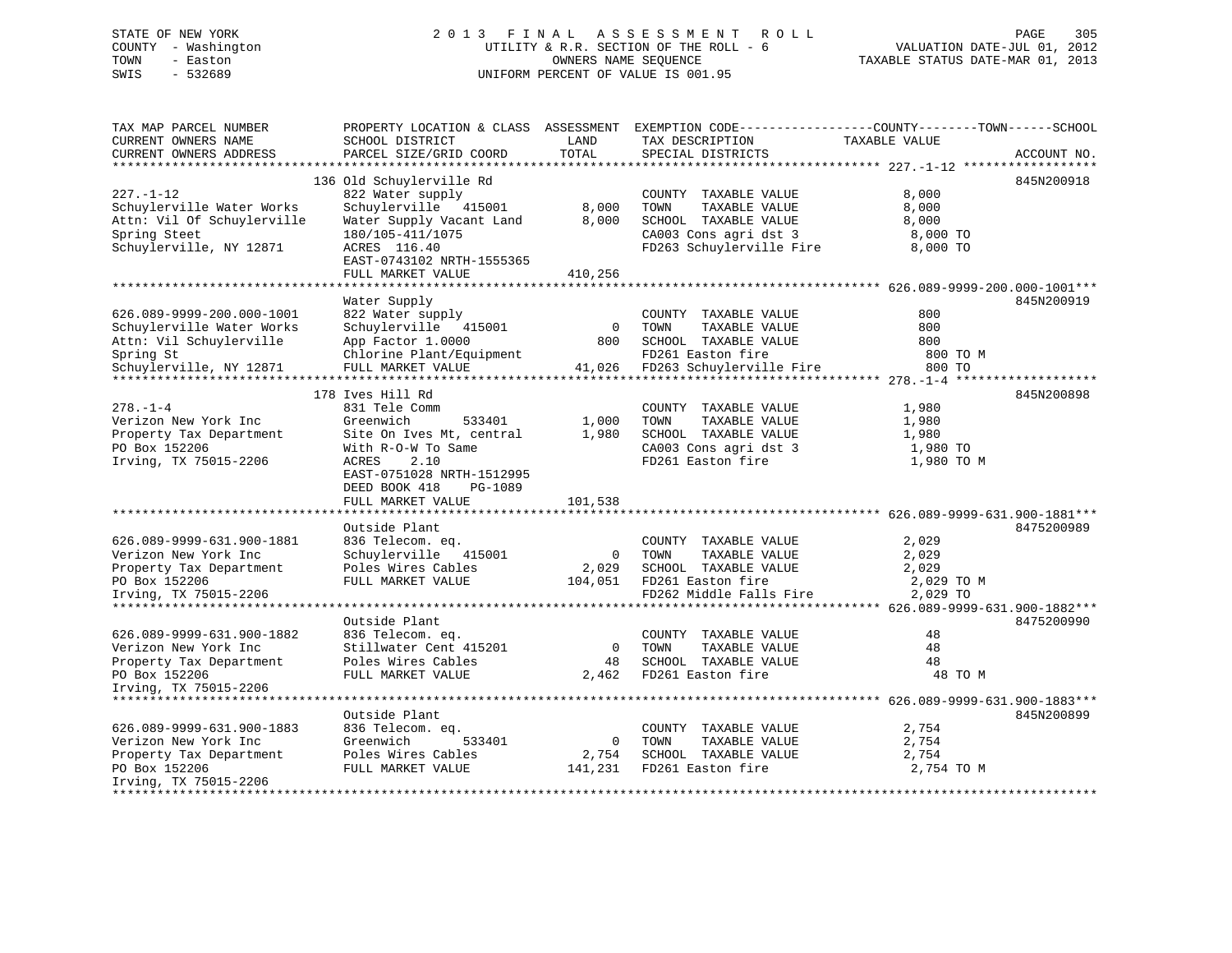STATE OF NEW YORK                                2013 FINAL ASSESSMENT ROLL
COUNTY - Washington                    UTILITY & R.R. SECTION OF THE ROLL - 6                    VALUATION DATE-JUL 01, 2012
TOWN - Easton                                      OWNERS NAME SEQUENCE                    TAXABLE STATUS DATE-MAR 01, 2013
SWIS - 532689                              UNIFORM PERCENT OF VALUE IS 001.95

| TAX MAP PARCEL NUMBER / CURRENT OWNERS NAME / CURRENT OWNERS ADDRESS | PROPERTY LOCATION & CLASS / SCHOOL DISTRICT / PARCEL SIZE/GRID COORD | ASSESSMENT LAND | TOTAL | EXEMPTION CODE / TAX DESCRIPTION / SPECIAL DISTRICTS | TAXABLE VALUE (COUNTY--TOWN--SCHOOL) | ACCOUNT NO. |
|---|---|---|---|---|---|---|
| 227.-1-12 | 136 Old Schuylerville Rd | | | | | 845N200918 |
| | 822 Water supply | | | COUNTY TAXABLE VALUE | 8,000 | |
| Schuylerville Water Works | Schuylerville 415001 | 8,000 | | TOWN TAXABLE VALUE | 8,000 | |
| Attn: Vil Of Schuylerville | Water Supply Vacant Land | | 8,000 | SCHOOL TAXABLE VALUE | 8,000 | |
| Spring Steet | 180/105-411/1075 | | | CA003 Cons agri dst 3 | 8,000 TO | |
| Schuylerville, NY 12871 | ACRES 116.40 | | | FD263 Schuylerville Fire | 8,000 TO | |
| | EAST-0743102 NRTH-1555365 | | | | | |
| | FULL MARKET VALUE | | 410,256 | | | |
| 626.089-9999-200.000-1001 | Water Supply | | | | | 845N200919 |
| | 822 Water supply | | | COUNTY TAXABLE VALUE | 800 | |
| Schuylerville Water Works | Schuylerville 415001 | 0 | | TOWN TAXABLE VALUE | 800 | |
| Attn: Vil Schuylerville | App Factor 1.0000 | | 800 | SCHOOL TAXABLE VALUE | 800 | |
| Spring St | Chlorine Plant/Equipment | | | FD261 Easton fire | 800 TO M | |
| Schuylerville, NY 12871 | FULL MARKET VALUE | | 41,026 | FD263 Schuylerville Fire | 800 TO | |
| 278.-1-4 | 178 Ives Hill Rd | | | | | 845N200898 |
| | 831 Tele Comm | | | COUNTY TAXABLE VALUE | 1,980 | |
| Verizon New York Inc | Greenwich 533401 | 1,000 | | TOWN TAXABLE VALUE | 1,980 | |
| Property Tax Department | Site On Ives Mt, central | | 1,980 | SCHOOL TAXABLE VALUE | 1,980 | |
| PO Box 152206 | With R-O-W To Same | | | CA003 Cons agri dst 3 | 1,980 TO | |
| Irving, TX 75015-2206 | ACRES 2.10 | | | FD261 Easton fire | 1,980 TO M | |
| | EAST-0751028 NRTH-1512995 | | | | | |
| | DEED BOOK 418 PG-1089 | | | | | |
| | FULL MARKET VALUE | | 101,538 | | | |
| 626.089-9999-631.900-1881 | Outside Plant | | | | | 8475200989 |
| | 836 Telecom. eq. | | | COUNTY TAXABLE VALUE | 2,029 | |
| Verizon New York Inc | Schuylerville 415001 | 0 | | TOWN TAXABLE VALUE | 2,029 | |
| Property Tax Department | Poles Wires Cables | | 2,029 | SCHOOL TAXABLE VALUE | 2,029 | |
| PO Box 152206 | FULL MARKET VALUE | | 104,051 | FD261 Easton fire | 2,029 TO M | |
| Irving, TX 75015-2206 | | | | FD262 Middle Falls Fire | 2,029 TO | |
| 626.089-9999-631.900-1882 | Outside Plant | | | | | 8475200990 |
| | 836 Telecom. eq. | | | COUNTY TAXABLE VALUE | 48 | |
| Verizon New York Inc | Stillwater Cent 415201 | 0 | | TOWN TAXABLE VALUE | 48 | |
| Property Tax Department | Poles Wires Cables | | 48 | SCHOOL TAXABLE VALUE | 48 | |
| PO Box 152206 | FULL MARKET VALUE | | 2,462 | FD261 Easton fire | 48 TO M | |
| Irving, TX 75015-2206 | | | | | | |
| 626.089-9999-631.900-1883 | Outside Plant | | | | | 845N200899 |
| | 836 Telecom. eq. | | | COUNTY TAXABLE VALUE | 2,754 | |
| Verizon New York Inc | Greenwich 533401 | 0 | | TOWN TAXABLE VALUE | 2,754 | |
| Property Tax Department | Poles Wires Cables | | 2,754 | SCHOOL TAXABLE VALUE | 2,754 | |
| PO Box 152206 | FULL MARKET VALUE | | 141,231 | FD261 Easton fire | 2,754 TO M | |
| Irving, TX 75015-2206 | | | | | | |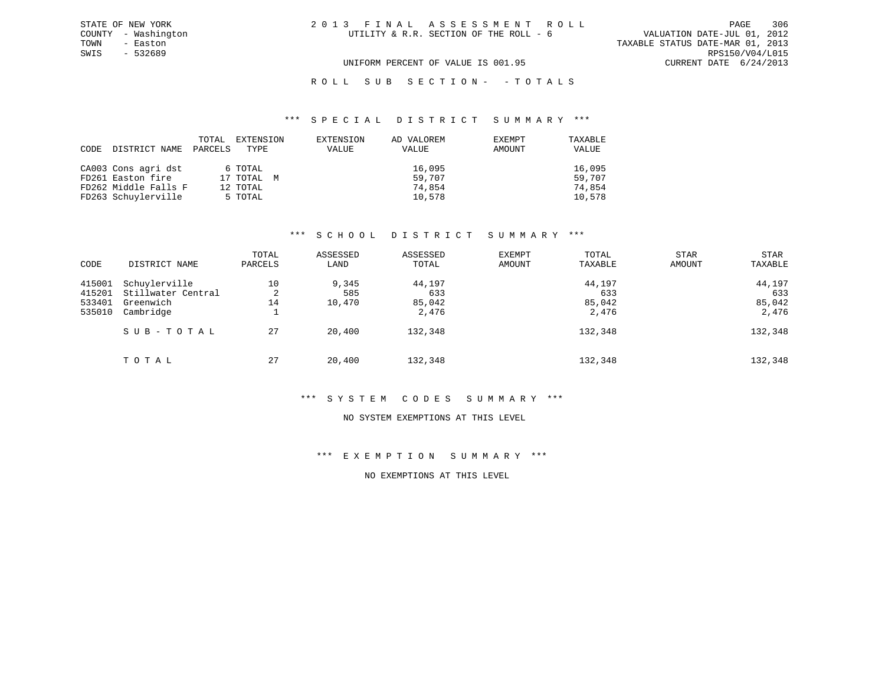STATE OF NEW YORK
COUNTY - Washington
TOWN - Easton
SWIS - 532689

2 0 1 3 F I N A L A S S E S S M E N T R O L L
UTILITY & R.R. SECTION OF THE ROLL - 6

VALUATION DATE-JUL 01, 2012
TAXABLE STATUS DATE-MAR 01, 2013
RPS150/V04/L015
CURRENT DATE 6/24/2013

UNIFORM PERCENT OF VALUE IS 001.95

R O L L S U B S E C T I O N - - T O T A L S

### *** S P E C I A L D I S T R I C T S U M M A R Y ***

| CODE | DISTRICT NAME | TOTAL PARCELS | EXTENSION TYPE | EXTENSION VALUE | AD VALOREM VALUE | EXEMPT AMOUNT | TAXABLE VALUE |
|---|---|---|---|---|---|---|---|
| CA003 | Cons agri dst | 6 | TOTAL | | 16,095 | | 16,095 |
| FD261 | Easton fire | 17 | TOTAL M | | 59,707 | | 59,707 |
| FD262 | Middle Falls F | 12 | TOTAL | | 74,854 | | 74,854 |
| FD263 | Schuylerville | 5 | TOTAL | | 10,578 | | 10,578 |

### *** S C H O O L D I S T R I C T S U M M A R Y ***

| CODE | DISTRICT NAME | TOTAL PARCELS | ASSESSED LAND | ASSESSED TOTAL | EXEMPT AMOUNT | TOTAL TAXABLE | STAR AMOUNT | STAR TAXABLE |
|---|---|---|---|---|---|---|---|---|
| 415001 | Schuylerville | 10 | 9,345 | 44,197 | | 44,197 | | 44,197 |
| 415201 | Stillwater Central | 2 | 585 | 633 | | 633 | | 633 |
| 533401 | Greenwich | 14 | 10,470 | 85,042 | | 85,042 | | 85,042 |
| 535010 | Cambridge | 1 | | 2,476 | | 2,476 | | 2,476 |
| | S U B - T O T A L | 27 | 20,400 | 132,348 | | 132,348 | | 132,348 |
| | T O T A L | 27 | 20,400 | 132,348 | | 132,348 | | 132,348 |

### *** S Y S T E M C O D E S S U M M A R Y ***

NO SYSTEM EXEMPTIONS AT THIS LEVEL

### *** E X E M P T I O N S U M M A R Y ***

NO EXEMPTIONS AT THIS LEVEL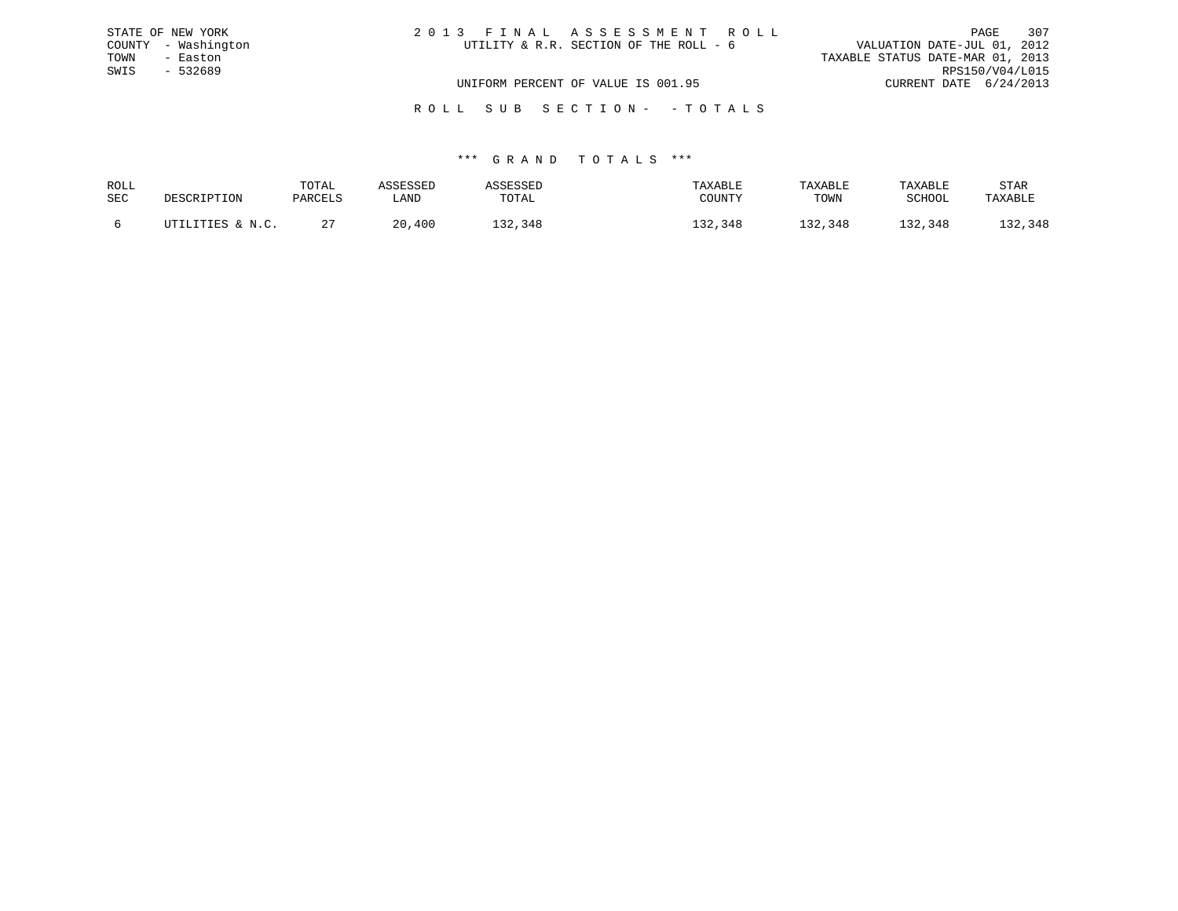STATE OF NEW YORK
COUNTY - Washington
TOWN - Easton
SWIS - 532689

# 2 0 1 3 F I N A L A S S E S S M E N T R O L L

UTILITY & R.R. SECTION OF THE ROLL - 6

VALUATION DATE-JUL 01, 2012
TAXABLE STATUS DATE-MAR 01, 2013
RPS150/V04/L015
CURRENT DATE 6/24/2013

UNIFORM PERCENT OF VALUE IS 001.95

R O L L S U B S E C T I O N - - T O T A L S

\*\*\* G R A N D T O T A L S \*\*\*

| ROLL SEC | DESCRIPTION | TOTAL PARCELS | ASSESSED LAND | ASSESSED TOTAL | TAXABLE COUNTY | TAXABLE TOWN | TAXABLE SCHOOL | STAR TAXABLE |
|---|---|---|---|---|---|---|---|---|
| 6 | UTILITIES & N.C. | 27 | 20,400 | 132,348 | 132,348 | 132,348 | 132,348 | 132,348 |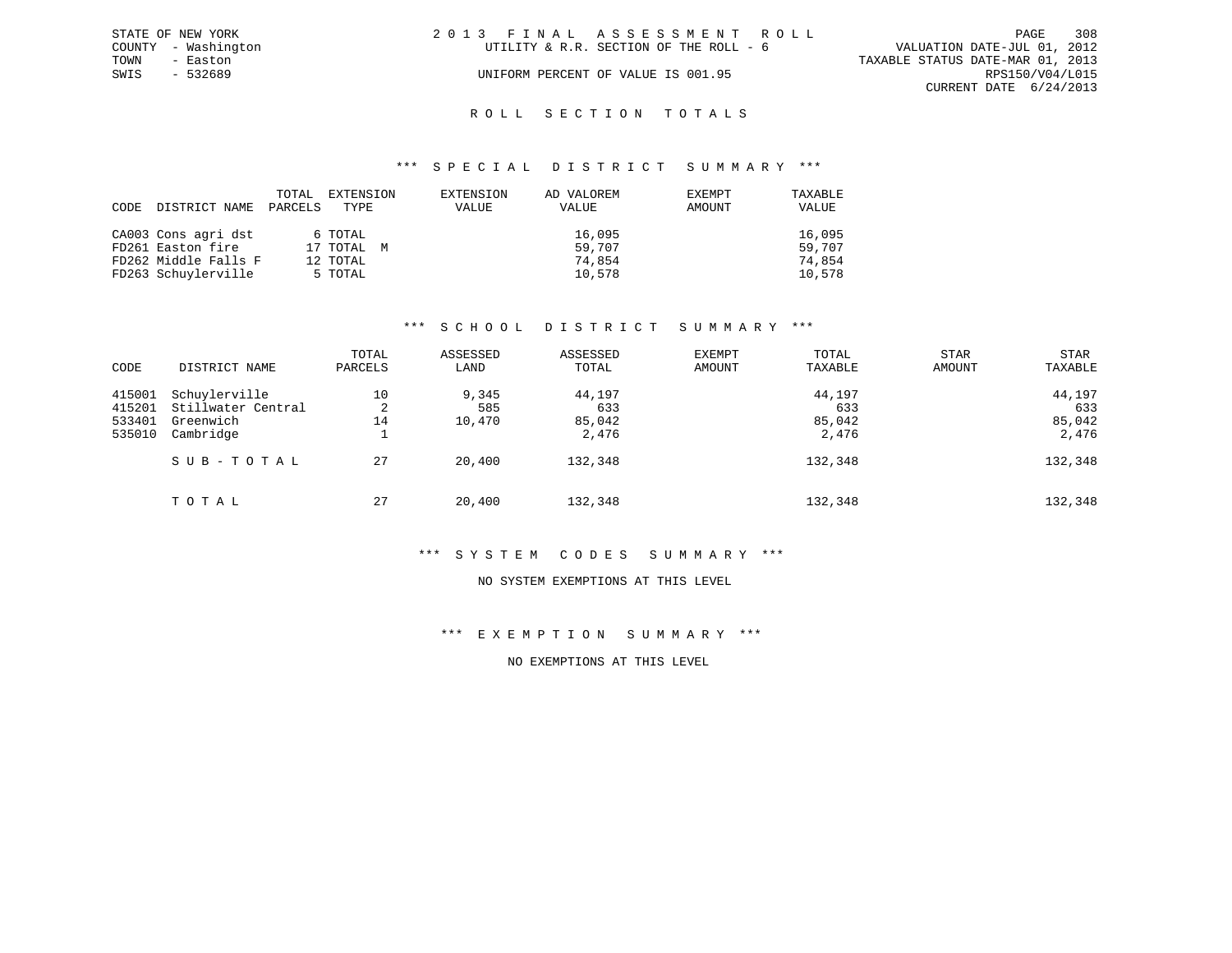STATE OF NEW YORK
COUNTY - Washington
TOWN - Easton
SWIS - 532689

2013 FINAL ASSESSMENT ROLL
UTILITY & R.R. SECTION OF THE ROLL - 6
UNIFORM PERCENT OF VALUE IS 001.95

VALUATION DATE-JUL 01, 2012
TAXABLE STATUS DATE-MAR 01, 2013
RPS150/V04/L015
CURRENT DATE 6/24/2013

## ROLL SECTION TOTALS

### *** SPECIAL DISTRICT SUMMARY ***

| CODE | DISTRICT NAME | TOTAL PARCELS | EXTENSION TYPE | EXTENSION VALUE | AD VALOREM VALUE | EXEMPT AMOUNT | TAXABLE VALUE |
|---|---|---|---|---|---|---|---|
| CA003 | Cons agri dst | 6 | TOTAL | | 16,095 | | 16,095 |
| FD261 | Easton fire | 17 | TOTAL M | | 59,707 | | 59,707 |
| FD262 | Middle Falls F | 12 | TOTAL | | 74,854 | | 74,854 |
| FD263 | Schuylerville | 5 | TOTAL | | 10,578 | | 10,578 |

### *** SCHOOL DISTRICT SUMMARY ***

| CODE | DISTRICT NAME | TOTAL PARCELS | ASSESSED LAND | ASSESSED TOTAL | EXEMPT AMOUNT | TOTAL TAXABLE | STAR AMOUNT | STAR TAXABLE |
|---|---|---|---|---|---|---|---|---|
| 415001 | Schuylerville | 10 | 9,345 | 44,197 | | 44,197 | | 44,197 |
| 415201 | Stillwater Central | 2 | 585 | 633 | | 633 | | 633 |
| 533401 | Greenwich | 14 | 10,470 | 85,042 | | 85,042 | | 85,042 |
| 535010 | Cambridge | 1 | | 2,476 | | 2,476 | | 2,476 |
| | SUB-TOTAL | 27 | 20,400 | 132,348 | | 132,348 | | 132,348 |
| | TOTAL | 27 | 20,400 | 132,348 | | 132,348 | | 132,348 |

### *** SYSTEM CODES SUMMARY ***

NO SYSTEM EXEMPTIONS AT THIS LEVEL

### *** EXEMPTION SUMMARY ***

NO EXEMPTIONS AT THIS LEVEL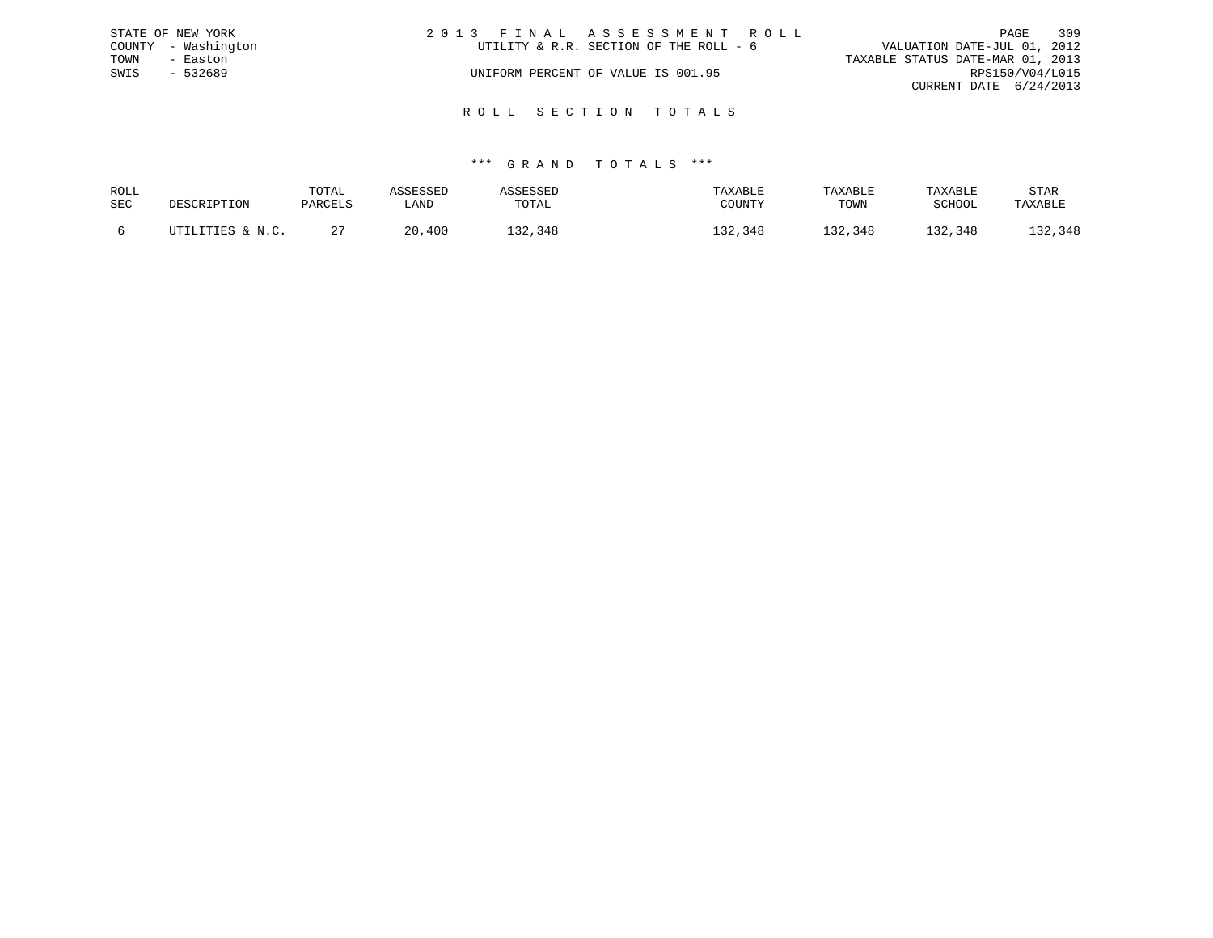STATE OF NEW YORK
COUNTY - Washington
TOWN - Easton
SWIS - 532689

2 0 1 3 F I N A L A S S E S S M E N T R O L L
UTILITY & R.R. SECTION OF THE ROLL - 6

UNIFORM PERCENT OF VALUE IS 001.95

VALUATION DATE-JUL 01, 2012
TAXABLE STATUS DATE-MAR 01, 2013
RPS150/V04/L015
CURRENT DATE 6/24/2013

## R O L L S E C T I O N T O T A L S

### *** G R A N D T O T A L S ***

| ROLL SEC | DESCRIPTION | TOTAL PARCELS | ASSESSED LAND | ASSESSED TOTAL | TAXABLE COUNTY | TAXABLE TOWN | TAXABLE SCHOOL | STAR TAXABLE |
|---|---|---|---|---|---|---|---|---|
| 6 | UTILITIES & N.C. | 27 | 20,400 | 132,348 | 132,348 | 132,348 | 132,348 | 132,348 |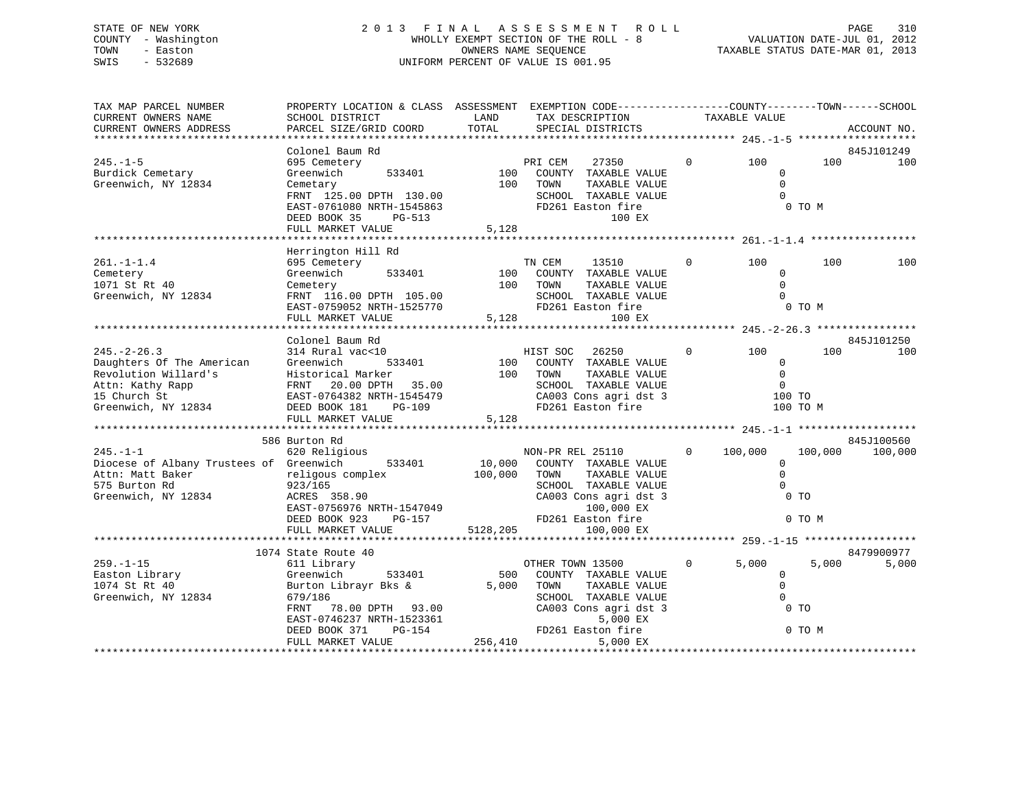STATE OF NEW YORK
COUNTY - Washington
TOWN - Easton
SWIS - 532689

2 0 1 3 F I N A L A S S E S S M E N T R O L L
WHOLLY EXEMPT SECTION OF THE ROLL - 8
OWNERS NAME SEQUENCE
UNIFORM PERCENT OF VALUE IS 001.95

VALUATION DATE-JUL 01, 2012
TAXABLE STATUS DATE-MAR 01, 2013

```
TAX MAP PARCEL NUMBER          PROPERTY LOCATION & CLASS  ASSESSMENT  EXEMPTION CODE------------------COUNTY--------TOWN------SCHOOL
CURRENT OWNERS NAME            SCHOOL DISTRICT              LAND      TAX DESCRIPTION            TAXABLE VALUE
CURRENT OWNERS ADDRESS         PARCEL SIZE/GRID COORD       TOTAL     SPECIAL DISTRICTS                                    ACCOUNT NO.
*********************************************************************************************** 245.-1-5 *******************
                               Colonel Baum Rd                                                                        845J101249
245.-1-5                       695 Cemetery                           PRI CEM     27350        0         100         100         100
Burdick Cemetary               Greenwich       533401          100    COUNTY  TAXABLE VALUE                0
Greenwich, NY 12834            Cemetary                        100    TOWN    TAXABLE VALUE                0
                               FRNT 125.00 DPTH 130.00                SCHOOL  TAXABLE VALUE                0
                               EAST-0761080 NRTH-1545863              FD261 Easton fire                     0 TO M
                               DEED BOOK 35     PG-513                            100 EX
                               FULL MARKET VALUE              5,128
*********************************************************************************************** 261.-1-1.4 *****************
                               Herrington Hill Rd
261.-1-1.4                     695 Cemetery                           TN CEM      13510        0         100         100         100
Cemetery                       Greenwich       533401          100    COUNTY  TAXABLE VALUE                0
1071 St Rt 40                  Cemetery                        100    TOWN    TAXABLE VALUE                0
Greenwich, NY 12834            FRNT 116.00 DPTH 105.00                SCHOOL  TAXABLE VALUE                0
                               EAST-0759052 NRTH-1525770              FD261 Easton fire                     0 TO M
                               FULL MARKET VALUE              5,128               100 EX
*********************************************************************************************** 245.-2-26.3 ****************
                               Colonel Baum Rd                                                                        845J101250
245.-2-26.3                    314 Rural vac<10                       HIST SOC    26250        0         100         100         100
Daughters Of The American      Greenwich       533401          100    COUNTY  TAXABLE VALUE                0
Revolution Willard's           Historical Marker               100    TOWN    TAXABLE VALUE                0
Attn: Kathy Rapp               FRNT  20.00 DPTH  35.00                SCHOOL  TAXABLE VALUE                0
15 Church St                   EAST-0764382 NRTH-1545479              CA003 Cons agri dst 3               100 TO
Greenwich, NY 12834            DEED BOOK 181    PG-109                FD261 Easton fire                   100 TO M
                               FULL MARKET VALUE              5,128
*********************************************************************************************** 245.-1-1 *******************
                           586 Burton Rd                                                                              845J100560
245.-1-1                       620 Religious                          NON-PR REL 25110         0     100,000     100,000     100,000
Diocese of Albany Trustees of  Greenwich       533401       10,000    COUNTY  TAXABLE VALUE                0
Attn: Matt Baker               religous complex            100,000    TOWN    TAXABLE VALUE                0
575 Burton Rd                  923/165                                SCHOOL  TAXABLE VALUE                0
Greenwich, NY 12834            ACRES 358.90                           CA003 Cons agri dst 3                 0 TO
                               EAST-0756976 NRTH-1547049                      100,000 EX
                               DEED BOOK 923    PG-157                FD261 Easton fire                     0 TO M
                               FULL MARKET VALUE            5128,205          100,000 EX
*********************************************************************************************** 259.-1-15 ******************
                          1074 State Route 40                                                                         8479900977
259.-1-15                      611 Library                            OTHER TOWN 13500         0       5,000       5,000       5,000
Easton Library                 Greenwich       533401          500    COUNTY  TAXABLE VALUE                0
1074 St Rt 40                  Burton Librayr Bks &          5,000    TOWN    TAXABLE VALUE                0
Greenwich, NY 12834            679/186                                SCHOOL  TAXABLE VALUE                0
                               FRNT  78.00 DPTH  93.00                CA003 Cons agri dst 3                 0 TO
                               EAST-0746237 NRTH-1523361                        5,000 EX
                               DEED BOOK 371    PG-154                FD261 Easton fire                     0 TO M
                               FULL MARKET VALUE            256,410             5,000 EX
******************************************************************************************************************************
```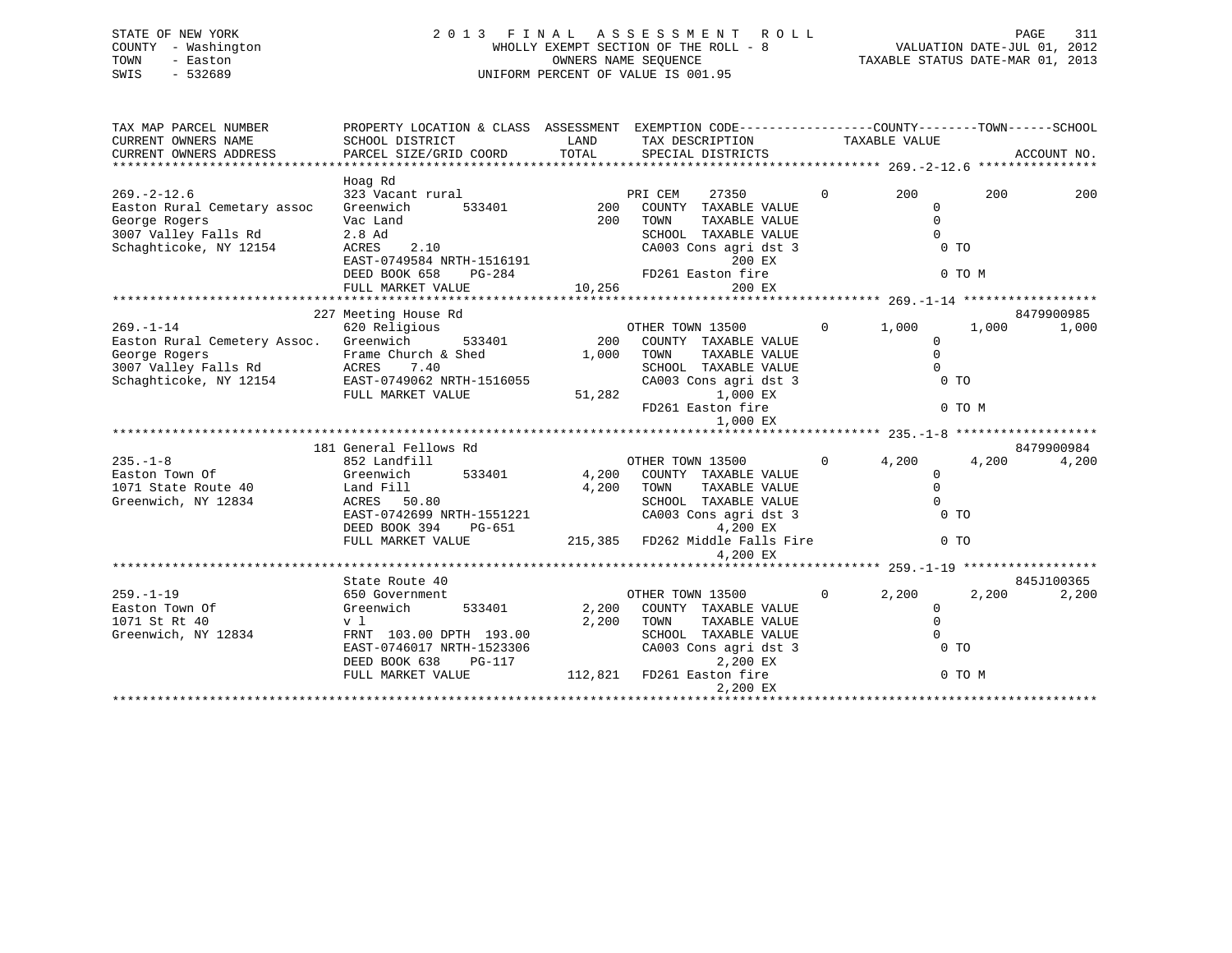STATE OF NEW YORK
COUNTY - Washington
TOWN - Easton
SWIS - 532689

2 0 1 3 F I N A L A S S E S S M E N T R O L L
WHOLLY EXEMPT SECTION OF THE ROLL - 8
OWNERS NAME SEQUENCE
UNIFORM PERCENT OF VALUE IS 001.95

VALUATION DATE-JUL 01, 2012
TAXABLE STATUS DATE-MAR 01, 2013

```
TAX MAP PARCEL NUMBER          PROPERTY LOCATION & CLASS  ASSESSMENT  EXEMPTION CODE-----------------COUNTY--------TOWN------SCHOOL
CURRENT OWNERS NAME            SCHOOL DISTRICT             LAND        TAX DESCRIPTION              TAXABLE VALUE
CURRENT OWNERS ADDRESS         PARCEL SIZE/GRID COORD      TOTAL       SPECIAL DISTRICTS                                      ACCOUNT NO.
******************************************************************************************************* 269.-2-12.6 ****************
                               Hoag Rd
269.-2-12.6                    323 Vacant rural                        PRI CEM    27350          0        200         200          200
Easton Rural Cemetary assoc    Greenwich       533401          200     COUNTY  TAXABLE VALUE                  0
George Rogers                  Vac Land                        200     TOWN    TAXABLE VALUE                  0
3007 Valley Falls Rd           2.8 Ad                                  SCHOOL  TAXABLE VALUE                  0
Schaghticoke, NY 12154         ACRES    2.10                           CA003 Cons agri dst 3                  0 TO
                               EAST-0749584 NRTH-1516191                         200 EX
                               DEED BOOK 658    PG-284                 FD261 Easton fire                      0 TO M
                               FULL MARKET VALUE              10,256             200 EX
******************************************************************************************************* 269.-1-14 ******************
                               227 Meeting House Rd                                                                   8479900985
269.-1-14                      620 Religious                           OTHER TOWN 13500          0      1,000       1,000        1,000
Easton Rural Cemetery Assoc.   Greenwich       533401          200     COUNTY  TAXABLE VALUE                  0
George Rogers                  Frame Church & Shed           1,000     TOWN    TAXABLE VALUE                  0
3007 Valley Falls Rd           ACRES    7.40                           SCHOOL  TAXABLE VALUE                  0
Schaghticoke, NY 12154         EAST-0749062 NRTH-1516055               CA003 Cons agri dst 3                  0 TO
                               FULL MARKET VALUE              51,282           1,000 EX
                                                                       FD261 Easton fire                      0 TO M
                                                                               1,000 EX
******************************************************************************************************* 235.-1-8 *******************
                               181 General Fellows Rd                                                                 8479900984
235.-1-8                       852 Landfill                            OTHER TOWN 13500          0      4,200       4,200        4,200
Easton Town Of                 Greenwich       533401        4,200     COUNTY  TAXABLE VALUE                  0
1071 State Route 40            Land Fill                     4,200     TOWN    TAXABLE VALUE                  0
Greenwich, NY 12834            ACRES   50.80                           SCHOOL  TAXABLE VALUE                  0
                               EAST-0742699 NRTH-1551221               CA003 Cons agri dst 3                  0 TO
                               DEED BOOK 394    PG-651                         4,200 EX
                               FULL MARKET VALUE             215,385   FD262 Middle Falls Fire                0 TO
                                                                               4,200 EX
******************************************************************************************************* 259.-1-19 ******************
                               State Route 40                                                                         845J100365
259.-1-19                      650 Government                          OTHER TOWN 13500          0      2,200       2,200        2,200
Easton Town Of                 Greenwich       533401        2,200     COUNTY  TAXABLE VALUE                  0
1071 St Rt 40                  v l                           2,200     TOWN    TAXABLE VALUE                  0
Greenwich, NY 12834            FRNT 103.00 DPTH 193.00                 SCHOOL  TAXABLE VALUE                  0
                               EAST-0746017 NRTH-1523306               CA003 Cons agri dst 3                  0 TO
                               DEED BOOK 638    PG-117                         2,200 EX
                               FULL MARKET VALUE             112,821   FD261 Easton fire                      0 TO M
                                                                               2,200 EX
************************************************************************************************************************************
```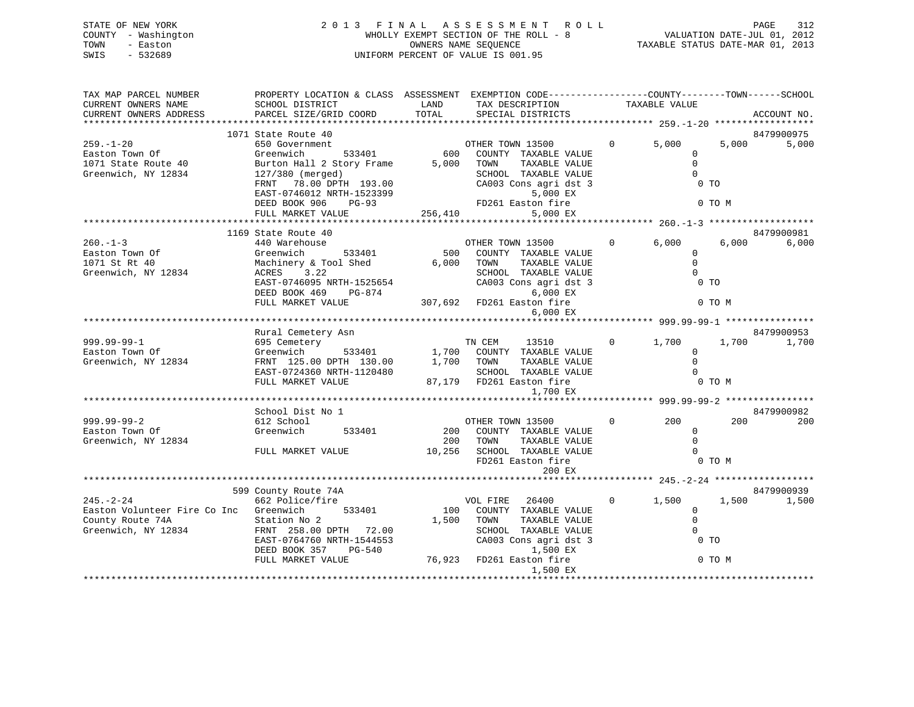STATE OF NEW YORK
COUNTY - Washington
TOWN - Easton
SWIS - 532689

2 0 1 3 F I N A L A S S E S S M E N T R O L L
WHOLLY EXEMPT SECTION OF THE ROLL - 8
OWNERS NAME SEQUENCE
UNIFORM PERCENT OF VALUE IS 001.95

VALUATION DATE-JUL 01, 2012
TAXABLE STATUS DATE-MAR 01, 2013

```
TAX MAP PARCEL NUMBER          PROPERTY LOCATION & CLASS  ASSESSMENT  EXEMPTION CODE------------------COUNTY--------TOWN------SCHOOL
CURRENT OWNERS NAME            SCHOOL DISTRICT              LAND      TAX DESCRIPTION             TAXABLE VALUE
CURRENT OWNERS ADDRESS         PARCEL SIZE/GRID COORD       TOTAL     SPECIAL DISTRICTS                                         ACCOUNT NO.
******************************************************************************************************* 259.-1-20 ******************
                               1071 State Route 40                                                                          8479900975
259.-1-20                      650 Government                          OTHER TOWN 13500          0        5,000       5,000      5,000
Easton Town Of                 Greenwich        533401          600     COUNTY  TAXABLE VALUE                  0
1071 State Route 40            Burton Hall 2 Story Frame      5,000     TOWN    TAXABLE VALUE                  0
Greenwich, NY 12834            127/380 (merged)                         SCHOOL  TAXABLE VALUE                  0
                               FRNT   78.00 DPTH  193.00                CA003 Cons agri dst 3                   0 TO
                               EAST-0746012 NRTH-1523399                      5,000 EX
                               DEED BOOK 906    PG-93                   FD261 Easton fire                       0 TO M
                               FULL MARKET VALUE            256,410           5,000 EX
******************************************************************************************************* 260.-1-3 *******************
                               1169 State Route 40                                                                          8479900981
260.-1-3                       440 Warehouse                           OTHER TOWN 13500          0        6,000       6,000      6,000
Easton Town Of                 Greenwich        533401          500     COUNTY  TAXABLE VALUE                  0
1071 St Rt 40                  Machinery & Tool Shed          6,000     TOWN    TAXABLE VALUE                  0
Greenwich, NY 12834            ACRES    3.22                            SCHOOL  TAXABLE VALUE                  0
                               EAST-0746095 NRTH-1525654                CA003 Cons agri dst 3                   0 TO
                               DEED BOOK 469    PG-874                        6,000 EX
                               FULL MARKET VALUE            307,692     FD261 Easton fire                       0 TO M
                                                                              6,000 EX
******************************************************************************************************* 999.99-99-1 ****************
                               Rural Cemetery Asn                                                                           8479900953
999.99-99-1                    695 Cemetery                            TN CEM      13510         0        1,700       1,700      1,700
Easton Town Of                 Greenwich        533401        1,700     COUNTY  TAXABLE VALUE                  0
Greenwich, NY 12834            FRNT  125.00 DPTH  130.00      1,700     TOWN    TAXABLE VALUE                  0
                               EAST-0724360 NRTH-1120480                SCHOOL  TAXABLE VALUE                  0
                               FULL MARKET VALUE             87,179     FD261 Easton fire                       0 TO M
                                                                              1,700 EX
******************************************************************************************************* 999.99-99-2 ****************
                               School Dist No 1                                                                             8479900982
999.99-99-2                    612 School                              OTHER TOWN 13500          0          200         200        200
Easton Town Of                 Greenwich        533401          200     COUNTY  TAXABLE VALUE                  0
Greenwich, NY 12834                                             200     TOWN    TAXABLE VALUE                  0
                               FULL MARKET VALUE             10,256     SCHOOL  TAXABLE VALUE                  0
                                                                        FD261 Easton fire                       0 TO M
                                                                                200 EX
******************************************************************************************************* 245.-2-24 ******************
                               599 County Route 74A                                                                         8479900939
245.-2-24                      662 Police/fire                         VOL FIRE    26400         0        1,500       1,500      1,500
Easton Volunteer Fire Co Inc   Greenwich        533401          100     COUNTY  TAXABLE VALUE                  0
County Route 74A               Station No 2                   1,500     TOWN    TAXABLE VALUE                  0
Greenwich, NY 12834            FRNT  258.00 DPTH   72.00                SCHOOL  TAXABLE VALUE                  0
                               EAST-0764760 NRTH-1544553                CA003 Cons agri dst 3                   0 TO
                               DEED BOOK 357    PG-540                        1,500 EX
                               FULL MARKET VALUE             76,923     FD261 Easton fire                       0 TO M
                                                                              1,500 EX
************************************************************************************************************************************
```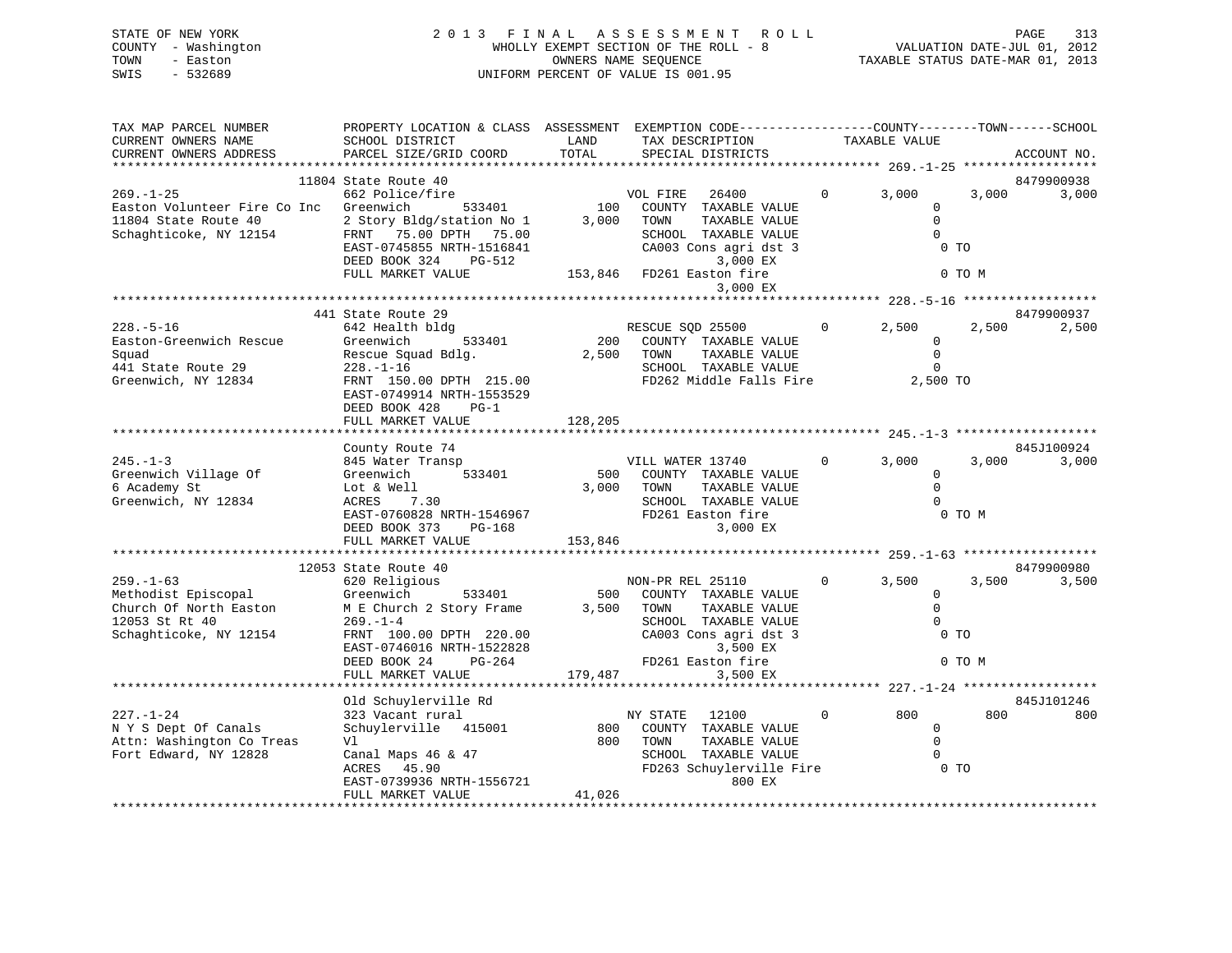STATE OF NEW YORK
COUNTY - Washington
TOWN - Easton
SWIS - 532689

2 0 1 3 F I N A L A S S E S S M E N T R O L L
WHOLLY EXEMPT SECTION OF THE ROLL - 8
OWNERS NAME SEQUENCE
UNIFORM PERCENT OF VALUE IS 001.95

VALUATION DATE-JUL 01, 2012
TAXABLE STATUS DATE-MAR 01, 2013

```
TAX MAP PARCEL NUMBER          PROPERTY LOCATION & CLASS  ASSESSMENT  EXEMPTION CODE------------------COUNTY--------TOWN------SCHOOL
CURRENT OWNERS NAME            SCHOOL DISTRICT               LAND      TAX DESCRIPTION            TAXABLE VALUE
CURRENT OWNERS ADDRESS         PARCEL SIZE/GRID COORD        TOTAL     SPECIAL DISTRICTS                                    ACCOUNT NO.
******************************************************************************************************* 269.-1-25 ******************
                          11804 State Route 40                                                                          8479900938
269.-1-25                      662 Police/fire                     VOL FIRE   26400         0     3,000      3,000      3,000
Easton Volunteer Fire Co Inc   Greenwich      533401         100    COUNTY  TAXABLE VALUE              0
11804 State Route 40           2 Story Bldg/station No 1    3,000   TOWN    TAXABLE VALUE              0
Schaghticoke, NY 12154         FRNT   75.00 DPTH   75.00            SCHOOL  TAXABLE VALUE              0
                               EAST-0745855 NRTH-1516841            CA003 Cons agri dst 3                0 TO
                               DEED BOOK 324    PG-512                      3,000 EX
                               FULL MARKET VALUE           153,846  FD261 Easton fire                    0 TO M
                                                                            3,000 EX
******************************************************************************************************* 228.-5-16 ******************
                          441 State Route 29                                                                            8479900937
228.-5-16                      642 Health bldg                     RESCUE SQD 25500         0     2,500      2,500      2,500
Easton-Greenwich Rescue        Greenwich      533401         200    COUNTY  TAXABLE VALUE              0
Squad                          Rescue Squad Bdlg.           2,500   TOWN    TAXABLE VALUE              0
441 State Route 29             228.-1-16                            SCHOOL  TAXABLE VALUE              0
Greenwich, NY 12834            FRNT  150.00 DPTH  215.00            FD262 Middle Falls Fire          2,500 TO
                               EAST-0749914 NRTH-1553529
                               DEED BOOK 428    PG-1
                               FULL MARKET VALUE           128,205
******************************************************************************************************* 245.-1-3 *******************
                               County Route 74                                                                          845J100924
245.-1-3                       845 Water Transp                    VILL WATER 13740         0     3,000      3,000      3,000
Greenwich Village Of           Greenwich      533401         500    COUNTY  TAXABLE VALUE              0
6 Academy St                   Lot & Well                   3,000   TOWN    TAXABLE VALUE              0
Greenwich, NY 12834            ACRES    7.30                        SCHOOL  TAXABLE VALUE              0
                               EAST-0760828 NRTH-1546967            FD261 Easton fire                    0 TO M
                               DEED BOOK 373    PG-168                      3,000 EX
                               FULL MARKET VALUE           153,846
******************************************************************************************************* 259.-1-63 ******************
                          12053 State Route 40                                                                          8479900980
259.-1-63                      620 Religious                       NON-PR REL 25110         0     3,500      3,500      3,500
Methodist Episcopal            Greenwich      533401         500    COUNTY  TAXABLE VALUE              0
Church Of North Easton         M E Church 2 Story Frame     3,500   TOWN    TAXABLE VALUE              0
12053 St Rt 40                 269.-1-4                             SCHOOL  TAXABLE VALUE              0
Schaghticoke, NY 12154         FRNT  100.00 DPTH  220.00            CA003 Cons agri dst 3                0 TO
                               EAST-0746016 NRTH-1522828                    3,500 EX
                               DEED BOOK 24     PG-264              FD261 Easton fire                    0 TO M
                               FULL MARKET VALUE           179,487          3,500 EX
******************************************************************************************************* 227.-1-24 ******************
                               Old Schuylerville Rd                                                                     845J101246
227.-1-24                      323 Vacant rural                    NY STATE   12100         0       800        800        800
N Y S Dept Of Canals           Schuylerville  415001         800    COUNTY  TAXABLE VALUE              0
Attn: Washington Co Treas      Vl                             800   TOWN    TAXABLE VALUE              0
Fort Edward, NY 12828          Canal Maps 46 & 47                   SCHOOL  TAXABLE VALUE              0
                               ACRES   45.90                        FD263 Schuylerville Fire             0 TO
                               EAST-0739936 NRTH-1556721                      800 EX
                               FULL MARKET VALUE            41,026
************************************************************************************************************************************
```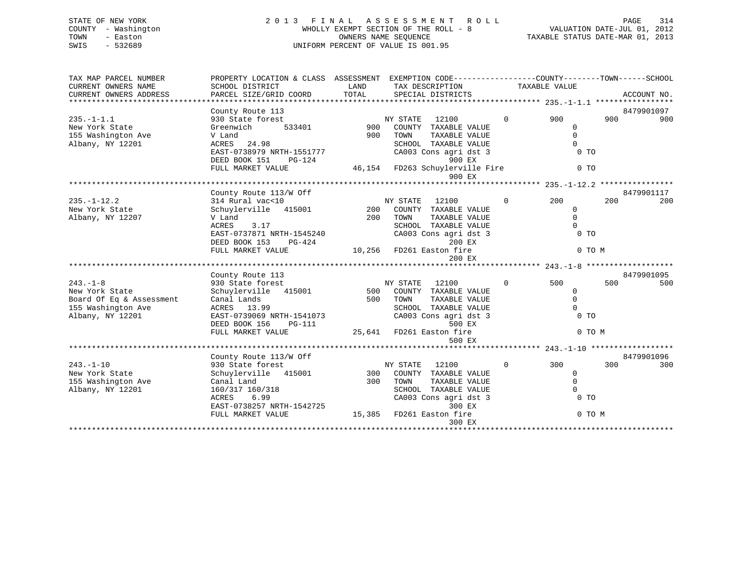STATE OF NEW YORK
COUNTY - Washington
TOWN - Easton
SWIS - 532689

2013 FINAL ASSESSMENT ROLL
WHOLLY EXEMPT SECTION OF THE ROLL - 8
OWNERS NAME SEQUENCE
UNIFORM PERCENT OF VALUE IS 001.95

VALUATION DATE-JUL 01, 2012
TAXABLE STATUS DATE-MAR 01, 2013

```
TAX MAP PARCEL NUMBER       PROPERTY LOCATION & CLASS  ASSESSMENT  EXEMPTION CODE-----------------COUNTY--------TOWN------SCHOOL
CURRENT OWNERS NAME         SCHOOL DISTRICT              LAND      TAX DESCRIPTION             TAXABLE VALUE
CURRENT OWNERS ADDRESS      PARCEL SIZE/GRID COORD       TOTAL     SPECIAL DISTRICTS                                      ACCOUNT NO.
******************************************************************************************** 235.-1-1.1 *****************
                            County Route 113                                                                       8479901097
235.-1-1.1                  930 State forest                  NY STATE   12100          0        900         900          900
New York State              Greenwich        533401      900   COUNTY  TAXABLE VALUE                 0
155 Washington Ave          V Land                         900   TOWN    TAXABLE VALUE                 0
Albany, NY 12201            ACRES   24.98                        SCHOOL  TAXABLE VALUE                 0
                            EAST-0738979 NRTH-1551777            CA003 Cons agri dst 3                  0 TO
                            DEED BOOK 151    PG-124                          900 EX
                            FULL MARKET VALUE            46,154  FD263 Schuylerville Fire               0 TO
                                                                             900 EX
******************************************************************************************** 235.-1-12.2 ****************
                            County Route 113/W Off                                                                 8479901117
235.-1-12.2                 314 Rural vac<10                  NY STATE   12100          0        200         200          200
New York State              Schuylerville  415001        200   COUNTY  TAXABLE VALUE                 0
Albany, NY 12207            V Land                         200   TOWN    TAXABLE VALUE                 0
                            ACRES    3.17                        SCHOOL  TAXABLE VALUE                 0
                            EAST-0737871 NRTH-1545240            CA003 Cons agri dst 3                  0 TO
                            DEED BOOK 153    PG-424                          200 EX
                            FULL MARKET VALUE            10,256  FD261 Easton fire                      0 TO M
                                                                             200 EX
******************************************************************************************** 243.-1-8 *******************
                            County Route 113                                                                       8479901095
243.-1-8                    930 State forest                  NY STATE   12100          0        500         500          500
New York State              Schuylerville  415001        500   COUNTY  TAXABLE VALUE                 0
Board Of Eq & Assessment    Canal Lands                    500   TOWN    TAXABLE VALUE                 0
155 Washington Ave          ACRES   13.99                        SCHOOL  TAXABLE VALUE                 0
Albany, NY 12201            EAST-0739069 NRTH-1541073            CA003 Cons agri dst 3                  0 TO
                            DEED BOOK 156    PG-111                          500 EX
                            FULL MARKET VALUE            25,641  FD261 Easton fire                      0 TO M
                                                                             500 EX
******************************************************************************************** 243.-1-10 ******************
                            County Route 113/W Off                                                                 8479901096
243.-1-10                   930 State forest                  NY STATE   12100          0        300         300          300
New York State              Schuylerville  415001        300   COUNTY  TAXABLE VALUE                 0
155 Washington Ave          Canal Land                     300   TOWN    TAXABLE VALUE                 0
Albany, NY 12201            160/317 160/318                      SCHOOL  TAXABLE VALUE                 0
                            ACRES    6.99                        CA003 Cons agri dst 3                  0 TO
                            EAST-0738257 NRTH-1542725                        300 EX
                            FULL MARKET VALUE            15,385  FD261 Easton fire                      0 TO M
                                                                             300 EX
*****************************************************************************************************************************
```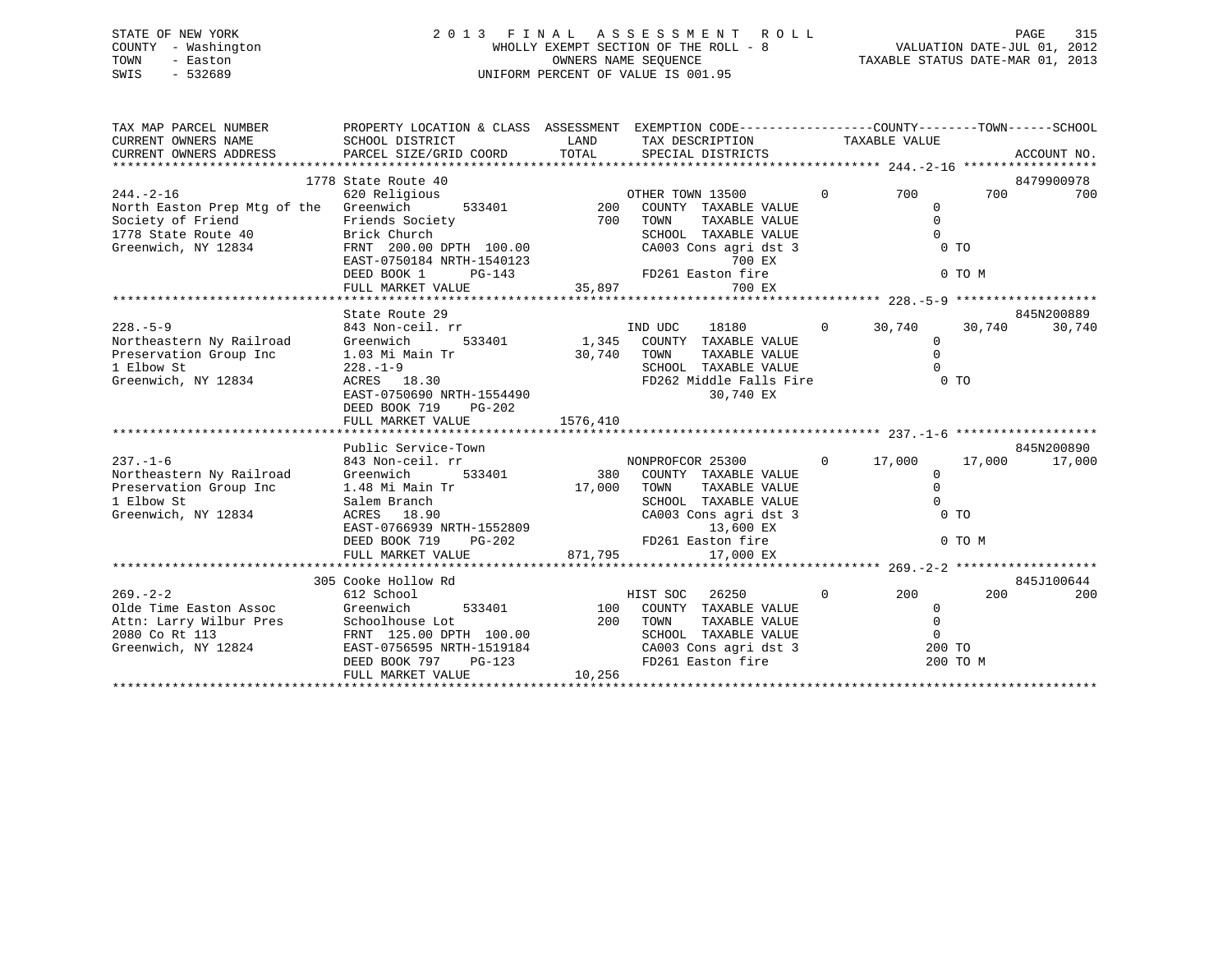STATE OF NEW YORK
COUNTY - Washington
TOWN - Easton
SWIS - 532689

2 0 1 3 F I N A L A S S E S S M E N T R O L L
WHOLLY EXEMPT SECTION OF THE ROLL - 8
OWNERS NAME SEQUENCE
UNIFORM PERCENT OF VALUE IS 001.95

VALUATION DATE-JUL 01, 2012
TAXABLE STATUS DATE-MAR 01, 2013

```
TAX MAP PARCEL NUMBER          PROPERTY LOCATION & CLASS  ASSESSMENT  EXEMPTION CODE------------------COUNTY--------TOWN------SCHOOL
CURRENT OWNERS NAME            SCHOOL DISTRICT              LAND      TAX DESCRIPTION            TAXABLE VALUE
CURRENT OWNERS ADDRESS         PARCEL SIZE/GRID COORD       TOTAL     SPECIAL DISTRICTS                                      ACCOUNT NO.
****************************************************************************************************** 244.-2-16 ******************
                        1778 State Route 40                                                                         8479900978
244.-2-16                      620 Religious                          OTHER TOWN 13500          0         700         700         700
North Easton Prep Mtg of the   Greenwich        533401          200    COUNTY  TAXABLE VALUE                 0
Society of Friend              Friends Society                 700    TOWN    TAXABLE VALUE                 0
1778 State Route 40            Brick Church                           SCHOOL  TAXABLE VALUE                 0
Greenwich, NY 12834            FRNT 200.00 DPTH 100.00                CA003 Cons agri dst 3                 0 TO
                               EAST-0750184 NRTH-1540123                          700 EX
                               DEED BOOK 1       PG-143               FD261 Easton fire                      0 TO M
                               FULL MARKET VALUE              35,897              700 EX
****************************************************************************************************** 228.-5-9 *******************
                               State Route 29                                                               845N200889
228.-5-9                       843 Non-ceil. rr                       IND UDC    18180          0      30,740      30,740      30,740
Northeastern Ny Railroad       Greenwich        533401        1,345    COUNTY  TAXABLE VALUE                 0
Preservation Group Inc         1.03 Mi Main Tr              30,740    TOWN    TAXABLE VALUE                 0
1 Elbow St                     228.-1-9                               SCHOOL  TAXABLE VALUE                 0
Greenwich, NY 12834            ACRES  18.30                           FD262 Middle Falls Fire               0 TO
                               EAST-0750690 NRTH-1554490                       30,740 EX
                               DEED BOOK 719     PG-202
                               FULL MARKET VALUE            1576,410
****************************************************************************************************** 237.-1-6 *******************
                               Public Service-Town                                                          845N200890
237.-1-6                       843 Non-ceil. rr                       NONPROFCOR 25300          0      17,000      17,000      17,000
Northeastern Ny Railroad       Greenwich        533401          380    COUNTY  TAXABLE VALUE                 0
Preservation Group Inc         1.48 Mi Main Tr              17,000    TOWN    TAXABLE VALUE                 0
1 Elbow St                     Salem Branch                           SCHOOL  TAXABLE VALUE                 0
Greenwich, NY 12834            ACRES  18.90                           CA003 Cons agri dst 3                 0 TO
                               EAST-0766939 NRTH-1552809                       13,600 EX
                               DEED BOOK 719     PG-202               FD261 Easton fire                      0 TO M
                               FULL MARKET VALUE             871,795           17,000 EX
****************************************************************************************************** 269.-2-2 *******************
                        305 Cooke Hollow Rd                                                                 845J100644
269.-2-2                       612 School                             HIST SOC   26250          0         200         200         200
Olde Time Easton Assoc         Greenwich        533401          100    COUNTY  TAXABLE VALUE                 0
Attn: Larry Wilbur Pres        Schoolhouse Lot                 200    TOWN    TAXABLE VALUE                 0
2080 Co Rt 113                 FRNT 125.00 DPTH 100.00                SCHOOL  TAXABLE VALUE                 0
Greenwich, NY 12824            EAST-0756595 NRTH-1519184              CA003 Cons agri dst 3               200 TO
                               DEED BOOK 797     PG-123               FD261 Easton fire                    200 TO M
                               FULL MARKET VALUE              10,256
************************************************************************************************************************************
```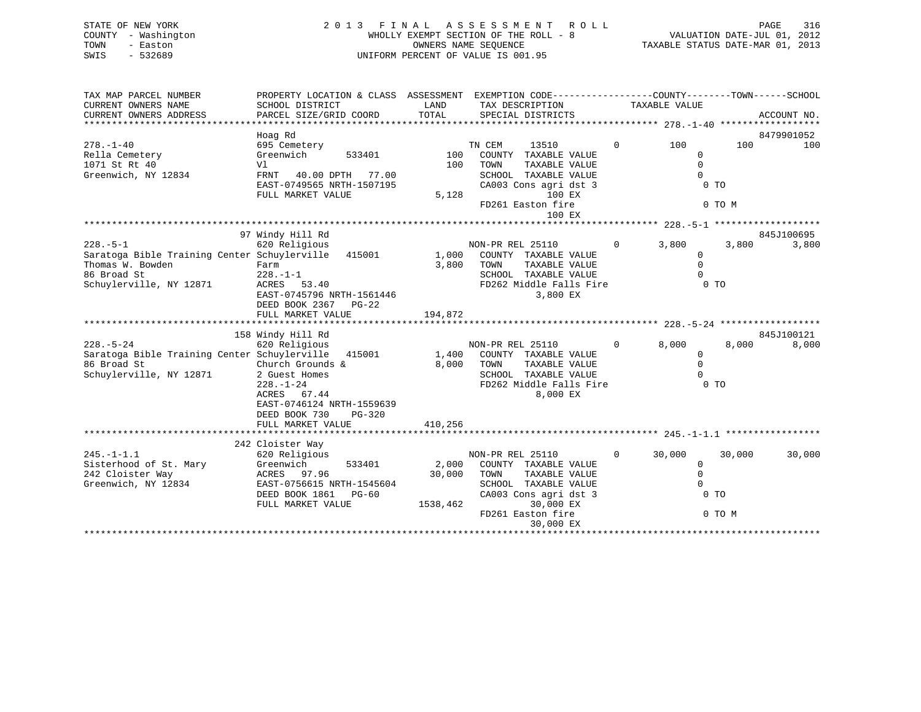STATE OF NEW YORK
COUNTY - Washington
TOWN - Easton
SWIS - 532689

# 2013 FINAL ASSESSMENT ROLL

WHOLLY EXEMPT SECTION OF THE ROLL - 8
OWNERS NAME SEQUENCE
UNIFORM PERCENT OF VALUE IS 001.95

VALUATION DATE-JUL 01, 2012
TAXABLE STATUS DATE-MAR 01, 2013

| TAX MAP PARCEL NUMBER / CURRENT OWNERS NAME / CURRENT OWNERS ADDRESS | PROPERTY LOCATION & CLASS / SCHOOL DISTRICT / PARCEL SIZE/GRID COORD | ASSESSMENT LAND / TOTAL | EXEMPTION CODE / TAX DESCRIPTION / SPECIAL DISTRICTS | COUNTY | TOWN | SCHOOL | ACCOUNT NO. |
|---|---|---|---|---|---|---|---|
| **278.-1-40** | Hoag Rd | | | | | | 8479901052 |
| 278.-1-40 | 695 Cemetery | | TN CEM 13510 0 | 100 | 100 | 100 | |
| Rella Cemetery | Greenwich 533401 | 100 | COUNTY TAXABLE VALUE | 0 | | | |
| 1071 St Rt 40 | Vl | 100 | TOWN TAXABLE VALUE | 0 | | | |
| Greenwich, NY 12834 | FRNT 40.00 DPTH 77.00 | | SCHOOL TAXABLE VALUE | 0 | | | |
| | EAST-0749565 NRTH-1507195 | | CA003 Cons agri dst 3 | 0 TO | | | |
| | FULL MARKET VALUE | 5,128 | 100 EX | | | | |
| | | | FD261 Easton fire | 0 TO M | | | |
| | | | 100 EX | | | | |
| **228.-5-1** | 97 Windy Hill Rd | | | | | | 845J100695 |
| 228.-5-1 | 620 Religious | | NON-PR REL 25110 0 | 3,800 | 3,800 | 3,800 | |
| Saratoga Bible Training Center | Schuylerville 415001 | 1,000 | COUNTY TAXABLE VALUE | 0 | | | |
| Thomas W. Bowden | Farm | 3,800 | TOWN TAXABLE VALUE | 0 | | | |
| 86 Broad St | 228.-1-1 | | SCHOOL TAXABLE VALUE | 0 | | | |
| Schuylerville, NY 12871 | ACRES 53.40 | | FD262 Middle Falls Fire | 0 TO | | | |
| | EAST-0745796 NRTH-1561446 | | 3,800 EX | | | | |
| | DEED BOOK 2367 PG-22 | | | | | | |
| | FULL MARKET VALUE | 194,872 | | | | | |
| **228.-5-24** | 158 Windy Hill Rd | | | | | | 845J100121 |
| 228.-5-24 | 620 Religious | | NON-PR REL 25110 0 | 8,000 | 8,000 | 8,000 | |
| Saratoga Bible Training Center | Schuylerville 415001 | 1,400 | COUNTY TAXABLE VALUE | 0 | | | |
| 86 Broad St | Church Grounds & | 8,000 | TOWN TAXABLE VALUE | 0 | | | |
| Schuylerville, NY 12871 | 2 Guest Homes | | SCHOOL TAXABLE VALUE | 0 | | | |
| | 228.-1-24 | | FD262 Middle Falls Fire | 0 TO | | | |
| | ACRES 67.44 | | 8,000 EX | | | | |
| | EAST-0746124 NRTH-1559639 | | | | | | |
| | DEED BOOK 730 PG-320 | | | | | | |
| | FULL MARKET VALUE | 410,256 | | | | | |
| **245.-1-1.1** | 242 Cloister Way | | | | | | |
| 245.-1-1.1 | 620 Religious | | NON-PR REL 25110 0 | 30,000 | 30,000 | 30,000 | |
| Sisterhood of St. Mary | Greenwich 533401 | 2,000 | COUNTY TAXABLE VALUE | 0 | | | |
| 242 Cloister Way | ACRES 97.96 | 30,000 | TOWN TAXABLE VALUE | 0 | | | |
| Greenwich, NY 12834 | EAST-0756615 NRTH-1545604 | | SCHOOL TAXABLE VALUE | 0 | | | |
| | DEED BOOK 1861 PG-60 | | CA003 Cons agri dst 3 | 0 TO | | | |
| | FULL MARKET VALUE | 1538,462 | 30,000 EX | | | | |
| | | | FD261 Easton fire | 0 TO M | | | |
| | | | 30,000 EX | | | | |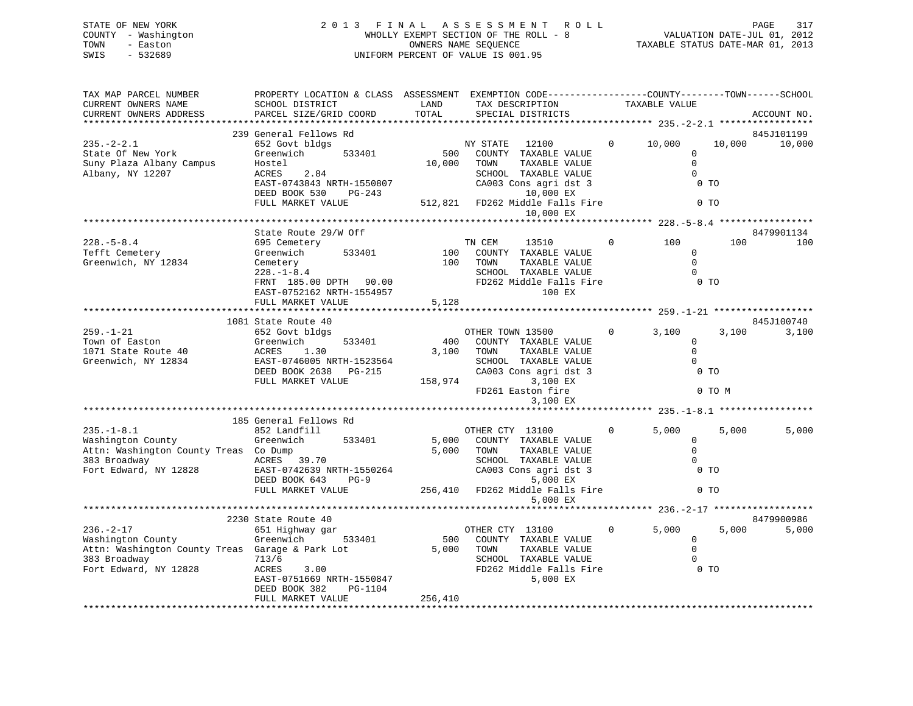STATE OF NEW YORK — COUNTY - Washington — TOWN - Easton — SWIS - 532689

# 2013 FINAL ASSESSMENT ROLL

WHOLLY EXEMPT SECTION OF THE ROLL - 8
OWNERS NAME SEQUENCE
UNIFORM PERCENT OF VALUE IS 001.95

VALUATION DATE-JUL 01, 2012
TAXABLE STATUS DATE-MAR 01, 2013

```
TAX MAP PARCEL NUMBER          PROPERTY LOCATION & CLASS  ASSESSMENT  EXEMPTION CODE------------------COUNTY--------TOWN------SCHOOL
CURRENT OWNERS NAME            SCHOOL DISTRICT               LAND      TAX DESCRIPTION            TAXABLE VALUE
CURRENT OWNERS ADDRESS         PARCEL SIZE/GRID COORD        TOTAL     SPECIAL DISTRICTS                                     ACCOUNT NO.
******************************************************************************************************* 235.-2-2.1 *****************
                               239 General Fellows Rd                                                                        845J101199
235.-2-2.1                     652 Govt bldgs                          NY STATE   12100          0     10,000      10,000      10,000
State Of New York              Greenwich       533401          500     COUNTY  TAXABLE VALUE                 0
Suny Plaza Albany Campus       Hostel                       10,000     TOWN    TAXABLE VALUE                 0
Albany, NY 12207               ACRES     2.84                          SCHOOL  TAXABLE VALUE                 0
                               EAST-0743843 NRTH-1550807               CA003 Cons agri dst 3                  0 TO
                               DEED BOOK 530    PG-243                          10,000 EX
                               FULL MARKET VALUE           512,821     FD262 Middle Falls Fire                0 TO
                                                                                10,000 EX
******************************************************************************************************* 228.-5-8.4 *****************
                               State Route 29/W Off                                                                          8479901134
228.-5-8.4                     695 Cemetery                            TN CEM      13510         0        100         100         100
Tefft Cemetery                 Greenwich       533401          100     COUNTY  TAXABLE VALUE                 0
Greenwich, NY 12834            Cemetery                        100     TOWN    TAXABLE VALUE                 0
                               228.-1-8.4                              SCHOOL  TAXABLE VALUE                 0
                               FRNT  185.00 DPTH   90.00               FD262 Middle Falls Fire                0 TO
                               EAST-0752162 NRTH-1554957                          100 EX
                               FULL MARKET VALUE             5,128
******************************************************************************************************* 259.-1-21 ******************
                               1081 State Route 40                                                                           845J100740
259.-1-21                      652 Govt bldgs                          OTHER TOWN 13500          0      3,100       3,100       3,100
Town of Easton                 Greenwich       533401          400     COUNTY  TAXABLE VALUE                 0
1071 State Route 40            ACRES     1.30                3,100     TOWN    TAXABLE VALUE                 0
Greenwich, NY 12834            EAST-0746005 NRTH-1523564               SCHOOL  TAXABLE VALUE                 0
                               DEED BOOK 2638   PG-215                 CA003 Cons agri dst 3                  0 TO
                               FULL MARKET VALUE           158,974              3,100 EX
                                                                       FD261 Easton fire                      0 TO M
                                                                                3,100 EX
******************************************************************************************************* 235.-1-8.1 *****************
                               185 General Fellows Rd
235.-1-8.1                     852 Landfill                            OTHER CTY  13100          0      5,000       5,000       5,000
Washington County              Greenwich       533401        5,000     COUNTY  TAXABLE VALUE                 0
Attn: Washington County Treas  Co Dump                       5,000     TOWN    TAXABLE VALUE                 0
383 Broadway                   ACRES    39.70                          SCHOOL  TAXABLE VALUE                 0
Fort Edward, NY 12828          EAST-0742639 NRTH-1550264               CA003 Cons agri dst 3                  0 TO
                               DEED BOOK 643    PG-9                            5,000 EX
                               FULL MARKET VALUE           256,410     FD262 Middle Falls Fire                0 TO
                                                                                5,000 EX
******************************************************************************************************* 236.-2-17 ******************
                               2230 State Route 40                                                                           8479900986
236.-2-17                      651 Highway gar                         OTHER CTY  13100          0      5,000       5,000       5,000
Washington County              Greenwich       533401          500     COUNTY  TAXABLE VALUE                 0
Attn: Washington County Treas  Garage & Park Lot             5,000     TOWN    TAXABLE VALUE                 0
383 Broadway                   713/6                                   SCHOOL  TAXABLE VALUE                 0
Fort Edward, NY 12828          ACRES     3.00                          FD262 Middle Falls Fire                0 TO
                               EAST-0751669 NRTH-1550847                        5,000 EX
                               DEED BOOK 382    PG-1104
                               FULL MARKET VALUE           256,410
************************************************************************************************************************************
```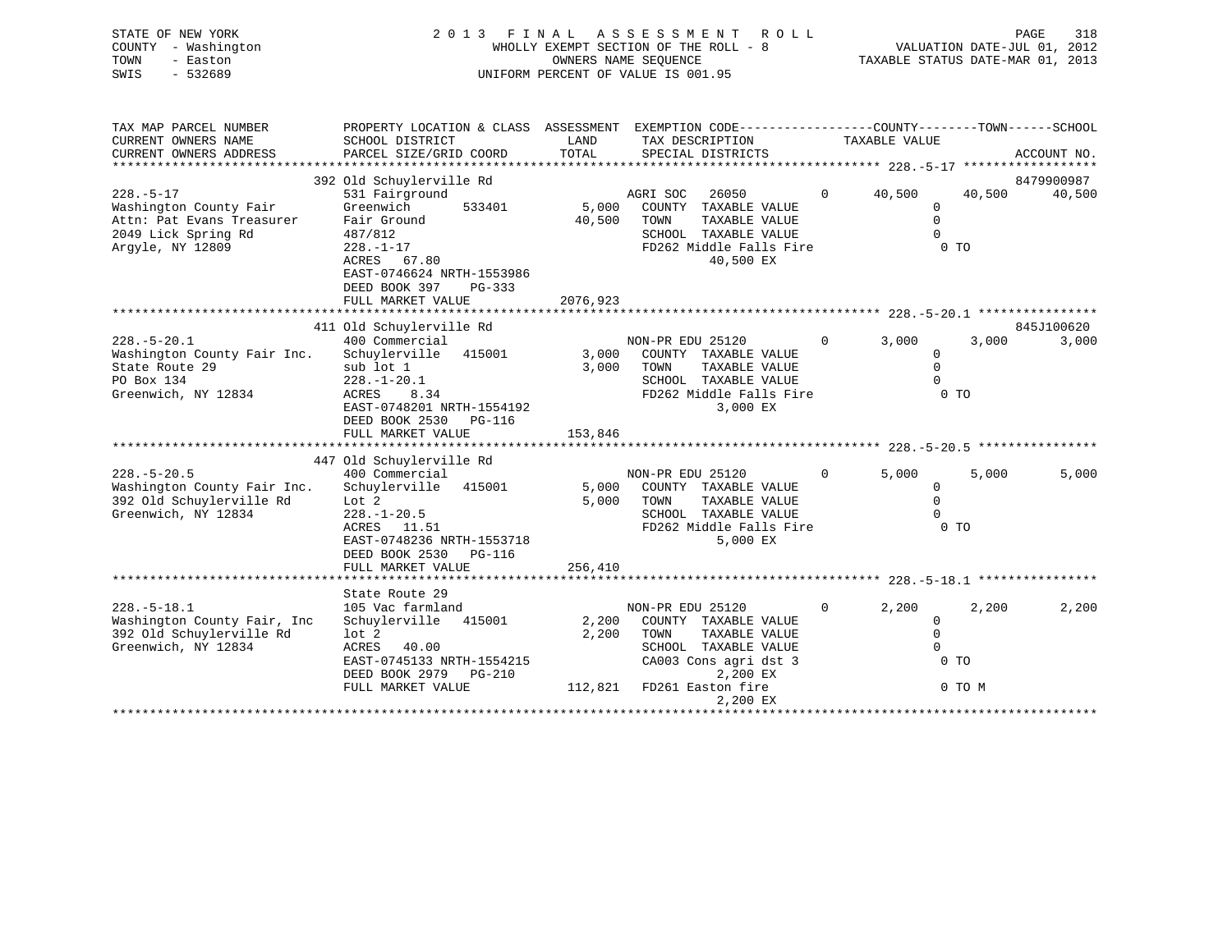STATE OF NEW YORK
COUNTY - Washington
TOWN - Easton
SWIS - 532689

2 0 1 3 F I N A L A S S E S S M E N T R O L L
WHOLLY EXEMPT SECTION OF THE ROLL - 8
OWNERS NAME SEQUENCE
UNIFORM PERCENT OF VALUE IS 001.95

VALUATION DATE-JUL 01, 2012
TAXABLE STATUS DATE-MAR 01, 2013

```
TAX MAP PARCEL NUMBER          PROPERTY LOCATION & CLASS  ASSESSMENT  EXEMPTION CODE------------------COUNTY--------TOWN------SCHOOL
CURRENT OWNERS NAME            SCHOOL DISTRICT               LAND      TAX DESCRIPTION            TAXABLE VALUE
CURRENT OWNERS ADDRESS         PARCEL SIZE/GRID COORD        TOTAL     SPECIAL DISTRICTS                                    ACCOUNT NO.
******************************************************************************************************* 228.-5-17 ******************
                               392 Old Schuylerville Rd                                                                     8479900987
228.-5-17                      531 Fairground                          AGRI SOC   26050         0      40,500      40,500      40,500
Washington County Fair         Greenwich        533401        5,000    COUNTY  TAXABLE VALUE                  0
Attn: Pat Evans Treasurer      Fair Ground                   40,500    TOWN    TAXABLE VALUE                  0
2049 Lick Spring Rd            487/812                                 SCHOOL  TAXABLE VALUE                  0
Argyle, NY 12809               228.-1-17                               FD262 Middle Falls Fire                 0 TO
                               ACRES  67.80                                   40,500 EX
                               EAST-0746624 NRTH-1553986
                               DEED BOOK 397    PG-333
                               FULL MARKET VALUE           2076,923
******************************************************************************************************* 228.-5-20.1 ****************
                               411 Old Schuylerville Rd                                                                     845J100620
228.-5-20.1                    400 Commercial                          NON-PR EDU 25120         0       3,000       3,000       3,000
Washington County Fair Inc.    Schuylerville   415001         3,000    COUNTY  TAXABLE VALUE                  0
State Route 29                 sub lot 1                      3,000    TOWN    TAXABLE VALUE                  0
PO Box 134                     228.-1-20.1                             SCHOOL  TAXABLE VALUE                  0
Greenwich, NY 12834            ACRES   8.34                            FD262 Middle Falls Fire                 0 TO
                               EAST-0748201 NRTH-1554192                       3,000 EX
                               DEED BOOK 2530   PG-116
                               FULL MARKET VALUE            153,846
******************************************************************************************************* 228.-5-20.5 ****************
                               447 Old Schuylerville Rd
228.-5-20.5                    400 Commercial                          NON-PR EDU 25120         0       5,000       5,000       5,000
Washington County Fair Inc.    Schuylerville   415001         5,000    COUNTY  TAXABLE VALUE                  0
392 Old Schuylerville Rd       Lot 2                          5,000    TOWN    TAXABLE VALUE                  0
Greenwich, NY 12834            228.-1-20.5                             SCHOOL  TAXABLE VALUE                  0
                               ACRES  11.51                            FD262 Middle Falls Fire                 0 TO
                               EAST-0748236 NRTH-1553718                       5,000 EX
                               DEED BOOK 2530   PG-116
                               FULL MARKET VALUE            256,410
******************************************************************************************************* 228.-5-18.1 ****************
                               State Route 29
228.-5-18.1                    105 Vac farmland                        NON-PR EDU 25120         0       2,200       2,200       2,200
Washington County Fair, Inc    Schuylerville   415001         2,200    COUNTY  TAXABLE VALUE                  0
392 Old Schuylerville Rd       lot 2                          2,200    TOWN    TAXABLE VALUE                  0
Greenwich, NY 12834            ACRES  40.00                            SCHOOL  TAXABLE VALUE                  0
                               EAST-0745133 NRTH-1554215               CA003 Cons agri dst 3                   0 TO
                               DEED BOOK 2979   PG-210                         2,200 EX
                               FULL MARKET VALUE            112,821    FD261 Easton fire                       0 TO M
                                                                               2,200 EX
************************************************************************************************************************************
```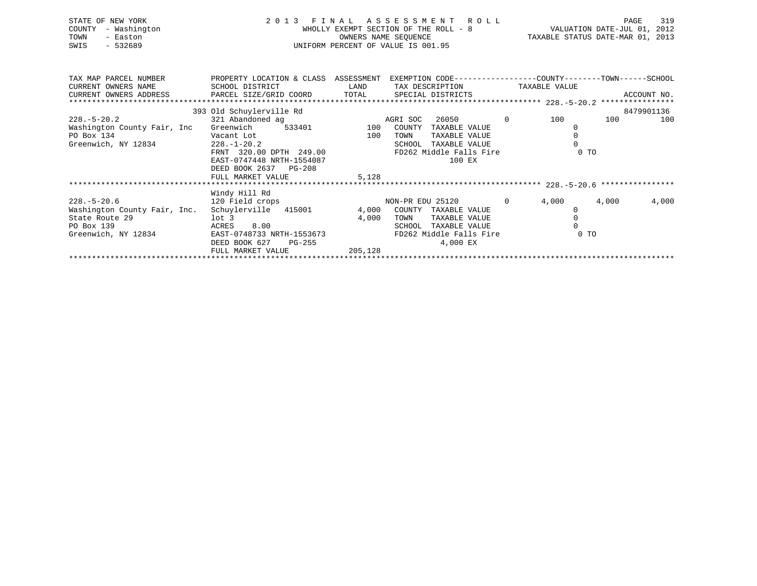STATE OF NEW YORK
COUNTY - Washington
TOWN - Easton
SWIS - 532689

2 0 1 3 F I N A L A S S E S S M E N T R O L L
WHOLLY EXEMPT SECTION OF THE ROLL - 8
OWNERS NAME SEQUENCE
UNIFORM PERCENT OF VALUE IS 001.95

VALUATION DATE-JUL 01, 2012
TAXABLE STATUS DATE-MAR 01, 2013

| TAX MAP PARCEL NUMBER / CURRENT OWNERS NAME / CURRENT OWNERS ADDRESS | PROPERTY LOCATION & CLASS / SCHOOL DISTRICT / PARCEL SIZE/GRID COORD | ASSESSMENT LAND / TOTAL | EXEMPTION CODE / TAX DESCRIPTION / SPECIAL DISTRICTS | | COUNTY | TOWN | SCHOOL / ACCOUNT NO. |
|---|---|---|---|---|---|---|---|
| **228.-5-20.2** | 393 Old Schuylerville Rd | | | | | | 8479901136 |
| 228.-5-20.2 | 321 Abandoned ag | | AGRI SOC 26050 | 0 | 100 | 100 | 100 |
| Washington County Fair, Inc | Greenwich 533401 | 100 | COUNTY TAXABLE VALUE | | 0 | | |
| PO Box 134 | Vacant Lot | 100 | TOWN TAXABLE VALUE | | 0 | | |
| Greenwich, NY 12834 | 228.-1-20.2 | | SCHOOL TAXABLE VALUE | | 0 | | |
| | FRNT 320.00 DPTH 249.00 | | FD262 Middle Falls Fire | | 0 TO | | |
| | EAST-0747448 NRTH-1554087 | | 100 EX | | | | |
| | DEED BOOK 2637 PG-208 | | | | | | |
| | FULL MARKET VALUE | 5,128 | | | | | |
| **228.-5-20.6** | Windy Hill Rd | | | | | | |
| 228.-5-20.6 | 120 Field crops | | NON-PR EDU 25120 | 0 | 4,000 | 4,000 | 4,000 |
| Washington County Fair, Inc. | Schuylerville 415001 | 4,000 | COUNTY TAXABLE VALUE | | 0 | | |
| State Route 29 | lot 3 | 4,000 | TOWN TAXABLE VALUE | | 0 | | |
| PO Box 139 | ACRES 8.00 | | SCHOOL TAXABLE VALUE | | 0 | | |
| Greenwich, NY 12834 | EAST-0748733 NRTH-1553673 | | FD262 Middle Falls Fire | | 0 TO | | |
| | DEED BOOK 627 PG-255 | | 4,000 EX | | | | |
| | FULL MARKET VALUE | 205,128 | | | | | |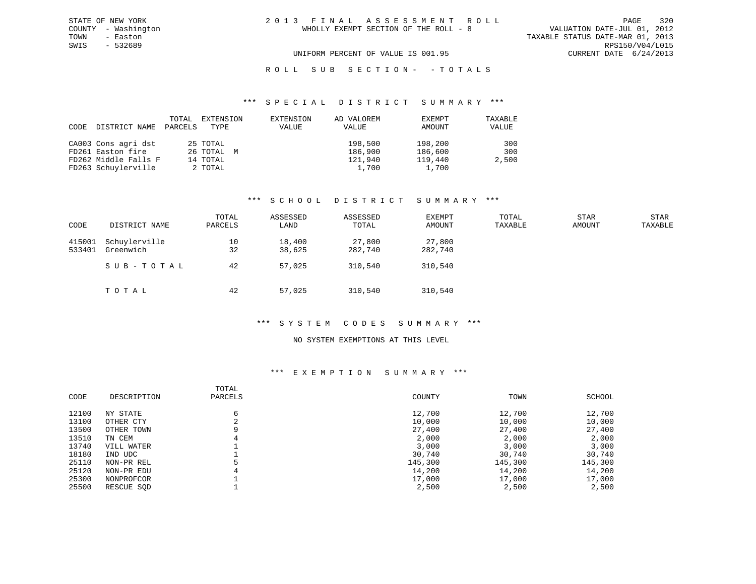STATE OF NEW YORK
COUNTY - Washington
TOWN - Easton
SWIS - 532689

# 2013 FINAL ASSESSMENT ROLL

WHOLLY EXEMPT SECTION OF THE ROLL - 8

UNIFORM PERCENT OF VALUE IS 001.95

VALUATION DATE-JUL 01, 2012
TAXABLE STATUS DATE-MAR 01, 2013
RPS150/V04/L015
CURRENT DATE 6/24/2013

## ROLL SUB SECTION- - TOTALS

### *** SPECIAL DISTRICT SUMMARY ***

| CODE | DISTRICT NAME | TOTAL PARCELS | EXTENSION TYPE | EXTENSION VALUE | AD VALOREM VALUE | EXEMPT AMOUNT | TAXABLE VALUE |
|---|---|---|---|---|---|---|---|
| CA003 | Cons agri dst | 25 | TOTAL | | 198,500 | 198,200 | 300 |
| FD261 | Easton fire | 26 | TOTAL M | | 186,900 | 186,600 | 300 |
| FD262 | Middle Falls F | 14 | TOTAL | | 121,940 | 119,440 | 2,500 |
| FD263 | Schuylerville | 2 | TOTAL | | 1,700 | 1,700 | |

### *** SCHOOL DISTRICT SUMMARY ***

| CODE | DISTRICT NAME | TOTAL PARCELS | ASSESSED LAND | ASSESSED TOTAL | EXEMPT AMOUNT | TOTAL TAXABLE | STAR AMOUNT | STAR TAXABLE |
|---|---|---|---|---|---|---|---|---|
| 415001 | Schuylerville | 10 | 18,400 | 27,800 | 27,800 | | | |
| 533401 | Greenwich | 32 | 38,625 | 282,740 | 282,740 | | | |
| | SUB-TOTAL | 42 | 57,025 | 310,540 | 310,540 | | | |
| | TOTAL | 42 | 57,025 | 310,540 | 310,540 | | | |

### *** SYSTEM CODES SUMMARY ***

NO SYSTEM EXEMPTIONS AT THIS LEVEL

### *** EXEMPTION SUMMARY ***

| CODE | DESCRIPTION | TOTAL PARCELS | COUNTY | TOWN | SCHOOL |
|---|---|---|---|---|---|
| 12100 | NY STATE | 6 | 12,700 | 12,700 | 12,700 |
| 13100 | OTHER CTY | 2 | 10,000 | 10,000 | 10,000 |
| 13500 | OTHER TOWN | 9 | 27,400 | 27,400 | 27,400 |
| 13510 | TN CEM | 4 | 2,000 | 2,000 | 2,000 |
| 13740 | VILL WATER | 1 | 3,000 | 3,000 | 3,000 |
| 18180 | IND UDC | 1 | 30,740 | 30,740 | 30,740 |
| 25110 | NON-PR REL | 5 | 145,300 | 145,300 | 145,300 |
| 25120 | NON-PR EDU | 4 | 14,200 | 14,200 | 14,200 |
| 25300 | NONPROFCOR | 1 | 17,000 | 17,000 | 17,000 |
| 25500 | RESCUE SQD | 1 | 2,500 | 2,500 | 2,500 |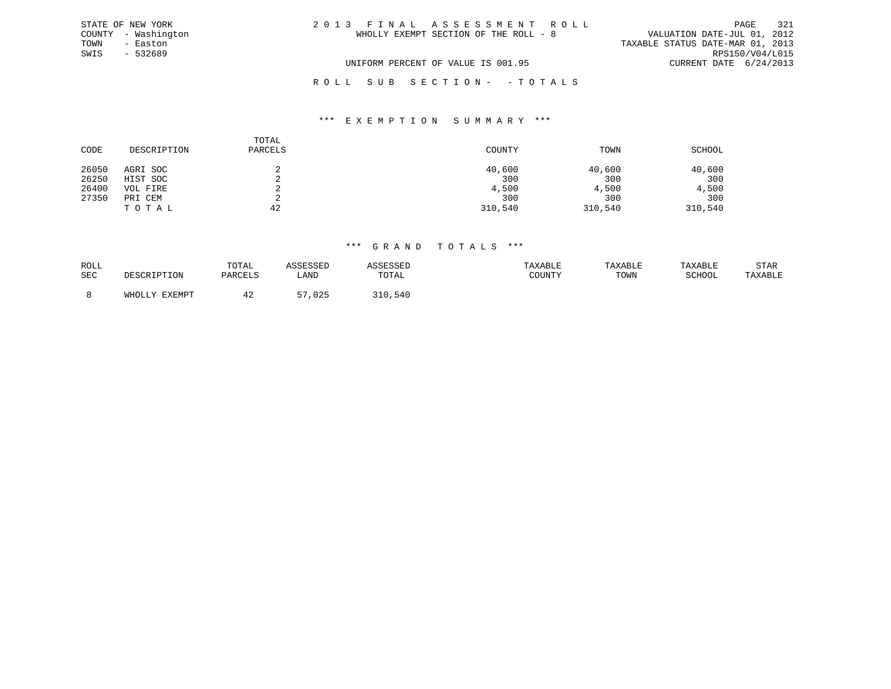STATE OF NEW YORK
COUNTY - Washington
TOWN - Easton
SWIS - 532689

2 0 1 3 F I N A L A S S E S S M E N T R O L L
WHOLLY EXEMPT SECTION OF THE ROLL - 8

VALUATION DATE-JUL 01, 2012
TAXABLE STATUS DATE-MAR 01, 2013
RPS150/V04/L015
CURRENT DATE 6/24/2013

UNIFORM PERCENT OF VALUE IS 001.95

R O L L S U B S E C T I O N - - T O T A L S

### *** E X E M P T I O N S U M M A R Y ***

| CODE | DESCRIPTION | TOTAL PARCELS | COUNTY | TOWN | SCHOOL |
|---|---|---|---|---|---|
| 26050 | AGRI SOC | 2 | 40,600 | 40,600 | 40,600 |
| 26250 | HIST SOC | 2 | 300 | 300 | 300 |
| 26400 | VOL FIRE | 2 | 4,500 | 4,500 | 4,500 |
| 27350 | PRI CEM | 2 | 300 | 300 | 300 |
| | T O T A L | 42 | 310,540 | 310,540 | 310,540 |

### *** G R A N D T O T A L S ***

| ROLL SEC | DESCRIPTION | TOTAL PARCELS | ASSESSED LAND | ASSESSED TOTAL | TAXABLE COUNTY | TAXABLE TOWN | TAXABLE SCHOOL | STAR TAXABLE |
|---|---|---|---|---|---|---|---|---|
| 8 | WHOLLY EXEMPT | 42 | 57,025 | 310,540 | | | | |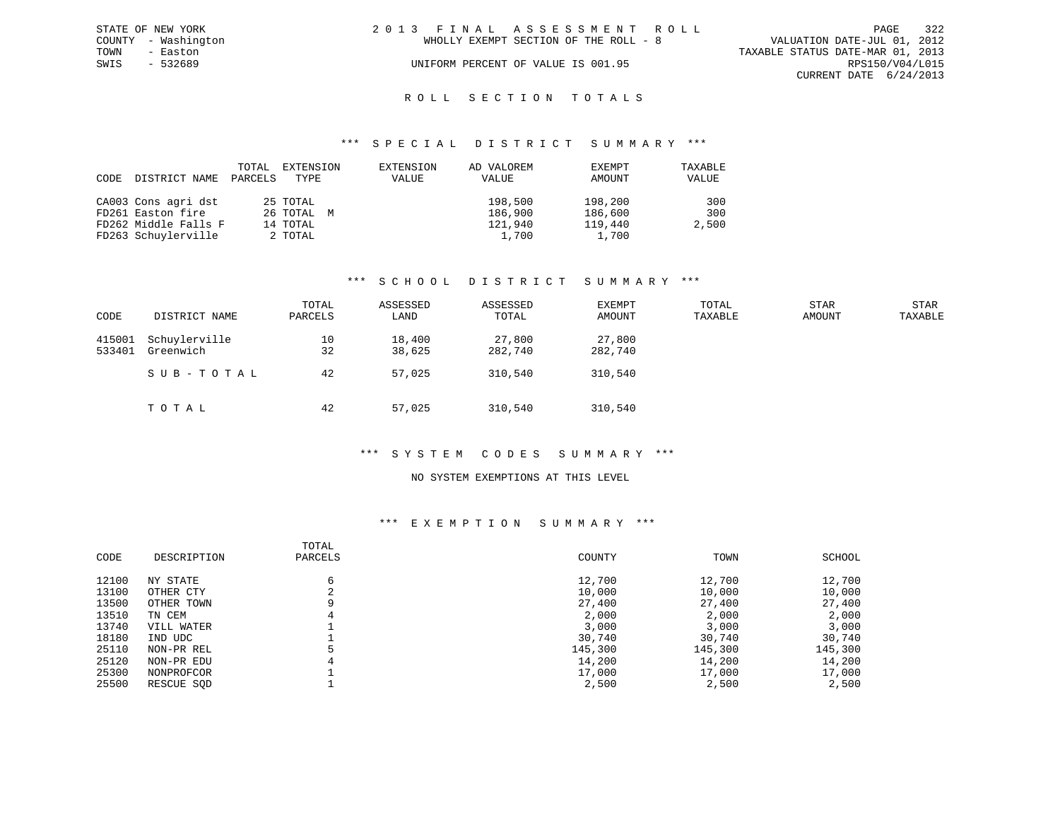STATE OF NEW YORK
COUNTY - Washington
TOWN - Easton
SWIS - 532689

2 0 1 3 F I N A L A S S E S S M E N T R O L L
WHOLLY EXEMPT SECTION OF THE ROLL - 8
UNIFORM PERCENT OF VALUE IS 001.95

VALUATION DATE-JUL 01, 2012
TAXABLE STATUS DATE-MAR 01, 2013
RPS150/V04/L015
CURRENT DATE 6/24/2013

## R O L L S E C T I O N T O T A L S

### \*\*\* S P E C I A L D I S T R I C T S U M M A R Y \*\*\*

| CODE | DISTRICT NAME | TOTAL PARCELS | EXTENSION TYPE | EXTENSION VALUE | AD VALOREM VALUE | EXEMPT AMOUNT | TAXABLE VALUE |
|---|---|---|---|---|---|---|---|
| CA003 | Cons agri dst | 25 | TOTAL | | 198,500 | 198,200 | 300 |
| FD261 | Easton fire | 26 | TOTAL M | | 186,900 | 186,600 | 300 |
| FD262 | Middle Falls F | 14 | TOTAL | | 121,940 | 119,440 | 2,500 |
| FD263 | Schuylerville | 2 | TOTAL | | 1,700 | 1,700 | |

### \*\*\* S C H O O L D I S T R I C T S U M M A R Y \*\*\*

| CODE | DISTRICT NAME | TOTAL PARCELS | ASSESSED LAND | ASSESSED TOTAL | EXEMPT AMOUNT | TOTAL TAXABLE | STAR AMOUNT | STAR TAXABLE |
|---|---|---|---|---|---|---|---|---|
| 415001 | Schuylerville | 10 | 18,400 | 27,800 | 27,800 | | | |
| 533401 | Greenwich | 32 | 38,625 | 282,740 | 282,740 | | | |
| | S U B - T O T A L | 42 | 57,025 | 310,540 | 310,540 | | | |
| | T O T A L | 42 | 57,025 | 310,540 | 310,540 | | | |

### \*\*\* S Y S T E M C O D E S S U M M A R Y \*\*\*

NO SYSTEM EXEMPTIONS AT THIS LEVEL

### \*\*\* E X E M P T I O N S U M M A R Y \*\*\*

| CODE | DESCRIPTION | TOTAL PARCELS | COUNTY | TOWN | SCHOOL |
|---|---|---|---|---|---|
| 12100 | NY STATE | 6 | 12,700 | 12,700 | 12,700 |
| 13100 | OTHER CTY | 2 | 10,000 | 10,000 | 10,000 |
| 13500 | OTHER TOWN | 9 | 27,400 | 27,400 | 27,400 |
| 13510 | TN CEM | 4 | 2,000 | 2,000 | 2,000 |
| 13740 | VILL WATER | 1 | 3,000 | 3,000 | 3,000 |
| 18180 | IND UDC | 1 | 30,740 | 30,740 | 30,740 |
| 25110 | NON-PR REL | 5 | 145,300 | 145,300 | 145,300 |
| 25120 | NON-PR EDU | 4 | 14,200 | 14,200 | 14,200 |
| 25300 | NONPROFCOR | 1 | 17,000 | 17,000 | 17,000 |
| 25500 | RESCUE SQD | 1 | 2,500 | 2,500 | 2,500 |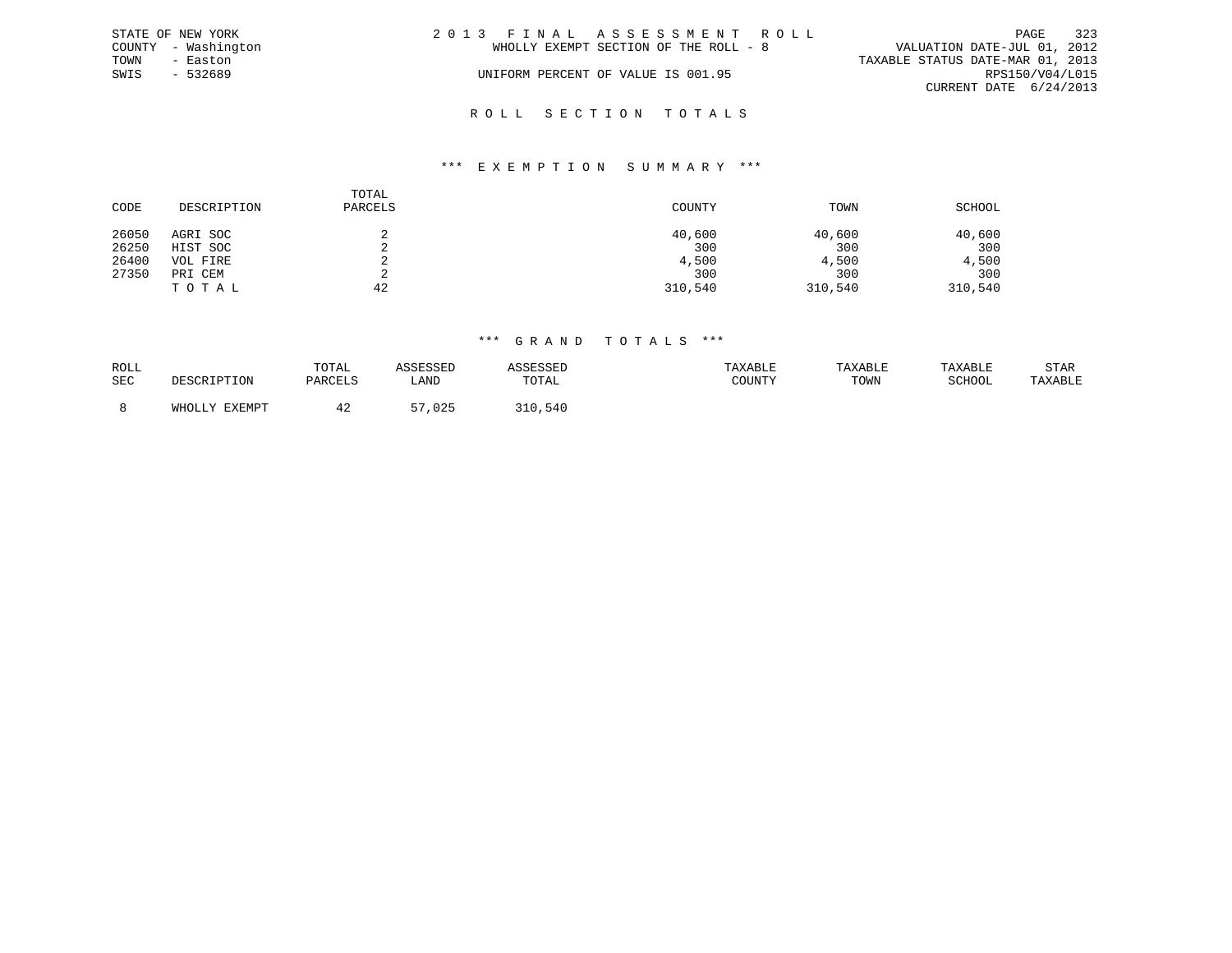STATE OF NEW YORK
COUNTY - Washington
TOWN - Easton
SWIS - 532689

# 2013 FINAL ASSESSMENT ROLL

WHOLLY EXEMPT SECTION OF THE ROLL - 8

UNIFORM PERCENT OF VALUE IS 001.95

VALUATION DATE-JUL 01, 2012
TAXABLE STATUS DATE-MAR 01, 2013
RPS150/V04/L015
CURRENT DATE 6/24/2013

## ROLL SECTION TOTALS

### *** EXEMPTION SUMMARY ***

| CODE | DESCRIPTION | TOTAL PARCELS | COUNTY | TOWN | SCHOOL |
|---|---|---|---|---|---|
| 26050 | AGRI SOC | 2 | 40,600 | 40,600 | 40,600 |
| 26250 | HIST SOC | 2 | 300 | 300 | 300 |
| 26400 | VOL FIRE | 2 | 4,500 | 4,500 | 4,500 |
| 27350 | PRI CEM | 2 | 300 | 300 | 300 |
| | TOTAL | 42 | 310,540 | 310,540 | 310,540 |

### *** GRAND TOTALS ***

| ROLL SEC | DESCRIPTION | TOTAL PARCELS | ASSESSED LAND | ASSESSED TOTAL | TAXABLE COUNTY | TAXABLE TOWN | TAXABLE SCHOOL | STAR TAXABLE |
|---|---|---|---|---|---|---|---|---|
| 8 | WHOLLY EXEMPT | 42 | 57,025 | 310,540 | | | | |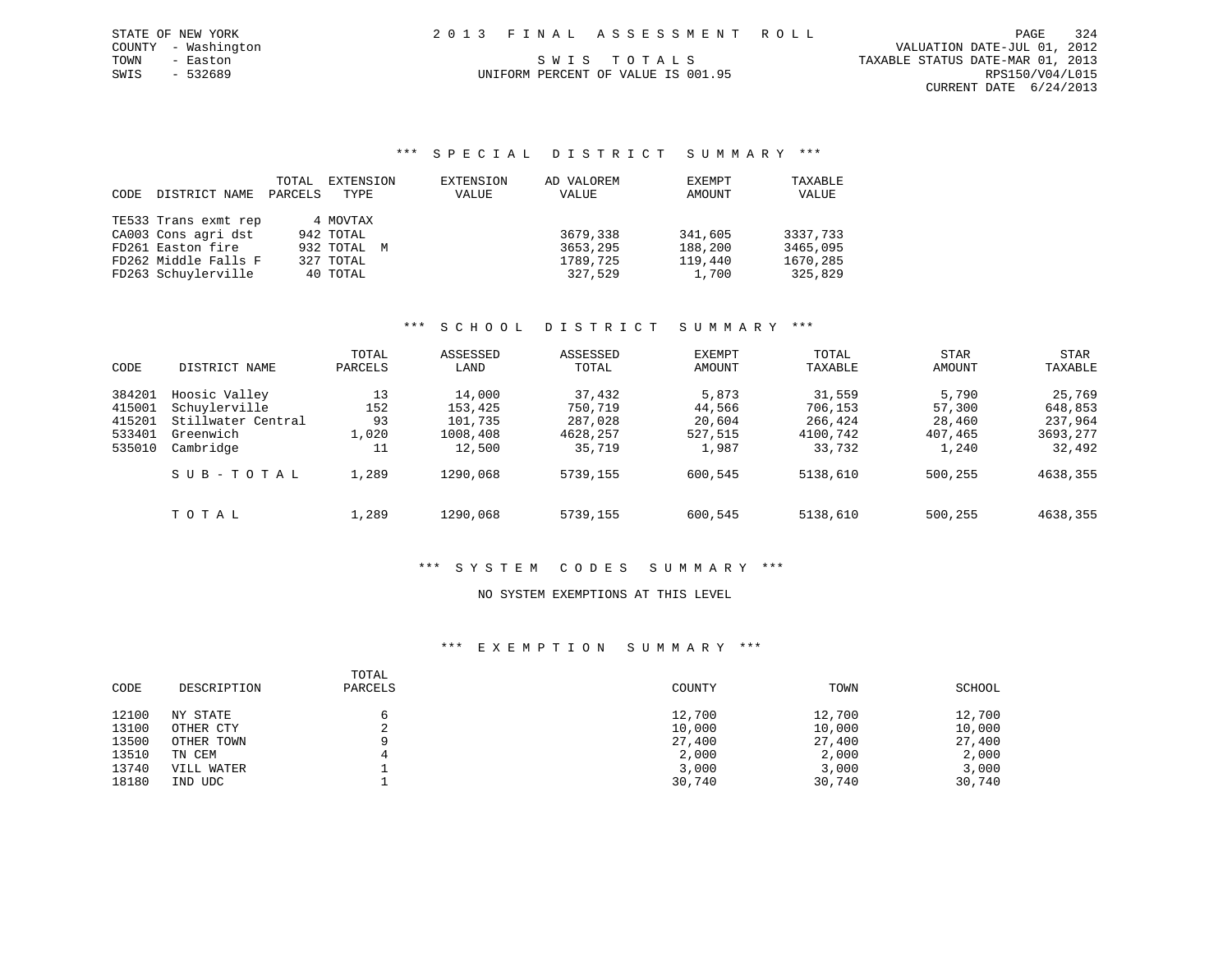STATE OF NEW YORK
COUNTY - Washington
TOWN - Easton
SWIS - 532689

# 2013 FINAL ASSESSMENT ROLL

SWIS TOTALS
UNIFORM PERCENT OF VALUE IS 001.95

VALUATION DATE-JUL 01, 2012
TAXABLE STATUS DATE-MAR 01, 2013
RPS150/V04/L015
CURRENT DATE 6/24/2013

## *** SPECIAL DISTRICT SUMMARY ***

| CODE | DISTRICT NAME | TOTAL PARCELS | EXTENSION TYPE | EXTENSION VALUE | AD VALOREM VALUE | EXEMPT AMOUNT | TAXABLE VALUE |
|---|---|---|---|---|---|---|---|
| TE533 | Trans exmt rep | 4 | MOVTAX | | | | |
| CA003 | Cons agri dst | 942 | TOTAL | | 3679,338 | 341,605 | 3337,733 |
| FD261 | Easton fire | 932 | TOTAL M | | 3653,295 | 188,200 | 3465,095 |
| FD262 | Middle Falls F | 327 | TOTAL | | 1789,725 | 119,440 | 1670,285 |
| FD263 | Schuylerville | 40 | TOTAL | | 327,529 | 1,700 | 325,829 |

## *** SCHOOL DISTRICT SUMMARY ***

| CODE | DISTRICT NAME | TOTAL PARCELS | ASSESSED LAND | ASSESSED TOTAL | EXEMPT AMOUNT | TOTAL TAXABLE | STAR AMOUNT | STAR TAXABLE |
|---|---|---|---|---|---|---|---|---|
| 384201 | Hoosic Valley | 13 | 14,000 | 37,432 | 5,873 | 31,559 | 5,790 | 25,769 |
| 415001 | Schuylerville | 152 | 153,425 | 750,719 | 44,566 | 706,153 | 57,300 | 648,853 |
| 415201 | Stillwater Central | 93 | 101,735 | 287,028 | 20,604 | 266,424 | 28,460 | 237,964 |
| 533401 | Greenwich | 1,020 | 1008,408 | 4628,257 | 527,515 | 4100,742 | 407,465 | 3693,277 |
| 535010 | Cambridge | 11 | 12,500 | 35,719 | 1,987 | 33,732 | 1,240 | 32,492 |
| | SUB-TOTAL | 1,289 | 1290,068 | 5739,155 | 600,545 | 5138,610 | 500,255 | 4638,355 |
| | TOTAL | 1,289 | 1290,068 | 5739,155 | 600,545 | 5138,610 | 500,255 | 4638,355 |

## *** SYSTEM CODES SUMMARY ***

NO SYSTEM EXEMPTIONS AT THIS LEVEL

## *** EXEMPTION SUMMARY ***

| CODE | DESCRIPTION | TOTAL PARCELS | COUNTY | TOWN | SCHOOL |
|---|---|---|---|---|---|
| 12100 | NY STATE | 6 | 12,700 | 12,700 | 12,700 |
| 13100 | OTHER CTY | 2 | 10,000 | 10,000 | 10,000 |
| 13500 | OTHER TOWN | 9 | 27,400 | 27,400 | 27,400 |
| 13510 | TN CEM | 4 | 2,000 | 2,000 | 2,000 |
| 13740 | VILL WATER | 1 | 3,000 | 3,000 | 3,000 |
| 18180 | IND UDC | 1 | 30,740 | 30,740 | 30,740 |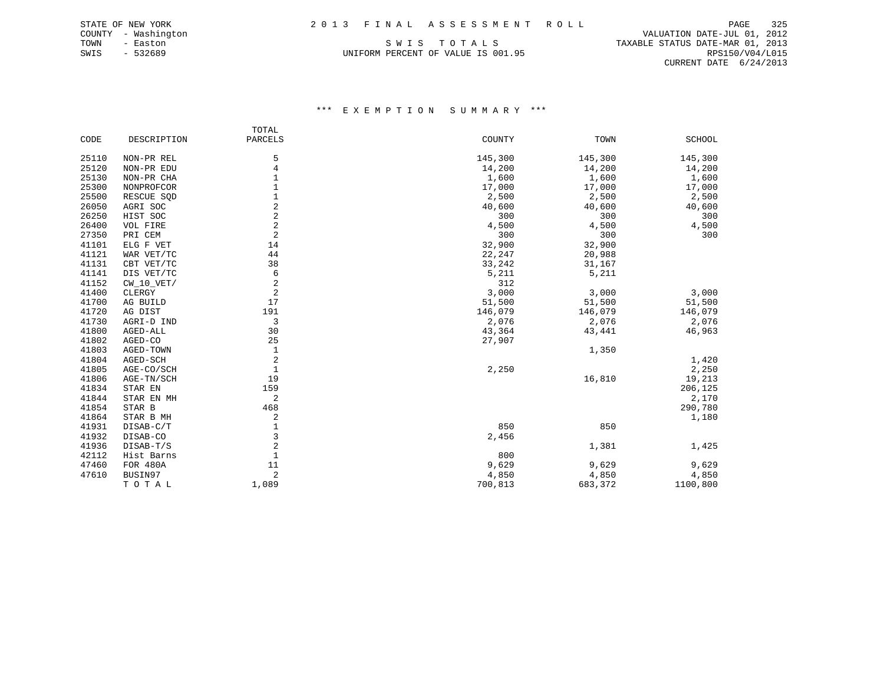STATE OF NEW YORK
COUNTY - Washington
TOWN - Easton
SWIS - 532689

2 0 1 3 F I N A L A S S E S S M E N T R O L L

S W I S T O T A L S

UNIFORM PERCENT OF VALUE IS 001.95

VALUATION DATE-JUL 01, 2012
TAXABLE STATUS DATE-MAR 01, 2013
RPS150/V04/L015
CURRENT DATE 6/24/2013

### *** E X E M P T I O N S U M M A R Y ***

| CODE | DESCRIPTION | TOTAL PARCELS | COUNTY | TOWN | SCHOOL |
|---|---|---|---|---|---|
| 25110 | NON-PR REL | 5 | 145,300 | 145,300 | 145,300 |
| 25120 | NON-PR EDU | 4 | 14,200 | 14,200 | 14,200 |
| 25130 | NON-PR CHA | 1 | 1,600 | 1,600 | 1,600 |
| 25300 | NONPROFCOR | 1 | 17,000 | 17,000 | 17,000 |
| 25500 | RESCUE SQD | 1 | 2,500 | 2,500 | 2,500 |
| 26050 | AGRI SOC | 2 | 40,600 | 40,600 | 40,600 |
| 26250 | HIST SOC | 2 | 300 | 300 | 300 |
| 26400 | VOL FIRE | 2 | 4,500 | 4,500 | 4,500 |
| 27350 | PRI CEM | 2 | 300 | 300 | 300 |
| 41101 | ELG F VET | 14 | 32,900 | 32,900 | |
| 41121 | WAR VET/TC | 44 | 22,247 | 20,988 | |
| 41131 | CBT VET/TC | 38 | 33,242 | 31,167 | |
| 41141 | DIS VET/TC | 6 | 5,211 | 5,211 | |
| 41152 | CW_10_VET/ | 2 | 312 | | |
| 41400 | CLERGY | 2 | 3,000 | 3,000 | 3,000 |
| 41700 | AG BUILD | 17 | 51,500 | 51,500 | 51,500 |
| 41720 | AG DIST | 191 | 146,079 | 146,079 | 146,079 |
| 41730 | AGRI-D IND | 3 | 2,076 | 2,076 | 2,076 |
| 41800 | AGED-ALL | 30 | 43,364 | 43,441 | 46,963 |
| 41802 | AGED-CO | 25 | 27,907 | | |
| 41803 | AGED-TOWN | 1 | | 1,350 | |
| 41804 | AGED-SCH | 2 | | | 1,420 |
| 41805 | AGE-CO/SCH | 1 | 2,250 | | 2,250 |
| 41806 | AGE-TN/SCH | 19 | | 16,810 | 19,213 |
| 41834 | STAR EN | 159 | | | 206,125 |
| 41844 | STAR EN MH | 2 | | | 2,170 |
| 41854 | STAR B | 468 | | | 290,780 |
| 41864 | STAR B MH | 2 | | | 1,180 |
| 41931 | DISAB-C/T | 1 | 850 | 850 | |
| 41932 | DISAB-CO | 3 | 2,456 | | |
| 41936 | DISAB-T/S | 2 | | 1,381 | 1,425 |
| 42112 | Hist Barns | 1 | 800 | | |
| 47460 | FOR 480A | 11 | 9,629 | 9,629 | 9,629 |
| 47610 | BUSIN97 | 2 | 4,850 | 4,850 | 4,850 |
| | T O T A L | 1,089 | 700,813 | 683,372 | 1100,800 |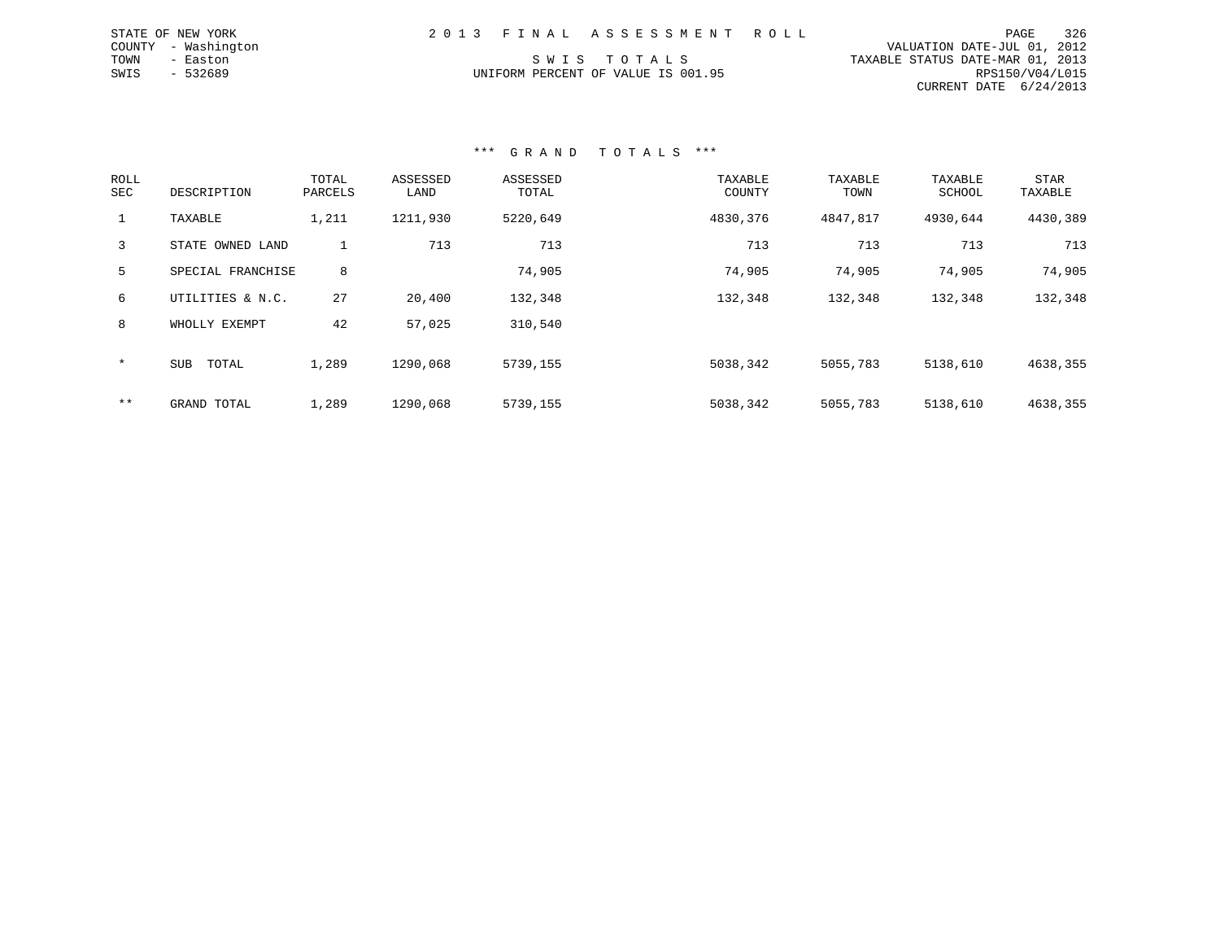STATE OF NEW YORK
COUNTY - Washington
TOWN - Easton
SWIS - 532689

2 0 1 3 F I N A L A S S E S S M E N T R O L L

S W I S T O T A L S
UNIFORM PERCENT OF VALUE IS 001.95

VALUATION DATE-JUL 01, 2012
TAXABLE STATUS DATE-MAR 01, 2013
RPS150/V04/L015
CURRENT DATE 6/24/2013

*** G R A N D T O T A L S ***

| ROLL SEC | DESCRIPTION | TOTAL PARCELS | ASSESSED LAND | ASSESSED TOTAL | TAXABLE COUNTY | TAXABLE TOWN | TAXABLE SCHOOL | STAR TAXABLE |
|---|---|---|---|---|---|---|---|---|
| 1 | TAXABLE | 1,211 | 1211,930 | 5220,649 | 4830,376 | 4847,817 | 4930,644 | 4430,389 |
| 3 | STATE OWNED LAND | 1 | 713 | 713 | 713 | 713 | 713 | 713 |
| 5 | SPECIAL FRANCHISE | 8 | | 74,905 | 74,905 | 74,905 | 74,905 | 74,905 |
| 6 | UTILITIES & N.C. | 27 | 20,400 | 132,348 | 132,348 | 132,348 | 132,348 | 132,348 |
| 8 | WHOLLY EXEMPT | 42 | 57,025 | 310,540 | | | | |
| * | SUB TOTAL | 1,289 | 1290,068 | 5739,155 | 5038,342 | 5055,783 | 5138,610 | 4638,355 |
| ** | GRAND TOTAL | 1,289 | 1290,068 | 5739,155 | 5038,342 | 5055,783 | 5138,610 | 4638,355 |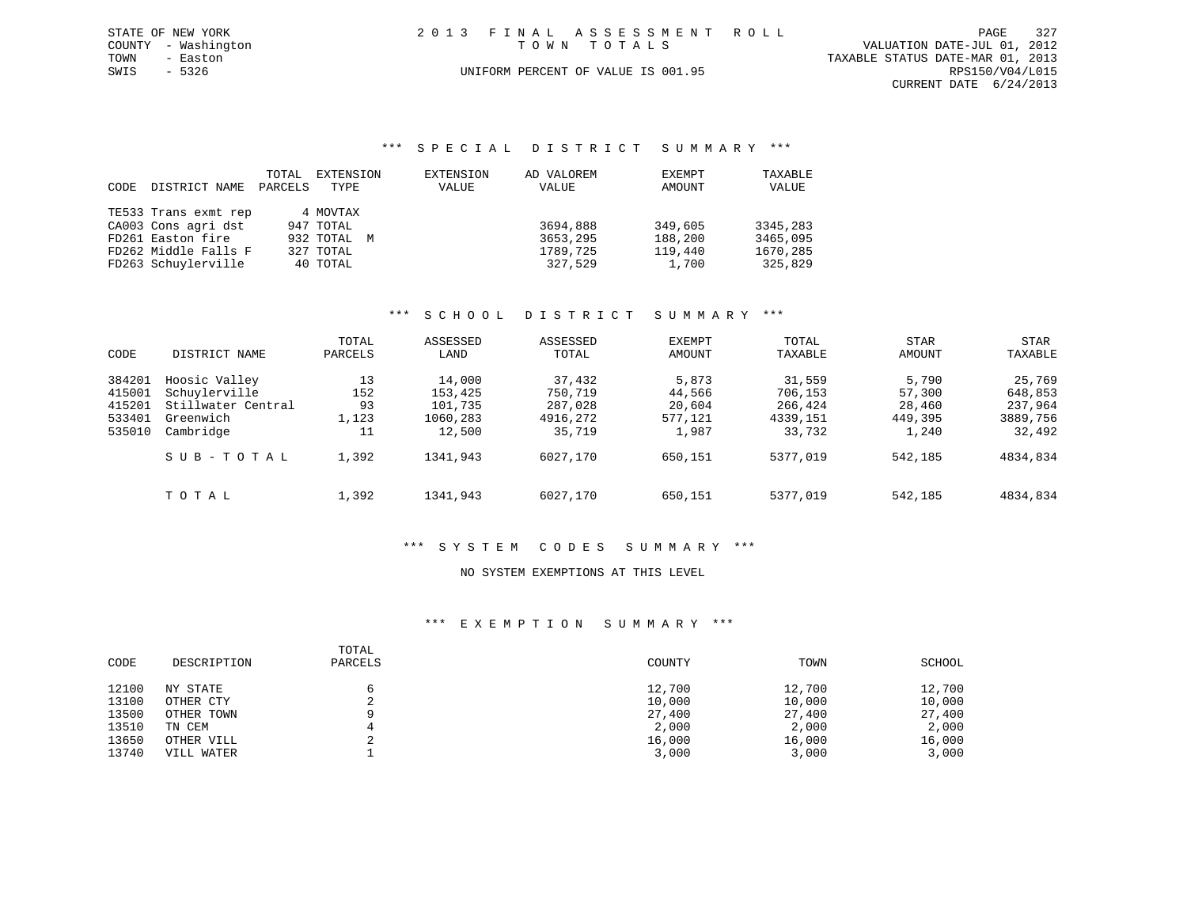STATE OF NEW YORK
COUNTY - Washington
TOWN - Easton
SWIS - 5326

2013 FINAL ASSESSMENT ROLL
TOWN TOTALS
UNIFORM PERCENT OF VALUE IS 001.95

VALUATION DATE-JUL 01, 2012
TAXABLE STATUS DATE-MAR 01, 2013
RPS150/V04/L015
CURRENT DATE 6/24/2013

## *** SPECIAL DISTRICT SUMMARY ***

| CODE | DISTRICT NAME | TOTAL PARCELS | EXTENSION TYPE | EXTENSION VALUE | AD VALOREM VALUE | EXEMPT AMOUNT | TAXABLE VALUE |
|---|---|---|---|---|---|---|---|
| TE533 | Trans exmt rep | 4 | MOVTAX | | | | |
| CA003 | Cons agri dst | 947 | TOTAL | | 3694,888 | 349,605 | 3345,283 |
| FD261 | Easton fire | 932 | TOTAL M | | 3653,295 | 188,200 | 3465,095 |
| FD262 | Middle Falls F | 327 | TOTAL | | 1789,725 | 119,440 | 1670,285 |
| FD263 | Schuylerville | 40 | TOTAL | | 327,529 | 1,700 | 325,829 |

## *** SCHOOL DISTRICT SUMMARY ***

| CODE | DISTRICT NAME | TOTAL PARCELS | ASSESSED LAND | ASSESSED TOTAL | EXEMPT AMOUNT | TOTAL TAXABLE | STAR AMOUNT | STAR TAXABLE |
|---|---|---|---|---|---|---|---|---|
| 384201 | Hoosic Valley | 13 | 14,000 | 37,432 | 5,873 | 31,559 | 5,790 | 25,769 |
| 415001 | Schuylerville | 152 | 153,425 | 750,719 | 44,566 | 706,153 | 57,300 | 648,853 |
| 415201 | Stillwater Central | 93 | 101,735 | 287,028 | 20,604 | 266,424 | 28,460 | 237,964 |
| 533401 | Greenwich | 1,123 | 1060,283 | 4916,272 | 577,121 | 4339,151 | 449,395 | 3889,756 |
| 535010 | Cambridge | 11 | 12,500 | 35,719 | 1,987 | 33,732 | 1,240 | 32,492 |
| | SUB-TOTAL | 1,392 | 1341,943 | 6027,170 | 650,151 | 5377,019 | 542,185 | 4834,834 |
| | TOTAL | 1,392 | 1341,943 | 6027,170 | 650,151 | 5377,019 | 542,185 | 4834,834 |

## *** SYSTEM CODES SUMMARY ***

NO SYSTEM EXEMPTIONS AT THIS LEVEL

## *** EXEMPTION SUMMARY ***

| CODE | DESCRIPTION | TOTAL PARCELS | COUNTY | TOWN | SCHOOL |
|---|---|---|---|---|---|
| 12100 | NY STATE | 6 | 12,700 | 12,700 | 12,700 |
| 13100 | OTHER CTY | 2 | 10,000 | 10,000 | 10,000 |
| 13500 | OTHER TOWN | 9 | 27,400 | 27,400 | 27,400 |
| 13510 | TN CEM | 4 | 2,000 | 2,000 | 2,000 |
| 13650 | OTHER VILL | 2 | 16,000 | 16,000 | 16,000 |
| 13740 | VILL WATER | 1 | 3,000 | 3,000 | 3,000 |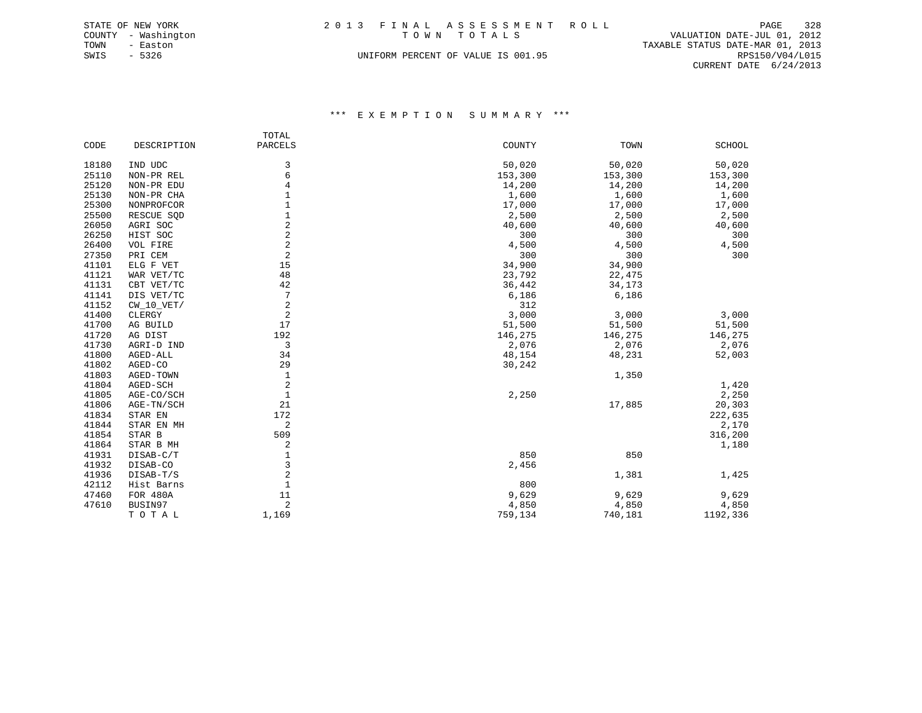STATE OF NEW YORK
COUNTY - Washington
TOWN - Easton
SWIS - 5326

2 0 1 3 F I N A L A S S E S S M E N T R O L L
T O W N T O T A L S
UNIFORM PERCENT OF VALUE IS 001.95

VALUATION DATE-JUL 01, 2012
TAXABLE STATUS DATE-MAR 01, 2013
RPS150/V04/L015
CURRENT DATE 6/24/2013

### *** E X E M P T I O N S U M M A R Y ***

| CODE | DESCRIPTION | TOTAL PARCELS | COUNTY | TOWN | SCHOOL |
|---|---|---|---|---|---|
| 18180 | IND UDC | 3 | 50,020 | 50,020 | 50,020 |
| 25110 | NON-PR REL | 6 | 153,300 | 153,300 | 153,300 |
| 25120 | NON-PR EDU | 4 | 14,200 | 14,200 | 14,200 |
| 25130 | NON-PR CHA | 1 | 1,600 | 1,600 | 1,600 |
| 25300 | NONPROFCOR | 1 | 17,000 | 17,000 | 17,000 |
| 25500 | RESCUE SQD | 1 | 2,500 | 2,500 | 2,500 |
| 26050 | AGRI SOC | 2 | 40,600 | 40,600 | 40,600 |
| 26250 | HIST SOC | 2 | 300 | 300 | 300 |
| 26400 | VOL FIRE | 2 | 4,500 | 4,500 | 4,500 |
| 27350 | PRI CEM | 2 | 300 | 300 | 300 |
| 41101 | ELG F VET | 15 | 34,900 | 34,900 | |
| 41121 | WAR VET/TC | 48 | 23,792 | 22,475 | |
| 41131 | CBT VET/TC | 42 | 36,442 | 34,173 | |
| 41141 | DIS VET/TC | 7 | 6,186 | 6,186 | |
| 41152 | CW_10_VET/ | 2 | 312 | | |
| 41400 | CLERGY | 2 | 3,000 | 3,000 | 3,000 |
| 41700 | AG BUILD | 17 | 51,500 | 51,500 | 51,500 |
| 41720 | AG DIST | 192 | 146,275 | 146,275 | 146,275 |
| 41730 | AGRI-D IND | 3 | 2,076 | 2,076 | 2,076 |
| 41800 | AGED-ALL | 34 | 48,154 | 48,231 | 52,003 |
| 41802 | AGED-CO | 29 | 30,242 | | |
| 41803 | AGED-TOWN | 1 | | 1,350 | |
| 41804 | AGED-SCH | 2 | | | 1,420 |
| 41805 | AGE-CO/SCH | 1 | 2,250 | | 2,250 |
| 41806 | AGE-TN/SCH | 21 | | 17,885 | 20,303 |
| 41834 | STAR EN | 172 | | | 222,635 |
| 41844 | STAR EN MH | 2 | | | 2,170 |
| 41854 | STAR B | 509 | | | 316,200 |
| 41864 | STAR B MH | 2 | | | 1,180 |
| 41931 | DISAB-C/T | 1 | 850 | 850 | |
| 41932 | DISAB-CO | 3 | 2,456 | | |
| 41936 | DISAB-T/S | 2 | | 1,381 | 1,425 |
| 42112 | Hist Barns | 1 | 800 | | |
| 47460 | FOR 480A | 11 | 9,629 | 9,629 | 9,629 |
| 47610 | BUSIN97 | 2 | 4,850 | 4,850 | 4,850 |
| | T O T A L | 1,169 | 759,134 | 740,181 | 1192,336 |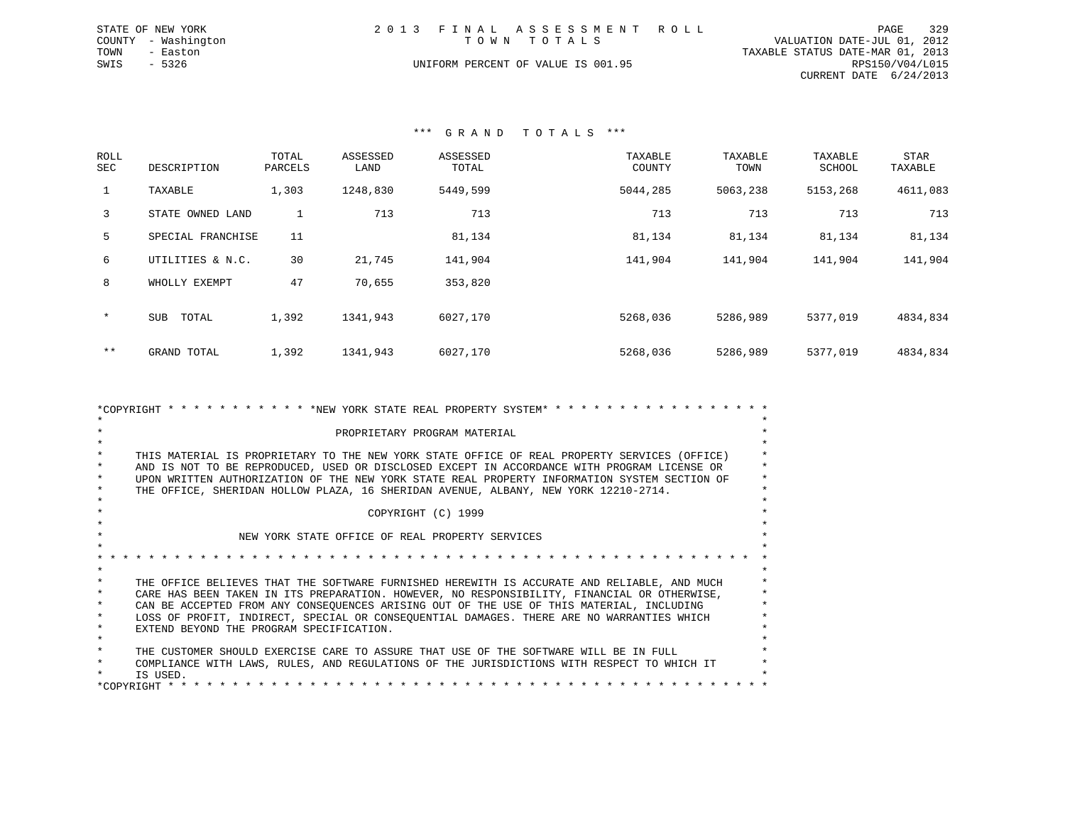STATE OF NEW YORK
COUNTY - Washington
TOWN - Easton
SWIS - 5326

2 0 1 3 F I N A L A S S E S S M E N T R O L L
T O W N T O T A L S
UNIFORM PERCENT OF VALUE IS 001.95

VALUATION DATE-JUL 01, 2012
TAXABLE STATUS DATE-MAR 01, 2013
RPS150/V04/L015
CURRENT DATE 6/24/2013

## *** G R A N D T O T A L S ***

| ROLL SEC | DESCRIPTION | TOTAL PARCELS | ASSESSED LAND | ASSESSED TOTAL | TAXABLE COUNTY | TAXABLE TOWN | TAXABLE SCHOOL | STAR TAXABLE |
|---|---|---|---|---|---|---|---|---|
| 1 | TAXABLE | 1,303 | 1248,830 | 5449,599 | 5044,285 | 5063,238 | 5153,268 | 4611,083 |
| 3 | STATE OWNED LAND | 1 | 713 | 713 | 713 | 713 | 713 | 713 |
| 5 | SPECIAL FRANCHISE | 11 | | 81,134 | 81,134 | 81,134 | 81,134 | 81,134 |
| 6 | UTILITIES & N.C. | 30 | 21,745 | 141,904 | 141,904 | 141,904 | 141,904 | 141,904 |
| 8 | WHOLLY EXEMPT | 47 | 70,655 | 353,820 | | | | |
| * | SUB TOTAL | 1,392 | 1341,943 | 6027,170 | 5268,036 | 5286,989 | 5377,019 | 4834,834 |
| ** | GRAND TOTAL | 1,392 | 1341,943 | 6027,170 | 5268,036 | 5286,989 | 5377,019 | 4834,834 |

*COPYRIGHT * * * * * * * * * * * *NEW YORK STATE REAL PROPERTY SYSTEM* * * * * * * * * * * * * * * * * *

PROPRIETARY PROGRAM MATERIAL

THIS MATERIAL IS PROPRIETARY TO THE NEW YORK STATE OFFICE OF REAL PROPERTY SERVICES (OFFICE) AND IS NOT TO BE REPRODUCED, USED OR DISCLOSED EXCEPT IN ACCORDANCE WITH PROGRAM LICENSE OR UPON WRITTEN AUTHORIZATION OF THE NEW YORK STATE REAL PROPERTY INFORMATION SYSTEM SECTION OF THE OFFICE, SHERIDAN HOLLOW PLAZA, 16 SHERIDAN AVENUE, ALBANY, NEW YORK 12210-2714.

COPYRIGHT (C) 1999

NEW YORK STATE OFFICE OF REAL PROPERTY SERVICES

THE OFFICE BELIEVES THAT THE SOFTWARE FURNISHED HEREWITH IS ACCURATE AND RELIABLE, AND MUCH CARE HAS BEEN TAKEN IN ITS PREPARATION. HOWEVER, NO RESPONSIBILITY, FINANCIAL OR OTHERWISE, CAN BE ACCEPTED FROM ANY CONSEQUENCES ARISING OUT OF THE USE OF THIS MATERIAL, INCLUDING LOSS OF PROFIT, INDIRECT, SPECIAL OR CONSEQUENTIAL DAMAGES. THERE ARE NO WARRANTIES WHICH EXTEND BEYOND THE PROGRAM SPECIFICATION.

THE CUSTOMER SHOULD EXERCISE CARE TO ASSURE THAT USE OF THE SOFTWARE WILL BE IN FULL COMPLIANCE WITH LAWS, RULES, AND REGULATIONS OF THE JURISDICTIONS WITH RESPECT TO WHICH IT IS USED.

*COPYRIGHT * * * * * * * * * * * * * * * * * * * * * * * * * * * * * * * * * * * * * * * * * * * * * * *